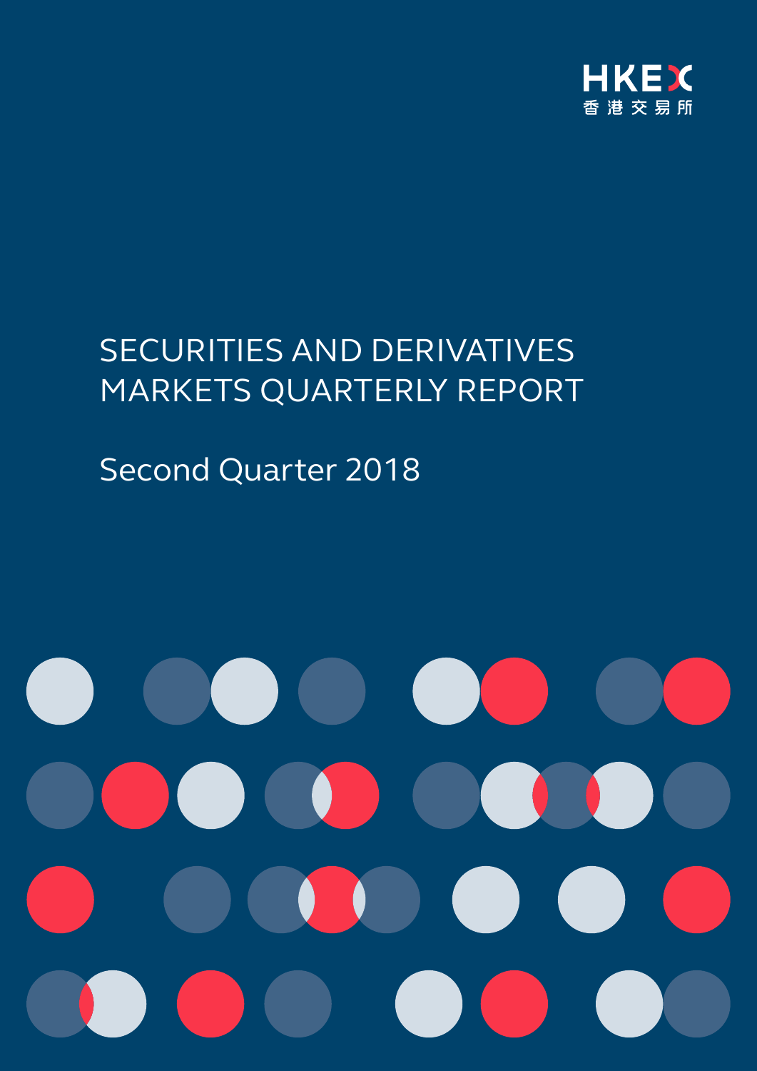HKEX
香港交易所

# SECURITIES AND DERIVATIVES MARKETS QUARTERLY REPORT

## Second Quarter 2018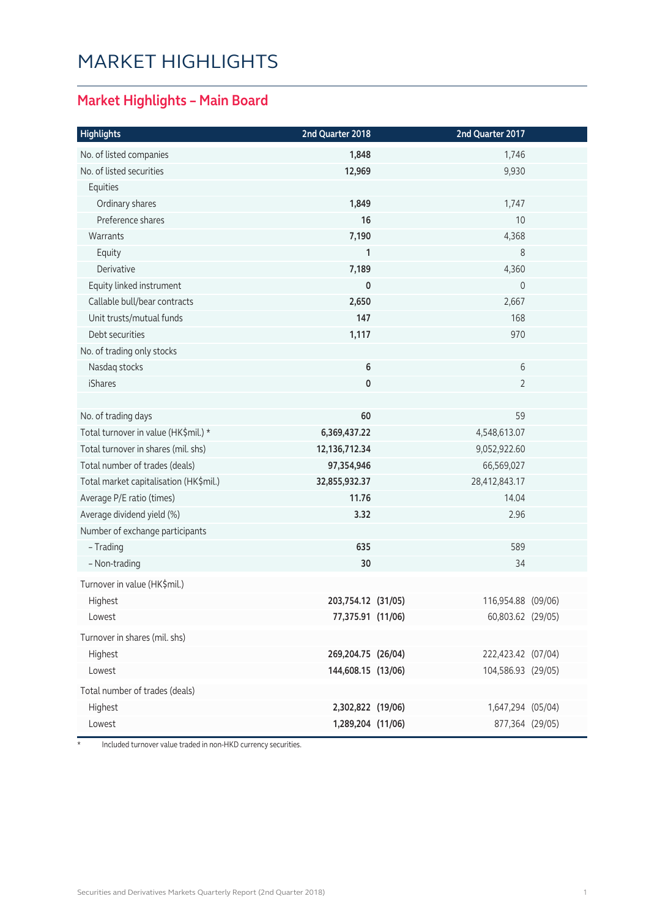# MARKET HIGHLIGHTS

## Market Highlights – Main Board

| Highlights | 2nd Quarter 2018 | 2nd Quarter 2017 |
|---|---|---|
| No. of listed companies | **1,848** | 1,746 |
| No. of listed securities | **12,969** | 9,930 |
| Equities | | |
| Ordinary shares | **1,849** | 1,747 |
| Preference shares | **16** | 10 |
| Warrants | **7,190** | 4,368 |
| Equity | **1** | 8 |
| Derivative | **7,189** | 4,360 |
| Equity linked instrument | **0** | 0 |
| Callable bull/bear contracts | **2,650** | 2,667 |
| Unit trusts/mutual funds | **147** | 168 |
| Debt securities | **1,117** | 970 |
| No. of trading only stocks | | |
| Nasdaq stocks | **6** | 6 |
| iShares | **0** | 2 |
| | | |
| No. of trading days | **60** | 59 |
| Total turnover in value (HK$mil.) * | **6,369,437.22** | 4,548,613.07 |
| Total turnover in shares (mil. shs) | **12,136,712.34** | 9,052,922.60 |
| Total number of trades (deals) | **97,354,946** | 66,569,027 |
| Total market capitalisation (HK$mil.) | **32,855,932.37** | 28,412,843.17 |
| Average P/E ratio (times) | **11.76** | 14.04 |
| Average dividend yield (%) | **3.32** | 2.96 |
| Number of exchange participants | | |
| – Trading | **635** | 589 |
| – Non-trading | **30** | 34 |
| Turnover in value (HK$mil.) | | |
| Highest | **203,754.12 (31/05)** | 116,954.88 (09/06) |
| Lowest | **77,375.91 (11/06)** | 60,803.62 (29/05) |
| Turnover in shares (mil. shs) | | |
| Highest | **269,204.75 (26/04)** | 222,423.42 (07/04) |
| Lowest | **144,608.15 (13/06)** | 104,586.93 (29/05) |
| Total number of trades (deals) | | |
| Highest | **2,302,822 (19/06)** | 1,647,294 (05/04) |
| Lowest | **1,289,204 (11/06)** | 877,364 (29/05) |

\* Included turnover value traded in non-HKD currency securities.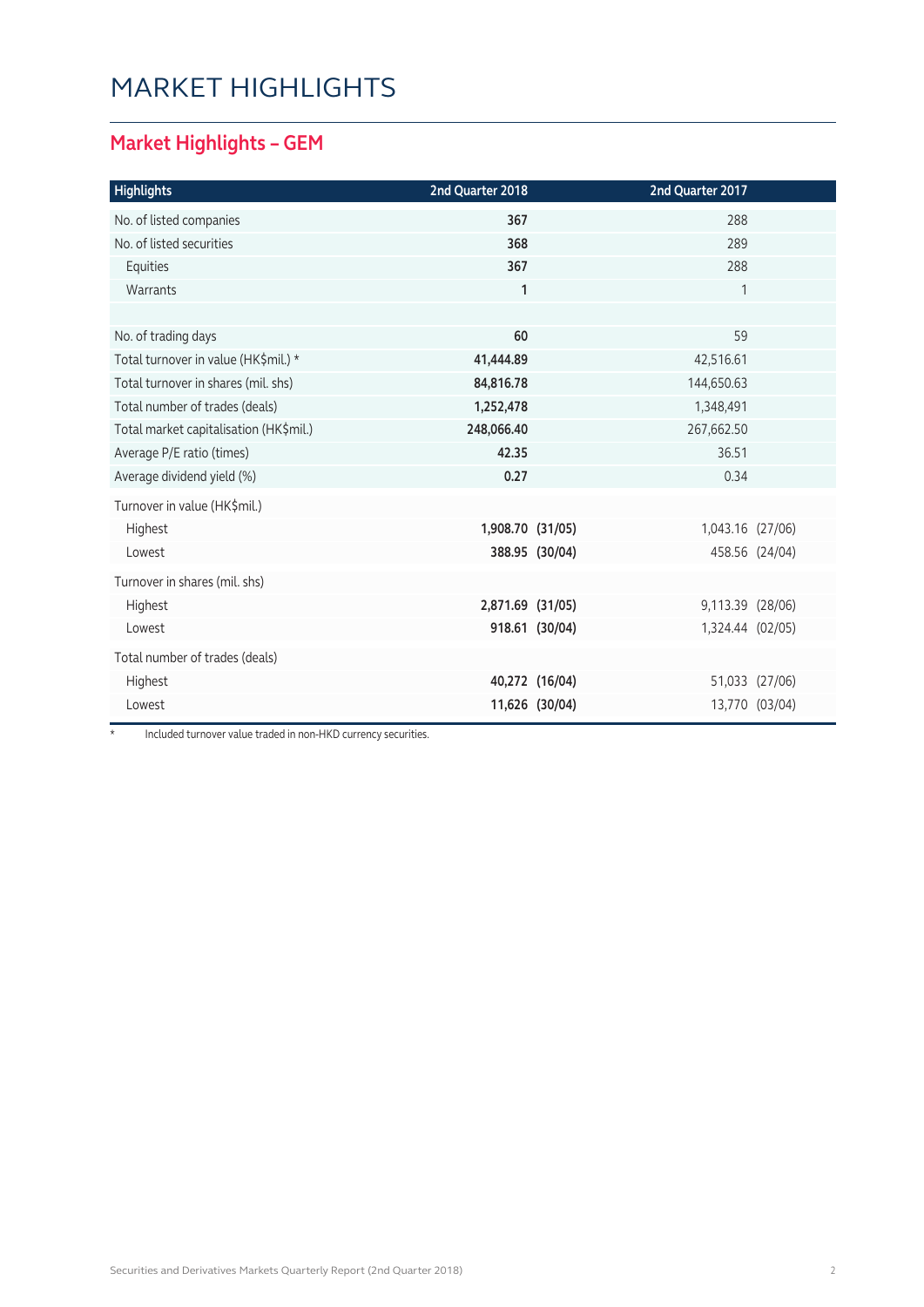# MARKET HIGHLIGHTS

## Market Highlights – GEM

| Highlights | 2nd Quarter 2018 | | 2nd Quarter 2017 | |
|---|---|---|---|---|
| No. of listed companies | **367** | | 288 | |
| No. of listed securities | **368** | | 289 | |
| Equities | **367** | | 288 | |
| Warrants | **1** | | 1 | |
| | | | | |
| No. of trading days | **60** | | 59 | |
| Total turnover in value (HK$mil.) * | **41,444.89** | | 42,516.61 | |
| Total turnover in shares (mil. shs) | **84,816.78** | | 144,650.63 | |
| Total number of trades (deals) | **1,252,478** | | 1,348,491 | |
| Total market capitalisation (HK$mil.) | **248,066.40** | | 267,662.50 | |
| Average P/E ratio (times) | **42.35** | | 36.51 | |
| Average dividend yield (%) | **0.27** | | 0.34 | |
| Turnover in value (HK$mil.) | | | | |
| Highest | **1,908.70** | **(31/05)** | 1,043.16 | (27/06) |
| Lowest | **388.95** | **(30/04)** | 458.56 | (24/04) |
| Turnover in shares (mil. shs) | | | | |
| Highest | **2,871.69** | **(31/05)** | 9,113.39 | (28/06) |
| Lowest | **918.61** | **(30/04)** | 1,324.44 | (02/05) |
| Total number of trades (deals) | | | | |
| Highest | **40,272** | **(16/04)** | 51,033 | (27/06) |
| Lowest | **11,626** | **(30/04)** | 13,770 | (03/04) |

* Included turnover value traded in non-HKD currency securities.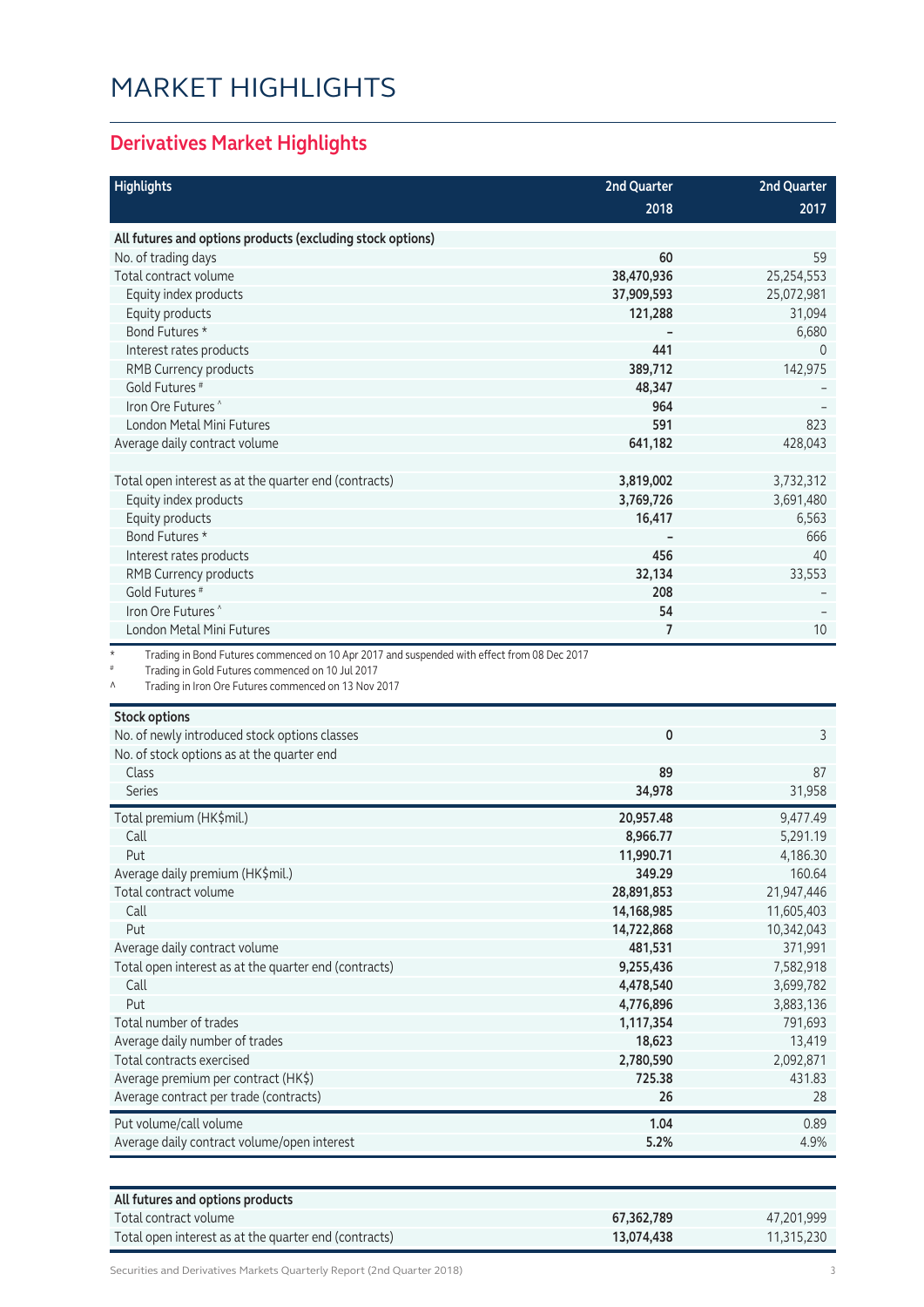# MARKET HIGHLIGHTS

## Derivatives Market Highlights

| Highlights | 2nd Quarter 2018 | 2nd Quarter 2017 |
|---|---|---|
| **All futures and options products (excluding stock options)** | | |
| No. of trading days | **60** | 59 |
| Total contract volume | **38,470,936** | 25,254,553 |
| Equity index products | **37,909,593** | 25,072,981 |
| Equity products | **121,288** | 31,094 |
| Bond Futures * | **–** | 6,680 |
| Interest rates products | **441** | 0 |
| RMB Currency products | **389,712** | 142,975 |
| Gold Futures # | **48,347** | – |
| Iron Ore Futures ^ | **964** | – |
| London Metal Mini Futures | **591** | 823 |
| Average daily contract volume | **641,182** | 428,043 |
| | | |
| Total open interest as at the quarter end (contracts) | **3,819,002** | 3,732,312 |
| Equity index products | **3,769,726** | 3,691,480 |
| Equity products | **16,417** | 6,563 |
| Bond Futures * | **–** | 666 |
| Interest rates products | **456** | 40 |
| RMB Currency products | **32,134** | 33,553 |
| Gold Futures # | **208** | – |
| Iron Ore Futures ^ | **54** | – |
| London Metal Mini Futures | **7** | 10 |

\* Trading in Bond Futures commenced on 10 Apr 2017 and suspended with effect from 08 Dec 2017

\# Trading in Gold Futures commenced on 10 Jul 2017

^ Trading in Iron Ore Futures commenced on 13 Nov 2017

| Stock options | 2nd Quarter 2018 | 2nd Quarter 2017 |
|---|---|---|
| No. of newly introduced stock options classes | **0** | 3 |
| No. of stock options as at the quarter end | | |
| Class | **89** | 87 |
| Series | **34,978** | 31,958 |
| Total premium (HK$mil.) | **20,957.48** | 9,477.49 |
| Call | **8,966.77** | 5,291.19 |
| Put | **11,990.71** | 4,186.30 |
| Average daily premium (HK$mil.) | **349.29** | 160.64 |
| Total contract volume | **28,891,853** | 21,947,446 |
| Call | **14,168,985** | 11,605,403 |
| Put | **14,722,868** | 10,342,043 |
| Average daily contract volume | **481,531** | 371,991 |
| Total open interest as at the quarter end (contracts) | **9,255,436** | 7,582,918 |
| Call | **4,478,540** | 3,699,782 |
| Put | **4,776,896** | 3,883,136 |
| Total number of trades | **1,117,354** | 791,693 |
| Average daily number of trades | **18,623** | 13,419 |
| Total contracts exercised | **2,780,590** | 2,092,871 |
| Average premium per contract (HK$) | **725.38** | 431.83 |
| Average contract per trade (contracts) | **26** | 28 |
| Put volume/call volume | **1.04** | 0.89 |
| Average daily contract volume/open interest | **5.2%** | 4.9% |

| All futures and options products | 2nd Quarter 2018 | 2nd Quarter 2017 |
|---|---|---|
| Total contract volume | **67,362,789** | 47,201,999 |
| Total open interest as at the quarter end (contracts) | **13,074,438** | 11,315,230 |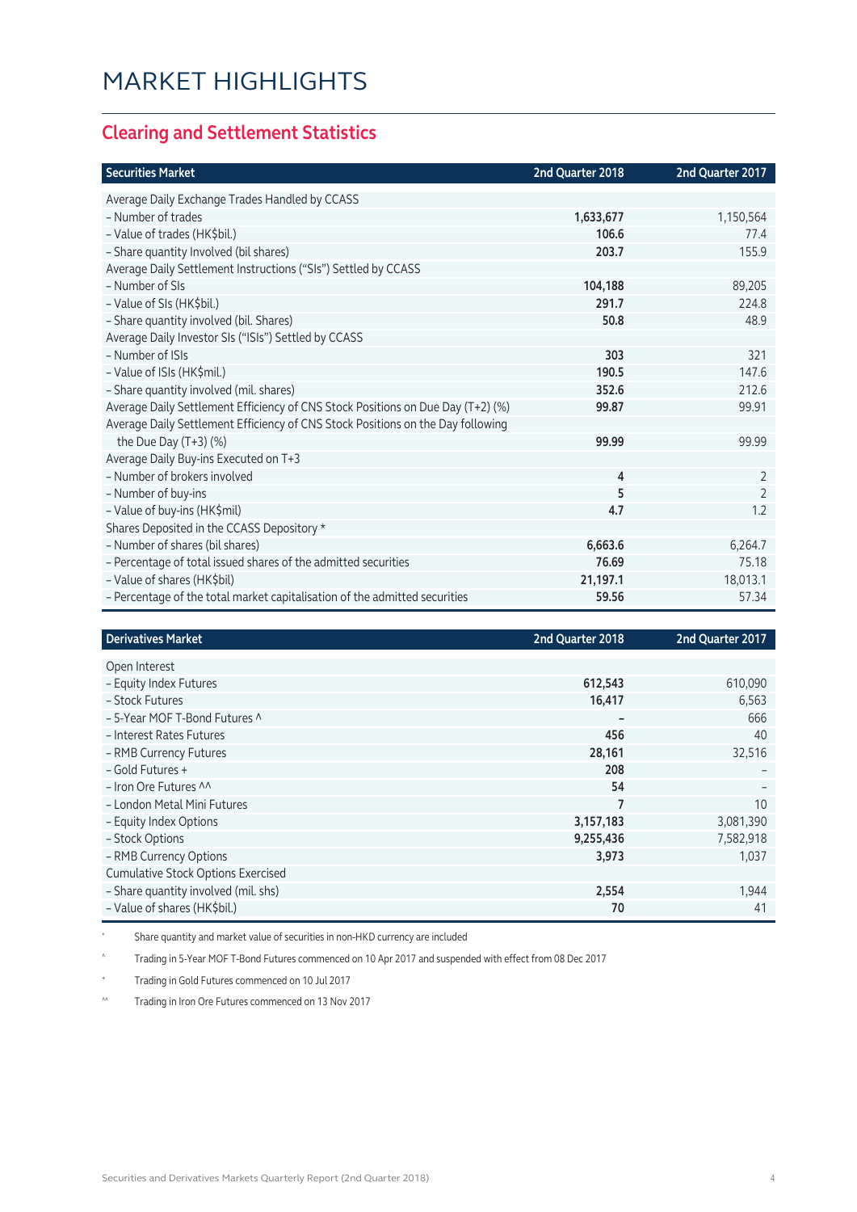# MARKET HIGHLIGHTS

## Clearing and Settlement Statistics

| Securities Market | 2nd Quarter 2018 | 2nd Quarter 2017 |
|---|---|---|
| Average Daily Exchange Trades Handled by CCASS | | |
| – Number of trades | **1,633,677** | 1,150,564 |
| – Value of trades (HK$bil.) | **106.6** | 77.4 |
| – Share quantity Involved (bil shares) | **203.7** | 155.9 |
| Average Daily Settlement Instructions ("SIs") Settled by CCASS | | |
| – Number of SIs | **104,188** | 89,205 |
| – Value of SIs (HK$bil.) | **291.7** | 224.8 |
| – Share quantity involved (bil. Shares) | **50.8** | 48.9 |
| Average Daily Investor SIs ("ISIs") Settled by CCASS | | |
| – Number of ISIs | **303** | 321 |
| – Value of ISIs (HK$mil.) | **190.5** | 147.6 |
| – Share quantity involved (mil. shares) | **352.6** | 212.6 |
| Average Daily Settlement Efficiency of CNS Stock Positions on Due Day (T+2) (%) | **99.87** | 99.91 |
| Average Daily Settlement Efficiency of CNS Stock Positions on the Day following the Due Day (T+3) (%) | **99.99** | 99.99 |
| Average Daily Buy-ins Executed on T+3 | | |
| – Number of brokers involved | **4** | 2 |
| – Number of buy-ins | **5** | 2 |
| – Value of buy-ins (HK$mil) | **4.7** | 1.2 |
| Shares Deposited in the CCASS Depository * | | |
| – Number of shares (bil shares) | **6,663.6** | 6,264.7 |
| – Percentage of total issued shares of the admitted securities | **76.69** | 75.18 |
| – Value of shares (HK$bil) | **21,197.1** | 18,013.1 |
| – Percentage of the total market capitalisation of the admitted securities | **59.56** | 57.34 |

| Derivatives Market | 2nd Quarter 2018 | 2nd Quarter 2017 |
|---|---|---|
| Open Interest | | |
| – Equity Index Futures | **612,543** | 610,090 |
| – Stock Futures | **16,417** | 6,563 |
| – 5-Year MOF T-Bond Futures ^ | **–** | 666 |
| – Interest Rates Futures | **456** | 40 |
| – RMB Currency Futures | **28,161** | 32,516 |
| – Gold Futures + | **208** | – |
| – Iron Ore Futures ^^ | **54** | – |
| – London Metal Mini Futures | **7** | 10 |
| – Equity Index Options | **3,157,183** | 3,081,390 |
| – Stock Options | **9,255,436** | 7,582,918 |
| – RMB Currency Options | **3,973** | 1,037 |
| Cumulative Stock Options Exercised | | |
| – Share quantity involved (mil. shs) | **2,554** | 1,944 |
| – Value of shares (HK$bil.) | **70** | 41 |

* Share quantity and market value of securities in non-HKD currency are included

^ Trading in 5-Year MOF T-Bond Futures commenced on 10 Apr 2017 and suspended with effect from 08 Dec 2017

+ Trading in Gold Futures commenced on 10 Jul 2017

^^ Trading in Iron Ore Futures commenced on 13 Nov 2017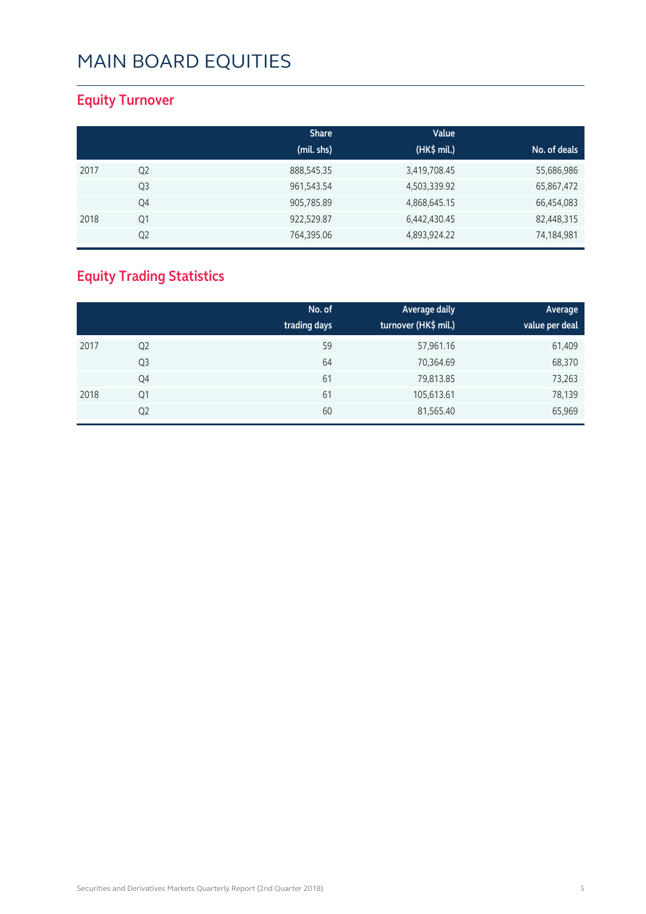# MAIN BOARD EQUITIES

## Equity Turnover

| | | Share (mil. shs) | Value (HK$ mil.) | No. of deals |
|---|---|---|---|---|
| 2017 | Q2 | 888,545.35 | 3,419,708.45 | 55,686,986 |
| | Q3 | 961,543.54 | 4,503,339.92 | 65,867,472 |
| | Q4 | 905,785.89 | 4,868,645.15 | 66,454,083 |
| 2018 | Q1 | 922,529.87 | 6,442,430.45 | 82,448,315 |
| | Q2 | 764,395.06 | 4,893,924.22 | 74,184,981 |

## Equity Trading Statistics

| | | No. of trading days | Average daily turnover (HK$ mil.) | Average value per deal |
|---|---|---|---|---|
| 2017 | Q2 | 59 | 57,961.16 | 61,409 |
| | Q3 | 64 | 70,364.69 | 68,370 |
| | Q4 | 61 | 79,813.85 | 73,263 |
| 2018 | Q1 | 61 | 105,613.61 | 78,139 |
| | Q2 | 60 | 81,565.40 | 65,969 |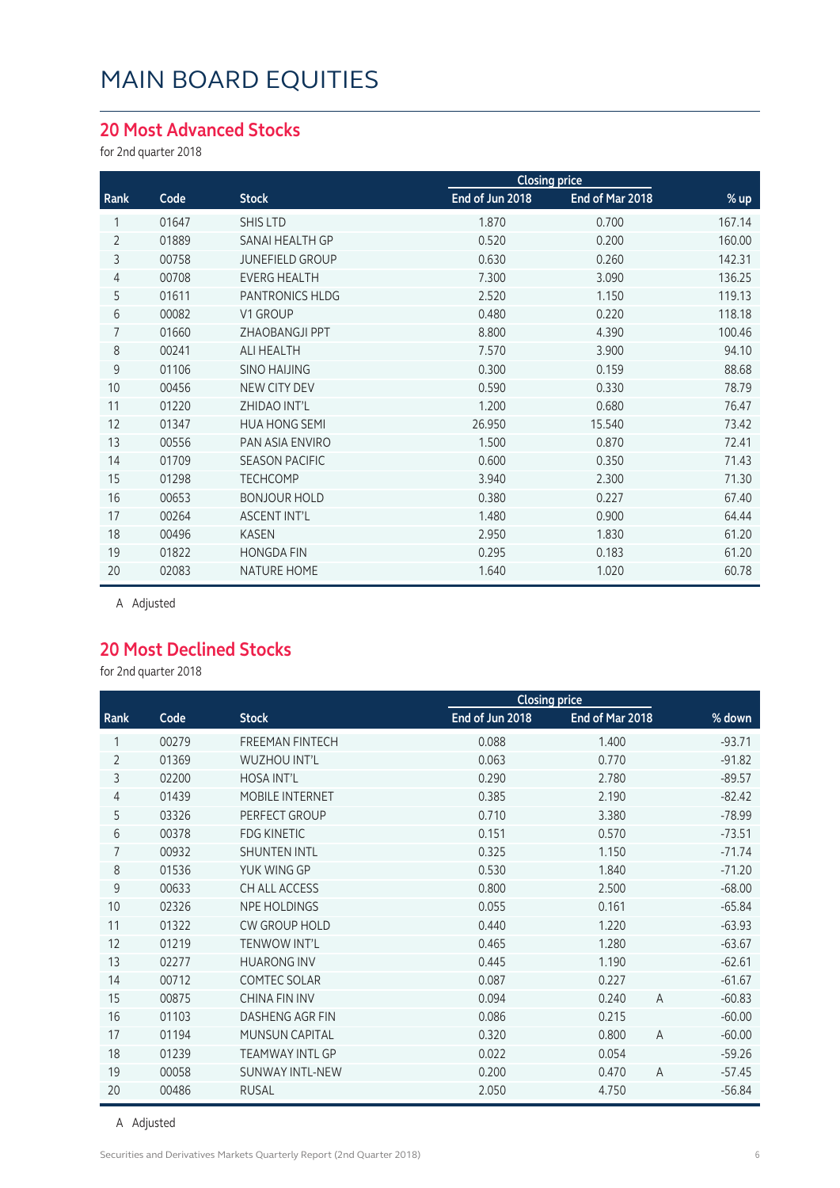# MAIN BOARD EQUITIES

## 20 Most Advanced Stocks

for 2nd quarter 2018

| Rank | Code | Stock | Closing price | | | % up |
|---|---|---|---|---|---|---|
| | | | End of Jun 2018 | End of Mar 2018 | | |
| 1 | 01647 | SHIS LTD | 1.870 | 0.700 | | 167.14 |
| 2 | 01889 | SANAI HEALTH GP | 0.520 | 0.200 | | 160.00 |
| 3 | 00758 | JUNEFIELD GROUP | 0.630 | 0.260 | | 142.31 |
| 4 | 00708 | EVERG HEALTH | 7.300 | 3.090 | | 136.25 |
| 5 | 01611 | PANTRONICS HLDG | 2.520 | 1.150 | | 119.13 |
| 6 | 00082 | V1 GROUP | 0.480 | 0.220 | | 118.18 |
| 7 | 01660 | ZHAOBANGJI PPT | 8.800 | 4.390 | | 100.46 |
| 8 | 00241 | ALI HEALTH | 7.570 | 3.900 | | 94.10 |
| 9 | 01106 | SINO HAIJING | 0.300 | 0.159 | | 88.68 |
| 10 | 00456 | NEW CITY DEV | 0.590 | 0.330 | | 78.79 |
| 11 | 01220 | ZHIDAO INT'L | 1.200 | 0.680 | | 76.47 |
| 12 | 01347 | HUA HONG SEMI | 26.950 | 15.540 | | 73.42 |
| 13 | 00556 | PAN ASIA ENVIRO | 1.500 | 0.870 | | 72.41 |
| 14 | 01709 | SEASON PACIFIC | 0.600 | 0.350 | | 71.43 |
| 15 | 01298 | TECHCOMP | 3.940 | 2.300 | | 71.30 |
| 16 | 00653 | BONJOUR HOLD | 0.380 | 0.227 | | 67.40 |
| 17 | 00264 | ASCENT INT'L | 1.480 | 0.900 | | 64.44 |
| 18 | 00496 | KASEN | 2.950 | 1.830 | | 61.20 |
| 19 | 01822 | HONGDA FIN | 0.295 | 0.183 | | 61.20 |
| 20 | 02083 | NATURE HOME | 1.640 | 1.020 | | 60.78 |

A Adjusted

## 20 Most Declined Stocks

for 2nd quarter 2018

| Rank | Code | Stock | Closing price | | | % down |
|---|---|---|---|---|---|---|
| | | | End of Jun 2018 | End of Mar 2018 | | |
| 1 | 00279 | FREEMAN FINTECH | 0.088 | 1.400 | | -93.71 |
| 2 | 01369 | WUZHOU INT'L | 0.063 | 0.770 | | -91.82 |
| 3 | 02200 | HOSA INT'L | 0.290 | 2.780 | | -89.57 |
| 4 | 01439 | MOBILE INTERNET | 0.385 | 2.190 | | -82.42 |
| 5 | 03326 | PERFECT GROUP | 0.710 | 3.380 | | -78.99 |
| 6 | 00378 | FDG KINETIC | 0.151 | 0.570 | | -73.51 |
| 7 | 00932 | SHUNTEN INTL | 0.325 | 1.150 | | -71.74 |
| 8 | 01536 | YUK WING GP | 0.530 | 1.840 | | -71.20 |
| 9 | 00633 | CH ALL ACCESS | 0.800 | 2.500 | | -68.00 |
| 10 | 02326 | NPE HOLDINGS | 0.055 | 0.161 | | -65.84 |
| 11 | 01322 | CW GROUP HOLD | 0.440 | 1.220 | | -63.93 |
| 12 | 01219 | TENWOW INT'L | 0.465 | 1.280 | | -63.67 |
| 13 | 02277 | HUARONG INV | 0.445 | 1.190 | | -62.61 |
| 14 | 00712 | COMTEC SOLAR | 0.087 | 0.227 | | -61.67 |
| 15 | 00875 | CHINA FIN INV | 0.094 | 0.240 | A | -60.83 |
| 16 | 01103 | DASHENG AGR FIN | 0.086 | 0.215 | | -60.00 |
| 17 | 01194 | MUNSUN CAPITAL | 0.320 | 0.800 | A | -60.00 |
| 18 | 01239 | TEAMWAY INTL GP | 0.022 | 0.054 | | -59.26 |
| 19 | 00058 | SUNWAY INTL-NEW | 0.200 | 0.470 | A | -57.45 |
| 20 | 00486 | RUSAL | 2.050 | 4.750 | | -56.84 |

A Adjusted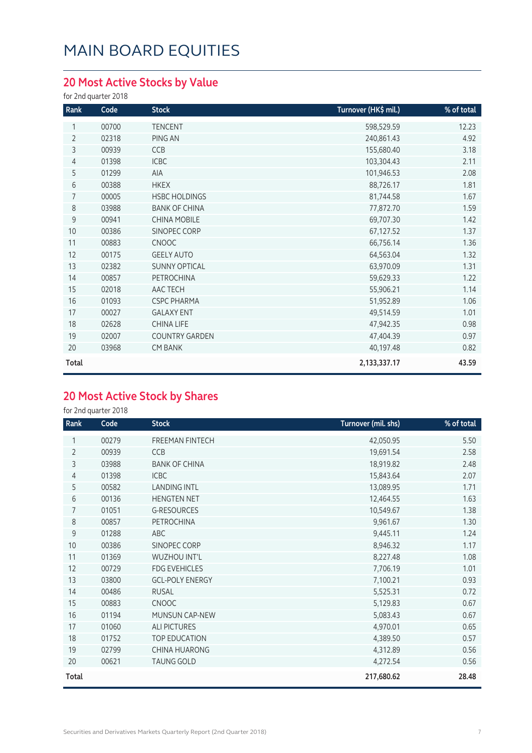# MAIN BOARD EQUITIES

## 20 Most Active Stocks by Value

for 2nd quarter 2018

| Rank | Code | Stock | Turnover (HK$ mil.) | % of total |
|---|---|---|---|---|
| 1 | 00700 | TENCENT | 598,529.59 | 12.23 |
| 2 | 02318 | PING AN | 240,861.43 | 4.92 |
| 3 | 00939 | CCB | 155,680.40 | 3.18 |
| 4 | 01398 | ICBC | 103,304.43 | 2.11 |
| 5 | 01299 | AIA | 101,946.53 | 2.08 |
| 6 | 00388 | HKEX | 88,726.17 | 1.81 |
| 7 | 00005 | HSBC HOLDINGS | 81,744.58 | 1.67 |
| 8 | 03988 | BANK OF CHINA | 77,872.70 | 1.59 |
| 9 | 00941 | CHINA MOBILE | 69,707.30 | 1.42 |
| 10 | 00386 | SINOPEC CORP | 67,127.52 | 1.37 |
| 11 | 00883 | CNOOC | 66,756.14 | 1.36 |
| 12 | 00175 | GEELY AUTO | 64,563.04 | 1.32 |
| 13 | 02382 | SUNNY OPTICAL | 63,970.09 | 1.31 |
| 14 | 00857 | PETROCHINA | 59,629.33 | 1.22 |
| 15 | 02018 | AAC TECH | 55,906.21 | 1.14 |
| 16 | 01093 | CSPC PHARMA | 51,952.89 | 1.06 |
| 17 | 00027 | GALAXY ENT | 49,514.59 | 1.01 |
| 18 | 02628 | CHINA LIFE | 47,942.35 | 0.98 |
| 19 | 02007 | COUNTRY GARDEN | 47,404.39 | 0.97 |
| 20 | 03968 | CM BANK | 40,197.48 | 0.82 |
| **Total** | | | **2,133,337.17** | **43.59** |

## 20 Most Active Stock by Shares

for 2nd quarter 2018

| Rank | Code | Stock | Turnover (mil. shs) | % of total |
|---|---|---|---|---|
| 1 | 00279 | FREEMAN FINTECH | 42,050.95 | 5.50 |
| 2 | 00939 | CCB | 19,691.54 | 2.58 |
| 3 | 03988 | BANK OF CHINA | 18,919.82 | 2.48 |
| 4 | 01398 | ICBC | 15,843.64 | 2.07 |
| 5 | 00582 | LANDING INTL | 13,089.95 | 1.71 |
| 6 | 00136 | HENGTEN NET | 12,464.55 | 1.63 |
| 7 | 01051 | G-RESOURCES | 10,549.67 | 1.38 |
| 8 | 00857 | PETROCHINA | 9,961.67 | 1.30 |
| 9 | 01288 | ABC | 9,445.11 | 1.24 |
| 10 | 00386 | SINOPEC CORP | 8,946.32 | 1.17 |
| 11 | 01369 | WUZHOU INT'L | 8,227.48 | 1.08 |
| 12 | 00729 | FDG EVEHICLES | 7,706.19 | 1.01 |
| 13 | 03800 | GCL-POLY ENERGY | 7,100.21 | 0.93 |
| 14 | 00486 | RUSAL | 5,525.31 | 0.72 |
| 15 | 00883 | CNOOC | 5,129.83 | 0.67 |
| 16 | 01194 | MUNSUN CAP-NEW | 5,083.43 | 0.67 |
| 17 | 01060 | ALI PICTURES | 4,970.01 | 0.65 |
| 18 | 01752 | TOP EDUCATION | 4,389.50 | 0.57 |
| 19 | 02799 | CHINA HUARONG | 4,312.89 | 0.56 |
| 20 | 00621 | TAUNG GOLD | 4,272.54 | 0.56 |
| **Total** | | | **217,680.62** | **28.48** |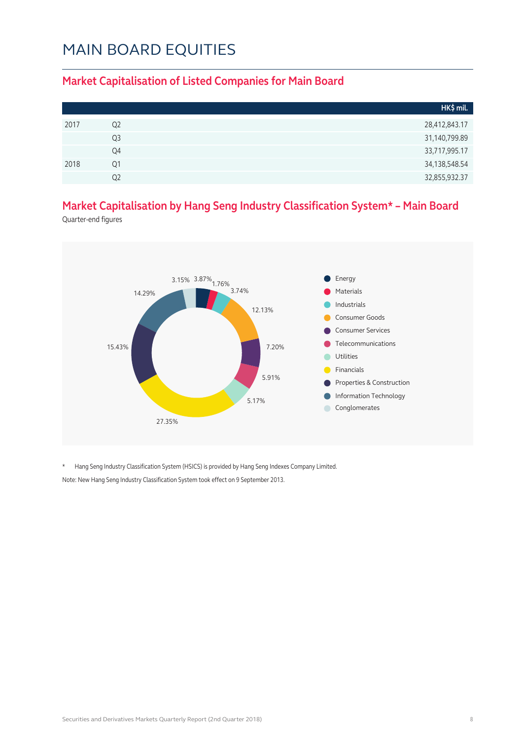# MAIN BOARD EQUITIES

## Market Capitalisation of Listed Companies for Main Board

| | | HK$ mil. |
|---|---|---|
| 2017 | Q2 | 28,412,843.17 |
| | Q3 | 31,140,799.89 |
| | Q4 | 33,717,995.17 |
| 2018 | Q1 | 34,138,548.54 |
| | Q2 | 32,855,932.37 |

## Market Capitalisation by Hang Seng Industry Classification System* – Main Board

Quarter-end figures

| Industry | % |
|---|---|
| Energy | 3.87% |
| Materials | 1.76% |
| Industrials | 3.74% |
| Consumer Goods | 12.13% |
| Consumer Services | 7.20% |
| Telecommunications | 5.91% |
| Utilities | 5.17% |
| Financials | 27.35% |
| Properties & Construction | 15.43% |
| Information Technology | 14.29% |
| Conglomerates | 3.15% |

\* Hang Seng Industry Classification System (HSICS) is provided by Hang Seng Indexes Company Limited.

Note: New Hang Seng Industry Classification System took effect on 9 September 2013.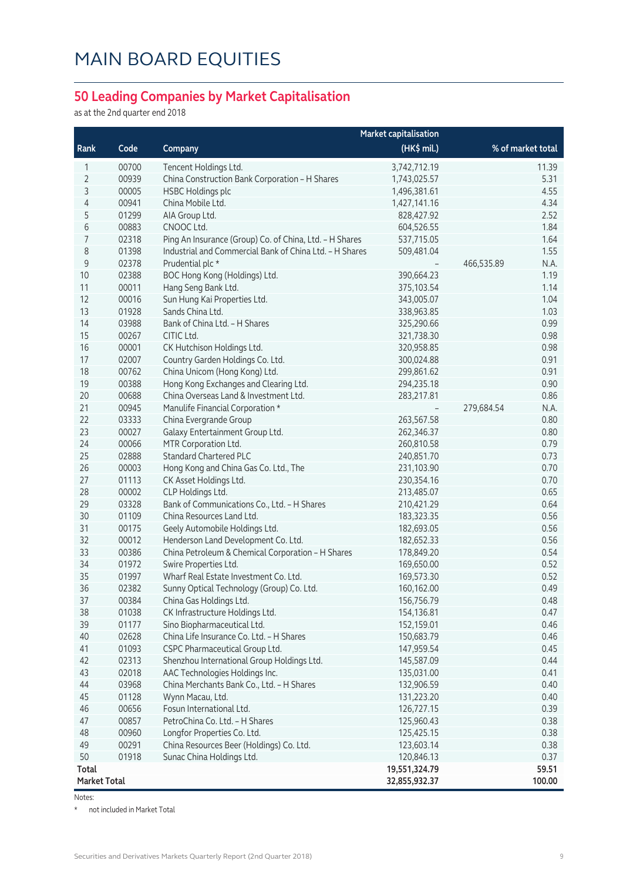# MAIN BOARD EQUITIES

## 50 Leading Companies by Market Capitalisation

as at the 2nd quarter end 2018

| Rank | Code | Company | Market capitalisation (HK$ mil.) | | % of market total |
|---|---|---|---|---|---|
| 1 | 00700 | Tencent Holdings Ltd. | 3,742,712.19 | | 11.39 |
| 2 | 00939 | China Construction Bank Corporation – H Shares | 1,743,025.57 | | 5.31 |
| 3 | 00005 | HSBC Holdings plc | 1,496,381.61 | | 4.55 |
| 4 | 00941 | China Mobile Ltd. | 1,427,141.16 | | 4.34 |
| 5 | 01299 | AIA Group Ltd. | 828,427.92 | | 2.52 |
| 6 | 00883 | CNOOC Ltd. | 604,526.55 | | 1.84 |
| 7 | 02318 | Ping An Insurance (Group) Co. of China, Ltd. – H Shares | 537,715.05 | | 1.64 |
| 8 | 01398 | Industrial and Commercial Bank of China Ltd. – H Shares | 509,481.04 | | 1.55 |
| 9 | 02378 | Prudential plc * | – | 466,535.89 | N.A. |
| 10 | 02388 | BOC Hong Kong (Holdings) Ltd. | 390,664.23 | | 1.19 |
| 11 | 00011 | Hang Seng Bank Ltd. | 375,103.54 | | 1.14 |
| 12 | 00016 | Sun Hung Kai Properties Ltd. | 343,005.07 | | 1.04 |
| 13 | 01928 | Sands China Ltd. | 338,963.85 | | 1.03 |
| 14 | 03988 | Bank of China Ltd. – H Shares | 325,290.66 | | 0.99 |
| 15 | 00267 | CITIC Ltd. | 321,738.30 | | 0.98 |
| 16 | 00001 | CK Hutchison Holdings Ltd. | 320,958.85 | | 0.98 |
| 17 | 02007 | Country Garden Holdings Co. Ltd. | 300,024.88 | | 0.91 |
| 18 | 00762 | China Unicom (Hong Kong) Ltd. | 299,861.62 | | 0.91 |
| 19 | 00388 | Hong Kong Exchanges and Clearing Ltd. | 294,235.18 | | 0.90 |
| 20 | 00688 | China Overseas Land & Investment Ltd. | 283,217.81 | | 0.86 |
| 21 | 00945 | Manulife Financial Corporation * | – | 279,684.54 | N.A. |
| 22 | 03333 | China Evergrande Group | 263,567.58 | | 0.80 |
| 23 | 00027 | Galaxy Entertainment Group Ltd. | 262,346.37 | | 0.80 |
| 24 | 00066 | MTR Corporation Ltd. | 260,810.58 | | 0.79 |
| 25 | 02888 | Standard Chartered PLC | 240,851.70 | | 0.73 |
| 26 | 00003 | Hong Kong and China Gas Co. Ltd., The | 231,103.90 | | 0.70 |
| 27 | 01113 | CK Asset Holdings Ltd. | 230,354.16 | | 0.70 |
| 28 | 00002 | CLP Holdings Ltd. | 213,485.07 | | 0.65 |
| 29 | 03328 | Bank of Communications Co., Ltd. – H Shares | 210,421.29 | | 0.64 |
| 30 | 01109 | China Resources Land Ltd. | 183,323.35 | | 0.56 |
| 31 | 00175 | Geely Automobile Holdings Ltd. | 182,693.05 | | 0.56 |
| 32 | 00012 | Henderson Land Development Co. Ltd. | 182,652.33 | | 0.56 |
| 33 | 00386 | China Petroleum & Chemical Corporation – H Shares | 178,849.20 | | 0.54 |
| 34 | 01972 | Swire Properties Ltd. | 169,650.00 | | 0.52 |
| 35 | 01997 | Wharf Real Estate Investment Co. Ltd. | 169,573.30 | | 0.52 |
| 36 | 02382 | Sunny Optical Technology (Group) Co. Ltd. | 160,162.00 | | 0.49 |
| 37 | 00384 | China Gas Holdings Ltd. | 156,756.79 | | 0.48 |
| 38 | 01038 | CK Infrastructure Holdings Ltd. | 154,136.81 | | 0.47 |
| 39 | 01177 | Sino Biopharmaceutical Ltd. | 152,159.01 | | 0.46 |
| 40 | 02628 | China Life Insurance Co. Ltd. – H Shares | 150,683.79 | | 0.46 |
| 41 | 01093 | CSPC Pharmaceutical Group Ltd. | 147,959.54 | | 0.45 |
| 42 | 02313 | Shenzhou International Group Holdings Ltd. | 145,587.09 | | 0.44 |
| 43 | 02018 | AAC Technologies Holdings Inc. | 135,031.00 | | 0.41 |
| 44 | 03968 | China Merchants Bank Co., Ltd. – H Shares | 132,906.59 | | 0.40 |
| 45 | 01128 | Wynn Macau, Ltd. | 131,223.20 | | 0.40 |
| 46 | 00656 | Fosun International Ltd. | 126,727.15 | | 0.39 |
| 47 | 00857 | PetroChina Co. Ltd. – H Shares | 125,960.43 | | 0.38 |
| 48 | 00960 | Longfor Properties Co. Ltd. | 125,425.15 | | 0.38 |
| 49 | 00291 | China Resources Beer (Holdings) Co. Ltd. | 123,603.14 | | 0.38 |
| 50 | 01918 | Sunac China Holdings Ltd. | 120,846.13 | | 0.37 |
| **Total** | | | **19,551,324.79** | | **59.51** |
| **Market Total** | | | **32,855,932.37** | | **100.00** |

Notes:

\* not included in Market Total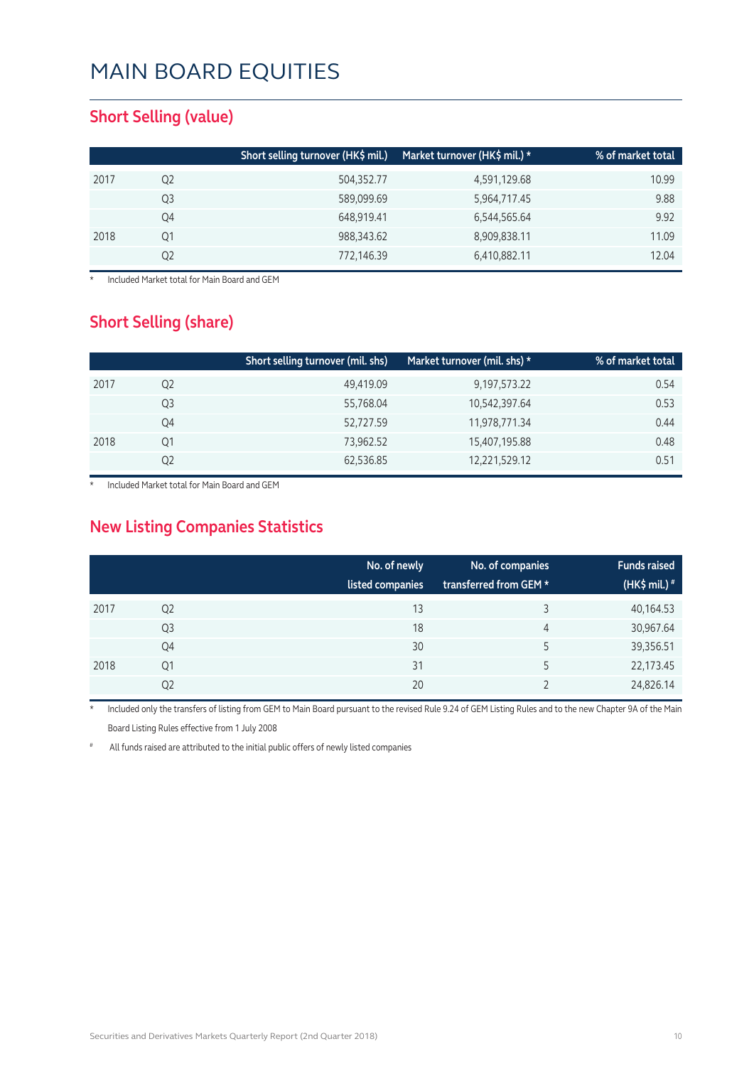# MAIN BOARD EQUITIES

## Short Selling (value)

| | | Short selling turnover (HK$ mil.) | Market turnover (HK$ mil.) * | % of market total |
|---|---|---|---|---|
| 2017 | Q2 | 504,352.77 | 4,591,129.68 | 10.99 |
| | Q3 | 589,099.69 | 5,964,717.45 | 9.88 |
| | Q4 | 648,919.41 | 6,544,565.64 | 9.92 |
| 2018 | Q1 | 988,343.62 | 8,909,838.11 | 11.09 |
| | Q2 | 772,146.39 | 6,410,882.11 | 12.04 |

\* Included Market total for Main Board and GEM

## Short Selling (share)

| | | Short selling turnover (mil. shs) | Market turnover (mil. shs) * | % of market total |
|---|---|---|---|---|
| 2017 | Q2 | 49,419.09 | 9,197,573.22 | 0.54 |
| | Q3 | 55,768.04 | 10,542,397.64 | 0.53 |
| | Q4 | 52,727.59 | 11,978,771.34 | 0.44 |
| 2018 | Q1 | 73,962.52 | 15,407,195.88 | 0.48 |
| | Q2 | 62,536.85 | 12,221,529.12 | 0.51 |

\* Included Market total for Main Board and GEM

## New Listing Companies Statistics

| | | No. of newly listed companies | No. of companies transferred from GEM * | Funds raised (HK$ mil.) # |
|---|---|---|---|---|
| 2017 | Q2 | 13 | 3 | 40,164.53 |
| | Q3 | 18 | 4 | 30,967.64 |
| | Q4 | 30 | 5 | 39,356.51 |
| 2018 | Q1 | 31 | 5 | 22,173.45 |
| | Q2 | 20 | 2 | 24,826.14 |

\* Included only the transfers of listing from GEM to Main Board pursuant to the revised Rule 9.24 of GEM Listing Rules and to the new Chapter 9A of the Main Board Listing Rules effective from 1 July 2008

\# All funds raised are attributed to the initial public offers of newly listed companies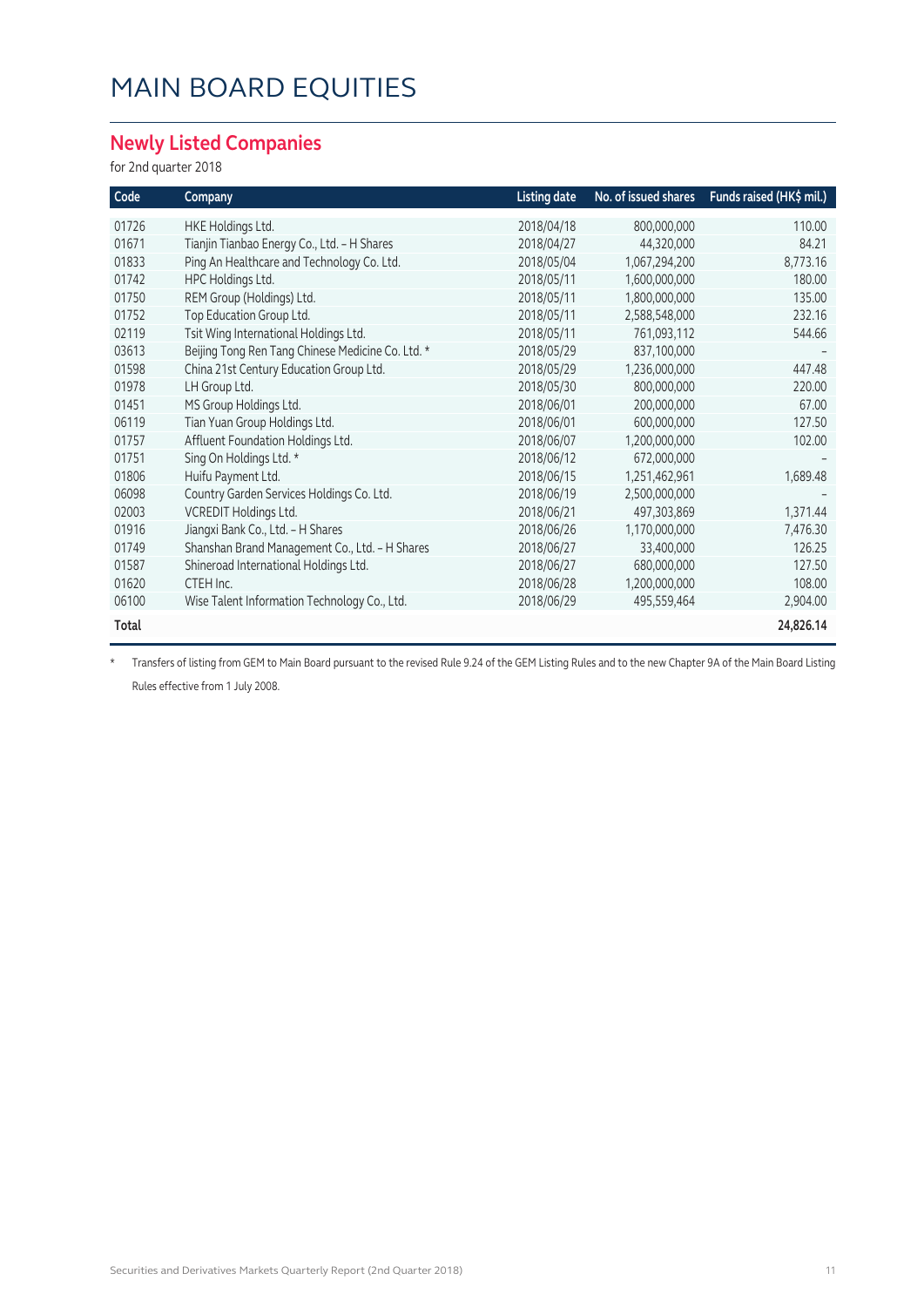# MAIN BOARD EQUITIES

## Newly Listed Companies

for 2nd quarter 2018

| Code | Company | Listing date | No. of issued shares | Funds raised (HK$ mil.) |
|---|---|---|---|---|
| 01726 | HKE Holdings Ltd. | 2018/04/18 | 800,000,000 | 110.00 |
| 01671 | Tianjin Tianbao Energy Co., Ltd. – H Shares | 2018/04/27 | 44,320,000 | 84.21 |
| 01833 | Ping An Healthcare and Technology Co. Ltd. | 2018/05/04 | 1,067,294,200 | 8,773.16 |
| 01742 | HPC Holdings Ltd. | 2018/05/11 | 1,600,000,000 | 180.00 |
| 01750 | REM Group (Holdings) Ltd. | 2018/05/11 | 1,800,000,000 | 135.00 |
| 01752 | Top Education Group Ltd. | 2018/05/11 | 2,588,548,000 | 232.16 |
| 02119 | Tsit Wing International Holdings Ltd. | 2018/05/11 | 761,093,112 | 544.66 |
| 03613 | Beijing Tong Ren Tang Chinese Medicine Co. Ltd. * | 2018/05/29 | 837,100,000 | – |
| 01598 | China 21st Century Education Group Ltd. | 2018/05/29 | 1,236,000,000 | 447.48 |
| 01978 | LH Group Ltd. | 2018/05/30 | 800,000,000 | 220.00 |
| 01451 | MS Group Holdings Ltd. | 2018/06/01 | 200,000,000 | 67.00 |
| 06119 | Tian Yuan Group Holdings Ltd. | 2018/06/01 | 600,000,000 | 127.50 |
| 01757 | Affluent Foundation Holdings Ltd. | 2018/06/07 | 1,200,000,000 | 102.00 |
| 01751 | Sing On Holdings Ltd. * | 2018/06/12 | 672,000,000 | – |
| 01806 | Huifu Payment Ltd. | 2018/06/15 | 1,251,462,961 | 1,689.48 |
| 06098 | Country Garden Services Holdings Co. Ltd. | 2018/06/19 | 2,500,000,000 | – |
| 02003 | VCREDIT Holdings Ltd. | 2018/06/21 | 497,303,869 | 1,371.44 |
| 01916 | Jiangxi Bank Co., Ltd. – H Shares | 2018/06/26 | 1,170,000,000 | 7,476.30 |
| 01749 | Shanshan Brand Management Co., Ltd. – H Shares | 2018/06/27 | 33,400,000 | 126.25 |
| 01587 | Shineroad International Holdings Ltd. | 2018/06/27 | 680,000,000 | 127.50 |
| 01620 | CTEH Inc. | 2018/06/28 | 1,200,000,000 | 108.00 |
| 06100 | Wise Talent Information Technology Co., Ltd. | 2018/06/29 | 495,559,464 | 2,904.00 |
| **Total** | | | | **24,826.14** |

\* Transfers of listing from GEM to Main Board pursuant to the revised Rule 9.24 of the GEM Listing Rules and to the new Chapter 9A of the Main Board Listing Rules effective from 1 July 2008.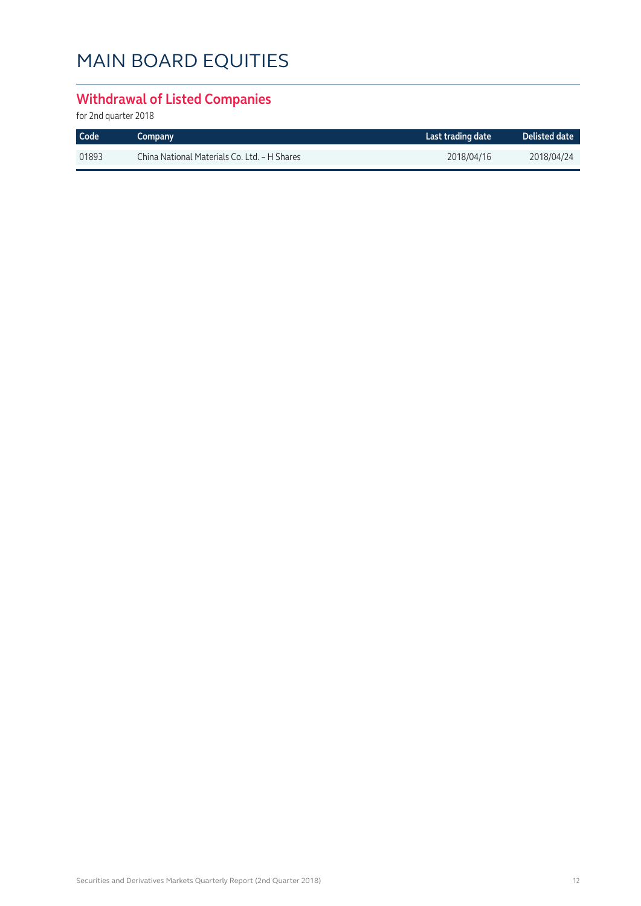# MAIN BOARD EQUITIES

## Withdrawal of Listed Companies

for 2nd quarter 2018

| Code | Company | Last trading date | Delisted date |
|---|---|---|---|
| 01893 | China National Materials Co. Ltd. – H Shares | 2018/04/16 | 2018/04/24 |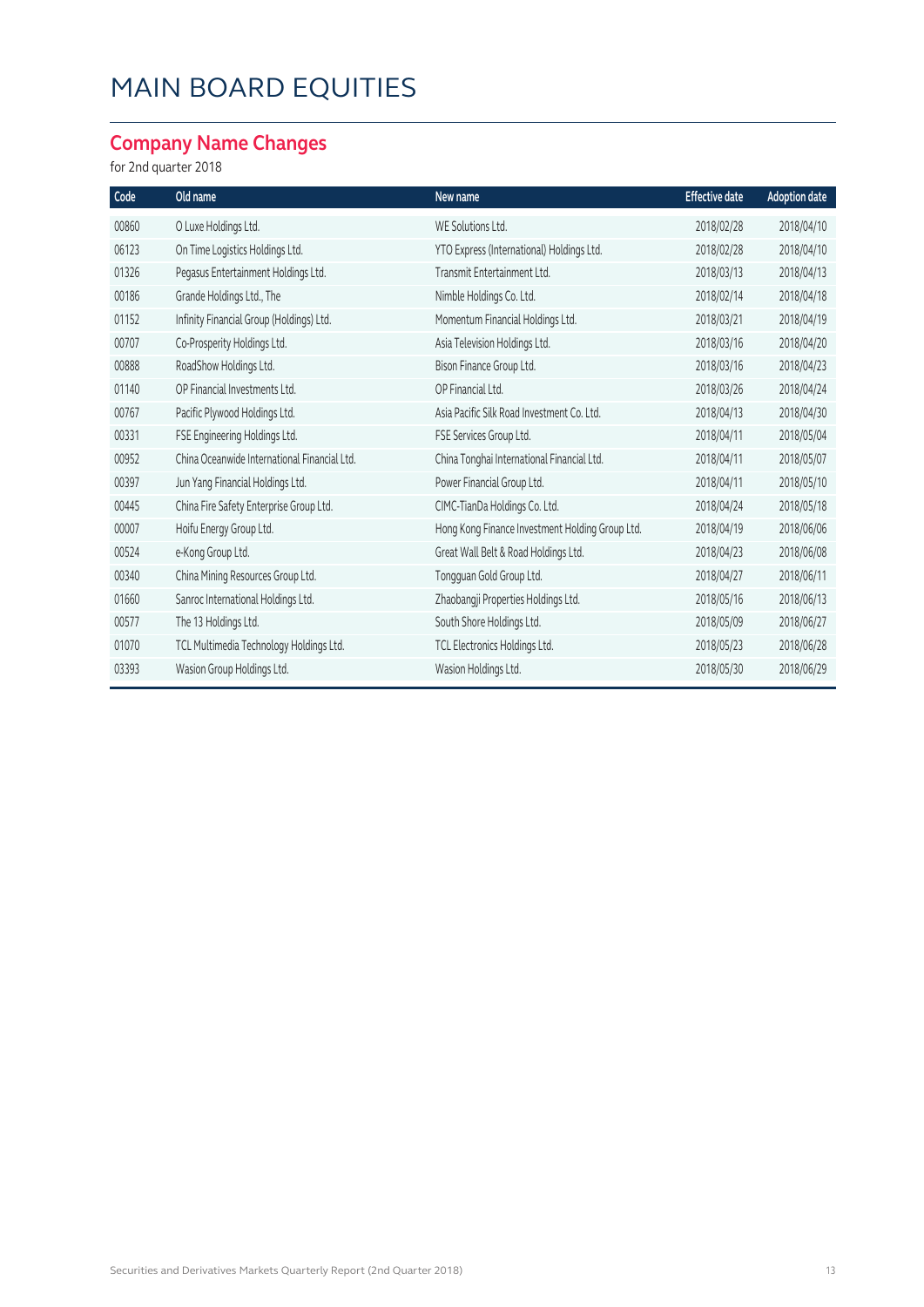# MAIN BOARD EQUITIES

## Company Name Changes

for 2nd quarter 2018

| Code | Old name | New name | Effective date | Adoption date |
|---|---|---|---|---|
| 00860 | O Luxe Holdings Ltd. | WE Solutions Ltd. | 2018/02/28 | 2018/04/10 |
| 06123 | On Time Logistics Holdings Ltd. | YTO Express (International) Holdings Ltd. | 2018/02/28 | 2018/04/10 |
| 01326 | Pegasus Entertainment Holdings Ltd. | Transmit Entertainment Ltd. | 2018/03/13 | 2018/04/13 |
| 00186 | Grande Holdings Ltd., The | Nimble Holdings Co. Ltd. | 2018/02/14 | 2018/04/18 |
| 01152 | Infinity Financial Group (Holdings) Ltd. | Momentum Financial Holdings Ltd. | 2018/03/21 | 2018/04/19 |
| 00707 | Co-Prosperity Holdings Ltd. | Asia Television Holdings Ltd. | 2018/03/16 | 2018/04/20 |
| 00888 | RoadShow Holdings Ltd. | Bison Finance Group Ltd. | 2018/03/16 | 2018/04/23 |
| 01140 | OP Financial Investments Ltd. | OP Financial Ltd. | 2018/03/26 | 2018/04/24 |
| 00767 | Pacific Plywood Holdings Ltd. | Asia Pacific Silk Road Investment Co. Ltd. | 2018/04/13 | 2018/04/30 |
| 00331 | FSE Engineering Holdings Ltd. | FSE Services Group Ltd. | 2018/04/11 | 2018/05/04 |
| 00952 | China Oceanwide International Financial Ltd. | China Tonghai International Financial Ltd. | 2018/04/11 | 2018/05/07 |
| 00397 | Jun Yang Financial Holdings Ltd. | Power Financial Group Ltd. | 2018/04/11 | 2018/05/10 |
| 00445 | China Fire Safety Enterprise Group Ltd. | CIMC-TianDa Holdings Co. Ltd. | 2018/04/24 | 2018/05/18 |
| 00007 | Hoifu Energy Group Ltd. | Hong Kong Finance Investment Holding Group Ltd. | 2018/04/19 | 2018/06/06 |
| 00524 | e-Kong Group Ltd. | Great Wall Belt & Road Holdings Ltd. | 2018/04/23 | 2018/06/08 |
| 00340 | China Mining Resources Group Ltd. | Tongguan Gold Group Ltd. | 2018/04/27 | 2018/06/11 |
| 01660 | Sanroc International Holdings Ltd. | Zhaobangji Properties Holdings Ltd. | 2018/05/16 | 2018/06/13 |
| 00577 | The 13 Holdings Ltd. | South Shore Holdings Ltd. | 2018/05/09 | 2018/06/27 |
| 01070 | TCL Multimedia Technology Holdings Ltd. | TCL Electronics Holdings Ltd. | 2018/05/23 | 2018/06/28 |
| 03393 | Wasion Group Holdings Ltd. | Wasion Holdings Ltd. | 2018/05/30 | 2018/06/29 |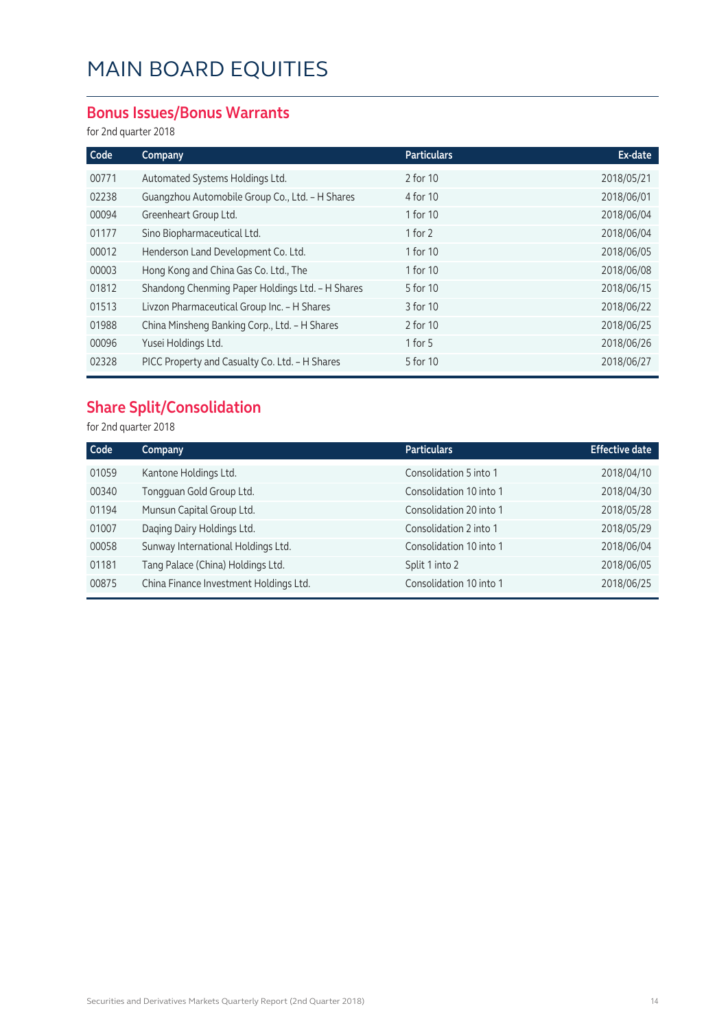# MAIN BOARD EQUITIES

## Bonus Issues/Bonus Warrants

for 2nd quarter 2018

| Code | Company | Particulars | Ex-date |
|---|---|---|---|
| 00771 | Automated Systems Holdings Ltd. | 2 for 10 | 2018/05/21 |
| 02238 | Guangzhou Automobile Group Co., Ltd. – H Shares | 4 for 10 | 2018/06/01 |
| 00094 | Greenheart Group Ltd. | 1 for 10 | 2018/06/04 |
| 01177 | Sino Biopharmaceutical Ltd. | 1 for 2 | 2018/06/04 |
| 00012 | Henderson Land Development Co. Ltd. | 1 for 10 | 2018/06/05 |
| 00003 | Hong Kong and China Gas Co. Ltd., The | 1 for 10 | 2018/06/08 |
| 01812 | Shandong Chenming Paper Holdings Ltd. – H Shares | 5 for 10 | 2018/06/15 |
| 01513 | Livzon Pharmaceutical Group Inc. – H Shares | 3 for 10 | 2018/06/22 |
| 01988 | China Minsheng Banking Corp., Ltd. – H Shares | 2 for 10 | 2018/06/25 |
| 00096 | Yusei Holdings Ltd. | 1 for 5 | 2018/06/26 |
| 02328 | PICC Property and Casualty Co. Ltd. – H Shares | 5 for 10 | 2018/06/27 |

## Share Split/Consolidation

for 2nd quarter 2018

| Code | Company | Particulars | Effective date |
|---|---|---|---|
| 01059 | Kantone Holdings Ltd. | Consolidation 5 into 1 | 2018/04/10 |
| 00340 | Tongguan Gold Group Ltd. | Consolidation 10 into 1 | 2018/04/30 |
| 01194 | Munsun Capital Group Ltd. | Consolidation 20 into 1 | 2018/05/28 |
| 01007 | Daqing Dairy Holdings Ltd. | Consolidation 2 into 1 | 2018/05/29 |
| 00058 | Sunway International Holdings Ltd. | Consolidation 10 into 1 | 2018/06/04 |
| 01181 | Tang Palace (China) Holdings Ltd. | Split 1 into 2 | 2018/06/05 |
| 00875 | China Finance Investment Holdings Ltd. | Consolidation 10 into 1 | 2018/06/25 |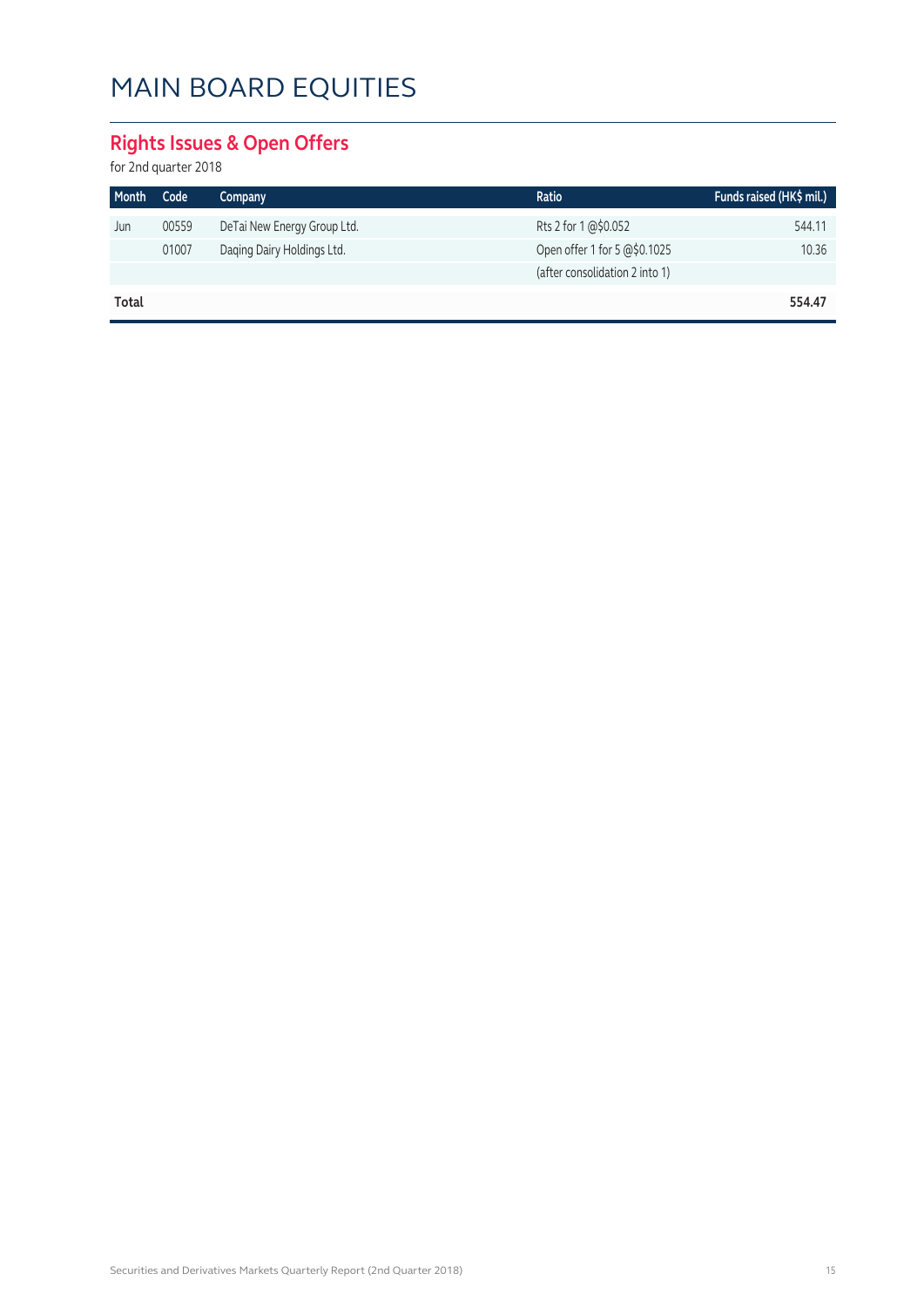# MAIN BOARD EQUITIES

## Rights Issues & Open Offers

for 2nd quarter 2018

| Month | Code | Company | Ratio | Funds raised (HK$ mil.) |
|---|---|---|---|---|
| Jun | 00559 | DeTai New Energy Group Ltd. | Rts 2 for 1 @$0.052 | 544.11 |
| | 01007 | Daqing Dairy Holdings Ltd. | Open offer 1 for 5 @$0.1025 | 10.36 |
| | | | (after consolidation 2 into 1) | |
| **Total** | | | | **554.47** |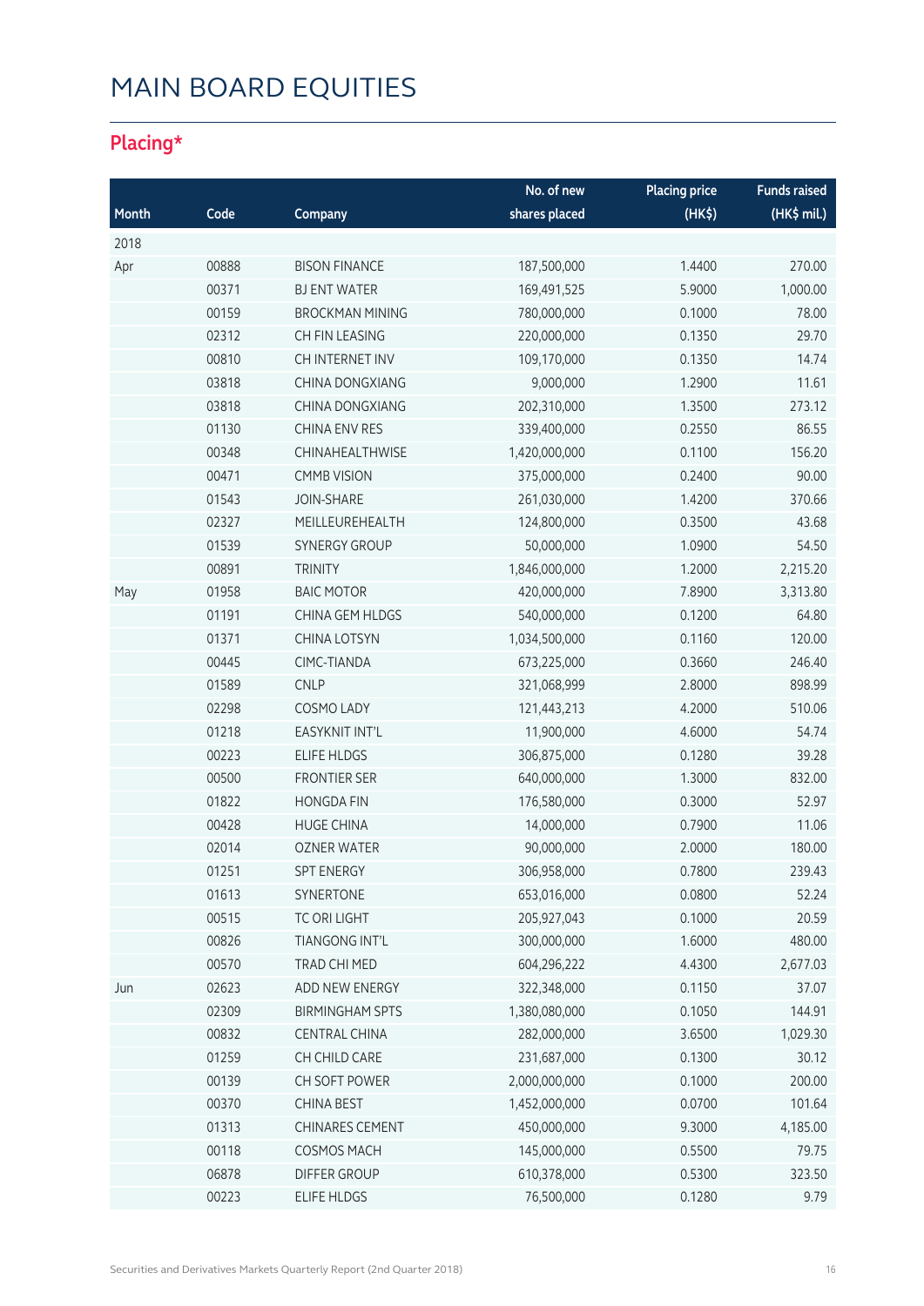# MAIN BOARD EQUITIES

## Placing*

| Month | Code | Company | No. of new shares placed | Placing price (HK$) | Funds raised (HK$ mil.) |
|---|---|---|---|---|---|
| 2018 | | | | | |
| Apr | 00888 | BISON FINANCE | 187,500,000 | 1.4400 | 270.00 |
| | 00371 | BJ ENT WATER | 169,491,525 | 5.9000 | 1,000.00 |
| | 00159 | BROCKMAN MINING | 780,000,000 | 0.1000 | 78.00 |
| | 02312 | CH FIN LEASING | 220,000,000 | 0.1350 | 29.70 |
| | 00810 | CH INTERNET INV | 109,170,000 | 0.1350 | 14.74 |
| | 03818 | CHINA DONGXIANG | 9,000,000 | 1.2900 | 11.61 |
| | 03818 | CHINA DONGXIANG | 202,310,000 | 1.3500 | 273.12 |
| | 01130 | CHINA ENV RES | 339,400,000 | 0.2550 | 86.55 |
| | 00348 | CHINAHEALTHWISE | 1,420,000,000 | 0.1100 | 156.20 |
| | 00471 | CMMB VISION | 375,000,000 | 0.2400 | 90.00 |
| | 01543 | JOIN-SHARE | 261,030,000 | 1.4200 | 370.66 |
| | 02327 | MEILLEUREHEALTH | 124,800,000 | 0.3500 | 43.68 |
| | 01539 | SYNERGY GROUP | 50,000,000 | 1.0900 | 54.50 |
| | 00891 | TRINITY | 1,846,000,000 | 1.2000 | 2,215.20 |
| May | 01958 | BAIC MOTOR | 420,000,000 | 7.8900 | 3,313.80 |
| | 01191 | CHINA GEM HLDGS | 540,000,000 | 0.1200 | 64.80 |
| | 01371 | CHINA LOTSYN | 1,034,500,000 | 0.1160 | 120.00 |
| | 00445 | CIMC-TIANDA | 673,225,000 | 0.3660 | 246.40 |
| | 01589 | CNLP | 321,068,999 | 2.8000 | 898.99 |
| | 02298 | COSMO LADY | 121,443,213 | 4.2000 | 510.06 |
| | 01218 | EASYKNIT INT'L | 11,900,000 | 4.6000 | 54.74 |
| | 00223 | ELIFE HLDGS | 306,875,000 | 0.1280 | 39.28 |
| | 00500 | FRONTIER SER | 640,000,000 | 1.3000 | 832.00 |
| | 01822 | HONGDA FIN | 176,580,000 | 0.3000 | 52.97 |
| | 00428 | HUGE CHINA | 14,000,000 | 0.7900 | 11.06 |
| | 02014 | OZNER WATER | 90,000,000 | 2.0000 | 180.00 |
| | 01251 | SPT ENERGY | 306,958,000 | 0.7800 | 239.43 |
| | 01613 | SYNERTONE | 653,016,000 | 0.0800 | 52.24 |
| | 00515 | TC ORI LIGHT | 205,927,043 | 0.1000 | 20.59 |
| | 00826 | TIANGONG INT'L | 300,000,000 | 1.6000 | 480.00 |
| | 00570 | TRAD CHI MED | 604,296,222 | 4.4300 | 2,677.03 |
| Jun | 02623 | ADD NEW ENERGY | 322,348,000 | 0.1150 | 37.07 |
| | 02309 | BIRMINGHAM SPTS | 1,380,080,000 | 0.1050 | 144.91 |
| | 00832 | CENTRAL CHINA | 282,000,000 | 3.6500 | 1,029.30 |
| | 01259 | CH CHILD CARE | 231,687,000 | 0.1300 | 30.12 |
| | 00139 | CH SOFT POWER | 2,000,000,000 | 0.1000 | 200.00 |
| | 00370 | CHINA BEST | 1,452,000,000 | 0.0700 | 101.64 |
| | 01313 | CHINARES CEMENT | 450,000,000 | 9.3000 | 4,185.00 |
| | 00118 | COSMOS MACH | 145,000,000 | 0.5500 | 79.75 |
| | 06878 | DIFFER GROUP | 610,378,000 | 0.5300 | 323.50 |
| | 00223 | ELIFE HLDGS | 76,500,000 | 0.1280 | 9.79 |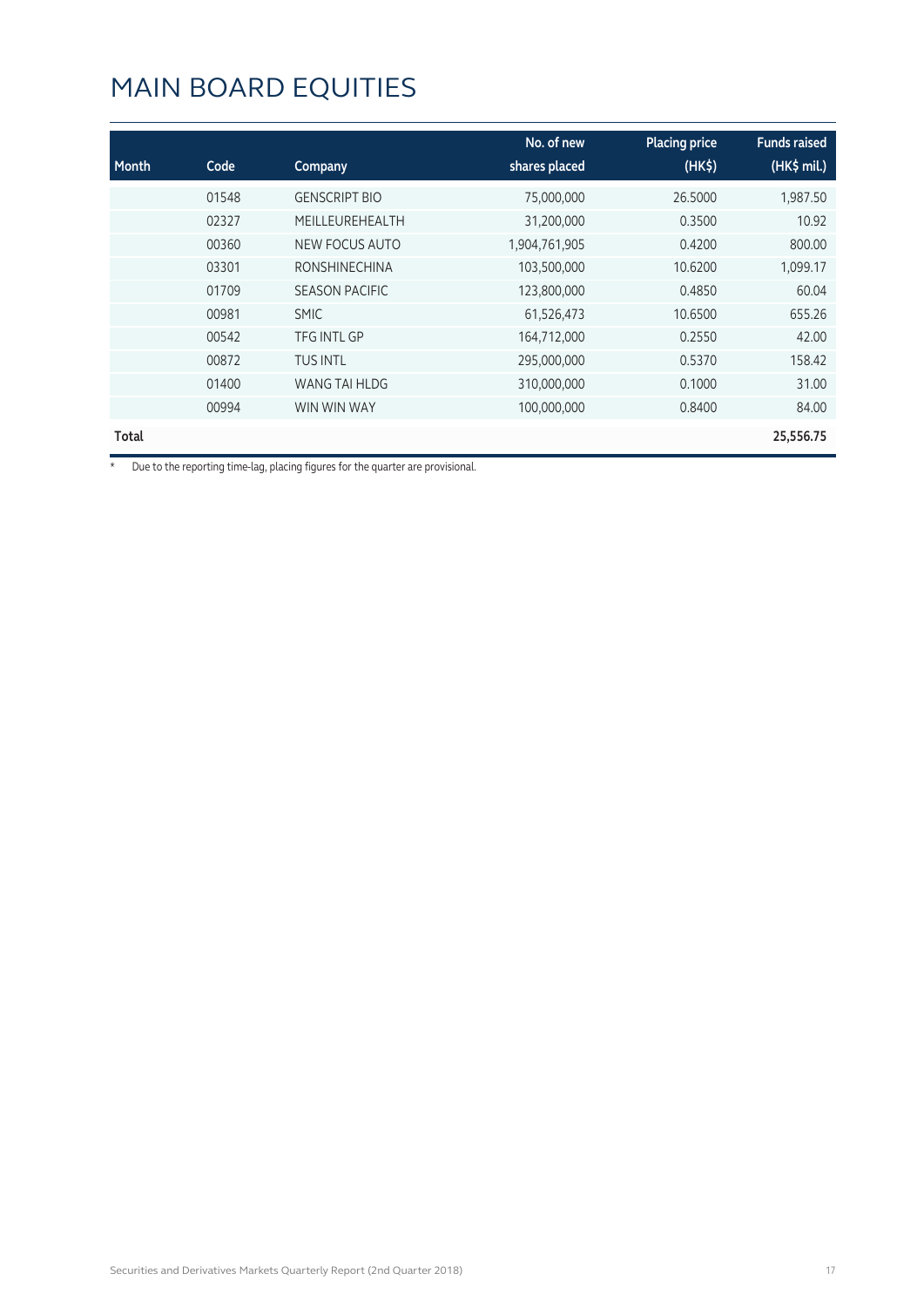# MAIN BOARD EQUITIES

| Month | Code | Company | No. of new shares placed | Placing price (HK$) | Funds raised (HK$ mil.) |
|---|---|---|---|---|---|
| | 01548 | GENSCRIPT BIO | 75,000,000 | 26.5000 | 1,987.50 |
| | 02327 | MEILLEUREHEALTH | 31,200,000 | 0.3500 | 10.92 |
| | 00360 | NEW FOCUS AUTO | 1,904,761,905 | 0.4200 | 800.00 |
| | 03301 | RONSHINECHINA | 103,500,000 | 10.6200 | 1,099.17 |
| | 01709 | SEASON PACIFIC | 123,800,000 | 0.4850 | 60.04 |
| | 00981 | SMIC | 61,526,473 | 10.6500 | 655.26 |
| | 00542 | TFG INTL GP | 164,712,000 | 0.2550 | 42.00 |
| | 00872 | TUS INTL | 295,000,000 | 0.5370 | 158.42 |
| | 01400 | WANG TAI HLDG | 310,000,000 | 0.1000 | 31.00 |
| | 00994 | WIN WIN WAY | 100,000,000 | 0.8400 | 84.00 |
| **Total** | | | | | **25,556.75** |

* Due to the reporting time-lag, placing figures for the quarter are provisional.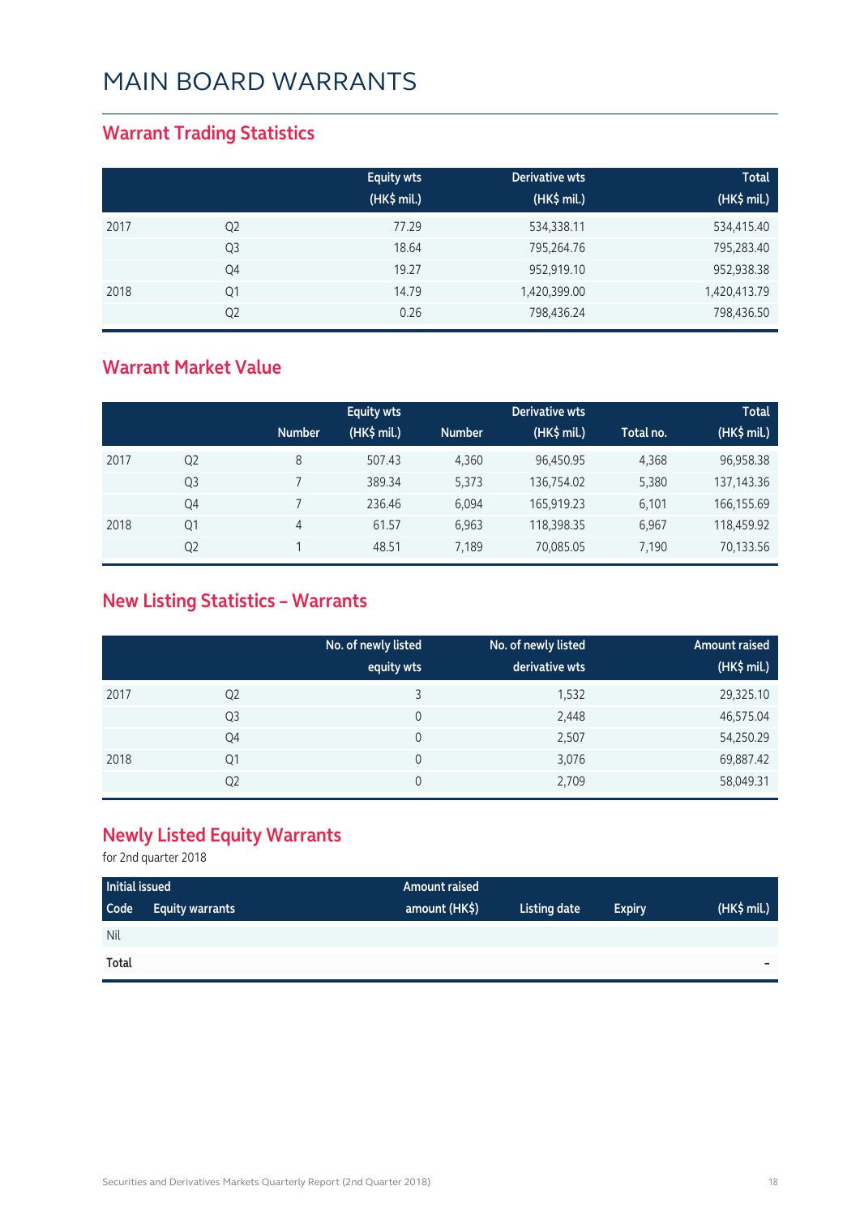# MAIN BOARD WARRANTS

## Warrant Trading Statistics

| | | Equity wts (HK$ mil.) | Derivative wts (HK$ mil.) | Total (HK$ mil.) |
|---|---|---|---|---|
| 2017 | Q2 | 77.29 | 534,338.11 | 534,415.40 |
| | Q3 | 18.64 | 795,264.76 | 795,283.40 |
| | Q4 | 19.27 | 952,919.10 | 952,938.38 |
| 2018 | Q1 | 14.79 | 1,420,399.00 | 1,420,413.79 |
| | Q2 | 0.26 | 798,436.24 | 798,436.50 |

## Warrant Market Value

| | | Number | Equity wts (HK$ mil.) | Number | Derivative wts (HK$ mil.) | Total no. | Total (HK$ mil.) |
|---|---|---|---|---|---|---|---|
| 2017 | Q2 | 8 | 507.43 | 4,360 | 96,450.95 | 4,368 | 96,958.38 |
| | Q3 | 7 | 389.34 | 5,373 | 136,754.02 | 5,380 | 137,143.36 |
| | Q4 | 7 | 236.46 | 6,094 | 165,919.23 | 6,101 | 166,155.69 |
| 2018 | Q1 | 4 | 61.57 | 6,963 | 118,398.35 | 6,967 | 118,459.92 |
| | Q2 | 1 | 48.51 | 7,189 | 70,085.05 | 7,190 | 70,133.56 |

## New Listing Statistics – Warrants

| | | No. of newly listed equity wts | No. of newly listed derivative wts | Amount raised (HK$ mil.) |
|---|---|---|---|---|
| 2017 | Q2 | 3 | 1,532 | 29,325.10 |
| | Q3 | 0 | 2,448 | 46,575.04 |
| | Q4 | 0 | 2,507 | 54,250.29 |
| 2018 | Q1 | 0 | 3,076 | 69,887.42 |
| | Q2 | 0 | 2,709 | 58,049.31 |

## Newly Listed Equity Warrants

for 2nd quarter 2018

| Code | Equity warrants | Initial issued amount (HK$) | Listing date | Expiry | Amount raised (HK$ mil.) |
|---|---|---|---|---|---|
| Nil | | | | | |
| **Total** | | | | | - |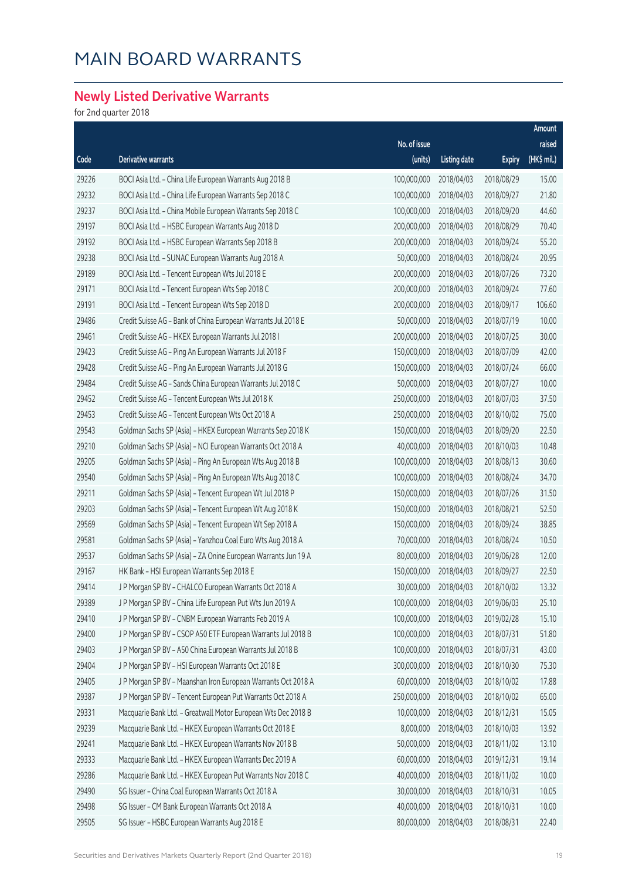# MAIN BOARD WARRANTS

## Newly Listed Derivative Warrants

for 2nd quarter 2018

| Code | Derivative warrants | No. of issue (units) | Listing date | Expiry | Amount raised (HK$ mil.) |
|---|---|---|---|---|---|
| 29226 | BOCI Asia Ltd. – China Life European Warrants Aug 2018 B | 100,000,000 | 2018/04/03 | 2018/08/29 | 15.00 |
| 29232 | BOCI Asia Ltd. – China Life European Warrants Sep 2018 C | 100,000,000 | 2018/04/03 | 2018/09/27 | 21.80 |
| 29237 | BOCI Asia Ltd. – China Mobile European Warrants Sep 2018 C | 100,000,000 | 2018/04/03 | 2018/09/20 | 44.60 |
| 29197 | BOCI Asia Ltd. – HSBC European Warrants Aug 2018 D | 200,000,000 | 2018/04/03 | 2018/08/29 | 70.40 |
| 29192 | BOCI Asia Ltd. – HSBC European Warrants Sep 2018 B | 200,000,000 | 2018/04/03 | 2018/09/24 | 55.20 |
| 29238 | BOCI Asia Ltd. – SUNAC European Warrants Aug 2018 A | 50,000,000 | 2018/04/03 | 2018/08/24 | 20.95 |
| 29189 | BOCI Asia Ltd. – Tencent European Wts Jul 2018 E | 200,000,000 | 2018/04/03 | 2018/07/26 | 73.20 |
| 29171 | BOCI Asia Ltd. – Tencent European Wts Sep 2018 C | 200,000,000 | 2018/04/03 | 2018/09/24 | 77.60 |
| 29191 | BOCI Asia Ltd. – Tencent European Wts Sep 2018 D | 200,000,000 | 2018/04/03 | 2018/09/17 | 106.60 |
| 29486 | Credit Suisse AG – Bank of China European Warrants Jul 2018 E | 50,000,000 | 2018/04/03 | 2018/07/19 | 10.00 |
| 29461 | Credit Suisse AG – HKEX European Warrants Jul 2018 I | 200,000,000 | 2018/04/03 | 2018/07/25 | 30.00 |
| 29423 | Credit Suisse AG – Ping An European Warrants Jul 2018 F | 150,000,000 | 2018/04/03 | 2018/07/09 | 42.00 |
| 29428 | Credit Suisse AG – Ping An European Warrants Jul 2018 G | 150,000,000 | 2018/04/03 | 2018/07/24 | 66.00 |
| 29484 | Credit Suisse AG – Sands China European Warrants Jul 2018 C | 50,000,000 | 2018/04/03 | 2018/07/27 | 10.00 |
| 29452 | Credit Suisse AG – Tencent European Wts Jul 2018 K | 250,000,000 | 2018/04/03 | 2018/07/03 | 37.50 |
| 29453 | Credit Suisse AG – Tencent European Wts Oct 2018 A | 250,000,000 | 2018/04/03 | 2018/10/02 | 75.00 |
| 29543 | Goldman Sachs SP (Asia) – HKEX European Warrants Sep 2018 K | 150,000,000 | 2018/04/03 | 2018/09/20 | 22.50 |
| 29210 | Goldman Sachs SP (Asia) – NCI European Warrants Oct 2018 A | 40,000,000 | 2018/04/03 | 2018/10/03 | 10.48 |
| 29205 | Goldman Sachs SP (Asia) – Ping An European Wts Aug 2018 B | 100,000,000 | 2018/04/03 | 2018/08/13 | 30.60 |
| 29540 | Goldman Sachs SP (Asia) – Ping An European Wts Aug 2018 C | 100,000,000 | 2018/04/03 | 2018/08/24 | 34.70 |
| 29211 | Goldman Sachs SP (Asia) – Tencent European Wt Jul 2018 P | 150,000,000 | 2018/04/03 | 2018/07/26 | 31.50 |
| 29203 | Goldman Sachs SP (Asia) – Tencent European Wt Aug 2018 K | 150,000,000 | 2018/04/03 | 2018/08/21 | 52.50 |
| 29569 | Goldman Sachs SP (Asia) – Tencent European Wt Sep 2018 A | 150,000,000 | 2018/04/03 | 2018/09/24 | 38.85 |
| 29581 | Goldman Sachs SP (Asia) – Yanzhou Coal Euro Wts Aug 2018 A | 70,000,000 | 2018/04/03 | 2018/08/24 | 10.50 |
| 29537 | Goldman Sachs SP (Asia) – ZA Onine European Warrants Jun 19 A | 80,000,000 | 2018/04/03 | 2019/06/28 | 12.00 |
| 29167 | HK Bank – HSI European Warrants Sep 2018 E | 150,000,000 | 2018/04/03 | 2018/09/27 | 22.50 |
| 29414 | J P Morgan SP BV – CHALCO European Warrants Oct 2018 A | 30,000,000 | 2018/04/03 | 2018/10/02 | 13.32 |
| 29389 | J P Morgan SP BV – China Life European Put Wts Jun 2019 A | 100,000,000 | 2018/04/03 | 2019/06/03 | 25.10 |
| 29410 | J P Morgan SP BV – CNBM European Warrants Feb 2019 A | 100,000,000 | 2018/04/03 | 2019/02/28 | 15.10 |
| 29400 | J P Morgan SP BV – CSOP A50 ETF European Warrants Jul 2018 B | 100,000,000 | 2018/04/03 | 2018/07/31 | 51.80 |
| 29403 | J P Morgan SP BV – A50 China European Warrants Jul 2018 B | 100,000,000 | 2018/04/03 | 2018/07/31 | 43.00 |
| 29404 | J P Morgan SP BV – HSI European Warrants Oct 2018 E | 300,000,000 | 2018/04/03 | 2018/10/30 | 75.30 |
| 29405 | J P Morgan SP BV – Maanshan Iron European Warrants Oct 2018 A | 60,000,000 | 2018/04/03 | 2018/10/02 | 17.88 |
| 29387 | J P Morgan SP BV – Tencent European Put Warrants Oct 2018 A | 250,000,000 | 2018/04/03 | 2018/10/02 | 65.00 |
| 29331 | Macquarie Bank Ltd. – Greatwall Motor European Wts Dec 2018 B | 10,000,000 | 2018/04/03 | 2018/12/31 | 15.05 |
| 29239 | Macquarie Bank Ltd. – HKEX European Warrants Oct 2018 E | 8,000,000 | 2018/04/03 | 2018/10/03 | 13.92 |
| 29241 | Macquarie Bank Ltd. – HKEX European Warrants Nov 2018 B | 50,000,000 | 2018/04/03 | 2018/11/02 | 13.10 |
| 29333 | Macquarie Bank Ltd. – HKEX European Warrants Dec 2019 A | 60,000,000 | 2018/04/03 | 2019/12/31 | 19.14 |
| 29286 | Macquarie Bank Ltd. – HKEX European Put Warrants Nov 2018 C | 40,000,000 | 2018/04/03 | 2018/11/02 | 10.00 |
| 29490 | SG Issuer – China Coal European Warrants Oct 2018 A | 30,000,000 | 2018/04/03 | 2018/10/31 | 10.05 |
| 29498 | SG Issuer – CM Bank European Warrants Oct 2018 A | 40,000,000 | 2018/04/03 | 2018/10/31 | 10.00 |
| 29505 | SG Issuer – HSBC European Warrants Aug 2018 E | 80,000,000 | 2018/04/03 | 2018/08/31 | 22.40 |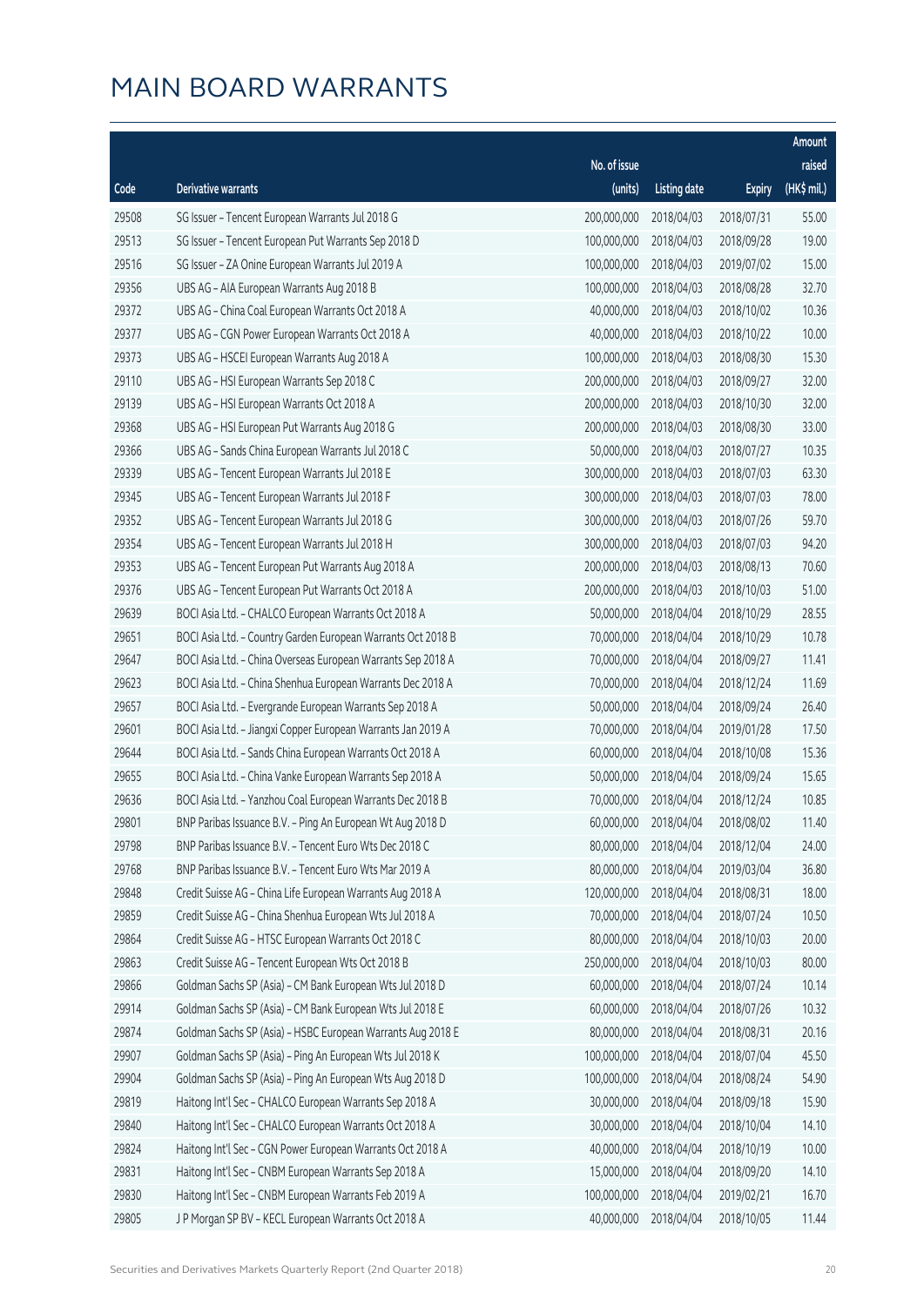# MAIN BOARD WARRANTS

| Code | Derivative warrants | No. of issue (units) | Listing date | Expiry | Amount raised (HK$ mil.) |
|---|---|---|---|---|---|
| 29508 | SG Issuer – Tencent European Warrants Jul 2018 G | 200,000,000 | 2018/04/03 | 2018/07/31 | 55.00 |
| 29513 | SG Issuer – Tencent European Put Warrants Sep 2018 D | 100,000,000 | 2018/04/03 | 2018/09/28 | 19.00 |
| 29516 | SG Issuer – ZA Onine European Warrants Jul 2019 A | 100,000,000 | 2018/04/03 | 2019/07/02 | 15.00 |
| 29356 | UBS AG – AIA European Warrants Aug 2018 B | 100,000,000 | 2018/04/03 | 2018/08/28 | 32.70 |
| 29372 | UBS AG – China Coal European Warrants Oct 2018 A | 40,000,000 | 2018/04/03 | 2018/10/02 | 10.36 |
| 29377 | UBS AG – CGN Power European Warrants Oct 2018 A | 40,000,000 | 2018/04/03 | 2018/10/22 | 10.00 |
| 29373 | UBS AG – HSCEI European Warrants Aug 2018 A | 100,000,000 | 2018/04/03 | 2018/08/30 | 15.30 |
| 29110 | UBS AG – HSI European Warrants Sep 2018 C | 200,000,000 | 2018/04/03 | 2018/09/27 | 32.00 |
| 29139 | UBS AG – HSI European Warrants Oct 2018 A | 200,000,000 | 2018/04/03 | 2018/10/30 | 32.00 |
| 29368 | UBS AG – HSI European Put Warrants Aug 2018 G | 200,000,000 | 2018/04/03 | 2018/08/30 | 33.00 |
| 29366 | UBS AG – Sands China European Warrants Jul 2018 C | 50,000,000 | 2018/04/03 | 2018/07/27 | 10.35 |
| 29339 | UBS AG – Tencent European Warrants Jul 2018 E | 300,000,000 | 2018/04/03 | 2018/07/03 | 63.30 |
| 29345 | UBS AG – Tencent European Warrants Jul 2018 F | 300,000,000 | 2018/04/03 | 2018/07/03 | 78.00 |
| 29352 | UBS AG – Tencent European Warrants Jul 2018 G | 300,000,000 | 2018/04/03 | 2018/07/26 | 59.70 |
| 29354 | UBS AG – Tencent European Warrants Jul 2018 H | 300,000,000 | 2018/04/03 | 2018/07/03 | 94.20 |
| 29353 | UBS AG – Tencent European Put Warrants Aug 2018 A | 200,000,000 | 2018/04/03 | 2018/08/13 | 70.60 |
| 29376 | UBS AG – Tencent European Put Warrants Oct 2018 A | 200,000,000 | 2018/04/03 | 2018/10/03 | 51.00 |
| 29639 | BOCI Asia Ltd. – CHALCO European Warrants Oct 2018 A | 50,000,000 | 2018/04/04 | 2018/10/29 | 28.55 |
| 29651 | BOCI Asia Ltd. – Country Garden European Warrants Oct 2018 B | 70,000,000 | 2018/04/04 | 2018/10/29 | 10.78 |
| 29647 | BOCI Asia Ltd. – China Overseas European Warrants Sep 2018 A | 70,000,000 | 2018/04/04 | 2018/09/27 | 11.41 |
| 29623 | BOCI Asia Ltd. – China Shenhua European Warrants Dec 2018 A | 70,000,000 | 2018/04/04 | 2018/12/24 | 11.69 |
| 29657 | BOCI Asia Ltd. – Evergrande European Warrants Sep 2018 A | 50,000,000 | 2018/04/04 | 2018/09/24 | 26.40 |
| 29601 | BOCI Asia Ltd. – Jiangxi Copper European Warrants Jan 2019 A | 70,000,000 | 2018/04/04 | 2019/01/28 | 17.50 |
| 29644 | BOCI Asia Ltd. – Sands China European Warrants Oct 2018 A | 60,000,000 | 2018/04/04 | 2018/10/08 | 15.36 |
| 29655 | BOCI Asia Ltd. – China Vanke European Warrants Sep 2018 A | 50,000,000 | 2018/04/04 | 2018/09/24 | 15.65 |
| 29636 | BOCI Asia Ltd. – Yanzhou Coal European Warrants Dec 2018 B | 70,000,000 | 2018/04/04 | 2018/12/24 | 10.85 |
| 29801 | BNP Paribas Issuance B.V. – Ping An European Wt Aug 2018 D | 60,000,000 | 2018/04/04 | 2018/08/02 | 11.40 |
| 29798 | BNP Paribas Issuance B.V. – Tencent Euro Wts Dec 2018 C | 80,000,000 | 2018/04/04 | 2018/12/04 | 24.00 |
| 29768 | BNP Paribas Issuance B.V. – Tencent Euro Wts Mar 2019 A | 80,000,000 | 2018/04/04 | 2019/03/04 | 36.80 |
| 29848 | Credit Suisse AG – China Life European Warrants Aug 2018 A | 120,000,000 | 2018/04/04 | 2018/08/31 | 18.00 |
| 29859 | Credit Suisse AG – China Shenhua European Wts Jul 2018 A | 70,000,000 | 2018/04/04 | 2018/07/24 | 10.50 |
| 29864 | Credit Suisse AG – HTSC European Warrants Oct 2018 C | 80,000,000 | 2018/04/04 | 2018/10/03 | 20.00 |
| 29863 | Credit Suisse AG – Tencent European Wts Oct 2018 B | 250,000,000 | 2018/04/04 | 2018/10/03 | 80.00 |
| 29866 | Goldman Sachs SP (Asia) – CM Bank European Wts Jul 2018 D | 60,000,000 | 2018/04/04 | 2018/07/24 | 10.14 |
| 29914 | Goldman Sachs SP (Asia) – CM Bank European Wts Jul 2018 E | 60,000,000 | 2018/04/04 | 2018/07/26 | 10.32 |
| 29874 | Goldman Sachs SP (Asia) – HSBC European Warrants Aug 2018 E | 80,000,000 | 2018/04/04 | 2018/08/31 | 20.16 |
| 29907 | Goldman Sachs SP (Asia) – Ping An European Wts Jul 2018 K | 100,000,000 | 2018/04/04 | 2018/07/04 | 45.50 |
| 29904 | Goldman Sachs SP (Asia) – Ping An European Wts Aug 2018 D | 100,000,000 | 2018/04/04 | 2018/08/24 | 54.90 |
| 29819 | Haitong Int'l Sec – CHALCO European Warrants Sep 2018 A | 30,000,000 | 2018/04/04 | 2018/09/18 | 15.90 |
| 29840 | Haitong Int'l Sec – CHALCO European Warrants Oct 2018 A | 30,000,000 | 2018/04/04 | 2018/10/04 | 14.10 |
| 29824 | Haitong Int'l Sec – CGN Power European Warrants Oct 2018 A | 40,000,000 | 2018/04/04 | 2018/10/19 | 10.00 |
| 29831 | Haitong Int'l Sec – CNBM European Warrants Sep 2018 A | 15,000,000 | 2018/04/04 | 2018/09/20 | 14.10 |
| 29830 | Haitong Int'l Sec – CNBM European Warrants Feb 2019 A | 100,000,000 | 2018/04/04 | 2019/02/21 | 16.70 |
| 29805 | J P Morgan SP BV – KECL European Warrants Oct 2018 A | 40,000,000 | 2018/04/04 | 2018/10/05 | 11.44 |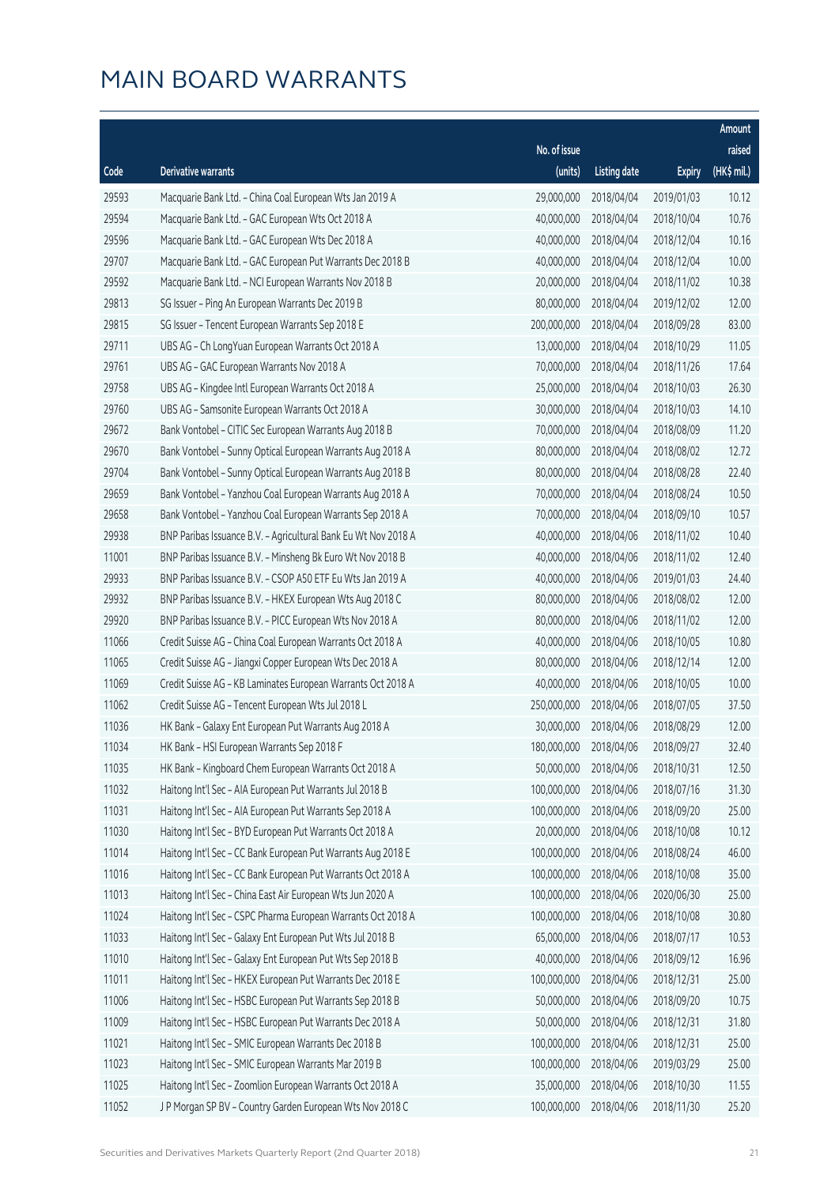# MAIN BOARD WARRANTS

| Code | Derivative warrants | No. of issue (units) | Listing date | Expiry | Amount raised (HK$ mil.) |
|---|---|---|---|---|---|
| 29593 | Macquarie Bank Ltd. – China Coal European Wts Jan 2019 A | 29,000,000 | 2018/04/04 | 2019/01/03 | 10.12 |
| 29594 | Macquarie Bank Ltd. – GAC European Wts Oct 2018 A | 40,000,000 | 2018/04/04 | 2018/10/04 | 10.76 |
| 29596 | Macquarie Bank Ltd. – GAC European Wts Dec 2018 A | 40,000,000 | 2018/04/04 | 2018/12/04 | 10.16 |
| 29707 | Macquarie Bank Ltd. – GAC European Put Warrants Dec 2018 B | 40,000,000 | 2018/04/04 | 2018/12/04 | 10.00 |
| 29592 | Macquarie Bank Ltd. – NCI European Warrants Nov 2018 B | 20,000,000 | 2018/04/04 | 2018/11/02 | 10.38 |
| 29813 | SG Issuer – Ping An European Warrants Dec 2019 B | 80,000,000 | 2018/04/04 | 2019/12/02 | 12.00 |
| 29815 | SG Issuer – Tencent European Warrants Sep 2018 E | 200,000,000 | 2018/04/04 | 2018/09/28 | 83.00 |
| 29711 | UBS AG – Ch LongYuan European Warrants Oct 2018 A | 13,000,000 | 2018/04/04 | 2018/10/29 | 11.05 |
| 29761 | UBS AG – GAC European Warrants Nov 2018 A | 70,000,000 | 2018/04/04 | 2018/11/26 | 17.64 |
| 29758 | UBS AG – Kingdee Intl European Warrants Oct 2018 A | 25,000,000 | 2018/04/04 | 2018/10/03 | 26.30 |
| 29760 | UBS AG – Samsonite European Warrants Oct 2018 A | 30,000,000 | 2018/04/04 | 2018/10/03 | 14.10 |
| 29672 | Bank Vontobel – CITIC Sec European Warrants Aug 2018 B | 70,000,000 | 2018/04/04 | 2018/08/09 | 11.20 |
| 29670 | Bank Vontobel – Sunny Optical European Warrants Aug 2018 A | 80,000,000 | 2018/04/04 | 2018/08/02 | 12.72 |
| 29704 | Bank Vontobel – Sunny Optical European Warrants Aug 2018 B | 80,000,000 | 2018/04/04 | 2018/08/28 | 22.40 |
| 29659 | Bank Vontobel – Yanzhou Coal European Warrants Aug 2018 A | 70,000,000 | 2018/04/04 | 2018/08/24 | 10.50 |
| 29658 | Bank Vontobel – Yanzhou Coal European Warrants Sep 2018 A | 70,000,000 | 2018/04/04 | 2018/09/10 | 10.57 |
| 29938 | BNP Paribas Issuance B.V. – Agricultural Bank Eu Wt Nov 2018 A | 40,000,000 | 2018/04/06 | 2018/11/02 | 10.40 |
| 11001 | BNP Paribas Issuance B.V. – Minsheng Bk Euro Wt Nov 2018 B | 40,000,000 | 2018/04/06 | 2018/11/02 | 12.40 |
| 29933 | BNP Paribas Issuance B.V. – CSOP A50 ETF Eu Wts Jan 2019 A | 40,000,000 | 2018/04/06 | 2019/01/03 | 24.40 |
| 29932 | BNP Paribas Issuance B.V. – HKEX European Wts Aug 2018 C | 80,000,000 | 2018/04/06 | 2018/08/02 | 12.00 |
| 29920 | BNP Paribas Issuance B.V. – PICC European Wts Nov 2018 A | 80,000,000 | 2018/04/06 | 2018/11/02 | 12.00 |
| 11066 | Credit Suisse AG – China Coal European Warrants Oct 2018 A | 40,000,000 | 2018/04/06 | 2018/10/05 | 10.80 |
| 11065 | Credit Suisse AG – Jiangxi Copper European Wts Dec 2018 A | 80,000,000 | 2018/04/06 | 2018/12/14 | 12.00 |
| 11069 | Credit Suisse AG – KB Laminates European Warrants Oct 2018 A | 40,000,000 | 2018/04/06 | 2018/10/05 | 10.00 |
| 11062 | Credit Suisse AG – Tencent European Wts Jul 2018 L | 250,000,000 | 2018/04/06 | 2018/07/05 | 37.50 |
| 11036 | HK Bank – Galaxy Ent European Put Warrants Aug 2018 A | 30,000,000 | 2018/04/06 | 2018/08/29 | 12.00 |
| 11034 | HK Bank – HSI European Warrants Sep 2018 F | 180,000,000 | 2018/04/06 | 2018/09/27 | 32.40 |
| 11035 | HK Bank – Kingboard Chem European Warrants Oct 2018 A | 50,000,000 | 2018/04/06 | 2018/10/31 | 12.50 |
| 11032 | Haitong Int'l Sec – AIA European Put Warrants Jul 2018 B | 100,000,000 | 2018/04/06 | 2018/07/16 | 31.30 |
| 11031 | Haitong Int'l Sec – AIA European Put Warrants Sep 2018 A | 100,000,000 | 2018/04/06 | 2018/09/20 | 25.00 |
| 11030 | Haitong Int'l Sec – BYD European Put Warrants Oct 2018 A | 20,000,000 | 2018/04/06 | 2018/10/08 | 10.12 |
| 11014 | Haitong Int'l Sec – CC Bank European Put Warrants Aug 2018 E | 100,000,000 | 2018/04/06 | 2018/08/24 | 46.00 |
| 11016 | Haitong Int'l Sec – CC Bank European Put Warrants Oct 2018 A | 100,000,000 | 2018/04/06 | 2018/10/08 | 35.00 |
| 11013 | Haitong Int'l Sec – China East Air European Wts Jun 2020 A | 100,000,000 | 2018/04/06 | 2020/06/30 | 25.00 |
| 11024 | Haitong Int'l Sec – CSPC Pharma European Warrants Oct 2018 A | 100,000,000 | 2018/04/06 | 2018/10/08 | 30.80 |
| 11033 | Haitong Int'l Sec – Galaxy Ent European Put Wts Jul 2018 B | 65,000,000 | 2018/04/06 | 2018/07/17 | 10.53 |
| 11010 | Haitong Int'l Sec – Galaxy Ent European Put Wts Sep 2018 B | 40,000,000 | 2018/04/06 | 2018/09/12 | 16.96 |
| 11011 | Haitong Int'l Sec – HKEX European Put Warrants Dec 2018 E | 100,000,000 | 2018/04/06 | 2018/12/31 | 25.00 |
| 11006 | Haitong Int'l Sec – HSBC European Put Warrants Sep 2018 B | 50,000,000 | 2018/04/06 | 2018/09/20 | 10.75 |
| 11009 | Haitong Int'l Sec – HSBC European Put Warrants Dec 2018 A | 50,000,000 | 2018/04/06 | 2018/12/31 | 31.80 |
| 11021 | Haitong Int'l Sec – SMIC European Warrants Dec 2018 B | 100,000,000 | 2018/04/06 | 2018/12/31 | 25.00 |
| 11023 | Haitong Int'l Sec – SMIC European Warrants Mar 2019 B | 100,000,000 | 2018/04/06 | 2019/03/29 | 25.00 |
| 11025 | Haitong Int'l Sec – Zoomlion European Warrants Oct 2018 A | 35,000,000 | 2018/04/06 | 2018/10/30 | 11.55 |
| 11052 | J P Morgan SP BV – Country Garden European Wts Nov 2018 C | 100,000,000 | 2018/04/06 | 2018/11/30 | 25.20 |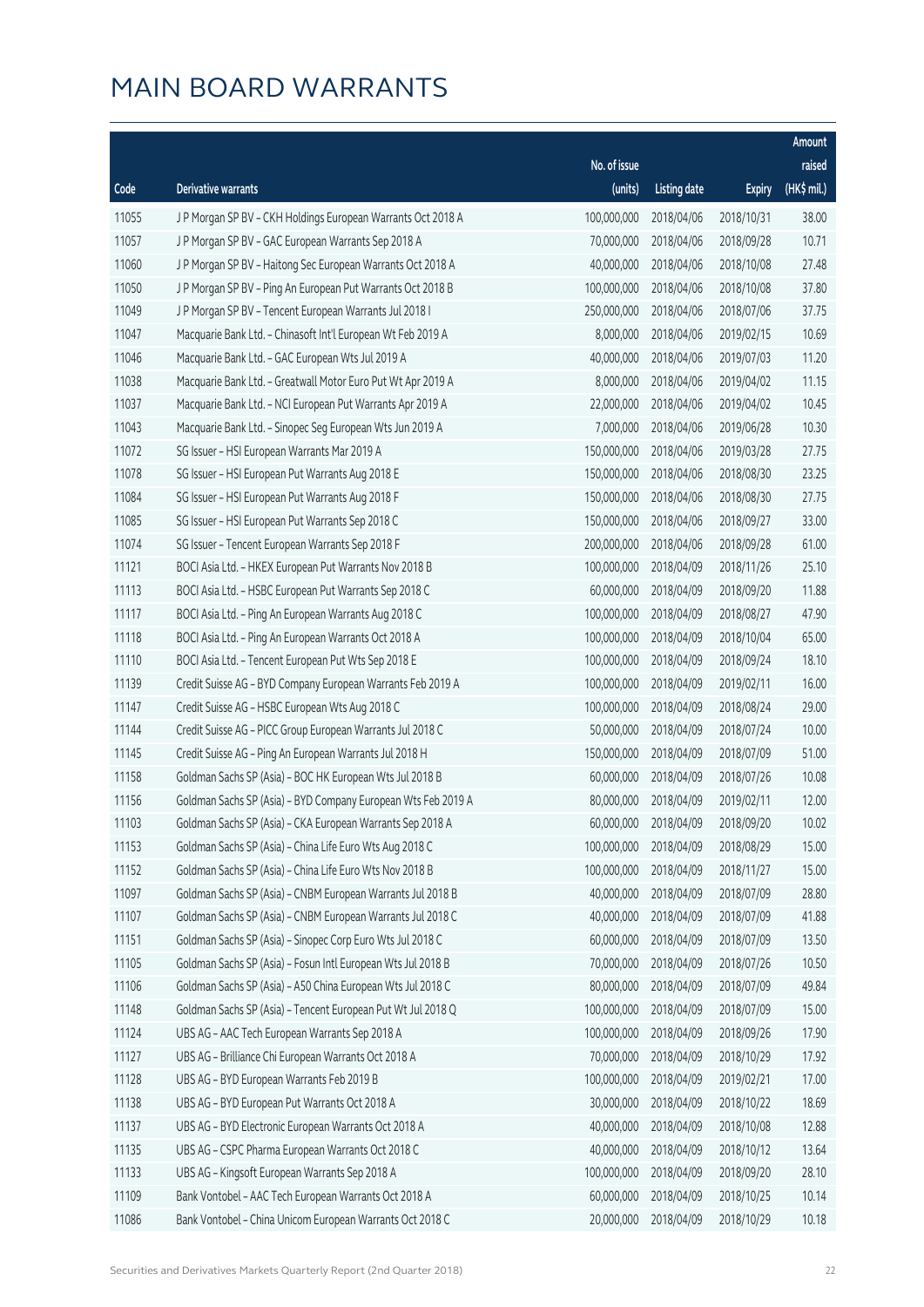# MAIN BOARD WARRANTS

| Code | Derivative warrants | No. of issue (units) | Listing date | Expiry | Amount raised (HK$ mil.) |
|---|---|---|---|---|---|
| 11055 | J P Morgan SP BV - CKH Holdings European Warrants Oct 2018 A | 100,000,000 | 2018/04/06 | 2018/10/31 | 38.00 |
| 11057 | J P Morgan SP BV - GAC European Warrants Sep 2018 A | 70,000,000 | 2018/04/06 | 2018/09/28 | 10.71 |
| 11060 | J P Morgan SP BV - Haitong Sec European Warrants Oct 2018 A | 40,000,000 | 2018/04/06 | 2018/10/08 | 27.48 |
| 11050 | J P Morgan SP BV - Ping An European Put Warrants Oct 2018 B | 100,000,000 | 2018/04/06 | 2018/10/08 | 37.80 |
| 11049 | J P Morgan SP BV - Tencent European Warrants Jul 2018 I | 250,000,000 | 2018/04/06 | 2018/07/06 | 37.75 |
| 11047 | Macquarie Bank Ltd. - Chinasoft Int'l European Wt Feb 2019 A | 8,000,000 | 2018/04/06 | 2019/02/15 | 10.69 |
| 11046 | Macquarie Bank Ltd. - GAC European Wts Jul 2019 A | 40,000,000 | 2018/04/06 | 2019/07/03 | 11.20 |
| 11038 | Macquarie Bank Ltd. - Greatwall Motor Euro Put Wt Apr 2019 A | 8,000,000 | 2018/04/06 | 2019/04/02 | 11.15 |
| 11037 | Macquarie Bank Ltd. - NCI European Put Warrants Apr 2019 A | 22,000,000 | 2018/04/06 | 2019/04/02 | 10.45 |
| 11043 | Macquarie Bank Ltd. - Sinopec Seg European Wts Jun 2019 A | 7,000,000 | 2018/04/06 | 2019/06/28 | 10.30 |
| 11072 | SG Issuer - HSI European Warrants Mar 2019 A | 150,000,000 | 2018/04/06 | 2019/03/28 | 27.75 |
| 11078 | SG Issuer - HSI European Put Warrants Aug 2018 E | 150,000,000 | 2018/04/06 | 2018/08/30 | 23.25 |
| 11084 | SG Issuer - HSI European Put Warrants Aug 2018 F | 150,000,000 | 2018/04/06 | 2018/08/30 | 27.75 |
| 11085 | SG Issuer - HSI European Put Warrants Sep 2018 C | 150,000,000 | 2018/04/06 | 2018/09/27 | 33.00 |
| 11074 | SG Issuer - Tencent European Warrants Sep 2018 F | 200,000,000 | 2018/04/06 | 2018/09/28 | 61.00 |
| 11121 | BOCI Asia Ltd. - HKEX European Put Warrants Nov 2018 B | 100,000,000 | 2018/04/09 | 2018/11/26 | 25.10 |
| 11113 | BOCI Asia Ltd. - HSBC European Put Warrants Sep 2018 C | 60,000,000 | 2018/04/09 | 2018/09/20 | 11.88 |
| 11117 | BOCI Asia Ltd. - Ping An European Warrants Aug 2018 C | 100,000,000 | 2018/04/09 | 2018/08/27 | 47.90 |
| 11118 | BOCI Asia Ltd. - Ping An European Warrants Oct 2018 A | 100,000,000 | 2018/04/09 | 2018/10/04 | 65.00 |
| 11110 | BOCI Asia Ltd. - Tencent European Put Wts Sep 2018 E | 100,000,000 | 2018/04/09 | 2018/09/24 | 18.10 |
| 11139 | Credit Suisse AG - BYD Company European Warrants Feb 2019 A | 100,000,000 | 2018/04/09 | 2019/02/11 | 16.00 |
| 11147 | Credit Suisse AG - HSBC European Wts Aug 2018 C | 100,000,000 | 2018/04/09 | 2018/08/24 | 29.00 |
| 11144 | Credit Suisse AG - PICC Group European Warrants Jul 2018 C | 50,000,000 | 2018/04/09 | 2018/07/24 | 10.00 |
| 11145 | Credit Suisse AG - Ping An European Warrants Jul 2018 H | 150,000,000 | 2018/04/09 | 2018/07/09 | 51.00 |
| 11158 | Goldman Sachs SP (Asia) - BOC HK European Wts Jul 2018 B | 60,000,000 | 2018/04/09 | 2018/07/26 | 10.08 |
| 11156 | Goldman Sachs SP (Asia) - BYD Company European Wts Feb 2019 A | 80,000,000 | 2018/04/09 | 2019/02/11 | 12.00 |
| 11103 | Goldman Sachs SP (Asia) - CKA European Warrants Sep 2018 A | 60,000,000 | 2018/04/09 | 2018/09/20 | 10.02 |
| 11153 | Goldman Sachs SP (Asia) - China Life Euro Wts Aug 2018 C | 100,000,000 | 2018/04/09 | 2018/08/29 | 15.00 |
| 11152 | Goldman Sachs SP (Asia) - China Life Euro Wts Nov 2018 B | 100,000,000 | 2018/04/09 | 2018/11/27 | 15.00 |
| 11097 | Goldman Sachs SP (Asia) - CNBM European Warrants Jul 2018 B | 40,000,000 | 2018/04/09 | 2018/07/09 | 28.80 |
| 11107 | Goldman Sachs SP (Asia) - CNBM European Warrants Jul 2018 C | 40,000,000 | 2018/04/09 | 2018/07/09 | 41.88 |
| 11151 | Goldman Sachs SP (Asia) - Sinopec Corp Euro Wts Jul 2018 C | 60,000,000 | 2018/04/09 | 2018/07/09 | 13.50 |
| 11105 | Goldman Sachs SP (Asia) - Fosun Intl European Wts Jul 2018 B | 70,000,000 | 2018/04/09 | 2018/07/26 | 10.50 |
| 11106 | Goldman Sachs SP (Asia) - A50 China European Wts Jul 2018 C | 80,000,000 | 2018/04/09 | 2018/07/09 | 49.84 |
| 11148 | Goldman Sachs SP (Asia) - Tencent European Put Wt Jul 2018 Q | 100,000,000 | 2018/04/09 | 2018/07/09 | 15.00 |
| 11124 | UBS AG - AAC Tech European Warrants Sep 2018 A | 100,000,000 | 2018/04/09 | 2018/09/26 | 17.90 |
| 11127 | UBS AG - Brilliance Chi European Warrants Oct 2018 A | 70,000,000 | 2018/04/09 | 2018/10/29 | 17.92 |
| 11128 | UBS AG - BYD European Warrants Feb 2019 B | 100,000,000 | 2018/04/09 | 2019/02/21 | 17.00 |
| 11138 | UBS AG - BYD European Put Warrants Oct 2018 A | 30,000,000 | 2018/04/09 | 2018/10/22 | 18.69 |
| 11137 | UBS AG - BYD Electronic European Warrants Oct 2018 A | 40,000,000 | 2018/04/09 | 2018/10/08 | 12.88 |
| 11135 | UBS AG - CSPC Pharma European Warrants Oct 2018 C | 40,000,000 | 2018/04/09 | 2018/10/12 | 13.64 |
| 11133 | UBS AG - Kingsoft European Warrants Sep 2018 A | 100,000,000 | 2018/04/09 | 2018/09/20 | 28.10 |
| 11109 | Bank Vontobel - AAC Tech European Warrants Oct 2018 A | 60,000,000 | 2018/04/09 | 2018/10/25 | 10.14 |
| 11086 | Bank Vontobel - China Unicom European Warrants Oct 2018 C | 20,000,000 | 2018/04/09 | 2018/10/29 | 10.18 |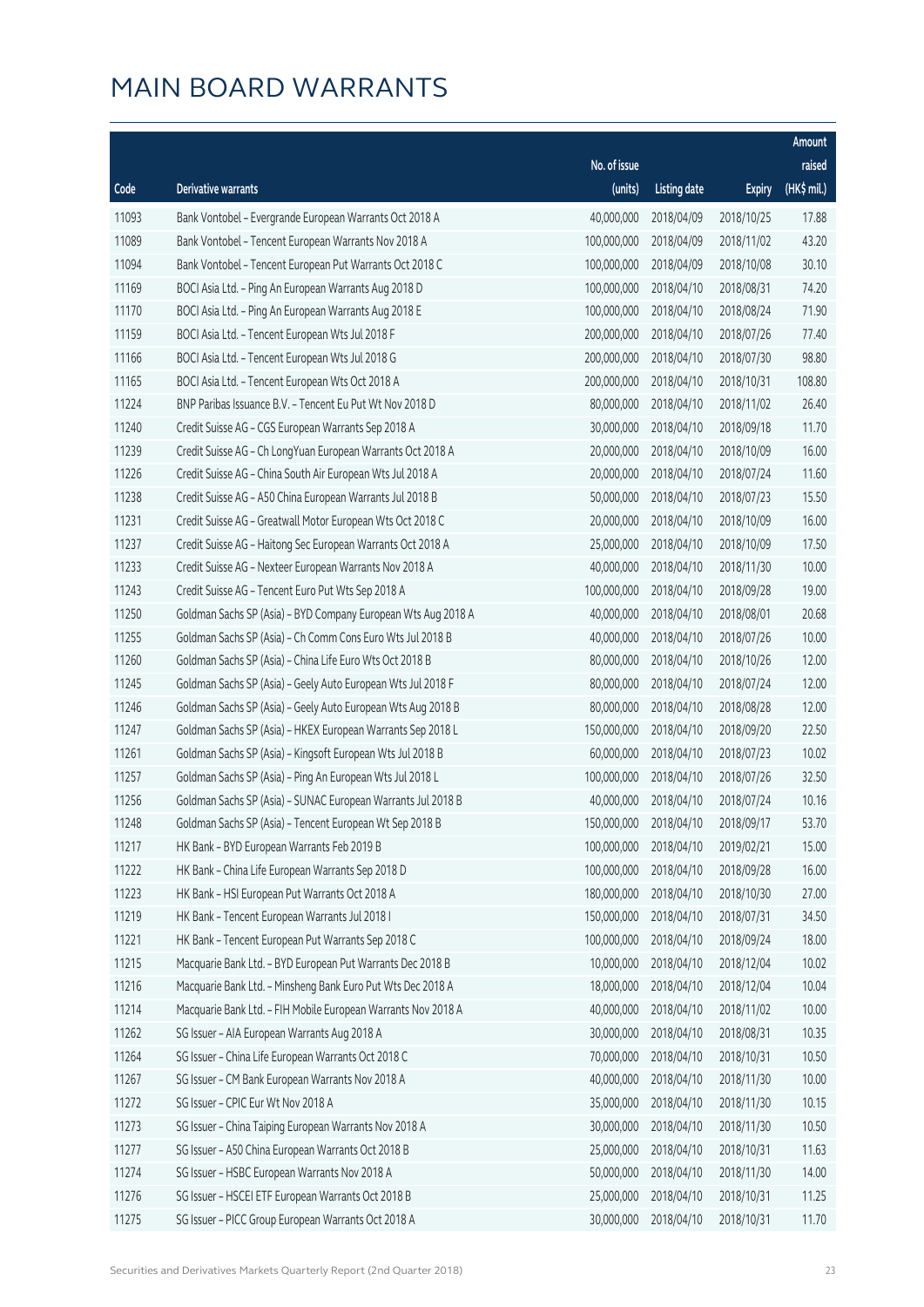# MAIN BOARD WARRANTS

| Code | Derivative warrants | No. of issue (units) | Listing date | Expiry | Amount raised (HK$ mil.) |
|---|---|---|---|---|---|
| 11093 | Bank Vontobel – Evergrande European Warrants Oct 2018 A | 40,000,000 | 2018/04/09 | 2018/10/25 | 17.88 |
| 11089 | Bank Vontobel – Tencent European Warrants Nov 2018 A | 100,000,000 | 2018/04/09 | 2018/11/02 | 43.20 |
| 11094 | Bank Vontobel – Tencent European Put Warrants Oct 2018 C | 100,000,000 | 2018/04/09 | 2018/10/08 | 30.10 |
| 11169 | BOCI Asia Ltd. – Ping An European Warrants Aug 2018 D | 100,000,000 | 2018/04/10 | 2018/08/31 | 74.20 |
| 11170 | BOCI Asia Ltd. – Ping An European Warrants Aug 2018 E | 100,000,000 | 2018/04/10 | 2018/08/24 | 71.90 |
| 11159 | BOCI Asia Ltd. – Tencent European Wts Jul 2018 F | 200,000,000 | 2018/04/10 | 2018/07/26 | 77.40 |
| 11166 | BOCI Asia Ltd. – Tencent European Wts Jul 2018 G | 200,000,000 | 2018/04/10 | 2018/07/30 | 98.80 |
| 11165 | BOCI Asia Ltd. – Tencent European Wts Oct 2018 A | 200,000,000 | 2018/04/10 | 2018/10/31 | 108.80 |
| 11224 | BNP Paribas Issuance B.V. – Tencent Eu Put Wt Nov 2018 D | 80,000,000 | 2018/04/10 | 2018/11/02 | 26.40 |
| 11240 | Credit Suisse AG – CGS European Warrants Sep 2018 A | 30,000,000 | 2018/04/10 | 2018/09/18 | 11.70 |
| 11239 | Credit Suisse AG – Ch LongYuan European Warrants Oct 2018 A | 20,000,000 | 2018/04/10 | 2018/10/09 | 16.00 |
| 11226 | Credit Suisse AG – China South Air European Wts Jul 2018 A | 20,000,000 | 2018/04/10 | 2018/07/24 | 11.60 |
| 11238 | Credit Suisse AG – A50 China European Warrants Jul 2018 B | 50,000,000 | 2018/04/10 | 2018/07/23 | 15.50 |
| 11231 | Credit Suisse AG – Greatwall Motor European Wts Oct 2018 C | 20,000,000 | 2018/04/10 | 2018/10/09 | 16.00 |
| 11237 | Credit Suisse AG – Haitong Sec European Warrants Oct 2018 A | 25,000,000 | 2018/04/10 | 2018/10/09 | 17.50 |
| 11233 | Credit Suisse AG – Nexteer European Warrants Nov 2018 A | 40,000,000 | 2018/04/10 | 2018/11/30 | 10.00 |
| 11243 | Credit Suisse AG – Tencent Euro Put Wts Sep 2018 A | 100,000,000 | 2018/04/10 | 2018/09/28 | 19.00 |
| 11250 | Goldman Sachs SP (Asia) – BYD Company European Wts Aug 2018 A | 40,000,000 | 2018/04/10 | 2018/08/01 | 20.68 |
| 11255 | Goldman Sachs SP (Asia) – Ch Comm Cons Euro Wts Jul 2018 B | 40,000,000 | 2018/04/10 | 2018/07/26 | 10.00 |
| 11260 | Goldman Sachs SP (Asia) – China Life Euro Wts Oct 2018 B | 80,000,000 | 2018/04/10 | 2018/10/26 | 12.00 |
| 11245 | Goldman Sachs SP (Asia) – Geely Auto European Wts Jul 2018 F | 80,000,000 | 2018/04/10 | 2018/07/24 | 12.00 |
| 11246 | Goldman Sachs SP (Asia) – Geely Auto European Wts Aug 2018 B | 80,000,000 | 2018/04/10 | 2018/08/28 | 12.00 |
| 11247 | Goldman Sachs SP (Asia) – HKEX European Warrants Sep 2018 L | 150,000,000 | 2018/04/10 | 2018/09/20 | 22.50 |
| 11261 | Goldman Sachs SP (Asia) – Kingsoft European Wts Jul 2018 B | 60,000,000 | 2018/04/10 | 2018/07/23 | 10.02 |
| 11257 | Goldman Sachs SP (Asia) – Ping An European Wts Jul 2018 L | 100,000,000 | 2018/04/10 | 2018/07/26 | 32.50 |
| 11256 | Goldman Sachs SP (Asia) – SUNAC European Warrants Jul 2018 B | 40,000,000 | 2018/04/10 | 2018/07/24 | 10.16 |
| 11248 | Goldman Sachs SP (Asia) – Tencent European Wt Sep 2018 B | 150,000,000 | 2018/04/10 | 2018/09/17 | 53.70 |
| 11217 | HK Bank – BYD European Warrants Feb 2019 B | 100,000,000 | 2018/04/10 | 2019/02/21 | 15.00 |
| 11222 | HK Bank – China Life European Warrants Sep 2018 D | 100,000,000 | 2018/04/10 | 2018/09/28 | 16.00 |
| 11223 | HK Bank – HSI European Put Warrants Oct 2018 A | 180,000,000 | 2018/04/10 | 2018/10/30 | 27.00 |
| 11219 | HK Bank – Tencent European Warrants Jul 2018 I | 150,000,000 | 2018/04/10 | 2018/07/31 | 34.50 |
| 11221 | HK Bank – Tencent European Put Warrants Sep 2018 C | 100,000,000 | 2018/04/10 | 2018/09/24 | 18.00 |
| 11215 | Macquarie Bank Ltd. – BYD European Put Warrants Dec 2018 B | 10,000,000 | 2018/04/10 | 2018/12/04 | 10.02 |
| 11216 | Macquarie Bank Ltd. – Minsheng Bank Euro Put Wts Dec 2018 A | 18,000,000 | 2018/04/10 | 2018/12/04 | 10.04 |
| 11214 | Macquarie Bank Ltd. – FIH Mobile European Warrants Nov 2018 A | 40,000,000 | 2018/04/10 | 2018/11/02 | 10.00 |
| 11262 | SG Issuer – AIA European Warrants Aug 2018 A | 30,000,000 | 2018/04/10 | 2018/08/31 | 10.35 |
| 11264 | SG Issuer – China Life European Warrants Oct 2018 C | 70,000,000 | 2018/04/10 | 2018/10/31 | 10.50 |
| 11267 | SG Issuer – CM Bank European Warrants Nov 2018 A | 40,000,000 | 2018/04/10 | 2018/11/30 | 10.00 |
| 11272 | SG Issuer – CPIC Eur Wt Nov 2018 A | 35,000,000 | 2018/04/10 | 2018/11/30 | 10.15 |
| 11273 | SG Issuer – China Taiping European Warrants Nov 2018 A | 30,000,000 | 2018/04/10 | 2018/11/30 | 10.50 |
| 11277 | SG Issuer – A50 China European Warrants Oct 2018 B | 25,000,000 | 2018/04/10 | 2018/10/31 | 11.63 |
| 11274 | SG Issuer – HSBC European Warrants Nov 2018 A | 50,000,000 | 2018/04/10 | 2018/11/30 | 14.00 |
| 11276 | SG Issuer – HSCEI ETF European Warrants Oct 2018 B | 25,000,000 | 2018/04/10 | 2018/10/31 | 11.25 |
| 11275 | SG Issuer – PICC Group European Warrants Oct 2018 A | 30,000,000 | 2018/04/10 | 2018/10/31 | 11.70 |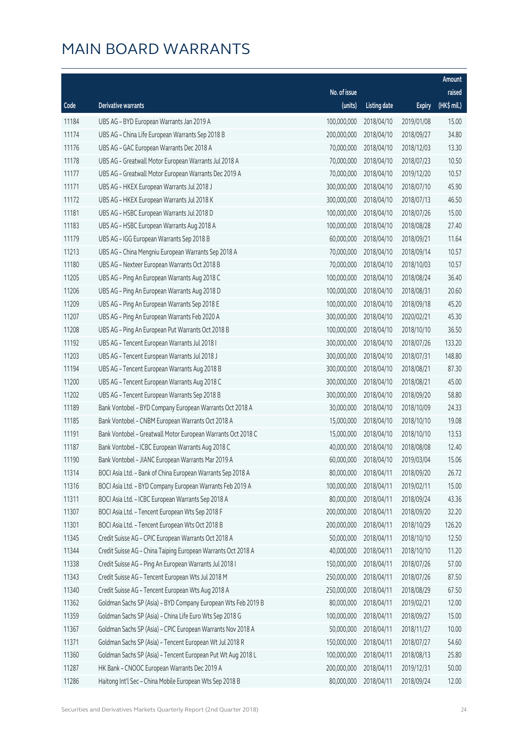# MAIN BOARD WARRANTS

| Code | Derivative warrants | No. of issue (units) | Listing date | Expiry | Amount raised (HK$ mil.) |
|---|---|---|---|---|---|
| 11184 | UBS AG - BYD European Warrants Jan 2019 A | 100,000,000 | 2018/04/10 | 2019/01/08 | 15.00 |
| 11174 | UBS AG - China Life European Warrants Sep 2018 B | 200,000,000 | 2018/04/10 | 2018/09/27 | 34.80 |
| 11176 | UBS AG - GAC European Warrants Dec 2018 A | 70,000,000 | 2018/04/10 | 2018/12/03 | 13.30 |
| 11178 | UBS AG - Greatwall Motor European Warrants Jul 2018 A | 70,000,000 | 2018/04/10 | 2018/07/23 | 10.50 |
| 11177 | UBS AG - Greatwall Motor European Warrants Dec 2019 A | 70,000,000 | 2018/04/10 | 2019/12/20 | 10.57 |
| 11171 | UBS AG - HKEX European Warrants Jul 2018 J | 300,000,000 | 2018/04/10 | 2018/07/10 | 45.90 |
| 11172 | UBS AG - HKEX European Warrants Jul 2018 K | 300,000,000 | 2018/04/10 | 2018/07/13 | 46.50 |
| 11181 | UBS AG - HSBC European Warrants Jul 2018 D | 100,000,000 | 2018/04/10 | 2018/07/26 | 15.00 |
| 11183 | UBS AG - HSBC European Warrants Aug 2018 A | 100,000,000 | 2018/04/10 | 2018/08/28 | 27.40 |
| 11179 | UBS AG - IGG European Warrants Sep 2018 B | 60,000,000 | 2018/04/10 | 2018/09/21 | 11.64 |
| 11213 | UBS AG - China Mengniu European Warrants Sep 2018 A | 70,000,000 | 2018/04/10 | 2018/09/14 | 10.57 |
| 11180 | UBS AG - Nexteer European Warrants Oct 2018 B | 70,000,000 | 2018/04/10 | 2018/10/03 | 10.57 |
| 11205 | UBS AG - Ping An European Warrants Aug 2018 C | 100,000,000 | 2018/04/10 | 2018/08/24 | 36.40 |
| 11206 | UBS AG - Ping An European Warrants Aug 2018 D | 100,000,000 | 2018/04/10 | 2018/08/31 | 20.60 |
| 11209 | UBS AG - Ping An European Warrants Sep 2018 E | 100,000,000 | 2018/04/10 | 2018/09/18 | 45.20 |
| 11207 | UBS AG - Ping An European Warrants Feb 2020 A | 300,000,000 | 2018/04/10 | 2020/02/21 | 45.30 |
| 11208 | UBS AG - Ping An European Put Warrants Oct 2018 B | 100,000,000 | 2018/04/10 | 2018/10/10 | 36.50 |
| 11192 | UBS AG - Tencent European Warrants Jul 2018 I | 300,000,000 | 2018/04/10 | 2018/07/26 | 133.20 |
| 11203 | UBS AG - Tencent European Warrants Jul 2018 J | 300,000,000 | 2018/04/10 | 2018/07/31 | 148.80 |
| 11194 | UBS AG - Tencent European Warrants Aug 2018 B | 300,000,000 | 2018/04/10 | 2018/08/21 | 87.30 |
| 11200 | UBS AG - Tencent European Warrants Aug 2018 C | 300,000,000 | 2018/04/10 | 2018/08/21 | 45.00 |
| 11202 | UBS AG - Tencent European Warrants Sep 2018 B | 300,000,000 | 2018/04/10 | 2018/09/20 | 58.80 |
| 11189 | Bank Vontobel - BYD Company European Warrants Oct 2018 A | 30,000,000 | 2018/04/10 | 2018/10/09 | 24.33 |
| 11185 | Bank Vontobel - CNBM European Warrants Oct 2018 A | 15,000,000 | 2018/04/10 | 2018/10/10 | 19.08 |
| 11191 | Bank Vontobel - Greatwall Motor European Warrants Oct 2018 C | 15,000,000 | 2018/04/10 | 2018/10/10 | 13.53 |
| 11187 | Bank Vontobel - ICBC European Warrants Aug 2018 C | 40,000,000 | 2018/04/10 | 2018/08/08 | 12.40 |
| 11190 | Bank Vontobel - JIANC European Warrants Mar 2019 A | 60,000,000 | 2018/04/10 | 2019/03/04 | 15.06 |
| 11314 | BOCI Asia Ltd. - Bank of China European Warrants Sep 2018 A | 80,000,000 | 2018/04/11 | 2018/09/20 | 26.72 |
| 11316 | BOCI Asia Ltd. - BYD Company European Warrants Feb 2019 A | 100,000,000 | 2018/04/11 | 2019/02/11 | 15.00 |
| 11311 | BOCI Asia Ltd. - ICBC European Warrants Sep 2018 A | 80,000,000 | 2018/04/11 | 2018/09/24 | 43.36 |
| 11307 | BOCI Asia Ltd. - Tencent European Wts Sep 2018 F | 200,000,000 | 2018/04/11 | 2018/09/20 | 32.20 |
| 11301 | BOCI Asia Ltd. - Tencent European Wts Oct 2018 B | 200,000,000 | 2018/04/11 | 2018/10/29 | 126.20 |
| 11345 | Credit Suisse AG - CPIC European Warrants Oct 2018 A | 50,000,000 | 2018/04/11 | 2018/10/10 | 12.50 |
| 11344 | Credit Suisse AG - China Taiping European Warrants Oct 2018 A | 40,000,000 | 2018/04/11 | 2018/10/10 | 11.20 |
| 11338 | Credit Suisse AG - Ping An European Warrants Jul 2018 I | 150,000,000 | 2018/04/11 | 2018/07/26 | 57.00 |
| 11343 | Credit Suisse AG - Tencent European Wts Jul 2018 M | 250,000,000 | 2018/04/11 | 2018/07/26 | 87.50 |
| 11340 | Credit Suisse AG - Tencent European Wts Aug 2018 A | 250,000,000 | 2018/04/11 | 2018/08/29 | 67.50 |
| 11362 | Goldman Sachs SP (Asia) - BYD Company European Wts Feb 2019 B | 80,000,000 | 2018/04/11 | 2019/02/21 | 12.00 |
| 11359 | Goldman Sachs SP (Asia) - China Life Euro Wts Sep 2018 G | 100,000,000 | 2018/04/11 | 2018/09/27 | 15.00 |
| 11367 | Goldman Sachs SP (Asia) - CPIC European Warrants Nov 2018 A | 50,000,000 | 2018/04/11 | 2018/11/27 | 10.00 |
| 11371 | Goldman Sachs SP (Asia) - Tencent European Wt Jul 2018 R | 150,000,000 | 2018/04/11 | 2018/07/27 | 54.60 |
| 11360 | Goldman Sachs SP (Asia) - Tencent European Put Wt Aug 2018 L | 100,000,000 | 2018/04/11 | 2018/08/13 | 25.80 |
| 11287 | HK Bank - CNOOC European Warrants Dec 2019 A | 200,000,000 | 2018/04/11 | 2019/12/31 | 50.00 |
| 11286 | Haitong Int'l Sec - China Mobile European Wts Sep 2018 B | 80,000,000 | 2018/04/11 | 2018/09/24 | 12.00 |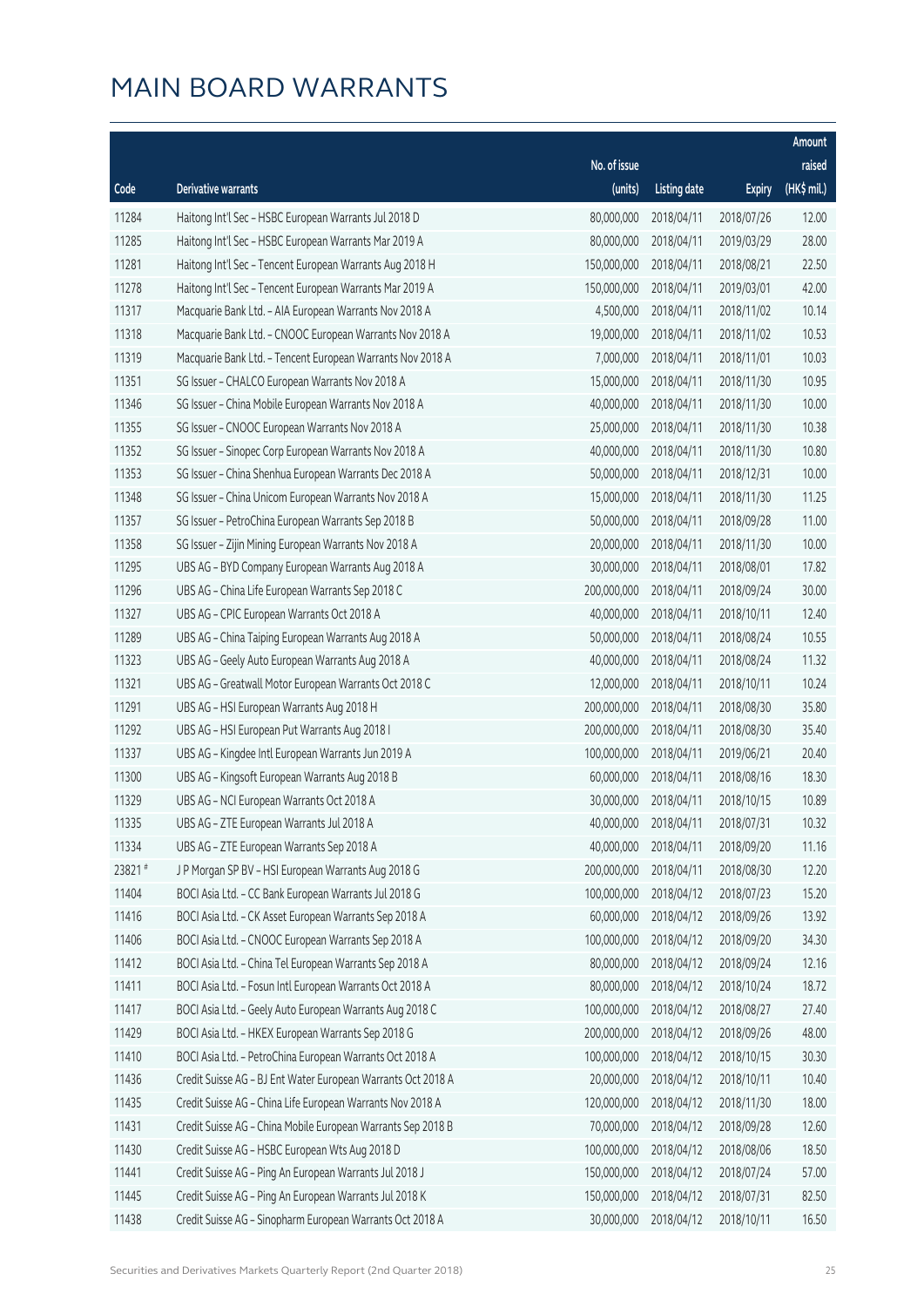# MAIN BOARD WARRANTS

| Code | Derivative warrants | No. of issue (units) | Listing date | Expiry | Amount raised (HK$ mil.) |
|---|---|---|---|---|---|
| 11284 | Haitong Int'l Sec - HSBC European Warrants Jul 2018 D | 80,000,000 | 2018/04/11 | 2018/07/26 | 12.00 |
| 11285 | Haitong Int'l Sec - HSBC European Warrants Mar 2019 A | 80,000,000 | 2018/04/11 | 2019/03/29 | 28.00 |
| 11281 | Haitong Int'l Sec - Tencent European Warrants Aug 2018 H | 150,000,000 | 2018/04/11 | 2018/08/21 | 22.50 |
| 11278 | Haitong Int'l Sec - Tencent European Warrants Mar 2019 A | 150,000,000 | 2018/04/11 | 2019/03/01 | 42.00 |
| 11317 | Macquarie Bank Ltd. - AIA European Warrants Nov 2018 A | 4,500,000 | 2018/04/11 | 2018/11/02 | 10.14 |
| 11318 | Macquarie Bank Ltd. - CNOOC European Warrants Nov 2018 A | 19,000,000 | 2018/04/11 | 2018/11/02 | 10.53 |
| 11319 | Macquarie Bank Ltd. - Tencent European Warrants Nov 2018 A | 7,000,000 | 2018/04/11 | 2018/11/01 | 10.03 |
| 11351 | SG Issuer - CHALCO European Warrants Nov 2018 A | 15,000,000 | 2018/04/11 | 2018/11/30 | 10.95 |
| 11346 | SG Issuer - China Mobile European Warrants Nov 2018 A | 40,000,000 | 2018/04/11 | 2018/11/30 | 10.00 |
| 11355 | SG Issuer - CNOOC European Warrants Nov 2018 A | 25,000,000 | 2018/04/11 | 2018/11/30 | 10.38 |
| 11352 | SG Issuer - Sinopec Corp European Warrants Nov 2018 A | 40,000,000 | 2018/04/11 | 2018/11/30 | 10.80 |
| 11353 | SG Issuer - China Shenhua European Warrants Dec 2018 A | 50,000,000 | 2018/04/11 | 2018/12/31 | 10.00 |
| 11348 | SG Issuer - China Unicom European Warrants Nov 2018 A | 15,000,000 | 2018/04/11 | 2018/11/30 | 11.25 |
| 11357 | SG Issuer - PetroChina European Warrants Sep 2018 B | 50,000,000 | 2018/04/11 | 2018/09/28 | 11.00 |
| 11358 | SG Issuer - Zijin Mining European Warrants Nov 2018 A | 20,000,000 | 2018/04/11 | 2018/11/30 | 10.00 |
| 11295 | UBS AG - BYD Company European Warrants Aug 2018 A | 30,000,000 | 2018/04/11 | 2018/08/01 | 17.82 |
| 11296 | UBS AG - China Life European Warrants Sep 2018 C | 200,000,000 | 2018/04/11 | 2018/09/24 | 30.00 |
| 11327 | UBS AG - CPIC European Warrants Oct 2018 A | 40,000,000 | 2018/04/11 | 2018/10/11 | 12.40 |
| 11289 | UBS AG - China Taiping European Warrants Aug 2018 A | 50,000,000 | 2018/04/11 | 2018/08/24 | 10.55 |
| 11323 | UBS AG - Geely Auto European Warrants Aug 2018 A | 40,000,000 | 2018/04/11 | 2018/08/24 | 11.32 |
| 11321 | UBS AG - Greatwall Motor European Warrants Oct 2018 C | 12,000,000 | 2018/04/11 | 2018/10/11 | 10.24 |
| 11291 | UBS AG - HSI European Warrants Aug 2018 H | 200,000,000 | 2018/04/11 | 2018/08/30 | 35.80 |
| 11292 | UBS AG - HSI European Put Warrants Aug 2018 I | 200,000,000 | 2018/04/11 | 2018/08/30 | 35.40 |
| 11337 | UBS AG - Kingdee Intl European Warrants Jun 2019 A | 100,000,000 | 2018/04/11 | 2019/06/21 | 20.40 |
| 11300 | UBS AG - Kingsoft European Warrants Aug 2018 B | 60,000,000 | 2018/04/11 | 2018/08/16 | 18.30 |
| 11329 | UBS AG - NCI European Warrants Oct 2018 A | 30,000,000 | 2018/04/11 | 2018/10/15 | 10.89 |
| 11335 | UBS AG - ZTE European Warrants Jul 2018 A | 40,000,000 | 2018/04/11 | 2018/07/31 | 10.32 |
| 11334 | UBS AG - ZTE European Warrants Sep 2018 A | 40,000,000 | 2018/04/11 | 2018/09/20 | 11.16 |
| 23821 # | J P Morgan SP BV - HSI European Warrants Aug 2018 G | 200,000,000 | 2018/04/11 | 2018/08/30 | 12.20 |
| 11404 | BOCI Asia Ltd. - CC Bank European Warrants Jul 2018 G | 100,000,000 | 2018/04/12 | 2018/07/23 | 15.20 |
| 11416 | BOCI Asia Ltd. - CK Asset European Warrants Sep 2018 A | 60,000,000 | 2018/04/12 | 2018/09/26 | 13.92 |
| 11406 | BOCI Asia Ltd. - CNOOC European Warrants Sep 2018 A | 100,000,000 | 2018/04/12 | 2018/09/20 | 34.30 |
| 11412 | BOCI Asia Ltd. - China Tel European Warrants Sep 2018 A | 80,000,000 | 2018/04/12 | 2018/09/24 | 12.16 |
| 11411 | BOCI Asia Ltd. - Fosun Intl European Warrants Oct 2018 A | 80,000,000 | 2018/04/12 | 2018/10/24 | 18.72 |
| 11417 | BOCI Asia Ltd. - Geely Auto European Warrants Aug 2018 C | 100,000,000 | 2018/04/12 | 2018/08/27 | 27.40 |
| 11429 | BOCI Asia Ltd. - HKEX European Warrants Sep 2018 G | 200,000,000 | 2018/04/12 | 2018/09/26 | 48.00 |
| 11410 | BOCI Asia Ltd. - PetroChina European Warrants Oct 2018 A | 100,000,000 | 2018/04/12 | 2018/10/15 | 30.30 |
| 11436 | Credit Suisse AG - BJ Ent Water European Warrants Oct 2018 A | 20,000,000 | 2018/04/12 | 2018/10/11 | 10.40 |
| 11435 | Credit Suisse AG - China Life European Warrants Nov 2018 A | 120,000,000 | 2018/04/12 | 2018/11/30 | 18.00 |
| 11431 | Credit Suisse AG - China Mobile European Warrants Sep 2018 B | 70,000,000 | 2018/04/12 | 2018/09/28 | 12.60 |
| 11430 | Credit Suisse AG - HSBC European Wts Aug 2018 D | 100,000,000 | 2018/04/12 | 2018/08/06 | 18.50 |
| 11441 | Credit Suisse AG - Ping An European Warrants Jul 2018 J | 150,000,000 | 2018/04/12 | 2018/07/24 | 57.00 |
| 11445 | Credit Suisse AG - Ping An European Warrants Jul 2018 K | 150,000,000 | 2018/04/12 | 2018/07/31 | 82.50 |
| 11438 | Credit Suisse AG - Sinopharm European Warrants Oct 2018 A | 30,000,000 | 2018/04/12 | 2018/10/11 | 16.50 |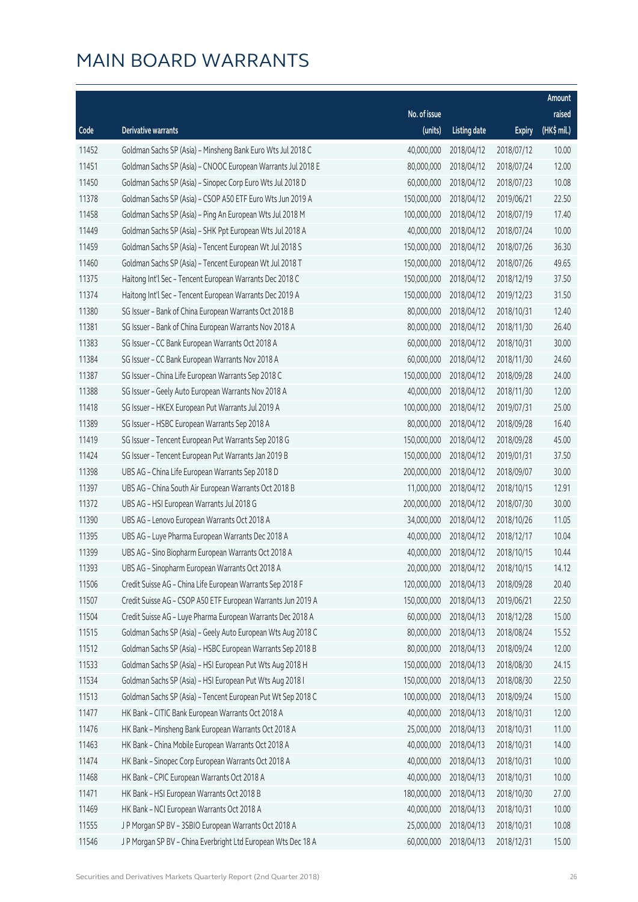# MAIN BOARD WARRANTS

| Code | Derivative warrants | No. of issue (units) | Listing date | Expiry | Amount raised (HK$ mil.) |
|---|---|---|---|---|---|
| 11452 | Goldman Sachs SP (Asia) - Minsheng Bank Euro Wts Jul 2018 C | 40,000,000 | 2018/04/12 | 2018/07/12 | 10.00 |
| 11451 | Goldman Sachs SP (Asia) - CNOOC European Warrants Jul 2018 E | 80,000,000 | 2018/04/12 | 2018/07/24 | 12.00 |
| 11450 | Goldman Sachs SP (Asia) - Sinopec Corp Euro Wts Jul 2018 D | 60,000,000 | 2018/04/12 | 2018/07/23 | 10.08 |
| 11378 | Goldman Sachs SP (Asia) - CSOP A50 ETF Euro Wts Jun 2019 A | 150,000,000 | 2018/04/12 | 2019/06/21 | 22.50 |
| 11458 | Goldman Sachs SP (Asia) - Ping An European Wts Jul 2018 M | 100,000,000 | 2018/04/12 | 2018/07/19 | 17.40 |
| 11449 | Goldman Sachs SP (Asia) - SHK Ppt European Wts Jul 2018 A | 40,000,000 | 2018/04/12 | 2018/07/24 | 10.00 |
| 11459 | Goldman Sachs SP (Asia) - Tencent European Wt Jul 2018 S | 150,000,000 | 2018/04/12 | 2018/07/26 | 36.30 |
| 11460 | Goldman Sachs SP (Asia) - Tencent European Wt Jul 2018 T | 150,000,000 | 2018/04/12 | 2018/07/26 | 49.65 |
| 11375 | Haitong Int'l Sec - Tencent European Warrants Dec 2018 C | 150,000,000 | 2018/04/12 | 2018/12/19 | 37.50 |
| 11374 | Haitong Int'l Sec - Tencent European Warrants Dec 2019 A | 150,000,000 | 2018/04/12 | 2019/12/23 | 31.50 |
| 11380 | SG Issuer - Bank of China European Warrants Oct 2018 B | 80,000,000 | 2018/04/12 | 2018/10/31 | 12.40 |
| 11381 | SG Issuer - Bank of China European Warrants Nov 2018 A | 80,000,000 | 2018/04/12 | 2018/11/30 | 26.40 |
| 11383 | SG Issuer - CC Bank European Warrants Oct 2018 A | 60,000,000 | 2018/04/12 | 2018/10/31 | 30.00 |
| 11384 | SG Issuer - CC Bank European Warrants Nov 2018 A | 60,000,000 | 2018/04/12 | 2018/11/30 | 24.60 |
| 11387 | SG Issuer - China Life European Warrants Sep 2018 C | 150,000,000 | 2018/04/12 | 2018/09/28 | 24.00 |
| 11388 | SG Issuer - Geely Auto European Warrants Nov 2018 A | 40,000,000 | 2018/04/12 | 2018/11/30 | 12.00 |
| 11418 | SG Issuer - HKEX European Put Warrants Jul 2019 A | 100,000,000 | 2018/04/12 | 2019/07/31 | 25.00 |
| 11389 | SG Issuer - HSBC European Warrants Sep 2018 A | 80,000,000 | 2018/04/12 | 2018/09/28 | 16.40 |
| 11419 | SG Issuer - Tencent European Put Warrants Sep 2018 G | 150,000,000 | 2018/04/12 | 2018/09/28 | 45.00 |
| 11424 | SG Issuer - Tencent European Put Warrants Jan 2019 B | 150,000,000 | 2018/04/12 | 2019/01/31 | 37.50 |
| 11398 | UBS AG - China Life European Warrants Sep 2018 D | 200,000,000 | 2018/04/12 | 2018/09/07 | 30.00 |
| 11397 | UBS AG - China South Air European Warrants Oct 2018 B | 11,000,000 | 2018/04/12 | 2018/10/15 | 12.91 |
| 11372 | UBS AG - HSI European Warrants Jul 2018 G | 200,000,000 | 2018/04/12 | 2018/07/30 | 30.00 |
| 11390 | UBS AG - Lenovo European Warrants Oct 2018 A | 34,000,000 | 2018/04/12 | 2018/10/26 | 11.05 |
| 11395 | UBS AG - Luye Pharma European Warrants Dec 2018 A | 40,000,000 | 2018/04/12 | 2018/12/17 | 10.04 |
| 11399 | UBS AG - Sino Biopharm European Warrants Oct 2018 A | 40,000,000 | 2018/04/12 | 2018/10/15 | 10.44 |
| 11393 | UBS AG - Sinopharm European Warrants Oct 2018 A | 20,000,000 | 2018/04/12 | 2018/10/15 | 14.12 |
| 11506 | Credit Suisse AG - China Life European Warrants Sep 2018 F | 120,000,000 | 2018/04/13 | 2018/09/28 | 20.40 |
| 11507 | Credit Suisse AG - CSOP A50 ETF European Warrants Jun 2019 A | 150,000,000 | 2018/04/13 | 2019/06/21 | 22.50 |
| 11504 | Credit Suisse AG - Luye Pharma European Warrants Dec 2018 A | 60,000,000 | 2018/04/13 | 2018/12/28 | 15.00 |
| 11515 | Goldman Sachs SP (Asia) - Geely Auto European Wts Aug 2018 C | 80,000,000 | 2018/04/13 | 2018/08/24 | 15.52 |
| 11512 | Goldman Sachs SP (Asia) - HSBC European Warrants Sep 2018 B | 80,000,000 | 2018/04/13 | 2018/09/24 | 12.00 |
| 11533 | Goldman Sachs SP (Asia) - HSI European Put Wts Aug 2018 H | 150,000,000 | 2018/04/13 | 2018/08/30 | 24.15 |
| 11534 | Goldman Sachs SP (Asia) - HSI European Put Wts Aug 2018 I | 150,000,000 | 2018/04/13 | 2018/08/30 | 22.50 |
| 11513 | Goldman Sachs SP (Asia) - Tencent European Put Wt Sep 2018 C | 100,000,000 | 2018/04/13 | 2018/09/24 | 15.00 |
| 11477 | HK Bank - CITIC Bank European Warrants Oct 2018 A | 40,000,000 | 2018/04/13 | 2018/10/31 | 12.00 |
| 11476 | HK Bank - Minsheng Bank European Warrants Oct 2018 A | 25,000,000 | 2018/04/13 | 2018/10/31 | 11.00 |
| 11463 | HK Bank - China Mobile European Warrants Oct 2018 A | 40,000,000 | 2018/04/13 | 2018/10/31 | 14.00 |
| 11474 | HK Bank - Sinopec Corp European Warrants Oct 2018 A | 40,000,000 | 2018/04/13 | 2018/10/31 | 10.00 |
| 11468 | HK Bank - CPIC European Warrants Oct 2018 A | 40,000,000 | 2018/04/13 | 2018/10/31 | 10.00 |
| 11471 | HK Bank - HSI European Warrants Oct 2018 B | 180,000,000 | 2018/04/13 | 2018/10/30 | 27.00 |
| 11469 | HK Bank - NCI European Warrants Oct 2018 A | 40,000,000 | 2018/04/13 | 2018/10/31 | 10.00 |
| 11555 | J P Morgan SP BV - 3SBIO European Warrants Oct 2018 A | 25,000,000 | 2018/04/13 | 2018/10/31 | 10.08 |
| 11546 | J P Morgan SP BV - China Everbright Ltd European Wts Dec 18 A | 60,000,000 | 2018/04/13 | 2018/12/31 | 15.00 |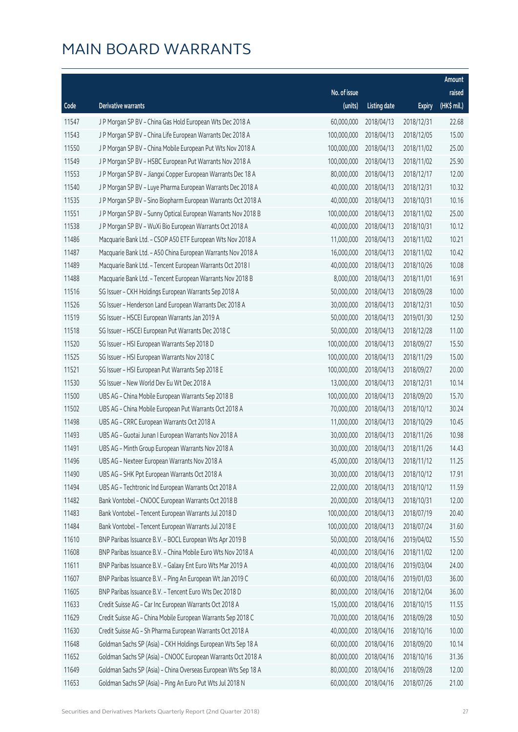# MAIN BOARD WARRANTS

| Code | Derivative warrants | No. of issue (units) | Listing date | Expiry | Amount raised (HK$ mil.) |
|---|---|---|---|---|---|
| 11547 | J P Morgan SP BV - China Gas Hold European Wts Dec 2018 A | 60,000,000 | 2018/04/13 | 2018/12/31 | 22.68 |
| 11543 | J P Morgan SP BV - China Life European Warrants Dec 2018 A | 100,000,000 | 2018/04/13 | 2018/12/05 | 15.00 |
| 11550 | J P Morgan SP BV - China Mobile European Put Wts Nov 2018 A | 100,000,000 | 2018/04/13 | 2018/11/02 | 25.00 |
| 11549 | J P Morgan SP BV - HSBC European Put Warrants Nov 2018 A | 100,000,000 | 2018/04/13 | 2018/11/02 | 25.90 |
| 11553 | J P Morgan SP BV - Jiangxi Copper European Warrants Dec 18 A | 80,000,000 | 2018/04/13 | 2018/12/17 | 12.00 |
| 11540 | J P Morgan SP BV - Luye Pharma European Warrants Dec 2018 A | 40,000,000 | 2018/04/13 | 2018/12/31 | 10.32 |
| 11535 | J P Morgan SP BV - Sino Biopharm European Warrants Oct 2018 A | 40,000,000 | 2018/04/13 | 2018/10/31 | 10.16 |
| 11551 | J P Morgan SP BV - Sunny Optical European Warrants Nov 2018 B | 100,000,000 | 2018/04/13 | 2018/11/02 | 25.00 |
| 11538 | J P Morgan SP BV - WuXi Bio European Warrants Oct 2018 A | 40,000,000 | 2018/04/13 | 2018/10/31 | 10.12 |
| 11486 | Macquarie Bank Ltd. - CSOP A50 ETF European Wts Nov 2018 A | 11,000,000 | 2018/04/13 | 2018/11/02 | 10.21 |
| 11487 | Macquarie Bank Ltd. - A50 China European Warrants Nov 2018 A | 16,000,000 | 2018/04/13 | 2018/11/02 | 10.42 |
| 11489 | Macquarie Bank Ltd. - Tencent European Warrants Oct 2018 I | 40,000,000 | 2018/04/13 | 2018/10/26 | 10.08 |
| 11488 | Macquarie Bank Ltd. - Tencent European Warrants Nov 2018 B | 8,000,000 | 2018/04/13 | 2018/11/01 | 16.91 |
| 11516 | SG Issuer - CKH Holdings European Warrants Sep 2018 A | 50,000,000 | 2018/04/13 | 2018/09/28 | 10.00 |
| 11526 | SG Issuer - Henderson Land European Warrants Dec 2018 A | 30,000,000 | 2018/04/13 | 2018/12/31 | 10.50 |
| 11519 | SG Issuer - HSCEI European Warrants Jan 2019 A | 50,000,000 | 2018/04/13 | 2019/01/30 | 12.50 |
| 11518 | SG Issuer - HSCEI European Put Warrants Dec 2018 C | 50,000,000 | 2018/04/13 | 2018/12/28 | 11.00 |
| 11520 | SG Issuer - HSI European Warrants Sep 2018 D | 100,000,000 | 2018/04/13 | 2018/09/27 | 15.50 |
| 11525 | SG Issuer - HSI European Warrants Nov 2018 C | 100,000,000 | 2018/04/13 | 2018/11/29 | 15.00 |
| 11521 | SG Issuer - HSI European Put Warrants Sep 2018 E | 100,000,000 | 2018/04/13 | 2018/09/27 | 20.00 |
| 11530 | SG Issuer - New World Dev Eu Wt Dec 2018 A | 13,000,000 | 2018/04/13 | 2018/12/31 | 10.14 |
| 11500 | UBS AG - China Mobile European Warrants Sep 2018 B | 100,000,000 | 2018/04/13 | 2018/09/20 | 15.70 |
| 11502 | UBS AG - China Mobile European Put Warrants Oct 2018 A | 70,000,000 | 2018/04/13 | 2018/10/12 | 30.24 |
| 11498 | UBS AG - CRRC European Warrants Oct 2018 A | 11,000,000 | 2018/04/13 | 2018/10/29 | 10.45 |
| 11493 | UBS AG - Guotai Junan I European Warrants Nov 2018 A | 30,000,000 | 2018/04/13 | 2018/11/26 | 10.98 |
| 11491 | UBS AG - Minth Group European Warrants Nov 2018 A | 30,000,000 | 2018/04/13 | 2018/11/26 | 14.43 |
| 11496 | UBS AG - Nexteer European Warrants Nov 2018 A | 45,000,000 | 2018/04/13 | 2018/11/12 | 11.25 |
| 11490 | UBS AG - SHK Ppt European Warrants Oct 2018 A | 30,000,000 | 2018/04/13 | 2018/10/12 | 17.91 |
| 11494 | UBS AG - Techtronic Ind European Warrants Oct 2018 A | 22,000,000 | 2018/04/13 | 2018/10/12 | 11.59 |
| 11482 | Bank Vontobel - CNOOC European Warrants Oct 2018 B | 20,000,000 | 2018/04/13 | 2018/10/31 | 12.00 |
| 11483 | Bank Vontobel - Tencent European Warrants Jul 2018 D | 100,000,000 | 2018/04/13 | 2018/07/19 | 20.40 |
| 11484 | Bank Vontobel - Tencent European Warrants Jul 2018 E | 100,000,000 | 2018/04/13 | 2018/07/24 | 31.60 |
| 11610 | BNP Paribas Issuance B.V. - BOCL European Wts Apr 2019 B | 50,000,000 | 2018/04/16 | 2019/04/02 | 15.50 |
| 11608 | BNP Paribas Issuance B.V. - China Mobile Euro Wts Nov 2018 A | 40,000,000 | 2018/04/16 | 2018/11/02 | 12.00 |
| 11611 | BNP Paribas Issuance B.V. - Galaxy Ent Euro Wts Mar 2019 A | 40,000,000 | 2018/04/16 | 2019/03/04 | 24.00 |
| 11607 | BNP Paribas Issuance B.V. - Ping An European Wt Jan 2019 C | 60,000,000 | 2018/04/16 | 2019/01/03 | 36.00 |
| 11605 | BNP Paribas Issuance B.V. - Tencent Euro Wts Dec 2018 D | 80,000,000 | 2018/04/16 | 2018/12/04 | 36.00 |
| 11633 | Credit Suisse AG - Car Inc European Warrants Oct 2018 A | 15,000,000 | 2018/04/16 | 2018/10/15 | 11.55 |
| 11629 | Credit Suisse AG - China Mobile European Warrants Sep 2018 C | 70,000,000 | 2018/04/16 | 2018/09/28 | 10.50 |
| 11630 | Credit Suisse AG - Sh Pharma European Warrants Oct 2018 A | 40,000,000 | 2018/04/16 | 2018/10/16 | 10.00 |
| 11648 | Goldman Sachs SP (Asia) - CKH Holdings European Wts Sep 18 A | 60,000,000 | 2018/04/16 | 2018/09/20 | 10.14 |
| 11652 | Goldman Sachs SP (Asia) - CNOOC European Warrants Oct 2018 A | 80,000,000 | 2018/04/16 | 2018/10/16 | 31.36 |
| 11649 | Goldman Sachs SP (Asia) - China Overseas European Wts Sep 18 A | 80,000,000 | 2018/04/16 | 2018/09/28 | 12.00 |
| 11653 | Goldman Sachs SP (Asia) - Ping An Euro Put Wts Jul 2018 N | 60,000,000 | 2018/04/16 | 2018/07/26 | 21.00 |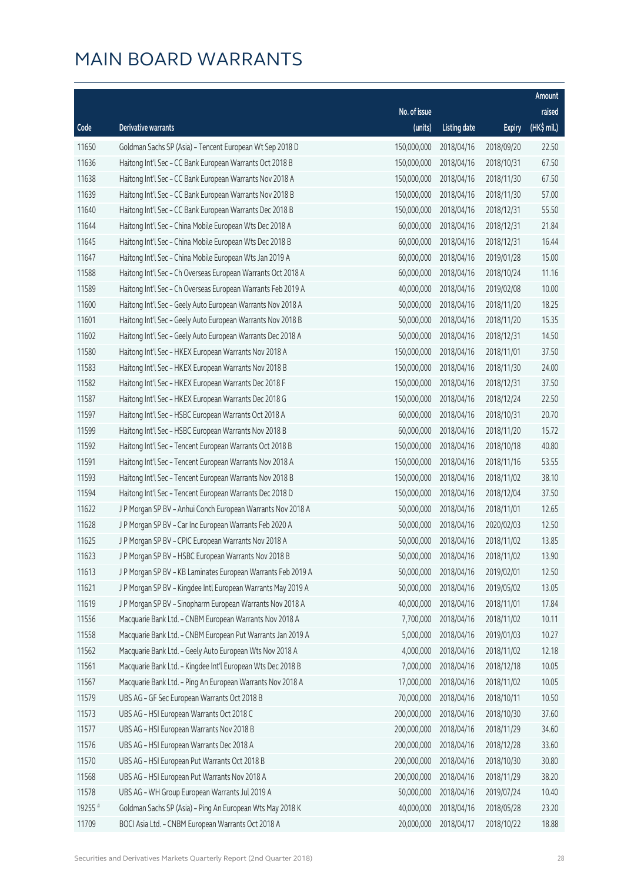# MAIN BOARD WARRANTS

| Code | Derivative warrants | No. of issue (units) | Listing date | Expiry | Amount raised (HK$ mil.) |
|---|---|---|---|---|---|
| 11650 | Goldman Sachs SP (Asia) – Tencent European Wt Sep 2018 D | 150,000,000 | 2018/04/16 | 2018/09/20 | 22.50 |
| 11636 | Haitong Int'l Sec – CC Bank European Warrants Oct 2018 B | 150,000,000 | 2018/04/16 | 2018/10/31 | 67.50 |
| 11638 | Haitong Int'l Sec – CC Bank European Warrants Nov 2018 A | 150,000,000 | 2018/04/16 | 2018/11/30 | 67.50 |
| 11639 | Haitong Int'l Sec – CC Bank European Warrants Nov 2018 B | 150,000,000 | 2018/04/16 | 2018/11/30 | 57.00 |
| 11640 | Haitong Int'l Sec – CC Bank European Warrants Dec 2018 B | 150,000,000 | 2018/04/16 | 2018/12/31 | 55.50 |
| 11644 | Haitong Int'l Sec – China Mobile European Wts Dec 2018 A | 60,000,000 | 2018/04/16 | 2018/12/31 | 21.84 |
| 11645 | Haitong Int'l Sec – China Mobile European Wts Dec 2018 B | 60,000,000 | 2018/04/16 | 2018/12/31 | 16.44 |
| 11647 | Haitong Int'l Sec – China Mobile European Wts Jan 2019 A | 60,000,000 | 2018/04/16 | 2019/01/28 | 15.00 |
| 11588 | Haitong Int'l Sec – Ch Overseas European Warrants Oct 2018 A | 60,000,000 | 2018/04/16 | 2018/10/24 | 11.16 |
| 11589 | Haitong Int'l Sec – Ch Overseas European Warrants Feb 2019 A | 40,000,000 | 2018/04/16 | 2019/02/08 | 10.00 |
| 11600 | Haitong Int'l Sec – Geely Auto European Warrants Nov 2018 A | 50,000,000 | 2018/04/16 | 2018/11/20 | 18.25 |
| 11601 | Haitong Int'l Sec – Geely Auto European Warrants Nov 2018 B | 50,000,000 | 2018/04/16 | 2018/11/20 | 15.35 |
| 11602 | Haitong Int'l Sec – Geely Auto European Warrants Dec 2018 A | 50,000,000 | 2018/04/16 | 2018/12/31 | 14.50 |
| 11580 | Haitong Int'l Sec – HKEX European Warrants Nov 2018 A | 150,000,000 | 2018/04/16 | 2018/11/01 | 37.50 |
| 11583 | Haitong Int'l Sec – HKEX European Warrants Nov 2018 B | 150,000,000 | 2018/04/16 | 2018/11/30 | 24.00 |
| 11582 | Haitong Int'l Sec – HKEX European Warrants Dec 2018 F | 150,000,000 | 2018/04/16 | 2018/12/31 | 37.50 |
| 11587 | Haitong Int'l Sec – HKEX European Warrants Dec 2018 G | 150,000,000 | 2018/04/16 | 2018/12/24 | 22.50 |
| 11597 | Haitong Int'l Sec – HSBC European Warrants Oct 2018 A | 60,000,000 | 2018/04/16 | 2018/10/31 | 20.70 |
| 11599 | Haitong Int'l Sec – HSBC European Warrants Nov 2018 B | 60,000,000 | 2018/04/16 | 2018/11/20 | 15.72 |
| 11592 | Haitong Int'l Sec – Tencent European Warrants Oct 2018 B | 150,000,000 | 2018/04/16 | 2018/10/18 | 40.80 |
| 11591 | Haitong Int'l Sec – Tencent European Warrants Nov 2018 A | 150,000,000 | 2018/04/16 | 2018/11/16 | 53.55 |
| 11593 | Haitong Int'l Sec – Tencent European Warrants Nov 2018 B | 150,000,000 | 2018/04/16 | 2018/11/02 | 38.10 |
| 11594 | Haitong Int'l Sec – Tencent European Warrants Dec 2018 D | 150,000,000 | 2018/04/16 | 2018/12/04 | 37.50 |
| 11622 | J P Morgan SP BV – Anhui Conch European Warrants Nov 2018 A | 50,000,000 | 2018/04/16 | 2018/11/01 | 12.65 |
| 11628 | J P Morgan SP BV – Car Inc European Warrants Feb 2020 A | 50,000,000 | 2018/04/16 | 2020/02/03 | 12.50 |
| 11625 | J P Morgan SP BV – CPIC European Warrants Nov 2018 A | 50,000,000 | 2018/04/16 | 2018/11/02 | 13.85 |
| 11623 | J P Morgan SP BV – HSBC European Warrants Nov 2018 B | 50,000,000 | 2018/04/16 | 2018/11/02 | 13.90 |
| 11613 | J P Morgan SP BV – KB Laminates European Warrants Feb 2019 A | 50,000,000 | 2018/04/16 | 2019/02/01 | 12.50 |
| 11621 | J P Morgan SP BV – Kingdee Intl European Warrants May 2019 A | 50,000,000 | 2018/04/16 | 2019/05/02 | 13.05 |
| 11619 | J P Morgan SP BV – Sinopharm European Warrants Nov 2018 A | 40,000,000 | 2018/04/16 | 2018/11/01 | 17.84 |
| 11556 | Macquarie Bank Ltd. – CNBM European Warrants Nov 2018 A | 7,700,000 | 2018/04/16 | 2018/11/02 | 10.11 |
| 11558 | Macquarie Bank Ltd. – CNBM European Put Warrants Jan 2019 A | 5,000,000 | 2018/04/16 | 2019/01/03 | 10.27 |
| 11562 | Macquarie Bank Ltd. – Geely Auto European Wts Nov 2018 A | 4,000,000 | 2018/04/16 | 2018/11/02 | 12.18 |
| 11561 | Macquarie Bank Ltd. – Kingdee Int'l European Wts Dec 2018 B | 7,000,000 | 2018/04/16 | 2018/12/18 | 10.05 |
| 11567 | Macquarie Bank Ltd. – Ping An European Warrants Nov 2018 A | 17,000,000 | 2018/04/16 | 2018/11/02 | 10.05 |
| 11579 | UBS AG – GF Sec European Warrants Oct 2018 B | 70,000,000 | 2018/04/16 | 2018/10/11 | 10.50 |
| 11573 | UBS AG – HSI European Warrants Oct 2018 C | 200,000,000 | 2018/04/16 | 2018/10/30 | 37.60 |
| 11577 | UBS AG – HSI European Warrants Nov 2018 B | 200,000,000 | 2018/04/16 | 2018/11/29 | 34.60 |
| 11576 | UBS AG – HSI European Warrants Dec 2018 A | 200,000,000 | 2018/04/16 | 2018/12/28 | 33.60 |
| 11570 | UBS AG – HSI European Put Warrants Oct 2018 B | 200,000,000 | 2018/04/16 | 2018/10/30 | 30.80 |
| 11568 | UBS AG – HSI European Put Warrants Nov 2018 A | 200,000,000 | 2018/04/16 | 2018/11/29 | 38.20 |
| 11578 | UBS AG – WH Group European Warrants Jul 2019 A | 50,000,000 | 2018/04/16 | 2019/07/24 | 10.40 |
| 19255 # | Goldman Sachs SP (Asia) – Ping An European Wts May 2018 K | 40,000,000 | 2018/04/16 | 2018/05/28 | 23.20 |
| 11709 | BOCI Asia Ltd. – CNBM European Warrants Oct 2018 A | 20,000,000 | 2018/04/17 | 2018/10/22 | 18.88 |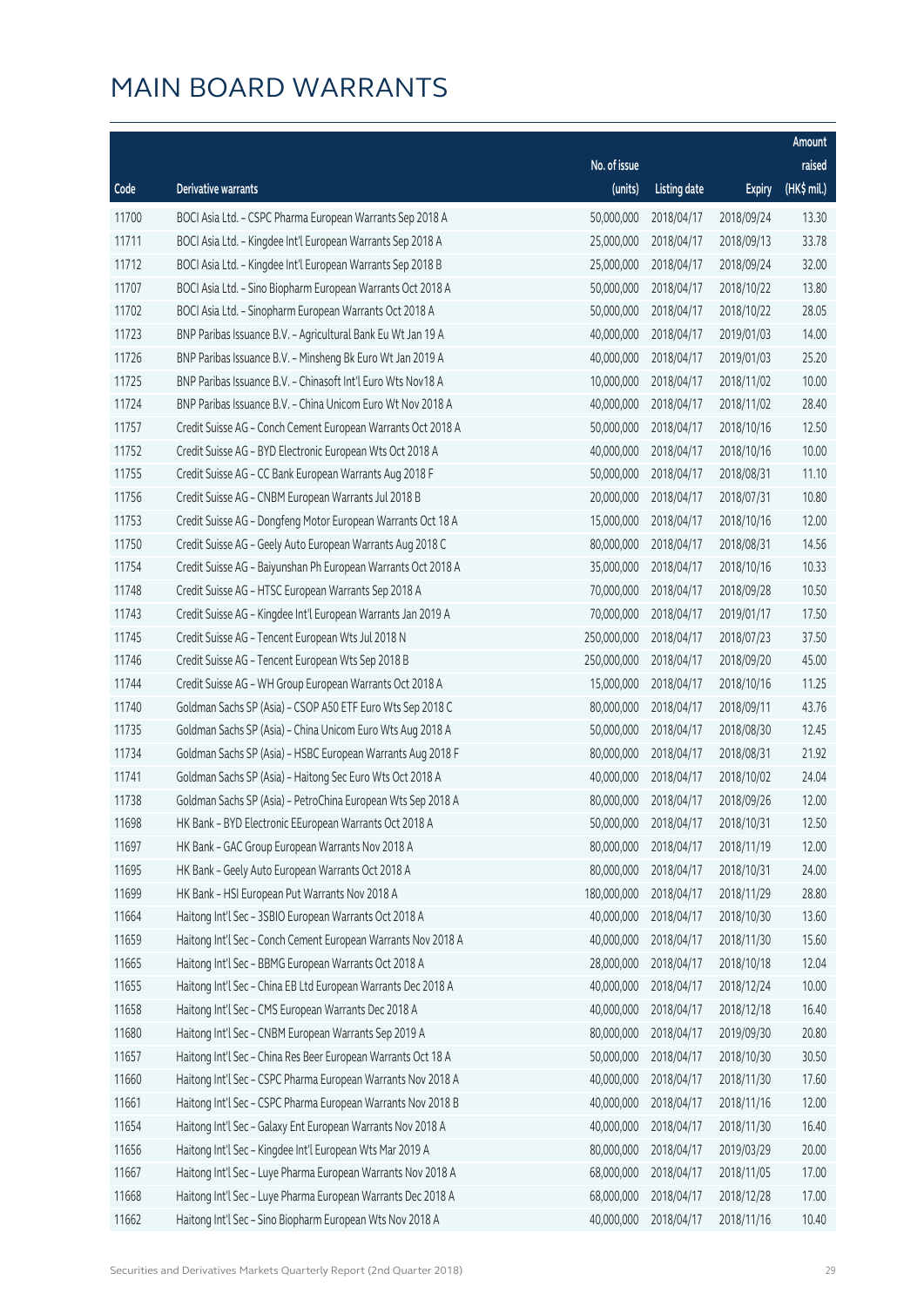# MAIN BOARD WARRANTS

| Code | Derivative warrants | No. of issue (units) | Listing date | Expiry | Amount raised (HK$ mil.) |
|---|---|---|---|---|---|
| 11700 | BOCI Asia Ltd. – CSPC Pharma European Warrants Sep 2018 A | 50,000,000 | 2018/04/17 | 2018/09/24 | 13.30 |
| 11711 | BOCI Asia Ltd. – Kingdee Int'l European Warrants Sep 2018 A | 25,000,000 | 2018/04/17 | 2018/09/13 | 33.78 |
| 11712 | BOCI Asia Ltd. – Kingdee Int'l European Warrants Sep 2018 B | 25,000,000 | 2018/04/17 | 2018/09/24 | 32.00 |
| 11707 | BOCI Asia Ltd. – Sino Biopharm European Warrants Oct 2018 A | 50,000,000 | 2018/04/17 | 2018/10/22 | 13.80 |
| 11702 | BOCI Asia Ltd. – Sinopharm European Warrants Oct 2018 A | 50,000,000 | 2018/04/17 | 2018/10/22 | 28.05 |
| 11723 | BNP Paribas Issuance B.V. – Agricultural Bank Eu Wt Jan 19 A | 40,000,000 | 2018/04/17 | 2019/01/03 | 14.00 |
| 11726 | BNP Paribas Issuance B.V. – Minsheng Bk Euro Wt Jan 2019 A | 40,000,000 | 2018/04/17 | 2019/01/03 | 25.20 |
| 11725 | BNP Paribas Issuance B.V. – Chinasoft Int'l Euro Wts Nov18 A | 10,000,000 | 2018/04/17 | 2018/11/02 | 10.00 |
| 11724 | BNP Paribas Issuance B.V. – China Unicom Euro Wt Nov 2018 A | 40,000,000 | 2018/04/17 | 2018/11/02 | 28.40 |
| 11757 | Credit Suisse AG – Conch Cement European Warrants Oct 2018 A | 50,000,000 | 2018/04/17 | 2018/10/16 | 12.50 |
| 11752 | Credit Suisse AG – BYD Electronic European Wts Oct 2018 A | 40,000,000 | 2018/04/17 | 2018/10/16 | 10.00 |
| 11755 | Credit Suisse AG – CC Bank European Warrants Aug 2018 F | 50,000,000 | 2018/04/17 | 2018/08/31 | 11.10 |
| 11756 | Credit Suisse AG – CNBM European Warrants Jul 2018 B | 20,000,000 | 2018/04/17 | 2018/07/31 | 10.80 |
| 11753 | Credit Suisse AG – Dongfeng Motor European Warrants Oct 18 A | 15,000,000 | 2018/04/17 | 2018/10/16 | 12.00 |
| 11750 | Credit Suisse AG – Geely Auto European Warrants Aug 2018 C | 80,000,000 | 2018/04/17 | 2018/08/31 | 14.56 |
| 11754 | Credit Suisse AG – Baiyunshan Ph European Warrants Oct 2018 A | 35,000,000 | 2018/04/17 | 2018/10/16 | 10.33 |
| 11748 | Credit Suisse AG – HTSC European Warrants Sep 2018 A | 70,000,000 | 2018/04/17 | 2018/09/28 | 10.50 |
| 11743 | Credit Suisse AG – Kingdee Int'l European Warrants Jan 2019 A | 70,000,000 | 2018/04/17 | 2019/01/17 | 17.50 |
| 11745 | Credit Suisse AG – Tencent European Wts Jul 2018 N | 250,000,000 | 2018/04/17 | 2018/07/23 | 37.50 |
| 11746 | Credit Suisse AG – Tencent European Wts Sep 2018 B | 250,000,000 | 2018/04/17 | 2018/09/20 | 45.00 |
| 11744 | Credit Suisse AG – WH Group European Warrants Oct 2018 A | 15,000,000 | 2018/04/17 | 2018/10/16 | 11.25 |
| 11740 | Goldman Sachs SP (Asia) – CSOP A50 ETF Euro Wts Sep 2018 C | 80,000,000 | 2018/04/17 | 2018/09/11 | 43.76 |
| 11735 | Goldman Sachs SP (Asia) – China Unicom Euro Wts Aug 2018 A | 50,000,000 | 2018/04/17 | 2018/08/30 | 12.45 |
| 11734 | Goldman Sachs SP (Asia) – HSBC European Warrants Aug 2018 F | 80,000,000 | 2018/04/17 | 2018/08/31 | 21.92 |
| 11741 | Goldman Sachs SP (Asia) – Haitong Sec Euro Wts Oct 2018 A | 40,000,000 | 2018/04/17 | 2018/10/02 | 24.04 |
| 11738 | Goldman Sachs SP (Asia) – PetroChina European Wts Sep 2018 A | 80,000,000 | 2018/04/17 | 2018/09/26 | 12.00 |
| 11698 | HK Bank – BYD Electronic EEuropean Warrants Oct 2018 A | 50,000,000 | 2018/04/17 | 2018/10/31 | 12.50 |
| 11697 | HK Bank – GAC Group European Warrants Nov 2018 A | 80,000,000 | 2018/04/17 | 2018/11/19 | 12.00 |
| 11695 | HK Bank – Geely Auto European Warrants Oct 2018 A | 80,000,000 | 2018/04/17 | 2018/10/31 | 24.00 |
| 11699 | HK Bank – HSI European Put Warrants Nov 2018 A | 180,000,000 | 2018/04/17 | 2018/11/29 | 28.80 |
| 11664 | Haitong Int'l Sec – 3SBIO European Warrants Oct 2018 A | 40,000,000 | 2018/04/17 | 2018/10/30 | 13.60 |
| 11659 | Haitong Int'l Sec – Conch Cement European Warrants Nov 2018 A | 40,000,000 | 2018/04/17 | 2018/11/30 | 15.60 |
| 11665 | Haitong Int'l Sec – BBMG European Warrants Oct 2018 A | 28,000,000 | 2018/04/17 | 2018/10/18 | 12.04 |
| 11655 | Haitong Int'l Sec – China EB Ltd European Warrants Dec 2018 A | 40,000,000 | 2018/04/17 | 2018/12/24 | 10.00 |
| 11658 | Haitong Int'l Sec – CMS European Warrants Dec 2018 A | 40,000,000 | 2018/04/17 | 2018/12/18 | 16.40 |
| 11680 | Haitong Int'l Sec – CNBM European Warrants Sep 2019 A | 80,000,000 | 2018/04/17 | 2019/09/30 | 20.80 |
| 11657 | Haitong Int'l Sec – China Res Beer European Warrants Oct 18 A | 50,000,000 | 2018/04/17 | 2018/10/30 | 30.50 |
| 11660 | Haitong Int'l Sec – CSPC Pharma European Warrants Nov 2018 A | 40,000,000 | 2018/04/17 | 2018/11/30 | 17.60 |
| 11661 | Haitong Int'l Sec – CSPC Pharma European Warrants Nov 2018 B | 40,000,000 | 2018/04/17 | 2018/11/16 | 12.00 |
| 11654 | Haitong Int'l Sec – Galaxy Ent European Warrants Nov 2018 A | 40,000,000 | 2018/04/17 | 2018/11/30 | 16.40 |
| 11656 | Haitong Int'l Sec – Kingdee Int'l European Wts Mar 2019 A | 80,000,000 | 2018/04/17 | 2019/03/29 | 20.00 |
| 11667 | Haitong Int'l Sec – Luye Pharma European Warrants Nov 2018 A | 68,000,000 | 2018/04/17 | 2018/11/05 | 17.00 |
| 11668 | Haitong Int'l Sec – Luye Pharma European Warrants Dec 2018 A | 68,000,000 | 2018/04/17 | 2018/12/28 | 17.00 |
| 11662 | Haitong Int'l Sec – Sino Biopharm European Wts Nov 2018 A | 40,000,000 | 2018/04/17 | 2018/11/16 | 10.40 |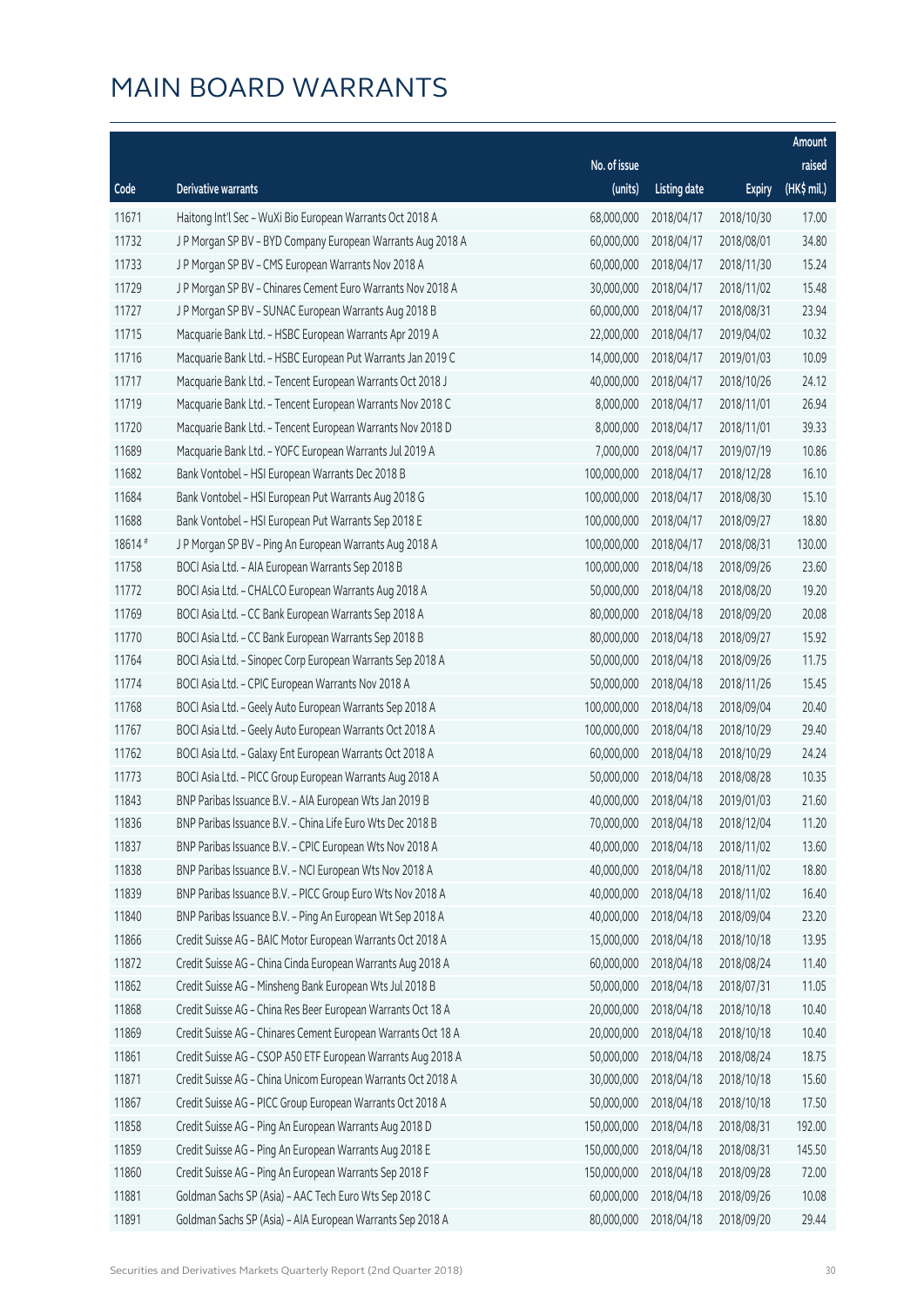# MAIN BOARD WARRANTS

| Code | Derivative warrants | No. of issue (units) | Listing date | Expiry | Amount raised (HK$ mil.) |
|---|---|---|---|---|---|
| 11671 | Haitong Int'l Sec - WuXi Bio European Warrants Oct 2018 A | 68,000,000 | 2018/04/17 | 2018/10/30 | 17.00 |
| 11732 | J P Morgan SP BV - BYD Company European Warrants Aug 2018 A | 60,000,000 | 2018/04/17 | 2018/08/01 | 34.80 |
| 11733 | J P Morgan SP BV - CMS European Warrants Nov 2018 A | 60,000,000 | 2018/04/17 | 2018/11/30 | 15.24 |
| 11729 | J P Morgan SP BV - Chinares Cement Euro Warrants Nov 2018 A | 30,000,000 | 2018/04/17 | 2018/11/02 | 15.48 |
| 11727 | J P Morgan SP BV - SUNAC European Warrants Aug 2018 B | 60,000,000 | 2018/04/17 | 2018/08/31 | 23.94 |
| 11715 | Macquarie Bank Ltd. - HSBC European Warrants Apr 2019 A | 22,000,000 | 2018/04/17 | 2019/04/02 | 10.32 |
| 11716 | Macquarie Bank Ltd. - HSBC European Put Warrants Jan 2019 C | 14,000,000 | 2018/04/17 | 2019/01/03 | 10.09 |
| 11717 | Macquarie Bank Ltd. - Tencent European Warrants Oct 2018 J | 40,000,000 | 2018/04/17 | 2018/10/26 | 24.12 |
| 11719 | Macquarie Bank Ltd. - Tencent European Warrants Nov 2018 C | 8,000,000 | 2018/04/17 | 2018/11/01 | 26.94 |
| 11720 | Macquarie Bank Ltd. - Tencent European Warrants Nov 2018 D | 8,000,000 | 2018/04/17 | 2018/11/01 | 39.33 |
| 11689 | Macquarie Bank Ltd. - YOFC European Warrants Jul 2019 A | 7,000,000 | 2018/04/17 | 2019/07/19 | 10.86 |
| 11682 | Bank Vontobel - HSI European Warrants Dec 2018 B | 100,000,000 | 2018/04/17 | 2018/12/28 | 16.10 |
| 11684 | Bank Vontobel - HSI European Put Warrants Aug 2018 G | 100,000,000 | 2018/04/17 | 2018/08/30 | 15.10 |
| 11688 | Bank Vontobel - HSI European Put Warrants Sep 2018 E | 100,000,000 | 2018/04/17 | 2018/09/27 | 18.80 |
| 18614 # | J P Morgan SP BV - Ping An European Warrants Aug 2018 A | 100,000,000 | 2018/04/17 | 2018/08/31 | 130.00 |
| 11758 | BOCI Asia Ltd. - AIA European Warrants Sep 2018 B | 100,000,000 | 2018/04/18 | 2018/09/26 | 23.60 |
| 11772 | BOCI Asia Ltd. - CHALCO European Warrants Aug 2018 A | 50,000,000 | 2018/04/18 | 2018/08/20 | 19.20 |
| 11769 | BOCI Asia Ltd. - CC Bank European Warrants Sep 2018 A | 80,000,000 | 2018/04/18 | 2018/09/20 | 20.08 |
| 11770 | BOCI Asia Ltd. - CC Bank European Warrants Sep 2018 B | 80,000,000 | 2018/04/18 | 2018/09/27 | 15.92 |
| 11764 | BOCI Asia Ltd. - Sinopec Corp European Warrants Sep 2018 A | 50,000,000 | 2018/04/18 | 2018/09/26 | 11.75 |
| 11774 | BOCI Asia Ltd. - CPIC European Warrants Nov 2018 A | 50,000,000 | 2018/04/18 | 2018/11/26 | 15.45 |
| 11768 | BOCI Asia Ltd. - Geely Auto European Warrants Sep 2018 A | 100,000,000 | 2018/04/18 | 2018/09/04 | 20.40 |
| 11767 | BOCI Asia Ltd. - Geely Auto European Warrants Oct 2018 A | 100,000,000 | 2018/04/18 | 2018/10/29 | 29.40 |
| 11762 | BOCI Asia Ltd. - Galaxy Ent European Warrants Oct 2018 A | 60,000,000 | 2018/04/18 | 2018/10/29 | 24.24 |
| 11773 | BOCI Asia Ltd. - PICC Group European Warrants Aug 2018 A | 50,000,000 | 2018/04/18 | 2018/08/28 | 10.35 |
| 11843 | BNP Paribas Issuance B.V. - AIA European Wts Jan 2019 B | 40,000,000 | 2018/04/18 | 2019/01/03 | 21.60 |
| 11836 | BNP Paribas Issuance B.V. - China Life Euro Wts Dec 2018 B | 70,000,000 | 2018/04/18 | 2018/12/04 | 11.20 |
| 11837 | BNP Paribas Issuance B.V. - CPIC European Wts Nov 2018 A | 40,000,000 | 2018/04/18 | 2018/11/02 | 13.60 |
| 11838 | BNP Paribas Issuance B.V. - NCI European Wts Nov 2018 A | 40,000,000 | 2018/04/18 | 2018/11/02 | 18.80 |
| 11839 | BNP Paribas Issuance B.V. - PICC Group Euro Wts Nov 2018 A | 40,000,000 | 2018/04/18 | 2018/11/02 | 16.40 |
| 11840 | BNP Paribas Issuance B.V. - Ping An European Wt Sep 2018 A | 40,000,000 | 2018/04/18 | 2018/09/04 | 23.20 |
| 11866 | Credit Suisse AG - BAIC Motor European Warrants Oct 2018 A | 15,000,000 | 2018/04/18 | 2018/10/18 | 13.95 |
| 11872 | Credit Suisse AG - China Cinda European Warrants Aug 2018 A | 60,000,000 | 2018/04/18 | 2018/08/24 | 11.40 |
| 11862 | Credit Suisse AG - Minsheng Bank European Wts Jul 2018 B | 50,000,000 | 2018/04/18 | 2018/07/31 | 11.05 |
| 11868 | Credit Suisse AG - China Res Beer European Warrants Oct 18 A | 20,000,000 | 2018/04/18 | 2018/10/18 | 10.40 |
| 11869 | Credit Suisse AG - Chinares Cement European Warrants Oct 18 A | 20,000,000 | 2018/04/18 | 2018/10/18 | 10.40 |
| 11861 | Credit Suisse AG - CSOP A50 ETF European Warrants Aug 2018 A | 50,000,000 | 2018/04/18 | 2018/08/24 | 18.75 |
| 11871 | Credit Suisse AG - China Unicom European Warrants Oct 2018 A | 30,000,000 | 2018/04/18 | 2018/10/18 | 15.60 |
| 11867 | Credit Suisse AG - PICC Group European Warrants Oct 2018 A | 50,000,000 | 2018/04/18 | 2018/10/18 | 17.50 |
| 11858 | Credit Suisse AG - Ping An European Warrants Aug 2018 D | 150,000,000 | 2018/04/18 | 2018/08/31 | 192.00 |
| 11859 | Credit Suisse AG - Ping An European Warrants Aug 2018 E | 150,000,000 | 2018/04/18 | 2018/08/31 | 145.50 |
| 11860 | Credit Suisse AG - Ping An European Warrants Sep 2018 F | 150,000,000 | 2018/04/18 | 2018/09/28 | 72.00 |
| 11881 | Goldman Sachs SP (Asia) - AAC Tech Euro Wts Sep 2018 C | 60,000,000 | 2018/04/18 | 2018/09/26 | 10.08 |
| 11891 | Goldman Sachs SP (Asia) - AIA European Warrants Sep 2018 A | 80,000,000 | 2018/04/18 | 2018/09/20 | 29.44 |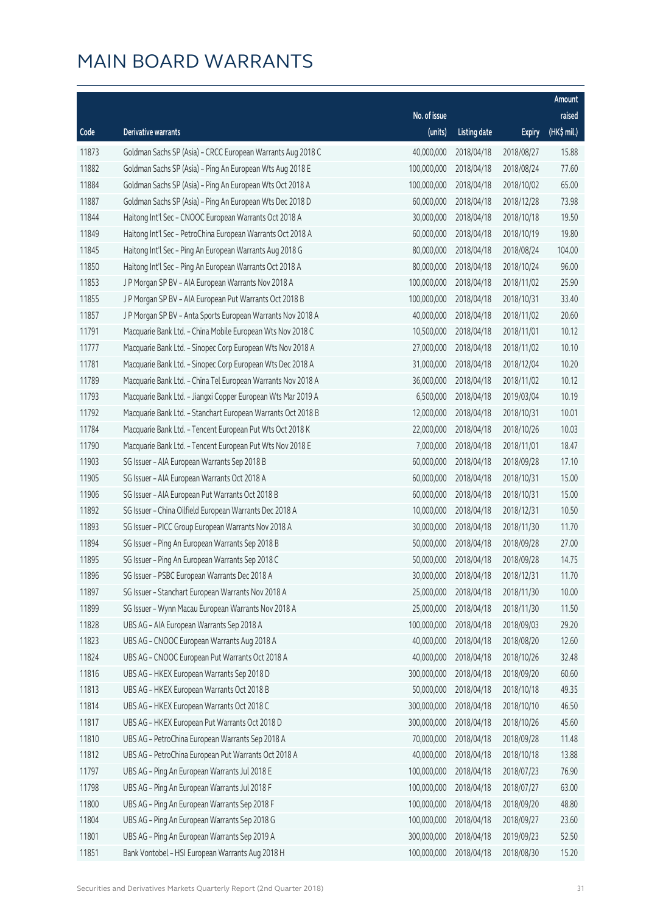# MAIN BOARD WARRANTS

| Code | Derivative warrants | No. of issue (units) | Listing date | Expiry | Amount raised (HK$ mil.) |
|---|---|---|---|---|---|
| 11873 | Goldman Sachs SP (Asia) - CRCC European Warrants Aug 2018 C | 40,000,000 | 2018/04/18 | 2018/08/27 | 15.88 |
| 11882 | Goldman Sachs SP (Asia) - Ping An European Wts Aug 2018 E | 100,000,000 | 2018/04/18 | 2018/08/24 | 77.60 |
| 11884 | Goldman Sachs SP (Asia) - Ping An European Wts Oct 2018 A | 100,000,000 | 2018/04/18 | 2018/10/02 | 65.00 |
| 11887 | Goldman Sachs SP (Asia) - Ping An European Wts Dec 2018 D | 60,000,000 | 2018/04/18 | 2018/12/28 | 73.98 |
| 11844 | Haitong Int'l Sec - CNOOC European Warrants Oct 2018 A | 30,000,000 | 2018/04/18 | 2018/10/18 | 19.50 |
| 11849 | Haitong Int'l Sec - PetroChina European Warrants Oct 2018 A | 60,000,000 | 2018/04/18 | 2018/10/19 | 19.80 |
| 11845 | Haitong Int'l Sec - Ping An European Warrants Aug 2018 G | 80,000,000 | 2018/04/18 | 2018/08/24 | 104.00 |
| 11850 | Haitong Int'l Sec - Ping An European Warrants Oct 2018 A | 80,000,000 | 2018/04/18 | 2018/10/24 | 96.00 |
| 11853 | J P Morgan SP BV - AIA European Warrants Nov 2018 A | 100,000,000 | 2018/04/18 | 2018/11/02 | 25.90 |
| 11855 | J P Morgan SP BV - AIA European Put Warrants Oct 2018 B | 100,000,000 | 2018/04/18 | 2018/10/31 | 33.40 |
| 11857 | J P Morgan SP BV - Anta Sports European Warrants Nov 2018 A | 40,000,000 | 2018/04/18 | 2018/11/02 | 20.60 |
| 11791 | Macquarie Bank Ltd. - China Mobile European Wts Nov 2018 C | 10,500,000 | 2018/04/18 | 2018/11/01 | 10.12 |
| 11777 | Macquarie Bank Ltd. - Sinopec Corp European Wts Nov 2018 A | 27,000,000 | 2018/04/18 | 2018/11/02 | 10.10 |
| 11781 | Macquarie Bank Ltd. - Sinopec Corp European Wts Dec 2018 A | 31,000,000 | 2018/04/18 | 2018/12/04 | 10.20 |
| 11789 | Macquarie Bank Ltd. - China Tel European Warrants Nov 2018 A | 36,000,000 | 2018/04/18 | 2018/11/02 | 10.12 |
| 11793 | Macquarie Bank Ltd. - Jiangxi Copper European Wts Mar 2019 A | 6,500,000 | 2018/04/18 | 2019/03/04 | 10.19 |
| 11792 | Macquarie Bank Ltd. - Stanchart European Warrants Oct 2018 B | 12,000,000 | 2018/04/18 | 2018/10/31 | 10.01 |
| 11784 | Macquarie Bank Ltd. - Tencent European Put Wts Oct 2018 K | 22,000,000 | 2018/04/18 | 2018/10/26 | 10.03 |
| 11790 | Macquarie Bank Ltd. - Tencent European Put Wts Nov 2018 E | 7,000,000 | 2018/04/18 | 2018/11/01 | 18.47 |
| 11903 | SG Issuer - AIA European Warrants Sep 2018 B | 60,000,000 | 2018/04/18 | 2018/09/28 | 17.10 |
| 11905 | SG Issuer - AIA European Warrants Oct 2018 A | 60,000,000 | 2018/04/18 | 2018/10/31 | 15.00 |
| 11906 | SG Issuer - AIA European Put Warrants Oct 2018 B | 60,000,000 | 2018/04/18 | 2018/10/31 | 15.00 |
| 11892 | SG Issuer - China Oilfield European Warrants Dec 2018 A | 10,000,000 | 2018/04/18 | 2018/12/31 | 10.50 |
| 11893 | SG Issuer - PICC Group European Warrants Nov 2018 A | 30,000,000 | 2018/04/18 | 2018/11/30 | 11.70 |
| 11894 | SG Issuer - Ping An European Warrants Sep 2018 B | 50,000,000 | 2018/04/18 | 2018/09/28 | 27.00 |
| 11895 | SG Issuer - Ping An European Warrants Sep 2018 C | 50,000,000 | 2018/04/18 | 2018/09/28 | 14.75 |
| 11896 | SG Issuer - PSBC European Warrants Dec 2018 A | 30,000,000 | 2018/04/18 | 2018/12/31 | 11.70 |
| 11897 | SG Issuer - Stanchart European Warrants Nov 2018 A | 25,000,000 | 2018/04/18 | 2018/11/30 | 10.00 |
| 11899 | SG Issuer - Wynn Macau European Warrants Nov 2018 A | 25,000,000 | 2018/04/18 | 2018/11/30 | 11.50 |
| 11828 | UBS AG - AIA European Warrants Sep 2018 A | 100,000,000 | 2018/04/18 | 2018/09/03 | 29.20 |
| 11823 | UBS AG - CNOOC European Warrants Aug 2018 A | 40,000,000 | 2018/04/18 | 2018/08/20 | 12.60 |
| 11824 | UBS AG - CNOOC European Put Warrants Oct 2018 A | 40,000,000 | 2018/04/18 | 2018/10/26 | 32.48 |
| 11816 | UBS AG - HKEX European Warrants Sep 2018 D | 300,000,000 | 2018/04/18 | 2018/09/20 | 60.60 |
| 11813 | UBS AG - HKEX European Warrants Oct 2018 B | 50,000,000 | 2018/04/18 | 2018/10/18 | 49.35 |
| 11814 | UBS AG - HKEX European Warrants Oct 2018 C | 300,000,000 | 2018/04/18 | 2018/10/10 | 46.50 |
| 11817 | UBS AG - HKEX European Put Warrants Oct 2018 D | 300,000,000 | 2018/04/18 | 2018/10/26 | 45.60 |
| 11810 | UBS AG - PetroChina European Warrants Sep 2018 A | 70,000,000 | 2018/04/18 | 2018/09/28 | 11.48 |
| 11812 | UBS AG - PetroChina European Put Warrants Oct 2018 A | 40,000,000 | 2018/04/18 | 2018/10/18 | 13.88 |
| 11797 | UBS AG - Ping An European Warrants Jul 2018 E | 100,000,000 | 2018/04/18 | 2018/07/23 | 76.90 |
| 11798 | UBS AG - Ping An European Warrants Jul 2018 F | 100,000,000 | 2018/04/18 | 2018/07/27 | 63.00 |
| 11800 | UBS AG - Ping An European Warrants Sep 2018 F | 100,000,000 | 2018/04/18 | 2018/09/20 | 48.80 |
| 11804 | UBS AG - Ping An European Warrants Sep 2018 G | 100,000,000 | 2018/04/18 | 2018/09/27 | 23.60 |
| 11801 | UBS AG - Ping An European Warrants Sep 2019 A | 300,000,000 | 2018/04/18 | 2019/09/23 | 52.50 |
| 11851 | Bank Vontobel - HSI European Warrants Aug 2018 H | 100,000,000 | 2018/04/18 | 2018/08/30 | 15.20 |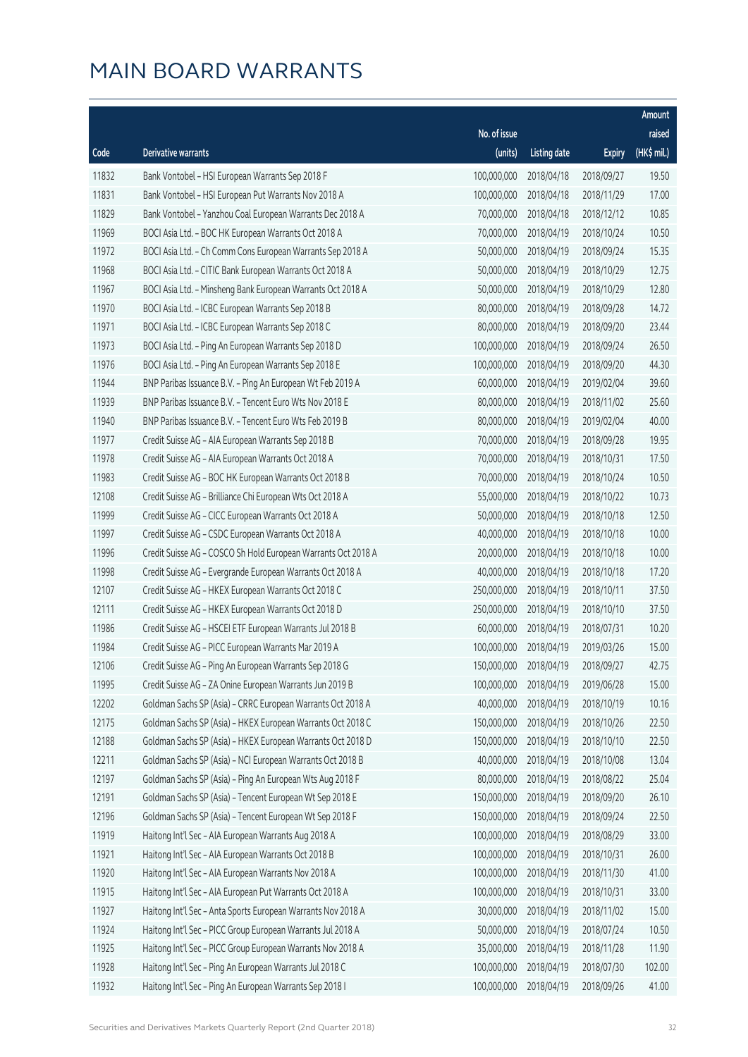# MAIN BOARD WARRANTS

| Code | Derivative warrants | No. of issue (units) | Listing date | Expiry | Amount raised (HK$ mil.) |
|---|---|---|---|---|---|
| 11832 | Bank Vontobel – HSI European Warrants Sep 2018 F | 100,000,000 | 2018/04/18 | 2018/09/27 | 19.50 |
| 11831 | Bank Vontobel – HSI European Put Warrants Nov 2018 A | 100,000,000 | 2018/04/18 | 2018/11/29 | 17.00 |
| 11829 | Bank Vontobel – Yanzhou Coal European Warrants Dec 2018 A | 70,000,000 | 2018/04/18 | 2018/12/12 | 10.85 |
| 11969 | BOCI Asia Ltd. – BOC HK European Warrants Oct 2018 A | 70,000,000 | 2018/04/19 | 2018/10/24 | 10.50 |
| 11972 | BOCI Asia Ltd. – Ch Comm Cons European Warrants Sep 2018 A | 50,000,000 | 2018/04/19 | 2018/09/24 | 15.35 |
| 11968 | BOCI Asia Ltd. – CITIC Bank European Warrants Oct 2018 A | 50,000,000 | 2018/04/19 | 2018/10/29 | 12.75 |
| 11967 | BOCI Asia Ltd. – Minsheng Bank European Warrants Oct 2018 A | 50,000,000 | 2018/04/19 | 2018/10/29 | 12.80 |
| 11970 | BOCI Asia Ltd. – ICBC European Warrants Sep 2018 B | 80,000,000 | 2018/04/19 | 2018/09/28 | 14.72 |
| 11971 | BOCI Asia Ltd. – ICBC European Warrants Sep 2018 C | 80,000,000 | 2018/04/19 | 2018/09/20 | 23.44 |
| 11973 | BOCI Asia Ltd. – Ping An European Warrants Sep 2018 D | 100,000,000 | 2018/04/19 | 2018/09/24 | 26.50 |
| 11976 | BOCI Asia Ltd. – Ping An European Warrants Sep 2018 E | 100,000,000 | 2018/04/19 | 2018/09/20 | 44.30 |
| 11944 | BNP Paribas Issuance B.V. – Ping An European Wt Feb 2019 A | 60,000,000 | 2018/04/19 | 2019/02/04 | 39.60 |
| 11939 | BNP Paribas Issuance B.V. – Tencent Euro Wts Nov 2018 E | 80,000,000 | 2018/04/19 | 2018/11/02 | 25.60 |
| 11940 | BNP Paribas Issuance B.V. – Tencent Euro Wts Feb 2019 B | 80,000,000 | 2018/04/19 | 2019/02/04 | 40.00 |
| 11977 | Credit Suisse AG – AIA European Warrants Sep 2018 B | 70,000,000 | 2018/04/19 | 2018/09/28 | 19.95 |
| 11978 | Credit Suisse AG – AIA European Warrants Oct 2018 A | 70,000,000 | 2018/04/19 | 2018/10/31 | 17.50 |
| 11983 | Credit Suisse AG – BOC HK European Warrants Oct 2018 B | 70,000,000 | 2018/04/19 | 2018/10/24 | 10.50 |
| 12108 | Credit Suisse AG – Brilliance Chi European Wts Oct 2018 A | 55,000,000 | 2018/04/19 | 2018/10/22 | 10.73 |
| 11999 | Credit Suisse AG – CICC European Warrants Oct 2018 A | 50,000,000 | 2018/04/19 | 2018/10/18 | 12.50 |
| 11997 | Credit Suisse AG – CSDC European Warrants Oct 2018 A | 40,000,000 | 2018/04/19 | 2018/10/18 | 10.00 |
| 11996 | Credit Suisse AG – COSCO Sh Hold European Warrants Oct 2018 A | 20,000,000 | 2018/04/19 | 2018/10/18 | 10.00 |
| 11998 | Credit Suisse AG – Evergrande European Warrants Oct 2018 A | 40,000,000 | 2018/04/19 | 2018/10/18 | 17.20 |
| 12107 | Credit Suisse AG – HKEX European Warrants Oct 2018 C | 250,000,000 | 2018/04/19 | 2018/10/11 | 37.50 |
| 12111 | Credit Suisse AG – HKEX European Warrants Oct 2018 D | 250,000,000 | 2018/04/19 | 2018/10/10 | 37.50 |
| 11986 | Credit Suisse AG – HSCEI ETF European Warrants Jul 2018 B | 60,000,000 | 2018/04/19 | 2018/07/31 | 10.20 |
| 11984 | Credit Suisse AG – PICC European Warrants Mar 2019 A | 100,000,000 | 2018/04/19 | 2019/03/26 | 15.00 |
| 12106 | Credit Suisse AG – Ping An European Warrants Sep 2018 G | 150,000,000 | 2018/04/19 | 2018/09/27 | 42.75 |
| 11995 | Credit Suisse AG – ZA Onine European Warrants Jun 2019 B | 100,000,000 | 2018/04/19 | 2019/06/28 | 15.00 |
| 12202 | Goldman Sachs SP (Asia) – CRRC European Warrants Oct 2018 A | 40,000,000 | 2018/04/19 | 2018/10/19 | 10.16 |
| 12175 | Goldman Sachs SP (Asia) – HKEX European Warrants Oct 2018 C | 150,000,000 | 2018/04/19 | 2018/10/26 | 22.50 |
| 12188 | Goldman Sachs SP (Asia) – HKEX European Warrants Oct 2018 D | 150,000,000 | 2018/04/19 | 2018/10/10 | 22.50 |
| 12211 | Goldman Sachs SP (Asia) – NCI European Warrants Oct 2018 B | 40,000,000 | 2018/04/19 | 2018/10/08 | 13.04 |
| 12197 | Goldman Sachs SP (Asia) – Ping An European Wts Aug 2018 F | 80,000,000 | 2018/04/19 | 2018/08/22 | 25.04 |
| 12191 | Goldman Sachs SP (Asia) – Tencent European Wt Sep 2018 E | 150,000,000 | 2018/04/19 | 2018/09/20 | 26.10 |
| 12196 | Goldman Sachs SP (Asia) – Tencent European Wt Sep 2018 F | 150,000,000 | 2018/04/19 | 2018/09/24 | 22.50 |
| 11919 | Haitong Int'l Sec – AIA European Warrants Aug 2018 A | 100,000,000 | 2018/04/19 | 2018/08/29 | 33.00 |
| 11921 | Haitong Int'l Sec – AIA European Warrants Oct 2018 B | 100,000,000 | 2018/04/19 | 2018/10/31 | 26.00 |
| 11920 | Haitong Int'l Sec – AIA European Warrants Nov 2018 A | 100,000,000 | 2018/04/19 | 2018/11/30 | 41.00 |
| 11915 | Haitong Int'l Sec – AIA European Put Warrants Oct 2018 A | 100,000,000 | 2018/04/19 | 2018/10/31 | 33.00 |
| 11927 | Haitong Int'l Sec – Anta Sports European Warrants Nov 2018 A | 30,000,000 | 2018/04/19 | 2018/11/02 | 15.00 |
| 11924 | Haitong Int'l Sec – PICC Group European Warrants Jul 2018 A | 50,000,000 | 2018/04/19 | 2018/07/24 | 10.50 |
| 11925 | Haitong Int'l Sec – PICC Group European Warrants Nov 2018 A | 35,000,000 | 2018/04/19 | 2018/11/28 | 11.90 |
| 11928 | Haitong Int'l Sec – Ping An European Warrants Jul 2018 C | 100,000,000 | 2018/04/19 | 2018/07/30 | 102.00 |
| 11932 | Haitong Int'l Sec – Ping An European Warrants Sep 2018 I | 100,000,000 | 2018/04/19 | 2018/09/26 | 41.00 |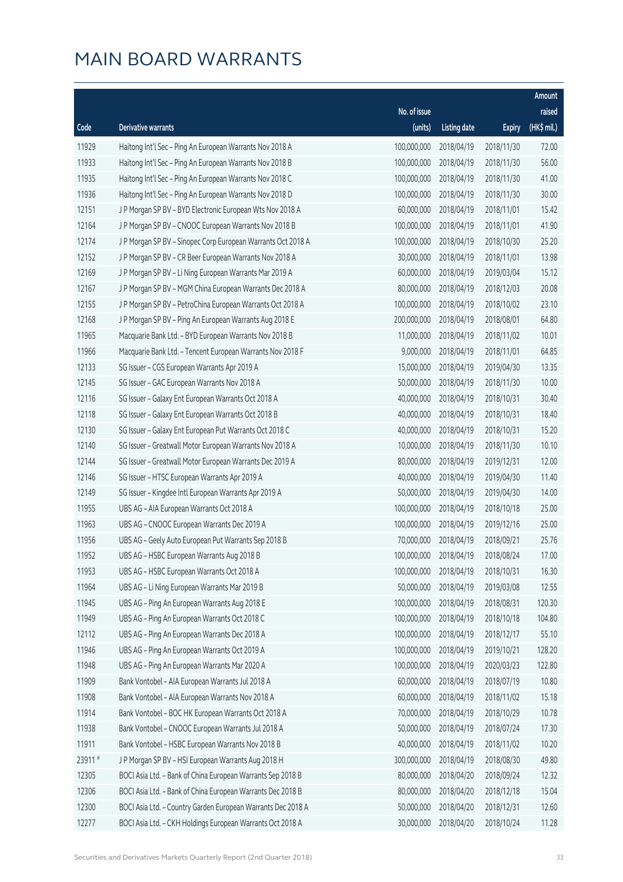# MAIN BOARD WARRANTS

| Code | Derivative warrants | No. of issue (units) | Listing date | Expiry | Amount raised (HK$ mil.) |
|---|---|---|---|---|---|
| 11929 | Haitong Int'l Sec - Ping An European Warrants Nov 2018 A | 100,000,000 | 2018/04/19 | 2018/11/30 | 72.00 |
| 11933 | Haitong Int'l Sec - Ping An European Warrants Nov 2018 B | 100,000,000 | 2018/04/19 | 2018/11/30 | 56.00 |
| 11935 | Haitong Int'l Sec - Ping An European Warrants Nov 2018 C | 100,000,000 | 2018/04/19 | 2018/11/30 | 41.00 |
| 11936 | Haitong Int'l Sec - Ping An European Warrants Nov 2018 D | 100,000,000 | 2018/04/19 | 2018/11/30 | 30.00 |
| 12151 | J P Morgan SP BV - BYD Electronic European Wts Nov 2018 A | 60,000,000 | 2018/04/19 | 2018/11/01 | 15.42 |
| 12164 | J P Morgan SP BV - CNOOC European Warrants Nov 2018 B | 100,000,000 | 2018/04/19 | 2018/11/01 | 41.90 |
| 12174 | J P Morgan SP BV - Sinopec Corp European Warrants Oct 2018 A | 100,000,000 | 2018/04/19 | 2018/10/30 | 25.20 |
| 12152 | J P Morgan SP BV - CR Beer European Warrants Nov 2018 A | 30,000,000 | 2018/04/19 | 2018/11/01 | 13.98 |
| 12169 | J P Morgan SP BV - Li Ning European Warrants Mar 2019 A | 60,000,000 | 2018/04/19 | 2019/03/04 | 15.12 |
| 12167 | J P Morgan SP BV - MGM China European Warrants Dec 2018 A | 80,000,000 | 2018/04/19 | 2018/12/03 | 20.08 |
| 12155 | J P Morgan SP BV - PetroChina European Warrants Oct 2018 A | 100,000,000 | 2018/04/19 | 2018/10/02 | 23.10 |
| 12168 | J P Morgan SP BV - Ping An European Warrants Aug 2018 E | 200,000,000 | 2018/04/19 | 2018/08/01 | 64.80 |
| 11965 | Macquarie Bank Ltd. - BYD European Warrants Nov 2018 B | 11,000,000 | 2018/04/19 | 2018/11/02 | 10.01 |
| 11966 | Macquarie Bank Ltd. - Tencent European Warrants Nov 2018 F | 9,000,000 | 2018/04/19 | 2018/11/01 | 64.85 |
| 12133 | SG Issuer - CGS European Warrants Apr 2019 A | 15,000,000 | 2018/04/19 | 2019/04/30 | 13.35 |
| 12145 | SG Issuer - GAC European Warrants Nov 2018 A | 50,000,000 | 2018/04/19 | 2018/11/30 | 10.00 |
| 12116 | SG Issuer - Galaxy Ent European Warrants Oct 2018 A | 40,000,000 | 2018/04/19 | 2018/10/31 | 30.40 |
| 12118 | SG Issuer - Galaxy Ent European Warrants Oct 2018 B | 40,000,000 | 2018/04/19 | 2018/10/31 | 18.40 |
| 12130 | SG Issuer - Galaxy Ent European Put Warrants Oct 2018 C | 40,000,000 | 2018/04/19 | 2018/10/31 | 15.20 |
| 12140 | SG Issuer - Greatwall Motor European Warrants Nov 2018 A | 10,000,000 | 2018/04/19 | 2018/11/30 | 10.10 |
| 12144 | SG Issuer - Greatwall Motor European Warrants Dec 2019 A | 80,000,000 | 2018/04/19 | 2019/12/31 | 12.00 |
| 12146 | SG Issuer - HTSC European Warrants Apr 2019 A | 40,000,000 | 2018/04/19 | 2019/04/30 | 11.40 |
| 12149 | SG Issuer - Kingdee Intl European Warrants Apr 2019 A | 50,000,000 | 2018/04/19 | 2019/04/30 | 14.00 |
| 11955 | UBS AG - AIA European Warrants Oct 2018 A | 100,000,000 | 2018/04/19 | 2018/10/18 | 25.00 |
| 11963 | UBS AG - CNOOC European Warrants Dec 2019 A | 100,000,000 | 2018/04/19 | 2019/12/16 | 25.00 |
| 11956 | UBS AG - Geely Auto European Put Warrants Sep 2018 B | 70,000,000 | 2018/04/19 | 2018/09/21 | 25.76 |
| 11952 | UBS AG - HSBC European Warrants Aug 2018 B | 100,000,000 | 2018/04/19 | 2018/08/24 | 17.00 |
| 11953 | UBS AG - HSBC European Warrants Oct 2018 A | 100,000,000 | 2018/04/19 | 2018/10/31 | 16.30 |
| 11964 | UBS AG - Li Ning European Warrants Mar 2019 B | 50,000,000 | 2018/04/19 | 2019/03/08 | 12.55 |
| 11945 | UBS AG - Ping An European Warrants Aug 2018 E | 100,000,000 | 2018/04/19 | 2018/08/31 | 120.30 |
| 11949 | UBS AG - Ping An European Warrants Oct 2018 C | 100,000,000 | 2018/04/19 | 2018/10/18 | 104.80 |
| 12112 | UBS AG - Ping An European Warrants Dec 2018 A | 100,000,000 | 2018/04/19 | 2018/12/17 | 55.10 |
| 11946 | UBS AG - Ping An European Warrants Oct 2019 A | 100,000,000 | 2018/04/19 | 2019/10/21 | 128.20 |
| 11948 | UBS AG - Ping An European Warrants Mar 2020 A | 100,000,000 | 2018/04/19 | 2020/03/23 | 122.80 |
| 11909 | Bank Vontobel - AIA European Warrants Jul 2018 A | 60,000,000 | 2018/04/19 | 2018/07/19 | 10.80 |
| 11908 | Bank Vontobel - AIA European Warrants Nov 2018 A | 60,000,000 | 2018/04/19 | 2018/11/02 | 15.18 |
| 11914 | Bank Vontobel - BOC HK European Warrants Oct 2018 A | 70,000,000 | 2018/04/19 | 2018/10/29 | 10.78 |
| 11938 | Bank Vontobel - CNOOC European Warrants Jul 2018 A | 50,000,000 | 2018/04/19 | 2018/07/24 | 17.30 |
| 11911 | Bank Vontobel - HSBC European Warrants Nov 2018 B | 40,000,000 | 2018/04/19 | 2018/11/02 | 10.20 |
| 23911 # | J P Morgan SP BV - HSI European Warrants Aug 2018 H | 300,000,000 | 2018/04/19 | 2018/08/30 | 49.80 |
| 12305 | BOCI Asia Ltd. - Bank of China European Warrants Sep 2018 B | 80,000,000 | 2018/04/20 | 2018/09/24 | 12.32 |
| 12306 | BOCI Asia Ltd. - Bank of China European Warrants Dec 2018 B | 80,000,000 | 2018/04/20 | 2018/12/18 | 15.04 |
| 12300 | BOCI Asia Ltd. - Country Garden European Warrants Dec 2018 A | 50,000,000 | 2018/04/20 | 2018/12/31 | 12.60 |
| 12277 | BOCI Asia Ltd. - CKH Holdings European Warrants Oct 2018 A | 30,000,000 | 2018/04/20 | 2018/10/24 | 11.28 |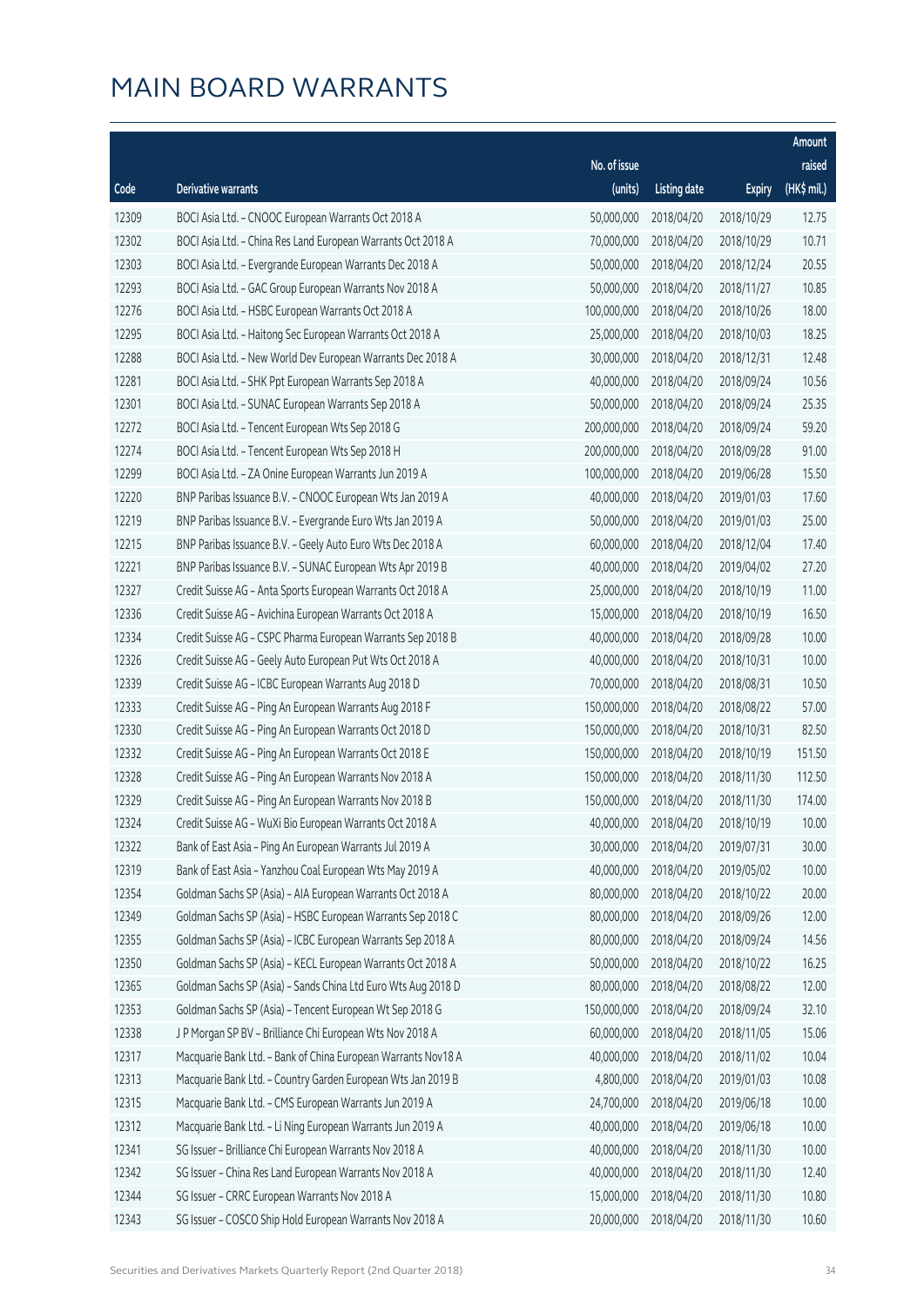# MAIN BOARD WARRANTS

| Code | Derivative warrants | No. of issue (units) | Listing date | Expiry | Amount raised (HK$ mil.) |
|---|---|---|---|---|---|
| 12309 | BOCI Asia Ltd. – CNOOC European Warrants Oct 2018 A | 50,000,000 | 2018/04/20 | 2018/10/29 | 12.75 |
| 12302 | BOCI Asia Ltd. – China Res Land European Warrants Oct 2018 A | 70,000,000 | 2018/04/20 | 2018/10/29 | 10.71 |
| 12303 | BOCI Asia Ltd. – Evergrande European Warrants Dec 2018 A | 50,000,000 | 2018/04/20 | 2018/12/24 | 20.55 |
| 12293 | BOCI Asia Ltd. – GAC Group European Warrants Nov 2018 A | 50,000,000 | 2018/04/20 | 2018/11/27 | 10.85 |
| 12276 | BOCI Asia Ltd. – HSBC European Warrants Oct 2018 A | 100,000,000 | 2018/04/20 | 2018/10/26 | 18.00 |
| 12295 | BOCI Asia Ltd. – Haitong Sec European Warrants Oct 2018 A | 25,000,000 | 2018/04/20 | 2018/10/03 | 18.25 |
| 12288 | BOCI Asia Ltd. – New World Dev European Warrants Dec 2018 A | 30,000,000 | 2018/04/20 | 2018/12/31 | 12.48 |
| 12281 | BOCI Asia Ltd. – SHK Ppt European Warrants Sep 2018 A | 40,000,000 | 2018/04/20 | 2018/09/24 | 10.56 |
| 12301 | BOCI Asia Ltd. – SUNAC European Warrants Sep 2018 A | 50,000,000 | 2018/04/20 | 2018/09/24 | 25.35 |
| 12272 | BOCI Asia Ltd. – Tencent European Wts Sep 2018 G | 200,000,000 | 2018/04/20 | 2018/09/24 | 59.20 |
| 12274 | BOCI Asia Ltd. – Tencent European Wts Sep 2018 H | 200,000,000 | 2018/04/20 | 2018/09/28 | 91.00 |
| 12299 | BOCI Asia Ltd. – ZA Onine European Warrants Jun 2019 A | 100,000,000 | 2018/04/20 | 2019/06/28 | 15.50 |
| 12220 | BNP Paribas Issuance B.V. – CNOOC European Wts Jan 2019 A | 40,000,000 | 2018/04/20 | 2019/01/03 | 17.60 |
| 12219 | BNP Paribas Issuance B.V. – Evergrande Euro Wts Jan 2019 A | 50,000,000 | 2018/04/20 | 2019/01/03 | 25.00 |
| 12215 | BNP Paribas Issuance B.V. – Geely Auto Euro Wts Dec 2018 A | 60,000,000 | 2018/04/20 | 2018/12/04 | 17.40 |
| 12221 | BNP Paribas Issuance B.V. – SUNAC European Wts Apr 2019 B | 40,000,000 | 2018/04/20 | 2019/04/02 | 27.20 |
| 12327 | Credit Suisse AG – Anta Sports European Warrants Oct 2018 A | 25,000,000 | 2018/04/20 | 2018/10/19 | 11.00 |
| 12336 | Credit Suisse AG – Avichina European Warrants Oct 2018 A | 15,000,000 | 2018/04/20 | 2018/10/19 | 16.50 |
| 12334 | Credit Suisse AG – CSPC Pharma European Warrants Sep 2018 B | 40,000,000 | 2018/04/20 | 2018/09/28 | 10.00 |
| 12326 | Credit Suisse AG – Geely Auto European Put Wts Oct 2018 A | 40,000,000 | 2018/04/20 | 2018/10/31 | 10.00 |
| 12339 | Credit Suisse AG – ICBC European Warrants Aug 2018 D | 70,000,000 | 2018/04/20 | 2018/08/31 | 10.50 |
| 12333 | Credit Suisse AG – Ping An European Warrants Aug 2018 F | 150,000,000 | 2018/04/20 | 2018/08/22 | 57.00 |
| 12330 | Credit Suisse AG – Ping An European Warrants Oct 2018 D | 150,000,000 | 2018/04/20 | 2018/10/31 | 82.50 |
| 12332 | Credit Suisse AG – Ping An European Warrants Oct 2018 E | 150,000,000 | 2018/04/20 | 2018/10/19 | 151.50 |
| 12328 | Credit Suisse AG – Ping An European Warrants Nov 2018 A | 150,000,000 | 2018/04/20 | 2018/11/30 | 112.50 |
| 12329 | Credit Suisse AG – Ping An European Warrants Nov 2018 B | 150,000,000 | 2018/04/20 | 2018/11/30 | 174.00 |
| 12324 | Credit Suisse AG – WuXi Bio European Warrants Oct 2018 A | 40,000,000 | 2018/04/20 | 2018/10/19 | 10.00 |
| 12322 | Bank of East Asia – Ping An European Warrants Jul 2019 A | 30,000,000 | 2018/04/20 | 2019/07/31 | 30.00 |
| 12319 | Bank of East Asia – Yanzhou Coal European Wts May 2019 A | 40,000,000 | 2018/04/20 | 2019/05/02 | 10.00 |
| 12354 | Goldman Sachs SP (Asia) – AIA European Warrants Oct 2018 A | 80,000,000 | 2018/04/20 | 2018/10/22 | 20.00 |
| 12349 | Goldman Sachs SP (Asia) – HSBC European Warrants Sep 2018 C | 80,000,000 | 2018/04/20 | 2018/09/26 | 12.00 |
| 12355 | Goldman Sachs SP (Asia) – ICBC European Warrants Sep 2018 A | 80,000,000 | 2018/04/20 | 2018/09/24 | 14.56 |
| 12350 | Goldman Sachs SP (Asia) – KECL European Warrants Oct 2018 A | 50,000,000 | 2018/04/20 | 2018/10/22 | 16.25 |
| 12365 | Goldman Sachs SP (Asia) – Sands China Ltd Euro Wts Aug 2018 D | 80,000,000 | 2018/04/20 | 2018/08/22 | 12.00 |
| 12353 | Goldman Sachs SP (Asia) – Tencent European Wt Sep 2018 G | 150,000,000 | 2018/04/20 | 2018/09/24 | 32.10 |
| 12338 | J P Morgan SP BV – Brilliance Chi European Wts Nov 2018 A | 60,000,000 | 2018/04/20 | 2018/11/05 | 15.06 |
| 12317 | Macquarie Bank Ltd. – Bank of China European Warrants Nov18 A | 40,000,000 | 2018/04/20 | 2018/11/02 | 10.04 |
| 12313 | Macquarie Bank Ltd. – Country Garden European Wts Jan 2019 B | 4,800,000 | 2018/04/20 | 2019/01/03 | 10.08 |
| 12315 | Macquarie Bank Ltd. – CMS European Warrants Jun 2019 A | 24,700,000 | 2018/04/20 | 2019/06/18 | 10.00 |
| 12312 | Macquarie Bank Ltd. – Li Ning European Warrants Jun 2019 A | 40,000,000 | 2018/04/20 | 2019/06/18 | 10.00 |
| 12341 | SG Issuer – Brilliance Chi European Warrants Nov 2018 A | 40,000,000 | 2018/04/20 | 2018/11/30 | 10.00 |
| 12342 | SG Issuer – China Res Land European Warrants Nov 2018 A | 40,000,000 | 2018/04/20 | 2018/11/30 | 12.40 |
| 12344 | SG Issuer – CRRC European Warrants Nov 2018 A | 15,000,000 | 2018/04/20 | 2018/11/30 | 10.80 |
| 12343 | SG Issuer – COSCO Ship Hold European Warrants Nov 2018 A | 20,000,000 | 2018/04/20 | 2018/11/30 | 10.60 |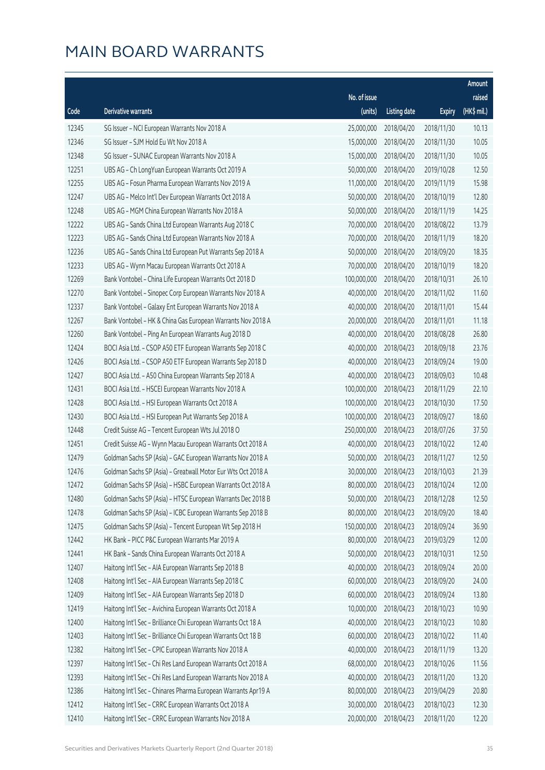# MAIN BOARD WARRANTS

| Code | Derivative warrants | No. of issue (units) | Listing date | Expiry | Amount raised (HK$ mil.) |
|---|---|---|---|---|---|
| 12345 | SG Issuer – NCI European Warrants Nov 2018 A | 25,000,000 | 2018/04/20 | 2018/11/30 | 10.13 |
| 12346 | SG Issuer – SJM Hold Eu Wt Nov 2018 A | 15,000,000 | 2018/04/20 | 2018/11/30 | 10.05 |
| 12348 | SG Issuer – SUNAC European Warrants Nov 2018 A | 15,000,000 | 2018/04/20 | 2018/11/30 | 10.05 |
| 12251 | UBS AG – Ch LongYuan European Warrants Oct 2019 A | 50,000,000 | 2018/04/20 | 2019/10/28 | 12.50 |
| 12255 | UBS AG – Fosun Pharma European Warrants Nov 2019 A | 11,000,000 | 2018/04/20 | 2019/11/19 | 15.98 |
| 12247 | UBS AG – Melco Int'l Dev European Warrants Oct 2018 A | 50,000,000 | 2018/04/20 | 2018/10/19 | 12.80 |
| 12248 | UBS AG – MGM China European Warrants Nov 2018 A | 50,000,000 | 2018/04/20 | 2018/11/19 | 14.25 |
| 12222 | UBS AG – Sands China Ltd European Warrants Aug 2018 C | 70,000,000 | 2018/04/20 | 2018/08/22 | 13.79 |
| 12223 | UBS AG – Sands China Ltd European Warrants Nov 2018 A | 70,000,000 | 2018/04/20 | 2018/11/19 | 18.20 |
| 12236 | UBS AG – Sands China Ltd European Put Warrants Sep 2018 A | 50,000,000 | 2018/04/20 | 2018/09/20 | 18.35 |
| 12233 | UBS AG – Wynn Macau European Warrants Oct 2018 A | 70,000,000 | 2018/04/20 | 2018/10/19 | 18.20 |
| 12269 | Bank Vontobel – China Life European Warrants Oct 2018 D | 100,000,000 | 2018/04/20 | 2018/10/31 | 26.10 |
| 12270 | Bank Vontobel – Sinopec Corp European Warrants Nov 2018 A | 40,000,000 | 2018/04/20 | 2018/11/02 | 11.60 |
| 12337 | Bank Vontobel – Galaxy Ent European Warrants Nov 2018 A | 40,000,000 | 2018/04/20 | 2018/11/01 | 15.44 |
| 12267 | Bank Vontobel – HK & China Gas European Warrants Nov 2018 A | 20,000,000 | 2018/04/20 | 2018/11/01 | 11.18 |
| 12260 | Bank Vontobel – Ping An European Warrants Aug 2018 D | 40,000,000 | 2018/04/20 | 2018/08/28 | 26.80 |
| 12424 | BOCI Asia Ltd. – CSOP A50 ETF European Warrants Sep 2018 C | 40,000,000 | 2018/04/23 | 2018/09/18 | 23.76 |
| 12426 | BOCI Asia Ltd. – CSOP A50 ETF European Warrants Sep 2018 D | 40,000,000 | 2018/04/23 | 2018/09/24 | 19.00 |
| 12427 | BOCI Asia Ltd. – A50 China European Warrants Sep 2018 A | 40,000,000 | 2018/04/23 | 2018/09/03 | 10.48 |
| 12431 | BOCI Asia Ltd. – HSCEI European Warrants Nov 2018 A | 100,000,000 | 2018/04/23 | 2018/11/29 | 22.10 |
| 12428 | BOCI Asia Ltd. – HSI European Warrants Oct 2018 A | 100,000,000 | 2018/04/23 | 2018/10/30 | 17.50 |
| 12430 | BOCI Asia Ltd. – HSI European Put Warrants Sep 2018 A | 100,000,000 | 2018/04/23 | 2018/09/27 | 18.60 |
| 12448 | Credit Suisse AG – Tencent European Wts Jul 2018 O | 250,000,000 | 2018/04/23 | 2018/07/26 | 37.50 |
| 12451 | Credit Suisse AG – Wynn Macau European Warrants Oct 2018 A | 40,000,000 | 2018/04/23 | 2018/10/22 | 12.40 |
| 12479 | Goldman Sachs SP (Asia) – GAC European Warrants Nov 2018 A | 50,000,000 | 2018/04/23 | 2018/11/27 | 12.50 |
| 12476 | Goldman Sachs SP (Asia) – Greatwall Motor Eur Wts Oct 2018 A | 30,000,000 | 2018/04/23 | 2018/10/03 | 21.39 |
| 12472 | Goldman Sachs SP (Asia) – HSBC European Warrants Oct 2018 A | 80,000,000 | 2018/04/23 | 2018/10/24 | 12.00 |
| 12480 | Goldman Sachs SP (Asia) – HTSC European Warrants Dec 2018 B | 50,000,000 | 2018/04/23 | 2018/12/28 | 12.50 |
| 12478 | Goldman Sachs SP (Asia) – ICBC European Warrants Sep 2018 B | 80,000,000 | 2018/04/23 | 2018/09/20 | 18.40 |
| 12475 | Goldman Sachs SP (Asia) – Tencent European Wt Sep 2018 H | 150,000,000 | 2018/04/23 | 2018/09/24 | 36.90 |
| 12442 | HK Bank – PICC P&C European Warrants Mar 2019 A | 80,000,000 | 2018/04/23 | 2019/03/29 | 12.00 |
| 12441 | HK Bank – Sands China European Warrants Oct 2018 A | 50,000,000 | 2018/04/23 | 2018/10/31 | 12.50 |
| 12407 | Haitong Int'l Sec – AIA European Warrants Sep 2018 B | 40,000,000 | 2018/04/23 | 2018/09/24 | 20.00 |
| 12408 | Haitong Int'l Sec – AIA European Warrants Sep 2018 C | 60,000,000 | 2018/04/23 | 2018/09/20 | 24.00 |
| 12409 | Haitong Int'l Sec – AIA European Warrants Sep 2018 D | 60,000,000 | 2018/04/23 | 2018/09/24 | 13.80 |
| 12419 | Haitong Int'l Sec – Avichina European Warrants Oct 2018 A | 10,000,000 | 2018/04/23 | 2018/10/23 | 10.90 |
| 12400 | Haitong Int'l Sec – Brilliance Chi European Warrants Oct 18 A | 40,000,000 | 2018/04/23 | 2018/10/23 | 10.80 |
| 12403 | Haitong Int'l Sec – Brilliance Chi European Warrants Oct 18 B | 60,000,000 | 2018/04/23 | 2018/10/22 | 11.40 |
| 12382 | Haitong Int'l Sec – CPIC European Warrants Nov 2018 A | 40,000,000 | 2018/04/23 | 2018/11/19 | 13.20 |
| 12397 | Haitong Int'l Sec – Chi Res Land European Warrants Oct 2018 A | 68,000,000 | 2018/04/23 | 2018/10/26 | 11.56 |
| 12393 | Haitong Int'l Sec – Chi Res Land European Warrants Nov 2018 A | 40,000,000 | 2018/04/23 | 2018/11/20 | 13.20 |
| 12386 | Haitong Int'l Sec – Chinares Pharma European Warrants Apr19 A | 80,000,000 | 2018/04/23 | 2019/04/29 | 20.80 |
| 12412 | Haitong Int'l Sec – CRRC European Warrants Oct 2018 A | 30,000,000 | 2018/04/23 | 2018/10/23 | 12.30 |
| 12410 | Haitong Int'l Sec – CRRC European Warrants Nov 2018 A | 20,000,000 | 2018/04/23 | 2018/11/20 | 12.20 |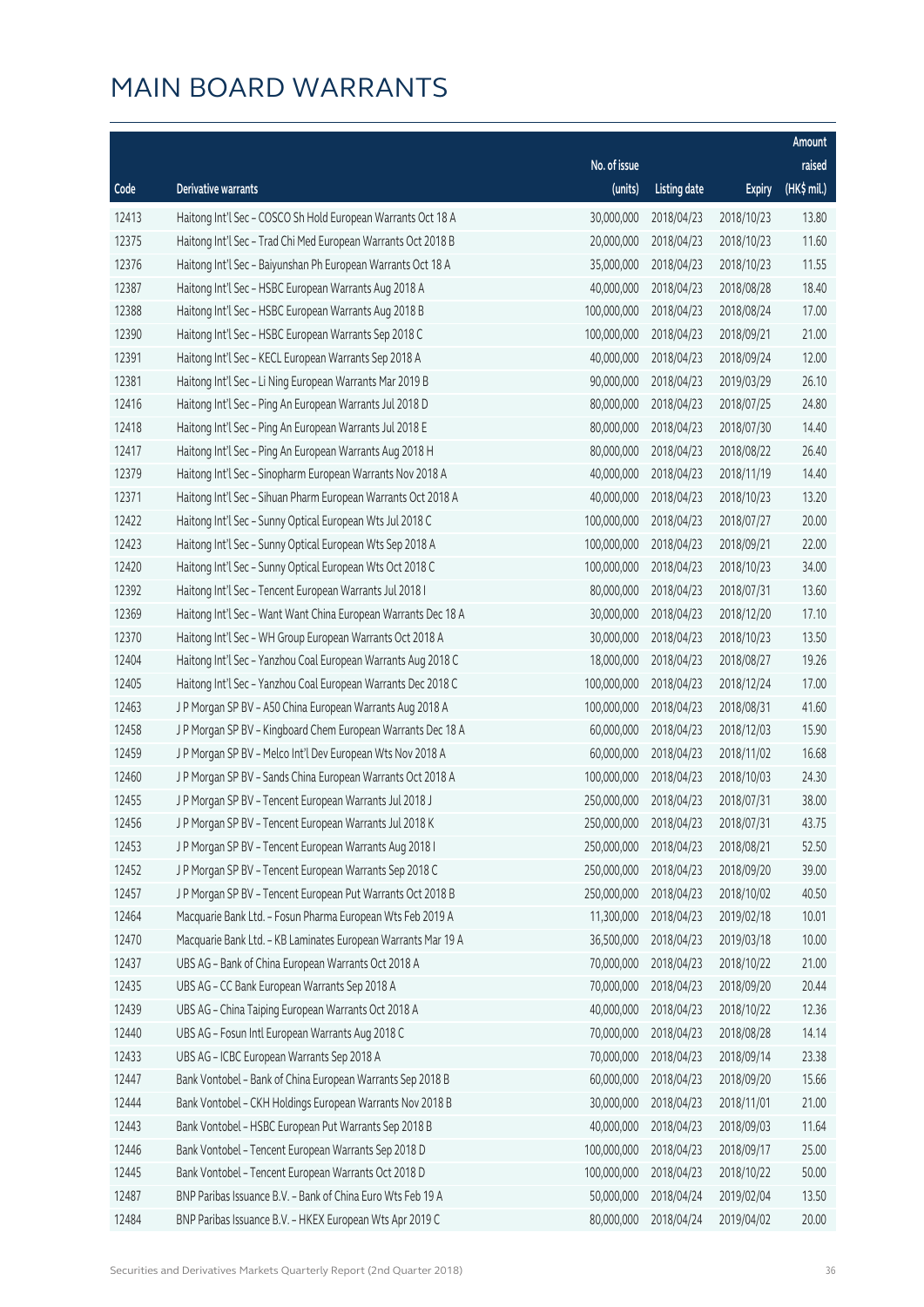# MAIN BOARD WARRANTS

| Code | Derivative warrants | No. of issue (units) | Listing date | Expiry | Amount raised (HK$ mil.) |
|---|---|---|---|---|---|
| 12413 | Haitong Int'l Sec - COSCO Sh Hold European Warrants Oct 18 A | 30,000,000 | 2018/04/23 | 2018/10/23 | 13.80 |
| 12375 | Haitong Int'l Sec - Trad Chi Med European Warrants Oct 2018 B | 20,000,000 | 2018/04/23 | 2018/10/23 | 11.60 |
| 12376 | Haitong Int'l Sec - Baiyunshan Ph European Warrants Oct 18 A | 35,000,000 | 2018/04/23 | 2018/10/23 | 11.55 |
| 12387 | Haitong Int'l Sec - HSBC European Warrants Aug 2018 A | 40,000,000 | 2018/04/23 | 2018/08/28 | 18.40 |
| 12388 | Haitong Int'l Sec - HSBC European Warrants Aug 2018 B | 100,000,000 | 2018/04/23 | 2018/08/24 | 17.00 |
| 12390 | Haitong Int'l Sec - HSBC European Warrants Sep 2018 C | 100,000,000 | 2018/04/23 | 2018/09/21 | 21.00 |
| 12391 | Haitong Int'l Sec - KECL European Warrants Sep 2018 A | 40,000,000 | 2018/04/23 | 2018/09/24 | 12.00 |
| 12381 | Haitong Int'l Sec - Li Ning European Warrants Mar 2019 B | 90,000,000 | 2018/04/23 | 2019/03/29 | 26.10 |
| 12416 | Haitong Int'l Sec - Ping An European Warrants Jul 2018 D | 80,000,000 | 2018/04/23 | 2018/07/25 | 24.80 |
| 12418 | Haitong Int'l Sec - Ping An European Warrants Jul 2018 E | 80,000,000 | 2018/04/23 | 2018/07/30 | 14.40 |
| 12417 | Haitong Int'l Sec - Ping An European Warrants Aug 2018 H | 80,000,000 | 2018/04/23 | 2018/08/22 | 26.40 |
| 12379 | Haitong Int'l Sec - Sinopharm European Warrants Nov 2018 A | 40,000,000 | 2018/04/23 | 2018/11/19 | 14.40 |
| 12371 | Haitong Int'l Sec - Sihuan Pharm European Warrants Oct 2018 A | 40,000,000 | 2018/04/23 | 2018/10/23 | 13.20 |
| 12422 | Haitong Int'l Sec - Sunny Optical European Wts Jul 2018 C | 100,000,000 | 2018/04/23 | 2018/07/27 | 20.00 |
| 12423 | Haitong Int'l Sec - Sunny Optical European Wts Sep 2018 A | 100,000,000 | 2018/04/23 | 2018/09/21 | 22.00 |
| 12420 | Haitong Int'l Sec - Sunny Optical European Wts Oct 2018 C | 100,000,000 | 2018/04/23 | 2018/10/23 | 34.00 |
| 12392 | Haitong Int'l Sec - Tencent European Warrants Jul 2018 I | 80,000,000 | 2018/04/23 | 2018/07/31 | 13.60 |
| 12369 | Haitong Int'l Sec - Want Want China European Warrants Dec 18 A | 30,000,000 | 2018/04/23 | 2018/12/20 | 17.10 |
| 12370 | Haitong Int'l Sec - WH Group European Warrants Oct 2018 A | 30,000,000 | 2018/04/23 | 2018/10/23 | 13.50 |
| 12404 | Haitong Int'l Sec - Yanzhou Coal European Warrants Aug 2018 C | 18,000,000 | 2018/04/23 | 2018/08/27 | 19.26 |
| 12405 | Haitong Int'l Sec - Yanzhou Coal European Warrants Dec 2018 C | 100,000,000 | 2018/04/23 | 2018/12/24 | 17.00 |
| 12463 | J P Morgan SP BV - A50 China European Warrants Aug 2018 A | 100,000,000 | 2018/04/23 | 2018/08/31 | 41.60 |
| 12458 | J P Morgan SP BV - Kingboard Chem European Warrants Dec 18 A | 60,000,000 | 2018/04/23 | 2018/12/03 | 15.90 |
| 12459 | J P Morgan SP BV - Melco Int'l Dev European Wts Nov 2018 A | 60,000,000 | 2018/04/23 | 2018/11/02 | 16.68 |
| 12460 | J P Morgan SP BV - Sands China European Warrants Oct 2018 A | 100,000,000 | 2018/04/23 | 2018/10/03 | 24.30 |
| 12455 | J P Morgan SP BV - Tencent European Warrants Jul 2018 J | 250,000,000 | 2018/04/23 | 2018/07/31 | 38.00 |
| 12456 | J P Morgan SP BV - Tencent European Warrants Jul 2018 K | 250,000,000 | 2018/04/23 | 2018/07/31 | 43.75 |
| 12453 | J P Morgan SP BV - Tencent European Warrants Aug 2018 I | 250,000,000 | 2018/04/23 | 2018/08/21 | 52.50 |
| 12452 | J P Morgan SP BV - Tencent European Warrants Sep 2018 C | 250,000,000 | 2018/04/23 | 2018/09/20 | 39.00 |
| 12457 | J P Morgan SP BV - Tencent European Put Warrants Oct 2018 B | 250,000,000 | 2018/04/23 | 2018/10/02 | 40.50 |
| 12464 | Macquarie Bank Ltd. - Fosun Pharma European Wts Feb 2019 A | 11,300,000 | 2018/04/23 | 2019/02/18 | 10.01 |
| 12470 | Macquarie Bank Ltd. - KB Laminates European Warrants Mar 19 A | 36,500,000 | 2018/04/23 | 2019/03/18 | 10.00 |
| 12437 | UBS AG - Bank of China European Warrants Oct 2018 A | 70,000,000 | 2018/04/23 | 2018/10/22 | 21.00 |
| 12435 | UBS AG - CC Bank European Warrants Sep 2018 A | 70,000,000 | 2018/04/23 | 2018/09/20 | 20.44 |
| 12439 | UBS AG - China Taiping European Warrants Oct 2018 A | 40,000,000 | 2018/04/23 | 2018/10/22 | 12.36 |
| 12440 | UBS AG - Fosun Intl European Warrants Aug 2018 C | 70,000,000 | 2018/04/23 | 2018/08/28 | 14.14 |
| 12433 | UBS AG - ICBC European Warrants Sep 2018 A | 70,000,000 | 2018/04/23 | 2018/09/14 | 23.38 |
| 12447 | Bank Vontobel - Bank of China European Warrants Sep 2018 B | 60,000,000 | 2018/04/23 | 2018/09/20 | 15.66 |
| 12444 | Bank Vontobel - CKH Holdings European Warrants Nov 2018 B | 30,000,000 | 2018/04/23 | 2018/11/01 | 21.00 |
| 12443 | Bank Vontobel - HSBC European Put Warrants Sep 2018 B | 40,000,000 | 2018/04/23 | 2018/09/03 | 11.64 |
| 12446 | Bank Vontobel - Tencent European Warrants Sep 2018 D | 100,000,000 | 2018/04/23 | 2018/09/17 | 25.00 |
| 12445 | Bank Vontobel - Tencent European Warrants Oct 2018 D | 100,000,000 | 2018/04/23 | 2018/10/22 | 50.00 |
| 12487 | BNP Paribas Issuance B.V. - Bank of China Euro Wts Feb 19 A | 50,000,000 | 2018/04/24 | 2019/02/04 | 13.50 |
| 12484 | BNP Paribas Issuance B.V. - HKEX European Wts Apr 2019 C | 80,000,000 | 2018/04/24 | 2019/04/02 | 20.00 |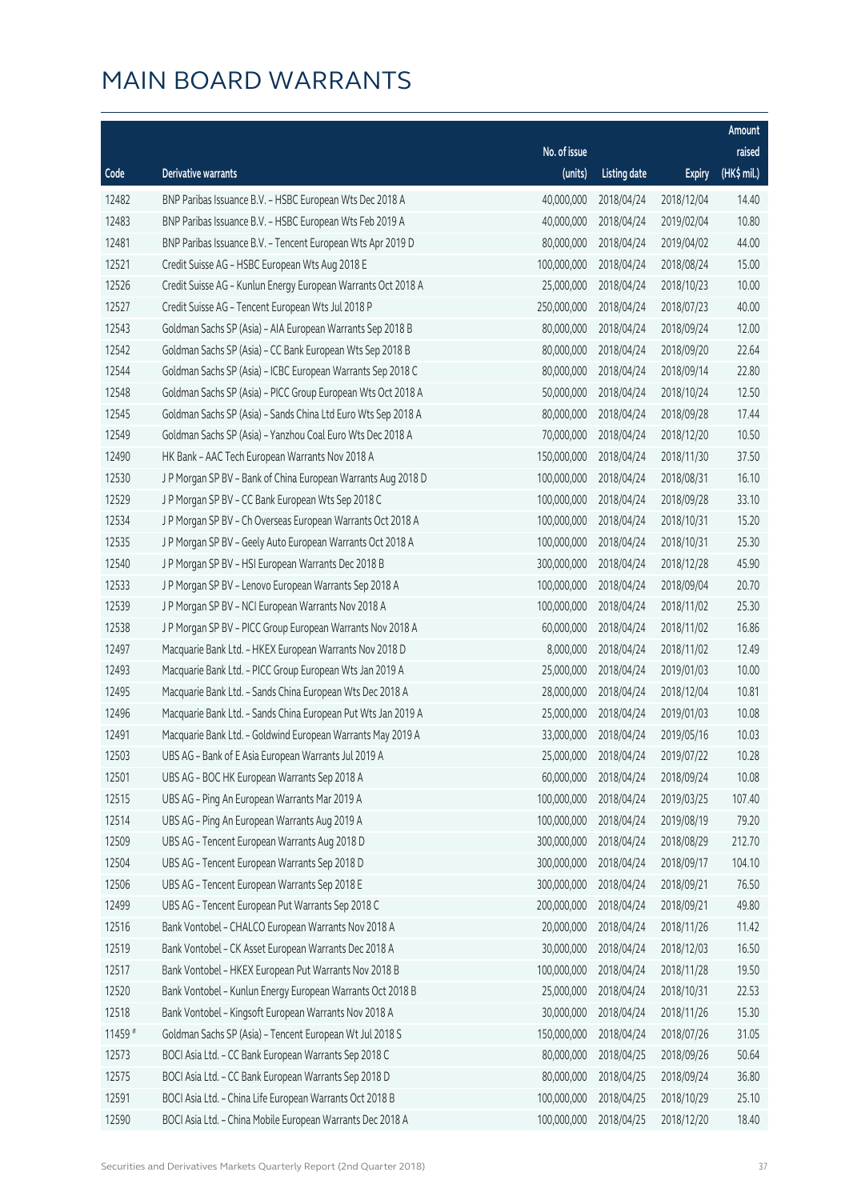# MAIN BOARD WARRANTS

| Code | Derivative warrants | No. of issue (units) | Listing date | Expiry | Amount raised (HK$ mil.) |
|---|---|---|---|---|---|
| 12482 | BNP Paribas Issuance B.V. - HSBC European Wts Dec 2018 A | 40,000,000 | 2018/04/24 | 2018/12/04 | 14.40 |
| 12483 | BNP Paribas Issuance B.V. - HSBC European Wts Feb 2019 A | 40,000,000 | 2018/04/24 | 2019/02/04 | 10.80 |
| 12481 | BNP Paribas Issuance B.V. - Tencent European Wts Apr 2019 D | 80,000,000 | 2018/04/24 | 2019/04/02 | 44.00 |
| 12521 | Credit Suisse AG - HSBC European Wts Aug 2018 E | 100,000,000 | 2018/04/24 | 2018/08/24 | 15.00 |
| 12526 | Credit Suisse AG - Kunlun Energy European Warrants Oct 2018 A | 25,000,000 | 2018/04/24 | 2018/10/23 | 10.00 |
| 12527 | Credit Suisse AG - Tencent European Wts Jul 2018 P | 250,000,000 | 2018/04/24 | 2018/07/23 | 40.00 |
| 12543 | Goldman Sachs SP (Asia) - AIA European Warrants Sep 2018 B | 80,000,000 | 2018/04/24 | 2018/09/24 | 12.00 |
| 12542 | Goldman Sachs SP (Asia) - CC Bank European Wts Sep 2018 B | 80,000,000 | 2018/04/24 | 2018/09/20 | 22.64 |
| 12544 | Goldman Sachs SP (Asia) - ICBC European Warrants Sep 2018 C | 80,000,000 | 2018/04/24 | 2018/09/14 | 22.80 |
| 12548 | Goldman Sachs SP (Asia) - PICC Group European Wts Oct 2018 A | 50,000,000 | 2018/04/24 | 2018/10/24 | 12.50 |
| 12545 | Goldman Sachs SP (Asia) - Sands China Ltd Euro Wts Sep 2018 A | 80,000,000 | 2018/04/24 | 2018/09/28 | 17.44 |
| 12549 | Goldman Sachs SP (Asia) - Yanzhou Coal Euro Wts Dec 2018 A | 70,000,000 | 2018/04/24 | 2018/12/20 | 10.50 |
| 12490 | HK Bank - AAC Tech European Warrants Nov 2018 A | 150,000,000 | 2018/04/24 | 2018/11/30 | 37.50 |
| 12530 | J P Morgan SP BV - Bank of China European Warrants Aug 2018 D | 100,000,000 | 2018/04/24 | 2018/08/31 | 16.10 |
| 12529 | J P Morgan SP BV - CC Bank European Wts Sep 2018 C | 100,000,000 | 2018/04/24 | 2018/09/28 | 33.10 |
| 12534 | J P Morgan SP BV - Ch Overseas European Warrants Oct 2018 A | 100,000,000 | 2018/04/24 | 2018/10/31 | 15.20 |
| 12535 | J P Morgan SP BV - Geely Auto European Warrants Oct 2018 A | 100,000,000 | 2018/04/24 | 2018/10/31 | 25.30 |
| 12540 | J P Morgan SP BV - HSI European Warrants Dec 2018 B | 300,000,000 | 2018/04/24 | 2018/12/28 | 45.90 |
| 12533 | J P Morgan SP BV - Lenovo European Warrants Sep 2018 A | 100,000,000 | 2018/04/24 | 2018/09/04 | 20.70 |
| 12539 | J P Morgan SP BV - NCI European Warrants Nov 2018 A | 100,000,000 | 2018/04/24 | 2018/11/02 | 25.30 |
| 12538 | J P Morgan SP BV - PICC Group European Warrants Nov 2018 A | 60,000,000 | 2018/04/24 | 2018/11/02 | 16.86 |
| 12497 | Macquarie Bank Ltd. - HKEX European Warrants Nov 2018 D | 8,000,000 | 2018/04/24 | 2018/11/02 | 12.49 |
| 12493 | Macquarie Bank Ltd. - PICC Group European Wts Jan 2019 A | 25,000,000 | 2018/04/24 | 2019/01/03 | 10.00 |
| 12495 | Macquarie Bank Ltd. - Sands China European Wts Dec 2018 A | 28,000,000 | 2018/04/24 | 2018/12/04 | 10.81 |
| 12496 | Macquarie Bank Ltd. - Sands China European Put Wts Jan 2019 A | 25,000,000 | 2018/04/24 | 2019/01/03 | 10.08 |
| 12491 | Macquarie Bank Ltd. - Goldwind European Warrants May 2019 A | 33,000,000 | 2018/04/24 | 2019/05/16 | 10.03 |
| 12503 | UBS AG - Bank of E Asia European Warrants Jul 2019 A | 25,000,000 | 2018/04/24 | 2019/07/22 | 10.28 |
| 12501 | UBS AG - BOC HK European Warrants Sep 2018 A | 60,000,000 | 2018/04/24 | 2018/09/24 | 10.08 |
| 12515 | UBS AG - Ping An European Warrants Mar 2019 A | 100,000,000 | 2018/04/24 | 2019/03/25 | 107.40 |
| 12514 | UBS AG - Ping An European Warrants Aug 2019 A | 100,000,000 | 2018/04/24 | 2019/08/19 | 79.20 |
| 12509 | UBS AG - Tencent European Warrants Aug 2018 D | 300,000,000 | 2018/04/24 | 2018/08/29 | 212.70 |
| 12504 | UBS AG - Tencent European Warrants Sep 2018 D | 300,000,000 | 2018/04/24 | 2018/09/17 | 104.10 |
| 12506 | UBS AG - Tencent European Warrants Sep 2018 E | 300,000,000 | 2018/04/24 | 2018/09/21 | 76.50 |
| 12499 | UBS AG - Tencent European Put Warrants Sep 2018 C | 200,000,000 | 2018/04/24 | 2018/09/21 | 49.80 |
| 12516 | Bank Vontobel - CHALCO European Warrants Nov 2018 A | 20,000,000 | 2018/04/24 | 2018/11/26 | 11.42 |
| 12519 | Bank Vontobel - CK Asset European Warrants Dec 2018 A | 30,000,000 | 2018/04/24 | 2018/12/03 | 16.50 |
| 12517 | Bank Vontobel - HKEX European Put Warrants Nov 2018 B | 100,000,000 | 2018/04/24 | 2018/11/28 | 19.50 |
| 12520 | Bank Vontobel - Kunlun Energy European Warrants Oct 2018 B | 25,000,000 | 2018/04/24 | 2018/10/31 | 22.53 |
| 12518 | Bank Vontobel - Kingsoft European Warrants Nov 2018 A | 30,000,000 | 2018/04/24 | 2018/11/26 | 15.30 |
| 11459 # | Goldman Sachs SP (Asia) - Tencent European Wt Jul 2018 S | 150,000,000 | 2018/04/24 | 2018/07/26 | 31.05 |
| 12573 | BOCI Asia Ltd. - CC Bank European Warrants Sep 2018 C | 80,000,000 | 2018/04/25 | 2018/09/26 | 50.64 |
| 12575 | BOCI Asia Ltd. - CC Bank European Warrants Sep 2018 D | 80,000,000 | 2018/04/25 | 2018/09/24 | 36.80 |
| 12591 | BOCI Asia Ltd. - China Life European Warrants Oct 2018 B | 100,000,000 | 2018/04/25 | 2018/10/29 | 25.10 |
| 12590 | BOCI Asia Ltd. - China Mobile European Warrants Dec 2018 A | 100,000,000 | 2018/04/25 | 2018/12/20 | 18.40 |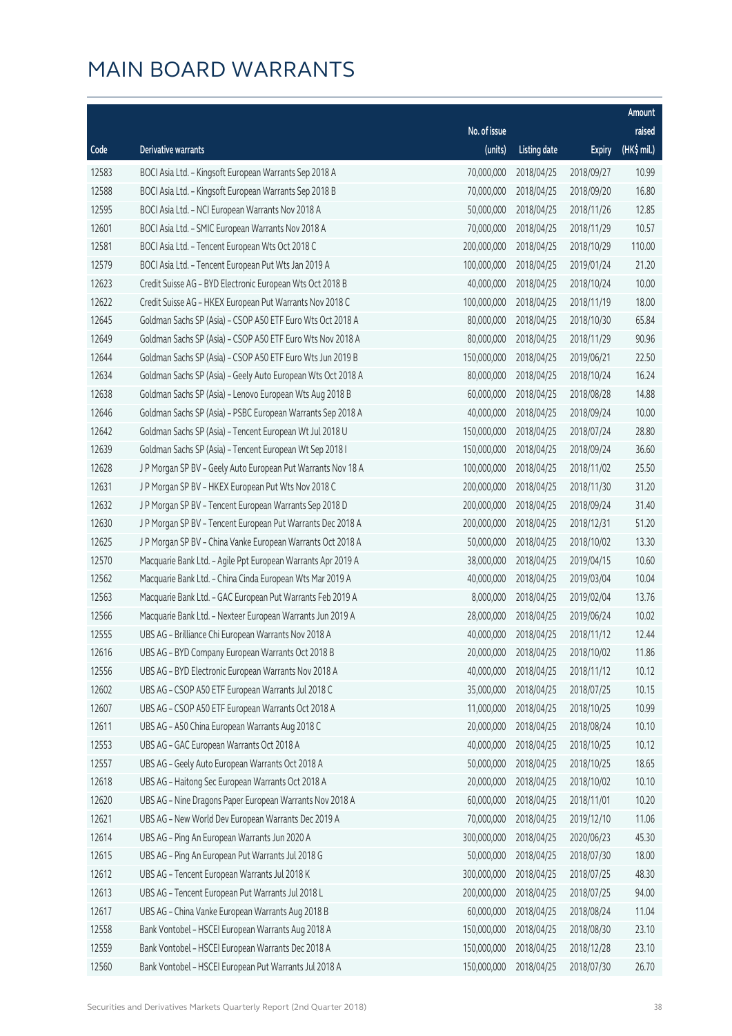# MAIN BOARD WARRANTS

| Code | Derivative warrants | No. of issue (units) | Listing date | Expiry | Amount raised (HK$ mil.) |
|---|---|---|---|---|---|
| 12583 | BOCI Asia Ltd. - Kingsoft European Warrants Sep 2018 A | 70,000,000 | 2018/04/25 | 2018/09/27 | 10.99 |
| 12588 | BOCI Asia Ltd. - Kingsoft European Warrants Sep 2018 B | 70,000,000 | 2018/04/25 | 2018/09/20 | 16.80 |
| 12595 | BOCI Asia Ltd. - NCI European Warrants Nov 2018 A | 50,000,000 | 2018/04/25 | 2018/11/26 | 12.85 |
| 12601 | BOCI Asia Ltd. - SMIC European Warrants Nov 2018 A | 70,000,000 | 2018/04/25 | 2018/11/29 | 10.57 |
| 12581 | BOCI Asia Ltd. - Tencent European Wts Oct 2018 C | 200,000,000 | 2018/04/25 | 2018/10/29 | 110.00 |
| 12579 | BOCI Asia Ltd. - Tencent European Put Wts Jan 2019 A | 100,000,000 | 2018/04/25 | 2019/01/24 | 21.20 |
| 12623 | Credit Suisse AG - BYD Electronic European Wts Oct 2018 B | 40,000,000 | 2018/04/25 | 2018/10/24 | 10.00 |
| 12622 | Credit Suisse AG - HKEX European Put Warrants Nov 2018 C | 100,000,000 | 2018/04/25 | 2018/11/19 | 18.00 |
| 12645 | Goldman Sachs SP (Asia) - CSOP A50 ETF Euro Wts Oct 2018 A | 80,000,000 | 2018/04/25 | 2018/10/30 | 65.84 |
| 12649 | Goldman Sachs SP (Asia) - CSOP A50 ETF Euro Wts Nov 2018 A | 80,000,000 | 2018/04/25 | 2018/11/29 | 90.96 |
| 12644 | Goldman Sachs SP (Asia) - CSOP A50 ETF Euro Wts Jun 2019 B | 150,000,000 | 2018/04/25 | 2019/06/21 | 22.50 |
| 12634 | Goldman Sachs SP (Asia) - Geely Auto European Wts Oct 2018 A | 80,000,000 | 2018/04/25 | 2018/10/24 | 16.24 |
| 12638 | Goldman Sachs SP (Asia) - Lenovo European Wts Aug 2018 B | 60,000,000 | 2018/04/25 | 2018/08/28 | 14.88 |
| 12646 | Goldman Sachs SP (Asia) - PSBC European Warrants Sep 2018 A | 40,000,000 | 2018/04/25 | 2018/09/24 | 10.00 |
| 12642 | Goldman Sachs SP (Asia) - Tencent European Wt Jul 2018 U | 150,000,000 | 2018/04/25 | 2018/07/24 | 28.80 |
| 12639 | Goldman Sachs SP (Asia) - Tencent European Wt Sep 2018 I | 150,000,000 | 2018/04/25 | 2018/09/24 | 36.60 |
| 12628 | J P Morgan SP BV - Geely Auto European Put Warrants Nov 18 A | 100,000,000 | 2018/04/25 | 2018/11/02 | 25.50 |
| 12631 | J P Morgan SP BV - HKEX European Put Wts Nov 2018 C | 200,000,000 | 2018/04/25 | 2018/11/30 | 31.20 |
| 12632 | J P Morgan SP BV - Tencent European Warrants Sep 2018 D | 200,000,000 | 2018/04/25 | 2018/09/24 | 31.40 |
| 12630 | J P Morgan SP BV - Tencent European Put Warrants Dec 2018 A | 200,000,000 | 2018/04/25 | 2018/12/31 | 51.20 |
| 12625 | J P Morgan SP BV - China Vanke European Warrants Oct 2018 A | 50,000,000 | 2018/04/25 | 2018/10/02 | 13.30 |
| 12570 | Macquarie Bank Ltd. - Agile Ppt European Warrants Apr 2019 A | 38,000,000 | 2018/04/25 | 2019/04/15 | 10.60 |
| 12562 | Macquarie Bank Ltd. - China Cinda European Wts Mar 2019 A | 40,000,000 | 2018/04/25 | 2019/03/04 | 10.04 |
| 12563 | Macquarie Bank Ltd. - GAC European Put Warrants Feb 2019 A | 8,000,000 | 2018/04/25 | 2019/02/04 | 13.76 |
| 12566 | Macquarie Bank Ltd. - Nexteer European Warrants Jun 2019 A | 28,000,000 | 2018/04/25 | 2019/06/24 | 10.02 |
| 12555 | UBS AG - Brilliance Chi European Warrants Nov 2018 A | 40,000,000 | 2018/04/25 | 2018/11/12 | 12.44 |
| 12616 | UBS AG - BYD Company European Warrants Oct 2018 B | 20,000,000 | 2018/04/25 | 2018/10/02 | 11.86 |
| 12556 | UBS AG - BYD Electronic European Warrants Nov 2018 A | 40,000,000 | 2018/04/25 | 2018/11/12 | 10.12 |
| 12602 | UBS AG - CSOP A50 ETF European Warrants Jul 2018 C | 35,000,000 | 2018/04/25 | 2018/07/25 | 10.15 |
| 12607 | UBS AG - CSOP A50 ETF European Warrants Oct 2018 A | 11,000,000 | 2018/04/25 | 2018/10/25 | 10.99 |
| 12611 | UBS AG - A50 China European Warrants Aug 2018 C | 20,000,000 | 2018/04/25 | 2018/08/24 | 10.10 |
| 12553 | UBS AG - GAC European Warrants Oct 2018 A | 40,000,000 | 2018/04/25 | 2018/10/25 | 10.12 |
| 12557 | UBS AG - Geely Auto European Warrants Oct 2018 A | 50,000,000 | 2018/04/25 | 2018/10/25 | 18.65 |
| 12618 | UBS AG - Haitong Sec European Warrants Oct 2018 A | 20,000,000 | 2018/04/25 | 2018/10/02 | 10.10 |
| 12620 | UBS AG - Nine Dragons Paper European Warrants Nov 2018 A | 60,000,000 | 2018/04/25 | 2018/11/01 | 10.20 |
| 12621 | UBS AG - New World Dev European Warrants Dec 2019 A | 70,000,000 | 2018/04/25 | 2019/12/10 | 11.06 |
| 12614 | UBS AG - Ping An European Warrants Jun 2020 A | 300,000,000 | 2018/04/25 | 2020/06/23 | 45.30 |
| 12615 | UBS AG - Ping An European Put Warrants Jul 2018 G | 50,000,000 | 2018/04/25 | 2018/07/30 | 18.00 |
| 12612 | UBS AG - Tencent European Warrants Jul 2018 K | 300,000,000 | 2018/04/25 | 2018/07/25 | 48.30 |
| 12613 | UBS AG - Tencent European Put Warrants Jul 2018 L | 200,000,000 | 2018/04/25 | 2018/07/25 | 94.00 |
| 12617 | UBS AG - China Vanke European Warrants Aug 2018 B | 60,000,000 | 2018/04/25 | 2018/08/24 | 11.04 |
| 12558 | Bank Vontobel - HSCEI European Warrants Aug 2018 A | 150,000,000 | 2018/04/25 | 2018/08/30 | 23.10 |
| 12559 | Bank Vontobel - HSCEI European Warrants Dec 2018 A | 150,000,000 | 2018/04/25 | 2018/12/28 | 23.10 |
| 12560 | Bank Vontobel - HSCEI European Put Warrants Jul 2018 A | 150,000,000 | 2018/04/25 | 2018/07/30 | 26.70 |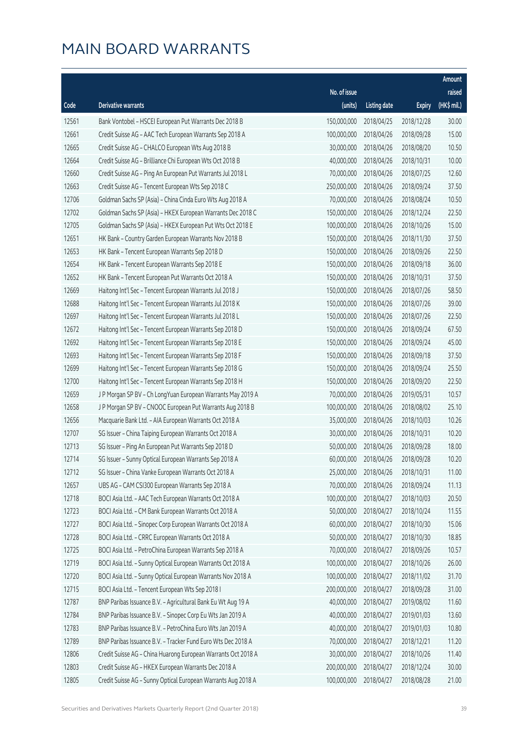# MAIN BOARD WARRANTS

| Code | Derivative warrants | No. of issue (units) | Listing date | Expiry | Amount raised (HK$ mil.) |
|---|---|---|---|---|---|
| 12561 | Bank Vontobel - HSCEI European Put Warrants Dec 2018 B | 150,000,000 | 2018/04/25 | 2018/12/28 | 30.00 |
| 12661 | Credit Suisse AG - AAC Tech European Warrants Sep 2018 A | 100,000,000 | 2018/04/26 | 2018/09/28 | 15.00 |
| 12665 | Credit Suisse AG - CHALCO European Wts Aug 2018 B | 30,000,000 | 2018/04/26 | 2018/08/20 | 10.50 |
| 12664 | Credit Suisse AG - Brilliance Chi European Wts Oct 2018 B | 40,000,000 | 2018/04/26 | 2018/10/31 | 10.00 |
| 12660 | Credit Suisse AG - Ping An European Put Warrants Jul 2018 L | 70,000,000 | 2018/04/26 | 2018/07/25 | 12.60 |
| 12663 | Credit Suisse AG - Tencent European Wts Sep 2018 C | 250,000,000 | 2018/04/26 | 2018/09/24 | 37.50 |
| 12706 | Goldman Sachs SP (Asia) - China Cinda Euro Wts Aug 2018 A | 70,000,000 | 2018/04/26 | 2018/08/24 | 10.50 |
| 12702 | Goldman Sachs SP (Asia) - HKEX European Warrants Dec 2018 C | 150,000,000 | 2018/04/26 | 2018/12/24 | 22.50 |
| 12705 | Goldman Sachs SP (Asia) - HKEX European Put Wts Oct 2018 E | 100,000,000 | 2018/04/26 | 2018/10/26 | 15.00 |
| 12651 | HK Bank - Country Garden European Warrants Nov 2018 B | 150,000,000 | 2018/04/26 | 2018/11/30 | 37.50 |
| 12653 | HK Bank - Tencent European Warrants Sep 2018 D | 150,000,000 | 2018/04/26 | 2018/09/26 | 22.50 |
| 12654 | HK Bank - Tencent European Warrants Sep 2018 E | 150,000,000 | 2018/04/26 | 2018/09/18 | 36.00 |
| 12652 | HK Bank - Tencent European Put Warrants Oct 2018 A | 150,000,000 | 2018/04/26 | 2018/10/31 | 37.50 |
| 12669 | Haitong Int'l Sec - Tencent European Warrants Jul 2018 J | 150,000,000 | 2018/04/26 | 2018/07/26 | 58.50 |
| 12688 | Haitong Int'l Sec - Tencent European Warrants Jul 2018 K | 150,000,000 | 2018/04/26 | 2018/07/26 | 39.00 |
| 12697 | Haitong Int'l Sec - Tencent European Warrants Jul 2018 L | 150,000,000 | 2018/04/26 | 2018/07/26 | 22.50 |
| 12672 | Haitong Int'l Sec - Tencent European Warrants Sep 2018 D | 150,000,000 | 2018/04/26 | 2018/09/24 | 67.50 |
| 12692 | Haitong Int'l Sec - Tencent European Warrants Sep 2018 E | 150,000,000 | 2018/04/26 | 2018/09/24 | 45.00 |
| 12693 | Haitong Int'l Sec - Tencent European Warrants Sep 2018 F | 150,000,000 | 2018/04/26 | 2018/09/18 | 37.50 |
| 12699 | Haitong Int'l Sec - Tencent European Warrants Sep 2018 G | 150,000,000 | 2018/04/26 | 2018/09/24 | 25.50 |
| 12700 | Haitong Int'l Sec - Tencent European Warrants Sep 2018 H | 150,000,000 | 2018/04/26 | 2018/09/20 | 22.50 |
| 12659 | J P Morgan SP BV - Ch LongYuan European Warrants May 2019 A | 70,000,000 | 2018/04/26 | 2019/05/31 | 10.57 |
| 12658 | J P Morgan SP BV - CNOOC European Put Warrants Aug 2018 B | 100,000,000 | 2018/04/26 | 2018/08/02 | 25.10 |
| 12656 | Macquarie Bank Ltd. - AIA European Warrants Oct 2018 A | 35,000,000 | 2018/04/26 | 2018/10/03 | 10.26 |
| 12707 | SG Issuer - China Taiping European Warrants Oct 2018 A | 30,000,000 | 2018/04/26 | 2018/10/31 | 10.20 |
| 12713 | SG Issuer - Ping An European Put Warrants Sep 2018 D | 50,000,000 | 2018/04/26 | 2018/09/28 | 18.00 |
| 12714 | SG Issuer - Sunny Optical European Warrants Sep 2018 A | 60,000,000 | 2018/04/26 | 2018/09/28 | 10.20 |
| 12712 | SG Issuer - China Vanke European Warrants Oct 2018 A | 25,000,000 | 2018/04/26 | 2018/10/31 | 11.00 |
| 12657 | UBS AG - CAM CSI300 European Warrants Sep 2018 A | 70,000,000 | 2018/04/26 | 2018/09/24 | 11.13 |
| 12718 | BOCI Asia Ltd. - AAC Tech European Warrants Oct 2018 A | 100,000,000 | 2018/04/27 | 2018/10/03 | 20.50 |
| 12723 | BOCI Asia Ltd. - CM Bank European Warrants Oct 2018 A | 50,000,000 | 2018/04/27 | 2018/10/24 | 11.55 |
| 12727 | BOCI Asia Ltd. - Sinopec Corp European Warrants Oct 2018 A | 60,000,000 | 2018/04/27 | 2018/10/30 | 15.06 |
| 12728 | BOCI Asia Ltd. - CRRC European Warrants Oct 2018 A | 50,000,000 | 2018/04/27 | 2018/10/30 | 18.85 |
| 12725 | BOCI Asia Ltd. - PetroChina European Warrants Sep 2018 A | 70,000,000 | 2018/04/27 | 2018/09/26 | 10.57 |
| 12719 | BOCI Asia Ltd. - Sunny Optical European Warrants Oct 2018 A | 100,000,000 | 2018/04/27 | 2018/10/26 | 26.00 |
| 12720 | BOCI Asia Ltd. - Sunny Optical European Warrants Nov 2018 A | 100,000,000 | 2018/04/27 | 2018/11/02 | 31.70 |
| 12715 | BOCI Asia Ltd. - Tencent European Wts Sep 2018 I | 200,000,000 | 2018/04/27 | 2018/09/28 | 31.00 |
| 12787 | BNP Paribas Issuance B.V. - Agricultural Bank Eu Wt Aug 19 A | 40,000,000 | 2018/04/27 | 2019/08/02 | 11.60 |
| 12784 | BNP Paribas Issuance B.V. - Sinopec Corp Eu Wts Jan 2019 A | 40,000,000 | 2018/04/27 | 2019/01/03 | 13.60 |
| 12783 | BNP Paribas Issuance B.V. - PetroChina Euro Wts Jan 2019 A | 40,000,000 | 2018/04/27 | 2019/01/03 | 10.80 |
| 12789 | BNP Paribas Issuance B.V. - Tracker Fund Euro Wts Dec 2018 A | 70,000,000 | 2018/04/27 | 2018/12/21 | 11.20 |
| 12806 | Credit Suisse AG - China Huarong European Warrants Oct 2018 A | 30,000,000 | 2018/04/27 | 2018/10/26 | 11.40 |
| 12803 | Credit Suisse AG - HKEX European Warrants Dec 2018 A | 200,000,000 | 2018/04/27 | 2018/12/24 | 30.00 |
| 12805 | Credit Suisse AG - Sunny Optical European Warrants Aug 2018 A | 100,000,000 | 2018/04/27 | 2018/08/28 | 21.00 |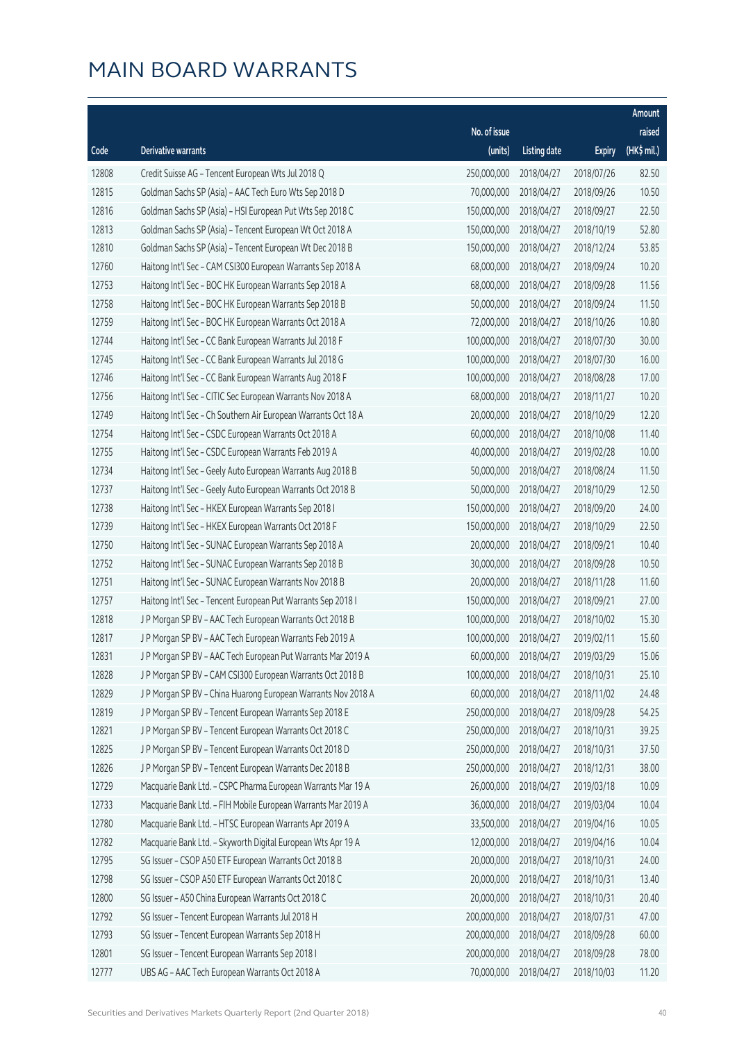# MAIN BOARD WARRANTS

| Code | Derivative warrants | No. of issue (units) | Listing date | Expiry | Amount raised (HK$ mil.) |
|---|---|---|---|---|---|
| 12808 | Credit Suisse AG – Tencent European Wts Jul 2018 Q | 250,000,000 | 2018/04/27 | 2018/07/26 | 82.50 |
| 12815 | Goldman Sachs SP (Asia) – AAC Tech Euro Wts Sep 2018 D | 70,000,000 | 2018/04/27 | 2018/09/26 | 10.50 |
| 12816 | Goldman Sachs SP (Asia) – HSI European Put Wts Sep 2018 C | 150,000,000 | 2018/04/27 | 2018/09/27 | 22.50 |
| 12813 | Goldman Sachs SP (Asia) – Tencent European Wt Oct 2018 A | 150,000,000 | 2018/04/27 | 2018/10/19 | 52.80 |
| 12810 | Goldman Sachs SP (Asia) – Tencent European Wt Dec 2018 B | 150,000,000 | 2018/04/27 | 2018/12/24 | 53.85 |
| 12760 | Haitong Int'l Sec – CAM CSI300 European Warrants Sep 2018 A | 68,000,000 | 2018/04/27 | 2018/09/24 | 10.20 |
| 12753 | Haitong Int'l Sec – BOC HK European Warrants Sep 2018 A | 68,000,000 | 2018/04/27 | 2018/09/28 | 11.56 |
| 12758 | Haitong Int'l Sec – BOC HK European Warrants Sep 2018 B | 50,000,000 | 2018/04/27 | 2018/09/24 | 11.50 |
| 12759 | Haitong Int'l Sec – BOC HK European Warrants Oct 2018 A | 72,000,000 | 2018/04/27 | 2018/10/26 | 10.80 |
| 12744 | Haitong Int'l Sec – CC Bank European Warrants Jul 2018 F | 100,000,000 | 2018/04/27 | 2018/07/30 | 30.00 |
| 12745 | Haitong Int'l Sec – CC Bank European Warrants Jul 2018 G | 100,000,000 | 2018/04/27 | 2018/07/30 | 16.00 |
| 12746 | Haitong Int'l Sec – CC Bank European Warrants Aug 2018 F | 100,000,000 | 2018/04/27 | 2018/08/28 | 17.00 |
| 12756 | Haitong Int'l Sec – CITIC Sec European Warrants Nov 2018 A | 68,000,000 | 2018/04/27 | 2018/11/27 | 10.20 |
| 12749 | Haitong Int'l Sec – Ch Southern Air European Warrants Oct 18 A | 20,000,000 | 2018/04/27 | 2018/10/29 | 12.20 |
| 12754 | Haitong Int'l Sec – CSDC European Warrants Oct 2018 A | 60,000,000 | 2018/04/27 | 2018/10/08 | 11.40 |
| 12755 | Haitong Int'l Sec – CSDC European Warrants Feb 2019 A | 40,000,000 | 2018/04/27 | 2019/02/28 | 10.00 |
| 12734 | Haitong Int'l Sec – Geely Auto European Warrants Aug 2018 B | 50,000,000 | 2018/04/27 | 2018/08/24 | 11.50 |
| 12737 | Haitong Int'l Sec – Geely Auto European Warrants Oct 2018 B | 50,000,000 | 2018/04/27 | 2018/10/29 | 12.50 |
| 12738 | Haitong Int'l Sec – HKEX European Warrants Sep 2018 I | 150,000,000 | 2018/04/27 | 2018/09/20 | 24.00 |
| 12739 | Haitong Int'l Sec – HKEX European Warrants Oct 2018 F | 150,000,000 | 2018/04/27 | 2018/10/29 | 22.50 |
| 12750 | Haitong Int'l Sec – SUNAC European Warrants Sep 2018 A | 20,000,000 | 2018/04/27 | 2018/09/21 | 10.40 |
| 12752 | Haitong Int'l Sec – SUNAC European Warrants Sep 2018 B | 30,000,000 | 2018/04/27 | 2018/09/28 | 10.50 |
| 12751 | Haitong Int'l Sec – SUNAC European Warrants Nov 2018 B | 20,000,000 | 2018/04/27 | 2018/11/28 | 11.60 |
| 12757 | Haitong Int'l Sec – Tencent European Put Warrants Sep 2018 I | 150,000,000 | 2018/04/27 | 2018/09/21 | 27.00 |
| 12818 | J P Morgan SP BV – AAC Tech European Warrants Oct 2018 B | 100,000,000 | 2018/04/27 | 2018/10/02 | 15.30 |
| 12817 | J P Morgan SP BV – AAC Tech European Warrants Feb 2019 A | 100,000,000 | 2018/04/27 | 2019/02/11 | 15.60 |
| 12831 | J P Morgan SP BV – AAC Tech European Put Warrants Mar 2019 A | 60,000,000 | 2018/04/27 | 2019/03/29 | 15.06 |
| 12828 | J P Morgan SP BV – CAM CSI300 European Warrants Oct 2018 B | 100,000,000 | 2018/04/27 | 2018/10/31 | 25.10 |
| 12829 | J P Morgan SP BV – China Huarong European Warrants Nov 2018 A | 60,000,000 | 2018/04/27 | 2018/11/02 | 24.48 |
| 12819 | J P Morgan SP BV – Tencent European Warrants Sep 2018 E | 250,000,000 | 2018/04/27 | 2018/09/28 | 54.25 |
| 12821 | J P Morgan SP BV – Tencent European Warrants Oct 2018 C | 250,000,000 | 2018/04/27 | 2018/10/31 | 39.25 |
| 12825 | J P Morgan SP BV – Tencent European Warrants Oct 2018 D | 250,000,000 | 2018/04/27 | 2018/10/31 | 37.50 |
| 12826 | J P Morgan SP BV – Tencent European Warrants Dec 2018 B | 250,000,000 | 2018/04/27 | 2018/12/31 | 38.00 |
| 12729 | Macquarie Bank Ltd. – CSPC Pharma European Warrants Mar 19 A | 26,000,000 | 2018/04/27 | 2019/03/18 | 10.09 |
| 12733 | Macquarie Bank Ltd. – FIH Mobile European Warrants Mar 2019 A | 36,000,000 | 2018/04/27 | 2019/03/04 | 10.04 |
| 12780 | Macquarie Bank Ltd. – HTSC European Warrants Apr 2019 A | 33,500,000 | 2018/04/27 | 2019/04/16 | 10.05 |
| 12782 | Macquarie Bank Ltd. – Skyworth Digital European Wts Apr 19 A | 12,000,000 | 2018/04/27 | 2019/04/16 | 10.04 |
| 12795 | SG Issuer – CSOP A50 ETF European Warrants Oct 2018 B | 20,000,000 | 2018/04/27 | 2018/10/31 | 24.00 |
| 12798 | SG Issuer – CSOP A50 ETF European Warrants Oct 2018 C | 20,000,000 | 2018/04/27 | 2018/10/31 | 13.40 |
| 12800 | SG Issuer – A50 China European Warrants Oct 2018 C | 20,000,000 | 2018/04/27 | 2018/10/31 | 20.40 |
| 12792 | SG Issuer – Tencent European Warrants Jul 2018 H | 200,000,000 | 2018/04/27 | 2018/07/31 | 47.00 |
| 12793 | SG Issuer – Tencent European Warrants Sep 2018 H | 200,000,000 | 2018/04/27 | 2018/09/28 | 60.00 |
| 12801 | SG Issuer – Tencent European Warrants Sep 2018 I | 200,000,000 | 2018/04/27 | 2018/09/28 | 78.00 |
| 12777 | UBS AG – AAC Tech European Warrants Oct 2018 A | 70,000,000 | 2018/04/27 | 2018/10/03 | 11.20 |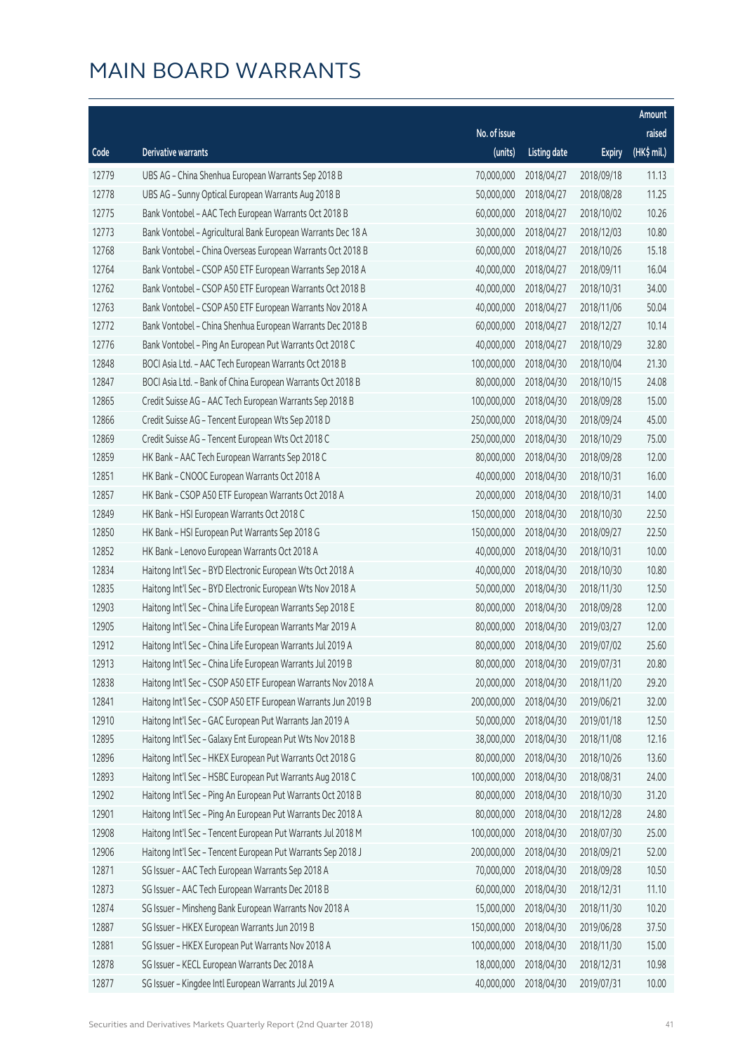# MAIN BOARD WARRANTS

| Code | Derivative warrants | No. of issue (units) | Listing date | Expiry | Amount raised (HK$ mil.) |
|---|---|---|---|---|---|
| 12779 | UBS AG - China Shenhua European Warrants Sep 2018 B | 70,000,000 | 2018/04/27 | 2018/09/18 | 11.13 |
| 12778 | UBS AG - Sunny Optical European Warrants Aug 2018 B | 50,000,000 | 2018/04/27 | 2018/08/28 | 11.25 |
| 12775 | Bank Vontobel - AAC Tech European Warrants Oct 2018 B | 60,000,000 | 2018/04/27 | 2018/10/02 | 10.26 |
| 12773 | Bank Vontobel - Agricultural Bank European Warrants Dec 18 A | 30,000,000 | 2018/04/27 | 2018/12/03 | 10.80 |
| 12768 | Bank Vontobel - China Overseas European Warrants Oct 2018 B | 60,000,000 | 2018/04/27 | 2018/10/26 | 15.18 |
| 12764 | Bank Vontobel - CSOP A50 ETF European Warrants Sep 2018 A | 40,000,000 | 2018/04/27 | 2018/09/11 | 16.04 |
| 12762 | Bank Vontobel - CSOP A50 ETF European Warrants Oct 2018 B | 40,000,000 | 2018/04/27 | 2018/10/31 | 34.00 |
| 12763 | Bank Vontobel - CSOP A50 ETF European Warrants Nov 2018 A | 40,000,000 | 2018/04/27 | 2018/11/06 | 50.04 |
| 12772 | Bank Vontobel - China Shenhua European Warrants Dec 2018 B | 60,000,000 | 2018/04/27 | 2018/12/27 | 10.14 |
| 12776 | Bank Vontobel - Ping An European Put Warrants Oct 2018 C | 40,000,000 | 2018/04/27 | 2018/10/29 | 32.80 |
| 12848 | BOCI Asia Ltd. - AAC Tech European Warrants Oct 2018 B | 100,000,000 | 2018/04/30 | 2018/10/04 | 21.30 |
| 12847 | BOCI Asia Ltd. - Bank of China European Warrants Oct 2018 B | 80,000,000 | 2018/04/30 | 2018/10/15 | 24.08 |
| 12865 | Credit Suisse AG - AAC Tech European Warrants Sep 2018 B | 100,000,000 | 2018/04/30 | 2018/09/28 | 15.00 |
| 12866 | Credit Suisse AG - Tencent European Wts Sep 2018 D | 250,000,000 | 2018/04/30 | 2018/09/24 | 45.00 |
| 12869 | Credit Suisse AG - Tencent European Wts Oct 2018 C | 250,000,000 | 2018/04/30 | 2018/10/29 | 75.00 |
| 12859 | HK Bank - AAC Tech European Warrants Sep 2018 C | 80,000,000 | 2018/04/30 | 2018/09/28 | 12.00 |
| 12851 | HK Bank - CNOOC European Warrants Oct 2018 A | 40,000,000 | 2018/04/30 | 2018/10/31 | 16.00 |
| 12857 | HK Bank - CSOP A50 ETF European Warrants Oct 2018 A | 20,000,000 | 2018/04/30 | 2018/10/31 | 14.00 |
| 12849 | HK Bank - HSI European Warrants Oct 2018 C | 150,000,000 | 2018/04/30 | 2018/10/30 | 22.50 |
| 12850 | HK Bank - HSI European Put Warrants Sep 2018 G | 150,000,000 | 2018/04/30 | 2018/09/27 | 22.50 |
| 12852 | HK Bank - Lenovo European Warrants Oct 2018 A | 40,000,000 | 2018/04/30 | 2018/10/31 | 10.00 |
| 12834 | Haitong Int'l Sec - BYD Electronic European Wts Oct 2018 A | 40,000,000 | 2018/04/30 | 2018/10/30 | 10.80 |
| 12835 | Haitong Int'l Sec - BYD Electronic European Wts Nov 2018 A | 50,000,000 | 2018/04/30 | 2018/11/30 | 12.50 |
| 12903 | Haitong Int'l Sec - China Life European Warrants Sep 2018 E | 80,000,000 | 2018/04/30 | 2018/09/28 | 12.00 |
| 12905 | Haitong Int'l Sec - China Life European Warrants Mar 2019 A | 80,000,000 | 2018/04/30 | 2019/03/27 | 12.00 |
| 12912 | Haitong Int'l Sec - China Life European Warrants Jul 2019 A | 80,000,000 | 2018/04/30 | 2019/07/02 | 25.60 |
| 12913 | Haitong Int'l Sec - China Life European Warrants Jul 2019 B | 80,000,000 | 2018/04/30 | 2019/07/31 | 20.80 |
| 12838 | Haitong Int'l Sec - CSOP A50 ETF European Warrants Nov 2018 A | 20,000,000 | 2018/04/30 | 2018/11/20 | 29.20 |
| 12841 | Haitong Int'l Sec - CSOP A50 ETF European Warrants Jun 2019 B | 200,000,000 | 2018/04/30 | 2019/06/21 | 32.00 |
| 12910 | Haitong Int'l Sec - GAC European Put Warrants Jan 2019 A | 50,000,000 | 2018/04/30 | 2019/01/18 | 12.50 |
| 12895 | Haitong Int'l Sec - Galaxy Ent European Put Wts Nov 2018 B | 38,000,000 | 2018/04/30 | 2018/11/08 | 12.16 |
| 12896 | Haitong Int'l Sec - HKEX European Put Warrants Oct 2018 G | 80,000,000 | 2018/04/30 | 2018/10/26 | 13.60 |
| 12893 | Haitong Int'l Sec - HSBC European Put Warrants Aug 2018 C | 100,000,000 | 2018/04/30 | 2018/08/31 | 24.00 |
| 12902 | Haitong Int'l Sec - Ping An European Put Warrants Oct 2018 B | 80,000,000 | 2018/04/30 | 2018/10/30 | 31.20 |
| 12901 | Haitong Int'l Sec - Ping An European Put Warrants Dec 2018 A | 80,000,000 | 2018/04/30 | 2018/12/28 | 24.80 |
| 12908 | Haitong Int'l Sec - Tencent European Put Warrants Jul 2018 M | 100,000,000 | 2018/04/30 | 2018/07/30 | 25.00 |
| 12906 | Haitong Int'l Sec - Tencent European Put Warrants Sep 2018 J | 200,000,000 | 2018/04/30 | 2018/09/21 | 52.00 |
| 12871 | SG Issuer - AAC Tech European Warrants Sep 2018 A | 70,000,000 | 2018/04/30 | 2018/09/28 | 10.50 |
| 12873 | SG Issuer - AAC Tech European Warrants Dec 2018 B | 60,000,000 | 2018/04/30 | 2018/12/31 | 11.10 |
| 12874 | SG Issuer - Minsheng Bank European Warrants Nov 2018 A | 15,000,000 | 2018/04/30 | 2018/11/30 | 10.20 |
| 12887 | SG Issuer - HKEX European Warrants Jun 2019 B | 150,000,000 | 2018/04/30 | 2019/06/28 | 37.50 |
| 12881 | SG Issuer - HKEX European Put Warrants Nov 2018 A | 100,000,000 | 2018/04/30 | 2018/11/30 | 15.00 |
| 12878 | SG Issuer - KECL European Warrants Dec 2018 A | 18,000,000 | 2018/04/30 | 2018/12/31 | 10.98 |
| 12877 | SG Issuer - Kingdee Intl European Warrants Jul 2019 A | 40,000,000 | 2018/04/30 | 2019/07/31 | 10.00 |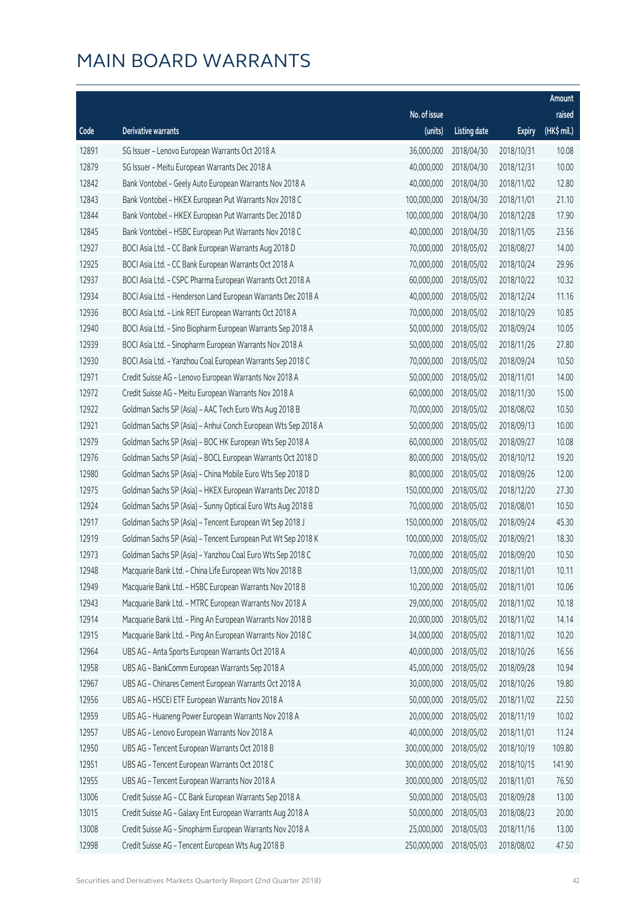# MAIN BOARD WARRANTS

| Code | Derivative warrants | No. of issue (units) | Listing date | Expiry | Amount raised (HK$ mil.) |
|---|---|---|---|---|---|
| 12891 | SG Issuer – Lenovo European Warrants Oct 2018 A | 36,000,000 | 2018/04/30 | 2018/10/31 | 10.08 |
| 12879 | SG Issuer – Meitu European Warrants Dec 2018 A | 40,000,000 | 2018/04/30 | 2018/12/31 | 10.00 |
| 12842 | Bank Vontobel – Geely Auto European Warrants Nov 2018 A | 40,000,000 | 2018/04/30 | 2018/11/02 | 12.80 |
| 12843 | Bank Vontobel – HKEX European Put Warrants Nov 2018 C | 100,000,000 | 2018/04/30 | 2018/11/01 | 21.10 |
| 12844 | Bank Vontobel – HKEX European Put Warrants Dec 2018 D | 100,000,000 | 2018/04/30 | 2018/12/28 | 17.90 |
| 12845 | Bank Vontobel – HSBC European Put Warrants Nov 2018 C | 40,000,000 | 2018/04/30 | 2018/11/05 | 23.56 |
| 12927 | BOCI Asia Ltd. – CC Bank European Warrants Aug 2018 D | 70,000,000 | 2018/05/02 | 2018/08/27 | 14.00 |
| 12925 | BOCI Asia Ltd. – CC Bank European Warrants Oct 2018 A | 70,000,000 | 2018/05/02 | 2018/10/24 | 29.96 |
| 12937 | BOCI Asia Ltd. – CSPC Pharma European Warrants Oct 2018 A | 60,000,000 | 2018/05/02 | 2018/10/22 | 10.32 |
| 12934 | BOCI Asia Ltd. – Henderson Land European Warrants Dec 2018 A | 40,000,000 | 2018/05/02 | 2018/12/24 | 11.16 |
| 12936 | BOCI Asia Ltd. – Link REIT European Warrants Oct 2018 A | 70,000,000 | 2018/05/02 | 2018/10/29 | 10.85 |
| 12940 | BOCI Asia Ltd. – Sino Biopharm European Warrants Sep 2018 A | 50,000,000 | 2018/05/02 | 2018/09/24 | 10.05 |
| 12939 | BOCI Asia Ltd. – Sinopharm European Warrants Nov 2018 A | 50,000,000 | 2018/05/02 | 2018/11/26 | 27.80 |
| 12930 | BOCI Asia Ltd. – Yanzhou Coal European Warrants Sep 2018 C | 70,000,000 | 2018/05/02 | 2018/09/24 | 10.50 |
| 12971 | Credit Suisse AG – Lenovo European Warrants Nov 2018 A | 50,000,000 | 2018/05/02 | 2018/11/01 | 14.00 |
| 12972 | Credit Suisse AG – Meitu European Warrants Nov 2018 A | 60,000,000 | 2018/05/02 | 2018/11/30 | 15.00 |
| 12922 | Goldman Sachs SP (Asia) – AAC Tech Euro Wts Aug 2018 B | 70,000,000 | 2018/05/02 | 2018/08/02 | 10.50 |
| 12921 | Goldman Sachs SP (Asia) – Anhui Conch European Wts Sep 2018 A | 50,000,000 | 2018/05/02 | 2018/09/13 | 10.00 |
| 12979 | Goldman Sachs SP (Asia) – BOC HK European Wts Sep 2018 A | 60,000,000 | 2018/05/02 | 2018/09/27 | 10.08 |
| 12976 | Goldman Sachs SP (Asia) – BOCL European Warrants Oct 2018 D | 80,000,000 | 2018/05/02 | 2018/10/12 | 19.20 |
| 12980 | Goldman Sachs SP (Asia) – China Mobile Euro Wts Sep 2018 D | 80,000,000 | 2018/05/02 | 2018/09/26 | 12.00 |
| 12975 | Goldman Sachs SP (Asia) – HKEX European Warrants Dec 2018 D | 150,000,000 | 2018/05/02 | 2018/12/20 | 27.30 |
| 12924 | Goldman Sachs SP (Asia) – Sunny Optical Euro Wts Aug 2018 B | 70,000,000 | 2018/05/02 | 2018/08/01 | 10.50 |
| 12917 | Goldman Sachs SP (Asia) – Tencent European Wt Sep 2018 J | 150,000,000 | 2018/05/02 | 2018/09/24 | 45.30 |
| 12919 | Goldman Sachs SP (Asia) – Tencent European Put Wt Sep 2018 K | 100,000,000 | 2018/05/02 | 2018/09/21 | 18.30 |
| 12973 | Goldman Sachs SP (Asia) – Yanzhou Coal Euro Wts Sep 2018 C | 70,000,000 | 2018/05/02 | 2018/09/20 | 10.50 |
| 12948 | Macquarie Bank Ltd. – China Life European Wts Nov 2018 B | 13,000,000 | 2018/05/02 | 2018/11/01 | 10.11 |
| 12949 | Macquarie Bank Ltd. – HSBC European Warrants Nov 2018 B | 10,200,000 | 2018/05/02 | 2018/11/01 | 10.06 |
| 12943 | Macquarie Bank Ltd. – MTRC European Warrants Nov 2018 A | 29,000,000 | 2018/05/02 | 2018/11/02 | 10.18 |
| 12914 | Macquarie Bank Ltd. – Ping An European Warrants Nov 2018 B | 20,000,000 | 2018/05/02 | 2018/11/02 | 14.14 |
| 12915 | Macquarie Bank Ltd. – Ping An European Warrants Nov 2018 C | 34,000,000 | 2018/05/02 | 2018/11/02 | 10.20 |
| 12964 | UBS AG – Anta Sports European Warrants Oct 2018 A | 40,000,000 | 2018/05/02 | 2018/10/26 | 16.56 |
| 12958 | UBS AG – BankComm European Warrants Sep 2018 A | 45,000,000 | 2018/05/02 | 2018/09/28 | 10.94 |
| 12967 | UBS AG – Chinares Cement European Warrants Oct 2018 A | 30,000,000 | 2018/05/02 | 2018/10/26 | 19.80 |
| 12956 | UBS AG – HSCEI ETF European Warrants Nov 2018 A | 50,000,000 | 2018/05/02 | 2018/11/02 | 22.50 |
| 12959 | UBS AG – Huaneng Power European Warrants Nov 2018 A | 20,000,000 | 2018/05/02 | 2018/11/19 | 10.02 |
| 12957 | UBS AG – Lenovo European Warrants Nov 2018 A | 40,000,000 | 2018/05/02 | 2018/11/01 | 11.24 |
| 12950 | UBS AG – Tencent European Warrants Oct 2018 B | 300,000,000 | 2018/05/02 | 2018/10/19 | 109.80 |
| 12951 | UBS AG – Tencent European Warrants Oct 2018 C | 300,000,000 | 2018/05/02 | 2018/10/15 | 141.90 |
| 12955 | UBS AG – Tencent European Warrants Nov 2018 A | 300,000,000 | 2018/05/02 | 2018/11/01 | 76.50 |
| 13006 | Credit Suisse AG – CC Bank European Warrants Sep 2018 A | 50,000,000 | 2018/05/03 | 2018/09/28 | 13.00 |
| 13015 | Credit Suisse AG – Galaxy Ent European Warrants Aug 2018 A | 50,000,000 | 2018/05/03 | 2018/08/23 | 20.00 |
| 13008 | Credit Suisse AG – Sinopharm European Warrants Nov 2018 A | 25,000,000 | 2018/05/03 | 2018/11/16 | 13.00 |
| 12998 | Credit Suisse AG – Tencent European Wts Aug 2018 B | 250,000,000 | 2018/05/03 | 2018/08/02 | 47.50 |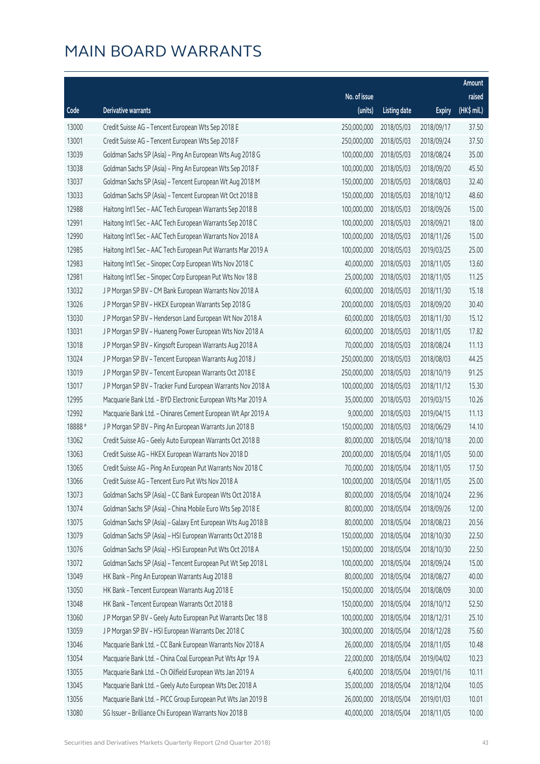# MAIN BOARD WARRANTS

| Code | Derivative warrants | No. of issue (units) | Listing date | Expiry | Amount raised (HK$ mil.) |
|---|---|---|---|---|---|
| 13000 | Credit Suisse AG - Tencent European Wts Sep 2018 E | 250,000,000 | 2018/05/03 | 2018/09/17 | 37.50 |
| 13001 | Credit Suisse AG - Tencent European Wts Sep 2018 F | 250,000,000 | 2018/05/03 | 2018/09/24 | 37.50 |
| 13039 | Goldman Sachs SP (Asia) - Ping An European Wts Aug 2018 G | 100,000,000 | 2018/05/03 | 2018/08/24 | 35.00 |
| 13038 | Goldman Sachs SP (Asia) - Ping An European Wts Sep 2018 F | 100,000,000 | 2018/05/03 | 2018/09/20 | 45.50 |
| 13037 | Goldman Sachs SP (Asia) - Tencent European Wt Aug 2018 M | 150,000,000 | 2018/05/03 | 2018/08/03 | 32.40 |
| 13033 | Goldman Sachs SP (Asia) - Tencent European Wt Oct 2018 B | 150,000,000 | 2018/05/03 | 2018/10/12 | 48.60 |
| 12988 | Haitong Int'l Sec - AAC Tech European Warrants Sep 2018 B | 100,000,000 | 2018/05/03 | 2018/09/26 | 15.00 |
| 12991 | Haitong Int'l Sec - AAC Tech European Warrants Sep 2018 C | 100,000,000 | 2018/05/03 | 2018/09/21 | 18.00 |
| 12990 | Haitong Int'l Sec - AAC Tech European Warrants Nov 2018 A | 100,000,000 | 2018/05/03 | 2018/11/26 | 15.00 |
| 12985 | Haitong Int'l Sec - AAC Tech European Put Warrants Mar 2019 A | 100,000,000 | 2018/05/03 | 2019/03/25 | 25.00 |
| 12983 | Haitong Int'l Sec - Sinopec Corp European Wts Nov 2018 C | 40,000,000 | 2018/05/03 | 2018/11/05 | 13.60 |
| 12981 | Haitong Int'l Sec - Sinopec Corp European Put Wts Nov 18 B | 25,000,000 | 2018/05/03 | 2018/11/05 | 11.25 |
| 13032 | J P Morgan SP BV - CM Bank European Warrants Nov 2018 A | 60,000,000 | 2018/05/03 | 2018/11/30 | 15.18 |
| 13026 | J P Morgan SP BV - HKEX European Warrants Sep 2018 G | 200,000,000 | 2018/05/03 | 2018/09/20 | 30.40 |
| 13030 | J P Morgan SP BV - Henderson Land European Wt Nov 2018 A | 60,000,000 | 2018/05/03 | 2018/11/30 | 15.12 |
| 13031 | J P Morgan SP BV - Huaneng Power European Wts Nov 2018 A | 60,000,000 | 2018/05/03 | 2018/11/05 | 17.82 |
| 13018 | J P Morgan SP BV - Kingsoft European Warrants Aug 2018 A | 70,000,000 | 2018/05/03 | 2018/08/24 | 11.13 |
| 13024 | J P Morgan SP BV - Tencent European Warrants Aug 2018 J | 250,000,000 | 2018/05/03 | 2018/08/03 | 44.25 |
| 13019 | J P Morgan SP BV - Tencent European Warrants Oct 2018 E | 250,000,000 | 2018/05/03 | 2018/10/19 | 91.25 |
| 13017 | J P Morgan SP BV - Tracker Fund European Warrants Nov 2018 A | 100,000,000 | 2018/05/03 | 2018/11/12 | 15.30 |
| 12995 | Macquarie Bank Ltd. - BYD Electronic European Wts Mar 2019 A | 35,000,000 | 2018/05/03 | 2019/03/15 | 10.26 |
| 12992 | Macquarie Bank Ltd. - Chinares Cement European Wt Apr 2019 A | 9,000,000 | 2018/05/03 | 2019/04/15 | 11.13 |
| 18888 # | J P Morgan SP BV - Ping An European Warrants Jun 2018 B | 150,000,000 | 2018/05/03 | 2018/06/29 | 14.10 |
| 13062 | Credit Suisse AG - Geely Auto European Warrants Oct 2018 B | 80,000,000 | 2018/05/04 | 2018/10/18 | 20.00 |
| 13063 | Credit Suisse AG - HKEX European Warrants Nov 2018 D | 200,000,000 | 2018/05/04 | 2018/11/05 | 50.00 |
| 13065 | Credit Suisse AG - Ping An European Put Warrants Nov 2018 C | 70,000,000 | 2018/05/04 | 2018/11/05 | 17.50 |
| 13066 | Credit Suisse AG - Tencent Euro Put Wts Nov 2018 A | 100,000,000 | 2018/05/04 | 2018/11/05 | 25.00 |
| 13073 | Goldman Sachs SP (Asia) - CC Bank European Wts Oct 2018 A | 80,000,000 | 2018/05/04 | 2018/10/24 | 22.96 |
| 13074 | Goldman Sachs SP (Asia) - China Mobile Euro Wts Sep 2018 E | 80,000,000 | 2018/05/04 | 2018/09/26 | 12.00 |
| 13075 | Goldman Sachs SP (Asia) - Galaxy Ent European Wts Aug 2018 B | 80,000,000 | 2018/05/04 | 2018/08/23 | 20.56 |
| 13079 | Goldman Sachs SP (Asia) - HSI European Warrants Oct 2018 B | 150,000,000 | 2018/05/04 | 2018/10/30 | 22.50 |
| 13076 | Goldman Sachs SP (Asia) - HSI European Put Wts Oct 2018 A | 150,000,000 | 2018/05/04 | 2018/10/30 | 22.50 |
| 13072 | Goldman Sachs SP (Asia) - Tencent European Put Wt Sep 2018 L | 100,000,000 | 2018/05/04 | 2018/09/24 | 15.00 |
| 13049 | HK Bank - Ping An European Warrants Aug 2018 B | 80,000,000 | 2018/05/04 | 2018/08/27 | 40.00 |
| 13050 | HK Bank - Tencent European Warrants Aug 2018 E | 150,000,000 | 2018/05/04 | 2018/08/09 | 30.00 |
| 13048 | HK Bank - Tencent European Warrants Oct 2018 B | 150,000,000 | 2018/05/04 | 2018/10/12 | 52.50 |
| 13060 | J P Morgan SP BV - Geely Auto European Put Warrants Dec 18 B | 100,000,000 | 2018/05/04 | 2018/12/31 | 25.10 |
| 13059 | J P Morgan SP BV - HSI European Warrants Dec 2018 C | 300,000,000 | 2018/05/04 | 2018/12/28 | 75.60 |
| 13046 | Macquarie Bank Ltd. - CC Bank European Warrants Nov 2018 A | 26,000,000 | 2018/05/04 | 2018/11/05 | 10.48 |
| 13054 | Macquarie Bank Ltd. - China Coal European Put Wts Apr 19 A | 22,000,000 | 2018/05/04 | 2019/04/02 | 10.23 |
| 13055 | Macquarie Bank Ltd. - Ch Oilfield European Wts Jan 2019 A | 6,400,000 | 2018/05/04 | 2019/01/16 | 10.11 |
| 13045 | Macquarie Bank Ltd. - Geely Auto European Wts Dec 2018 A | 35,000,000 | 2018/05/04 | 2018/12/04 | 10.05 |
| 13056 | Macquarie Bank Ltd. - PICC Group European Put Wts Jan 2019 B | 26,000,000 | 2018/05/04 | 2019/01/03 | 10.01 |
| 13080 | SG Issuer - Brilliance Chi European Warrants Nov 2018 B | 40,000,000 | 2018/05/04 | 2018/11/05 | 10.00 |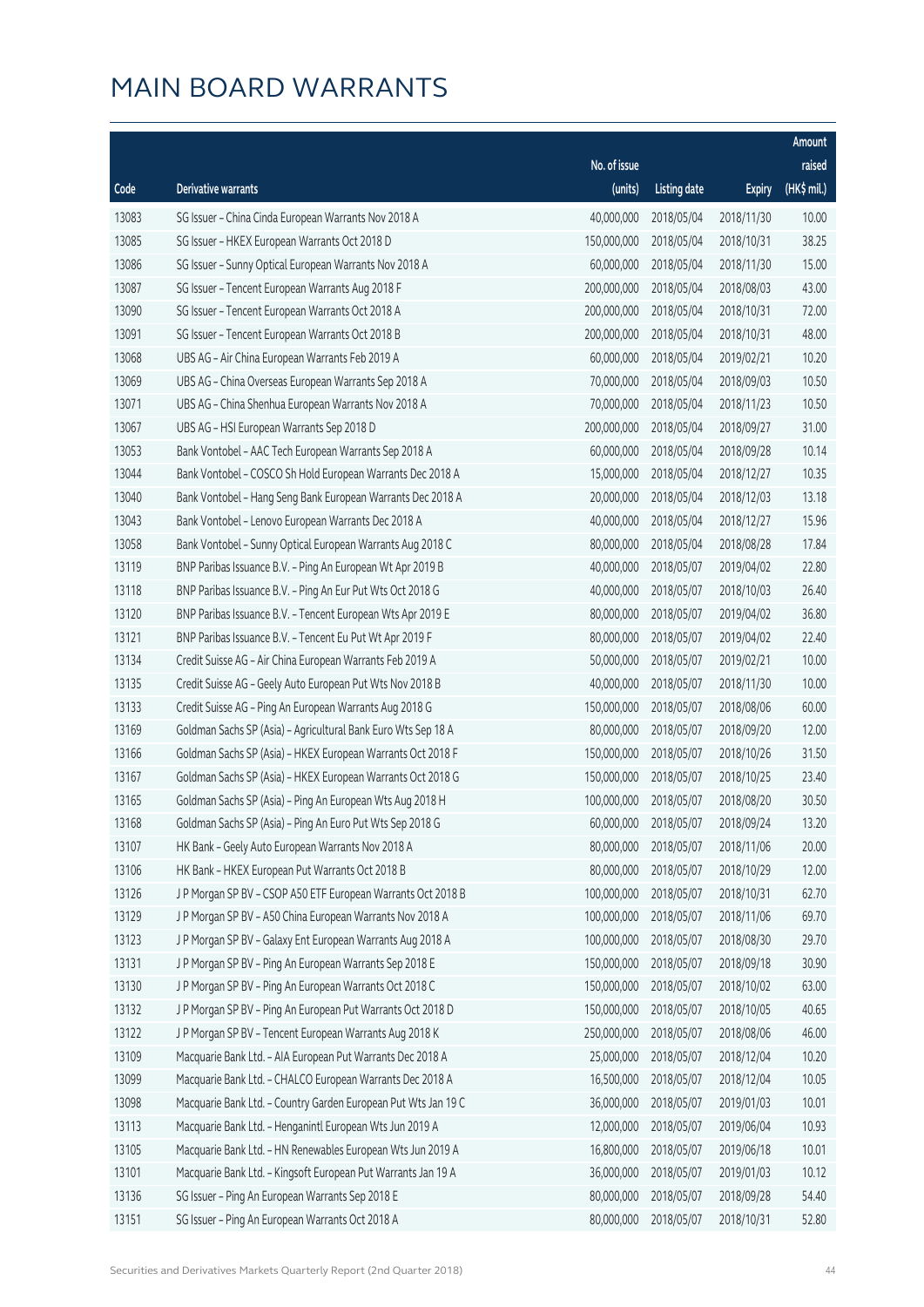# MAIN BOARD WARRANTS

| Code | Derivative warrants | No. of issue (units) | Listing date | Expiry | Amount raised (HK$ mil.) |
|---|---|---|---|---|---|
| 13083 | SG Issuer – China Cinda European Warrants Nov 2018 A | 40,000,000 | 2018/05/04 | 2018/11/30 | 10.00 |
| 13085 | SG Issuer – HKEX European Warrants Oct 2018 D | 150,000,000 | 2018/05/04 | 2018/10/31 | 38.25 |
| 13086 | SG Issuer – Sunny Optical European Warrants Nov 2018 A | 60,000,000 | 2018/05/04 | 2018/11/30 | 15.00 |
| 13087 | SG Issuer – Tencent European Warrants Aug 2018 F | 200,000,000 | 2018/05/04 | 2018/08/03 | 43.00 |
| 13090 | SG Issuer – Tencent European Warrants Oct 2018 A | 200,000,000 | 2018/05/04 | 2018/10/31 | 72.00 |
| 13091 | SG Issuer – Tencent European Warrants Oct 2018 B | 200,000,000 | 2018/05/04 | 2018/10/31 | 48.00 |
| 13068 | UBS AG – Air China European Warrants Feb 2019 A | 60,000,000 | 2018/05/04 | 2019/02/21 | 10.20 |
| 13069 | UBS AG – China Overseas European Warrants Sep 2018 A | 70,000,000 | 2018/05/04 | 2018/09/03 | 10.50 |
| 13071 | UBS AG – China Shenhua European Warrants Nov 2018 A | 70,000,000 | 2018/05/04 | 2018/11/23 | 10.50 |
| 13067 | UBS AG – HSI European Warrants Sep 2018 D | 200,000,000 | 2018/05/04 | 2018/09/27 | 31.00 |
| 13053 | Bank Vontobel – AAC Tech European Warrants Sep 2018 A | 60,000,000 | 2018/05/04 | 2018/09/28 | 10.14 |
| 13044 | Bank Vontobel – COSCO Sh Hold European Warrants Dec 2018 A | 15,000,000 | 2018/05/04 | 2018/12/27 | 10.35 |
| 13040 | Bank Vontobel – Hang Seng Bank European Warrants Dec 2018 A | 20,000,000 | 2018/05/04 | 2018/12/03 | 13.18 |
| 13043 | Bank Vontobel – Lenovo European Warrants Dec 2018 A | 40,000,000 | 2018/05/04 | 2018/12/27 | 15.96 |
| 13058 | Bank Vontobel – Sunny Optical European Warrants Aug 2018 C | 80,000,000 | 2018/05/04 | 2018/08/28 | 17.84 |
| 13119 | BNP Paribas Issuance B.V. – Ping An European Wt Apr 2019 B | 40,000,000 | 2018/05/07 | 2019/04/02 | 22.80 |
| 13118 | BNP Paribas Issuance B.V. – Ping An Eur Put Wts Oct 2018 G | 40,000,000 | 2018/05/07 | 2018/10/03 | 26.40 |
| 13120 | BNP Paribas Issuance B.V. – Tencent European Wts Apr 2019 E | 80,000,000 | 2018/05/07 | 2019/04/02 | 36.80 |
| 13121 | BNP Paribas Issuance B.V. – Tencent Eu Put Wt Apr 2019 F | 80,000,000 | 2018/05/07 | 2019/04/02 | 22.40 |
| 13134 | Credit Suisse AG – Air China European Warrants Feb 2019 A | 50,000,000 | 2018/05/07 | 2019/02/21 | 10.00 |
| 13135 | Credit Suisse AG – Geely Auto European Put Wts Nov 2018 B | 40,000,000 | 2018/05/07 | 2018/11/30 | 10.00 |
| 13133 | Credit Suisse AG – Ping An European Warrants Aug 2018 G | 150,000,000 | 2018/05/07 | 2018/08/06 | 60.00 |
| 13169 | Goldman Sachs SP (Asia) – Agricultural Bank Euro Wts Sep 18 A | 80,000,000 | 2018/05/07 | 2018/09/20 | 12.00 |
| 13166 | Goldman Sachs SP (Asia) – HKEX European Warrants Oct 2018 F | 150,000,000 | 2018/05/07 | 2018/10/26 | 31.50 |
| 13167 | Goldman Sachs SP (Asia) – HKEX European Warrants Oct 2018 G | 150,000,000 | 2018/05/07 | 2018/10/25 | 23.40 |
| 13165 | Goldman Sachs SP (Asia) – Ping An European Wts Aug 2018 H | 100,000,000 | 2018/05/07 | 2018/08/20 | 30.50 |
| 13168 | Goldman Sachs SP (Asia) – Ping An Euro Put Wts Sep 2018 G | 60,000,000 | 2018/05/07 | 2018/09/24 | 13.20 |
| 13107 | HK Bank – Geely Auto European Warrants Nov 2018 A | 80,000,000 | 2018/05/07 | 2018/11/06 | 20.00 |
| 13106 | HK Bank – HKEX European Put Warrants Oct 2018 B | 80,000,000 | 2018/05/07 | 2018/10/29 | 12.00 |
| 13126 | J P Morgan SP BV – CSOP A50 ETF European Warrants Oct 2018 B | 100,000,000 | 2018/05/07 | 2018/10/31 | 62.70 |
| 13129 | J P Morgan SP BV – A50 China European Warrants Nov 2018 A | 100,000,000 | 2018/05/07 | 2018/11/06 | 69.70 |
| 13123 | J P Morgan SP BV – Galaxy Ent European Warrants Aug 2018 A | 100,000,000 | 2018/05/07 | 2018/08/30 | 29.70 |
| 13131 | J P Morgan SP BV – Ping An European Warrants Sep 2018 E | 150,000,000 | 2018/05/07 | 2018/09/18 | 30.90 |
| 13130 | J P Morgan SP BV – Ping An European Warrants Oct 2018 C | 150,000,000 | 2018/05/07 | 2018/10/02 | 63.00 |
| 13132 | J P Morgan SP BV – Ping An European Put Warrants Oct 2018 D | 150,000,000 | 2018/05/07 | 2018/10/05 | 40.65 |
| 13122 | J P Morgan SP BV – Tencent European Warrants Aug 2018 K | 250,000,000 | 2018/05/07 | 2018/08/06 | 46.00 |
| 13109 | Macquarie Bank Ltd. – AIA European Put Warrants Dec 2018 A | 25,000,000 | 2018/05/07 | 2018/12/04 | 10.20 |
| 13099 | Macquarie Bank Ltd. – CHALCO European Warrants Dec 2018 A | 16,500,000 | 2018/05/07 | 2018/12/04 | 10.05 |
| 13098 | Macquarie Bank Ltd. – Country Garden European Put Wts Jan 19 C | 36,000,000 | 2018/05/07 | 2019/01/03 | 10.01 |
| 13113 | Macquarie Bank Ltd. – Henganintl European Wts Jun 2019 A | 12,000,000 | 2018/05/07 | 2019/06/04 | 10.93 |
| 13105 | Macquarie Bank Ltd. – HN Renewables European Wts Jun 2019 A | 16,800,000 | 2018/05/07 | 2019/06/18 | 10.01 |
| 13101 | Macquarie Bank Ltd. – Kingsoft European Put Warrants Jan 19 A | 36,000,000 | 2018/05/07 | 2019/01/03 | 10.12 |
| 13136 | SG Issuer – Ping An European Warrants Sep 2018 E | 80,000,000 | 2018/05/07 | 2018/09/28 | 54.40 |
| 13151 | SG Issuer – Ping An European Warrants Oct 2018 A | 80,000,000 | 2018/05/07 | 2018/10/31 | 52.80 |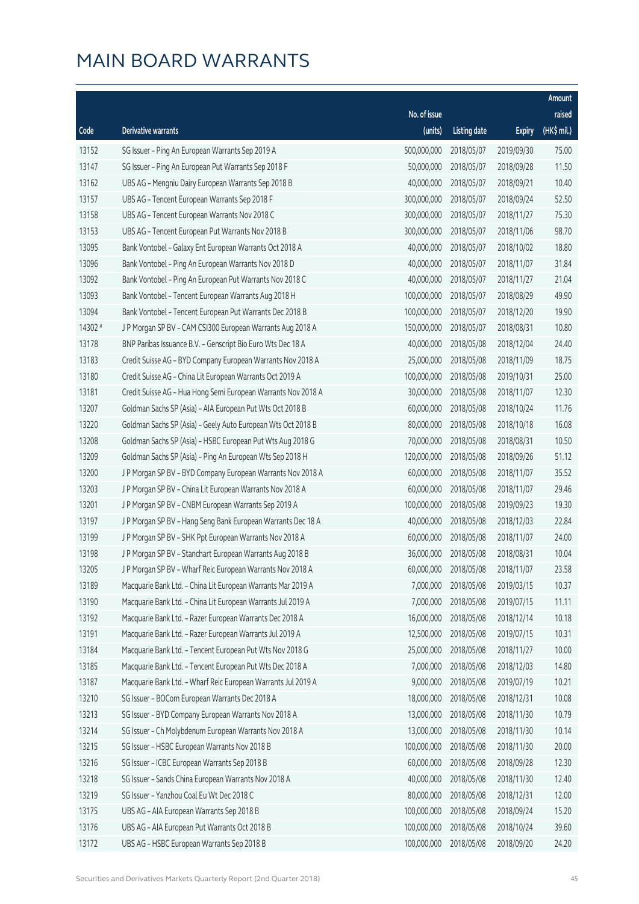# MAIN BOARD WARRANTS

| Code | Derivative warrants | No. of issue (units) | Listing date | Expiry | Amount raised (HK$ mil.) |
|---|---|---|---|---|---|
| 13152 | SG Issuer – Ping An European Warrants Sep 2019 A | 500,000,000 | 2018/05/07 | 2019/09/30 | 75.00 |
| 13147 | SG Issuer – Ping An European Put Warrants Sep 2018 F | 50,000,000 | 2018/05/07 | 2018/09/28 | 11.50 |
| 13162 | UBS AG – Mengniu Dairy European Warrants Sep 2018 B | 40,000,000 | 2018/05/07 | 2018/09/21 | 10.40 |
| 13157 | UBS AG – Tencent European Warrants Sep 2018 F | 300,000,000 | 2018/05/07 | 2018/09/24 | 52.50 |
| 13158 | UBS AG – Tencent European Warrants Nov 2018 C | 300,000,000 | 2018/05/07 | 2018/11/27 | 75.30 |
| 13153 | UBS AG – Tencent European Put Warrants Nov 2018 B | 300,000,000 | 2018/05/07 | 2018/11/06 | 98.70 |
| 13095 | Bank Vontobel – Galaxy Ent European Warrants Oct 2018 A | 40,000,000 | 2018/05/07 | 2018/10/02 | 18.80 |
| 13096 | Bank Vontobel – Ping An European Warrants Nov 2018 D | 40,000,000 | 2018/05/07 | 2018/11/07 | 31.84 |
| 13092 | Bank Vontobel – Ping An European Put Warrants Nov 2018 C | 40,000,000 | 2018/05/07 | 2018/11/27 | 21.04 |
| 13093 | Bank Vontobel – Tencent European Warrants Aug 2018 H | 100,000,000 | 2018/05/07 | 2018/08/29 | 49.90 |
| 13094 | Bank Vontobel – Tencent European Put Warrants Dec 2018 B | 100,000,000 | 2018/05/07 | 2018/12/20 | 19.90 |
| 14302 # | J P Morgan SP BV – CAM CSI300 European Warrants Aug 2018 A | 150,000,000 | 2018/05/07 | 2018/08/31 | 10.80 |
| 13178 | BNP Paribas Issuance B.V. – Genscript Bio Euro Wts Dec 18 A | 40,000,000 | 2018/05/08 | 2018/12/04 | 24.40 |
| 13183 | Credit Suisse AG – BYD Company European Warrants Nov 2018 A | 25,000,000 | 2018/05/08 | 2018/11/09 | 18.75 |
| 13180 | Credit Suisse AG – China Lit European Warrants Oct 2019 A | 100,000,000 | 2018/05/08 | 2019/10/31 | 25.00 |
| 13181 | Credit Suisse AG – Hua Hong Semi European Warrants Nov 2018 A | 30,000,000 | 2018/05/08 | 2018/11/07 | 12.30 |
| 13207 | Goldman Sachs SP (Asia) – AIA European Put Wts Oct 2018 B | 60,000,000 | 2018/05/08 | 2018/10/24 | 11.76 |
| 13220 | Goldman Sachs SP (Asia) – Geely Auto European Wts Oct 2018 B | 80,000,000 | 2018/05/08 | 2018/10/18 | 16.08 |
| 13208 | Goldman Sachs SP (Asia) – HSBC European Put Wts Aug 2018 G | 70,000,000 | 2018/05/08 | 2018/08/31 | 10.50 |
| 13209 | Goldman Sachs SP (Asia) – Ping An European Wts Sep 2018 H | 120,000,000 | 2018/05/08 | 2018/09/26 | 51.12 |
| 13200 | J P Morgan SP BV – BYD Company European Warrants Nov 2018 A | 60,000,000 | 2018/05/08 | 2018/11/07 | 35.52 |
| 13203 | J P Morgan SP BV – China Lit European Warrants Nov 2018 A | 60,000,000 | 2018/05/08 | 2018/11/07 | 29.46 |
| 13201 | J P Morgan SP BV – CNBM European Warrants Sep 2019 A | 100,000,000 | 2018/05/08 | 2019/09/23 | 19.30 |
| 13197 | J P Morgan SP BV – Hang Seng Bank European Warrants Dec 18 A | 40,000,000 | 2018/05/08 | 2018/12/03 | 22.84 |
| 13199 | J P Morgan SP BV – SHK Ppt European Warrants Nov 2018 A | 60,000,000 | 2018/05/08 | 2018/11/07 | 24.00 |
| 13198 | J P Morgan SP BV – Stanchart European Warrants Aug 2018 B | 36,000,000 | 2018/05/08 | 2018/08/31 | 10.04 |
| 13205 | J P Morgan SP BV – Wharf Reic European Warrants Nov 2018 A | 60,000,000 | 2018/05/08 | 2018/11/07 | 23.58 |
| 13189 | Macquarie Bank Ltd. – China Lit European Warrants Mar 2019 A | 7,000,000 | 2018/05/08 | 2019/03/15 | 10.37 |
| 13190 | Macquarie Bank Ltd. – China Lit European Warrants Jul 2019 A | 7,000,000 | 2018/05/08 | 2019/07/15 | 11.11 |
| 13192 | Macquarie Bank Ltd. – Razer European Warrants Dec 2018 A | 16,000,000 | 2018/05/08 | 2018/12/14 | 10.18 |
| 13191 | Macquarie Bank Ltd. – Razer European Warrants Jul 2019 A | 12,500,000 | 2018/05/08 | 2019/07/15 | 10.31 |
| 13184 | Macquarie Bank Ltd. – Tencent European Put Wts Nov 2018 G | 25,000,000 | 2018/05/08 | 2018/11/27 | 10.00 |
| 13185 | Macquarie Bank Ltd. – Tencent European Put Wts Dec 2018 A | 7,000,000 | 2018/05/08 | 2018/12/03 | 14.80 |
| 13187 | Macquarie Bank Ltd. – Wharf Reic European Warrants Jul 2019 A | 9,000,000 | 2018/05/08 | 2019/07/19 | 10.21 |
| 13210 | SG Issuer – BOCom European Warrants Dec 2018 A | 18,000,000 | 2018/05/08 | 2018/12/31 | 10.08 |
| 13213 | SG Issuer – BYD Company European Warrants Nov 2018 A | 13,000,000 | 2018/05/08 | 2018/11/30 | 10.79 |
| 13214 | SG Issuer – Ch Molybdenum European Warrants Nov 2018 A | 13,000,000 | 2018/05/08 | 2018/11/30 | 10.14 |
| 13215 | SG Issuer – HSBC European Warrants Nov 2018 B | 100,000,000 | 2018/05/08 | 2018/11/30 | 20.00 |
| 13216 | SG Issuer – ICBC European Warrants Sep 2018 B | 60,000,000 | 2018/05/08 | 2018/09/28 | 12.30 |
| 13218 | SG Issuer – Sands China European Warrants Nov 2018 A | 40,000,000 | 2018/05/08 | 2018/11/30 | 12.40 |
| 13219 | SG Issuer – Yanzhou Coal Eu Wt Dec 2018 C | 80,000,000 | 2018/05/08 | 2018/12/31 | 12.00 |
| 13175 | UBS AG – AIA European Warrants Sep 2018 B | 100,000,000 | 2018/05/08 | 2018/09/24 | 15.20 |
| 13176 | UBS AG – AIA European Put Warrants Oct 2018 B | 100,000,000 | 2018/05/08 | 2018/10/24 | 39.60 |
| 13172 | UBS AG – HSBC European Warrants Sep 2018 B | 100,000,000 | 2018/05/08 | 2018/09/20 | 24.20 |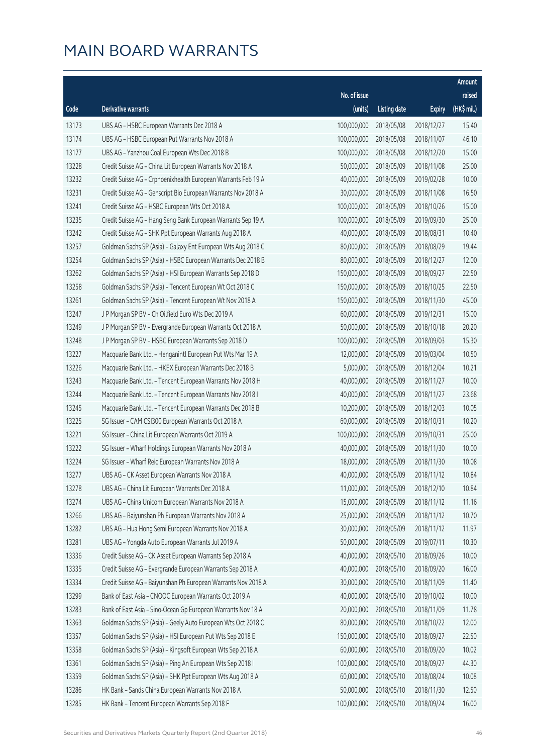# MAIN BOARD WARRANTS

| Code | Derivative warrants | No. of issue (units) | Listing date | Expiry | Amount raised (HK$ mil.) |
|---|---|---|---|---|---|
| 13173 | UBS AG - HSBC European Warrants Dec 2018 A | 100,000,000 | 2018/05/08 | 2018/12/27 | 15.40 |
| 13174 | UBS AG - HSBC European Put Warrants Nov 2018 A | 100,000,000 | 2018/05/08 | 2018/11/07 | 46.10 |
| 13177 | UBS AG - Yanzhou Coal European Wts Dec 2018 B | 100,000,000 | 2018/05/08 | 2018/12/20 | 15.00 |
| 13228 | Credit Suisse AG - China Lit European Warrants Nov 2018 A | 50,000,000 | 2018/05/09 | 2018/11/08 | 25.00 |
| 13232 | Credit Suisse AG - Crphoenixhealth European Warrants Feb 19 A | 40,000,000 | 2018/05/09 | 2019/02/28 | 10.00 |
| 13231 | Credit Suisse AG - Genscript Bio European Warrants Nov 2018 A | 30,000,000 | 2018/05/09 | 2018/11/08 | 16.50 |
| 13241 | Credit Suisse AG - HSBC European Wts Oct 2018 A | 100,000,000 | 2018/05/09 | 2018/10/26 | 15.00 |
| 13235 | Credit Suisse AG - Hang Seng Bank European Warrants Sep 19 A | 100,000,000 | 2018/05/09 | 2019/09/30 | 25.00 |
| 13242 | Credit Suisse AG - SHK Ppt European Warrants Aug 2018 A | 40,000,000 | 2018/05/09 | 2018/08/31 | 10.40 |
| 13257 | Goldman Sachs SP (Asia) - Galaxy Ent European Wts Aug 2018 C | 80,000,000 | 2018/05/09 | 2018/08/29 | 19.44 |
| 13254 | Goldman Sachs SP (Asia) - HSBC European Warrants Dec 2018 B | 80,000,000 | 2018/05/09 | 2018/12/27 | 12.00 |
| 13262 | Goldman Sachs SP (Asia) - HSI European Warrants Sep 2018 D | 150,000,000 | 2018/05/09 | 2018/09/27 | 22.50 |
| 13258 | Goldman Sachs SP (Asia) - Tencent European Wt Oct 2018 C | 150,000,000 | 2018/05/09 | 2018/10/25 | 22.50 |
| 13261 | Goldman Sachs SP (Asia) - Tencent European Wt Nov 2018 A | 150,000,000 | 2018/05/09 | 2018/11/30 | 45.00 |
| 13247 | J P Morgan SP BV - Ch Oilfield Euro Wts Dec 2019 A | 60,000,000 | 2018/05/09 | 2019/12/31 | 15.00 |
| 13249 | J P Morgan SP BV - Evergrande European Warrants Oct 2018 A | 50,000,000 | 2018/05/09 | 2018/10/18 | 20.20 |
| 13248 | J P Morgan SP BV - HSBC European Warrants Sep 2018 D | 100,000,000 | 2018/05/09 | 2018/09/03 | 15.30 |
| 13227 | Macquarie Bank Ltd. - Henganintl European Put Wts Mar 19 A | 12,000,000 | 2018/05/09 | 2019/03/04 | 10.50 |
| 13226 | Macquarie Bank Ltd. - HKEX European Warrants Dec 2018 B | 5,000,000 | 2018/05/09 | 2018/12/04 | 10.21 |
| 13243 | Macquarie Bank Ltd. - Tencent European Warrants Nov 2018 H | 40,000,000 | 2018/05/09 | 2018/11/27 | 10.00 |
| 13244 | Macquarie Bank Ltd. - Tencent European Warrants Nov 2018 I | 40,000,000 | 2018/05/09 | 2018/11/27 | 23.68 |
| 13245 | Macquarie Bank Ltd. - Tencent European Warrants Dec 2018 B | 10,200,000 | 2018/05/09 | 2018/12/03 | 10.05 |
| 13225 | SG Issuer - CAM CSI300 European Warrants Oct 2018 A | 60,000,000 | 2018/05/09 | 2018/10/31 | 10.20 |
| 13221 | SG Issuer - China Lit European Warrants Oct 2019 A | 100,000,000 | 2018/05/09 | 2019/10/31 | 25.00 |
| 13222 | SG Issuer - Wharf Holdings European Warrants Nov 2018 A | 40,000,000 | 2018/05/09 | 2018/11/30 | 10.00 |
| 13224 | SG Issuer - Wharf Reic European Warrants Nov 2018 A | 18,000,000 | 2018/05/09 | 2018/11/30 | 10.08 |
| 13277 | UBS AG - CK Asset European Warrants Nov 2018 A | 40,000,000 | 2018/05/09 | 2018/11/12 | 10.84 |
| 13278 | UBS AG - China Lit European Warrants Dec 2018 A | 11,000,000 | 2018/05/09 | 2018/12/10 | 10.84 |
| 13274 | UBS AG - China Unicom European Warrants Nov 2018 A | 15,000,000 | 2018/05/09 | 2018/11/12 | 11.16 |
| 13266 | UBS AG - Baiyunshan Ph European Warrants Nov 2018 A | 25,000,000 | 2018/05/09 | 2018/11/12 | 10.70 |
| 13282 | UBS AG - Hua Hong Semi European Warrants Nov 2018 A | 30,000,000 | 2018/05/09 | 2018/11/12 | 11.97 |
| 13281 | UBS AG - Yongda Auto European Warrants Jul 2019 A | 50,000,000 | 2018/05/09 | 2019/07/11 | 10.30 |
| 13336 | Credit Suisse AG - CK Asset European Warrants Sep 2018 A | 40,000,000 | 2018/05/10 | 2018/09/26 | 10.00 |
| 13335 | Credit Suisse AG - Evergrande European Warrants Sep 2018 A | 40,000,000 | 2018/05/10 | 2018/09/20 | 16.00 |
| 13334 | Credit Suisse AG - Baiyunshan Ph European Warrants Nov 2018 A | 30,000,000 | 2018/05/10 | 2018/11/09 | 11.40 |
| 13299 | Bank of East Asia - CNOOC European Warrants Oct 2019 A | 40,000,000 | 2018/05/10 | 2019/10/02 | 10.00 |
| 13283 | Bank of East Asia - Sino-Ocean Gp European Warrants Nov 18 A | 20,000,000 | 2018/05/10 | 2018/11/09 | 11.78 |
| 13363 | Goldman Sachs SP (Asia) - Geely Auto European Wts Oct 2018 C | 80,000,000 | 2018/05/10 | 2018/10/22 | 12.00 |
| 13357 | Goldman Sachs SP (Asia) - HSI European Put Wts Sep 2018 E | 150,000,000 | 2018/05/10 | 2018/09/27 | 22.50 |
| 13358 | Goldman Sachs SP (Asia) - Kingsoft European Wts Sep 2018 A | 60,000,000 | 2018/05/10 | 2018/09/20 | 10.02 |
| 13361 | Goldman Sachs SP (Asia) - Ping An European Wts Sep 2018 I | 100,000,000 | 2018/05/10 | 2018/09/27 | 44.30 |
| 13359 | Goldman Sachs SP (Asia) - SHK Ppt European Wts Aug 2018 A | 60,000,000 | 2018/05/10 | 2018/08/24 | 10.08 |
| 13286 | HK Bank - Sands China European Warrants Nov 2018 A | 50,000,000 | 2018/05/10 | 2018/11/30 | 12.50 |
| 13285 | HK Bank - Tencent European Warrants Sep 2018 F | 100,000,000 | 2018/05/10 | 2018/09/24 | 16.00 |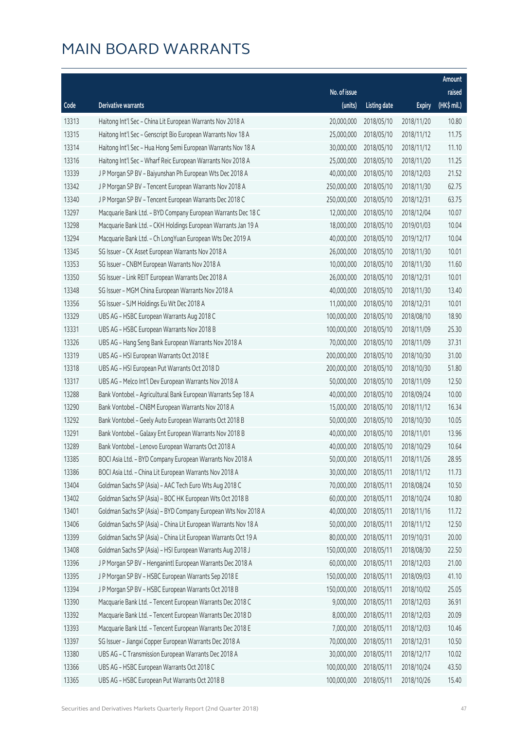# MAIN BOARD WARRANTS

| Code | Derivative warrants | No. of issue (units) | Listing date | Expiry | Amount raised (HK$ mil.) |
|---|---|---|---|---|---|
| 13313 | Haitong Int'l Sec – China Lit European Warrants Nov 2018 A | 20,000,000 | 2018/05/10 | 2018/11/20 | 10.80 |
| 13315 | Haitong Int'l Sec – Genscript Bio European Warrants Nov 18 A | 25,000,000 | 2018/05/10 | 2018/11/12 | 11.75 |
| 13314 | Haitong Int'l Sec – Hua Hong Semi European Warrants Nov 18 A | 30,000,000 | 2018/05/10 | 2018/11/12 | 11.10 |
| 13316 | Haitong Int'l Sec – Wharf Reic European Warrants Nov 2018 A | 25,000,000 | 2018/05/10 | 2018/11/20 | 11.25 |
| 13339 | J P Morgan SP BV – Baiyunshan Ph European Wts Dec 2018 A | 40,000,000 | 2018/05/10 | 2018/12/03 | 21.52 |
| 13342 | J P Morgan SP BV – Tencent European Warrants Nov 2018 A | 250,000,000 | 2018/05/10 | 2018/11/30 | 62.75 |
| 13340 | J P Morgan SP BV – Tencent European Warrants Dec 2018 C | 250,000,000 | 2018/05/10 | 2018/12/31 | 63.75 |
| 13297 | Macquarie Bank Ltd. – BYD Company European Warrants Dec 18 C | 12,000,000 | 2018/05/10 | 2018/12/04 | 10.07 |
| 13298 | Macquarie Bank Ltd. – CKH Holdings European Warrants Jan 19 A | 18,000,000 | 2018/05/10 | 2019/01/03 | 10.04 |
| 13294 | Macquarie Bank Ltd. – Ch LongYuan European Wts Dec 2019 A | 40,000,000 | 2018/05/10 | 2019/12/17 | 10.04 |
| 13345 | SG Issuer – CK Asset European Warrants Nov 2018 A | 26,000,000 | 2018/05/10 | 2018/11/30 | 10.01 |
| 13353 | SG Issuer – CNBM European Warrants Nov 2018 A | 10,000,000 | 2018/05/10 | 2018/11/30 | 11.60 |
| 13350 | SG Issuer – Link REIT European Warrants Dec 2018 A | 26,000,000 | 2018/05/10 | 2018/12/31 | 10.01 |
| 13348 | SG Issuer – MGM China European Warrants Nov 2018 A | 40,000,000 | 2018/05/10 | 2018/11/30 | 13.40 |
| 13356 | SG Issuer – SJM Holdings Eu Wt Dec 2018 A | 11,000,000 | 2018/05/10 | 2018/12/31 | 10.01 |
| 13329 | UBS AG – HSBC European Warrants Aug 2018 C | 100,000,000 | 2018/05/10 | 2018/08/10 | 18.90 |
| 13331 | UBS AG – HSBC European Warrants Nov 2018 B | 100,000,000 | 2018/05/10 | 2018/11/09 | 25.30 |
| 13326 | UBS AG – Hang Seng Bank European Warrants Nov 2018 A | 70,000,000 | 2018/05/10 | 2018/11/09 | 37.31 |
| 13319 | UBS AG – HSI European Warrants Oct 2018 E | 200,000,000 | 2018/05/10 | 2018/10/30 | 31.00 |
| 13318 | UBS AG – HSI European Put Warrants Oct 2018 D | 200,000,000 | 2018/05/10 | 2018/10/30 | 51.80 |
| 13317 | UBS AG – Melco Int'l Dev European Warrants Nov 2018 A | 50,000,000 | 2018/05/10 | 2018/11/09 | 12.50 |
| 13288 | Bank Vontobel – Agricultural Bank European Warrants Sep 18 A | 40,000,000 | 2018/05/10 | 2018/09/24 | 10.00 |
| 13290 | Bank Vontobel – CNBM European Warrants Nov 2018 A | 15,000,000 | 2018/05/10 | 2018/11/12 | 16.34 |
| 13292 | Bank Vontobel – Geely Auto European Warrants Oct 2018 B | 50,000,000 | 2018/05/10 | 2018/10/30 | 10.05 |
| 13291 | Bank Vontobel – Galaxy Ent European Warrants Nov 2018 B | 40,000,000 | 2018/05/10 | 2018/11/01 | 13.96 |
| 13289 | Bank Vontobel – Lenovo European Warrants Oct 2018 A | 40,000,000 | 2018/05/10 | 2018/10/29 | 10.64 |
| 13385 | BOCI Asia Ltd. – BYD Company European Warrants Nov 2018 A | 50,000,000 | 2018/05/11 | 2018/11/26 | 28.95 |
| 13386 | BOCI Asia Ltd. – China Lit European Warrants Nov 2018 A | 30,000,000 | 2018/05/11 | 2018/11/12 | 11.73 |
| 13404 | Goldman Sachs SP (Asia) – AAC Tech Euro Wts Aug 2018 C | 70,000,000 | 2018/05/11 | 2018/08/24 | 10.50 |
| 13402 | Goldman Sachs SP (Asia) – BOC HK European Wts Oct 2018 B | 60,000,000 | 2018/05/11 | 2018/10/24 | 10.80 |
| 13401 | Goldman Sachs SP (Asia) – BYD Company European Wts Nov 2018 A | 40,000,000 | 2018/05/11 | 2018/11/16 | 11.72 |
| 13406 | Goldman Sachs SP (Asia) – China Lit European Warrants Nov 18 A | 50,000,000 | 2018/05/11 | 2018/11/12 | 12.50 |
| 13399 | Goldman Sachs SP (Asia) – China Lit European Warrants Oct 19 A | 80,000,000 | 2018/05/11 | 2019/10/31 | 20.00 |
| 13408 | Goldman Sachs SP (Asia) – HSI European Warrants Aug 2018 J | 150,000,000 | 2018/05/11 | 2018/08/30 | 22.50 |
| 13396 | J P Morgan SP BV – Henganintl European Warrants Dec 2018 A | 60,000,000 | 2018/05/11 | 2018/12/03 | 21.00 |
| 13395 | J P Morgan SP BV – HSBC European Warrants Sep 2018 E | 150,000,000 | 2018/05/11 | 2018/09/03 | 41.10 |
| 13394 | J P Morgan SP BV – HSBC European Warrants Oct 2018 B | 150,000,000 | 2018/05/11 | 2018/10/02 | 25.05 |
| 13390 | Macquarie Bank Ltd. – Tencent European Warrants Dec 2018 C | 9,000,000 | 2018/05/11 | 2018/12/03 | 36.91 |
| 13392 | Macquarie Bank Ltd. – Tencent European Warrants Dec 2018 D | 8,000,000 | 2018/05/11 | 2018/12/03 | 20.09 |
| 13393 | Macquarie Bank Ltd. – Tencent European Warrants Dec 2018 E | 7,000,000 | 2018/05/11 | 2018/12/03 | 10.46 |
| 13397 | SG Issuer – Jiangxi Copper European Warrants Dec 2018 A | 70,000,000 | 2018/05/11 | 2018/12/31 | 10.50 |
| 13380 | UBS AG – C Transmission European Warrants Dec 2018 A | 30,000,000 | 2018/05/11 | 2018/12/17 | 10.02 |
| 13366 | UBS AG – HSBC European Warrants Oct 2018 C | 100,000,000 | 2018/05/11 | 2018/10/24 | 43.50 |
| 13365 | UBS AG – HSBC European Put Warrants Oct 2018 B | 100,000,000 | 2018/05/11 | 2018/10/26 | 15.40 |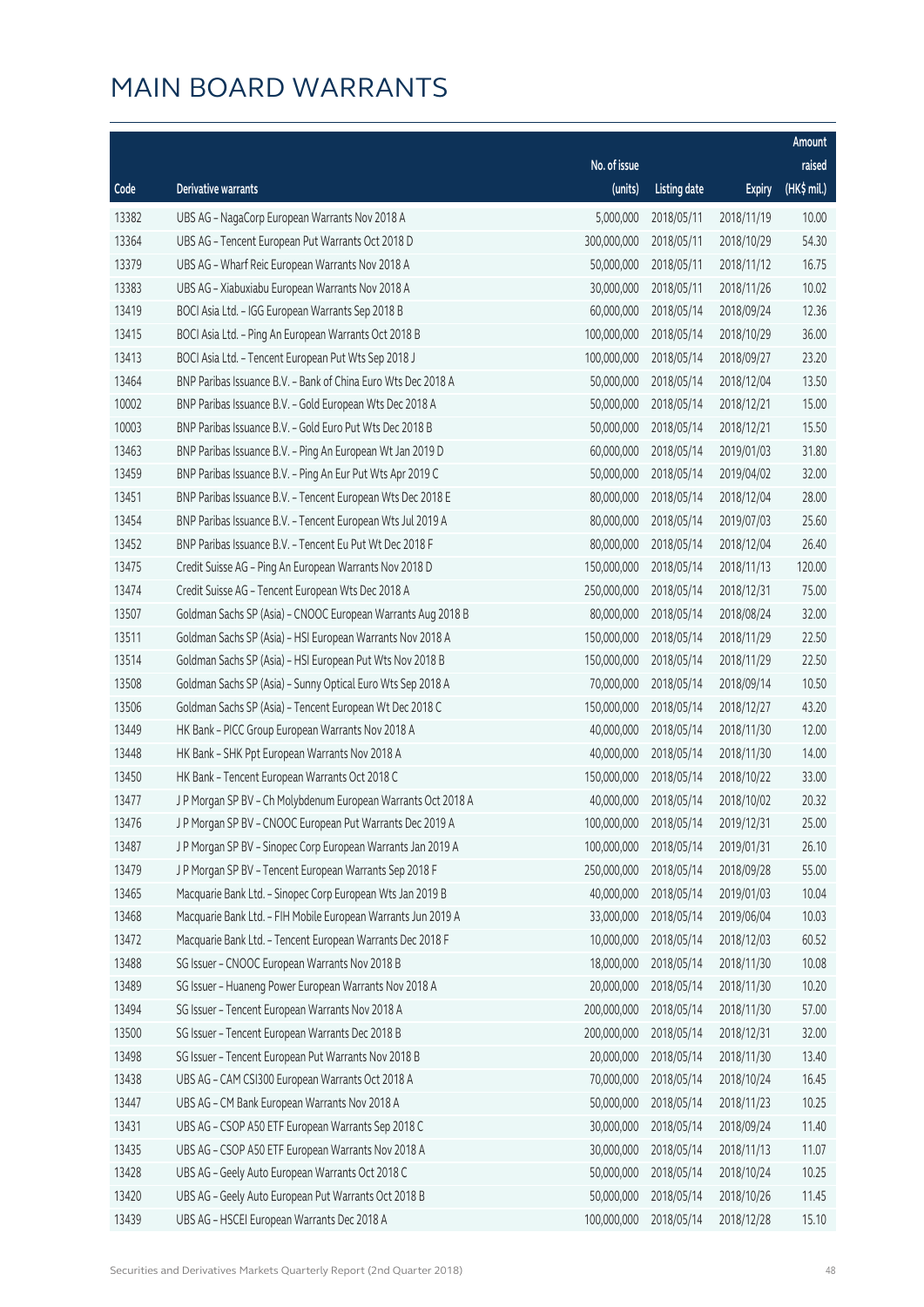# MAIN BOARD WARRANTS

| Code | Derivative warrants | No. of issue (units) | Listing date | Expiry | Amount raised (HK$ mil.) |
|---|---|---|---|---|---|
| 13382 | UBS AG - NagaCorp European Warrants Nov 2018 A | 5,000,000 | 2018/05/11 | 2018/11/19 | 10.00 |
| 13364 | UBS AG - Tencent European Put Warrants Oct 2018 D | 300,000,000 | 2018/05/11 | 2018/10/29 | 54.30 |
| 13379 | UBS AG - Wharf Reic European Warrants Nov 2018 A | 50,000,000 | 2018/05/11 | 2018/11/12 | 16.75 |
| 13383 | UBS AG - Xiabuxiabu European Warrants Nov 2018 A | 30,000,000 | 2018/05/11 | 2018/11/26 | 10.02 |
| 13419 | BOCI Asia Ltd. - IGG European Warrants Sep 2018 B | 60,000,000 | 2018/05/14 | 2018/09/24 | 12.36 |
| 13415 | BOCI Asia Ltd. - Ping An European Warrants Oct 2018 B | 100,000,000 | 2018/05/14 | 2018/10/29 | 36.00 |
| 13413 | BOCI Asia Ltd. - Tencent European Put Wts Sep 2018 J | 100,000,000 | 2018/05/14 | 2018/09/27 | 23.20 |
| 13464 | BNP Paribas Issuance B.V. - Bank of China Euro Wts Dec 2018 A | 50,000,000 | 2018/05/14 | 2018/12/04 | 13.50 |
| 10002 | BNP Paribas Issuance B.V. - Gold European Wts Dec 2018 A | 50,000,000 | 2018/05/14 | 2018/12/21 | 15.00 |
| 10003 | BNP Paribas Issuance B.V. - Gold Euro Put Wts Dec 2018 B | 50,000,000 | 2018/05/14 | 2018/12/21 | 15.50 |
| 13463 | BNP Paribas Issuance B.V. - Ping An European Wt Jan 2019 D | 60,000,000 | 2018/05/14 | 2019/01/03 | 31.80 |
| 13459 | BNP Paribas Issuance B.V. - Ping An Eur Put Wts Apr 2019 C | 50,000,000 | 2018/05/14 | 2019/04/02 | 32.00 |
| 13451 | BNP Paribas Issuance B.V. - Tencent European Wts Dec 2018 E | 80,000,000 | 2018/05/14 | 2018/12/04 | 28.00 |
| 13454 | BNP Paribas Issuance B.V. - Tencent European Wts Jul 2019 A | 80,000,000 | 2018/05/14 | 2019/07/03 | 25.60 |
| 13452 | BNP Paribas Issuance B.V. - Tencent Eu Put Wt Dec 2018 F | 80,000,000 | 2018/05/14 | 2018/12/04 | 26.40 |
| 13475 | Credit Suisse AG - Ping An European Warrants Nov 2018 D | 150,000,000 | 2018/05/14 | 2018/11/13 | 120.00 |
| 13474 | Credit Suisse AG - Tencent European Wts Dec 2018 A | 250,000,000 | 2018/05/14 | 2018/12/31 | 75.00 |
| 13507 | Goldman Sachs SP (Asia) - CNOOC European Warrants Aug 2018 B | 80,000,000 | 2018/05/14 | 2018/08/24 | 32.00 |
| 13511 | Goldman Sachs SP (Asia) - HSI European Warrants Nov 2018 A | 150,000,000 | 2018/05/14 | 2018/11/29 | 22.50 |
| 13514 | Goldman Sachs SP (Asia) - HSI European Put Wts Nov 2018 B | 150,000,000 | 2018/05/14 | 2018/11/29 | 22.50 |
| 13508 | Goldman Sachs SP (Asia) - Sunny Optical Euro Wts Sep 2018 A | 70,000,000 | 2018/05/14 | 2018/09/14 | 10.50 |
| 13506 | Goldman Sachs SP (Asia) - Tencent European Wt Dec 2018 C | 150,000,000 | 2018/05/14 | 2018/12/27 | 43.20 |
| 13449 | HK Bank - PICC Group European Warrants Nov 2018 A | 40,000,000 | 2018/05/14 | 2018/11/30 | 12.00 |
| 13448 | HK Bank - SHK Ppt European Warrants Nov 2018 A | 40,000,000 | 2018/05/14 | 2018/11/30 | 14.00 |
| 13450 | HK Bank - Tencent European Warrants Oct 2018 C | 150,000,000 | 2018/05/14 | 2018/10/22 | 33.00 |
| 13477 | J P Morgan SP BV - Ch Molybdenum European Warrants Oct 2018 A | 40,000,000 | 2018/05/14 | 2018/10/02 | 20.32 |
| 13476 | J P Morgan SP BV - CNOOC European Put Warrants Dec 2019 A | 100,000,000 | 2018/05/14 | 2019/12/31 | 25.00 |
| 13487 | J P Morgan SP BV - Sinopec Corp European Warrants Jan 2019 A | 100,000,000 | 2018/05/14 | 2019/01/31 | 26.10 |
| 13479 | J P Morgan SP BV - Tencent European Warrants Sep 2018 F | 250,000,000 | 2018/05/14 | 2018/09/28 | 55.00 |
| 13465 | Macquarie Bank Ltd. - Sinopec Corp European Wts Jan 2019 B | 40,000,000 | 2018/05/14 | 2019/01/03 | 10.04 |
| 13468 | Macquarie Bank Ltd. - FIH Mobile European Warrants Jun 2019 A | 33,000,000 | 2018/05/14 | 2019/06/04 | 10.03 |
| 13472 | Macquarie Bank Ltd. - Tencent European Warrants Dec 2018 F | 10,000,000 | 2018/05/14 | 2018/12/03 | 60.52 |
| 13488 | SG Issuer - CNOOC European Warrants Nov 2018 B | 18,000,000 | 2018/05/14 | 2018/11/30 | 10.08 |
| 13489 | SG Issuer - Huaneng Power European Warrants Nov 2018 A | 20,000,000 | 2018/05/14 | 2018/11/30 | 10.20 |
| 13494 | SG Issuer - Tencent European Warrants Nov 2018 A | 200,000,000 | 2018/05/14 | 2018/11/30 | 57.00 |
| 13500 | SG Issuer - Tencent European Warrants Dec 2018 B | 200,000,000 | 2018/05/14 | 2018/12/31 | 32.00 |
| 13498 | SG Issuer - Tencent European Put Warrants Nov 2018 B | 20,000,000 | 2018/05/14 | 2018/11/30 | 13.40 |
| 13438 | UBS AG - CAM CSI300 European Warrants Oct 2018 A | 70,000,000 | 2018/05/14 | 2018/10/24 | 16.45 |
| 13447 | UBS AG - CM Bank European Warrants Nov 2018 A | 50,000,000 | 2018/05/14 | 2018/11/23 | 10.25 |
| 13431 | UBS AG - CSOP A50 ETF European Warrants Sep 2018 C | 30,000,000 | 2018/05/14 | 2018/09/24 | 11.40 |
| 13435 | UBS AG - CSOP A50 ETF European Warrants Nov 2018 A | 30,000,000 | 2018/05/14 | 2018/11/13 | 11.07 |
| 13428 | UBS AG - Geely Auto European Warrants Oct 2018 C | 50,000,000 | 2018/05/14 | 2018/10/24 | 10.25 |
| 13420 | UBS AG - Geely Auto European Put Warrants Oct 2018 B | 50,000,000 | 2018/05/14 | 2018/10/26 | 11.45 |
| 13439 | UBS AG - HSCEI European Warrants Dec 2018 A | 100,000,000 | 2018/05/14 | 2018/12/28 | 15.10 |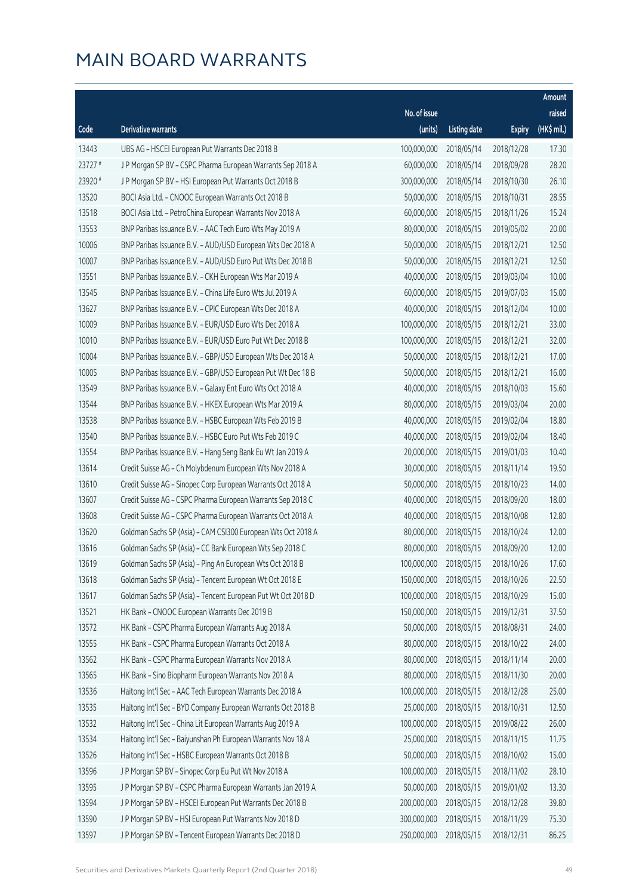# MAIN BOARD WARRANTS

| Code | Derivative warrants | No. of issue (units) | Listing date | Expiry | Amount raised (HK$ mil.) |
|---|---|---|---|---|---|
| 13443 | UBS AG - HSCEI European Put Warrants Dec 2018 B | 100,000,000 | 2018/05/14 | 2018/12/28 | 17.30 |
| 23727 # | J P Morgan SP BV - CSPC Pharma European Warrants Sep 2018 A | 60,000,000 | 2018/05/14 | 2018/09/28 | 28.20 |
| 23920 # | J P Morgan SP BV - HSI European Put Warrants Oct 2018 B | 300,000,000 | 2018/05/14 | 2018/10/30 | 26.10 |
| 13520 | BOCI Asia Ltd. - CNOOC European Warrants Oct 2018 B | 50,000,000 | 2018/05/15 | 2018/10/31 | 28.55 |
| 13518 | BOCI Asia Ltd. - PetroChina European Warrants Nov 2018 A | 60,000,000 | 2018/05/15 | 2018/11/26 | 15.24 |
| 13553 | BNP Paribas Issuance B.V. - AAC Tech Euro Wts May 2019 A | 80,000,000 | 2018/05/15 | 2019/05/02 | 20.00 |
| 10006 | BNP Paribas Issuance B.V. - AUD/USD European Wts Dec 2018 A | 50,000,000 | 2018/05/15 | 2018/12/21 | 12.50 |
| 10007 | BNP Paribas Issuance B.V. - AUD/USD Euro Put Wts Dec 2018 B | 50,000,000 | 2018/05/15 | 2018/12/21 | 12.50 |
| 13551 | BNP Paribas Issuance B.V. - CKH European Wts Mar 2019 A | 40,000,000 | 2018/05/15 | 2019/03/04 | 10.00 |
| 13545 | BNP Paribas Issuance B.V. - China Life Euro Wts Jul 2019 A | 60,000,000 | 2018/05/15 | 2019/07/03 | 15.00 |
| 13627 | BNP Paribas Issuance B.V. - CPIC European Wts Dec 2018 A | 40,000,000 | 2018/05/15 | 2018/12/04 | 10.00 |
| 10009 | BNP Paribas Issuance B.V. - EUR/USD Euro Wts Dec 2018 A | 100,000,000 | 2018/05/15 | 2018/12/21 | 33.00 |
| 10010 | BNP Paribas Issuance B.V. - EUR/USD Euro Put Wt Dec 2018 B | 100,000,000 | 2018/05/15 | 2018/12/21 | 32.00 |
| 10004 | BNP Paribas Issuance B.V. - GBP/USD European Wts Dec 2018 A | 50,000,000 | 2018/05/15 | 2018/12/21 | 17.00 |
| 10005 | BNP Paribas Issuance B.V. - GBP/USD European Put Wt Dec 18 B | 50,000,000 | 2018/05/15 | 2018/12/21 | 16.00 |
| 13549 | BNP Paribas Issuance B.V. - Galaxy Ent Euro Wts Oct 2018 A | 40,000,000 | 2018/05/15 | 2018/10/03 | 15.60 |
| 13544 | BNP Paribas Issuance B.V. - HKEX European Wts Mar 2019 A | 80,000,000 | 2018/05/15 | 2019/03/04 | 20.00 |
| 13538 | BNP Paribas Issuance B.V. - HSBC European Wts Feb 2019 B | 40,000,000 | 2018/05/15 | 2019/02/04 | 18.80 |
| 13540 | BNP Paribas Issuance B.V. - HSBC Euro Put Wts Feb 2019 C | 40,000,000 | 2018/05/15 | 2019/02/04 | 18.40 |
| 13554 | BNP Paribas Issuance B.V. - Hang Seng Bank Eu Wt Jan 2019 A | 20,000,000 | 2018/05/15 | 2019/01/03 | 10.40 |
| 13614 | Credit Suisse AG - Ch Molybdenum European Wts Nov 2018 A | 30,000,000 | 2018/05/15 | 2018/11/14 | 19.50 |
| 13610 | Credit Suisse AG - Sinopec Corp European Warrants Oct 2018 A | 50,000,000 | 2018/05/15 | 2018/10/23 | 14.00 |
| 13607 | Credit Suisse AG - CSPC Pharma European Warrants Sep 2018 C | 40,000,000 | 2018/05/15 | 2018/09/20 | 18.00 |
| 13608 | Credit Suisse AG - CSPC Pharma European Warrants Oct 2018 A | 40,000,000 | 2018/05/15 | 2018/10/08 | 12.80 |
| 13620 | Goldman Sachs SP (Asia) - CAM CSI300 European Wts Oct 2018 A | 80,000,000 | 2018/05/15 | 2018/10/24 | 12.00 |
| 13616 | Goldman Sachs SP (Asia) - CC Bank European Wts Sep 2018 C | 80,000,000 | 2018/05/15 | 2018/09/20 | 12.00 |
| 13619 | Goldman Sachs SP (Asia) - Ping An European Wts Oct 2018 B | 100,000,000 | 2018/05/15 | 2018/10/26 | 17.60 |
| 13618 | Goldman Sachs SP (Asia) - Tencent European Wt Oct 2018 E | 150,000,000 | 2018/05/15 | 2018/10/26 | 22.50 |
| 13617 | Goldman Sachs SP (Asia) - Tencent European Put Wt Oct 2018 D | 100,000,000 | 2018/05/15 | 2018/10/29 | 15.00 |
| 13521 | HK Bank - CNOOC European Warrants Dec 2019 B | 150,000,000 | 2018/05/15 | 2019/12/31 | 37.50 |
| 13572 | HK Bank - CSPC Pharma European Warrants Aug 2018 A | 50,000,000 | 2018/05/15 | 2018/08/31 | 24.00 |
| 13555 | HK Bank - CSPC Pharma European Warrants Oct 2018 A | 80,000,000 | 2018/05/15 | 2018/10/22 | 24.00 |
| 13562 | HK Bank - CSPC Pharma European Warrants Nov 2018 A | 80,000,000 | 2018/05/15 | 2018/11/14 | 20.00 |
| 13565 | HK Bank - Sino Biopharm European Warrants Nov 2018 A | 80,000,000 | 2018/05/15 | 2018/11/30 | 20.00 |
| 13536 | Haitong Int'l Sec - AAC Tech European Warrants Dec 2018 A | 100,000,000 | 2018/05/15 | 2018/12/28 | 25.00 |
| 13535 | Haitong Int'l Sec - BYD Company European Warrants Oct 2018 B | 25,000,000 | 2018/05/15 | 2018/10/31 | 12.50 |
| 13532 | Haitong Int'l Sec - China Lit European Warrants Aug 2019 A | 100,000,000 | 2018/05/15 | 2019/08/22 | 26.00 |
| 13534 | Haitong Int'l Sec - Baiyunshan Ph European Warrants Nov 18 A | 25,000,000 | 2018/05/15 | 2018/11/15 | 11.75 |
| 13526 | Haitong Int'l Sec - HSBC European Warrants Oct 2018 B | 50,000,000 | 2018/05/15 | 2018/10/02 | 15.00 |
| 13596 | J P Morgan SP BV - Sinopec Corp Eu Put Wt Nov 2018 A | 100,000,000 | 2018/05/15 | 2018/11/02 | 28.10 |
| 13595 | J P Morgan SP BV - CSPC Pharma European Warrants Jan 2019 A | 50,000,000 | 2018/05/15 | 2019/01/02 | 13.30 |
| 13594 | J P Morgan SP BV - HSCEI European Put Warrants Dec 2018 B | 200,000,000 | 2018/05/15 | 2018/12/28 | 39.80 |
| 13590 | J P Morgan SP BV - HSI European Put Warrants Nov 2018 D | 300,000,000 | 2018/05/15 | 2018/11/29 | 75.30 |
| 13597 | J P Morgan SP BV - Tencent European Warrants Dec 2018 D | 250,000,000 | 2018/05/15 | 2018/12/31 | 86.25 |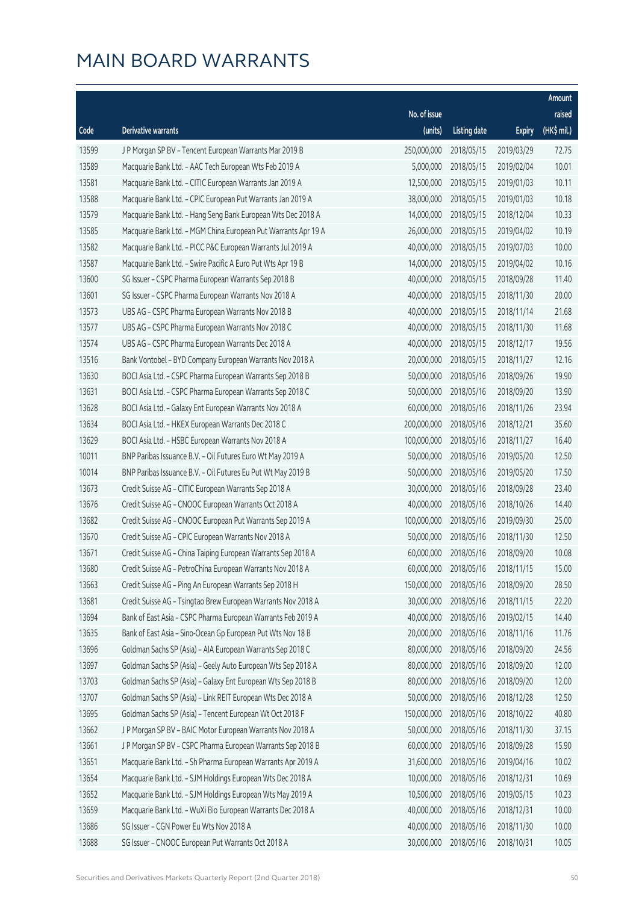# MAIN BOARD WARRANTS

| Code | Derivative warrants | No. of issue (units) | Listing date | Expiry | Amount raised (HK$ mil.) |
|---|---|---|---|---|---|
| 13599 | J P Morgan SP BV - Tencent European Warrants Mar 2019 B | 250,000,000 | 2018/05/15 | 2019/03/29 | 72.75 |
| 13589 | Macquarie Bank Ltd. - AAC Tech European Wts Feb 2019 A | 5,000,000 | 2018/05/15 | 2019/02/04 | 10.01 |
| 13581 | Macquarie Bank Ltd. - CITIC European Warrants Jan 2019 A | 12,500,000 | 2018/05/15 | 2019/01/03 | 10.11 |
| 13588 | Macquarie Bank Ltd. - CPIC European Put Warrants Jan 2019 A | 38,000,000 | 2018/05/15 | 2019/01/03 | 10.18 |
| 13579 | Macquarie Bank Ltd. - Hang Seng Bank European Wts Dec 2018 A | 14,000,000 | 2018/05/15 | 2018/12/04 | 10.33 |
| 13585 | Macquarie Bank Ltd. - MGM China European Put Warrants Apr 19 A | 26,000,000 | 2018/05/15 | 2019/04/02 | 10.19 |
| 13582 | Macquarie Bank Ltd. - PICC P&C European Warrants Jul 2019 A | 40,000,000 | 2018/05/15 | 2019/07/03 | 10.00 |
| 13587 | Macquarie Bank Ltd. - Swire Pacific A Euro Put Wts Apr 19 B | 14,000,000 | 2018/05/15 | 2019/04/02 | 10.16 |
| 13600 | SG Issuer - CSPC Pharma European Warrants Sep 2018 B | 40,000,000 | 2018/05/15 | 2018/09/28 | 11.40 |
| 13601 | SG Issuer - CSPC Pharma European Warrants Nov 2018 A | 40,000,000 | 2018/05/15 | 2018/11/30 | 20.00 |
| 13573 | UBS AG - CSPC Pharma European Warrants Nov 2018 B | 40,000,000 | 2018/05/15 | 2018/11/14 | 21.68 |
| 13577 | UBS AG - CSPC Pharma European Warrants Nov 2018 C | 40,000,000 | 2018/05/15 | 2018/11/30 | 11.68 |
| 13574 | UBS AG - CSPC Pharma European Warrants Dec 2018 A | 40,000,000 | 2018/05/15 | 2018/12/17 | 19.56 |
| 13516 | Bank Vontobel - BYD Company European Warrants Nov 2018 A | 20,000,000 | 2018/05/15 | 2018/11/27 | 12.16 |
| 13630 | BOCI Asia Ltd. - CSPC Pharma European Warrants Sep 2018 B | 50,000,000 | 2018/05/16 | 2018/09/26 | 19.90 |
| 13631 | BOCI Asia Ltd. - CSPC Pharma European Warrants Sep 2018 C | 50,000,000 | 2018/05/16 | 2018/09/20 | 13.90 |
| 13628 | BOCI Asia Ltd. - Galaxy Ent European Warrants Nov 2018 A | 60,000,000 | 2018/05/16 | 2018/11/26 | 23.94 |
| 13634 | BOCI Asia Ltd. - HKEX European Warrants Dec 2018 C | 200,000,000 | 2018/05/16 | 2018/12/21 | 35.60 |
| 13629 | BOCI Asia Ltd. - HSBC European Warrants Nov 2018 A | 100,000,000 | 2018/05/16 | 2018/11/27 | 16.40 |
| 10011 | BNP Paribas Issuance B.V. - Oil Futures Euro Wt May 2019 A | 50,000,000 | 2018/05/16 | 2019/05/20 | 12.50 |
| 10014 | BNP Paribas Issuance B.V. - Oil Futures Eu Put Wt May 2019 B | 50,000,000 | 2018/05/16 | 2019/05/20 | 17.50 |
| 13673 | Credit Suisse AG - CITIC European Warrants Sep 2018 A | 30,000,000 | 2018/05/16 | 2018/09/28 | 23.40 |
| 13676 | Credit Suisse AG - CNOOC European Warrants Oct 2018 A | 40,000,000 | 2018/05/16 | 2018/10/26 | 14.40 |
| 13682 | Credit Suisse AG - CNOOC European Put Warrants Sep 2019 A | 100,000,000 | 2018/05/16 | 2019/09/30 | 25.00 |
| 13670 | Credit Suisse AG - CPIC European Warrants Nov 2018 A | 50,000,000 | 2018/05/16 | 2018/11/30 | 12.50 |
| 13671 | Credit Suisse AG - China Taiping European Warrants Sep 2018 A | 60,000,000 | 2018/05/16 | 2018/09/20 | 10.08 |
| 13680 | Credit Suisse AG - PetroChina European Warrants Nov 2018 A | 60,000,000 | 2018/05/16 | 2018/11/15 | 15.00 |
| 13663 | Credit Suisse AG - Ping An European Warrants Sep 2018 H | 150,000,000 | 2018/05/16 | 2018/09/20 | 28.50 |
| 13681 | Credit Suisse AG - Tsingtao Brew European Warrants Nov 2018 A | 30,000,000 | 2018/05/16 | 2018/11/15 | 22.20 |
| 13694 | Bank of East Asia - CSPC Pharma European Warrants Feb 2019 A | 40,000,000 | 2018/05/16 | 2019/02/15 | 14.40 |
| 13635 | Bank of East Asia - Sino-Ocean Gp European Put Wts Nov 18 B | 20,000,000 | 2018/05/16 | 2018/11/16 | 11.76 |
| 13696 | Goldman Sachs SP (Asia) - AIA European Warrants Sep 2018 C | 80,000,000 | 2018/05/16 | 2018/09/20 | 24.56 |
| 13697 | Goldman Sachs SP (Asia) - Geely Auto European Wts Sep 2018 A | 80,000,000 | 2018/05/16 | 2018/09/20 | 12.00 |
| 13703 | Goldman Sachs SP (Asia) - Galaxy Ent European Wts Sep 2018 B | 80,000,000 | 2018/05/16 | 2018/09/20 | 12.00 |
| 13707 | Goldman Sachs SP (Asia) - Link REIT European Wts Dec 2018 A | 50,000,000 | 2018/05/16 | 2018/12/28 | 12.50 |
| 13695 | Goldman Sachs SP (Asia) - Tencent European Wt Oct 2018 F | 150,000,000 | 2018/05/16 | 2018/10/22 | 40.80 |
| 13662 | J P Morgan SP BV - BAIC Motor European Warrants Nov 2018 A | 50,000,000 | 2018/05/16 | 2018/11/30 | 37.15 |
| 13661 | J P Morgan SP BV - CSPC Pharma European Warrants Sep 2018 B | 60,000,000 | 2018/05/16 | 2018/09/28 | 15.90 |
| 13651 | Macquarie Bank Ltd. - Sh Pharma European Warrants Apr 2019 A | 31,600,000 | 2018/05/16 | 2019/04/16 | 10.02 |
| 13654 | Macquarie Bank Ltd. - SJM Holdings European Wts Dec 2018 A | 10,000,000 | 2018/05/16 | 2018/12/31 | 10.69 |
| 13652 | Macquarie Bank Ltd. - SJM Holdings European Wts May 2019 A | 10,500,000 | 2018/05/16 | 2019/05/15 | 10.23 |
| 13659 | Macquarie Bank Ltd. - WuXi Bio European Warrants Dec 2018 A | 40,000,000 | 2018/05/16 | 2018/12/31 | 10.00 |
| 13686 | SG Issuer - CGN Power Eu Wts Nov 2018 A | 40,000,000 | 2018/05/16 | 2018/11/30 | 10.00 |
| 13688 | SG Issuer - CNOOC European Put Warrants Oct 2018 A | 30,000,000 | 2018/05/16 | 2018/10/31 | 10.05 |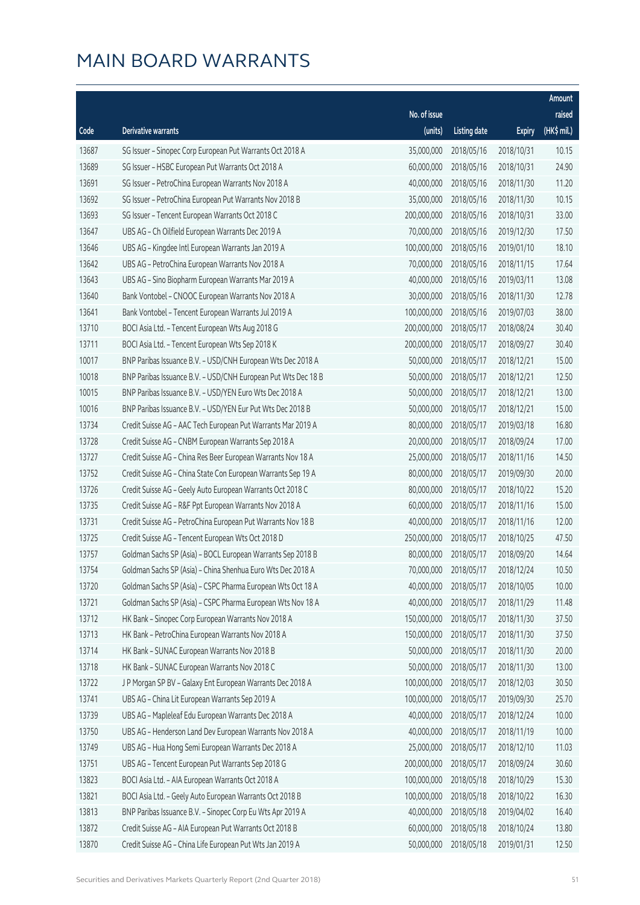# MAIN BOARD WARRANTS

| Code | Derivative warrants | No. of issue (units) | Listing date | Expiry | Amount raised (HK$ mil.) |
|---|---|---|---|---|---|
| 13687 | SG Issuer – Sinopec Corp European Put Warrants Oct 2018 A | 35,000,000 | 2018/05/16 | 2018/10/31 | 10.15 |
| 13689 | SG Issuer – HSBC European Put Warrants Oct 2018 A | 60,000,000 | 2018/05/16 | 2018/10/31 | 24.90 |
| 13691 | SG Issuer – PetroChina European Warrants Nov 2018 A | 40,000,000 | 2018/05/16 | 2018/11/30 | 11.20 |
| 13692 | SG Issuer – PetroChina European Put Warrants Nov 2018 B | 35,000,000 | 2018/05/16 | 2018/11/30 | 10.15 |
| 13693 | SG Issuer – Tencent European Warrants Oct 2018 C | 200,000,000 | 2018/05/16 | 2018/10/31 | 33.00 |
| 13647 | UBS AG – Ch Oilfield European Warrants Dec 2019 A | 70,000,000 | 2018/05/16 | 2019/12/30 | 17.50 |
| 13646 | UBS AG – Kingdee Intl European Warrants Jan 2019 A | 100,000,000 | 2018/05/16 | 2019/01/10 | 18.10 |
| 13642 | UBS AG – PetroChina European Warrants Nov 2018 A | 70,000,000 | 2018/05/16 | 2018/11/15 | 17.64 |
| 13643 | UBS AG – Sino Biopharm European Warrants Mar 2019 A | 40,000,000 | 2018/05/16 | 2019/03/11 | 13.08 |
| 13640 | Bank Vontobel – CNOOC European Warrants Nov 2018 A | 30,000,000 | 2018/05/16 | 2018/11/30 | 12.78 |
| 13641 | Bank Vontobel – Tencent European Warrants Jul 2019 A | 100,000,000 | 2018/05/16 | 2019/07/03 | 38.00 |
| 13710 | BOCI Asia Ltd. – Tencent European Wts Aug 2018 G | 200,000,000 | 2018/05/17 | 2018/08/24 | 30.40 |
| 13711 | BOCI Asia Ltd. – Tencent European Wts Sep 2018 K | 200,000,000 | 2018/05/17 | 2018/09/27 | 30.40 |
| 10017 | BNP Paribas Issuance B.V. – USD/CNH European Wts Dec 2018 A | 50,000,000 | 2018/05/17 | 2018/12/21 | 15.00 |
| 10018 | BNP Paribas Issuance B.V. – USD/CNH European Put Wts Dec 18 B | 50,000,000 | 2018/05/17 | 2018/12/21 | 12.50 |
| 10015 | BNP Paribas Issuance B.V. – USD/YEN Euro Wts Dec 2018 A | 50,000,000 | 2018/05/17 | 2018/12/21 | 13.00 |
| 10016 | BNP Paribas Issuance B.V. – USD/YEN Eur Put Wts Dec 2018 B | 50,000,000 | 2018/05/17 | 2018/12/21 | 15.00 |
| 13734 | Credit Suisse AG – AAC Tech European Put Warrants Mar 2019 A | 80,000,000 | 2018/05/17 | 2019/03/18 | 16.80 |
| 13728 | Credit Suisse AG – CNBM European Warrants Sep 2018 A | 20,000,000 | 2018/05/17 | 2018/09/24 | 17.00 |
| 13727 | Credit Suisse AG – China Res Beer European Warrants Nov 18 A | 25,000,000 | 2018/05/17 | 2018/11/16 | 14.50 |
| 13752 | Credit Suisse AG – China State Con European Warrants Sep 19 A | 80,000,000 | 2018/05/17 | 2019/09/30 | 20.00 |
| 13726 | Credit Suisse AG – Geely Auto European Warrants Oct 2018 C | 80,000,000 | 2018/05/17 | 2018/10/22 | 15.20 |
| 13735 | Credit Suisse AG – R&F Ppt European Warrants Nov 2018 A | 60,000,000 | 2018/05/17 | 2018/11/16 | 15.00 |
| 13731 | Credit Suisse AG – PetroChina European Put Warrants Nov 18 B | 40,000,000 | 2018/05/17 | 2018/11/16 | 12.00 |
| 13725 | Credit Suisse AG – Tencent European Wts Oct 2018 D | 250,000,000 | 2018/05/17 | 2018/10/25 | 47.50 |
| 13757 | Goldman Sachs SP (Asia) – BOCL European Warrants Sep 2018 B | 80,000,000 | 2018/05/17 | 2018/09/20 | 14.64 |
| 13754 | Goldman Sachs SP (Asia) – China Shenhua Euro Wts Dec 2018 A | 70,000,000 | 2018/05/17 | 2018/12/24 | 10.50 |
| 13720 | Goldman Sachs SP (Asia) – CSPC Pharma European Wts Oct 18 A | 40,000,000 | 2018/05/17 | 2018/10/05 | 10.00 |
| 13721 | Goldman Sachs SP (Asia) – CSPC Pharma European Wts Nov 18 A | 40,000,000 | 2018/05/17 | 2018/11/29 | 11.48 |
| 13712 | HK Bank – Sinopec Corp European Warrants Nov 2018 A | 150,000,000 | 2018/05/17 | 2018/11/30 | 37.50 |
| 13713 | HK Bank – PetroChina European Warrants Nov 2018 A | 150,000,000 | 2018/05/17 | 2018/11/30 | 37.50 |
| 13714 | HK Bank – SUNAC European Warrants Nov 2018 B | 50,000,000 | 2018/05/17 | 2018/11/30 | 20.00 |
| 13718 | HK Bank – SUNAC European Warrants Nov 2018 C | 50,000,000 | 2018/05/17 | 2018/11/30 | 13.00 |
| 13722 | J P Morgan SP BV – Galaxy Ent European Warrants Dec 2018 A | 100,000,000 | 2018/05/17 | 2018/12/03 | 30.50 |
| 13741 | UBS AG – China Lit European Warrants Sep 2019 A | 100,000,000 | 2018/05/17 | 2019/09/30 | 25.70 |
| 13739 | UBS AG – Mapleleaf Edu European Warrants Dec 2018 A | 40,000,000 | 2018/05/17 | 2018/12/24 | 10.00 |
| 13750 | UBS AG – Henderson Land Dev European Warrants Nov 2018 A | 40,000,000 | 2018/05/17 | 2018/11/19 | 10.00 |
| 13749 | UBS AG – Hua Hong Semi European Warrants Dec 2018 A | 25,000,000 | 2018/05/17 | 2018/12/10 | 11.03 |
| 13751 | UBS AG – Tencent European Put Warrants Sep 2018 G | 200,000,000 | 2018/05/17 | 2018/09/24 | 30.60 |
| 13823 | BOCI Asia Ltd. – AIA European Warrants Oct 2018 A | 100,000,000 | 2018/05/18 | 2018/10/29 | 15.30 |
| 13821 | BOCI Asia Ltd. – Geely Auto European Warrants Oct 2018 B | 100,000,000 | 2018/05/18 | 2018/10/22 | 16.30 |
| 13813 | BNP Paribas Issuance B.V. – Sinopec Corp Eu Wts Apr 2019 A | 40,000,000 | 2018/05/18 | 2019/04/02 | 16.40 |
| 13872 | Credit Suisse AG – AIA European Put Warrants Oct 2018 B | 60,000,000 | 2018/05/18 | 2018/10/24 | 13.80 |
| 13870 | Credit Suisse AG – China Life European Put Wts Jan 2019 A | 50,000,000 | 2018/05/18 | 2019/01/31 | 12.50 |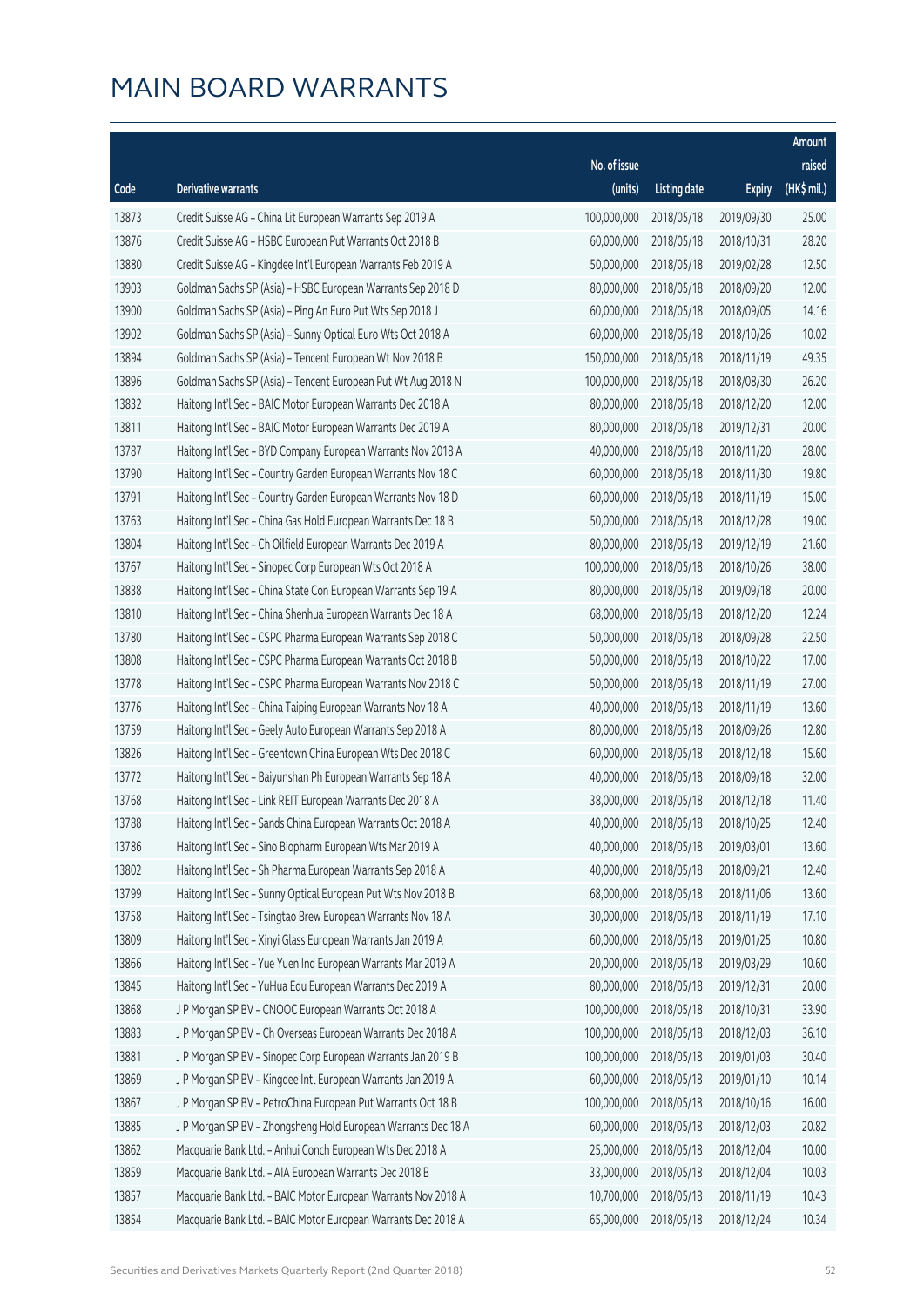# MAIN BOARD WARRANTS

| Code | Derivative warrants | No. of issue (units) | Listing date | Expiry | Amount raised (HK$ mil.) |
|---|---|---|---|---|---|
| 13873 | Credit Suisse AG – China Lit European Warrants Sep 2019 A | 100,000,000 | 2018/05/18 | 2019/09/30 | 25.00 |
| 13876 | Credit Suisse AG – HSBC European Put Warrants Oct 2018 B | 60,000,000 | 2018/05/18 | 2018/10/31 | 28.20 |
| 13880 | Credit Suisse AG – Kingdee Int'l European Warrants Feb 2019 A | 50,000,000 | 2018/05/18 | 2019/02/28 | 12.50 |
| 13903 | Goldman Sachs SP (Asia) – HSBC European Warrants Sep 2018 D | 80,000,000 | 2018/05/18 | 2018/09/20 | 12.00 |
| 13900 | Goldman Sachs SP (Asia) – Ping An Euro Put Wts Sep 2018 J | 60,000,000 | 2018/05/18 | 2018/09/05 | 14.16 |
| 13902 | Goldman Sachs SP (Asia) – Sunny Optical Euro Wts Oct 2018 A | 60,000,000 | 2018/05/18 | 2018/10/26 | 10.02 |
| 13894 | Goldman Sachs SP (Asia) – Tencent European Wt Nov 2018 B | 150,000,000 | 2018/05/18 | 2018/11/19 | 49.35 |
| 13896 | Goldman Sachs SP (Asia) – Tencent European Put Wt Aug 2018 N | 100,000,000 | 2018/05/18 | 2018/08/30 | 26.20 |
| 13832 | Haitong Int'l Sec – BAIC Motor European Warrants Dec 2018 A | 80,000,000 | 2018/05/18 | 2018/12/20 | 12.00 |
| 13811 | Haitong Int'l Sec – BAIC Motor European Warrants Dec 2019 A | 80,000,000 | 2018/05/18 | 2019/12/31 | 20.00 |
| 13787 | Haitong Int'l Sec – BYD Company European Warrants Nov 2018 A | 40,000,000 | 2018/05/18 | 2018/11/20 | 28.00 |
| 13790 | Haitong Int'l Sec – Country Garden European Warrants Nov 18 C | 60,000,000 | 2018/05/18 | 2018/11/30 | 19.80 |
| 13791 | Haitong Int'l Sec – Country Garden European Warrants Nov 18 D | 60,000,000 | 2018/05/18 | 2018/11/19 | 15.00 |
| 13763 | Haitong Int'l Sec – China Gas Hold European Warrants Dec 18 B | 50,000,000 | 2018/05/18 | 2018/12/28 | 19.00 |
| 13804 | Haitong Int'l Sec – Ch Oilfield European Warrants Dec 2019 A | 80,000,000 | 2018/05/18 | 2019/12/19 | 21.60 |
| 13767 | Haitong Int'l Sec – Sinopec Corp European Wts Oct 2018 A | 100,000,000 | 2018/05/18 | 2018/10/26 | 38.00 |
| 13838 | Haitong Int'l Sec – China State Con European Warrants Sep 19 A | 80,000,000 | 2018/05/18 | 2019/09/18 | 20.00 |
| 13810 | Haitong Int'l Sec – China Shenhua European Warrants Dec 18 A | 68,000,000 | 2018/05/18 | 2018/12/20 | 12.24 |
| 13780 | Haitong Int'l Sec – CSPC Pharma European Warrants Sep 2018 C | 50,000,000 | 2018/05/18 | 2018/09/28 | 22.50 |
| 13808 | Haitong Int'l Sec – CSPC Pharma European Warrants Oct 2018 B | 50,000,000 | 2018/05/18 | 2018/10/22 | 17.00 |
| 13778 | Haitong Int'l Sec – CSPC Pharma European Warrants Nov 2018 C | 50,000,000 | 2018/05/18 | 2018/11/19 | 27.00 |
| 13776 | Haitong Int'l Sec – China Taiping European Warrants Nov 18 A | 40,000,000 | 2018/05/18 | 2018/11/19 | 13.60 |
| 13759 | Haitong Int'l Sec – Geely Auto European Warrants Sep 2018 A | 80,000,000 | 2018/05/18 | 2018/09/26 | 12.80 |
| 13826 | Haitong Int'l Sec – Greentown China European Wts Dec 2018 C | 60,000,000 | 2018/05/18 | 2018/12/18 | 15.60 |
| 13772 | Haitong Int'l Sec – Baiyunshan Ph European Warrants Sep 18 A | 40,000,000 | 2018/05/18 | 2018/09/18 | 32.00 |
| 13768 | Haitong Int'l Sec – Link REIT European Warrants Dec 2018 A | 38,000,000 | 2018/05/18 | 2018/12/18 | 11.40 |
| 13788 | Haitong Int'l Sec – Sands China European Warrants Oct 2018 A | 40,000,000 | 2018/05/18 | 2018/10/25 | 12.40 |
| 13786 | Haitong Int'l Sec – Sino Biopharm European Wts Mar 2019 A | 40,000,000 | 2018/05/18 | 2019/03/01 | 13.60 |
| 13802 | Haitong Int'l Sec – Sh Pharma European Warrants Sep 2018 A | 40,000,000 | 2018/05/18 | 2018/09/21 | 12.40 |
| 13799 | Haitong Int'l Sec – Sunny Optical European Put Wts Nov 2018 B | 68,000,000 | 2018/05/18 | 2018/11/06 | 13.60 |
| 13758 | Haitong Int'l Sec – Tsingtao Brew European Warrants Nov 18 A | 30,000,000 | 2018/05/18 | 2018/11/19 | 17.10 |
| 13809 | Haitong Int'l Sec – Xinyi Glass European Warrants Jan 2019 A | 60,000,000 | 2018/05/18 | 2019/01/25 | 10.80 |
| 13866 | Haitong Int'l Sec – Yue Yuen Ind European Warrants Mar 2019 A | 20,000,000 | 2018/05/18 | 2019/03/29 | 10.60 |
| 13845 | Haitong Int'l Sec – YuHua Edu European Warrants Dec 2019 A | 80,000,000 | 2018/05/18 | 2019/12/31 | 20.00 |
| 13868 | J P Morgan SP BV – CNOOC European Warrants Oct 2018 A | 100,000,000 | 2018/05/18 | 2018/10/31 | 33.90 |
| 13883 | J P Morgan SP BV – Ch Overseas European Warrants Dec 2018 A | 100,000,000 | 2018/05/18 | 2018/12/03 | 36.10 |
| 13881 | J P Morgan SP BV – Sinopec Corp European Warrants Jan 2019 B | 100,000,000 | 2018/05/18 | 2019/01/03 | 30.40 |
| 13869 | J P Morgan SP BV – Kingdee Intl European Warrants Jan 2019 A | 60,000,000 | 2018/05/18 | 2019/01/10 | 10.14 |
| 13867 | J P Morgan SP BV – PetroChina European Put Warrants Oct 18 B | 100,000,000 | 2018/05/18 | 2018/10/16 | 16.00 |
| 13885 | J P Morgan SP BV – Zhongsheng Hold European Warrants Dec 18 A | 60,000,000 | 2018/05/18 | 2018/12/03 | 20.82 |
| 13862 | Macquarie Bank Ltd. – Anhui Conch European Wts Dec 2018 A | 25,000,000 | 2018/05/18 | 2018/12/04 | 10.00 |
| 13859 | Macquarie Bank Ltd. – AIA European Warrants Dec 2018 B | 33,000,000 | 2018/05/18 | 2018/12/04 | 10.03 |
| 13857 | Macquarie Bank Ltd. – BAIC Motor European Warrants Nov 2018 A | 10,700,000 | 2018/05/18 | 2018/11/19 | 10.43 |
| 13854 | Macquarie Bank Ltd. – BAIC Motor European Warrants Dec 2018 A | 65,000,000 | 2018/05/18 | 2018/12/24 | 10.34 |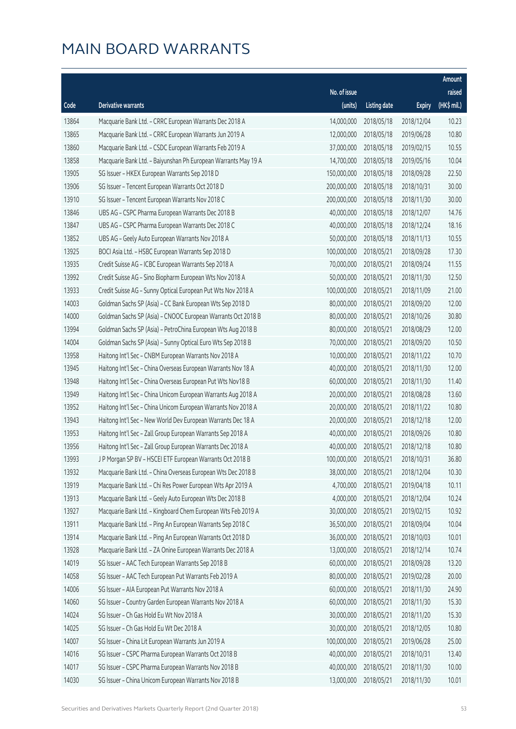# MAIN BOARD WARRANTS

| Code | Derivative warrants | No. of issue (units) | Listing date | Expiry | Amount raised (HK$ mil.) |
|---|---|---|---|---|---|
| 13864 | Macquarie Bank Ltd. - CRRC European Warrants Dec 2018 A | 14,000,000 | 2018/05/18 | 2018/12/04 | 10.23 |
| 13865 | Macquarie Bank Ltd. - CRRC European Warrants Jun 2019 A | 12,000,000 | 2018/05/18 | 2019/06/28 | 10.80 |
| 13860 | Macquarie Bank Ltd. - CSDC European Warrants Feb 2019 A | 37,000,000 | 2018/05/18 | 2019/02/15 | 10.55 |
| 13858 | Macquarie Bank Ltd. - Baiyunshan Ph European Warrants May 19 A | 14,700,000 | 2018/05/18 | 2019/05/16 | 10.04 |
| 13905 | SG Issuer - HKEX European Warrants Sep 2018 D | 150,000,000 | 2018/05/18 | 2018/09/28 | 22.50 |
| 13906 | SG Issuer - Tencent European Warrants Oct 2018 D | 200,000,000 | 2018/05/18 | 2018/10/31 | 30.00 |
| 13910 | SG Issuer - Tencent European Warrants Nov 2018 C | 200,000,000 | 2018/05/18 | 2018/11/30 | 30.00 |
| 13846 | UBS AG - CSPC Pharma European Warrants Dec 2018 B | 40,000,000 | 2018/05/18 | 2018/12/07 | 14.76 |
| 13847 | UBS AG - CSPC Pharma European Warrants Dec 2018 C | 40,000,000 | 2018/05/18 | 2018/12/24 | 18.16 |
| 13852 | UBS AG - Geely Auto European Warrants Nov 2018 A | 50,000,000 | 2018/05/18 | 2018/11/13 | 10.55 |
| 13925 | BOCI Asia Ltd. - HSBC European Warrants Sep 2018 D | 100,000,000 | 2018/05/21 | 2018/09/28 | 17.30 |
| 13935 | Credit Suisse AG - ICBC European Warrants Sep 2018 A | 70,000,000 | 2018/05/21 | 2018/09/24 | 11.55 |
| 13992 | Credit Suisse AG - Sino Biopharm European Wts Nov 2018 A | 50,000,000 | 2018/05/21 | 2018/11/30 | 12.50 |
| 13933 | Credit Suisse AG - Sunny Optical European Put Wts Nov 2018 A | 100,000,000 | 2018/05/21 | 2018/11/09 | 21.00 |
| 14003 | Goldman Sachs SP (Asia) - CC Bank European Wts Sep 2018 D | 80,000,000 | 2018/05/21 | 2018/09/20 | 12.00 |
| 14000 | Goldman Sachs SP (Asia) - CNOOC European Warrants Oct 2018 B | 80,000,000 | 2018/05/21 | 2018/10/26 | 30.80 |
| 13994 | Goldman Sachs SP (Asia) - PetroChina European Wts Aug 2018 B | 80,000,000 | 2018/05/21 | 2018/08/29 | 12.00 |
| 14004 | Goldman Sachs SP (Asia) - Sunny Optical Euro Wts Sep 2018 B | 70,000,000 | 2018/05/21 | 2018/09/20 | 10.50 |
| 13958 | Haitong Int'l Sec - CNBM European Warrants Nov 2018 A | 10,000,000 | 2018/05/21 | 2018/11/22 | 10.70 |
| 13945 | Haitong Int'l Sec - China Overseas European Warrants Nov 18 A | 40,000,000 | 2018/05/21 | 2018/11/30 | 12.00 |
| 13948 | Haitong Int'l Sec - China Overseas European Put Wts Nov18 B | 60,000,000 | 2018/05/21 | 2018/11/30 | 11.40 |
| 13949 | Haitong Int'l Sec - China Unicom European Warrants Aug 2018 A | 20,000,000 | 2018/05/21 | 2018/08/28 | 13.60 |
| 13952 | Haitong Int'l Sec - China Unicom European Warrants Nov 2018 A | 20,000,000 | 2018/05/21 | 2018/11/22 | 10.80 |
| 13943 | Haitong Int'l Sec - New World Dev European Warrants Dec 18 A | 20,000,000 | 2018/05/21 | 2018/12/18 | 12.00 |
| 13953 | Haitong Int'l Sec - Zall Group European Warrants Sep 2018 A | 40,000,000 | 2018/05/21 | 2018/09/26 | 10.80 |
| 13956 | Haitong Int'l Sec - Zall Group European Warrants Dec 2018 A | 40,000,000 | 2018/05/21 | 2018/12/18 | 10.80 |
| 13993 | J P Morgan SP BV - HSCEI ETF European Warrants Oct 2018 B | 100,000,000 | 2018/05/21 | 2018/10/31 | 36.80 |
| 13932 | Macquarie Bank Ltd. - China Overseas European Wts Dec 2018 B | 38,000,000 | 2018/05/21 | 2018/12/04 | 10.30 |
| 13919 | Macquarie Bank Ltd. - Chi Res Power European Wts Apr 2019 A | 4,700,000 | 2018/05/21 | 2019/04/18 | 10.11 |
| 13913 | Macquarie Bank Ltd. - Geely Auto European Wts Dec 2018 B | 4,000,000 | 2018/05/21 | 2018/12/04 | 10.24 |
| 13927 | Macquarie Bank Ltd. - Kingboard Chem European Wts Feb 2019 A | 30,000,000 | 2018/05/21 | 2019/02/15 | 10.92 |
| 13911 | Macquarie Bank Ltd. - Ping An European Warrants Sep 2018 C | 36,500,000 | 2018/05/21 | 2018/09/04 | 10.04 |
| 13914 | Macquarie Bank Ltd. - Ping An European Warrants Oct 2018 D | 36,000,000 | 2018/05/21 | 2018/10/03 | 10.01 |
| 13928 | Macquarie Bank Ltd. - ZA Onine European Warrants Dec 2018 A | 13,000,000 | 2018/05/21 | 2018/12/14 | 10.74 |
| 14019 | SG Issuer - AAC Tech European Warrants Sep 2018 B | 60,000,000 | 2018/05/21 | 2018/09/28 | 13.20 |
| 14058 | SG Issuer - AAC Tech European Put Warrants Feb 2019 A | 80,000,000 | 2018/05/21 | 2019/02/28 | 20.00 |
| 14006 | SG Issuer - AIA European Put Warrants Nov 2018 A | 60,000,000 | 2018/05/21 | 2018/11/30 | 24.90 |
| 14060 | SG Issuer - Country Garden European Warrants Nov 2018 A | 60,000,000 | 2018/05/21 | 2018/11/30 | 15.30 |
| 14024 | SG Issuer - Ch Gas Hold Eu Wt Nov 2018 A | 30,000,000 | 2018/05/21 | 2018/11/20 | 15.30 |
| 14025 | SG Issuer - Ch Gas Hold Eu Wt Dec 2018 A | 30,000,000 | 2018/05/21 | 2018/12/05 | 10.80 |
| 14007 | SG Issuer - China Lit European Warrants Jun 2019 A | 100,000,000 | 2018/05/21 | 2019/06/28 | 25.00 |
| 14016 | SG Issuer - CSPC Pharma European Warrants Oct 2018 B | 40,000,000 | 2018/05/21 | 2018/10/31 | 13.40 |
| 14017 | SG Issuer - CSPC Pharma European Warrants Nov 2018 B | 40,000,000 | 2018/05/21 | 2018/11/30 | 10.00 |
| 14030 | SG Issuer - China Unicom European Warrants Nov 2018 B | 13,000,000 | 2018/05/21 | 2018/11/30 | 10.01 |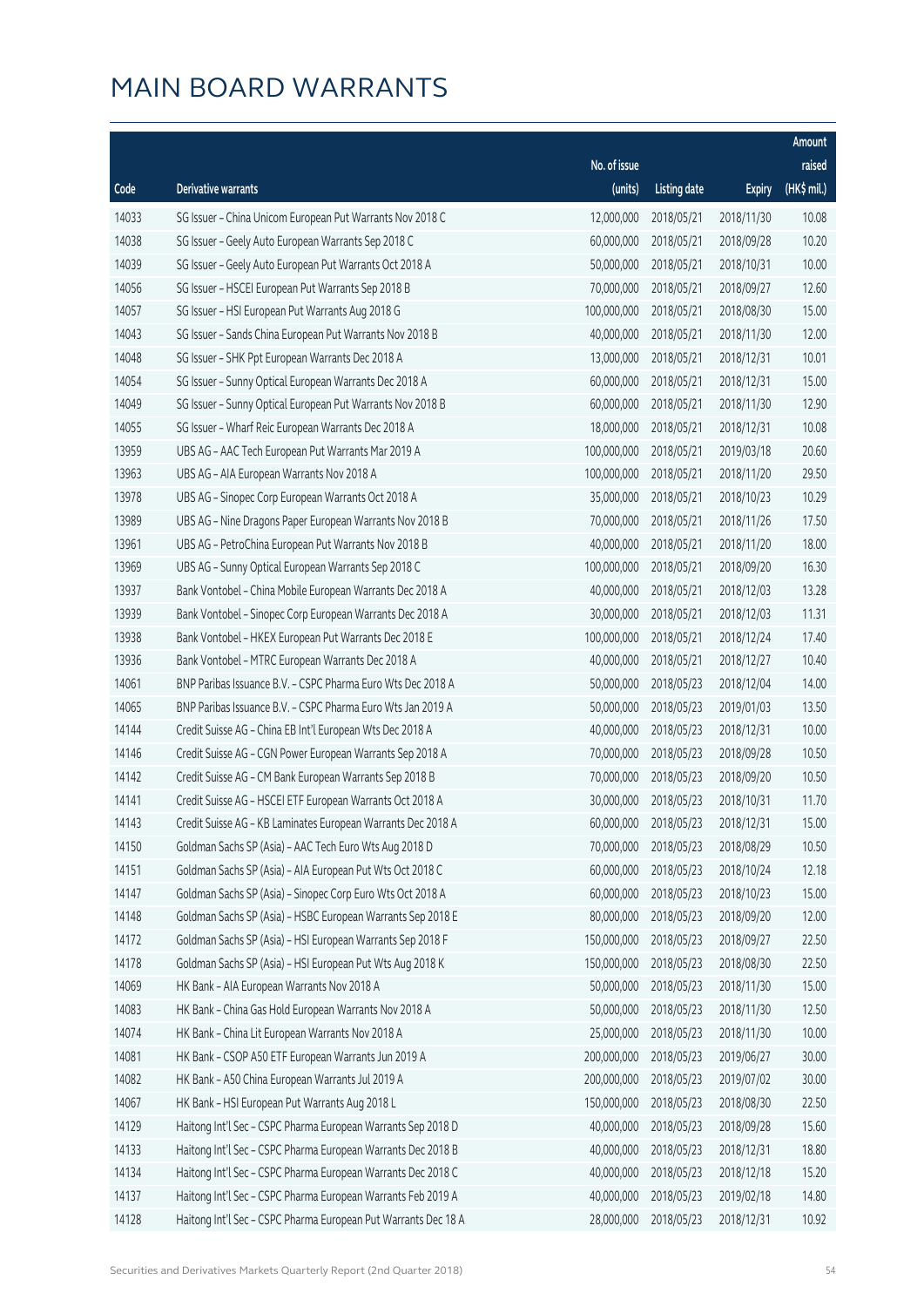# MAIN BOARD WARRANTS

| Code | Derivative warrants | No. of issue (units) | Listing date | Expiry | Amount raised (HK$ mil.) |
|---|---|---|---|---|---|
| 14033 | SG Issuer – China Unicom European Put Warrants Nov 2018 C | 12,000,000 | 2018/05/21 | 2018/11/30 | 10.08 |
| 14038 | SG Issuer – Geely Auto European Warrants Sep 2018 C | 60,000,000 | 2018/05/21 | 2018/09/28 | 10.20 |
| 14039 | SG Issuer – Geely Auto European Put Warrants Oct 2018 A | 50,000,000 | 2018/05/21 | 2018/10/31 | 10.00 |
| 14056 | SG Issuer – HSCEI European Put Warrants Sep 2018 B | 70,000,000 | 2018/05/21 | 2018/09/27 | 12.60 |
| 14057 | SG Issuer – HSI European Put Warrants Aug 2018 G | 100,000,000 | 2018/05/21 | 2018/08/30 | 15.00 |
| 14043 | SG Issuer – Sands China European Put Warrants Nov 2018 B | 40,000,000 | 2018/05/21 | 2018/11/30 | 12.00 |
| 14048 | SG Issuer – SHK Ppt European Warrants Dec 2018 A | 13,000,000 | 2018/05/21 | 2018/12/31 | 10.01 |
| 14054 | SG Issuer – Sunny Optical European Warrants Dec 2018 A | 60,000,000 | 2018/05/21 | 2018/12/31 | 15.00 |
| 14049 | SG Issuer – Sunny Optical European Put Warrants Nov 2018 B | 60,000,000 | 2018/05/21 | 2018/11/30 | 12.90 |
| 14055 | SG Issuer – Wharf Reic European Warrants Dec 2018 A | 18,000,000 | 2018/05/21 | 2018/12/31 | 10.08 |
| 13959 | UBS AG – AAC Tech European Put Warrants Mar 2019 A | 100,000,000 | 2018/05/21 | 2019/03/18 | 20.60 |
| 13963 | UBS AG – AIA European Warrants Nov 2018 A | 100,000,000 | 2018/05/21 | 2018/11/20 | 29.50 |
| 13978 | UBS AG – Sinopec Corp European Warrants Oct 2018 A | 35,000,000 | 2018/05/21 | 2018/10/23 | 10.29 |
| 13989 | UBS AG – Nine Dragons Paper European Warrants Nov 2018 B | 70,000,000 | 2018/05/21 | 2018/11/26 | 17.50 |
| 13961 | UBS AG – PetroChina European Put Warrants Nov 2018 B | 40,000,000 | 2018/05/21 | 2018/11/20 | 18.00 |
| 13969 | UBS AG – Sunny Optical European Warrants Sep 2018 C | 100,000,000 | 2018/05/21 | 2018/09/20 | 16.30 |
| 13937 | Bank Vontobel – China Mobile European Warrants Dec 2018 A | 40,000,000 | 2018/05/21 | 2018/12/03 | 13.28 |
| 13939 | Bank Vontobel – Sinopec Corp European Warrants Dec 2018 A | 30,000,000 | 2018/05/21 | 2018/12/03 | 11.31 |
| 13938 | Bank Vontobel – HKEX European Put Warrants Dec 2018 E | 100,000,000 | 2018/05/21 | 2018/12/24 | 17.40 |
| 13936 | Bank Vontobel – MTRC European Warrants Dec 2018 A | 40,000,000 | 2018/05/21 | 2018/12/27 | 10.40 |
| 14061 | BNP Paribas Issuance B.V. – CSPC Pharma Euro Wts Dec 2018 A | 50,000,000 | 2018/05/23 | 2018/12/04 | 14.00 |
| 14065 | BNP Paribas Issuance B.V. – CSPC Pharma Euro Wts Jan 2019 A | 50,000,000 | 2018/05/23 | 2019/01/03 | 13.50 |
| 14144 | Credit Suisse AG – China EB Int'l European Wts Dec 2018 A | 40,000,000 | 2018/05/23 | 2018/12/31 | 10.00 |
| 14146 | Credit Suisse AG – CGN Power European Warrants Sep 2018 A | 70,000,000 | 2018/05/23 | 2018/09/28 | 10.50 |
| 14142 | Credit Suisse AG – CM Bank European Warrants Sep 2018 B | 70,000,000 | 2018/05/23 | 2018/09/20 | 10.50 |
| 14141 | Credit Suisse AG – HSCEI ETF European Warrants Oct 2018 A | 30,000,000 | 2018/05/23 | 2018/10/31 | 11.70 |
| 14143 | Credit Suisse AG – KB Laminates European Warrants Dec 2018 A | 60,000,000 | 2018/05/23 | 2018/12/31 | 15.00 |
| 14150 | Goldman Sachs SP (Asia) – AAC Tech Euro Wts Aug 2018 D | 70,000,000 | 2018/05/23 | 2018/08/29 | 10.50 |
| 14151 | Goldman Sachs SP (Asia) – AIA European Put Wts Oct 2018 C | 60,000,000 | 2018/05/23 | 2018/10/24 | 12.18 |
| 14147 | Goldman Sachs SP (Asia) – Sinopec Corp Euro Wts Oct 2018 A | 60,000,000 | 2018/05/23 | 2018/10/23 | 15.00 |
| 14148 | Goldman Sachs SP (Asia) – HSBC European Warrants Sep 2018 E | 80,000,000 | 2018/05/23 | 2018/09/20 | 12.00 |
| 14172 | Goldman Sachs SP (Asia) – HSI European Warrants Sep 2018 F | 150,000,000 | 2018/05/23 | 2018/09/27 | 22.50 |
| 14178 | Goldman Sachs SP (Asia) – HSI European Put Wts Aug 2018 K | 150,000,000 | 2018/05/23 | 2018/08/30 | 22.50 |
| 14069 | HK Bank – AIA European Warrants Nov 2018 A | 50,000,000 | 2018/05/23 | 2018/11/30 | 15.00 |
| 14083 | HK Bank – China Gas Hold European Warrants Nov 2018 A | 50,000,000 | 2018/05/23 | 2018/11/30 | 12.50 |
| 14074 | HK Bank – China Lit European Warrants Nov 2018 A | 25,000,000 | 2018/05/23 | 2018/11/30 | 10.00 |
| 14081 | HK Bank – CSOP A50 ETF European Warrants Jun 2019 A | 200,000,000 | 2018/05/23 | 2019/06/27 | 30.00 |
| 14082 | HK Bank – A50 China European Warrants Jul 2019 A | 200,000,000 | 2018/05/23 | 2019/07/02 | 30.00 |
| 14067 | HK Bank – HSI European Put Warrants Aug 2018 L | 150,000,000 | 2018/05/23 | 2018/08/30 | 22.50 |
| 14129 | Haitong Int'l Sec – CSPC Pharma European Warrants Sep 2018 D | 40,000,000 | 2018/05/23 | 2018/09/28 | 15.60 |
| 14133 | Haitong Int'l Sec – CSPC Pharma European Warrants Dec 2018 B | 40,000,000 | 2018/05/23 | 2018/12/31 | 18.80 |
| 14134 | Haitong Int'l Sec – CSPC Pharma European Warrants Dec 2018 C | 40,000,000 | 2018/05/23 | 2018/12/18 | 15.20 |
| 14137 | Haitong Int'l Sec – CSPC Pharma European Warrants Feb 2019 A | 40,000,000 | 2018/05/23 | 2019/02/18 | 14.80 |
| 14128 | Haitong Int'l Sec – CSPC Pharma European Put Warrants Dec 18 A | 28,000,000 | 2018/05/23 | 2018/12/31 | 10.92 |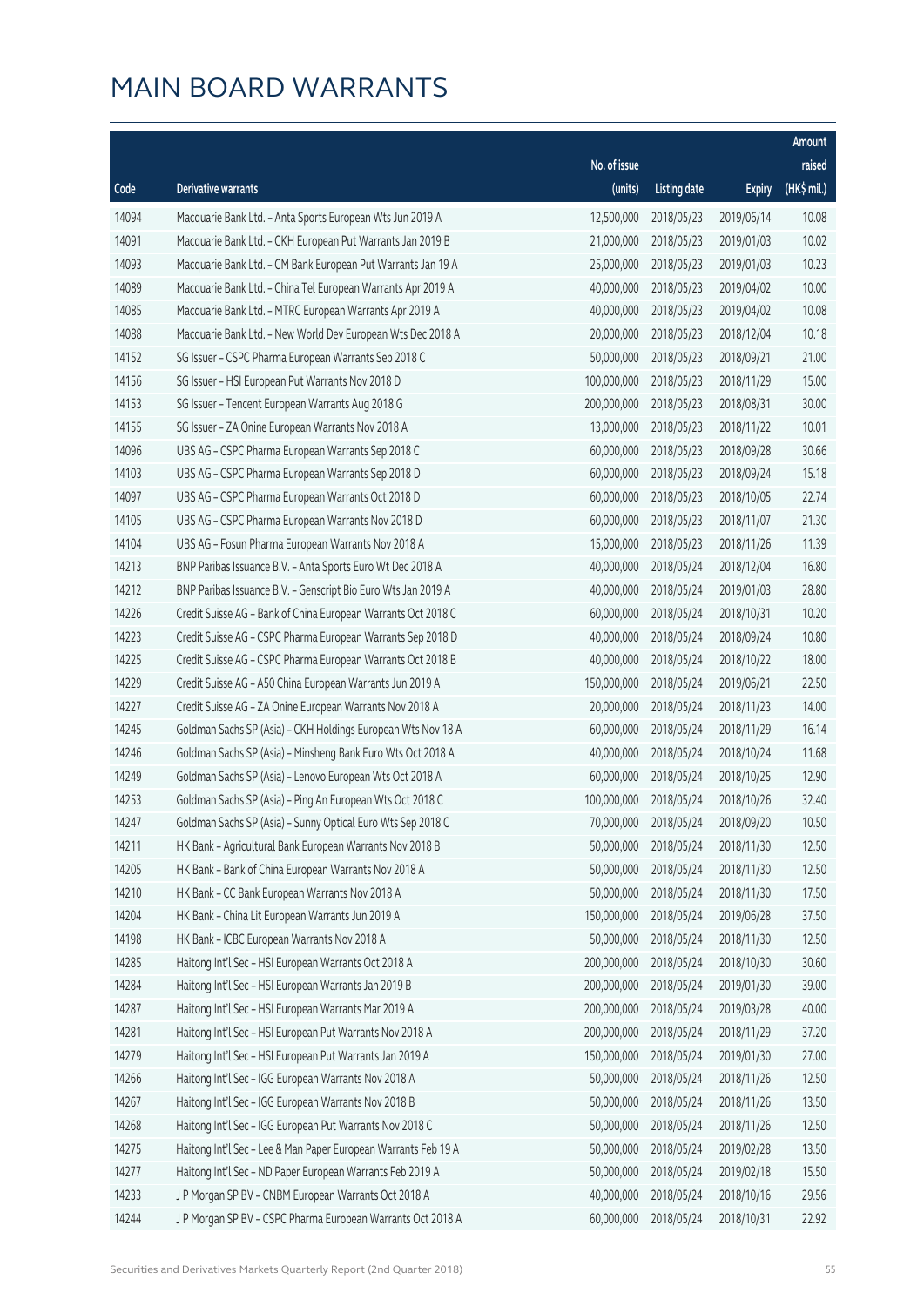# MAIN BOARD WARRANTS

| Code | Derivative warrants | No. of issue (units) | Listing date | Expiry | Amount raised (HK$ mil.) |
|---|---|---|---|---|---|
| 14094 | Macquarie Bank Ltd. - Anta Sports European Wts Jun 2019 A | 12,500,000 | 2018/05/23 | 2019/06/14 | 10.08 |
| 14091 | Macquarie Bank Ltd. - CKH European Put Warrants Jan 2019 B | 21,000,000 | 2018/05/23 | 2019/01/03 | 10.02 |
| 14093 | Macquarie Bank Ltd. - CM Bank European Put Warrants Jan 19 A | 25,000,000 | 2018/05/23 | 2019/01/03 | 10.23 |
| 14089 | Macquarie Bank Ltd. - China Tel European Warrants Apr 2019 A | 40,000,000 | 2018/05/23 | 2019/04/02 | 10.00 |
| 14085 | Macquarie Bank Ltd. - MTRC European Warrants Apr 2019 A | 40,000,000 | 2018/05/23 | 2019/04/02 | 10.08 |
| 14088 | Macquarie Bank Ltd. - New World Dev European Wts Dec 2018 A | 20,000,000 | 2018/05/23 | 2018/12/04 | 10.18 |
| 14152 | SG Issuer - CSPC Pharma European Warrants Sep 2018 C | 50,000,000 | 2018/05/23 | 2018/09/21 | 21.00 |
| 14156 | SG Issuer - HSI European Put Warrants Nov 2018 D | 100,000,000 | 2018/05/23 | 2018/11/29 | 15.00 |
| 14153 | SG Issuer - Tencent European Warrants Aug 2018 G | 200,000,000 | 2018/05/23 | 2018/08/31 | 30.00 |
| 14155 | SG Issuer - ZA Onine European Warrants Nov 2018 A | 13,000,000 | 2018/05/23 | 2018/11/22 | 10.01 |
| 14096 | UBS AG - CSPC Pharma European Warrants Sep 2018 C | 60,000,000 | 2018/05/23 | 2018/09/28 | 30.66 |
| 14103 | UBS AG - CSPC Pharma European Warrants Sep 2018 D | 60,000,000 | 2018/05/23 | 2018/09/24 | 15.18 |
| 14097 | UBS AG - CSPC Pharma European Warrants Oct 2018 D | 60,000,000 | 2018/05/23 | 2018/10/05 | 22.74 |
| 14105 | UBS AG - CSPC Pharma European Warrants Nov 2018 D | 60,000,000 | 2018/05/23 | 2018/11/07 | 21.30 |
| 14104 | UBS AG - Fosun Pharma European Warrants Nov 2018 A | 15,000,000 | 2018/05/23 | 2018/11/26 | 11.39 |
| 14213 | BNP Paribas Issuance B.V. - Anta Sports Euro Wt Dec 2018 A | 40,000,000 | 2018/05/24 | 2018/12/04 | 16.80 |
| 14212 | BNP Paribas Issuance B.V. - Genscript Bio Euro Wts Jan 2019 A | 40,000,000 | 2018/05/24 | 2019/01/03 | 28.80 |
| 14226 | Credit Suisse AG - Bank of China European Warrants Oct 2018 C | 60,000,000 | 2018/05/24 | 2018/10/31 | 10.20 |
| 14223 | Credit Suisse AG - CSPC Pharma European Warrants Sep 2018 D | 40,000,000 | 2018/05/24 | 2018/09/24 | 10.80 |
| 14225 | Credit Suisse AG - CSPC Pharma European Warrants Oct 2018 B | 40,000,000 | 2018/05/24 | 2018/10/22 | 18.00 |
| 14229 | Credit Suisse AG - A50 China European Warrants Jun 2019 A | 150,000,000 | 2018/05/24 | 2019/06/21 | 22.50 |
| 14227 | Credit Suisse AG - ZA Onine European Warrants Nov 2018 A | 20,000,000 | 2018/05/24 | 2018/11/23 | 14.00 |
| 14245 | Goldman Sachs SP (Asia) - CKH Holdings European Wts Nov 18 A | 60,000,000 | 2018/05/24 | 2018/11/29 | 16.14 |
| 14246 | Goldman Sachs SP (Asia) - Minsheng Bank Euro Wts Oct 2018 A | 40,000,000 | 2018/05/24 | 2018/10/24 | 11.68 |
| 14249 | Goldman Sachs SP (Asia) - Lenovo European Wts Oct 2018 A | 60,000,000 | 2018/05/24 | 2018/10/25 | 12.90 |
| 14253 | Goldman Sachs SP (Asia) - Ping An European Wts Oct 2018 C | 100,000,000 | 2018/05/24 | 2018/10/26 | 32.40 |
| 14247 | Goldman Sachs SP (Asia) - Sunny Optical Euro Wts Sep 2018 C | 70,000,000 | 2018/05/24 | 2018/09/20 | 10.50 |
| 14211 | HK Bank - Agricultural Bank European Warrants Nov 2018 B | 50,000,000 | 2018/05/24 | 2018/11/30 | 12.50 |
| 14205 | HK Bank - Bank of China European Warrants Nov 2018 A | 50,000,000 | 2018/05/24 | 2018/11/30 | 12.50 |
| 14210 | HK Bank - CC Bank European Warrants Nov 2018 A | 50,000,000 | 2018/05/24 | 2018/11/30 | 17.50 |
| 14204 | HK Bank - China Lit European Warrants Jun 2019 A | 150,000,000 | 2018/05/24 | 2019/06/28 | 37.50 |
| 14198 | HK Bank - ICBC European Warrants Nov 2018 A | 50,000,000 | 2018/05/24 | 2018/11/30 | 12.50 |
| 14285 | Haitong Int'l Sec - HSI European Warrants Oct 2018 A | 200,000,000 | 2018/05/24 | 2018/10/30 | 30.60 |
| 14284 | Haitong Int'l Sec - HSI European Warrants Jan 2019 B | 200,000,000 | 2018/05/24 | 2019/01/30 | 39.00 |
| 14287 | Haitong Int'l Sec - HSI European Warrants Mar 2019 A | 200,000,000 | 2018/05/24 | 2019/03/28 | 40.00 |
| 14281 | Haitong Int'l Sec - HSI European Put Warrants Nov 2018 A | 200,000,000 | 2018/05/24 | 2018/11/29 | 37.20 |
| 14279 | Haitong Int'l Sec - HSI European Put Warrants Jan 2019 A | 150,000,000 | 2018/05/24 | 2019/01/30 | 27.00 |
| 14266 | Haitong Int'l Sec - IGG European Warrants Nov 2018 A | 50,000,000 | 2018/05/24 | 2018/11/26 | 12.50 |
| 14267 | Haitong Int'l Sec - IGG European Warrants Nov 2018 B | 50,000,000 | 2018/05/24 | 2018/11/26 | 13.50 |
| 14268 | Haitong Int'l Sec - IGG European Put Warrants Nov 2018 C | 50,000,000 | 2018/05/24 | 2018/11/26 | 12.50 |
| 14275 | Haitong Int'l Sec - Lee & Man Paper European Warrants Feb 19 A | 50,000,000 | 2018/05/24 | 2019/02/28 | 13.50 |
| 14277 | Haitong Int'l Sec - ND Paper European Warrants Feb 2019 A | 50,000,000 | 2018/05/24 | 2019/02/18 | 15.50 |
| 14233 | J P Morgan SP BV - CNBM European Warrants Oct 2018 A | 40,000,000 | 2018/05/24 | 2018/10/16 | 29.56 |
| 14244 | J P Morgan SP BV - CSPC Pharma European Warrants Oct 2018 A | 60,000,000 | 2018/05/24 | 2018/10/31 | 22.92 |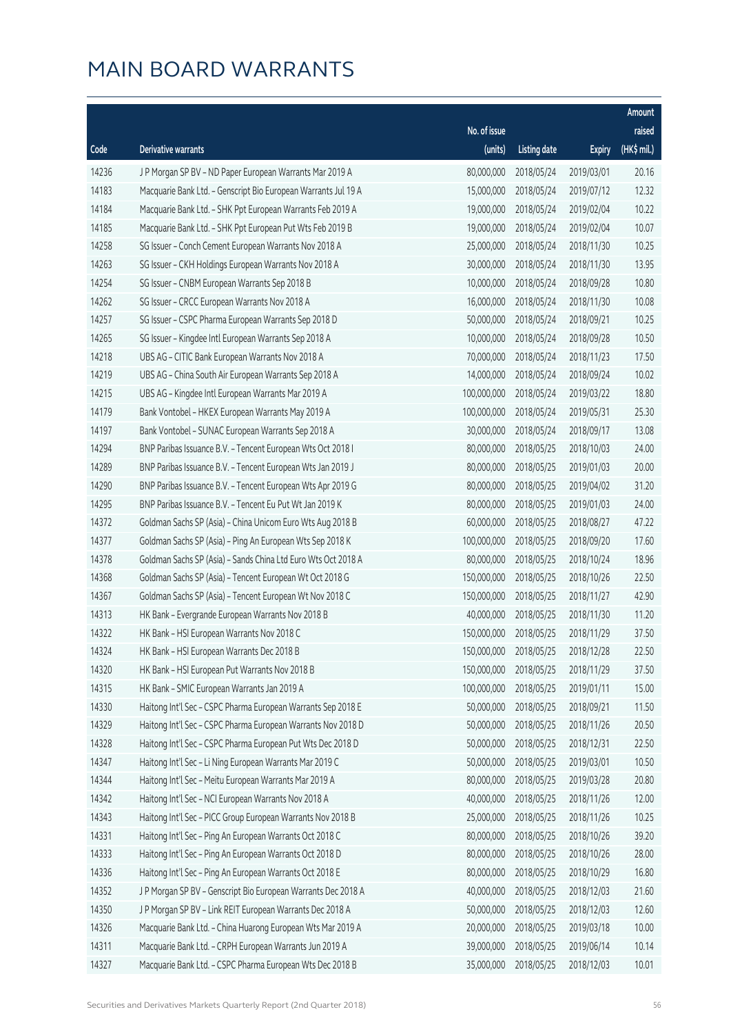# MAIN BOARD WARRANTS

| Code | Derivative warrants | No. of issue (units) | Listing date | Expiry | Amount raised (HK$ mil.) |
|---|---|---|---|---|---|
| 14236 | J P Morgan SP BV - ND Paper European Warrants Mar 2019 A | 80,000,000 | 2018/05/24 | 2019/03/01 | 20.16 |
| 14183 | Macquarie Bank Ltd. - Genscript Bio European Warrants Jul 19 A | 15,000,000 | 2018/05/24 | 2019/07/12 | 12.32 |
| 14184 | Macquarie Bank Ltd. - SHK Ppt European Warrants Feb 2019 A | 19,000,000 | 2018/05/24 | 2019/02/04 | 10.22 |
| 14185 | Macquarie Bank Ltd. - SHK Ppt European Put Wts Feb 2019 B | 19,000,000 | 2018/05/24 | 2019/02/04 | 10.07 |
| 14258 | SG Issuer - Conch Cement European Warrants Nov 2018 A | 25,000,000 | 2018/05/24 | 2018/11/30 | 10.25 |
| 14263 | SG Issuer - CKH Holdings European Warrants Nov 2018 A | 30,000,000 | 2018/05/24 | 2018/11/30 | 13.95 |
| 14254 | SG Issuer - CNBM European Warrants Sep 2018 B | 10,000,000 | 2018/05/24 | 2018/09/28 | 10.80 |
| 14262 | SG Issuer - CRCC European Warrants Nov 2018 A | 16,000,000 | 2018/05/24 | 2018/11/30 | 10.08 |
| 14257 | SG Issuer - CSPC Pharma European Warrants Sep 2018 D | 50,000,000 | 2018/05/24 | 2018/09/21 | 10.25 |
| 14265 | SG Issuer - Kingdee Intl European Warrants Sep 2018 A | 10,000,000 | 2018/05/24 | 2018/09/28 | 10.50 |
| 14218 | UBS AG - CITIC Bank European Warrants Nov 2018 A | 70,000,000 | 2018/05/24 | 2018/11/23 | 17.50 |
| 14219 | UBS AG - China South Air European Warrants Sep 2018 A | 14,000,000 | 2018/05/24 | 2018/09/24 | 10.02 |
| 14215 | UBS AG - Kingdee Intl European Warrants Mar 2019 A | 100,000,000 | 2018/05/24 | 2019/03/22 | 18.80 |
| 14179 | Bank Vontobel - HKEX European Warrants May 2019 A | 100,000,000 | 2018/05/24 | 2019/05/31 | 25.30 |
| 14197 | Bank Vontobel - SUNAC European Warrants Sep 2018 A | 30,000,000 | 2018/05/24 | 2018/09/17 | 13.08 |
| 14294 | BNP Paribas Issuance B.V. - Tencent European Wts Oct 2018 I | 80,000,000 | 2018/05/25 | 2018/10/03 | 24.00 |
| 14289 | BNP Paribas Issuance B.V. - Tencent European Wts Jan 2019 J | 80,000,000 | 2018/05/25 | 2019/01/03 | 20.00 |
| 14290 | BNP Paribas Issuance B.V. - Tencent European Wts Apr 2019 G | 80,000,000 | 2018/05/25 | 2019/04/02 | 31.20 |
| 14295 | BNP Paribas Issuance B.V. - Tencent Eu Put Wt Jan 2019 K | 80,000,000 | 2018/05/25 | 2019/01/03 | 24.00 |
| 14372 | Goldman Sachs SP (Asia) - China Unicom Euro Wts Aug 2018 B | 60,000,000 | 2018/05/25 | 2018/08/27 | 47.22 |
| 14377 | Goldman Sachs SP (Asia) - Ping An European Wts Sep 2018 K | 100,000,000 | 2018/05/25 | 2018/09/20 | 17.60 |
| 14378 | Goldman Sachs SP (Asia) - Sands China Ltd Euro Wts Oct 2018 A | 80,000,000 | 2018/05/25 | 2018/10/24 | 18.96 |
| 14368 | Goldman Sachs SP (Asia) - Tencent European Wt Oct 2018 G | 150,000,000 | 2018/05/25 | 2018/10/26 | 22.50 |
| 14367 | Goldman Sachs SP (Asia) - Tencent European Wt Nov 2018 C | 150,000,000 | 2018/05/25 | 2018/11/27 | 42.90 |
| 14313 | HK Bank - Evergrande European Warrants Nov 2018 B | 40,000,000 | 2018/05/25 | 2018/11/30 | 11.20 |
| 14322 | HK Bank - HSI European Warrants Nov 2018 C | 150,000,000 | 2018/05/25 | 2018/11/29 | 37.50 |
| 14324 | HK Bank - HSI European Warrants Dec 2018 B | 150,000,000 | 2018/05/25 | 2018/12/28 | 22.50 |
| 14320 | HK Bank - HSI European Put Warrants Nov 2018 B | 150,000,000 | 2018/05/25 | 2018/11/29 | 37.50 |
| 14315 | HK Bank - SMIC European Warrants Jan 2019 A | 100,000,000 | 2018/05/25 | 2019/01/11 | 15.00 |
| 14330 | Haitong Int'l Sec - CSPC Pharma European Warrants Sep 2018 E | 50,000,000 | 2018/05/25 | 2018/09/21 | 11.50 |
| 14329 | Haitong Int'l Sec - CSPC Pharma European Warrants Nov 2018 D | 50,000,000 | 2018/05/25 | 2018/11/26 | 20.50 |
| 14328 | Haitong Int'l Sec - CSPC Pharma European Put Wts Dec 2018 D | 50,000,000 | 2018/05/25 | 2018/12/31 | 22.50 |
| 14347 | Haitong Int'l Sec - Li Ning European Warrants Mar 2019 C | 50,000,000 | 2018/05/25 | 2019/03/01 | 10.50 |
| 14344 | Haitong Int'l Sec - Meitu European Warrants Mar 2019 A | 80,000,000 | 2018/05/25 | 2019/03/28 | 20.80 |
| 14342 | Haitong Int'l Sec - NCI European Warrants Nov 2018 A | 40,000,000 | 2018/05/25 | 2018/11/26 | 12.00 |
| 14343 | Haitong Int'l Sec - PICC Group European Warrants Nov 2018 B | 25,000,000 | 2018/05/25 | 2018/11/26 | 10.25 |
| 14331 | Haitong Int'l Sec - Ping An European Warrants Oct 2018 C | 80,000,000 | 2018/05/25 | 2018/10/26 | 39.20 |
| 14333 | Haitong Int'l Sec - Ping An European Warrants Oct 2018 D | 80,000,000 | 2018/05/25 | 2018/10/26 | 28.00 |
| 14336 | Haitong Int'l Sec - Ping An European Warrants Oct 2018 E | 80,000,000 | 2018/05/25 | 2018/10/29 | 16.80 |
| 14352 | J P Morgan SP BV - Genscript Bio European Warrants Dec 2018 A | 40,000,000 | 2018/05/25 | 2018/12/03 | 21.60 |
| 14350 | J P Morgan SP BV - Link REIT European Warrants Dec 2018 A | 50,000,000 | 2018/05/25 | 2018/12/03 | 12.60 |
| 14326 | Macquarie Bank Ltd. - China Huarong European Wts Mar 2019 A | 20,000,000 | 2018/05/25 | 2019/03/18 | 10.00 |
| 14311 | Macquarie Bank Ltd. - CRPH European Warrants Jun 2019 A | 39,000,000 | 2018/05/25 | 2019/06/14 | 10.14 |
| 14327 | Macquarie Bank Ltd. - CSPC Pharma European Wts Dec 2018 B | 35,000,000 | 2018/05/25 | 2018/12/03 | 10.01 |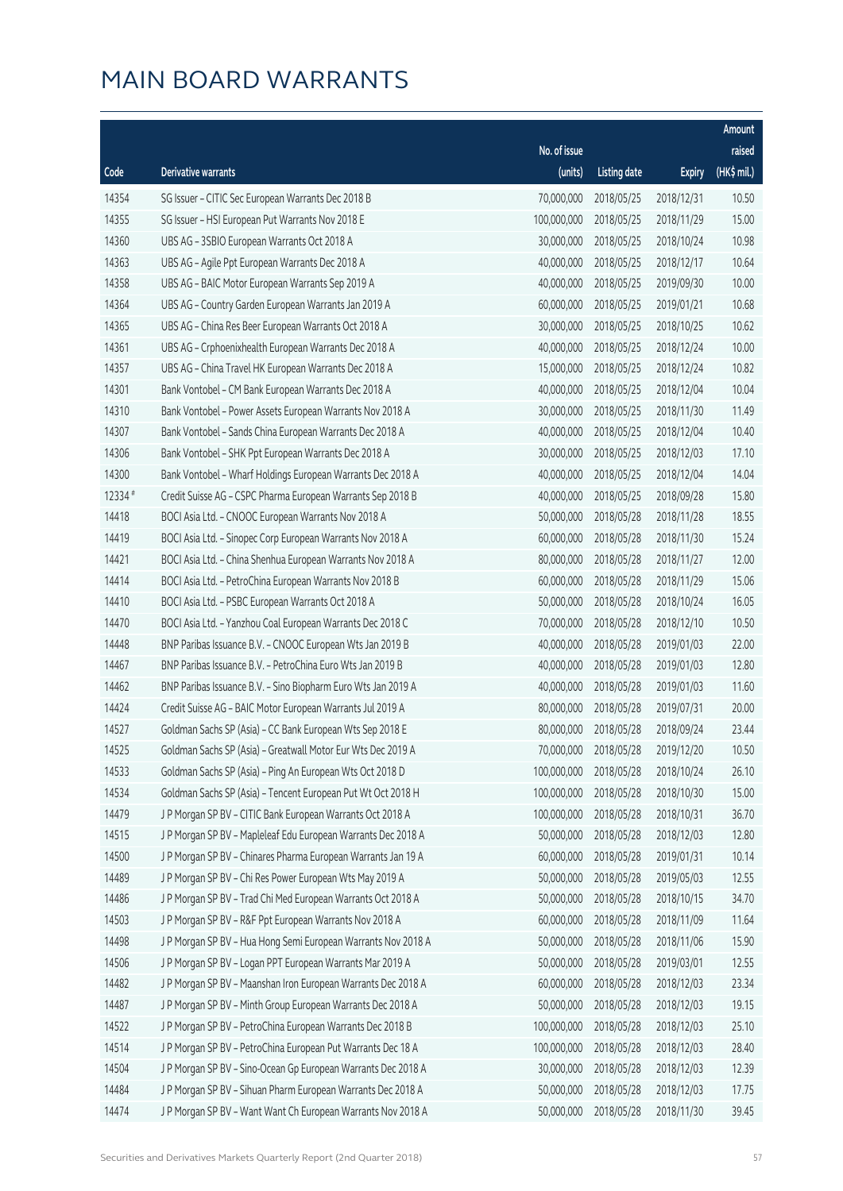# MAIN BOARD WARRANTS

| Code | Derivative warrants | No. of issue (units) | Listing date | Expiry | Amount raised (HK$ mil.) |
|---|---|---|---|---|---|
| 14354 | SG Issuer – CITIC Sec European Warrants Dec 2018 B | 70,000,000 | 2018/05/25 | 2018/12/31 | 10.50 |
| 14355 | SG Issuer – HSI European Put Warrants Nov 2018 E | 100,000,000 | 2018/05/25 | 2018/11/29 | 15.00 |
| 14360 | UBS AG – 3SBIO European Warrants Oct 2018 A | 30,000,000 | 2018/05/25 | 2018/10/24 | 10.98 |
| 14363 | UBS AG – Agile Ppt European Warrants Dec 2018 A | 40,000,000 | 2018/05/25 | 2018/12/17 | 10.64 |
| 14358 | UBS AG – BAIC Motor European Warrants Sep 2019 A | 40,000,000 | 2018/05/25 | 2019/09/30 | 10.00 |
| 14364 | UBS AG – Country Garden European Warrants Jan 2019 A | 60,000,000 | 2018/05/25 | 2019/01/21 | 10.68 |
| 14365 | UBS AG – China Res Beer European Warrants Oct 2018 A | 30,000,000 | 2018/05/25 | 2018/10/25 | 10.62 |
| 14361 | UBS AG – Crphoenixhealth European Warrants Dec 2018 A | 40,000,000 | 2018/05/25 | 2018/12/24 | 10.00 |
| 14357 | UBS AG – China Travel HK European Warrants Dec 2018 A | 15,000,000 | 2018/05/25 | 2018/12/24 | 10.82 |
| 14301 | Bank Vontobel – CM Bank European Warrants Dec 2018 A | 40,000,000 | 2018/05/25 | 2018/12/04 | 10.04 |
| 14310 | Bank Vontobel – Power Assets European Warrants Nov 2018 A | 30,000,000 | 2018/05/25 | 2018/11/30 | 11.49 |
| 14307 | Bank Vontobel – Sands China European Warrants Dec 2018 A | 40,000,000 | 2018/05/25 | 2018/12/04 | 10.40 |
| 14306 | Bank Vontobel – SHK Ppt European Warrants Dec 2018 A | 30,000,000 | 2018/05/25 | 2018/12/03 | 17.10 |
| 14300 | Bank Vontobel – Wharf Holdings European Warrants Dec 2018 A | 40,000,000 | 2018/05/25 | 2018/12/04 | 14.04 |
| 12334 # | Credit Suisse AG – CSPC Pharma European Warrants Sep 2018 B | 40,000,000 | 2018/05/25 | 2018/09/28 | 15.80 |
| 14418 | BOCI Asia Ltd. – CNOOC European Warrants Nov 2018 A | 50,000,000 | 2018/05/28 | 2018/11/28 | 18.55 |
| 14419 | BOCI Asia Ltd. – Sinopec Corp European Warrants Nov 2018 A | 60,000,000 | 2018/05/28 | 2018/11/30 | 15.24 |
| 14421 | BOCI Asia Ltd. – China Shenhua European Warrants Nov 2018 A | 80,000,000 | 2018/05/28 | 2018/11/27 | 12.00 |
| 14414 | BOCI Asia Ltd. – PetroChina European Warrants Nov 2018 B | 60,000,000 | 2018/05/28 | 2018/11/29 | 15.06 |
| 14410 | BOCI Asia Ltd. – PSBC European Warrants Oct 2018 A | 50,000,000 | 2018/05/28 | 2018/10/24 | 16.05 |
| 14470 | BOCI Asia Ltd. – Yanzhou Coal European Warrants Dec 2018 C | 70,000,000 | 2018/05/28 | 2018/12/10 | 10.50 |
| 14448 | BNP Paribas Issuance B.V. – CNOOC European Wts Jan 2019 B | 40,000,000 | 2018/05/28 | 2019/01/03 | 22.00 |
| 14467 | BNP Paribas Issuance B.V. – PetroChina Euro Wts Jan 2019 B | 40,000,000 | 2018/05/28 | 2019/01/03 | 12.80 |
| 14462 | BNP Paribas Issuance B.V. – Sino Biopharm Euro Wts Jan 2019 A | 40,000,000 | 2018/05/28 | 2019/01/03 | 11.60 |
| 14424 | Credit Suisse AG – BAIC Motor European Warrants Jul 2019 A | 80,000,000 | 2018/05/28 | 2019/07/31 | 20.00 |
| 14527 | Goldman Sachs SP (Asia) – CC Bank European Wts Sep 2018 E | 80,000,000 | 2018/05/28 | 2018/09/24 | 23.44 |
| 14525 | Goldman Sachs SP (Asia) – Greatwall Motor Eur Wts Dec 2019 A | 70,000,000 | 2018/05/28 | 2019/12/20 | 10.50 |
| 14533 | Goldman Sachs SP (Asia) – Ping An European Wts Oct 2018 D | 100,000,000 | 2018/05/28 | 2018/10/24 | 26.10 |
| 14534 | Goldman Sachs SP (Asia) – Tencent European Put Wt Oct 2018 H | 100,000,000 | 2018/05/28 | 2018/10/30 | 15.00 |
| 14479 | J P Morgan SP BV – CITIC Bank European Warrants Oct 2018 A | 100,000,000 | 2018/05/28 | 2018/10/31 | 36.70 |
| 14515 | J P Morgan SP BV – Mapleleaf Edu European Warrants Dec 2018 A | 50,000,000 | 2018/05/28 | 2018/12/03 | 12.80 |
| 14500 | J P Morgan SP BV – Chinares Pharma European Warrants Jan 19 A | 60,000,000 | 2018/05/28 | 2019/01/31 | 10.14 |
| 14489 | J P Morgan SP BV – Chi Res Power European Wts May 2019 A | 50,000,000 | 2018/05/28 | 2019/05/03 | 12.55 |
| 14486 | J P Morgan SP BV – Trad Chi Med European Warrants Oct 2018 A | 50,000,000 | 2018/05/28 | 2018/10/15 | 34.70 |
| 14503 | J P Morgan SP BV – R&F Ppt European Warrants Nov 2018 A | 60,000,000 | 2018/05/28 | 2018/11/09 | 11.64 |
| 14498 | J P Morgan SP BV – Hua Hong Semi European Warrants Nov 2018 A | 50,000,000 | 2018/05/28 | 2018/11/06 | 15.90 |
| 14506 | J P Morgan SP BV – Logan PPT European Warrants Mar 2019 A | 50,000,000 | 2018/05/28 | 2019/03/01 | 12.55 |
| 14482 | J P Morgan SP BV – Maanshan Iron European Warrants Dec 2018 A | 60,000,000 | 2018/05/28 | 2018/12/03 | 23.34 |
| 14487 | J P Morgan SP BV – Minth Group European Warrants Dec 2018 A | 50,000,000 | 2018/05/28 | 2018/12/03 | 19.15 |
| 14522 | J P Morgan SP BV – PetroChina European Warrants Dec 2018 B | 100,000,000 | 2018/05/28 | 2018/12/03 | 25.10 |
| 14514 | J P Morgan SP BV – PetroChina European Put Warrants Dec 18 A | 100,000,000 | 2018/05/28 | 2018/12/03 | 28.40 |
| 14504 | J P Morgan SP BV – Sino-Ocean Gp European Warrants Dec 2018 A | 30,000,000 | 2018/05/28 | 2018/12/03 | 12.39 |
| 14484 | J P Morgan SP BV – Sihuan Pharm European Warrants Dec 2018 A | 50,000,000 | 2018/05/28 | 2018/12/03 | 17.75 |
| 14474 | J P Morgan SP BV – Want Want Ch European Warrants Nov 2018 A | 50,000,000 | 2018/05/28 | 2018/11/30 | 39.45 |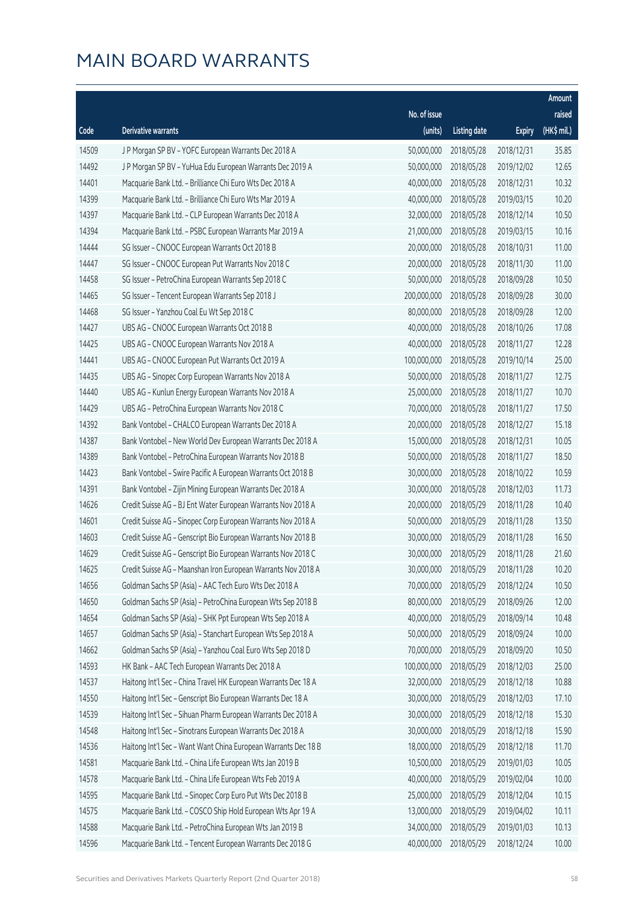# MAIN BOARD WARRANTS

| Code | Derivative warrants | No. of issue (units) | Listing date | Expiry | Amount raised (HK$ mil.) |
|---|---|---|---|---|---|
| 14509 | J P Morgan SP BV - YOFC European Warrants Dec 2018 A | 50,000,000 | 2018/05/28 | 2018/12/31 | 35.85 |
| 14492 | J P Morgan SP BV - YuHua Edu European Warrants Dec 2019 A | 50,000,000 | 2018/05/28 | 2019/12/02 | 12.65 |
| 14401 | Macquarie Bank Ltd. - Brilliance Chi Euro Wts Dec 2018 A | 40,000,000 | 2018/05/28 | 2018/12/31 | 10.32 |
| 14399 | Macquarie Bank Ltd. - Brilliance Chi Euro Wts Mar 2019 A | 40,000,000 | 2018/05/28 | 2019/03/15 | 10.20 |
| 14397 | Macquarie Bank Ltd. - CLP European Warrants Dec 2018 A | 32,000,000 | 2018/05/28 | 2018/12/14 | 10.50 |
| 14394 | Macquarie Bank Ltd. - PSBC European Warrants Mar 2019 A | 21,000,000 | 2018/05/28 | 2019/03/15 | 10.16 |
| 14444 | SG Issuer - CNOOC European Warrants Oct 2018 B | 20,000,000 | 2018/05/28 | 2018/10/31 | 11.00 |
| 14447 | SG Issuer - CNOOC European Put Warrants Nov 2018 C | 20,000,000 | 2018/05/28 | 2018/11/30 | 11.00 |
| 14458 | SG Issuer - PetroChina European Warrants Sep 2018 C | 50,000,000 | 2018/05/28 | 2018/09/28 | 10.50 |
| 14465 | SG Issuer - Tencent European Warrants Sep 2018 J | 200,000,000 | 2018/05/28 | 2018/09/28 | 30.00 |
| 14468 | SG Issuer - Yanzhou Coal Eu Wt Sep 2018 C | 80,000,000 | 2018/05/28 | 2018/09/28 | 12.00 |
| 14427 | UBS AG - CNOOC European Warrants Oct 2018 B | 40,000,000 | 2018/05/28 | 2018/10/26 | 17.08 |
| 14425 | UBS AG - CNOOC European Warrants Nov 2018 A | 40,000,000 | 2018/05/28 | 2018/11/27 | 12.28 |
| 14441 | UBS AG - CNOOC European Put Warrants Oct 2019 A | 100,000,000 | 2018/05/28 | 2019/10/14 | 25.00 |
| 14435 | UBS AG - Sinopec Corp European Warrants Nov 2018 A | 50,000,000 | 2018/05/28 | 2018/11/27 | 12.75 |
| 14440 | UBS AG - Kunlun Energy European Warrants Nov 2018 A | 25,000,000 | 2018/05/28 | 2018/11/27 | 10.70 |
| 14429 | UBS AG - PetroChina European Warrants Nov 2018 C | 70,000,000 | 2018/05/28 | 2018/11/27 | 17.50 |
| 14392 | Bank Vontobel - CHALCO European Warrants Dec 2018 A | 20,000,000 | 2018/05/28 | 2018/12/27 | 15.18 |
| 14387 | Bank Vontobel - New World Dev European Warrants Dec 2018 A | 15,000,000 | 2018/05/28 | 2018/12/31 | 10.05 |
| 14389 | Bank Vontobel - PetroChina European Warrants Nov 2018 B | 50,000,000 | 2018/05/28 | 2018/11/27 | 18.50 |
| 14423 | Bank Vontobel - Swire Pacific A European Warrants Oct 2018 B | 30,000,000 | 2018/05/28 | 2018/10/22 | 10.59 |
| 14391 | Bank Vontobel - Zijin Mining European Warrants Dec 2018 A | 30,000,000 | 2018/05/28 | 2018/12/03 | 11.73 |
| 14626 | Credit Suisse AG - BJ Ent Water European Warrants Nov 2018 A | 20,000,000 | 2018/05/29 | 2018/11/28 | 10.40 |
| 14601 | Credit Suisse AG - Sinopec Corp European Warrants Nov 2018 A | 50,000,000 | 2018/05/29 | 2018/11/28 | 13.50 |
| 14603 | Credit Suisse AG - Genscript Bio European Warrants Nov 2018 B | 30,000,000 | 2018/05/29 | 2018/11/28 | 16.50 |
| 14629 | Credit Suisse AG - Genscript Bio European Warrants Nov 2018 C | 30,000,000 | 2018/05/29 | 2018/11/28 | 21.60 |
| 14625 | Credit Suisse AG - Maanshan Iron European Warrants Nov 2018 A | 30,000,000 | 2018/05/29 | 2018/11/28 | 10.20 |
| 14656 | Goldman Sachs SP (Asia) - AAC Tech Euro Wts Dec 2018 A | 70,000,000 | 2018/05/29 | 2018/12/24 | 10.50 |
| 14650 | Goldman Sachs SP (Asia) - PetroChina European Wts Sep 2018 B | 80,000,000 | 2018/05/29 | 2018/09/26 | 12.00 |
| 14654 | Goldman Sachs SP (Asia) - SHK Ppt European Wts Sep 2018 A | 40,000,000 | 2018/05/29 | 2018/09/14 | 10.48 |
| 14657 | Goldman Sachs SP (Asia) - Stanchart European Wts Sep 2018 A | 50,000,000 | 2018/05/29 | 2018/09/24 | 10.00 |
| 14662 | Goldman Sachs SP (Asia) - Yanzhou Coal Euro Wts Sep 2018 D | 70,000,000 | 2018/05/29 | 2018/09/20 | 10.50 |
| 14593 | HK Bank - AAC Tech European Warrants Dec 2018 A | 100,000,000 | 2018/05/29 | 2018/12/03 | 25.00 |
| 14537 | Haitong Int'l Sec - China Travel HK European Warrants Dec 18 A | 32,000,000 | 2018/05/29 | 2018/12/18 | 10.88 |
| 14550 | Haitong Int'l Sec - Genscript Bio European Warrants Dec 18 A | 30,000,000 | 2018/05/29 | 2018/12/03 | 17.10 |
| 14539 | Haitong Int'l Sec - Sihuan Pharm European Warrants Dec 2018 A | 30,000,000 | 2018/05/29 | 2018/12/18 | 15.30 |
| 14548 | Haitong Int'l Sec - Sinotrans European Warrants Dec 2018 A | 30,000,000 | 2018/05/29 | 2018/12/18 | 15.90 |
| 14536 | Haitong Int'l Sec - Want Want China European Warrants Dec 18 B | 18,000,000 | 2018/05/29 | 2018/12/18 | 11.70 |
| 14581 | Macquarie Bank Ltd. - China Life European Wts Jan 2019 B | 10,500,000 | 2018/05/29 | 2019/01/03 | 10.05 |
| 14578 | Macquarie Bank Ltd. - China Life European Wts Feb 2019 A | 40,000,000 | 2018/05/29 | 2019/02/04 | 10.00 |
| 14595 | Macquarie Bank Ltd. - Sinopec Corp Euro Put Wts Dec 2018 B | 25,000,000 | 2018/05/29 | 2018/12/04 | 10.15 |
| 14575 | Macquarie Bank Ltd. - COSCO Ship Hold European Wts Apr 19 A | 13,000,000 | 2018/05/29 | 2019/04/02 | 10.11 |
| 14588 | Macquarie Bank Ltd. - PetroChina European Wts Jan 2019 B | 34,000,000 | 2018/05/29 | 2019/01/03 | 10.13 |
| 14596 | Macquarie Bank Ltd. - Tencent European Warrants Dec 2018 G | 40,000,000 | 2018/05/29 | 2018/12/24 | 10.00 |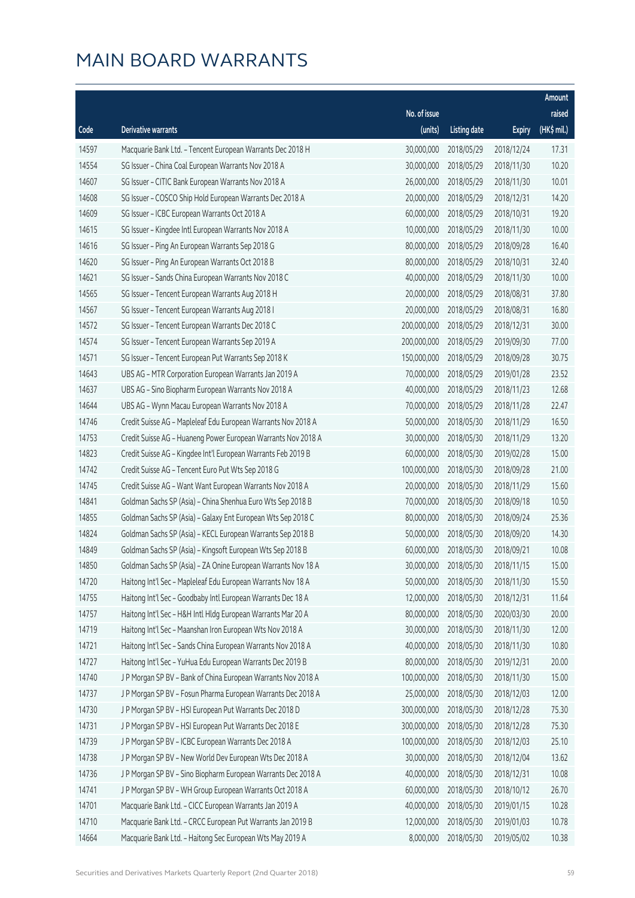# MAIN BOARD WARRANTS

| Code | Derivative warrants | No. of issue (units) | Listing date | Expiry | Amount raised (HK$ mil.) |
|---|---|---|---|---|---|
| 14597 | Macquarie Bank Ltd. – Tencent European Warrants Dec 2018 H | 30,000,000 | 2018/05/29 | 2018/12/24 | 17.31 |
| 14554 | SG Issuer – China Coal European Warrants Nov 2018 A | 30,000,000 | 2018/05/29 | 2018/11/30 | 10.20 |
| 14607 | SG Issuer – CITIC Bank European Warrants Nov 2018 A | 26,000,000 | 2018/05/29 | 2018/11/30 | 10.01 |
| 14608 | SG Issuer – COSCO Ship Hold European Warrants Dec 2018 A | 20,000,000 | 2018/05/29 | 2018/12/31 | 14.20 |
| 14609 | SG Issuer – ICBC European Warrants Oct 2018 A | 60,000,000 | 2018/05/29 | 2018/10/31 | 19.20 |
| 14615 | SG Issuer – Kingdee Intl European Warrants Nov 2018 A | 10,000,000 | 2018/05/29 | 2018/11/30 | 10.00 |
| 14616 | SG Issuer – Ping An European Warrants Sep 2018 G | 80,000,000 | 2018/05/29 | 2018/09/28 | 16.40 |
| 14620 | SG Issuer – Ping An European Warrants Oct 2018 B | 80,000,000 | 2018/05/29 | 2018/10/31 | 32.40 |
| 14621 | SG Issuer – Sands China European Warrants Nov 2018 C | 40,000,000 | 2018/05/29 | 2018/11/30 | 10.00 |
| 14565 | SG Issuer – Tencent European Warrants Aug 2018 H | 20,000,000 | 2018/05/29 | 2018/08/31 | 37.80 |
| 14567 | SG Issuer – Tencent European Warrants Aug 2018 I | 20,000,000 | 2018/05/29 | 2018/08/31 | 16.80 |
| 14572 | SG Issuer – Tencent European Warrants Dec 2018 C | 200,000,000 | 2018/05/29 | 2018/12/31 | 30.00 |
| 14574 | SG Issuer – Tencent European Warrants Sep 2019 A | 200,000,000 | 2018/05/29 | 2019/09/30 | 77.00 |
| 14571 | SG Issuer – Tencent European Put Warrants Sep 2018 K | 150,000,000 | 2018/05/29 | 2018/09/28 | 30.75 |
| 14643 | UBS AG – MTR Corporation European Warrants Jan 2019 A | 70,000,000 | 2018/05/29 | 2019/01/28 | 23.52 |
| 14637 | UBS AG – Sino Biopharm European Warrants Nov 2018 A | 40,000,000 | 2018/05/29 | 2018/11/23 | 12.68 |
| 14644 | UBS AG – Wynn Macau European Warrants Nov 2018 A | 70,000,000 | 2018/05/29 | 2018/11/28 | 22.47 |
| 14746 | Credit Suisse AG – Mapleleaf Edu European Warrants Nov 2018 A | 50,000,000 | 2018/05/30 | 2018/11/29 | 16.50 |
| 14753 | Credit Suisse AG – Huaneng Power European Warrants Nov 2018 A | 30,000,000 | 2018/05/30 | 2018/11/29 | 13.20 |
| 14823 | Credit Suisse AG – Kingdee Int'l European Warrants Feb 2019 B | 60,000,000 | 2018/05/30 | 2019/02/28 | 15.00 |
| 14742 | Credit Suisse AG – Tencent Euro Put Wts Sep 2018 G | 100,000,000 | 2018/05/30 | 2018/09/28 | 21.00 |
| 14745 | Credit Suisse AG – Want Want European Warrants Nov 2018 A | 20,000,000 | 2018/05/30 | 2018/11/29 | 15.60 |
| 14841 | Goldman Sachs SP (Asia) – China Shenhua Euro Wts Sep 2018 B | 70,000,000 | 2018/05/30 | 2018/09/18 | 10.50 |
| 14855 | Goldman Sachs SP (Asia) – Galaxy Ent European Wts Sep 2018 C | 80,000,000 | 2018/05/30 | 2018/09/24 | 25.36 |
| 14824 | Goldman Sachs SP (Asia) – KECL European Warrants Sep 2018 B | 50,000,000 | 2018/05/30 | 2018/09/20 | 14.30 |
| 14849 | Goldman Sachs SP (Asia) – Kingsoft European Wts Sep 2018 B | 60,000,000 | 2018/05/30 | 2018/09/21 | 10.08 |
| 14850 | Goldman Sachs SP (Asia) – ZA Onine European Warrants Nov 18 A | 30,000,000 | 2018/05/30 | 2018/11/15 | 15.00 |
| 14720 | Haitong Int'l Sec – Mapleleaf Edu European Warrants Nov 18 A | 50,000,000 | 2018/05/30 | 2018/11/30 | 15.50 |
| 14755 | Haitong Int'l Sec – Goodbaby Intl European Warrants Dec 18 A | 12,000,000 | 2018/05/30 | 2018/12/31 | 11.64 |
| 14757 | Haitong Int'l Sec – H&H Intl Hldg European Warrants Mar 20 A | 80,000,000 | 2018/05/30 | 2020/03/30 | 20.00 |
| 14719 | Haitong Int'l Sec – Maanshan Iron European Wts Nov 2018 A | 30,000,000 | 2018/05/30 | 2018/11/30 | 12.00 |
| 14721 | Haitong Int'l Sec – Sands China European Warrants Nov 2018 A | 40,000,000 | 2018/05/30 | 2018/11/30 | 10.80 |
| 14727 | Haitong Int'l Sec – YuHua Edu European Warrants Dec 2019 B | 80,000,000 | 2018/05/30 | 2019/12/31 | 20.00 |
| 14740 | J P Morgan SP BV – Bank of China European Warrants Nov 2018 A | 100,000,000 | 2018/05/30 | 2018/11/30 | 15.00 |
| 14737 | J P Morgan SP BV – Fosun Pharma European Warrants Dec 2018 A | 25,000,000 | 2018/05/30 | 2018/12/03 | 12.00 |
| 14730 | J P Morgan SP BV – HSI European Put Warrants Dec 2018 D | 300,000,000 | 2018/05/30 | 2018/12/28 | 75.30 |
| 14731 | J P Morgan SP BV – HSI European Put Warrants Dec 2018 E | 300,000,000 | 2018/05/30 | 2018/12/28 | 75.30 |
| 14739 | J P Morgan SP BV – ICBC European Warrants Dec 2018 A | 100,000,000 | 2018/05/30 | 2018/12/03 | 25.10 |
| 14738 | J P Morgan SP BV – New World Dev European Wts Dec 2018 A | 30,000,000 | 2018/05/30 | 2018/12/04 | 13.62 |
| 14736 | J P Morgan SP BV – Sino Biopharm European Warrants Dec 2018 A | 40,000,000 | 2018/05/30 | 2018/12/31 | 10.08 |
| 14741 | J P Morgan SP BV – WH Group European Warrants Oct 2018 A | 60,000,000 | 2018/05/30 | 2018/10/12 | 26.70 |
| 14701 | Macquarie Bank Ltd. – CICC European Warrants Jan 2019 A | 40,000,000 | 2018/05/30 | 2019/01/15 | 10.28 |
| 14710 | Macquarie Bank Ltd. – CRCC European Put Warrants Jan 2019 B | 12,000,000 | 2018/05/30 | 2019/01/03 | 10.78 |
| 14664 | Macquarie Bank Ltd. – Haitong Sec European Wts May 2019 A | 8,000,000 | 2018/05/30 | 2019/05/02 | 10.38 |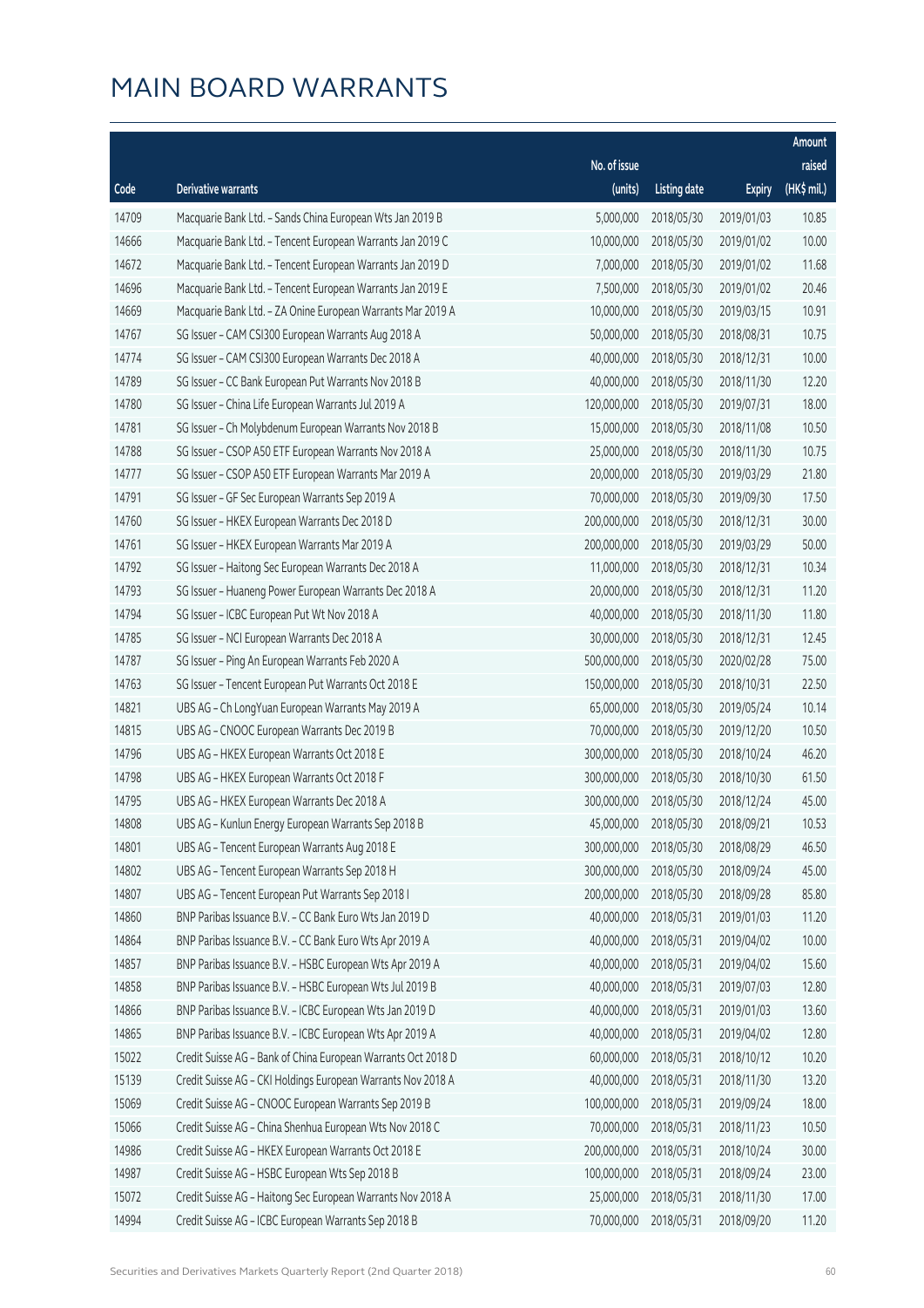# MAIN BOARD WARRANTS

| Code | Derivative warrants | No. of issue (units) | Listing date | Expiry | Amount raised (HK$ mil.) |
|---|---|---|---|---|---|
| 14709 | Macquarie Bank Ltd. - Sands China European Wts Jan 2019 B | 5,000,000 | 2018/05/30 | 2019/01/03 | 10.85 |
| 14666 | Macquarie Bank Ltd. - Tencent European Warrants Jan 2019 C | 10,000,000 | 2018/05/30 | 2019/01/02 | 10.00 |
| 14672 | Macquarie Bank Ltd. - Tencent European Warrants Jan 2019 D | 7,000,000 | 2018/05/30 | 2019/01/02 | 11.68 |
| 14696 | Macquarie Bank Ltd. - Tencent European Warrants Jan 2019 E | 7,500,000 | 2018/05/30 | 2019/01/02 | 20.46 |
| 14669 | Macquarie Bank Ltd. - ZA Onine European Warrants Mar 2019 A | 10,000,000 | 2018/05/30 | 2019/03/15 | 10.91 |
| 14767 | SG Issuer - CAM CSI300 European Warrants Aug 2018 A | 50,000,000 | 2018/05/30 | 2018/08/31 | 10.75 |
| 14774 | SG Issuer - CAM CSI300 European Warrants Dec 2018 A | 40,000,000 | 2018/05/30 | 2018/12/31 | 10.00 |
| 14789 | SG Issuer - CC Bank European Put Warrants Nov 2018 B | 40,000,000 | 2018/05/30 | 2018/11/30 | 12.20 |
| 14780 | SG Issuer - China Life European Warrants Jul 2019 A | 120,000,000 | 2018/05/30 | 2019/07/31 | 18.00 |
| 14781 | SG Issuer - Ch Molybdenum European Warrants Nov 2018 B | 15,000,000 | 2018/05/30 | 2018/11/08 | 10.50 |
| 14788 | SG Issuer - CSOP A50 ETF European Warrants Nov 2018 A | 25,000,000 | 2018/05/30 | 2018/11/30 | 10.75 |
| 14777 | SG Issuer - CSOP A50 ETF European Warrants Mar 2019 A | 20,000,000 | 2018/05/30 | 2019/03/29 | 21.80 |
| 14791 | SG Issuer - GF Sec European Warrants Sep 2019 A | 70,000,000 | 2018/05/30 | 2019/09/30 | 17.50 |
| 14760 | SG Issuer - HKEX European Warrants Dec 2018 D | 200,000,000 | 2018/05/30 | 2018/12/31 | 30.00 |
| 14761 | SG Issuer - HKEX European Warrants Mar 2019 A | 200,000,000 | 2018/05/30 | 2019/03/29 | 50.00 |
| 14792 | SG Issuer - Haitong Sec European Warrants Dec 2018 A | 11,000,000 | 2018/05/30 | 2018/12/31 | 10.34 |
| 14793 | SG Issuer - Huaneng Power European Warrants Dec 2018 A | 20,000,000 | 2018/05/30 | 2018/12/31 | 11.20 |
| 14794 | SG Issuer - ICBC European Put Wt Nov 2018 A | 40,000,000 | 2018/05/30 | 2018/11/30 | 11.80 |
| 14785 | SG Issuer - NCI European Warrants Dec 2018 A | 30,000,000 | 2018/05/30 | 2018/12/31 | 12.45 |
| 14787 | SG Issuer - Ping An European Warrants Feb 2020 A | 500,000,000 | 2018/05/30 | 2020/02/28 | 75.00 |
| 14763 | SG Issuer - Tencent European Put Warrants Oct 2018 E | 150,000,000 | 2018/05/30 | 2018/10/31 | 22.50 |
| 14821 | UBS AG - Ch LongYuan European Warrants May 2019 A | 65,000,000 | 2018/05/30 | 2019/05/24 | 10.14 |
| 14815 | UBS AG - CNOOC European Warrants Dec 2019 B | 70,000,000 | 2018/05/30 | 2019/12/20 | 10.50 |
| 14796 | UBS AG - HKEX European Warrants Oct 2018 E | 300,000,000 | 2018/05/30 | 2018/10/24 | 46.20 |
| 14798 | UBS AG - HKEX European Warrants Oct 2018 F | 300,000,000 | 2018/05/30 | 2018/10/30 | 61.50 |
| 14795 | UBS AG - HKEX European Warrants Dec 2018 A | 300,000,000 | 2018/05/30 | 2018/12/24 | 45.00 |
| 14808 | UBS AG - Kunlun Energy European Warrants Sep 2018 B | 45,000,000 | 2018/05/30 | 2018/09/21 | 10.53 |
| 14801 | UBS AG - Tencent European Warrants Aug 2018 E | 300,000,000 | 2018/05/30 | 2018/08/29 | 46.50 |
| 14802 | UBS AG - Tencent European Warrants Sep 2018 H | 300,000,000 | 2018/05/30 | 2018/09/24 | 45.00 |
| 14807 | UBS AG - Tencent European Put Warrants Sep 2018 I | 200,000,000 | 2018/05/30 | 2018/09/28 | 85.80 |
| 14860 | BNP Paribas Issuance B.V. - CC Bank Euro Wts Jan 2019 D | 40,000,000 | 2018/05/31 | 2019/01/03 | 11.20 |
| 14864 | BNP Paribas Issuance B.V. - CC Bank Euro Wts Apr 2019 A | 40,000,000 | 2018/05/31 | 2019/04/02 | 10.00 |
| 14857 | BNP Paribas Issuance B.V. - HSBC European Wts Apr 2019 A | 40,000,000 | 2018/05/31 | 2019/04/02 | 15.60 |
| 14858 | BNP Paribas Issuance B.V. - HSBC European Wts Jul 2019 B | 40,000,000 | 2018/05/31 | 2019/07/03 | 12.80 |
| 14866 | BNP Paribas Issuance B.V. - ICBC European Wts Jan 2019 D | 40,000,000 | 2018/05/31 | 2019/01/03 | 13.60 |
| 14865 | BNP Paribas Issuance B.V. - ICBC European Wts Apr 2019 A | 40,000,000 | 2018/05/31 | 2019/04/02 | 12.80 |
| 15022 | Credit Suisse AG - Bank of China European Warrants Oct 2018 D | 60,000,000 | 2018/05/31 | 2018/10/12 | 10.20 |
| 15139 | Credit Suisse AG - CKI Holdings European Warrants Nov 2018 A | 40,000,000 | 2018/05/31 | 2018/11/30 | 13.20 |
| 15069 | Credit Suisse AG - CNOOC European Warrants Sep 2019 B | 100,000,000 | 2018/05/31 | 2019/09/24 | 18.00 |
| 15066 | Credit Suisse AG - China Shenhua European Wts Nov 2018 C | 70,000,000 | 2018/05/31 | 2018/11/23 | 10.50 |
| 14986 | Credit Suisse AG - HKEX European Warrants Oct 2018 E | 200,000,000 | 2018/05/31 | 2018/10/24 | 30.00 |
| 14987 | Credit Suisse AG - HSBC European Wts Sep 2018 B | 100,000,000 | 2018/05/31 | 2018/09/24 | 23.00 |
| 15072 | Credit Suisse AG - Haitong Sec European Warrants Nov 2018 A | 25,000,000 | 2018/05/31 | 2018/11/30 | 17.00 |
| 14994 | Credit Suisse AG - ICBC European Warrants Sep 2018 B | 70,000,000 | 2018/05/31 | 2018/09/20 | 11.20 |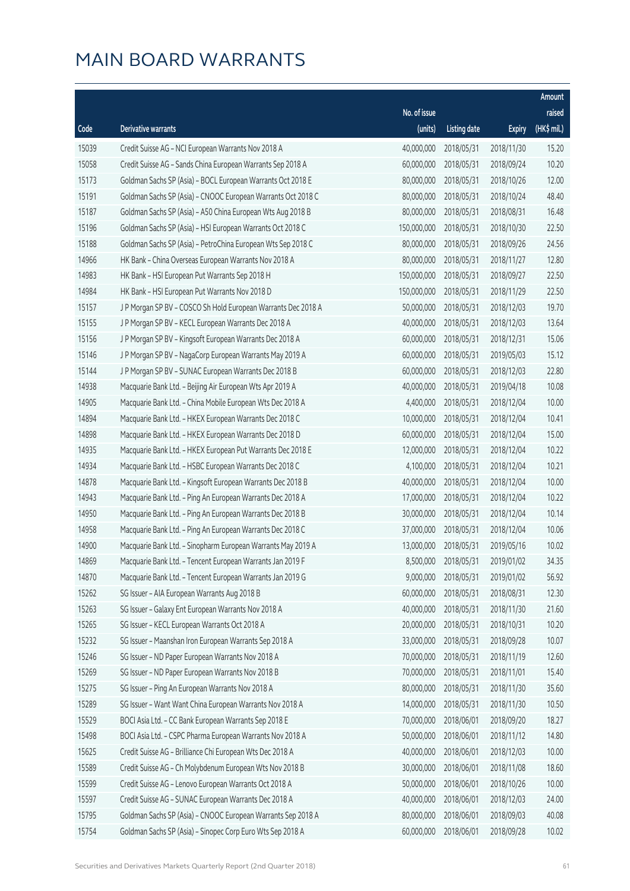# MAIN BOARD WARRANTS

| Code | Derivative warrants | No. of issue (units) | Listing date | Expiry | Amount raised (HK$ mil.) |
|---|---|---|---|---|---|
| 15039 | Credit Suisse AG - NCI European Warrants Nov 2018 A | 40,000,000 | 2018/05/31 | 2018/11/30 | 15.20 |
| 15058 | Credit Suisse AG - Sands China European Warrants Sep 2018 A | 60,000,000 | 2018/05/31 | 2018/09/24 | 10.20 |
| 15173 | Goldman Sachs SP (Asia) - BOCL European Warrants Oct 2018 E | 80,000,000 | 2018/05/31 | 2018/10/26 | 12.00 |
| 15191 | Goldman Sachs SP (Asia) - CNOOC European Warrants Oct 2018 C | 80,000,000 | 2018/05/31 | 2018/10/24 | 48.40 |
| 15187 | Goldman Sachs SP (Asia) - A50 China European Wts Aug 2018 B | 80,000,000 | 2018/05/31 | 2018/08/31 | 16.48 |
| 15196 | Goldman Sachs SP (Asia) - HSI European Warrants Oct 2018 C | 150,000,000 | 2018/05/31 | 2018/10/30 | 22.50 |
| 15188 | Goldman Sachs SP (Asia) - PetroChina European Wts Sep 2018 C | 80,000,000 | 2018/05/31 | 2018/09/26 | 24.56 |
| 14966 | HK Bank - China Overseas European Warrants Nov 2018 A | 80,000,000 | 2018/05/31 | 2018/11/27 | 12.80 |
| 14983 | HK Bank - HSI European Put Warrants Sep 2018 H | 150,000,000 | 2018/05/31 | 2018/09/27 | 22.50 |
| 14984 | HK Bank - HSI European Put Warrants Nov 2018 D | 150,000,000 | 2018/05/31 | 2018/11/29 | 22.50 |
| 15157 | J P Morgan SP BV - COSCO Sh Hold European Warrants Dec 2018 A | 50,000,000 | 2018/05/31 | 2018/12/03 | 19.70 |
| 15155 | J P Morgan SP BV - KECL European Warrants Dec 2018 A | 40,000,000 | 2018/05/31 | 2018/12/03 | 13.64 |
| 15156 | J P Morgan SP BV - Kingsoft European Warrants Dec 2018 A | 60,000,000 | 2018/05/31 | 2018/12/31 | 15.06 |
| 15146 | J P Morgan SP BV - NagaCorp European Warrants May 2019 A | 60,000,000 | 2018/05/31 | 2019/05/03 | 15.12 |
| 15144 | J P Morgan SP BV - SUNAC European Warrants Dec 2018 B | 60,000,000 | 2018/05/31 | 2018/12/03 | 22.80 |
| 14938 | Macquarie Bank Ltd. - Beijing Air European Wts Apr 2019 A | 40,000,000 | 2018/05/31 | 2019/04/18 | 10.08 |
| 14905 | Macquarie Bank Ltd. - China Mobile European Wts Dec 2018 A | 4,400,000 | 2018/05/31 | 2018/12/04 | 10.00 |
| 14894 | Macquarie Bank Ltd. - HKEX European Warrants Dec 2018 C | 10,000,000 | 2018/05/31 | 2018/12/04 | 10.41 |
| 14898 | Macquarie Bank Ltd. - HKEX European Warrants Dec 2018 D | 60,000,000 | 2018/05/31 | 2018/12/04 | 15.00 |
| 14935 | Macquarie Bank Ltd. - HKEX European Put Warrants Dec 2018 E | 12,000,000 | 2018/05/31 | 2018/12/04 | 10.22 |
| 14934 | Macquarie Bank Ltd. - HSBC European Warrants Dec 2018 C | 4,100,000 | 2018/05/31 | 2018/12/04 | 10.21 |
| 14878 | Macquarie Bank Ltd. - Kingsoft European Warrants Dec 2018 B | 40,000,000 | 2018/05/31 | 2018/12/04 | 10.00 |
| 14943 | Macquarie Bank Ltd. - Ping An European Warrants Dec 2018 A | 17,000,000 | 2018/05/31 | 2018/12/04 | 10.22 |
| 14950 | Macquarie Bank Ltd. - Ping An European Warrants Dec 2018 B | 30,000,000 | 2018/05/31 | 2018/12/04 | 10.14 |
| 14958 | Macquarie Bank Ltd. - Ping An European Warrants Dec 2018 C | 37,000,000 | 2018/05/31 | 2018/12/04 | 10.06 |
| 14900 | Macquarie Bank Ltd. - Sinopharm European Warrants May 2019 A | 13,000,000 | 2018/05/31 | 2019/05/16 | 10.02 |
| 14869 | Macquarie Bank Ltd. - Tencent European Warrants Jan 2019 F | 8,500,000 | 2018/05/31 | 2019/01/02 | 34.35 |
| 14870 | Macquarie Bank Ltd. - Tencent European Warrants Jan 2019 G | 9,000,000 | 2018/05/31 | 2019/01/02 | 56.92 |
| 15262 | SG Issuer - AIA European Warrants Aug 2018 B | 60,000,000 | 2018/05/31 | 2018/08/31 | 12.30 |
| 15263 | SG Issuer - Galaxy Ent European Warrants Nov 2018 A | 40,000,000 | 2018/05/31 | 2018/11/30 | 21.60 |
| 15265 | SG Issuer - KECL European Warrants Oct 2018 A | 20,000,000 | 2018/05/31 | 2018/10/31 | 10.20 |
| 15232 | SG Issuer - Maanshan Iron European Warrants Sep 2018 A | 33,000,000 | 2018/05/31 | 2018/09/28 | 10.07 |
| 15246 | SG Issuer - ND Paper European Warrants Nov 2018 A | 70,000,000 | 2018/05/31 | 2018/11/19 | 12.60 |
| 15269 | SG Issuer - ND Paper European Warrants Nov 2018 B | 70,000,000 | 2018/05/31 | 2018/11/01 | 15.40 |
| 15275 | SG Issuer - Ping An European Warrants Nov 2018 A | 80,000,000 | 2018/05/31 | 2018/11/30 | 35.60 |
| 15289 | SG Issuer - Want Want China European Warrants Nov 2018 A | 14,000,000 | 2018/05/31 | 2018/11/30 | 10.50 |
| 15529 | BOCI Asia Ltd. - CC Bank European Warrants Sep 2018 E | 70,000,000 | 2018/06/01 | 2018/09/20 | 18.27 |
| 15498 | BOCI Asia Ltd. - CSPC Pharma European Warrants Nov 2018 A | 50,000,000 | 2018/06/01 | 2018/11/12 | 14.80 |
| 15625 | Credit Suisse AG - Brilliance Chi European Wts Dec 2018 A | 40,000,000 | 2018/06/01 | 2018/12/03 | 10.00 |
| 15589 | Credit Suisse AG - Ch Molybdenum European Wts Nov 2018 B | 30,000,000 | 2018/06/01 | 2018/11/08 | 18.60 |
| 15599 | Credit Suisse AG - Lenovo European Warrants Oct 2018 A | 50,000,000 | 2018/06/01 | 2018/10/26 | 10.00 |
| 15597 | Credit Suisse AG - SUNAC European Warrants Dec 2018 A | 40,000,000 | 2018/06/01 | 2018/12/03 | 24.00 |
| 15795 | Goldman Sachs SP (Asia) - CNOOC European Warrants Sep 2018 A | 80,000,000 | 2018/06/01 | 2018/09/03 | 40.08 |
| 15754 | Goldman Sachs SP (Asia) - Sinopec Corp Euro Wts Sep 2018 A | 60,000,000 | 2018/06/01 | 2018/09/28 | 10.02 |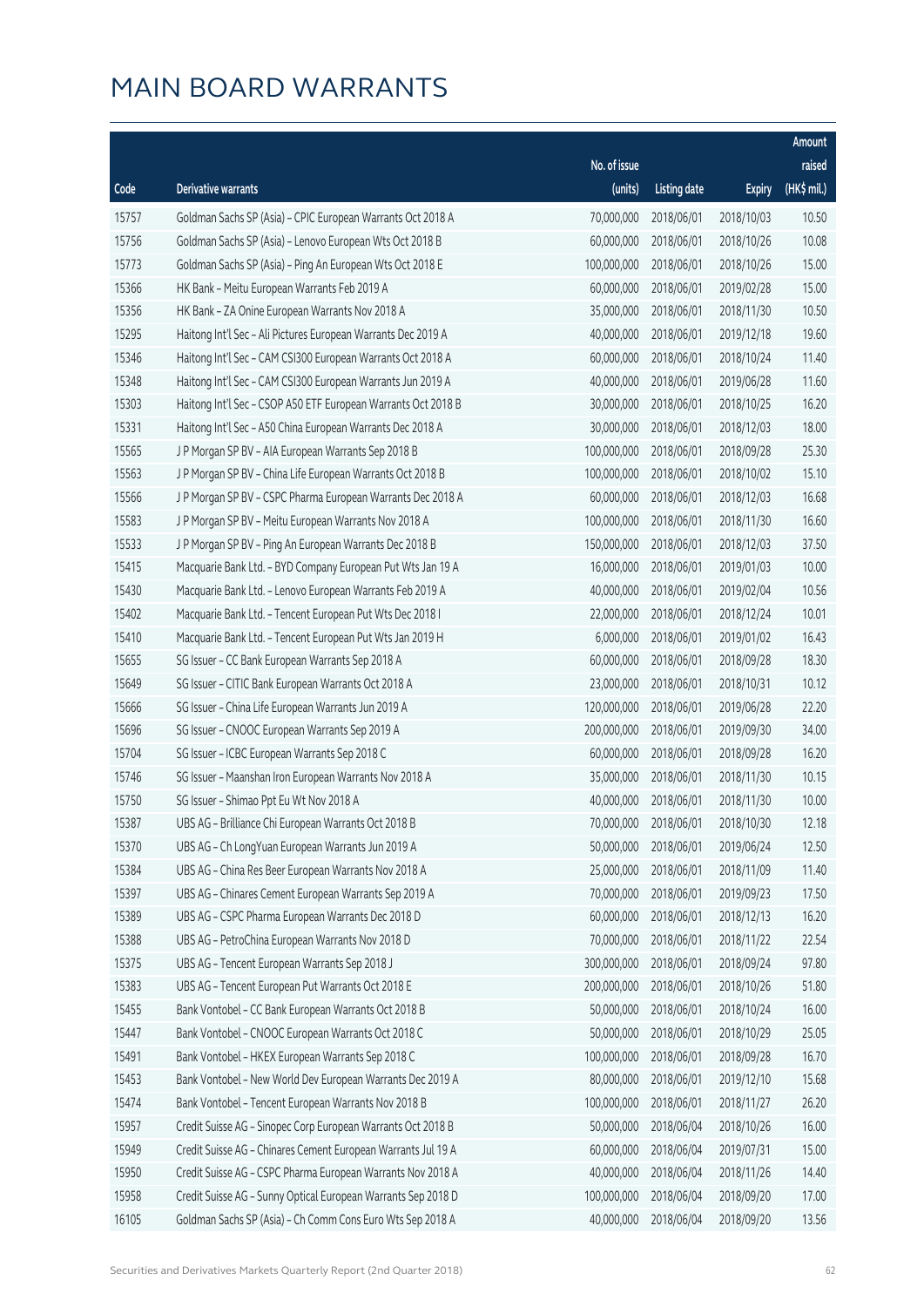# MAIN BOARD WARRANTS

| Code | Derivative warrants | No. of issue (units) | Listing date | Expiry | Amount raised (HK$ mil.) |
|---|---|---|---|---|---|
| 15757 | Goldman Sachs SP (Asia) - CPIC European Warrants Oct 2018 A | 70,000,000 | 2018/06/01 | 2018/10/03 | 10.50 |
| 15756 | Goldman Sachs SP (Asia) - Lenovo European Wts Oct 2018 B | 60,000,000 | 2018/06/01 | 2018/10/26 | 10.08 |
| 15773 | Goldman Sachs SP (Asia) - Ping An European Wts Oct 2018 E | 100,000,000 | 2018/06/01 | 2018/10/26 | 15.00 |
| 15366 | HK Bank - Meitu European Warrants Feb 2019 A | 60,000,000 | 2018/06/01 | 2019/02/28 | 15.00 |
| 15356 | HK Bank - ZA Onine European Warrants Nov 2018 A | 35,000,000 | 2018/06/01 | 2018/11/30 | 10.50 |
| 15295 | Haitong Int'l Sec - Ali Pictures European Warrants Dec 2019 A | 40,000,000 | 2018/06/01 | 2019/12/18 | 19.60 |
| 15346 | Haitong Int'l Sec - CAM CSI300 European Warrants Oct 2018 A | 60,000,000 | 2018/06/01 | 2018/10/24 | 11.40 |
| 15348 | Haitong Int'l Sec - CAM CSI300 European Warrants Jun 2019 A | 40,000,000 | 2018/06/01 | 2019/06/28 | 11.60 |
| 15303 | Haitong Int'l Sec - CSOP A50 ETF European Warrants Oct 2018 B | 30,000,000 | 2018/06/01 | 2018/10/25 | 16.20 |
| 15331 | Haitong Int'l Sec - A50 China European Warrants Dec 2018 A | 30,000,000 | 2018/06/01 | 2018/12/03 | 18.00 |
| 15565 | J P Morgan SP BV - AIA European Warrants Sep 2018 B | 100,000,000 | 2018/06/01 | 2018/09/28 | 25.30 |
| 15563 | J P Morgan SP BV - China Life European Warrants Oct 2018 B | 100,000,000 | 2018/06/01 | 2018/10/02 | 15.10 |
| 15566 | J P Morgan SP BV - CSPC Pharma European Warrants Dec 2018 A | 60,000,000 | 2018/06/01 | 2018/12/03 | 16.68 |
| 15583 | J P Morgan SP BV - Meitu European Warrants Nov 2018 A | 100,000,000 | 2018/06/01 | 2018/11/30 | 16.60 |
| 15533 | J P Morgan SP BV - Ping An European Warrants Dec 2018 B | 150,000,000 | 2018/06/01 | 2018/12/03 | 37.50 |
| 15415 | Macquarie Bank Ltd. - BYD Company European Put Wts Jan 19 A | 16,000,000 | 2018/06/01 | 2019/01/03 | 10.00 |
| 15430 | Macquarie Bank Ltd. - Lenovo European Warrants Feb 2019 A | 40,000,000 | 2018/06/01 | 2019/02/04 | 10.56 |
| 15402 | Macquarie Bank Ltd. - Tencent European Put Wts Dec 2018 I | 22,000,000 | 2018/06/01 | 2018/12/24 | 10.01 |
| 15410 | Macquarie Bank Ltd. - Tencent European Put Wts Jan 2019 H | 6,000,000 | 2018/06/01 | 2019/01/02 | 16.43 |
| 15655 | SG Issuer - CC Bank European Warrants Sep 2018 A | 60,000,000 | 2018/06/01 | 2018/09/28 | 18.30 |
| 15649 | SG Issuer - CITIC Bank European Warrants Oct 2018 A | 23,000,000 | 2018/06/01 | 2018/10/31 | 10.12 |
| 15666 | SG Issuer - China Life European Warrants Jun 2019 A | 120,000,000 | 2018/06/01 | 2019/06/28 | 22.20 |
| 15696 | SG Issuer - CNOOC European Warrants Sep 2019 A | 200,000,000 | 2018/06/01 | 2019/09/30 | 34.00 |
| 15704 | SG Issuer - ICBC European Warrants Sep 2018 C | 60,000,000 | 2018/06/01 | 2018/09/28 | 16.20 |
| 15746 | SG Issuer - Maanshan Iron European Warrants Nov 2018 A | 35,000,000 | 2018/06/01 | 2018/11/30 | 10.15 |
| 15750 | SG Issuer - Shimao Ppt Eu Wt Nov 2018 A | 40,000,000 | 2018/06/01 | 2018/11/30 | 10.00 |
| 15387 | UBS AG - Brilliance Chi European Warrants Oct 2018 B | 70,000,000 | 2018/06/01 | 2018/10/30 | 12.18 |
| 15370 | UBS AG - Ch LongYuan European Warrants Jun 2019 A | 50,000,000 | 2018/06/01 | 2019/06/24 | 12.50 |
| 15384 | UBS AG - China Res Beer European Warrants Nov 2018 A | 25,000,000 | 2018/06/01 | 2018/11/09 | 11.40 |
| 15397 | UBS AG - Chinares Cement European Warrants Sep 2019 A | 70,000,000 | 2018/06/01 | 2019/09/23 | 17.50 |
| 15389 | UBS AG - CSPC Pharma European Warrants Dec 2018 D | 60,000,000 | 2018/06/01 | 2018/12/13 | 16.20 |
| 15388 | UBS AG - PetroChina European Warrants Nov 2018 D | 70,000,000 | 2018/06/01 | 2018/11/22 | 22.54 |
| 15375 | UBS AG - Tencent European Warrants Sep 2018 J | 300,000,000 | 2018/06/01 | 2018/09/24 | 97.80 |
| 15383 | UBS AG - Tencent European Put Warrants Oct 2018 E | 200,000,000 | 2018/06/01 | 2018/10/26 | 51.80 |
| 15455 | Bank Vontobel - CC Bank European Warrants Oct 2018 B | 50,000,000 | 2018/06/01 | 2018/10/24 | 16.00 |
| 15447 | Bank Vontobel - CNOOC European Warrants Oct 2018 C | 50,000,000 | 2018/06/01 | 2018/10/29 | 25.05 |
| 15491 | Bank Vontobel - HKEX European Warrants Sep 2018 C | 100,000,000 | 2018/06/01 | 2018/09/28 | 16.70 |
| 15453 | Bank Vontobel - New World Dev European Warrants Dec 2019 A | 80,000,000 | 2018/06/01 | 2019/12/10 | 15.68 |
| 15474 | Bank Vontobel - Tencent European Warrants Nov 2018 B | 100,000,000 | 2018/06/01 | 2018/11/27 | 26.20 |
| 15957 | Credit Suisse AG - Sinopec Corp European Warrants Oct 2018 B | 50,000,000 | 2018/06/04 | 2018/10/26 | 16.00 |
| 15949 | Credit Suisse AG - Chinares Cement European Warrants Jul 19 A | 60,000,000 | 2018/06/04 | 2019/07/31 | 15.00 |
| 15950 | Credit Suisse AG - CSPC Pharma European Warrants Nov 2018 A | 40,000,000 | 2018/06/04 | 2018/11/26 | 14.40 |
| 15958 | Credit Suisse AG - Sunny Optical European Warrants Sep 2018 D | 100,000,000 | 2018/06/04 | 2018/09/20 | 17.00 |
| 16105 | Goldman Sachs SP (Asia) - Ch Comm Cons Euro Wts Sep 2018 A | 40,000,000 | 2018/06/04 | 2018/09/20 | 13.56 |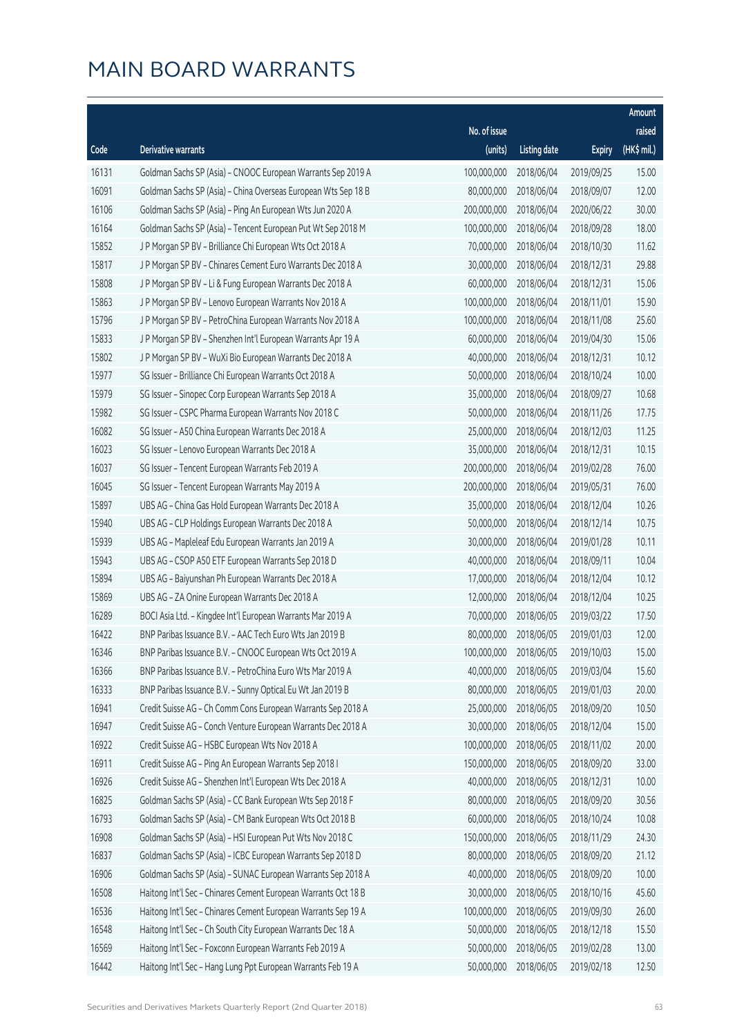# MAIN BOARD WARRANTS

| Code | Derivative warrants | No. of issue (units) | Listing date | Expiry | Amount raised (HK$ mil.) |
|---|---|---|---|---|---|
| 16131 | Goldman Sachs SP (Asia) - CNOOC European Warrants Sep 2019 A | 100,000,000 | 2018/06/04 | 2019/09/25 | 15.00 |
| 16091 | Goldman Sachs SP (Asia) - China Overseas European Wts Sep 18 B | 80,000,000 | 2018/06/04 | 2018/09/07 | 12.00 |
| 16106 | Goldman Sachs SP (Asia) - Ping An European Wts Jun 2020 A | 200,000,000 | 2018/06/04 | 2020/06/22 | 30.00 |
| 16164 | Goldman Sachs SP (Asia) - Tencent European Put Wt Sep 2018 M | 100,000,000 | 2018/06/04 | 2018/09/28 | 18.00 |
| 15852 | J P Morgan SP BV - Brilliance Chi European Wts Oct 2018 A | 70,000,000 | 2018/06/04 | 2018/10/30 | 11.62 |
| 15817 | J P Morgan SP BV - Chinares Cement Euro Warrants Dec 2018 A | 30,000,000 | 2018/06/04 | 2018/12/31 | 29.88 |
| 15808 | J P Morgan SP BV - Li & Fung European Warrants Dec 2018 A | 60,000,000 | 2018/06/04 | 2018/12/31 | 15.06 |
| 15863 | J P Morgan SP BV - Lenovo European Warrants Nov 2018 A | 100,000,000 | 2018/06/04 | 2018/11/01 | 15.90 |
| 15796 | J P Morgan SP BV - PetroChina European Warrants Nov 2018 A | 100,000,000 | 2018/06/04 | 2018/11/08 | 25.60 |
| 15833 | J P Morgan SP BV - Shenzhen Int'l European Warrants Apr 19 A | 60,000,000 | 2018/06/04 | 2019/04/30 | 15.06 |
| 15802 | J P Morgan SP BV - WuXi Bio European Warrants Dec 2018 A | 40,000,000 | 2018/06/04 | 2018/12/31 | 10.12 |
| 15977 | SG Issuer - Brilliance Chi European Warrants Oct 2018 A | 50,000,000 | 2018/06/04 | 2018/10/24 | 10.00 |
| 15979 | SG Issuer - Sinopec Corp European Warrants Sep 2018 A | 35,000,000 | 2018/06/04 | 2018/09/27 | 10.68 |
| 15982 | SG Issuer - CSPC Pharma European Warrants Nov 2018 C | 50,000,000 | 2018/06/04 | 2018/11/26 | 17.75 |
| 16082 | SG Issuer - A50 China European Warrants Dec 2018 A | 25,000,000 | 2018/06/04 | 2018/12/03 | 11.25 |
| 16023 | SG Issuer - Lenovo European Warrants Dec 2018 A | 35,000,000 | 2018/06/04 | 2018/12/31 | 10.15 |
| 16037 | SG Issuer - Tencent European Warrants Feb 2019 A | 200,000,000 | 2018/06/04 | 2019/02/28 | 76.00 |
| 16045 | SG Issuer - Tencent European Warrants May 2019 A | 200,000,000 | 2018/06/04 | 2019/05/31 | 76.00 |
| 15897 | UBS AG - China Gas Hold European Warrants Dec 2018 A | 35,000,000 | 2018/06/04 | 2018/12/04 | 10.26 |
| 15940 | UBS AG - CLP Holdings European Warrants Dec 2018 A | 50,000,000 | 2018/06/04 | 2018/12/14 | 10.75 |
| 15939 | UBS AG - Mapleleaf Edu European Warrants Jan 2019 A | 30,000,000 | 2018/06/04 | 2019/01/28 | 10.11 |
| 15943 | UBS AG - CSOP A50 ETF European Warrants Sep 2018 D | 40,000,000 | 2018/06/04 | 2018/09/11 | 10.04 |
| 15894 | UBS AG - Baiyunshan Ph European Warrants Dec 2018 A | 17,000,000 | 2018/06/04 | 2018/12/04 | 10.12 |
| 15869 | UBS AG - ZA Onine European Warrants Dec 2018 A | 12,000,000 | 2018/06/04 | 2018/12/04 | 10.25 |
| 16289 | BOCI Asia Ltd. - Kingdee Int'l European Warrants Mar 2019 A | 70,000,000 | 2018/06/05 | 2019/03/22 | 17.50 |
| 16422 | BNP Paribas Issuance B.V. - AAC Tech Euro Wts Jan 2019 B | 80,000,000 | 2018/06/05 | 2019/01/03 | 12.00 |
| 16346 | BNP Paribas Issuance B.V. - CNOOC European Wts Oct 2019 A | 100,000,000 | 2018/06/05 | 2019/10/03 | 15.00 |
| 16366 | BNP Paribas Issuance B.V. - PetroChina Euro Wts Mar 2019 A | 40,000,000 | 2018/06/05 | 2019/03/04 | 15.60 |
| 16333 | BNP Paribas Issuance B.V. - Sunny Optical Eu Wt Jan 2019 B | 80,000,000 | 2018/06/05 | 2019/01/03 | 20.00 |
| 16941 | Credit Suisse AG - Ch Comm Cons European Warrants Sep 2018 A | 25,000,000 | 2018/06/05 | 2018/09/20 | 10.50 |
| 16947 | Credit Suisse AG - Conch Venture European Warrants Dec 2018 A | 30,000,000 | 2018/06/05 | 2018/12/04 | 15.00 |
| 16922 | Credit Suisse AG - HSBC European Wts Nov 2018 A | 100,000,000 | 2018/06/05 | 2018/11/02 | 20.00 |
| 16911 | Credit Suisse AG - Ping An European Warrants Sep 2018 I | 150,000,000 | 2018/06/05 | 2018/09/20 | 33.00 |
| 16926 | Credit Suisse AG - Shenzhen Int'l European Wts Dec 2018 A | 40,000,000 | 2018/06/05 | 2018/12/31 | 10.00 |
| 16825 | Goldman Sachs SP (Asia) - CC Bank European Wts Sep 2018 F | 80,000,000 | 2018/06/05 | 2018/09/20 | 30.56 |
| 16793 | Goldman Sachs SP (Asia) - CM Bank European Wts Oct 2018 B | 60,000,000 | 2018/06/05 | 2018/10/24 | 10.08 |
| 16908 | Goldman Sachs SP (Asia) - HSI European Put Wts Nov 2018 C | 150,000,000 | 2018/06/05 | 2018/11/29 | 24.30 |
| 16837 | Goldman Sachs SP (Asia) - ICBC European Warrants Sep 2018 D | 80,000,000 | 2018/06/05 | 2018/09/20 | 21.12 |
| 16906 | Goldman Sachs SP (Asia) - SUNAC European Warrants Sep 2018 A | 40,000,000 | 2018/06/05 | 2018/09/20 | 10.00 |
| 16508 | Haitong Int'l Sec - Chinares Cement European Warrants Oct 18 B | 30,000,000 | 2018/06/05 | 2018/10/16 | 45.60 |
| 16536 | Haitong Int'l Sec - Chinares Cement European Warrants Sep 19 A | 100,000,000 | 2018/06/05 | 2019/09/30 | 26.00 |
| 16548 | Haitong Int'l Sec - Ch South City European Warrants Dec 18 A | 50,000,000 | 2018/06/05 | 2018/12/18 | 15.50 |
| 16569 | Haitong Int'l Sec - Foxconn European Warrants Feb 2019 A | 50,000,000 | 2018/06/05 | 2019/02/28 | 13.00 |
| 16442 | Haitong Int'l Sec - Hang Lung Ppt European Warrants Feb 19 A | 50,000,000 | 2018/06/05 | 2019/02/18 | 12.50 |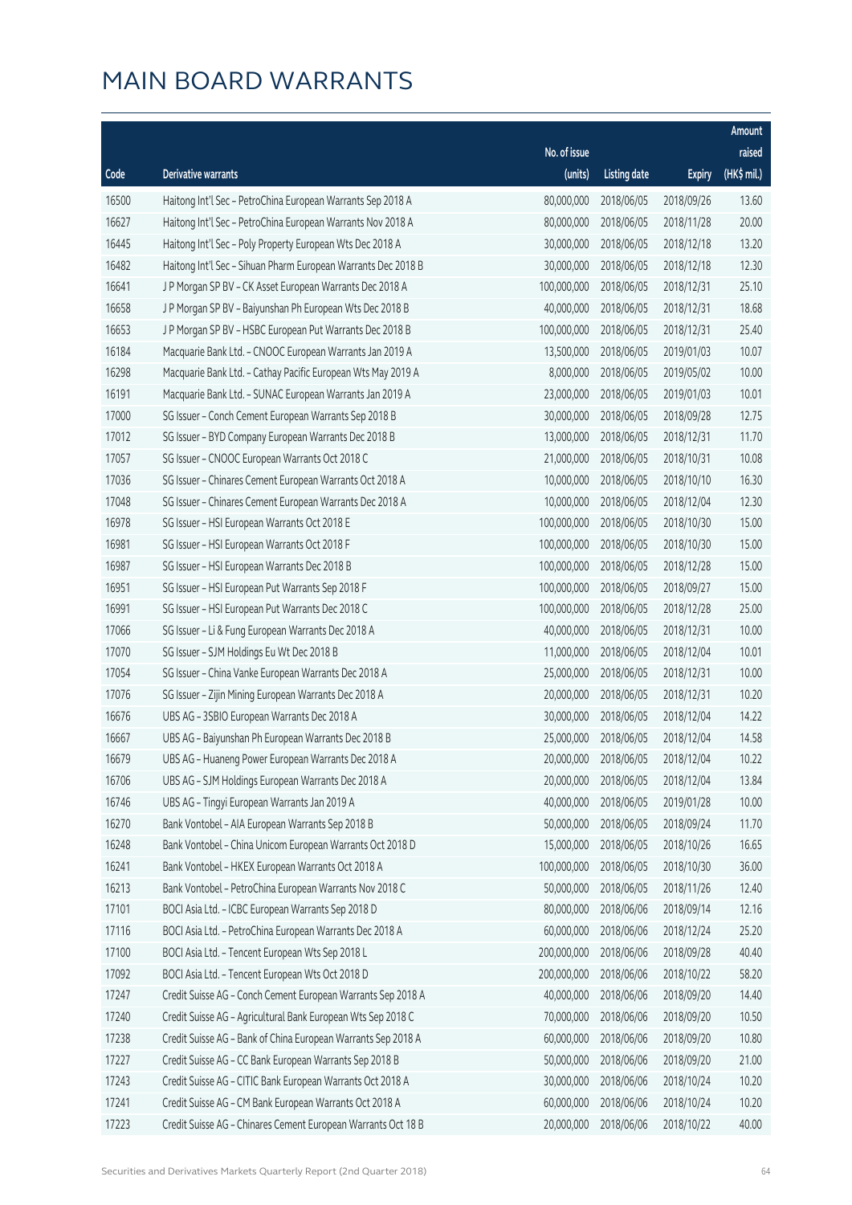# MAIN BOARD WARRANTS

| Code | Derivative warrants | No. of issue (units) | Listing date | Expiry | Amount raised (HK$ mil.) |
|---|---|---|---|---|---|
| 16500 | Haitong Int'l Sec - PetroChina European Warrants Sep 2018 A | 80,000,000 | 2018/06/05 | 2018/09/26 | 13.60 |
| 16627 | Haitong Int'l Sec - PetroChina European Warrants Nov 2018 A | 80,000,000 | 2018/06/05 | 2018/11/28 | 20.00 |
| 16445 | Haitong Int'l Sec - Poly Property European Wts Dec 2018 A | 30,000,000 | 2018/06/05 | 2018/12/18 | 13.20 |
| 16482 | Haitong Int'l Sec - Sihuan Pharm European Warrants Dec 2018 B | 30,000,000 | 2018/06/05 | 2018/12/18 | 12.30 |
| 16641 | J P Morgan SP BV - CK Asset European Warrants Dec 2018 A | 100,000,000 | 2018/06/05 | 2018/12/31 | 25.10 |
| 16658 | J P Morgan SP BV - Baiyunshan Ph European Wts Dec 2018 B | 40,000,000 | 2018/06/05 | 2018/12/31 | 18.68 |
| 16653 | J P Morgan SP BV - HSBC European Put Warrants Dec 2018 B | 100,000,000 | 2018/06/05 | 2018/12/31 | 25.40 |
| 16184 | Macquarie Bank Ltd. - CNOOC European Warrants Jan 2019 A | 13,500,000 | 2018/06/05 | 2019/01/03 | 10.07 |
| 16298 | Macquarie Bank Ltd. - Cathay Pacific European Wts May 2019 A | 8,000,000 | 2018/06/05 | 2019/05/02 | 10.00 |
| 16191 | Macquarie Bank Ltd. - SUNAC European Warrants Jan 2019 A | 23,000,000 | 2018/06/05 | 2019/01/03 | 10.01 |
| 17000 | SG Issuer - Conch Cement European Warrants Sep 2018 B | 30,000,000 | 2018/06/05 | 2018/09/28 | 12.75 |
| 17012 | SG Issuer - BYD Company European Warrants Dec 2018 B | 13,000,000 | 2018/06/05 | 2018/12/31 | 11.70 |
| 17057 | SG Issuer - CNOOC European Warrants Oct 2018 C | 21,000,000 | 2018/06/05 | 2018/10/31 | 10.08 |
| 17036 | SG Issuer - Chinares Cement European Warrants Oct 2018 A | 10,000,000 | 2018/06/05 | 2018/10/10 | 16.30 |
| 17048 | SG Issuer - Chinares Cement European Warrants Dec 2018 A | 10,000,000 | 2018/06/05 | 2018/12/04 | 12.30 |
| 16978 | SG Issuer - HSI European Warrants Oct 2018 E | 100,000,000 | 2018/06/05 | 2018/10/30 | 15.00 |
| 16981 | SG Issuer - HSI European Warrants Oct 2018 F | 100,000,000 | 2018/06/05 | 2018/10/30 | 15.00 |
| 16987 | SG Issuer - HSI European Warrants Dec 2018 B | 100,000,000 | 2018/06/05 | 2018/12/28 | 15.00 |
| 16951 | SG Issuer - HSI European Put Warrants Sep 2018 F | 100,000,000 | 2018/06/05 | 2018/09/27 | 15.00 |
| 16991 | SG Issuer - HSI European Put Warrants Dec 2018 C | 100,000,000 | 2018/06/05 | 2018/12/28 | 25.00 |
| 17066 | SG Issuer - Li & Fung European Warrants Dec 2018 A | 40,000,000 | 2018/06/05 | 2018/12/31 | 10.00 |
| 17070 | SG Issuer - SJM Holdings Eu Wt Dec 2018 B | 11,000,000 | 2018/06/05 | 2018/12/04 | 10.01 |
| 17054 | SG Issuer - China Vanke European Warrants Dec 2018 A | 25,000,000 | 2018/06/05 | 2018/12/31 | 10.00 |
| 17076 | SG Issuer - Zijin Mining European Warrants Dec 2018 A | 20,000,000 | 2018/06/05 | 2018/12/31 | 10.20 |
| 16676 | UBS AG - 3SBIO European Warrants Dec 2018 A | 30,000,000 | 2018/06/05 | 2018/12/04 | 14.22 |
| 16667 | UBS AG - Baiyunshan Ph European Warrants Dec 2018 B | 25,000,000 | 2018/06/05 | 2018/12/04 | 14.58 |
| 16679 | UBS AG - Huaneng Power European Warrants Dec 2018 A | 20,000,000 | 2018/06/05 | 2018/12/04 | 10.22 |
| 16706 | UBS AG - SJM Holdings European Warrants Dec 2018 A | 20,000,000 | 2018/06/05 | 2018/12/04 | 13.84 |
| 16746 | UBS AG - Tingyi European Warrants Jan 2019 A | 40,000,000 | 2018/06/05 | 2019/01/28 | 10.00 |
| 16270 | Bank Vontobel - AIA European Warrants Sep 2018 B | 50,000,000 | 2018/06/05 | 2018/09/24 | 11.70 |
| 16248 | Bank Vontobel - China Unicom European Warrants Oct 2018 D | 15,000,000 | 2018/06/05 | 2018/10/26 | 16.65 |
| 16241 | Bank Vontobel - HKEX European Warrants Oct 2018 A | 100,000,000 | 2018/06/05 | 2018/10/30 | 36.00 |
| 16213 | Bank Vontobel - PetroChina European Warrants Nov 2018 C | 50,000,000 | 2018/06/05 | 2018/11/26 | 12.40 |
| 17101 | BOCI Asia Ltd. - ICBC European Warrants Sep 2018 D | 80,000,000 | 2018/06/06 | 2018/09/14 | 12.16 |
| 17116 | BOCI Asia Ltd. - PetroChina European Warrants Dec 2018 A | 60,000,000 | 2018/06/06 | 2018/12/24 | 25.20 |
| 17100 | BOCI Asia Ltd. - Tencent European Wts Sep 2018 L | 200,000,000 | 2018/06/06 | 2018/09/28 | 40.40 |
| 17092 | BOCI Asia Ltd. - Tencent European Wts Oct 2018 D | 200,000,000 | 2018/06/06 | 2018/10/22 | 58.20 |
| 17247 | Credit Suisse AG - Conch Cement European Warrants Sep 2018 A | 40,000,000 | 2018/06/06 | 2018/09/20 | 14.40 |
| 17240 | Credit Suisse AG - Agricultural Bank European Wts Sep 2018 C | 70,000,000 | 2018/06/06 | 2018/09/20 | 10.50 |
| 17238 | Credit Suisse AG - Bank of China European Warrants Sep 2018 A | 60,000,000 | 2018/06/06 | 2018/09/20 | 10.80 |
| 17227 | Credit Suisse AG - CC Bank European Warrants Sep 2018 B | 50,000,000 | 2018/06/06 | 2018/09/20 | 21.00 |
| 17243 | Credit Suisse AG - CITIC Bank European Warrants Oct 2018 A | 30,000,000 | 2018/06/06 | 2018/10/24 | 10.20 |
| 17241 | Credit Suisse AG - CM Bank European Warrants Oct 2018 A | 60,000,000 | 2018/06/06 | 2018/10/24 | 10.20 |
| 17223 | Credit Suisse AG - Chinares Cement European Warrants Oct 18 B | 20,000,000 | 2018/06/06 | 2018/10/22 | 40.00 |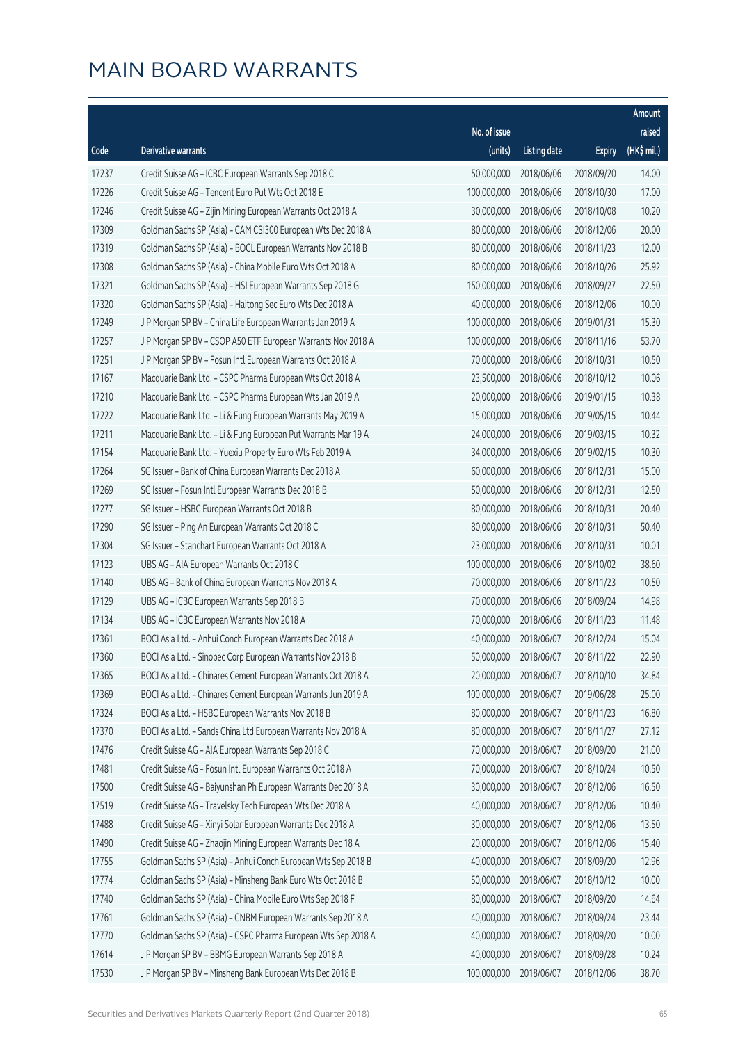# MAIN BOARD WARRANTS

| Code | Derivative warrants | No. of issue (units) | Listing date | Expiry | Amount raised (HK$ mil.) |
|---|---|---|---|---|---|
| 17237 | Credit Suisse AG – ICBC European Warrants Sep 2018 C | 50,000,000 | 2018/06/06 | 2018/09/20 | 14.00 |
| 17226 | Credit Suisse AG – Tencent Euro Put Wts Oct 2018 E | 100,000,000 | 2018/06/06 | 2018/10/30 | 17.00 |
| 17246 | Credit Suisse AG – Zijin Mining European Warrants Oct 2018 A | 30,000,000 | 2018/06/06 | 2018/10/08 | 10.20 |
| 17309 | Goldman Sachs SP (Asia) – CAM CSI300 European Wts Dec 2018 A | 80,000,000 | 2018/06/06 | 2018/12/06 | 20.00 |
| 17319 | Goldman Sachs SP (Asia) – BOCL European Warrants Nov 2018 B | 80,000,000 | 2018/06/06 | 2018/11/23 | 12.00 |
| 17308 | Goldman Sachs SP (Asia) – China Mobile Euro Wts Oct 2018 A | 80,000,000 | 2018/06/06 | 2018/10/26 | 25.92 |
| 17321 | Goldman Sachs SP (Asia) – HSI European Warrants Sep 2018 G | 150,000,000 | 2018/06/06 | 2018/09/27 | 22.50 |
| 17320 | Goldman Sachs SP (Asia) – Haitong Sec Euro Wts Dec 2018 A | 40,000,000 | 2018/06/06 | 2018/12/06 | 10.00 |
| 17249 | J P Morgan SP BV – China Life European Warrants Jan 2019 A | 100,000,000 | 2018/06/06 | 2019/01/31 | 15.30 |
| 17257 | J P Morgan SP BV – CSOP A50 ETF European Warrants Nov 2018 A | 100,000,000 | 2018/06/06 | 2018/11/16 | 53.70 |
| 17251 | J P Morgan SP BV – Fosun Intl European Warrants Oct 2018 A | 70,000,000 | 2018/06/06 | 2018/10/31 | 10.50 |
| 17167 | Macquarie Bank Ltd. – CSPC Pharma European Wts Oct 2018 A | 23,500,000 | 2018/06/06 | 2018/10/12 | 10.06 |
| 17210 | Macquarie Bank Ltd. – CSPC Pharma European Wts Jan 2019 A | 20,000,000 | 2018/06/06 | 2019/01/15 | 10.38 |
| 17222 | Macquarie Bank Ltd. – Li & Fung European Warrants May 2019 A | 15,000,000 | 2018/06/06 | 2019/05/15 | 10.44 |
| 17211 | Macquarie Bank Ltd. – Li & Fung European Put Warrants Mar 19 A | 24,000,000 | 2018/06/06 | 2019/03/15 | 10.32 |
| 17154 | Macquarie Bank Ltd. – Yuexiu Property Euro Wts Feb 2019 A | 34,000,000 | 2018/06/06 | 2019/02/15 | 10.30 |
| 17264 | SG Issuer – Bank of China European Warrants Dec 2018 A | 60,000,000 | 2018/06/06 | 2018/12/31 | 15.00 |
| 17269 | SG Issuer – Fosun Intl European Warrants Dec 2018 B | 50,000,000 | 2018/06/06 | 2018/12/31 | 12.50 |
| 17277 | SG Issuer – HSBC European Warrants Oct 2018 B | 80,000,000 | 2018/06/06 | 2018/10/31 | 20.40 |
| 17290 | SG Issuer – Ping An European Warrants Oct 2018 C | 80,000,000 | 2018/06/06 | 2018/10/31 | 50.40 |
| 17304 | SG Issuer – Stanchart European Warrants Oct 2018 A | 23,000,000 | 2018/06/06 | 2018/10/31 | 10.01 |
| 17123 | UBS AG – AIA European Warrants Oct 2018 C | 100,000,000 | 2018/06/06 | 2018/10/02 | 38.60 |
| 17140 | UBS AG – Bank of China European Warrants Nov 2018 A | 70,000,000 | 2018/06/06 | 2018/11/23 | 10.50 |
| 17129 | UBS AG – ICBC European Warrants Sep 2018 B | 70,000,000 | 2018/06/06 | 2018/09/24 | 14.98 |
| 17134 | UBS AG – ICBC European Warrants Nov 2018 A | 70,000,000 | 2018/06/06 | 2018/11/23 | 11.48 |
| 17361 | BOCI Asia Ltd. – Anhui Conch European Warrants Dec 2018 A | 40,000,000 | 2018/06/07 | 2018/12/24 | 15.04 |
| 17360 | BOCI Asia Ltd. – Sinopec Corp European Warrants Nov 2018 B | 50,000,000 | 2018/06/07 | 2018/11/22 | 22.90 |
| 17365 | BOCI Asia Ltd. – Chinares Cement European Warrants Oct 2018 A | 20,000,000 | 2018/06/07 | 2018/10/10 | 34.84 |
| 17369 | BOCI Asia Ltd. – Chinares Cement European Warrants Jun 2019 A | 100,000,000 | 2018/06/07 | 2019/06/28 | 25.00 |
| 17324 | BOCI Asia Ltd. – HSBC European Warrants Nov 2018 B | 80,000,000 | 2018/06/07 | 2018/11/23 | 16.80 |
| 17370 | BOCI Asia Ltd. – Sands China Ltd European Warrants Nov 2018 A | 80,000,000 | 2018/06/07 | 2018/11/27 | 27.12 |
| 17476 | Credit Suisse AG – AIA European Warrants Sep 2018 C | 70,000,000 | 2018/06/07 | 2018/09/20 | 21.00 |
| 17481 | Credit Suisse AG – Fosun Intl European Warrants Oct 2018 A | 70,000,000 | 2018/06/07 | 2018/10/24 | 10.50 |
| 17500 | Credit Suisse AG – Baiyunshan Ph European Warrants Dec 2018 A | 30,000,000 | 2018/06/07 | 2018/12/06 | 16.50 |
| 17519 | Credit Suisse AG – Travelsky Tech European Wts Dec 2018 A | 40,000,000 | 2018/06/07 | 2018/12/06 | 10.40 |
| 17488 | Credit Suisse AG – Xinyi Solar European Warrants Dec 2018 A | 30,000,000 | 2018/06/07 | 2018/12/06 | 13.50 |
| 17490 | Credit Suisse AG – Zhaojin Mining European Warrants Dec 18 A | 20,000,000 | 2018/06/07 | 2018/12/06 | 15.40 |
| 17755 | Goldman Sachs SP (Asia) – Anhui Conch European Wts Sep 2018 B | 40,000,000 | 2018/06/07 | 2018/09/20 | 12.96 |
| 17774 | Goldman Sachs SP (Asia) – Minsheng Bank Euro Wts Oct 2018 B | 50,000,000 | 2018/06/07 | 2018/10/12 | 10.00 |
| 17740 | Goldman Sachs SP (Asia) – China Mobile Euro Wts Sep 2018 F | 80,000,000 | 2018/06/07 | 2018/09/20 | 14.64 |
| 17761 | Goldman Sachs SP (Asia) – CNBM European Warrants Sep 2018 A | 40,000,000 | 2018/06/07 | 2018/09/24 | 23.44 |
| 17770 | Goldman Sachs SP (Asia) – CSPC Pharma European Wts Sep 2018 A | 40,000,000 | 2018/06/07 | 2018/09/20 | 10.00 |
| 17614 | J P Morgan SP BV – BBMG European Warrants Sep 2018 A | 40,000,000 | 2018/06/07 | 2018/09/28 | 10.24 |
| 17530 | J P Morgan SP BV – Minsheng Bank European Wts Dec 2018 B | 100,000,000 | 2018/06/07 | 2018/12/06 | 38.70 |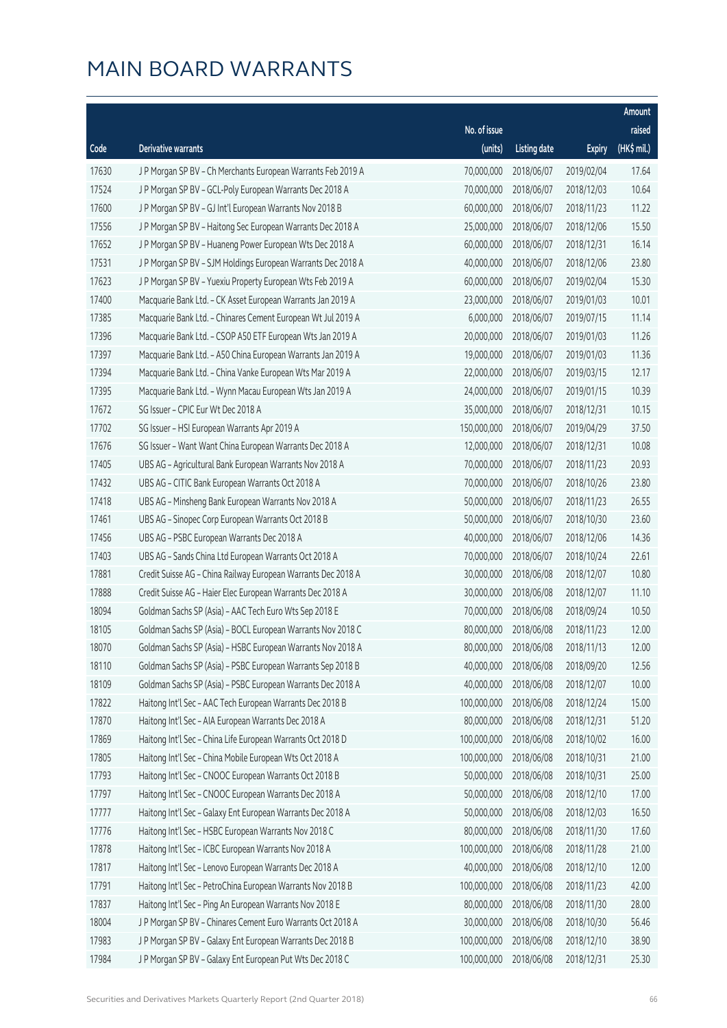# MAIN BOARD WARRANTS

| Code | Derivative warrants | No. of issue (units) | Listing date | Expiry | Amount raised (HK$ mil.) |
|---|---|---|---|---|---|
| 17630 | J P Morgan SP BV – Ch Merchants European Warrants Feb 2019 A | 70,000,000 | 2018/06/07 | 2019/02/04 | 17.64 |
| 17524 | J P Morgan SP BV – GCL-Poly European Warrants Dec 2018 A | 70,000,000 | 2018/06/07 | 2018/12/03 | 10.64 |
| 17600 | J P Morgan SP BV – GJ Int'l European Warrants Nov 2018 B | 60,000,000 | 2018/06/07 | 2018/11/23 | 11.22 |
| 17556 | J P Morgan SP BV – Haitong Sec European Warrants Dec 2018 A | 25,000,000 | 2018/06/07 | 2018/12/06 | 15.50 |
| 17652 | J P Morgan SP BV – Huaneng Power European Wts Dec 2018 A | 60,000,000 | 2018/06/07 | 2018/12/31 | 16.14 |
| 17531 | J P Morgan SP BV – SJM Holdings European Warrants Dec 2018 A | 40,000,000 | 2018/06/07 | 2018/12/06 | 23.80 |
| 17623 | J P Morgan SP BV – Yuexiu Property European Wts Feb 2019 A | 60,000,000 | 2018/06/07 | 2019/02/04 | 15.30 |
| 17400 | Macquarie Bank Ltd. – CK Asset European Warrants Jan 2019 A | 23,000,000 | 2018/06/07 | 2019/01/03 | 10.01 |
| 17385 | Macquarie Bank Ltd. – Chinares Cement European Wt Jul 2019 A | 6,000,000 | 2018/06/07 | 2019/07/15 | 11.14 |
| 17396 | Macquarie Bank Ltd. – CSOP A50 ETF European Wts Jan 2019 A | 20,000,000 | 2018/06/07 | 2019/01/03 | 11.26 |
| 17397 | Macquarie Bank Ltd. – A50 China European Warrants Jan 2019 A | 19,000,000 | 2018/06/07 | 2019/01/03 | 11.36 |
| 17394 | Macquarie Bank Ltd. – China Vanke European Wts Mar 2019 A | 22,000,000 | 2018/06/07 | 2019/03/15 | 12.17 |
| 17395 | Macquarie Bank Ltd. – Wynn Macau European Wts Jan 2019 A | 24,000,000 | 2018/06/07 | 2019/01/15 | 10.39 |
| 17672 | SG Issuer – CPIC Eur Wt Dec 2018 A | 35,000,000 | 2018/06/07 | 2018/12/31 | 10.15 |
| 17702 | SG Issuer – HSI European Warrants Apr 2019 A | 150,000,000 | 2018/06/07 | 2019/04/29 | 37.50 |
| 17676 | SG Issuer – Want Want China European Warrants Dec 2018 A | 12,000,000 | 2018/06/07 | 2018/12/31 | 10.08 |
| 17405 | UBS AG – Agricultural Bank European Warrants Nov 2018 A | 70,000,000 | 2018/06/07 | 2018/11/23 | 20.93 |
| 17432 | UBS AG – CITIC Bank European Warrants Oct 2018 A | 70,000,000 | 2018/06/07 | 2018/10/26 | 23.80 |
| 17418 | UBS AG – Minsheng Bank European Warrants Nov 2018 A | 50,000,000 | 2018/06/07 | 2018/11/23 | 26.55 |
| 17461 | UBS AG – Sinopec Corp European Warrants Oct 2018 B | 50,000,000 | 2018/06/07 | 2018/10/30 | 23.60 |
| 17456 | UBS AG – PSBC European Warrants Dec 2018 A | 40,000,000 | 2018/06/07 | 2018/12/06 | 14.36 |
| 17403 | UBS AG – Sands China Ltd European Warrants Oct 2018 A | 70,000,000 | 2018/06/07 | 2018/10/24 | 22.61 |
| 17881 | Credit Suisse AG – China Railway European Warrants Dec 2018 A | 30,000,000 | 2018/06/08 | 2018/12/07 | 10.80 |
| 17888 | Credit Suisse AG – Haier Elec European Warrants Dec 2018 A | 30,000,000 | 2018/06/08 | 2018/12/07 | 11.10 |
| 18094 | Goldman Sachs SP (Asia) – AAC Tech Euro Wts Sep 2018 E | 70,000,000 | 2018/06/08 | 2018/09/24 | 10.50 |
| 18105 | Goldman Sachs SP (Asia) – BOCL European Warrants Nov 2018 C | 80,000,000 | 2018/06/08 | 2018/11/23 | 12.00 |
| 18070 | Goldman Sachs SP (Asia) – HSBC European Warrants Nov 2018 A | 80,000,000 | 2018/06/08 | 2018/11/13 | 12.00 |
| 18110 | Goldman Sachs SP (Asia) – PSBC European Warrants Sep 2018 B | 40,000,000 | 2018/06/08 | 2018/09/20 | 12.56 |
| 18109 | Goldman Sachs SP (Asia) – PSBC European Warrants Dec 2018 A | 40,000,000 | 2018/06/08 | 2018/12/07 | 10.00 |
| 17822 | Haitong Int'l Sec – AAC Tech European Warrants Dec 2018 B | 100,000,000 | 2018/06/08 | 2018/12/24 | 15.00 |
| 17870 | Haitong Int'l Sec – AIA European Warrants Dec 2018 A | 80,000,000 | 2018/06/08 | 2018/12/31 | 51.20 |
| 17869 | Haitong Int'l Sec – China Life European Warrants Oct 2018 D | 100,000,000 | 2018/06/08 | 2018/10/02 | 16.00 |
| 17805 | Haitong Int'l Sec – China Mobile European Wts Oct 2018 A | 100,000,000 | 2018/06/08 | 2018/10/31 | 21.00 |
| 17793 | Haitong Int'l Sec – CNOOC European Warrants Oct 2018 B | 50,000,000 | 2018/06/08 | 2018/10/31 | 25.00 |
| 17797 | Haitong Int'l Sec – CNOOC European Warrants Dec 2018 A | 50,000,000 | 2018/06/08 | 2018/12/10 | 17.00 |
| 17777 | Haitong Int'l Sec – Galaxy Ent European Warrants Dec 2018 A | 50,000,000 | 2018/06/08 | 2018/12/03 | 16.50 |
| 17776 | Haitong Int'l Sec – HSBC European Warrants Nov 2018 C | 80,000,000 | 2018/06/08 | 2018/11/30 | 17.60 |
| 17878 | Haitong Int'l Sec – ICBC European Warrants Nov 2018 A | 100,000,000 | 2018/06/08 | 2018/11/28 | 21.00 |
| 17817 | Haitong Int'l Sec – Lenovo European Warrants Dec 2018 A | 40,000,000 | 2018/06/08 | 2018/12/10 | 12.00 |
| 17791 | Haitong Int'l Sec – PetroChina European Warrants Nov 2018 B | 100,000,000 | 2018/06/08 | 2018/11/23 | 42.00 |
| 17837 | Haitong Int'l Sec – Ping An European Warrants Nov 2018 E | 80,000,000 | 2018/06/08 | 2018/11/30 | 28.00 |
| 18004 | J P Morgan SP BV – Chinares Cement Euro Warrants Oct 2018 A | 30,000,000 | 2018/06/08 | 2018/10/30 | 56.46 |
| 17983 | J P Morgan SP BV – Galaxy Ent European Warrants Dec 2018 B | 100,000,000 | 2018/06/08 | 2018/12/10 | 38.90 |
| 17984 | J P Morgan SP BV – Galaxy Ent European Put Wts Dec 2018 C | 100,000,000 | 2018/06/08 | 2018/12/31 | 25.30 |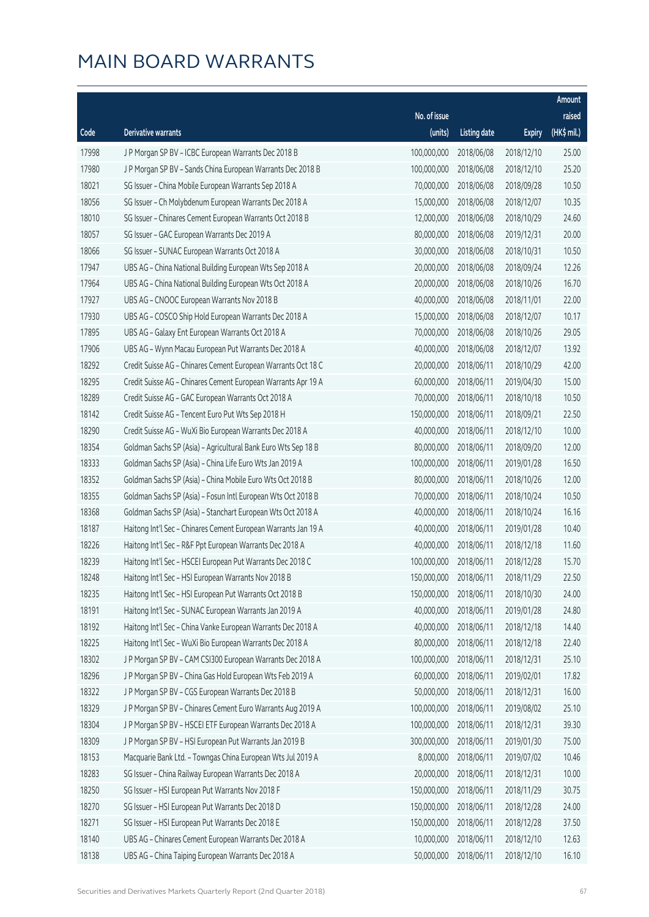# MAIN BOARD WARRANTS

| Code | Derivative warrants | No. of issue (units) | Listing date | Expiry | Amount raised (HK$ mil.) |
|---|---|---|---|---|---|
| 17998 | J P Morgan SP BV – ICBC European Warrants Dec 2018 B | 100,000,000 | 2018/06/08 | 2018/12/10 | 25.00 |
| 17980 | J P Morgan SP BV – Sands China European Warrants Dec 2018 B | 100,000,000 | 2018/06/08 | 2018/12/10 | 25.20 |
| 18021 | SG Issuer – China Mobile European Warrants Sep 2018 A | 70,000,000 | 2018/06/08 | 2018/09/28 | 10.50 |
| 18056 | SG Issuer – Ch Molybdenum European Warrants Dec 2018 A | 15,000,000 | 2018/06/08 | 2018/12/07 | 10.35 |
| 18010 | SG Issuer – Chinares Cement European Warrants Oct 2018 B | 12,000,000 | 2018/06/08 | 2018/10/29 | 24.60 |
| 18057 | SG Issuer – GAC European Warrants Dec 2019 A | 80,000,000 | 2018/06/08 | 2019/12/31 | 20.00 |
| 18066 | SG Issuer – SUNAC European Warrants Oct 2018 A | 30,000,000 | 2018/06/08 | 2018/10/31 | 10.50 |
| 17947 | UBS AG – China National Building European Wts Sep 2018 A | 20,000,000 | 2018/06/08 | 2018/09/24 | 12.26 |
| 17964 | UBS AG – China National Building European Wts Oct 2018 A | 20,000,000 | 2018/06/08 | 2018/10/26 | 16.70 |
| 17927 | UBS AG – CNOOC European Warrants Nov 2018 B | 40,000,000 | 2018/06/08 | 2018/11/01 | 22.00 |
| 17930 | UBS AG – COSCO Ship Hold European Warrants Dec 2018 A | 15,000,000 | 2018/06/08 | 2018/12/07 | 10.17 |
| 17895 | UBS AG – Galaxy Ent European Warrants Oct 2018 A | 70,000,000 | 2018/06/08 | 2018/10/26 | 29.05 |
| 17906 | UBS AG – Wynn Macau European Put Warrants Dec 2018 A | 40,000,000 | 2018/06/08 | 2018/12/07 | 13.92 |
| 18292 | Credit Suisse AG – Chinares Cement European Warrants Oct 18 C | 20,000,000 | 2018/06/11 | 2018/10/29 | 42.00 |
| 18295 | Credit Suisse AG – Chinares Cement European Warrants Apr 19 A | 60,000,000 | 2018/06/11 | 2019/04/30 | 15.00 |
| 18289 | Credit Suisse AG – GAC European Warrants Oct 2018 A | 70,000,000 | 2018/06/11 | 2018/10/18 | 10.50 |
| 18142 | Credit Suisse AG – Tencent Euro Put Wts Sep 2018 H | 150,000,000 | 2018/06/11 | 2018/09/21 | 22.50 |
| 18290 | Credit Suisse AG – WuXi Bio European Warrants Dec 2018 A | 40,000,000 | 2018/06/11 | 2018/12/10 | 10.00 |
| 18354 | Goldman Sachs SP (Asia) – Agricultural Bank Euro Wts Sep 18 B | 80,000,000 | 2018/06/11 | 2018/09/20 | 12.00 |
| 18333 | Goldman Sachs SP (Asia) – China Life Euro Wts Jan 2019 A | 100,000,000 | 2018/06/11 | 2019/01/28 | 16.50 |
| 18352 | Goldman Sachs SP (Asia) – China Mobile Euro Wts Oct 2018 B | 80,000,000 | 2018/06/11 | 2018/10/26 | 12.00 |
| 18355 | Goldman Sachs SP (Asia) – Fosun Intl European Wts Oct 2018 B | 70,000,000 | 2018/06/11 | 2018/10/24 | 10.50 |
| 18368 | Goldman Sachs SP (Asia) – Stanchart European Wts Oct 2018 A | 40,000,000 | 2018/06/11 | 2018/10/24 | 16.16 |
| 18187 | Haitong Int'l Sec – Chinares Cement European Warrants Jan 19 A | 40,000,000 | 2018/06/11 | 2019/01/28 | 10.40 |
| 18226 | Haitong Int'l Sec – R&F Ppt European Warrants Dec 2018 A | 40,000,000 | 2018/06/11 | 2018/12/18 | 11.60 |
| 18239 | Haitong Int'l Sec – HSCEI European Put Warrants Dec 2018 C | 100,000,000 | 2018/06/11 | 2018/12/28 | 15.70 |
| 18248 | Haitong Int'l Sec – HSI European Warrants Nov 2018 B | 150,000,000 | 2018/06/11 | 2018/11/29 | 22.50 |
| 18235 | Haitong Int'l Sec – HSI European Put Warrants Oct 2018 B | 150,000,000 | 2018/06/11 | 2018/10/30 | 24.00 |
| 18191 | Haitong Int'l Sec – SUNAC European Warrants Jan 2019 A | 40,000,000 | 2018/06/11 | 2019/01/28 | 24.80 |
| 18192 | Haitong Int'l Sec – China Vanke European Warrants Dec 2018 A | 40,000,000 | 2018/06/11 | 2018/12/18 | 14.40 |
| 18225 | Haitong Int'l Sec – WuXi Bio European Warrants Dec 2018 A | 80,000,000 | 2018/06/11 | 2018/12/18 | 22.40 |
| 18302 | J P Morgan SP BV – CAM CSI300 European Warrants Dec 2018 A | 100,000,000 | 2018/06/11 | 2018/12/31 | 25.10 |
| 18296 | J P Morgan SP BV – China Gas Hold European Wts Feb 2019 A | 60,000,000 | 2018/06/11 | 2019/02/01 | 17.82 |
| 18322 | J P Morgan SP BV – CGS European Warrants Dec 2018 B | 50,000,000 | 2018/06/11 | 2018/12/31 | 16.00 |
| 18329 | J P Morgan SP BV – Chinares Cement Euro Warrants Aug 2019 A | 100,000,000 | 2018/06/11 | 2019/08/02 | 25.10 |
| 18304 | J P Morgan SP BV – HSCEI ETF European Warrants Dec 2018 A | 100,000,000 | 2018/06/11 | 2018/12/31 | 39.30 |
| 18309 | J P Morgan SP BV – HSI European Put Warrants Jan 2019 B | 300,000,000 | 2018/06/11 | 2019/01/30 | 75.00 |
| 18153 | Macquarie Bank Ltd. – Towngas China European Wts Jul 2019 A | 8,000,000 | 2018/06/11 | 2019/07/02 | 10.46 |
| 18283 | SG Issuer – China Railway European Warrants Dec 2018 A | 20,000,000 | 2018/06/11 | 2018/12/31 | 10.00 |
| 18250 | SG Issuer – HSI European Put Warrants Nov 2018 F | 150,000,000 | 2018/06/11 | 2018/11/29 | 30.75 |
| 18270 | SG Issuer – HSI European Put Warrants Dec 2018 D | 150,000,000 | 2018/06/11 | 2018/12/28 | 24.00 |
| 18271 | SG Issuer – HSI European Put Warrants Dec 2018 E | 150,000,000 | 2018/06/11 | 2018/12/28 | 37.50 |
| 18140 | UBS AG – Chinares Cement European Warrants Dec 2018 A | 10,000,000 | 2018/06/11 | 2018/12/10 | 12.63 |
| 18138 | UBS AG – China Taiping European Warrants Dec 2018 A | 50,000,000 | 2018/06/11 | 2018/12/10 | 16.10 |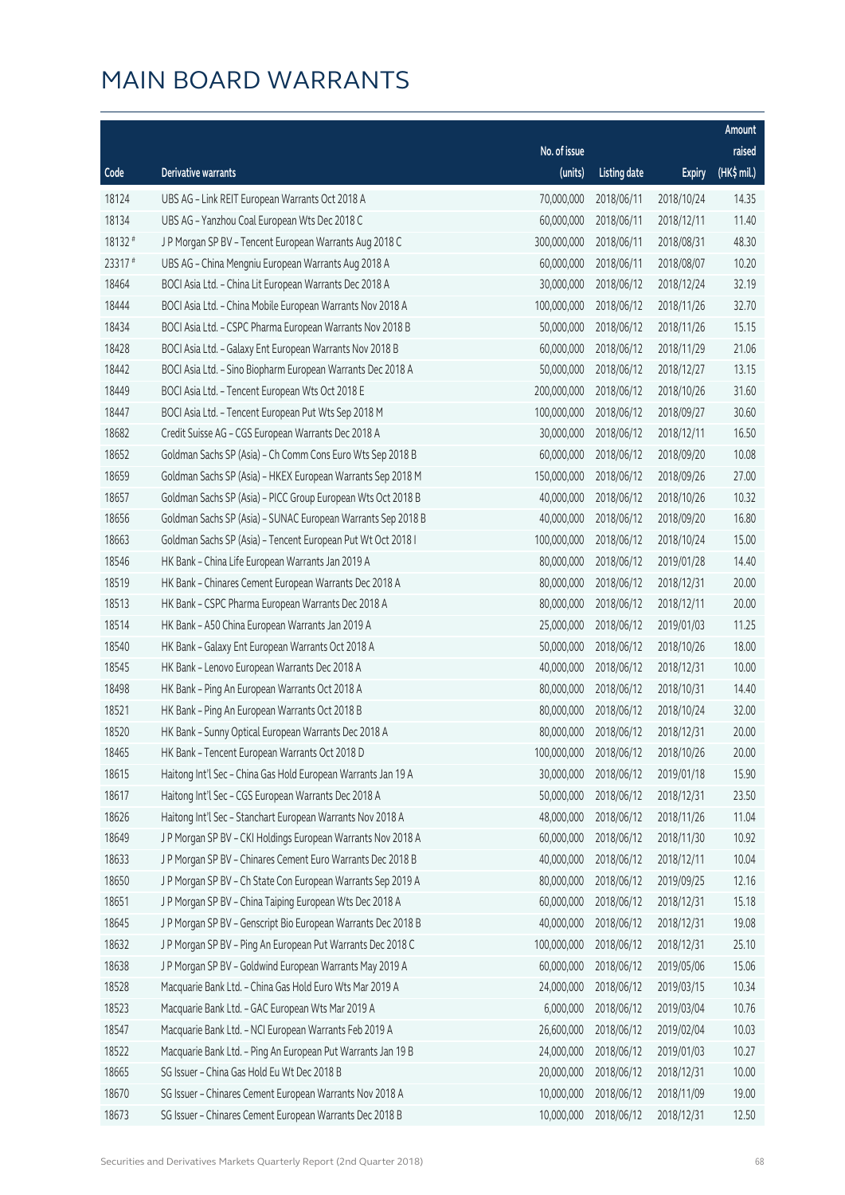# MAIN BOARD WARRANTS

| Code | Derivative warrants | No. of issue (units) | Listing date | Expiry | Amount raised (HK$ mil.) |
|---|---|---|---|---|---|
| 18124 | UBS AG - Link REIT European Warrants Oct 2018 A | 70,000,000 | 2018/06/11 | 2018/10/24 | 14.35 |
| 18134 | UBS AG - Yanzhou Coal European Wts Dec 2018 C | 60,000,000 | 2018/06/11 | 2018/12/11 | 11.40 |
| 18132 # | J P Morgan SP BV - Tencent European Warrants Aug 2018 C | 300,000,000 | 2018/06/11 | 2018/08/31 | 48.30 |
| 23317 # | UBS AG - China Mengniu European Warrants Aug 2018 A | 60,000,000 | 2018/06/11 | 2018/08/07 | 10.20 |
| 18464 | BOCI Asia Ltd. - China Lit European Warrants Dec 2018 A | 30,000,000 | 2018/06/12 | 2018/12/24 | 32.19 |
| 18444 | BOCI Asia Ltd. - China Mobile European Warrants Nov 2018 A | 100,000,000 | 2018/06/12 | 2018/11/26 | 32.70 |
| 18434 | BOCI Asia Ltd. - CSPC Pharma European Warrants Nov 2018 B | 50,000,000 | 2018/06/12 | 2018/11/26 | 15.15 |
| 18428 | BOCI Asia Ltd. - Galaxy Ent European Warrants Nov 2018 B | 60,000,000 | 2018/06/12 | 2018/11/29 | 21.06 |
| 18442 | BOCI Asia Ltd. - Sino Biopharm European Warrants Dec 2018 A | 50,000,000 | 2018/06/12 | 2018/12/27 | 13.15 |
| 18449 | BOCI Asia Ltd. - Tencent European Wts Oct 2018 E | 200,000,000 | 2018/06/12 | 2018/10/26 | 31.60 |
| 18447 | BOCI Asia Ltd. - Tencent European Put Wts Sep 2018 M | 100,000,000 | 2018/06/12 | 2018/09/27 | 30.60 |
| 18682 | Credit Suisse AG - CGS European Warrants Dec 2018 A | 30,000,000 | 2018/06/12 | 2018/12/11 | 16.50 |
| 18652 | Goldman Sachs SP (Asia) - Ch Comm Cons Euro Wts Sep 2018 B | 60,000,000 | 2018/06/12 | 2018/09/20 | 10.08 |
| 18659 | Goldman Sachs SP (Asia) - HKEX European Warrants Sep 2018 M | 150,000,000 | 2018/06/12 | 2018/09/26 | 27.00 |
| 18657 | Goldman Sachs SP (Asia) - PICC Group European Wts Oct 2018 B | 40,000,000 | 2018/06/12 | 2018/10/26 | 10.32 |
| 18656 | Goldman Sachs SP (Asia) - SUNAC European Warrants Sep 2018 B | 40,000,000 | 2018/06/12 | 2018/09/20 | 16.80 |
| 18663 | Goldman Sachs SP (Asia) - Tencent European Put Wt Oct 2018 I | 100,000,000 | 2018/06/12 | 2018/10/24 | 15.00 |
| 18546 | HK Bank - China Life European Warrants Jan 2019 A | 80,000,000 | 2018/06/12 | 2019/01/28 | 14.40 |
| 18519 | HK Bank - Chinares Cement European Warrants Dec 2018 A | 80,000,000 | 2018/06/12 | 2018/12/31 | 20.00 |
| 18513 | HK Bank - CSPC Pharma European Warrants Dec 2018 A | 80,000,000 | 2018/06/12 | 2018/12/11 | 20.00 |
| 18514 | HK Bank - A50 China European Warrants Jan 2019 A | 25,000,000 | 2018/06/12 | 2019/01/03 | 11.25 |
| 18540 | HK Bank - Galaxy Ent European Warrants Oct 2018 A | 50,000,000 | 2018/06/12 | 2018/10/26 | 18.00 |
| 18545 | HK Bank - Lenovo European Warrants Dec 2018 A | 40,000,000 | 2018/06/12 | 2018/12/31 | 10.00 |
| 18498 | HK Bank - Ping An European Warrants Oct 2018 A | 80,000,000 | 2018/06/12 | 2018/10/31 | 14.40 |
| 18521 | HK Bank - Ping An European Warrants Oct 2018 B | 80,000,000 | 2018/06/12 | 2018/10/24 | 32.00 |
| 18520 | HK Bank - Sunny Optical European Warrants Dec 2018 A | 80,000,000 | 2018/06/12 | 2018/12/31 | 20.00 |
| 18465 | HK Bank - Tencent European Warrants Oct 2018 D | 100,000,000 | 2018/06/12 | 2018/10/26 | 20.00 |
| 18615 | Haitong Int'l Sec - China Gas Hold European Warrants Jan 19 A | 30,000,000 | 2018/06/12 | 2019/01/18 | 15.90 |
| 18617 | Haitong Int'l Sec - CGS European Warrants Dec 2018 A | 50,000,000 | 2018/06/12 | 2018/12/31 | 23.50 |
| 18626 | Haitong Int'l Sec - Stanchart European Warrants Nov 2018 A | 48,000,000 | 2018/06/12 | 2018/11/26 | 11.04 |
| 18649 | J P Morgan SP BV - CKI Holdings European Warrants Nov 2018 A | 60,000,000 | 2018/06/12 | 2018/11/30 | 10.92 |
| 18633 | J P Morgan SP BV - Chinares Cement Euro Warrants Dec 2018 B | 40,000,000 | 2018/06/12 | 2018/12/11 | 10.04 |
| 18650 | J P Morgan SP BV - Ch State Con European Warrants Sep 2019 A | 80,000,000 | 2018/06/12 | 2019/09/25 | 12.16 |
| 18651 | J P Morgan SP BV - China Taiping European Wts Dec 2018 A | 60,000,000 | 2018/06/12 | 2018/12/31 | 15.18 |
| 18645 | J P Morgan SP BV - Genscript Bio European Warrants Dec 2018 B | 40,000,000 | 2018/06/12 | 2018/12/31 | 19.08 |
| 18632 | J P Morgan SP BV - Ping An European Put Warrants Dec 2018 C | 100,000,000 | 2018/06/12 | 2018/12/31 | 25.10 |
| 18638 | J P Morgan SP BV - Goldwind European Warrants May 2019 A | 60,000,000 | 2018/06/12 | 2019/05/06 | 15.06 |
| 18528 | Macquarie Bank Ltd. - China Gas Hold Euro Wts Mar 2019 A | 24,000,000 | 2018/06/12 | 2019/03/15 | 10.34 |
| 18523 | Macquarie Bank Ltd. - GAC European Wts Mar 2019 A | 6,000,000 | 2018/06/12 | 2019/03/04 | 10.76 |
| 18547 | Macquarie Bank Ltd. - NCI European Warrants Feb 2019 A | 26,600,000 | 2018/06/12 | 2019/02/04 | 10.03 |
| 18522 | Macquarie Bank Ltd. - Ping An European Put Warrants Jan 19 B | 24,000,000 | 2018/06/12 | 2019/01/03 | 10.27 |
| 18665 | SG Issuer - China Gas Hold Eu Wt Dec 2018 B | 20,000,000 | 2018/06/12 | 2018/12/31 | 10.00 |
| 18670 | SG Issuer - Chinares Cement European Warrants Nov 2018 A | 10,000,000 | 2018/06/12 | 2018/11/09 | 19.00 |
| 18673 | SG Issuer - Chinares Cement European Warrants Dec 2018 B | 10,000,000 | 2018/06/12 | 2018/12/31 | 12.50 |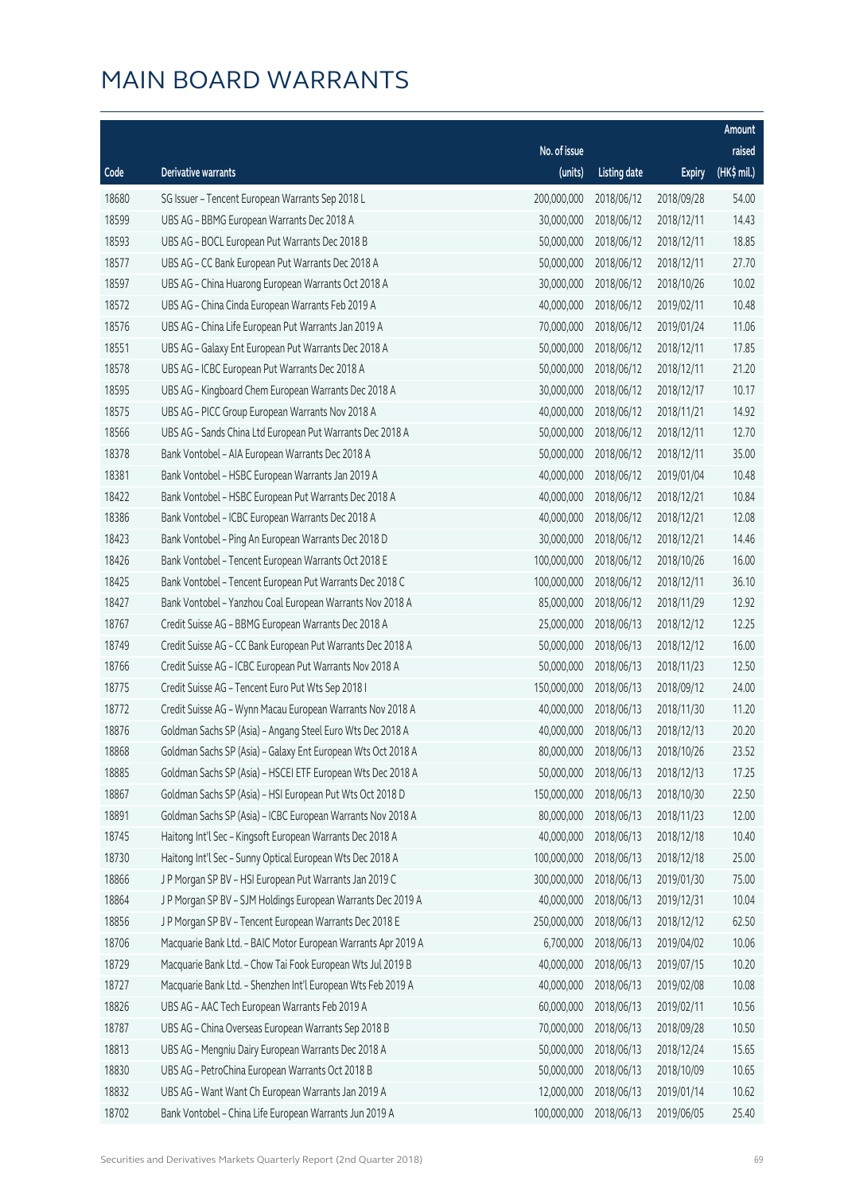# MAIN BOARD WARRANTS

| Code | Derivative warrants | No. of issue (units) | Listing date | Expiry | Amount raised (HK$ mil.) |
|---|---|---|---|---|---|
| 18680 | SG Issuer – Tencent European Warrants Sep 2018 L | 200,000,000 | 2018/06/12 | 2018/09/28 | 54.00 |
| 18599 | UBS AG – BBMG European Warrants Dec 2018 A | 30,000,000 | 2018/06/12 | 2018/12/11 | 14.43 |
| 18593 | UBS AG – BOCL European Put Warrants Dec 2018 B | 50,000,000 | 2018/06/12 | 2018/12/11 | 18.85 |
| 18577 | UBS AG – CC Bank European Put Warrants Dec 2018 A | 50,000,000 | 2018/06/12 | 2018/12/11 | 27.70 |
| 18597 | UBS AG – China Huarong European Warrants Oct 2018 A | 30,000,000 | 2018/06/12 | 2018/10/26 | 10.02 |
| 18572 | UBS AG – China Cinda European Warrants Feb 2019 A | 40,000,000 | 2018/06/12 | 2019/02/11 | 10.48 |
| 18576 | UBS AG – China Life European Put Warrants Jan 2019 A | 70,000,000 | 2018/06/12 | 2019/01/24 | 11.06 |
| 18551 | UBS AG – Galaxy Ent European Put Warrants Dec 2018 A | 50,000,000 | 2018/06/12 | 2018/12/11 | 17.85 |
| 18578 | UBS AG – ICBC European Put Warrants Dec 2018 A | 50,000,000 | 2018/06/12 | 2018/12/11 | 21.20 |
| 18595 | UBS AG – Kingboard Chem European Warrants Dec 2018 A | 30,000,000 | 2018/06/12 | 2018/12/17 | 10.17 |
| 18575 | UBS AG – PICC Group European Warrants Nov 2018 A | 40,000,000 | 2018/06/12 | 2018/11/21 | 14.92 |
| 18566 | UBS AG – Sands China Ltd European Put Warrants Dec 2018 A | 50,000,000 | 2018/06/12 | 2018/12/11 | 12.70 |
| 18378 | Bank Vontobel – AIA European Warrants Dec 2018 A | 50,000,000 | 2018/06/12 | 2018/12/11 | 35.00 |
| 18381 | Bank Vontobel – HSBC European Warrants Jan 2019 A | 40,000,000 | 2018/06/12 | 2019/01/04 | 10.48 |
| 18422 | Bank Vontobel – HSBC European Put Warrants Dec 2018 A | 40,000,000 | 2018/06/12 | 2018/12/21 | 10.84 |
| 18386 | Bank Vontobel – ICBC European Warrants Dec 2018 A | 40,000,000 | 2018/06/12 | 2018/12/21 | 12.08 |
| 18423 | Bank Vontobel – Ping An European Warrants Dec 2018 D | 30,000,000 | 2018/06/12 | 2018/12/21 | 14.46 |
| 18426 | Bank Vontobel – Tencent European Warrants Oct 2018 E | 100,000,000 | 2018/06/12 | 2018/10/26 | 16.00 |
| 18425 | Bank Vontobel – Tencent European Put Warrants Dec 2018 C | 100,000,000 | 2018/06/12 | 2018/12/11 | 36.10 |
| 18427 | Bank Vontobel – Yanzhou Coal European Warrants Nov 2018 A | 85,000,000 | 2018/06/12 | 2018/11/29 | 12.92 |
| 18767 | Credit Suisse AG – BBMG European Warrants Dec 2018 A | 25,000,000 | 2018/06/13 | 2018/12/12 | 12.25 |
| 18749 | Credit Suisse AG – CC Bank European Put Warrants Dec 2018 A | 50,000,000 | 2018/06/13 | 2018/12/12 | 16.00 |
| 18766 | Credit Suisse AG – ICBC European Put Warrants Nov 2018 A | 50,000,000 | 2018/06/13 | 2018/11/23 | 12.50 |
| 18775 | Credit Suisse AG – Tencent Euro Put Wts Sep 2018 I | 150,000,000 | 2018/06/13 | 2018/09/12 | 24.00 |
| 18772 | Credit Suisse AG – Wynn Macau European Warrants Nov 2018 A | 40,000,000 | 2018/06/13 | 2018/11/30 | 11.20 |
| 18876 | Goldman Sachs SP (Asia) – Angang Steel Euro Wts Dec 2018 A | 40,000,000 | 2018/06/13 | 2018/12/13 | 20.20 |
| 18868 | Goldman Sachs SP (Asia) – Galaxy Ent European Wts Oct 2018 A | 80,000,000 | 2018/06/13 | 2018/10/26 | 23.52 |
| 18885 | Goldman Sachs SP (Asia) – HSCEI ETF European Wts Dec 2018 A | 50,000,000 | 2018/06/13 | 2018/12/13 | 17.25 |
| 18867 | Goldman Sachs SP (Asia) – HSI European Put Wts Oct 2018 D | 150,000,000 | 2018/06/13 | 2018/10/30 | 22.50 |
| 18891 | Goldman Sachs SP (Asia) – ICBC European Warrants Nov 2018 A | 80,000,000 | 2018/06/13 | 2018/11/23 | 12.00 |
| 18745 | Haitong Int'l Sec – Kingsoft European Warrants Dec 2018 A | 40,000,000 | 2018/06/13 | 2018/12/18 | 10.40 |
| 18730 | Haitong Int'l Sec – Sunny Optical European Wts Dec 2018 A | 100,000,000 | 2018/06/13 | 2018/12/18 | 25.00 |
| 18866 | J P Morgan SP BV – HSI European Put Warrants Jan 2019 C | 300,000,000 | 2018/06/13 | 2019/01/30 | 75.00 |
| 18864 | J P Morgan SP BV – SJM Holdings European Warrants Dec 2019 A | 40,000,000 | 2018/06/13 | 2019/12/31 | 10.04 |
| 18856 | J P Morgan SP BV – Tencent European Warrants Dec 2018 E | 250,000,000 | 2018/06/13 | 2018/12/12 | 62.50 |
| 18706 | Macquarie Bank Ltd. – BAIC Motor European Warrants Apr 2019 A | 6,700,000 | 2018/06/13 | 2019/04/02 | 10.06 |
| 18729 | Macquarie Bank Ltd. – Chow Tai Fook European Wts Jul 2019 B | 40,000,000 | 2018/06/13 | 2019/07/15 | 10.20 |
| 18727 | Macquarie Bank Ltd. – Shenzhen Int'l European Wts Feb 2019 A | 40,000,000 | 2018/06/13 | 2019/02/08 | 10.08 |
| 18826 | UBS AG – AAC Tech European Warrants Feb 2019 A | 60,000,000 | 2018/06/13 | 2019/02/11 | 10.56 |
| 18787 | UBS AG – China Overseas European Warrants Sep 2018 B | 70,000,000 | 2018/06/13 | 2018/09/28 | 10.50 |
| 18813 | UBS AG – Mengniu Dairy European Warrants Dec 2018 A | 50,000,000 | 2018/06/13 | 2018/12/24 | 15.65 |
| 18830 | UBS AG – PetroChina European Warrants Oct 2018 B | 50,000,000 | 2018/06/13 | 2018/10/09 | 10.65 |
| 18832 | UBS AG – Want Want Ch European Warrants Jan 2019 A | 12,000,000 | 2018/06/13 | 2019/01/14 | 10.62 |
| 18702 | Bank Vontobel – China Life European Warrants Jun 2019 A | 100,000,000 | 2018/06/13 | 2019/06/05 | 25.40 |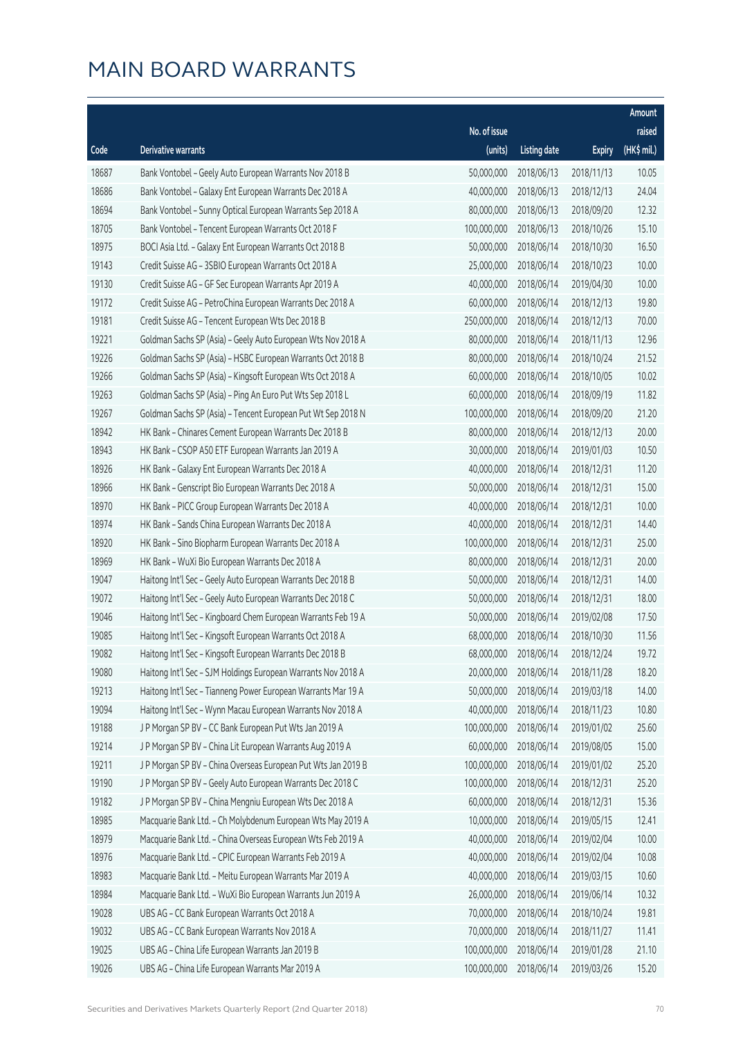# MAIN BOARD WARRANTS

| Code | Derivative warrants | No. of issue (units) | Listing date | Expiry | Amount raised (HK$ mil.) |
|---|---|---|---|---|---|
| 18687 | Bank Vontobel - Geely Auto European Warrants Nov 2018 B | 50,000,000 | 2018/06/13 | 2018/11/13 | 10.05 |
| 18686 | Bank Vontobel - Galaxy Ent European Warrants Dec 2018 A | 40,000,000 | 2018/06/13 | 2018/12/13 | 24.04 |
| 18694 | Bank Vontobel - Sunny Optical European Warrants Sep 2018 A | 80,000,000 | 2018/06/13 | 2018/09/20 | 12.32 |
| 18705 | Bank Vontobel - Tencent European Warrants Oct 2018 F | 100,000,000 | 2018/06/13 | 2018/10/26 | 15.10 |
| 18975 | BOCI Asia Ltd. - Galaxy Ent European Warrants Oct 2018 B | 50,000,000 | 2018/06/14 | 2018/10/30 | 16.50 |
| 19143 | Credit Suisse AG - 3SBIO European Warrants Oct 2018 A | 25,000,000 | 2018/06/14 | 2018/10/23 | 10.00 |
| 19130 | Credit Suisse AG - GF Sec European Warrants Apr 2019 A | 40,000,000 | 2018/06/14 | 2019/04/30 | 10.00 |
| 19172 | Credit Suisse AG - PetroChina European Warrants Dec 2018 A | 60,000,000 | 2018/06/14 | 2018/12/13 | 19.80 |
| 19181 | Credit Suisse AG - Tencent European Wts Dec 2018 B | 250,000,000 | 2018/06/14 | 2018/12/13 | 70.00 |
| 19221 | Goldman Sachs SP (Asia) - Geely Auto European Wts Nov 2018 A | 80,000,000 | 2018/06/14 | 2018/11/13 | 12.96 |
| 19226 | Goldman Sachs SP (Asia) - HSBC European Warrants Oct 2018 B | 80,000,000 | 2018/06/14 | 2018/10/24 | 21.52 |
| 19266 | Goldman Sachs SP (Asia) - Kingsoft European Wts Oct 2018 A | 60,000,000 | 2018/06/14 | 2018/10/05 | 10.02 |
| 19263 | Goldman Sachs SP (Asia) - Ping An Euro Put Wts Sep 2018 L | 60,000,000 | 2018/06/14 | 2018/09/19 | 11.82 |
| 19267 | Goldman Sachs SP (Asia) - Tencent European Put Wt Sep 2018 N | 100,000,000 | 2018/06/14 | 2018/09/20 | 21.20 |
| 18942 | HK Bank - Chinares Cement European Warrants Dec 2018 B | 80,000,000 | 2018/06/14 | 2018/12/13 | 20.00 |
| 18943 | HK Bank - CSOP A50 ETF European Warrants Jan 2019 A | 30,000,000 | 2018/06/14 | 2019/01/03 | 10.50 |
| 18926 | HK Bank - Galaxy Ent European Warrants Dec 2018 A | 40,000,000 | 2018/06/14 | 2018/12/31 | 11.20 |
| 18966 | HK Bank - Genscript Bio European Warrants Dec 2018 A | 50,000,000 | 2018/06/14 | 2018/12/31 | 15.00 |
| 18970 | HK Bank - PICC Group European Warrants Dec 2018 A | 40,000,000 | 2018/06/14 | 2018/12/31 | 10.00 |
| 18974 | HK Bank - Sands China European Warrants Dec 2018 A | 40,000,000 | 2018/06/14 | 2018/12/31 | 14.40 |
| 18920 | HK Bank - Sino Biopharm European Warrants Dec 2018 A | 100,000,000 | 2018/06/14 | 2018/12/31 | 25.00 |
| 18969 | HK Bank - WuXi Bio European Warrants Dec 2018 A | 80,000,000 | 2018/06/14 | 2018/12/31 | 20.00 |
| 19047 | Haitong Int'l Sec - Geely Auto European Warrants Dec 2018 B | 50,000,000 | 2018/06/14 | 2018/12/31 | 14.00 |
| 19072 | Haitong Int'l Sec - Geely Auto European Warrants Dec 2018 C | 50,000,000 | 2018/06/14 | 2018/12/31 | 18.00 |
| 19046 | Haitong Int'l Sec - Kingboard Chem European Warrants Feb 19 A | 50,000,000 | 2018/06/14 | 2019/02/08 | 17.50 |
| 19085 | Haitong Int'l Sec - Kingsoft European Warrants Oct 2018 A | 68,000,000 | 2018/06/14 | 2018/10/30 | 11.56 |
| 19082 | Haitong Int'l Sec - Kingsoft European Warrants Dec 2018 B | 68,000,000 | 2018/06/14 | 2018/12/24 | 19.72 |
| 19080 | Haitong Int'l Sec - SJM Holdings European Warrants Nov 2018 A | 20,000,000 | 2018/06/14 | 2018/11/28 | 18.20 |
| 19213 | Haitong Int'l Sec - Tianneng Power European Warrants Mar 19 A | 50,000,000 | 2018/06/14 | 2019/03/18 | 14.00 |
| 19094 | Haitong Int'l Sec - Wynn Macau European Warrants Nov 2018 A | 40,000,000 | 2018/06/14 | 2018/11/23 | 10.80 |
| 19188 | J P Morgan SP BV - CC Bank European Put Wts Jan 2019 A | 100,000,000 | 2018/06/14 | 2019/01/02 | 25.60 |
| 19214 | J P Morgan SP BV - China Lit European Warrants Aug 2019 A | 60,000,000 | 2018/06/14 | 2019/08/05 | 15.00 |
| 19211 | J P Morgan SP BV - China Overseas European Put Wts Jan 2019 B | 100,000,000 | 2018/06/14 | 2019/01/02 | 25.20 |
| 19190 | J P Morgan SP BV - Geely Auto European Warrants Dec 2018 C | 100,000,000 | 2018/06/14 | 2018/12/31 | 25.20 |
| 19182 | J P Morgan SP BV - China Mengniu European Wts Dec 2018 A | 60,000,000 | 2018/06/14 | 2018/12/31 | 15.36 |
| 18985 | Macquarie Bank Ltd. - Ch Molybdenum European Wts May 2019 A | 10,000,000 | 2018/06/14 | 2019/05/15 | 12.41 |
| 18979 | Macquarie Bank Ltd. - China Overseas European Wts Feb 2019 A | 40,000,000 | 2018/06/14 | 2019/02/04 | 10.00 |
| 18976 | Macquarie Bank Ltd. - CPIC European Warrants Feb 2019 A | 40,000,000 | 2018/06/14 | 2019/02/04 | 10.08 |
| 18983 | Macquarie Bank Ltd. - Meitu European Warrants Mar 2019 A | 40,000,000 | 2018/06/14 | 2019/03/15 | 10.60 |
| 18984 | Macquarie Bank Ltd. - WuXi Bio European Warrants Jun 2019 A | 26,000,000 | 2018/06/14 | 2019/06/14 | 10.32 |
| 19028 | UBS AG - CC Bank European Warrants Oct 2018 A | 70,000,000 | 2018/06/14 | 2018/10/24 | 19.81 |
| 19032 | UBS AG - CC Bank European Warrants Nov 2018 A | 70,000,000 | 2018/06/14 | 2018/11/27 | 11.41 |
| 19025 | UBS AG - China Life European Warrants Jan 2019 B | 100,000,000 | 2018/06/14 | 2019/01/28 | 21.10 |
| 19026 | UBS AG - China Life European Warrants Mar 2019 A | 100,000,000 | 2018/06/14 | 2019/03/26 | 15.20 |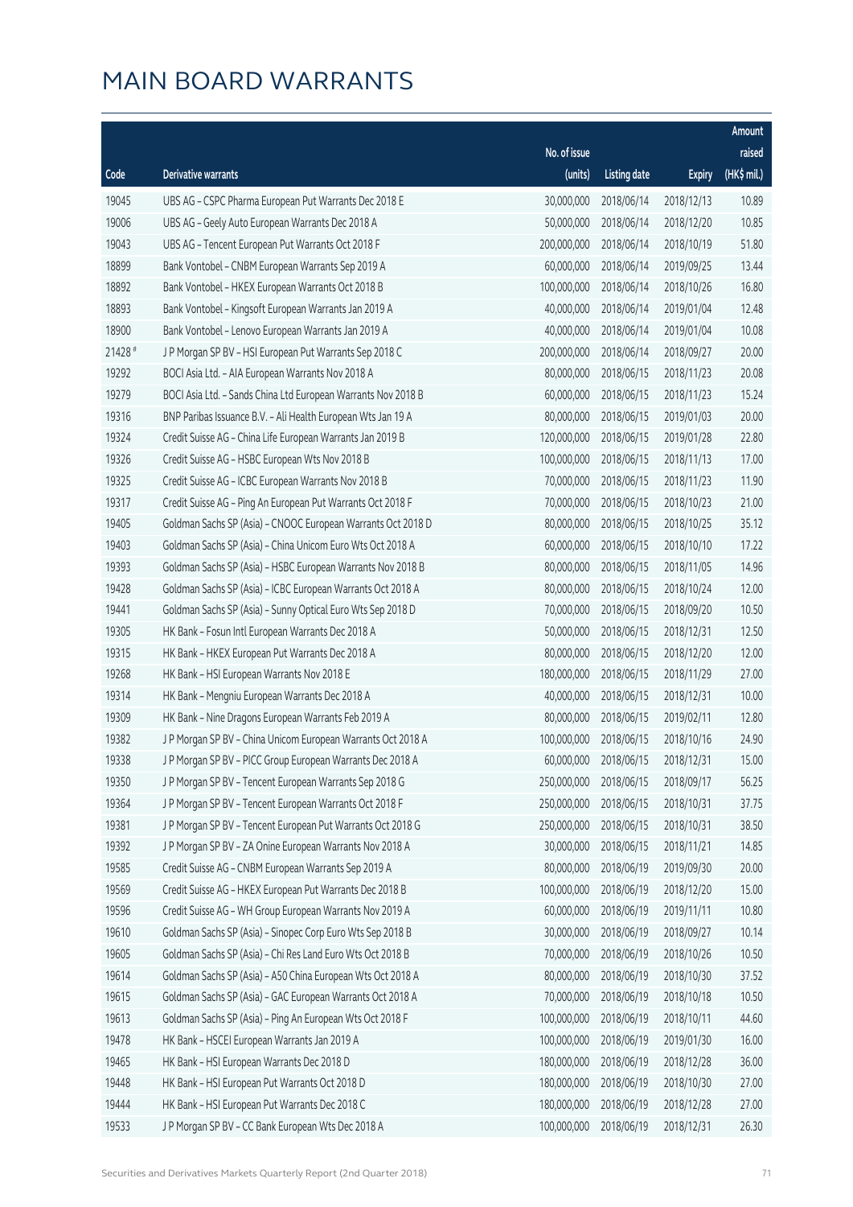# MAIN BOARD WARRANTS

| Code | Derivative warrants | No. of issue (units) | Listing date | Expiry | Amount raised (HK$ mil.) |
|---|---|---|---|---|---|
| 19045 | UBS AG - CSPC Pharma European Put Warrants Dec 2018 E | 30,000,000 | 2018/06/14 | 2018/12/13 | 10.89 |
| 19006 | UBS AG - Geely Auto European Warrants Dec 2018 A | 50,000,000 | 2018/06/14 | 2018/12/20 | 10.85 |
| 19043 | UBS AG - Tencent European Put Warrants Oct 2018 F | 200,000,000 | 2018/06/14 | 2018/10/19 | 51.80 |
| 18899 | Bank Vontobel - CNBM European Warrants Sep 2019 A | 60,000,000 | 2018/06/14 | 2019/09/25 | 13.44 |
| 18892 | Bank Vontobel - HKEX European Warrants Oct 2018 B | 100,000,000 | 2018/06/14 | 2018/10/26 | 16.80 |
| 18893 | Bank Vontobel - Kingsoft European Warrants Jan 2019 A | 40,000,000 | 2018/06/14 | 2019/01/04 | 12.48 |
| 18900 | Bank Vontobel - Lenovo European Warrants Jan 2019 A | 40,000,000 | 2018/06/14 | 2019/01/04 | 10.08 |
| 21428 # | J P Morgan SP BV - HSI European Put Warrants Sep 2018 C | 200,000,000 | 2018/06/14 | 2018/09/27 | 20.00 |
| 19292 | BOCI Asia Ltd. - AIA European Warrants Nov 2018 A | 80,000,000 | 2018/06/15 | 2018/11/23 | 20.08 |
| 19279 | BOCI Asia Ltd. - Sands China Ltd European Warrants Nov 2018 B | 60,000,000 | 2018/06/15 | 2018/11/23 | 15.24 |
| 19316 | BNP Paribas Issuance B.V. - Ali Health European Wts Jan 19 A | 80,000,000 | 2018/06/15 | 2019/01/03 | 20.00 |
| 19324 | Credit Suisse AG - China Life European Warrants Jan 2019 B | 120,000,000 | 2018/06/15 | 2019/01/28 | 22.80 |
| 19326 | Credit Suisse AG - HSBC European Wts Nov 2018 B | 100,000,000 | 2018/06/15 | 2018/11/13 | 17.00 |
| 19325 | Credit Suisse AG - ICBC European Warrants Nov 2018 B | 70,000,000 | 2018/06/15 | 2018/11/23 | 11.90 |
| 19317 | Credit Suisse AG - Ping An European Put Warrants Oct 2018 F | 70,000,000 | 2018/06/15 | 2018/10/23 | 21.00 |
| 19405 | Goldman Sachs SP (Asia) - CNOOC European Warrants Oct 2018 D | 80,000,000 | 2018/06/15 | 2018/10/25 | 35.12 |
| 19403 | Goldman Sachs SP (Asia) - China Unicom Euro Wts Oct 2018 A | 60,000,000 | 2018/06/15 | 2018/10/10 | 17.22 |
| 19393 | Goldman Sachs SP (Asia) - HSBC European Warrants Nov 2018 B | 80,000,000 | 2018/06/15 | 2018/11/05 | 14.96 |
| 19428 | Goldman Sachs SP (Asia) - ICBC European Warrants Oct 2018 A | 80,000,000 | 2018/06/15 | 2018/10/24 | 12.00 |
| 19441 | Goldman Sachs SP (Asia) - Sunny Optical Euro Wts Sep 2018 D | 70,000,000 | 2018/06/15 | 2018/09/20 | 10.50 |
| 19305 | HK Bank - Fosun Intl European Warrants Dec 2018 A | 50,000,000 | 2018/06/15 | 2018/12/31 | 12.50 |
| 19315 | HK Bank - HKEX European Put Warrants Dec 2018 A | 80,000,000 | 2018/06/15 | 2018/12/20 | 12.00 |
| 19268 | HK Bank - HSI European Warrants Nov 2018 E | 180,000,000 | 2018/06/15 | 2018/11/29 | 27.00 |
| 19314 | HK Bank - Mengniu European Warrants Dec 2018 A | 40,000,000 | 2018/06/15 | 2018/12/31 | 10.00 |
| 19309 | HK Bank - Nine Dragons European Warrants Feb 2019 A | 80,000,000 | 2018/06/15 | 2019/02/11 | 12.80 |
| 19382 | J P Morgan SP BV - China Unicom European Warrants Oct 2018 A | 100,000,000 | 2018/06/15 | 2018/10/16 | 24.90 |
| 19338 | J P Morgan SP BV - PICC Group European Warrants Dec 2018 A | 60,000,000 | 2018/06/15 | 2018/12/31 | 15.00 |
| 19350 | J P Morgan SP BV - Tencent European Warrants Sep 2018 G | 250,000,000 | 2018/06/15 | 2018/09/17 | 56.25 |
| 19364 | J P Morgan SP BV - Tencent European Warrants Oct 2018 F | 250,000,000 | 2018/06/15 | 2018/10/31 | 37.75 |
| 19381 | J P Morgan SP BV - Tencent European Put Warrants Oct 2018 G | 250,000,000 | 2018/06/15 | 2018/10/31 | 38.50 |
| 19392 | J P Morgan SP BV - ZA Onine European Warrants Nov 2018 A | 30,000,000 | 2018/06/15 | 2018/11/21 | 14.85 |
| 19585 | Credit Suisse AG - CNBM European Warrants Sep 2019 A | 80,000,000 | 2018/06/19 | 2019/09/30 | 20.00 |
| 19569 | Credit Suisse AG - HKEX European Put Warrants Dec 2018 B | 100,000,000 | 2018/06/19 | 2018/12/20 | 15.00 |
| 19596 | Credit Suisse AG - WH Group European Warrants Nov 2019 A | 60,000,000 | 2018/06/19 | 2019/11/11 | 10.80 |
| 19610 | Goldman Sachs SP (Asia) - Sinopec Corp Euro Wts Sep 2018 B | 30,000,000 | 2018/06/19 | 2018/09/27 | 10.14 |
| 19605 | Goldman Sachs SP (Asia) - Chi Res Land Euro Wts Oct 2018 B | 70,000,000 | 2018/06/19 | 2018/10/26 | 10.50 |
| 19614 | Goldman Sachs SP (Asia) - A50 China European Wts Oct 2018 A | 80,000,000 | 2018/06/19 | 2018/10/30 | 37.52 |
| 19615 | Goldman Sachs SP (Asia) - GAC European Warrants Oct 2018 A | 70,000,000 | 2018/06/19 | 2018/10/18 | 10.50 |
| 19613 | Goldman Sachs SP (Asia) - Ping An European Wts Oct 2018 F | 100,000,000 | 2018/06/19 | 2018/10/11 | 44.60 |
| 19478 | HK Bank - HSCEI European Warrants Jan 2019 A | 100,000,000 | 2018/06/19 | 2019/01/30 | 16.00 |
| 19465 | HK Bank - HSI European Warrants Dec 2018 D | 180,000,000 | 2018/06/19 | 2018/12/28 | 36.00 |
| 19448 | HK Bank - HSI European Put Warrants Oct 2018 D | 180,000,000 | 2018/06/19 | 2018/10/30 | 27.00 |
| 19444 | HK Bank - HSI European Put Warrants Dec 2018 C | 180,000,000 | 2018/06/19 | 2018/12/28 | 27.00 |
| 19533 | J P Morgan SP BV - CC Bank European Wts Dec 2018 A | 100,000,000 | 2018/06/19 | 2018/12/31 | 26.30 |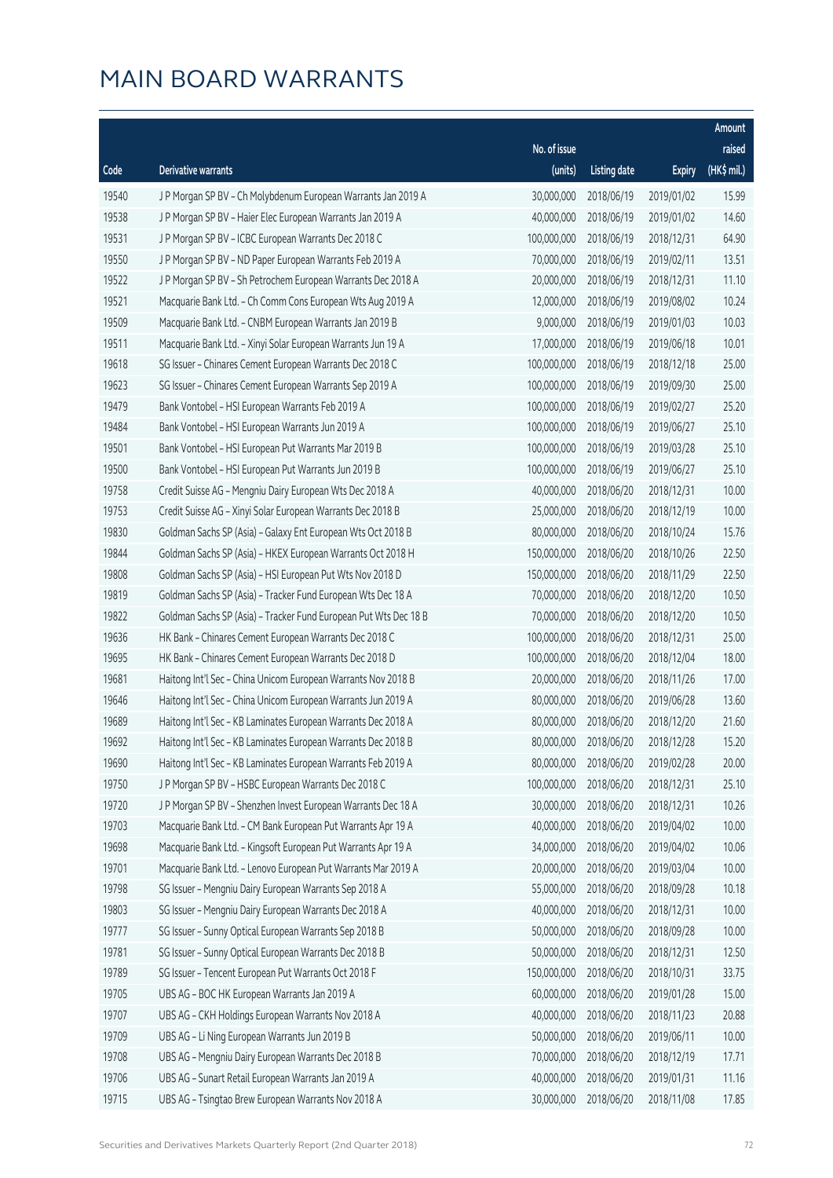# MAIN BOARD WARRANTS

| Code | Derivative warrants | No. of issue (units) | Listing date | Expiry | Amount raised (HK$ mil.) |
|---|---|---|---|---|---|
| 19540 | J P Morgan SP BV - Ch Molybdenum European Warrants Jan 2019 A | 30,000,000 | 2018/06/19 | 2019/01/02 | 15.99 |
| 19538 | J P Morgan SP BV - Haier Elec European Warrants Jan 2019 A | 40,000,000 | 2018/06/19 | 2019/01/02 | 14.60 |
| 19531 | J P Morgan SP BV - ICBC European Warrants Dec 2018 C | 100,000,000 | 2018/06/19 | 2018/12/31 | 64.90 |
| 19550 | J P Morgan SP BV - ND Paper European Warrants Feb 2019 A | 70,000,000 | 2018/06/19 | 2019/02/11 | 13.51 |
| 19522 | J P Morgan SP BV - Sh Petrochem European Warrants Dec 2018 A | 20,000,000 | 2018/06/19 | 2018/12/31 | 11.10 |
| 19521 | Macquarie Bank Ltd. - Ch Comm Cons European Wts Aug 2019 A | 12,000,000 | 2018/06/19 | 2019/08/02 | 10.24 |
| 19509 | Macquarie Bank Ltd. - CNBM European Warrants Jan 2019 B | 9,000,000 | 2018/06/19 | 2019/01/03 | 10.03 |
| 19511 | Macquarie Bank Ltd. - Xinyi Solar European Warrants Jun 19 A | 17,000,000 | 2018/06/19 | 2019/06/18 | 10.01 |
| 19618 | SG Issuer - Chinares Cement European Warrants Dec 2018 C | 100,000,000 | 2018/06/19 | 2018/12/18 | 25.00 |
| 19623 | SG Issuer - Chinares Cement European Warrants Sep 2019 A | 100,000,000 | 2018/06/19 | 2019/09/30 | 25.00 |
| 19479 | Bank Vontobel - HSI European Warrants Feb 2019 A | 100,000,000 | 2018/06/19 | 2019/02/27 | 25.20 |
| 19484 | Bank Vontobel - HSI European Warrants Jun 2019 A | 100,000,000 | 2018/06/19 | 2019/06/27 | 25.10 |
| 19501 | Bank Vontobel - HSI European Put Warrants Mar 2019 B | 100,000,000 | 2018/06/19 | 2019/03/28 | 25.10 |
| 19500 | Bank Vontobel - HSI European Put Warrants Jun 2019 B | 100,000,000 | 2018/06/19 | 2019/06/27 | 25.10 |
| 19758 | Credit Suisse AG - Mengniu Dairy European Wts Dec 2018 A | 40,000,000 | 2018/06/20 | 2018/12/31 | 10.00 |
| 19753 | Credit Suisse AG - Xinyi Solar European Warrants Dec 2018 B | 25,000,000 | 2018/06/20 | 2018/12/19 | 10.00 |
| 19830 | Goldman Sachs SP (Asia) - Galaxy Ent European Wts Oct 2018 B | 80,000,000 | 2018/06/20 | 2018/10/24 | 15.76 |
| 19844 | Goldman Sachs SP (Asia) - HKEX European Warrants Oct 2018 H | 150,000,000 | 2018/06/20 | 2018/10/26 | 22.50 |
| 19808 | Goldman Sachs SP (Asia) - HSI European Put Wts Nov 2018 D | 150,000,000 | 2018/06/20 | 2018/11/29 | 22.50 |
| 19819 | Goldman Sachs SP (Asia) - Tracker Fund European Wts Dec 18 A | 70,000,000 | 2018/06/20 | 2018/12/20 | 10.50 |
| 19822 | Goldman Sachs SP (Asia) - Tracker Fund European Put Wts Dec 18 B | 70,000,000 | 2018/06/20 | 2018/12/20 | 10.50 |
| 19636 | HK Bank - Chinares Cement European Warrants Dec 2018 C | 100,000,000 | 2018/06/20 | 2018/12/31 | 25.00 |
| 19695 | HK Bank - Chinares Cement European Warrants Dec 2018 D | 100,000,000 | 2018/06/20 | 2018/12/04 | 18.00 |
| 19681 | Haitong Int'l Sec - China Unicom European Warrants Nov 2018 B | 20,000,000 | 2018/06/20 | 2018/11/26 | 17.00 |
| 19646 | Haitong Int'l Sec - China Unicom European Warrants Jun 2019 A | 80,000,000 | 2018/06/20 | 2019/06/28 | 13.60 |
| 19689 | Haitong Int'l Sec - KB Laminates European Warrants Dec 2018 A | 80,000,000 | 2018/06/20 | 2018/12/20 | 21.60 |
| 19692 | Haitong Int'l Sec - KB Laminates European Warrants Dec 2018 B | 80,000,000 | 2018/06/20 | 2018/12/28 | 15.20 |
| 19690 | Haitong Int'l Sec - KB Laminates European Warrants Feb 2019 A | 80,000,000 | 2018/06/20 | 2019/02/28 | 20.00 |
| 19750 | J P Morgan SP BV - HSBC European Warrants Dec 2018 C | 100,000,000 | 2018/06/20 | 2018/12/31 | 25.10 |
| 19720 | J P Morgan SP BV - Shenzhen Invest European Warrants Dec 18 A | 30,000,000 | 2018/06/20 | 2018/12/31 | 10.26 |
| 19703 | Macquarie Bank Ltd. - CM Bank European Put Warrants Apr 19 A | 40,000,000 | 2018/06/20 | 2019/04/02 | 10.00 |
| 19698 | Macquarie Bank Ltd. - Kingsoft European Put Warrants Apr 19 A | 34,000,000 | 2018/06/20 | 2019/04/02 | 10.06 |
| 19701 | Macquarie Bank Ltd. - Lenovo European Put Warrants Mar 2019 A | 20,000,000 | 2018/06/20 | 2019/03/04 | 10.00 |
| 19798 | SG Issuer - Mengniu Dairy European Warrants Sep 2018 A | 55,000,000 | 2018/06/20 | 2018/09/28 | 10.18 |
| 19803 | SG Issuer - Mengniu Dairy European Warrants Dec 2018 A | 40,000,000 | 2018/06/20 | 2018/12/31 | 10.00 |
| 19777 | SG Issuer - Sunny Optical European Warrants Sep 2018 B | 50,000,000 | 2018/06/20 | 2018/09/28 | 10.00 |
| 19781 | SG Issuer - Sunny Optical European Warrants Dec 2018 B | 50,000,000 | 2018/06/20 | 2018/12/31 | 12.50 |
| 19789 | SG Issuer - Tencent European Put Warrants Oct 2018 F | 150,000,000 | 2018/06/20 | 2018/10/31 | 33.75 |
| 19705 | UBS AG - BOC HK European Warrants Jan 2019 A | 60,000,000 | 2018/06/20 | 2019/01/28 | 15.00 |
| 19707 | UBS AG - CKH Holdings European Warrants Nov 2018 A | 40,000,000 | 2018/06/20 | 2018/11/23 | 20.88 |
| 19709 | UBS AG - Li Ning European Warrants Jun 2019 B | 50,000,000 | 2018/06/20 | 2019/06/11 | 10.00 |
| 19708 | UBS AG - Mengniu Dairy European Warrants Dec 2018 B | 70,000,000 | 2018/06/20 | 2018/12/19 | 17.71 |
| 19706 | UBS AG - Sunart Retail European Warrants Jan 2019 A | 40,000,000 | 2018/06/20 | 2019/01/31 | 11.16 |
| 19715 | UBS AG - Tsingtao Brew European Warrants Nov 2018 A | 30,000,000 | 2018/06/20 | 2018/11/08 | 17.85 |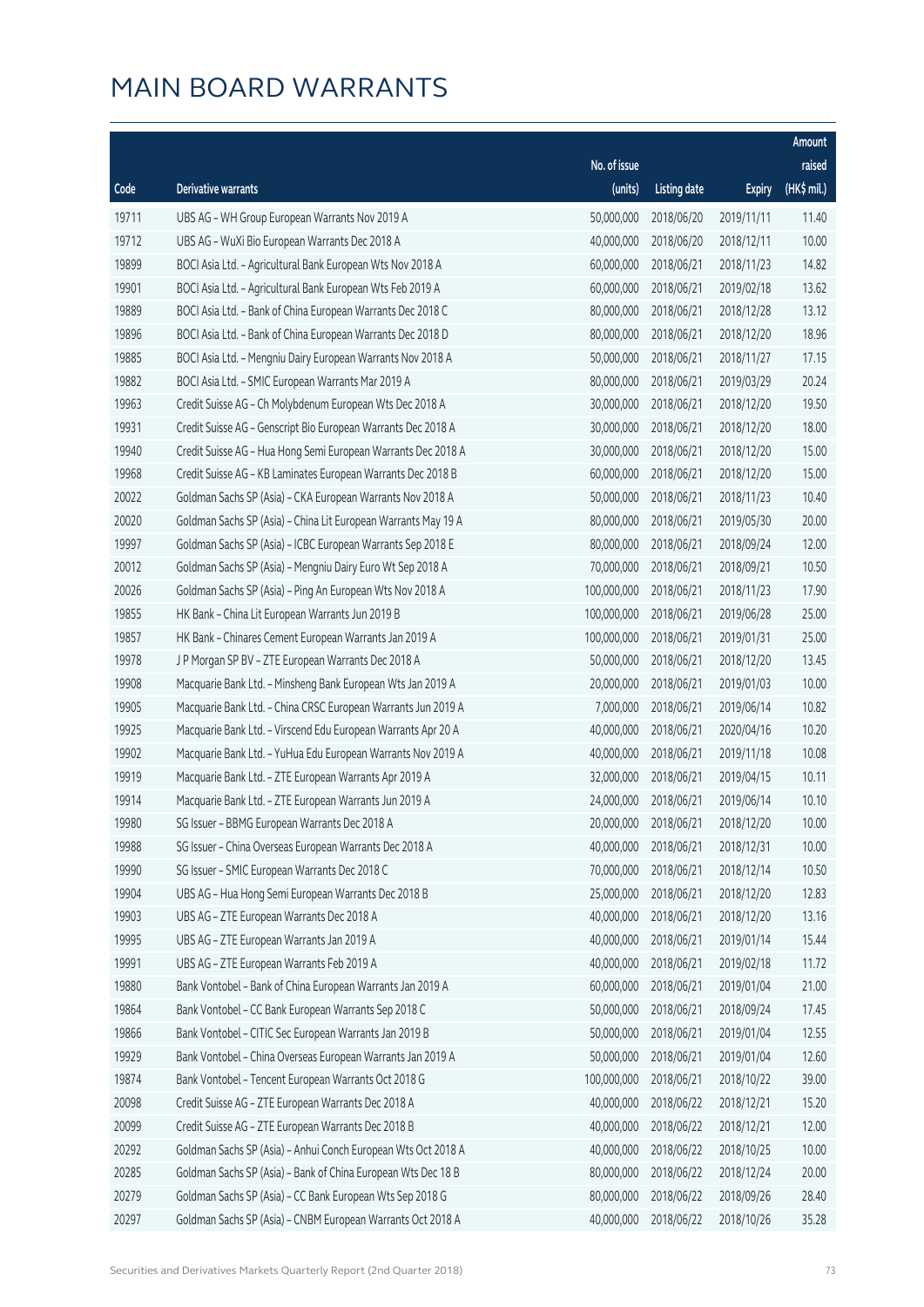# MAIN BOARD WARRANTS

| Code | Derivative warrants | No. of issue (units) | Listing date | Expiry | Amount raised (HK$ mil.) |
|---|---|---|---|---|---|
| 19711 | UBS AG – WH Group European Warrants Nov 2019 A | 50,000,000 | 2018/06/20 | 2019/11/11 | 11.40 |
| 19712 | UBS AG – WuXi Bio European Warrants Dec 2018 A | 40,000,000 | 2018/06/20 | 2018/12/11 | 10.00 |
| 19899 | BOCI Asia Ltd. – Agricultural Bank European Wts Nov 2018 A | 60,000,000 | 2018/06/21 | 2018/11/23 | 14.82 |
| 19901 | BOCI Asia Ltd. – Agricultural Bank European Wts Feb 2019 A | 60,000,000 | 2018/06/21 | 2019/02/18 | 13.62 |
| 19889 | BOCI Asia Ltd. – Bank of China European Warrants Dec 2018 C | 80,000,000 | 2018/06/21 | 2018/12/28 | 13.12 |
| 19896 | BOCI Asia Ltd. – Bank of China European Warrants Dec 2018 D | 80,000,000 | 2018/06/21 | 2018/12/20 | 18.96 |
| 19885 | BOCI Asia Ltd. – Mengniu Dairy European Warrants Nov 2018 A | 50,000,000 | 2018/06/21 | 2018/11/27 | 17.15 |
| 19882 | BOCI Asia Ltd. – SMIC European Warrants Mar 2019 A | 80,000,000 | 2018/06/21 | 2019/03/29 | 20.24 |
| 19963 | Credit Suisse AG – Ch Molybdenum European Wts Dec 2018 A | 30,000,000 | 2018/06/21 | 2018/12/20 | 19.50 |
| 19931 | Credit Suisse AG – Genscript Bio European Warrants Dec 2018 A | 30,000,000 | 2018/06/21 | 2018/12/20 | 18.00 |
| 19940 | Credit Suisse AG – Hua Hong Semi European Warrants Dec 2018 A | 30,000,000 | 2018/06/21 | 2018/12/20 | 15.00 |
| 19968 | Credit Suisse AG – KB Laminates European Warrants Dec 2018 B | 60,000,000 | 2018/06/21 | 2018/12/20 | 15.00 |
| 20022 | Goldman Sachs SP (Asia) – CKA European Warrants Nov 2018 A | 50,000,000 | 2018/06/21 | 2018/11/23 | 10.40 |
| 20020 | Goldman Sachs SP (Asia) – China Lit European Warrants May 19 A | 80,000,000 | 2018/06/21 | 2019/05/30 | 20.00 |
| 19997 | Goldman Sachs SP (Asia) – ICBC European Warrants Sep 2018 E | 80,000,000 | 2018/06/21 | 2018/09/24 | 12.00 |
| 20012 | Goldman Sachs SP (Asia) – Mengniu Dairy Euro Wt Sep 2018 A | 70,000,000 | 2018/06/21 | 2018/09/21 | 10.50 |
| 20026 | Goldman Sachs SP (Asia) – Ping An European Wts Nov 2018 A | 100,000,000 | 2018/06/21 | 2018/11/23 | 17.90 |
| 19855 | HK Bank – China Lit European Warrants Jun 2019 B | 100,000,000 | 2018/06/21 | 2019/06/28 | 25.00 |
| 19857 | HK Bank – Chinares Cement European Warrants Jan 2019 A | 100,000,000 | 2018/06/21 | 2019/01/31 | 25.00 |
| 19978 | J P Morgan SP BV – ZTE European Warrants Dec 2018 A | 50,000,000 | 2018/06/21 | 2018/12/20 | 13.45 |
| 19908 | Macquarie Bank Ltd. – Minsheng Bank European Wts Jan 2019 A | 20,000,000 | 2018/06/21 | 2019/01/03 | 10.00 |
| 19905 | Macquarie Bank Ltd. – China CRSC European Warrants Jun 2019 A | 7,000,000 | 2018/06/21 | 2019/06/14 | 10.82 |
| 19925 | Macquarie Bank Ltd. – Virscend Edu European Warrants Apr 20 A | 40,000,000 | 2018/06/21 | 2020/04/16 | 10.20 |
| 19902 | Macquarie Bank Ltd. – YuHua Edu European Warrants Nov 2019 A | 40,000,000 | 2018/06/21 | 2019/11/18 | 10.08 |
| 19919 | Macquarie Bank Ltd. – ZTE European Warrants Apr 2019 A | 32,000,000 | 2018/06/21 | 2019/04/15 | 10.11 |
| 19914 | Macquarie Bank Ltd. – ZTE European Warrants Jun 2019 A | 24,000,000 | 2018/06/21 | 2019/06/14 | 10.10 |
| 19980 | SG Issuer – BBMG European Warrants Dec 2018 A | 20,000,000 | 2018/06/21 | 2018/12/20 | 10.00 |
| 19988 | SG Issuer – China Overseas European Warrants Dec 2018 A | 40,000,000 | 2018/06/21 | 2018/12/31 | 10.00 |
| 19990 | SG Issuer – SMIC European Warrants Dec 2018 C | 70,000,000 | 2018/06/21 | 2018/12/14 | 10.50 |
| 19904 | UBS AG – Hua Hong Semi European Warrants Dec 2018 B | 25,000,000 | 2018/06/21 | 2018/12/20 | 12.83 |
| 19903 | UBS AG – ZTE European Warrants Dec 2018 A | 40,000,000 | 2018/06/21 | 2018/12/20 | 13.16 |
| 19995 | UBS AG – ZTE European Warrants Jan 2019 A | 40,000,000 | 2018/06/21 | 2019/01/14 | 15.44 |
| 19991 | UBS AG – ZTE European Warrants Feb 2019 A | 40,000,000 | 2018/06/21 | 2019/02/18 | 11.72 |
| 19880 | Bank Vontobel – Bank of China European Warrants Jan 2019 A | 60,000,000 | 2018/06/21 | 2019/01/04 | 21.00 |
| 19864 | Bank Vontobel – CC Bank European Warrants Sep 2018 C | 50,000,000 | 2018/06/21 | 2018/09/24 | 17.45 |
| 19866 | Bank Vontobel – CITIC Sec European Warrants Jan 2019 B | 50,000,000 | 2018/06/21 | 2019/01/04 | 12.55 |
| 19929 | Bank Vontobel – China Overseas European Warrants Jan 2019 A | 50,000,000 | 2018/06/21 | 2019/01/04 | 12.60 |
| 19874 | Bank Vontobel – Tencent European Warrants Oct 2018 G | 100,000,000 | 2018/06/21 | 2018/10/22 | 39.00 |
| 20098 | Credit Suisse AG – ZTE European Warrants Dec 2018 A | 40,000,000 | 2018/06/22 | 2018/12/21 | 15.20 |
| 20099 | Credit Suisse AG – ZTE European Warrants Dec 2018 B | 40,000,000 | 2018/06/22 | 2018/12/21 | 12.00 |
| 20292 | Goldman Sachs SP (Asia) – Anhui Conch European Wts Oct 2018 A | 40,000,000 | 2018/06/22 | 2018/10/25 | 10.00 |
| 20285 | Goldman Sachs SP (Asia) – Bank of China European Wts Dec 18 B | 80,000,000 | 2018/06/22 | 2018/12/24 | 20.00 |
| 20279 | Goldman Sachs SP (Asia) – CC Bank European Wts Sep 2018 G | 80,000,000 | 2018/06/22 | 2018/09/26 | 28.40 |
| 20297 | Goldman Sachs SP (Asia) – CNBM European Warrants Oct 2018 A | 40,000,000 | 2018/06/22 | 2018/10/26 | 35.28 |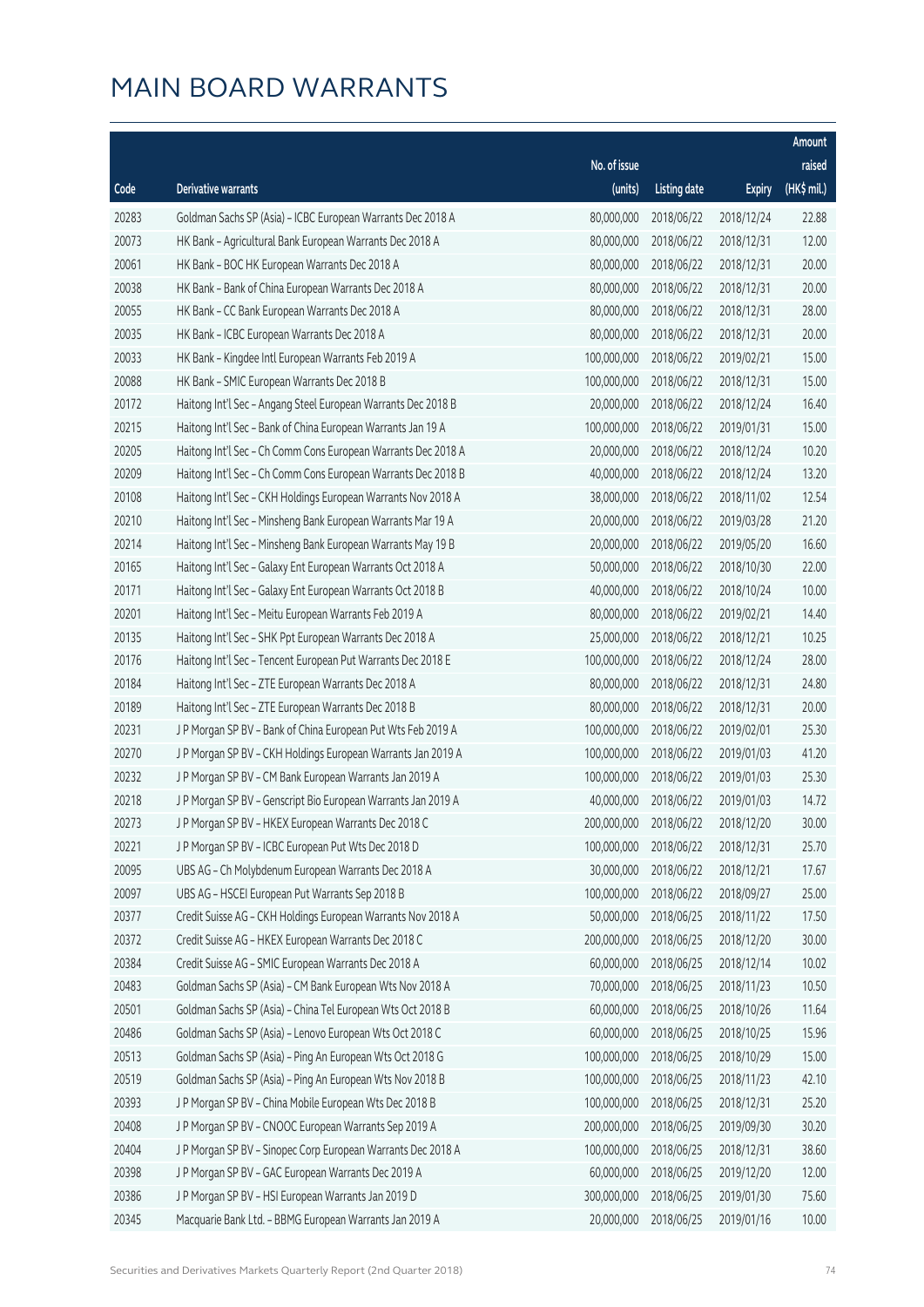# MAIN BOARD WARRANTS

| Code | Derivative warrants | No. of issue (units) | Listing date | Expiry | Amount raised (HK$ mil.) |
|---|---|---|---|---|---|
| 20283 | Goldman Sachs SP (Asia) – ICBC European Warrants Dec 2018 A | 80,000,000 | 2018/06/22 | 2018/12/24 | 22.88 |
| 20073 | HK Bank – Agricultural Bank European Warrants Dec 2018 A | 80,000,000 | 2018/06/22 | 2018/12/31 | 12.00 |
| 20061 | HK Bank – BOC HK European Warrants Dec 2018 A | 80,000,000 | 2018/06/22 | 2018/12/31 | 20.00 |
| 20038 | HK Bank – Bank of China European Warrants Dec 2018 A | 80,000,000 | 2018/06/22 | 2018/12/31 | 20.00 |
| 20055 | HK Bank – CC Bank European Warrants Dec 2018 A | 80,000,000 | 2018/06/22 | 2018/12/31 | 28.00 |
| 20035 | HK Bank – ICBC European Warrants Dec 2018 A | 80,000,000 | 2018/06/22 | 2018/12/31 | 20.00 |
| 20033 | HK Bank – Kingdee Intl European Warrants Feb 2019 A | 100,000,000 | 2018/06/22 | 2019/02/21 | 15.00 |
| 20088 | HK Bank – SMIC European Warrants Dec 2018 B | 100,000,000 | 2018/06/22 | 2018/12/31 | 15.00 |
| 20172 | Haitong Int'l Sec – Angang Steel European Warrants Dec 2018 B | 20,000,000 | 2018/06/22 | 2018/12/24 | 16.40 |
| 20215 | Haitong Int'l Sec – Bank of China European Warrants Jan 19 A | 100,000,000 | 2018/06/22 | 2019/01/31 | 15.00 |
| 20205 | Haitong Int'l Sec – Ch Comm Cons European Warrants Dec 2018 A | 20,000,000 | 2018/06/22 | 2018/12/24 | 10.20 |
| 20209 | Haitong Int'l Sec – Ch Comm Cons European Warrants Dec 2018 B | 40,000,000 | 2018/06/22 | 2018/12/24 | 13.20 |
| 20108 | Haitong Int'l Sec – CKH Holdings European Warrants Nov 2018 A | 38,000,000 | 2018/06/22 | 2018/11/02 | 12.54 |
| 20210 | Haitong Int'l Sec – Minsheng Bank European Warrants Mar 19 A | 20,000,000 | 2018/06/22 | 2019/03/28 | 21.20 |
| 20214 | Haitong Int'l Sec – Minsheng Bank European Warrants May 19 B | 20,000,000 | 2018/06/22 | 2019/05/20 | 16.60 |
| 20165 | Haitong Int'l Sec – Galaxy Ent European Warrants Oct 2018 A | 50,000,000 | 2018/06/22 | 2018/10/30 | 22.00 |
| 20171 | Haitong Int'l Sec – Galaxy Ent European Warrants Oct 2018 B | 40,000,000 | 2018/06/22 | 2018/10/24 | 10.00 |
| 20201 | Haitong Int'l Sec – Meitu European Warrants Feb 2019 A | 80,000,000 | 2018/06/22 | 2019/02/21 | 14.40 |
| 20135 | Haitong Int'l Sec – SHK Ppt European Warrants Dec 2018 A | 25,000,000 | 2018/06/22 | 2018/12/21 | 10.25 |
| 20176 | Haitong Int'l Sec – Tencent European Put Warrants Dec 2018 E | 100,000,000 | 2018/06/22 | 2018/12/24 | 28.00 |
| 20184 | Haitong Int'l Sec – ZTE European Warrants Dec 2018 A | 80,000,000 | 2018/06/22 | 2018/12/31 | 24.80 |
| 20189 | Haitong Int'l Sec – ZTE European Warrants Dec 2018 B | 80,000,000 | 2018/06/22 | 2018/12/31 | 20.00 |
| 20231 | J P Morgan SP BV – Bank of China European Put Wts Feb 2019 A | 100,000,000 | 2018/06/22 | 2019/02/01 | 25.30 |
| 20270 | J P Morgan SP BV – CKH Holdings European Warrants Jan 2019 A | 100,000,000 | 2018/06/22 | 2019/01/03 | 41.20 |
| 20232 | J P Morgan SP BV – CM Bank European Warrants Jan 2019 A | 100,000,000 | 2018/06/22 | 2019/01/03 | 25.30 |
| 20218 | J P Morgan SP BV – Genscript Bio European Warrants Jan 2019 A | 40,000,000 | 2018/06/22 | 2019/01/03 | 14.72 |
| 20273 | J P Morgan SP BV – HKEX European Warrants Dec 2018 C | 200,000,000 | 2018/06/22 | 2018/12/20 | 30.00 |
| 20221 | J P Morgan SP BV – ICBC European Put Wts Dec 2018 D | 100,000,000 | 2018/06/22 | 2018/12/31 | 25.70 |
| 20095 | UBS AG – Ch Molybdenum European Warrants Dec 2018 A | 30,000,000 | 2018/06/22 | 2018/12/21 | 17.67 |
| 20097 | UBS AG – HSCEI European Put Warrants Sep 2018 B | 100,000,000 | 2018/06/22 | 2018/09/27 | 25.00 |
| 20377 | Credit Suisse AG – CKH Holdings European Warrants Nov 2018 A | 50,000,000 | 2018/06/25 | 2018/11/22 | 17.50 |
| 20372 | Credit Suisse AG – HKEX European Warrants Dec 2018 C | 200,000,000 | 2018/06/25 | 2018/12/20 | 30.00 |
| 20384 | Credit Suisse AG – SMIC European Warrants Dec 2018 A | 60,000,000 | 2018/06/25 | 2018/12/14 | 10.02 |
| 20483 | Goldman Sachs SP (Asia) – CM Bank European Wts Nov 2018 A | 70,000,000 | 2018/06/25 | 2018/11/23 | 10.50 |
| 20501 | Goldman Sachs SP (Asia) – China Tel European Wts Oct 2018 B | 60,000,000 | 2018/06/25 | 2018/10/26 | 11.64 |
| 20486 | Goldman Sachs SP (Asia) – Lenovo European Wts Oct 2018 C | 60,000,000 | 2018/06/25 | 2018/10/25 | 15.96 |
| 20513 | Goldman Sachs SP (Asia) – Ping An European Wts Oct 2018 G | 100,000,000 | 2018/06/25 | 2018/10/29 | 15.00 |
| 20519 | Goldman Sachs SP (Asia) – Ping An European Wts Nov 2018 B | 100,000,000 | 2018/06/25 | 2018/11/23 | 42.10 |
| 20393 | J P Morgan SP BV – China Mobile European Wts Dec 2018 B | 100,000,000 | 2018/06/25 | 2018/12/31 | 25.20 |
| 20408 | J P Morgan SP BV – CNOOC European Warrants Sep 2019 A | 200,000,000 | 2018/06/25 | 2019/09/30 | 30.20 |
| 20404 | J P Morgan SP BV – Sinopec Corp European Warrants Dec 2018 A | 100,000,000 | 2018/06/25 | 2018/12/31 | 38.60 |
| 20398 | J P Morgan SP BV – GAC European Warrants Dec 2019 A | 60,000,000 | 2018/06/25 | 2019/12/20 | 12.00 |
| 20386 | J P Morgan SP BV – HSI European Warrants Jan 2019 D | 300,000,000 | 2018/06/25 | 2019/01/30 | 75.60 |
| 20345 | Macquarie Bank Ltd. – BBMG European Warrants Jan 2019 A | 20,000,000 | 2018/06/25 | 2019/01/16 | 10.00 |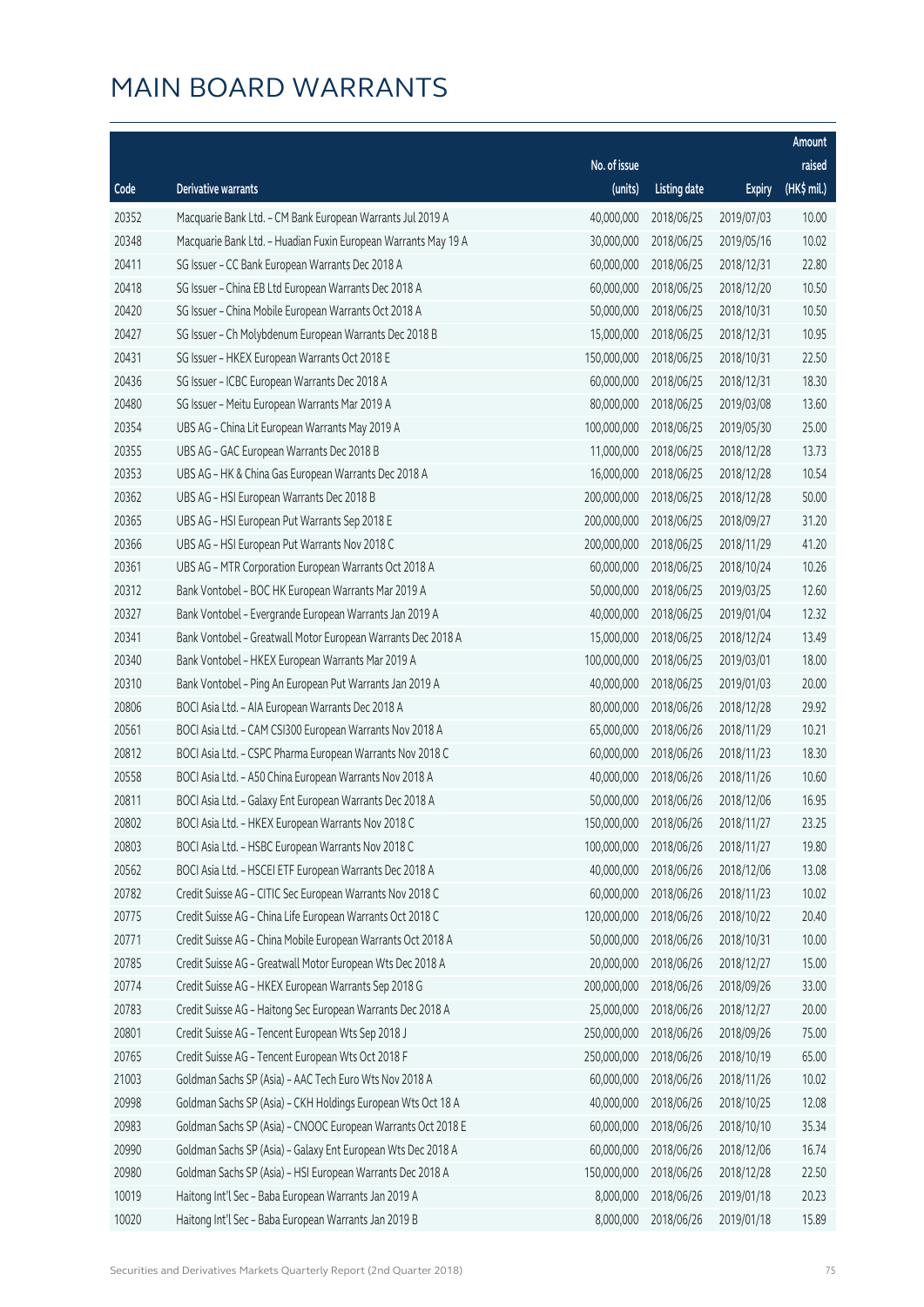# MAIN BOARD WARRANTS

| Code | Derivative warrants | No. of issue (units) | Listing date | Expiry | Amount raised (HK$ mil.) |
|---|---|---|---|---|---|
| 20352 | Macquarie Bank Ltd. – CM Bank European Warrants Jul 2019 A | 40,000,000 | 2018/06/25 | 2019/07/03 | 10.00 |
| 20348 | Macquarie Bank Ltd. – Huadian Fuxin European Warrants May 19 A | 30,000,000 | 2018/06/25 | 2019/05/16 | 10.02 |
| 20411 | SG Issuer – CC Bank European Warrants Dec 2018 A | 60,000,000 | 2018/06/25 | 2018/12/31 | 22.80 |
| 20418 | SG Issuer – China EB Ltd European Warrants Dec 2018 A | 60,000,000 | 2018/06/25 | 2018/12/20 | 10.50 |
| 20420 | SG Issuer – China Mobile European Warrants Oct 2018 A | 50,000,000 | 2018/06/25 | 2018/10/31 | 10.50 |
| 20427 | SG Issuer – Ch Molybdenum European Warrants Dec 2018 B | 15,000,000 | 2018/06/25 | 2018/12/31 | 10.95 |
| 20431 | SG Issuer – HKEX European Warrants Oct 2018 E | 150,000,000 | 2018/06/25 | 2018/10/31 | 22.50 |
| 20436 | SG Issuer – ICBC European Warrants Dec 2018 A | 60,000,000 | 2018/06/25 | 2018/12/31 | 18.30 |
| 20480 | SG Issuer – Meitu European Warrants Mar 2019 A | 80,000,000 | 2018/06/25 | 2019/03/08 | 13.60 |
| 20354 | UBS AG – China Lit European Warrants May 2019 A | 100,000,000 | 2018/06/25 | 2019/05/30 | 25.00 |
| 20355 | UBS AG – GAC European Warrants Dec 2018 B | 11,000,000 | 2018/06/25 | 2018/12/28 | 13.73 |
| 20353 | UBS AG – HK & China Gas European Warrants Dec 2018 A | 16,000,000 | 2018/06/25 | 2018/12/28 | 10.54 |
| 20362 | UBS AG – HSI European Warrants Dec 2018 B | 200,000,000 | 2018/06/25 | 2018/12/28 | 50.00 |
| 20365 | UBS AG – HSI European Put Warrants Sep 2018 E | 200,000,000 | 2018/06/25 | 2018/09/27 | 31.20 |
| 20366 | UBS AG – HSI European Put Warrants Nov 2018 C | 200,000,000 | 2018/06/25 | 2018/11/29 | 41.20 |
| 20361 | UBS AG – MTR Corporation European Warrants Oct 2018 A | 60,000,000 | 2018/06/25 | 2018/10/24 | 10.26 |
| 20312 | Bank Vontobel – BOC HK European Warrants Mar 2019 A | 50,000,000 | 2018/06/25 | 2019/03/25 | 12.60 |
| 20327 | Bank Vontobel – Evergrande European Warrants Jan 2019 A | 40,000,000 | 2018/06/25 | 2019/01/04 | 12.32 |
| 20341 | Bank Vontobel – Greatwall Motor European Warrants Dec 2018 A | 15,000,000 | 2018/06/25 | 2018/12/24 | 13.49 |
| 20340 | Bank Vontobel – HKEX European Warrants Mar 2019 A | 100,000,000 | 2018/06/25 | 2019/03/01 | 18.00 |
| 20310 | Bank Vontobel – Ping An European Put Warrants Jan 2019 A | 40,000,000 | 2018/06/25 | 2019/01/03 | 20.00 |
| 20806 | BOCI Asia Ltd. – AIA European Warrants Dec 2018 A | 80,000,000 | 2018/06/26 | 2018/12/28 | 29.92 |
| 20561 | BOCI Asia Ltd. – CAM CSI300 European Warrants Nov 2018 A | 65,000,000 | 2018/06/26 | 2018/11/29 | 10.21 |
| 20812 | BOCI Asia Ltd. – CSPC Pharma European Warrants Nov 2018 C | 60,000,000 | 2018/06/26 | 2018/11/23 | 18.30 |
| 20558 | BOCI Asia Ltd. – A50 China European Warrants Nov 2018 A | 40,000,000 | 2018/06/26 | 2018/11/26 | 10.60 |
| 20811 | BOCI Asia Ltd. – Galaxy Ent European Warrants Dec 2018 A | 50,000,000 | 2018/06/26 | 2018/12/06 | 16.95 |
| 20802 | BOCI Asia Ltd. – HKEX European Warrants Nov 2018 C | 150,000,000 | 2018/06/26 | 2018/11/27 | 23.25 |
| 20803 | BOCI Asia Ltd. – HSBC European Warrants Nov 2018 C | 100,000,000 | 2018/06/26 | 2018/11/27 | 19.80 |
| 20562 | BOCI Asia Ltd. – HSCEI ETF European Warrants Dec 2018 A | 40,000,000 | 2018/06/26 | 2018/12/06 | 13.08 |
| 20782 | Credit Suisse AG – CITIC Sec European Warrants Nov 2018 C | 60,000,000 | 2018/06/26 | 2018/11/23 | 10.02 |
| 20775 | Credit Suisse AG – China Life European Warrants Oct 2018 C | 120,000,000 | 2018/06/26 | 2018/10/22 | 20.40 |
| 20771 | Credit Suisse AG – China Mobile European Warrants Oct 2018 A | 50,000,000 | 2018/06/26 | 2018/10/31 | 10.00 |
| 20785 | Credit Suisse AG – Greatwall Motor European Wts Dec 2018 A | 20,000,000 | 2018/06/26 | 2018/12/27 | 15.00 |
| 20774 | Credit Suisse AG – HKEX European Warrants Sep 2018 G | 200,000,000 | 2018/06/26 | 2018/09/26 | 33.00 |
| 20783 | Credit Suisse AG – Haitong Sec European Warrants Dec 2018 A | 25,000,000 | 2018/06/26 | 2018/12/27 | 20.00 |
| 20801 | Credit Suisse AG – Tencent European Wts Sep 2018 J | 250,000,000 | 2018/06/26 | 2018/09/26 | 75.00 |
| 20765 | Credit Suisse AG – Tencent European Wts Oct 2018 F | 250,000,000 | 2018/06/26 | 2018/10/19 | 65.00 |
| 21003 | Goldman Sachs SP (Asia) – AAC Tech Euro Wts Nov 2018 A | 60,000,000 | 2018/06/26 | 2018/11/26 | 10.02 |
| 20998 | Goldman Sachs SP (Asia) – CKH Holdings European Wts Oct 18 A | 40,000,000 | 2018/06/26 | 2018/10/25 | 12.08 |
| 20983 | Goldman Sachs SP (Asia) – CNOOC European Warrants Oct 2018 E | 60,000,000 | 2018/06/26 | 2018/10/10 | 35.34 |
| 20990 | Goldman Sachs SP (Asia) – Galaxy Ent European Wts Dec 2018 A | 60,000,000 | 2018/06/26 | 2018/12/06 | 16.74 |
| 20980 | Goldman Sachs SP (Asia) – HSI European Warrants Dec 2018 A | 150,000,000 | 2018/06/26 | 2018/12/28 | 22.50 |
| 10019 | Haitong Int'l Sec – Baba European Warrants Jan 2019 A | 8,000,000 | 2018/06/26 | 2019/01/18 | 20.23 |
| 10020 | Haitong Int'l Sec – Baba European Warrants Jan 2019 B | 8,000,000 | 2018/06/26 | 2019/01/18 | 15.89 |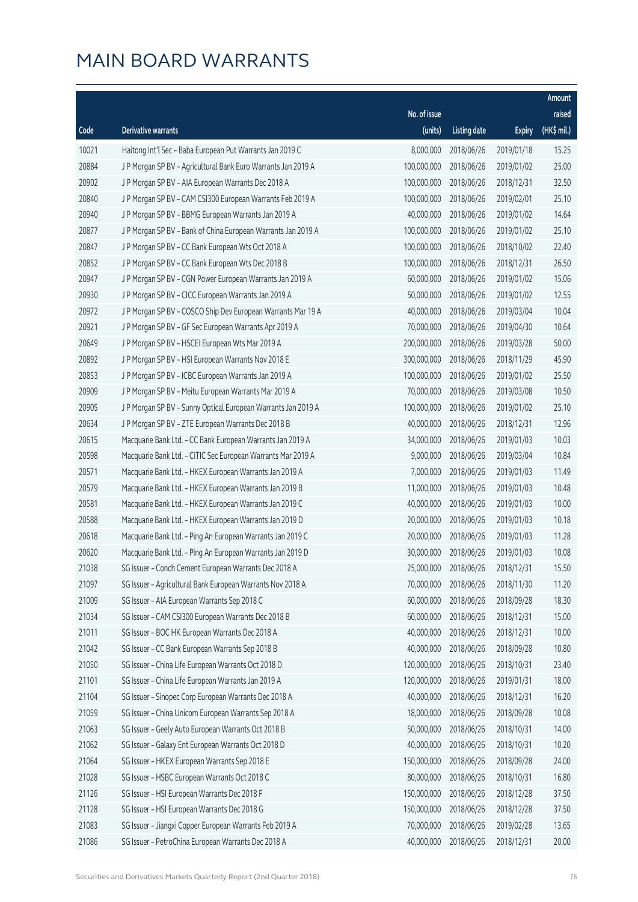# MAIN BOARD WARRANTS

| Code | Derivative warrants | No. of issue (units) | Listing date | Expiry | Amount raised (HK$ mil.) |
|---|---|---|---|---|---|
| 10021 | Haitong Int'l Sec - Baba European Put Warrants Jan 2019 C | 8,000,000 | 2018/06/26 | 2019/01/18 | 15.25 |
| 20884 | J P Morgan SP BV - Agricultural Bank Euro Warrants Jan 2019 A | 100,000,000 | 2018/06/26 | 2019/01/02 | 25.00 |
| 20902 | J P Morgan SP BV - AIA European Warrants Dec 2018 A | 100,000,000 | 2018/06/26 | 2018/12/31 | 32.50 |
| 20840 | J P Morgan SP BV - CAM CSI300 European Warrants Feb 2019 A | 100,000,000 | 2018/06/26 | 2019/02/01 | 25.10 |
| 20940 | J P Morgan SP BV - BBMG European Warrants Jan 2019 A | 40,000,000 | 2018/06/26 | 2019/01/02 | 14.64 |
| 20877 | J P Morgan SP BV - Bank of China European Warrants Jan 2019 A | 100,000,000 | 2018/06/26 | 2019/01/02 | 25.10 |
| 20847 | J P Morgan SP BV - CC Bank European Wts Oct 2018 A | 100,000,000 | 2018/06/26 | 2018/10/02 | 22.40 |
| 20852 | J P Morgan SP BV - CC Bank European Wts Dec 2018 B | 100,000,000 | 2018/06/26 | 2018/12/31 | 26.50 |
| 20947 | J P Morgan SP BV - CGN Power European Warrants Jan 2019 A | 60,000,000 | 2018/06/26 | 2019/01/02 | 15.06 |
| 20930 | J P Morgan SP BV - CICC European Warrants Jan 2019 A | 50,000,000 | 2018/06/26 | 2019/01/02 | 12.55 |
| 20972 | J P Morgan SP BV - COSCO Ship Dev European Warrants Mar 19 A | 40,000,000 | 2018/06/26 | 2019/03/04 | 10.04 |
| 20921 | J P Morgan SP BV - GF Sec European Warrants Apr 2019 A | 70,000,000 | 2018/06/26 | 2019/04/30 | 10.64 |
| 20649 | J P Morgan SP BV - HSCEI European Wts Mar 2019 A | 200,000,000 | 2018/06/26 | 2019/03/28 | 50.00 |
| 20892 | J P Morgan SP BV - HSI European Warrants Nov 2018 E | 300,000,000 | 2018/06/26 | 2018/11/29 | 45.90 |
| 20853 | J P Morgan SP BV - ICBC European Warrants Jan 2019 A | 100,000,000 | 2018/06/26 | 2019/01/02 | 25.50 |
| 20909 | J P Morgan SP BV - Meitu European Warrants Mar 2019 A | 70,000,000 | 2018/06/26 | 2019/03/08 | 10.50 |
| 20905 | J P Morgan SP BV - Sunny Optical European Warrants Jan 2019 A | 100,000,000 | 2018/06/26 | 2019/01/02 | 25.10 |
| 20634 | J P Morgan SP BV - ZTE European Warrants Dec 2018 B | 40,000,000 | 2018/06/26 | 2018/12/31 | 12.96 |
| 20615 | Macquarie Bank Ltd. - CC Bank European Warrants Jan 2019 A | 34,000,000 | 2018/06/26 | 2019/01/03 | 10.03 |
| 20598 | Macquarie Bank Ltd. - CITIC Sec European Warrants Mar 2019 A | 9,000,000 | 2018/06/26 | 2019/03/04 | 10.84 |
| 20571 | Macquarie Bank Ltd. - HKEX European Warrants Jan 2019 A | 7,000,000 | 2018/06/26 | 2019/01/03 | 11.49 |
| 20579 | Macquarie Bank Ltd. - HKEX European Warrants Jan 2019 B | 11,000,000 | 2018/06/26 | 2019/01/03 | 10.48 |
| 20581 | Macquarie Bank Ltd. - HKEX European Warrants Jan 2019 C | 40,000,000 | 2018/06/26 | 2019/01/03 | 10.00 |
| 20588 | Macquarie Bank Ltd. - HKEX European Warrants Jan 2019 D | 20,000,000 | 2018/06/26 | 2019/01/03 | 10.18 |
| 20618 | Macquarie Bank Ltd. - Ping An European Warrants Jan 2019 C | 20,000,000 | 2018/06/26 | 2019/01/03 | 11.28 |
| 20620 | Macquarie Bank Ltd. - Ping An European Warrants Jan 2019 D | 30,000,000 | 2018/06/26 | 2019/01/03 | 10.08 |
| 21038 | SG Issuer - Conch Cement European Warrants Dec 2018 A | 25,000,000 | 2018/06/26 | 2018/12/31 | 15.50 |
| 21097 | SG Issuer - Agricultural Bank European Warrants Nov 2018 A | 70,000,000 | 2018/06/26 | 2018/11/30 | 11.20 |
| 21009 | SG Issuer - AIA European Warrants Sep 2018 C | 60,000,000 | 2018/06/26 | 2018/09/28 | 18.30 |
| 21034 | SG Issuer - CAM CSI300 European Warrants Dec 2018 B | 60,000,000 | 2018/06/26 | 2018/12/31 | 15.00 |
| 21011 | SG Issuer - BOC HK European Warrants Dec 2018 A | 40,000,000 | 2018/06/26 | 2018/12/31 | 10.00 |
| 21042 | SG Issuer - CC Bank European Warrants Sep 2018 B | 40,000,000 | 2018/06/26 | 2018/09/28 | 10.80 |
| 21050 | SG Issuer - China Life European Warrants Oct 2018 D | 120,000,000 | 2018/06/26 | 2018/10/31 | 23.40 |
| 21101 | SG Issuer - China Life European Warrants Jan 2019 A | 120,000,000 | 2018/06/26 | 2019/01/31 | 18.00 |
| 21104 | SG Issuer - Sinopec Corp European Warrants Dec 2018 A | 40,000,000 | 2018/06/26 | 2018/12/31 | 16.20 |
| 21059 | SG Issuer - China Unicom European Warrants Sep 2018 A | 18,000,000 | 2018/06/26 | 2018/09/28 | 10.08 |
| 21063 | SG Issuer - Geely Auto European Warrants Oct 2018 B | 50,000,000 | 2018/06/26 | 2018/10/31 | 14.00 |
| 21062 | SG Issuer - Galaxy Ent European Warrants Oct 2018 D | 40,000,000 | 2018/06/26 | 2018/10/31 | 10.20 |
| 21064 | SG Issuer - HKEX European Warrants Sep 2018 E | 150,000,000 | 2018/06/26 | 2018/09/28 | 24.00 |
| 21028 | SG Issuer - HSBC European Warrants Oct 2018 C | 80,000,000 | 2018/06/26 | 2018/10/31 | 16.80 |
| 21126 | SG Issuer - HSI European Warrants Dec 2018 F | 150,000,000 | 2018/06/26 | 2018/12/28 | 37.50 |
| 21128 | SG Issuer - HSI European Warrants Dec 2018 G | 150,000,000 | 2018/06/26 | 2018/12/28 | 37.50 |
| 21083 | SG Issuer - Jiangxi Copper European Warrants Feb 2019 A | 70,000,000 | 2018/06/26 | 2019/02/28 | 13.65 |
| 21086 | SG Issuer - PetroChina European Warrants Dec 2018 A | 40,000,000 | 2018/06/26 | 2018/12/31 | 20.00 |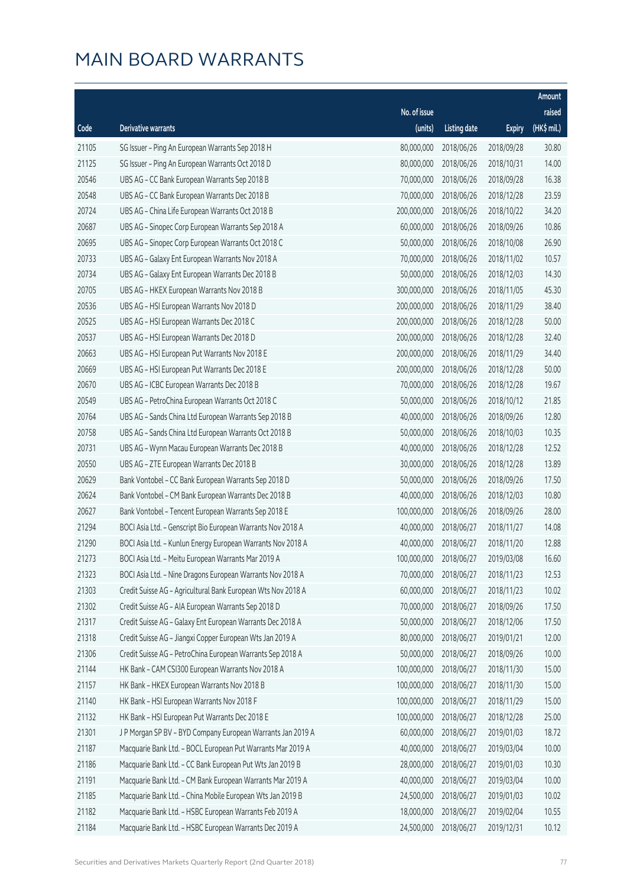# MAIN BOARD WARRANTS

| Code | Derivative warrants | No. of issue (units) | Listing date | Expiry | Amount raised (HK$ mil.) |
|---|---|---|---|---|---|
| 21105 | SG Issuer - Ping An European Warrants Sep 2018 H | 80,000,000 | 2018/06/26 | 2018/09/28 | 30.80 |
| 21125 | SG Issuer - Ping An European Warrants Oct 2018 D | 80,000,000 | 2018/06/26 | 2018/10/31 | 14.00 |
| 20546 | UBS AG - CC Bank European Warrants Sep 2018 B | 70,000,000 | 2018/06/26 | 2018/09/28 | 16.38 |
| 20548 | UBS AG - CC Bank European Warrants Dec 2018 B | 70,000,000 | 2018/06/26 | 2018/12/28 | 23.59 |
| 20724 | UBS AG - China Life European Warrants Oct 2018 B | 200,000,000 | 2018/06/26 | 2018/10/22 | 34.20 |
| 20687 | UBS AG - Sinopec Corp European Warrants Sep 2018 A | 60,000,000 | 2018/06/26 | 2018/09/26 | 10.86 |
| 20695 | UBS AG - Sinopec Corp European Warrants Oct 2018 C | 50,000,000 | 2018/06/26 | 2018/10/08 | 26.90 |
| 20733 | UBS AG - Galaxy Ent European Warrants Nov 2018 A | 70,000,000 | 2018/06/26 | 2018/11/02 | 10.57 |
| 20734 | UBS AG - Galaxy Ent European Warrants Dec 2018 B | 50,000,000 | 2018/06/26 | 2018/12/03 | 14.30 |
| 20705 | UBS AG - HKEX European Warrants Nov 2018 B | 300,000,000 | 2018/06/26 | 2018/11/05 | 45.30 |
| 20536 | UBS AG - HSI European Warrants Nov 2018 D | 200,000,000 | 2018/06/26 | 2018/11/29 | 38.40 |
| 20525 | UBS AG - HSI European Warrants Dec 2018 C | 200,000,000 | 2018/06/26 | 2018/12/28 | 50.00 |
| 20537 | UBS AG - HSI European Warrants Dec 2018 D | 200,000,000 | 2018/06/26 | 2018/12/28 | 32.40 |
| 20663 | UBS AG - HSI European Put Warrants Nov 2018 E | 200,000,000 | 2018/06/26 | 2018/11/29 | 34.40 |
| 20669 | UBS AG - HSI European Put Warrants Dec 2018 E | 200,000,000 | 2018/06/26 | 2018/12/28 | 50.00 |
| 20670 | UBS AG - ICBC European Warrants Dec 2018 B | 70,000,000 | 2018/06/26 | 2018/12/28 | 19.67 |
| 20549 | UBS AG - PetroChina European Warrants Oct 2018 C | 50,000,000 | 2018/06/26 | 2018/10/12 | 21.85 |
| 20764 | UBS AG - Sands China Ltd European Warrants Sep 2018 B | 40,000,000 | 2018/06/26 | 2018/09/26 | 12.80 |
| 20758 | UBS AG - Sands China Ltd European Warrants Oct 2018 B | 50,000,000 | 2018/06/26 | 2018/10/03 | 10.35 |
| 20731 | UBS AG - Wynn Macau European Warrants Dec 2018 B | 40,000,000 | 2018/06/26 | 2018/12/28 | 12.52 |
| 20550 | UBS AG - ZTE European Warrants Dec 2018 B | 30,000,000 | 2018/06/26 | 2018/12/28 | 13.89 |
| 20629 | Bank Vontobel - CC Bank European Warrants Sep 2018 D | 50,000,000 | 2018/06/26 | 2018/09/26 | 17.50 |
| 20624 | Bank Vontobel - CM Bank European Warrants Dec 2018 B | 40,000,000 | 2018/06/26 | 2018/12/03 | 10.80 |
| 20627 | Bank Vontobel - Tencent European Warrants Sep 2018 E | 100,000,000 | 2018/06/26 | 2018/09/26 | 28.00 |
| 21294 | BOCI Asia Ltd. - Genscript Bio European Warrants Nov 2018 A | 40,000,000 | 2018/06/27 | 2018/11/27 | 14.08 |
| 21290 | BOCI Asia Ltd. - Kunlun Energy European Warrants Nov 2018 A | 40,000,000 | 2018/06/27 | 2018/11/20 | 12.88 |
| 21273 | BOCI Asia Ltd. - Meitu European Warrants Mar 2019 A | 100,000,000 | 2018/06/27 | 2019/03/08 | 16.60 |
| 21323 | BOCI Asia Ltd. - Nine Dragons European Warrants Nov 2018 A | 70,000,000 | 2018/06/27 | 2018/11/23 | 12.53 |
| 21303 | Credit Suisse AG - Agricultural Bank European Wts Nov 2018 A | 60,000,000 | 2018/06/27 | 2018/11/23 | 10.02 |
| 21302 | Credit Suisse AG - AIA European Warrants Sep 2018 D | 70,000,000 | 2018/06/27 | 2018/09/26 | 17.50 |
| 21317 | Credit Suisse AG - Galaxy Ent European Warrants Dec 2018 A | 50,000,000 | 2018/06/27 | 2018/12/06 | 17.50 |
| 21318 | Credit Suisse AG - Jiangxi Copper European Wts Jan 2019 A | 80,000,000 | 2018/06/27 | 2019/01/21 | 12.00 |
| 21306 | Credit Suisse AG - PetroChina European Warrants Sep 2018 A | 50,000,000 | 2018/06/27 | 2018/09/26 | 10.00 |
| 21144 | HK Bank - CAM CSI300 European Warrants Nov 2018 A | 100,000,000 | 2018/06/27 | 2018/11/30 | 15.00 |
| 21157 | HK Bank - HKEX European Warrants Nov 2018 B | 100,000,000 | 2018/06/27 | 2018/11/30 | 15.00 |
| 21140 | HK Bank - HSI European Warrants Nov 2018 F | 100,000,000 | 2018/06/27 | 2018/11/29 | 15.00 |
| 21132 | HK Bank - HSI European Put Warrants Dec 2018 E | 100,000,000 | 2018/06/27 | 2018/12/28 | 25.00 |
| 21301 | J P Morgan SP BV - BYD Company European Warrants Jan 2019 A | 60,000,000 | 2018/06/27 | 2019/01/03 | 18.72 |
| 21187 | Macquarie Bank Ltd. - BOCL European Put Warrants Mar 2019 A | 40,000,000 | 2018/06/27 | 2019/03/04 | 10.00 |
| 21186 | Macquarie Bank Ltd. - CC Bank European Put Wts Jan 2019 B | 28,000,000 | 2018/06/27 | 2019/01/03 | 10.30 |
| 21191 | Macquarie Bank Ltd. - CM Bank European Warrants Mar 2019 A | 40,000,000 | 2018/06/27 | 2019/03/04 | 10.00 |
| 21185 | Macquarie Bank Ltd. - China Mobile European Wts Jan 2019 B | 24,500,000 | 2018/06/27 | 2019/01/03 | 10.02 |
| 21182 | Macquarie Bank Ltd. - HSBC European Warrants Feb 2019 A | 18,000,000 | 2018/06/27 | 2019/02/04 | 10.55 |
| 21184 | Macquarie Bank Ltd. - HSBC European Warrants Dec 2019 A | 24,500,000 | 2018/06/27 | 2019/12/31 | 10.12 |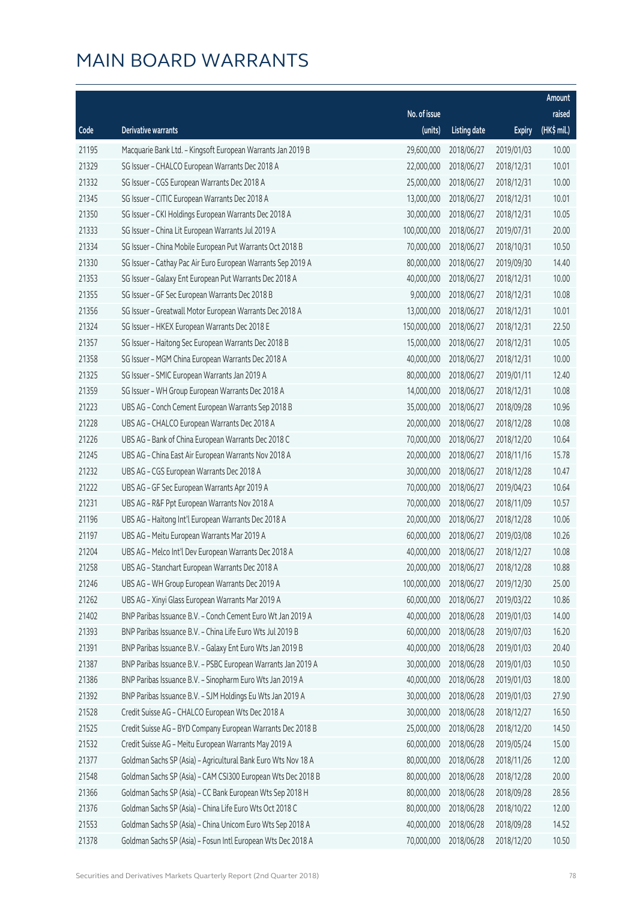# MAIN BOARD WARRANTS

| Code | Derivative warrants | No. of issue (units) | Listing date | Expiry | Amount raised (HK$ mil.) |
|---|---|---|---|---|---|
| 21195 | Macquarie Bank Ltd. – Kingsoft European Warrants Jan 2019 B | 29,600,000 | 2018/06/27 | 2019/01/03 | 10.00 |
| 21329 | SG Issuer – CHALCO European Warrants Dec 2018 A | 22,000,000 | 2018/06/27 | 2018/12/31 | 10.01 |
| 21332 | SG Issuer – CGS European Warrants Dec 2018 A | 25,000,000 | 2018/06/27 | 2018/12/31 | 10.00 |
| 21345 | SG Issuer – CITIC European Warrants Dec 2018 A | 13,000,000 | 2018/06/27 | 2018/12/31 | 10.01 |
| 21350 | SG Issuer – CKI Holdings European Warrants Dec 2018 A | 30,000,000 | 2018/06/27 | 2018/12/31 | 10.05 |
| 21333 | SG Issuer – China Lit European Warrants Jul 2019 A | 100,000,000 | 2018/06/27 | 2019/07/31 | 20.00 |
| 21334 | SG Issuer – China Mobile European Put Warrants Oct 2018 B | 70,000,000 | 2018/06/27 | 2018/10/31 | 10.50 |
| 21330 | SG Issuer – Cathay Pac Air Euro European Warrants Sep 2019 A | 80,000,000 | 2018/06/27 | 2019/09/30 | 14.40 |
| 21353 | SG Issuer – Galaxy Ent European Put Warrants Dec 2018 A | 40,000,000 | 2018/06/27 | 2018/12/31 | 10.00 |
| 21355 | SG Issuer – GF Sec European Warrants Dec 2018 B | 9,000,000 | 2018/06/27 | 2018/12/31 | 10.08 |
| 21356 | SG Issuer – Greatwall Motor European Warrants Dec 2018 A | 13,000,000 | 2018/06/27 | 2018/12/31 | 10.01 |
| 21324 | SG Issuer – HKEX European Warrants Dec 2018 E | 150,000,000 | 2018/06/27 | 2018/12/31 | 22.50 |
| 21357 | SG Issuer – Haitong Sec European Warrants Dec 2018 B | 15,000,000 | 2018/06/27 | 2018/12/31 | 10.05 |
| 21358 | SG Issuer – MGM China European Warrants Dec 2018 A | 40,000,000 | 2018/06/27 | 2018/12/31 | 10.00 |
| 21325 | SG Issuer – SMIC European Warrants Jan 2019 A | 80,000,000 | 2018/06/27 | 2019/01/11 | 12.40 |
| 21359 | SG Issuer – WH Group European Warrants Dec 2018 A | 14,000,000 | 2018/06/27 | 2018/12/31 | 10.08 |
| 21223 | UBS AG – Conch Cement European Warrants Sep 2018 B | 35,000,000 | 2018/06/27 | 2018/09/28 | 10.96 |
| 21228 | UBS AG – CHALCO European Warrants Dec 2018 A | 20,000,000 | 2018/06/27 | 2018/12/28 | 10.08 |
| 21226 | UBS AG – Bank of China European Warrants Dec 2018 C | 70,000,000 | 2018/06/27 | 2018/12/20 | 10.64 |
| 21245 | UBS AG – China East Air European Warrants Nov 2018 A | 20,000,000 | 2018/06/27 | 2018/11/16 | 15.78 |
| 21232 | UBS AG – CGS European Warrants Dec 2018 A | 30,000,000 | 2018/06/27 | 2018/12/28 | 10.47 |
| 21222 | UBS AG – GF Sec European Warrants Apr 2019 A | 70,000,000 | 2018/06/27 | 2019/04/23 | 10.64 |
| 21231 | UBS AG – R&F Ppt European Warrants Nov 2018 A | 70,000,000 | 2018/06/27 | 2018/11/09 | 10.57 |
| 21196 | UBS AG – Haitong Int'l European Warrants Dec 2018 A | 20,000,000 | 2018/06/27 | 2018/12/28 | 10.06 |
| 21197 | UBS AG – Meitu European Warrants Mar 2019 A | 60,000,000 | 2018/06/27 | 2019/03/08 | 10.26 |
| 21204 | UBS AG – Melco Int'l Dev European Warrants Dec 2018 A | 40,000,000 | 2018/06/27 | 2018/12/27 | 10.08 |
| 21258 | UBS AG – Stanchart European Warrants Dec 2018 A | 20,000,000 | 2018/06/27 | 2018/12/28 | 10.88 |
| 21246 | UBS AG – WH Group European Warrants Dec 2019 A | 100,000,000 | 2018/06/27 | 2019/12/30 | 25.00 |
| 21262 | UBS AG – Xinyi Glass European Warrants Mar 2019 A | 60,000,000 | 2018/06/27 | 2019/03/22 | 10.86 |
| 21402 | BNP Paribas Issuance B.V. – Conch Cement Euro Wt Jan 2019 A | 40,000,000 | 2018/06/28 | 2019/01/03 | 14.00 |
| 21393 | BNP Paribas Issuance B.V. – China Life Euro Wts Jul 2019 B | 60,000,000 | 2018/06/28 | 2019/07/03 | 16.20 |
| 21391 | BNP Paribas Issuance B.V. – Galaxy Ent Euro Wts Jan 2019 B | 40,000,000 | 2018/06/28 | 2019/01/03 | 20.40 |
| 21387 | BNP Paribas Issuance B.V. – PSBC European Warrants Jan 2019 A | 30,000,000 | 2018/06/28 | 2019/01/03 | 10.50 |
| 21386 | BNP Paribas Issuance B.V. – Sinopharm Euro Wts Jan 2019 A | 40,000,000 | 2018/06/28 | 2019/01/03 | 18.00 |
| 21392 | BNP Paribas Issuance B.V. – SJM Holdings Eu Wts Jan 2019 A | 30,000,000 | 2018/06/28 | 2019/01/03 | 27.90 |
| 21528 | Credit Suisse AG – CHALCO European Wts Dec 2018 A | 30,000,000 | 2018/06/28 | 2018/12/27 | 16.50 |
| 21525 | Credit Suisse AG – BYD Company European Warrants Dec 2018 B | 25,000,000 | 2018/06/28 | 2018/12/20 | 14.50 |
| 21532 | Credit Suisse AG – Meitu European Warrants May 2019 A | 60,000,000 | 2018/06/28 | 2019/05/24 | 15.00 |
| 21377 | Goldman Sachs SP (Asia) – Agricultural Bank Euro Wts Nov 18 A | 80,000,000 | 2018/06/28 | 2018/11/26 | 12.00 |
| 21548 | Goldman Sachs SP (Asia) – CAM CSI300 European Wts Dec 2018 B | 80,000,000 | 2018/06/28 | 2018/12/28 | 20.00 |
| 21366 | Goldman Sachs SP (Asia) – CC Bank European Wts Sep 2018 H | 80,000,000 | 2018/06/28 | 2018/09/28 | 28.56 |
| 21376 | Goldman Sachs SP (Asia) – China Life Euro Wts Oct 2018 C | 80,000,000 | 2018/06/28 | 2018/10/22 | 12.00 |
| 21553 | Goldman Sachs SP (Asia) – China Unicom Euro Wts Sep 2018 A | 40,000,000 | 2018/06/28 | 2018/09/28 | 14.52 |
| 21378 | Goldman Sachs SP (Asia) – Fosun Intl European Wts Dec 2018 A | 70,000,000 | 2018/06/28 | 2018/12/20 | 10.50 |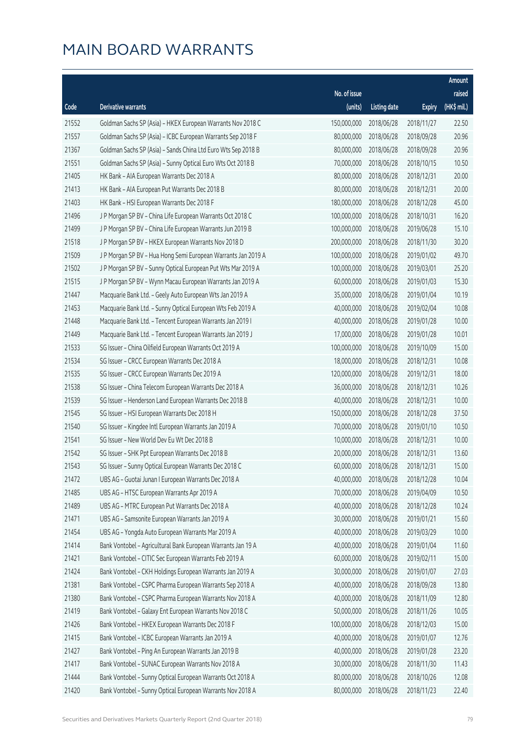# MAIN BOARD WARRANTS

| Code | Derivative warrants | No. of issue (units) | Listing date | Expiry | Amount raised (HK$ mil.) |
|---|---|---|---|---|---|
| 21552 | Goldman Sachs SP (Asia) - HKEX European Warrants Nov 2018 C | 150,000,000 | 2018/06/28 | 2018/11/27 | 22.50 |
| 21557 | Goldman Sachs SP (Asia) - ICBC European Warrants Sep 2018 F | 80,000,000 | 2018/06/28 | 2018/09/28 | 20.96 |
| 21367 | Goldman Sachs SP (Asia) - Sands China Ltd Euro Wts Sep 2018 B | 80,000,000 | 2018/06/28 | 2018/09/28 | 20.96 |
| 21551 | Goldman Sachs SP (Asia) - Sunny Optical Euro Wts Oct 2018 B | 70,000,000 | 2018/06/28 | 2018/10/15 | 10.50 |
| 21405 | HK Bank - AIA European Warrants Dec 2018 A | 80,000,000 | 2018/06/28 | 2018/12/31 | 20.00 |
| 21413 | HK Bank - AIA European Put Warrants Dec 2018 B | 80,000,000 | 2018/06/28 | 2018/12/31 | 20.00 |
| 21403 | HK Bank - HSI European Warrants Dec 2018 F | 180,000,000 | 2018/06/28 | 2018/12/28 | 45.00 |
| 21496 | J P Morgan SP BV - China Life European Warrants Oct 2018 C | 100,000,000 | 2018/06/28 | 2018/10/31 | 16.20 |
| 21499 | J P Morgan SP BV - China Life European Warrants Jun 2019 B | 100,000,000 | 2018/06/28 | 2019/06/28 | 15.10 |
| 21518 | J P Morgan SP BV - HKEX European Warrants Nov 2018 D | 200,000,000 | 2018/06/28 | 2018/11/30 | 30.20 |
| 21509 | J P Morgan SP BV - Hua Hong Semi European Warrants Jan 2019 A | 100,000,000 | 2018/06/28 | 2019/01/02 | 49.70 |
| 21502 | J P Morgan SP BV - Sunny Optical European Put Wts Mar 2019 A | 100,000,000 | 2018/06/28 | 2019/03/01 | 25.20 |
| 21515 | J P Morgan SP BV - Wynn Macau European Warrants Jan 2019 A | 60,000,000 | 2018/06/28 | 2019/01/03 | 15.30 |
| 21447 | Macquarie Bank Ltd. - Geely Auto European Wts Jan 2019 A | 35,000,000 | 2018/06/28 | 2019/01/04 | 10.19 |
| 21453 | Macquarie Bank Ltd. - Sunny Optical European Wts Feb 2019 A | 40,000,000 | 2018/06/28 | 2019/02/04 | 10.08 |
| 21448 | Macquarie Bank Ltd. - Tencent European Warrants Jan 2019 I | 40,000,000 | 2018/06/28 | 2019/01/28 | 10.00 |
| 21449 | Macquarie Bank Ltd. - Tencent European Warrants Jan 2019 J | 17,000,000 | 2018/06/28 | 2019/01/28 | 10.01 |
| 21533 | SG Issuer - China Oilfield European Warrants Oct 2019 A | 100,000,000 | 2018/06/28 | 2019/10/09 | 15.00 |
| 21534 | SG Issuer - CRCC European Warrants Dec 2018 A | 18,000,000 | 2018/06/28 | 2018/12/31 | 10.08 |
| 21535 | SG Issuer - CRCC European Warrants Dec 2019 A | 120,000,000 | 2018/06/28 | 2019/12/31 | 18.00 |
| 21538 | SG Issuer - China Telecom European Warrants Dec 2018 A | 36,000,000 | 2018/06/28 | 2018/12/31 | 10.26 |
| 21539 | SG Issuer - Henderson Land European Warrants Dec 2018 B | 40,000,000 | 2018/06/28 | 2018/12/31 | 10.00 |
| 21545 | SG Issuer - HSI European Warrants Dec 2018 H | 150,000,000 | 2018/06/28 | 2018/12/28 | 37.50 |
| 21540 | SG Issuer - Kingdee Intl European Warrants Jan 2019 A | 70,000,000 | 2018/06/28 | 2019/01/10 | 10.50 |
| 21541 | SG Issuer - New World Dev Eu Wt Dec 2018 B | 10,000,000 | 2018/06/28 | 2018/12/31 | 10.00 |
| 21542 | SG Issuer - SHK Ppt European Warrants Dec 2018 B | 20,000,000 | 2018/06/28 | 2018/12/31 | 13.60 |
| 21543 | SG Issuer - Sunny Optical European Warrants Dec 2018 C | 60,000,000 | 2018/06/28 | 2018/12/31 | 15.00 |
| 21472 | UBS AG - Guotai Junan I European Warrants Dec 2018 A | 40,000,000 | 2018/06/28 | 2018/12/28 | 10.04 |
| 21485 | UBS AG - HTSC European Warrants Apr 2019 A | 70,000,000 | 2018/06/28 | 2019/04/09 | 10.50 |
| 21489 | UBS AG - MTRC European Put Warrants Dec 2018 A | 40,000,000 | 2018/06/28 | 2018/12/28 | 10.24 |
| 21471 | UBS AG - Samsonite European Warrants Jan 2019 A | 30,000,000 | 2018/06/28 | 2019/01/21 | 15.60 |
| 21454 | UBS AG - Yongda Auto European Warrants Mar 2019 A | 40,000,000 | 2018/06/28 | 2019/03/29 | 10.00 |
| 21414 | Bank Vontobel - Agricultural Bank European Warrants Jan 19 A | 40,000,000 | 2018/06/28 | 2019/01/04 | 11.60 |
| 21421 | Bank Vontobel - CITIC Sec European Warrants Feb 2019 A | 60,000,000 | 2018/06/28 | 2019/02/11 | 15.00 |
| 21424 | Bank Vontobel - CKH Holdings European Warrants Jan 2019 A | 30,000,000 | 2018/06/28 | 2019/01/07 | 27.03 |
| 21381 | Bank Vontobel - CSPC Pharma European Warrants Sep 2018 A | 40,000,000 | 2018/06/28 | 2018/09/28 | 13.80 |
| 21380 | Bank Vontobel - CSPC Pharma European Warrants Nov 2018 A | 40,000,000 | 2018/06/28 | 2018/11/09 | 12.80 |
| 21419 | Bank Vontobel - Galaxy Ent European Warrants Nov 2018 C | 50,000,000 | 2018/06/28 | 2018/11/26 | 10.05 |
| 21426 | Bank Vontobel - HKEX European Warrants Dec 2018 F | 100,000,000 | 2018/06/28 | 2018/12/03 | 15.00 |
| 21415 | Bank Vontobel - ICBC European Warrants Jan 2019 A | 40,000,000 | 2018/06/28 | 2019/01/07 | 12.76 |
| 21427 | Bank Vontobel - Ping An European Warrants Jan 2019 B | 40,000,000 | 2018/06/28 | 2019/01/28 | 23.20 |
| 21417 | Bank Vontobel - SUNAC European Warrants Nov 2018 A | 30,000,000 | 2018/06/28 | 2018/11/30 | 11.43 |
| 21444 | Bank Vontobel - Sunny Optical European Warrants Oct 2018 A | 80,000,000 | 2018/06/28 | 2018/10/26 | 12.08 |
| 21420 | Bank Vontobel - Sunny Optical European Warrants Nov 2018 A | 80,000,000 | 2018/06/28 | 2018/11/23 | 22.40 |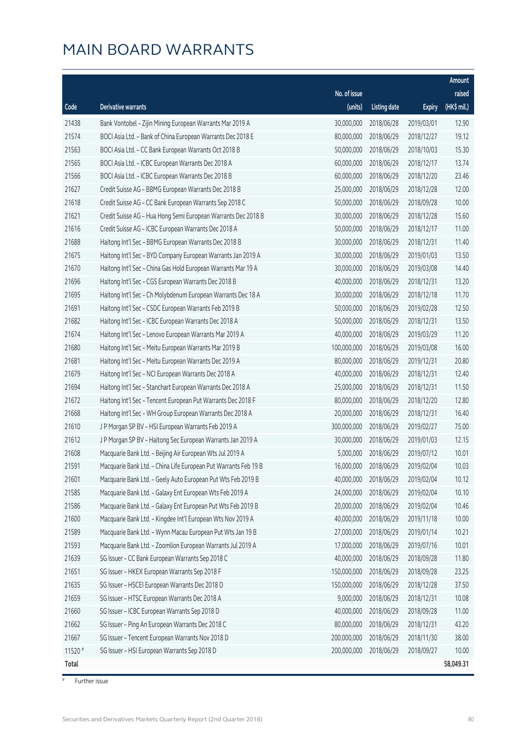# MAIN BOARD WARRANTS

| Code | Derivative warrants | No. of issue (units) | Listing date | Expiry | Amount raised (HK$ mil.) |
|---|---|---|---|---|---|
| 21438 | Bank Vontobel – Zijin Mining European Warrants Mar 2019 A | 30,000,000 | 2018/06/28 | 2019/03/01 | 12.90 |
| 21574 | BOCI Asia Ltd. – Bank of China European Warrants Dec 2018 E | 80,000,000 | 2018/06/29 | 2018/12/27 | 19.12 |
| 21563 | BOCI Asia Ltd. – CC Bank European Warrants Oct 2018 B | 50,000,000 | 2018/06/29 | 2018/10/03 | 15.30 |
| 21565 | BOCI Asia Ltd. – ICBC European Warrants Dec 2018 A | 60,000,000 | 2018/06/29 | 2018/12/17 | 13.74 |
| 21566 | BOCI Asia Ltd. – ICBC European Warrants Dec 2018 B | 60,000,000 | 2018/06/29 | 2018/12/20 | 23.46 |
| 21627 | Credit Suisse AG – BBMG European Warrants Dec 2018 B | 25,000,000 | 2018/06/29 | 2018/12/28 | 12.00 |
| 21618 | Credit Suisse AG – CC Bank European Warrants Sep 2018 C | 50,000,000 | 2018/06/29 | 2018/09/28 | 10.00 |
| 21621 | Credit Suisse AG – Hua Hong Semi European Warrants Dec 2018 B | 30,000,000 | 2018/06/29 | 2018/12/28 | 15.60 |
| 21616 | Credit Suisse AG – ICBC European Warrants Dec 2018 A | 50,000,000 | 2018/06/29 | 2018/12/17 | 11.00 |
| 21688 | Haitong Int'l Sec – BBMG European Warrants Dec 2018 B | 30,000,000 | 2018/06/29 | 2018/12/31 | 11.40 |
| 21675 | Haitong Int'l Sec – BYD Company European Warrants Jan 2019 A | 30,000,000 | 2018/06/29 | 2019/01/03 | 13.50 |
| 21670 | Haitong Int'l Sec – China Gas Hold European Warrants Mar 19 A | 30,000,000 | 2018/06/29 | 2019/03/08 | 14.40 |
| 21696 | Haitong Int'l Sec – CGS European Warrants Dec 2018 B | 40,000,000 | 2018/06/29 | 2018/12/31 | 13.20 |
| 21695 | Haitong Int'l Sec – Ch Molybdenum European Warrants Dec 18 A | 30,000,000 | 2018/06/29 | 2018/12/18 | 11.70 |
| 21691 | Haitong Int'l Sec – CSDC European Warrants Feb 2019 B | 50,000,000 | 2018/06/29 | 2019/02/28 | 12.50 |
| 21682 | Haitong Int'l Sec – ICBC European Warrants Dec 2018 A | 50,000,000 | 2018/06/29 | 2018/12/31 | 13.50 |
| 21674 | Haitong Int'l Sec – Lenovo European Warrants Mar 2019 A | 40,000,000 | 2018/06/29 | 2019/03/29 | 11.20 |
| 21680 | Haitong Int'l Sec – Meitu European Warrants Mar 2019 B | 100,000,000 | 2018/06/29 | 2019/03/08 | 16.00 |
| 21681 | Haitong Int'l Sec – Meitu European Warrants Dec 2019 A | 80,000,000 | 2018/06/29 | 2019/12/31 | 20.80 |
| 21679 | Haitong Int'l Sec – NCI European Warrants Dec 2018 A | 40,000,000 | 2018/06/29 | 2018/12/31 | 12.40 |
| 21694 | Haitong Int'l Sec – Stanchart European Warrants Dec 2018 A | 25,000,000 | 2018/06/29 | 2018/12/31 | 11.50 |
| 21672 | Haitong Int'l Sec – Tencent European Put Warrants Dec 2018 F | 80,000,000 | 2018/06/29 | 2018/12/20 | 12.80 |
| 21668 | Haitong Int'l Sec – WH Group European Warrants Dec 2018 A | 20,000,000 | 2018/06/29 | 2018/12/31 | 16.40 |
| 21610 | J P Morgan SP BV – HSI European Warrants Feb 2019 A | 300,000,000 | 2018/06/29 | 2019/02/27 | 75.00 |
| 21612 | J P Morgan SP BV – Haitong Sec European Warrants Jan 2019 A | 30,000,000 | 2018/06/29 | 2019/01/03 | 12.15 |
| 21608 | Macquarie Bank Ltd. – Beijing Air European Wts Jul 2019 A | 5,000,000 | 2018/06/29 | 2019/07/12 | 10.01 |
| 21591 | Macquarie Bank Ltd. – China Life European Put Warrants Feb 19 B | 16,000,000 | 2018/06/29 | 2019/02/04 | 10.03 |
| 21601 | Macquarie Bank Ltd. – Geely Auto European Put Wts Feb 2019 B | 40,000,000 | 2018/06/29 | 2019/02/04 | 10.12 |
| 21585 | Macquarie Bank Ltd. – Galaxy Ent European Wts Feb 2019 A | 24,000,000 | 2018/06/29 | 2019/02/04 | 10.10 |
| 21586 | Macquarie Bank Ltd. – Galaxy Ent European Put Wts Feb 2019 B | 20,000,000 | 2018/06/29 | 2019/02/04 | 10.46 |
| 21600 | Macquarie Bank Ltd. – Kingdee Int'l European Wts Nov 2019 A | 40,000,000 | 2018/06/29 | 2019/11/18 | 10.00 |
| 21589 | Macquarie Bank Ltd. – Wynn Macau European Put Wts Jan 19 B | 27,000,000 | 2018/06/29 | 2019/01/14 | 10.21 |
| 21593 | Macquarie Bank Ltd. – Zoomlion European Warrants Jul 2019 A | 17,000,000 | 2018/06/29 | 2019/07/16 | 10.01 |
| 21639 | SG Issuer – CC Bank European Warrants Sep 2018 C | 40,000,000 | 2018/06/29 | 2018/09/28 | 11.80 |
| 21651 | SG Issuer – HKEX European Warrants Sep 2018 F | 150,000,000 | 2018/06/29 | 2018/09/28 | 23.25 |
| 21635 | SG Issuer – HSCEI European Warrants Dec 2018 D | 150,000,000 | 2018/06/29 | 2018/12/28 | 37.50 |
| 21659 | SG Issuer – HTSC European Warrants Dec 2018 A | 9,000,000 | 2018/06/29 | 2018/12/31 | 10.08 |
| 21660 | SG Issuer – ICBC European Warrants Sep 2018 D | 40,000,000 | 2018/06/29 | 2018/09/28 | 11.00 |
| 21662 | SG Issuer – Ping An European Warrants Dec 2018 C | 80,000,000 | 2018/06/29 | 2018/12/31 | 43.20 |
| 21667 | SG Issuer – Tencent European Warrants Nov 2018 D | 200,000,000 | 2018/06/29 | 2018/11/30 | 38.00 |
| 11520 # | SG Issuer – HSI European Warrants Sep 2018 D | 200,000,000 | 2018/06/29 | 2018/09/27 | 10.00 |
| **Total** | | | | | **58,049.31** |

# Further issue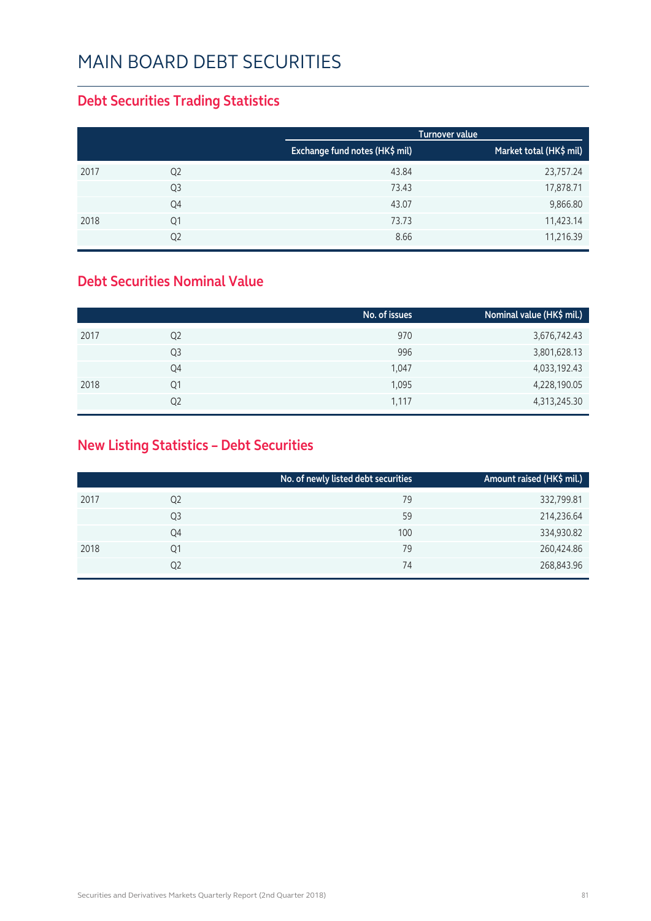# MAIN BOARD DEBT SECURITIES

## Debt Securities Trading Statistics

| | | Turnover value | |
|---|---|---|---|
| | | Exchange fund notes (HK$ mil) | Market total (HK$ mil) |
| 2017 | Q2 | 43.84 | 23,757.24 |
| | Q3 | 73.43 | 17,878.71 |
| | Q4 | 43.07 | 9,866.80 |
| 2018 | Q1 | 73.73 | 11,423.14 |
| | Q2 | 8.66 | 11,216.39 |

## Debt Securities Nominal Value

| | | No. of issues | Nominal value (HK$ mil.) |
|---|---|---|---|
| 2017 | Q2 | 970 | 3,676,742.43 |
| | Q3 | 996 | 3,801,628.13 |
| | Q4 | 1,047 | 4,033,192.43 |
| 2018 | Q1 | 1,095 | 4,228,190.05 |
| | Q2 | 1,117 | 4,313,245.30 |

## New Listing Statistics – Debt Securities

| | | No. of newly listed debt securities | Amount raised (HK$ mil.) |
|---|---|---|---|
| 2017 | Q2 | 79 | 332,799.81 |
| | Q3 | 59 | 214,236.64 |
| | Q4 | 100 | 334,930.82 |
| 2018 | Q1 | 79 | 260,424.86 |
| | Q2 | 74 | 268,843.96 |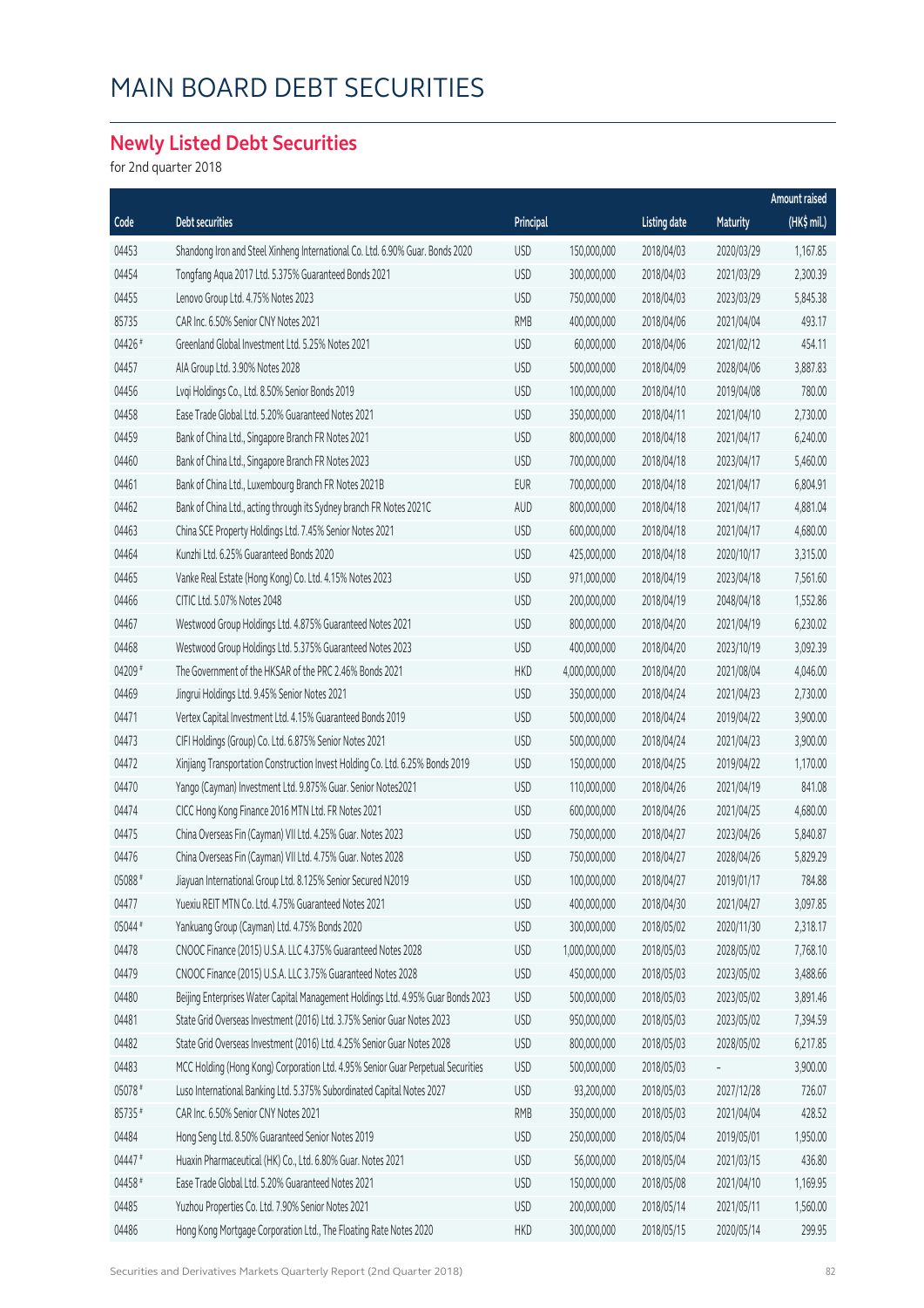# MAIN BOARD DEBT SECURITIES

## Newly Listed Debt Securities

for 2nd quarter 2018

| Code | Debt securities | Principal | | Listing date | Maturity | Amount raised (HK$ mil.) |
|---|---|---|---|---|---|---|
| 04453 | Shandong Iron and Steel Xinheng International Co. Ltd. 6.90% Guar. Bonds 2020 | USD | 150,000,000 | 2018/04/03 | 2020/03/29 | 1,167.85 |
| 04454 | Tongfang Aqua 2017 Ltd. 5.375% Guaranteed Bonds 2021 | USD | 300,000,000 | 2018/04/03 | 2021/03/29 | 2,300.39 |
| 04455 | Lenovo Group Ltd. 4.75% Notes 2023 | USD | 750,000,000 | 2018/04/03 | 2023/03/29 | 5,845.38 |
| 85735 | CAR Inc. 6.50% Senior CNY Notes 2021 | RMB | 400,000,000 | 2018/04/06 | 2021/04/04 | 493.17 |
| 04426 # | Greenland Global Investment Ltd. 5.25% Notes 2021 | USD | 60,000,000 | 2018/04/06 | 2021/02/12 | 454.11 |
| 04457 | AIA Group Ltd. 3.90% Notes 2028 | USD | 500,000,000 | 2018/04/09 | 2028/04/06 | 3,887.83 |
| 04456 | Lvqi Holdings Co., Ltd. 8.50% Senior Bonds 2019 | USD | 100,000,000 | 2018/04/10 | 2019/04/08 | 780.00 |
| 04458 | Ease Trade Global Ltd. 5.20% Guaranteed Notes 2021 | USD | 350,000,000 | 2018/04/11 | 2021/04/10 | 2,730.00 |
| 04459 | Bank of China Ltd., Singapore Branch FR Notes 2021 | USD | 800,000,000 | 2018/04/18 | 2021/04/17 | 6,240.00 |
| 04460 | Bank of China Ltd., Singapore Branch FR Notes 2023 | USD | 700,000,000 | 2018/04/18 | 2023/04/17 | 5,460.00 |
| 04461 | Bank of China Ltd., Luxembourg Branch FR Notes 2021B | EUR | 700,000,000 | 2018/04/18 | 2021/04/17 | 6,804.91 |
| 04462 | Bank of China Ltd., acting through its Sydney branch FR Notes 2021C | AUD | 800,000,000 | 2018/04/18 | 2021/04/17 | 4,881.04 |
| 04463 | China SCE Property Holdings Ltd. 7.45% Senior Notes 2021 | USD | 600,000,000 | 2018/04/18 | 2021/04/17 | 4,680.00 |
| 04464 | Kunzhi Ltd. 6.25% Guaranteed Bonds 2020 | USD | 425,000,000 | 2018/04/18 | 2020/10/17 | 3,315.00 |
| 04465 | Vanke Real Estate (Hong Kong) Co. Ltd. 4.15% Notes 2023 | USD | 971,000,000 | 2018/04/19 | 2023/04/18 | 7,561.60 |
| 04466 | CITIC Ltd. 5.07% Notes 2048 | USD | 200,000,000 | 2018/04/19 | 2048/04/18 | 1,552.86 |
| 04467 | Westwood Group Holdings Ltd. 4.875% Guaranteed Notes 2021 | USD | 800,000,000 | 2018/04/20 | 2021/04/19 | 6,230.02 |
| 04468 | Westwood Group Holdings Ltd. 5.375% Guaranteed Notes 2023 | USD | 400,000,000 | 2018/04/20 | 2023/10/19 | 3,092.39 |
| 04209 # | The Government of the HKSAR of the PRC 2.46% Bonds 2021 | HKD | 4,000,000,000 | 2018/04/20 | 2021/08/04 | 4,046.00 |
| 04469 | Jingrui Holdings Ltd. 9.45% Senior Notes 2021 | USD | 350,000,000 | 2018/04/24 | 2021/04/23 | 2,730.00 |
| 04471 | Vertex Capital Investment Ltd. 4.15% Guaranteed Bonds 2019 | USD | 500,000,000 | 2018/04/24 | 2019/04/22 | 3,900.00 |
| 04473 | CIFI Holdings (Group) Co. Ltd. 6.875% Senior Notes 2021 | USD | 500,000,000 | 2018/04/24 | 2021/04/23 | 3,900.00 |
| 04472 | Xinjiang Transportation Construction Invest Holding Co. Ltd. 6.25% Bonds 2019 | USD | 150,000,000 | 2018/04/25 | 2019/04/22 | 1,170.00 |
| 04470 | Yango (Cayman) Investment Ltd. 9.875% Guar. Senior Notes2021 | USD | 110,000,000 | 2018/04/26 | 2021/04/19 | 841.08 |
| 04474 | CICC Hong Kong Finance 2016 MTN Ltd. FR Notes 2021 | USD | 600,000,000 | 2018/04/26 | 2021/04/25 | 4,680.00 |
| 04475 | China Overseas Fin (Cayman) VII Ltd. 4.25% Guar. Notes 2023 | USD | 750,000,000 | 2018/04/27 | 2023/04/26 | 5,840.87 |
| 04476 | China Overseas Fin (Cayman) VII Ltd. 4.75% Guar. Notes 2028 | USD | 750,000,000 | 2018/04/27 | 2028/04/26 | 5,829.29 |
| 05088 # | Jiayuan International Group Ltd. 8.125% Senior Secured N2019 | USD | 100,000,000 | 2018/04/27 | 2019/01/17 | 784.88 |
| 04477 | Yuexiu REIT MTN Co. Ltd. 4.75% Guaranteed Notes 2021 | USD | 400,000,000 | 2018/04/30 | 2021/04/27 | 3,097.85 |
| 05044 # | Yankuang Group (Cayman) Ltd. 4.75% Bonds 2020 | USD | 300,000,000 | 2018/05/02 | 2020/11/30 | 2,318.17 |
| 04478 | CNOOC Finance (2015) U.S.A. LLC 4.375% Guaranteed Notes 2028 | USD | 1,000,000,000 | 2018/05/03 | 2028/05/02 | 7,768.10 |
| 04479 | CNOOC Finance (2015) U.S.A. LLC 3.75% Guaranteed Notes 2028 | USD | 450,000,000 | 2018/05/03 | 2023/05/02 | 3,488.66 |
| 04480 | Beijing Enterprises Water Capital Management Holdings Ltd. 4.95% Guar Bonds 2023 | USD | 500,000,000 | 2018/05/03 | 2023/05/02 | 3,891.46 |
| 04481 | State Grid Overseas Investment (2016) Ltd. 3.75% Senior Guar Notes 2023 | USD | 950,000,000 | 2018/05/03 | 2023/05/02 | 7,394.59 |
| 04482 | State Grid Overseas Investment (2016) Ltd. 4.25% Senior Guar Notes 2028 | USD | 800,000,000 | 2018/05/03 | 2028/05/02 | 6,217.85 |
| 04483 | MCC Holding (Hong Kong) Corporation Ltd. 4.95% Senior Guar Perpetual Securities | USD | 500,000,000 | 2018/05/03 | - | 3,900.00 |
| 05078 # | Luso International Banking Ltd. 5.375% Subordinated Capital Notes 2027 | USD | 93,200,000 | 2018/05/03 | 2027/12/28 | 726.07 |
| 85735 # | CAR Inc. 6.50% Senior CNY Notes 2021 | RMB | 350,000,000 | 2018/05/03 | 2021/04/04 | 428.52 |
| 04484 | Hong Seng Ltd. 8.50% Guaranteed Senior Notes 2019 | USD | 250,000,000 | 2018/05/04 | 2019/05/01 | 1,950.00 |
| 04447 # | Huaxin Pharmaceutical (HK) Co., Ltd. 6.80% Guar. Notes 2021 | USD | 56,000,000 | 2018/05/04 | 2021/03/15 | 436.80 |
| 04458 # | Ease Trade Global Ltd. 5.20% Guaranteed Notes 2021 | USD | 150,000,000 | 2018/05/08 | 2021/04/10 | 1,169.95 |
| 04485 | Yuzhou Properties Co. Ltd. 7.90% Senior Notes 2021 | USD | 200,000,000 | 2018/05/14 | 2021/05/11 | 1,560.00 |
| 04486 | Hong Kong Mortgage Corporation Ltd., The Floating Rate Notes 2020 | HKD | 300,000,000 | 2018/05/15 | 2020/05/14 | 299.95 |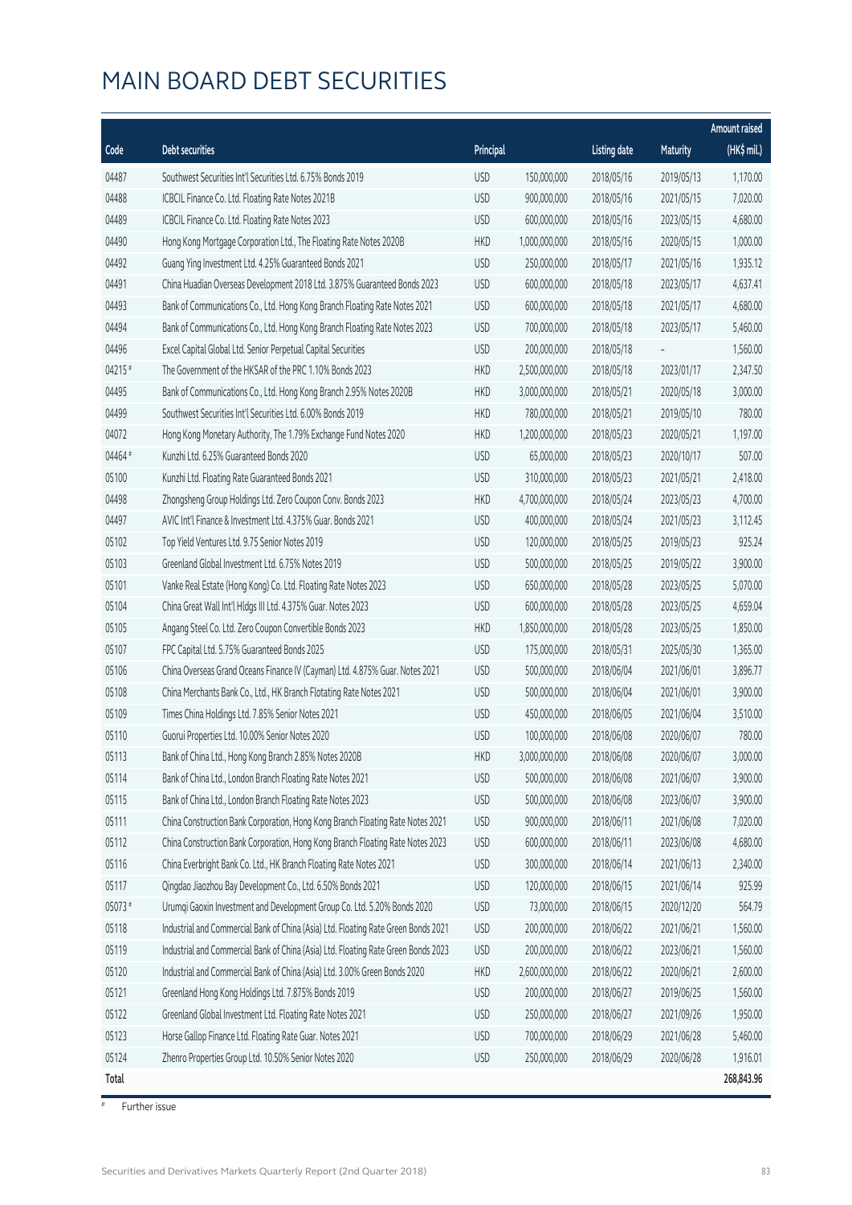# MAIN BOARD DEBT SECURITIES

| Code | Debt securities | Principal | | Listing date | Maturity | Amount raised (HK$ mil.) |
|---|---|---|---|---|---|---|
| 04487 | Southwest Securities Int'l Securities Ltd. 6.75% Bonds 2019 | USD | 150,000,000 | 2018/05/16 | 2019/05/13 | 1,170.00 |
| 04488 | ICBCIL Finance Co. Ltd. Floating Rate Notes 2021B | USD | 900,000,000 | 2018/05/16 | 2021/05/15 | 7,020.00 |
| 04489 | ICBCIL Finance Co. Ltd. Floating Rate Notes 2023 | USD | 600,000,000 | 2018/05/16 | 2023/05/15 | 4,680.00 |
| 04490 | Hong Kong Mortgage Corporation Ltd., The Floating Rate Notes 2020B | HKD | 1,000,000,000 | 2018/05/16 | 2020/05/15 | 1,000.00 |
| 04492 | Guang Ying Investment Ltd. 4.25% Guaranteed Bonds 2021 | USD | 250,000,000 | 2018/05/17 | 2021/05/16 | 1,935.12 |
| 04491 | China Huadian Overseas Development 2018 Ltd. 3.875% Guaranteed Bonds 2023 | USD | 600,000,000 | 2018/05/18 | 2023/05/17 | 4,637.41 |
| 04493 | Bank of Communications Co., Ltd. Hong Kong Branch Floating Rate Notes 2021 | USD | 600,000,000 | 2018/05/18 | 2021/05/17 | 4,680.00 |
| 04494 | Bank of Communications Co., Ltd. Hong Kong Branch Floating Rate Notes 2023 | USD | 700,000,000 | 2018/05/18 | 2023/05/17 | 5,460.00 |
| 04496 | Excel Capital Global Ltd. Senior Perpetual Capital Securities | USD | 200,000,000 | 2018/05/18 | – | 1,560.00 |
| 04215 # | The Government of the HKSAR of the PRC 1.10% Bonds 2023 | HKD | 2,500,000,000 | 2018/05/18 | 2023/01/17 | 2,347.50 |
| 04495 | Bank of Communications Co., Ltd. Hong Kong Branch 2.95% Notes 2020B | HKD | 3,000,000,000 | 2018/05/21 | 2020/05/18 | 3,000.00 |
| 04499 | Southwest Securities Int'l Securities Ltd. 6.00% Bonds 2019 | HKD | 780,000,000 | 2018/05/21 | 2019/05/10 | 780.00 |
| 04072 | Hong Kong Monetary Authority, The 1.79% Exchange Fund Notes 2020 | HKD | 1,200,000,000 | 2018/05/23 | 2020/05/21 | 1,197.00 |
| 04464 # | Kunzhi Ltd. 6.25% Guaranteed Bonds 2020 | USD | 65,000,000 | 2018/05/23 | 2020/10/17 | 507.00 |
| 05100 | Kunzhi Ltd. Floating Rate Guaranteed Bonds 2021 | USD | 310,000,000 | 2018/05/23 | 2021/05/21 | 2,418.00 |
| 04498 | Zhongsheng Group Holdings Ltd. Zero Coupon Conv. Bonds 2023 | HKD | 4,700,000,000 | 2018/05/24 | 2023/05/23 | 4,700.00 |
| 04497 | AVIC Int'l Finance & Investment Ltd. 4.375% Guar. Bonds 2021 | USD | 400,000,000 | 2018/05/24 | 2021/05/23 | 3,112.45 |
| 05102 | Top Yield Ventures Ltd. 9.75 Senior Notes 2019 | USD | 120,000,000 | 2018/05/25 | 2019/05/23 | 925.24 |
| 05103 | Greenland Global Investment Ltd. 6.75% Notes 2019 | USD | 500,000,000 | 2018/05/25 | 2019/05/22 | 3,900.00 |
| 05101 | Vanke Real Estate (Hong Kong) Co. Ltd. Floating Rate Notes 2023 | USD | 650,000,000 | 2018/05/28 | 2023/05/25 | 5,070.00 |
| 05104 | China Great Wall Int'l Hldgs III Ltd. 4.375% Guar. Notes 2023 | USD | 600,000,000 | 2018/05/28 | 2023/05/25 | 4,659.04 |
| 05105 | Angang Steel Co. Ltd. Zero Coupon Convertible Bonds 2023 | HKD | 1,850,000,000 | 2018/05/28 | 2023/05/25 | 1,850.00 |
| 05107 | FPC Capital Ltd. 5.75% Guaranteed Bonds 2025 | USD | 175,000,000 | 2018/05/31 | 2025/05/30 | 1,365.00 |
| 05106 | China Overseas Grand Oceans Finance IV (Cayman) Ltd. 4.875% Guar. Notes 2021 | USD | 500,000,000 | 2018/06/04 | 2021/06/01 | 3,896.77 |
| 05108 | China Merchants Bank Co., Ltd., HK Branch Flotating Rate Notes 2021 | USD | 500,000,000 | 2018/06/04 | 2021/06/01 | 3,900.00 |
| 05109 | Times China Holdings Ltd. 7.85% Senior Notes 2021 | USD | 450,000,000 | 2018/06/05 | 2021/06/04 | 3,510.00 |
| 05110 | Guorui Properties Ltd. 10.00% Senior Notes 2020 | USD | 100,000,000 | 2018/06/08 | 2020/06/07 | 780.00 |
| 05113 | Bank of China Ltd., Hong Kong Branch 2.85% Notes 2020B | HKD | 3,000,000,000 | 2018/06/08 | 2020/06/07 | 3,000.00 |
| 05114 | Bank of China Ltd., London Branch Floating Rate Notes 2021 | USD | 500,000,000 | 2018/06/08 | 2021/06/07 | 3,900.00 |
| 05115 | Bank of China Ltd., London Branch Floating Rate Notes 2023 | USD | 500,000,000 | 2018/06/08 | 2023/06/07 | 3,900.00 |
| 05111 | China Construction Bank Corporation, Hong Kong Branch Floating Rate Notes 2021 | USD | 900,000,000 | 2018/06/11 | 2021/06/08 | 7,020.00 |
| 05112 | China Construction Bank Corporation, Hong Kong Branch Floating Rate Notes 2023 | USD | 600,000,000 | 2018/06/11 | 2023/06/08 | 4,680.00 |
| 05116 | China Everbright Bank Co. Ltd., HK Branch Floating Rate Notes 2021 | USD | 300,000,000 | 2018/06/14 | 2021/06/13 | 2,340.00 |
| 05117 | Qingdao Jiaozhou Bay Development Co., Ltd. 6.50% Bonds 2021 | USD | 120,000,000 | 2018/06/15 | 2021/06/14 | 925.99 |
| 05073 # | Urumqi Gaoxin Investment and Development Group Co. Ltd. 5.20% Bonds 2020 | USD | 73,000,000 | 2018/06/15 | 2020/12/20 | 564.79 |
| 05118 | Industrial and Commercial Bank of China (Asia) Ltd. Floating Rate Green Bonds 2021 | USD | 200,000,000 | 2018/06/22 | 2021/06/21 | 1,560.00 |
| 05119 | Industrial and Commercial Bank of China (Asia) Ltd. Floating Rate Green Bonds 2023 | USD | 200,000,000 | 2018/06/22 | 2023/06/21 | 1,560.00 |
| 05120 | Industrial and Commercial Bank of China (Asia) Ltd. 3.00% Green Bonds 2020 | HKD | 2,600,000,000 | 2018/06/22 | 2020/06/21 | 2,600.00 |
| 05121 | Greenland Hong Kong Holdings Ltd. 7.875% Bonds 2019 | USD | 200,000,000 | 2018/06/27 | 2019/06/25 | 1,560.00 |
| 05122 | Greenland Global Investment Ltd. Floating Rate Notes 2021 | USD | 250,000,000 | 2018/06/27 | 2021/09/26 | 1,950.00 |
| 05123 | Horse Gallop Finance Ltd. Floating Rate Guar. Notes 2021 | USD | 700,000,000 | 2018/06/29 | 2021/06/28 | 5,460.00 |
| 05124 | Zhenro Properties Group Ltd. 10.50% Senior Notes 2020 | USD | 250,000,000 | 2018/06/29 | 2020/06/28 | 1,916.01 |
| **Total** | | | | | | **268,843.96** |

# Further issue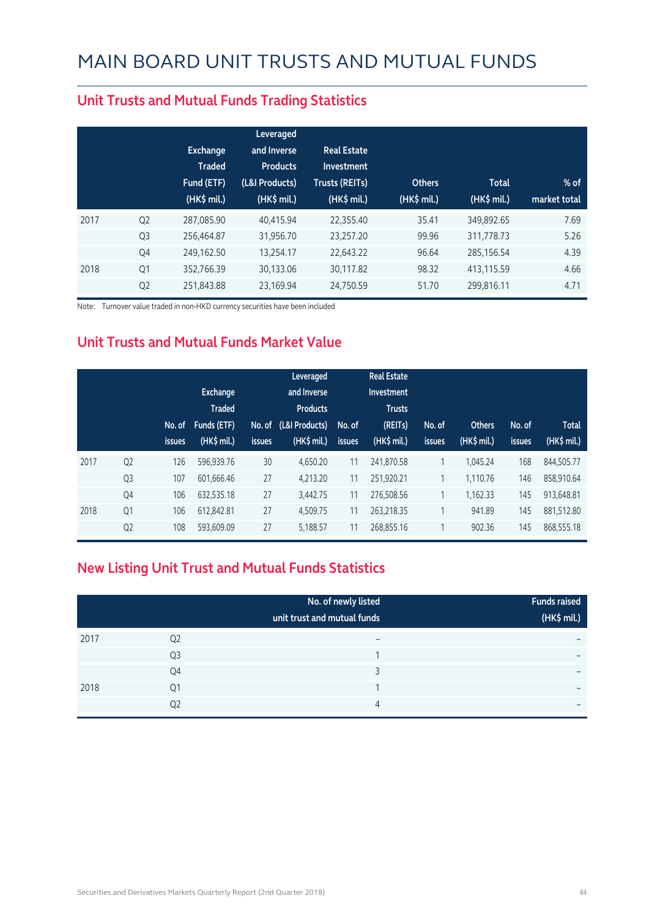# MAIN BOARD UNIT TRUSTS AND MUTUAL FUNDS

## Unit Trusts and Mutual Funds Trading Statistics

| | | Exchange Traded Fund (ETF) (HK$ mil.) | Leveraged and Inverse Products (L&I Products) (HK$ mil.) | Real Estate Investment Trusts (REITs) (HK$ mil.) | Others (HK$ mil.) | Total (HK$ mil.) | % of market total |
|---|---|---|---|---|---|---|---|
| 2017 | Q2 | 287,085.90 | 40,415.94 | 22,355.40 | 35.41 | 349,892.65 | 7.69 |
| | Q3 | 256,464.87 | 31,956.70 | 23,257.20 | 99.96 | 311,778.73 | 5.26 |
| | Q4 | 249,162.50 | 13,254.17 | 22,643.22 | 96.64 | 285,156.54 | 4.39 |
| 2018 | Q1 | 352,766.39 | 30,133.06 | 30,117.82 | 98.32 | 413,115.59 | 4.66 |
| | Q2 | 251,843.88 | 23,169.94 | 24,750.59 | 51.70 | 299,816.11 | 4.71 |

Note: Turnover value traded in non-HKD currency securities have been included

## Unit Trusts and Mutual Funds Market Value

| | | No. of issues | Exchange Traded Funds (ETF) (HK$ mil.) | No. of issues | Leveraged and Inverse Products (L&I Products) (HK$ mil.) | No. of issues | Real Estate Investment Trusts (REITs) (HK$ mil.) | No. of issues | Others (HK$ mil.) | No. of issues | Total (HK$ mil.) |
|---|---|---|---|---|---|---|---|---|---|---|---|
| 2017 | Q2 | 126 | 596,939.76 | 30 | 4,650.20 | 11 | 241,870.58 | 1 | 1,045.24 | 168 | 844,505.77 |
| | Q3 | 107 | 601,666.46 | 27 | 4,213.20 | 11 | 251,920.21 | 1 | 1,110.76 | 146 | 858,910.64 |
| | Q4 | 106 | 632,535.18 | 27 | 3,442.75 | 11 | 276,508.56 | 1 | 1,162.33 | 145 | 913,648.81 |
| 2018 | Q1 | 106 | 612,842.81 | 27 | 4,509.75 | 11 | 263,218.35 | 1 | 941.89 | 145 | 881,512.80 |
| | Q2 | 108 | 593,609.09 | 27 | 5,188.57 | 11 | 268,855.16 | 1 | 902.36 | 145 | 868,555.18 |

## New Listing Unit Trust and Mutual Funds Statistics

| | | No. of newly listed unit trust and mutual funds | Funds raised (HK$ mil.) |
|---|---|---|---|
| 2017 | Q2 | – | – |
| | Q3 | 1 | – |
| | Q4 | 3 | – |
| 2018 | Q1 | 1 | – |
| | Q2 | 4 | – |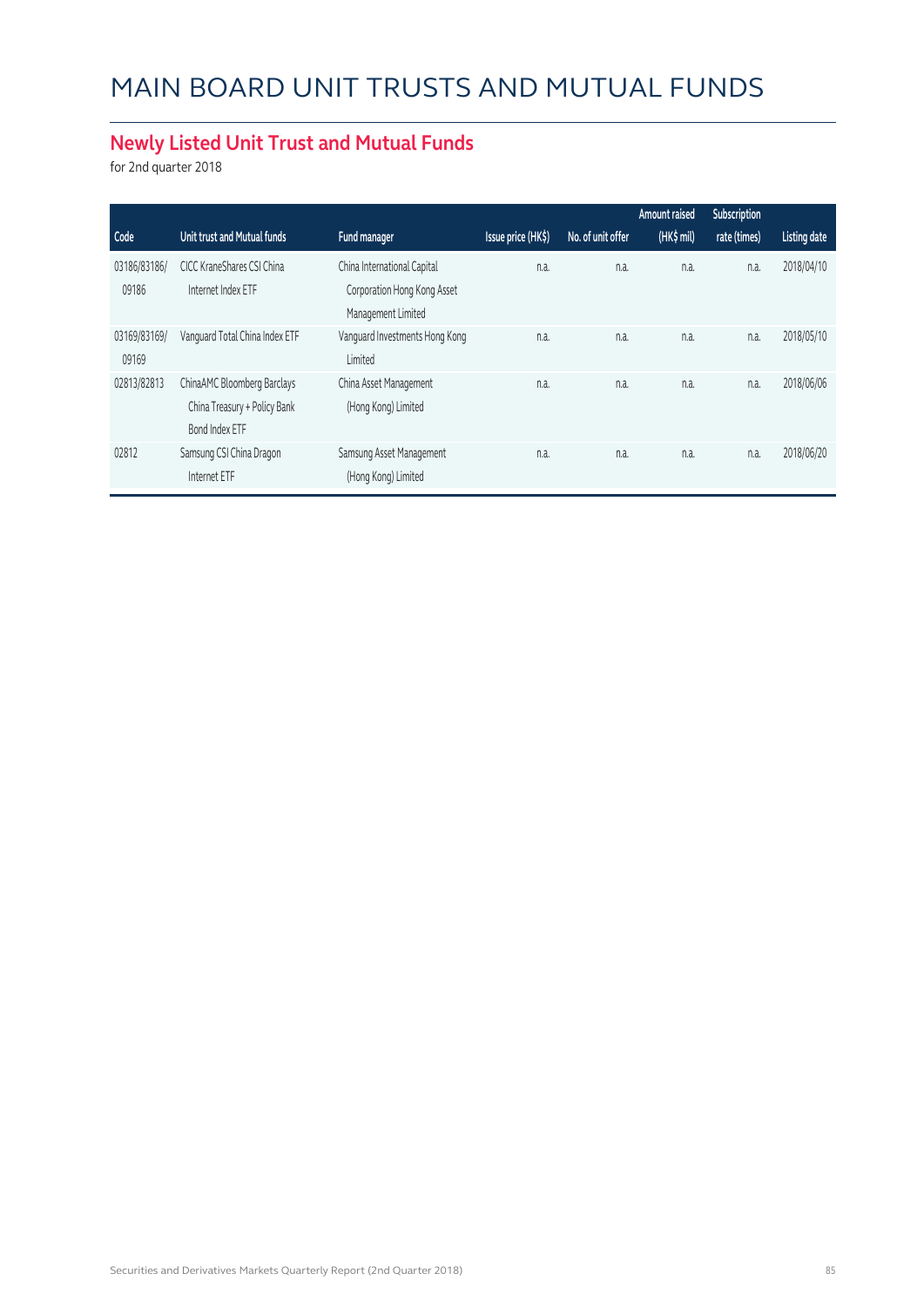# MAIN BOARD UNIT TRUSTS AND MUTUAL FUNDS

## Newly Listed Unit Trust and Mutual Funds

for 2nd quarter 2018

| Code | Unit trust and Mutual funds | Fund manager | Issue price (HK$) | No. of unit offer | Amount raised (HK$ mil) | Subscription rate (times) | Listing date |
|---|---|---|---|---|---|---|---|
| 03186/83186/09186 | CICC KraneShares CSI China Internet Index ETF | China International Capital Corporation Hong Kong Asset Management Limited | n.a. | n.a. | n.a. | n.a. | 2018/04/10 |
| 03169/83169/09169 | Vanguard Total China Index ETF | Vanguard Investments Hong Kong Limited | n.a. | n.a. | n.a. | n.a. | 2018/05/10 |
| 02813/82813 | ChinaAMC Bloomberg Barclays China Treasury + Policy Bank Bond Index ETF | China Asset Management (Hong Kong) Limited | n.a. | n.a. | n.a. | n.a. | 2018/06/06 |
| 02812 | Samsung CSI China Dragon Internet ETF | Samsung Asset Management (Hong Kong) Limited | n.a. | n.a. | n.a. | n.a. | 2018/06/20 |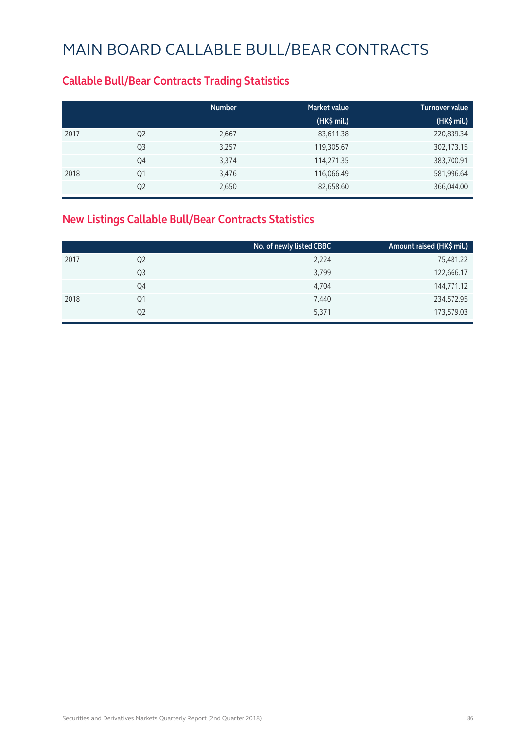# MAIN BOARD CALLABLE BULL/BEAR CONTRACTS

## Callable Bull/Bear Contracts Trading Statistics

| | | Number | Market value (HK$ mil.) | Turnover value (HK$ mil.) |
|---|---|---|---|---|
| 2017 | Q2 | 2,667 | 83,611.38 | 220,839.34 |
| | Q3 | 3,257 | 119,305.67 | 302,173.15 |
| | Q4 | 3,374 | 114,271.35 | 383,700.91 |
| 2018 | Q1 | 3,476 | 116,066.49 | 581,996.64 |
| | Q2 | 2,650 | 82,658.60 | 366,044.00 |

## New Listings Callable Bull/Bear Contracts Statistics

| | | No. of newly listed CBBC | Amount raised (HK$ mil.) |
|---|---|---|---|
| 2017 | Q2 | 2,224 | 75,481.22 |
| | Q3 | 3,799 | 122,666.17 |
| | Q4 | 4,704 | 144,771.12 |
| 2018 | Q1 | 7,440 | 234,572.95 |
| | Q2 | 5,371 | 173,579.03 |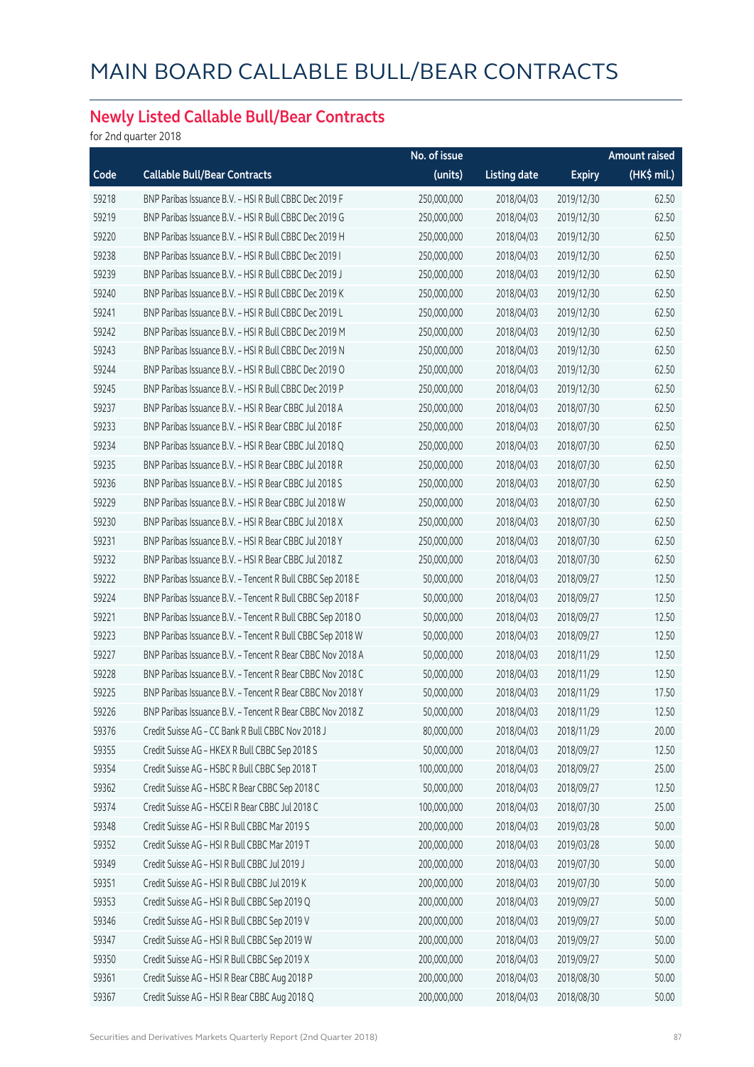# MAIN BOARD CALLABLE BULL/BEAR CONTRACTS

## Newly Listed Callable Bull/Bear Contracts

for 2nd quarter 2018

| Code | Callable Bull/Bear Contracts | No. of issue (units) | Listing date | Expiry | Amount raised (HK$ mil.) |
|---|---|---|---|---|---|
| 59218 | BNP Paribas Issuance B.V. – HSI R Bull CBBC Dec 2019 F | 250,000,000 | 2018/04/03 | 2019/12/30 | 62.50 |
| 59219 | BNP Paribas Issuance B.V. – HSI R Bull CBBC Dec 2019 G | 250,000,000 | 2018/04/03 | 2019/12/30 | 62.50 |
| 59220 | BNP Paribas Issuance B.V. – HSI R Bull CBBC Dec 2019 H | 250,000,000 | 2018/04/03 | 2019/12/30 | 62.50 |
| 59238 | BNP Paribas Issuance B.V. – HSI R Bull CBBC Dec 2019 I | 250,000,000 | 2018/04/03 | 2019/12/30 | 62.50 |
| 59239 | BNP Paribas Issuance B.V. – HSI R Bull CBBC Dec 2019 J | 250,000,000 | 2018/04/03 | 2019/12/30 | 62.50 |
| 59240 | BNP Paribas Issuance B.V. – HSI R Bull CBBC Dec 2019 K | 250,000,000 | 2018/04/03 | 2019/12/30 | 62.50 |
| 59241 | BNP Paribas Issuance B.V. – HSI R Bull CBBC Dec 2019 L | 250,000,000 | 2018/04/03 | 2019/12/30 | 62.50 |
| 59242 | BNP Paribas Issuance B.V. – HSI R Bull CBBC Dec 2019 M | 250,000,000 | 2018/04/03 | 2019/12/30 | 62.50 |
| 59243 | BNP Paribas Issuance B.V. – HSI R Bull CBBC Dec 2019 N | 250,000,000 | 2018/04/03 | 2019/12/30 | 62.50 |
| 59244 | BNP Paribas Issuance B.V. – HSI R Bull CBBC Dec 2019 O | 250,000,000 | 2018/04/03 | 2019/12/30 | 62.50 |
| 59245 | BNP Paribas Issuance B.V. – HSI R Bull CBBC Dec 2019 P | 250,000,000 | 2018/04/03 | 2019/12/30 | 62.50 |
| 59237 | BNP Paribas Issuance B.V. – HSI R Bear CBBC Jul 2018 A | 250,000,000 | 2018/04/03 | 2018/07/30 | 62.50 |
| 59233 | BNP Paribas Issuance B.V. – HSI R Bear CBBC Jul 2018 F | 250,000,000 | 2018/04/03 | 2018/07/30 | 62.50 |
| 59234 | BNP Paribas Issuance B.V. – HSI R Bear CBBC Jul 2018 Q | 250,000,000 | 2018/04/03 | 2018/07/30 | 62.50 |
| 59235 | BNP Paribas Issuance B.V. – HSI R Bear CBBC Jul 2018 R | 250,000,000 | 2018/04/03 | 2018/07/30 | 62.50 |
| 59236 | BNP Paribas Issuance B.V. – HSI R Bear CBBC Jul 2018 S | 250,000,000 | 2018/04/03 | 2018/07/30 | 62.50 |
| 59229 | BNP Paribas Issuance B.V. – HSI R Bear CBBC Jul 2018 W | 250,000,000 | 2018/04/03 | 2018/07/30 | 62.50 |
| 59230 | BNP Paribas Issuance B.V. – HSI R Bear CBBC Jul 2018 X | 250,000,000 | 2018/04/03 | 2018/07/30 | 62.50 |
| 59231 | BNP Paribas Issuance B.V. – HSI R Bear CBBC Jul 2018 Y | 250,000,000 | 2018/04/03 | 2018/07/30 | 62.50 |
| 59232 | BNP Paribas Issuance B.V. – HSI R Bear CBBC Jul 2018 Z | 250,000,000 | 2018/04/03 | 2018/07/30 | 62.50 |
| 59222 | BNP Paribas Issuance B.V. – Tencent R Bull CBBC Sep 2018 E | 50,000,000 | 2018/04/03 | 2018/09/27 | 12.50 |
| 59224 | BNP Paribas Issuance B.V. – Tencent R Bull CBBC Sep 2018 F | 50,000,000 | 2018/04/03 | 2018/09/27 | 12.50 |
| 59221 | BNP Paribas Issuance B.V. – Tencent R Bull CBBC Sep 2018 O | 50,000,000 | 2018/04/03 | 2018/09/27 | 12.50 |
| 59223 | BNP Paribas Issuance B.V. – Tencent R Bull CBBC Sep 2018 W | 50,000,000 | 2018/04/03 | 2018/09/27 | 12.50 |
| 59227 | BNP Paribas Issuance B.V. – Tencent R Bear CBBC Nov 2018 A | 50,000,000 | 2018/04/03 | 2018/11/29 | 12.50 |
| 59228 | BNP Paribas Issuance B.V. – Tencent R Bear CBBC Nov 2018 C | 50,000,000 | 2018/04/03 | 2018/11/29 | 12.50 |
| 59225 | BNP Paribas Issuance B.V. – Tencent R Bear CBBC Nov 2018 Y | 50,000,000 | 2018/04/03 | 2018/11/29 | 17.50 |
| 59226 | BNP Paribas Issuance B.V. – Tencent R Bear CBBC Nov 2018 Z | 50,000,000 | 2018/04/03 | 2018/11/29 | 12.50 |
| 59376 | Credit Suisse AG – CC Bank R Bull CBBC Nov 2018 J | 80,000,000 | 2018/04/03 | 2018/11/29 | 20.00 |
| 59355 | Credit Suisse AG – HKEX R Bull CBBC Sep 2018 S | 50,000,000 | 2018/04/03 | 2018/09/27 | 12.50 |
| 59354 | Credit Suisse AG – HSBC R Bull CBBC Sep 2018 T | 100,000,000 | 2018/04/03 | 2018/09/27 | 25.00 |
| 59362 | Credit Suisse AG – HSBC R Bear CBBC Sep 2018 C | 50,000,000 | 2018/04/03 | 2018/09/27 | 12.50 |
| 59374 | Credit Suisse AG – HSCEI R Bear CBBC Jul 2018 C | 100,000,000 | 2018/04/03 | 2018/07/30 | 25.00 |
| 59348 | Credit Suisse AG – HSI R Bull CBBC Mar 2019 S | 200,000,000 | 2018/04/03 | 2019/03/28 | 50.00 |
| 59352 | Credit Suisse AG – HSI R Bull CBBC Mar 2019 T | 200,000,000 | 2018/04/03 | 2019/03/28 | 50.00 |
| 59349 | Credit Suisse AG – HSI R Bull CBBC Jul 2019 J | 200,000,000 | 2018/04/03 | 2019/07/30 | 50.00 |
| 59351 | Credit Suisse AG – HSI R Bull CBBC Jul 2019 K | 200,000,000 | 2018/04/03 | 2019/07/30 | 50.00 |
| 59353 | Credit Suisse AG – HSI R Bull CBBC Sep 2019 Q | 200,000,000 | 2018/04/03 | 2019/09/27 | 50.00 |
| 59346 | Credit Suisse AG – HSI R Bull CBBC Sep 2019 V | 200,000,000 | 2018/04/03 | 2019/09/27 | 50.00 |
| 59347 | Credit Suisse AG – HSI R Bull CBBC Sep 2019 W | 200,000,000 | 2018/04/03 | 2019/09/27 | 50.00 |
| 59350 | Credit Suisse AG – HSI R Bull CBBC Sep 2019 X | 200,000,000 | 2018/04/03 | 2019/09/27 | 50.00 |
| 59361 | Credit Suisse AG – HSI R Bear CBBC Aug 2018 P | 200,000,000 | 2018/04/03 | 2018/08/30 | 50.00 |
| 59367 | Credit Suisse AG – HSI R Bear CBBC Aug 2018 Q | 200,000,000 | 2018/04/03 | 2018/08/30 | 50.00 |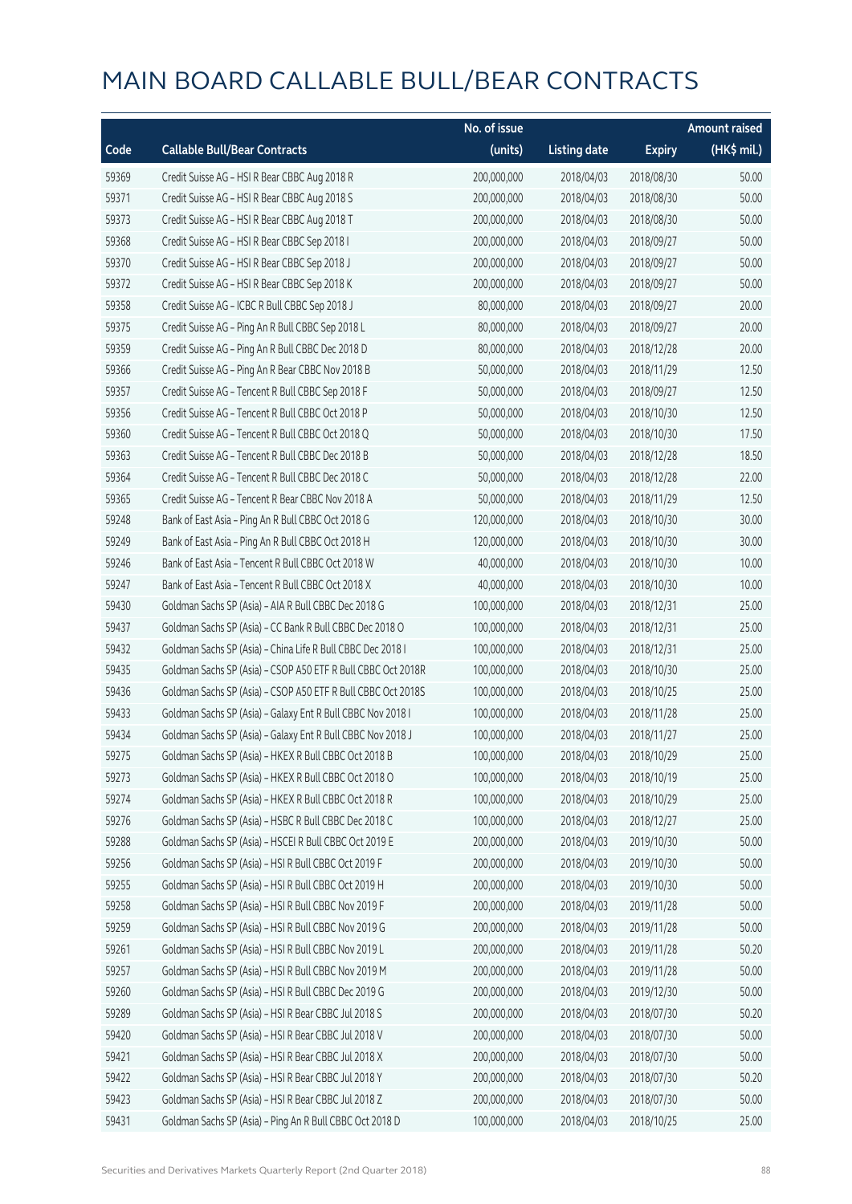# MAIN BOARD CALLABLE BULL/BEAR CONTRACTS

| Code | Callable Bull/Bear Contracts | No. of issue (units) | Listing date | Expiry | Amount raised (HK$ mil.) |
|---|---|---|---|---|---|
| 59369 | Credit Suisse AG – HSI R Bear CBBC Aug 2018 R | 200,000,000 | 2018/04/03 | 2018/08/30 | 50.00 |
| 59371 | Credit Suisse AG – HSI R Bear CBBC Aug 2018 S | 200,000,000 | 2018/04/03 | 2018/08/30 | 50.00 |
| 59373 | Credit Suisse AG – HSI R Bear CBBC Aug 2018 T | 200,000,000 | 2018/04/03 | 2018/08/30 | 50.00 |
| 59368 | Credit Suisse AG – HSI R Bear CBBC Sep 2018 I | 200,000,000 | 2018/04/03 | 2018/09/27 | 50.00 |
| 59370 | Credit Suisse AG – HSI R Bear CBBC Sep 2018 J | 200,000,000 | 2018/04/03 | 2018/09/27 | 50.00 |
| 59372 | Credit Suisse AG – HSI R Bear CBBC Sep 2018 K | 200,000,000 | 2018/04/03 | 2018/09/27 | 50.00 |
| 59358 | Credit Suisse AG – ICBC R Bull CBBC Sep 2018 J | 80,000,000 | 2018/04/03 | 2018/09/27 | 20.00 |
| 59375 | Credit Suisse AG – Ping An R Bull CBBC Sep 2018 L | 80,000,000 | 2018/04/03 | 2018/09/27 | 20.00 |
| 59359 | Credit Suisse AG – Ping An R Bull CBBC Dec 2018 D | 80,000,000 | 2018/04/03 | 2018/12/28 | 20.00 |
| 59366 | Credit Suisse AG – Ping An R Bear CBBC Nov 2018 B | 50,000,000 | 2018/04/03 | 2018/11/29 | 12.50 |
| 59357 | Credit Suisse AG – Tencent R Bull CBBC Sep 2018 F | 50,000,000 | 2018/04/03 | 2018/09/27 | 12.50 |
| 59356 | Credit Suisse AG – Tencent R Bull CBBC Oct 2018 P | 50,000,000 | 2018/04/03 | 2018/10/30 | 12.50 |
| 59360 | Credit Suisse AG – Tencent R Bull CBBC Oct 2018 Q | 50,000,000 | 2018/04/03 | 2018/10/30 | 17.50 |
| 59363 | Credit Suisse AG – Tencent R Bull CBBC Dec 2018 B | 50,000,000 | 2018/04/03 | 2018/12/28 | 18.50 |
| 59364 | Credit Suisse AG – Tencent R Bull CBBC Dec 2018 C | 50,000,000 | 2018/04/03 | 2018/12/28 | 22.00 |
| 59365 | Credit Suisse AG – Tencent R Bear CBBC Nov 2018 A | 50,000,000 | 2018/04/03 | 2018/11/29 | 12.50 |
| 59248 | Bank of East Asia – Ping An R Bull CBBC Oct 2018 G | 120,000,000 | 2018/04/03 | 2018/10/30 | 30.00 |
| 59249 | Bank of East Asia – Ping An R Bull CBBC Oct 2018 H | 120,000,000 | 2018/04/03 | 2018/10/30 | 30.00 |
| 59246 | Bank of East Asia – Tencent R Bull CBBC Oct 2018 W | 40,000,000 | 2018/04/03 | 2018/10/30 | 10.00 |
| 59247 | Bank of East Asia – Tencent R Bull CBBC Oct 2018 X | 40,000,000 | 2018/04/03 | 2018/10/30 | 10.00 |
| 59430 | Goldman Sachs SP (Asia) – AIA R Bull CBBC Dec 2018 G | 100,000,000 | 2018/04/03 | 2018/12/31 | 25.00 |
| 59437 | Goldman Sachs SP (Asia) – CC Bank R Bull CBBC Dec 2018 O | 100,000,000 | 2018/04/03 | 2018/12/31 | 25.00 |
| 59432 | Goldman Sachs SP (Asia) – China Life R Bull CBBC Dec 2018 I | 100,000,000 | 2018/04/03 | 2018/12/31 | 25.00 |
| 59435 | Goldman Sachs SP (Asia) – CSOP A50 ETF R Bull CBBC Oct 2018R | 100,000,000 | 2018/04/03 | 2018/10/30 | 25.00 |
| 59436 | Goldman Sachs SP (Asia) – CSOP A50 ETF R Bull CBBC Oct 2018S | 100,000,000 | 2018/04/03 | 2018/10/25 | 25.00 |
| 59433 | Goldman Sachs SP (Asia) – Galaxy Ent R Bull CBBC Nov 2018 I | 100,000,000 | 2018/04/03 | 2018/11/28 | 25.00 |
| 59434 | Goldman Sachs SP (Asia) – Galaxy Ent R Bull CBBC Nov 2018 J | 100,000,000 | 2018/04/03 | 2018/11/27 | 25.00 |
| 59275 | Goldman Sachs SP (Asia) – HKEX R Bull CBBC Oct 2018 B | 100,000,000 | 2018/04/03 | 2018/10/29 | 25.00 |
| 59273 | Goldman Sachs SP (Asia) – HKEX R Bull CBBC Oct 2018 O | 100,000,000 | 2018/04/03 | 2018/10/19 | 25.00 |
| 59274 | Goldman Sachs SP (Asia) – HKEX R Bull CBBC Oct 2018 R | 100,000,000 | 2018/04/03 | 2018/10/29 | 25.00 |
| 59276 | Goldman Sachs SP (Asia) – HSBC R Bull CBBC Dec 2018 C | 100,000,000 | 2018/04/03 | 2018/12/27 | 25.00 |
| 59288 | Goldman Sachs SP (Asia) – HSCEI R Bull CBBC Oct 2019 E | 200,000,000 | 2018/04/03 | 2019/10/30 | 50.00 |
| 59256 | Goldman Sachs SP (Asia) – HSI R Bull CBBC Oct 2019 F | 200,000,000 | 2018/04/03 | 2019/10/30 | 50.00 |
| 59255 | Goldman Sachs SP (Asia) – HSI R Bull CBBC Oct 2019 H | 200,000,000 | 2018/04/03 | 2019/10/30 | 50.00 |
| 59258 | Goldman Sachs SP (Asia) – HSI R Bull CBBC Nov 2019 F | 200,000,000 | 2018/04/03 | 2019/11/28 | 50.00 |
| 59259 | Goldman Sachs SP (Asia) – HSI R Bull CBBC Nov 2019 G | 200,000,000 | 2018/04/03 | 2019/11/28 | 50.00 |
| 59261 | Goldman Sachs SP (Asia) – HSI R Bull CBBC Nov 2019 L | 200,000,000 | 2018/04/03 | 2019/11/28 | 50.20 |
| 59257 | Goldman Sachs SP (Asia) – HSI R Bull CBBC Nov 2019 M | 200,000,000 | 2018/04/03 | 2019/11/28 | 50.00 |
| 59260 | Goldman Sachs SP (Asia) – HSI R Bull CBBC Dec 2019 G | 200,000,000 | 2018/04/03 | 2019/12/30 | 50.00 |
| 59289 | Goldman Sachs SP (Asia) – HSI R Bear CBBC Jul 2018 S | 200,000,000 | 2018/04/03 | 2018/07/30 | 50.20 |
| 59420 | Goldman Sachs SP (Asia) – HSI R Bear CBBC Jul 2018 V | 200,000,000 | 2018/04/03 | 2018/07/30 | 50.00 |
| 59421 | Goldman Sachs SP (Asia) – HSI R Bear CBBC Jul 2018 X | 200,000,000 | 2018/04/03 | 2018/07/30 | 50.00 |
| 59422 | Goldman Sachs SP (Asia) – HSI R Bear CBBC Jul 2018 Y | 200,000,000 | 2018/04/03 | 2018/07/30 | 50.20 |
| 59423 | Goldman Sachs SP (Asia) – HSI R Bear CBBC Jul 2018 Z | 200,000,000 | 2018/04/03 | 2018/07/30 | 50.00 |
| 59431 | Goldman Sachs SP (Asia) – Ping An R Bull CBBC Oct 2018 D | 100,000,000 | 2018/04/03 | 2018/10/25 | 25.00 |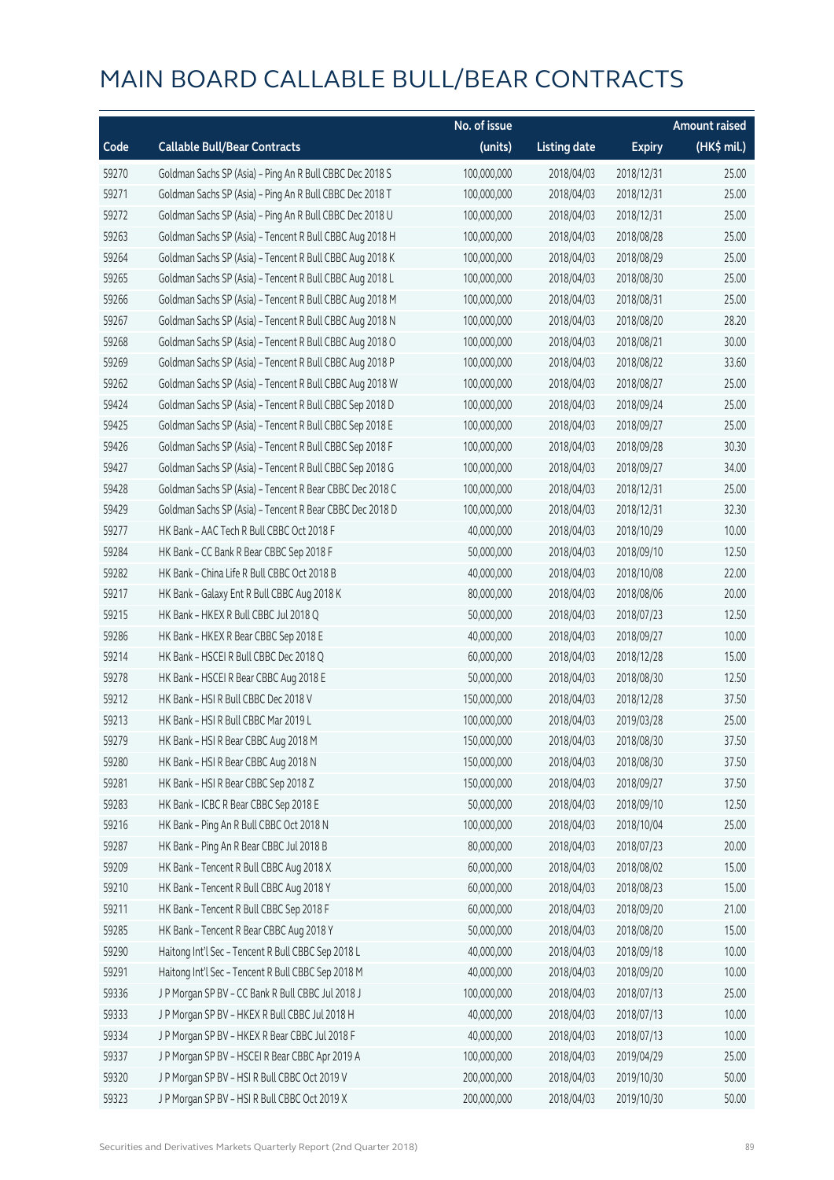# MAIN BOARD CALLABLE BULL/BEAR CONTRACTS

| Code | Callable Bull/Bear Contracts | No. of issue (units) | Listing date | Expiry | Amount raised (HK$ mil.) |
|---|---|---|---|---|---|
| 59270 | Goldman Sachs SP (Asia) - Ping An R Bull CBBC Dec 2018 S | 100,000,000 | 2018/04/03 | 2018/12/31 | 25.00 |
| 59271 | Goldman Sachs SP (Asia) - Ping An R Bull CBBC Dec 2018 T | 100,000,000 | 2018/04/03 | 2018/12/31 | 25.00 |
| 59272 | Goldman Sachs SP (Asia) - Ping An R Bull CBBC Dec 2018 U | 100,000,000 | 2018/04/03 | 2018/12/31 | 25.00 |
| 59263 | Goldman Sachs SP (Asia) - Tencent R Bull CBBC Aug 2018 H | 100,000,000 | 2018/04/03 | 2018/08/28 | 25.00 |
| 59264 | Goldman Sachs SP (Asia) - Tencent R Bull CBBC Aug 2018 K | 100,000,000 | 2018/04/03 | 2018/08/29 | 25.00 |
| 59265 | Goldman Sachs SP (Asia) - Tencent R Bull CBBC Aug 2018 L | 100,000,000 | 2018/04/03 | 2018/08/30 | 25.00 |
| 59266 | Goldman Sachs SP (Asia) - Tencent R Bull CBBC Aug 2018 M | 100,000,000 | 2018/04/03 | 2018/08/31 | 25.00 |
| 59267 | Goldman Sachs SP (Asia) - Tencent R Bull CBBC Aug 2018 N | 100,000,000 | 2018/04/03 | 2018/08/20 | 28.20 |
| 59268 | Goldman Sachs SP (Asia) - Tencent R Bull CBBC Aug 2018 O | 100,000,000 | 2018/04/03 | 2018/08/21 | 30.00 |
| 59269 | Goldman Sachs SP (Asia) - Tencent R Bull CBBC Aug 2018 P | 100,000,000 | 2018/04/03 | 2018/08/22 | 33.60 |
| 59262 | Goldman Sachs SP (Asia) - Tencent R Bull CBBC Aug 2018 W | 100,000,000 | 2018/04/03 | 2018/08/27 | 25.00 |
| 59424 | Goldman Sachs SP (Asia) - Tencent R Bull CBBC Sep 2018 D | 100,000,000 | 2018/04/03 | 2018/09/24 | 25.00 |
| 59425 | Goldman Sachs SP (Asia) - Tencent R Bull CBBC Sep 2018 E | 100,000,000 | 2018/04/03 | 2018/09/27 | 25.00 |
| 59426 | Goldman Sachs SP (Asia) - Tencent R Bull CBBC Sep 2018 F | 100,000,000 | 2018/04/03 | 2018/09/28 | 30.30 |
| 59427 | Goldman Sachs SP (Asia) - Tencent R Bull CBBC Sep 2018 G | 100,000,000 | 2018/04/03 | 2018/09/27 | 34.00 |
| 59428 | Goldman Sachs SP (Asia) - Tencent R Bear CBBC Dec 2018 C | 100,000,000 | 2018/04/03 | 2018/12/31 | 25.00 |
| 59429 | Goldman Sachs SP (Asia) - Tencent R Bear CBBC Dec 2018 D | 100,000,000 | 2018/04/03 | 2018/12/31 | 32.30 |
| 59277 | HK Bank - AAC Tech R Bull CBBC Oct 2018 F | 40,000,000 | 2018/04/03 | 2018/10/29 | 10.00 |
| 59284 | HK Bank - CC Bank R Bear CBBC Sep 2018 F | 50,000,000 | 2018/04/03 | 2018/09/10 | 12.50 |
| 59282 | HK Bank - China Life R Bull CBBC Oct 2018 B | 40,000,000 | 2018/04/03 | 2018/10/08 | 22.00 |
| 59217 | HK Bank - Galaxy Ent R Bull CBBC Aug 2018 K | 80,000,000 | 2018/04/03 | 2018/08/06 | 20.00 |
| 59215 | HK Bank - HKEX R Bull CBBC Jul 2018 Q | 50,000,000 | 2018/04/03 | 2018/07/23 | 12.50 |
| 59286 | HK Bank - HKEX R Bear CBBC Sep 2018 E | 40,000,000 | 2018/04/03 | 2018/09/27 | 10.00 |
| 59214 | HK Bank - HSCEI R Bull CBBC Dec 2018 Q | 60,000,000 | 2018/04/03 | 2018/12/28 | 15.00 |
| 59278 | HK Bank - HSCEI R Bear CBBC Aug 2018 E | 50,000,000 | 2018/04/03 | 2018/08/30 | 12.50 |
| 59212 | HK Bank - HSI R Bull CBBC Dec 2018 V | 150,000,000 | 2018/04/03 | 2018/12/28 | 37.50 |
| 59213 | HK Bank - HSI R Bull CBBC Mar 2019 L | 100,000,000 | 2018/04/03 | 2019/03/28 | 25.00 |
| 59279 | HK Bank - HSI R Bear CBBC Aug 2018 M | 150,000,000 | 2018/04/03 | 2018/08/30 | 37.50 |
| 59280 | HK Bank - HSI R Bear CBBC Aug 2018 N | 150,000,000 | 2018/04/03 | 2018/08/30 | 37.50 |
| 59281 | HK Bank - HSI R Bear CBBC Sep 2018 Z | 150,000,000 | 2018/04/03 | 2018/09/27 | 37.50 |
| 59283 | HK Bank - ICBC R Bear CBBC Sep 2018 E | 50,000,000 | 2018/04/03 | 2018/09/10 | 12.50 |
| 59216 | HK Bank - Ping An R Bull CBBC Oct 2018 N | 100,000,000 | 2018/04/03 | 2018/10/04 | 25.00 |
| 59287 | HK Bank - Ping An R Bear CBBC Jul 2018 B | 80,000,000 | 2018/04/03 | 2018/07/23 | 20.00 |
| 59209 | HK Bank - Tencent R Bull CBBC Aug 2018 X | 60,000,000 | 2018/04/03 | 2018/08/02 | 15.00 |
| 59210 | HK Bank - Tencent R Bull CBBC Aug 2018 Y | 60,000,000 | 2018/04/03 | 2018/08/23 | 15.00 |
| 59211 | HK Bank - Tencent R Bull CBBC Sep 2018 F | 60,000,000 | 2018/04/03 | 2018/09/20 | 21.00 |
| 59285 | HK Bank - Tencent R Bear CBBC Aug 2018 Y | 50,000,000 | 2018/04/03 | 2018/08/20 | 15.00 |
| 59290 | Haitong Int'l Sec - Tencent R Bull CBBC Sep 2018 L | 40,000,000 | 2018/04/03 | 2018/09/18 | 10.00 |
| 59291 | Haitong Int'l Sec - Tencent R Bull CBBC Sep 2018 M | 40,000,000 | 2018/04/03 | 2018/09/20 | 10.00 |
| 59336 | J P Morgan SP BV - CC Bank R Bull CBBC Jul 2018 J | 100,000,000 | 2018/04/03 | 2018/07/13 | 25.00 |
| 59333 | J P Morgan SP BV - HKEX R Bull CBBC Jul 2018 H | 40,000,000 | 2018/04/03 | 2018/07/13 | 10.00 |
| 59334 | J P Morgan SP BV - HKEX R Bear CBBC Jul 2018 F | 40,000,000 | 2018/04/03 | 2018/07/13 | 10.00 |
| 59337 | J P Morgan SP BV - HSCEI R Bear CBBC Apr 2019 A | 100,000,000 | 2018/04/03 | 2019/04/29 | 25.00 |
| 59320 | J P Morgan SP BV - HSI R Bull CBBC Oct 2019 V | 200,000,000 | 2018/04/03 | 2019/10/30 | 50.00 |
| 59323 | J P Morgan SP BV - HSI R Bull CBBC Oct 2019 X | 200,000,000 | 2018/04/03 | 2019/10/30 | 50.00 |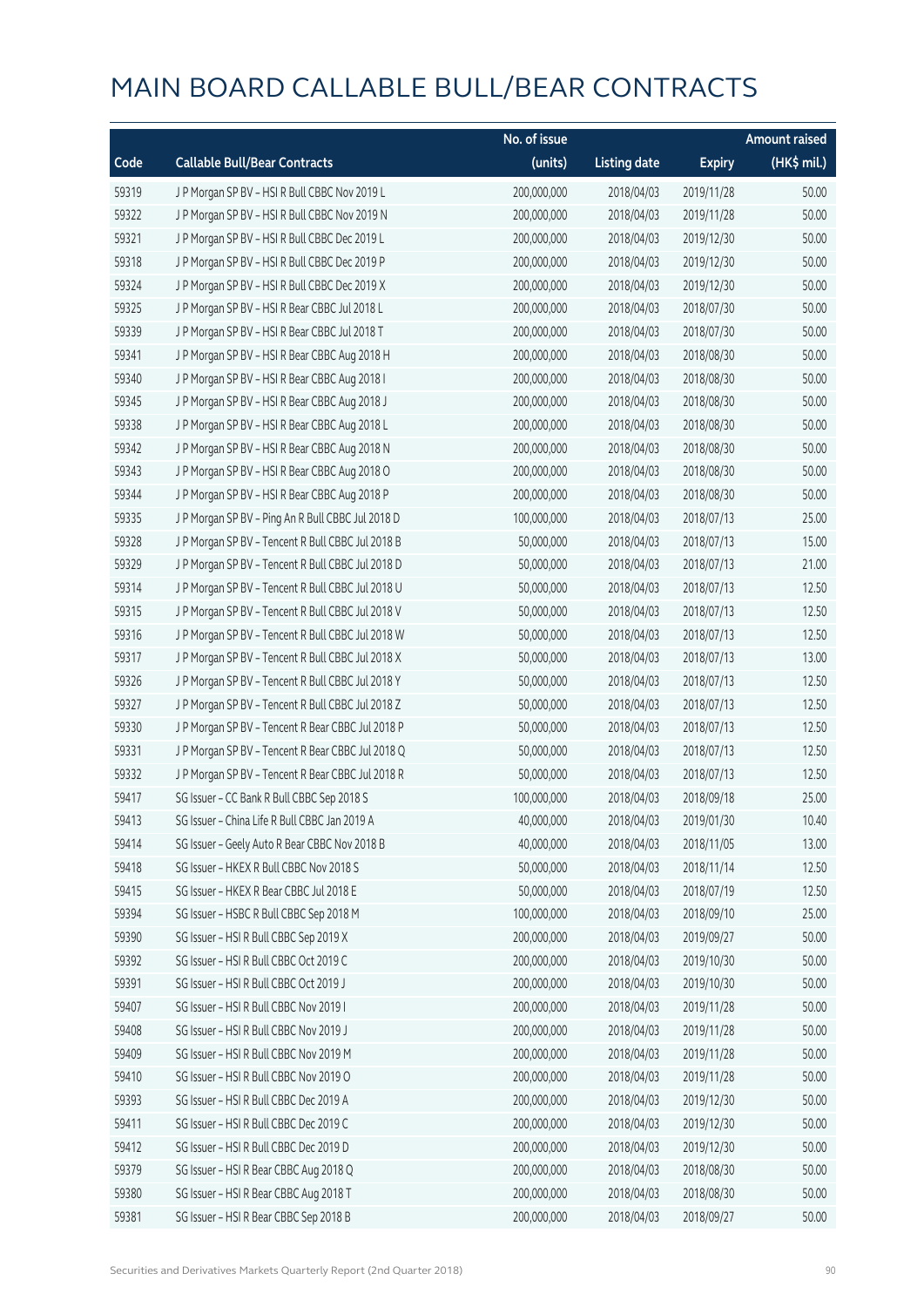# MAIN BOARD CALLABLE BULL/BEAR CONTRACTS

| Code | Callable Bull/Bear Contracts | No. of issue (units) | Listing date | Expiry | Amount raised (HK$ mil.) |
|---|---|---|---|---|---|
| 59319 | J P Morgan SP BV – HSI R Bull CBBC Nov 2019 L | 200,000,000 | 2018/04/03 | 2019/11/28 | 50.00 |
| 59322 | J P Morgan SP BV – HSI R Bull CBBC Nov 2019 N | 200,000,000 | 2018/04/03 | 2019/11/28 | 50.00 |
| 59321 | J P Morgan SP BV – HSI R Bull CBBC Dec 2019 L | 200,000,000 | 2018/04/03 | 2019/12/30 | 50.00 |
| 59318 | J P Morgan SP BV – HSI R Bull CBBC Dec 2019 P | 200,000,000 | 2018/04/03 | 2019/12/30 | 50.00 |
| 59324 | J P Morgan SP BV – HSI R Bull CBBC Dec 2019 X | 200,000,000 | 2018/04/03 | 2019/12/30 | 50.00 |
| 59325 | J P Morgan SP BV – HSI R Bear CBBC Jul 2018 L | 200,000,000 | 2018/04/03 | 2018/07/30 | 50.00 |
| 59339 | J P Morgan SP BV – HSI R Bear CBBC Jul 2018 T | 200,000,000 | 2018/04/03 | 2018/07/30 | 50.00 |
| 59341 | J P Morgan SP BV – HSI R Bear CBBC Aug 2018 H | 200,000,000 | 2018/04/03 | 2018/08/30 | 50.00 |
| 59340 | J P Morgan SP BV – HSI R Bear CBBC Aug 2018 I | 200,000,000 | 2018/04/03 | 2018/08/30 | 50.00 |
| 59345 | J P Morgan SP BV – HSI R Bear CBBC Aug 2018 J | 200,000,000 | 2018/04/03 | 2018/08/30 | 50.00 |
| 59338 | J P Morgan SP BV – HSI R Bear CBBC Aug 2018 L | 200,000,000 | 2018/04/03 | 2018/08/30 | 50.00 |
| 59342 | J P Morgan SP BV – HSI R Bear CBBC Aug 2018 N | 200,000,000 | 2018/04/03 | 2018/08/30 | 50.00 |
| 59343 | J P Morgan SP BV – HSI R Bear CBBC Aug 2018 O | 200,000,000 | 2018/04/03 | 2018/08/30 | 50.00 |
| 59344 | J P Morgan SP BV – HSI R Bear CBBC Aug 2018 P | 200,000,000 | 2018/04/03 | 2018/08/30 | 50.00 |
| 59335 | J P Morgan SP BV – Ping An R Bull CBBC Jul 2018 D | 100,000,000 | 2018/04/03 | 2018/07/13 | 25.00 |
| 59328 | J P Morgan SP BV – Tencent R Bull CBBC Jul 2018 B | 50,000,000 | 2018/04/03 | 2018/07/13 | 15.00 |
| 59329 | J P Morgan SP BV – Tencent R Bull CBBC Jul 2018 D | 50,000,000 | 2018/04/03 | 2018/07/13 | 21.00 |
| 59314 | J P Morgan SP BV – Tencent R Bull CBBC Jul 2018 U | 50,000,000 | 2018/04/03 | 2018/07/13 | 12.50 |
| 59315 | J P Morgan SP BV – Tencent R Bull CBBC Jul 2018 V | 50,000,000 | 2018/04/03 | 2018/07/13 | 12.50 |
| 59316 | J P Morgan SP BV – Tencent R Bull CBBC Jul 2018 W | 50,000,000 | 2018/04/03 | 2018/07/13 | 12.50 |
| 59317 | J P Morgan SP BV – Tencent R Bull CBBC Jul 2018 X | 50,000,000 | 2018/04/03 | 2018/07/13 | 13.00 |
| 59326 | J P Morgan SP BV – Tencent R Bull CBBC Jul 2018 Y | 50,000,000 | 2018/04/03 | 2018/07/13 | 12.50 |
| 59327 | J P Morgan SP BV – Tencent R Bull CBBC Jul 2018 Z | 50,000,000 | 2018/04/03 | 2018/07/13 | 12.50 |
| 59330 | J P Morgan SP BV – Tencent R Bear CBBC Jul 2018 P | 50,000,000 | 2018/04/03 | 2018/07/13 | 12.50 |
| 59331 | J P Morgan SP BV – Tencent R Bear CBBC Jul 2018 Q | 50,000,000 | 2018/04/03 | 2018/07/13 | 12.50 |
| 59332 | J P Morgan SP BV – Tencent R Bear CBBC Jul 2018 R | 50,000,000 | 2018/04/03 | 2018/07/13 | 12.50 |
| 59417 | SG Issuer – CC Bank R Bull CBBC Sep 2018 S | 100,000,000 | 2018/04/03 | 2018/09/18 | 25.00 |
| 59413 | SG Issuer – China Life R Bull CBBC Jan 2019 A | 40,000,000 | 2018/04/03 | 2019/01/30 | 10.40 |
| 59414 | SG Issuer – Geely Auto R Bear CBBC Nov 2018 B | 40,000,000 | 2018/04/03 | 2018/11/05 | 13.00 |
| 59418 | SG Issuer – HKEX R Bull CBBC Nov 2018 S | 50,000,000 | 2018/04/03 | 2018/11/14 | 12.50 |
| 59415 | SG Issuer – HKEX R Bear CBBC Jul 2018 E | 50,000,000 | 2018/04/03 | 2018/07/19 | 12.50 |
| 59394 | SG Issuer – HSBC R Bull CBBC Sep 2018 M | 100,000,000 | 2018/04/03 | 2018/09/10 | 25.00 |
| 59390 | SG Issuer – HSI R Bull CBBC Sep 2019 X | 200,000,000 | 2018/04/03 | 2019/09/27 | 50.00 |
| 59392 | SG Issuer – HSI R Bull CBBC Oct 2019 C | 200,000,000 | 2018/04/03 | 2019/10/30 | 50.00 |
| 59391 | SG Issuer – HSI R Bull CBBC Oct 2019 J | 200,000,000 | 2018/04/03 | 2019/10/30 | 50.00 |
| 59407 | SG Issuer – HSI R Bull CBBC Nov 2019 I | 200,000,000 | 2018/04/03 | 2019/11/28 | 50.00 |
| 59408 | SG Issuer – HSI R Bull CBBC Nov 2019 J | 200,000,000 | 2018/04/03 | 2019/11/28 | 50.00 |
| 59409 | SG Issuer – HSI R Bull CBBC Nov 2019 M | 200,000,000 | 2018/04/03 | 2019/11/28 | 50.00 |
| 59410 | SG Issuer – HSI R Bull CBBC Nov 2019 O | 200,000,000 | 2018/04/03 | 2019/11/28 | 50.00 |
| 59393 | SG Issuer – HSI R Bull CBBC Dec 2019 A | 200,000,000 | 2018/04/03 | 2019/12/30 | 50.00 |
| 59411 | SG Issuer – HSI R Bull CBBC Dec 2019 C | 200,000,000 | 2018/04/03 | 2019/12/30 | 50.00 |
| 59412 | SG Issuer – HSI R Bull CBBC Dec 2019 D | 200,000,000 | 2018/04/03 | 2019/12/30 | 50.00 |
| 59379 | SG Issuer – HSI R Bear CBBC Aug 2018 Q | 200,000,000 | 2018/04/03 | 2018/08/30 | 50.00 |
| 59380 | SG Issuer – HSI R Bear CBBC Aug 2018 T | 200,000,000 | 2018/04/03 | 2018/08/30 | 50.00 |
| 59381 | SG Issuer – HSI R Bear CBBC Sep 2018 B | 200,000,000 | 2018/04/03 | 2018/09/27 | 50.00 |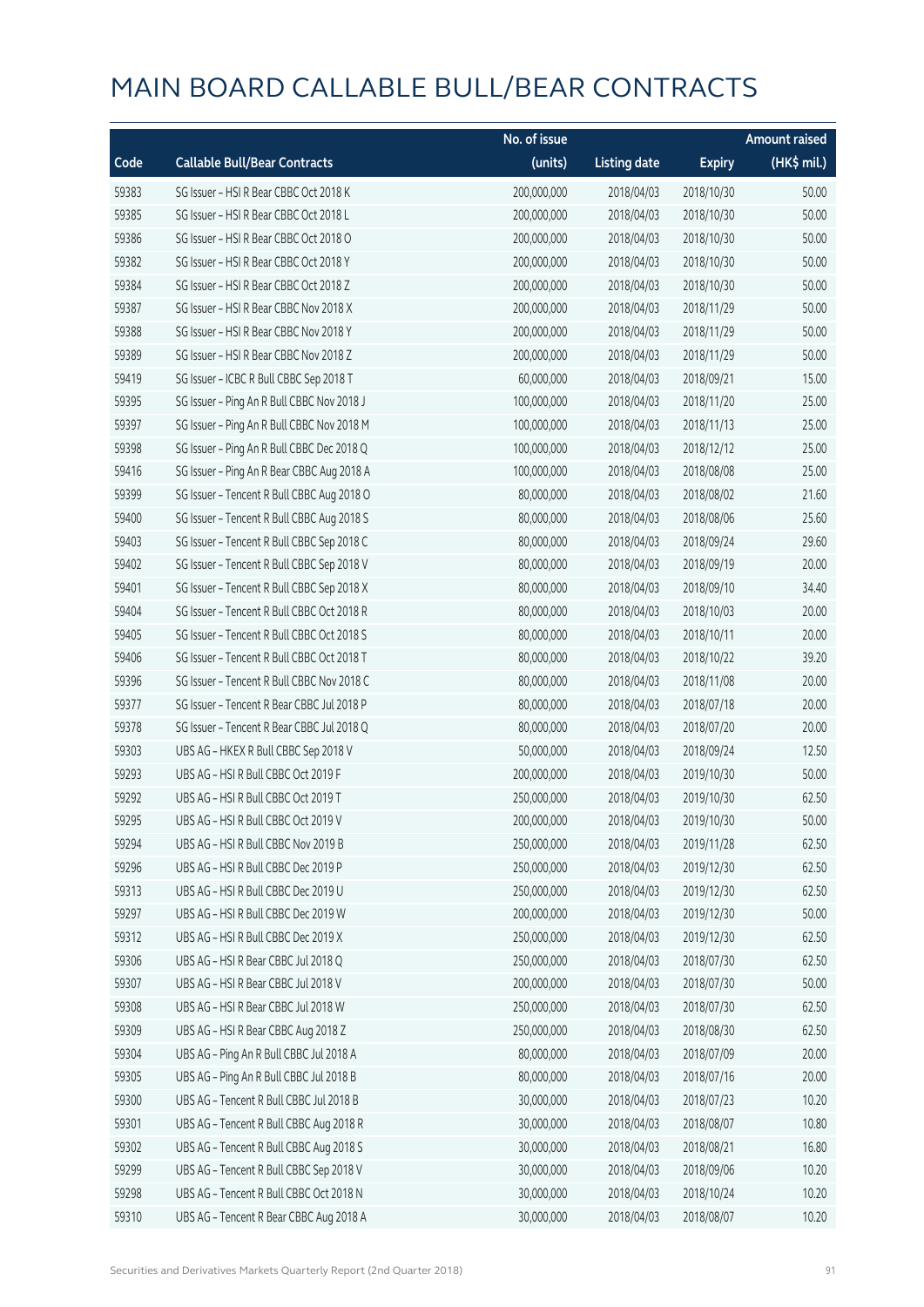# MAIN BOARD CALLABLE BULL/BEAR CONTRACTS

| Code | Callable Bull/Bear Contracts | No. of issue (units) | Listing date | Expiry | Amount raised (HK$ mil.) |
|---|---|---|---|---|---|
| 59383 | SG Issuer – HSI R Bear CBBC Oct 2018 K | 200,000,000 | 2018/04/03 | 2018/10/30 | 50.00 |
| 59385 | SG Issuer – HSI R Bear CBBC Oct 2018 L | 200,000,000 | 2018/04/03 | 2018/10/30 | 50.00 |
| 59386 | SG Issuer – HSI R Bear CBBC Oct 2018 O | 200,000,000 | 2018/04/03 | 2018/10/30 | 50.00 |
| 59382 | SG Issuer – HSI R Bear CBBC Oct 2018 Y | 200,000,000 | 2018/04/03 | 2018/10/30 | 50.00 |
| 59384 | SG Issuer – HSI R Bear CBBC Oct 2018 Z | 200,000,000 | 2018/04/03 | 2018/10/30 | 50.00 |
| 59387 | SG Issuer – HSI R Bear CBBC Nov 2018 X | 200,000,000 | 2018/04/03 | 2018/11/29 | 50.00 |
| 59388 | SG Issuer – HSI R Bear CBBC Nov 2018 Y | 200,000,000 | 2018/04/03 | 2018/11/29 | 50.00 |
| 59389 | SG Issuer – HSI R Bear CBBC Nov 2018 Z | 200,000,000 | 2018/04/03 | 2018/11/29 | 50.00 |
| 59419 | SG Issuer – ICBC R Bull CBBC Sep 2018 T | 60,000,000 | 2018/04/03 | 2018/09/21 | 15.00 |
| 59395 | SG Issuer – Ping An R Bull CBBC Nov 2018 J | 100,000,000 | 2018/04/03 | 2018/11/20 | 25.00 |
| 59397 | SG Issuer – Ping An R Bull CBBC Nov 2018 M | 100,000,000 | 2018/04/03 | 2018/11/13 | 25.00 |
| 59398 | SG Issuer – Ping An R Bull CBBC Dec 2018 Q | 100,000,000 | 2018/04/03 | 2018/12/12 | 25.00 |
| 59416 | SG Issuer – Ping An R Bear CBBC Aug 2018 A | 100,000,000 | 2018/04/03 | 2018/08/08 | 25.00 |
| 59399 | SG Issuer – Tencent R Bull CBBC Aug 2018 O | 80,000,000 | 2018/04/03 | 2018/08/02 | 21.60 |
| 59400 | SG Issuer – Tencent R Bull CBBC Aug 2018 S | 80,000,000 | 2018/04/03 | 2018/08/06 | 25.60 |
| 59403 | SG Issuer – Tencent R Bull CBBC Sep 2018 C | 80,000,000 | 2018/04/03 | 2018/09/24 | 29.60 |
| 59402 | SG Issuer – Tencent R Bull CBBC Sep 2018 V | 80,000,000 | 2018/04/03 | 2018/09/19 | 20.00 |
| 59401 | SG Issuer – Tencent R Bull CBBC Sep 2018 X | 80,000,000 | 2018/04/03 | 2018/09/10 | 34.40 |
| 59404 | SG Issuer – Tencent R Bull CBBC Oct 2018 R | 80,000,000 | 2018/04/03 | 2018/10/03 | 20.00 |
| 59405 | SG Issuer – Tencent R Bull CBBC Oct 2018 S | 80,000,000 | 2018/04/03 | 2018/10/11 | 20.00 |
| 59406 | SG Issuer – Tencent R Bull CBBC Oct 2018 T | 80,000,000 | 2018/04/03 | 2018/10/22 | 39.20 |
| 59396 | SG Issuer – Tencent R Bull CBBC Nov 2018 C | 80,000,000 | 2018/04/03 | 2018/11/08 | 20.00 |
| 59377 | SG Issuer – Tencent R Bear CBBC Jul 2018 P | 80,000,000 | 2018/04/03 | 2018/07/18 | 20.00 |
| 59378 | SG Issuer – Tencent R Bear CBBC Jul 2018 Q | 80,000,000 | 2018/04/03 | 2018/07/20 | 20.00 |
| 59303 | UBS AG – HKEX R Bull CBBC Sep 2018 V | 50,000,000 | 2018/04/03 | 2018/09/24 | 12.50 |
| 59293 | UBS AG – HSI R Bull CBBC Oct 2019 F | 200,000,000 | 2018/04/03 | 2019/10/30 | 50.00 |
| 59292 | UBS AG – HSI R Bull CBBC Oct 2019 T | 250,000,000 | 2018/04/03 | 2019/10/30 | 62.50 |
| 59295 | UBS AG – HSI R Bull CBBC Oct 2019 V | 200,000,000 | 2018/04/03 | 2019/10/30 | 50.00 |
| 59294 | UBS AG – HSI R Bull CBBC Nov 2019 B | 250,000,000 | 2018/04/03 | 2019/11/28 | 62.50 |
| 59296 | UBS AG – HSI R Bull CBBC Dec 2019 P | 250,000,000 | 2018/04/03 | 2019/12/30 | 62.50 |
| 59313 | UBS AG – HSI R Bull CBBC Dec 2019 U | 250,000,000 | 2018/04/03 | 2019/12/30 | 62.50 |
| 59297 | UBS AG – HSI R Bull CBBC Dec 2019 W | 200,000,000 | 2018/04/03 | 2019/12/30 | 50.00 |
| 59312 | UBS AG – HSI R Bull CBBC Dec 2019 X | 250,000,000 | 2018/04/03 | 2019/12/30 | 62.50 |
| 59306 | UBS AG – HSI R Bear CBBC Jul 2018 Q | 250,000,000 | 2018/04/03 | 2018/07/30 | 62.50 |
| 59307 | UBS AG – HSI R Bear CBBC Jul 2018 V | 200,000,000 | 2018/04/03 | 2018/07/30 | 50.00 |
| 59308 | UBS AG – HSI R Bear CBBC Jul 2018 W | 250,000,000 | 2018/04/03 | 2018/07/30 | 62.50 |
| 59309 | UBS AG – HSI R Bear CBBC Aug 2018 Z | 250,000,000 | 2018/04/03 | 2018/08/30 | 62.50 |
| 59304 | UBS AG – Ping An R Bull CBBC Jul 2018 A | 80,000,000 | 2018/04/03 | 2018/07/09 | 20.00 |
| 59305 | UBS AG – Ping An R Bull CBBC Jul 2018 B | 80,000,000 | 2018/04/03 | 2018/07/16 | 20.00 |
| 59300 | UBS AG – Tencent R Bull CBBC Jul 2018 B | 30,000,000 | 2018/04/03 | 2018/07/23 | 10.20 |
| 59301 | UBS AG – Tencent R Bull CBBC Aug 2018 R | 30,000,000 | 2018/04/03 | 2018/08/07 | 10.80 |
| 59302 | UBS AG – Tencent R Bull CBBC Aug 2018 S | 30,000,000 | 2018/04/03 | 2018/08/21 | 16.80 |
| 59299 | UBS AG – Tencent R Bull CBBC Sep 2018 V | 30,000,000 | 2018/04/03 | 2018/09/06 | 10.20 |
| 59298 | UBS AG – Tencent R Bull CBBC Oct 2018 N | 30,000,000 | 2018/04/03 | 2018/10/24 | 10.20 |
| 59310 | UBS AG – Tencent R Bear CBBC Aug 2018 A | 30,000,000 | 2018/04/03 | 2018/08/07 | 10.20 |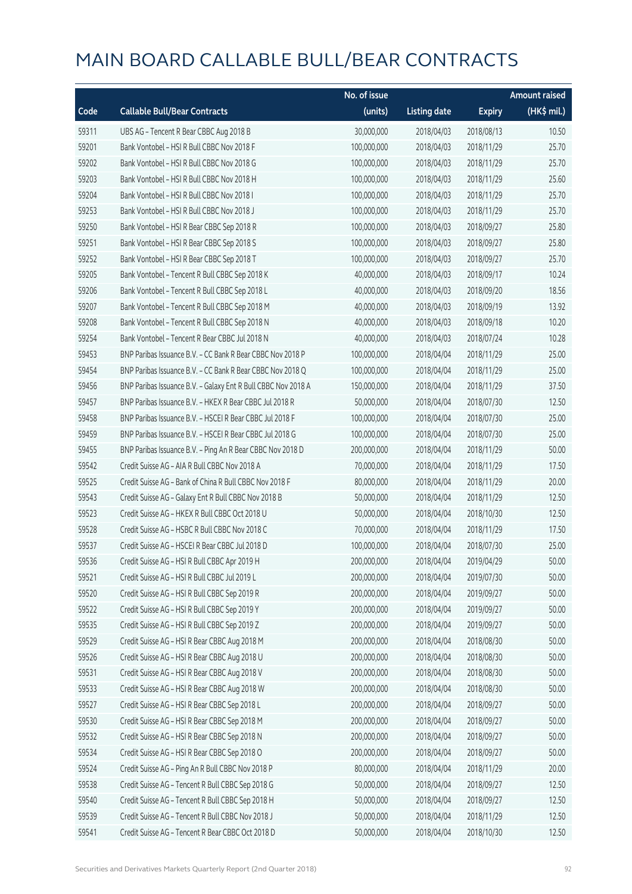# MAIN BOARD CALLABLE BULL/BEAR CONTRACTS

| Code | Callable Bull/Bear Contracts | No. of issue (units) | Listing date | Expiry | Amount raised (HK$ mil.) |
|---|---|---|---|---|---|
| 59311 | UBS AG – Tencent R Bear CBBC Aug 2018 B | 30,000,000 | 2018/04/03 | 2018/08/13 | 10.50 |
| 59201 | Bank Vontobel – HSI R Bull CBBC Nov 2018 F | 100,000,000 | 2018/04/03 | 2018/11/29 | 25.70 |
| 59202 | Bank Vontobel – HSI R Bull CBBC Nov 2018 G | 100,000,000 | 2018/04/03 | 2018/11/29 | 25.70 |
| 59203 | Bank Vontobel – HSI R Bull CBBC Nov 2018 H | 100,000,000 | 2018/04/03 | 2018/11/29 | 25.60 |
| 59204 | Bank Vontobel – HSI R Bull CBBC Nov 2018 I | 100,000,000 | 2018/04/03 | 2018/11/29 | 25.70 |
| 59253 | Bank Vontobel – HSI R Bull CBBC Nov 2018 J | 100,000,000 | 2018/04/03 | 2018/11/29 | 25.70 |
| 59250 | Bank Vontobel – HSI R Bear CBBC Sep 2018 R | 100,000,000 | 2018/04/03 | 2018/09/27 | 25.80 |
| 59251 | Bank Vontobel – HSI R Bear CBBC Sep 2018 S | 100,000,000 | 2018/04/03 | 2018/09/27 | 25.80 |
| 59252 | Bank Vontobel – HSI R Bear CBBC Sep 2018 T | 100,000,000 | 2018/04/03 | 2018/09/27 | 25.70 |
| 59205 | Bank Vontobel – Tencent R Bull CBBC Sep 2018 K | 40,000,000 | 2018/04/03 | 2018/09/17 | 10.24 |
| 59206 | Bank Vontobel – Tencent R Bull CBBC Sep 2018 L | 40,000,000 | 2018/04/03 | 2018/09/20 | 18.56 |
| 59207 | Bank Vontobel – Tencent R Bull CBBC Sep 2018 M | 40,000,000 | 2018/04/03 | 2018/09/19 | 13.92 |
| 59208 | Bank Vontobel – Tencent R Bull CBBC Sep 2018 N | 40,000,000 | 2018/04/03 | 2018/09/18 | 10.20 |
| 59254 | Bank Vontobel – Tencent R Bear CBBC Jul 2018 N | 40,000,000 | 2018/04/03 | 2018/07/24 | 10.28 |
| 59453 | BNP Paribas Issuance B.V. – CC Bank R Bear CBBC Nov 2018 P | 100,000,000 | 2018/04/04 | 2018/11/29 | 25.00 |
| 59454 | BNP Paribas Issuance B.V. – CC Bank R Bear CBBC Nov 2018 Q | 100,000,000 | 2018/04/04 | 2018/11/29 | 25.00 |
| 59456 | BNP Paribas Issuance B.V. – Galaxy Ent R Bull CBBC Nov 2018 A | 150,000,000 | 2018/04/04 | 2018/11/29 | 37.50 |
| 59457 | BNP Paribas Issuance B.V. – HKEX R Bear CBBC Jul 2018 R | 50,000,000 | 2018/04/04 | 2018/07/30 | 12.50 |
| 59458 | BNP Paribas Issuance B.V. – HSCEI R Bear CBBC Jul 2018 F | 100,000,000 | 2018/04/04 | 2018/07/30 | 25.00 |
| 59459 | BNP Paribas Issuance B.V. – HSCEI R Bear CBBC Jul 2018 G | 100,000,000 | 2018/04/04 | 2018/07/30 | 25.00 |
| 59455 | BNP Paribas Issuance B.V. – Ping An R Bear CBBC Nov 2018 D | 200,000,000 | 2018/04/04 | 2018/11/29 | 50.00 |
| 59542 | Credit Suisse AG – AIA R Bull CBBC Nov 2018 A | 70,000,000 | 2018/04/04 | 2018/11/29 | 17.50 |
| 59525 | Credit Suisse AG – Bank of China R Bull CBBC Nov 2018 F | 80,000,000 | 2018/04/04 | 2018/11/29 | 20.00 |
| 59543 | Credit Suisse AG – Galaxy Ent R Bull CBBC Nov 2018 B | 50,000,000 | 2018/04/04 | 2018/11/29 | 12.50 |
| 59523 | Credit Suisse AG – HKEX R Bull CBBC Oct 2018 U | 50,000,000 | 2018/04/04 | 2018/10/30 | 12.50 |
| 59528 | Credit Suisse AG – HSBC R Bull CBBC Nov 2018 C | 70,000,000 | 2018/04/04 | 2018/11/29 | 17.50 |
| 59537 | Credit Suisse AG – HSCEI R Bear CBBC Jul 2018 D | 100,000,000 | 2018/04/04 | 2018/07/30 | 25.00 |
| 59536 | Credit Suisse AG – HSI R Bull CBBC Apr 2019 H | 200,000,000 | 2018/04/04 | 2019/04/29 | 50.00 |
| 59521 | Credit Suisse AG – HSI R Bull CBBC Jul 2019 L | 200,000,000 | 2018/04/04 | 2019/07/30 | 50.00 |
| 59520 | Credit Suisse AG – HSI R Bull CBBC Sep 2019 R | 200,000,000 | 2018/04/04 | 2019/09/27 | 50.00 |
| 59522 | Credit Suisse AG – HSI R Bull CBBC Sep 2019 Y | 200,000,000 | 2018/04/04 | 2019/09/27 | 50.00 |
| 59535 | Credit Suisse AG – HSI R Bull CBBC Sep 2019 Z | 200,000,000 | 2018/04/04 | 2019/09/27 | 50.00 |
| 59529 | Credit Suisse AG – HSI R Bear CBBC Aug 2018 M | 200,000,000 | 2018/04/04 | 2018/08/30 | 50.00 |
| 59526 | Credit Suisse AG – HSI R Bear CBBC Aug 2018 U | 200,000,000 | 2018/04/04 | 2018/08/30 | 50.00 |
| 59531 | Credit Suisse AG – HSI R Bear CBBC Aug 2018 V | 200,000,000 | 2018/04/04 | 2018/08/30 | 50.00 |
| 59533 | Credit Suisse AG – HSI R Bear CBBC Aug 2018 W | 200,000,000 | 2018/04/04 | 2018/08/30 | 50.00 |
| 59527 | Credit Suisse AG – HSI R Bear CBBC Sep 2018 L | 200,000,000 | 2018/04/04 | 2018/09/27 | 50.00 |
| 59530 | Credit Suisse AG – HSI R Bear CBBC Sep 2018 M | 200,000,000 | 2018/04/04 | 2018/09/27 | 50.00 |
| 59532 | Credit Suisse AG – HSI R Bear CBBC Sep 2018 N | 200,000,000 | 2018/04/04 | 2018/09/27 | 50.00 |
| 59534 | Credit Suisse AG – HSI R Bear CBBC Sep 2018 O | 200,000,000 | 2018/04/04 | 2018/09/27 | 50.00 |
| 59524 | Credit Suisse AG – Ping An R Bull CBBC Nov 2018 P | 80,000,000 | 2018/04/04 | 2018/11/29 | 20.00 |
| 59538 | Credit Suisse AG – Tencent R Bull CBBC Sep 2018 G | 50,000,000 | 2018/04/04 | 2018/09/27 | 12.50 |
| 59540 | Credit Suisse AG – Tencent R Bull CBBC Sep 2018 H | 50,000,000 | 2018/04/04 | 2018/09/27 | 12.50 |
| 59539 | Credit Suisse AG – Tencent R Bull CBBC Nov 2018 J | 50,000,000 | 2018/04/04 | 2018/11/29 | 12.50 |
| 59541 | Credit Suisse AG – Tencent R Bear CBBC Oct 2018 D | 50,000,000 | 2018/04/04 | 2018/10/30 | 12.50 |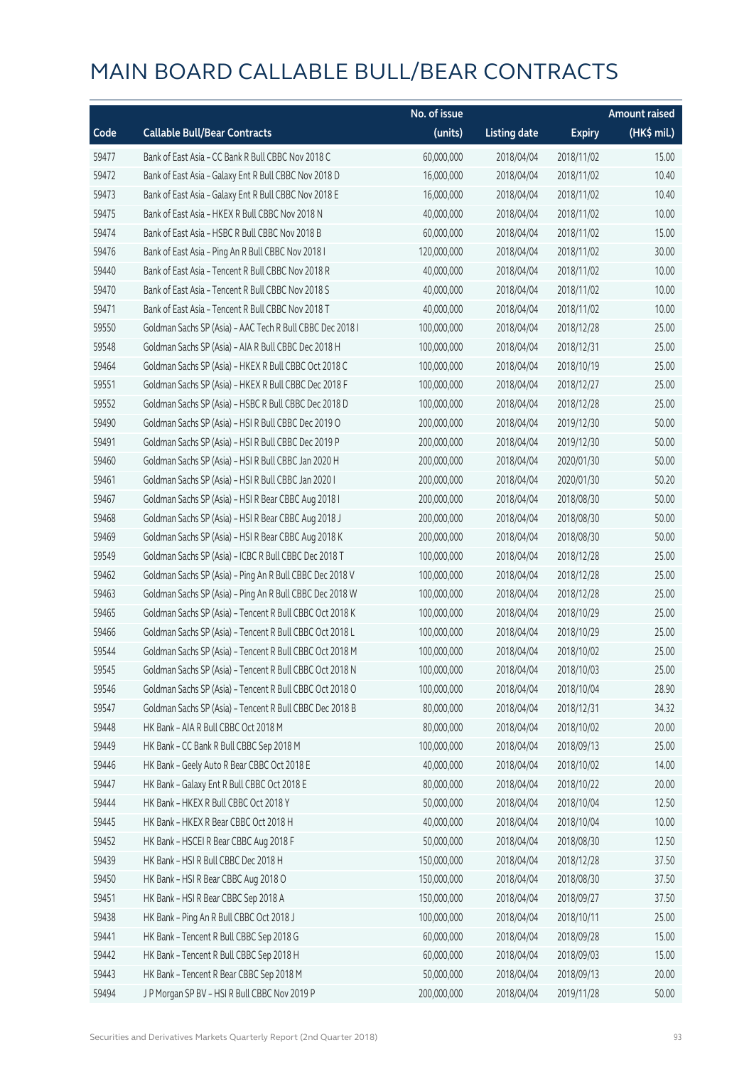# MAIN BOARD CALLABLE BULL/BEAR CONTRACTS

| Code | Callable Bull/Bear Contracts | No. of issue (units) | Listing date | Expiry | Amount raised (HK$ mil.) |
|---|---|---|---|---|---|
| 59477 | Bank of East Asia – CC Bank R Bull CBBC Nov 2018 C | 60,000,000 | 2018/04/04 | 2018/11/02 | 15.00 |
| 59472 | Bank of East Asia – Galaxy Ent R Bull CBBC Nov 2018 D | 16,000,000 | 2018/04/04 | 2018/11/02 | 10.40 |
| 59473 | Bank of East Asia – Galaxy Ent R Bull CBBC Nov 2018 E | 16,000,000 | 2018/04/04 | 2018/11/02 | 10.40 |
| 59475 | Bank of East Asia – HKEX R Bull CBBC Nov 2018 N | 40,000,000 | 2018/04/04 | 2018/11/02 | 10.00 |
| 59474 | Bank of East Asia – HSBC R Bull CBBC Nov 2018 B | 60,000,000 | 2018/04/04 | 2018/11/02 | 15.00 |
| 59476 | Bank of East Asia – Ping An R Bull CBBC Nov 2018 I | 120,000,000 | 2018/04/04 | 2018/11/02 | 30.00 |
| 59440 | Bank of East Asia – Tencent R Bull CBBC Nov 2018 R | 40,000,000 | 2018/04/04 | 2018/11/02 | 10.00 |
| 59470 | Bank of East Asia – Tencent R Bull CBBC Nov 2018 S | 40,000,000 | 2018/04/04 | 2018/11/02 | 10.00 |
| 59471 | Bank of East Asia – Tencent R Bull CBBC Nov 2018 T | 40,000,000 | 2018/04/04 | 2018/11/02 | 10.00 |
| 59550 | Goldman Sachs SP (Asia) – AAC Tech R Bull CBBC Dec 2018 I | 100,000,000 | 2018/04/04 | 2018/12/28 | 25.00 |
| 59548 | Goldman Sachs SP (Asia) – AIA R Bull CBBC Dec 2018 H | 100,000,000 | 2018/04/04 | 2018/12/31 | 25.00 |
| 59464 | Goldman Sachs SP (Asia) – HKEX R Bull CBBC Oct 2018 C | 100,000,000 | 2018/04/04 | 2018/10/19 | 25.00 |
| 59551 | Goldman Sachs SP (Asia) – HKEX R Bull CBBC Dec 2018 F | 100,000,000 | 2018/04/04 | 2018/12/27 | 25.00 |
| 59552 | Goldman Sachs SP (Asia) – HSBC R Bull CBBC Dec 2018 D | 100,000,000 | 2018/04/04 | 2018/12/28 | 25.00 |
| 59490 | Goldman Sachs SP (Asia) – HSI R Bull CBBC Dec 2019 O | 200,000,000 | 2018/04/04 | 2019/12/30 | 50.00 |
| 59491 | Goldman Sachs SP (Asia) – HSI R Bull CBBC Dec 2019 P | 200,000,000 | 2018/04/04 | 2019/12/30 | 50.00 |
| 59460 | Goldman Sachs SP (Asia) – HSI R Bull CBBC Jan 2020 H | 200,000,000 | 2018/04/04 | 2020/01/30 | 50.00 |
| 59461 | Goldman Sachs SP (Asia) – HSI R Bull CBBC Jan 2020 I | 200,000,000 | 2018/04/04 | 2020/01/30 | 50.20 |
| 59467 | Goldman Sachs SP (Asia) – HSI R Bear CBBC Aug 2018 I | 200,000,000 | 2018/04/04 | 2018/08/30 | 50.00 |
| 59468 | Goldman Sachs SP (Asia) – HSI R Bear CBBC Aug 2018 J | 200,000,000 | 2018/04/04 | 2018/08/30 | 50.00 |
| 59469 | Goldman Sachs SP (Asia) – HSI R Bear CBBC Aug 2018 K | 200,000,000 | 2018/04/04 | 2018/08/30 | 50.00 |
| 59549 | Goldman Sachs SP (Asia) – ICBC R Bull CBBC Dec 2018 T | 100,000,000 | 2018/04/04 | 2018/12/28 | 25.00 |
| 59462 | Goldman Sachs SP (Asia) – Ping An R Bull CBBC Dec 2018 V | 100,000,000 | 2018/04/04 | 2018/12/28 | 25.00 |
| 59463 | Goldman Sachs SP (Asia) – Ping An R Bull CBBC Dec 2018 W | 100,000,000 | 2018/04/04 | 2018/12/28 | 25.00 |
| 59465 | Goldman Sachs SP (Asia) – Tencent R Bull CBBC Oct 2018 K | 100,000,000 | 2018/04/04 | 2018/10/29 | 25.00 |
| 59466 | Goldman Sachs SP (Asia) – Tencent R Bull CBBC Oct 2018 L | 100,000,000 | 2018/04/04 | 2018/10/29 | 25.00 |
| 59544 | Goldman Sachs SP (Asia) – Tencent R Bull CBBC Oct 2018 M | 100,000,000 | 2018/04/04 | 2018/10/02 | 25.00 |
| 59545 | Goldman Sachs SP (Asia) – Tencent R Bull CBBC Oct 2018 N | 100,000,000 | 2018/04/04 | 2018/10/03 | 25.00 |
| 59546 | Goldman Sachs SP (Asia) – Tencent R Bull CBBC Oct 2018 O | 100,000,000 | 2018/04/04 | 2018/10/04 | 28.90 |
| 59547 | Goldman Sachs SP (Asia) – Tencent R Bull CBBC Dec 2018 B | 80,000,000 | 2018/04/04 | 2018/12/31 | 34.32 |
| 59448 | HK Bank – AIA R Bull CBBC Oct 2018 M | 80,000,000 | 2018/04/04 | 2018/10/02 | 20.00 |
| 59449 | HK Bank – CC Bank R Bull CBBC Sep 2018 M | 100,000,000 | 2018/04/04 | 2018/09/13 | 25.00 |
| 59446 | HK Bank – Geely Auto R Bear CBBC Oct 2018 E | 40,000,000 | 2018/04/04 | 2018/10/02 | 14.00 |
| 59447 | HK Bank – Galaxy Ent R Bull CBBC Oct 2018 E | 80,000,000 | 2018/04/04 | 2018/10/22 | 20.00 |
| 59444 | HK Bank – HKEX R Bull CBBC Oct 2018 Y | 50,000,000 | 2018/04/04 | 2018/10/04 | 12.50 |
| 59445 | HK Bank – HKEX R Bear CBBC Oct 2018 H | 40,000,000 | 2018/04/04 | 2018/10/04 | 10.00 |
| 59452 | HK Bank – HSCEI R Bear CBBC Aug 2018 F | 50,000,000 | 2018/04/04 | 2018/08/30 | 12.50 |
| 59439 | HK Bank – HSI R Bull CBBC Dec 2018 H | 150,000,000 | 2018/04/04 | 2018/12/28 | 37.50 |
| 59450 | HK Bank – HSI R Bear CBBC Aug 2018 O | 150,000,000 | 2018/04/04 | 2018/08/30 | 37.50 |
| 59451 | HK Bank – HSI R Bear CBBC Sep 2018 A | 150,000,000 | 2018/04/04 | 2018/09/27 | 37.50 |
| 59438 | HK Bank – Ping An R Bull CBBC Oct 2018 J | 100,000,000 | 2018/04/04 | 2018/10/11 | 25.00 |
| 59441 | HK Bank – Tencent R Bull CBBC Sep 2018 G | 60,000,000 | 2018/04/04 | 2018/09/28 | 15.00 |
| 59442 | HK Bank – Tencent R Bull CBBC Sep 2018 H | 60,000,000 | 2018/04/04 | 2018/09/03 | 15.00 |
| 59443 | HK Bank – Tencent R Bear CBBC Sep 2018 M | 50,000,000 | 2018/04/04 | 2018/09/13 | 20.00 |
| 59494 | J P Morgan SP BV – HSI R Bull CBBC Nov 2019 P | 200,000,000 | 2018/04/04 | 2019/11/28 | 50.00 |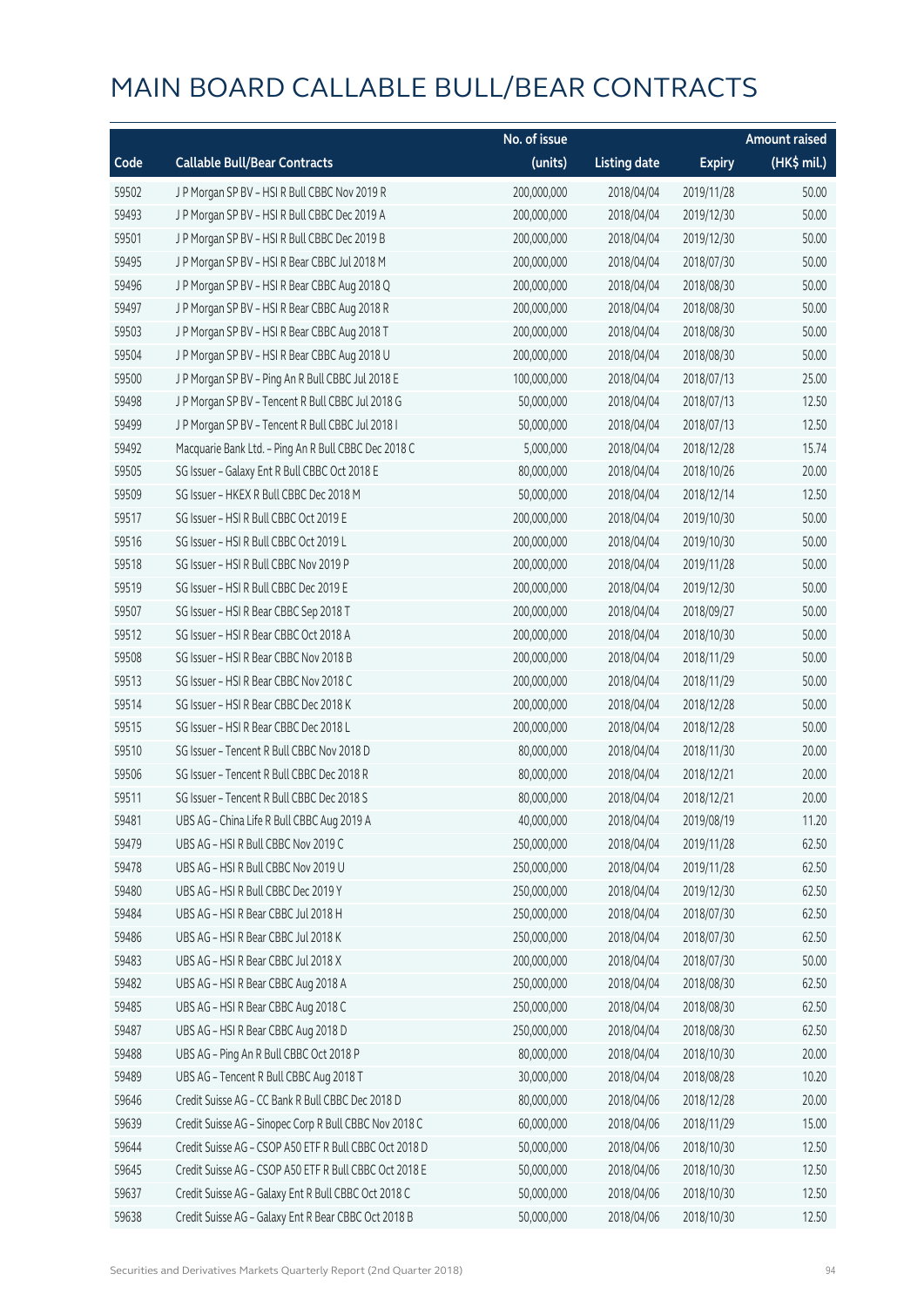# MAIN BOARD CALLABLE BULL/BEAR CONTRACTS

| Code | Callable Bull/Bear Contracts | No. of issue (units) | Listing date | Expiry | Amount raised (HK$ mil.) |
|---|---|---|---|---|---|
| 59502 | J P Morgan SP BV – HSI R Bull CBBC Nov 2019 R | 200,000,000 | 2018/04/04 | 2019/11/28 | 50.00 |
| 59493 | J P Morgan SP BV – HSI R Bull CBBC Dec 2019 A | 200,000,000 | 2018/04/04 | 2019/12/30 | 50.00 |
| 59501 | J P Morgan SP BV – HSI R Bull CBBC Dec 2019 B | 200,000,000 | 2018/04/04 | 2019/12/30 | 50.00 |
| 59495 | J P Morgan SP BV – HSI R Bear CBBC Jul 2018 M | 200,000,000 | 2018/04/04 | 2018/07/30 | 50.00 |
| 59496 | J P Morgan SP BV – HSI R Bear CBBC Aug 2018 Q | 200,000,000 | 2018/04/04 | 2018/08/30 | 50.00 |
| 59497 | J P Morgan SP BV – HSI R Bear CBBC Aug 2018 R | 200,000,000 | 2018/04/04 | 2018/08/30 | 50.00 |
| 59503 | J P Morgan SP BV – HSI R Bear CBBC Aug 2018 T | 200,000,000 | 2018/04/04 | 2018/08/30 | 50.00 |
| 59504 | J P Morgan SP BV – HSI R Bear CBBC Aug 2018 U | 200,000,000 | 2018/04/04 | 2018/08/30 | 50.00 |
| 59500 | J P Morgan SP BV – Ping An R Bull CBBC Jul 2018 E | 100,000,000 | 2018/04/04 | 2018/07/13 | 25.00 |
| 59498 | J P Morgan SP BV – Tencent R Bull CBBC Jul 2018 G | 50,000,000 | 2018/04/04 | 2018/07/13 | 12.50 |
| 59499 | J P Morgan SP BV – Tencent R Bull CBBC Jul 2018 I | 50,000,000 | 2018/04/04 | 2018/07/13 | 12.50 |
| 59492 | Macquarie Bank Ltd. – Ping An R Bull CBBC Dec 2018 C | 5,000,000 | 2018/04/04 | 2018/12/28 | 15.74 |
| 59505 | SG Issuer – Galaxy Ent R Bull CBBC Oct 2018 E | 80,000,000 | 2018/04/04 | 2018/10/26 | 20.00 |
| 59509 | SG Issuer – HKEX R Bull CBBC Dec 2018 M | 50,000,000 | 2018/04/04 | 2018/12/14 | 12.50 |
| 59517 | SG Issuer – HSI R Bull CBBC Oct 2019 E | 200,000,000 | 2018/04/04 | 2019/10/30 | 50.00 |
| 59516 | SG Issuer – HSI R Bull CBBC Oct 2019 L | 200,000,000 | 2018/04/04 | 2019/10/30 | 50.00 |
| 59518 | SG Issuer – HSI R Bull CBBC Nov 2019 P | 200,000,000 | 2018/04/04 | 2019/11/28 | 50.00 |
| 59519 | SG Issuer – HSI R Bull CBBC Dec 2019 E | 200,000,000 | 2018/04/04 | 2019/12/30 | 50.00 |
| 59507 | SG Issuer – HSI R Bear CBBC Sep 2018 T | 200,000,000 | 2018/04/04 | 2018/09/27 | 50.00 |
| 59512 | SG Issuer – HSI R Bear CBBC Oct 2018 A | 200,000,000 | 2018/04/04 | 2018/10/30 | 50.00 |
| 59508 | SG Issuer – HSI R Bear CBBC Nov 2018 B | 200,000,000 | 2018/04/04 | 2018/11/29 | 50.00 |
| 59513 | SG Issuer – HSI R Bear CBBC Nov 2018 C | 200,000,000 | 2018/04/04 | 2018/11/29 | 50.00 |
| 59514 | SG Issuer – HSI R Bear CBBC Dec 2018 K | 200,000,000 | 2018/04/04 | 2018/12/28 | 50.00 |
| 59515 | SG Issuer – HSI R Bear CBBC Dec 2018 L | 200,000,000 | 2018/04/04 | 2018/12/28 | 50.00 |
| 59510 | SG Issuer – Tencent R Bull CBBC Nov 2018 D | 80,000,000 | 2018/04/04 | 2018/11/30 | 20.00 |
| 59506 | SG Issuer – Tencent R Bull CBBC Dec 2018 R | 80,000,000 | 2018/04/04 | 2018/12/21 | 20.00 |
| 59511 | SG Issuer – Tencent R Bull CBBC Dec 2018 S | 80,000,000 | 2018/04/04 | 2018/12/21 | 20.00 |
| 59481 | UBS AG – China Life R Bull CBBC Aug 2019 A | 40,000,000 | 2018/04/04 | 2019/08/19 | 11.20 |
| 59479 | UBS AG – HSI R Bull CBBC Nov 2019 C | 250,000,000 | 2018/04/04 | 2019/11/28 | 62.50 |
| 59478 | UBS AG – HSI R Bull CBBC Nov 2019 U | 250,000,000 | 2018/04/04 | 2019/11/28 | 62.50 |
| 59480 | UBS AG – HSI R Bull CBBC Dec 2019 Y | 250,000,000 | 2018/04/04 | 2019/12/30 | 62.50 |
| 59484 | UBS AG – HSI R Bear CBBC Jul 2018 H | 250,000,000 | 2018/04/04 | 2018/07/30 | 62.50 |
| 59486 | UBS AG – HSI R Bear CBBC Jul 2018 K | 250,000,000 | 2018/04/04 | 2018/07/30 | 62.50 |
| 59483 | UBS AG – HSI R Bear CBBC Jul 2018 X | 200,000,000 | 2018/04/04 | 2018/07/30 | 50.00 |
| 59482 | UBS AG – HSI R Bear CBBC Aug 2018 A | 250,000,000 | 2018/04/04 | 2018/08/30 | 62.50 |
| 59485 | UBS AG – HSI R Bear CBBC Aug 2018 C | 250,000,000 | 2018/04/04 | 2018/08/30 | 62.50 |
| 59487 | UBS AG – HSI R Bear CBBC Aug 2018 D | 250,000,000 | 2018/04/04 | 2018/08/30 | 62.50 |
| 59488 | UBS AG – Ping An R Bull CBBC Oct 2018 P | 80,000,000 | 2018/04/04 | 2018/10/30 | 20.00 |
| 59489 | UBS AG – Tencent R Bull CBBC Aug 2018 T | 30,000,000 | 2018/04/04 | 2018/08/28 | 10.20 |
| 59646 | Credit Suisse AG – CC Bank R Bull CBBC Dec 2018 D | 80,000,000 | 2018/04/06 | 2018/12/28 | 20.00 |
| 59639 | Credit Suisse AG – Sinopec Corp R Bull CBBC Nov 2018 C | 60,000,000 | 2018/04/06 | 2018/11/29 | 15.00 |
| 59644 | Credit Suisse AG – CSOP A50 ETF R Bull CBBC Oct 2018 D | 50,000,000 | 2018/04/06 | 2018/10/30 | 12.50 |
| 59645 | Credit Suisse AG – CSOP A50 ETF R Bull CBBC Oct 2018 E | 50,000,000 | 2018/04/06 | 2018/10/30 | 12.50 |
| 59637 | Credit Suisse AG – Galaxy Ent R Bull CBBC Oct 2018 C | 50,000,000 | 2018/04/06 | 2018/10/30 | 12.50 |
| 59638 | Credit Suisse AG – Galaxy Ent R Bear CBBC Oct 2018 B | 50,000,000 | 2018/04/06 | 2018/10/30 | 12.50 |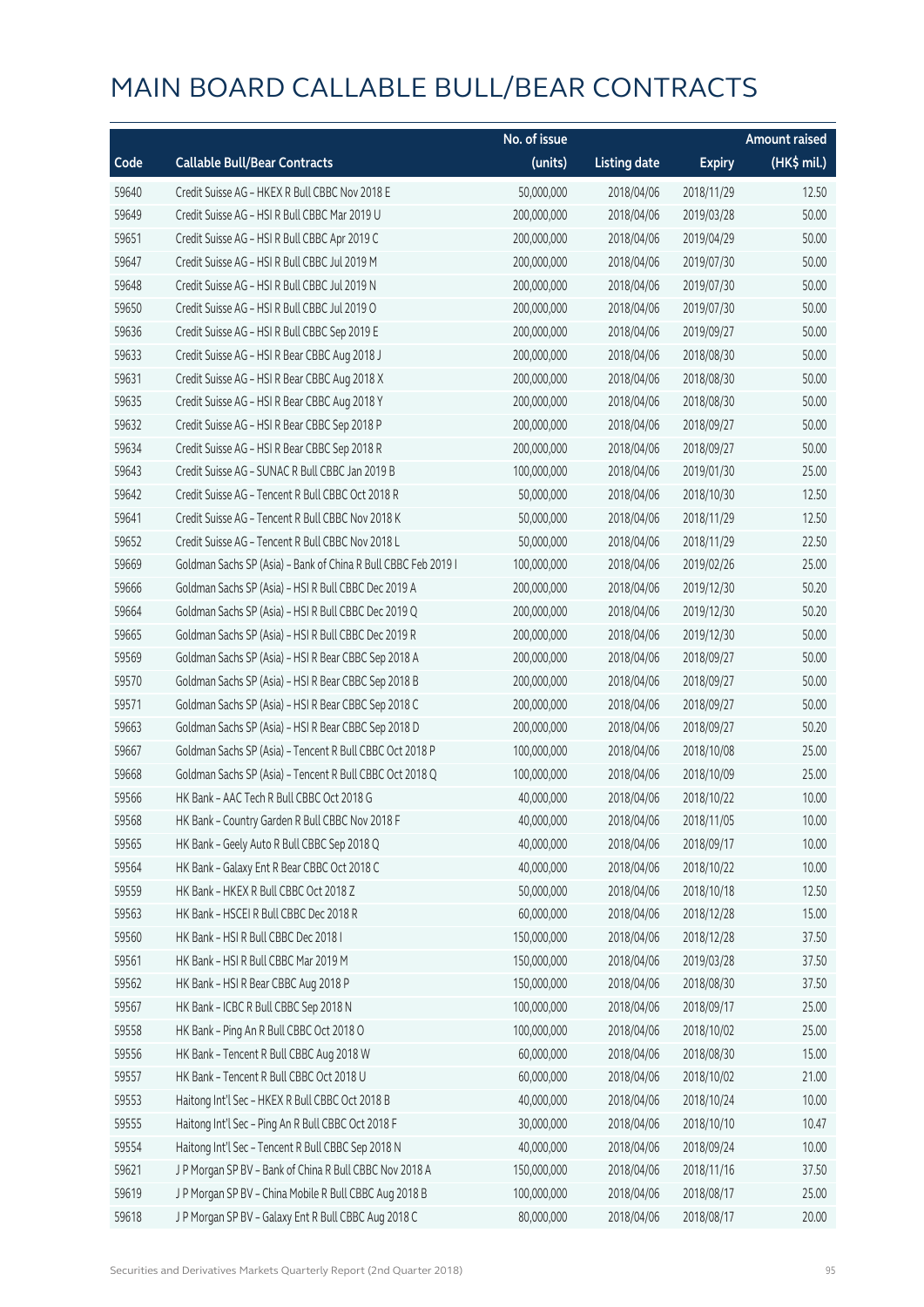# MAIN BOARD CALLABLE BULL/BEAR CONTRACTS

| Code | Callable Bull/Bear Contracts | No. of issue (units) | Listing date | Expiry | Amount raised (HK$ mil.) |
|---|---|---|---|---|---|
| 59640 | Credit Suisse AG – HKEX R Bull CBBC Nov 2018 E | 50,000,000 | 2018/04/06 | 2018/11/29 | 12.50 |
| 59649 | Credit Suisse AG – HSI R Bull CBBC Mar 2019 U | 200,000,000 | 2018/04/06 | 2019/03/28 | 50.00 |
| 59651 | Credit Suisse AG – HSI R Bull CBBC Apr 2019 C | 200,000,000 | 2018/04/06 | 2019/04/29 | 50.00 |
| 59647 | Credit Suisse AG – HSI R Bull CBBC Jul 2019 M | 200,000,000 | 2018/04/06 | 2019/07/30 | 50.00 |
| 59648 | Credit Suisse AG – HSI R Bull CBBC Jul 2019 N | 200,000,000 | 2018/04/06 | 2019/07/30 | 50.00 |
| 59650 | Credit Suisse AG – HSI R Bull CBBC Jul 2019 O | 200,000,000 | 2018/04/06 | 2019/07/30 | 50.00 |
| 59636 | Credit Suisse AG – HSI R Bull CBBC Sep 2019 E | 200,000,000 | 2018/04/06 | 2019/09/27 | 50.00 |
| 59633 | Credit Suisse AG – HSI R Bear CBBC Aug 2018 J | 200,000,000 | 2018/04/06 | 2018/08/30 | 50.00 |
| 59631 | Credit Suisse AG – HSI R Bear CBBC Aug 2018 X | 200,000,000 | 2018/04/06 | 2018/08/30 | 50.00 |
| 59635 | Credit Suisse AG – HSI R Bear CBBC Aug 2018 Y | 200,000,000 | 2018/04/06 | 2018/08/30 | 50.00 |
| 59632 | Credit Suisse AG – HSI R Bear CBBC Sep 2018 P | 200,000,000 | 2018/04/06 | 2018/09/27 | 50.00 |
| 59634 | Credit Suisse AG – HSI R Bear CBBC Sep 2018 R | 200,000,000 | 2018/04/06 | 2018/09/27 | 50.00 |
| 59643 | Credit Suisse AG – SUNAC R Bull CBBC Jan 2019 B | 100,000,000 | 2018/04/06 | 2019/01/30 | 25.00 |
| 59642 | Credit Suisse AG – Tencent R Bull CBBC Oct 2018 R | 50,000,000 | 2018/04/06 | 2018/10/30 | 12.50 |
| 59641 | Credit Suisse AG – Tencent R Bull CBBC Nov 2018 K | 50,000,000 | 2018/04/06 | 2018/11/29 | 12.50 |
| 59652 | Credit Suisse AG – Tencent R Bull CBBC Nov 2018 L | 50,000,000 | 2018/04/06 | 2018/11/29 | 22.50 |
| 59669 | Goldman Sachs SP (Asia) – Bank of China R Bull CBBC Feb 2019 I | 100,000,000 | 2018/04/06 | 2019/02/26 | 25.00 |
| 59666 | Goldman Sachs SP (Asia) – HSI R Bull CBBC Dec 2019 A | 200,000,000 | 2018/04/06 | 2019/12/30 | 50.20 |
| 59664 | Goldman Sachs SP (Asia) – HSI R Bull CBBC Dec 2019 Q | 200,000,000 | 2018/04/06 | 2019/12/30 | 50.20 |
| 59665 | Goldman Sachs SP (Asia) – HSI R Bull CBBC Dec 2019 R | 200,000,000 | 2018/04/06 | 2019/12/30 | 50.00 |
| 59569 | Goldman Sachs SP (Asia) – HSI R Bear CBBC Sep 2018 A | 200,000,000 | 2018/04/06 | 2018/09/27 | 50.00 |
| 59570 | Goldman Sachs SP (Asia) – HSI R Bear CBBC Sep 2018 B | 200,000,000 | 2018/04/06 | 2018/09/27 | 50.00 |
| 59571 | Goldman Sachs SP (Asia) – HSI R Bear CBBC Sep 2018 C | 200,000,000 | 2018/04/06 | 2018/09/27 | 50.00 |
| 59663 | Goldman Sachs SP (Asia) – HSI R Bear CBBC Sep 2018 D | 200,000,000 | 2018/04/06 | 2018/09/27 | 50.20 |
| 59667 | Goldman Sachs SP (Asia) – Tencent R Bull CBBC Oct 2018 P | 100,000,000 | 2018/04/06 | 2018/10/08 | 25.00 |
| 59668 | Goldman Sachs SP (Asia) – Tencent R Bull CBBC Oct 2018 Q | 100,000,000 | 2018/04/06 | 2018/10/09 | 25.00 |
| 59566 | HK Bank – AAC Tech R Bull CBBC Oct 2018 G | 40,000,000 | 2018/04/06 | 2018/10/22 | 10.00 |
| 59568 | HK Bank – Country Garden R Bull CBBC Nov 2018 F | 40,000,000 | 2018/04/06 | 2018/11/05 | 10.00 |
| 59565 | HK Bank – Geely Auto R Bull CBBC Sep 2018 Q | 40,000,000 | 2018/04/06 | 2018/09/17 | 10.00 |
| 59564 | HK Bank – Galaxy Ent R Bear CBBC Oct 2018 C | 40,000,000 | 2018/04/06 | 2018/10/22 | 10.00 |
| 59559 | HK Bank – HKEX R Bull CBBC Oct 2018 Z | 50,000,000 | 2018/04/06 | 2018/10/18 | 12.50 |
| 59563 | HK Bank – HSCEI R Bull CBBC Dec 2018 R | 60,000,000 | 2018/04/06 | 2018/12/28 | 15.00 |
| 59560 | HK Bank – HSI R Bull CBBC Dec 2018 I | 150,000,000 | 2018/04/06 | 2018/12/28 | 37.50 |
| 59561 | HK Bank – HSI R Bull CBBC Mar 2019 M | 150,000,000 | 2018/04/06 | 2019/03/28 | 37.50 |
| 59562 | HK Bank – HSI R Bear CBBC Aug 2018 P | 150,000,000 | 2018/04/06 | 2018/08/30 | 37.50 |
| 59567 | HK Bank – ICBC R Bull CBBC Sep 2018 N | 100,000,000 | 2018/04/06 | 2018/09/17 | 25.00 |
| 59558 | HK Bank – Ping An R Bull CBBC Oct 2018 O | 100,000,000 | 2018/04/06 | 2018/10/02 | 25.00 |
| 59556 | HK Bank – Tencent R Bull CBBC Aug 2018 W | 60,000,000 | 2018/04/06 | 2018/08/30 | 15.00 |
| 59557 | HK Bank – Tencent R Bull CBBC Oct 2018 U | 60,000,000 | 2018/04/06 | 2018/10/02 | 21.00 |
| 59553 | Haitong Int'l Sec – HKEX R Bull CBBC Oct 2018 B | 40,000,000 | 2018/04/06 | 2018/10/24 | 10.00 |
| 59555 | Haitong Int'l Sec – Ping An R Bull CBBC Oct 2018 F | 30,000,000 | 2018/04/06 | 2018/10/10 | 10.47 |
| 59554 | Haitong Int'l Sec – Tencent R Bull CBBC Sep 2018 N | 40,000,000 | 2018/04/06 | 2018/09/24 | 10.00 |
| 59621 | J P Morgan SP BV – Bank of China R Bull CBBC Nov 2018 A | 150,000,000 | 2018/04/06 | 2018/11/16 | 37.50 |
| 59619 | J P Morgan SP BV – China Mobile R Bull CBBC Aug 2018 B | 100,000,000 | 2018/04/06 | 2018/08/17 | 25.00 |
| 59618 | J P Morgan SP BV – Galaxy Ent R Bull CBBC Aug 2018 C | 80,000,000 | 2018/04/06 | 2018/08/17 | 20.00 |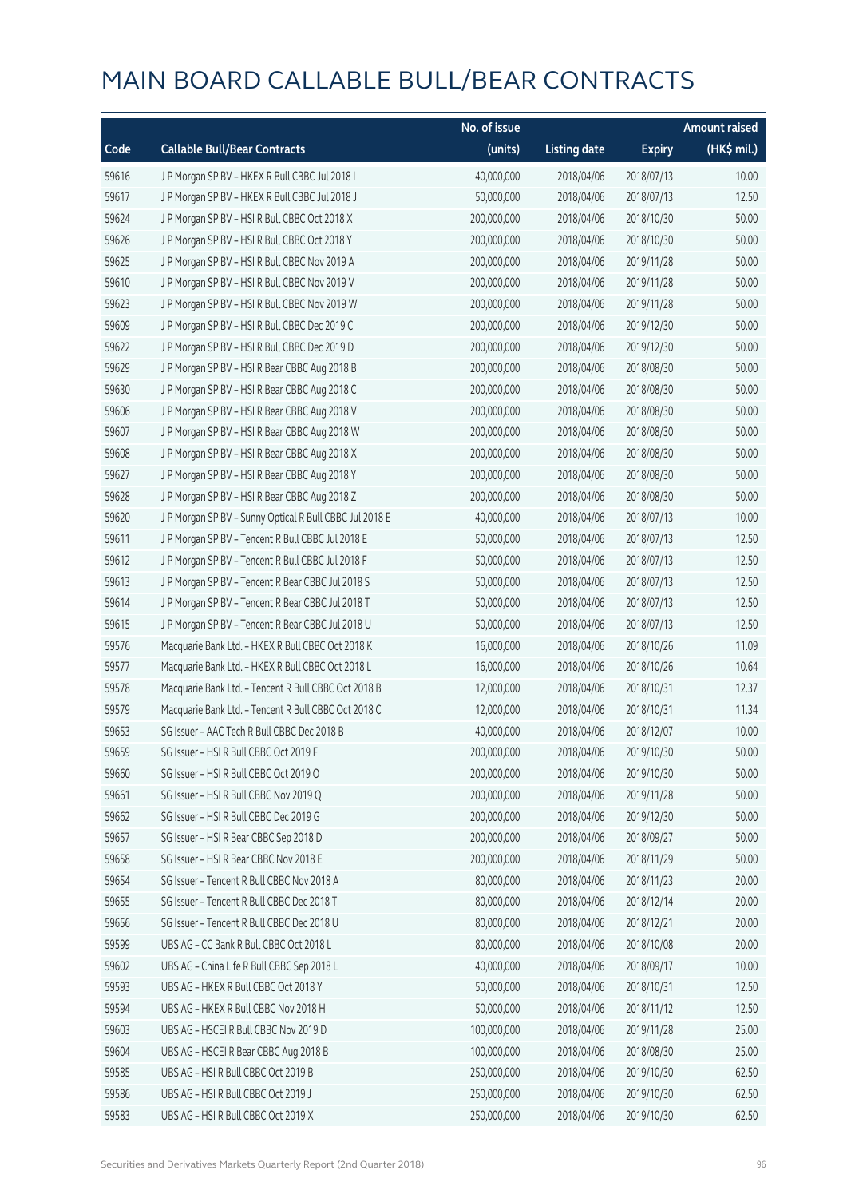# MAIN BOARD CALLABLE BULL/BEAR CONTRACTS

| Code | Callable Bull/Bear Contracts | No. of issue (units) | Listing date | Expiry | Amount raised (HK$ mil.) |
|---|---|---|---|---|---|
| 59616 | J P Morgan SP BV – HKEX R Bull CBBC Jul 2018 I | 40,000,000 | 2018/04/06 | 2018/07/13 | 10.00 |
| 59617 | J P Morgan SP BV – HKEX R Bull CBBC Jul 2018 J | 50,000,000 | 2018/04/06 | 2018/07/13 | 12.50 |
| 59624 | J P Morgan SP BV – HSI R Bull CBBC Oct 2018 X | 200,000,000 | 2018/04/06 | 2018/10/30 | 50.00 |
| 59626 | J P Morgan SP BV – HSI R Bull CBBC Oct 2018 Y | 200,000,000 | 2018/04/06 | 2018/10/30 | 50.00 |
| 59625 | J P Morgan SP BV – HSI R Bull CBBC Nov 2019 A | 200,000,000 | 2018/04/06 | 2019/11/28 | 50.00 |
| 59610 | J P Morgan SP BV – HSI R Bull CBBC Nov 2019 V | 200,000,000 | 2018/04/06 | 2019/11/28 | 50.00 |
| 59623 | J P Morgan SP BV – HSI R Bull CBBC Nov 2019 W | 200,000,000 | 2018/04/06 | 2019/11/28 | 50.00 |
| 59609 | J P Morgan SP BV – HSI R Bull CBBC Dec 2019 C | 200,000,000 | 2018/04/06 | 2019/12/30 | 50.00 |
| 59622 | J P Morgan SP BV – HSI R Bull CBBC Dec 2019 D | 200,000,000 | 2018/04/06 | 2019/12/30 | 50.00 |
| 59629 | J P Morgan SP BV – HSI R Bear CBBC Aug 2018 B | 200,000,000 | 2018/04/06 | 2018/08/30 | 50.00 |
| 59630 | J P Morgan SP BV – HSI R Bear CBBC Aug 2018 C | 200,000,000 | 2018/04/06 | 2018/08/30 | 50.00 |
| 59606 | J P Morgan SP BV – HSI R Bear CBBC Aug 2018 V | 200,000,000 | 2018/04/06 | 2018/08/30 | 50.00 |
| 59607 | J P Morgan SP BV – HSI R Bear CBBC Aug 2018 W | 200,000,000 | 2018/04/06 | 2018/08/30 | 50.00 |
| 59608 | J P Morgan SP BV – HSI R Bear CBBC Aug 2018 X | 200,000,000 | 2018/04/06 | 2018/08/30 | 50.00 |
| 59627 | J P Morgan SP BV – HSI R Bear CBBC Aug 2018 Y | 200,000,000 | 2018/04/06 | 2018/08/30 | 50.00 |
| 59628 | J P Morgan SP BV – HSI R Bear CBBC Aug 2018 Z | 200,000,000 | 2018/04/06 | 2018/08/30 | 50.00 |
| 59620 | J P Morgan SP BV – Sunny Optical R Bull CBBC Jul 2018 E | 40,000,000 | 2018/04/06 | 2018/07/13 | 10.00 |
| 59611 | J P Morgan SP BV – Tencent R Bull CBBC Jul 2018 E | 50,000,000 | 2018/04/06 | 2018/07/13 | 12.50 |
| 59612 | J P Morgan SP BV – Tencent R Bull CBBC Jul 2018 F | 50,000,000 | 2018/04/06 | 2018/07/13 | 12.50 |
| 59613 | J P Morgan SP BV – Tencent R Bear CBBC Jul 2018 S | 50,000,000 | 2018/04/06 | 2018/07/13 | 12.50 |
| 59614 | J P Morgan SP BV – Tencent R Bear CBBC Jul 2018 T | 50,000,000 | 2018/04/06 | 2018/07/13 | 12.50 |
| 59615 | J P Morgan SP BV – Tencent R Bear CBBC Jul 2018 U | 50,000,000 | 2018/04/06 | 2018/07/13 | 12.50 |
| 59576 | Macquarie Bank Ltd. – HKEX R Bull CBBC Oct 2018 K | 16,000,000 | 2018/04/06 | 2018/10/26 | 11.09 |
| 59577 | Macquarie Bank Ltd. – HKEX R Bull CBBC Oct 2018 L | 16,000,000 | 2018/04/06 | 2018/10/26 | 10.64 |
| 59578 | Macquarie Bank Ltd. – Tencent R Bull CBBC Oct 2018 B | 12,000,000 | 2018/04/06 | 2018/10/31 | 12.37 |
| 59579 | Macquarie Bank Ltd. – Tencent R Bull CBBC Oct 2018 C | 12,000,000 | 2018/04/06 | 2018/10/31 | 11.34 |
| 59653 | SG Issuer – AAC Tech R Bull CBBC Dec 2018 B | 40,000,000 | 2018/04/06 | 2018/12/07 | 10.00 |
| 59659 | SG Issuer – HSI R Bull CBBC Oct 2019 F | 200,000,000 | 2018/04/06 | 2019/10/30 | 50.00 |
| 59660 | SG Issuer – HSI R Bull CBBC Oct 2019 O | 200,000,000 | 2018/04/06 | 2019/10/30 | 50.00 |
| 59661 | SG Issuer – HSI R Bull CBBC Nov 2019 Q | 200,000,000 | 2018/04/06 | 2019/11/28 | 50.00 |
| 59662 | SG Issuer – HSI R Bull CBBC Dec 2019 G | 200,000,000 | 2018/04/06 | 2019/12/30 | 50.00 |
| 59657 | SG Issuer – HSI R Bear CBBC Sep 2018 D | 200,000,000 | 2018/04/06 | 2018/09/27 | 50.00 |
| 59658 | SG Issuer – HSI R Bear CBBC Nov 2018 E | 200,000,000 | 2018/04/06 | 2018/11/29 | 50.00 |
| 59654 | SG Issuer – Tencent R Bull CBBC Nov 2018 A | 80,000,000 | 2018/04/06 | 2018/11/23 | 20.00 |
| 59655 | SG Issuer – Tencent R Bull CBBC Dec 2018 T | 80,000,000 | 2018/04/06 | 2018/12/14 | 20.00 |
| 59656 | SG Issuer – Tencent R Bull CBBC Dec 2018 U | 80,000,000 | 2018/04/06 | 2018/12/21 | 20.00 |
| 59599 | UBS AG – CC Bank R Bull CBBC Oct 2018 L | 80,000,000 | 2018/04/06 | 2018/10/08 | 20.00 |
| 59602 | UBS AG – China Life R Bull CBBC Sep 2018 L | 40,000,000 | 2018/04/06 | 2018/09/17 | 10.00 |
| 59593 | UBS AG – HKEX R Bull CBBC Oct 2018 Y | 50,000,000 | 2018/04/06 | 2018/10/31 | 12.50 |
| 59594 | UBS AG – HKEX R Bull CBBC Nov 2018 H | 50,000,000 | 2018/04/06 | 2018/11/12 | 12.50 |
| 59603 | UBS AG – HSCEI R Bull CBBC Nov 2019 D | 100,000,000 | 2018/04/06 | 2019/11/28 | 25.00 |
| 59604 | UBS AG – HSCEI R Bear CBBC Aug 2018 B | 100,000,000 | 2018/04/06 | 2018/08/30 | 25.00 |
| 59585 | UBS AG – HSI R Bull CBBC Oct 2019 B | 250,000,000 | 2018/04/06 | 2019/10/30 | 62.50 |
| 59586 | UBS AG – HSI R Bull CBBC Oct 2019 J | 250,000,000 | 2018/04/06 | 2019/10/30 | 62.50 |
| 59583 | UBS AG – HSI R Bull CBBC Oct 2019 X | 250,000,000 | 2018/04/06 | 2019/10/30 | 62.50 |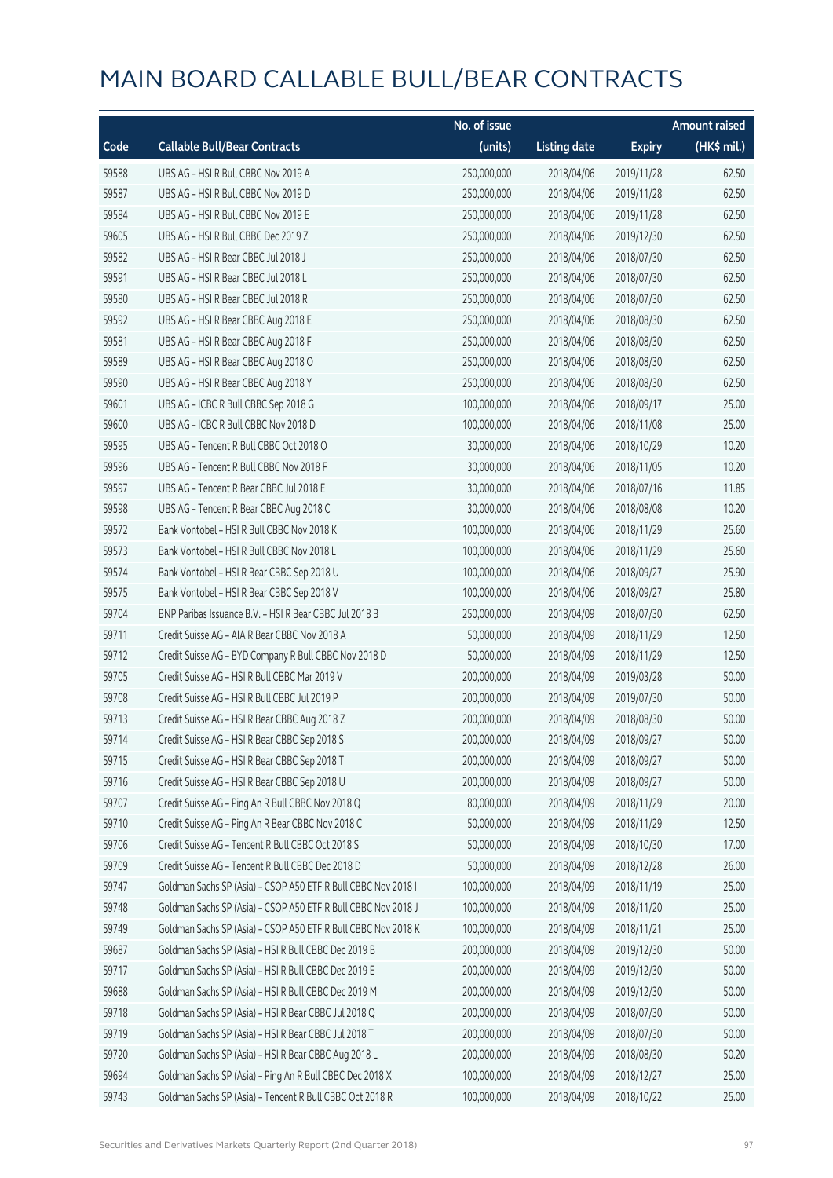# MAIN BOARD CALLABLE BULL/BEAR CONTRACTS

| Code | Callable Bull/Bear Contracts | No. of issue (units) | Listing date | Expiry | Amount raised (HK$ mil.) |
|---|---|---|---|---|---|
| 59588 | UBS AG – HSI R Bull CBBC Nov 2019 A | 250,000,000 | 2018/04/06 | 2019/11/28 | 62.50 |
| 59587 | UBS AG – HSI R Bull CBBC Nov 2019 D | 250,000,000 | 2018/04/06 | 2019/11/28 | 62.50 |
| 59584 | UBS AG – HSI R Bull CBBC Nov 2019 E | 250,000,000 | 2018/04/06 | 2019/11/28 | 62.50 |
| 59605 | UBS AG – HSI R Bull CBBC Dec 2019 Z | 250,000,000 | 2018/04/06 | 2019/12/30 | 62.50 |
| 59582 | UBS AG – HSI R Bear CBBC Jul 2018 J | 250,000,000 | 2018/04/06 | 2018/07/30 | 62.50 |
| 59591 | UBS AG – HSI R Bear CBBC Jul 2018 L | 250,000,000 | 2018/04/06 | 2018/07/30 | 62.50 |
| 59580 | UBS AG – HSI R Bear CBBC Jul 2018 R | 250,000,000 | 2018/04/06 | 2018/07/30 | 62.50 |
| 59592 | UBS AG – HSI R Bear CBBC Aug 2018 E | 250,000,000 | 2018/04/06 | 2018/08/30 | 62.50 |
| 59581 | UBS AG – HSI R Bear CBBC Aug 2018 F | 250,000,000 | 2018/04/06 | 2018/08/30 | 62.50 |
| 59589 | UBS AG – HSI R Bear CBBC Aug 2018 O | 250,000,000 | 2018/04/06 | 2018/08/30 | 62.50 |
| 59590 | UBS AG – HSI R Bear CBBC Aug 2018 Y | 250,000,000 | 2018/04/06 | 2018/08/30 | 62.50 |
| 59601 | UBS AG – ICBC R Bull CBBC Sep 2018 G | 100,000,000 | 2018/04/06 | 2018/09/17 | 25.00 |
| 59600 | UBS AG – ICBC R Bull CBBC Nov 2018 D | 100,000,000 | 2018/04/06 | 2018/11/08 | 25.00 |
| 59595 | UBS AG – Tencent R Bull CBBC Oct 2018 O | 30,000,000 | 2018/04/06 | 2018/10/29 | 10.20 |
| 59596 | UBS AG – Tencent R Bull CBBC Nov 2018 F | 30,000,000 | 2018/04/06 | 2018/11/05 | 10.20 |
| 59597 | UBS AG – Tencent R Bear CBBC Jul 2018 E | 30,000,000 | 2018/04/06 | 2018/07/16 | 11.85 |
| 59598 | UBS AG – Tencent R Bear CBBC Aug 2018 C | 30,000,000 | 2018/04/06 | 2018/08/08 | 10.20 |
| 59572 | Bank Vontobel – HSI R Bull CBBC Nov 2018 K | 100,000,000 | 2018/04/06 | 2018/11/29 | 25.60 |
| 59573 | Bank Vontobel – HSI R Bull CBBC Nov 2018 L | 100,000,000 | 2018/04/06 | 2018/11/29 | 25.60 |
| 59574 | Bank Vontobel – HSI R Bear CBBC Sep 2018 U | 100,000,000 | 2018/04/06 | 2018/09/27 | 25.90 |
| 59575 | Bank Vontobel – HSI R Bear CBBC Sep 2018 V | 100,000,000 | 2018/04/06 | 2018/09/27 | 25.80 |
| 59704 | BNP Paribas Issuance B.V. – HSI R Bear CBBC Jul 2018 B | 250,000,000 | 2018/04/09 | 2018/07/30 | 62.50 |
| 59711 | Credit Suisse AG – AIA R Bear CBBC Nov 2018 A | 50,000,000 | 2018/04/09 | 2018/11/29 | 12.50 |
| 59712 | Credit Suisse AG – BYD Company R Bull CBBC Nov 2018 D | 50,000,000 | 2018/04/09 | 2018/11/29 | 12.50 |
| 59705 | Credit Suisse AG – HSI R Bull CBBC Mar 2019 V | 200,000,000 | 2018/04/09 | 2019/03/28 | 50.00 |
| 59708 | Credit Suisse AG – HSI R Bull CBBC Jul 2019 P | 200,000,000 | 2018/04/09 | 2019/07/30 | 50.00 |
| 59713 | Credit Suisse AG – HSI R Bear CBBC Aug 2018 Z | 200,000,000 | 2018/04/09 | 2018/08/30 | 50.00 |
| 59714 | Credit Suisse AG – HSI R Bear CBBC Sep 2018 S | 200,000,000 | 2018/04/09 | 2018/09/27 | 50.00 |
| 59715 | Credit Suisse AG – HSI R Bear CBBC Sep 2018 T | 200,000,000 | 2018/04/09 | 2018/09/27 | 50.00 |
| 59716 | Credit Suisse AG – HSI R Bear CBBC Sep 2018 U | 200,000,000 | 2018/04/09 | 2018/09/27 | 50.00 |
| 59707 | Credit Suisse AG – Ping An R Bull CBBC Nov 2018 Q | 80,000,000 | 2018/04/09 | 2018/11/29 | 20.00 |
| 59710 | Credit Suisse AG – Ping An R Bear CBBC Nov 2018 C | 50,000,000 | 2018/04/09 | 2018/11/29 | 12.50 |
| 59706 | Credit Suisse AG – Tencent R Bull CBBC Oct 2018 S | 50,000,000 | 2018/04/09 | 2018/10/30 | 17.00 |
| 59709 | Credit Suisse AG – Tencent R Bull CBBC Dec 2018 D | 50,000,000 | 2018/04/09 | 2018/12/28 | 26.00 |
| 59747 | Goldman Sachs SP (Asia) – CSOP A50 ETF R Bull CBBC Nov 2018 I | 100,000,000 | 2018/04/09 | 2018/11/19 | 25.00 |
| 59748 | Goldman Sachs SP (Asia) – CSOP A50 ETF R Bull CBBC Nov 2018 J | 100,000,000 | 2018/04/09 | 2018/11/20 | 25.00 |
| 59749 | Goldman Sachs SP (Asia) – CSOP A50 ETF R Bull CBBC Nov 2018 K | 100,000,000 | 2018/04/09 | 2018/11/21 | 25.00 |
| 59687 | Goldman Sachs SP (Asia) – HSI R Bull CBBC Dec 2019 B | 200,000,000 | 2018/04/09 | 2019/12/30 | 50.00 |
| 59717 | Goldman Sachs SP (Asia) – HSI R Bull CBBC Dec 2019 E | 200,000,000 | 2018/04/09 | 2019/12/30 | 50.00 |
| 59688 | Goldman Sachs SP (Asia) – HSI R Bull CBBC Dec 2019 M | 200,000,000 | 2018/04/09 | 2019/12/30 | 50.00 |
| 59718 | Goldman Sachs SP (Asia) – HSI R Bear CBBC Jul 2018 Q | 200,000,000 | 2018/04/09 | 2018/07/30 | 50.00 |
| 59719 | Goldman Sachs SP (Asia) – HSI R Bear CBBC Jul 2018 T | 200,000,000 | 2018/04/09 | 2018/07/30 | 50.00 |
| 59720 | Goldman Sachs SP (Asia) – HSI R Bear CBBC Aug 2018 L | 200,000,000 | 2018/04/09 | 2018/08/30 | 50.20 |
| 59694 | Goldman Sachs SP (Asia) – Ping An R Bull CBBC Dec 2018 X | 100,000,000 | 2018/04/09 | 2018/12/27 | 25.00 |
| 59743 | Goldman Sachs SP (Asia) – Tencent R Bull CBBC Oct 2018 R | 100,000,000 | 2018/04/09 | 2018/10/22 | 25.00 |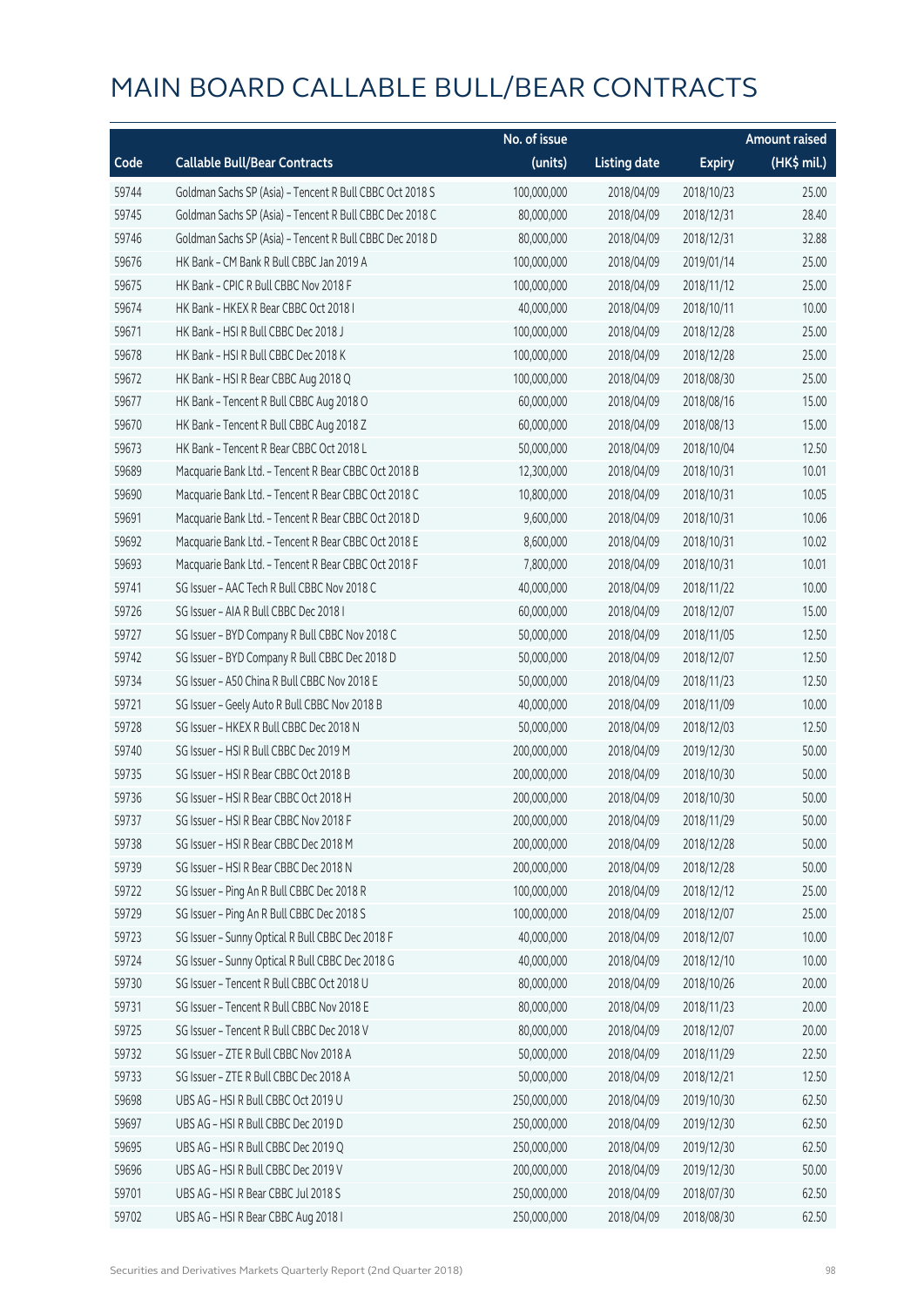# MAIN BOARD CALLABLE BULL/BEAR CONTRACTS

| Code | Callable Bull/Bear Contracts | No. of issue (units) | Listing date | Expiry | Amount raised (HK$ mil.) |
|---|---|---|---|---|---|
| 59744 | Goldman Sachs SP (Asia) – Tencent R Bull CBBC Oct 2018 S | 100,000,000 | 2018/04/09 | 2018/10/23 | 25.00 |
| 59745 | Goldman Sachs SP (Asia) – Tencent R Bull CBBC Dec 2018 C | 80,000,000 | 2018/04/09 | 2018/12/31 | 28.40 |
| 59746 | Goldman Sachs SP (Asia) – Tencent R Bull CBBC Dec 2018 D | 80,000,000 | 2018/04/09 | 2018/12/31 | 32.88 |
| 59676 | HK Bank – CM Bank R Bull CBBC Jan 2019 A | 100,000,000 | 2018/04/09 | 2019/01/14 | 25.00 |
| 59675 | HK Bank – CPIC R Bull CBBC Nov 2018 F | 100,000,000 | 2018/04/09 | 2018/11/12 | 25.00 |
| 59674 | HK Bank – HKEX R Bear CBBC Oct 2018 I | 40,000,000 | 2018/04/09 | 2018/10/11 | 10.00 |
| 59671 | HK Bank – HSI R Bull CBBC Dec 2018 J | 100,000,000 | 2018/04/09 | 2018/12/28 | 25.00 |
| 59678 | HK Bank – HSI R Bull CBBC Dec 2018 K | 100,000,000 | 2018/04/09 | 2018/12/28 | 25.00 |
| 59672 | HK Bank – HSI R Bear CBBC Aug 2018 Q | 100,000,000 | 2018/04/09 | 2018/08/30 | 25.00 |
| 59677 | HK Bank – Tencent R Bull CBBC Aug 2018 O | 60,000,000 | 2018/04/09 | 2018/08/16 | 15.00 |
| 59670 | HK Bank – Tencent R Bull CBBC Aug 2018 Z | 60,000,000 | 2018/04/09 | 2018/08/13 | 15.00 |
| 59673 | HK Bank – Tencent R Bear CBBC Oct 2018 L | 50,000,000 | 2018/04/09 | 2018/10/04 | 12.50 |
| 59689 | Macquarie Bank Ltd. – Tencent R Bear CBBC Oct 2018 B | 12,300,000 | 2018/04/09 | 2018/10/31 | 10.01 |
| 59690 | Macquarie Bank Ltd. – Tencent R Bear CBBC Oct 2018 C | 10,800,000 | 2018/04/09 | 2018/10/31 | 10.05 |
| 59691 | Macquarie Bank Ltd. – Tencent R Bear CBBC Oct 2018 D | 9,600,000 | 2018/04/09 | 2018/10/31 | 10.06 |
| 59692 | Macquarie Bank Ltd. – Tencent R Bear CBBC Oct 2018 E | 8,600,000 | 2018/04/09 | 2018/10/31 | 10.02 |
| 59693 | Macquarie Bank Ltd. – Tencent R Bear CBBC Oct 2018 F | 7,800,000 | 2018/04/09 | 2018/10/31 | 10.01 |
| 59741 | SG Issuer – AAC Tech R Bull CBBC Nov 2018 C | 40,000,000 | 2018/04/09 | 2018/11/22 | 10.00 |
| 59726 | SG Issuer – AIA R Bull CBBC Dec 2018 I | 60,000,000 | 2018/04/09 | 2018/12/07 | 15.00 |
| 59727 | SG Issuer – BYD Company R Bull CBBC Nov 2018 C | 50,000,000 | 2018/04/09 | 2018/11/05 | 12.50 |
| 59742 | SG Issuer – BYD Company R Bull CBBC Dec 2018 D | 50,000,000 | 2018/04/09 | 2018/12/07 | 12.50 |
| 59734 | SG Issuer – A50 China R Bull CBBC Nov 2018 E | 50,000,000 | 2018/04/09 | 2018/11/23 | 12.50 |
| 59721 | SG Issuer – Geely Auto R Bull CBBC Nov 2018 B | 40,000,000 | 2018/04/09 | 2018/11/09 | 10.00 |
| 59728 | SG Issuer – HKEX R Bull CBBC Dec 2018 N | 50,000,000 | 2018/04/09 | 2018/12/03 | 12.50 |
| 59740 | SG Issuer – HSI R Bull CBBC Dec 2019 M | 200,000,000 | 2018/04/09 | 2019/12/30 | 50.00 |
| 59735 | SG Issuer – HSI R Bear CBBC Oct 2018 B | 200,000,000 | 2018/04/09 | 2018/10/30 | 50.00 |
| 59736 | SG Issuer – HSI R Bear CBBC Oct 2018 H | 200,000,000 | 2018/04/09 | 2018/10/30 | 50.00 |
| 59737 | SG Issuer – HSI R Bear CBBC Nov 2018 F | 200,000,000 | 2018/04/09 | 2018/11/29 | 50.00 |
| 59738 | SG Issuer – HSI R Bear CBBC Dec 2018 M | 200,000,000 | 2018/04/09 | 2018/12/28 | 50.00 |
| 59739 | SG Issuer – HSI R Bear CBBC Dec 2018 N | 200,000,000 | 2018/04/09 | 2018/12/28 | 50.00 |
| 59722 | SG Issuer – Ping An R Bull CBBC Dec 2018 R | 100,000,000 | 2018/04/09 | 2018/12/12 | 25.00 |
| 59729 | SG Issuer – Ping An R Bull CBBC Dec 2018 S | 100,000,000 | 2018/04/09 | 2018/12/07 | 25.00 |
| 59723 | SG Issuer – Sunny Optical R Bull CBBC Dec 2018 F | 40,000,000 | 2018/04/09 | 2018/12/07 | 10.00 |
| 59724 | SG Issuer – Sunny Optical R Bull CBBC Dec 2018 G | 40,000,000 | 2018/04/09 | 2018/12/10 | 10.00 |
| 59730 | SG Issuer – Tencent R Bull CBBC Oct 2018 U | 80,000,000 | 2018/04/09 | 2018/10/26 | 20.00 |
| 59731 | SG Issuer – Tencent R Bull CBBC Nov 2018 E | 80,000,000 | 2018/04/09 | 2018/11/23 | 20.00 |
| 59725 | SG Issuer – Tencent R Bull CBBC Dec 2018 V | 80,000,000 | 2018/04/09 | 2018/12/07 | 20.00 |
| 59732 | SG Issuer – ZTE R Bull CBBC Nov 2018 A | 50,000,000 | 2018/04/09 | 2018/11/29 | 22.50 |
| 59733 | SG Issuer – ZTE R Bull CBBC Dec 2018 A | 50,000,000 | 2018/04/09 | 2018/12/21 | 12.50 |
| 59698 | UBS AG – HSI R Bull CBBC Oct 2019 U | 250,000,000 | 2018/04/09 | 2019/10/30 | 62.50 |
| 59697 | UBS AG – HSI R Bull CBBC Dec 2019 D | 250,000,000 | 2018/04/09 | 2019/12/30 | 62.50 |
| 59695 | UBS AG – HSI R Bull CBBC Dec 2019 Q | 250,000,000 | 2018/04/09 | 2019/12/30 | 62.50 |
| 59696 | UBS AG – HSI R Bull CBBC Dec 2019 V | 200,000,000 | 2018/04/09 | 2019/12/30 | 50.00 |
| 59701 | UBS AG – HSI R Bear CBBC Jul 2018 S | 250,000,000 | 2018/04/09 | 2018/07/30 | 62.50 |
| 59702 | UBS AG – HSI R Bear CBBC Aug 2018 I | 250,000,000 | 2018/04/09 | 2018/08/30 | 62.50 |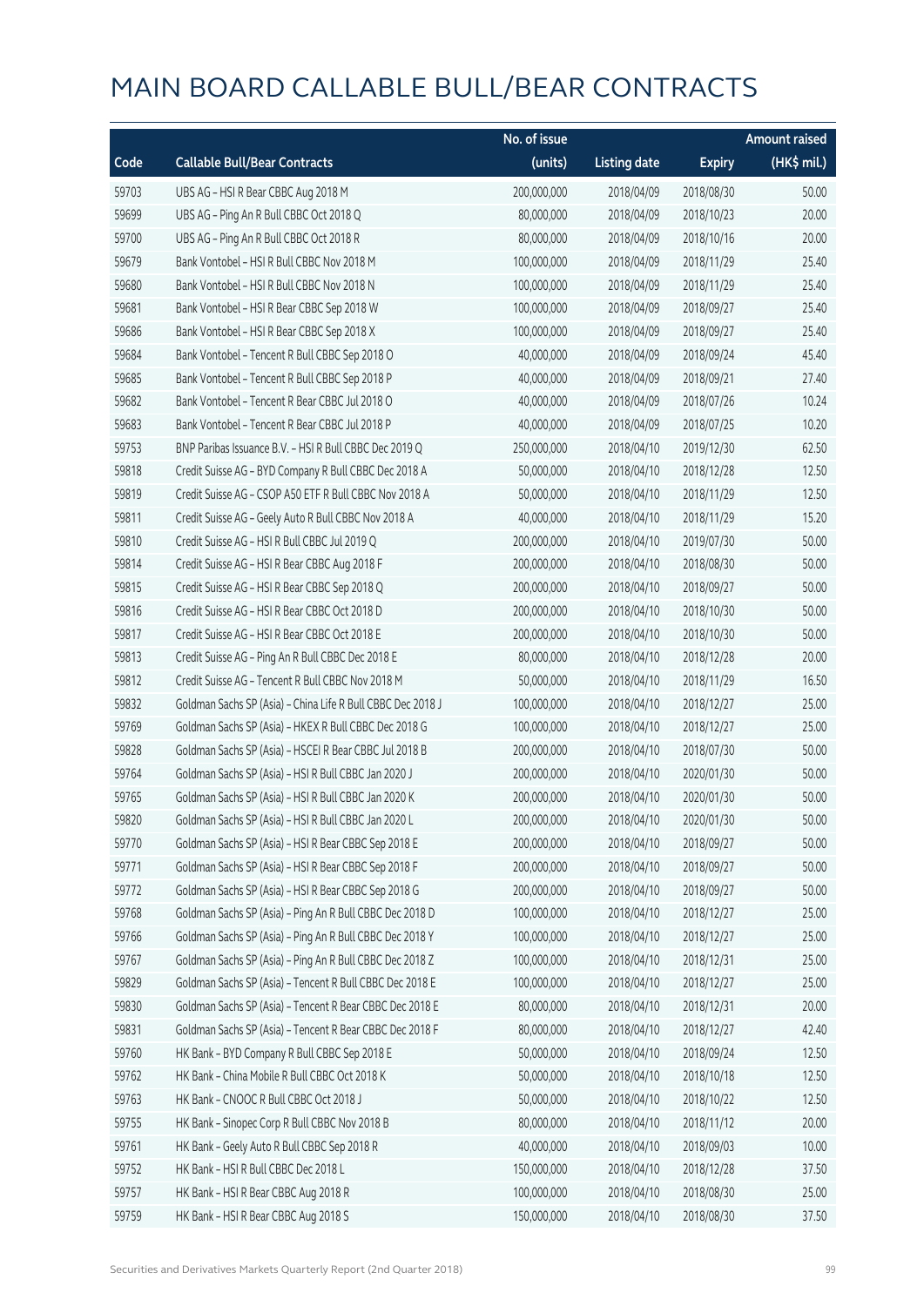# MAIN BOARD CALLABLE BULL/BEAR CONTRACTS

| Code | Callable Bull/Bear Contracts | No. of issue (units) | Listing date | Expiry | Amount raised (HK$ mil.) |
|---|---|---|---|---|---|
| 59703 | UBS AG – HSI R Bear CBBC Aug 2018 M | 200,000,000 | 2018/04/09 | 2018/08/30 | 50.00 |
| 59699 | UBS AG – Ping An R Bull CBBC Oct 2018 Q | 80,000,000 | 2018/04/09 | 2018/10/23 | 20.00 |
| 59700 | UBS AG – Ping An R Bull CBBC Oct 2018 R | 80,000,000 | 2018/04/09 | 2018/10/16 | 20.00 |
| 59679 | Bank Vontobel – HSI R Bull CBBC Nov 2018 M | 100,000,000 | 2018/04/09 | 2018/11/29 | 25.40 |
| 59680 | Bank Vontobel – HSI R Bull CBBC Nov 2018 N | 100,000,000 | 2018/04/09 | 2018/11/29 | 25.40 |
| 59681 | Bank Vontobel – HSI R Bear CBBC Sep 2018 W | 100,000,000 | 2018/04/09 | 2018/09/27 | 25.40 |
| 59686 | Bank Vontobel – HSI R Bear CBBC Sep 2018 X | 100,000,000 | 2018/04/09 | 2018/09/27 | 25.40 |
| 59684 | Bank Vontobel – Tencent R Bull CBBC Sep 2018 O | 40,000,000 | 2018/04/09 | 2018/09/24 | 45.40 |
| 59685 | Bank Vontobel – Tencent R Bull CBBC Sep 2018 P | 40,000,000 | 2018/04/09 | 2018/09/21 | 27.40 |
| 59682 | Bank Vontobel – Tencent R Bear CBBC Jul 2018 O | 40,000,000 | 2018/04/09 | 2018/07/26 | 10.24 |
| 59683 | Bank Vontobel – Tencent R Bear CBBC Jul 2018 P | 40,000,000 | 2018/04/09 | 2018/07/25 | 10.20 |
| 59753 | BNP Paribas Issuance B.V. – HSI R Bull CBBC Dec 2019 Q | 250,000,000 | 2018/04/10 | 2019/12/30 | 62.50 |
| 59818 | Credit Suisse AG – BYD Company R Bull CBBC Dec 2018 A | 50,000,000 | 2018/04/10 | 2018/12/28 | 12.50 |
| 59819 | Credit Suisse AG – CSOP A50 ETF R Bull CBBC Nov 2018 A | 50,000,000 | 2018/04/10 | 2018/11/29 | 12.50 |
| 59811 | Credit Suisse AG – Geely Auto R Bull CBBC Nov 2018 A | 40,000,000 | 2018/04/10 | 2018/11/29 | 15.20 |
| 59810 | Credit Suisse AG – HSI R Bull CBBC Jul 2019 Q | 200,000,000 | 2018/04/10 | 2019/07/30 | 50.00 |
| 59814 | Credit Suisse AG – HSI R Bear CBBC Aug 2018 F | 200,000,000 | 2018/04/10 | 2018/08/30 | 50.00 |
| 59815 | Credit Suisse AG – HSI R Bear CBBC Sep 2018 Q | 200,000,000 | 2018/04/10 | 2018/09/27 | 50.00 |
| 59816 | Credit Suisse AG – HSI R Bear CBBC Oct 2018 D | 200,000,000 | 2018/04/10 | 2018/10/30 | 50.00 |
| 59817 | Credit Suisse AG – HSI R Bear CBBC Oct 2018 E | 200,000,000 | 2018/04/10 | 2018/10/30 | 50.00 |
| 59813 | Credit Suisse AG – Ping An R Bull CBBC Dec 2018 E | 80,000,000 | 2018/04/10 | 2018/12/28 | 20.00 |
| 59812 | Credit Suisse AG – Tencent R Bull CBBC Nov 2018 M | 50,000,000 | 2018/04/10 | 2018/11/29 | 16.50 |
| 59832 | Goldman Sachs SP (Asia) – China Life R Bull CBBC Dec 2018 J | 100,000,000 | 2018/04/10 | 2018/12/27 | 25.00 |
| 59769 | Goldman Sachs SP (Asia) – HKEX R Bull CBBC Dec 2018 G | 100,000,000 | 2018/04/10 | 2018/12/27 | 25.00 |
| 59828 | Goldman Sachs SP (Asia) – HSCEI R Bear CBBC Jul 2018 B | 200,000,000 | 2018/04/10 | 2018/07/30 | 50.00 |
| 59764 | Goldman Sachs SP (Asia) – HSI R Bull CBBC Jan 2020 J | 200,000,000 | 2018/04/10 | 2020/01/30 | 50.00 |
| 59765 | Goldman Sachs SP (Asia) – HSI R Bull CBBC Jan 2020 K | 200,000,000 | 2018/04/10 | 2020/01/30 | 50.00 |
| 59820 | Goldman Sachs SP (Asia) – HSI R Bull CBBC Jan 2020 L | 200,000,000 | 2018/04/10 | 2020/01/30 | 50.00 |
| 59770 | Goldman Sachs SP (Asia) – HSI R Bear CBBC Sep 2018 E | 200,000,000 | 2018/04/10 | 2018/09/27 | 50.00 |
| 59771 | Goldman Sachs SP (Asia) – HSI R Bear CBBC Sep 2018 F | 200,000,000 | 2018/04/10 | 2018/09/27 | 50.00 |
| 59772 | Goldman Sachs SP (Asia) – HSI R Bear CBBC Sep 2018 G | 200,000,000 | 2018/04/10 | 2018/09/27 | 50.00 |
| 59768 | Goldman Sachs SP (Asia) – Ping An R Bull CBBC Dec 2018 D | 100,000,000 | 2018/04/10 | 2018/12/27 | 25.00 |
| 59766 | Goldman Sachs SP (Asia) – Ping An R Bull CBBC Dec 2018 Y | 100,000,000 | 2018/04/10 | 2018/12/27 | 25.00 |
| 59767 | Goldman Sachs SP (Asia) – Ping An R Bull CBBC Dec 2018 Z | 100,000,000 | 2018/04/10 | 2018/12/31 | 25.00 |
| 59829 | Goldman Sachs SP (Asia) – Tencent R Bull CBBC Dec 2018 E | 100,000,000 | 2018/04/10 | 2018/12/27 | 25.00 |
| 59830 | Goldman Sachs SP (Asia) – Tencent R Bear CBBC Dec 2018 E | 80,000,000 | 2018/04/10 | 2018/12/31 | 20.00 |
| 59831 | Goldman Sachs SP (Asia) – Tencent R Bear CBBC Dec 2018 F | 80,000,000 | 2018/04/10 | 2018/12/27 | 42.40 |
| 59760 | HK Bank – BYD Company R Bull CBBC Sep 2018 E | 50,000,000 | 2018/04/10 | 2018/09/24 | 12.50 |
| 59762 | HK Bank – China Mobile R Bull CBBC Oct 2018 K | 50,000,000 | 2018/04/10 | 2018/10/18 | 12.50 |
| 59763 | HK Bank – CNOOC R Bull CBBC Oct 2018 J | 50,000,000 | 2018/04/10 | 2018/10/22 | 12.50 |
| 59755 | HK Bank – Sinopec Corp R Bull CBBC Nov 2018 B | 80,000,000 | 2018/04/10 | 2018/11/12 | 20.00 |
| 59761 | HK Bank – Geely Auto R Bull CBBC Sep 2018 R | 40,000,000 | 2018/04/10 | 2018/09/03 | 10.00 |
| 59752 | HK Bank – HSI R Bull CBBC Dec 2018 L | 150,000,000 | 2018/04/10 | 2018/12/28 | 37.50 |
| 59757 | HK Bank – HSI R Bear CBBC Aug 2018 R | 100,000,000 | 2018/04/10 | 2018/08/30 | 25.00 |
| 59759 | HK Bank – HSI R Bear CBBC Aug 2018 S | 150,000,000 | 2018/04/10 | 2018/08/30 | 37.50 |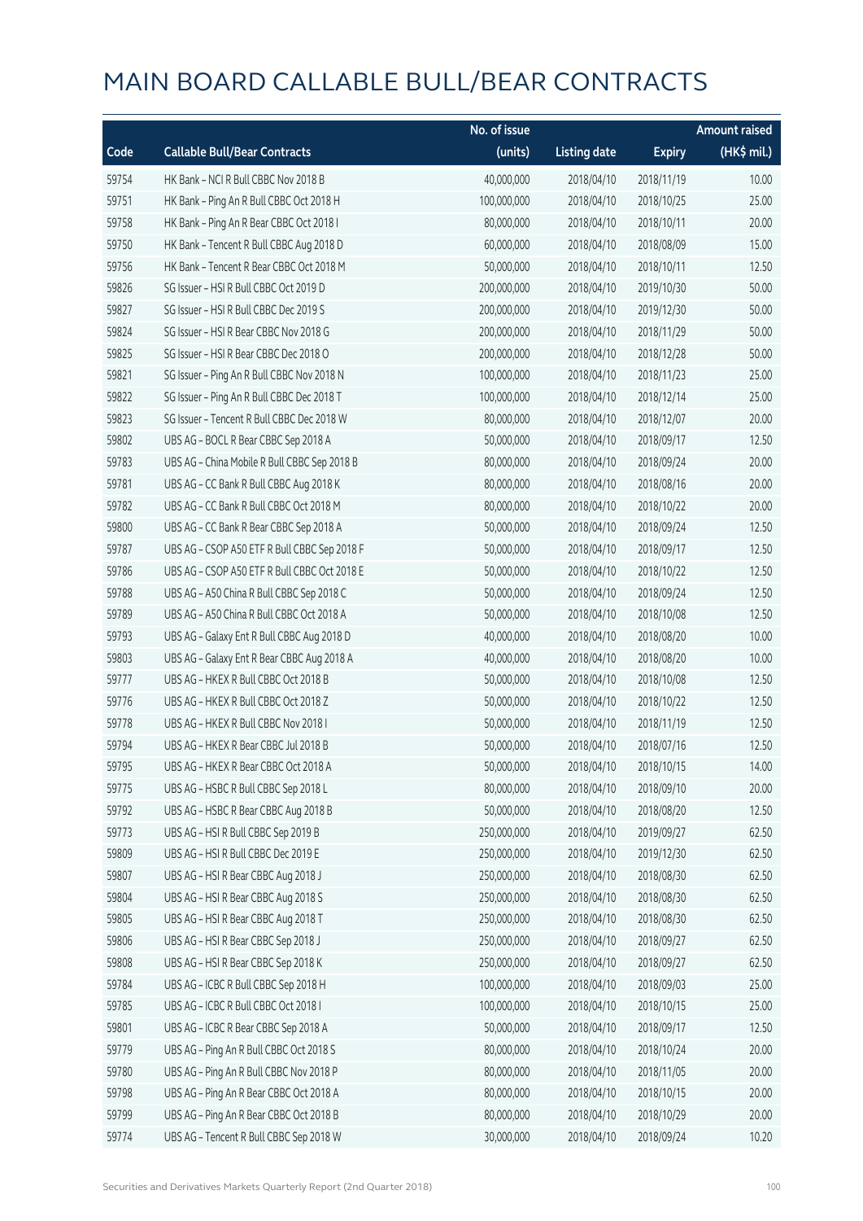# MAIN BOARD CALLABLE BULL/BEAR CONTRACTS

| Code | Callable Bull/Bear Contracts | No. of issue (units) | Listing date | Expiry | Amount raised (HK$ mil.) |
|---|---|---|---|---|---|
| 59754 | HK Bank – NCI R Bull CBBC Nov 2018 B | 40,000,000 | 2018/04/10 | 2018/11/19 | 10.00 |
| 59751 | HK Bank – Ping An R Bull CBBC Oct 2018 H | 100,000,000 | 2018/04/10 | 2018/10/25 | 25.00 |
| 59758 | HK Bank – Ping An R Bear CBBC Oct 2018 I | 80,000,000 | 2018/04/10 | 2018/10/11 | 20.00 |
| 59750 | HK Bank – Tencent R Bull CBBC Aug 2018 D | 60,000,000 | 2018/04/10 | 2018/08/09 | 15.00 |
| 59756 | HK Bank – Tencent R Bear CBBC Oct 2018 M | 50,000,000 | 2018/04/10 | 2018/10/11 | 12.50 |
| 59826 | SG Issuer – HSI R Bull CBBC Oct 2019 D | 200,000,000 | 2018/04/10 | 2019/10/30 | 50.00 |
| 59827 | SG Issuer – HSI R Bull CBBC Dec 2019 S | 200,000,000 | 2018/04/10 | 2019/12/30 | 50.00 |
| 59824 | SG Issuer – HSI R Bear CBBC Nov 2018 G | 200,000,000 | 2018/04/10 | 2018/11/29 | 50.00 |
| 59825 | SG Issuer – HSI R Bear CBBC Dec 2018 O | 200,000,000 | 2018/04/10 | 2018/12/28 | 50.00 |
| 59821 | SG Issuer – Ping An R Bull CBBC Nov 2018 N | 100,000,000 | 2018/04/10 | 2018/11/23 | 25.00 |
| 59822 | SG Issuer – Ping An R Bull CBBC Dec 2018 T | 100,000,000 | 2018/04/10 | 2018/12/14 | 25.00 |
| 59823 | SG Issuer – Tencent R Bull CBBC Dec 2018 W | 80,000,000 | 2018/04/10 | 2018/12/07 | 20.00 |
| 59802 | UBS AG – BOCL R Bear CBBC Sep 2018 A | 50,000,000 | 2018/04/10 | 2018/09/17 | 12.50 |
| 59783 | UBS AG – China Mobile R Bull CBBC Sep 2018 B | 80,000,000 | 2018/04/10 | 2018/09/24 | 20.00 |
| 59781 | UBS AG – CC Bank R Bull CBBC Aug 2018 K | 80,000,000 | 2018/04/10 | 2018/08/16 | 20.00 |
| 59782 | UBS AG – CC Bank R Bull CBBC Oct 2018 M | 80,000,000 | 2018/04/10 | 2018/10/22 | 20.00 |
| 59800 | UBS AG – CC Bank R Bear CBBC Sep 2018 A | 50,000,000 | 2018/04/10 | 2018/09/24 | 12.50 |
| 59787 | UBS AG – CSOP A50 ETF R Bull CBBC Sep 2018 F | 50,000,000 | 2018/04/10 | 2018/09/17 | 12.50 |
| 59786 | UBS AG – CSOP A50 ETF R Bull CBBC Oct 2018 E | 50,000,000 | 2018/04/10 | 2018/10/22 | 12.50 |
| 59788 | UBS AG – A50 China R Bull CBBC Sep 2018 C | 50,000,000 | 2018/04/10 | 2018/09/24 | 12.50 |
| 59789 | UBS AG – A50 China R Bull CBBC Oct 2018 A | 50,000,000 | 2018/04/10 | 2018/10/08 | 12.50 |
| 59793 | UBS AG – Galaxy Ent R Bull CBBC Aug 2018 D | 40,000,000 | 2018/04/10 | 2018/08/20 | 10.00 |
| 59803 | UBS AG – Galaxy Ent R Bear CBBC Aug 2018 A | 40,000,000 | 2018/04/10 | 2018/08/20 | 10.00 |
| 59777 | UBS AG – HKEX R Bull CBBC Oct 2018 B | 50,000,000 | 2018/04/10 | 2018/10/08 | 12.50 |
| 59776 | UBS AG – HKEX R Bull CBBC Oct 2018 Z | 50,000,000 | 2018/04/10 | 2018/10/22 | 12.50 |
| 59778 | UBS AG – HKEX R Bull CBBC Nov 2018 I | 50,000,000 | 2018/04/10 | 2018/11/19 | 12.50 |
| 59794 | UBS AG – HKEX R Bear CBBC Jul 2018 B | 50,000,000 | 2018/04/10 | 2018/07/16 | 12.50 |
| 59795 | UBS AG – HKEX R Bear CBBC Oct 2018 A | 50,000,000 | 2018/04/10 | 2018/10/15 | 14.00 |
| 59775 | UBS AG – HSBC R Bull CBBC Sep 2018 L | 80,000,000 | 2018/04/10 | 2018/09/10 | 20.00 |
| 59792 | UBS AG – HSBC R Bear CBBC Aug 2018 B | 50,000,000 | 2018/04/10 | 2018/08/20 | 12.50 |
| 59773 | UBS AG – HSI R Bull CBBC Sep 2019 B | 250,000,000 | 2018/04/10 | 2019/09/27 | 62.50 |
| 59809 | UBS AG – HSI R Bull CBBC Dec 2019 E | 250,000,000 | 2018/04/10 | 2019/12/30 | 62.50 |
| 59807 | UBS AG – HSI R Bear CBBC Aug 2018 J | 250,000,000 | 2018/04/10 | 2018/08/30 | 62.50 |
| 59804 | UBS AG – HSI R Bear CBBC Aug 2018 S | 250,000,000 | 2018/04/10 | 2018/08/30 | 62.50 |
| 59805 | UBS AG – HSI R Bear CBBC Aug 2018 T | 250,000,000 | 2018/04/10 | 2018/08/30 | 62.50 |
| 59806 | UBS AG – HSI R Bear CBBC Sep 2018 J | 250,000,000 | 2018/04/10 | 2018/09/27 | 62.50 |
| 59808 | UBS AG – HSI R Bear CBBC Sep 2018 K | 250,000,000 | 2018/04/10 | 2018/09/27 | 62.50 |
| 59784 | UBS AG – ICBC R Bull CBBC Sep 2018 H | 100,000,000 | 2018/04/10 | 2018/09/03 | 25.00 |
| 59785 | UBS AG – ICBC R Bull CBBC Oct 2018 I | 100,000,000 | 2018/04/10 | 2018/10/15 | 25.00 |
| 59801 | UBS AG – ICBC R Bear CBBC Sep 2018 A | 50,000,000 | 2018/04/10 | 2018/09/17 | 12.50 |
| 59779 | UBS AG – Ping An R Bull CBBC Oct 2018 S | 80,000,000 | 2018/04/10 | 2018/10/24 | 20.00 |
| 59780 | UBS AG – Ping An R Bull CBBC Nov 2018 P | 80,000,000 | 2018/04/10 | 2018/11/05 | 20.00 |
| 59798 | UBS AG – Ping An R Bear CBBC Oct 2018 A | 80,000,000 | 2018/04/10 | 2018/10/15 | 20.00 |
| 59799 | UBS AG – Ping An R Bear CBBC Oct 2018 B | 80,000,000 | 2018/04/10 | 2018/10/29 | 20.00 |
| 59774 | UBS AG – Tencent R Bull CBBC Sep 2018 W | 30,000,000 | 2018/04/10 | 2018/09/24 | 10.20 |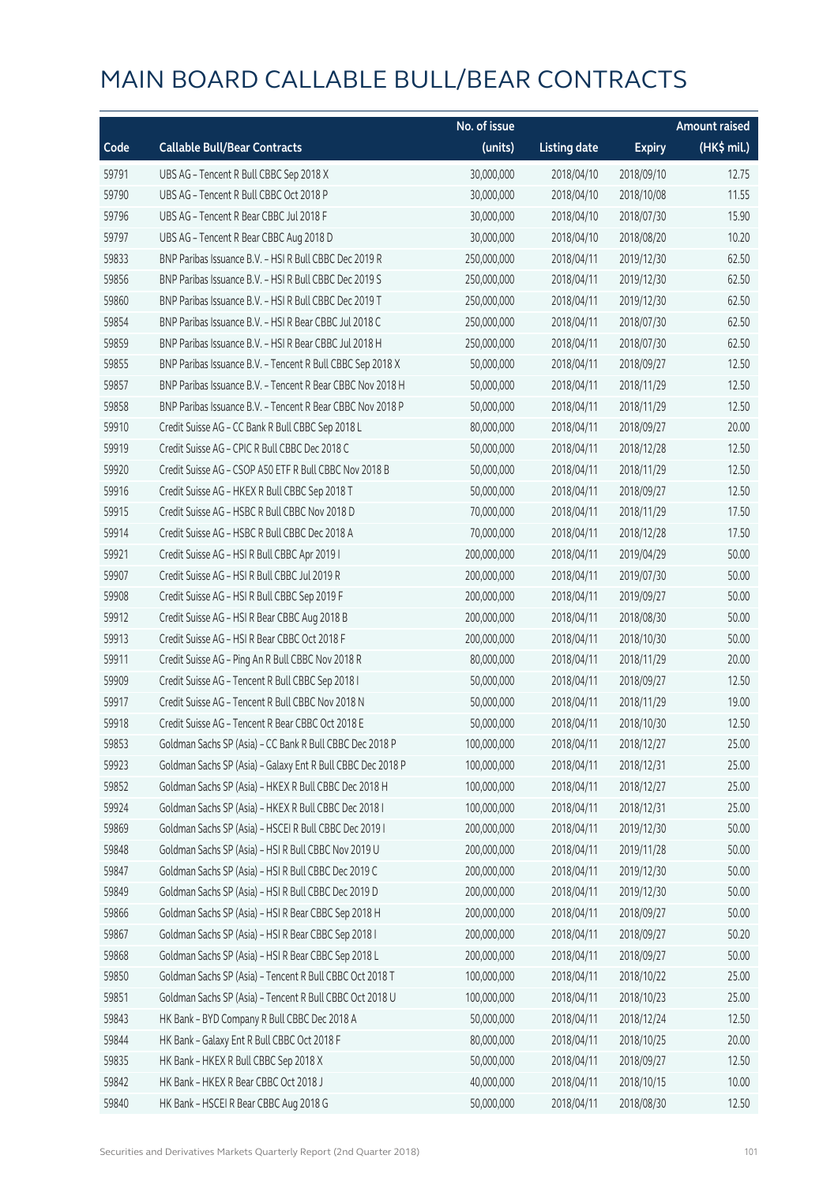# MAIN BOARD CALLABLE BULL/BEAR CONTRACTS

| Code | Callable Bull/Bear Contracts | No. of issue (units) | Listing date | Expiry | Amount raised (HK$ mil.) |
|---|---|---|---|---|---|
| 59791 | UBS AG – Tencent R Bull CBBC Sep 2018 X | 30,000,000 | 2018/04/10 | 2018/09/10 | 12.75 |
| 59790 | UBS AG – Tencent R Bull CBBC Oct 2018 P | 30,000,000 | 2018/04/10 | 2018/10/08 | 11.55 |
| 59796 | UBS AG – Tencent R Bear CBBC Jul 2018 F | 30,000,000 | 2018/04/10 | 2018/07/30 | 15.90 |
| 59797 | UBS AG – Tencent R Bear CBBC Aug 2018 D | 30,000,000 | 2018/04/10 | 2018/08/20 | 10.20 |
| 59833 | BNP Paribas Issuance B.V. – HSI R Bull CBBC Dec 2019 R | 250,000,000 | 2018/04/11 | 2019/12/30 | 62.50 |
| 59856 | BNP Paribas Issuance B.V. – HSI R Bull CBBC Dec 2019 S | 250,000,000 | 2018/04/11 | 2019/12/30 | 62.50 |
| 59860 | BNP Paribas Issuance B.V. – HSI R Bull CBBC Dec 2019 T | 250,000,000 | 2018/04/11 | 2019/12/30 | 62.50 |
| 59854 | BNP Paribas Issuance B.V. – HSI R Bear CBBC Jul 2018 C | 250,000,000 | 2018/04/11 | 2018/07/30 | 62.50 |
| 59859 | BNP Paribas Issuance B.V. – HSI R Bear CBBC Jul 2018 H | 250,000,000 | 2018/04/11 | 2018/07/30 | 62.50 |
| 59855 | BNP Paribas Issuance B.V. – Tencent R Bull CBBC Sep 2018 X | 50,000,000 | 2018/04/11 | 2018/09/27 | 12.50 |
| 59857 | BNP Paribas Issuance B.V. – Tencent R Bear CBBC Nov 2018 H | 50,000,000 | 2018/04/11 | 2018/11/29 | 12.50 |
| 59858 | BNP Paribas Issuance B.V. – Tencent R Bear CBBC Nov 2018 P | 50,000,000 | 2018/04/11 | 2018/11/29 | 12.50 |
| 59910 | Credit Suisse AG – CC Bank R Bull CBBC Sep 2018 L | 80,000,000 | 2018/04/11 | 2018/09/27 | 20.00 |
| 59919 | Credit Suisse AG – CPIC R Bull CBBC Dec 2018 C | 50,000,000 | 2018/04/11 | 2018/12/28 | 12.50 |
| 59920 | Credit Suisse AG – CSOP A50 ETF R Bull CBBC Nov 2018 B | 50,000,000 | 2018/04/11 | 2018/11/29 | 12.50 |
| 59916 | Credit Suisse AG – HKEX R Bull CBBC Sep 2018 T | 50,000,000 | 2018/04/11 | 2018/09/27 | 12.50 |
| 59915 | Credit Suisse AG – HSBC R Bull CBBC Nov 2018 D | 70,000,000 | 2018/04/11 | 2018/11/29 | 17.50 |
| 59914 | Credit Suisse AG – HSBC R Bull CBBC Dec 2018 A | 70,000,000 | 2018/04/11 | 2018/12/28 | 17.50 |
| 59921 | Credit Suisse AG – HSI R Bull CBBC Apr 2019 I | 200,000,000 | 2018/04/11 | 2019/04/29 | 50.00 |
| 59907 | Credit Suisse AG – HSI R Bull CBBC Jul 2019 R | 200,000,000 | 2018/04/11 | 2019/07/30 | 50.00 |
| 59908 | Credit Suisse AG – HSI R Bull CBBC Sep 2019 F | 200,000,000 | 2018/04/11 | 2019/09/27 | 50.00 |
| 59912 | Credit Suisse AG – HSI R Bear CBBC Aug 2018 B | 200,000,000 | 2018/04/11 | 2018/08/30 | 50.00 |
| 59913 | Credit Suisse AG – HSI R Bear CBBC Oct 2018 F | 200,000,000 | 2018/04/11 | 2018/10/30 | 50.00 |
| 59911 | Credit Suisse AG – Ping An R Bull CBBC Nov 2018 R | 80,000,000 | 2018/04/11 | 2018/11/29 | 20.00 |
| 59909 | Credit Suisse AG – Tencent R Bull CBBC Sep 2018 I | 50,000,000 | 2018/04/11 | 2018/09/27 | 12.50 |
| 59917 | Credit Suisse AG – Tencent R Bull CBBC Nov 2018 N | 50,000,000 | 2018/04/11 | 2018/11/29 | 19.00 |
| 59918 | Credit Suisse AG – Tencent R Bear CBBC Oct 2018 E | 50,000,000 | 2018/04/11 | 2018/10/30 | 12.50 |
| 59853 | Goldman Sachs SP (Asia) – CC Bank R Bull CBBC Dec 2018 P | 100,000,000 | 2018/04/11 | 2018/12/27 | 25.00 |
| 59923 | Goldman Sachs SP (Asia) – Galaxy Ent R Bull CBBC Dec 2018 P | 100,000,000 | 2018/04/11 | 2018/12/31 | 25.00 |
| 59852 | Goldman Sachs SP (Asia) – HKEX R Bull CBBC Dec 2018 H | 100,000,000 | 2018/04/11 | 2018/12/27 | 25.00 |
| 59924 | Goldman Sachs SP (Asia) – HKEX R Bull CBBC Dec 2018 I | 100,000,000 | 2018/04/11 | 2018/12/31 | 25.00 |
| 59869 | Goldman Sachs SP (Asia) – HSCEI R Bull CBBC Dec 2019 I | 200,000,000 | 2018/04/11 | 2019/12/30 | 50.00 |
| 59848 | Goldman Sachs SP (Asia) – HSI R Bull CBBC Nov 2019 U | 200,000,000 | 2018/04/11 | 2019/11/28 | 50.00 |
| 59847 | Goldman Sachs SP (Asia) – HSI R Bull CBBC Dec 2019 C | 200,000,000 | 2018/04/11 | 2019/12/30 | 50.00 |
| 59849 | Goldman Sachs SP (Asia) – HSI R Bull CBBC Dec 2019 D | 200,000,000 | 2018/04/11 | 2019/12/30 | 50.00 |
| 59866 | Goldman Sachs SP (Asia) – HSI R Bear CBBC Sep 2018 H | 200,000,000 | 2018/04/11 | 2018/09/27 | 50.00 |
| 59867 | Goldman Sachs SP (Asia) – HSI R Bear CBBC Sep 2018 I | 200,000,000 | 2018/04/11 | 2018/09/27 | 50.20 |
| 59868 | Goldman Sachs SP (Asia) – HSI R Bear CBBC Sep 2018 L | 200,000,000 | 2018/04/11 | 2018/09/27 | 50.00 |
| 59850 | Goldman Sachs SP (Asia) – Tencent R Bull CBBC Oct 2018 T | 100,000,000 | 2018/04/11 | 2018/10/22 | 25.00 |
| 59851 | Goldman Sachs SP (Asia) – Tencent R Bull CBBC Oct 2018 U | 100,000,000 | 2018/04/11 | 2018/10/23 | 25.00 |
| 59843 | HK Bank – BYD Company R Bull CBBC Dec 2018 A | 50,000,000 | 2018/04/11 | 2018/12/24 | 12.50 |
| 59844 | HK Bank – Galaxy Ent R Bull CBBC Oct 2018 F | 80,000,000 | 2018/04/11 | 2018/10/25 | 20.00 |
| 59835 | HK Bank – HKEX R Bull CBBC Sep 2018 X | 50,000,000 | 2018/04/11 | 2018/09/27 | 12.50 |
| 59842 | HK Bank – HKEX R Bear CBBC Oct 2018 J | 40,000,000 | 2018/04/11 | 2018/10/15 | 10.00 |
| 59840 | HK Bank – HSCEI R Bear CBBC Aug 2018 G | 50,000,000 | 2018/04/11 | 2018/08/30 | 12.50 |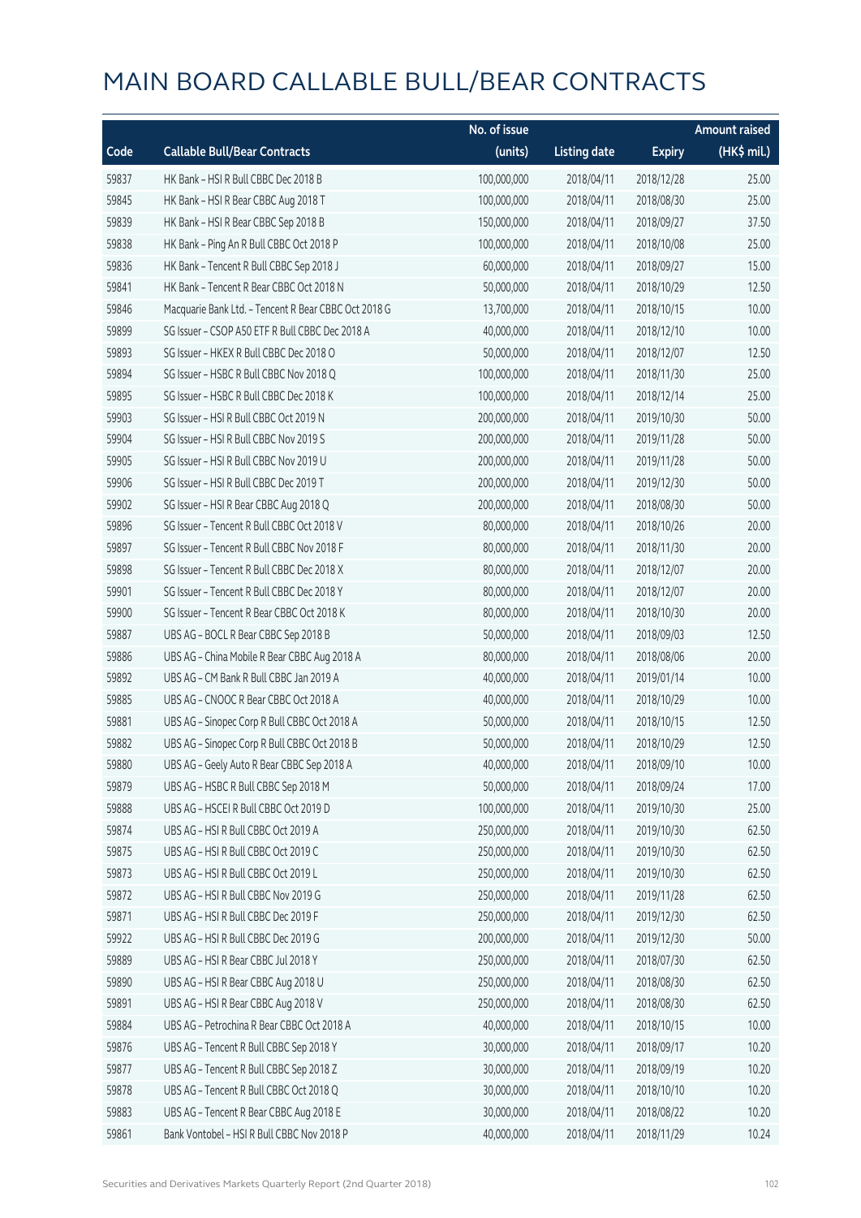# MAIN BOARD CALLABLE BULL/BEAR CONTRACTS

| Code | Callable Bull/Bear Contracts | No. of issue (units) | Listing date | Expiry | Amount raised (HK$ mil.) |
|---|---|---|---|---|---|
| 59837 | HK Bank – HSI R Bull CBBC Dec 2018 B | 100,000,000 | 2018/04/11 | 2018/12/28 | 25.00 |
| 59845 | HK Bank – HSI R Bear CBBC Aug 2018 T | 100,000,000 | 2018/04/11 | 2018/08/30 | 25.00 |
| 59839 | HK Bank – HSI R Bear CBBC Sep 2018 B | 150,000,000 | 2018/04/11 | 2018/09/27 | 37.50 |
| 59838 | HK Bank – Ping An R Bull CBBC Oct 2018 P | 100,000,000 | 2018/04/11 | 2018/10/08 | 25.00 |
| 59836 | HK Bank – Tencent R Bull CBBC Sep 2018 J | 60,000,000 | 2018/04/11 | 2018/09/27 | 15.00 |
| 59841 | HK Bank – Tencent R Bear CBBC Oct 2018 N | 50,000,000 | 2018/04/11 | 2018/10/29 | 12.50 |
| 59846 | Macquarie Bank Ltd. – Tencent R Bear CBBC Oct 2018 G | 13,700,000 | 2018/04/11 | 2018/10/15 | 10.00 |
| 59899 | SG Issuer – CSOP A50 ETF R Bull CBBC Dec 2018 A | 40,000,000 | 2018/04/11 | 2018/12/10 | 10.00 |
| 59893 | SG Issuer – HKEX R Bull CBBC Dec 2018 O | 50,000,000 | 2018/04/11 | 2018/12/07 | 12.50 |
| 59894 | SG Issuer – HSBC R Bull CBBC Nov 2018 Q | 100,000,000 | 2018/04/11 | 2018/11/30 | 25.00 |
| 59895 | SG Issuer – HSBC R Bull CBBC Dec 2018 K | 100,000,000 | 2018/04/11 | 2018/12/14 | 25.00 |
| 59903 | SG Issuer – HSI R Bull CBBC Oct 2019 N | 200,000,000 | 2018/04/11 | 2019/10/30 | 50.00 |
| 59904 | SG Issuer – HSI R Bull CBBC Nov 2019 S | 200,000,000 | 2018/04/11 | 2019/11/28 | 50.00 |
| 59905 | SG Issuer – HSI R Bull CBBC Nov 2019 U | 200,000,000 | 2018/04/11 | 2019/11/28 | 50.00 |
| 59906 | SG Issuer – HSI R Bull CBBC Dec 2019 T | 200,000,000 | 2018/04/11 | 2019/12/30 | 50.00 |
| 59902 | SG Issuer – HSI R Bear CBBC Aug 2018 Q | 200,000,000 | 2018/04/11 | 2018/08/30 | 50.00 |
| 59896 | SG Issuer – Tencent R Bull CBBC Oct 2018 V | 80,000,000 | 2018/04/11 | 2018/10/26 | 20.00 |
| 59897 | SG Issuer – Tencent R Bull CBBC Nov 2018 F | 80,000,000 | 2018/04/11 | 2018/11/30 | 20.00 |
| 59898 | SG Issuer – Tencent R Bull CBBC Dec 2018 X | 80,000,000 | 2018/04/11 | 2018/12/07 | 20.00 |
| 59901 | SG Issuer – Tencent R Bull CBBC Dec 2018 Y | 80,000,000 | 2018/04/11 | 2018/12/07 | 20.00 |
| 59900 | SG Issuer – Tencent R Bear CBBC Oct 2018 K | 80,000,000 | 2018/04/11 | 2018/10/30 | 20.00 |
| 59887 | UBS AG – BOCL R Bear CBBC Sep 2018 B | 50,000,000 | 2018/04/11 | 2018/09/03 | 12.50 |
| 59886 | UBS AG – China Mobile R Bear CBBC Aug 2018 A | 80,000,000 | 2018/04/11 | 2018/08/06 | 20.00 |
| 59892 | UBS AG – CM Bank R Bull CBBC Jan 2019 A | 40,000,000 | 2018/04/11 | 2019/01/14 | 10.00 |
| 59885 | UBS AG – CNOOC R Bear CBBC Oct 2018 A | 40,000,000 | 2018/04/11 | 2018/10/29 | 10.00 |
| 59881 | UBS AG – Sinopec Corp R Bull CBBC Oct 2018 A | 50,000,000 | 2018/04/11 | 2018/10/15 | 12.50 |
| 59882 | UBS AG – Sinopec Corp R Bull CBBC Oct 2018 B | 50,000,000 | 2018/04/11 | 2018/10/29 | 12.50 |
| 59880 | UBS AG – Geely Auto R Bear CBBC Sep 2018 A | 40,000,000 | 2018/04/11 | 2018/09/10 | 10.00 |
| 59879 | UBS AG – HSBC R Bull CBBC Sep 2018 M | 50,000,000 | 2018/04/11 | 2018/09/24 | 17.00 |
| 59888 | UBS AG – HSCEI R Bull CBBC Oct 2019 D | 100,000,000 | 2018/04/11 | 2019/10/30 | 25.00 |
| 59874 | UBS AG – HSI R Bull CBBC Oct 2019 A | 250,000,000 | 2018/04/11 | 2019/10/30 | 62.50 |
| 59875 | UBS AG – HSI R Bull CBBC Oct 2019 C | 250,000,000 | 2018/04/11 | 2019/10/30 | 62.50 |
| 59873 | UBS AG – HSI R Bull CBBC Oct 2019 L | 250,000,000 | 2018/04/11 | 2019/10/30 | 62.50 |
| 59872 | UBS AG – HSI R Bull CBBC Nov 2019 G | 250,000,000 | 2018/04/11 | 2019/11/28 | 62.50 |
| 59871 | UBS AG – HSI R Bull CBBC Dec 2019 F | 250,000,000 | 2018/04/11 | 2019/12/30 | 62.50 |
| 59922 | UBS AG – HSI R Bull CBBC Dec 2019 G | 200,000,000 | 2018/04/11 | 2019/12/30 | 50.00 |
| 59889 | UBS AG – HSI R Bear CBBC Jul 2018 Y | 250,000,000 | 2018/04/11 | 2018/07/30 | 62.50 |
| 59890 | UBS AG – HSI R Bear CBBC Aug 2018 U | 250,000,000 | 2018/04/11 | 2018/08/30 | 62.50 |
| 59891 | UBS AG – HSI R Bear CBBC Aug 2018 V | 250,000,000 | 2018/04/11 | 2018/08/30 | 62.50 |
| 59884 | UBS AG – Petrochina R Bear CBBC Oct 2018 A | 40,000,000 | 2018/04/11 | 2018/10/15 | 10.00 |
| 59876 | UBS AG – Tencent R Bull CBBC Sep 2018 Y | 30,000,000 | 2018/04/11 | 2018/09/17 | 10.20 |
| 59877 | UBS AG – Tencent R Bull CBBC Sep 2018 Z | 30,000,000 | 2018/04/11 | 2018/09/19 | 10.20 |
| 59878 | UBS AG – Tencent R Bull CBBC Oct 2018 Q | 30,000,000 | 2018/04/11 | 2018/10/10 | 10.20 |
| 59883 | UBS AG – Tencent R Bear CBBC Aug 2018 E | 30,000,000 | 2018/04/11 | 2018/08/22 | 10.20 |
| 59861 | Bank Vontobel – HSI R Bull CBBC Nov 2018 P | 40,000,000 | 2018/04/11 | 2018/11/29 | 10.24 |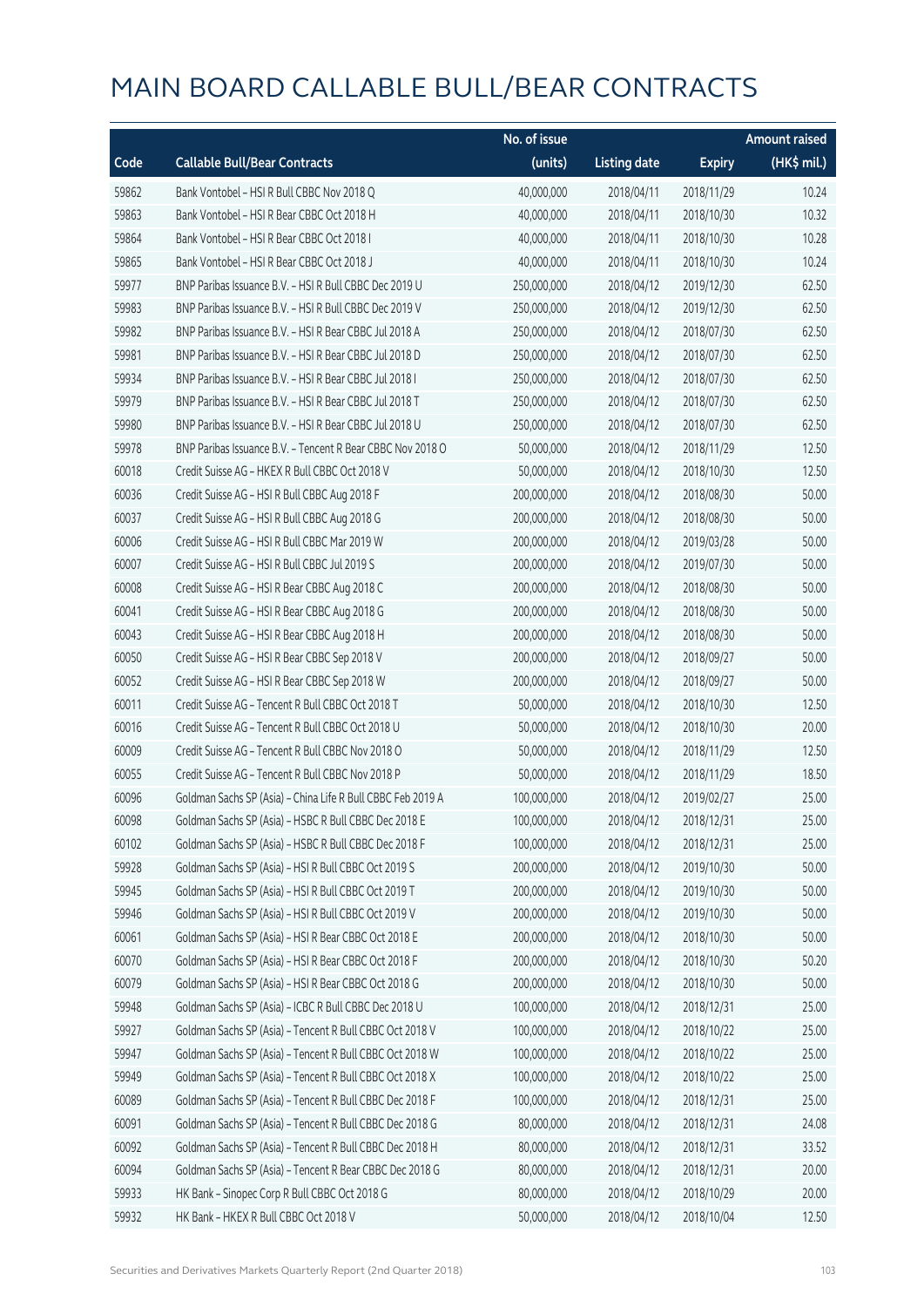# MAIN BOARD CALLABLE BULL/BEAR CONTRACTS

| Code | Callable Bull/Bear Contracts | No. of issue (units) | Listing date | Expiry | Amount raised (HK$ mil.) |
|---|---|---|---|---|---|
| 59862 | Bank Vontobel – HSI R Bull CBBC Nov 2018 Q | 40,000,000 | 2018/04/11 | 2018/11/29 | 10.24 |
| 59863 | Bank Vontobel – HSI R Bear CBBC Oct 2018 H | 40,000,000 | 2018/04/11 | 2018/10/30 | 10.32 |
| 59864 | Bank Vontobel – HSI R Bear CBBC Oct 2018 I | 40,000,000 | 2018/04/11 | 2018/10/30 | 10.28 |
| 59865 | Bank Vontobel – HSI R Bear CBBC Oct 2018 J | 40,000,000 | 2018/04/11 | 2018/10/30 | 10.24 |
| 59977 | BNP Paribas Issuance B.V. – HSI R Bull CBBC Dec 2019 U | 250,000,000 | 2018/04/12 | 2019/12/30 | 62.50 |
| 59983 | BNP Paribas Issuance B.V. – HSI R Bull CBBC Dec 2019 V | 250,000,000 | 2018/04/12 | 2019/12/30 | 62.50 |
| 59982 | BNP Paribas Issuance B.V. – HSI R Bear CBBC Jul 2018 A | 250,000,000 | 2018/04/12 | 2018/07/30 | 62.50 |
| 59981 | BNP Paribas Issuance B.V. – HSI R Bear CBBC Jul 2018 D | 250,000,000 | 2018/04/12 | 2018/07/30 | 62.50 |
| 59934 | BNP Paribas Issuance B.V. – HSI R Bear CBBC Jul 2018 I | 250,000,000 | 2018/04/12 | 2018/07/30 | 62.50 |
| 59979 | BNP Paribas Issuance B.V. – HSI R Bear CBBC Jul 2018 T | 250,000,000 | 2018/04/12 | 2018/07/30 | 62.50 |
| 59980 | BNP Paribas Issuance B.V. – HSI R Bear CBBC Jul 2018 U | 250,000,000 | 2018/04/12 | 2018/07/30 | 62.50 |
| 59978 | BNP Paribas Issuance B.V. – Tencent R Bear CBBC Nov 2018 O | 50,000,000 | 2018/04/12 | 2018/11/29 | 12.50 |
| 60018 | Credit Suisse AG – HKEX R Bull CBBC Oct 2018 V | 50,000,000 | 2018/04/12 | 2018/10/30 | 12.50 |
| 60036 | Credit Suisse AG – HSI R Bull CBBC Aug 2018 F | 200,000,000 | 2018/04/12 | 2018/08/30 | 50.00 |
| 60037 | Credit Suisse AG – HSI R Bull CBBC Aug 2018 G | 200,000,000 | 2018/04/12 | 2018/08/30 | 50.00 |
| 60006 | Credit Suisse AG – HSI R Bull CBBC Mar 2019 W | 200,000,000 | 2018/04/12 | 2019/03/28 | 50.00 |
| 60007 | Credit Suisse AG – HSI R Bull CBBC Jul 2019 S | 200,000,000 | 2018/04/12 | 2019/07/30 | 50.00 |
| 60008 | Credit Suisse AG – HSI R Bear CBBC Aug 2018 C | 200,000,000 | 2018/04/12 | 2018/08/30 | 50.00 |
| 60041 | Credit Suisse AG – HSI R Bear CBBC Aug 2018 G | 200,000,000 | 2018/04/12 | 2018/08/30 | 50.00 |
| 60043 | Credit Suisse AG – HSI R Bear CBBC Aug 2018 H | 200,000,000 | 2018/04/12 | 2018/08/30 | 50.00 |
| 60050 | Credit Suisse AG – HSI R Bear CBBC Sep 2018 V | 200,000,000 | 2018/04/12 | 2018/09/27 | 50.00 |
| 60052 | Credit Suisse AG – HSI R Bear CBBC Sep 2018 W | 200,000,000 | 2018/04/12 | 2018/09/27 | 50.00 |
| 60011 | Credit Suisse AG – Tencent R Bull CBBC Oct 2018 T | 50,000,000 | 2018/04/12 | 2018/10/30 | 12.50 |
| 60016 | Credit Suisse AG – Tencent R Bull CBBC Oct 2018 U | 50,000,000 | 2018/04/12 | 2018/10/30 | 20.00 |
| 60009 | Credit Suisse AG – Tencent R Bull CBBC Nov 2018 O | 50,000,000 | 2018/04/12 | 2018/11/29 | 12.50 |
| 60055 | Credit Suisse AG – Tencent R Bull CBBC Nov 2018 P | 50,000,000 | 2018/04/12 | 2018/11/29 | 18.50 |
| 60096 | Goldman Sachs SP (Asia) – China Life R Bull CBBC Feb 2019 A | 100,000,000 | 2018/04/12 | 2019/02/27 | 25.00 |
| 60098 | Goldman Sachs SP (Asia) – HSBC R Bull CBBC Dec 2018 E | 100,000,000 | 2018/04/12 | 2018/12/31 | 25.00 |
| 60102 | Goldman Sachs SP (Asia) – HSBC R Bull CBBC Dec 2018 F | 100,000,000 | 2018/04/12 | 2018/12/31 | 25.00 |
| 59928 | Goldman Sachs SP (Asia) – HSI R Bull CBBC Oct 2019 S | 200,000,000 | 2018/04/12 | 2019/10/30 | 50.00 |
| 59945 | Goldman Sachs SP (Asia) – HSI R Bull CBBC Oct 2019 T | 200,000,000 | 2018/04/12 | 2019/10/30 | 50.00 |
| 59946 | Goldman Sachs SP (Asia) – HSI R Bull CBBC Oct 2019 V | 200,000,000 | 2018/04/12 | 2019/10/30 | 50.00 |
| 60061 | Goldman Sachs SP (Asia) – HSI R Bear CBBC Oct 2018 E | 200,000,000 | 2018/04/12 | 2018/10/30 | 50.00 |
| 60070 | Goldman Sachs SP (Asia) – HSI R Bear CBBC Oct 2018 F | 200,000,000 | 2018/04/12 | 2018/10/30 | 50.20 |
| 60079 | Goldman Sachs SP (Asia) – HSI R Bear CBBC Oct 2018 G | 200,000,000 | 2018/04/12 | 2018/10/30 | 50.00 |
| 59948 | Goldman Sachs SP (Asia) – ICBC R Bull CBBC Dec 2018 U | 100,000,000 | 2018/04/12 | 2018/12/31 | 25.00 |
| 59927 | Goldman Sachs SP (Asia) – Tencent R Bull CBBC Oct 2018 V | 100,000,000 | 2018/04/12 | 2018/10/22 | 25.00 |
| 59947 | Goldman Sachs SP (Asia) – Tencent R Bull CBBC Oct 2018 W | 100,000,000 | 2018/04/12 | 2018/10/22 | 25.00 |
| 59949 | Goldman Sachs SP (Asia) – Tencent R Bull CBBC Oct 2018 X | 100,000,000 | 2018/04/12 | 2018/10/22 | 25.00 |
| 60089 | Goldman Sachs SP (Asia) – Tencent R Bull CBBC Dec 2018 F | 100,000,000 | 2018/04/12 | 2018/12/31 | 25.00 |
| 60091 | Goldman Sachs SP (Asia) – Tencent R Bull CBBC Dec 2018 G | 80,000,000 | 2018/04/12 | 2018/12/31 | 24.08 |
| 60092 | Goldman Sachs SP (Asia) – Tencent R Bull CBBC Dec 2018 H | 80,000,000 | 2018/04/12 | 2018/12/31 | 33.52 |
| 60094 | Goldman Sachs SP (Asia) – Tencent R Bear CBBC Dec 2018 G | 80,000,000 | 2018/04/12 | 2018/12/31 | 20.00 |
| 59933 | HK Bank – Sinopec Corp R Bull CBBC Oct 2018 G | 80,000,000 | 2018/04/12 | 2018/10/29 | 20.00 |
| 59932 | HK Bank – HKEX R Bull CBBC Oct 2018 V | 50,000,000 | 2018/04/12 | 2018/10/04 | 12.50 |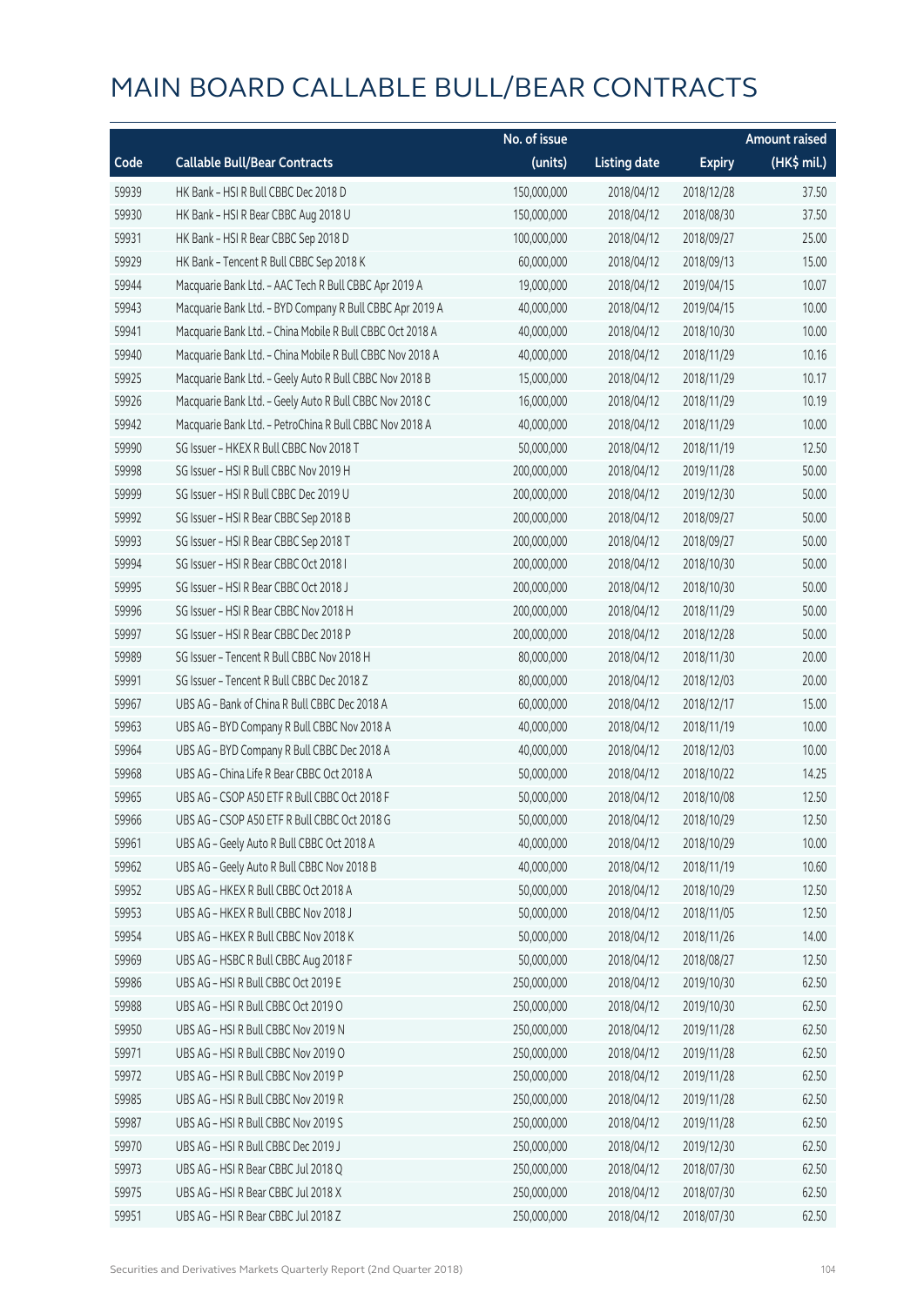# MAIN BOARD CALLABLE BULL/BEAR CONTRACTS

| Code | Callable Bull/Bear Contracts | No. of issue (units) | Listing date | Expiry | Amount raised (HK$ mil.) |
|---|---|---|---|---|---|
| 59939 | HK Bank – HSI R Bull CBBC Dec 2018 D | 150,000,000 | 2018/04/12 | 2018/12/28 | 37.50 |
| 59930 | HK Bank – HSI R Bear CBBC Aug 2018 U | 150,000,000 | 2018/04/12 | 2018/08/30 | 37.50 |
| 59931 | HK Bank – HSI R Bear CBBC Sep 2018 D | 100,000,000 | 2018/04/12 | 2018/09/27 | 25.00 |
| 59929 | HK Bank – Tencent R Bull CBBC Sep 2018 K | 60,000,000 | 2018/04/12 | 2018/09/13 | 15.00 |
| 59944 | Macquarie Bank Ltd. – AAC Tech R Bull CBBC Apr 2019 A | 19,000,000 | 2018/04/12 | 2019/04/15 | 10.07 |
| 59943 | Macquarie Bank Ltd. – BYD Company R Bull CBBC Apr 2019 A | 40,000,000 | 2018/04/12 | 2019/04/15 | 10.00 |
| 59941 | Macquarie Bank Ltd. – China Mobile R Bull CBBC Oct 2018 A | 40,000,000 | 2018/04/12 | 2018/10/30 | 10.00 |
| 59940 | Macquarie Bank Ltd. – China Mobile R Bull CBBC Nov 2018 A | 40,000,000 | 2018/04/12 | 2018/11/29 | 10.16 |
| 59925 | Macquarie Bank Ltd. – Geely Auto R Bull CBBC Nov 2018 B | 15,000,000 | 2018/04/12 | 2018/11/29 | 10.17 |
| 59926 | Macquarie Bank Ltd. – Geely Auto R Bull CBBC Nov 2018 C | 16,000,000 | 2018/04/12 | 2018/11/29 | 10.19 |
| 59942 | Macquarie Bank Ltd. – PetroChina R Bull CBBC Nov 2018 A | 40,000,000 | 2018/04/12 | 2018/11/29 | 10.00 |
| 59990 | SG Issuer – HKEX R Bull CBBC Nov 2018 T | 50,000,000 | 2018/04/12 | 2018/11/19 | 12.50 |
| 59998 | SG Issuer – HSI R Bull CBBC Nov 2019 H | 200,000,000 | 2018/04/12 | 2019/11/28 | 50.00 |
| 59999 | SG Issuer – HSI R Bull CBBC Dec 2019 U | 200,000,000 | 2018/04/12 | 2019/12/30 | 50.00 |
| 59992 | SG Issuer – HSI R Bear CBBC Sep 2018 B | 200,000,000 | 2018/04/12 | 2018/09/27 | 50.00 |
| 59993 | SG Issuer – HSI R Bear CBBC Sep 2018 T | 200,000,000 | 2018/04/12 | 2018/09/27 | 50.00 |
| 59994 | SG Issuer – HSI R Bear CBBC Oct 2018 I | 200,000,000 | 2018/04/12 | 2018/10/30 | 50.00 |
| 59995 | SG Issuer – HSI R Bear CBBC Oct 2018 J | 200,000,000 | 2018/04/12 | 2018/10/30 | 50.00 |
| 59996 | SG Issuer – HSI R Bear CBBC Nov 2018 H | 200,000,000 | 2018/04/12 | 2018/11/29 | 50.00 |
| 59997 | SG Issuer – HSI R Bear CBBC Dec 2018 P | 200,000,000 | 2018/04/12 | 2018/12/28 | 50.00 |
| 59989 | SG Issuer – Tencent R Bull CBBC Nov 2018 H | 80,000,000 | 2018/04/12 | 2018/11/30 | 20.00 |
| 59991 | SG Issuer – Tencent R Bull CBBC Dec 2018 Z | 80,000,000 | 2018/04/12 | 2018/12/03 | 20.00 |
| 59967 | UBS AG – Bank of China R Bull CBBC Dec 2018 A | 60,000,000 | 2018/04/12 | 2018/12/17 | 15.00 |
| 59963 | UBS AG – BYD Company R Bull CBBC Nov 2018 A | 40,000,000 | 2018/04/12 | 2018/11/19 | 10.00 |
| 59964 | UBS AG – BYD Company R Bull CBBC Dec 2018 A | 40,000,000 | 2018/04/12 | 2018/12/03 | 10.00 |
| 59968 | UBS AG – China Life R Bear CBBC Oct 2018 A | 50,000,000 | 2018/04/12 | 2018/10/22 | 14.25 |
| 59965 | UBS AG – CSOP A50 ETF R Bull CBBC Oct 2018 F | 50,000,000 | 2018/04/12 | 2018/10/08 | 12.50 |
| 59966 | UBS AG – CSOP A50 ETF R Bull CBBC Oct 2018 G | 50,000,000 | 2018/04/12 | 2018/10/29 | 12.50 |
| 59961 | UBS AG – Geely Auto R Bull CBBC Oct 2018 A | 40,000,000 | 2018/04/12 | 2018/10/29 | 10.00 |
| 59962 | UBS AG – Geely Auto R Bull CBBC Nov 2018 B | 40,000,000 | 2018/04/12 | 2018/11/19 | 10.60 |
| 59952 | UBS AG – HKEX R Bull CBBC Oct 2018 A | 50,000,000 | 2018/04/12 | 2018/10/29 | 12.50 |
| 59953 | UBS AG – HKEX R Bull CBBC Nov 2018 J | 50,000,000 | 2018/04/12 | 2018/11/05 | 12.50 |
| 59954 | UBS AG – HKEX R Bull CBBC Nov 2018 K | 50,000,000 | 2018/04/12 | 2018/11/26 | 14.00 |
| 59969 | UBS AG – HSBC R Bull CBBC Aug 2018 F | 50,000,000 | 2018/04/12 | 2018/08/27 | 12.50 |
| 59986 | UBS AG – HSI R Bull CBBC Oct 2019 E | 250,000,000 | 2018/04/12 | 2019/10/30 | 62.50 |
| 59988 | UBS AG – HSI R Bull CBBC Oct 2019 O | 250,000,000 | 2018/04/12 | 2019/10/30 | 62.50 |
| 59950 | UBS AG – HSI R Bull CBBC Nov 2019 N | 250,000,000 | 2018/04/12 | 2019/11/28 | 62.50 |
| 59971 | UBS AG – HSI R Bull CBBC Nov 2019 O | 250,000,000 | 2018/04/12 | 2019/11/28 | 62.50 |
| 59972 | UBS AG – HSI R Bull CBBC Nov 2019 P | 250,000,000 | 2018/04/12 | 2019/11/28 | 62.50 |
| 59985 | UBS AG – HSI R Bull CBBC Nov 2019 R | 250,000,000 | 2018/04/12 | 2019/11/28 | 62.50 |
| 59987 | UBS AG – HSI R Bull CBBC Nov 2019 S | 250,000,000 | 2018/04/12 | 2019/11/28 | 62.50 |
| 59970 | UBS AG – HSI R Bull CBBC Dec 2019 J | 250,000,000 | 2018/04/12 | 2019/12/30 | 62.50 |
| 59973 | UBS AG – HSI R Bear CBBC Jul 2018 Q | 250,000,000 | 2018/04/12 | 2018/07/30 | 62.50 |
| 59975 | UBS AG – HSI R Bear CBBC Jul 2018 X | 250,000,000 | 2018/04/12 | 2018/07/30 | 62.50 |
| 59951 | UBS AG – HSI R Bear CBBC Jul 2018 Z | 250,000,000 | 2018/04/12 | 2018/07/30 | 62.50 |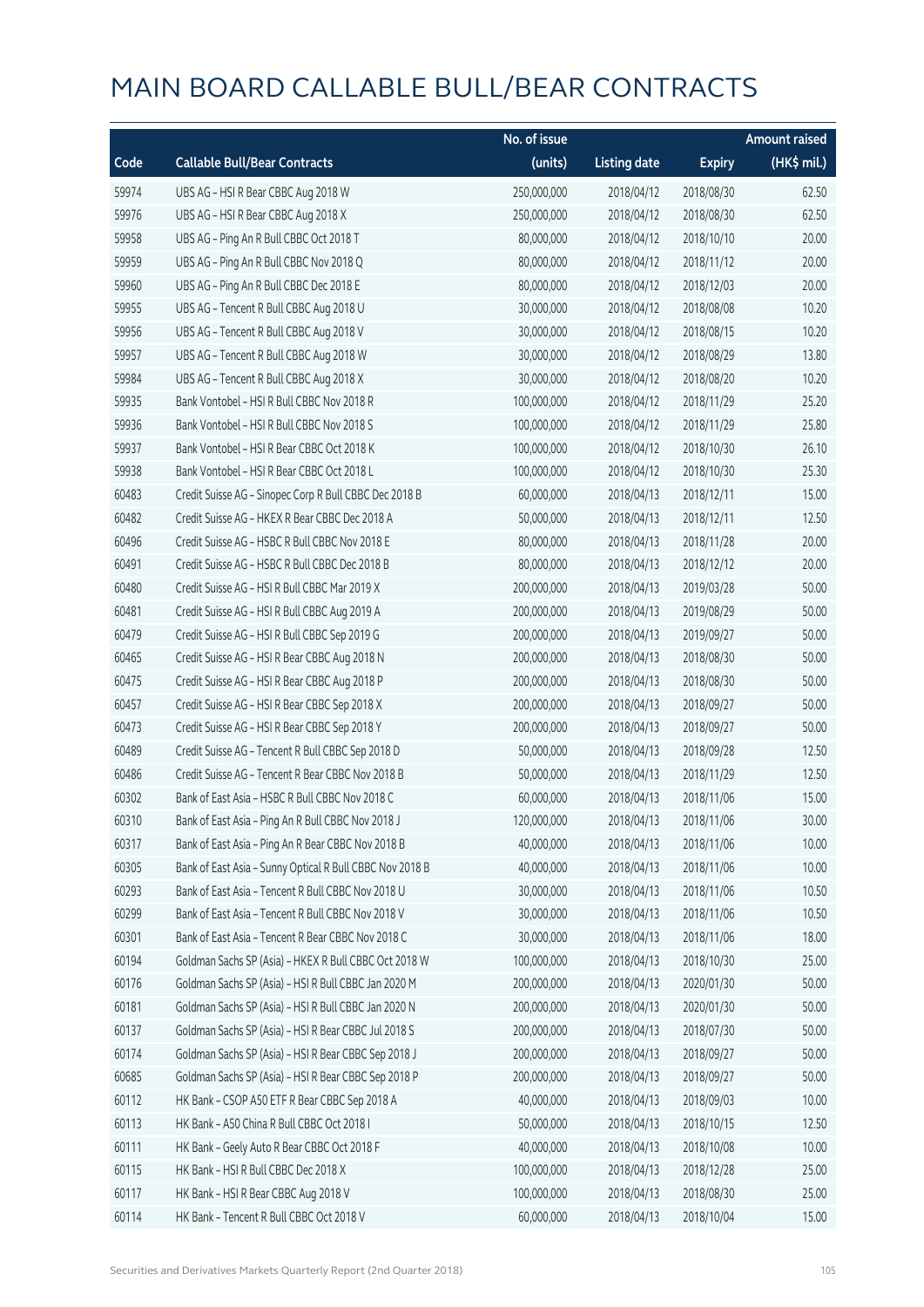# MAIN BOARD CALLABLE BULL/BEAR CONTRACTS

| Code | Callable Bull/Bear Contracts | No. of issue (units) | Listing date | Expiry | Amount raised (HK$ mil.) |
|---|---|---|---|---|---|
| 59974 | UBS AG - HSI R Bear CBBC Aug 2018 W | 250,000,000 | 2018/04/12 | 2018/08/30 | 62.50 |
| 59976 | UBS AG - HSI R Bear CBBC Aug 2018 X | 250,000,000 | 2018/04/12 | 2018/08/30 | 62.50 |
| 59958 | UBS AG - Ping An R Bull CBBC Oct 2018 T | 80,000,000 | 2018/04/12 | 2018/10/10 | 20.00 |
| 59959 | UBS AG - Ping An R Bull CBBC Nov 2018 Q | 80,000,000 | 2018/04/12 | 2018/11/12 | 20.00 |
| 59960 | UBS AG - Ping An R Bull CBBC Dec 2018 E | 80,000,000 | 2018/04/12 | 2018/12/03 | 20.00 |
| 59955 | UBS AG - Tencent R Bull CBBC Aug 2018 U | 30,000,000 | 2018/04/12 | 2018/08/08 | 10.20 |
| 59956 | UBS AG - Tencent R Bull CBBC Aug 2018 V | 30,000,000 | 2018/04/12 | 2018/08/15 | 10.20 |
| 59957 | UBS AG - Tencent R Bull CBBC Aug 2018 W | 30,000,000 | 2018/04/12 | 2018/08/29 | 13.80 |
| 59984 | UBS AG - Tencent R Bull CBBC Aug 2018 X | 30,000,000 | 2018/04/12 | 2018/08/20 | 10.20 |
| 59935 | Bank Vontobel - HSI R Bull CBBC Nov 2018 R | 100,000,000 | 2018/04/12 | 2018/11/29 | 25.20 |
| 59936 | Bank Vontobel - HSI R Bull CBBC Nov 2018 S | 100,000,000 | 2018/04/12 | 2018/11/29 | 25.80 |
| 59937 | Bank Vontobel - HSI R Bear CBBC Oct 2018 K | 100,000,000 | 2018/04/12 | 2018/10/30 | 26.10 |
| 59938 | Bank Vontobel - HSI R Bear CBBC Oct 2018 L | 100,000,000 | 2018/04/12 | 2018/10/30 | 25.30 |
| 60483 | Credit Suisse AG - Sinopec Corp R Bull CBBC Dec 2018 B | 60,000,000 | 2018/04/13 | 2018/12/11 | 15.00 |
| 60482 | Credit Suisse AG - HKEX R Bear CBBC Dec 2018 A | 50,000,000 | 2018/04/13 | 2018/12/11 | 12.50 |
| 60496 | Credit Suisse AG - HSBC R Bull CBBC Nov 2018 E | 80,000,000 | 2018/04/13 | 2018/11/28 | 20.00 |
| 60491 | Credit Suisse AG - HSBC R Bull CBBC Dec 2018 B | 80,000,000 | 2018/04/13 | 2018/12/12 | 20.00 |
| 60480 | Credit Suisse AG - HSI R Bull CBBC Mar 2019 X | 200,000,000 | 2018/04/13 | 2019/03/28 | 50.00 |
| 60481 | Credit Suisse AG - HSI R Bull CBBC Aug 2019 A | 200,000,000 | 2018/04/13 | 2019/08/29 | 50.00 |
| 60479 | Credit Suisse AG - HSI R Bull CBBC Sep 2019 G | 200,000,000 | 2018/04/13 | 2019/09/27 | 50.00 |
| 60465 | Credit Suisse AG - HSI R Bear CBBC Aug 2018 N | 200,000,000 | 2018/04/13 | 2018/08/30 | 50.00 |
| 60475 | Credit Suisse AG - HSI R Bear CBBC Aug 2018 P | 200,000,000 | 2018/04/13 | 2018/08/30 | 50.00 |
| 60457 | Credit Suisse AG - HSI R Bear CBBC Sep 2018 X | 200,000,000 | 2018/04/13 | 2018/09/27 | 50.00 |
| 60473 | Credit Suisse AG - HSI R Bear CBBC Sep 2018 Y | 200,000,000 | 2018/04/13 | 2018/09/27 | 50.00 |
| 60489 | Credit Suisse AG - Tencent R Bull CBBC Sep 2018 D | 50,000,000 | 2018/04/13 | 2018/09/28 | 12.50 |
| 60486 | Credit Suisse AG - Tencent R Bear CBBC Nov 2018 B | 50,000,000 | 2018/04/13 | 2018/11/29 | 12.50 |
| 60302 | Bank of East Asia - HSBC R Bull CBBC Nov 2018 C | 60,000,000 | 2018/04/13 | 2018/11/06 | 15.00 |
| 60310 | Bank of East Asia - Ping An R Bull CBBC Nov 2018 J | 120,000,000 | 2018/04/13 | 2018/11/06 | 30.00 |
| 60317 | Bank of East Asia - Ping An R Bear CBBC Nov 2018 B | 40,000,000 | 2018/04/13 | 2018/11/06 | 10.00 |
| 60305 | Bank of East Asia - Sunny Optical R Bull CBBC Nov 2018 B | 40,000,000 | 2018/04/13 | 2018/11/06 | 10.00 |
| 60293 | Bank of East Asia - Tencent R Bull CBBC Nov 2018 U | 30,000,000 | 2018/04/13 | 2018/11/06 | 10.50 |
| 60299 | Bank of East Asia - Tencent R Bull CBBC Nov 2018 V | 30,000,000 | 2018/04/13 | 2018/11/06 | 10.50 |
| 60301 | Bank of East Asia - Tencent R Bear CBBC Nov 2018 C | 30,000,000 | 2018/04/13 | 2018/11/06 | 18.00 |
| 60194 | Goldman Sachs SP (Asia) - HKEX R Bull CBBC Oct 2018 W | 100,000,000 | 2018/04/13 | 2018/10/30 | 25.00 |
| 60176 | Goldman Sachs SP (Asia) - HSI R Bull CBBC Jan 2020 M | 200,000,000 | 2018/04/13 | 2020/01/30 | 50.00 |
| 60181 | Goldman Sachs SP (Asia) - HSI R Bull CBBC Jan 2020 N | 200,000,000 | 2018/04/13 | 2020/01/30 | 50.00 |
| 60137 | Goldman Sachs SP (Asia) - HSI R Bear CBBC Jul 2018 S | 200,000,000 | 2018/04/13 | 2018/07/30 | 50.00 |
| 60174 | Goldman Sachs SP (Asia) - HSI R Bear CBBC Sep 2018 J | 200,000,000 | 2018/04/13 | 2018/09/27 | 50.00 |
| 60685 | Goldman Sachs SP (Asia) - HSI R Bear CBBC Sep 2018 P | 200,000,000 | 2018/04/13 | 2018/09/27 | 50.00 |
| 60112 | HK Bank - CSOP A50 ETF R Bear CBBC Sep 2018 A | 40,000,000 | 2018/04/13 | 2018/09/03 | 10.00 |
| 60113 | HK Bank - A50 China R Bull CBBC Oct 2018 I | 50,000,000 | 2018/04/13 | 2018/10/15 | 12.50 |
| 60111 | HK Bank - Geely Auto R Bear CBBC Oct 2018 F | 40,000,000 | 2018/04/13 | 2018/10/08 | 10.00 |
| 60115 | HK Bank - HSI R Bull CBBC Dec 2018 X | 100,000,000 | 2018/04/13 | 2018/12/28 | 25.00 |
| 60117 | HK Bank - HSI R Bear CBBC Aug 2018 V | 100,000,000 | 2018/04/13 | 2018/08/30 | 25.00 |
| 60114 | HK Bank - Tencent R Bull CBBC Oct 2018 V | 60,000,000 | 2018/04/13 | 2018/10/04 | 15.00 |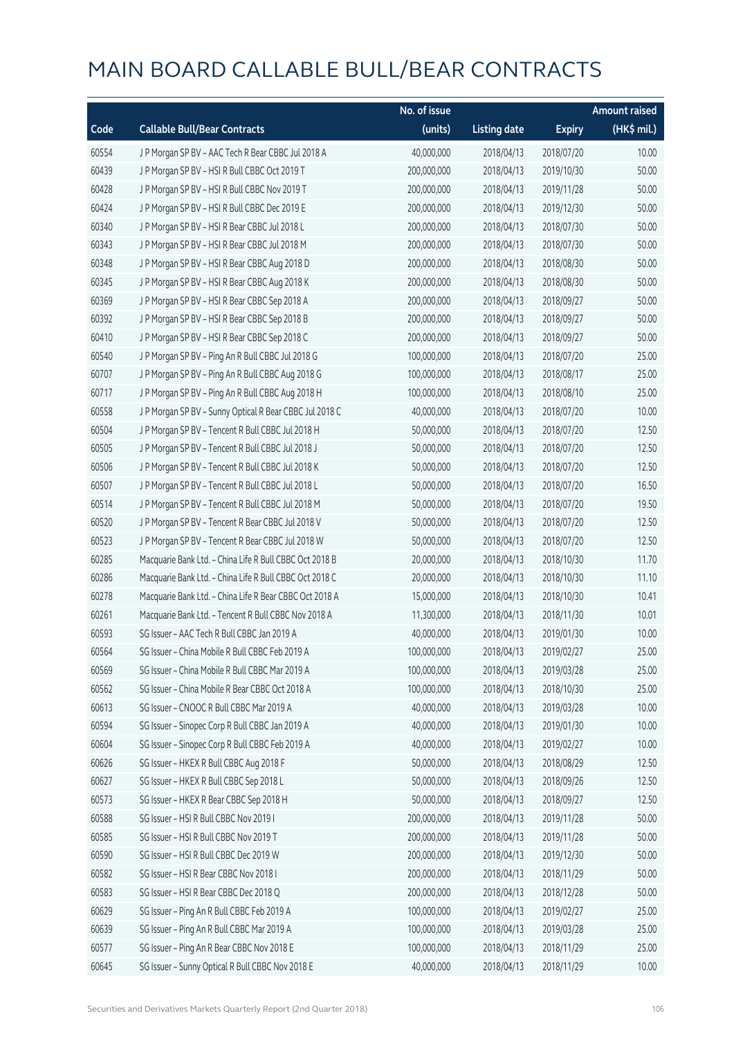# MAIN BOARD CALLABLE BULL/BEAR CONTRACTS

| Code | Callable Bull/Bear Contracts | No. of issue (units) | Listing date | Expiry | Amount raised (HK$ mil.) |
|---|---|---|---|---|---|
| 60554 | J P Morgan SP BV – AAC Tech R Bear CBBC Jul 2018 A | 40,000,000 | 2018/04/13 | 2018/07/20 | 10.00 |
| 60439 | J P Morgan SP BV – HSI R Bull CBBC Oct 2019 T | 200,000,000 | 2018/04/13 | 2019/10/30 | 50.00 |
| 60428 | J P Morgan SP BV – HSI R Bull CBBC Nov 2019 T | 200,000,000 | 2018/04/13 | 2019/11/28 | 50.00 |
| 60424 | J P Morgan SP BV – HSI R Bull CBBC Dec 2019 E | 200,000,000 | 2018/04/13 | 2019/12/30 | 50.00 |
| 60340 | J P Morgan SP BV – HSI R Bear CBBC Jul 2018 L | 200,000,000 | 2018/04/13 | 2018/07/30 | 50.00 |
| 60343 | J P Morgan SP BV – HSI R Bear CBBC Jul 2018 M | 200,000,000 | 2018/04/13 | 2018/07/30 | 50.00 |
| 60348 | J P Morgan SP BV – HSI R Bear CBBC Aug 2018 D | 200,000,000 | 2018/04/13 | 2018/08/30 | 50.00 |
| 60345 | J P Morgan SP BV – HSI R Bear CBBC Aug 2018 K | 200,000,000 | 2018/04/13 | 2018/08/30 | 50.00 |
| 60369 | J P Morgan SP BV – HSI R Bear CBBC Sep 2018 A | 200,000,000 | 2018/04/13 | 2018/09/27 | 50.00 |
| 60392 | J P Morgan SP BV – HSI R Bear CBBC Sep 2018 B | 200,000,000 | 2018/04/13 | 2018/09/27 | 50.00 |
| 60410 | J P Morgan SP BV – HSI R Bear CBBC Sep 2018 C | 200,000,000 | 2018/04/13 | 2018/09/27 | 50.00 |
| 60540 | J P Morgan SP BV – Ping An R Bull CBBC Jul 2018 G | 100,000,000 | 2018/04/13 | 2018/07/20 | 25.00 |
| 60707 | J P Morgan SP BV – Ping An R Bull CBBC Aug 2018 G | 100,000,000 | 2018/04/13 | 2018/08/17 | 25.00 |
| 60717 | J P Morgan SP BV – Ping An R Bull CBBC Aug 2018 H | 100,000,000 | 2018/04/13 | 2018/08/10 | 25.00 |
| 60558 | J P Morgan SP BV – Sunny Optical R Bear CBBC Jul 2018 C | 40,000,000 | 2018/04/13 | 2018/07/20 | 10.00 |
| 60504 | J P Morgan SP BV – Tencent R Bull CBBC Jul 2018 H | 50,000,000 | 2018/04/13 | 2018/07/20 | 12.50 |
| 60505 | J P Morgan SP BV – Tencent R Bull CBBC Jul 2018 J | 50,000,000 | 2018/04/13 | 2018/07/20 | 12.50 |
| 60506 | J P Morgan SP BV – Tencent R Bull CBBC Jul 2018 K | 50,000,000 | 2018/04/13 | 2018/07/20 | 12.50 |
| 60507 | J P Morgan SP BV – Tencent R Bull CBBC Jul 2018 L | 50,000,000 | 2018/04/13 | 2018/07/20 | 16.50 |
| 60514 | J P Morgan SP BV – Tencent R Bull CBBC Jul 2018 M | 50,000,000 | 2018/04/13 | 2018/07/20 | 19.50 |
| 60520 | J P Morgan SP BV – Tencent R Bear CBBC Jul 2018 V | 50,000,000 | 2018/04/13 | 2018/07/20 | 12.50 |
| 60523 | J P Morgan SP BV – Tencent R Bear CBBC Jul 2018 W | 50,000,000 | 2018/04/13 | 2018/07/20 | 12.50 |
| 60285 | Macquarie Bank Ltd. – China Life R Bull CBBC Oct 2018 B | 20,000,000 | 2018/04/13 | 2018/10/30 | 11.70 |
| 60286 | Macquarie Bank Ltd. – China Life R Bull CBBC Oct 2018 C | 20,000,000 | 2018/04/13 | 2018/10/30 | 11.10 |
| 60278 | Macquarie Bank Ltd. – China Life R Bear CBBC Oct 2018 A | 15,000,000 | 2018/04/13 | 2018/10/30 | 10.41 |
| 60261 | Macquarie Bank Ltd. – Tencent R Bull CBBC Nov 2018 A | 11,300,000 | 2018/04/13 | 2018/11/30 | 10.01 |
| 60593 | SG Issuer – AAC Tech R Bull CBBC Jan 2019 A | 40,000,000 | 2018/04/13 | 2019/01/30 | 10.00 |
| 60564 | SG Issuer – China Mobile R Bull CBBC Feb 2019 A | 100,000,000 | 2018/04/13 | 2019/02/27 | 25.00 |
| 60569 | SG Issuer – China Mobile R Bull CBBC Mar 2019 A | 100,000,000 | 2018/04/13 | 2019/03/28 | 25.00 |
| 60562 | SG Issuer – China Mobile R Bear CBBC Oct 2018 A | 100,000,000 | 2018/04/13 | 2018/10/30 | 25.00 |
| 60613 | SG Issuer – CNOOC R Bull CBBC Mar 2019 A | 40,000,000 | 2018/04/13 | 2019/03/28 | 10.00 |
| 60594 | SG Issuer – Sinopec Corp R Bull CBBC Jan 2019 A | 40,000,000 | 2018/04/13 | 2019/01/30 | 10.00 |
| 60604 | SG Issuer – Sinopec Corp R Bull CBBC Feb 2019 A | 40,000,000 | 2018/04/13 | 2019/02/27 | 10.00 |
| 60626 | SG Issuer – HKEX R Bull CBBC Aug 2018 F | 50,000,000 | 2018/04/13 | 2018/08/29 | 12.50 |
| 60627 | SG Issuer – HKEX R Bull CBBC Sep 2018 L | 50,000,000 | 2018/04/13 | 2018/09/26 | 12.50 |
| 60573 | SG Issuer – HKEX R Bear CBBC Sep 2018 H | 50,000,000 | 2018/04/13 | 2018/09/27 | 12.50 |
| 60588 | SG Issuer – HSI R Bull CBBC Nov 2019 I | 200,000,000 | 2018/04/13 | 2019/11/28 | 50.00 |
| 60585 | SG Issuer – HSI R Bull CBBC Nov 2019 T | 200,000,000 | 2018/04/13 | 2019/11/28 | 50.00 |
| 60590 | SG Issuer – HSI R Bull CBBC Dec 2019 W | 200,000,000 | 2018/04/13 | 2019/12/30 | 50.00 |
| 60582 | SG Issuer – HSI R Bear CBBC Nov 2018 I | 200,000,000 | 2018/04/13 | 2018/11/29 | 50.00 |
| 60583 | SG Issuer – HSI R Bear CBBC Dec 2018 Q | 200,000,000 | 2018/04/13 | 2018/12/28 | 50.00 |
| 60629 | SG Issuer – Ping An R Bull CBBC Feb 2019 A | 100,000,000 | 2018/04/13 | 2019/02/27 | 25.00 |
| 60639 | SG Issuer – Ping An R Bull CBBC Mar 2019 A | 100,000,000 | 2018/04/13 | 2019/03/28 | 25.00 |
| 60577 | SG Issuer – Ping An R Bear CBBC Nov 2018 E | 100,000,000 | 2018/04/13 | 2018/11/29 | 25.00 |
| 60645 | SG Issuer – Sunny Optical R Bull CBBC Nov 2018 E | 40,000,000 | 2018/04/13 | 2018/11/29 | 10.00 |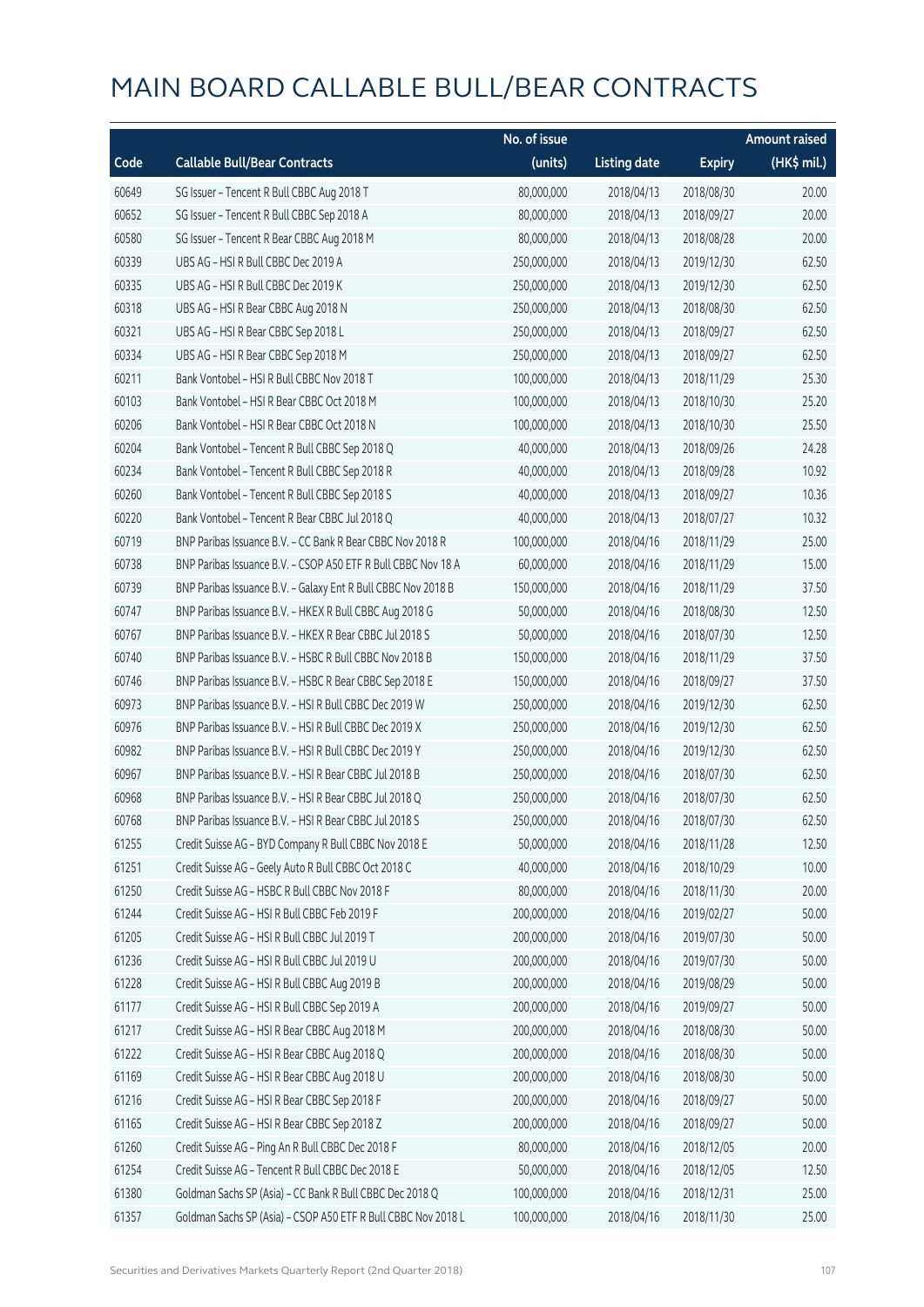# MAIN BOARD CALLABLE BULL/BEAR CONTRACTS

| Code | Callable Bull/Bear Contracts | No. of issue (units) | Listing date | Expiry | Amount raised (HK$ mil.) |
|---|---|---|---|---|---|
| 60649 | SG Issuer – Tencent R Bull CBBC Aug 2018 T | 80,000,000 | 2018/04/13 | 2018/08/30 | 20.00 |
| 60652 | SG Issuer – Tencent R Bull CBBC Sep 2018 A | 80,000,000 | 2018/04/13 | 2018/09/27 | 20.00 |
| 60580 | SG Issuer – Tencent R Bear CBBC Aug 2018 M | 80,000,000 | 2018/04/13 | 2018/08/28 | 20.00 |
| 60339 | UBS AG – HSI R Bull CBBC Dec 2019 A | 250,000,000 | 2018/04/13 | 2019/12/30 | 62.50 |
| 60335 | UBS AG – HSI R Bull CBBC Dec 2019 K | 250,000,000 | 2018/04/13 | 2019/12/30 | 62.50 |
| 60318 | UBS AG – HSI R Bear CBBC Aug 2018 N | 250,000,000 | 2018/04/13 | 2018/08/30 | 62.50 |
| 60321 | UBS AG – HSI R Bear CBBC Sep 2018 L | 250,000,000 | 2018/04/13 | 2018/09/27 | 62.50 |
| 60334 | UBS AG – HSI R Bear CBBC Sep 2018 M | 250,000,000 | 2018/04/13 | 2018/09/27 | 62.50 |
| 60211 | Bank Vontobel – HSI R Bull CBBC Nov 2018 T | 100,000,000 | 2018/04/13 | 2018/11/29 | 25.30 |
| 60103 | Bank Vontobel – HSI R Bear CBBC Oct 2018 M | 100,000,000 | 2018/04/13 | 2018/10/30 | 25.20 |
| 60206 | Bank Vontobel – HSI R Bear CBBC Oct 2018 N | 100,000,000 | 2018/04/13 | 2018/10/30 | 25.50 |
| 60204 | Bank Vontobel – Tencent R Bull CBBC Sep 2018 Q | 40,000,000 | 2018/04/13 | 2018/09/26 | 24.28 |
| 60234 | Bank Vontobel – Tencent R Bull CBBC Sep 2018 R | 40,000,000 | 2018/04/13 | 2018/09/28 | 10.92 |
| 60260 | Bank Vontobel – Tencent R Bull CBBC Sep 2018 S | 40,000,000 | 2018/04/13 | 2018/09/27 | 10.36 |
| 60220 | Bank Vontobel – Tencent R Bear CBBC Jul 2018 Q | 40,000,000 | 2018/04/13 | 2018/07/27 | 10.32 |
| 60719 | BNP Paribas Issuance B.V. – CC Bank R Bear CBBC Nov 2018 R | 100,000,000 | 2018/04/16 | 2018/11/29 | 25.00 |
| 60738 | BNP Paribas Issuance B.V. – CSOP A50 ETF R Bull CBBC Nov 18 A | 60,000,000 | 2018/04/16 | 2018/11/29 | 15.00 |
| 60739 | BNP Paribas Issuance B.V. – Galaxy Ent R Bull CBBC Nov 2018 B | 150,000,000 | 2018/04/16 | 2018/11/29 | 37.50 |
| 60747 | BNP Paribas Issuance B.V. – HKEX R Bull CBBC Aug 2018 G | 50,000,000 | 2018/04/16 | 2018/08/30 | 12.50 |
| 60767 | BNP Paribas Issuance B.V. – HKEX R Bear CBBC Jul 2018 S | 50,000,000 | 2018/04/16 | 2018/07/30 | 12.50 |
| 60740 | BNP Paribas Issuance B.V. – HSBC R Bull CBBC Nov 2018 B | 150,000,000 | 2018/04/16 | 2018/11/29 | 37.50 |
| 60746 | BNP Paribas Issuance B.V. – HSBC R Bear CBBC Sep 2018 E | 150,000,000 | 2018/04/16 | 2018/09/27 | 37.50 |
| 60973 | BNP Paribas Issuance B.V. – HSI R Bull CBBC Dec 2019 W | 250,000,000 | 2018/04/16 | 2019/12/30 | 62.50 |
| 60976 | BNP Paribas Issuance B.V. – HSI R Bull CBBC Dec 2019 X | 250,000,000 | 2018/04/16 | 2019/12/30 | 62.50 |
| 60982 | BNP Paribas Issuance B.V. – HSI R Bull CBBC Dec 2019 Y | 250,000,000 | 2018/04/16 | 2019/12/30 | 62.50 |
| 60967 | BNP Paribas Issuance B.V. – HSI R Bear CBBC Jul 2018 B | 250,000,000 | 2018/04/16 | 2018/07/30 | 62.50 |
| 60968 | BNP Paribas Issuance B.V. – HSI R Bear CBBC Jul 2018 Q | 250,000,000 | 2018/04/16 | 2018/07/30 | 62.50 |
| 60768 | BNP Paribas Issuance B.V. – HSI R Bear CBBC Jul 2018 S | 250,000,000 | 2018/04/16 | 2018/07/30 | 62.50 |
| 61255 | Credit Suisse AG – BYD Company R Bull CBBC Nov 2018 E | 50,000,000 | 2018/04/16 | 2018/11/28 | 12.50 |
| 61251 | Credit Suisse AG – Geely Auto R Bull CBBC Oct 2018 C | 40,000,000 | 2018/04/16 | 2018/10/29 | 10.00 |
| 61250 | Credit Suisse AG – HSBC R Bull CBBC Nov 2018 F | 80,000,000 | 2018/04/16 | 2018/11/30 | 20.00 |
| 61244 | Credit Suisse AG – HSI R Bull CBBC Feb 2019 F | 200,000,000 | 2018/04/16 | 2019/02/27 | 50.00 |
| 61205 | Credit Suisse AG – HSI R Bull CBBC Jul 2019 T | 200,000,000 | 2018/04/16 | 2019/07/30 | 50.00 |
| 61236 | Credit Suisse AG – HSI R Bull CBBC Jul 2019 U | 200,000,000 | 2018/04/16 | 2019/07/30 | 50.00 |
| 61228 | Credit Suisse AG – HSI R Bull CBBC Aug 2019 B | 200,000,000 | 2018/04/16 | 2019/08/29 | 50.00 |
| 61177 | Credit Suisse AG – HSI R Bull CBBC Sep 2019 A | 200,000,000 | 2018/04/16 | 2019/09/27 | 50.00 |
| 61217 | Credit Suisse AG – HSI R Bear CBBC Aug 2018 M | 200,000,000 | 2018/04/16 | 2018/08/30 | 50.00 |
| 61222 | Credit Suisse AG – HSI R Bear CBBC Aug 2018 Q | 200,000,000 | 2018/04/16 | 2018/08/30 | 50.00 |
| 61169 | Credit Suisse AG – HSI R Bear CBBC Aug 2018 U | 200,000,000 | 2018/04/16 | 2018/08/30 | 50.00 |
| 61216 | Credit Suisse AG – HSI R Bear CBBC Sep 2018 F | 200,000,000 | 2018/04/16 | 2018/09/27 | 50.00 |
| 61165 | Credit Suisse AG – HSI R Bear CBBC Sep 2018 Z | 200,000,000 | 2018/04/16 | 2018/09/27 | 50.00 |
| 61260 | Credit Suisse AG – Ping An R Bull CBBC Dec 2018 F | 80,000,000 | 2018/04/16 | 2018/12/05 | 20.00 |
| 61254 | Credit Suisse AG – Tencent R Bull CBBC Dec 2018 E | 50,000,000 | 2018/04/16 | 2018/12/05 | 12.50 |
| 61380 | Goldman Sachs SP (Asia) – CC Bank R Bull CBBC Dec 2018 Q | 100,000,000 | 2018/04/16 | 2018/12/31 | 25.00 |
| 61357 | Goldman Sachs SP (Asia) – CSOP A50 ETF R Bull CBBC Nov 2018 L | 100,000,000 | 2018/04/16 | 2018/11/30 | 25.00 |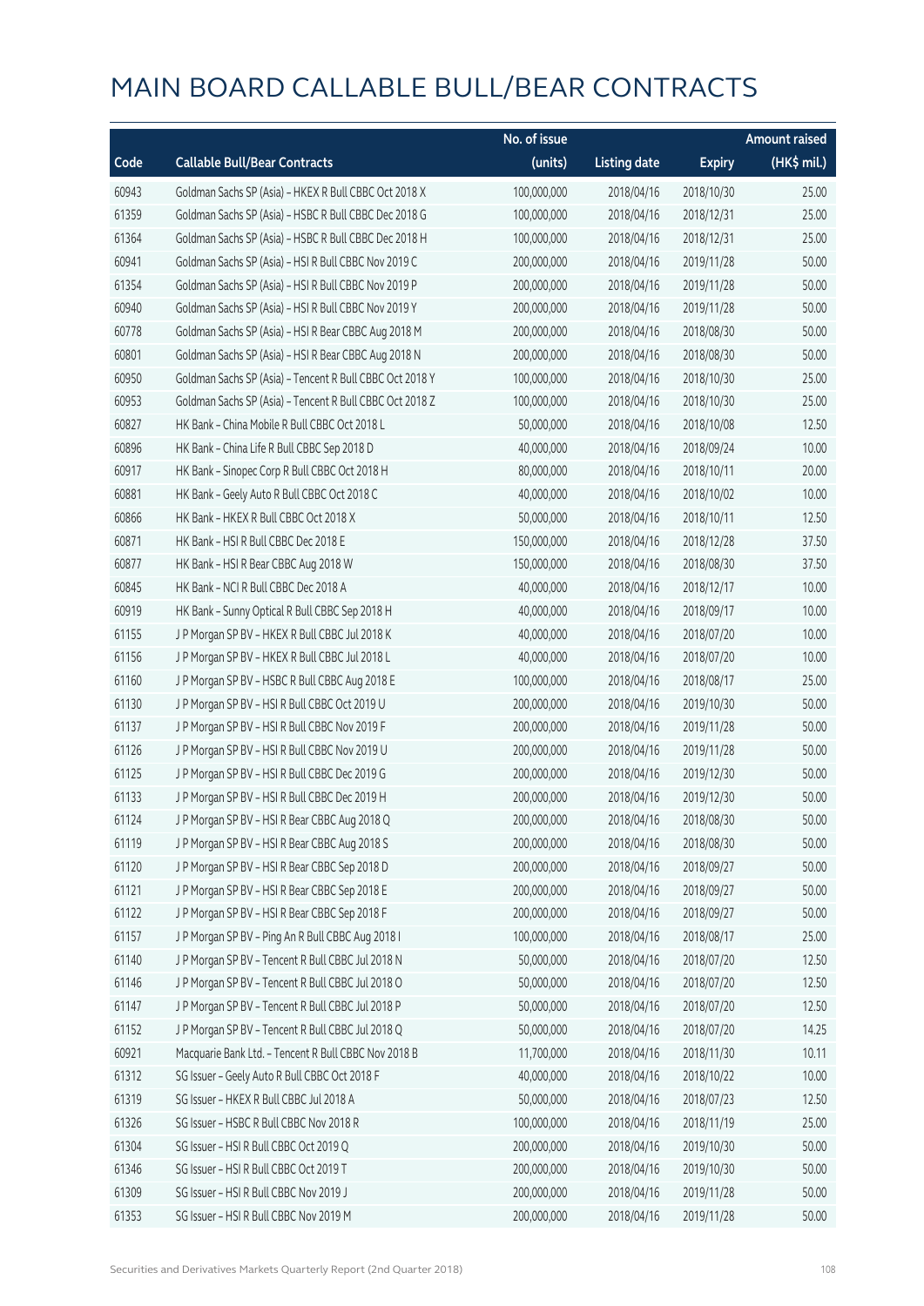# MAIN BOARD CALLABLE BULL/BEAR CONTRACTS

| Code | Callable Bull/Bear Contracts | No. of issue (units) | Listing date | Expiry | Amount raised (HK$ mil.) |
|---|---|---|---|---|---|
| 60943 | Goldman Sachs SP (Asia) - HKEX R Bull CBBC Oct 2018 X | 100,000,000 | 2018/04/16 | 2018/10/30 | 25.00 |
| 61359 | Goldman Sachs SP (Asia) - HSBC R Bull CBBC Dec 2018 G | 100,000,000 | 2018/04/16 | 2018/12/31 | 25.00 |
| 61364 | Goldman Sachs SP (Asia) - HSBC R Bull CBBC Dec 2018 H | 100,000,000 | 2018/04/16 | 2018/12/31 | 25.00 |
| 60941 | Goldman Sachs SP (Asia) - HSI R Bull CBBC Nov 2019 C | 200,000,000 | 2018/04/16 | 2019/11/28 | 50.00 |
| 61354 | Goldman Sachs SP (Asia) - HSI R Bull CBBC Nov 2019 P | 200,000,000 | 2018/04/16 | 2019/11/28 | 50.00 |
| 60940 | Goldman Sachs SP (Asia) - HSI R Bull CBBC Nov 2019 Y | 200,000,000 | 2018/04/16 | 2019/11/28 | 50.00 |
| 60778 | Goldman Sachs SP (Asia) - HSI R Bear CBBC Aug 2018 M | 200,000,000 | 2018/04/16 | 2018/08/30 | 50.00 |
| 60801 | Goldman Sachs SP (Asia) - HSI R Bear CBBC Aug 2018 N | 200,000,000 | 2018/04/16 | 2018/08/30 | 50.00 |
| 60950 | Goldman Sachs SP (Asia) - Tencent R Bull CBBC Oct 2018 Y | 100,000,000 | 2018/04/16 | 2018/10/30 | 25.00 |
| 60953 | Goldman Sachs SP (Asia) - Tencent R Bull CBBC Oct 2018 Z | 100,000,000 | 2018/04/16 | 2018/10/30 | 25.00 |
| 60827 | HK Bank - China Mobile R Bull CBBC Oct 2018 L | 50,000,000 | 2018/04/16 | 2018/10/08 | 12.50 |
| 60896 | HK Bank - China Life R Bull CBBC Sep 2018 D | 40,000,000 | 2018/04/16 | 2018/09/24 | 10.00 |
| 60917 | HK Bank - Sinopec Corp R Bull CBBC Oct 2018 H | 80,000,000 | 2018/04/16 | 2018/10/11 | 20.00 |
| 60881 | HK Bank - Geely Auto R Bull CBBC Oct 2018 C | 40,000,000 | 2018/04/16 | 2018/10/02 | 10.00 |
| 60866 | HK Bank - HKEX R Bull CBBC Oct 2018 X | 50,000,000 | 2018/04/16 | 2018/10/11 | 12.50 |
| 60871 | HK Bank - HSI R Bull CBBC Dec 2018 E | 150,000,000 | 2018/04/16 | 2018/12/28 | 37.50 |
| 60877 | HK Bank - HSI R Bear CBBC Aug 2018 W | 150,000,000 | 2018/04/16 | 2018/08/30 | 37.50 |
| 60845 | HK Bank - NCI R Bull CBBC Dec 2018 A | 40,000,000 | 2018/04/16 | 2018/12/17 | 10.00 |
| 60919 | HK Bank - Sunny Optical R Bull CBBC Sep 2018 H | 40,000,000 | 2018/04/16 | 2018/09/17 | 10.00 |
| 61155 | J P Morgan SP BV - HKEX R Bull CBBC Jul 2018 K | 40,000,000 | 2018/04/16 | 2018/07/20 | 10.00 |
| 61156 | J P Morgan SP BV - HKEX R Bull CBBC Jul 2018 L | 40,000,000 | 2018/04/16 | 2018/07/20 | 10.00 |
| 61160 | J P Morgan SP BV - HSBC R Bull CBBC Aug 2018 E | 100,000,000 | 2018/04/16 | 2018/08/17 | 25.00 |
| 61130 | J P Morgan SP BV - HSI R Bull CBBC Oct 2019 U | 200,000,000 | 2018/04/16 | 2019/10/30 | 50.00 |
| 61137 | J P Morgan SP BV - HSI R Bull CBBC Nov 2019 F | 200,000,000 | 2018/04/16 | 2019/11/28 | 50.00 |
| 61126 | J P Morgan SP BV - HSI R Bull CBBC Nov 2019 U | 200,000,000 | 2018/04/16 | 2019/11/28 | 50.00 |
| 61125 | J P Morgan SP BV - HSI R Bull CBBC Dec 2019 G | 200,000,000 | 2018/04/16 | 2019/12/30 | 50.00 |
| 61133 | J P Morgan SP BV - HSI R Bull CBBC Dec 2019 H | 200,000,000 | 2018/04/16 | 2019/12/30 | 50.00 |
| 61124 | J P Morgan SP BV - HSI R Bear CBBC Aug 2018 Q | 200,000,000 | 2018/04/16 | 2018/08/30 | 50.00 |
| 61119 | J P Morgan SP BV - HSI R Bear CBBC Aug 2018 S | 200,000,000 | 2018/04/16 | 2018/08/30 | 50.00 |
| 61120 | J P Morgan SP BV - HSI R Bear CBBC Sep 2018 D | 200,000,000 | 2018/04/16 | 2018/09/27 | 50.00 |
| 61121 | J P Morgan SP BV - HSI R Bear CBBC Sep 2018 E | 200,000,000 | 2018/04/16 | 2018/09/27 | 50.00 |
| 61122 | J P Morgan SP BV - HSI R Bear CBBC Sep 2018 F | 200,000,000 | 2018/04/16 | 2018/09/27 | 50.00 |
| 61157 | J P Morgan SP BV - Ping An R Bull CBBC Aug 2018 I | 100,000,000 | 2018/04/16 | 2018/08/17 | 25.00 |
| 61140 | J P Morgan SP BV - Tencent R Bull CBBC Jul 2018 N | 50,000,000 | 2018/04/16 | 2018/07/20 | 12.50 |
| 61146 | J P Morgan SP BV - Tencent R Bull CBBC Jul 2018 O | 50,000,000 | 2018/04/16 | 2018/07/20 | 12.50 |
| 61147 | J P Morgan SP BV - Tencent R Bull CBBC Jul 2018 P | 50,000,000 | 2018/04/16 | 2018/07/20 | 12.50 |
| 61152 | J P Morgan SP BV - Tencent R Bull CBBC Jul 2018 Q | 50,000,000 | 2018/04/16 | 2018/07/20 | 14.25 |
| 60921 | Macquarie Bank Ltd. - Tencent R Bull CBBC Nov 2018 B | 11,700,000 | 2018/04/16 | 2018/11/30 | 10.11 |
| 61312 | SG Issuer - Geely Auto R Bull CBBC Oct 2018 F | 40,000,000 | 2018/04/16 | 2018/10/22 | 10.00 |
| 61319 | SG Issuer - HKEX R Bull CBBC Jul 2018 A | 50,000,000 | 2018/04/16 | 2018/07/23 | 12.50 |
| 61326 | SG Issuer - HSBC R Bull CBBC Nov 2018 R | 100,000,000 | 2018/04/16 | 2018/11/19 | 25.00 |
| 61304 | SG Issuer - HSI R Bull CBBC Oct 2019 Q | 200,000,000 | 2018/04/16 | 2019/10/30 | 50.00 |
| 61346 | SG Issuer - HSI R Bull CBBC Oct 2019 T | 200,000,000 | 2018/04/16 | 2019/10/30 | 50.00 |
| 61309 | SG Issuer - HSI R Bull CBBC Nov 2019 J | 200,000,000 | 2018/04/16 | 2019/11/28 | 50.00 |
| 61353 | SG Issuer - HSI R Bull CBBC Nov 2019 M | 200,000,000 | 2018/04/16 | 2019/11/28 | 50.00 |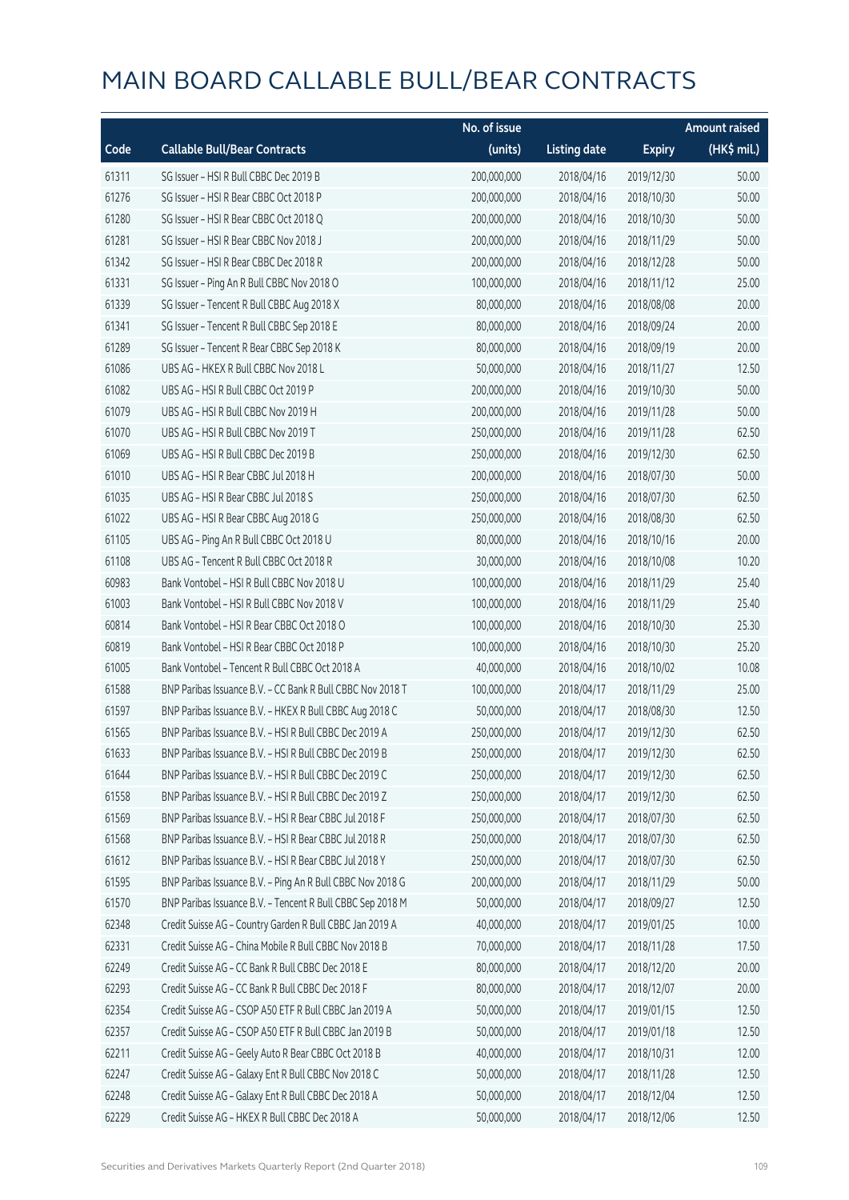# MAIN BOARD CALLABLE BULL/BEAR CONTRACTS

| Code | Callable Bull/Bear Contracts | No. of issue (units) | Listing date | Expiry | Amount raised (HK$ mil.) |
|---|---|---|---|---|---|
| 61311 | SG Issuer – HSI R Bull CBBC Dec 2019 B | 200,000,000 | 2018/04/16 | 2019/12/30 | 50.00 |
| 61276 | SG Issuer – HSI R Bear CBBC Oct 2018 P | 200,000,000 | 2018/04/16 | 2018/10/30 | 50.00 |
| 61280 | SG Issuer – HSI R Bear CBBC Oct 2018 Q | 200,000,000 | 2018/04/16 | 2018/10/30 | 50.00 |
| 61281 | SG Issuer – HSI R Bear CBBC Nov 2018 J | 200,000,000 | 2018/04/16 | 2018/11/29 | 50.00 |
| 61342 | SG Issuer – HSI R Bear CBBC Dec 2018 R | 200,000,000 | 2018/04/16 | 2018/12/28 | 50.00 |
| 61331 | SG Issuer – Ping An R Bull CBBC Nov 2018 O | 100,000,000 | 2018/04/16 | 2018/11/12 | 25.00 |
| 61339 | SG Issuer – Tencent R Bull CBBC Aug 2018 X | 80,000,000 | 2018/04/16 | 2018/08/08 | 20.00 |
| 61341 | SG Issuer – Tencent R Bull CBBC Sep 2018 E | 80,000,000 | 2018/04/16 | 2018/09/24 | 20.00 |
| 61289 | SG Issuer – Tencent R Bear CBBC Sep 2018 K | 80,000,000 | 2018/04/16 | 2018/09/19 | 20.00 |
| 61086 | UBS AG – HKEX R Bull CBBC Nov 2018 L | 50,000,000 | 2018/04/16 | 2018/11/27 | 12.50 |
| 61082 | UBS AG – HSI R Bull CBBC Oct 2019 P | 200,000,000 | 2018/04/16 | 2019/10/30 | 50.00 |
| 61079 | UBS AG – HSI R Bull CBBC Nov 2019 H | 200,000,000 | 2018/04/16 | 2019/11/28 | 50.00 |
| 61070 | UBS AG – HSI R Bull CBBC Nov 2019 T | 250,000,000 | 2018/04/16 | 2019/11/28 | 62.50 |
| 61069 | UBS AG – HSI R Bull CBBC Dec 2019 B | 250,000,000 | 2018/04/16 | 2019/12/30 | 62.50 |
| 61010 | UBS AG – HSI R Bear CBBC Jul 2018 H | 200,000,000 | 2018/04/16 | 2018/07/30 | 50.00 |
| 61035 | UBS AG – HSI R Bear CBBC Jul 2018 S | 250,000,000 | 2018/04/16 | 2018/07/30 | 62.50 |
| 61022 | UBS AG – HSI R Bear CBBC Aug 2018 G | 250,000,000 | 2018/04/16 | 2018/08/30 | 62.50 |
| 61105 | UBS AG – Ping An R Bull CBBC Oct 2018 U | 80,000,000 | 2018/04/16 | 2018/10/16 | 20.00 |
| 61108 | UBS AG – Tencent R Bull CBBC Oct 2018 R | 30,000,000 | 2018/04/16 | 2018/10/08 | 10.20 |
| 60983 | Bank Vontobel – HSI R Bull CBBC Nov 2018 U | 100,000,000 | 2018/04/16 | 2018/11/29 | 25.40 |
| 61003 | Bank Vontobel – HSI R Bull CBBC Nov 2018 V | 100,000,000 | 2018/04/16 | 2018/11/29 | 25.40 |
| 60814 | Bank Vontobel – HSI R Bear CBBC Oct 2018 O | 100,000,000 | 2018/04/16 | 2018/10/30 | 25.30 |
| 60819 | Bank Vontobel – HSI R Bear CBBC Oct 2018 P | 100,000,000 | 2018/04/16 | 2018/10/30 | 25.20 |
| 61005 | Bank Vontobel – Tencent R Bull CBBC Oct 2018 A | 40,000,000 | 2018/04/16 | 2018/10/02 | 10.08 |
| 61588 | BNP Paribas Issuance B.V. – CC Bank R Bull CBBC Nov 2018 T | 100,000,000 | 2018/04/17 | 2018/11/29 | 25.00 |
| 61597 | BNP Paribas Issuance B.V. – HKEX R Bull CBBC Aug 2018 C | 50,000,000 | 2018/04/17 | 2018/08/30 | 12.50 |
| 61565 | BNP Paribas Issuance B.V. – HSI R Bull CBBC Dec 2019 A | 250,000,000 | 2018/04/17 | 2019/12/30 | 62.50 |
| 61633 | BNP Paribas Issuance B.V. – HSI R Bull CBBC Dec 2019 B | 250,000,000 | 2018/04/17 | 2019/12/30 | 62.50 |
| 61644 | BNP Paribas Issuance B.V. – HSI R Bull CBBC Dec 2019 C | 250,000,000 | 2018/04/17 | 2019/12/30 | 62.50 |
| 61558 | BNP Paribas Issuance B.V. – HSI R Bull CBBC Dec 2019 Z | 250,000,000 | 2018/04/17 | 2019/12/30 | 62.50 |
| 61569 | BNP Paribas Issuance B.V. – HSI R Bear CBBC Jul 2018 F | 250,000,000 | 2018/04/17 | 2018/07/30 | 62.50 |
| 61568 | BNP Paribas Issuance B.V. – HSI R Bear CBBC Jul 2018 R | 250,000,000 | 2018/04/17 | 2018/07/30 | 62.50 |
| 61612 | BNP Paribas Issuance B.V. – HSI R Bear CBBC Jul 2018 Y | 250,000,000 | 2018/04/17 | 2018/07/30 | 62.50 |
| 61595 | BNP Paribas Issuance B.V. – Ping An R Bull CBBC Nov 2018 G | 200,000,000 | 2018/04/17 | 2018/11/29 | 50.00 |
| 61570 | BNP Paribas Issuance B.V. – Tencent R Bull CBBC Sep 2018 M | 50,000,000 | 2018/04/17 | 2018/09/27 | 12.50 |
| 62348 | Credit Suisse AG – Country Garden R Bull CBBC Jan 2019 A | 40,000,000 | 2018/04/17 | 2019/01/25 | 10.00 |
| 62331 | Credit Suisse AG – China Mobile R Bull CBBC Nov 2018 B | 70,000,000 | 2018/04/17 | 2018/11/28 | 17.50 |
| 62249 | Credit Suisse AG – CC Bank R Bull CBBC Dec 2018 E | 80,000,000 | 2018/04/17 | 2018/12/20 | 20.00 |
| 62293 | Credit Suisse AG – CC Bank R Bull CBBC Dec 2018 F | 80,000,000 | 2018/04/17 | 2018/12/07 | 20.00 |
| 62354 | Credit Suisse AG – CSOP A50 ETF R Bull CBBC Jan 2019 A | 50,000,000 | 2018/04/17 | 2019/01/15 | 12.50 |
| 62357 | Credit Suisse AG – CSOP A50 ETF R Bull CBBC Jan 2019 B | 50,000,000 | 2018/04/17 | 2019/01/18 | 12.50 |
| 62211 | Credit Suisse AG – Geely Auto R Bear CBBC Oct 2018 B | 40,000,000 | 2018/04/17 | 2018/10/31 | 12.00 |
| 62247 | Credit Suisse AG – Galaxy Ent R Bull CBBC Nov 2018 C | 50,000,000 | 2018/04/17 | 2018/11/28 | 12.50 |
| 62248 | Credit Suisse AG – Galaxy Ent R Bull CBBC Dec 2018 A | 50,000,000 | 2018/04/17 | 2018/12/04 | 12.50 |
| 62229 | Credit Suisse AG – HKEX R Bull CBBC Dec 2018 A | 50,000,000 | 2018/04/17 | 2018/12/06 | 12.50 |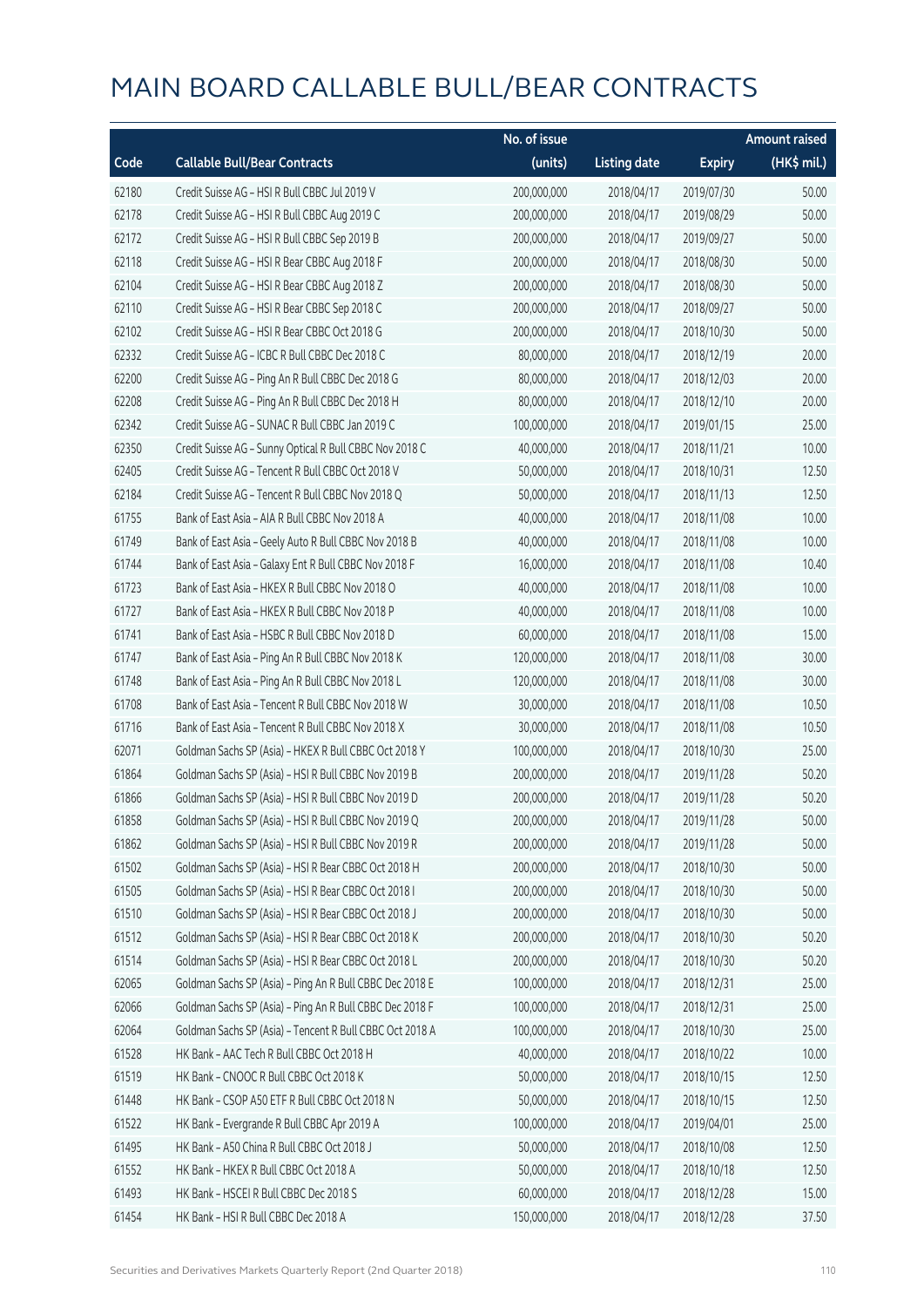# MAIN BOARD CALLABLE BULL/BEAR CONTRACTS

| Code | Callable Bull/Bear Contracts | No. of issue (units) | Listing date | Expiry | Amount raised (HK$ mil.) |
|---|---|---|---|---|---|
| 62180 | Credit Suisse AG – HSI R Bull CBBC Jul 2019 V | 200,000,000 | 2018/04/17 | 2019/07/30 | 50.00 |
| 62178 | Credit Suisse AG – HSI R Bull CBBC Aug 2019 C | 200,000,000 | 2018/04/17 | 2019/08/29 | 50.00 |
| 62172 | Credit Suisse AG – HSI R Bull CBBC Sep 2019 B | 200,000,000 | 2018/04/17 | 2019/09/27 | 50.00 |
| 62118 | Credit Suisse AG – HSI R Bear CBBC Aug 2018 F | 200,000,000 | 2018/04/17 | 2018/08/30 | 50.00 |
| 62104 | Credit Suisse AG – HSI R Bear CBBC Aug 2018 Z | 200,000,000 | 2018/04/17 | 2018/08/30 | 50.00 |
| 62110 | Credit Suisse AG – HSI R Bear CBBC Sep 2018 C | 200,000,000 | 2018/04/17 | 2018/09/27 | 50.00 |
| 62102 | Credit Suisse AG – HSI R Bear CBBC Oct 2018 G | 200,000,000 | 2018/04/17 | 2018/10/30 | 50.00 |
| 62332 | Credit Suisse AG – ICBC R Bull CBBC Dec 2018 C | 80,000,000 | 2018/04/17 | 2018/12/19 | 20.00 |
| 62200 | Credit Suisse AG – Ping An R Bull CBBC Dec 2018 G | 80,000,000 | 2018/04/17 | 2018/12/03 | 20.00 |
| 62208 | Credit Suisse AG – Ping An R Bull CBBC Dec 2018 H | 80,000,000 | 2018/04/17 | 2018/12/10 | 20.00 |
| 62342 | Credit Suisse AG – SUNAC R Bull CBBC Jan 2019 C | 100,000,000 | 2018/04/17 | 2019/01/15 | 25.00 |
| 62350 | Credit Suisse AG – Sunny Optical R Bull CBBC Nov 2018 C | 40,000,000 | 2018/04/17 | 2018/11/21 | 10.00 |
| 62405 | Credit Suisse AG – Tencent R Bull CBBC Oct 2018 V | 50,000,000 | 2018/04/17 | 2018/10/31 | 12.50 |
| 62184 | Credit Suisse AG – Tencent R Bull CBBC Nov 2018 Q | 50,000,000 | 2018/04/17 | 2018/11/13 | 12.50 |
| 61755 | Bank of East Asia – AIA R Bull CBBC Nov 2018 A | 40,000,000 | 2018/04/17 | 2018/11/08 | 10.00 |
| 61749 | Bank of East Asia – Geely Auto R Bull CBBC Nov 2018 B | 40,000,000 | 2018/04/17 | 2018/11/08 | 10.00 |
| 61744 | Bank of East Asia – Galaxy Ent R Bull CBBC Nov 2018 F | 16,000,000 | 2018/04/17 | 2018/11/08 | 10.40 |
| 61723 | Bank of East Asia – HKEX R Bull CBBC Nov 2018 O | 40,000,000 | 2018/04/17 | 2018/11/08 | 10.00 |
| 61727 | Bank of East Asia – HKEX R Bull CBBC Nov 2018 P | 40,000,000 | 2018/04/17 | 2018/11/08 | 10.00 |
| 61741 | Bank of East Asia – HSBC R Bull CBBC Nov 2018 D | 60,000,000 | 2018/04/17 | 2018/11/08 | 15.00 |
| 61747 | Bank of East Asia – Ping An R Bull CBBC Nov 2018 K | 120,000,000 | 2018/04/17 | 2018/11/08 | 30.00 |
| 61748 | Bank of East Asia – Ping An R Bull CBBC Nov 2018 L | 120,000,000 | 2018/04/17 | 2018/11/08 | 30.00 |
| 61708 | Bank of East Asia – Tencent R Bull CBBC Nov 2018 W | 30,000,000 | 2018/04/17 | 2018/11/08 | 10.50 |
| 61716 | Bank of East Asia – Tencent R Bull CBBC Nov 2018 X | 30,000,000 | 2018/04/17 | 2018/11/08 | 10.50 |
| 62071 | Goldman Sachs SP (Asia) – HKEX R Bull CBBC Oct 2018 Y | 100,000,000 | 2018/04/17 | 2018/10/30 | 25.00 |
| 61864 | Goldman Sachs SP (Asia) – HSI R Bull CBBC Nov 2019 B | 200,000,000 | 2018/04/17 | 2019/11/28 | 50.20 |
| 61866 | Goldman Sachs SP (Asia) – HSI R Bull CBBC Nov 2019 D | 200,000,000 | 2018/04/17 | 2019/11/28 | 50.20 |
| 61858 | Goldman Sachs SP (Asia) – HSI R Bull CBBC Nov 2019 Q | 200,000,000 | 2018/04/17 | 2019/11/28 | 50.00 |
| 61862 | Goldman Sachs SP (Asia) – HSI R Bull CBBC Nov 2019 R | 200,000,000 | 2018/04/17 | 2019/11/28 | 50.00 |
| 61502 | Goldman Sachs SP (Asia) – HSI R Bear CBBC Oct 2018 H | 200,000,000 | 2018/04/17 | 2018/10/30 | 50.00 |
| 61505 | Goldman Sachs SP (Asia) – HSI R Bear CBBC Oct 2018 I | 200,000,000 | 2018/04/17 | 2018/10/30 | 50.00 |
| 61510 | Goldman Sachs SP (Asia) – HSI R Bear CBBC Oct 2018 J | 200,000,000 | 2018/04/17 | 2018/10/30 | 50.00 |
| 61512 | Goldman Sachs SP (Asia) – HSI R Bear CBBC Oct 2018 K | 200,000,000 | 2018/04/17 | 2018/10/30 | 50.20 |
| 61514 | Goldman Sachs SP (Asia) – HSI R Bear CBBC Oct 2018 L | 200,000,000 | 2018/04/17 | 2018/10/30 | 50.20 |
| 62065 | Goldman Sachs SP (Asia) – Ping An R Bull CBBC Dec 2018 E | 100,000,000 | 2018/04/17 | 2018/12/31 | 25.00 |
| 62066 | Goldman Sachs SP (Asia) – Ping An R Bull CBBC Dec 2018 F | 100,000,000 | 2018/04/17 | 2018/12/31 | 25.00 |
| 62064 | Goldman Sachs SP (Asia) – Tencent R Bull CBBC Oct 2018 A | 100,000,000 | 2018/04/17 | 2018/10/30 | 25.00 |
| 61528 | HK Bank – AAC Tech R Bull CBBC Oct 2018 H | 40,000,000 | 2018/04/17 | 2018/10/22 | 10.00 |
| 61519 | HK Bank – CNOOC R Bull CBBC Oct 2018 K | 50,000,000 | 2018/04/17 | 2018/10/15 | 12.50 |
| 61448 | HK Bank – CSOP A50 ETF R Bull CBBC Oct 2018 N | 50,000,000 | 2018/04/17 | 2018/10/15 | 12.50 |
| 61522 | HK Bank – Evergrande R Bull CBBC Apr 2019 A | 100,000,000 | 2018/04/17 | 2019/04/01 | 25.00 |
| 61495 | HK Bank – A50 China R Bull CBBC Oct 2018 J | 50,000,000 | 2018/04/17 | 2018/10/08 | 12.50 |
| 61552 | HK Bank – HKEX R Bull CBBC Oct 2018 A | 50,000,000 | 2018/04/17 | 2018/10/18 | 12.50 |
| 61493 | HK Bank – HSCEI R Bull CBBC Dec 2018 S | 60,000,000 | 2018/04/17 | 2018/12/28 | 15.00 |
| 61454 | HK Bank – HSI R Bull CBBC Dec 2018 A | 150,000,000 | 2018/04/17 | 2018/12/28 | 37.50 |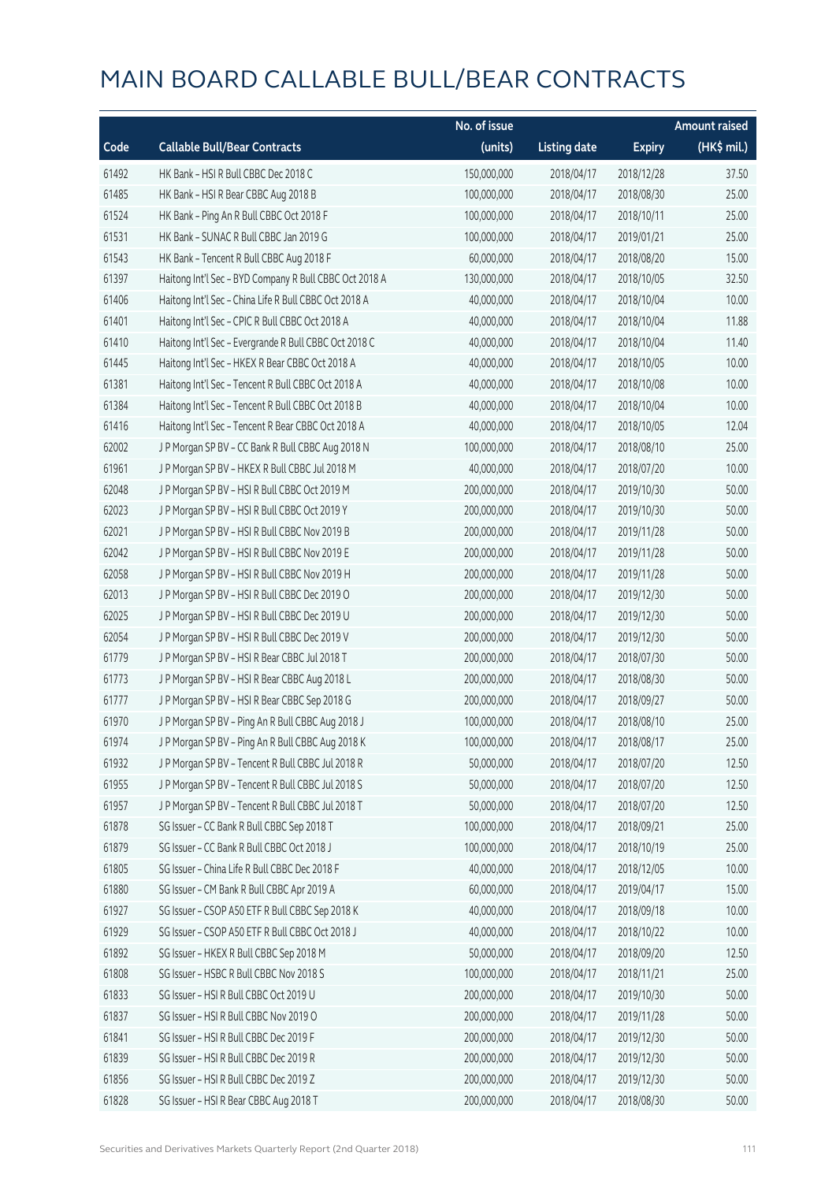# MAIN BOARD CALLABLE BULL/BEAR CONTRACTS

| Code | Callable Bull/Bear Contracts | No. of issue (units) | Listing date | Expiry | Amount raised (HK$ mil.) |
|---|---|---|---|---|---|
| 61492 | HK Bank – HSI R Bull CBBC Dec 2018 C | 150,000,000 | 2018/04/17 | 2018/12/28 | 37.50 |
| 61485 | HK Bank – HSI R Bear CBBC Aug 2018 B | 100,000,000 | 2018/04/17 | 2018/08/30 | 25.00 |
| 61524 | HK Bank – Ping An R Bull CBBC Oct 2018 F | 100,000,000 | 2018/04/17 | 2018/10/11 | 25.00 |
| 61531 | HK Bank – SUNAC R Bull CBBC Jan 2019 G | 100,000,000 | 2018/04/17 | 2019/01/21 | 25.00 |
| 61543 | HK Bank – Tencent R Bull CBBC Aug 2018 F | 60,000,000 | 2018/04/17 | 2018/08/20 | 15.00 |
| 61397 | Haitong Int'l Sec – BYD Company R Bull CBBC Oct 2018 A | 130,000,000 | 2018/04/17 | 2018/10/05 | 32.50 |
| 61406 | Haitong Int'l Sec – China Life R Bull CBBC Oct 2018 A | 40,000,000 | 2018/04/17 | 2018/10/04 | 10.00 |
| 61401 | Haitong Int'l Sec – CPIC R Bull CBBC Oct 2018 A | 40,000,000 | 2018/04/17 | 2018/10/04 | 11.88 |
| 61410 | Haitong Int'l Sec – Evergrande R Bull CBBC Oct 2018 C | 40,000,000 | 2018/04/17 | 2018/10/04 | 11.40 |
| 61445 | Haitong Int'l Sec – HKEX R Bear CBBC Oct 2018 A | 40,000,000 | 2018/04/17 | 2018/10/05 | 10.00 |
| 61381 | Haitong Int'l Sec – Tencent R Bull CBBC Oct 2018 A | 40,000,000 | 2018/04/17 | 2018/10/08 | 10.00 |
| 61384 | Haitong Int'l Sec – Tencent R Bull CBBC Oct 2018 B | 40,000,000 | 2018/04/17 | 2018/10/04 | 10.00 |
| 61416 | Haitong Int'l Sec – Tencent R Bear CBBC Oct 2018 A | 40,000,000 | 2018/04/17 | 2018/10/05 | 12.04 |
| 62002 | J P Morgan SP BV – CC Bank R Bull CBBC Aug 2018 N | 100,000,000 | 2018/04/17 | 2018/08/10 | 25.00 |
| 61961 | J P Morgan SP BV – HKEX R Bull CBBC Jul 2018 M | 40,000,000 | 2018/04/17 | 2018/07/20 | 10.00 |
| 62048 | J P Morgan SP BV – HSI R Bull CBBC Oct 2019 M | 200,000,000 | 2018/04/17 | 2019/10/30 | 50.00 |
| 62023 | J P Morgan SP BV – HSI R Bull CBBC Oct 2019 Y | 200,000,000 | 2018/04/17 | 2019/10/30 | 50.00 |
| 62021 | J P Morgan SP BV – HSI R Bull CBBC Nov 2019 B | 200,000,000 | 2018/04/17 | 2019/11/28 | 50.00 |
| 62042 | J P Morgan SP BV – HSI R Bull CBBC Nov 2019 E | 200,000,000 | 2018/04/17 | 2019/11/28 | 50.00 |
| 62058 | J P Morgan SP BV – HSI R Bull CBBC Nov 2019 H | 200,000,000 | 2018/04/17 | 2019/11/28 | 50.00 |
| 62013 | J P Morgan SP BV – HSI R Bull CBBC Dec 2019 O | 200,000,000 | 2018/04/17 | 2019/12/30 | 50.00 |
| 62025 | J P Morgan SP BV – HSI R Bull CBBC Dec 2019 U | 200,000,000 | 2018/04/17 | 2019/12/30 | 50.00 |
| 62054 | J P Morgan SP BV – HSI R Bull CBBC Dec 2019 V | 200,000,000 | 2018/04/17 | 2019/12/30 | 50.00 |
| 61779 | J P Morgan SP BV – HSI R Bear CBBC Jul 2018 T | 200,000,000 | 2018/04/17 | 2018/07/30 | 50.00 |
| 61773 | J P Morgan SP BV – HSI R Bear CBBC Aug 2018 L | 200,000,000 | 2018/04/17 | 2018/08/30 | 50.00 |
| 61777 | J P Morgan SP BV – HSI R Bear CBBC Sep 2018 G | 200,000,000 | 2018/04/17 | 2018/09/27 | 50.00 |
| 61970 | J P Morgan SP BV – Ping An R Bull CBBC Aug 2018 J | 100,000,000 | 2018/04/17 | 2018/08/10 | 25.00 |
| 61974 | J P Morgan SP BV – Ping An R Bull CBBC Aug 2018 K | 100,000,000 | 2018/04/17 | 2018/08/17 | 25.00 |
| 61932 | J P Morgan SP BV – Tencent R Bull CBBC Jul 2018 R | 50,000,000 | 2018/04/17 | 2018/07/20 | 12.50 |
| 61955 | J P Morgan SP BV – Tencent R Bull CBBC Jul 2018 S | 50,000,000 | 2018/04/17 | 2018/07/20 | 12.50 |
| 61957 | J P Morgan SP BV – Tencent R Bull CBBC Jul 2018 T | 50,000,000 | 2018/04/17 | 2018/07/20 | 12.50 |
| 61878 | SG Issuer – CC Bank R Bull CBBC Sep 2018 T | 100,000,000 | 2018/04/17 | 2018/09/21 | 25.00 |
| 61879 | SG Issuer – CC Bank R Bull CBBC Oct 2018 J | 100,000,000 | 2018/04/17 | 2018/10/19 | 25.00 |
| 61805 | SG Issuer – China Life R Bull CBBC Dec 2018 F | 40,000,000 | 2018/04/17 | 2018/12/05 | 10.00 |
| 61880 | SG Issuer – CM Bank R Bull CBBC Apr 2019 A | 60,000,000 | 2018/04/17 | 2019/04/17 | 15.00 |
| 61927 | SG Issuer – CSOP A50 ETF R Bull CBBC Sep 2018 K | 40,000,000 | 2018/04/17 | 2018/09/18 | 10.00 |
| 61929 | SG Issuer – CSOP A50 ETF R Bull CBBC Oct 2018 J | 40,000,000 | 2018/04/17 | 2018/10/22 | 10.00 |
| 61892 | SG Issuer – HKEX R Bull CBBC Sep 2018 M | 50,000,000 | 2018/04/17 | 2018/09/20 | 12.50 |
| 61808 | SG Issuer – HSBC R Bull CBBC Nov 2018 S | 100,000,000 | 2018/04/17 | 2018/11/21 | 25.00 |
| 61833 | SG Issuer – HSI R Bull CBBC Oct 2019 U | 200,000,000 | 2018/04/17 | 2019/10/30 | 50.00 |
| 61837 | SG Issuer – HSI R Bull CBBC Nov 2019 O | 200,000,000 | 2018/04/17 | 2019/11/28 | 50.00 |
| 61841 | SG Issuer – HSI R Bull CBBC Dec 2019 F | 200,000,000 | 2018/04/17 | 2019/12/30 | 50.00 |
| 61839 | SG Issuer – HSI R Bull CBBC Dec 2019 R | 200,000,000 | 2018/04/17 | 2019/12/30 | 50.00 |
| 61856 | SG Issuer – HSI R Bull CBBC Dec 2019 Z | 200,000,000 | 2018/04/17 | 2019/12/30 | 50.00 |
| 61828 | SG Issuer – HSI R Bear CBBC Aug 2018 T | 200,000,000 | 2018/04/17 | 2018/08/30 | 50.00 |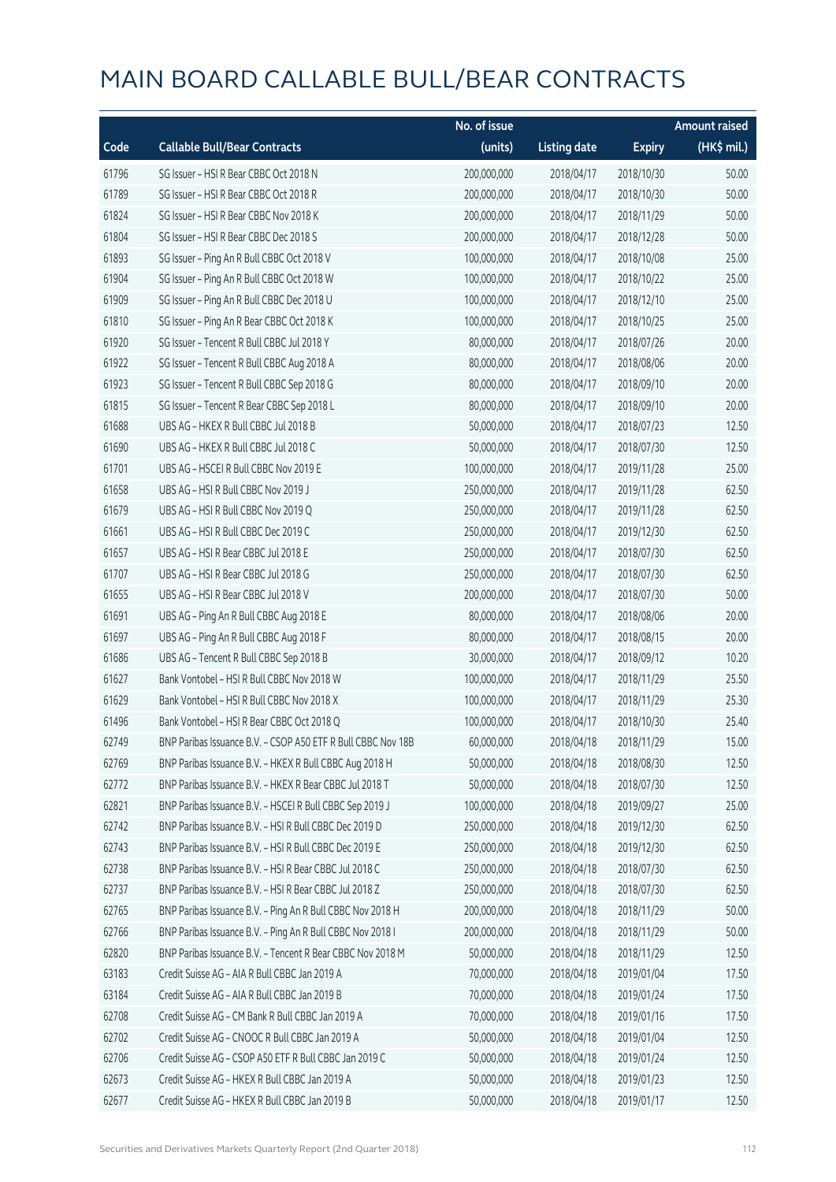# MAIN BOARD CALLABLE BULL/BEAR CONTRACTS

| Code | Callable Bull/Bear Contracts | No. of issue (units) | Listing date | Expiry | Amount raised (HK$ mil.) |
|---|---|---|---|---|---|
| 61796 | SG Issuer – HSI R Bear CBBC Oct 2018 N | 200,000,000 | 2018/04/17 | 2018/10/30 | 50.00 |
| 61789 | SG Issuer – HSI R Bear CBBC Oct 2018 R | 200,000,000 | 2018/04/17 | 2018/10/30 | 50.00 |
| 61824 | SG Issuer – HSI R Bear CBBC Nov 2018 K | 200,000,000 | 2018/04/17 | 2018/11/29 | 50.00 |
| 61804 | SG Issuer – HSI R Bear CBBC Dec 2018 S | 200,000,000 | 2018/04/17 | 2018/12/28 | 50.00 |
| 61893 | SG Issuer – Ping An R Bull CBBC Oct 2018 V | 100,000,000 | 2018/04/17 | 2018/10/08 | 25.00 |
| 61904 | SG Issuer – Ping An R Bull CBBC Oct 2018 W | 100,000,000 | 2018/04/17 | 2018/10/22 | 25.00 |
| 61909 | SG Issuer – Ping An R Bull CBBC Dec 2018 U | 100,000,000 | 2018/04/17 | 2018/12/10 | 25.00 |
| 61810 | SG Issuer – Ping An R Bear CBBC Oct 2018 K | 100,000,000 | 2018/04/17 | 2018/10/25 | 25.00 |
| 61920 | SG Issuer – Tencent R Bull CBBC Jul 2018 Y | 80,000,000 | 2018/04/17 | 2018/07/26 | 20.00 |
| 61922 | SG Issuer – Tencent R Bull CBBC Aug 2018 A | 80,000,000 | 2018/04/17 | 2018/08/06 | 20.00 |
| 61923 | SG Issuer – Tencent R Bull CBBC Sep 2018 G | 80,000,000 | 2018/04/17 | 2018/09/10 | 20.00 |
| 61815 | SG Issuer – Tencent R Bear CBBC Sep 2018 L | 80,000,000 | 2018/04/17 | 2018/09/10 | 20.00 |
| 61688 | UBS AG – HKEX R Bull CBBC Jul 2018 B | 50,000,000 | 2018/04/17 | 2018/07/23 | 12.50 |
| 61690 | UBS AG – HKEX R Bull CBBC Jul 2018 C | 50,000,000 | 2018/04/17 | 2018/07/30 | 12.50 |
| 61701 | UBS AG – HSCEI R Bull CBBC Nov 2019 E | 100,000,000 | 2018/04/17 | 2019/11/28 | 25.00 |
| 61658 | UBS AG – HSI R Bull CBBC Nov 2019 J | 250,000,000 | 2018/04/17 | 2019/11/28 | 62.50 |
| 61679 | UBS AG – HSI R Bull CBBC Nov 2019 Q | 250,000,000 | 2018/04/17 | 2019/11/28 | 62.50 |
| 61661 | UBS AG – HSI R Bull CBBC Dec 2019 C | 250,000,000 | 2018/04/17 | 2019/12/30 | 62.50 |
| 61657 | UBS AG – HSI R Bear CBBC Jul 2018 E | 250,000,000 | 2018/04/17 | 2018/07/30 | 62.50 |
| 61707 | UBS AG – HSI R Bear CBBC Jul 2018 G | 250,000,000 | 2018/04/17 | 2018/07/30 | 62.50 |
| 61655 | UBS AG – HSI R Bear CBBC Jul 2018 V | 200,000,000 | 2018/04/17 | 2018/07/30 | 50.00 |
| 61691 | UBS AG – Ping An R Bull CBBC Aug 2018 E | 80,000,000 | 2018/04/17 | 2018/08/06 | 20.00 |
| 61697 | UBS AG – Ping An R Bull CBBC Aug 2018 F | 80,000,000 | 2018/04/17 | 2018/08/15 | 20.00 |
| 61686 | UBS AG – Tencent R Bull CBBC Sep 2018 B | 30,000,000 | 2018/04/17 | 2018/09/12 | 10.20 |
| 61627 | Bank Vontobel – HSI R Bull CBBC Nov 2018 W | 100,000,000 | 2018/04/17 | 2018/11/29 | 25.50 |
| 61629 | Bank Vontobel – HSI R Bull CBBC Nov 2018 X | 100,000,000 | 2018/04/17 | 2018/11/29 | 25.30 |
| 61496 | Bank Vontobel – HSI R Bear CBBC Oct 2018 Q | 100,000,000 | 2018/04/17 | 2018/10/30 | 25.40 |
| 62749 | BNP Paribas Issuance B.V. – CSOP A50 ETF R Bull CBBC Nov 18B | 60,000,000 | 2018/04/18 | 2018/11/29 | 15.00 |
| 62769 | BNP Paribas Issuance B.V. – HKEX R Bull CBBC Aug 2018 H | 50,000,000 | 2018/04/18 | 2018/08/30 | 12.50 |
| 62772 | BNP Paribas Issuance B.V. – HKEX R Bear CBBC Jul 2018 T | 50,000,000 | 2018/04/18 | 2018/07/30 | 12.50 |
| 62821 | BNP Paribas Issuance B.V. – HSCEI R Bull CBBC Sep 2019 J | 100,000,000 | 2018/04/18 | 2019/09/27 | 25.00 |
| 62742 | BNP Paribas Issuance B.V. – HSI R Bull CBBC Dec 2019 D | 250,000,000 | 2018/04/18 | 2019/12/30 | 62.50 |
| 62743 | BNP Paribas Issuance B.V. – HSI R Bull CBBC Dec 2019 E | 250,000,000 | 2018/04/18 | 2019/12/30 | 62.50 |
| 62738 | BNP Paribas Issuance B.V. – HSI R Bear CBBC Jul 2018 C | 250,000,000 | 2018/04/18 | 2018/07/30 | 62.50 |
| 62737 | BNP Paribas Issuance B.V. – HSI R Bear CBBC Jul 2018 Z | 250,000,000 | 2018/04/18 | 2018/07/30 | 62.50 |
| 62765 | BNP Paribas Issuance B.V. – Ping An R Bull CBBC Nov 2018 H | 200,000,000 | 2018/04/18 | 2018/11/29 | 50.00 |
| 62766 | BNP Paribas Issuance B.V. – Ping An R Bull CBBC Nov 2018 I | 200,000,000 | 2018/04/18 | 2018/11/29 | 50.00 |
| 62820 | BNP Paribas Issuance B.V. – Tencent R Bear CBBC Nov 2018 M | 50,000,000 | 2018/04/18 | 2018/11/29 | 12.50 |
| 63183 | Credit Suisse AG – AIA R Bull CBBC Jan 2019 A | 70,000,000 | 2018/04/18 | 2019/01/04 | 17.50 |
| 63184 | Credit Suisse AG – AIA R Bull CBBC Jan 2019 B | 70,000,000 | 2018/04/18 | 2019/01/24 | 17.50 |
| 62708 | Credit Suisse AG – CM Bank R Bull CBBC Jan 2019 A | 70,000,000 | 2018/04/18 | 2019/01/16 | 17.50 |
| 62702 | Credit Suisse AG – CNOOC R Bull CBBC Jan 2019 A | 50,000,000 | 2018/04/18 | 2019/01/04 | 12.50 |
| 62706 | Credit Suisse AG – CSOP A50 ETF R Bull CBBC Jan 2019 C | 50,000,000 | 2018/04/18 | 2019/01/24 | 12.50 |
| 62673 | Credit Suisse AG – HKEX R Bull CBBC Jan 2019 A | 50,000,000 | 2018/04/18 | 2019/01/23 | 12.50 |
| 62677 | Credit Suisse AG – HKEX R Bull CBBC Jan 2019 B | 50,000,000 | 2018/04/18 | 2019/01/17 | 12.50 |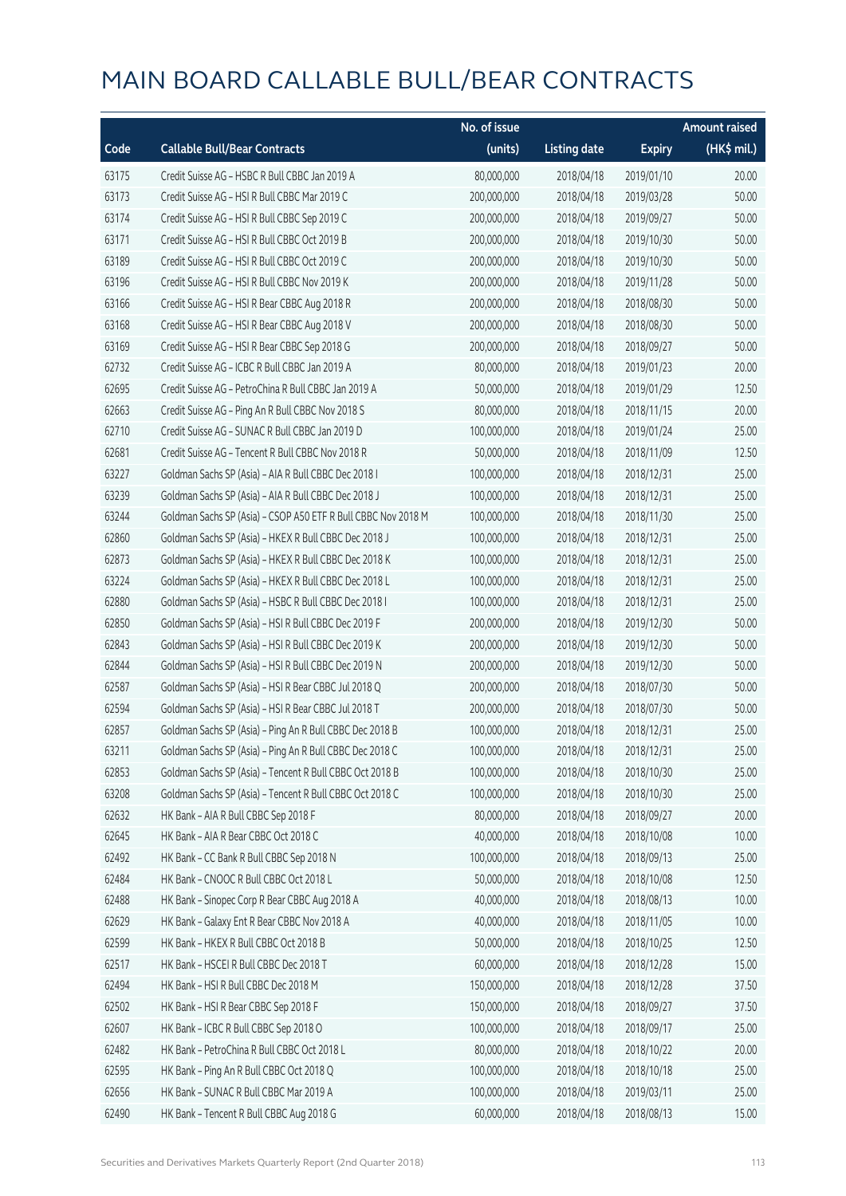# MAIN BOARD CALLABLE BULL/BEAR CONTRACTS

| Code | Callable Bull/Bear Contracts | No. of issue (units) | Listing date | Expiry | Amount raised (HK$ mil.) |
|---|---|---|---|---|---|
| 63175 | Credit Suisse AG – HSBC R Bull CBBC Jan 2019 A | 80,000,000 | 2018/04/18 | 2019/01/10 | 20.00 |
| 63173 | Credit Suisse AG – HSI R Bull CBBC Mar 2019 C | 200,000,000 | 2018/04/18 | 2019/03/28 | 50.00 |
| 63174 | Credit Suisse AG – HSI R Bull CBBC Sep 2019 C | 200,000,000 | 2018/04/18 | 2019/09/27 | 50.00 |
| 63171 | Credit Suisse AG – HSI R Bull CBBC Oct 2019 B | 200,000,000 | 2018/04/18 | 2019/10/30 | 50.00 |
| 63189 | Credit Suisse AG – HSI R Bull CBBC Oct 2019 C | 200,000,000 | 2018/04/18 | 2019/10/30 | 50.00 |
| 63196 | Credit Suisse AG – HSI R Bull CBBC Nov 2019 K | 200,000,000 | 2018/04/18 | 2019/11/28 | 50.00 |
| 63166 | Credit Suisse AG – HSI R Bear CBBC Aug 2018 R | 200,000,000 | 2018/04/18 | 2018/08/30 | 50.00 |
| 63168 | Credit Suisse AG – HSI R Bear CBBC Aug 2018 V | 200,000,000 | 2018/04/18 | 2018/08/30 | 50.00 |
| 63169 | Credit Suisse AG – HSI R Bear CBBC Sep 2018 G | 200,000,000 | 2018/04/18 | 2018/09/27 | 50.00 |
| 62732 | Credit Suisse AG – ICBC R Bull CBBC Jan 2019 A | 80,000,000 | 2018/04/18 | 2019/01/23 | 20.00 |
| 62695 | Credit Suisse AG – PetroChina R Bull CBBC Jan 2019 A | 50,000,000 | 2018/04/18 | 2019/01/29 | 12.50 |
| 62663 | Credit Suisse AG – Ping An R Bull CBBC Nov 2018 S | 80,000,000 | 2018/04/18 | 2018/11/15 | 20.00 |
| 62710 | Credit Suisse AG – SUNAC R Bull CBBC Jan 2019 D | 100,000,000 | 2018/04/18 | 2019/01/24 | 25.00 |
| 62681 | Credit Suisse AG – Tencent R Bull CBBC Nov 2018 R | 50,000,000 | 2018/04/18 | 2018/11/09 | 12.50 |
| 63227 | Goldman Sachs SP (Asia) – AIA R Bull CBBC Dec 2018 I | 100,000,000 | 2018/04/18 | 2018/12/31 | 25.00 |
| 63239 | Goldman Sachs SP (Asia) – AIA R Bull CBBC Dec 2018 J | 100,000,000 | 2018/04/18 | 2018/12/31 | 25.00 |
| 63244 | Goldman Sachs SP (Asia) – CSOP A50 ETF R Bull CBBC Nov 2018 M | 100,000,000 | 2018/04/18 | 2018/11/30 | 25.00 |
| 62860 | Goldman Sachs SP (Asia) – HKEX R Bull CBBC Dec 2018 J | 100,000,000 | 2018/04/18 | 2018/12/31 | 25.00 |
| 62873 | Goldman Sachs SP (Asia) – HKEX R Bull CBBC Dec 2018 K | 100,000,000 | 2018/04/18 | 2018/12/31 | 25.00 |
| 63224 | Goldman Sachs SP (Asia) – HKEX R Bull CBBC Dec 2018 L | 100,000,000 | 2018/04/18 | 2018/12/31 | 25.00 |
| 62880 | Goldman Sachs SP (Asia) – HSBC R Bull CBBC Dec 2018 I | 100,000,000 | 2018/04/18 | 2018/12/31 | 25.00 |
| 62850 | Goldman Sachs SP (Asia) – HSI R Bull CBBC Dec 2019 F | 200,000,000 | 2018/04/18 | 2019/12/30 | 50.00 |
| 62843 | Goldman Sachs SP (Asia) – HSI R Bull CBBC Dec 2019 K | 200,000,000 | 2018/04/18 | 2019/12/30 | 50.00 |
| 62844 | Goldman Sachs SP (Asia) – HSI R Bull CBBC Dec 2019 N | 200,000,000 | 2018/04/18 | 2019/12/30 | 50.00 |
| 62587 | Goldman Sachs SP (Asia) – HSI R Bear CBBC Jul 2018 Q | 200,000,000 | 2018/04/18 | 2018/07/30 | 50.00 |
| 62594 | Goldman Sachs SP (Asia) – HSI R Bear CBBC Jul 2018 T | 200,000,000 | 2018/04/18 | 2018/07/30 | 50.00 |
| 62857 | Goldman Sachs SP (Asia) – Ping An R Bull CBBC Dec 2018 B | 100,000,000 | 2018/04/18 | 2018/12/31 | 25.00 |
| 63211 | Goldman Sachs SP (Asia) – Ping An R Bull CBBC Dec 2018 C | 100,000,000 | 2018/04/18 | 2018/12/31 | 25.00 |
| 62853 | Goldman Sachs SP (Asia) – Tencent R Bull CBBC Oct 2018 B | 100,000,000 | 2018/04/18 | 2018/10/30 | 25.00 |
| 63208 | Goldman Sachs SP (Asia) – Tencent R Bull CBBC Oct 2018 C | 100,000,000 | 2018/04/18 | 2018/10/30 | 25.00 |
| 62632 | HK Bank – AIA R Bull CBBC Sep 2018 F | 80,000,000 | 2018/04/18 | 2018/09/27 | 20.00 |
| 62645 | HK Bank – AIA R Bear CBBC Oct 2018 C | 40,000,000 | 2018/04/18 | 2018/10/08 | 10.00 |
| 62492 | HK Bank – CC Bank R Bull CBBC Sep 2018 N | 100,000,000 | 2018/04/18 | 2018/09/13 | 25.00 |
| 62484 | HK Bank – CNOOC R Bull CBBC Oct 2018 L | 50,000,000 | 2018/04/18 | 2018/10/08 | 12.50 |
| 62488 | HK Bank – Sinopec Corp R Bear CBBC Aug 2018 A | 40,000,000 | 2018/04/18 | 2018/08/13 | 10.00 |
| 62629 | HK Bank – Galaxy Ent R Bear CBBC Nov 2018 A | 40,000,000 | 2018/04/18 | 2018/11/05 | 10.00 |
| 62599 | HK Bank – HKEX R Bull CBBC Oct 2018 B | 50,000,000 | 2018/04/18 | 2018/10/25 | 12.50 |
| 62517 | HK Bank – HSCEI R Bull CBBC Dec 2018 T | 60,000,000 | 2018/04/18 | 2018/12/28 | 15.00 |
| 62494 | HK Bank – HSI R Bull CBBC Dec 2018 M | 150,000,000 | 2018/04/18 | 2018/12/28 | 37.50 |
| 62502 | HK Bank – HSI R Bear CBBC Sep 2018 F | 150,000,000 | 2018/04/18 | 2018/09/27 | 37.50 |
| 62607 | HK Bank – ICBC R Bull CBBC Sep 2018 O | 100,000,000 | 2018/04/18 | 2018/09/17 | 25.00 |
| 62482 | HK Bank – PetroChina R Bull CBBC Oct 2018 L | 80,000,000 | 2018/04/18 | 2018/10/22 | 20.00 |
| 62595 | HK Bank – Ping An R Bull CBBC Oct 2018 Q | 100,000,000 | 2018/04/18 | 2018/10/18 | 25.00 |
| 62656 | HK Bank – SUNAC R Bull CBBC Mar 2019 A | 100,000,000 | 2018/04/18 | 2019/03/11 | 25.00 |
| 62490 | HK Bank – Tencent R Bull CBBC Aug 2018 G | 60,000,000 | 2018/04/18 | 2018/08/13 | 15.00 |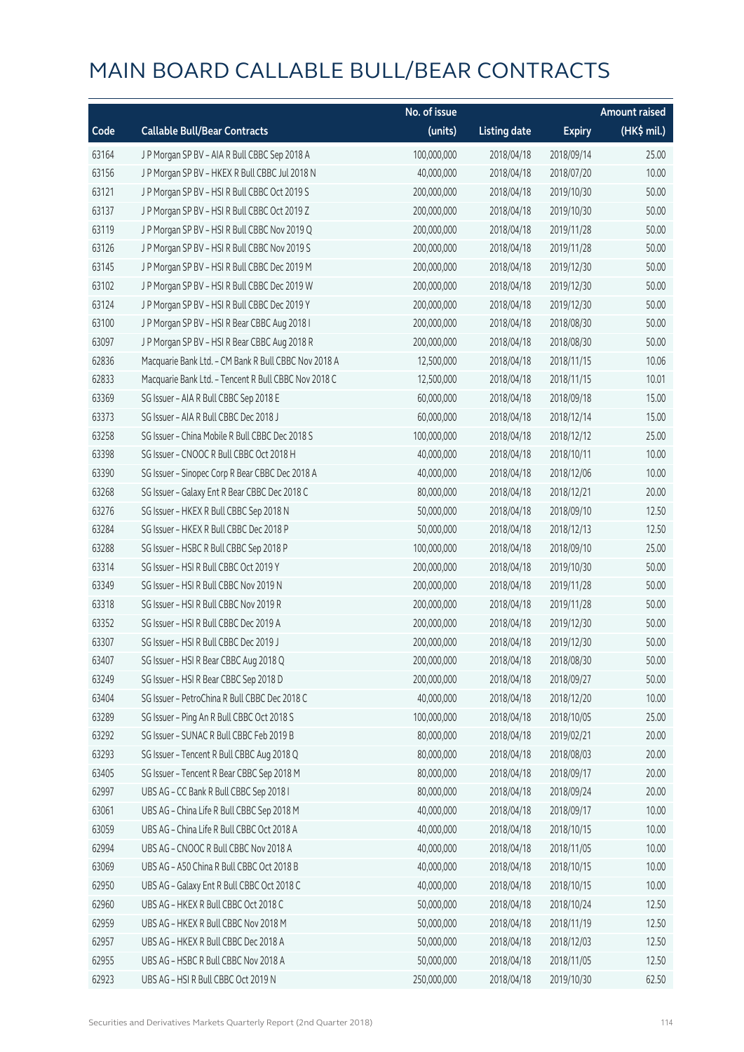# MAIN BOARD CALLABLE BULL/BEAR CONTRACTS

| Code | Callable Bull/Bear Contracts | No. of issue (units) | Listing date | Expiry | Amount raised (HK$ mil.) |
|---|---|---|---|---|---|
| 63164 | J P Morgan SP BV – AIA R Bull CBBC Sep 2018 A | 100,000,000 | 2018/04/18 | 2018/09/14 | 25.00 |
| 63156 | J P Morgan SP BV – HKEX R Bull CBBC Jul 2018 N | 40,000,000 | 2018/04/18 | 2018/07/20 | 10.00 |
| 63121 | J P Morgan SP BV – HSI R Bull CBBC Oct 2019 S | 200,000,000 | 2018/04/18 | 2019/10/30 | 50.00 |
| 63137 | J P Morgan SP BV – HSI R Bull CBBC Oct 2019 Z | 200,000,000 | 2018/04/18 | 2019/10/30 | 50.00 |
| 63119 | J P Morgan SP BV – HSI R Bull CBBC Nov 2019 Q | 200,000,000 | 2018/04/18 | 2019/11/28 | 50.00 |
| 63126 | J P Morgan SP BV – HSI R Bull CBBC Nov 2019 S | 200,000,000 | 2018/04/18 | 2019/11/28 | 50.00 |
| 63145 | J P Morgan SP BV – HSI R Bull CBBC Dec 2019 M | 200,000,000 | 2018/04/18 | 2019/12/30 | 50.00 |
| 63102 | J P Morgan SP BV – HSI R Bull CBBC Dec 2019 W | 200,000,000 | 2018/04/18 | 2019/12/30 | 50.00 |
| 63124 | J P Morgan SP BV – HSI R Bull CBBC Dec 2019 Y | 200,000,000 | 2018/04/18 | 2019/12/30 | 50.00 |
| 63100 | J P Morgan SP BV – HSI R Bear CBBC Aug 2018 I | 200,000,000 | 2018/04/18 | 2018/08/30 | 50.00 |
| 63097 | J P Morgan SP BV – HSI R Bear CBBC Aug 2018 R | 200,000,000 | 2018/04/18 | 2018/08/30 | 50.00 |
| 62836 | Macquarie Bank Ltd. – CM Bank R Bull CBBC Nov 2018 A | 12,500,000 | 2018/04/18 | 2018/11/15 | 10.06 |
| 62833 | Macquarie Bank Ltd. – Tencent R Bull CBBC Nov 2018 C | 12,500,000 | 2018/04/18 | 2018/11/15 | 10.01 |
| 63369 | SG Issuer – AIA R Bull CBBC Sep 2018 E | 60,000,000 | 2018/04/18 | 2018/09/18 | 15.00 |
| 63373 | SG Issuer – AIA R Bull CBBC Dec 2018 J | 60,000,000 | 2018/04/18 | 2018/12/14 | 15.00 |
| 63258 | SG Issuer – China Mobile R Bull CBBC Dec 2018 S | 100,000,000 | 2018/04/18 | 2018/12/12 | 25.00 |
| 63398 | SG Issuer – CNOOC R Bull CBBC Oct 2018 H | 40,000,000 | 2018/04/18 | 2018/10/11 | 10.00 |
| 63390 | SG Issuer – Sinopec Corp R Bear CBBC Dec 2018 A | 40,000,000 | 2018/04/18 | 2018/12/06 | 10.00 |
| 63268 | SG Issuer – Galaxy Ent R Bear CBBC Dec 2018 C | 80,000,000 | 2018/04/18 | 2018/12/21 | 20.00 |
| 63276 | SG Issuer – HKEX R Bull CBBC Sep 2018 N | 50,000,000 | 2018/04/18 | 2018/09/10 | 12.50 |
| 63284 | SG Issuer – HKEX R Bull CBBC Dec 2018 P | 50,000,000 | 2018/04/18 | 2018/12/13 | 12.50 |
| 63288 | SG Issuer – HSBC R Bull CBBC Sep 2018 P | 100,000,000 | 2018/04/18 | 2018/09/10 | 25.00 |
| 63314 | SG Issuer – HSI R Bull CBBC Oct 2019 Y | 200,000,000 | 2018/04/18 | 2019/10/30 | 50.00 |
| 63349 | SG Issuer – HSI R Bull CBBC Nov 2019 N | 200,000,000 | 2018/04/18 | 2019/11/28 | 50.00 |
| 63318 | SG Issuer – HSI R Bull CBBC Nov 2019 R | 200,000,000 | 2018/04/18 | 2019/11/28 | 50.00 |
| 63352 | SG Issuer – HSI R Bull CBBC Dec 2019 A | 200,000,000 | 2018/04/18 | 2019/12/30 | 50.00 |
| 63307 | SG Issuer – HSI R Bull CBBC Dec 2019 J | 200,000,000 | 2018/04/18 | 2019/12/30 | 50.00 |
| 63407 | SG Issuer – HSI R Bear CBBC Aug 2018 Q | 200,000,000 | 2018/04/18 | 2018/08/30 | 50.00 |
| 63249 | SG Issuer – HSI R Bear CBBC Sep 2018 D | 200,000,000 | 2018/04/18 | 2018/09/27 | 50.00 |
| 63404 | SG Issuer – PetroChina R Bull CBBC Dec 2018 C | 40,000,000 | 2018/04/18 | 2018/12/20 | 10.00 |
| 63289 | SG Issuer – Ping An R Bull CBBC Oct 2018 S | 100,000,000 | 2018/04/18 | 2018/10/05 | 25.00 |
| 63292 | SG Issuer – SUNAC R Bull CBBC Feb 2019 B | 80,000,000 | 2018/04/18 | 2019/02/21 | 20.00 |
| 63293 | SG Issuer – Tencent R Bull CBBC Aug 2018 Q | 80,000,000 | 2018/04/18 | 2018/08/03 | 20.00 |
| 63405 | SG Issuer – Tencent R Bear CBBC Sep 2018 M | 80,000,000 | 2018/04/18 | 2018/09/17 | 20.00 |
| 62997 | UBS AG – CC Bank R Bull CBBC Sep 2018 I | 80,000,000 | 2018/04/18 | 2018/09/24 | 20.00 |
| 63061 | UBS AG – China Life R Bull CBBC Sep 2018 M | 40,000,000 | 2018/04/18 | 2018/09/17 | 10.00 |
| 63059 | UBS AG – China Life R Bull CBBC Oct 2018 A | 40,000,000 | 2018/04/18 | 2018/10/15 | 10.00 |
| 62994 | UBS AG – CNOOC R Bull CBBC Nov 2018 A | 40,000,000 | 2018/04/18 | 2018/11/05 | 10.00 |
| 63069 | UBS AG – A50 China R Bull CBBC Oct 2018 B | 40,000,000 | 2018/04/18 | 2018/10/15 | 10.00 |
| 62950 | UBS AG – Galaxy Ent R Bull CBBC Oct 2018 C | 40,000,000 | 2018/04/18 | 2018/10/15 | 10.00 |
| 62960 | UBS AG – HKEX R Bull CBBC Oct 2018 C | 50,000,000 | 2018/04/18 | 2018/10/24 | 12.50 |
| 62959 | UBS AG – HKEX R Bull CBBC Nov 2018 M | 50,000,000 | 2018/04/18 | 2018/11/19 | 12.50 |
| 62957 | UBS AG – HKEX R Bull CBBC Dec 2018 A | 50,000,000 | 2018/04/18 | 2018/12/03 | 12.50 |
| 62955 | UBS AG – HSBC R Bull CBBC Nov 2018 A | 50,000,000 | 2018/04/18 | 2018/11/05 | 12.50 |
| 62923 | UBS AG – HSI R Bull CBBC Oct 2019 N | 250,000,000 | 2018/04/18 | 2019/10/30 | 62.50 |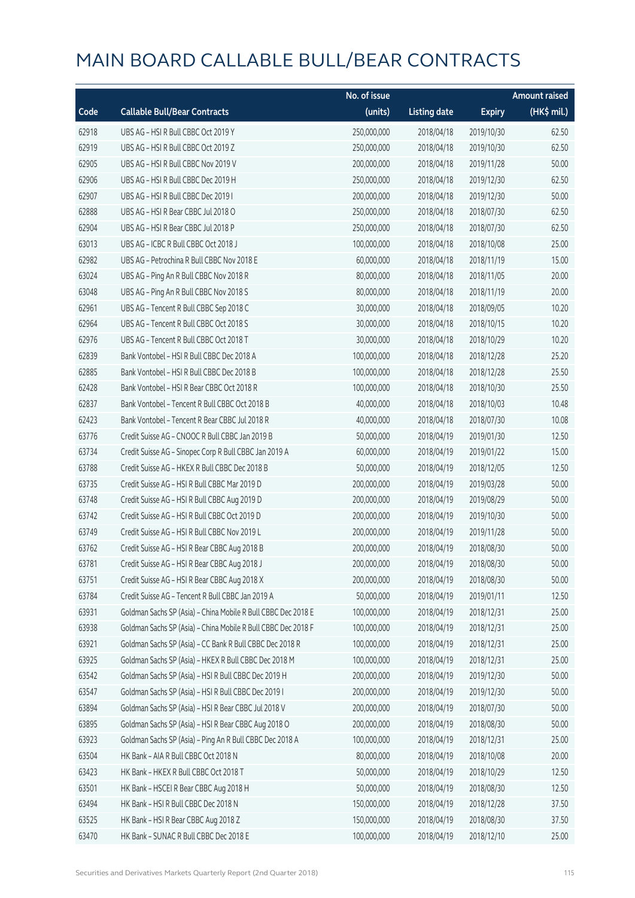# MAIN BOARD CALLABLE BULL/BEAR CONTRACTS

| Code | Callable Bull/Bear Contracts | No. of issue (units) | Listing date | Expiry | Amount raised (HK$ mil.) |
|---|---|---|---|---|---|
| 62918 | UBS AG – HSI R Bull CBBC Oct 2019 Y | 250,000,000 | 2018/04/18 | 2019/10/30 | 62.50 |
| 62919 | UBS AG – HSI R Bull CBBC Oct 2019 Z | 250,000,000 | 2018/04/18 | 2019/10/30 | 62.50 |
| 62905 | UBS AG – HSI R Bull CBBC Nov 2019 V | 200,000,000 | 2018/04/18 | 2019/11/28 | 50.00 |
| 62906 | UBS AG – HSI R Bull CBBC Dec 2019 H | 250,000,000 | 2018/04/18 | 2019/12/30 | 62.50 |
| 62907 | UBS AG – HSI R Bull CBBC Dec 2019 I | 200,000,000 | 2018/04/18 | 2019/12/30 | 50.00 |
| 62888 | UBS AG – HSI R Bear CBBC Jul 2018 O | 250,000,000 | 2018/04/18 | 2018/07/30 | 62.50 |
| 62904 | UBS AG – HSI R Bear CBBC Jul 2018 P | 250,000,000 | 2018/04/18 | 2018/07/30 | 62.50 |
| 63013 | UBS AG – ICBC R Bull CBBC Oct 2018 J | 100,000,000 | 2018/04/18 | 2018/10/08 | 25.00 |
| 62982 | UBS AG – Petrochina R Bull CBBC Nov 2018 E | 60,000,000 | 2018/04/18 | 2018/11/19 | 15.00 |
| 63024 | UBS AG – Ping An R Bull CBBC Nov 2018 R | 80,000,000 | 2018/04/18 | 2018/11/05 | 20.00 |
| 63048 | UBS AG – Ping An R Bull CBBC Nov 2018 S | 80,000,000 | 2018/04/18 | 2018/11/19 | 20.00 |
| 62961 | UBS AG – Tencent R Bull CBBC Sep 2018 C | 30,000,000 | 2018/04/18 | 2018/09/05 | 10.20 |
| 62964 | UBS AG – Tencent R Bull CBBC Oct 2018 S | 30,000,000 | 2018/04/18 | 2018/10/15 | 10.20 |
| 62976 | UBS AG – Tencent R Bull CBBC Oct 2018 T | 30,000,000 | 2018/04/18 | 2018/10/29 | 10.20 |
| 62839 | Bank Vontobel – HSI R Bull CBBC Dec 2018 A | 100,000,000 | 2018/04/18 | 2018/12/28 | 25.20 |
| 62885 | Bank Vontobel – HSI R Bull CBBC Dec 2018 B | 100,000,000 | 2018/04/18 | 2018/12/28 | 25.50 |
| 62428 | Bank Vontobel – HSI R Bear CBBC Oct 2018 R | 100,000,000 | 2018/04/18 | 2018/10/30 | 25.50 |
| 62837 | Bank Vontobel – Tencent R Bull CBBC Oct 2018 B | 40,000,000 | 2018/04/18 | 2018/10/03 | 10.48 |
| 62423 | Bank Vontobel – Tencent R Bear CBBC Jul 2018 R | 40,000,000 | 2018/04/18 | 2018/07/30 | 10.08 |
| 63776 | Credit Suisse AG – CNOOC R Bull CBBC Jan 2019 B | 50,000,000 | 2018/04/19 | 2019/01/30 | 12.50 |
| 63734 | Credit Suisse AG – Sinopec Corp R Bull CBBC Jan 2019 A | 60,000,000 | 2018/04/19 | 2019/01/22 | 15.00 |
| 63788 | Credit Suisse AG – HKEX R Bull CBBC Dec 2018 B | 50,000,000 | 2018/04/19 | 2018/12/05 | 12.50 |
| 63735 | Credit Suisse AG – HSI R Bull CBBC Mar 2019 D | 200,000,000 | 2018/04/19 | 2019/03/28 | 50.00 |
| 63748 | Credit Suisse AG – HSI R Bull CBBC Aug 2019 D | 200,000,000 | 2018/04/19 | 2019/08/29 | 50.00 |
| 63742 | Credit Suisse AG – HSI R Bull CBBC Oct 2019 D | 200,000,000 | 2018/04/19 | 2019/10/30 | 50.00 |
| 63749 | Credit Suisse AG – HSI R Bull CBBC Nov 2019 L | 200,000,000 | 2018/04/19 | 2019/11/28 | 50.00 |
| 63762 | Credit Suisse AG – HSI R Bear CBBC Aug 2018 B | 200,000,000 | 2018/04/19 | 2018/08/30 | 50.00 |
| 63781 | Credit Suisse AG – HSI R Bear CBBC Aug 2018 J | 200,000,000 | 2018/04/19 | 2018/08/30 | 50.00 |
| 63751 | Credit Suisse AG – HSI R Bear CBBC Aug 2018 X | 200,000,000 | 2018/04/19 | 2018/08/30 | 50.00 |
| 63784 | Credit Suisse AG – Tencent R Bull CBBC Jan 2019 A | 50,000,000 | 2018/04/19 | 2019/01/11 | 12.50 |
| 63931 | Goldman Sachs SP (Asia) – China Mobile R Bull CBBC Dec 2018 E | 100,000,000 | 2018/04/19 | 2018/12/31 | 25.00 |
| 63938 | Goldman Sachs SP (Asia) – China Mobile R Bull CBBC Dec 2018 F | 100,000,000 | 2018/04/19 | 2018/12/31 | 25.00 |
| 63921 | Goldman Sachs SP (Asia) – CC Bank R Bull CBBC Dec 2018 R | 100,000,000 | 2018/04/19 | 2018/12/31 | 25.00 |
| 63925 | Goldman Sachs SP (Asia) – HKEX R Bull CBBC Dec 2018 M | 100,000,000 | 2018/04/19 | 2018/12/31 | 25.00 |
| 63542 | Goldman Sachs SP (Asia) – HSI R Bull CBBC Dec 2019 H | 200,000,000 | 2018/04/19 | 2019/12/30 | 50.00 |
| 63547 | Goldman Sachs SP (Asia) – HSI R Bull CBBC Dec 2019 I | 200,000,000 | 2018/04/19 | 2019/12/30 | 50.00 |
| 63894 | Goldman Sachs SP (Asia) – HSI R Bear CBBC Jul 2018 V | 200,000,000 | 2018/04/19 | 2018/07/30 | 50.00 |
| 63895 | Goldman Sachs SP (Asia) – HSI R Bear CBBC Aug 2018 O | 200,000,000 | 2018/04/19 | 2018/08/30 | 50.00 |
| 63923 | Goldman Sachs SP (Asia) – Ping An R Bull CBBC Dec 2018 A | 100,000,000 | 2018/04/19 | 2018/12/31 | 25.00 |
| 63504 | HK Bank – AIA R Bull CBBC Oct 2018 N | 80,000,000 | 2018/04/19 | 2018/10/08 | 20.00 |
| 63423 | HK Bank – HKEX R Bull CBBC Oct 2018 T | 50,000,000 | 2018/04/19 | 2018/10/29 | 12.50 |
| 63501 | HK Bank – HSCEI R Bear CBBC Aug 2018 H | 50,000,000 | 2018/04/19 | 2018/08/30 | 12.50 |
| 63494 | HK Bank – HSI R Bull CBBC Dec 2018 N | 150,000,000 | 2018/04/19 | 2018/12/28 | 37.50 |
| 63525 | HK Bank – HSI R Bear CBBC Aug 2018 Z | 150,000,000 | 2018/04/19 | 2018/08/30 | 37.50 |
| 63470 | HK Bank – SUNAC R Bull CBBC Dec 2018 E | 100,000,000 | 2018/04/19 | 2018/12/10 | 25.00 |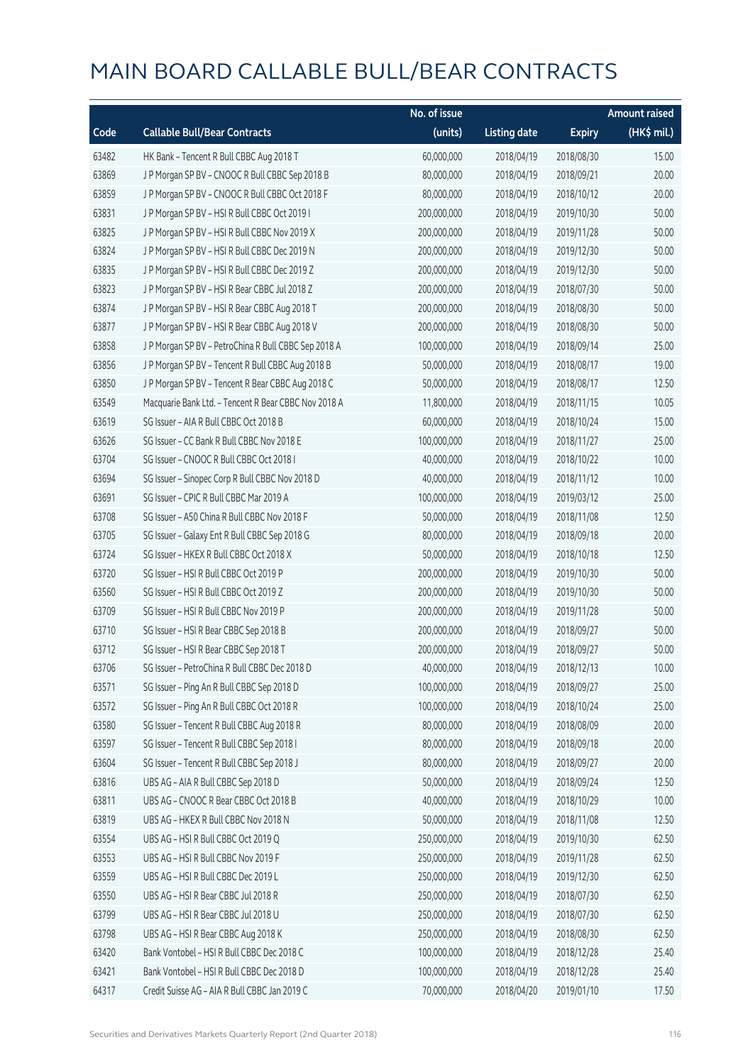# MAIN BOARD CALLABLE BULL/BEAR CONTRACTS

| Code | Callable Bull/Bear Contracts | No. of issue (units) | Listing date | Expiry | Amount raised (HK$ mil.) |
|---|---|---|---|---|---|
| 63482 | HK Bank – Tencent R Bull CBBC Aug 2018 T | 60,000,000 | 2018/04/19 | 2018/08/30 | 15.00 |
| 63869 | J P Morgan SP BV – CNOOC R Bull CBBC Sep 2018 B | 80,000,000 | 2018/04/19 | 2018/09/21 | 20.00 |
| 63859 | J P Morgan SP BV – CNOOC R Bull CBBC Oct 2018 F | 80,000,000 | 2018/04/19 | 2018/10/12 | 20.00 |
| 63831 | J P Morgan SP BV – HSI R Bull CBBC Oct 2019 I | 200,000,000 | 2018/04/19 | 2019/10/30 | 50.00 |
| 63825 | J P Morgan SP BV – HSI R Bull CBBC Nov 2019 X | 200,000,000 | 2018/04/19 | 2019/11/28 | 50.00 |
| 63824 | J P Morgan SP BV – HSI R Bull CBBC Dec 2019 N | 200,000,000 | 2018/04/19 | 2019/12/30 | 50.00 |
| 63835 | J P Morgan SP BV – HSI R Bull CBBC Dec 2019 Z | 200,000,000 | 2018/04/19 | 2019/12/30 | 50.00 |
| 63823 | J P Morgan SP BV – HSI R Bear CBBC Jul 2018 Z | 200,000,000 | 2018/04/19 | 2018/07/30 | 50.00 |
| 63874 | J P Morgan SP BV – HSI R Bear CBBC Aug 2018 T | 200,000,000 | 2018/04/19 | 2018/08/30 | 50.00 |
| 63877 | J P Morgan SP BV – HSI R Bear CBBC Aug 2018 V | 200,000,000 | 2018/04/19 | 2018/08/30 | 50.00 |
| 63858 | J P Morgan SP BV – PetroChina R Bull CBBC Sep 2018 A | 100,000,000 | 2018/04/19 | 2018/09/14 | 25.00 |
| 63856 | J P Morgan SP BV – Tencent R Bull CBBC Aug 2018 B | 50,000,000 | 2018/04/19 | 2018/08/17 | 19.00 |
| 63850 | J P Morgan SP BV – Tencent R Bear CBBC Aug 2018 C | 50,000,000 | 2018/04/19 | 2018/08/17 | 12.50 |
| 63549 | Macquarie Bank Ltd. – Tencent R Bear CBBC Nov 2018 A | 11,800,000 | 2018/04/19 | 2018/11/15 | 10.05 |
| 63619 | SG Issuer – AIA R Bull CBBC Oct 2018 B | 60,000,000 | 2018/04/19 | 2018/10/24 | 15.00 |
| 63626 | SG Issuer – CC Bank R Bull CBBC Nov 2018 E | 100,000,000 | 2018/04/19 | 2018/11/27 | 25.00 |
| 63704 | SG Issuer – CNOOC R Bull CBBC Oct 2018 I | 40,000,000 | 2018/04/19 | 2018/10/22 | 10.00 |
| 63694 | SG Issuer – Sinopec Corp R Bull CBBC Nov 2018 D | 40,000,000 | 2018/04/19 | 2018/11/12 | 10.00 |
| 63691 | SG Issuer – CPIC R Bull CBBC Mar 2019 A | 100,000,000 | 2018/04/19 | 2019/03/12 | 25.00 |
| 63708 | SG Issuer – A50 China R Bull CBBC Nov 2018 F | 50,000,000 | 2018/04/19 | 2018/11/08 | 12.50 |
| 63705 | SG Issuer – Galaxy Ent R Bull CBBC Sep 2018 G | 80,000,000 | 2018/04/19 | 2018/09/18 | 20.00 |
| 63724 | SG Issuer – HKEX R Bull CBBC Oct 2018 X | 50,000,000 | 2018/04/19 | 2018/10/18 | 12.50 |
| 63720 | SG Issuer – HSI R Bull CBBC Oct 2019 P | 200,000,000 | 2018/04/19 | 2019/10/30 | 50.00 |
| 63560 | SG Issuer – HSI R Bull CBBC Oct 2019 Z | 200,000,000 | 2018/04/19 | 2019/10/30 | 50.00 |
| 63709 | SG Issuer – HSI R Bull CBBC Nov 2019 P | 200,000,000 | 2018/04/19 | 2019/11/28 | 50.00 |
| 63710 | SG Issuer – HSI R Bear CBBC Sep 2018 B | 200,000,000 | 2018/04/19 | 2018/09/27 | 50.00 |
| 63712 | SG Issuer – HSI R Bear CBBC Sep 2018 T | 200,000,000 | 2018/04/19 | 2018/09/27 | 50.00 |
| 63706 | SG Issuer – PetroChina R Bull CBBC Dec 2018 D | 40,000,000 | 2018/04/19 | 2018/12/13 | 10.00 |
| 63571 | SG Issuer – Ping An R Bull CBBC Sep 2018 D | 100,000,000 | 2018/04/19 | 2018/09/27 | 25.00 |
| 63572 | SG Issuer – Ping An R Bull CBBC Oct 2018 R | 100,000,000 | 2018/04/19 | 2018/10/24 | 25.00 |
| 63580 | SG Issuer – Tencent R Bull CBBC Aug 2018 R | 80,000,000 | 2018/04/19 | 2018/08/09 | 20.00 |
| 63597 | SG Issuer – Tencent R Bull CBBC Sep 2018 I | 80,000,000 | 2018/04/19 | 2018/09/18 | 20.00 |
| 63604 | SG Issuer – Tencent R Bull CBBC Sep 2018 J | 80,000,000 | 2018/04/19 | 2018/09/27 | 20.00 |
| 63816 | UBS AG – AIA R Bull CBBC Sep 2018 D | 50,000,000 | 2018/04/19 | 2018/09/24 | 12.50 |
| 63811 | UBS AG – CNOOC R Bear CBBC Oct 2018 B | 40,000,000 | 2018/04/19 | 2018/10/29 | 10.00 |
| 63819 | UBS AG – HKEX R Bull CBBC Nov 2018 N | 50,000,000 | 2018/04/19 | 2018/11/08 | 12.50 |
| 63554 | UBS AG – HSI R Bull CBBC Oct 2019 Q | 250,000,000 | 2018/04/19 | 2019/10/30 | 62.50 |
| 63553 | UBS AG – HSI R Bull CBBC Nov 2019 F | 250,000,000 | 2018/04/19 | 2019/11/28 | 62.50 |
| 63559 | UBS AG – HSI R Bull CBBC Dec 2019 L | 250,000,000 | 2018/04/19 | 2019/12/30 | 62.50 |
| 63550 | UBS AG – HSI R Bear CBBC Jul 2018 R | 250,000,000 | 2018/04/19 | 2018/07/30 | 62.50 |
| 63799 | UBS AG – HSI R Bear CBBC Jul 2018 U | 250,000,000 | 2018/04/19 | 2018/07/30 | 62.50 |
| 63798 | UBS AG – HSI R Bear CBBC Aug 2018 K | 250,000,000 | 2018/04/19 | 2018/08/30 | 62.50 |
| 63420 | Bank Vontobel – HSI R Bull CBBC Dec 2018 C | 100,000,000 | 2018/04/19 | 2018/12/28 | 25.40 |
| 63421 | Bank Vontobel – HSI R Bull CBBC Dec 2018 D | 100,000,000 | 2018/04/19 | 2018/12/28 | 25.40 |
| 64317 | Credit Suisse AG – AIA R Bull CBBC Jan 2019 C | 70,000,000 | 2018/04/20 | 2019/01/10 | 17.50 |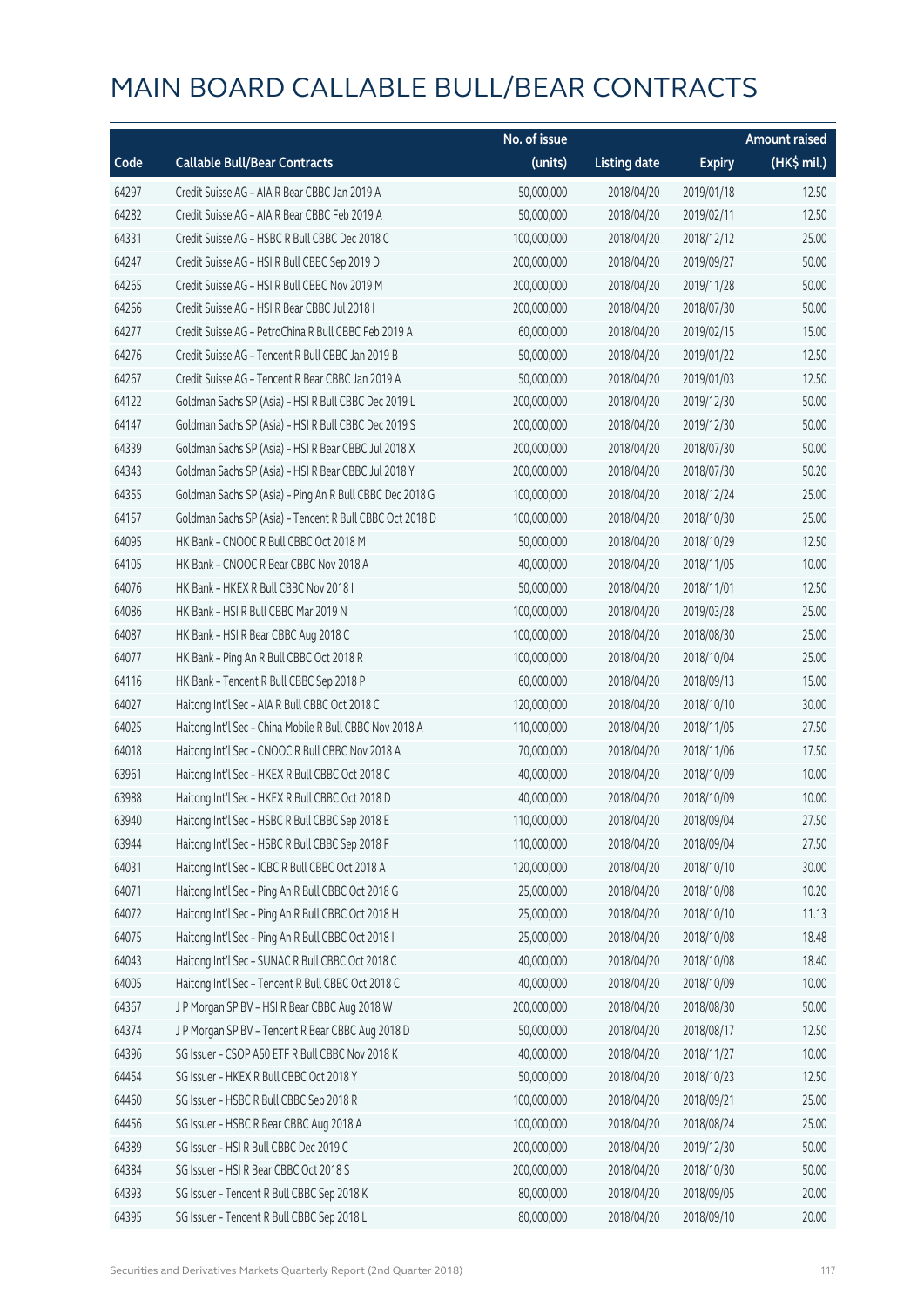# MAIN BOARD CALLABLE BULL/BEAR CONTRACTS

| Code | Callable Bull/Bear Contracts | No. of issue (units) | Listing date | Expiry | Amount raised (HK$ mil.) |
|---|---|---|---|---|---|
| 64297 | Credit Suisse AG – AIA R Bear CBBC Jan 2019 A | 50,000,000 | 2018/04/20 | 2019/01/18 | 12.50 |
| 64282 | Credit Suisse AG – AIA R Bear CBBC Feb 2019 A | 50,000,000 | 2018/04/20 | 2019/02/11 | 12.50 |
| 64331 | Credit Suisse AG – HSBC R Bull CBBC Dec 2018 C | 100,000,000 | 2018/04/20 | 2018/12/12 | 25.00 |
| 64247 | Credit Suisse AG – HSI R Bull CBBC Sep 2019 D | 200,000,000 | 2018/04/20 | 2019/09/27 | 50.00 |
| 64265 | Credit Suisse AG – HSI R Bull CBBC Nov 2019 M | 200,000,000 | 2018/04/20 | 2019/11/28 | 50.00 |
| 64266 | Credit Suisse AG – HSI R Bear CBBC Jul 2018 I | 200,000,000 | 2018/04/20 | 2018/07/30 | 50.00 |
| 64277 | Credit Suisse AG – PetroChina R Bull CBBC Feb 2019 A | 60,000,000 | 2018/04/20 | 2019/02/15 | 15.00 |
| 64276 | Credit Suisse AG – Tencent R Bull CBBC Jan 2019 B | 50,000,000 | 2018/04/20 | 2019/01/22 | 12.50 |
| 64267 | Credit Suisse AG – Tencent R Bear CBBC Jan 2019 A | 50,000,000 | 2018/04/20 | 2019/01/03 | 12.50 |
| 64122 | Goldman Sachs SP (Asia) – HSI R Bull CBBC Dec 2019 L | 200,000,000 | 2018/04/20 | 2019/12/30 | 50.00 |
| 64147 | Goldman Sachs SP (Asia) – HSI R Bull CBBC Dec 2019 S | 200,000,000 | 2018/04/20 | 2019/12/30 | 50.00 |
| 64339 | Goldman Sachs SP (Asia) – HSI R Bear CBBC Jul 2018 X | 200,000,000 | 2018/04/20 | 2018/07/30 | 50.00 |
| 64343 | Goldman Sachs SP (Asia) – HSI R Bear CBBC Jul 2018 Y | 200,000,000 | 2018/04/20 | 2018/07/30 | 50.20 |
| 64355 | Goldman Sachs SP (Asia) – Ping An R Bull CBBC Dec 2018 G | 100,000,000 | 2018/04/20 | 2018/12/24 | 25.00 |
| 64157 | Goldman Sachs SP (Asia) – Tencent R Bull CBBC Oct 2018 D | 100,000,000 | 2018/04/20 | 2018/10/30 | 25.00 |
| 64095 | HK Bank – CNOOC R Bull CBBC Oct 2018 M | 50,000,000 | 2018/04/20 | 2018/10/29 | 12.50 |
| 64105 | HK Bank – CNOOC R Bear CBBC Nov 2018 A | 40,000,000 | 2018/04/20 | 2018/11/05 | 10.00 |
| 64076 | HK Bank – HKEX R Bull CBBC Nov 2018 I | 50,000,000 | 2018/04/20 | 2018/11/01 | 12.50 |
| 64086 | HK Bank – HSI R Bull CBBC Mar 2019 N | 100,000,000 | 2018/04/20 | 2019/03/28 | 25.00 |
| 64087 | HK Bank – HSI R Bear CBBC Aug 2018 C | 100,000,000 | 2018/04/20 | 2018/08/30 | 25.00 |
| 64077 | HK Bank – Ping An R Bull CBBC Oct 2018 R | 100,000,000 | 2018/04/20 | 2018/10/04 | 25.00 |
| 64116 | HK Bank – Tencent R Bull CBBC Sep 2018 P | 60,000,000 | 2018/04/20 | 2018/09/13 | 15.00 |
| 64027 | Haitong Int'l Sec – AIA R Bull CBBC Oct 2018 C | 120,000,000 | 2018/04/20 | 2018/10/10 | 30.00 |
| 64025 | Haitong Int'l Sec – China Mobile R Bull CBBC Nov 2018 A | 110,000,000 | 2018/04/20 | 2018/11/05 | 27.50 |
| 64018 | Haitong Int'l Sec – CNOOC R Bull CBBC Nov 2018 A | 70,000,000 | 2018/04/20 | 2018/11/06 | 17.50 |
| 63961 | Haitong Int'l Sec – HKEX R Bull CBBC Oct 2018 C | 40,000,000 | 2018/04/20 | 2018/10/09 | 10.00 |
| 63988 | Haitong Int'l Sec – HKEX R Bull CBBC Oct 2018 D | 40,000,000 | 2018/04/20 | 2018/10/09 | 10.00 |
| 63940 | Haitong Int'l Sec – HSBC R Bull CBBC Sep 2018 E | 110,000,000 | 2018/04/20 | 2018/09/04 | 27.50 |
| 63944 | Haitong Int'l Sec – HSBC R Bull CBBC Sep 2018 F | 110,000,000 | 2018/04/20 | 2018/09/04 | 27.50 |
| 64031 | Haitong Int'l Sec – ICBC R Bull CBBC Oct 2018 A | 120,000,000 | 2018/04/20 | 2018/10/10 | 30.00 |
| 64071 | Haitong Int'l Sec – Ping An R Bull CBBC Oct 2018 G | 25,000,000 | 2018/04/20 | 2018/10/08 | 10.20 |
| 64072 | Haitong Int'l Sec – Ping An R Bull CBBC Oct 2018 H | 25,000,000 | 2018/04/20 | 2018/10/10 | 11.13 |
| 64075 | Haitong Int'l Sec – Ping An R Bull CBBC Oct 2018 I | 25,000,000 | 2018/04/20 | 2018/10/08 | 18.48 |
| 64043 | Haitong Int'l Sec – SUNAC R Bull CBBC Oct 2018 C | 40,000,000 | 2018/04/20 | 2018/10/08 | 18.40 |
| 64005 | Haitong Int'l Sec – Tencent R Bull CBBC Oct 2018 C | 40,000,000 | 2018/04/20 | 2018/10/09 | 10.00 |
| 64367 | J P Morgan SP BV – HSI R Bear CBBC Aug 2018 W | 200,000,000 | 2018/04/20 | 2018/08/30 | 50.00 |
| 64374 | J P Morgan SP BV – Tencent R Bear CBBC Aug 2018 D | 50,000,000 | 2018/04/20 | 2018/08/17 | 12.50 |
| 64396 | SG Issuer – CSOP A50 ETF R Bull CBBC Nov 2018 K | 40,000,000 | 2018/04/20 | 2018/11/27 | 10.00 |
| 64454 | SG Issuer – HKEX R Bull CBBC Oct 2018 Y | 50,000,000 | 2018/04/20 | 2018/10/23 | 12.50 |
| 64460 | SG Issuer – HSBC R Bull CBBC Sep 2018 R | 100,000,000 | 2018/04/20 | 2018/09/21 | 25.00 |
| 64456 | SG Issuer – HSBC R Bear CBBC Aug 2018 A | 100,000,000 | 2018/04/20 | 2018/08/24 | 25.00 |
| 64389 | SG Issuer – HSI R Bull CBBC Dec 2019 C | 200,000,000 | 2018/04/20 | 2019/12/30 | 50.00 |
| 64384 | SG Issuer – HSI R Bear CBBC Oct 2018 S | 200,000,000 | 2018/04/20 | 2018/10/30 | 50.00 |
| 64393 | SG Issuer – Tencent R Bull CBBC Sep 2018 K | 80,000,000 | 2018/04/20 | 2018/09/05 | 20.00 |
| 64395 | SG Issuer – Tencent R Bull CBBC Sep 2018 L | 80,000,000 | 2018/04/20 | 2018/09/10 | 20.00 |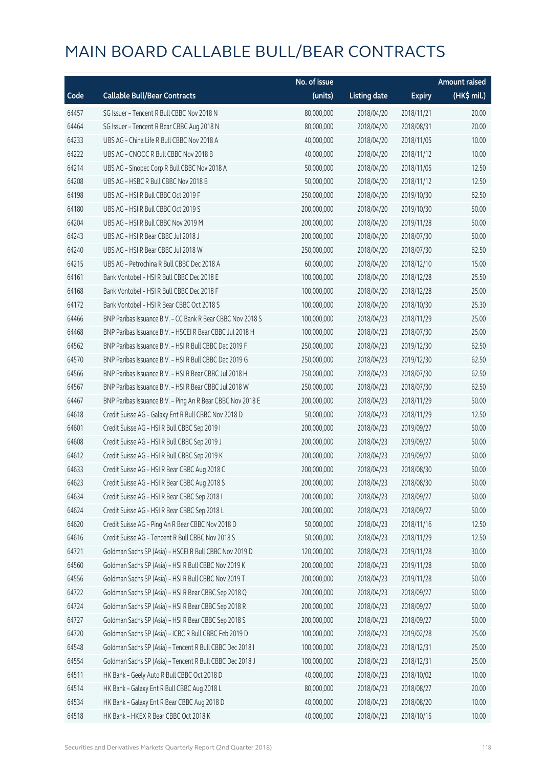# MAIN BOARD CALLABLE BULL/BEAR CONTRACTS

| Code | Callable Bull/Bear Contracts | No. of issue (units) | Listing date | Expiry | Amount raised (HK$ mil.) |
|---|---|---|---|---|---|
| 64457 | SG Issuer – Tencent R Bull CBBC Nov 2018 N | 80,000,000 | 2018/04/20 | 2018/11/21 | 20.00 |
| 64464 | SG Issuer – Tencent R Bear CBBC Aug 2018 N | 80,000,000 | 2018/04/20 | 2018/08/31 | 20.00 |
| 64233 | UBS AG – China Life R Bull CBBC Nov 2018 A | 40,000,000 | 2018/04/20 | 2018/11/05 | 10.00 |
| 64222 | UBS AG – CNOOC R Bull CBBC Nov 2018 B | 40,000,000 | 2018/04/20 | 2018/11/12 | 10.00 |
| 64214 | UBS AG – Sinopec Corp R Bull CBBC Nov 2018 A | 50,000,000 | 2018/04/20 | 2018/11/05 | 12.50 |
| 64208 | UBS AG – HSBC R Bull CBBC Nov 2018 B | 50,000,000 | 2018/04/20 | 2018/11/12 | 12.50 |
| 64198 | UBS AG – HSI R Bull CBBC Oct 2019 F | 250,000,000 | 2018/04/20 | 2019/10/30 | 62.50 |
| 64180 | UBS AG – HSI R Bull CBBC Oct 2019 S | 200,000,000 | 2018/04/20 | 2019/10/30 | 50.00 |
| 64204 | UBS AG – HSI R Bull CBBC Nov 2019 M | 200,000,000 | 2018/04/20 | 2019/11/28 | 50.00 |
| 64243 | UBS AG – HSI R Bear CBBC Jul 2018 J | 200,000,000 | 2018/04/20 | 2018/07/30 | 50.00 |
| 64240 | UBS AG – HSI R Bear CBBC Jul 2018 W | 250,000,000 | 2018/04/20 | 2018/07/30 | 62.50 |
| 64215 | UBS AG – Petrochina R Bull CBBC Dec 2018 A | 60,000,000 | 2018/04/20 | 2018/12/10 | 15.00 |
| 64161 | Bank Vontobel – HSI R Bull CBBC Dec 2018 E | 100,000,000 | 2018/04/20 | 2018/12/28 | 25.50 |
| 64168 | Bank Vontobel – HSI R Bull CBBC Dec 2018 F | 100,000,000 | 2018/04/20 | 2018/12/28 | 25.00 |
| 64172 | Bank Vontobel – HSI R Bear CBBC Oct 2018 S | 100,000,000 | 2018/04/20 | 2018/10/30 | 25.30 |
| 64466 | BNP Paribas Issuance B.V. – CC Bank R Bear CBBC Nov 2018 S | 100,000,000 | 2018/04/23 | 2018/11/29 | 25.00 |
| 64468 | BNP Paribas Issuance B.V. – HSCEI R Bear CBBC Jul 2018 H | 100,000,000 | 2018/04/23 | 2018/07/30 | 25.00 |
| 64562 | BNP Paribas Issuance B.V. – HSI R Bull CBBC Dec 2019 F | 250,000,000 | 2018/04/23 | 2019/12/30 | 62.50 |
| 64570 | BNP Paribas Issuance B.V. – HSI R Bull CBBC Dec 2019 G | 250,000,000 | 2018/04/23 | 2019/12/30 | 62.50 |
| 64566 | BNP Paribas Issuance B.V. – HSI R Bear CBBC Jul 2018 H | 250,000,000 | 2018/04/23 | 2018/07/30 | 62.50 |
| 64567 | BNP Paribas Issuance B.V. – HSI R Bear CBBC Jul 2018 W | 250,000,000 | 2018/04/23 | 2018/07/30 | 62.50 |
| 64467 | BNP Paribas Issuance B.V. – Ping An R Bear CBBC Nov 2018 E | 200,000,000 | 2018/04/23 | 2018/11/29 | 50.00 |
| 64618 | Credit Suisse AG – Galaxy Ent R Bull CBBC Nov 2018 D | 50,000,000 | 2018/04/23 | 2018/11/29 | 12.50 |
| 64601 | Credit Suisse AG – HSI R Bull CBBC Sep 2019 I | 200,000,000 | 2018/04/23 | 2019/09/27 | 50.00 |
| 64608 | Credit Suisse AG – HSI R Bull CBBC Sep 2019 J | 200,000,000 | 2018/04/23 | 2019/09/27 | 50.00 |
| 64612 | Credit Suisse AG – HSI R Bull CBBC Sep 2019 K | 200,000,000 | 2018/04/23 | 2019/09/27 | 50.00 |
| 64633 | Credit Suisse AG – HSI R Bear CBBC Aug 2018 C | 200,000,000 | 2018/04/23 | 2018/08/30 | 50.00 |
| 64623 | Credit Suisse AG – HSI R Bear CBBC Aug 2018 S | 200,000,000 | 2018/04/23 | 2018/08/30 | 50.00 |
| 64634 | Credit Suisse AG – HSI R Bear CBBC Sep 2018 I | 200,000,000 | 2018/04/23 | 2018/09/27 | 50.00 |
| 64624 | Credit Suisse AG – HSI R Bear CBBC Sep 2018 L | 200,000,000 | 2018/04/23 | 2018/09/27 | 50.00 |
| 64620 | Credit Suisse AG – Ping An R Bear CBBC Nov 2018 D | 50,000,000 | 2018/04/23 | 2018/11/16 | 12.50 |
| 64616 | Credit Suisse AG – Tencent R Bull CBBC Nov 2018 S | 50,000,000 | 2018/04/23 | 2018/11/29 | 12.50 |
| 64721 | Goldman Sachs SP (Asia) – HSCEI R Bull CBBC Nov 2019 D | 120,000,000 | 2018/04/23 | 2019/11/28 | 30.00 |
| 64560 | Goldman Sachs SP (Asia) – HSI R Bull CBBC Nov 2019 K | 200,000,000 | 2018/04/23 | 2019/11/28 | 50.00 |
| 64556 | Goldman Sachs SP (Asia) – HSI R Bull CBBC Nov 2019 T | 200,000,000 | 2018/04/23 | 2019/11/28 | 50.00 |
| 64722 | Goldman Sachs SP (Asia) – HSI R Bear CBBC Sep 2018 Q | 200,000,000 | 2018/04/23 | 2018/09/27 | 50.00 |
| 64724 | Goldman Sachs SP (Asia) – HSI R Bear CBBC Sep 2018 R | 200,000,000 | 2018/04/23 | 2018/09/27 | 50.00 |
| 64727 | Goldman Sachs SP (Asia) – HSI R Bear CBBC Sep 2018 S | 200,000,000 | 2018/04/23 | 2018/09/27 | 50.00 |
| 64720 | Goldman Sachs SP (Asia) – ICBC R Bull CBBC Feb 2019 D | 100,000,000 | 2018/04/23 | 2019/02/28 | 25.00 |
| 64548 | Goldman Sachs SP (Asia) – Tencent R Bull CBBC Dec 2018 I | 100,000,000 | 2018/04/23 | 2018/12/31 | 25.00 |
| 64554 | Goldman Sachs SP (Asia) – Tencent R Bull CBBC Dec 2018 J | 100,000,000 | 2018/04/23 | 2018/12/31 | 25.00 |
| 64511 | HK Bank – Geely Auto R Bull CBBC Oct 2018 D | 40,000,000 | 2018/04/23 | 2018/10/02 | 10.00 |
| 64514 | HK Bank – Galaxy Ent R Bull CBBC Aug 2018 L | 80,000,000 | 2018/04/23 | 2018/08/27 | 20.00 |
| 64534 | HK Bank – Galaxy Ent R Bear CBBC Aug 2018 D | 40,000,000 | 2018/04/23 | 2018/08/20 | 10.00 |
| 64518 | HK Bank – HKEX R Bear CBBC Oct 2018 K | 40,000,000 | 2018/04/23 | 2018/10/15 | 10.00 |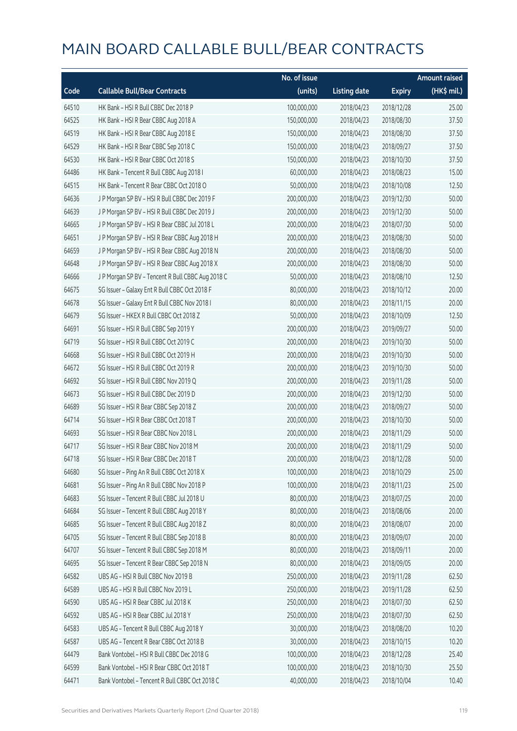# MAIN BOARD CALLABLE BULL/BEAR CONTRACTS

| Code | Callable Bull/Bear Contracts | No. of issue (units) | Listing date | Expiry | Amount raised (HK$ mil.) |
|---|---|---|---|---|---|
| 64510 | HK Bank – HSI R Bull CBBC Dec 2018 P | 100,000,000 | 2018/04/23 | 2018/12/28 | 25.00 |
| 64525 | HK Bank – HSI R Bear CBBC Aug 2018 A | 150,000,000 | 2018/04/23 | 2018/08/30 | 37.50 |
| 64519 | HK Bank – HSI R Bear CBBC Aug 2018 E | 150,000,000 | 2018/04/23 | 2018/08/30 | 37.50 |
| 64529 | HK Bank – HSI R Bear CBBC Sep 2018 C | 150,000,000 | 2018/04/23 | 2018/09/27 | 37.50 |
| 64530 | HK Bank – HSI R Bear CBBC Oct 2018 S | 150,000,000 | 2018/04/23 | 2018/10/30 | 37.50 |
| 64486 | HK Bank – Tencent R Bull CBBC Aug 2018 I | 60,000,000 | 2018/04/23 | 2018/08/23 | 15.00 |
| 64515 | HK Bank – Tencent R Bear CBBC Oct 2018 O | 50,000,000 | 2018/04/23 | 2018/10/08 | 12.50 |
| 64636 | J P Morgan SP BV – HSI R Bull CBBC Dec 2019 F | 200,000,000 | 2018/04/23 | 2019/12/30 | 50.00 |
| 64639 | J P Morgan SP BV – HSI R Bull CBBC Dec 2019 J | 200,000,000 | 2018/04/23 | 2019/12/30 | 50.00 |
| 64665 | J P Morgan SP BV – HSI R Bear CBBC Jul 2018 L | 200,000,000 | 2018/04/23 | 2018/07/30 | 50.00 |
| 64651 | J P Morgan SP BV – HSI R Bear CBBC Aug 2018 H | 200,000,000 | 2018/04/23 | 2018/08/30 | 50.00 |
| 64659 | J P Morgan SP BV – HSI R Bear CBBC Aug 2018 N | 200,000,000 | 2018/04/23 | 2018/08/30 | 50.00 |
| 64648 | J P Morgan SP BV – HSI R Bear CBBC Aug 2018 X | 200,000,000 | 2018/04/23 | 2018/08/30 | 50.00 |
| 64666 | J P Morgan SP BV – Tencent R Bull CBBC Aug 2018 C | 50,000,000 | 2018/04/23 | 2018/08/10 | 12.50 |
| 64675 | SG Issuer – Galaxy Ent R Bull CBBC Oct 2018 F | 80,000,000 | 2018/04/23 | 2018/10/12 | 20.00 |
| 64678 | SG Issuer – Galaxy Ent R Bull CBBC Nov 2018 I | 80,000,000 | 2018/04/23 | 2018/11/15 | 20.00 |
| 64679 | SG Issuer – HKEX R Bull CBBC Oct 2018 Z | 50,000,000 | 2018/04/23 | 2018/10/09 | 12.50 |
| 64691 | SG Issuer – HSI R Bull CBBC Sep 2019 Y | 200,000,000 | 2018/04/23 | 2019/09/27 | 50.00 |
| 64719 | SG Issuer – HSI R Bull CBBC Oct 2019 C | 200,000,000 | 2018/04/23 | 2019/10/30 | 50.00 |
| 64668 | SG Issuer – HSI R Bull CBBC Oct 2019 H | 200,000,000 | 2018/04/23 | 2019/10/30 | 50.00 |
| 64672 | SG Issuer – HSI R Bull CBBC Oct 2019 R | 200,000,000 | 2018/04/23 | 2019/10/30 | 50.00 |
| 64692 | SG Issuer – HSI R Bull CBBC Nov 2019 Q | 200,000,000 | 2018/04/23 | 2019/11/28 | 50.00 |
| 64673 | SG Issuer – HSI R Bull CBBC Dec 2019 D | 200,000,000 | 2018/04/23 | 2019/12/30 | 50.00 |
| 64689 | SG Issuer – HSI R Bear CBBC Sep 2018 Z | 200,000,000 | 2018/04/23 | 2018/09/27 | 50.00 |
| 64714 | SG Issuer – HSI R Bear CBBC Oct 2018 T | 200,000,000 | 2018/04/23 | 2018/10/30 | 50.00 |
| 64693 | SG Issuer – HSI R Bear CBBC Nov 2018 L | 200,000,000 | 2018/04/23 | 2018/11/29 | 50.00 |
| 64717 | SG Issuer – HSI R Bear CBBC Nov 2018 M | 200,000,000 | 2018/04/23 | 2018/11/29 | 50.00 |
| 64718 | SG Issuer – HSI R Bear CBBC Dec 2018 T | 200,000,000 | 2018/04/23 | 2018/12/28 | 50.00 |
| 64680 | SG Issuer – Ping An R Bull CBBC Oct 2018 X | 100,000,000 | 2018/04/23 | 2018/10/29 | 25.00 |
| 64681 | SG Issuer – Ping An R Bull CBBC Nov 2018 P | 100,000,000 | 2018/04/23 | 2018/11/23 | 25.00 |
| 64683 | SG Issuer – Tencent R Bull CBBC Jul 2018 U | 80,000,000 | 2018/04/23 | 2018/07/25 | 20.00 |
| 64684 | SG Issuer – Tencent R Bull CBBC Aug 2018 Y | 80,000,000 | 2018/04/23 | 2018/08/06 | 20.00 |
| 64685 | SG Issuer – Tencent R Bull CBBC Aug 2018 Z | 80,000,000 | 2018/04/23 | 2018/08/07 | 20.00 |
| 64705 | SG Issuer – Tencent R Bull CBBC Sep 2018 B | 80,000,000 | 2018/04/23 | 2018/09/07 | 20.00 |
| 64707 | SG Issuer – Tencent R Bull CBBC Sep 2018 M | 80,000,000 | 2018/04/23 | 2018/09/11 | 20.00 |
| 64695 | SG Issuer – Tencent R Bear CBBC Sep 2018 N | 80,000,000 | 2018/04/23 | 2018/09/05 | 20.00 |
| 64582 | UBS AG – HSI R Bull CBBC Nov 2019 B | 250,000,000 | 2018/04/23 | 2019/11/28 | 62.50 |
| 64589 | UBS AG – HSI R Bull CBBC Nov 2019 L | 250,000,000 | 2018/04/23 | 2019/11/28 | 62.50 |
| 64590 | UBS AG – HSI R Bear CBBC Jul 2018 K | 250,000,000 | 2018/04/23 | 2018/07/30 | 62.50 |
| 64592 | UBS AG – HSI R Bear CBBC Jul 2018 Y | 250,000,000 | 2018/04/23 | 2018/07/30 | 62.50 |
| 64583 | UBS AG – Tencent R Bull CBBC Aug 2018 Y | 30,000,000 | 2018/04/23 | 2018/08/20 | 10.20 |
| 64587 | UBS AG – Tencent R Bear CBBC Oct 2018 B | 30,000,000 | 2018/04/23 | 2018/10/15 | 10.20 |
| 64479 | Bank Vontobel – HSI R Bull CBBC Dec 2018 G | 100,000,000 | 2018/04/23 | 2018/12/28 | 25.40 |
| 64599 | Bank Vontobel – HSI R Bear CBBC Oct 2018 T | 100,000,000 | 2018/04/23 | 2018/10/30 | 25.50 |
| 64471 | Bank Vontobel – Tencent R Bull CBBC Oct 2018 C | 40,000,000 | 2018/04/23 | 2018/10/04 | 10.40 |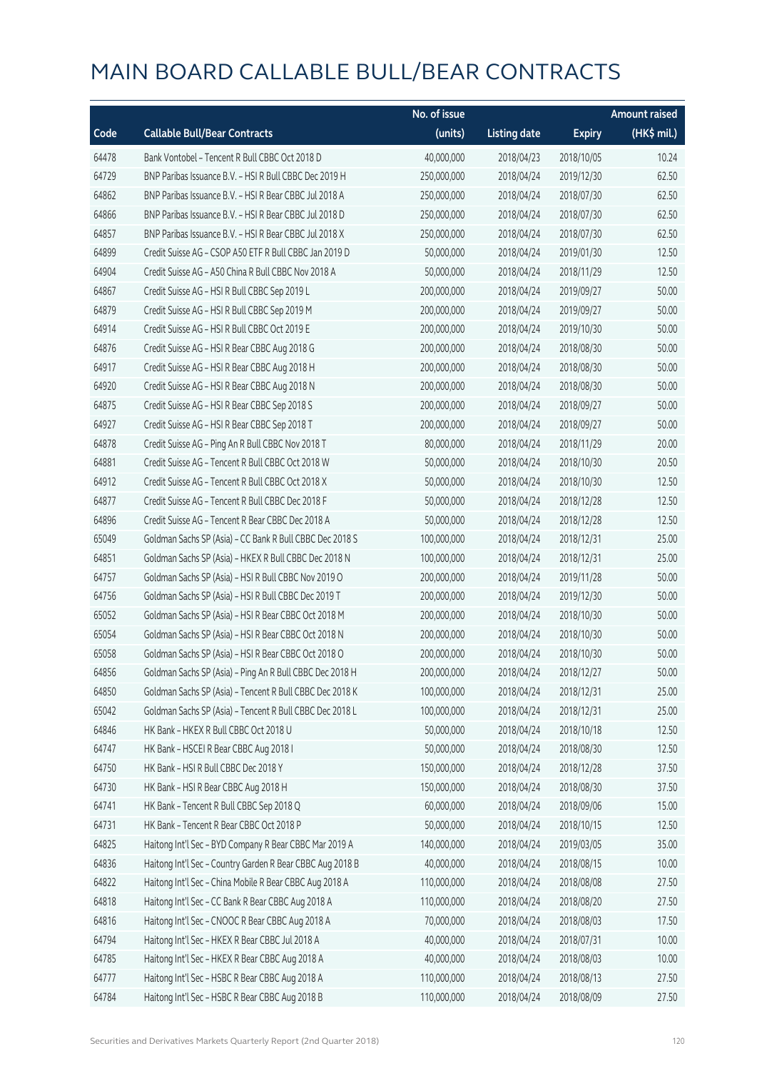# MAIN BOARD CALLABLE BULL/BEAR CONTRACTS

| Code | Callable Bull/Bear Contracts | No. of issue (units) | Listing date | Expiry | Amount raised (HK$ mil.) |
|---|---|---|---|---|---|
| 64478 | Bank Vontobel – Tencent R Bull CBBC Oct 2018 D | 40,000,000 | 2018/04/23 | 2018/10/05 | 10.24 |
| 64729 | BNP Paribas Issuance B.V. – HSI R Bull CBBC Dec 2019 H | 250,000,000 | 2018/04/24 | 2019/12/30 | 62.50 |
| 64862 | BNP Paribas Issuance B.V. – HSI R Bear CBBC Jul 2018 A | 250,000,000 | 2018/04/24 | 2018/07/30 | 62.50 |
| 64866 | BNP Paribas Issuance B.V. – HSI R Bear CBBC Jul 2018 D | 250,000,000 | 2018/04/24 | 2018/07/30 | 62.50 |
| 64857 | BNP Paribas Issuance B.V. – HSI R Bear CBBC Jul 2018 X | 250,000,000 | 2018/04/24 | 2018/07/30 | 62.50 |
| 64899 | Credit Suisse AG – CSOP A50 ETF R Bull CBBC Jan 2019 D | 50,000,000 | 2018/04/24 | 2019/01/30 | 12.50 |
| 64904 | Credit Suisse AG – A50 China R Bull CBBC Nov 2018 A | 50,000,000 | 2018/04/24 | 2018/11/29 | 12.50 |
| 64867 | Credit Suisse AG – HSI R Bull CBBC Sep 2019 L | 200,000,000 | 2018/04/24 | 2019/09/27 | 50.00 |
| 64879 | Credit Suisse AG – HSI R Bull CBBC Sep 2019 M | 200,000,000 | 2018/04/24 | 2019/09/27 | 50.00 |
| 64914 | Credit Suisse AG – HSI R Bull CBBC Oct 2019 E | 200,000,000 | 2018/04/24 | 2019/10/30 | 50.00 |
| 64876 | Credit Suisse AG – HSI R Bear CBBC Aug 2018 G | 200,000,000 | 2018/04/24 | 2018/08/30 | 50.00 |
| 64917 | Credit Suisse AG – HSI R Bear CBBC Aug 2018 H | 200,000,000 | 2018/04/24 | 2018/08/30 | 50.00 |
| 64920 | Credit Suisse AG – HSI R Bear CBBC Aug 2018 N | 200,000,000 | 2018/04/24 | 2018/08/30 | 50.00 |
| 64875 | Credit Suisse AG – HSI R Bear CBBC Sep 2018 S | 200,000,000 | 2018/04/24 | 2018/09/27 | 50.00 |
| 64927 | Credit Suisse AG – HSI R Bear CBBC Sep 2018 T | 200,000,000 | 2018/04/24 | 2018/09/27 | 50.00 |
| 64878 | Credit Suisse AG – Ping An R Bull CBBC Nov 2018 T | 80,000,000 | 2018/04/24 | 2018/11/29 | 20.00 |
| 64881 | Credit Suisse AG – Tencent R Bull CBBC Oct 2018 W | 50,000,000 | 2018/04/24 | 2018/10/30 | 20.50 |
| 64912 | Credit Suisse AG – Tencent R Bull CBBC Oct 2018 X | 50,000,000 | 2018/04/24 | 2018/10/30 | 12.50 |
| 64877 | Credit Suisse AG – Tencent R Bull CBBC Dec 2018 F | 50,000,000 | 2018/04/24 | 2018/12/28 | 12.50 |
| 64896 | Credit Suisse AG – Tencent R Bear CBBC Dec 2018 A | 50,000,000 | 2018/04/24 | 2018/12/28 | 12.50 |
| 65049 | Goldman Sachs SP (Asia) – CC Bank R Bull CBBC Dec 2018 S | 100,000,000 | 2018/04/24 | 2018/12/31 | 25.00 |
| 64851 | Goldman Sachs SP (Asia) – HKEX R Bull CBBC Dec 2018 N | 100,000,000 | 2018/04/24 | 2018/12/31 | 25.00 |
| 64757 | Goldman Sachs SP (Asia) – HSI R Bull CBBC Nov 2019 O | 200,000,000 | 2018/04/24 | 2019/11/28 | 50.00 |
| 64756 | Goldman Sachs SP (Asia) – HSI R Bull CBBC Dec 2019 T | 200,000,000 | 2018/04/24 | 2019/12/30 | 50.00 |
| 65052 | Goldman Sachs SP (Asia) – HSI R Bear CBBC Oct 2018 M | 200,000,000 | 2018/04/24 | 2018/10/30 | 50.00 |
| 65054 | Goldman Sachs SP (Asia) – HSI R Bear CBBC Oct 2018 N | 200,000,000 | 2018/04/24 | 2018/10/30 | 50.00 |
| 65058 | Goldman Sachs SP (Asia) – HSI R Bear CBBC Oct 2018 O | 200,000,000 | 2018/04/24 | 2018/10/30 | 50.00 |
| 64856 | Goldman Sachs SP (Asia) – Ping An R Bull CBBC Dec 2018 H | 200,000,000 | 2018/04/24 | 2018/12/27 | 50.00 |
| 64850 | Goldman Sachs SP (Asia) – Tencent R Bull CBBC Dec 2018 K | 100,000,000 | 2018/04/24 | 2018/12/31 | 25.00 |
| 65042 | Goldman Sachs SP (Asia) – Tencent R Bull CBBC Dec 2018 L | 100,000,000 | 2018/04/24 | 2018/12/31 | 25.00 |
| 64846 | HK Bank – HKEX R Bull CBBC Oct 2018 U | 50,000,000 | 2018/04/24 | 2018/10/18 | 12.50 |
| 64747 | HK Bank – HSCEI R Bear CBBC Aug 2018 I | 50,000,000 | 2018/04/24 | 2018/08/30 | 12.50 |
| 64750 | HK Bank – HSI R Bull CBBC Dec 2018 Y | 150,000,000 | 2018/04/24 | 2018/12/28 | 37.50 |
| 64730 | HK Bank – HSI R Bear CBBC Aug 2018 H | 150,000,000 | 2018/04/24 | 2018/08/30 | 37.50 |
| 64741 | HK Bank – Tencent R Bull CBBC Sep 2018 Q | 60,000,000 | 2018/04/24 | 2018/09/06 | 15.00 |
| 64731 | HK Bank – Tencent R Bear CBBC Oct 2018 P | 50,000,000 | 2018/04/24 | 2018/10/15 | 12.50 |
| 64825 | Haitong Int'l Sec – BYD Company R Bear CBBC Mar 2019 A | 140,000,000 | 2018/04/24 | 2019/03/05 | 35.00 |
| 64836 | Haitong Int'l Sec – Country Garden R Bear CBBC Aug 2018 B | 40,000,000 | 2018/04/24 | 2018/08/15 | 10.00 |
| 64822 | Haitong Int'l Sec – China Mobile R Bear CBBC Aug 2018 A | 110,000,000 | 2018/04/24 | 2018/08/08 | 27.50 |
| 64818 | Haitong Int'l Sec – CC Bank R Bear CBBC Aug 2018 A | 110,000,000 | 2018/04/24 | 2018/08/20 | 27.50 |
| 64816 | Haitong Int'l Sec – CNOOC R Bear CBBC Aug 2018 A | 70,000,000 | 2018/04/24 | 2018/08/03 | 17.50 |
| 64794 | Haitong Int'l Sec – HKEX R Bear CBBC Jul 2018 A | 40,000,000 | 2018/04/24 | 2018/07/31 | 10.00 |
| 64785 | Haitong Int'l Sec – HKEX R Bear CBBC Aug 2018 A | 40,000,000 | 2018/04/24 | 2018/08/03 | 10.00 |
| 64777 | Haitong Int'l Sec – HSBC R Bear CBBC Aug 2018 A | 110,000,000 | 2018/04/24 | 2018/08/13 | 27.50 |
| 64784 | Haitong Int'l Sec – HSBC R Bear CBBC Aug 2018 B | 110,000,000 | 2018/04/24 | 2018/08/09 | 27.50 |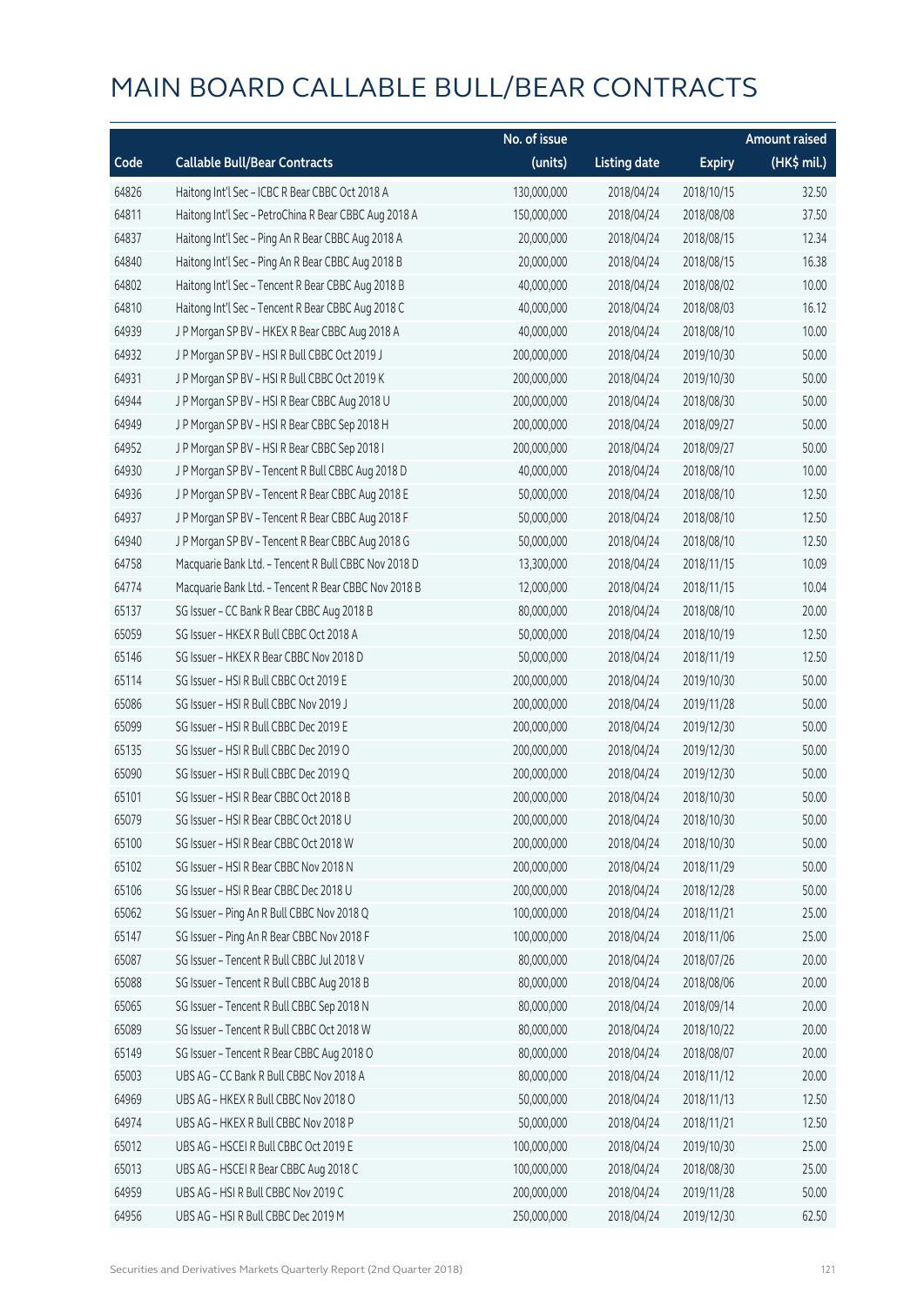# MAIN BOARD CALLABLE BULL/BEAR CONTRACTS

| Code | Callable Bull/Bear Contracts | No. of issue (units) | Listing date | Expiry | Amount raised (HK$ mil.) |
|---|---|---|---|---|---|
| 64826 | Haitong Int'l Sec – ICBC R Bear CBBC Oct 2018 A | 130,000,000 | 2018/04/24 | 2018/10/15 | 32.50 |
| 64811 | Haitong Int'l Sec – PetroChina R Bear CBBC Aug 2018 A | 150,000,000 | 2018/04/24 | 2018/08/08 | 37.50 |
| 64837 | Haitong Int'l Sec – Ping An R Bear CBBC Aug 2018 A | 20,000,000 | 2018/04/24 | 2018/08/15 | 12.34 |
| 64840 | Haitong Int'l Sec – Ping An R Bear CBBC Aug 2018 B | 20,000,000 | 2018/04/24 | 2018/08/15 | 16.38 |
| 64802 | Haitong Int'l Sec – Tencent R Bear CBBC Aug 2018 B | 40,000,000 | 2018/04/24 | 2018/08/02 | 10.00 |
| 64810 | Haitong Int'l Sec – Tencent R Bear CBBC Aug 2018 C | 40,000,000 | 2018/04/24 | 2018/08/03 | 16.12 |
| 64939 | J P Morgan SP BV – HKEX R Bear CBBC Aug 2018 A | 40,000,000 | 2018/04/24 | 2018/08/10 | 10.00 |
| 64932 | J P Morgan SP BV – HSI R Bull CBBC Oct 2019 J | 200,000,000 | 2018/04/24 | 2019/10/30 | 50.00 |
| 64931 | J P Morgan SP BV – HSI R Bull CBBC Oct 2019 K | 200,000,000 | 2018/04/24 | 2019/10/30 | 50.00 |
| 64944 | J P Morgan SP BV – HSI R Bear CBBC Aug 2018 U | 200,000,000 | 2018/04/24 | 2018/08/30 | 50.00 |
| 64949 | J P Morgan SP BV – HSI R Bear CBBC Sep 2018 H | 200,000,000 | 2018/04/24 | 2018/09/27 | 50.00 |
| 64952 | J P Morgan SP BV – HSI R Bear CBBC Sep 2018 I | 200,000,000 | 2018/04/24 | 2018/09/27 | 50.00 |
| 64930 | J P Morgan SP BV – Tencent R Bull CBBC Aug 2018 D | 40,000,000 | 2018/04/24 | 2018/08/10 | 10.00 |
| 64936 | J P Morgan SP BV – Tencent R Bear CBBC Aug 2018 E | 50,000,000 | 2018/04/24 | 2018/08/10 | 12.50 |
| 64937 | J P Morgan SP BV – Tencent R Bear CBBC Aug 2018 F | 50,000,000 | 2018/04/24 | 2018/08/10 | 12.50 |
| 64940 | J P Morgan SP BV – Tencent R Bear CBBC Aug 2018 G | 50,000,000 | 2018/04/24 | 2018/08/10 | 12.50 |
| 64758 | Macquarie Bank Ltd. – Tencent R Bull CBBC Nov 2018 D | 13,300,000 | 2018/04/24 | 2018/11/15 | 10.09 |
| 64774 | Macquarie Bank Ltd. – Tencent R Bear CBBC Nov 2018 B | 12,000,000 | 2018/04/24 | 2018/11/15 | 10.04 |
| 65137 | SG Issuer – CC Bank R Bear CBBC Aug 2018 B | 80,000,000 | 2018/04/24 | 2018/08/10 | 20.00 |
| 65059 | SG Issuer – HKEX R Bull CBBC Oct 2018 A | 50,000,000 | 2018/04/24 | 2018/10/19 | 12.50 |
| 65146 | SG Issuer – HKEX R Bear CBBC Nov 2018 D | 50,000,000 | 2018/04/24 | 2018/11/19 | 12.50 |
| 65114 | SG Issuer – HSI R Bull CBBC Oct 2019 E | 200,000,000 | 2018/04/24 | 2019/10/30 | 50.00 |
| 65086 | SG Issuer – HSI R Bull CBBC Nov 2019 J | 200,000,000 | 2018/04/24 | 2019/11/28 | 50.00 |
| 65099 | SG Issuer – HSI R Bull CBBC Dec 2019 E | 200,000,000 | 2018/04/24 | 2019/12/30 | 50.00 |
| 65135 | SG Issuer – HSI R Bull CBBC Dec 2019 O | 200,000,000 | 2018/04/24 | 2019/12/30 | 50.00 |
| 65090 | SG Issuer – HSI R Bull CBBC Dec 2019 Q | 200,000,000 | 2018/04/24 | 2019/12/30 | 50.00 |
| 65101 | SG Issuer – HSI R Bear CBBC Oct 2018 B | 200,000,000 | 2018/04/24 | 2018/10/30 | 50.00 |
| 65079 | SG Issuer – HSI R Bear CBBC Oct 2018 U | 200,000,000 | 2018/04/24 | 2018/10/30 | 50.00 |
| 65100 | SG Issuer – HSI R Bear CBBC Oct 2018 W | 200,000,000 | 2018/04/24 | 2018/10/30 | 50.00 |
| 65102 | SG Issuer – HSI R Bear CBBC Nov 2018 N | 200,000,000 | 2018/04/24 | 2018/11/29 | 50.00 |
| 65106 | SG Issuer – HSI R Bear CBBC Dec 2018 U | 200,000,000 | 2018/04/24 | 2018/12/28 | 50.00 |
| 65062 | SG Issuer – Ping An R Bull CBBC Nov 2018 Q | 100,000,000 | 2018/04/24 | 2018/11/21 | 25.00 |
| 65147 | SG Issuer – Ping An R Bear CBBC Nov 2018 F | 100,000,000 | 2018/04/24 | 2018/11/06 | 25.00 |
| 65087 | SG Issuer – Tencent R Bull CBBC Jul 2018 V | 80,000,000 | 2018/04/24 | 2018/07/26 | 20.00 |
| 65088 | SG Issuer – Tencent R Bull CBBC Aug 2018 B | 80,000,000 | 2018/04/24 | 2018/08/06 | 20.00 |
| 65065 | SG Issuer – Tencent R Bull CBBC Sep 2018 N | 80,000,000 | 2018/04/24 | 2018/09/14 | 20.00 |
| 65089 | SG Issuer – Tencent R Bull CBBC Oct 2018 W | 80,000,000 | 2018/04/24 | 2018/10/22 | 20.00 |
| 65149 | SG Issuer – Tencent R Bear CBBC Aug 2018 O | 80,000,000 | 2018/04/24 | 2018/08/07 | 20.00 |
| 65003 | UBS AG – CC Bank R Bull CBBC Nov 2018 A | 80,000,000 | 2018/04/24 | 2018/11/12 | 20.00 |
| 64969 | UBS AG – HKEX R Bull CBBC Nov 2018 O | 50,000,000 | 2018/04/24 | 2018/11/13 | 12.50 |
| 64974 | UBS AG – HKEX R Bull CBBC Nov 2018 P | 50,000,000 | 2018/04/24 | 2018/11/21 | 12.50 |
| 65012 | UBS AG – HSCEI R Bull CBBC Oct 2019 E | 100,000,000 | 2018/04/24 | 2019/10/30 | 25.00 |
| 65013 | UBS AG – HSCEI R Bear CBBC Aug 2018 C | 100,000,000 | 2018/04/24 | 2018/08/30 | 25.00 |
| 64959 | UBS AG – HSI R Bull CBBC Nov 2019 C | 200,000,000 | 2018/04/24 | 2019/11/28 | 50.00 |
| 64956 | UBS AG – HSI R Bull CBBC Dec 2019 M | 250,000,000 | 2018/04/24 | 2019/12/30 | 62.50 |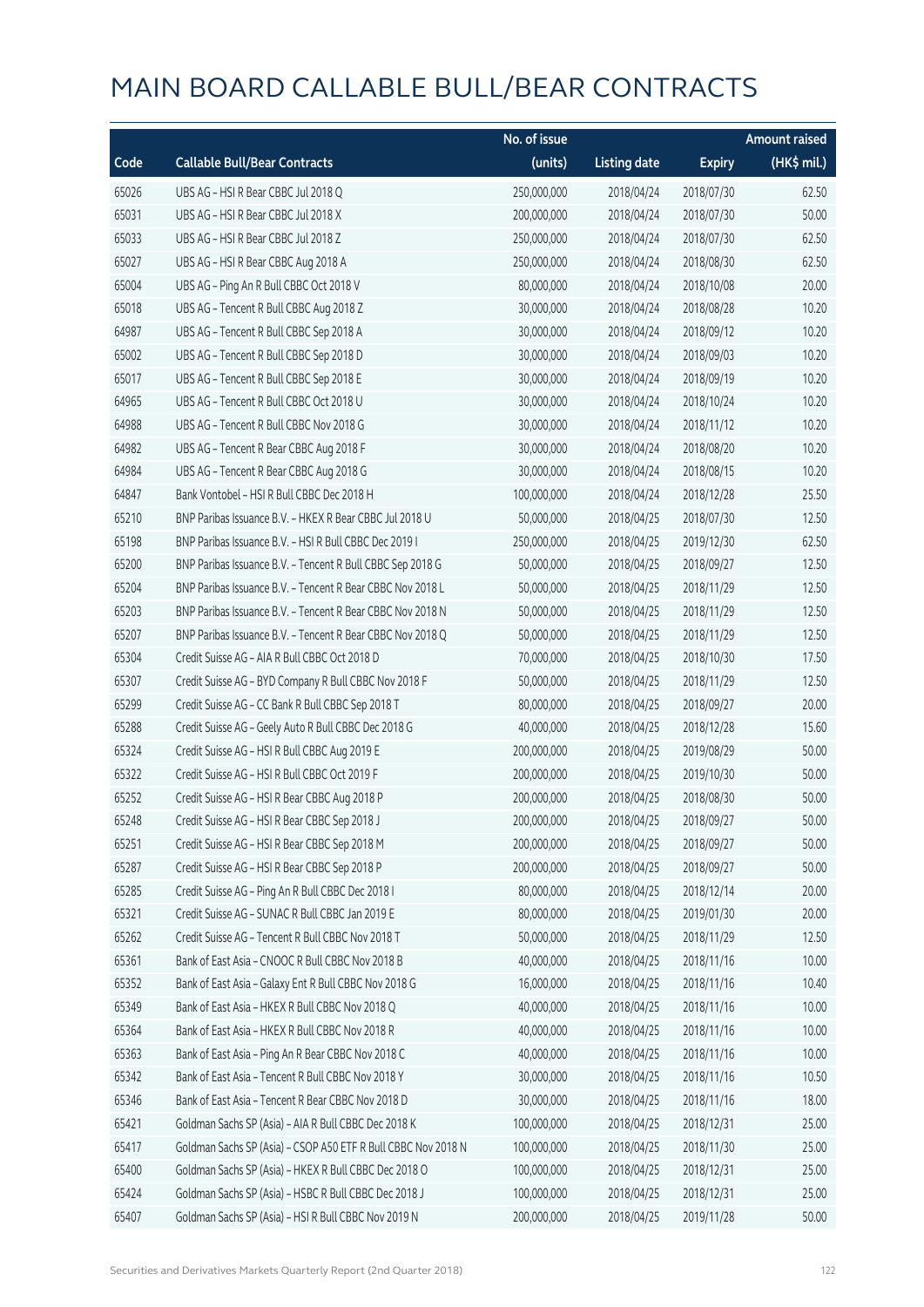# MAIN BOARD CALLABLE BULL/BEAR CONTRACTS

| Code | Callable Bull/Bear Contracts | No. of issue (units) | Listing date | Expiry | Amount raised (HK$ mil.) |
|---|---|---|---|---|---|
| 65026 | UBS AG - HSI R Bear CBBC Jul 2018 Q | 250,000,000 | 2018/04/24 | 2018/07/30 | 62.50 |
| 65031 | UBS AG - HSI R Bear CBBC Jul 2018 X | 200,000,000 | 2018/04/24 | 2018/07/30 | 50.00 |
| 65033 | UBS AG - HSI R Bear CBBC Jul 2018 Z | 250,000,000 | 2018/04/24 | 2018/07/30 | 62.50 |
| 65027 | UBS AG - HSI R Bear CBBC Aug 2018 A | 250,000,000 | 2018/04/24 | 2018/08/30 | 62.50 |
| 65004 | UBS AG - Ping An R Bull CBBC Oct 2018 V | 80,000,000 | 2018/04/24 | 2018/10/08 | 20.00 |
| 65018 | UBS AG - Tencent R Bull CBBC Aug 2018 Z | 30,000,000 | 2018/04/24 | 2018/08/28 | 10.20 |
| 64987 | UBS AG - Tencent R Bull CBBC Sep 2018 A | 30,000,000 | 2018/04/24 | 2018/09/12 | 10.20 |
| 65002 | UBS AG - Tencent R Bull CBBC Sep 2018 D | 30,000,000 | 2018/04/24 | 2018/09/03 | 10.20 |
| 65017 | UBS AG - Tencent R Bull CBBC Sep 2018 E | 30,000,000 | 2018/04/24 | 2018/09/19 | 10.20 |
| 64965 | UBS AG - Tencent R Bull CBBC Oct 2018 U | 30,000,000 | 2018/04/24 | 2018/10/24 | 10.20 |
| 64988 | UBS AG - Tencent R Bull CBBC Nov 2018 G | 30,000,000 | 2018/04/24 | 2018/11/12 | 10.20 |
| 64982 | UBS AG - Tencent R Bear CBBC Aug 2018 F | 30,000,000 | 2018/04/24 | 2018/08/20 | 10.20 |
| 64984 | UBS AG - Tencent R Bear CBBC Aug 2018 G | 30,000,000 | 2018/04/24 | 2018/08/15 | 10.20 |
| 64847 | Bank Vontobel - HSI R Bull CBBC Dec 2018 H | 100,000,000 | 2018/04/24 | 2018/12/28 | 25.50 |
| 65210 | BNP Paribas Issuance B.V. - HKEX R Bear CBBC Jul 2018 U | 50,000,000 | 2018/04/25 | 2018/07/30 | 12.50 |
| 65198 | BNP Paribas Issuance B.V. - HSI R Bull CBBC Dec 2019 I | 250,000,000 | 2018/04/25 | 2019/12/30 | 62.50 |
| 65200 | BNP Paribas Issuance B.V. - Tencent R Bull CBBC Sep 2018 G | 50,000,000 | 2018/04/25 | 2018/09/27 | 12.50 |
| 65204 | BNP Paribas Issuance B.V. - Tencent R Bear CBBC Nov 2018 L | 50,000,000 | 2018/04/25 | 2018/11/29 | 12.50 |
| 65203 | BNP Paribas Issuance B.V. - Tencent R Bear CBBC Nov 2018 N | 50,000,000 | 2018/04/25 | 2018/11/29 | 12.50 |
| 65207 | BNP Paribas Issuance B.V. - Tencent R Bear CBBC Nov 2018 Q | 50,000,000 | 2018/04/25 | 2018/11/29 | 12.50 |
| 65304 | Credit Suisse AG - AIA R Bull CBBC Oct 2018 D | 70,000,000 | 2018/04/25 | 2018/10/30 | 17.50 |
| 65307 | Credit Suisse AG - BYD Company R Bull CBBC Nov 2018 F | 50,000,000 | 2018/04/25 | 2018/11/29 | 12.50 |
| 65299 | Credit Suisse AG - CC Bank R Bull CBBC Sep 2018 T | 80,000,000 | 2018/04/25 | 2018/09/27 | 20.00 |
| 65288 | Credit Suisse AG - Geely Auto R Bull CBBC Dec 2018 G | 40,000,000 | 2018/04/25 | 2018/12/28 | 15.60 |
| 65324 | Credit Suisse AG - HSI R Bull CBBC Aug 2019 E | 200,000,000 | 2018/04/25 | 2019/08/29 | 50.00 |
| 65322 | Credit Suisse AG - HSI R Bull CBBC Oct 2019 F | 200,000,000 | 2018/04/25 | 2019/10/30 | 50.00 |
| 65252 | Credit Suisse AG - HSI R Bear CBBC Aug 2018 P | 200,000,000 | 2018/04/25 | 2018/08/30 | 50.00 |
| 65248 | Credit Suisse AG - HSI R Bear CBBC Sep 2018 J | 200,000,000 | 2018/04/25 | 2018/09/27 | 50.00 |
| 65251 | Credit Suisse AG - HSI R Bear CBBC Sep 2018 M | 200,000,000 | 2018/04/25 | 2018/09/27 | 50.00 |
| 65287 | Credit Suisse AG - HSI R Bear CBBC Sep 2018 P | 200,000,000 | 2018/04/25 | 2018/09/27 | 50.00 |
| 65285 | Credit Suisse AG - Ping An R Bull CBBC Dec 2018 I | 80,000,000 | 2018/04/25 | 2018/12/14 | 20.00 |
| 65321 | Credit Suisse AG - SUNAC R Bull CBBC Jan 2019 E | 80,000,000 | 2018/04/25 | 2019/01/30 | 20.00 |
| 65262 | Credit Suisse AG - Tencent R Bull CBBC Nov 2018 T | 50,000,000 | 2018/04/25 | 2018/11/29 | 12.50 |
| 65361 | Bank of East Asia - CNOOC R Bull CBBC Nov 2018 B | 40,000,000 | 2018/04/25 | 2018/11/16 | 10.00 |
| 65352 | Bank of East Asia - Galaxy Ent R Bull CBBC Nov 2018 G | 16,000,000 | 2018/04/25 | 2018/11/16 | 10.40 |
| 65349 | Bank of East Asia - HKEX R Bull CBBC Nov 2018 Q | 40,000,000 | 2018/04/25 | 2018/11/16 | 10.00 |
| 65364 | Bank of East Asia - HKEX R Bull CBBC Nov 2018 R | 40,000,000 | 2018/04/25 | 2018/11/16 | 10.00 |
| 65363 | Bank of East Asia - Ping An R Bear CBBC Nov 2018 C | 40,000,000 | 2018/04/25 | 2018/11/16 | 10.00 |
| 65342 | Bank of East Asia - Tencent R Bull CBBC Nov 2018 Y | 30,000,000 | 2018/04/25 | 2018/11/16 | 10.50 |
| 65346 | Bank of East Asia - Tencent R Bear CBBC Nov 2018 D | 30,000,000 | 2018/04/25 | 2018/11/16 | 18.00 |
| 65421 | Goldman Sachs SP (Asia) - AIA R Bull CBBC Dec 2018 K | 100,000,000 | 2018/04/25 | 2018/12/31 | 25.00 |
| 65417 | Goldman Sachs SP (Asia) - CSOP A50 ETF R Bull CBBC Nov 2018 N | 100,000,000 | 2018/04/25 | 2018/11/30 | 25.00 |
| 65400 | Goldman Sachs SP (Asia) - HKEX R Bull CBBC Dec 2018 O | 100,000,000 | 2018/04/25 | 2018/12/31 | 25.00 |
| 65424 | Goldman Sachs SP (Asia) - HSBC R Bull CBBC Dec 2018 J | 100,000,000 | 2018/04/25 | 2018/12/31 | 25.00 |
| 65407 | Goldman Sachs SP (Asia) - HSI R Bull CBBC Nov 2019 N | 200,000,000 | 2018/04/25 | 2019/11/28 | 50.00 |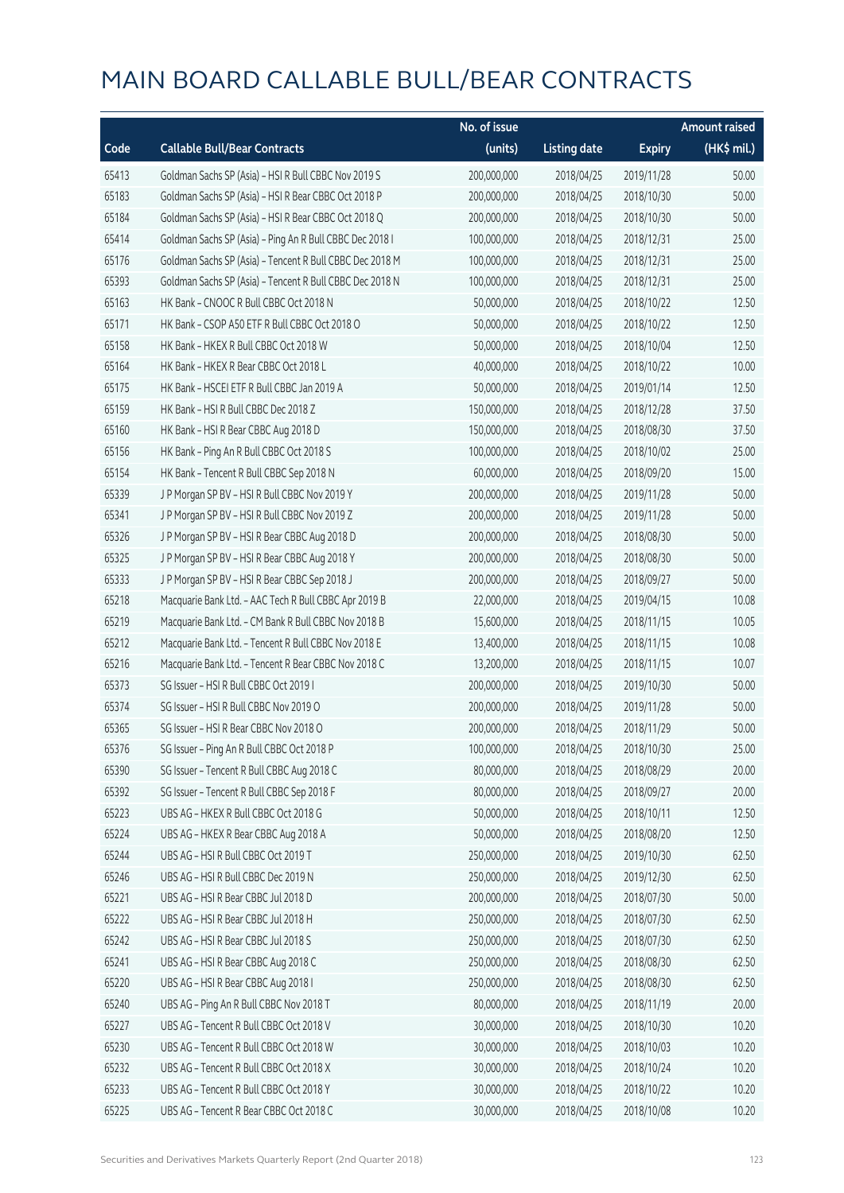# MAIN BOARD CALLABLE BULL/BEAR CONTRACTS

| Code | Callable Bull/Bear Contracts | No. of issue (units) | Listing date | Expiry | Amount raised (HK$ mil.) |
|---|---|---|---|---|---|
| 65413 | Goldman Sachs SP (Asia) – HSI R Bull CBBC Nov 2019 S | 200,000,000 | 2018/04/25 | 2019/11/28 | 50.00 |
| 65183 | Goldman Sachs SP (Asia) – HSI R Bear CBBC Oct 2018 P | 200,000,000 | 2018/04/25 | 2018/10/30 | 50.00 |
| 65184 | Goldman Sachs SP (Asia) – HSI R Bear CBBC Oct 2018 Q | 200,000,000 | 2018/04/25 | 2018/10/30 | 50.00 |
| 65414 | Goldman Sachs SP (Asia) – Ping An R Bull CBBC Dec 2018 I | 100,000,000 | 2018/04/25 | 2018/12/31 | 25.00 |
| 65176 | Goldman Sachs SP (Asia) – Tencent R Bull CBBC Dec 2018 M | 100,000,000 | 2018/04/25 | 2018/12/31 | 25.00 |
| 65393 | Goldman Sachs SP (Asia) – Tencent R Bull CBBC Dec 2018 N | 100,000,000 | 2018/04/25 | 2018/12/31 | 25.00 |
| 65163 | HK Bank – CNOOC R Bull CBBC Oct 2018 N | 50,000,000 | 2018/04/25 | 2018/10/22 | 12.50 |
| 65171 | HK Bank – CSOP A50 ETF R Bull CBBC Oct 2018 O | 50,000,000 | 2018/04/25 | 2018/10/22 | 12.50 |
| 65158 | HK Bank – HKEX R Bull CBBC Oct 2018 W | 50,000,000 | 2018/04/25 | 2018/10/04 | 12.50 |
| 65164 | HK Bank – HKEX R Bear CBBC Oct 2018 L | 40,000,000 | 2018/04/25 | 2018/10/22 | 10.00 |
| 65175 | HK Bank – HSCEI ETF R Bull CBBC Jan 2019 A | 50,000,000 | 2018/04/25 | 2019/01/14 | 12.50 |
| 65159 | HK Bank – HSI R Bull CBBC Dec 2018 Z | 150,000,000 | 2018/04/25 | 2018/12/28 | 37.50 |
| 65160 | HK Bank – HSI R Bear CBBC Aug 2018 D | 150,000,000 | 2018/04/25 | 2018/08/30 | 37.50 |
| 65156 | HK Bank – Ping An R Bull CBBC Oct 2018 S | 100,000,000 | 2018/04/25 | 2018/10/02 | 25.00 |
| 65154 | HK Bank – Tencent R Bull CBBC Sep 2018 N | 60,000,000 | 2018/04/25 | 2018/09/20 | 15.00 |
| 65339 | J P Morgan SP BV – HSI R Bull CBBC Nov 2019 Y | 200,000,000 | 2018/04/25 | 2019/11/28 | 50.00 |
| 65341 | J P Morgan SP BV – HSI R Bull CBBC Nov 2019 Z | 200,000,000 | 2018/04/25 | 2019/11/28 | 50.00 |
| 65326 | J P Morgan SP BV – HSI R Bear CBBC Aug 2018 D | 200,000,000 | 2018/04/25 | 2018/08/30 | 50.00 |
| 65325 | J P Morgan SP BV – HSI R Bear CBBC Aug 2018 Y | 200,000,000 | 2018/04/25 | 2018/08/30 | 50.00 |
| 65333 | J P Morgan SP BV – HSI R Bear CBBC Sep 2018 J | 200,000,000 | 2018/04/25 | 2018/09/27 | 50.00 |
| 65218 | Macquarie Bank Ltd. – AAC Tech R Bull CBBC Apr 2019 B | 22,000,000 | 2018/04/25 | 2019/04/15 | 10.08 |
| 65219 | Macquarie Bank Ltd. – CM Bank R Bull CBBC Nov 2018 B | 15,600,000 | 2018/04/25 | 2018/11/15 | 10.05 |
| 65212 | Macquarie Bank Ltd. – Tencent R Bull CBBC Nov 2018 E | 13,400,000 | 2018/04/25 | 2018/11/15 | 10.08 |
| 65216 | Macquarie Bank Ltd. – Tencent R Bear CBBC Nov 2018 C | 13,200,000 | 2018/04/25 | 2018/11/15 | 10.07 |
| 65373 | SG Issuer – HSI R Bull CBBC Oct 2019 I | 200,000,000 | 2018/04/25 | 2019/10/30 | 50.00 |
| 65374 | SG Issuer – HSI R Bull CBBC Nov 2019 O | 200,000,000 | 2018/04/25 | 2019/11/28 | 50.00 |
| 65365 | SG Issuer – HSI R Bear CBBC Nov 2018 O | 200,000,000 | 2018/04/25 | 2018/11/29 | 50.00 |
| 65376 | SG Issuer – Ping An R Bull CBBC Oct 2018 P | 100,000,000 | 2018/04/25 | 2018/10/30 | 25.00 |
| 65390 | SG Issuer – Tencent R Bull CBBC Aug 2018 C | 80,000,000 | 2018/04/25 | 2018/08/29 | 20.00 |
| 65392 | SG Issuer – Tencent R Bull CBBC Sep 2018 F | 80,000,000 | 2018/04/25 | 2018/09/27 | 20.00 |
| 65223 | UBS AG – HKEX R Bull CBBC Oct 2018 G | 50,000,000 | 2018/04/25 | 2018/10/11 | 12.50 |
| 65224 | UBS AG – HKEX R Bear CBBC Aug 2018 A | 50,000,000 | 2018/04/25 | 2018/08/20 | 12.50 |
| 65244 | UBS AG – HSI R Bull CBBC Oct 2019 T | 250,000,000 | 2018/04/25 | 2019/10/30 | 62.50 |
| 65246 | UBS AG – HSI R Bull CBBC Dec 2019 N | 250,000,000 | 2018/04/25 | 2019/12/30 | 62.50 |
| 65221 | UBS AG – HSI R Bear CBBC Jul 2018 D | 200,000,000 | 2018/04/25 | 2018/07/30 | 50.00 |
| 65222 | UBS AG – HSI R Bear CBBC Jul 2018 H | 250,000,000 | 2018/04/25 | 2018/07/30 | 62.50 |
| 65242 | UBS AG – HSI R Bear CBBC Jul 2018 S | 250,000,000 | 2018/04/25 | 2018/07/30 | 62.50 |
| 65241 | UBS AG – HSI R Bear CBBC Aug 2018 C | 250,000,000 | 2018/04/25 | 2018/08/30 | 62.50 |
| 65220 | UBS AG – HSI R Bear CBBC Aug 2018 I | 250,000,000 | 2018/04/25 | 2018/08/30 | 62.50 |
| 65240 | UBS AG – Ping An R Bull CBBC Nov 2018 T | 80,000,000 | 2018/04/25 | 2018/11/19 | 20.00 |
| 65227 | UBS AG – Tencent R Bull CBBC Oct 2018 V | 30,000,000 | 2018/04/25 | 2018/10/30 | 10.20 |
| 65230 | UBS AG – Tencent R Bull CBBC Oct 2018 W | 30,000,000 | 2018/04/25 | 2018/10/03 | 10.20 |
| 65232 | UBS AG – Tencent R Bull CBBC Oct 2018 X | 30,000,000 | 2018/04/25 | 2018/10/24 | 10.20 |
| 65233 | UBS AG – Tencent R Bull CBBC Oct 2018 Y | 30,000,000 | 2018/04/25 | 2018/10/22 | 10.20 |
| 65225 | UBS AG – Tencent R Bear CBBC Oct 2018 C | 30,000,000 | 2018/04/25 | 2018/10/08 | 10.20 |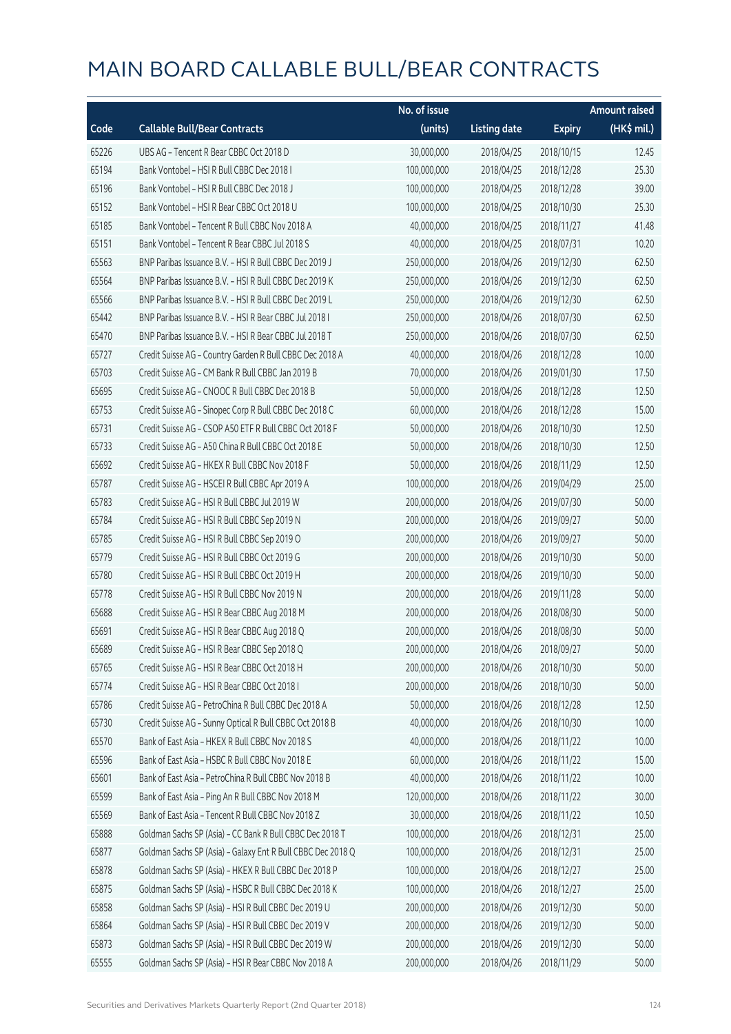# MAIN BOARD CALLABLE BULL/BEAR CONTRACTS

| Code | Callable Bull/Bear Contracts | No. of issue (units) | Listing date | Expiry | Amount raised (HK$ mil.) |
|---|---|---|---|---|---|
| 65226 | UBS AG – Tencent R Bear CBBC Oct 2018 D | 30,000,000 | 2018/04/25 | 2018/10/15 | 12.45 |
| 65194 | Bank Vontobel – HSI R Bull CBBC Dec 2018 I | 100,000,000 | 2018/04/25 | 2018/12/28 | 25.30 |
| 65196 | Bank Vontobel – HSI R Bull CBBC Dec 2018 J | 100,000,000 | 2018/04/25 | 2018/12/28 | 39.00 |
| 65152 | Bank Vontobel – HSI R Bear CBBC Oct 2018 U | 100,000,000 | 2018/04/25 | 2018/10/30 | 25.30 |
| 65185 | Bank Vontobel – Tencent R Bull CBBC Nov 2018 A | 40,000,000 | 2018/04/25 | 2018/11/27 | 41.48 |
| 65151 | Bank Vontobel – Tencent R Bear CBBC Jul 2018 S | 40,000,000 | 2018/04/25 | 2018/07/31 | 10.20 |
| 65563 | BNP Paribas Issuance B.V. – HSI R Bull CBBC Dec 2019 J | 250,000,000 | 2018/04/26 | 2019/12/30 | 62.50 |
| 65564 | BNP Paribas Issuance B.V. – HSI R Bull CBBC Dec 2019 K | 250,000,000 | 2018/04/26 | 2019/12/30 | 62.50 |
| 65566 | BNP Paribas Issuance B.V. – HSI R Bull CBBC Dec 2019 L | 250,000,000 | 2018/04/26 | 2019/12/30 | 62.50 |
| 65442 | BNP Paribas Issuance B.V. – HSI R Bear CBBC Jul 2018 I | 250,000,000 | 2018/04/26 | 2018/07/30 | 62.50 |
| 65470 | BNP Paribas Issuance B.V. – HSI R Bear CBBC Jul 2018 T | 250,000,000 | 2018/04/26 | 2018/07/30 | 62.50 |
| 65727 | Credit Suisse AG – Country Garden R Bull CBBC Dec 2018 A | 40,000,000 | 2018/04/26 | 2018/12/28 | 10.00 |
| 65703 | Credit Suisse AG – CM Bank R Bull CBBC Jan 2019 B | 70,000,000 | 2018/04/26 | 2019/01/30 | 17.50 |
| 65695 | Credit Suisse AG – CNOOC R Bull CBBC Dec 2018 B | 50,000,000 | 2018/04/26 | 2018/12/28 | 12.50 |
| 65753 | Credit Suisse AG – Sinopec Corp R Bull CBBC Dec 2018 C | 60,000,000 | 2018/04/26 | 2018/12/28 | 15.00 |
| 65731 | Credit Suisse AG – CSOP A50 ETF R Bull CBBC Oct 2018 F | 50,000,000 | 2018/04/26 | 2018/10/30 | 12.50 |
| 65733 | Credit Suisse AG – A50 China R Bull CBBC Oct 2018 E | 50,000,000 | 2018/04/26 | 2018/10/30 | 12.50 |
| 65692 | Credit Suisse AG – HKEX R Bull CBBC Nov 2018 F | 50,000,000 | 2018/04/26 | 2018/11/29 | 12.50 |
| 65787 | Credit Suisse AG – HSCEI R Bull CBBC Apr 2019 A | 100,000,000 | 2018/04/26 | 2019/04/29 | 25.00 |
| 65783 | Credit Suisse AG – HSI R Bull CBBC Jul 2019 W | 200,000,000 | 2018/04/26 | 2019/07/30 | 50.00 |
| 65784 | Credit Suisse AG – HSI R Bull CBBC Sep 2019 N | 200,000,000 | 2018/04/26 | 2019/09/27 | 50.00 |
| 65785 | Credit Suisse AG – HSI R Bull CBBC Sep 2019 O | 200,000,000 | 2018/04/26 | 2019/09/27 | 50.00 |
| 65779 | Credit Suisse AG – HSI R Bull CBBC Oct 2019 G | 200,000,000 | 2018/04/26 | 2019/10/30 | 50.00 |
| 65780 | Credit Suisse AG – HSI R Bull CBBC Oct 2019 H | 200,000,000 | 2018/04/26 | 2019/10/30 | 50.00 |
| 65778 | Credit Suisse AG – HSI R Bull CBBC Nov 2019 N | 200,000,000 | 2018/04/26 | 2019/11/28 | 50.00 |
| 65688 | Credit Suisse AG – HSI R Bear CBBC Aug 2018 M | 200,000,000 | 2018/04/26 | 2018/08/30 | 50.00 |
| 65691 | Credit Suisse AG – HSI R Bear CBBC Aug 2018 Q | 200,000,000 | 2018/04/26 | 2018/08/30 | 50.00 |
| 65689 | Credit Suisse AG – HSI R Bear CBBC Sep 2018 Q | 200,000,000 | 2018/04/26 | 2018/09/27 | 50.00 |
| 65765 | Credit Suisse AG – HSI R Bear CBBC Oct 2018 H | 200,000,000 | 2018/04/26 | 2018/10/30 | 50.00 |
| 65774 | Credit Suisse AG – HSI R Bear CBBC Oct 2018 I | 200,000,000 | 2018/04/26 | 2018/10/30 | 50.00 |
| 65786 | Credit Suisse AG – PetroChina R Bull CBBC Dec 2018 A | 50,000,000 | 2018/04/26 | 2018/12/28 | 12.50 |
| 65730 | Credit Suisse AG – Sunny Optical R Bull CBBC Oct 2018 B | 40,000,000 | 2018/04/26 | 2018/10/30 | 10.00 |
| 65570 | Bank of East Asia – HKEX R Bull CBBC Nov 2018 S | 40,000,000 | 2018/04/26 | 2018/11/22 | 10.00 |
| 65596 | Bank of East Asia – HSBC R Bull CBBC Nov 2018 E | 60,000,000 | 2018/04/26 | 2018/11/22 | 15.00 |
| 65601 | Bank of East Asia – PetroChina R Bull CBBC Nov 2018 B | 40,000,000 | 2018/04/26 | 2018/11/22 | 10.00 |
| 65599 | Bank of East Asia – Ping An R Bull CBBC Nov 2018 M | 120,000,000 | 2018/04/26 | 2018/11/22 | 30.00 |
| 65569 | Bank of East Asia – Tencent R Bull CBBC Nov 2018 Z | 30,000,000 | 2018/04/26 | 2018/11/22 | 10.50 |
| 65888 | Goldman Sachs SP (Asia) – CC Bank R Bull CBBC Dec 2018 T | 100,000,000 | 2018/04/26 | 2018/12/31 | 25.00 |
| 65877 | Goldman Sachs SP (Asia) – Galaxy Ent R Bull CBBC Dec 2018 Q | 100,000,000 | 2018/04/26 | 2018/12/31 | 25.00 |
| 65878 | Goldman Sachs SP (Asia) – HKEX R Bull CBBC Dec 2018 P | 100,000,000 | 2018/04/26 | 2018/12/27 | 25.00 |
| 65875 | Goldman Sachs SP (Asia) – HSBC R Bull CBBC Dec 2018 K | 100,000,000 | 2018/04/26 | 2018/12/27 | 25.00 |
| 65858 | Goldman Sachs SP (Asia) – HSI R Bull CBBC Dec 2019 U | 200,000,000 | 2018/04/26 | 2019/12/30 | 50.00 |
| 65864 | Goldman Sachs SP (Asia) – HSI R Bull CBBC Dec 2019 V | 200,000,000 | 2018/04/26 | 2019/12/30 | 50.00 |
| 65873 | Goldman Sachs SP (Asia) – HSI R Bull CBBC Dec 2019 W | 200,000,000 | 2018/04/26 | 2019/12/30 | 50.00 |
| 65555 | Goldman Sachs SP (Asia) – HSI R Bear CBBC Nov 2018 A | 200,000,000 | 2018/04/26 | 2018/11/29 | 50.00 |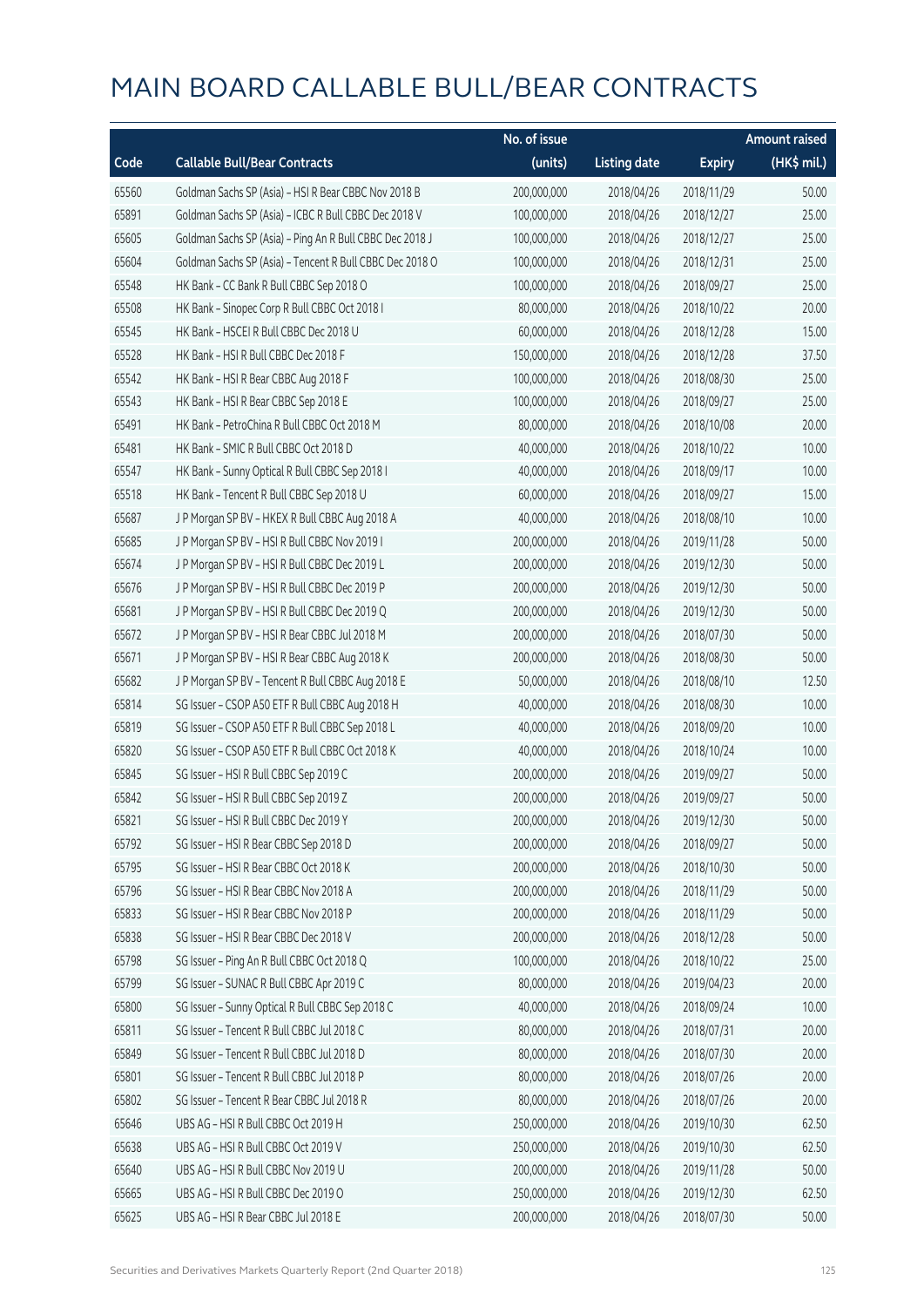# MAIN BOARD CALLABLE BULL/BEAR CONTRACTS

| Code | Callable Bull/Bear Contracts | No. of issue (units) | Listing date | Expiry | Amount raised (HK$ mil.) |
|---|---|---|---|---|---|
| 65560 | Goldman Sachs SP (Asia) – HSI R Bear CBBC Nov 2018 B | 200,000,000 | 2018/04/26 | 2018/11/29 | 50.00 |
| 65891 | Goldman Sachs SP (Asia) – ICBC R Bull CBBC Dec 2018 V | 100,000,000 | 2018/04/26 | 2018/12/27 | 25.00 |
| 65605 | Goldman Sachs SP (Asia) – Ping An R Bull CBBC Dec 2018 J | 100,000,000 | 2018/04/26 | 2018/12/27 | 25.00 |
| 65604 | Goldman Sachs SP (Asia) – Tencent R Bull CBBC Dec 2018 O | 100,000,000 | 2018/04/26 | 2018/12/31 | 25.00 |
| 65548 | HK Bank – CC Bank R Bull CBBC Sep 2018 O | 100,000,000 | 2018/04/26 | 2018/09/27 | 25.00 |
| 65508 | HK Bank – Sinopec Corp R Bull CBBC Oct 2018 I | 80,000,000 | 2018/04/26 | 2018/10/22 | 20.00 |
| 65545 | HK Bank – HSCEI R Bull CBBC Dec 2018 U | 60,000,000 | 2018/04/26 | 2018/12/28 | 15.00 |
| 65528 | HK Bank – HSI R Bull CBBC Dec 2018 F | 150,000,000 | 2018/04/26 | 2018/12/28 | 37.50 |
| 65542 | HK Bank – HSI R Bear CBBC Aug 2018 F | 100,000,000 | 2018/04/26 | 2018/08/30 | 25.00 |
| 65543 | HK Bank – HSI R Bear CBBC Sep 2018 E | 100,000,000 | 2018/04/26 | 2018/09/27 | 25.00 |
| 65491 | HK Bank – PetroChina R Bull CBBC Oct 2018 M | 80,000,000 | 2018/04/26 | 2018/10/08 | 20.00 |
| 65481 | HK Bank – SMIC R Bull CBBC Oct 2018 D | 40,000,000 | 2018/04/26 | 2018/10/22 | 10.00 |
| 65547 | HK Bank – Sunny Optical R Bull CBBC Sep 2018 I | 40,000,000 | 2018/04/26 | 2018/09/17 | 10.00 |
| 65518 | HK Bank – Tencent R Bull CBBC Sep 2018 U | 60,000,000 | 2018/04/26 | 2018/09/27 | 15.00 |
| 65687 | J P Morgan SP BV – HKEX R Bull CBBC Aug 2018 A | 40,000,000 | 2018/04/26 | 2018/08/10 | 10.00 |
| 65685 | J P Morgan SP BV – HSI R Bull CBBC Nov 2019 I | 200,000,000 | 2018/04/26 | 2019/11/28 | 50.00 |
| 65674 | J P Morgan SP BV – HSI R Bull CBBC Dec 2019 L | 200,000,000 | 2018/04/26 | 2019/12/30 | 50.00 |
| 65676 | J P Morgan SP BV – HSI R Bull CBBC Dec 2019 P | 200,000,000 | 2018/04/26 | 2019/12/30 | 50.00 |
| 65681 | J P Morgan SP BV – HSI R Bull CBBC Dec 2019 Q | 200,000,000 | 2018/04/26 | 2019/12/30 | 50.00 |
| 65672 | J P Morgan SP BV – HSI R Bear CBBC Jul 2018 M | 200,000,000 | 2018/04/26 | 2018/07/30 | 50.00 |
| 65671 | J P Morgan SP BV – HSI R Bear CBBC Aug 2018 K | 200,000,000 | 2018/04/26 | 2018/08/30 | 50.00 |
| 65682 | J P Morgan SP BV – Tencent R Bull CBBC Aug 2018 E | 50,000,000 | 2018/04/26 | 2018/08/10 | 12.50 |
| 65814 | SG Issuer – CSOP A50 ETF R Bull CBBC Aug 2018 H | 40,000,000 | 2018/04/26 | 2018/08/30 | 10.00 |
| 65819 | SG Issuer – CSOP A50 ETF R Bull CBBC Sep 2018 L | 40,000,000 | 2018/04/26 | 2018/09/20 | 10.00 |
| 65820 | SG Issuer – CSOP A50 ETF R Bull CBBC Oct 2018 K | 40,000,000 | 2018/04/26 | 2018/10/24 | 10.00 |
| 65845 | SG Issuer – HSI R Bull CBBC Sep 2019 C | 200,000,000 | 2018/04/26 | 2019/09/27 | 50.00 |
| 65842 | SG Issuer – HSI R Bull CBBC Sep 2019 Z | 200,000,000 | 2018/04/26 | 2019/09/27 | 50.00 |
| 65821 | SG Issuer – HSI R Bull CBBC Dec 2019 Y | 200,000,000 | 2018/04/26 | 2019/12/30 | 50.00 |
| 65792 | SG Issuer – HSI R Bear CBBC Sep 2018 D | 200,000,000 | 2018/04/26 | 2018/09/27 | 50.00 |
| 65795 | SG Issuer – HSI R Bear CBBC Oct 2018 K | 200,000,000 | 2018/04/26 | 2018/10/30 | 50.00 |
| 65796 | SG Issuer – HSI R Bear CBBC Nov 2018 A | 200,000,000 | 2018/04/26 | 2018/11/29 | 50.00 |
| 65833 | SG Issuer – HSI R Bear CBBC Nov 2018 P | 200,000,000 | 2018/04/26 | 2018/11/29 | 50.00 |
| 65838 | SG Issuer – HSI R Bear CBBC Dec 2018 V | 200,000,000 | 2018/04/26 | 2018/12/28 | 50.00 |
| 65798 | SG Issuer – Ping An R Bull CBBC Oct 2018 Q | 100,000,000 | 2018/04/26 | 2018/10/22 | 25.00 |
| 65799 | SG Issuer – SUNAC R Bull CBBC Apr 2019 C | 80,000,000 | 2018/04/26 | 2019/04/23 | 20.00 |
| 65800 | SG Issuer – Sunny Optical R Bull CBBC Sep 2018 C | 40,000,000 | 2018/04/26 | 2018/09/24 | 10.00 |
| 65811 | SG Issuer – Tencent R Bull CBBC Jul 2018 C | 80,000,000 | 2018/04/26 | 2018/07/31 | 20.00 |
| 65849 | SG Issuer – Tencent R Bull CBBC Jul 2018 D | 80,000,000 | 2018/04/26 | 2018/07/30 | 20.00 |
| 65801 | SG Issuer – Tencent R Bull CBBC Jul 2018 P | 80,000,000 | 2018/04/26 | 2018/07/26 | 20.00 |
| 65802 | SG Issuer – Tencent R Bear CBBC Jul 2018 R | 80,000,000 | 2018/04/26 | 2018/07/26 | 20.00 |
| 65646 | UBS AG – HSI R Bull CBBC Oct 2019 H | 250,000,000 | 2018/04/26 | 2019/10/30 | 62.50 |
| 65638 | UBS AG – HSI R Bull CBBC Oct 2019 V | 250,000,000 | 2018/04/26 | 2019/10/30 | 62.50 |
| 65640 | UBS AG – HSI R Bull CBBC Nov 2019 U | 200,000,000 | 2018/04/26 | 2019/11/28 | 50.00 |
| 65665 | UBS AG – HSI R Bull CBBC Dec 2019 O | 250,000,000 | 2018/04/26 | 2019/12/30 | 62.50 |
| 65625 | UBS AG – HSI R Bear CBBC Jul 2018 E | 200,000,000 | 2018/04/26 | 2018/07/30 | 50.00 |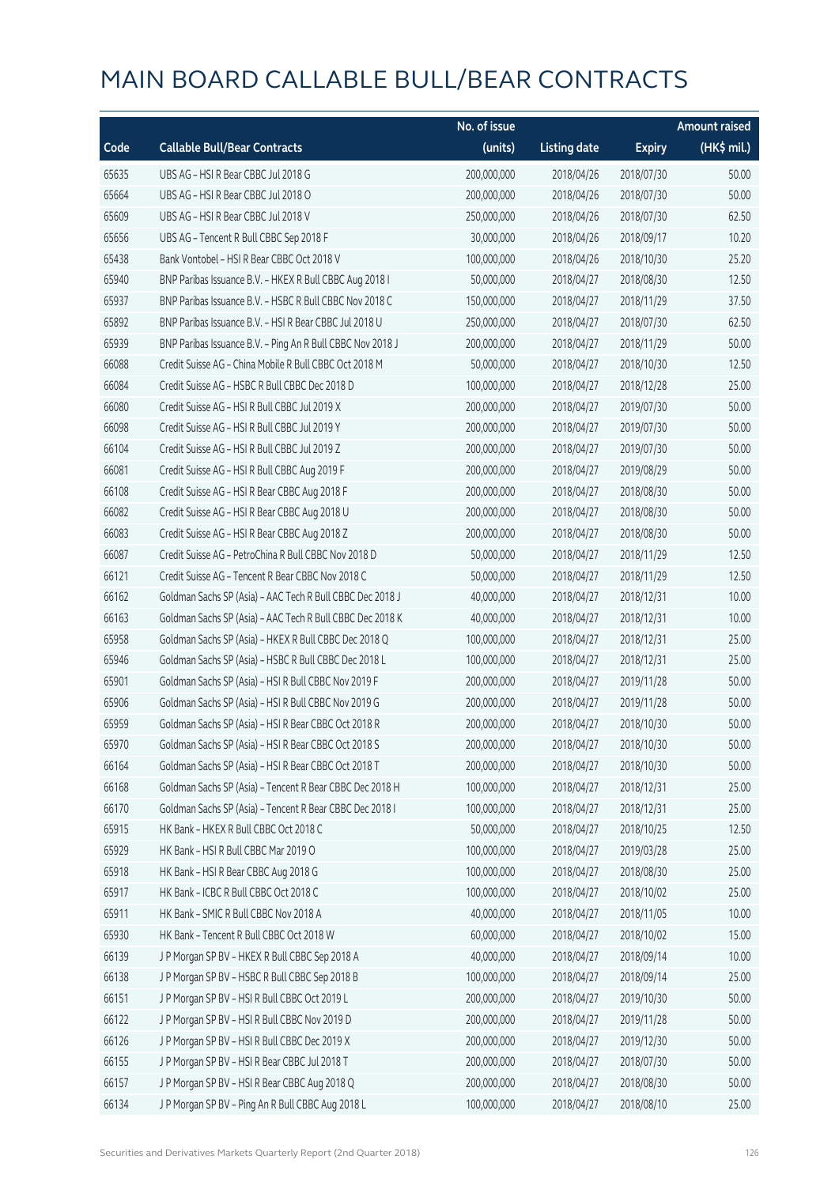# MAIN BOARD CALLABLE BULL/BEAR CONTRACTS

| Code | Callable Bull/Bear Contracts | No. of issue (units) | Listing date | Expiry | Amount raised (HK$ mil.) |
|---|---|---|---|---|---|
| 65635 | UBS AG – HSI R Bear CBBC Jul 2018 G | 200,000,000 | 2018/04/26 | 2018/07/30 | 50.00 |
| 65664 | UBS AG – HSI R Bear CBBC Jul 2018 O | 200,000,000 | 2018/04/26 | 2018/07/30 | 50.00 |
| 65609 | UBS AG – HSI R Bear CBBC Jul 2018 V | 250,000,000 | 2018/04/26 | 2018/07/30 | 62.50 |
| 65656 | UBS AG – Tencent R Bull CBBC Sep 2018 F | 30,000,000 | 2018/04/26 | 2018/09/17 | 10.20 |
| 65438 | Bank Vontobel – HSI R Bear CBBC Oct 2018 V | 100,000,000 | 2018/04/26 | 2018/10/30 | 25.20 |
| 65940 | BNP Paribas Issuance B.V. – HKEX R Bull CBBC Aug 2018 I | 50,000,000 | 2018/04/27 | 2018/08/30 | 12.50 |
| 65937 | BNP Paribas Issuance B.V. – HSBC R Bull CBBC Nov 2018 C | 150,000,000 | 2018/04/27 | 2018/11/29 | 37.50 |
| 65892 | BNP Paribas Issuance B.V. – HSI R Bear CBBC Jul 2018 U | 250,000,000 | 2018/04/27 | 2018/07/30 | 62.50 |
| 65939 | BNP Paribas Issuance B.V. – Ping An R Bull CBBC Nov 2018 J | 200,000,000 | 2018/04/27 | 2018/11/29 | 50.00 |
| 66088 | Credit Suisse AG – China Mobile R Bull CBBC Oct 2018 M | 50,000,000 | 2018/04/27 | 2018/10/30 | 12.50 |
| 66084 | Credit Suisse AG – HSBC R Bull CBBC Dec 2018 D | 100,000,000 | 2018/04/27 | 2018/12/28 | 25.00 |
| 66080 | Credit Suisse AG – HSI R Bull CBBC Jul 2019 X | 200,000,000 | 2018/04/27 | 2019/07/30 | 50.00 |
| 66098 | Credit Suisse AG – HSI R Bull CBBC Jul 2019 Y | 200,000,000 | 2018/04/27 | 2019/07/30 | 50.00 |
| 66104 | Credit Suisse AG – HSI R Bull CBBC Jul 2019 Z | 200,000,000 | 2018/04/27 | 2019/07/30 | 50.00 |
| 66081 | Credit Suisse AG – HSI R Bull CBBC Aug 2019 F | 200,000,000 | 2018/04/27 | 2019/08/29 | 50.00 |
| 66108 | Credit Suisse AG – HSI R Bear CBBC Aug 2018 F | 200,000,000 | 2018/04/27 | 2018/08/30 | 50.00 |
| 66082 | Credit Suisse AG – HSI R Bear CBBC Aug 2018 U | 200,000,000 | 2018/04/27 | 2018/08/30 | 50.00 |
| 66083 | Credit Suisse AG – HSI R Bear CBBC Aug 2018 Z | 200,000,000 | 2018/04/27 | 2018/08/30 | 50.00 |
| 66087 | Credit Suisse AG – PetroChina R Bull CBBC Nov 2018 D | 50,000,000 | 2018/04/27 | 2018/11/29 | 12.50 |
| 66121 | Credit Suisse AG – Tencent R Bear CBBC Nov 2018 C | 50,000,000 | 2018/04/27 | 2018/11/29 | 12.50 |
| 66162 | Goldman Sachs SP (Asia) – AAC Tech R Bull CBBC Dec 2018 J | 40,000,000 | 2018/04/27 | 2018/12/31 | 10.00 |
| 66163 | Goldman Sachs SP (Asia) – AAC Tech R Bull CBBC Dec 2018 K | 40,000,000 | 2018/04/27 | 2018/12/31 | 10.00 |
| 65958 | Goldman Sachs SP (Asia) – HKEX R Bull CBBC Dec 2018 Q | 100,000,000 | 2018/04/27 | 2018/12/31 | 25.00 |
| 65946 | Goldman Sachs SP (Asia) – HSBC R Bull CBBC Dec 2018 L | 100,000,000 | 2018/04/27 | 2018/12/31 | 25.00 |
| 65901 | Goldman Sachs SP (Asia) – HSI R Bull CBBC Nov 2019 F | 200,000,000 | 2018/04/27 | 2019/11/28 | 50.00 |
| 65906 | Goldman Sachs SP (Asia) – HSI R Bull CBBC Nov 2019 G | 200,000,000 | 2018/04/27 | 2019/11/28 | 50.00 |
| 65959 | Goldman Sachs SP (Asia) – HSI R Bear CBBC Oct 2018 R | 200,000,000 | 2018/04/27 | 2018/10/30 | 50.00 |
| 65970 | Goldman Sachs SP (Asia) – HSI R Bear CBBC Oct 2018 S | 200,000,000 | 2018/04/27 | 2018/10/30 | 50.00 |
| 66164 | Goldman Sachs SP (Asia) – HSI R Bear CBBC Oct 2018 T | 200,000,000 | 2018/04/27 | 2018/10/30 | 50.00 |
| 66168 | Goldman Sachs SP (Asia) – Tencent R Bear CBBC Dec 2018 H | 100,000,000 | 2018/04/27 | 2018/12/31 | 25.00 |
| 66170 | Goldman Sachs SP (Asia) – Tencent R Bear CBBC Dec 2018 I | 100,000,000 | 2018/04/27 | 2018/12/31 | 25.00 |
| 65915 | HK Bank – HKEX R Bull CBBC Oct 2018 C | 50,000,000 | 2018/04/27 | 2018/10/25 | 12.50 |
| 65929 | HK Bank – HSI R Bull CBBC Mar 2019 O | 100,000,000 | 2018/04/27 | 2019/03/28 | 25.00 |
| 65918 | HK Bank – HSI R Bear CBBC Aug 2018 G | 100,000,000 | 2018/04/27 | 2018/08/30 | 25.00 |
| 65917 | HK Bank – ICBC R Bull CBBC Oct 2018 C | 100,000,000 | 2018/04/27 | 2018/10/02 | 25.00 |
| 65911 | HK Bank – SMIC R Bull CBBC Nov 2018 A | 40,000,000 | 2018/04/27 | 2018/11/05 | 10.00 |
| 65930 | HK Bank – Tencent R Bull CBBC Oct 2018 W | 60,000,000 | 2018/04/27 | 2018/10/02 | 15.00 |
| 66139 | J P Morgan SP BV – HKEX R Bull CBBC Sep 2018 A | 40,000,000 | 2018/04/27 | 2018/09/14 | 10.00 |
| 66138 | J P Morgan SP BV – HSBC R Bull CBBC Sep 2018 B | 100,000,000 | 2018/04/27 | 2018/09/14 | 25.00 |
| 66151 | J P Morgan SP BV – HSI R Bull CBBC Oct 2019 L | 200,000,000 | 2018/04/27 | 2019/10/30 | 50.00 |
| 66122 | J P Morgan SP BV – HSI R Bull CBBC Nov 2019 D | 200,000,000 | 2018/04/27 | 2019/11/28 | 50.00 |
| 66126 | J P Morgan SP BV – HSI R Bull CBBC Dec 2019 X | 200,000,000 | 2018/04/27 | 2019/12/30 | 50.00 |
| 66155 | J P Morgan SP BV – HSI R Bear CBBC Jul 2018 T | 200,000,000 | 2018/04/27 | 2018/07/30 | 50.00 |
| 66157 | J P Morgan SP BV – HSI R Bear CBBC Aug 2018 Q | 200,000,000 | 2018/04/27 | 2018/08/30 | 50.00 |
| 66134 | J P Morgan SP BV – Ping An R Bull CBBC Aug 2018 L | 100,000,000 | 2018/04/27 | 2018/08/10 | 25.00 |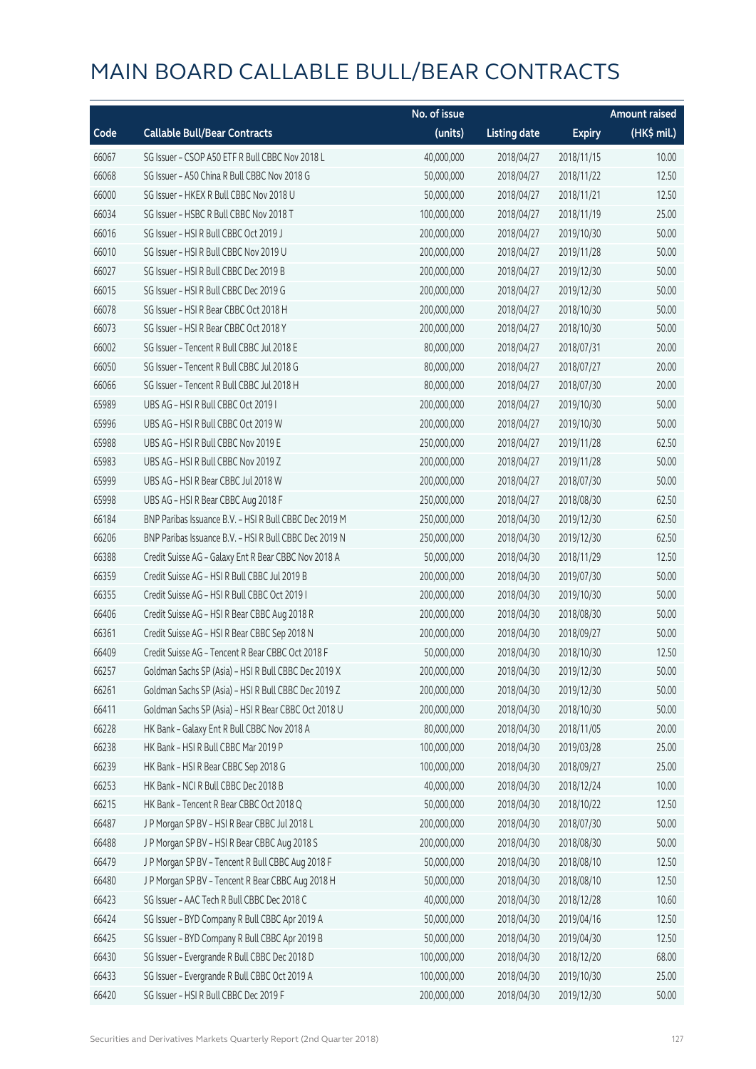# MAIN BOARD CALLABLE BULL/BEAR CONTRACTS

| Code | Callable Bull/Bear Contracts | No. of issue (units) | Listing date | Expiry | Amount raised (HK$ mil.) |
|---|---|---|---|---|---|
| 66067 | SG Issuer – CSOP A50 ETF R Bull CBBC Nov 2018 L | 40,000,000 | 2018/04/27 | 2018/11/15 | 10.00 |
| 66068 | SG Issuer – A50 China R Bull CBBC Nov 2018 G | 50,000,000 | 2018/04/27 | 2018/11/22 | 12.50 |
| 66000 | SG Issuer – HKEX R Bull CBBC Nov 2018 U | 50,000,000 | 2018/04/27 | 2018/11/21 | 12.50 |
| 66034 | SG Issuer – HSBC R Bull CBBC Nov 2018 T | 100,000,000 | 2018/04/27 | 2018/11/19 | 25.00 |
| 66016 | SG Issuer – HSI R Bull CBBC Oct 2019 J | 200,000,000 | 2018/04/27 | 2019/10/30 | 50.00 |
| 66010 | SG Issuer – HSI R Bull CBBC Nov 2019 U | 200,000,000 | 2018/04/27 | 2019/11/28 | 50.00 |
| 66027 | SG Issuer – HSI R Bull CBBC Dec 2019 B | 200,000,000 | 2018/04/27 | 2019/12/30 | 50.00 |
| 66015 | SG Issuer – HSI R Bull CBBC Dec 2019 G | 200,000,000 | 2018/04/27 | 2019/12/30 | 50.00 |
| 66078 | SG Issuer – HSI R Bear CBBC Oct 2018 H | 200,000,000 | 2018/04/27 | 2018/10/30 | 50.00 |
| 66073 | SG Issuer – HSI R Bear CBBC Oct 2018 Y | 200,000,000 | 2018/04/27 | 2018/10/30 | 50.00 |
| 66002 | SG Issuer – Tencent R Bull CBBC Jul 2018 E | 80,000,000 | 2018/04/27 | 2018/07/31 | 20.00 |
| 66050 | SG Issuer – Tencent R Bull CBBC Jul 2018 G | 80,000,000 | 2018/04/27 | 2018/07/27 | 20.00 |
| 66066 | SG Issuer – Tencent R Bull CBBC Jul 2018 H | 80,000,000 | 2018/04/27 | 2018/07/30 | 20.00 |
| 65989 | UBS AG – HSI R Bull CBBC Oct 2019 I | 200,000,000 | 2018/04/27 | 2019/10/30 | 50.00 |
| 65996 | UBS AG – HSI R Bull CBBC Oct 2019 W | 200,000,000 | 2018/04/27 | 2019/10/30 | 50.00 |
| 65988 | UBS AG – HSI R Bull CBBC Nov 2019 E | 250,000,000 | 2018/04/27 | 2019/11/28 | 62.50 |
| 65983 | UBS AG – HSI R Bull CBBC Nov 2019 Z | 200,000,000 | 2018/04/27 | 2019/11/28 | 50.00 |
| 65999 | UBS AG – HSI R Bear CBBC Jul 2018 W | 200,000,000 | 2018/04/27 | 2018/07/30 | 50.00 |
| 65998 | UBS AG – HSI R Bear CBBC Aug 2018 F | 250,000,000 | 2018/04/27 | 2018/08/30 | 62.50 |
| 66184 | BNP Paribas Issuance B.V. – HSI R Bull CBBC Dec 2019 M | 250,000,000 | 2018/04/30 | 2019/12/30 | 62.50 |
| 66206 | BNP Paribas Issuance B.V. – HSI R Bull CBBC Dec 2019 N | 250,000,000 | 2018/04/30 | 2019/12/30 | 62.50 |
| 66388 | Credit Suisse AG – Galaxy Ent R Bear CBBC Nov 2018 A | 50,000,000 | 2018/04/30 | 2018/11/29 | 12.50 |
| 66359 | Credit Suisse AG – HSI R Bull CBBC Jul 2019 B | 200,000,000 | 2018/04/30 | 2019/07/30 | 50.00 |
| 66355 | Credit Suisse AG – HSI R Bull CBBC Oct 2019 I | 200,000,000 | 2018/04/30 | 2019/10/30 | 50.00 |
| 66406 | Credit Suisse AG – HSI R Bear CBBC Aug 2018 R | 200,000,000 | 2018/04/30 | 2018/08/30 | 50.00 |
| 66361 | Credit Suisse AG – HSI R Bear CBBC Sep 2018 N | 200,000,000 | 2018/04/30 | 2018/09/27 | 50.00 |
| 66409 | Credit Suisse AG – Tencent R Bear CBBC Oct 2018 F | 50,000,000 | 2018/04/30 | 2018/10/30 | 12.50 |
| 66257 | Goldman Sachs SP (Asia) – HSI R Bull CBBC Dec 2019 X | 200,000,000 | 2018/04/30 | 2019/12/30 | 50.00 |
| 66261 | Goldman Sachs SP (Asia) – HSI R Bull CBBC Dec 2019 Z | 200,000,000 | 2018/04/30 | 2019/12/30 | 50.00 |
| 66411 | Goldman Sachs SP (Asia) – HSI R Bear CBBC Oct 2018 U | 200,000,000 | 2018/04/30 | 2018/10/30 | 50.00 |
| 66228 | HK Bank – Galaxy Ent R Bull CBBC Nov 2018 A | 80,000,000 | 2018/04/30 | 2018/11/05 | 20.00 |
| 66238 | HK Bank – HSI R Bull CBBC Mar 2019 P | 100,000,000 | 2018/04/30 | 2019/03/28 | 25.00 |
| 66239 | HK Bank – HSI R Bear CBBC Sep 2018 G | 100,000,000 | 2018/04/30 | 2018/09/27 | 25.00 |
| 66253 | HK Bank – NCI R Bull CBBC Dec 2018 B | 40,000,000 | 2018/04/30 | 2018/12/24 | 10.00 |
| 66215 | HK Bank – Tencent R Bear CBBC Oct 2018 Q | 50,000,000 | 2018/04/30 | 2018/10/22 | 12.50 |
| 66487 | J P Morgan SP BV – HSI R Bear CBBC Jul 2018 L | 200,000,000 | 2018/04/30 | 2018/07/30 | 50.00 |
| 66488 | J P Morgan SP BV – HSI R Bear CBBC Aug 2018 S | 200,000,000 | 2018/04/30 | 2018/08/30 | 50.00 |
| 66479 | J P Morgan SP BV – Tencent R Bull CBBC Aug 2018 F | 50,000,000 | 2018/04/30 | 2018/08/10 | 12.50 |
| 66480 | J P Morgan SP BV – Tencent R Bear CBBC Aug 2018 H | 50,000,000 | 2018/04/30 | 2018/08/10 | 12.50 |
| 66423 | SG Issuer – AAC Tech R Bull CBBC Dec 2018 C | 40,000,000 | 2018/04/30 | 2018/12/28 | 10.60 |
| 66424 | SG Issuer – BYD Company R Bull CBBC Apr 2019 A | 50,000,000 | 2018/04/30 | 2019/04/16 | 12.50 |
| 66425 | SG Issuer – BYD Company R Bull CBBC Apr 2019 B | 50,000,000 | 2018/04/30 | 2019/04/30 | 12.50 |
| 66430 | SG Issuer – Evergrande R Bull CBBC Dec 2018 D | 100,000,000 | 2018/04/30 | 2018/12/20 | 68.00 |
| 66433 | SG Issuer – Evergrande R Bull CBBC Oct 2019 A | 100,000,000 | 2018/04/30 | 2019/10/30 | 25.00 |
| 66420 | SG Issuer – HSI R Bull CBBC Dec 2019 F | 200,000,000 | 2018/04/30 | 2019/12/30 | 50.00 |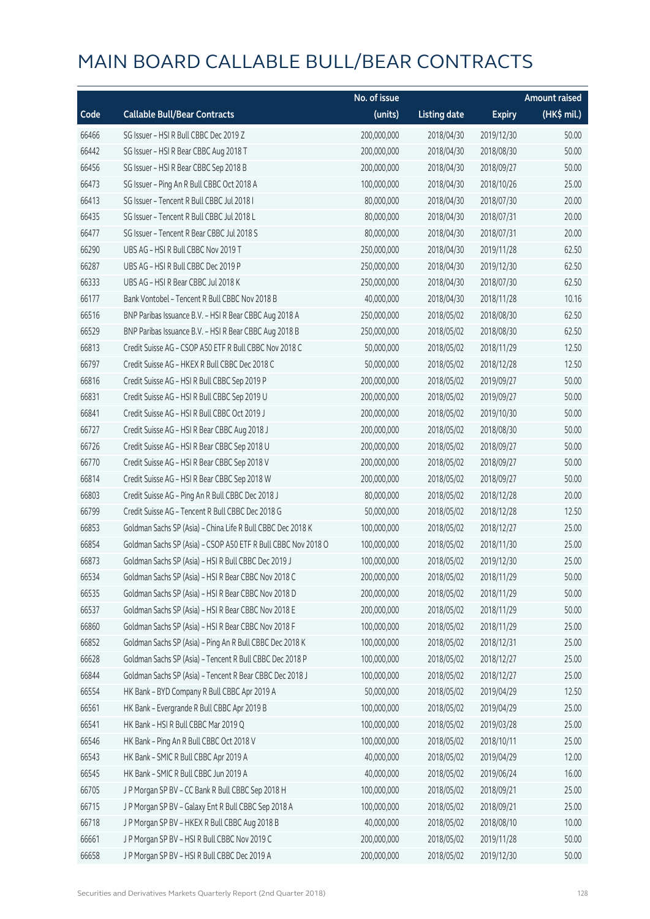# MAIN BOARD CALLABLE BULL/BEAR CONTRACTS

| Code | Callable Bull/Bear Contracts | No. of issue (units) | Listing date | Expiry | Amount raised (HK$ mil.) |
|---|---|---|---|---|---|
| 66466 | SG Issuer – HSI R Bull CBBC Dec 2019 Z | 200,000,000 | 2018/04/30 | 2019/12/30 | 50.00 |
| 66442 | SG Issuer – HSI R Bear CBBC Aug 2018 T | 200,000,000 | 2018/04/30 | 2018/08/30 | 50.00 |
| 66456 | SG Issuer – HSI R Bear CBBC Sep 2018 B | 200,000,000 | 2018/04/30 | 2018/09/27 | 50.00 |
| 66473 | SG Issuer – Ping An R Bull CBBC Oct 2018 A | 100,000,000 | 2018/04/30 | 2018/10/26 | 25.00 |
| 66413 | SG Issuer – Tencent R Bull CBBC Jul 2018 I | 80,000,000 | 2018/04/30 | 2018/07/30 | 20.00 |
| 66435 | SG Issuer – Tencent R Bull CBBC Jul 2018 L | 80,000,000 | 2018/04/30 | 2018/07/31 | 20.00 |
| 66477 | SG Issuer – Tencent R Bear CBBC Jul 2018 S | 80,000,000 | 2018/04/30 | 2018/07/31 | 20.00 |
| 66290 | UBS AG – HSI R Bull CBBC Nov 2019 T | 250,000,000 | 2018/04/30 | 2019/11/28 | 62.50 |
| 66287 | UBS AG – HSI R Bull CBBC Dec 2019 P | 250,000,000 | 2018/04/30 | 2019/12/30 | 62.50 |
| 66333 | UBS AG – HSI R Bear CBBC Jul 2018 K | 250,000,000 | 2018/04/30 | 2018/07/30 | 62.50 |
| 66177 | Bank Vontobel – Tencent R Bull CBBC Nov 2018 B | 40,000,000 | 2018/04/30 | 2018/11/28 | 10.16 |
| 66516 | BNP Paribas Issuance B.V. – HSI R Bear CBBC Aug 2018 A | 250,000,000 | 2018/05/02 | 2018/08/30 | 62.50 |
| 66529 | BNP Paribas Issuance B.V. – HSI R Bear CBBC Aug 2018 B | 250,000,000 | 2018/05/02 | 2018/08/30 | 62.50 |
| 66813 | Credit Suisse AG – CSOP A50 ETF R Bull CBBC Nov 2018 C | 50,000,000 | 2018/05/02 | 2018/11/29 | 12.50 |
| 66797 | Credit Suisse AG – HKEX R Bull CBBC Dec 2018 C | 50,000,000 | 2018/05/02 | 2018/12/28 | 12.50 |
| 66816 | Credit Suisse AG – HSI R Bull CBBC Sep 2019 P | 200,000,000 | 2018/05/02 | 2019/09/27 | 50.00 |
| 66831 | Credit Suisse AG – HSI R Bull CBBC Sep 2019 U | 200,000,000 | 2018/05/02 | 2019/09/27 | 50.00 |
| 66841 | Credit Suisse AG – HSI R Bull CBBC Oct 2019 J | 200,000,000 | 2018/05/02 | 2019/10/30 | 50.00 |
| 66727 | Credit Suisse AG – HSI R Bear CBBC Aug 2018 J | 200,000,000 | 2018/05/02 | 2018/08/30 | 50.00 |
| 66726 | Credit Suisse AG – HSI R Bear CBBC Sep 2018 U | 200,000,000 | 2018/05/02 | 2018/09/27 | 50.00 |
| 66770 | Credit Suisse AG – HSI R Bear CBBC Sep 2018 V | 200,000,000 | 2018/05/02 | 2018/09/27 | 50.00 |
| 66814 | Credit Suisse AG – HSI R Bear CBBC Sep 2018 W | 200,000,000 | 2018/05/02 | 2018/09/27 | 50.00 |
| 66803 | Credit Suisse AG – Ping An R Bull CBBC Dec 2018 J | 80,000,000 | 2018/05/02 | 2018/12/28 | 20.00 |
| 66799 | Credit Suisse AG – Tencent R Bull CBBC Dec 2018 G | 50,000,000 | 2018/05/02 | 2018/12/28 | 12.50 |
| 66853 | Goldman Sachs SP (Asia) – China Life R Bull CBBC Dec 2018 K | 100,000,000 | 2018/05/02 | 2018/12/27 | 25.00 |
| 66854 | Goldman Sachs SP (Asia) – CSOP A50 ETF R Bull CBBC Nov 2018 O | 100,000,000 | 2018/05/02 | 2018/11/30 | 25.00 |
| 66873 | Goldman Sachs SP (Asia) – HSI R Bull CBBC Dec 2019 J | 100,000,000 | 2018/05/02 | 2019/12/30 | 25.00 |
| 66534 | Goldman Sachs SP (Asia) – HSI R Bear CBBC Nov 2018 C | 200,000,000 | 2018/05/02 | 2018/11/29 | 50.00 |
| 66535 | Goldman Sachs SP (Asia) – HSI R Bear CBBC Nov 2018 D | 200,000,000 | 2018/05/02 | 2018/11/29 | 50.00 |
| 66537 | Goldman Sachs SP (Asia) – HSI R Bear CBBC Nov 2018 E | 200,000,000 | 2018/05/02 | 2018/11/29 | 50.00 |
| 66860 | Goldman Sachs SP (Asia) – HSI R Bear CBBC Nov 2018 F | 100,000,000 | 2018/05/02 | 2018/11/29 | 25.00 |
| 66852 | Goldman Sachs SP (Asia) – Ping An R Bull CBBC Dec 2018 K | 100,000,000 | 2018/05/02 | 2018/12/31 | 25.00 |
| 66628 | Goldman Sachs SP (Asia) – Tencent R Bull CBBC Dec 2018 P | 100,000,000 | 2018/05/02 | 2018/12/27 | 25.00 |
| 66844 | Goldman Sachs SP (Asia) – Tencent R Bear CBBC Dec 2018 J | 100,000,000 | 2018/05/02 | 2018/12/27 | 25.00 |
| 66554 | HK Bank – BYD Company R Bull CBBC Apr 2019 A | 50,000,000 | 2018/05/02 | 2019/04/29 | 12.50 |
| 66561 | HK Bank – Evergrande R Bull CBBC Apr 2019 B | 100,000,000 | 2018/05/02 | 2019/04/29 | 25.00 |
| 66541 | HK Bank – HSI R Bull CBBC Mar 2019 Q | 100,000,000 | 2018/05/02 | 2019/03/28 | 25.00 |
| 66546 | HK Bank – Ping An R Bull CBBC Oct 2018 V | 100,000,000 | 2018/05/02 | 2018/10/11 | 25.00 |
| 66543 | HK Bank – SMIC R Bull CBBC Apr 2019 A | 40,000,000 | 2018/05/02 | 2019/04/29 | 12.00 |
| 66545 | HK Bank – SMIC R Bull CBBC Jun 2019 A | 40,000,000 | 2018/05/02 | 2019/06/24 | 16.00 |
| 66705 | J P Morgan SP BV – CC Bank R Bull CBBC Sep 2018 H | 100,000,000 | 2018/05/02 | 2018/09/21 | 25.00 |
| 66715 | J P Morgan SP BV – Galaxy Ent R Bull CBBC Sep 2018 A | 100,000,000 | 2018/05/02 | 2018/09/21 | 25.00 |
| 66718 | J P Morgan SP BV – HKEX R Bull CBBC Aug 2018 B | 40,000,000 | 2018/05/02 | 2018/08/10 | 10.00 |
| 66661 | J P Morgan SP BV – HSI R Bull CBBC Nov 2019 C | 200,000,000 | 2018/05/02 | 2019/11/28 | 50.00 |
| 66658 | J P Morgan SP BV – HSI R Bull CBBC Dec 2019 A | 200,000,000 | 2018/05/02 | 2019/12/30 | 50.00 |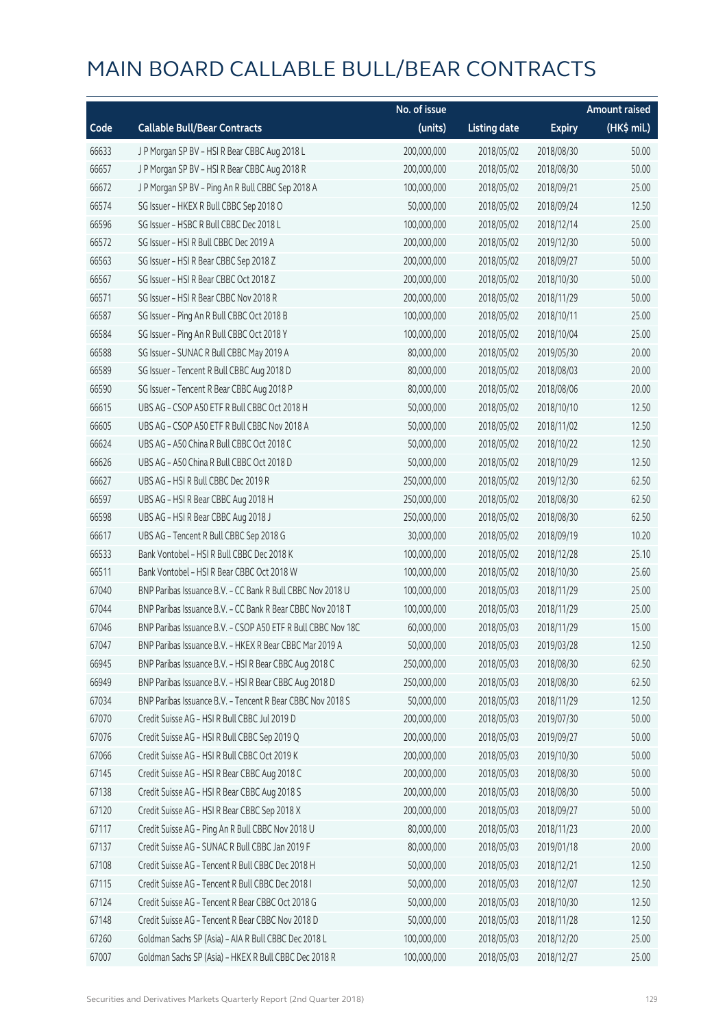# MAIN BOARD CALLABLE BULL/BEAR CONTRACTS

| Code | Callable Bull/Bear Contracts | No. of issue (units) | Listing date | Expiry | Amount raised (HK$ mil.) |
|---|---|---|---|---|---|
| 66633 | J P Morgan SP BV – HSI R Bear CBBC Aug 2018 L | 200,000,000 | 2018/05/02 | 2018/08/30 | 50.00 |
| 66657 | J P Morgan SP BV – HSI R Bear CBBC Aug 2018 R | 200,000,000 | 2018/05/02 | 2018/08/30 | 50.00 |
| 66672 | J P Morgan SP BV – Ping An R Bull CBBC Sep 2018 A | 100,000,000 | 2018/05/02 | 2018/09/21 | 25.00 |
| 66574 | SG Issuer – HKEX R Bull CBBC Sep 2018 O | 50,000,000 | 2018/05/02 | 2018/09/24 | 12.50 |
| 66596 | SG Issuer – HSBC R Bull CBBC Dec 2018 L | 100,000,000 | 2018/05/02 | 2018/12/14 | 25.00 |
| 66572 | SG Issuer – HSI R Bull CBBC Dec 2019 A | 200,000,000 | 2018/05/02 | 2019/12/30 | 50.00 |
| 66563 | SG Issuer – HSI R Bear CBBC Sep 2018 Z | 200,000,000 | 2018/05/02 | 2018/09/27 | 50.00 |
| 66567 | SG Issuer – HSI R Bear CBBC Oct 2018 Z | 200,000,000 | 2018/05/02 | 2018/10/30 | 50.00 |
| 66571 | SG Issuer – HSI R Bear CBBC Nov 2018 R | 200,000,000 | 2018/05/02 | 2018/11/29 | 50.00 |
| 66587 | SG Issuer – Ping An R Bull CBBC Oct 2018 B | 100,000,000 | 2018/05/02 | 2018/10/11 | 25.00 |
| 66584 | SG Issuer – Ping An R Bull CBBC Oct 2018 Y | 100,000,000 | 2018/05/02 | 2018/10/04 | 25.00 |
| 66588 | SG Issuer – SUNAC R Bull CBBC May 2019 A | 80,000,000 | 2018/05/02 | 2019/05/30 | 20.00 |
| 66589 | SG Issuer – Tencent R Bull CBBC Aug 2018 D | 80,000,000 | 2018/05/02 | 2018/08/03 | 20.00 |
| 66590 | SG Issuer – Tencent R Bear CBBC Aug 2018 P | 80,000,000 | 2018/05/02 | 2018/08/06 | 20.00 |
| 66615 | UBS AG – CSOP A50 ETF R Bull CBBC Oct 2018 H | 50,000,000 | 2018/05/02 | 2018/10/10 | 12.50 |
| 66605 | UBS AG – CSOP A50 ETF R Bull CBBC Nov 2018 A | 50,000,000 | 2018/05/02 | 2018/11/02 | 12.50 |
| 66624 | UBS AG – A50 China R Bull CBBC Oct 2018 C | 50,000,000 | 2018/05/02 | 2018/10/22 | 12.50 |
| 66626 | UBS AG – A50 China R Bull CBBC Oct 2018 D | 50,000,000 | 2018/05/02 | 2018/10/29 | 12.50 |
| 66627 | UBS AG – HSI R Bull CBBC Dec 2019 R | 250,000,000 | 2018/05/02 | 2019/12/30 | 62.50 |
| 66597 | UBS AG – HSI R Bear CBBC Aug 2018 H | 250,000,000 | 2018/05/02 | 2018/08/30 | 62.50 |
| 66598 | UBS AG – HSI R Bear CBBC Aug 2018 J | 250,000,000 | 2018/05/02 | 2018/08/30 | 62.50 |
| 66617 | UBS AG – Tencent R Bull CBBC Sep 2018 G | 30,000,000 | 2018/05/02 | 2018/09/19 | 10.20 |
| 66533 | Bank Vontobel – HSI R Bull CBBC Dec 2018 K | 100,000,000 | 2018/05/02 | 2018/12/28 | 25.10 |
| 66511 | Bank Vontobel – HSI R Bear CBBC Oct 2018 W | 100,000,000 | 2018/05/02 | 2018/10/30 | 25.60 |
| 67040 | BNP Paribas Issuance B.V. – CC Bank R Bull CBBC Nov 2018 U | 100,000,000 | 2018/05/03 | 2018/11/29 | 25.00 |
| 67044 | BNP Paribas Issuance B.V. – CC Bank R Bear CBBC Nov 2018 T | 100,000,000 | 2018/05/03 | 2018/11/29 | 25.00 |
| 67046 | BNP Paribas Issuance B.V. – CSOP A50 ETF R Bull CBBC Nov 18C | 60,000,000 | 2018/05/03 | 2018/11/29 | 15.00 |
| 67047 | BNP Paribas Issuance B.V. – HKEX R Bear CBBC Mar 2019 A | 50,000,000 | 2018/05/03 | 2019/03/28 | 12.50 |
| 66945 | BNP Paribas Issuance B.V. – HSI R Bear CBBC Aug 2018 C | 250,000,000 | 2018/05/03 | 2018/08/30 | 62.50 |
| 66949 | BNP Paribas Issuance B.V. – HSI R Bear CBBC Aug 2018 D | 250,000,000 | 2018/05/03 | 2018/08/30 | 62.50 |
| 67034 | BNP Paribas Issuance B.V. – Tencent R Bear CBBC Nov 2018 S | 50,000,000 | 2018/05/03 | 2018/11/29 | 12.50 |
| 67070 | Credit Suisse AG – HSI R Bull CBBC Jul 2019 D | 200,000,000 | 2018/05/03 | 2019/07/30 | 50.00 |
| 67076 | Credit Suisse AG – HSI R Bull CBBC Sep 2019 Q | 200,000,000 | 2018/05/03 | 2019/09/27 | 50.00 |
| 67066 | Credit Suisse AG – HSI R Bull CBBC Oct 2019 K | 200,000,000 | 2018/05/03 | 2019/10/30 | 50.00 |
| 67145 | Credit Suisse AG – HSI R Bear CBBC Aug 2018 C | 200,000,000 | 2018/05/03 | 2018/08/30 | 50.00 |
| 67138 | Credit Suisse AG – HSI R Bear CBBC Aug 2018 S | 200,000,000 | 2018/05/03 | 2018/08/30 | 50.00 |
| 67120 | Credit Suisse AG – HSI R Bear CBBC Sep 2018 X | 200,000,000 | 2018/05/03 | 2018/09/27 | 50.00 |
| 67117 | Credit Suisse AG – Ping An R Bull CBBC Nov 2018 U | 80,000,000 | 2018/05/03 | 2018/11/23 | 20.00 |
| 67137 | Credit Suisse AG – SUNAC R Bull CBBC Jan 2019 F | 80,000,000 | 2018/05/03 | 2019/01/18 | 20.00 |
| 67108 | Credit Suisse AG – Tencent R Bull CBBC Dec 2018 H | 50,000,000 | 2018/05/03 | 2018/12/21 | 12.50 |
| 67115 | Credit Suisse AG – Tencent R Bull CBBC Dec 2018 I | 50,000,000 | 2018/05/03 | 2018/12/07 | 12.50 |
| 67124 | Credit Suisse AG – Tencent R Bear CBBC Oct 2018 G | 50,000,000 | 2018/05/03 | 2018/10/30 | 12.50 |
| 67148 | Credit Suisse AG – Tencent R Bear CBBC Nov 2018 D | 50,000,000 | 2018/05/03 | 2018/11/28 | 12.50 |
| 67260 | Goldman Sachs SP (Asia) – AIA R Bull CBBC Dec 2018 L | 100,000,000 | 2018/05/03 | 2018/12/20 | 25.00 |
| 67007 | Goldman Sachs SP (Asia) – HKEX R Bull CBBC Dec 2018 R | 100,000,000 | 2018/05/03 | 2018/12/27 | 25.00 |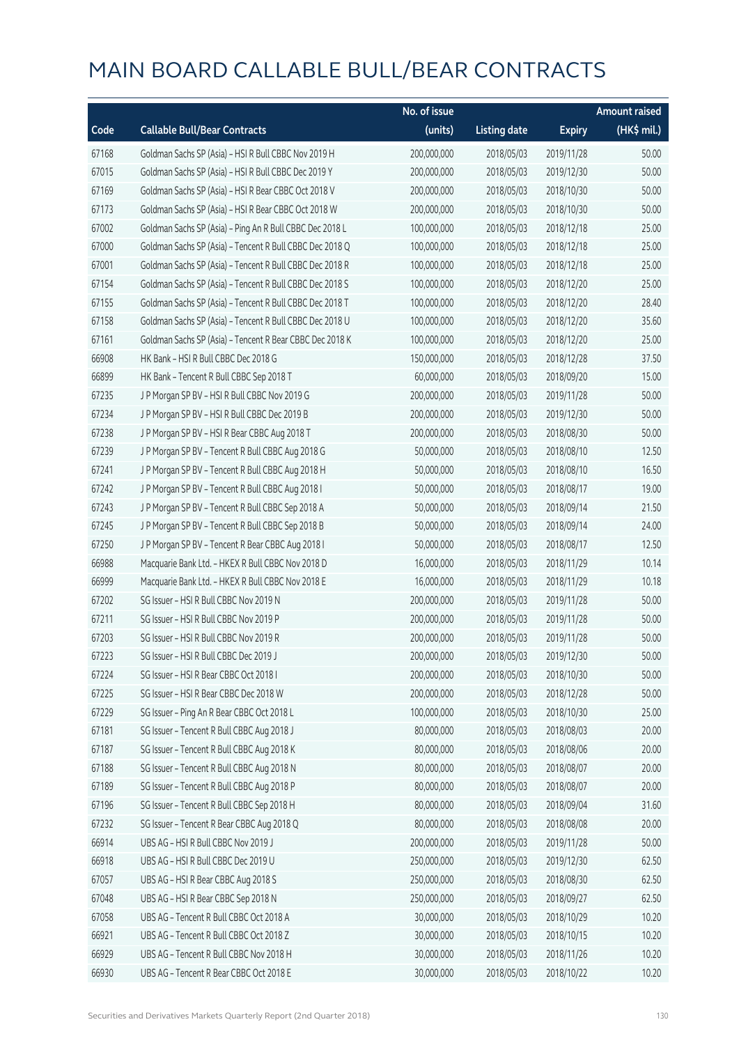# MAIN BOARD CALLABLE BULL/BEAR CONTRACTS

| Code | Callable Bull/Bear Contracts | No. of issue (units) | Listing date | Expiry | Amount raised (HK$ mil.) |
|---|---|---|---|---|---|
| 67168 | Goldman Sachs SP (Asia) - HSI R Bull CBBC Nov 2019 H | 200,000,000 | 2018/05/03 | 2019/11/28 | 50.00 |
| 67015 | Goldman Sachs SP (Asia) - HSI R Bull CBBC Dec 2019 Y | 200,000,000 | 2018/05/03 | 2019/12/30 | 50.00 |
| 67169 | Goldman Sachs SP (Asia) - HSI R Bear CBBC Oct 2018 V | 200,000,000 | 2018/05/03 | 2018/10/30 | 50.00 |
| 67173 | Goldman Sachs SP (Asia) - HSI R Bear CBBC Oct 2018 W | 200,000,000 | 2018/05/03 | 2018/10/30 | 50.00 |
| 67002 | Goldman Sachs SP (Asia) - Ping An R Bull CBBC Dec 2018 L | 100,000,000 | 2018/05/03 | 2018/12/18 | 25.00 |
| 67000 | Goldman Sachs SP (Asia) - Tencent R Bull CBBC Dec 2018 Q | 100,000,000 | 2018/05/03 | 2018/12/18 | 25.00 |
| 67001 | Goldman Sachs SP (Asia) - Tencent R Bull CBBC Dec 2018 R | 100,000,000 | 2018/05/03 | 2018/12/18 | 25.00 |
| 67154 | Goldman Sachs SP (Asia) - Tencent R Bull CBBC Dec 2018 S | 100,000,000 | 2018/05/03 | 2018/12/20 | 25.00 |
| 67155 | Goldman Sachs SP (Asia) - Tencent R Bull CBBC Dec 2018 T | 100,000,000 | 2018/05/03 | 2018/12/20 | 28.40 |
| 67158 | Goldman Sachs SP (Asia) - Tencent R Bull CBBC Dec 2018 U | 100,000,000 | 2018/05/03 | 2018/12/20 | 35.60 |
| 67161 | Goldman Sachs SP (Asia) - Tencent R Bear CBBC Dec 2018 K | 100,000,000 | 2018/05/03 | 2018/12/20 | 25.00 |
| 66908 | HK Bank - HSI R Bull CBBC Dec 2018 G | 150,000,000 | 2018/05/03 | 2018/12/28 | 37.50 |
| 66899 | HK Bank - Tencent R Bull CBBC Sep 2018 T | 60,000,000 | 2018/05/03 | 2018/09/20 | 15.00 |
| 67235 | J P Morgan SP BV - HSI R Bull CBBC Nov 2019 G | 200,000,000 | 2018/05/03 | 2019/11/28 | 50.00 |
| 67234 | J P Morgan SP BV - HSI R Bull CBBC Dec 2019 B | 200,000,000 | 2018/05/03 | 2019/12/30 | 50.00 |
| 67238 | J P Morgan SP BV - HSI R Bear CBBC Aug 2018 T | 200,000,000 | 2018/05/03 | 2018/08/30 | 50.00 |
| 67239 | J P Morgan SP BV - Tencent R Bull CBBC Aug 2018 G | 50,000,000 | 2018/05/03 | 2018/08/10 | 12.50 |
| 67241 | J P Morgan SP BV - Tencent R Bull CBBC Aug 2018 H | 50,000,000 | 2018/05/03 | 2018/08/10 | 16.50 |
| 67242 | J P Morgan SP BV - Tencent R Bull CBBC Aug 2018 I | 50,000,000 | 2018/05/03 | 2018/08/17 | 19.00 |
| 67243 | J P Morgan SP BV - Tencent R Bull CBBC Sep 2018 A | 50,000,000 | 2018/05/03 | 2018/09/14 | 21.50 |
| 67245 | J P Morgan SP BV - Tencent R Bull CBBC Sep 2018 B | 50,000,000 | 2018/05/03 | 2018/09/14 | 24.00 |
| 67250 | J P Morgan SP BV - Tencent R Bear CBBC Aug 2018 I | 50,000,000 | 2018/05/03 | 2018/08/17 | 12.50 |
| 66988 | Macquarie Bank Ltd. - HKEX R Bull CBBC Nov 2018 D | 16,000,000 | 2018/05/03 | 2018/11/29 | 10.14 |
| 66999 | Macquarie Bank Ltd. - HKEX R Bull CBBC Nov 2018 E | 16,000,000 | 2018/05/03 | 2018/11/29 | 10.18 |
| 67202 | SG Issuer - HSI R Bull CBBC Nov 2019 N | 200,000,000 | 2018/05/03 | 2019/11/28 | 50.00 |
| 67211 | SG Issuer - HSI R Bull CBBC Nov 2019 P | 200,000,000 | 2018/05/03 | 2019/11/28 | 50.00 |
| 67203 | SG Issuer - HSI R Bull CBBC Nov 2019 R | 200,000,000 | 2018/05/03 | 2019/11/28 | 50.00 |
| 67223 | SG Issuer - HSI R Bull CBBC Dec 2019 J | 200,000,000 | 2018/05/03 | 2019/12/30 | 50.00 |
| 67224 | SG Issuer - HSI R Bear CBBC Oct 2018 I | 200,000,000 | 2018/05/03 | 2018/10/30 | 50.00 |
| 67225 | SG Issuer - HSI R Bear CBBC Dec 2018 W | 200,000,000 | 2018/05/03 | 2018/12/28 | 50.00 |
| 67229 | SG Issuer - Ping An R Bear CBBC Oct 2018 L | 100,000,000 | 2018/05/03 | 2018/10/30 | 25.00 |
| 67181 | SG Issuer - Tencent R Bull CBBC Aug 2018 J | 80,000,000 | 2018/05/03 | 2018/08/03 | 20.00 |
| 67187 | SG Issuer - Tencent R Bull CBBC Aug 2018 K | 80,000,000 | 2018/05/03 | 2018/08/06 | 20.00 |
| 67188 | SG Issuer - Tencent R Bull CBBC Aug 2018 N | 80,000,000 | 2018/05/03 | 2018/08/07 | 20.00 |
| 67189 | SG Issuer - Tencent R Bull CBBC Aug 2018 P | 80,000,000 | 2018/05/03 | 2018/08/07 | 20.00 |
| 67196 | SG Issuer - Tencent R Bull CBBC Sep 2018 H | 80,000,000 | 2018/05/03 | 2018/09/04 | 31.60 |
| 67232 | SG Issuer - Tencent R Bear CBBC Aug 2018 Q | 80,000,000 | 2018/05/03 | 2018/08/08 | 20.00 |
| 66914 | UBS AG - HSI R Bull CBBC Nov 2019 J | 200,000,000 | 2018/05/03 | 2019/11/28 | 50.00 |
| 66918 | UBS AG - HSI R Bull CBBC Dec 2019 U | 250,000,000 | 2018/05/03 | 2019/12/30 | 62.50 |
| 67057 | UBS AG - HSI R Bear CBBC Aug 2018 S | 250,000,000 | 2018/05/03 | 2018/08/30 | 62.50 |
| 67048 | UBS AG - HSI R Bear CBBC Sep 2018 N | 250,000,000 | 2018/05/03 | 2018/09/27 | 62.50 |
| 67058 | UBS AG - Tencent R Bull CBBC Oct 2018 A | 30,000,000 | 2018/05/03 | 2018/10/29 | 10.20 |
| 66921 | UBS AG - Tencent R Bull CBBC Oct 2018 Z | 30,000,000 | 2018/05/03 | 2018/10/15 | 10.20 |
| 66929 | UBS AG - Tencent R Bull CBBC Nov 2018 H | 30,000,000 | 2018/05/03 | 2018/11/26 | 10.20 |
| 66930 | UBS AG - Tencent R Bear CBBC Oct 2018 E | 30,000,000 | 2018/05/03 | 2018/10/22 | 10.20 |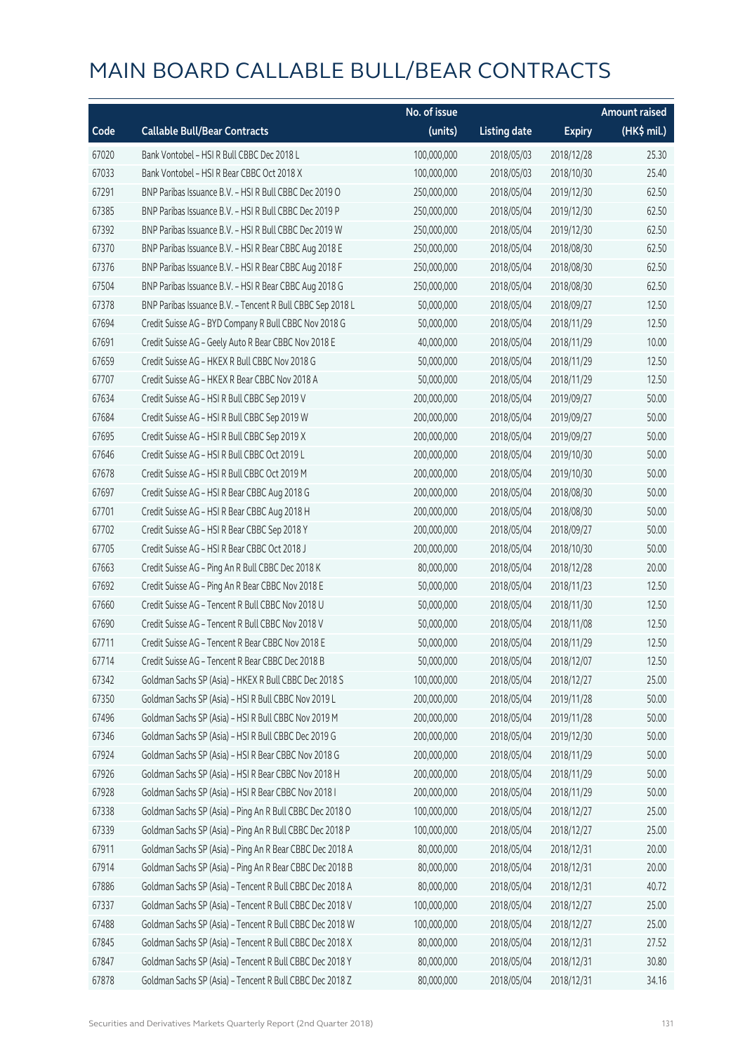# MAIN BOARD CALLABLE BULL/BEAR CONTRACTS

| Code | Callable Bull/Bear Contracts | No. of issue (units) | Listing date | Expiry | Amount raised (HK$ mil.) |
|---|---|---|---|---|---|
| 67020 | Bank Vontobel – HSI R Bull CBBC Dec 2018 L | 100,000,000 | 2018/05/03 | 2018/12/28 | 25.30 |
| 67033 | Bank Vontobel – HSI R Bear CBBC Oct 2018 X | 100,000,000 | 2018/05/03 | 2018/10/30 | 25.40 |
| 67291 | BNP Paribas Issuance B.V. – HSI R Bull CBBC Dec 2019 O | 250,000,000 | 2018/05/04 | 2019/12/30 | 62.50 |
| 67385 | BNP Paribas Issuance B.V. – HSI R Bull CBBC Dec 2019 P | 250,000,000 | 2018/05/04 | 2019/12/30 | 62.50 |
| 67392 | BNP Paribas Issuance B.V. – HSI R Bull CBBC Dec 2019 W | 250,000,000 | 2018/05/04 | 2019/12/30 | 62.50 |
| 67370 | BNP Paribas Issuance B.V. – HSI R Bear CBBC Aug 2018 E | 250,000,000 | 2018/05/04 | 2018/08/30 | 62.50 |
| 67376 | BNP Paribas Issuance B.V. – HSI R Bear CBBC Aug 2018 F | 250,000,000 | 2018/05/04 | 2018/08/30 | 62.50 |
| 67504 | BNP Paribas Issuance B.V. – HSI R Bear CBBC Aug 2018 G | 250,000,000 | 2018/05/04 | 2018/08/30 | 62.50 |
| 67378 | BNP Paribas Issuance B.V. – Tencent R Bull CBBC Sep 2018 L | 50,000,000 | 2018/05/04 | 2018/09/27 | 12.50 |
| 67694 | Credit Suisse AG – BYD Company R Bull CBBC Nov 2018 G | 50,000,000 | 2018/05/04 | 2018/11/29 | 12.50 |
| 67691 | Credit Suisse AG – Geely Auto R Bear CBBC Nov 2018 E | 40,000,000 | 2018/05/04 | 2018/11/29 | 10.00 |
| 67659 | Credit Suisse AG – HKEX R Bull CBBC Nov 2018 G | 50,000,000 | 2018/05/04 | 2018/11/29 | 12.50 |
| 67707 | Credit Suisse AG – HKEX R Bear CBBC Nov 2018 A | 50,000,000 | 2018/05/04 | 2018/11/29 | 12.50 |
| 67634 | Credit Suisse AG – HSI R Bull CBBC Sep 2019 V | 200,000,000 | 2018/05/04 | 2019/09/27 | 50.00 |
| 67684 | Credit Suisse AG – HSI R Bull CBBC Sep 2019 W | 200,000,000 | 2018/05/04 | 2019/09/27 | 50.00 |
| 67695 | Credit Suisse AG – HSI R Bull CBBC Sep 2019 X | 200,000,000 | 2018/05/04 | 2019/09/27 | 50.00 |
| 67646 | Credit Suisse AG – HSI R Bull CBBC Oct 2019 L | 200,000,000 | 2018/05/04 | 2019/10/30 | 50.00 |
| 67678 | Credit Suisse AG – HSI R Bull CBBC Oct 2019 M | 200,000,000 | 2018/05/04 | 2019/10/30 | 50.00 |
| 67697 | Credit Suisse AG – HSI R Bear CBBC Aug 2018 G | 200,000,000 | 2018/05/04 | 2018/08/30 | 50.00 |
| 67701 | Credit Suisse AG – HSI R Bear CBBC Aug 2018 H | 200,000,000 | 2018/05/04 | 2018/08/30 | 50.00 |
| 67702 | Credit Suisse AG – HSI R Bear CBBC Sep 2018 Y | 200,000,000 | 2018/05/04 | 2018/09/27 | 50.00 |
| 67705 | Credit Suisse AG – HSI R Bear CBBC Oct 2018 J | 200,000,000 | 2018/05/04 | 2018/10/30 | 50.00 |
| 67663 | Credit Suisse AG – Ping An R Bull CBBC Dec 2018 K | 80,000,000 | 2018/05/04 | 2018/12/28 | 20.00 |
| 67692 | Credit Suisse AG – Ping An R Bear CBBC Nov 2018 E | 50,000,000 | 2018/05/04 | 2018/11/23 | 12.50 |
| 67660 | Credit Suisse AG – Tencent R Bull CBBC Nov 2018 U | 50,000,000 | 2018/05/04 | 2018/11/30 | 12.50 |
| 67690 | Credit Suisse AG – Tencent R Bull CBBC Nov 2018 V | 50,000,000 | 2018/05/04 | 2018/11/08 | 12.50 |
| 67711 | Credit Suisse AG – Tencent R Bear CBBC Nov 2018 E | 50,000,000 | 2018/05/04 | 2018/11/29 | 12.50 |
| 67714 | Credit Suisse AG – Tencent R Bear CBBC Dec 2018 B | 50,000,000 | 2018/05/04 | 2018/12/07 | 12.50 |
| 67342 | Goldman Sachs SP (Asia) – HKEX R Bull CBBC Dec 2018 S | 100,000,000 | 2018/05/04 | 2018/12/27 | 25.00 |
| 67350 | Goldman Sachs SP (Asia) – HSI R Bull CBBC Nov 2019 L | 200,000,000 | 2018/05/04 | 2019/11/28 | 50.00 |
| 67496 | Goldman Sachs SP (Asia) – HSI R Bull CBBC Nov 2019 M | 200,000,000 | 2018/05/04 | 2019/11/28 | 50.00 |
| 67346 | Goldman Sachs SP (Asia) – HSI R Bull CBBC Dec 2019 G | 200,000,000 | 2018/05/04 | 2019/12/30 | 50.00 |
| 67924 | Goldman Sachs SP (Asia) – HSI R Bear CBBC Nov 2018 G | 200,000,000 | 2018/05/04 | 2018/11/29 | 50.00 |
| 67926 | Goldman Sachs SP (Asia) – HSI R Bear CBBC Nov 2018 H | 200,000,000 | 2018/05/04 | 2018/11/29 | 50.00 |
| 67928 | Goldman Sachs SP (Asia) – HSI R Bear CBBC Nov 2018 I | 200,000,000 | 2018/05/04 | 2018/11/29 | 50.00 |
| 67338 | Goldman Sachs SP (Asia) – Ping An R Bull CBBC Dec 2018 O | 100,000,000 | 2018/05/04 | 2018/12/27 | 25.00 |
| 67339 | Goldman Sachs SP (Asia) – Ping An R Bull CBBC Dec 2018 P | 100,000,000 | 2018/05/04 | 2018/12/27 | 25.00 |
| 67911 | Goldman Sachs SP (Asia) – Ping An R Bear CBBC Dec 2018 A | 80,000,000 | 2018/05/04 | 2018/12/31 | 20.00 |
| 67914 | Goldman Sachs SP (Asia) – Ping An R Bear CBBC Dec 2018 B | 80,000,000 | 2018/05/04 | 2018/12/31 | 20.00 |
| 67886 | Goldman Sachs SP (Asia) – Tencent R Bull CBBC Dec 2018 A | 80,000,000 | 2018/05/04 | 2018/12/31 | 40.72 |
| 67337 | Goldman Sachs SP (Asia) – Tencent R Bull CBBC Dec 2018 V | 100,000,000 | 2018/05/04 | 2018/12/27 | 25.00 |
| 67488 | Goldman Sachs SP (Asia) – Tencent R Bull CBBC Dec 2018 W | 100,000,000 | 2018/05/04 | 2018/12/27 | 25.00 |
| 67845 | Goldman Sachs SP (Asia) – Tencent R Bull CBBC Dec 2018 X | 80,000,000 | 2018/05/04 | 2018/12/31 | 27.52 |
| 67847 | Goldman Sachs SP (Asia) – Tencent R Bull CBBC Dec 2018 Y | 80,000,000 | 2018/05/04 | 2018/12/31 | 30.80 |
| 67878 | Goldman Sachs SP (Asia) – Tencent R Bull CBBC Dec 2018 Z | 80,000,000 | 2018/05/04 | 2018/12/31 | 34.16 |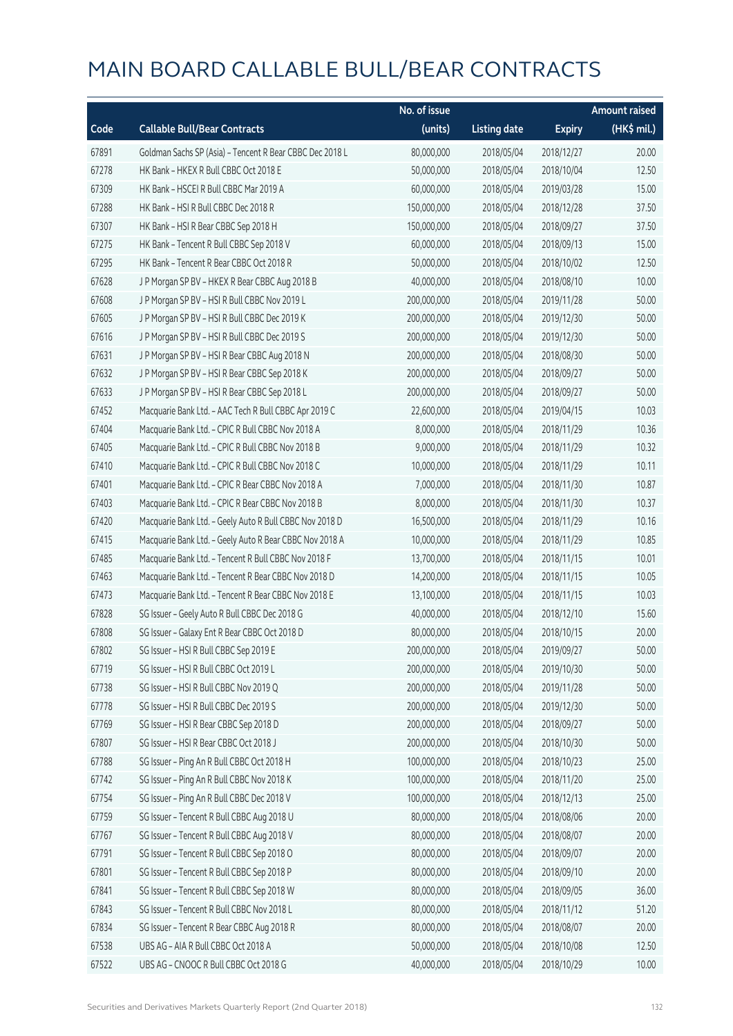# MAIN BOARD CALLABLE BULL/BEAR CONTRACTS

| Code | Callable Bull/Bear Contracts | No. of issue (units) | Listing date | Expiry | Amount raised (HK$ mil.) |
|---|---|---|---|---|---|
| 67891 | Goldman Sachs SP (Asia) - Tencent R Bear CBBC Dec 2018 L | 80,000,000 | 2018/05/04 | 2018/12/27 | 20.00 |
| 67278 | HK Bank - HKEX R Bull CBBC Oct 2018 E | 50,000,000 | 2018/05/04 | 2018/10/04 | 12.50 |
| 67309 | HK Bank - HSCEI R Bull CBBC Mar 2019 A | 60,000,000 | 2018/05/04 | 2019/03/28 | 15.00 |
| 67288 | HK Bank - HSI R Bull CBBC Dec 2018 R | 150,000,000 | 2018/05/04 | 2018/12/28 | 37.50 |
| 67307 | HK Bank - HSI R Bear CBBC Sep 2018 H | 150,000,000 | 2018/05/04 | 2018/09/27 | 37.50 |
| 67275 | HK Bank - Tencent R Bull CBBC Sep 2018 V | 60,000,000 | 2018/05/04 | 2018/09/13 | 15.00 |
| 67295 | HK Bank - Tencent R Bear CBBC Oct 2018 R | 50,000,000 | 2018/05/04 | 2018/10/02 | 12.50 |
| 67628 | J P Morgan SP BV - HKEX R Bear CBBC Aug 2018 B | 40,000,000 | 2018/05/04 | 2018/08/10 | 10.00 |
| 67608 | J P Morgan SP BV - HSI R Bull CBBC Nov 2019 L | 200,000,000 | 2018/05/04 | 2019/11/28 | 50.00 |
| 67605 | J P Morgan SP BV - HSI R Bull CBBC Dec 2019 K | 200,000,000 | 2018/05/04 | 2019/12/30 | 50.00 |
| 67616 | J P Morgan SP BV - HSI R Bull CBBC Dec 2019 S | 200,000,000 | 2018/05/04 | 2019/12/30 | 50.00 |
| 67631 | J P Morgan SP BV - HSI R Bear CBBC Aug 2018 N | 200,000,000 | 2018/05/04 | 2018/08/30 | 50.00 |
| 67632 | J P Morgan SP BV - HSI R Bear CBBC Sep 2018 K | 200,000,000 | 2018/05/04 | 2018/09/27 | 50.00 |
| 67633 | J P Morgan SP BV - HSI R Bear CBBC Sep 2018 L | 200,000,000 | 2018/05/04 | 2018/09/27 | 50.00 |
| 67452 | Macquarie Bank Ltd. - AAC Tech R Bull CBBC Apr 2019 C | 22,600,000 | 2018/05/04 | 2019/04/15 | 10.03 |
| 67404 | Macquarie Bank Ltd. - CPIC R Bull CBBC Nov 2018 A | 8,000,000 | 2018/05/04 | 2018/11/29 | 10.36 |
| 67405 | Macquarie Bank Ltd. - CPIC R Bull CBBC Nov 2018 B | 9,000,000 | 2018/05/04 | 2018/11/29 | 10.32 |
| 67410 | Macquarie Bank Ltd. - CPIC R Bull CBBC Nov 2018 C | 10,000,000 | 2018/05/04 | 2018/11/29 | 10.11 |
| 67401 | Macquarie Bank Ltd. - CPIC R Bear CBBC Nov 2018 A | 7,000,000 | 2018/05/04 | 2018/11/30 | 10.87 |
| 67403 | Macquarie Bank Ltd. - CPIC R Bear CBBC Nov 2018 B | 8,000,000 | 2018/05/04 | 2018/11/30 | 10.37 |
| 67420 | Macquarie Bank Ltd. - Geely Auto R Bull CBBC Nov 2018 D | 16,500,000 | 2018/05/04 | 2018/11/29 | 10.16 |
| 67415 | Macquarie Bank Ltd. - Geely Auto R Bear CBBC Nov 2018 A | 10,000,000 | 2018/05/04 | 2018/11/29 | 10.85 |
| 67485 | Macquarie Bank Ltd. - Tencent R Bull CBBC Nov 2018 F | 13,700,000 | 2018/05/04 | 2018/11/15 | 10.01 |
| 67463 | Macquarie Bank Ltd. - Tencent R Bear CBBC Nov 2018 D | 14,200,000 | 2018/05/04 | 2018/11/15 | 10.05 |
| 67473 | Macquarie Bank Ltd. - Tencent R Bear CBBC Nov 2018 E | 13,100,000 | 2018/05/04 | 2018/11/15 | 10.03 |
| 67828 | SG Issuer - Geely Auto R Bull CBBC Dec 2018 G | 40,000,000 | 2018/05/04 | 2018/12/10 | 15.60 |
| 67808 | SG Issuer - Galaxy Ent R Bear CBBC Oct 2018 D | 80,000,000 | 2018/05/04 | 2018/10/15 | 20.00 |
| 67802 | SG Issuer - HSI R Bull CBBC Sep 2019 E | 200,000,000 | 2018/05/04 | 2019/09/27 | 50.00 |
| 67719 | SG Issuer - HSI R Bull CBBC Oct 2019 L | 200,000,000 | 2018/05/04 | 2019/10/30 | 50.00 |
| 67738 | SG Issuer - HSI R Bull CBBC Nov 2019 Q | 200,000,000 | 2018/05/04 | 2019/11/28 | 50.00 |
| 67778 | SG Issuer - HSI R Bull CBBC Dec 2019 S | 200,000,000 | 2018/05/04 | 2019/12/30 | 50.00 |
| 67769 | SG Issuer - HSI R Bear CBBC Sep 2018 D | 200,000,000 | 2018/05/04 | 2018/09/27 | 50.00 |
| 67807 | SG Issuer - HSI R Bear CBBC Oct 2018 J | 200,000,000 | 2018/05/04 | 2018/10/30 | 50.00 |
| 67788 | SG Issuer - Ping An R Bull CBBC Oct 2018 H | 100,000,000 | 2018/05/04 | 2018/10/23 | 25.00 |
| 67742 | SG Issuer - Ping An R Bull CBBC Nov 2018 K | 100,000,000 | 2018/05/04 | 2018/11/20 | 25.00 |
| 67754 | SG Issuer - Ping An R Bull CBBC Dec 2018 V | 100,000,000 | 2018/05/04 | 2018/12/13 | 25.00 |
| 67759 | SG Issuer - Tencent R Bull CBBC Aug 2018 U | 80,000,000 | 2018/05/04 | 2018/08/06 | 20.00 |
| 67767 | SG Issuer - Tencent R Bull CBBC Aug 2018 V | 80,000,000 | 2018/05/04 | 2018/08/07 | 20.00 |
| 67791 | SG Issuer - Tencent R Bull CBBC Sep 2018 O | 80,000,000 | 2018/05/04 | 2018/09/07 | 20.00 |
| 67801 | SG Issuer - Tencent R Bull CBBC Sep 2018 P | 80,000,000 | 2018/05/04 | 2018/09/10 | 20.00 |
| 67841 | SG Issuer - Tencent R Bull CBBC Sep 2018 W | 80,000,000 | 2018/05/04 | 2018/09/05 | 36.00 |
| 67843 | SG Issuer - Tencent R Bull CBBC Nov 2018 L | 80,000,000 | 2018/05/04 | 2018/11/12 | 51.20 |
| 67834 | SG Issuer - Tencent R Bear CBBC Aug 2018 R | 80,000,000 | 2018/05/04 | 2018/08/07 | 20.00 |
| 67538 | UBS AG - AIA R Bull CBBC Oct 2018 A | 50,000,000 | 2018/05/04 | 2018/10/08 | 12.50 |
| 67522 | UBS AG - CNOOC R Bull CBBC Oct 2018 G | 40,000,000 | 2018/05/04 | 2018/10/29 | 10.00 |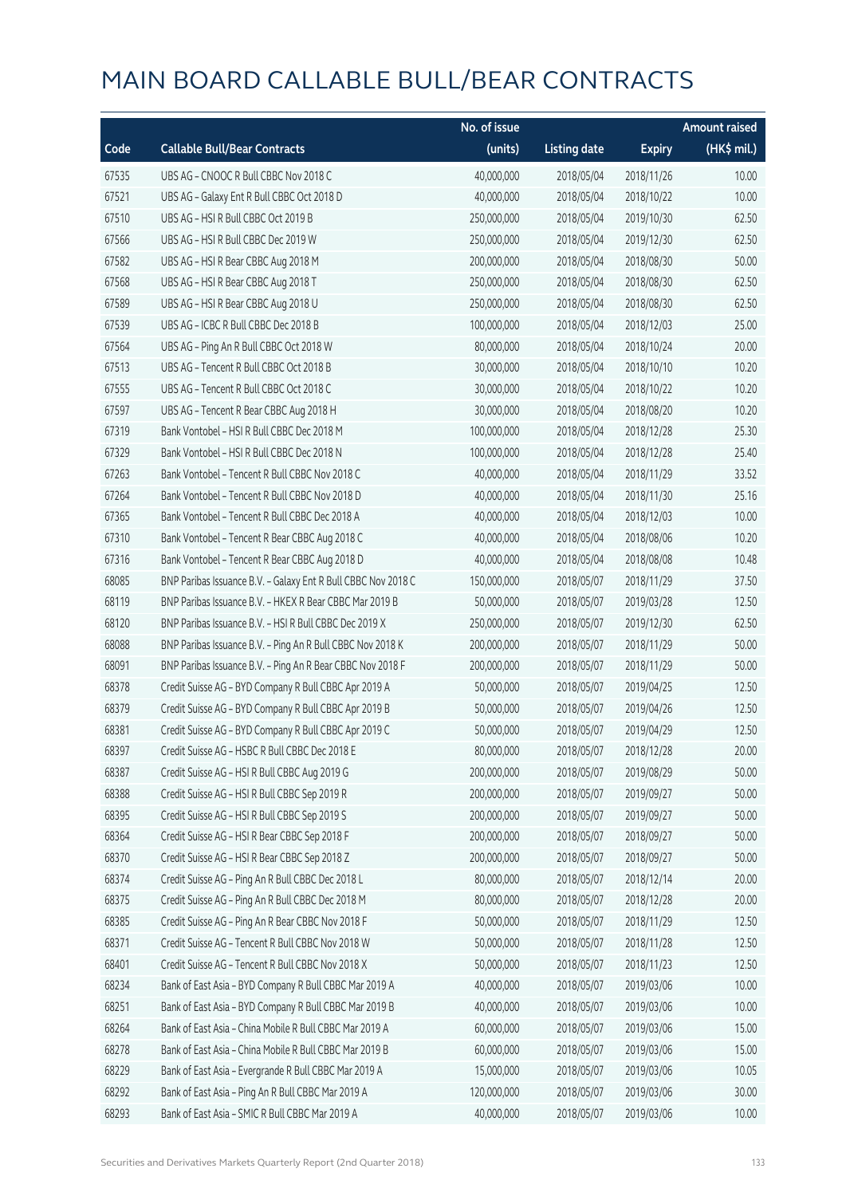# MAIN BOARD CALLABLE BULL/BEAR CONTRACTS

| Code | Callable Bull/Bear Contracts | No. of issue (units) | Listing date | Expiry | Amount raised (HK$ mil.) |
|---|---|---|---|---|---|
| 67535 | UBS AG – CNOOC R Bull CBBC Nov 2018 C | 40,000,000 | 2018/05/04 | 2018/11/26 | 10.00 |
| 67521 | UBS AG – Galaxy Ent R Bull CBBC Oct 2018 D | 40,000,000 | 2018/05/04 | 2018/10/22 | 10.00 |
| 67510 | UBS AG – HSI R Bull CBBC Oct 2019 B | 250,000,000 | 2018/05/04 | 2019/10/30 | 62.50 |
| 67566 | UBS AG – HSI R Bull CBBC Dec 2019 W | 250,000,000 | 2018/05/04 | 2019/12/30 | 62.50 |
| 67582 | UBS AG – HSI R Bear CBBC Aug 2018 M | 200,000,000 | 2018/05/04 | 2018/08/30 | 50.00 |
| 67568 | UBS AG – HSI R Bear CBBC Aug 2018 T | 250,000,000 | 2018/05/04 | 2018/08/30 | 62.50 |
| 67589 | UBS AG – HSI R Bear CBBC Aug 2018 U | 250,000,000 | 2018/05/04 | 2018/08/30 | 62.50 |
| 67539 | UBS AG – ICBC R Bull CBBC Dec 2018 B | 100,000,000 | 2018/05/04 | 2018/12/03 | 25.00 |
| 67564 | UBS AG – Ping An R Bull CBBC Oct 2018 W | 80,000,000 | 2018/05/04 | 2018/10/24 | 20.00 |
| 67513 | UBS AG – Tencent R Bull CBBC Oct 2018 B | 30,000,000 | 2018/05/04 | 2018/10/10 | 10.20 |
| 67555 | UBS AG – Tencent R Bull CBBC Oct 2018 C | 30,000,000 | 2018/05/04 | 2018/10/22 | 10.20 |
| 67597 | UBS AG – Tencent R Bear CBBC Aug 2018 H | 30,000,000 | 2018/05/04 | 2018/08/20 | 10.20 |
| 67319 | Bank Vontobel – HSI R Bull CBBC Dec 2018 M | 100,000,000 | 2018/05/04 | 2018/12/28 | 25.30 |
| 67329 | Bank Vontobel – HSI R Bull CBBC Dec 2018 N | 100,000,000 | 2018/05/04 | 2018/12/28 | 25.40 |
| 67263 | Bank Vontobel – Tencent R Bull CBBC Nov 2018 C | 40,000,000 | 2018/05/04 | 2018/11/29 | 33.52 |
| 67264 | Bank Vontobel – Tencent R Bull CBBC Nov 2018 D | 40,000,000 | 2018/05/04 | 2018/11/30 | 25.16 |
| 67365 | Bank Vontobel – Tencent R Bull CBBC Dec 2018 A | 40,000,000 | 2018/05/04 | 2018/12/03 | 10.00 |
| 67310 | Bank Vontobel – Tencent R Bear CBBC Aug 2018 C | 40,000,000 | 2018/05/04 | 2018/08/06 | 10.20 |
| 67316 | Bank Vontobel – Tencent R Bear CBBC Aug 2018 D | 40,000,000 | 2018/05/04 | 2018/08/08 | 10.48 |
| 68085 | BNP Paribas Issuance B.V. – Galaxy Ent R Bull CBBC Nov 2018 C | 150,000,000 | 2018/05/07 | 2018/11/29 | 37.50 |
| 68119 | BNP Paribas Issuance B.V. – HKEX R Bear CBBC Mar 2019 B | 50,000,000 | 2018/05/07 | 2019/03/28 | 12.50 |
| 68120 | BNP Paribas Issuance B.V. – HSI R Bull CBBC Dec 2019 X | 250,000,000 | 2018/05/07 | 2019/12/30 | 62.50 |
| 68088 | BNP Paribas Issuance B.V. – Ping An R Bull CBBC Nov 2018 K | 200,000,000 | 2018/05/07 | 2018/11/29 | 50.00 |
| 68091 | BNP Paribas Issuance B.V. – Ping An R Bear CBBC Nov 2018 F | 200,000,000 | 2018/05/07 | 2018/11/29 | 50.00 |
| 68378 | Credit Suisse AG – BYD Company R Bull CBBC Apr 2019 A | 50,000,000 | 2018/05/07 | 2019/04/25 | 12.50 |
| 68379 | Credit Suisse AG – BYD Company R Bull CBBC Apr 2019 B | 50,000,000 | 2018/05/07 | 2019/04/26 | 12.50 |
| 68381 | Credit Suisse AG – BYD Company R Bull CBBC Apr 2019 C | 50,000,000 | 2018/05/07 | 2019/04/29 | 12.50 |
| 68397 | Credit Suisse AG – HSBC R Bull CBBC Dec 2018 E | 80,000,000 | 2018/05/07 | 2018/12/28 | 20.00 |
| 68387 | Credit Suisse AG – HSI R Bull CBBC Aug 2019 G | 200,000,000 | 2018/05/07 | 2019/08/29 | 50.00 |
| 68388 | Credit Suisse AG – HSI R Bull CBBC Sep 2019 R | 200,000,000 | 2018/05/07 | 2019/09/27 | 50.00 |
| 68395 | Credit Suisse AG – HSI R Bull CBBC Sep 2019 S | 200,000,000 | 2018/05/07 | 2019/09/27 | 50.00 |
| 68364 | Credit Suisse AG – HSI R Bear CBBC Sep 2018 F | 200,000,000 | 2018/05/07 | 2018/09/27 | 50.00 |
| 68370 | Credit Suisse AG – HSI R Bear CBBC Sep 2018 Z | 200,000,000 | 2018/05/07 | 2018/09/27 | 50.00 |
| 68374 | Credit Suisse AG – Ping An R Bull CBBC Dec 2018 L | 80,000,000 | 2018/05/07 | 2018/12/14 | 20.00 |
| 68375 | Credit Suisse AG – Ping An R Bull CBBC Dec 2018 M | 80,000,000 | 2018/05/07 | 2018/12/28 | 20.00 |
| 68385 | Credit Suisse AG – Ping An R Bear CBBC Nov 2018 F | 50,000,000 | 2018/05/07 | 2018/11/29 | 12.50 |
| 68371 | Credit Suisse AG – Tencent R Bull CBBC Nov 2018 W | 50,000,000 | 2018/05/07 | 2018/11/28 | 12.50 |
| 68401 | Credit Suisse AG – Tencent R Bull CBBC Nov 2018 X | 50,000,000 | 2018/05/07 | 2018/11/23 | 12.50 |
| 68234 | Bank of East Asia – BYD Company R Bull CBBC Mar 2019 A | 40,000,000 | 2018/05/07 | 2019/03/06 | 10.00 |
| 68251 | Bank of East Asia – BYD Company R Bull CBBC Mar 2019 B | 40,000,000 | 2018/05/07 | 2019/03/06 | 10.00 |
| 68264 | Bank of East Asia – China Mobile R Bull CBBC Mar 2019 A | 60,000,000 | 2018/05/07 | 2019/03/06 | 15.00 |
| 68278 | Bank of East Asia – China Mobile R Bull CBBC Mar 2019 B | 60,000,000 | 2018/05/07 | 2019/03/06 | 15.00 |
| 68229 | Bank of East Asia – Evergrande R Bull CBBC Mar 2019 A | 15,000,000 | 2018/05/07 | 2019/03/06 | 10.05 |
| 68292 | Bank of East Asia – Ping An R Bull CBBC Mar 2019 A | 120,000,000 | 2018/05/07 | 2019/03/06 | 30.00 |
| 68293 | Bank of East Asia – SMIC R Bull CBBC Mar 2019 A | 40,000,000 | 2018/05/07 | 2019/03/06 | 10.00 |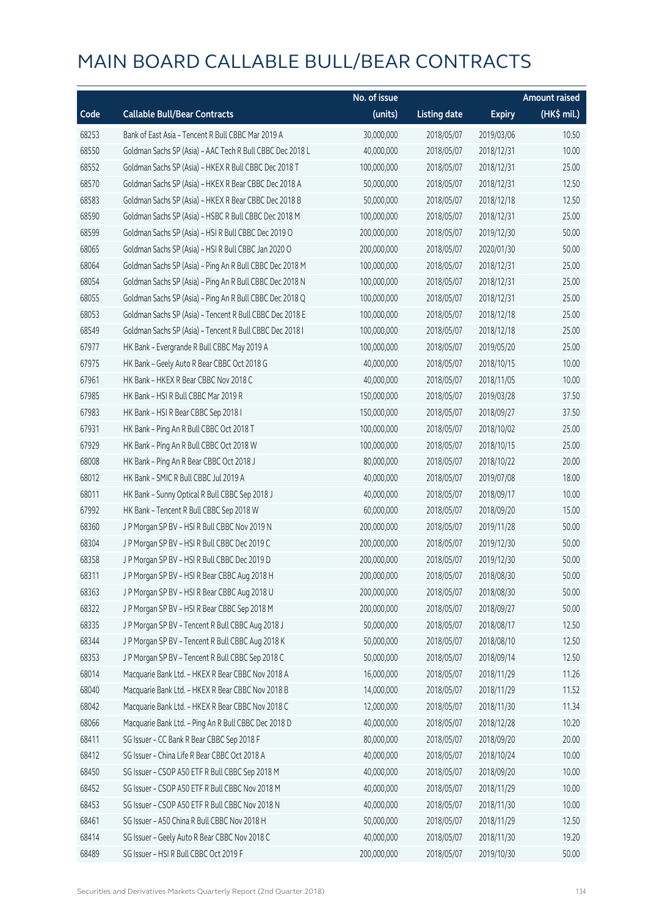# MAIN BOARD CALLABLE BULL/BEAR CONTRACTS

| Code | Callable Bull/Bear Contracts | No. of issue (units) | Listing date | Expiry | Amount raised (HK$ mil.) |
|---|---|---|---|---|---|
| 68253 | Bank of East Asia - Tencent R Bull CBBC Mar 2019 A | 30,000,000 | 2018/05/07 | 2019/03/06 | 10.50 |
| 68550 | Goldman Sachs SP (Asia) - AAC Tech R Bull CBBC Dec 2018 L | 40,000,000 | 2018/05/07 | 2018/12/31 | 10.00 |
| 68552 | Goldman Sachs SP (Asia) - HKEX R Bull CBBC Dec 2018 T | 100,000,000 | 2018/05/07 | 2018/12/31 | 25.00 |
| 68570 | Goldman Sachs SP (Asia) - HKEX R Bear CBBC Dec 2018 A | 50,000,000 | 2018/05/07 | 2018/12/31 | 12.50 |
| 68583 | Goldman Sachs SP (Asia) - HKEX R Bear CBBC Dec 2018 B | 50,000,000 | 2018/05/07 | 2018/12/18 | 12.50 |
| 68590 | Goldman Sachs SP (Asia) - HSBC R Bull CBBC Dec 2018 M | 100,000,000 | 2018/05/07 | 2018/12/31 | 25.00 |
| 68599 | Goldman Sachs SP (Asia) - HSI R Bull CBBC Dec 2019 O | 200,000,000 | 2018/05/07 | 2019/12/30 | 50.00 |
| 68065 | Goldman Sachs SP (Asia) - HSI R Bull CBBC Jan 2020 O | 200,000,000 | 2018/05/07 | 2020/01/30 | 50.00 |
| 68064 | Goldman Sachs SP (Asia) - Ping An R Bull CBBC Dec 2018 M | 100,000,000 | 2018/05/07 | 2018/12/31 | 25.00 |
| 68054 | Goldman Sachs SP (Asia) - Ping An R Bull CBBC Dec 2018 N | 100,000,000 | 2018/05/07 | 2018/12/31 | 25.00 |
| 68055 | Goldman Sachs SP (Asia) - Ping An R Bull CBBC Dec 2018 Q | 100,000,000 | 2018/05/07 | 2018/12/31 | 25.00 |
| 68053 | Goldman Sachs SP (Asia) - Tencent R Bull CBBC Dec 2018 E | 100,000,000 | 2018/05/07 | 2018/12/18 | 25.00 |
| 68549 | Goldman Sachs SP (Asia) - Tencent R Bull CBBC Dec 2018 I | 100,000,000 | 2018/05/07 | 2018/12/18 | 25.00 |
| 67977 | HK Bank - Evergrande R Bull CBBC May 2019 A | 100,000,000 | 2018/05/07 | 2019/05/20 | 25.00 |
| 67975 | HK Bank - Geely Auto R Bear CBBC Oct 2018 G | 40,000,000 | 2018/05/07 | 2018/10/15 | 10.00 |
| 67961 | HK Bank - HKEX R Bear CBBC Nov 2018 C | 40,000,000 | 2018/05/07 | 2018/11/05 | 10.00 |
| 67985 | HK Bank - HSI R Bull CBBC Mar 2019 R | 150,000,000 | 2018/05/07 | 2019/03/28 | 37.50 |
| 67983 | HK Bank - HSI R Bear CBBC Sep 2018 I | 150,000,000 | 2018/05/07 | 2018/09/27 | 37.50 |
| 67931 | HK Bank - Ping An R Bull CBBC Oct 2018 T | 100,000,000 | 2018/05/07 | 2018/10/02 | 25.00 |
| 67929 | HK Bank - Ping An R Bull CBBC Oct 2018 W | 100,000,000 | 2018/05/07 | 2018/10/15 | 25.00 |
| 68008 | HK Bank - Ping An R Bear CBBC Oct 2018 J | 80,000,000 | 2018/05/07 | 2018/10/22 | 20.00 |
| 68012 | HK Bank - SMIC R Bull CBBC Jul 2019 A | 40,000,000 | 2018/05/07 | 2019/07/08 | 18.00 |
| 68011 | HK Bank - Sunny Optical R Bull CBBC Sep 2018 J | 40,000,000 | 2018/05/07 | 2018/09/17 | 10.00 |
| 67992 | HK Bank - Tencent R Bull CBBC Sep 2018 W | 60,000,000 | 2018/05/07 | 2018/09/20 | 15.00 |
| 68360 | J P Morgan SP BV - HSI R Bull CBBC Nov 2019 N | 200,000,000 | 2018/05/07 | 2019/11/28 | 50.00 |
| 68304 | J P Morgan SP BV - HSI R Bull CBBC Dec 2019 C | 200,000,000 | 2018/05/07 | 2019/12/30 | 50.00 |
| 68358 | J P Morgan SP BV - HSI R Bull CBBC Dec 2019 D | 200,000,000 | 2018/05/07 | 2019/12/30 | 50.00 |
| 68311 | J P Morgan SP BV - HSI R Bear CBBC Aug 2018 H | 200,000,000 | 2018/05/07 | 2018/08/30 | 50.00 |
| 68363 | J P Morgan SP BV - HSI R Bear CBBC Aug 2018 U | 200,000,000 | 2018/05/07 | 2018/08/30 | 50.00 |
| 68322 | J P Morgan SP BV - HSI R Bear CBBC Sep 2018 M | 200,000,000 | 2018/05/07 | 2018/09/27 | 50.00 |
| 68335 | J P Morgan SP BV - Tencent R Bull CBBC Aug 2018 J | 50,000,000 | 2018/05/07 | 2018/08/17 | 12.50 |
| 68344 | J P Morgan SP BV - Tencent R Bull CBBC Aug 2018 K | 50,000,000 | 2018/05/07 | 2018/08/10 | 12.50 |
| 68353 | J P Morgan SP BV - Tencent R Bull CBBC Sep 2018 C | 50,000,000 | 2018/05/07 | 2018/09/14 | 12.50 |
| 68014 | Macquarie Bank Ltd. - HKEX R Bear CBBC Nov 2018 A | 16,000,000 | 2018/05/07 | 2018/11/29 | 11.26 |
| 68040 | Macquarie Bank Ltd. - HKEX R Bear CBBC Nov 2018 B | 14,000,000 | 2018/05/07 | 2018/11/29 | 11.52 |
| 68042 | Macquarie Bank Ltd. - HKEX R Bear CBBC Nov 2018 C | 12,000,000 | 2018/05/07 | 2018/11/30 | 11.34 |
| 68066 | Macquarie Bank Ltd. - Ping An R Bull CBBC Dec 2018 D | 40,000,000 | 2018/05/07 | 2018/12/28 | 10.20 |
| 68411 | SG Issuer - CC Bank R Bear CBBC Sep 2018 F | 80,000,000 | 2018/05/07 | 2018/09/20 | 20.00 |
| 68412 | SG Issuer - China Life R Bear CBBC Oct 2018 A | 40,000,000 | 2018/05/07 | 2018/10/24 | 10.00 |
| 68450 | SG Issuer - CSOP A50 ETF R Bull CBBC Sep 2018 M | 40,000,000 | 2018/05/07 | 2018/09/20 | 10.00 |
| 68452 | SG Issuer - CSOP A50 ETF R Bull CBBC Nov 2018 M | 40,000,000 | 2018/05/07 | 2018/11/29 | 10.00 |
| 68453 | SG Issuer - CSOP A50 ETF R Bull CBBC Nov 2018 N | 40,000,000 | 2018/05/07 | 2018/11/30 | 10.00 |
| 68461 | SG Issuer - A50 China R Bull CBBC Nov 2018 H | 50,000,000 | 2018/05/07 | 2018/11/29 | 12.50 |
| 68414 | SG Issuer - Geely Auto R Bear CBBC Nov 2018 C | 40,000,000 | 2018/05/07 | 2018/11/30 | 19.20 |
| 68489 | SG Issuer - HSI R Bull CBBC Oct 2019 F | 200,000,000 | 2018/05/07 | 2019/10/30 | 50.00 |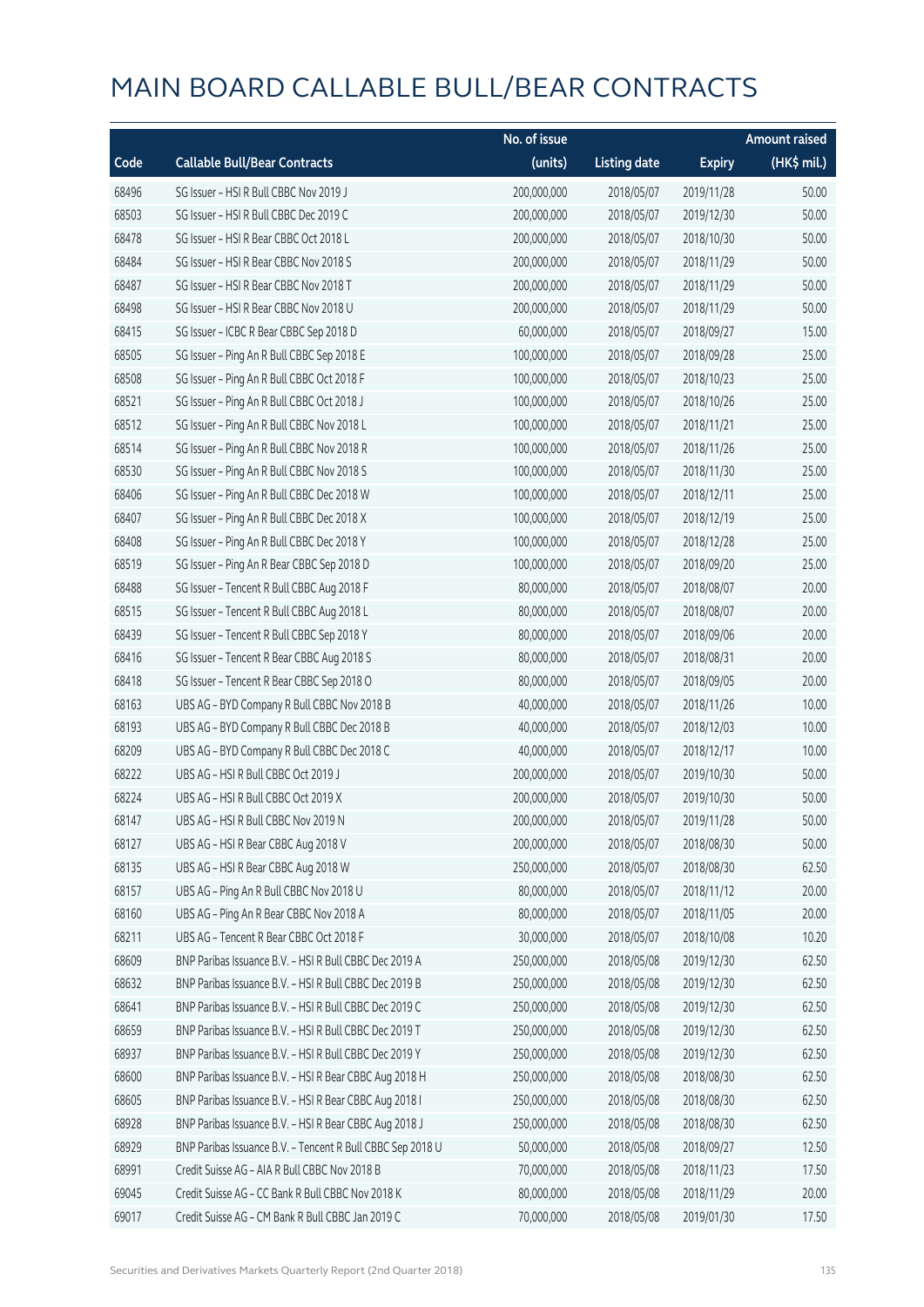# MAIN BOARD CALLABLE BULL/BEAR CONTRACTS

| Code | Callable Bull/Bear Contracts | No. of issue (units) | Listing date | Expiry | Amount raised (HK$ mil.) |
|---|---|---|---|---|---|
| 68496 | SG Issuer – HSI R Bull CBBC Nov 2019 J | 200,000,000 | 2018/05/07 | 2019/11/28 | 50.00 |
| 68503 | SG Issuer – HSI R Bull CBBC Dec 2019 C | 200,000,000 | 2018/05/07 | 2019/12/30 | 50.00 |
| 68478 | SG Issuer – HSI R Bear CBBC Oct 2018 L | 200,000,000 | 2018/05/07 | 2018/10/30 | 50.00 |
| 68484 | SG Issuer – HSI R Bear CBBC Nov 2018 S | 200,000,000 | 2018/05/07 | 2018/11/29 | 50.00 |
| 68487 | SG Issuer – HSI R Bear CBBC Nov 2018 T | 200,000,000 | 2018/05/07 | 2018/11/29 | 50.00 |
| 68498 | SG Issuer – HSI R Bear CBBC Nov 2018 U | 200,000,000 | 2018/05/07 | 2018/11/29 | 50.00 |
| 68415 | SG Issuer – ICBC R Bear CBBC Sep 2018 D | 60,000,000 | 2018/05/07 | 2018/09/27 | 15.00 |
| 68505 | SG Issuer – Ping An R Bull CBBC Sep 2018 E | 100,000,000 | 2018/05/07 | 2018/09/28 | 25.00 |
| 68508 | SG Issuer – Ping An R Bull CBBC Oct 2018 F | 100,000,000 | 2018/05/07 | 2018/10/23 | 25.00 |
| 68521 | SG Issuer – Ping An R Bull CBBC Oct 2018 J | 100,000,000 | 2018/05/07 | 2018/10/26 | 25.00 |
| 68512 | SG Issuer – Ping An R Bull CBBC Nov 2018 L | 100,000,000 | 2018/05/07 | 2018/11/21 | 25.00 |
| 68514 | SG Issuer – Ping An R Bull CBBC Nov 2018 R | 100,000,000 | 2018/05/07 | 2018/11/26 | 25.00 |
| 68530 | SG Issuer – Ping An R Bull CBBC Nov 2018 S | 100,000,000 | 2018/05/07 | 2018/11/30 | 25.00 |
| 68406 | SG Issuer – Ping An R Bull CBBC Dec 2018 W | 100,000,000 | 2018/05/07 | 2018/12/11 | 25.00 |
| 68407 | SG Issuer – Ping An R Bull CBBC Dec 2018 X | 100,000,000 | 2018/05/07 | 2018/12/19 | 25.00 |
| 68408 | SG Issuer – Ping An R Bull CBBC Dec 2018 Y | 100,000,000 | 2018/05/07 | 2018/12/28 | 25.00 |
| 68519 | SG Issuer – Ping An R Bear CBBC Sep 2018 D | 100,000,000 | 2018/05/07 | 2018/09/20 | 25.00 |
| 68488 | SG Issuer – Tencent R Bull CBBC Aug 2018 F | 80,000,000 | 2018/05/07 | 2018/08/07 | 20.00 |
| 68515 | SG Issuer – Tencent R Bull CBBC Aug 2018 L | 80,000,000 | 2018/05/07 | 2018/08/07 | 20.00 |
| 68439 | SG Issuer – Tencent R Bull CBBC Sep 2018 Y | 80,000,000 | 2018/05/07 | 2018/09/06 | 20.00 |
| 68416 | SG Issuer – Tencent R Bear CBBC Aug 2018 S | 80,000,000 | 2018/05/07 | 2018/08/31 | 20.00 |
| 68418 | SG Issuer – Tencent R Bear CBBC Sep 2018 O | 80,000,000 | 2018/05/07 | 2018/09/05 | 20.00 |
| 68163 | UBS AG – BYD Company R Bull CBBC Nov 2018 B | 40,000,000 | 2018/05/07 | 2018/11/26 | 10.00 |
| 68193 | UBS AG – BYD Company R Bull CBBC Dec 2018 B | 40,000,000 | 2018/05/07 | 2018/12/03 | 10.00 |
| 68209 | UBS AG – BYD Company R Bull CBBC Dec 2018 C | 40,000,000 | 2018/05/07 | 2018/12/17 | 10.00 |
| 68222 | UBS AG – HSI R Bull CBBC Oct 2019 J | 200,000,000 | 2018/05/07 | 2019/10/30 | 50.00 |
| 68224 | UBS AG – HSI R Bull CBBC Oct 2019 X | 200,000,000 | 2018/05/07 | 2019/10/30 | 50.00 |
| 68147 | UBS AG – HSI R Bull CBBC Nov 2019 N | 200,000,000 | 2018/05/07 | 2019/11/28 | 50.00 |
| 68127 | UBS AG – HSI R Bear CBBC Aug 2018 V | 200,000,000 | 2018/05/07 | 2018/08/30 | 50.00 |
| 68135 | UBS AG – HSI R Bear CBBC Aug 2018 W | 250,000,000 | 2018/05/07 | 2018/08/30 | 62.50 |
| 68157 | UBS AG – Ping An R Bull CBBC Nov 2018 U | 80,000,000 | 2018/05/07 | 2018/11/12 | 20.00 |
| 68160 | UBS AG – Ping An R Bear CBBC Nov 2018 A | 80,000,000 | 2018/05/07 | 2018/11/05 | 20.00 |
| 68211 | UBS AG – Tencent R Bear CBBC Oct 2018 F | 30,000,000 | 2018/05/07 | 2018/10/08 | 10.20 |
| 68609 | BNP Paribas Issuance B.V. – HSI R Bull CBBC Dec 2019 A | 250,000,000 | 2018/05/08 | 2019/12/30 | 62.50 |
| 68632 | BNP Paribas Issuance B.V. – HSI R Bull CBBC Dec 2019 B | 250,000,000 | 2018/05/08 | 2019/12/30 | 62.50 |
| 68641 | BNP Paribas Issuance B.V. – HSI R Bull CBBC Dec 2019 C | 250,000,000 | 2018/05/08 | 2019/12/30 | 62.50 |
| 68659 | BNP Paribas Issuance B.V. – HSI R Bull CBBC Dec 2019 T | 250,000,000 | 2018/05/08 | 2019/12/30 | 62.50 |
| 68937 | BNP Paribas Issuance B.V. – HSI R Bull CBBC Dec 2019 Y | 250,000,000 | 2018/05/08 | 2019/12/30 | 62.50 |
| 68600 | BNP Paribas Issuance B.V. – HSI R Bear CBBC Aug 2018 H | 250,000,000 | 2018/05/08 | 2018/08/30 | 62.50 |
| 68605 | BNP Paribas Issuance B.V. – HSI R Bear CBBC Aug 2018 I | 250,000,000 | 2018/05/08 | 2018/08/30 | 62.50 |
| 68928 | BNP Paribas Issuance B.V. – HSI R Bear CBBC Aug 2018 J | 250,000,000 | 2018/05/08 | 2018/08/30 | 62.50 |
| 68929 | BNP Paribas Issuance B.V. – Tencent R Bull CBBC Sep 2018 U | 50,000,000 | 2018/05/08 | 2018/09/27 | 12.50 |
| 68991 | Credit Suisse AG – AIA R Bull CBBC Nov 2018 B | 70,000,000 | 2018/05/08 | 2018/11/23 | 17.50 |
| 69045 | Credit Suisse AG – CC Bank R Bull CBBC Nov 2018 K | 80,000,000 | 2018/05/08 | 2018/11/29 | 20.00 |
| 69017 | Credit Suisse AG – CM Bank R Bull CBBC Jan 2019 C | 70,000,000 | 2018/05/08 | 2019/01/30 | 17.50 |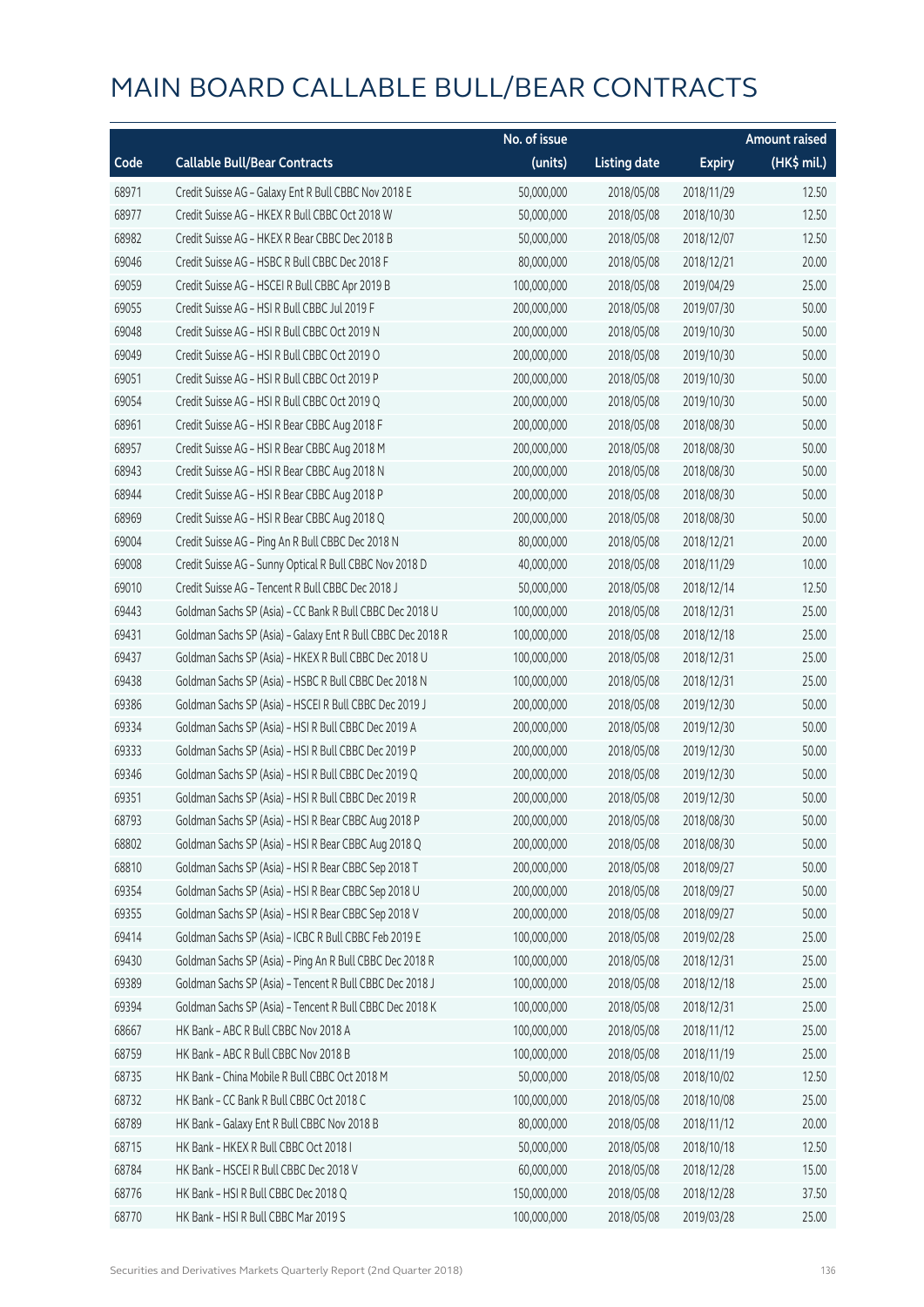# MAIN BOARD CALLABLE BULL/BEAR CONTRACTS

| Code | Callable Bull/Bear Contracts | No. of issue (units) | Listing date | Expiry | Amount raised (HK$ mil.) |
|---|---|---|---|---|---|
| 68971 | Credit Suisse AG – Galaxy Ent R Bull CBBC Nov 2018 E | 50,000,000 | 2018/05/08 | 2018/11/29 | 12.50 |
| 68977 | Credit Suisse AG – HKEX R Bull CBBC Oct 2018 W | 50,000,000 | 2018/05/08 | 2018/10/30 | 12.50 |
| 68982 | Credit Suisse AG – HKEX R Bear CBBC Dec 2018 B | 50,000,000 | 2018/05/08 | 2018/12/07 | 12.50 |
| 69046 | Credit Suisse AG – HSBC R Bull CBBC Dec 2018 F | 80,000,000 | 2018/05/08 | 2018/12/21 | 20.00 |
| 69059 | Credit Suisse AG – HSCEI R Bull CBBC Apr 2019 B | 100,000,000 | 2018/05/08 | 2019/04/29 | 25.00 |
| 69055 | Credit Suisse AG – HSI R Bull CBBC Jul 2019 F | 200,000,000 | 2018/05/08 | 2019/07/30 | 50.00 |
| 69048 | Credit Suisse AG – HSI R Bull CBBC Oct 2019 N | 200,000,000 | 2018/05/08 | 2019/10/30 | 50.00 |
| 69049 | Credit Suisse AG – HSI R Bull CBBC Oct 2019 O | 200,000,000 | 2018/05/08 | 2019/10/30 | 50.00 |
| 69051 | Credit Suisse AG – HSI R Bull CBBC Oct 2019 P | 200,000,000 | 2018/05/08 | 2019/10/30 | 50.00 |
| 69054 | Credit Suisse AG – HSI R Bull CBBC Oct 2019 Q | 200,000,000 | 2018/05/08 | 2019/10/30 | 50.00 |
| 68961 | Credit Suisse AG – HSI R Bear CBBC Aug 2018 F | 200,000,000 | 2018/05/08 | 2018/08/30 | 50.00 |
| 68957 | Credit Suisse AG – HSI R Bear CBBC Aug 2018 M | 200,000,000 | 2018/05/08 | 2018/08/30 | 50.00 |
| 68943 | Credit Suisse AG – HSI R Bear CBBC Aug 2018 N | 200,000,000 | 2018/05/08 | 2018/08/30 | 50.00 |
| 68944 | Credit Suisse AG – HSI R Bear CBBC Aug 2018 P | 200,000,000 | 2018/05/08 | 2018/08/30 | 50.00 |
| 68969 | Credit Suisse AG – HSI R Bear CBBC Aug 2018 Q | 200,000,000 | 2018/05/08 | 2018/08/30 | 50.00 |
| 69004 | Credit Suisse AG – Ping An R Bull CBBC Dec 2018 N | 80,000,000 | 2018/05/08 | 2018/12/21 | 20.00 |
| 69008 | Credit Suisse AG – Sunny Optical R Bull CBBC Nov 2018 D | 40,000,000 | 2018/05/08 | 2018/11/29 | 10.00 |
| 69010 | Credit Suisse AG – Tencent R Bull CBBC Dec 2018 J | 50,000,000 | 2018/05/08 | 2018/12/14 | 12.50 |
| 69443 | Goldman Sachs SP (Asia) – CC Bank R Bull CBBC Dec 2018 U | 100,000,000 | 2018/05/08 | 2018/12/31 | 25.00 |
| 69431 | Goldman Sachs SP (Asia) – Galaxy Ent R Bull CBBC Dec 2018 R | 100,000,000 | 2018/05/08 | 2018/12/18 | 25.00 |
| 69437 | Goldman Sachs SP (Asia) – HKEX R Bull CBBC Dec 2018 U | 100,000,000 | 2018/05/08 | 2018/12/31 | 25.00 |
| 69438 | Goldman Sachs SP (Asia) – HSBC R Bull CBBC Dec 2018 N | 100,000,000 | 2018/05/08 | 2018/12/31 | 25.00 |
| 69386 | Goldman Sachs SP (Asia) – HSCEI R Bull CBBC Dec 2019 J | 200,000,000 | 2018/05/08 | 2019/12/30 | 50.00 |
| 69334 | Goldman Sachs SP (Asia) – HSI R Bull CBBC Dec 2019 A | 200,000,000 | 2018/05/08 | 2019/12/30 | 50.00 |
| 69333 | Goldman Sachs SP (Asia) – HSI R Bull CBBC Dec 2019 P | 200,000,000 | 2018/05/08 | 2019/12/30 | 50.00 |
| 69346 | Goldman Sachs SP (Asia) – HSI R Bull CBBC Dec 2019 Q | 200,000,000 | 2018/05/08 | 2019/12/30 | 50.00 |
| 69351 | Goldman Sachs SP (Asia) – HSI R Bull CBBC Dec 2019 R | 200,000,000 | 2018/05/08 | 2019/12/30 | 50.00 |
| 68793 | Goldman Sachs SP (Asia) – HSI R Bear CBBC Aug 2018 P | 200,000,000 | 2018/05/08 | 2018/08/30 | 50.00 |
| 68802 | Goldman Sachs SP (Asia) – HSI R Bear CBBC Aug 2018 Q | 200,000,000 | 2018/05/08 | 2018/08/30 | 50.00 |
| 68810 | Goldman Sachs SP (Asia) – HSI R Bear CBBC Sep 2018 T | 200,000,000 | 2018/05/08 | 2018/09/27 | 50.00 |
| 69354 | Goldman Sachs SP (Asia) – HSI R Bear CBBC Sep 2018 U | 200,000,000 | 2018/05/08 | 2018/09/27 | 50.00 |
| 69355 | Goldman Sachs SP (Asia) – HSI R Bear CBBC Sep 2018 V | 200,000,000 | 2018/05/08 | 2018/09/27 | 50.00 |
| 69414 | Goldman Sachs SP (Asia) – ICBC R Bull CBBC Feb 2019 E | 100,000,000 | 2018/05/08 | 2019/02/28 | 25.00 |
| 69430 | Goldman Sachs SP (Asia) – Ping An R Bull CBBC Dec 2018 R | 100,000,000 | 2018/05/08 | 2018/12/31 | 25.00 |
| 69389 | Goldman Sachs SP (Asia) – Tencent R Bull CBBC Dec 2018 J | 100,000,000 | 2018/05/08 | 2018/12/18 | 25.00 |
| 69394 | Goldman Sachs SP (Asia) – Tencent R Bull CBBC Dec 2018 K | 100,000,000 | 2018/05/08 | 2018/12/31 | 25.00 |
| 68667 | HK Bank – ABC R Bull CBBC Nov 2018 A | 100,000,000 | 2018/05/08 | 2018/11/12 | 25.00 |
| 68759 | HK Bank – ABC R Bull CBBC Nov 2018 B | 100,000,000 | 2018/05/08 | 2018/11/19 | 25.00 |
| 68735 | HK Bank – China Mobile R Bull CBBC Oct 2018 M | 50,000,000 | 2018/05/08 | 2018/10/02 | 12.50 |
| 68732 | HK Bank – CC Bank R Bull CBBC Oct 2018 C | 100,000,000 | 2018/05/08 | 2018/10/08 | 25.00 |
| 68789 | HK Bank – Galaxy Ent R Bull CBBC Nov 2018 B | 80,000,000 | 2018/05/08 | 2018/11/12 | 20.00 |
| 68715 | HK Bank – HKEX R Bull CBBC Oct 2018 I | 50,000,000 | 2018/05/08 | 2018/10/18 | 12.50 |
| 68784 | HK Bank – HSCEI R Bull CBBC Dec 2018 V | 60,000,000 | 2018/05/08 | 2018/12/28 | 15.00 |
| 68776 | HK Bank – HSI R Bull CBBC Dec 2018 Q | 150,000,000 | 2018/05/08 | 2018/12/28 | 37.50 |
| 68770 | HK Bank – HSI R Bull CBBC Mar 2019 S | 100,000,000 | 2018/05/08 | 2019/03/28 | 25.00 |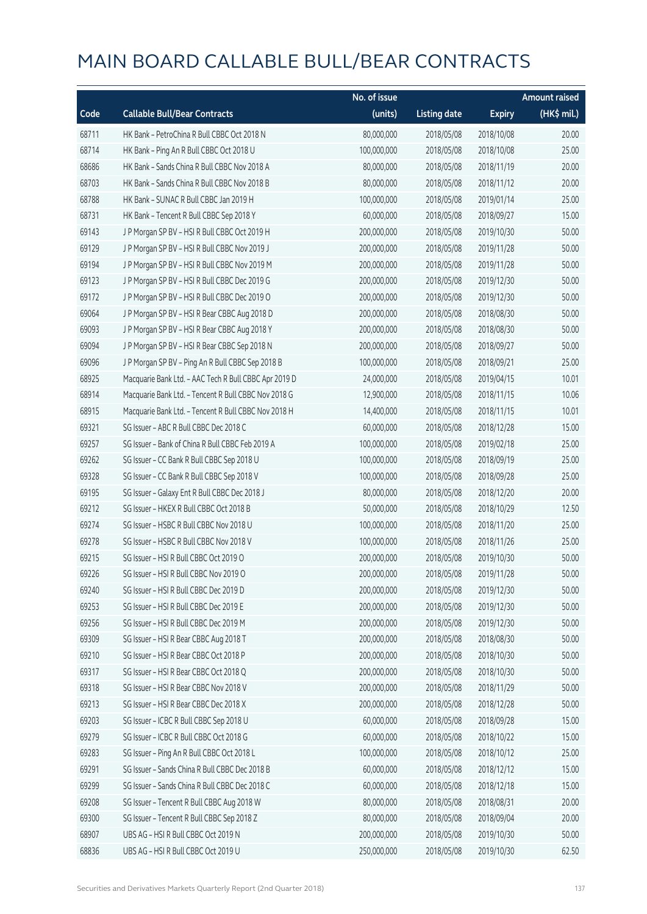# MAIN BOARD CALLABLE BULL/BEAR CONTRACTS

| Code | Callable Bull/Bear Contracts | No. of issue (units) | Listing date | Expiry | Amount raised (HK$ mil.) |
|---|---|---|---|---|---|
| 68711 | HK Bank – PetroChina R Bull CBBC Oct 2018 N | 80,000,000 | 2018/05/08 | 2018/10/08 | 20.00 |
| 68714 | HK Bank – Ping An R Bull CBBC Oct 2018 U | 100,000,000 | 2018/05/08 | 2018/10/08 | 25.00 |
| 68686 | HK Bank – Sands China R Bull CBBC Nov 2018 A | 80,000,000 | 2018/05/08 | 2018/11/19 | 20.00 |
| 68703 | HK Bank – Sands China R Bull CBBC Nov 2018 B | 80,000,000 | 2018/05/08 | 2018/11/12 | 20.00 |
| 68788 | HK Bank – SUNAC R Bull CBBC Jan 2019 H | 100,000,000 | 2018/05/08 | 2019/01/14 | 25.00 |
| 68731 | HK Bank – Tencent R Bull CBBC Sep 2018 Y | 60,000,000 | 2018/05/08 | 2018/09/27 | 15.00 |
| 69143 | J P Morgan SP BV – HSI R Bull CBBC Oct 2019 H | 200,000,000 | 2018/05/08 | 2019/10/30 | 50.00 |
| 69129 | J P Morgan SP BV – HSI R Bull CBBC Nov 2019 J | 200,000,000 | 2018/05/08 | 2019/11/28 | 50.00 |
| 69194 | J P Morgan SP BV – HSI R Bull CBBC Nov 2019 M | 200,000,000 | 2018/05/08 | 2019/11/28 | 50.00 |
| 69123 | J P Morgan SP BV – HSI R Bull CBBC Dec 2019 G | 200,000,000 | 2018/05/08 | 2019/12/30 | 50.00 |
| 69172 | J P Morgan SP BV – HSI R Bull CBBC Dec 2019 O | 200,000,000 | 2018/05/08 | 2019/12/30 | 50.00 |
| 69064 | J P Morgan SP BV – HSI R Bear CBBC Aug 2018 D | 200,000,000 | 2018/05/08 | 2018/08/30 | 50.00 |
| 69093 | J P Morgan SP BV – HSI R Bear CBBC Aug 2018 Y | 200,000,000 | 2018/05/08 | 2018/08/30 | 50.00 |
| 69094 | J P Morgan SP BV – HSI R Bear CBBC Sep 2018 N | 200,000,000 | 2018/05/08 | 2018/09/27 | 50.00 |
| 69096 | J P Morgan SP BV – Ping An R Bull CBBC Sep 2018 B | 100,000,000 | 2018/05/08 | 2018/09/21 | 25.00 |
| 68925 | Macquarie Bank Ltd. – AAC Tech R Bull CBBC Apr 2019 D | 24,000,000 | 2018/05/08 | 2019/04/15 | 10.01 |
| 68914 | Macquarie Bank Ltd. – Tencent R Bull CBBC Nov 2018 G | 12,900,000 | 2018/05/08 | 2018/11/15 | 10.06 |
| 68915 | Macquarie Bank Ltd. – Tencent R Bull CBBC Nov 2018 H | 14,400,000 | 2018/05/08 | 2018/11/15 | 10.01 |
| 69321 | SG Issuer – ABC R Bull CBBC Dec 2018 C | 60,000,000 | 2018/05/08 | 2018/12/28 | 15.00 |
| 69257 | SG Issuer – Bank of China R Bull CBBC Feb 2019 A | 100,000,000 | 2018/05/08 | 2019/02/18 | 25.00 |
| 69262 | SG Issuer – CC Bank R Bull CBBC Sep 2018 U | 100,000,000 | 2018/05/08 | 2018/09/19 | 25.00 |
| 69328 | SG Issuer – CC Bank R Bull CBBC Sep 2018 V | 100,000,000 | 2018/05/08 | 2018/09/28 | 25.00 |
| 69195 | SG Issuer – Galaxy Ent R Bull CBBC Dec 2018 J | 80,000,000 | 2018/05/08 | 2018/12/20 | 20.00 |
| 69212 | SG Issuer – HKEX R Bull CBBC Oct 2018 B | 50,000,000 | 2018/05/08 | 2018/10/29 | 12.50 |
| 69274 | SG Issuer – HSBC R Bull CBBC Nov 2018 U | 100,000,000 | 2018/05/08 | 2018/11/20 | 25.00 |
| 69278 | SG Issuer – HSBC R Bull CBBC Nov 2018 V | 100,000,000 | 2018/05/08 | 2018/11/26 | 25.00 |
| 69215 | SG Issuer – HSI R Bull CBBC Oct 2019 O | 200,000,000 | 2018/05/08 | 2019/10/30 | 50.00 |
| 69226 | SG Issuer – HSI R Bull CBBC Nov 2019 O | 200,000,000 | 2018/05/08 | 2019/11/28 | 50.00 |
| 69240 | SG Issuer – HSI R Bull CBBC Dec 2019 D | 200,000,000 | 2018/05/08 | 2019/12/30 | 50.00 |
| 69253 | SG Issuer – HSI R Bull CBBC Dec 2019 E | 200,000,000 | 2018/05/08 | 2019/12/30 | 50.00 |
| 69256 | SG Issuer – HSI R Bull CBBC Dec 2019 M | 200,000,000 | 2018/05/08 | 2019/12/30 | 50.00 |
| 69309 | SG Issuer – HSI R Bear CBBC Aug 2018 T | 200,000,000 | 2018/05/08 | 2018/08/30 | 50.00 |
| 69210 | SG Issuer – HSI R Bear CBBC Oct 2018 P | 200,000,000 | 2018/05/08 | 2018/10/30 | 50.00 |
| 69317 | SG Issuer – HSI R Bear CBBC Oct 2018 Q | 200,000,000 | 2018/05/08 | 2018/10/30 | 50.00 |
| 69318 | SG Issuer – HSI R Bear CBBC Nov 2018 V | 200,000,000 | 2018/05/08 | 2018/11/29 | 50.00 |
| 69213 | SG Issuer – HSI R Bear CBBC Dec 2018 X | 200,000,000 | 2018/05/08 | 2018/12/28 | 50.00 |
| 69203 | SG Issuer – ICBC R Bull CBBC Sep 2018 U | 60,000,000 | 2018/05/08 | 2018/09/28 | 15.00 |
| 69279 | SG Issuer – ICBC R Bull CBBC Oct 2018 G | 60,000,000 | 2018/05/08 | 2018/10/22 | 15.00 |
| 69283 | SG Issuer – Ping An R Bull CBBC Oct 2018 L | 100,000,000 | 2018/05/08 | 2018/10/12 | 25.00 |
| 69291 | SG Issuer – Sands China R Bull CBBC Dec 2018 B | 60,000,000 | 2018/05/08 | 2018/12/12 | 15.00 |
| 69299 | SG Issuer – Sands China R Bull CBBC Dec 2018 C | 60,000,000 | 2018/05/08 | 2018/12/18 | 15.00 |
| 69208 | SG Issuer – Tencent R Bull CBBC Aug 2018 W | 80,000,000 | 2018/05/08 | 2018/08/31 | 20.00 |
| 69300 | SG Issuer – Tencent R Bull CBBC Sep 2018 Z | 80,000,000 | 2018/05/08 | 2018/09/04 | 20.00 |
| 68907 | UBS AG – HSI R Bull CBBC Oct 2019 N | 200,000,000 | 2018/05/08 | 2019/10/30 | 50.00 |
| 68836 | UBS AG – HSI R Bull CBBC Oct 2019 U | 250,000,000 | 2018/05/08 | 2019/10/30 | 62.50 |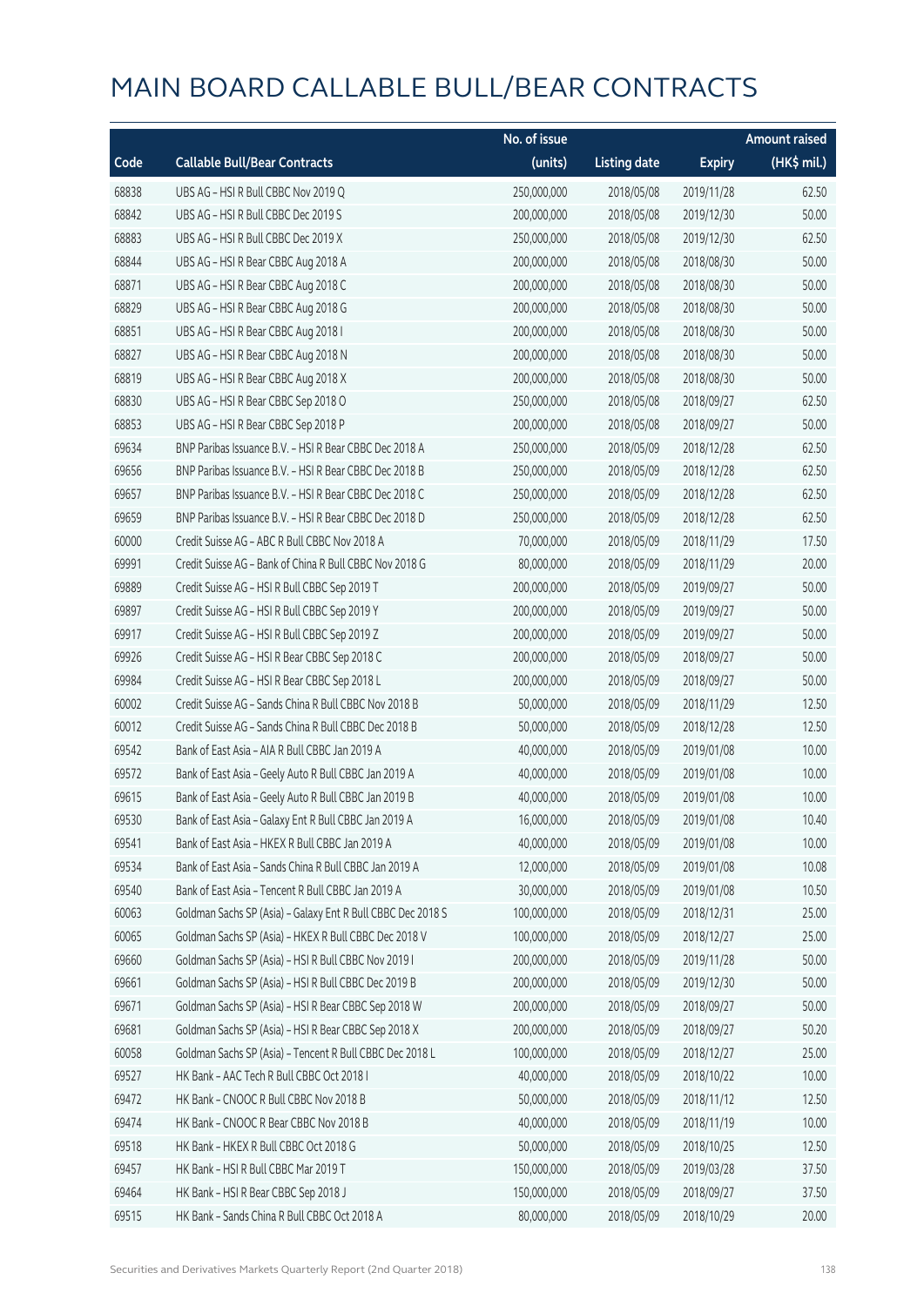# MAIN BOARD CALLABLE BULL/BEAR CONTRACTS

| Code | Callable Bull/Bear Contracts | No. of issue (units) | Listing date | Expiry | Amount raised (HK$ mil.) |
|---|---|---|---|---|---|
| 68838 | UBS AG – HSI R Bull CBBC Nov 2019 Q | 250,000,000 | 2018/05/08 | 2019/11/28 | 62.50 |
| 68842 | UBS AG – HSI R Bull CBBC Dec 2019 S | 200,000,000 | 2018/05/08 | 2019/12/30 | 50.00 |
| 68883 | UBS AG – HSI R Bull CBBC Dec 2019 X | 250,000,000 | 2018/05/08 | 2019/12/30 | 62.50 |
| 68844 | UBS AG – HSI R Bear CBBC Aug 2018 A | 200,000,000 | 2018/05/08 | 2018/08/30 | 50.00 |
| 68871 | UBS AG – HSI R Bear CBBC Aug 2018 C | 200,000,000 | 2018/05/08 | 2018/08/30 | 50.00 |
| 68829 | UBS AG – HSI R Bear CBBC Aug 2018 G | 200,000,000 | 2018/05/08 | 2018/08/30 | 50.00 |
| 68851 | UBS AG – HSI R Bear CBBC Aug 2018 I | 200,000,000 | 2018/05/08 | 2018/08/30 | 50.00 |
| 68827 | UBS AG – HSI R Bear CBBC Aug 2018 N | 200,000,000 | 2018/05/08 | 2018/08/30 | 50.00 |
| 68819 | UBS AG – HSI R Bear CBBC Aug 2018 X | 200,000,000 | 2018/05/08 | 2018/08/30 | 50.00 |
| 68830 | UBS AG – HSI R Bear CBBC Sep 2018 O | 250,000,000 | 2018/05/08 | 2018/09/27 | 62.50 |
| 68853 | UBS AG – HSI R Bear CBBC Sep 2018 P | 200,000,000 | 2018/05/08 | 2018/09/27 | 50.00 |
| 69634 | BNP Paribas Issuance B.V. – HSI R Bear CBBC Dec 2018 A | 250,000,000 | 2018/05/09 | 2018/12/28 | 62.50 |
| 69656 | BNP Paribas Issuance B.V. – HSI R Bear CBBC Dec 2018 B | 250,000,000 | 2018/05/09 | 2018/12/28 | 62.50 |
| 69657 | BNP Paribas Issuance B.V. – HSI R Bear CBBC Dec 2018 C | 250,000,000 | 2018/05/09 | 2018/12/28 | 62.50 |
| 69659 | BNP Paribas Issuance B.V. – HSI R Bear CBBC Dec 2018 D | 250,000,000 | 2018/05/09 | 2018/12/28 | 62.50 |
| 60000 | Credit Suisse AG – ABC R Bull CBBC Nov 2018 A | 70,000,000 | 2018/05/09 | 2018/11/29 | 17.50 |
| 69991 | Credit Suisse AG – Bank of China R Bull CBBC Nov 2018 G | 80,000,000 | 2018/05/09 | 2018/11/29 | 20.00 |
| 69889 | Credit Suisse AG – HSI R Bull CBBC Sep 2019 T | 200,000,000 | 2018/05/09 | 2019/09/27 | 50.00 |
| 69897 | Credit Suisse AG – HSI R Bull CBBC Sep 2019 Y | 200,000,000 | 2018/05/09 | 2019/09/27 | 50.00 |
| 69917 | Credit Suisse AG – HSI R Bull CBBC Sep 2019 Z | 200,000,000 | 2018/05/09 | 2019/09/27 | 50.00 |
| 69926 | Credit Suisse AG – HSI R Bear CBBC Sep 2018 C | 200,000,000 | 2018/05/09 | 2018/09/27 | 50.00 |
| 69984 | Credit Suisse AG – HSI R Bear CBBC Sep 2018 L | 200,000,000 | 2018/05/09 | 2018/09/27 | 50.00 |
| 60002 | Credit Suisse AG – Sands China R Bull CBBC Nov 2018 B | 50,000,000 | 2018/05/09 | 2018/11/29 | 12.50 |
| 60012 | Credit Suisse AG – Sands China R Bull CBBC Dec 2018 B | 50,000,000 | 2018/05/09 | 2018/12/28 | 12.50 |
| 69542 | Bank of East Asia – AIA R Bull CBBC Jan 2019 A | 40,000,000 | 2018/05/09 | 2019/01/08 | 10.00 |
| 69572 | Bank of East Asia – Geely Auto R Bull CBBC Jan 2019 A | 40,000,000 | 2018/05/09 | 2019/01/08 | 10.00 |
| 69615 | Bank of East Asia – Geely Auto R Bull CBBC Jan 2019 B | 40,000,000 | 2018/05/09 | 2019/01/08 | 10.00 |
| 69530 | Bank of East Asia – Galaxy Ent R Bull CBBC Jan 2019 A | 16,000,000 | 2018/05/09 | 2019/01/08 | 10.40 |
| 69541 | Bank of East Asia – HKEX R Bull CBBC Jan 2019 A | 40,000,000 | 2018/05/09 | 2019/01/08 | 10.00 |
| 69534 | Bank of East Asia – Sands China R Bull CBBC Jan 2019 A | 12,000,000 | 2018/05/09 | 2019/01/08 | 10.08 |
| 69540 | Bank of East Asia – Tencent R Bull CBBC Jan 2019 A | 30,000,000 | 2018/05/09 | 2019/01/08 | 10.50 |
| 60063 | Goldman Sachs SP (Asia) – Galaxy Ent R Bull CBBC Dec 2018 S | 100,000,000 | 2018/05/09 | 2018/12/31 | 25.00 |
| 60065 | Goldman Sachs SP (Asia) – HKEX R Bull CBBC Dec 2018 V | 100,000,000 | 2018/05/09 | 2018/12/27 | 25.00 |
| 69660 | Goldman Sachs SP (Asia) – HSI R Bull CBBC Nov 2019 I | 200,000,000 | 2018/05/09 | 2019/11/28 | 50.00 |
| 69661 | Goldman Sachs SP (Asia) – HSI R Bull CBBC Dec 2019 B | 200,000,000 | 2018/05/09 | 2019/12/30 | 50.00 |
| 69671 | Goldman Sachs SP (Asia) – HSI R Bear CBBC Sep 2018 W | 200,000,000 | 2018/05/09 | 2018/09/27 | 50.00 |
| 69681 | Goldman Sachs SP (Asia) – HSI R Bear CBBC Sep 2018 X | 200,000,000 | 2018/05/09 | 2018/09/27 | 50.20 |
| 60058 | Goldman Sachs SP (Asia) – Tencent R Bull CBBC Dec 2018 L | 100,000,000 | 2018/05/09 | 2018/12/27 | 25.00 |
| 69527 | HK Bank – AAC Tech R Bull CBBC Oct 2018 I | 40,000,000 | 2018/05/09 | 2018/10/22 | 10.00 |
| 69472 | HK Bank – CNOOC R Bull CBBC Nov 2018 B | 50,000,000 | 2018/05/09 | 2018/11/12 | 12.50 |
| 69474 | HK Bank – CNOOC R Bear CBBC Nov 2018 B | 40,000,000 | 2018/05/09 | 2018/11/19 | 10.00 |
| 69518 | HK Bank – HKEX R Bull CBBC Oct 2018 G | 50,000,000 | 2018/05/09 | 2018/10/25 | 12.50 |
| 69457 | HK Bank – HSI R Bull CBBC Mar 2019 T | 150,000,000 | 2018/05/09 | 2019/03/28 | 37.50 |
| 69464 | HK Bank – HSI R Bear CBBC Sep 2018 J | 150,000,000 | 2018/05/09 | 2018/09/27 | 37.50 |
| 69515 | HK Bank – Sands China R Bull CBBC Oct 2018 A | 80,000,000 | 2018/05/09 | 2018/10/29 | 20.00 |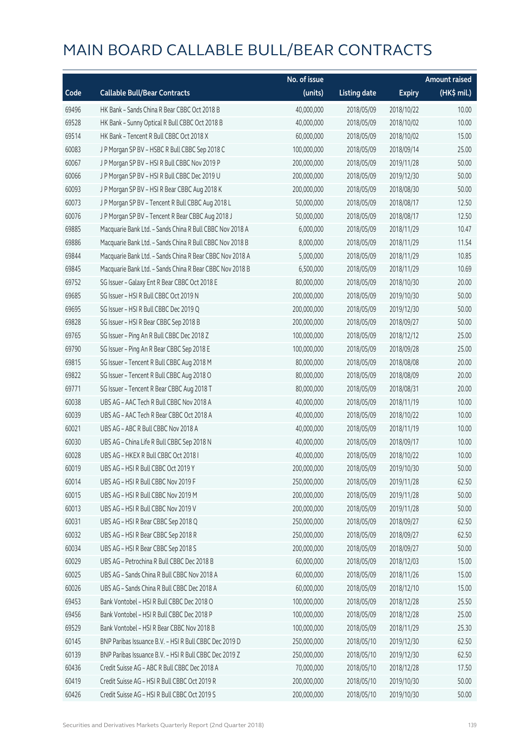# MAIN BOARD CALLABLE BULL/BEAR CONTRACTS

| Code | Callable Bull/Bear Contracts | No. of issue (units) | Listing date | Expiry | Amount raised (HK$ mil.) |
|---|---|---|---|---|---|
| 69496 | HK Bank – Sands China R Bear CBBC Oct 2018 B | 40,000,000 | 2018/05/09 | 2018/10/22 | 10.00 |
| 69528 | HK Bank – Sunny Optical R Bull CBBC Oct 2018 B | 40,000,000 | 2018/05/09 | 2018/10/02 | 10.00 |
| 69514 | HK Bank – Tencent R Bull CBBC Oct 2018 X | 60,000,000 | 2018/05/09 | 2018/10/02 | 15.00 |
| 60083 | J P Morgan SP BV – HSBC R Bull CBBC Sep 2018 C | 100,000,000 | 2018/05/09 | 2018/09/14 | 25.00 |
| 60067 | J P Morgan SP BV – HSI R Bull CBBC Nov 2019 P | 200,000,000 | 2018/05/09 | 2019/11/28 | 50.00 |
| 60066 | J P Morgan SP BV – HSI R Bull CBBC Dec 2019 U | 200,000,000 | 2018/05/09 | 2019/12/30 | 50.00 |
| 60093 | J P Morgan SP BV – HSI R Bear CBBC Aug 2018 K | 200,000,000 | 2018/05/09 | 2018/08/30 | 50.00 |
| 60073 | J P Morgan SP BV – Tencent R Bull CBBC Aug 2018 L | 50,000,000 | 2018/05/09 | 2018/08/17 | 12.50 |
| 60076 | J P Morgan SP BV – Tencent R Bear CBBC Aug 2018 J | 50,000,000 | 2018/05/09 | 2018/08/17 | 12.50 |
| 69885 | Macquarie Bank Ltd. – Sands China R Bull CBBC Nov 2018 A | 6,000,000 | 2018/05/09 | 2018/11/29 | 10.47 |
| 69886 | Macquarie Bank Ltd. – Sands China R Bull CBBC Nov 2018 B | 8,000,000 | 2018/05/09 | 2018/11/29 | 11.54 |
| 69844 | Macquarie Bank Ltd. – Sands China R Bear CBBC Nov 2018 A | 5,000,000 | 2018/05/09 | 2018/11/29 | 10.85 |
| 69845 | Macquarie Bank Ltd. – Sands China R Bear CBBC Nov 2018 B | 6,500,000 | 2018/05/09 | 2018/11/29 | 10.69 |
| 69752 | SG Issuer – Galaxy Ent R Bear CBBC Oct 2018 E | 80,000,000 | 2018/05/09 | 2018/10/30 | 20.00 |
| 69685 | SG Issuer – HSI R Bull CBBC Oct 2019 N | 200,000,000 | 2018/05/09 | 2019/10/30 | 50.00 |
| 69695 | SG Issuer – HSI R Bull CBBC Dec 2019 Q | 200,000,000 | 2018/05/09 | 2019/12/30 | 50.00 |
| 69828 | SG Issuer – HSI R Bear CBBC Sep 2018 B | 200,000,000 | 2018/05/09 | 2018/09/27 | 50.00 |
| 69765 | SG Issuer – Ping An R Bull CBBC Dec 2018 Z | 100,000,000 | 2018/05/09 | 2018/12/12 | 25.00 |
| 69790 | SG Issuer – Ping An R Bear CBBC Sep 2018 E | 100,000,000 | 2018/05/09 | 2018/09/28 | 25.00 |
| 69815 | SG Issuer – Tencent R Bull CBBC Aug 2018 M | 80,000,000 | 2018/05/09 | 2018/08/08 | 20.00 |
| 69822 | SG Issuer – Tencent R Bull CBBC Aug 2018 O | 80,000,000 | 2018/05/09 | 2018/08/09 | 20.00 |
| 69771 | SG Issuer – Tencent R Bear CBBC Aug 2018 T | 80,000,000 | 2018/05/09 | 2018/08/31 | 20.00 |
| 60038 | UBS AG – AAC Tech R Bull CBBC Nov 2018 A | 40,000,000 | 2018/05/09 | 2018/11/19 | 10.00 |
| 60039 | UBS AG – AAC Tech R Bear CBBC Oct 2018 A | 40,000,000 | 2018/05/09 | 2018/10/22 | 10.00 |
| 60021 | UBS AG – ABC R Bull CBBC Nov 2018 A | 40,000,000 | 2018/05/09 | 2018/11/19 | 10.00 |
| 60030 | UBS AG – China Life R Bull CBBC Sep 2018 N | 40,000,000 | 2018/05/09 | 2018/09/17 | 10.00 |
| 60028 | UBS AG – HKEX R Bull CBBC Oct 2018 I | 40,000,000 | 2018/05/09 | 2018/10/22 | 10.00 |
| 60019 | UBS AG – HSI R Bull CBBC Oct 2019 Y | 200,000,000 | 2018/05/09 | 2019/10/30 | 50.00 |
| 60014 | UBS AG – HSI R Bull CBBC Nov 2019 F | 250,000,000 | 2018/05/09 | 2019/11/28 | 62.50 |
| 60015 | UBS AG – HSI R Bull CBBC Nov 2019 M | 200,000,000 | 2018/05/09 | 2019/11/28 | 50.00 |
| 60013 | UBS AG – HSI R Bull CBBC Nov 2019 V | 200,000,000 | 2018/05/09 | 2019/11/28 | 50.00 |
| 60031 | UBS AG – HSI R Bear CBBC Sep 2018 Q | 250,000,000 | 2018/05/09 | 2018/09/27 | 62.50 |
| 60032 | UBS AG – HSI R Bear CBBC Sep 2018 R | 250,000,000 | 2018/05/09 | 2018/09/27 | 62.50 |
| 60034 | UBS AG – HSI R Bear CBBC Sep 2018 S | 200,000,000 | 2018/05/09 | 2018/09/27 | 50.00 |
| 60029 | UBS AG – Petrochina R Bull CBBC Dec 2018 B | 60,000,000 | 2018/05/09 | 2018/12/03 | 15.00 |
| 60025 | UBS AG – Sands China R Bull CBBC Nov 2018 A | 60,000,000 | 2018/05/09 | 2018/11/26 | 15.00 |
| 60026 | UBS AG – Sands China R Bull CBBC Dec 2018 A | 60,000,000 | 2018/05/09 | 2018/12/10 | 15.00 |
| 69453 | Bank Vontobel – HSI R Bull CBBC Dec 2018 O | 100,000,000 | 2018/05/09 | 2018/12/28 | 25.50 |
| 69456 | Bank Vontobel – HSI R Bull CBBC Dec 2018 P | 100,000,000 | 2018/05/09 | 2018/12/28 | 25.00 |
| 69529 | Bank Vontobel – HSI R Bear CBBC Nov 2018 B | 100,000,000 | 2018/05/09 | 2018/11/29 | 25.30 |
| 60145 | BNP Paribas Issuance B.V. – HSI R Bull CBBC Dec 2019 D | 250,000,000 | 2018/05/10 | 2019/12/30 | 62.50 |
| 60139 | BNP Paribas Issuance B.V. – HSI R Bull CBBC Dec 2019 Z | 250,000,000 | 2018/05/10 | 2019/12/30 | 62.50 |
| 60436 | Credit Suisse AG – ABC R Bull CBBC Dec 2018 A | 70,000,000 | 2018/05/10 | 2018/12/28 | 17.50 |
| 60419 | Credit Suisse AG – HSI R Bull CBBC Oct 2019 R | 200,000,000 | 2018/05/10 | 2019/10/30 | 50.00 |
| 60426 | Credit Suisse AG – HSI R Bull CBBC Oct 2019 S | 200,000,000 | 2018/05/10 | 2019/10/30 | 50.00 |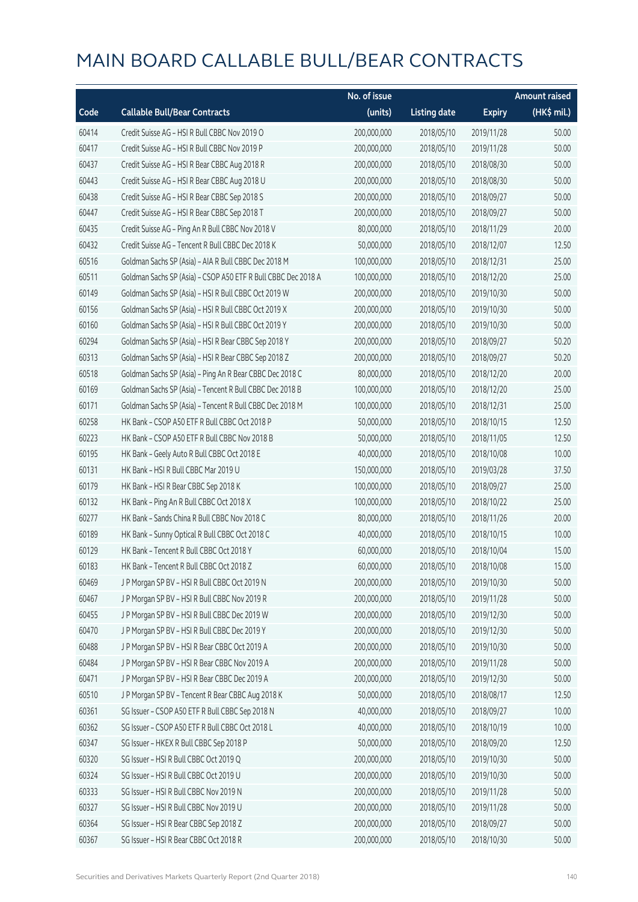# MAIN BOARD CALLABLE BULL/BEAR CONTRACTS

| Code | Callable Bull/Bear Contracts | No. of issue (units) | Listing date | Expiry | Amount raised (HK$ mil.) |
|---|---|---|---|---|---|
| 60414 | Credit Suisse AG – HSI R Bull CBBC Nov 2019 O | 200,000,000 | 2018/05/10 | 2019/11/28 | 50.00 |
| 60417 | Credit Suisse AG – HSI R Bull CBBC Nov 2019 P | 200,000,000 | 2018/05/10 | 2019/11/28 | 50.00 |
| 60437 | Credit Suisse AG – HSI R Bear CBBC Aug 2018 R | 200,000,000 | 2018/05/10 | 2018/08/30 | 50.00 |
| 60443 | Credit Suisse AG – HSI R Bear CBBC Aug 2018 U | 200,000,000 | 2018/05/10 | 2018/08/30 | 50.00 |
| 60438 | Credit Suisse AG – HSI R Bear CBBC Sep 2018 S | 200,000,000 | 2018/05/10 | 2018/09/27 | 50.00 |
| 60447 | Credit Suisse AG – HSI R Bear CBBC Sep 2018 T | 200,000,000 | 2018/05/10 | 2018/09/27 | 50.00 |
| 60435 | Credit Suisse AG – Ping An R Bull CBBC Nov 2018 V | 80,000,000 | 2018/05/10 | 2018/11/29 | 20.00 |
| 60432 | Credit Suisse AG – Tencent R Bull CBBC Dec 2018 K | 50,000,000 | 2018/05/10 | 2018/12/07 | 12.50 |
| 60516 | Goldman Sachs SP (Asia) – AIA R Bull CBBC Dec 2018 M | 100,000,000 | 2018/05/10 | 2018/12/31 | 25.00 |
| 60511 | Goldman Sachs SP (Asia) – CSOP A50 ETF R Bull CBBC Dec 2018 A | 100,000,000 | 2018/05/10 | 2018/12/20 | 25.00 |
| 60149 | Goldman Sachs SP (Asia) – HSI R Bull CBBC Oct 2019 W | 200,000,000 | 2018/05/10 | 2019/10/30 | 50.00 |
| 60156 | Goldman Sachs SP (Asia) – HSI R Bull CBBC Oct 2019 X | 200,000,000 | 2018/05/10 | 2019/10/30 | 50.00 |
| 60160 | Goldman Sachs SP (Asia) – HSI R Bull CBBC Oct 2019 Y | 200,000,000 | 2018/05/10 | 2019/10/30 | 50.00 |
| 60294 | Goldman Sachs SP (Asia) – HSI R Bear CBBC Sep 2018 Y | 200,000,000 | 2018/05/10 | 2018/09/27 | 50.20 |
| 60313 | Goldman Sachs SP (Asia) – HSI R Bear CBBC Sep 2018 Z | 200,000,000 | 2018/05/10 | 2018/09/27 | 50.20 |
| 60518 | Goldman Sachs SP (Asia) – Ping An R Bear CBBC Dec 2018 C | 80,000,000 | 2018/05/10 | 2018/12/20 | 20.00 |
| 60169 | Goldman Sachs SP (Asia) – Tencent R Bull CBBC Dec 2018 B | 100,000,000 | 2018/05/10 | 2018/12/20 | 25.00 |
| 60171 | Goldman Sachs SP (Asia) – Tencent R Bull CBBC Dec 2018 M | 100,000,000 | 2018/05/10 | 2018/12/31 | 25.00 |
| 60258 | HK Bank – CSOP A50 ETF R Bull CBBC Oct 2018 P | 50,000,000 | 2018/05/10 | 2018/10/15 | 12.50 |
| 60223 | HK Bank – CSOP A50 ETF R Bull CBBC Nov 2018 B | 50,000,000 | 2018/05/10 | 2018/11/05 | 12.50 |
| 60195 | HK Bank – Geely Auto R Bull CBBC Oct 2018 E | 40,000,000 | 2018/05/10 | 2018/10/08 | 10.00 |
| 60131 | HK Bank – HSI R Bull CBBC Mar 2019 U | 150,000,000 | 2018/05/10 | 2019/03/28 | 37.50 |
| 60179 | HK Bank – HSI R Bear CBBC Sep 2018 K | 100,000,000 | 2018/05/10 | 2018/09/27 | 25.00 |
| 60132 | HK Bank – Ping An R Bull CBBC Oct 2018 X | 100,000,000 | 2018/05/10 | 2018/10/22 | 25.00 |
| 60277 | HK Bank – Sands China R Bull CBBC Nov 2018 C | 80,000,000 | 2018/05/10 | 2018/11/26 | 20.00 |
| 60189 | HK Bank – Sunny Optical R Bull CBBC Oct 2018 C | 40,000,000 | 2018/05/10 | 2018/10/15 | 10.00 |
| 60129 | HK Bank – Tencent R Bull CBBC Oct 2018 Y | 60,000,000 | 2018/05/10 | 2018/10/04 | 15.00 |
| 60183 | HK Bank – Tencent R Bull CBBC Oct 2018 Z | 60,000,000 | 2018/05/10 | 2018/10/08 | 15.00 |
| 60469 | J P Morgan SP BV – HSI R Bull CBBC Oct 2019 N | 200,000,000 | 2018/05/10 | 2019/10/30 | 50.00 |
| 60467 | J P Morgan SP BV – HSI R Bull CBBC Nov 2019 R | 200,000,000 | 2018/05/10 | 2019/11/28 | 50.00 |
| 60455 | J P Morgan SP BV – HSI R Bull CBBC Dec 2019 W | 200,000,000 | 2018/05/10 | 2019/12/30 | 50.00 |
| 60470 | J P Morgan SP BV – HSI R Bull CBBC Dec 2019 Y | 200,000,000 | 2018/05/10 | 2019/12/30 | 50.00 |
| 60488 | J P Morgan SP BV – HSI R Bear CBBC Oct 2019 A | 200,000,000 | 2018/05/10 | 2019/10/30 | 50.00 |
| 60484 | J P Morgan SP BV – HSI R Bear CBBC Nov 2019 A | 200,000,000 | 2018/05/10 | 2019/11/28 | 50.00 |
| 60471 | J P Morgan SP BV – HSI R Bear CBBC Dec 2019 A | 200,000,000 | 2018/05/10 | 2019/12/30 | 50.00 |
| 60510 | J P Morgan SP BV – Tencent R Bear CBBC Aug 2018 K | 50,000,000 | 2018/05/10 | 2018/08/17 | 12.50 |
| 60361 | SG Issuer – CSOP A50 ETF R Bull CBBC Sep 2018 N | 40,000,000 | 2018/05/10 | 2018/09/27 | 10.00 |
| 60362 | SG Issuer – CSOP A50 ETF R Bull CBBC Oct 2018 L | 40,000,000 | 2018/05/10 | 2018/10/19 | 10.00 |
| 60347 | SG Issuer – HKEX R Bull CBBC Sep 2018 P | 50,000,000 | 2018/05/10 | 2018/09/20 | 12.50 |
| 60320 | SG Issuer – HSI R Bull CBBC Oct 2019 Q | 200,000,000 | 2018/05/10 | 2019/10/30 | 50.00 |
| 60324 | SG Issuer – HSI R Bull CBBC Oct 2019 U | 200,000,000 | 2018/05/10 | 2019/10/30 | 50.00 |
| 60333 | SG Issuer – HSI R Bull CBBC Nov 2019 N | 200,000,000 | 2018/05/10 | 2019/11/28 | 50.00 |
| 60327 | SG Issuer – HSI R Bull CBBC Nov 2019 U | 200,000,000 | 2018/05/10 | 2019/11/28 | 50.00 |
| 60364 | SG Issuer – HSI R Bear CBBC Sep 2018 Z | 200,000,000 | 2018/05/10 | 2018/09/27 | 50.00 |
| 60367 | SG Issuer – HSI R Bear CBBC Oct 2018 R | 200,000,000 | 2018/05/10 | 2018/10/30 | 50.00 |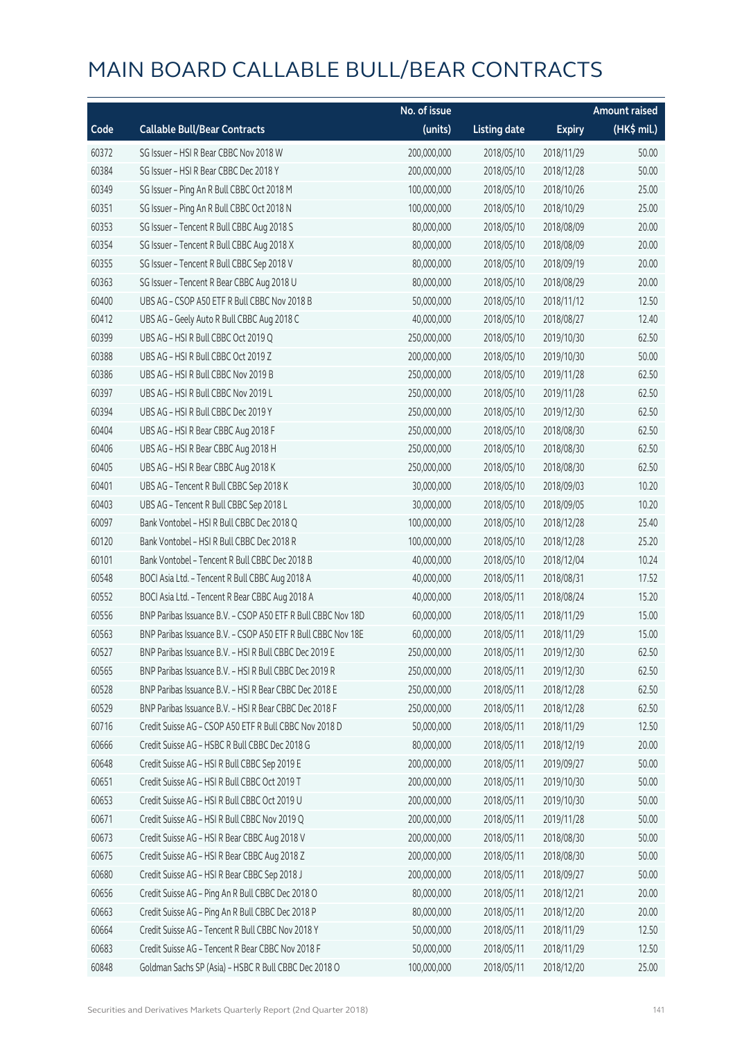# MAIN BOARD CALLABLE BULL/BEAR CONTRACTS

| Code | Callable Bull/Bear Contracts | No. of issue (units) | Listing date | Expiry | Amount raised (HK$ mil.) |
|---|---|---|---|---|---|
| 60372 | SG Issuer – HSI R Bear CBBC Nov 2018 W | 200,000,000 | 2018/05/10 | 2018/11/29 | 50.00 |
| 60384 | SG Issuer – HSI R Bear CBBC Dec 2018 Y | 200,000,000 | 2018/05/10 | 2018/12/28 | 50.00 |
| 60349 | SG Issuer – Ping An R Bull CBBC Oct 2018 M | 100,000,000 | 2018/05/10 | 2018/10/26 | 25.00 |
| 60351 | SG Issuer – Ping An R Bull CBBC Oct 2018 N | 100,000,000 | 2018/05/10 | 2018/10/29 | 25.00 |
| 60353 | SG Issuer – Tencent R Bull CBBC Aug 2018 S | 80,000,000 | 2018/05/10 | 2018/08/09 | 20.00 |
| 60354 | SG Issuer – Tencent R Bull CBBC Aug 2018 X | 80,000,000 | 2018/05/10 | 2018/08/09 | 20.00 |
| 60355 | SG Issuer – Tencent R Bull CBBC Sep 2018 V | 80,000,000 | 2018/05/10 | 2018/09/19 | 20.00 |
| 60363 | SG Issuer – Tencent R Bear CBBC Aug 2018 U | 80,000,000 | 2018/05/10 | 2018/08/29 | 20.00 |
| 60400 | UBS AG – CSOP A50 ETF R Bull CBBC Nov 2018 B | 50,000,000 | 2018/05/10 | 2018/11/12 | 12.50 |
| 60412 | UBS AG – Geely Auto R Bull CBBC Aug 2018 C | 40,000,000 | 2018/05/10 | 2018/08/27 | 12.40 |
| 60399 | UBS AG – HSI R Bull CBBC Oct 2019 Q | 250,000,000 | 2018/05/10 | 2019/10/30 | 62.50 |
| 60388 | UBS AG – HSI R Bull CBBC Oct 2019 Z | 200,000,000 | 2018/05/10 | 2019/10/30 | 50.00 |
| 60386 | UBS AG – HSI R Bull CBBC Nov 2019 B | 250,000,000 | 2018/05/10 | 2019/11/28 | 62.50 |
| 60397 | UBS AG – HSI R Bull CBBC Nov 2019 L | 250,000,000 | 2018/05/10 | 2019/11/28 | 62.50 |
| 60394 | UBS AG – HSI R Bull CBBC Dec 2019 Y | 250,000,000 | 2018/05/10 | 2019/12/30 | 62.50 |
| 60404 | UBS AG – HSI R Bear CBBC Aug 2018 F | 250,000,000 | 2018/05/10 | 2018/08/30 | 62.50 |
| 60406 | UBS AG – HSI R Bear CBBC Aug 2018 H | 250,000,000 | 2018/05/10 | 2018/08/30 | 62.50 |
| 60405 | UBS AG – HSI R Bear CBBC Aug 2018 K | 250,000,000 | 2018/05/10 | 2018/08/30 | 62.50 |
| 60401 | UBS AG – Tencent R Bull CBBC Sep 2018 K | 30,000,000 | 2018/05/10 | 2018/09/03 | 10.20 |
| 60403 | UBS AG – Tencent R Bull CBBC Sep 2018 L | 30,000,000 | 2018/05/10 | 2018/09/05 | 10.20 |
| 60097 | Bank Vontobel – HSI R Bull CBBC Dec 2018 Q | 100,000,000 | 2018/05/10 | 2018/12/28 | 25.40 |
| 60120 | Bank Vontobel – HSI R Bull CBBC Dec 2018 R | 100,000,000 | 2018/05/10 | 2018/12/28 | 25.20 |
| 60101 | Bank Vontobel – Tencent R Bull CBBC Dec 2018 B | 40,000,000 | 2018/05/10 | 2018/12/04 | 10.24 |
| 60548 | BOCI Asia Ltd. – Tencent R Bull CBBC Aug 2018 A | 40,000,000 | 2018/05/11 | 2018/08/31 | 17.52 |
| 60552 | BOCI Asia Ltd. – Tencent R Bear CBBC Aug 2018 A | 40,000,000 | 2018/05/11 | 2018/08/24 | 15.20 |
| 60556 | BNP Paribas Issuance B.V. – CSOP A50 ETF R Bull CBBC Nov 18D | 60,000,000 | 2018/05/11 | 2018/11/29 | 15.00 |
| 60563 | BNP Paribas Issuance B.V. – CSOP A50 ETF R Bull CBBC Nov 18E | 60,000,000 | 2018/05/11 | 2018/11/29 | 15.00 |
| 60527 | BNP Paribas Issuance B.V. – HSI R Bull CBBC Dec 2019 E | 250,000,000 | 2018/05/11 | 2019/12/30 | 62.50 |
| 60565 | BNP Paribas Issuance B.V. – HSI R Bull CBBC Dec 2019 R | 250,000,000 | 2018/05/11 | 2019/12/30 | 62.50 |
| 60528 | BNP Paribas Issuance B.V. – HSI R Bear CBBC Dec 2018 E | 250,000,000 | 2018/05/11 | 2018/12/28 | 62.50 |
| 60529 | BNP Paribas Issuance B.V. – HSI R Bear CBBC Dec 2018 F | 250,000,000 | 2018/05/11 | 2018/12/28 | 62.50 |
| 60716 | Credit Suisse AG – CSOP A50 ETF R Bull CBBC Nov 2018 D | 50,000,000 | 2018/05/11 | 2018/11/29 | 12.50 |
| 60666 | Credit Suisse AG – HSBC R Bull CBBC Dec 2018 G | 80,000,000 | 2018/05/11 | 2018/12/19 | 20.00 |
| 60648 | Credit Suisse AG – HSI R Bull CBBC Sep 2019 E | 200,000,000 | 2018/05/11 | 2019/09/27 | 50.00 |
| 60651 | Credit Suisse AG – HSI R Bull CBBC Oct 2019 T | 200,000,000 | 2018/05/11 | 2019/10/30 | 50.00 |
| 60653 | Credit Suisse AG – HSI R Bull CBBC Oct 2019 U | 200,000,000 | 2018/05/11 | 2019/10/30 | 50.00 |
| 60671 | Credit Suisse AG – HSI R Bull CBBC Nov 2019 Q | 200,000,000 | 2018/05/11 | 2019/11/28 | 50.00 |
| 60673 | Credit Suisse AG – HSI R Bear CBBC Aug 2018 V | 200,000,000 | 2018/05/11 | 2018/08/30 | 50.00 |
| 60675 | Credit Suisse AG – HSI R Bear CBBC Aug 2018 Z | 200,000,000 | 2018/05/11 | 2018/08/30 | 50.00 |
| 60680 | Credit Suisse AG – HSI R Bear CBBC Sep 2018 J | 200,000,000 | 2018/05/11 | 2018/09/27 | 50.00 |
| 60656 | Credit Suisse AG – Ping An R Bull CBBC Dec 2018 O | 80,000,000 | 2018/05/11 | 2018/12/21 | 20.00 |
| 60663 | Credit Suisse AG – Ping An R Bull CBBC Dec 2018 P | 80,000,000 | 2018/05/11 | 2018/12/20 | 20.00 |
| 60664 | Credit Suisse AG – Tencent R Bull CBBC Nov 2018 Y | 50,000,000 | 2018/05/11 | 2018/11/29 | 12.50 |
| 60683 | Credit Suisse AG – Tencent R Bear CBBC Nov 2018 F | 50,000,000 | 2018/05/11 | 2018/11/29 | 12.50 |
| 60848 | Goldman Sachs SP (Asia) – HSBC R Bull CBBC Dec 2018 O | 100,000,000 | 2018/05/11 | 2018/12/20 | 25.00 |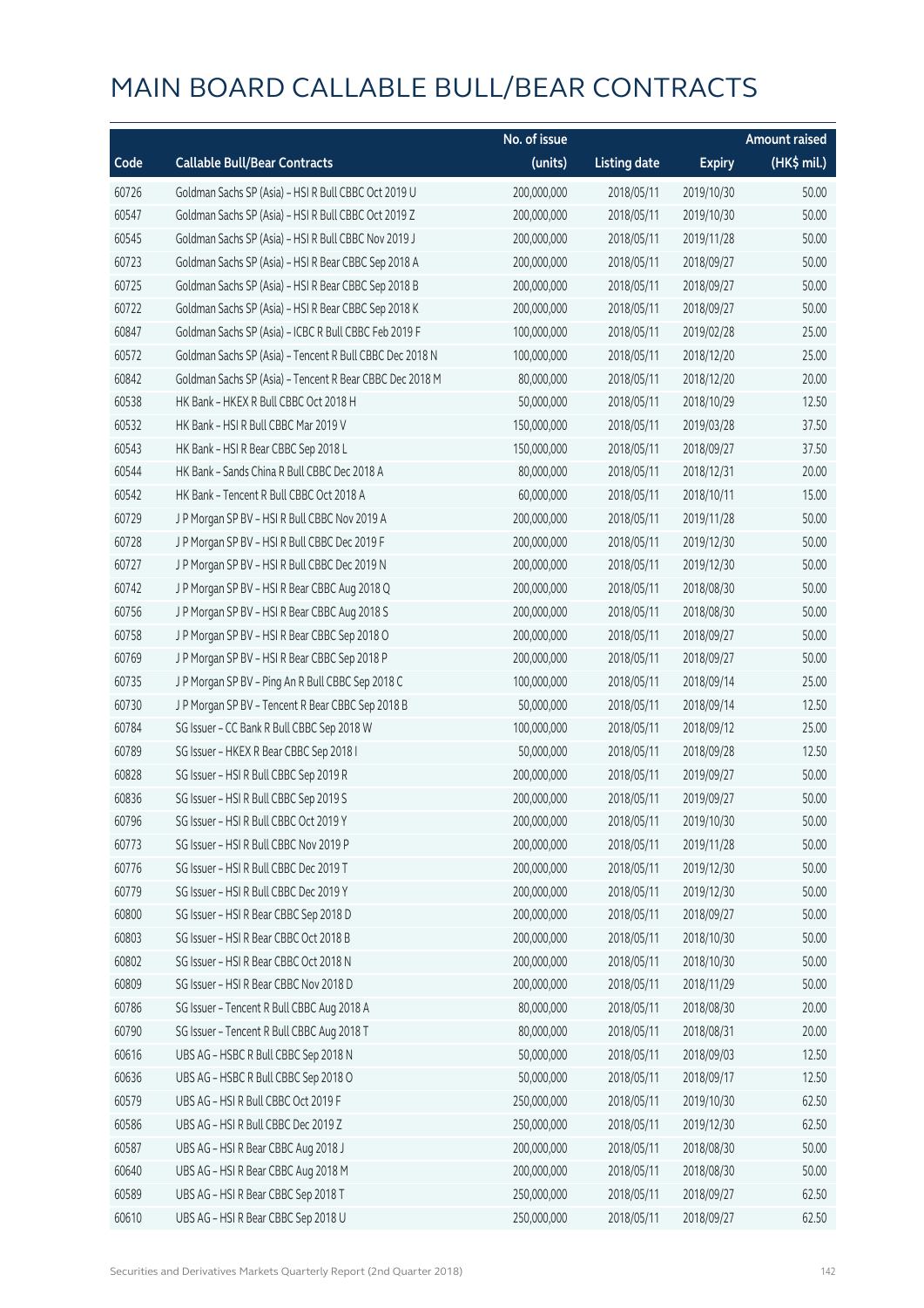# MAIN BOARD CALLABLE BULL/BEAR CONTRACTS

| Code | Callable Bull/Bear Contracts | No. of issue (units) | Listing date | Expiry | Amount raised (HK$ mil.) |
|---|---|---|---|---|---|
| 60726 | Goldman Sachs SP (Asia) – HSI R Bull CBBC Oct 2019 U | 200,000,000 | 2018/05/11 | 2019/10/30 | 50.00 |
| 60547 | Goldman Sachs SP (Asia) – HSI R Bull CBBC Oct 2019 Z | 200,000,000 | 2018/05/11 | 2019/10/30 | 50.00 |
| 60545 | Goldman Sachs SP (Asia) – HSI R Bull CBBC Nov 2019 J | 200,000,000 | 2018/05/11 | 2019/11/28 | 50.00 |
| 60723 | Goldman Sachs SP (Asia) – HSI R Bear CBBC Sep 2018 A | 200,000,000 | 2018/05/11 | 2018/09/27 | 50.00 |
| 60725 | Goldman Sachs SP (Asia) – HSI R Bear CBBC Sep 2018 B | 200,000,000 | 2018/05/11 | 2018/09/27 | 50.00 |
| 60722 | Goldman Sachs SP (Asia) – HSI R Bear CBBC Sep 2018 K | 200,000,000 | 2018/05/11 | 2018/09/27 | 50.00 |
| 60847 | Goldman Sachs SP (Asia) – ICBC R Bull CBBC Feb 2019 F | 100,000,000 | 2018/05/11 | 2019/02/28 | 25.00 |
| 60572 | Goldman Sachs SP (Asia) – Tencent R Bull CBBC Dec 2018 N | 100,000,000 | 2018/05/11 | 2018/12/20 | 25.00 |
| 60842 | Goldman Sachs SP (Asia) – Tencent R Bear CBBC Dec 2018 M | 80,000,000 | 2018/05/11 | 2018/12/20 | 20.00 |
| 60538 | HK Bank – HKEX R Bull CBBC Oct 2018 H | 50,000,000 | 2018/05/11 | 2018/10/29 | 12.50 |
| 60532 | HK Bank – HSI R Bull CBBC Mar 2019 V | 150,000,000 | 2018/05/11 | 2019/03/28 | 37.50 |
| 60543 | HK Bank – HSI R Bear CBBC Sep 2018 L | 150,000,000 | 2018/05/11 | 2018/09/27 | 37.50 |
| 60544 | HK Bank – Sands China R Bull CBBC Dec 2018 A | 80,000,000 | 2018/05/11 | 2018/12/31 | 20.00 |
| 60542 | HK Bank – Tencent R Bull CBBC Oct 2018 A | 60,000,000 | 2018/05/11 | 2018/10/11 | 15.00 |
| 60729 | J P Morgan SP BV – HSI R Bull CBBC Nov 2019 A | 200,000,000 | 2018/05/11 | 2019/11/28 | 50.00 |
| 60728 | J P Morgan SP BV – HSI R Bull CBBC Dec 2019 F | 200,000,000 | 2018/05/11 | 2019/12/30 | 50.00 |
| 60727 | J P Morgan SP BV – HSI R Bull CBBC Dec 2019 N | 200,000,000 | 2018/05/11 | 2019/12/30 | 50.00 |
| 60742 | J P Morgan SP BV – HSI R Bear CBBC Aug 2018 Q | 200,000,000 | 2018/05/11 | 2018/08/30 | 50.00 |
| 60756 | J P Morgan SP BV – HSI R Bear CBBC Aug 2018 S | 200,000,000 | 2018/05/11 | 2018/08/30 | 50.00 |
| 60758 | J P Morgan SP BV – HSI R Bear CBBC Sep 2018 O | 200,000,000 | 2018/05/11 | 2018/09/27 | 50.00 |
| 60769 | J P Morgan SP BV – HSI R Bear CBBC Sep 2018 P | 200,000,000 | 2018/05/11 | 2018/09/27 | 50.00 |
| 60735 | J P Morgan SP BV – Ping An R Bull CBBC Sep 2018 C | 100,000,000 | 2018/05/11 | 2018/09/14 | 25.00 |
| 60730 | J P Morgan SP BV – Tencent R Bear CBBC Sep 2018 B | 50,000,000 | 2018/05/11 | 2018/09/14 | 12.50 |
| 60784 | SG Issuer – CC Bank R Bull CBBC Sep 2018 W | 100,000,000 | 2018/05/11 | 2018/09/12 | 25.00 |
| 60789 | SG Issuer – HKEX R Bear CBBC Sep 2018 I | 50,000,000 | 2018/05/11 | 2018/09/28 | 12.50 |
| 60828 | SG Issuer – HSI R Bull CBBC Sep 2019 R | 200,000,000 | 2018/05/11 | 2019/09/27 | 50.00 |
| 60836 | SG Issuer – HSI R Bull CBBC Sep 2019 S | 200,000,000 | 2018/05/11 | 2019/09/27 | 50.00 |
| 60796 | SG Issuer – HSI R Bull CBBC Oct 2019 Y | 200,000,000 | 2018/05/11 | 2019/10/30 | 50.00 |
| 60773 | SG Issuer – HSI R Bull CBBC Nov 2019 P | 200,000,000 | 2018/05/11 | 2019/11/28 | 50.00 |
| 60776 | SG Issuer – HSI R Bull CBBC Dec 2019 T | 200,000,000 | 2018/05/11 | 2019/12/30 | 50.00 |
| 60779 | SG Issuer – HSI R Bull CBBC Dec 2019 Y | 200,000,000 | 2018/05/11 | 2019/12/30 | 50.00 |
| 60800 | SG Issuer – HSI R Bear CBBC Sep 2018 D | 200,000,000 | 2018/05/11 | 2018/09/27 | 50.00 |
| 60803 | SG Issuer – HSI R Bear CBBC Oct 2018 B | 200,000,000 | 2018/05/11 | 2018/10/30 | 50.00 |
| 60802 | SG Issuer – HSI R Bear CBBC Oct 2018 N | 200,000,000 | 2018/05/11 | 2018/10/30 | 50.00 |
| 60809 | SG Issuer – HSI R Bear CBBC Nov 2018 D | 200,000,000 | 2018/05/11 | 2018/11/29 | 50.00 |
| 60786 | SG Issuer – Tencent R Bull CBBC Aug 2018 A | 80,000,000 | 2018/05/11 | 2018/08/30 | 20.00 |
| 60790 | SG Issuer – Tencent R Bull CBBC Aug 2018 T | 80,000,000 | 2018/05/11 | 2018/08/31 | 20.00 |
| 60616 | UBS AG – HSBC R Bull CBBC Sep 2018 N | 50,000,000 | 2018/05/11 | 2018/09/03 | 12.50 |
| 60636 | UBS AG – HSBC R Bull CBBC Sep 2018 O | 50,000,000 | 2018/05/11 | 2018/09/17 | 12.50 |
| 60579 | UBS AG – HSI R Bull CBBC Oct 2019 F | 250,000,000 | 2018/05/11 | 2019/10/30 | 62.50 |
| 60586 | UBS AG – HSI R Bull CBBC Dec 2019 Z | 250,000,000 | 2018/05/11 | 2019/12/30 | 62.50 |
| 60587 | UBS AG – HSI R Bear CBBC Aug 2018 J | 200,000,000 | 2018/05/11 | 2018/08/30 | 50.00 |
| 60640 | UBS AG – HSI R Bear CBBC Aug 2018 M | 200,000,000 | 2018/05/11 | 2018/08/30 | 50.00 |
| 60589 | UBS AG – HSI R Bear CBBC Sep 2018 T | 250,000,000 | 2018/05/11 | 2018/09/27 | 62.50 |
| 60610 | UBS AG – HSI R Bear CBBC Sep 2018 U | 250,000,000 | 2018/05/11 | 2018/09/27 | 62.50 |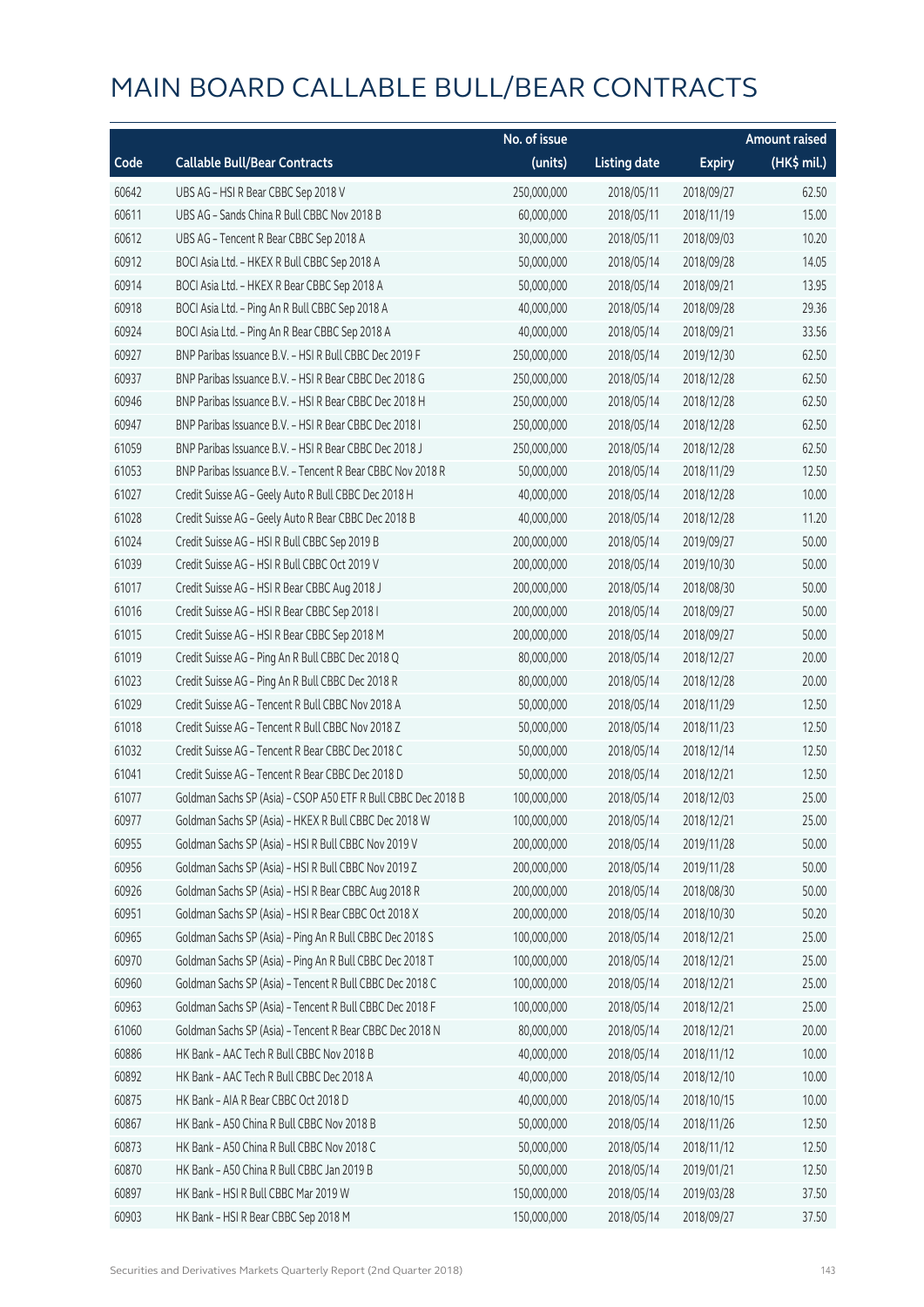# MAIN BOARD CALLABLE BULL/BEAR CONTRACTS

| Code | Callable Bull/Bear Contracts | No. of issue (units) | Listing date | Expiry | Amount raised (HK$ mil.) |
|---|---|---|---|---|---|
| 60642 | UBS AG – HSI R Bear CBBC Sep 2018 V | 250,000,000 | 2018/05/11 | 2018/09/27 | 62.50 |
| 60611 | UBS AG – Sands China R Bull CBBC Nov 2018 B | 60,000,000 | 2018/05/11 | 2018/11/19 | 15.00 |
| 60612 | UBS AG – Tencent R Bear CBBC Sep 2018 A | 30,000,000 | 2018/05/11 | 2018/09/03 | 10.20 |
| 60912 | BOCI Asia Ltd. – HKEX R Bull CBBC Sep 2018 A | 50,000,000 | 2018/05/14 | 2018/09/28 | 14.05 |
| 60914 | BOCI Asia Ltd. – HKEX R Bear CBBC Sep 2018 A | 50,000,000 | 2018/05/14 | 2018/09/21 | 13.95 |
| 60918 | BOCI Asia Ltd. – Ping An R Bull CBBC Sep 2018 A | 40,000,000 | 2018/05/14 | 2018/09/28 | 29.36 |
| 60924 | BOCI Asia Ltd. – Ping An R Bear CBBC Sep 2018 A | 40,000,000 | 2018/05/14 | 2018/09/21 | 33.56 |
| 60927 | BNP Paribas Issuance B.V. – HSI R Bull CBBC Dec 2019 F | 250,000,000 | 2018/05/14 | 2019/12/30 | 62.50 |
| 60937 | BNP Paribas Issuance B.V. – HSI R Bear CBBC Dec 2018 G | 250,000,000 | 2018/05/14 | 2018/12/28 | 62.50 |
| 60946 | BNP Paribas Issuance B.V. – HSI R Bear CBBC Dec 2018 H | 250,000,000 | 2018/05/14 | 2018/12/28 | 62.50 |
| 60947 | BNP Paribas Issuance B.V. – HSI R Bear CBBC Dec 2018 I | 250,000,000 | 2018/05/14 | 2018/12/28 | 62.50 |
| 61059 | BNP Paribas Issuance B.V. – HSI R Bear CBBC Dec 2018 J | 250,000,000 | 2018/05/14 | 2018/12/28 | 62.50 |
| 61053 | BNP Paribas Issuance B.V. – Tencent R Bear CBBC Nov 2018 R | 50,000,000 | 2018/05/14 | 2018/11/29 | 12.50 |
| 61027 | Credit Suisse AG – Geely Auto R Bull CBBC Dec 2018 H | 40,000,000 | 2018/05/14 | 2018/12/28 | 10.00 |
| 61028 | Credit Suisse AG – Geely Auto R Bear CBBC Dec 2018 B | 40,000,000 | 2018/05/14 | 2018/12/28 | 11.20 |
| 61024 | Credit Suisse AG – HSI R Bull CBBC Sep 2019 B | 200,000,000 | 2018/05/14 | 2019/09/27 | 50.00 |
| 61039 | Credit Suisse AG – HSI R Bull CBBC Oct 2019 V | 200,000,000 | 2018/05/14 | 2019/10/30 | 50.00 |
| 61017 | Credit Suisse AG – HSI R Bear CBBC Aug 2018 J | 200,000,000 | 2018/05/14 | 2018/08/30 | 50.00 |
| 61016 | Credit Suisse AG – HSI R Bear CBBC Sep 2018 I | 200,000,000 | 2018/05/14 | 2018/09/27 | 50.00 |
| 61015 | Credit Suisse AG – HSI R Bear CBBC Sep 2018 M | 200,000,000 | 2018/05/14 | 2018/09/27 | 50.00 |
| 61019 | Credit Suisse AG – Ping An R Bull CBBC Dec 2018 Q | 80,000,000 | 2018/05/14 | 2018/12/27 | 20.00 |
| 61023 | Credit Suisse AG – Ping An R Bull CBBC Dec 2018 R | 80,000,000 | 2018/05/14 | 2018/12/28 | 20.00 |
| 61029 | Credit Suisse AG – Tencent R Bull CBBC Nov 2018 A | 50,000,000 | 2018/05/14 | 2018/11/29 | 12.50 |
| 61018 | Credit Suisse AG – Tencent R Bull CBBC Nov 2018 Z | 50,000,000 | 2018/05/14 | 2018/11/23 | 12.50 |
| 61032 | Credit Suisse AG – Tencent R Bear CBBC Dec 2018 C | 50,000,000 | 2018/05/14 | 2018/12/14 | 12.50 |
| 61041 | Credit Suisse AG – Tencent R Bear CBBC Dec 2018 D | 50,000,000 | 2018/05/14 | 2018/12/21 | 12.50 |
| 61077 | Goldman Sachs SP (Asia) – CSOP A50 ETF R Bull CBBC Dec 2018 B | 100,000,000 | 2018/05/14 | 2018/12/03 | 25.00 |
| 60977 | Goldman Sachs SP (Asia) – HKEX R Bull CBBC Dec 2018 W | 100,000,000 | 2018/05/14 | 2018/12/21 | 25.00 |
| 60955 | Goldman Sachs SP (Asia) – HSI R Bull CBBC Nov 2019 V | 200,000,000 | 2018/05/14 | 2019/11/28 | 50.00 |
| 60956 | Goldman Sachs SP (Asia) – HSI R Bull CBBC Nov 2019 Z | 200,000,000 | 2018/05/14 | 2019/11/28 | 50.00 |
| 60926 | Goldman Sachs SP (Asia) – HSI R Bear CBBC Aug 2018 R | 200,000,000 | 2018/05/14 | 2018/08/30 | 50.00 |
| 60951 | Goldman Sachs SP (Asia) – HSI R Bear CBBC Oct 2018 X | 200,000,000 | 2018/05/14 | 2018/10/30 | 50.20 |
| 60965 | Goldman Sachs SP (Asia) – Ping An R Bull CBBC Dec 2018 S | 100,000,000 | 2018/05/14 | 2018/12/21 | 25.00 |
| 60970 | Goldman Sachs SP (Asia) – Ping An R Bull CBBC Dec 2018 T | 100,000,000 | 2018/05/14 | 2018/12/21 | 25.00 |
| 60960 | Goldman Sachs SP (Asia) – Tencent R Bull CBBC Dec 2018 C | 100,000,000 | 2018/05/14 | 2018/12/21 | 25.00 |
| 60963 | Goldman Sachs SP (Asia) – Tencent R Bull CBBC Dec 2018 F | 100,000,000 | 2018/05/14 | 2018/12/21 | 25.00 |
| 61060 | Goldman Sachs SP (Asia) – Tencent R Bear CBBC Dec 2018 N | 80,000,000 | 2018/05/14 | 2018/12/21 | 20.00 |
| 60886 | HK Bank – AAC Tech R Bull CBBC Nov 2018 B | 40,000,000 | 2018/05/14 | 2018/11/12 | 10.00 |
| 60892 | HK Bank – AAC Tech R Bull CBBC Dec 2018 A | 40,000,000 | 2018/05/14 | 2018/12/10 | 10.00 |
| 60875 | HK Bank – AIA R Bear CBBC Oct 2018 D | 40,000,000 | 2018/05/14 | 2018/10/15 | 10.00 |
| 60867 | HK Bank – A50 China R Bull CBBC Nov 2018 B | 50,000,000 | 2018/05/14 | 2018/11/26 | 12.50 |
| 60873 | HK Bank – A50 China R Bull CBBC Nov 2018 C | 50,000,000 | 2018/05/14 | 2018/11/12 | 12.50 |
| 60870 | HK Bank – A50 China R Bull CBBC Jan 2019 B | 50,000,000 | 2018/05/14 | 2019/01/21 | 12.50 |
| 60897 | HK Bank – HSI R Bull CBBC Mar 2019 W | 150,000,000 | 2018/05/14 | 2019/03/28 | 37.50 |
| 60903 | HK Bank – HSI R Bear CBBC Sep 2018 M | 150,000,000 | 2018/05/14 | 2018/09/27 | 37.50 |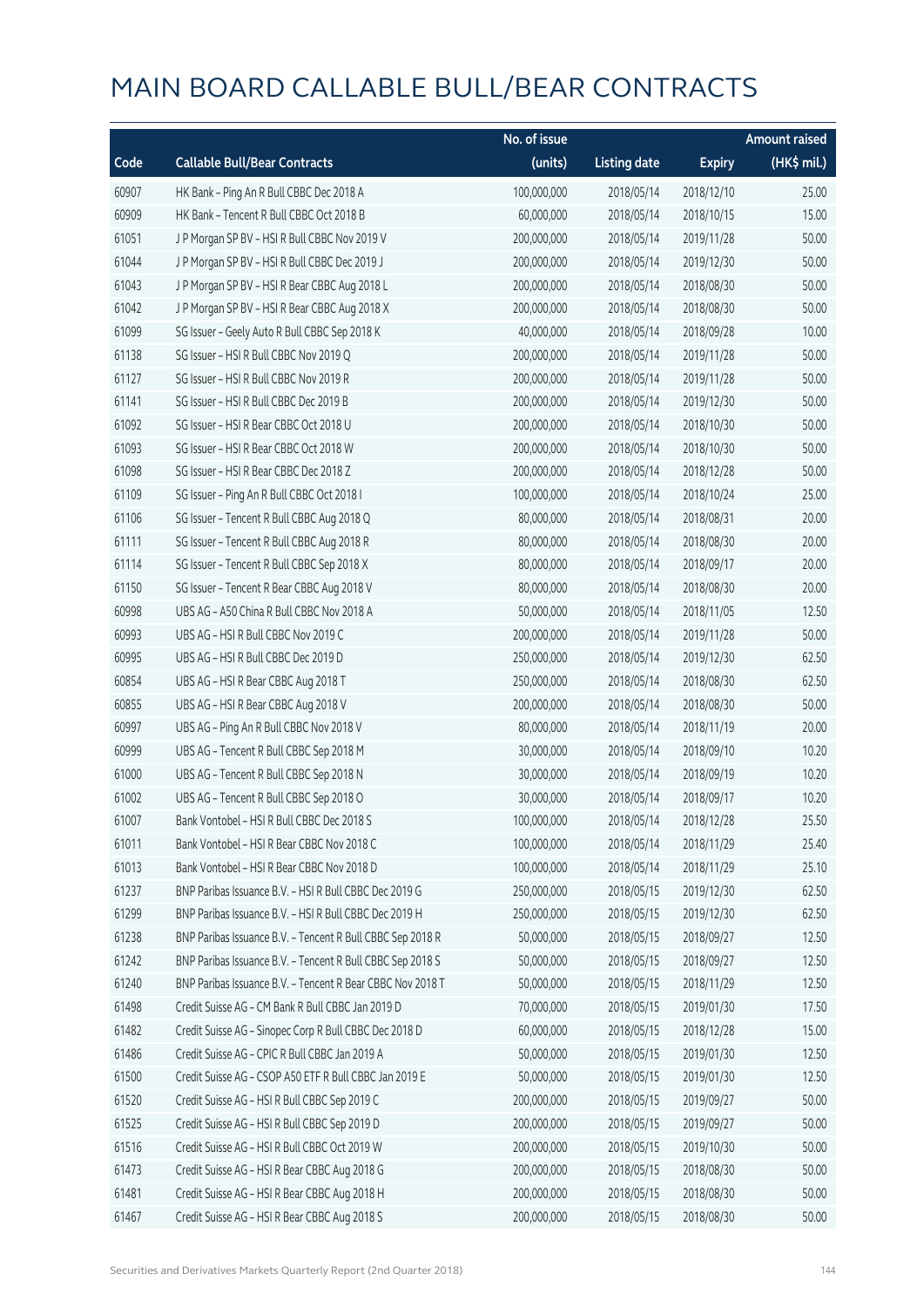# MAIN BOARD CALLABLE BULL/BEAR CONTRACTS

| Code | Callable Bull/Bear Contracts | No. of issue (units) | Listing date | Expiry | Amount raised (HK$ mil.) |
|---|---|---|---|---|---|
| 60907 | HK Bank – Ping An R Bull CBBC Dec 2018 A | 100,000,000 | 2018/05/14 | 2018/12/10 | 25.00 |
| 60909 | HK Bank – Tencent R Bull CBBC Oct 2018 B | 60,000,000 | 2018/05/14 | 2018/10/15 | 15.00 |
| 61051 | J P Morgan SP BV – HSI R Bull CBBC Nov 2019 V | 200,000,000 | 2018/05/14 | 2019/11/28 | 50.00 |
| 61044 | J P Morgan SP BV – HSI R Bull CBBC Dec 2019 J | 200,000,000 | 2018/05/14 | 2019/12/30 | 50.00 |
| 61043 | J P Morgan SP BV – HSI R Bear CBBC Aug 2018 L | 200,000,000 | 2018/05/14 | 2018/08/30 | 50.00 |
| 61042 | J P Morgan SP BV – HSI R Bear CBBC Aug 2018 X | 200,000,000 | 2018/05/14 | 2018/08/30 | 50.00 |
| 61099 | SG Issuer – Geely Auto R Bull CBBC Sep 2018 K | 40,000,000 | 2018/05/14 | 2018/09/28 | 10.00 |
| 61138 | SG Issuer – HSI R Bull CBBC Nov 2019 Q | 200,000,000 | 2018/05/14 | 2019/11/28 | 50.00 |
| 61127 | SG Issuer – HSI R Bull CBBC Nov 2019 R | 200,000,000 | 2018/05/14 | 2019/11/28 | 50.00 |
| 61141 | SG Issuer – HSI R Bull CBBC Dec 2019 B | 200,000,000 | 2018/05/14 | 2019/12/30 | 50.00 |
| 61092 | SG Issuer – HSI R Bear CBBC Oct 2018 U | 200,000,000 | 2018/05/14 | 2018/10/30 | 50.00 |
| 61093 | SG Issuer – HSI R Bear CBBC Oct 2018 W | 200,000,000 | 2018/05/14 | 2018/10/30 | 50.00 |
| 61098 | SG Issuer – HSI R Bear CBBC Dec 2018 Z | 200,000,000 | 2018/05/14 | 2018/12/28 | 50.00 |
| 61109 | SG Issuer – Ping An R Bull CBBC Oct 2018 I | 100,000,000 | 2018/05/14 | 2018/10/24 | 25.00 |
| 61106 | SG Issuer – Tencent R Bull CBBC Aug 2018 Q | 80,000,000 | 2018/05/14 | 2018/08/31 | 20.00 |
| 61111 | SG Issuer – Tencent R Bull CBBC Aug 2018 R | 80,000,000 | 2018/05/14 | 2018/08/30 | 20.00 |
| 61114 | SG Issuer – Tencent R Bull CBBC Sep 2018 X | 80,000,000 | 2018/05/14 | 2018/09/17 | 20.00 |
| 61150 | SG Issuer – Tencent R Bear CBBC Aug 2018 V | 80,000,000 | 2018/05/14 | 2018/08/30 | 20.00 |
| 60998 | UBS AG – A50 China R Bull CBBC Nov 2018 A | 50,000,000 | 2018/05/14 | 2018/11/05 | 12.50 |
| 60993 | UBS AG – HSI R Bull CBBC Nov 2019 C | 200,000,000 | 2018/05/14 | 2019/11/28 | 50.00 |
| 60995 | UBS AG – HSI R Bull CBBC Dec 2019 D | 250,000,000 | 2018/05/14 | 2019/12/30 | 62.50 |
| 60854 | UBS AG – HSI R Bear CBBC Aug 2018 T | 250,000,000 | 2018/05/14 | 2018/08/30 | 62.50 |
| 60855 | UBS AG – HSI R Bear CBBC Aug 2018 V | 200,000,000 | 2018/05/14 | 2018/08/30 | 50.00 |
| 60997 | UBS AG – Ping An R Bull CBBC Nov 2018 V | 80,000,000 | 2018/05/14 | 2018/11/19 | 20.00 |
| 60999 | UBS AG – Tencent R Bull CBBC Sep 2018 M | 30,000,000 | 2018/05/14 | 2018/09/10 | 10.20 |
| 61000 | UBS AG – Tencent R Bull CBBC Sep 2018 N | 30,000,000 | 2018/05/14 | 2018/09/19 | 10.20 |
| 61002 | UBS AG – Tencent R Bull CBBC Sep 2018 O | 30,000,000 | 2018/05/14 | 2018/09/17 | 10.20 |
| 61007 | Bank Vontobel – HSI R Bull CBBC Dec 2018 S | 100,000,000 | 2018/05/14 | 2018/12/28 | 25.50 |
| 61011 | Bank Vontobel – HSI R Bear CBBC Nov 2018 C | 100,000,000 | 2018/05/14 | 2018/11/29 | 25.40 |
| 61013 | Bank Vontobel – HSI R Bear CBBC Nov 2018 D | 100,000,000 | 2018/05/14 | 2018/11/29 | 25.10 |
| 61237 | BNP Paribas Issuance B.V. – HSI R Bull CBBC Dec 2019 G | 250,000,000 | 2018/05/15 | 2019/12/30 | 62.50 |
| 61299 | BNP Paribas Issuance B.V. – HSI R Bull CBBC Dec 2019 H | 250,000,000 | 2018/05/15 | 2019/12/30 | 62.50 |
| 61238 | BNP Paribas Issuance B.V. – Tencent R Bull CBBC Sep 2018 R | 50,000,000 | 2018/05/15 | 2018/09/27 | 12.50 |
| 61242 | BNP Paribas Issuance B.V. – Tencent R Bull CBBC Sep 2018 S | 50,000,000 | 2018/05/15 | 2018/09/27 | 12.50 |
| 61240 | BNP Paribas Issuance B.V. – Tencent R Bear CBBC Nov 2018 T | 50,000,000 | 2018/05/15 | 2018/11/29 | 12.50 |
| 61498 | Credit Suisse AG – CM Bank R Bull CBBC Jan 2019 D | 70,000,000 | 2018/05/15 | 2019/01/30 | 17.50 |
| 61482 | Credit Suisse AG – Sinopec Corp R Bull CBBC Dec 2018 D | 60,000,000 | 2018/05/15 | 2018/12/28 | 15.00 |
| 61486 | Credit Suisse AG – CPIC R Bull CBBC Jan 2019 A | 50,000,000 | 2018/05/15 | 2019/01/30 | 12.50 |
| 61500 | Credit Suisse AG – CSOP A50 ETF R Bull CBBC Jan 2019 E | 50,000,000 | 2018/05/15 | 2019/01/30 | 12.50 |
| 61520 | Credit Suisse AG – HSI R Bull CBBC Sep 2019 C | 200,000,000 | 2018/05/15 | 2019/09/27 | 50.00 |
| 61525 | Credit Suisse AG – HSI R Bull CBBC Sep 2019 D | 200,000,000 | 2018/05/15 | 2019/09/27 | 50.00 |
| 61516 | Credit Suisse AG – HSI R Bull CBBC Oct 2019 W | 200,000,000 | 2018/05/15 | 2019/10/30 | 50.00 |
| 61473 | Credit Suisse AG – HSI R Bear CBBC Aug 2018 G | 200,000,000 | 2018/05/15 | 2018/08/30 | 50.00 |
| 61481 | Credit Suisse AG – HSI R Bear CBBC Aug 2018 H | 200,000,000 | 2018/05/15 | 2018/08/30 | 50.00 |
| 61467 | Credit Suisse AG – HSI R Bear CBBC Aug 2018 S | 200,000,000 | 2018/05/15 | 2018/08/30 | 50.00 |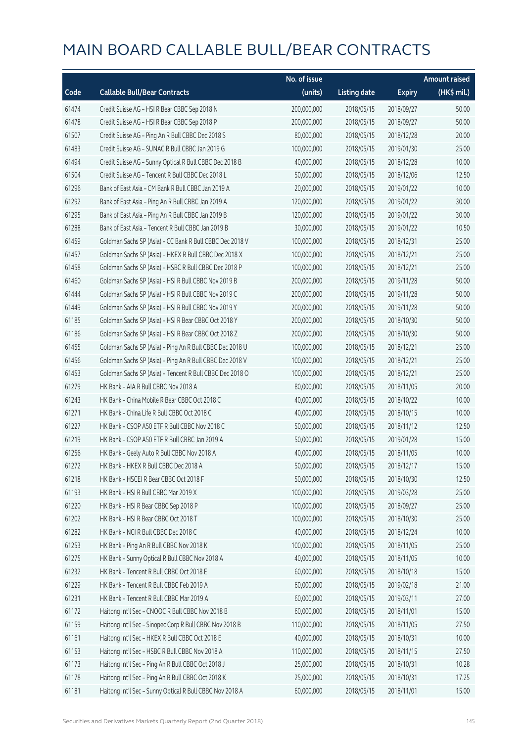# MAIN BOARD CALLABLE BULL/BEAR CONTRACTS

| Code | Callable Bull/Bear Contracts | No. of issue (units) | Listing date | Expiry | Amount raised (HK$ mil.) |
|---|---|---|---|---|---|
| 61474 | Credit Suisse AG – HSI R Bear CBBC Sep 2018 N | 200,000,000 | 2018/05/15 | 2018/09/27 | 50.00 |
| 61478 | Credit Suisse AG – HSI R Bear CBBC Sep 2018 P | 200,000,000 | 2018/05/15 | 2018/09/27 | 50.00 |
| 61507 | Credit Suisse AG – Ping An R Bull CBBC Dec 2018 S | 80,000,000 | 2018/05/15 | 2018/12/28 | 20.00 |
| 61483 | Credit Suisse AG – SUNAC R Bull CBBC Jan 2019 G | 100,000,000 | 2018/05/15 | 2019/01/30 | 25.00 |
| 61494 | Credit Suisse AG – Sunny Optical R Bull CBBC Dec 2018 B | 40,000,000 | 2018/05/15 | 2018/12/28 | 10.00 |
| 61504 | Credit Suisse AG – Tencent R Bull CBBC Dec 2018 L | 50,000,000 | 2018/05/15 | 2018/12/06 | 12.50 |
| 61296 | Bank of East Asia – CM Bank R Bull CBBC Jan 2019 A | 20,000,000 | 2018/05/15 | 2019/01/22 | 10.00 |
| 61292 | Bank of East Asia – Ping An R Bull CBBC Jan 2019 A | 120,000,000 | 2018/05/15 | 2019/01/22 | 30.00 |
| 61295 | Bank of East Asia – Ping An R Bull CBBC Jan 2019 B | 120,000,000 | 2018/05/15 | 2019/01/22 | 30.00 |
| 61288 | Bank of East Asia – Tencent R Bull CBBC Jan 2019 B | 30,000,000 | 2018/05/15 | 2019/01/22 | 10.50 |
| 61459 | Goldman Sachs SP (Asia) – CC Bank R Bull CBBC Dec 2018 V | 100,000,000 | 2018/05/15 | 2018/12/31 | 25.00 |
| 61457 | Goldman Sachs SP (Asia) – HKEX R Bull CBBC Dec 2018 X | 100,000,000 | 2018/05/15 | 2018/12/21 | 25.00 |
| 61458 | Goldman Sachs SP (Asia) – HSBC R Bull CBBC Dec 2018 P | 100,000,000 | 2018/05/15 | 2018/12/21 | 25.00 |
| 61460 | Goldman Sachs SP (Asia) – HSI R Bull CBBC Nov 2019 B | 200,000,000 | 2018/05/15 | 2019/11/28 | 50.00 |
| 61444 | Goldman Sachs SP (Asia) – HSI R Bull CBBC Nov 2019 C | 200,000,000 | 2018/05/15 | 2019/11/28 | 50.00 |
| 61449 | Goldman Sachs SP (Asia) – HSI R Bull CBBC Nov 2019 Y | 200,000,000 | 2018/05/15 | 2019/11/28 | 50.00 |
| 61185 | Goldman Sachs SP (Asia) – HSI R Bear CBBC Oct 2018 Y | 200,000,000 | 2018/05/15 | 2018/10/30 | 50.00 |
| 61186 | Goldman Sachs SP (Asia) – HSI R Bear CBBC Oct 2018 Z | 200,000,000 | 2018/05/15 | 2018/10/30 | 50.00 |
| 61455 | Goldman Sachs SP (Asia) – Ping An R Bull CBBC Dec 2018 U | 100,000,000 | 2018/05/15 | 2018/12/21 | 25.00 |
| 61456 | Goldman Sachs SP (Asia) – Ping An R Bull CBBC Dec 2018 V | 100,000,000 | 2018/05/15 | 2018/12/21 | 25.00 |
| 61453 | Goldman Sachs SP (Asia) – Tencent R Bull CBBC Dec 2018 O | 100,000,000 | 2018/05/15 | 2018/12/21 | 25.00 |
| 61279 | HK Bank – AIA R Bull CBBC Nov 2018 A | 80,000,000 | 2018/05/15 | 2018/11/05 | 20.00 |
| 61243 | HK Bank – China Mobile R Bear CBBC Oct 2018 C | 40,000,000 | 2018/05/15 | 2018/10/22 | 10.00 |
| 61271 | HK Bank – China Life R Bull CBBC Oct 2018 C | 40,000,000 | 2018/05/15 | 2018/10/15 | 10.00 |
| 61227 | HK Bank – CSOP A50 ETF R Bull CBBC Nov 2018 C | 50,000,000 | 2018/05/15 | 2018/11/12 | 12.50 |
| 61219 | HK Bank – CSOP A50 ETF R Bull CBBC Jan 2019 A | 50,000,000 | 2018/05/15 | 2019/01/28 | 15.00 |
| 61256 | HK Bank – Geely Auto R Bull CBBC Nov 2018 A | 40,000,000 | 2018/05/15 | 2018/11/05 | 10.00 |
| 61272 | HK Bank – HKEX R Bull CBBC Dec 2018 A | 50,000,000 | 2018/05/15 | 2018/12/17 | 15.00 |
| 61218 | HK Bank – HSCEI R Bear CBBC Oct 2018 F | 50,000,000 | 2018/05/15 | 2018/10/30 | 12.50 |
| 61193 | HK Bank – HSI R Bull CBBC Mar 2019 X | 100,000,000 | 2018/05/15 | 2019/03/28 | 25.00 |
| 61220 | HK Bank – HSI R Bear CBBC Sep 2018 P | 100,000,000 | 2018/05/15 | 2018/09/27 | 25.00 |
| 61202 | HK Bank – HSI R Bear CBBC Oct 2018 T | 100,000,000 | 2018/05/15 | 2018/10/30 | 25.00 |
| 61282 | HK Bank – NCI R Bull CBBC Dec 2018 C | 40,000,000 | 2018/05/15 | 2018/12/24 | 10.00 |
| 61253 | HK Bank – Ping An R Bull CBBC Nov 2018 K | 100,000,000 | 2018/05/15 | 2018/11/05 | 25.00 |
| 61275 | HK Bank – Sunny Optical R Bull CBBC Nov 2018 A | 40,000,000 | 2018/05/15 | 2018/11/05 | 10.00 |
| 61232 | HK Bank – Tencent R Bull CBBC Oct 2018 E | 60,000,000 | 2018/05/15 | 2018/10/18 | 15.00 |
| 61229 | HK Bank – Tencent R Bull CBBC Feb 2019 A | 60,000,000 | 2018/05/15 | 2019/02/18 | 21.00 |
| 61231 | HK Bank – Tencent R Bull CBBC Mar 2019 A | 60,000,000 | 2018/05/15 | 2019/03/11 | 27.00 |
| 61172 | Haitong Int'l Sec – CNOOC R Bull CBBC Nov 2018 B | 60,000,000 | 2018/05/15 | 2018/11/01 | 15.00 |
| 61159 | Haitong Int'l Sec – Sinopec Corp R Bull CBBC Nov 2018 B | 110,000,000 | 2018/05/15 | 2018/11/05 | 27.50 |
| 61161 | Haitong Int'l Sec – HKEX R Bull CBBC Oct 2018 E | 40,000,000 | 2018/05/15 | 2018/10/31 | 10.00 |
| 61153 | Haitong Int'l Sec – HSBC R Bull CBBC Nov 2018 A | 110,000,000 | 2018/05/15 | 2018/11/15 | 27.50 |
| 61173 | Haitong Int'l Sec – Ping An R Bull CBBC Oct 2018 J | 25,000,000 | 2018/05/15 | 2018/10/31 | 10.28 |
| 61178 | Haitong Int'l Sec – Ping An R Bull CBBC Oct 2018 K | 25,000,000 | 2018/05/15 | 2018/10/31 | 17.25 |
| 61181 | Haitong Int'l Sec – Sunny Optical R Bull CBBC Nov 2018 A | 60,000,000 | 2018/05/15 | 2018/11/01 | 15.00 |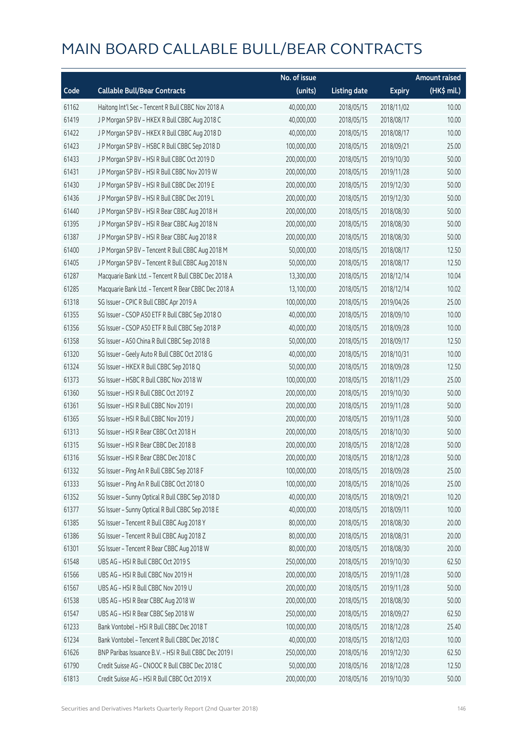# MAIN BOARD CALLABLE BULL/BEAR CONTRACTS

| Code | Callable Bull/Bear Contracts | No. of issue (units) | Listing date | Expiry | Amount raised (HK$ mil.) |
|---|---|---|---|---|---|
| 61162 | Haitong Int'l Sec – Tencent R Bull CBBC Nov 2018 A | 40,000,000 | 2018/05/15 | 2018/11/02 | 10.00 |
| 61419 | J P Morgan SP BV – HKEX R Bull CBBC Aug 2018 C | 40,000,000 | 2018/05/15 | 2018/08/17 | 10.00 |
| 61422 | J P Morgan SP BV – HKEX R Bull CBBC Aug 2018 D | 40,000,000 | 2018/05/15 | 2018/08/17 | 10.00 |
| 61423 | J P Morgan SP BV – HSBC R Bull CBBC Sep 2018 D | 100,000,000 | 2018/05/15 | 2018/09/21 | 25.00 |
| 61433 | J P Morgan SP BV – HSI R Bull CBBC Oct 2019 D | 200,000,000 | 2018/05/15 | 2019/10/30 | 50.00 |
| 61431 | J P Morgan SP BV – HSI R Bull CBBC Nov 2019 W | 200,000,000 | 2018/05/15 | 2019/11/28 | 50.00 |
| 61430 | J P Morgan SP BV – HSI R Bull CBBC Dec 2019 E | 200,000,000 | 2018/05/15 | 2019/12/30 | 50.00 |
| 61436 | J P Morgan SP BV – HSI R Bull CBBC Dec 2019 L | 200,000,000 | 2018/05/15 | 2019/12/30 | 50.00 |
| 61440 | J P Morgan SP BV – HSI R Bear CBBC Aug 2018 H | 200,000,000 | 2018/05/15 | 2018/08/30 | 50.00 |
| 61395 | J P Morgan SP BV – HSI R Bear CBBC Aug 2018 N | 200,000,000 | 2018/05/15 | 2018/08/30 | 50.00 |
| 61387 | J P Morgan SP BV – HSI R Bear CBBC Aug 2018 R | 200,000,000 | 2018/05/15 | 2018/08/30 | 50.00 |
| 61400 | J P Morgan SP BV – Tencent R Bull CBBC Aug 2018 M | 50,000,000 | 2018/05/15 | 2018/08/17 | 12.50 |
| 61405 | J P Morgan SP BV – Tencent R Bull CBBC Aug 2018 N | 50,000,000 | 2018/05/15 | 2018/08/17 | 12.50 |
| 61287 | Macquarie Bank Ltd. – Tencent R Bull CBBC Dec 2018 A | 13,300,000 | 2018/05/15 | 2018/12/14 | 10.04 |
| 61285 | Macquarie Bank Ltd. – Tencent R Bear CBBC Dec 2018 A | 13,100,000 | 2018/05/15 | 2018/12/14 | 10.02 |
| 61318 | SG Issuer – CPIC R Bull CBBC Apr 2019 A | 100,000,000 | 2018/05/15 | 2019/04/26 | 25.00 |
| 61355 | SG Issuer – CSOP A50 ETF R Bull CBBC Sep 2018 O | 40,000,000 | 2018/05/15 | 2018/09/10 | 10.00 |
| 61356 | SG Issuer – CSOP A50 ETF R Bull CBBC Sep 2018 P | 40,000,000 | 2018/05/15 | 2018/09/28 | 10.00 |
| 61358 | SG Issuer – A50 China R Bull CBBC Sep 2018 B | 50,000,000 | 2018/05/15 | 2018/09/17 | 12.50 |
| 61320 | SG Issuer – Geely Auto R Bull CBBC Oct 2018 G | 40,000,000 | 2018/05/15 | 2018/10/31 | 10.00 |
| 61324 | SG Issuer – HKEX R Bull CBBC Sep 2018 Q | 50,000,000 | 2018/05/15 | 2018/09/28 | 12.50 |
| 61373 | SG Issuer – HSBC R Bull CBBC Nov 2018 W | 100,000,000 | 2018/05/15 | 2018/11/29 | 25.00 |
| 61360 | SG Issuer – HSI R Bull CBBC Oct 2019 Z | 200,000,000 | 2018/05/15 | 2019/10/30 | 50.00 |
| 61361 | SG Issuer – HSI R Bull CBBC Nov 2019 I | 200,000,000 | 2018/05/15 | 2019/11/28 | 50.00 |
| 61365 | SG Issuer – HSI R Bull CBBC Nov 2019 J | 200,000,000 | 2018/05/15 | 2019/11/28 | 50.00 |
| 61313 | SG Issuer – HSI R Bear CBBC Oct 2018 H | 200,000,000 | 2018/05/15 | 2018/10/30 | 50.00 |
| 61315 | SG Issuer – HSI R Bear CBBC Dec 2018 B | 200,000,000 | 2018/05/15 | 2018/12/28 | 50.00 |
| 61316 | SG Issuer – HSI R Bear CBBC Dec 2018 C | 200,000,000 | 2018/05/15 | 2018/12/28 | 50.00 |
| 61332 | SG Issuer – Ping An R Bull CBBC Sep 2018 F | 100,000,000 | 2018/05/15 | 2018/09/28 | 25.00 |
| 61333 | SG Issuer – Ping An R Bull CBBC Oct 2018 O | 100,000,000 | 2018/05/15 | 2018/10/26 | 25.00 |
| 61352 | SG Issuer – Sunny Optical R Bull CBBC Sep 2018 D | 40,000,000 | 2018/05/15 | 2018/09/21 | 10.20 |
| 61377 | SG Issuer – Sunny Optical R Bull CBBC Sep 2018 E | 40,000,000 | 2018/05/15 | 2018/09/11 | 10.00 |
| 61385 | SG Issuer – Tencent R Bull CBBC Aug 2018 Y | 80,000,000 | 2018/05/15 | 2018/08/30 | 20.00 |
| 61386 | SG Issuer – Tencent R Bull CBBC Aug 2018 Z | 80,000,000 | 2018/05/15 | 2018/08/31 | 20.00 |
| 61301 | SG Issuer – Tencent R Bear CBBC Aug 2018 W | 80,000,000 | 2018/05/15 | 2018/08/30 | 20.00 |
| 61548 | UBS AG – HSI R Bull CBBC Oct 2019 S | 250,000,000 | 2018/05/15 | 2019/10/30 | 62.50 |
| 61566 | UBS AG – HSI R Bull CBBC Nov 2019 H | 200,000,000 | 2018/05/15 | 2019/11/28 | 50.00 |
| 61567 | UBS AG – HSI R Bull CBBC Nov 2019 U | 200,000,000 | 2018/05/15 | 2019/11/28 | 50.00 |
| 61538 | UBS AG – HSI R Bear CBBC Aug 2018 W | 200,000,000 | 2018/05/15 | 2018/08/30 | 50.00 |
| 61547 | UBS AG – HSI R Bear CBBC Sep 2018 W | 250,000,000 | 2018/05/15 | 2018/09/27 | 62.50 |
| 61233 | Bank Vontobel – HSI R Bull CBBC Dec 2018 T | 100,000,000 | 2018/05/15 | 2018/12/28 | 25.40 |
| 61234 | Bank Vontobel – Tencent R Bull CBBC Dec 2018 C | 40,000,000 | 2018/05/15 | 2018/12/03 | 10.00 |
| 61626 | BNP Paribas Issuance B.V. – HSI R Bull CBBC Dec 2019 I | 250,000,000 | 2018/05/16 | 2019/12/30 | 62.50 |
| 61790 | Credit Suisse AG – CNOOC R Bull CBBC Dec 2018 C | 50,000,000 | 2018/05/16 | 2018/12/28 | 12.50 |
| 61813 | Credit Suisse AG – HSI R Bull CBBC Oct 2019 X | 200,000,000 | 2018/05/16 | 2019/10/30 | 50.00 |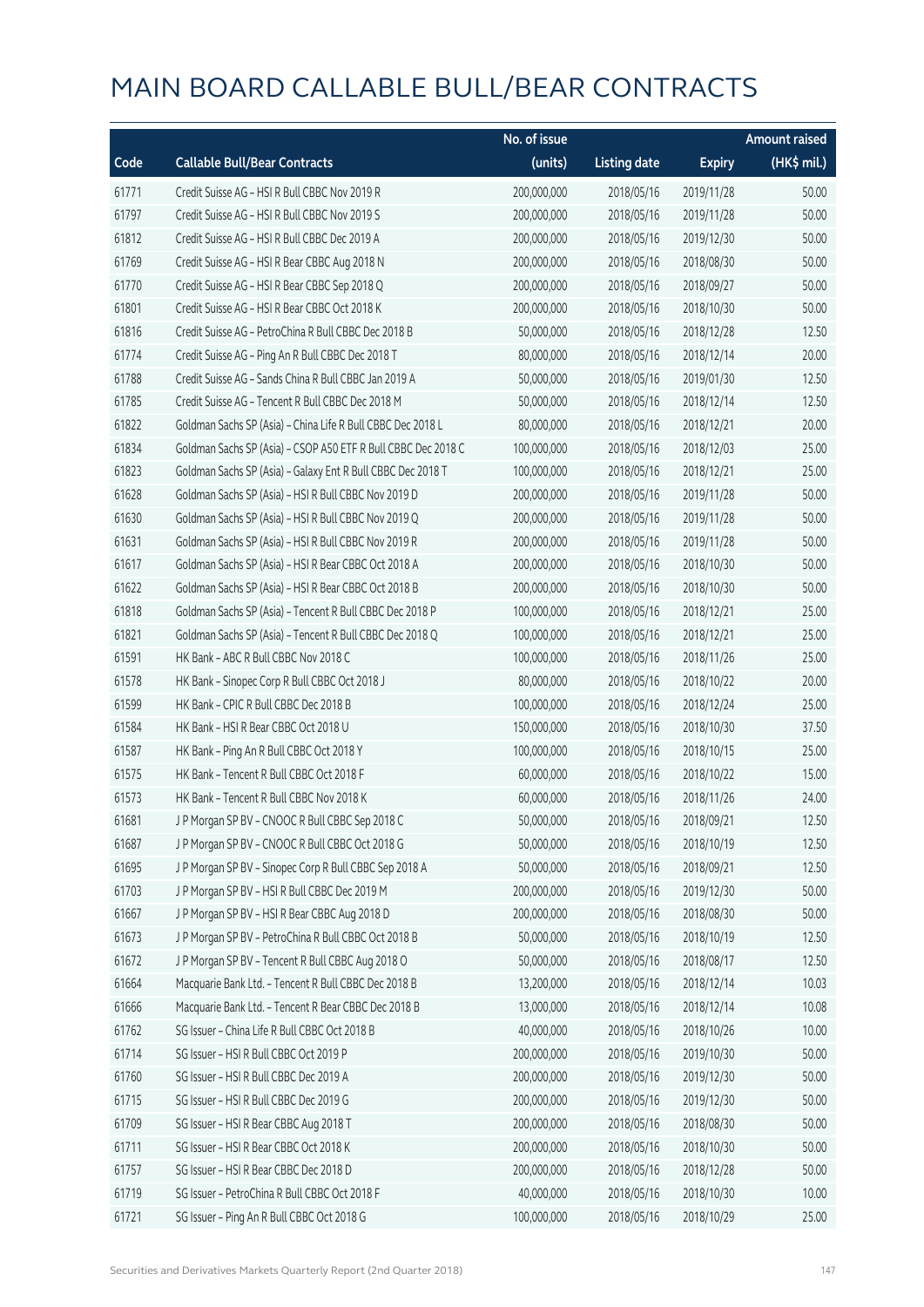# MAIN BOARD CALLABLE BULL/BEAR CONTRACTS

| Code | Callable Bull/Bear Contracts | No. of issue (units) | Listing date | Expiry | Amount raised (HK$ mil.) |
|---|---|---|---|---|---|
| 61771 | Credit Suisse AG - HSI R Bull CBBC Nov 2019 R | 200,000,000 | 2018/05/16 | 2019/11/28 | 50.00 |
| 61797 | Credit Suisse AG - HSI R Bull CBBC Nov 2019 S | 200,000,000 | 2018/05/16 | 2019/11/28 | 50.00 |
| 61812 | Credit Suisse AG - HSI R Bull CBBC Dec 2019 A | 200,000,000 | 2018/05/16 | 2019/12/30 | 50.00 |
| 61769 | Credit Suisse AG - HSI R Bear CBBC Aug 2018 N | 200,000,000 | 2018/05/16 | 2018/08/30 | 50.00 |
| 61770 | Credit Suisse AG - HSI R Bear CBBC Sep 2018 Q | 200,000,000 | 2018/05/16 | 2018/09/27 | 50.00 |
| 61801 | Credit Suisse AG - HSI R Bear CBBC Oct 2018 K | 200,000,000 | 2018/05/16 | 2018/10/30 | 50.00 |
| 61816 | Credit Suisse AG - PetroChina R Bull CBBC Dec 2018 B | 50,000,000 | 2018/05/16 | 2018/12/28 | 12.50 |
| 61774 | Credit Suisse AG - Ping An R Bull CBBC Dec 2018 T | 80,000,000 | 2018/05/16 | 2018/12/14 | 20.00 |
| 61788 | Credit Suisse AG - Sands China R Bull CBBC Jan 2019 A | 50,000,000 | 2018/05/16 | 2019/01/30 | 12.50 |
| 61785 | Credit Suisse AG - Tencent R Bull CBBC Dec 2018 M | 50,000,000 | 2018/05/16 | 2018/12/14 | 12.50 |
| 61822 | Goldman Sachs SP (Asia) - China Life R Bull CBBC Dec 2018 L | 80,000,000 | 2018/05/16 | 2018/12/21 | 20.00 |
| 61834 | Goldman Sachs SP (Asia) - CSOP A50 ETF R Bull CBBC Dec 2018 C | 100,000,000 | 2018/05/16 | 2018/12/03 | 25.00 |
| 61823 | Goldman Sachs SP (Asia) - Galaxy Ent R Bull CBBC Dec 2018 T | 100,000,000 | 2018/05/16 | 2018/12/21 | 25.00 |
| 61628 | Goldman Sachs SP (Asia) - HSI R Bull CBBC Nov 2019 D | 200,000,000 | 2018/05/16 | 2019/11/28 | 50.00 |
| 61630 | Goldman Sachs SP (Asia) - HSI R Bull CBBC Nov 2019 Q | 200,000,000 | 2018/05/16 | 2019/11/28 | 50.00 |
| 61631 | Goldman Sachs SP (Asia) - HSI R Bull CBBC Nov 2019 R | 200,000,000 | 2018/05/16 | 2019/11/28 | 50.00 |
| 61617 | Goldman Sachs SP (Asia) - HSI R Bear CBBC Oct 2018 A | 200,000,000 | 2018/05/16 | 2018/10/30 | 50.00 |
| 61622 | Goldman Sachs SP (Asia) - HSI R Bear CBBC Oct 2018 B | 200,000,000 | 2018/05/16 | 2018/10/30 | 50.00 |
| 61818 | Goldman Sachs SP (Asia) - Tencent R Bull CBBC Dec 2018 P | 100,000,000 | 2018/05/16 | 2018/12/21 | 25.00 |
| 61821 | Goldman Sachs SP (Asia) - Tencent R Bull CBBC Dec 2018 Q | 100,000,000 | 2018/05/16 | 2018/12/21 | 25.00 |
| 61591 | HK Bank - ABC R Bull CBBC Nov 2018 C | 100,000,000 | 2018/05/16 | 2018/11/26 | 25.00 |
| 61578 | HK Bank - Sinopec Corp R Bull CBBC Oct 2018 J | 80,000,000 | 2018/05/16 | 2018/10/22 | 20.00 |
| 61599 | HK Bank - CPIC R Bull CBBC Dec 2018 B | 100,000,000 | 2018/05/16 | 2018/12/24 | 25.00 |
| 61584 | HK Bank - HSI R Bear CBBC Oct 2018 U | 150,000,000 | 2018/05/16 | 2018/10/30 | 37.50 |
| 61587 | HK Bank - Ping An R Bull CBBC Oct 2018 Y | 100,000,000 | 2018/05/16 | 2018/10/15 | 25.00 |
| 61575 | HK Bank - Tencent R Bull CBBC Oct 2018 F | 60,000,000 | 2018/05/16 | 2018/10/22 | 15.00 |
| 61573 | HK Bank - Tencent R Bull CBBC Nov 2018 K | 60,000,000 | 2018/05/16 | 2018/11/26 | 24.00 |
| 61681 | J P Morgan SP BV - CNOOC R Bull CBBC Sep 2018 C | 50,000,000 | 2018/05/16 | 2018/09/21 | 12.50 |
| 61687 | J P Morgan SP BV - CNOOC R Bull CBBC Oct 2018 G | 50,000,000 | 2018/05/16 | 2018/10/19 | 12.50 |
| 61695 | J P Morgan SP BV - Sinopec Corp R Bull CBBC Sep 2018 A | 50,000,000 | 2018/05/16 | 2018/09/21 | 12.50 |
| 61703 | J P Morgan SP BV - HSI R Bull CBBC Dec 2019 M | 200,000,000 | 2018/05/16 | 2019/12/30 | 50.00 |
| 61667 | J P Morgan SP BV - HSI R Bear CBBC Aug 2018 D | 200,000,000 | 2018/05/16 | 2018/08/30 | 50.00 |
| 61673 | J P Morgan SP BV - PetroChina R Bull CBBC Oct 2018 B | 50,000,000 | 2018/05/16 | 2018/10/19 | 12.50 |
| 61672 | J P Morgan SP BV - Tencent R Bull CBBC Aug 2018 O | 50,000,000 | 2018/05/16 | 2018/08/17 | 12.50 |
| 61664 | Macquarie Bank Ltd. - Tencent R Bull CBBC Dec 2018 B | 13,200,000 | 2018/05/16 | 2018/12/14 | 10.03 |
| 61666 | Macquarie Bank Ltd. - Tencent R Bear CBBC Dec 2018 B | 13,000,000 | 2018/05/16 | 2018/12/14 | 10.08 |
| 61762 | SG Issuer - China Life R Bull CBBC Oct 2018 B | 40,000,000 | 2018/05/16 | 2018/10/26 | 10.00 |
| 61714 | SG Issuer - HSI R Bull CBBC Oct 2019 P | 200,000,000 | 2018/05/16 | 2019/10/30 | 50.00 |
| 61760 | SG Issuer - HSI R Bull CBBC Dec 2019 A | 200,000,000 | 2018/05/16 | 2019/12/30 | 50.00 |
| 61715 | SG Issuer - HSI R Bull CBBC Dec 2019 G | 200,000,000 | 2018/05/16 | 2019/12/30 | 50.00 |
| 61709 | SG Issuer - HSI R Bear CBBC Aug 2018 T | 200,000,000 | 2018/05/16 | 2018/08/30 | 50.00 |
| 61711 | SG Issuer - HSI R Bear CBBC Oct 2018 K | 200,000,000 | 2018/05/16 | 2018/10/30 | 50.00 |
| 61757 | SG Issuer - HSI R Bear CBBC Dec 2018 D | 200,000,000 | 2018/05/16 | 2018/12/28 | 50.00 |
| 61719 | SG Issuer - PetroChina R Bull CBBC Oct 2018 F | 40,000,000 | 2018/05/16 | 2018/10/30 | 10.00 |
| 61721 | SG Issuer - Ping An R Bull CBBC Oct 2018 G | 100,000,000 | 2018/05/16 | 2018/10/29 | 25.00 |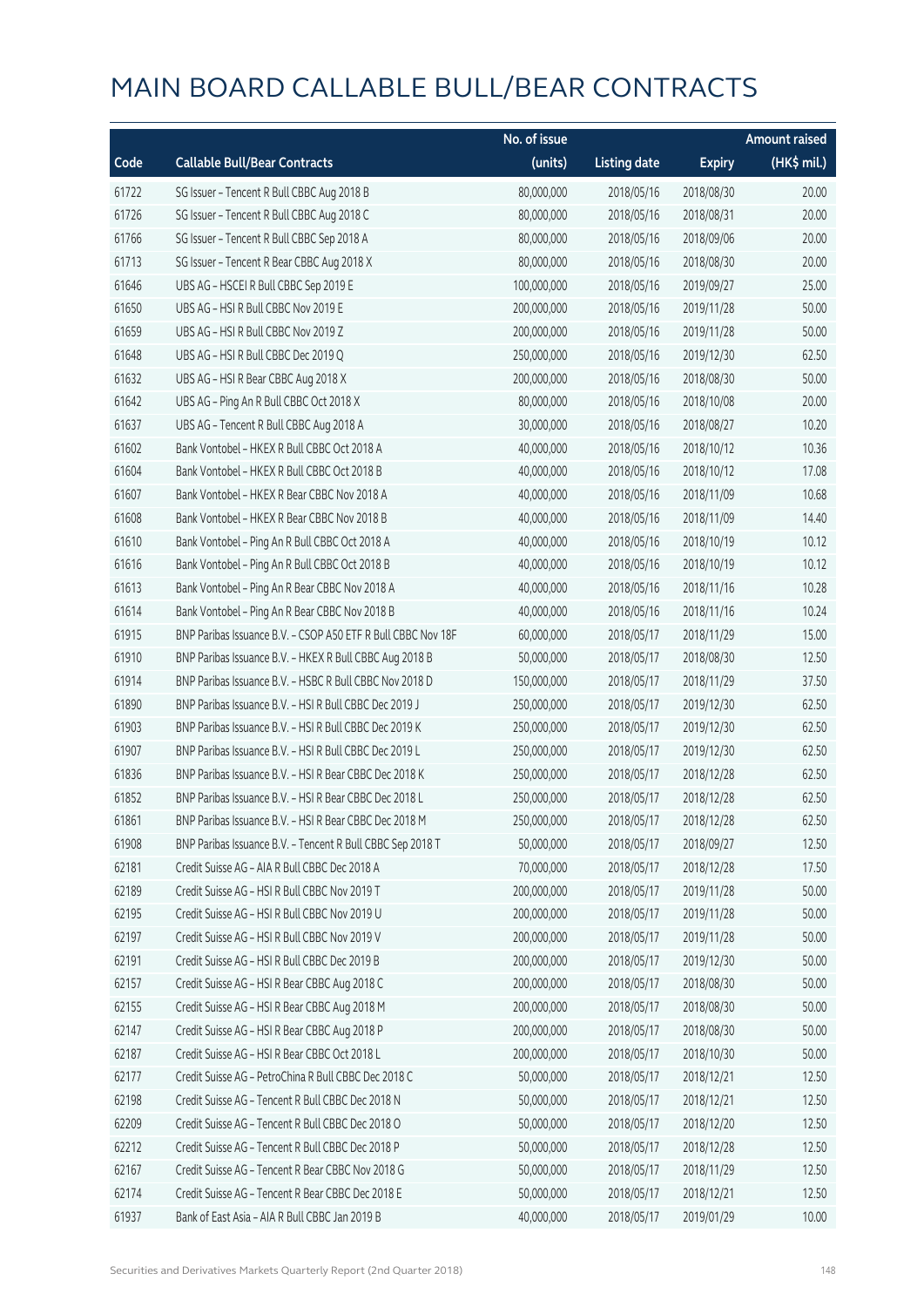# MAIN BOARD CALLABLE BULL/BEAR CONTRACTS

| Code | Callable Bull/Bear Contracts | No. of issue (units) | Listing date | Expiry | Amount raised (HK$ mil.) |
|---|---|---|---|---|---|
| 61722 | SG Issuer – Tencent R Bull CBBC Aug 2018 B | 80,000,000 | 2018/05/16 | 2018/08/30 | 20.00 |
| 61726 | SG Issuer – Tencent R Bull CBBC Aug 2018 C | 80,000,000 | 2018/05/16 | 2018/08/31 | 20.00 |
| 61766 | SG Issuer – Tencent R Bull CBBC Sep 2018 A | 80,000,000 | 2018/05/16 | 2018/09/06 | 20.00 |
| 61713 | SG Issuer – Tencent R Bear CBBC Aug 2018 X | 80,000,000 | 2018/05/16 | 2018/08/30 | 20.00 |
| 61646 | UBS AG – HSCEI R Bull CBBC Sep 2019 E | 100,000,000 | 2018/05/16 | 2019/09/27 | 25.00 |
| 61650 | UBS AG – HSI R Bull CBBC Nov 2019 E | 200,000,000 | 2018/05/16 | 2019/11/28 | 50.00 |
| 61659 | UBS AG – HSI R Bull CBBC Nov 2019 Z | 200,000,000 | 2018/05/16 | 2019/11/28 | 50.00 |
| 61648 | UBS AG – HSI R Bull CBBC Dec 2019 Q | 250,000,000 | 2018/05/16 | 2019/12/30 | 62.50 |
| 61632 | UBS AG – HSI R Bear CBBC Aug 2018 X | 200,000,000 | 2018/05/16 | 2018/08/30 | 50.00 |
| 61642 | UBS AG – Ping An R Bull CBBC Oct 2018 X | 80,000,000 | 2018/05/16 | 2018/10/08 | 20.00 |
| 61637 | UBS AG – Tencent R Bull CBBC Aug 2018 A | 30,000,000 | 2018/05/16 | 2018/08/27 | 10.20 |
| 61602 | Bank Vontobel – HKEX R Bull CBBC Oct 2018 A | 40,000,000 | 2018/05/16 | 2018/10/12 | 10.36 |
| 61604 | Bank Vontobel – HKEX R Bull CBBC Oct 2018 B | 40,000,000 | 2018/05/16 | 2018/10/12 | 17.08 |
| 61607 | Bank Vontobel – HKEX R Bear CBBC Nov 2018 A | 40,000,000 | 2018/05/16 | 2018/11/09 | 10.68 |
| 61608 | Bank Vontobel – HKEX R Bear CBBC Nov 2018 B | 40,000,000 | 2018/05/16 | 2018/11/09 | 14.40 |
| 61610 | Bank Vontobel – Ping An R Bull CBBC Oct 2018 A | 40,000,000 | 2018/05/16 | 2018/10/19 | 10.12 |
| 61616 | Bank Vontobel – Ping An R Bull CBBC Oct 2018 B | 40,000,000 | 2018/05/16 | 2018/10/19 | 10.12 |
| 61613 | Bank Vontobel – Ping An R Bear CBBC Nov 2018 A | 40,000,000 | 2018/05/16 | 2018/11/16 | 10.28 |
| 61614 | Bank Vontobel – Ping An R Bear CBBC Nov 2018 B | 40,000,000 | 2018/05/16 | 2018/11/16 | 10.24 |
| 61915 | BNP Paribas Issuance B.V. – CSOP A50 ETF R Bull CBBC Nov 18F | 60,000,000 | 2018/05/17 | 2018/11/29 | 15.00 |
| 61910 | BNP Paribas Issuance B.V. – HKEX R Bull CBBC Aug 2018 B | 50,000,000 | 2018/05/17 | 2018/08/30 | 12.50 |
| 61914 | BNP Paribas Issuance B.V. – HSBC R Bull CBBC Nov 2018 D | 150,000,000 | 2018/05/17 | 2018/11/29 | 37.50 |
| 61890 | BNP Paribas Issuance B.V. – HSI R Bull CBBC Dec 2019 J | 250,000,000 | 2018/05/17 | 2019/12/30 | 62.50 |
| 61903 | BNP Paribas Issuance B.V. – HSI R Bull CBBC Dec 2019 K | 250,000,000 | 2018/05/17 | 2019/12/30 | 62.50 |
| 61907 | BNP Paribas Issuance B.V. – HSI R Bull CBBC Dec 2019 L | 250,000,000 | 2018/05/17 | 2019/12/30 | 62.50 |
| 61836 | BNP Paribas Issuance B.V. – HSI R Bear CBBC Dec 2018 K | 250,000,000 | 2018/05/17 | 2018/12/28 | 62.50 |
| 61852 | BNP Paribas Issuance B.V. – HSI R Bear CBBC Dec 2018 L | 250,000,000 | 2018/05/17 | 2018/12/28 | 62.50 |
| 61861 | BNP Paribas Issuance B.V. – HSI R Bear CBBC Dec 2018 M | 250,000,000 | 2018/05/17 | 2018/12/28 | 62.50 |
| 61908 | BNP Paribas Issuance B.V. – Tencent R Bull CBBC Sep 2018 T | 50,000,000 | 2018/05/17 | 2018/09/27 | 12.50 |
| 62181 | Credit Suisse AG – AIA R Bull CBBC Dec 2018 A | 70,000,000 | 2018/05/17 | 2018/12/28 | 17.50 |
| 62189 | Credit Suisse AG – HSI R Bull CBBC Nov 2019 T | 200,000,000 | 2018/05/17 | 2019/11/28 | 50.00 |
| 62195 | Credit Suisse AG – HSI R Bull CBBC Nov 2019 U | 200,000,000 | 2018/05/17 | 2019/11/28 | 50.00 |
| 62197 | Credit Suisse AG – HSI R Bull CBBC Nov 2019 V | 200,000,000 | 2018/05/17 | 2019/11/28 | 50.00 |
| 62191 | Credit Suisse AG – HSI R Bull CBBC Dec 2019 B | 200,000,000 | 2018/05/17 | 2019/12/30 | 50.00 |
| 62157 | Credit Suisse AG – HSI R Bear CBBC Aug 2018 C | 200,000,000 | 2018/05/17 | 2018/08/30 | 50.00 |
| 62155 | Credit Suisse AG – HSI R Bear CBBC Aug 2018 M | 200,000,000 | 2018/05/17 | 2018/08/30 | 50.00 |
| 62147 | Credit Suisse AG – HSI R Bear CBBC Aug 2018 P | 200,000,000 | 2018/05/17 | 2018/08/30 | 50.00 |
| 62187 | Credit Suisse AG – HSI R Bear CBBC Oct 2018 L | 200,000,000 | 2018/05/17 | 2018/10/30 | 50.00 |
| 62177 | Credit Suisse AG – PetroChina R Bull CBBC Dec 2018 C | 50,000,000 | 2018/05/17 | 2018/12/21 | 12.50 |
| 62198 | Credit Suisse AG – Tencent R Bull CBBC Dec 2018 N | 50,000,000 | 2018/05/17 | 2018/12/21 | 12.50 |
| 62209 | Credit Suisse AG – Tencent R Bull CBBC Dec 2018 O | 50,000,000 | 2018/05/17 | 2018/12/20 | 12.50 |
| 62212 | Credit Suisse AG – Tencent R Bull CBBC Dec 2018 P | 50,000,000 | 2018/05/17 | 2018/12/28 | 12.50 |
| 62167 | Credit Suisse AG – Tencent R Bear CBBC Nov 2018 G | 50,000,000 | 2018/05/17 | 2018/11/29 | 12.50 |
| 62174 | Credit Suisse AG – Tencent R Bear CBBC Dec 2018 E | 50,000,000 | 2018/05/17 | 2018/12/21 | 12.50 |
| 61937 | Bank of East Asia – AIA R Bull CBBC Jan 2019 B | 40,000,000 | 2018/05/17 | 2019/01/29 | 10.00 |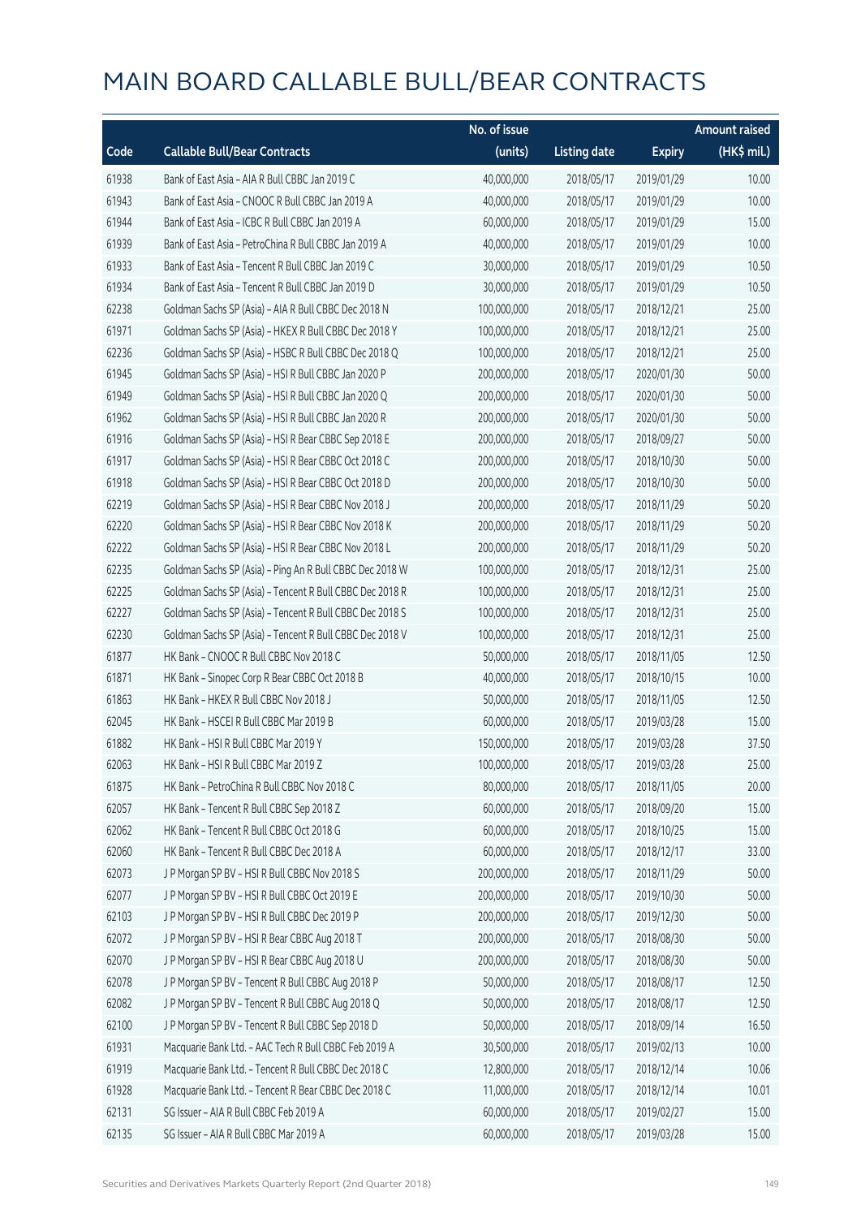# MAIN BOARD CALLABLE BULL/BEAR CONTRACTS

| Code | Callable Bull/Bear Contracts | No. of issue (units) | Listing date | Expiry | Amount raised (HK$ mil.) |
|---|---|---|---|---|---|
| 61938 | Bank of East Asia – AIA R Bull CBBC Jan 2019 C | 40,000,000 | 2018/05/17 | 2019/01/29 | 10.00 |
| 61943 | Bank of East Asia – CNOOC R Bull CBBC Jan 2019 A | 40,000,000 | 2018/05/17 | 2019/01/29 | 10.00 |
| 61944 | Bank of East Asia – ICBC R Bull CBBC Jan 2019 A | 60,000,000 | 2018/05/17 | 2019/01/29 | 15.00 |
| 61939 | Bank of East Asia – PetroChina R Bull CBBC Jan 2019 A | 40,000,000 | 2018/05/17 | 2019/01/29 | 10.00 |
| 61933 | Bank of East Asia – Tencent R Bull CBBC Jan 2019 C | 30,000,000 | 2018/05/17 | 2019/01/29 | 10.50 |
| 61934 | Bank of East Asia – Tencent R Bull CBBC Jan 2019 D | 30,000,000 | 2018/05/17 | 2019/01/29 | 10.50 |
| 62238 | Goldman Sachs SP (Asia) – AIA R Bull CBBC Dec 2018 N | 100,000,000 | 2018/05/17 | 2018/12/21 | 25.00 |
| 61971 | Goldman Sachs SP (Asia) – HKEX R Bull CBBC Dec 2018 Y | 100,000,000 | 2018/05/17 | 2018/12/21 | 25.00 |
| 62236 | Goldman Sachs SP (Asia) – HSBC R Bull CBBC Dec 2018 Q | 100,000,000 | 2018/05/17 | 2018/12/21 | 25.00 |
| 61945 | Goldman Sachs SP (Asia) – HSI R Bull CBBC Jan 2020 P | 200,000,000 | 2018/05/17 | 2020/01/30 | 50.00 |
| 61949 | Goldman Sachs SP (Asia) – HSI R Bull CBBC Jan 2020 Q | 200,000,000 | 2018/05/17 | 2020/01/30 | 50.00 |
| 61962 | Goldman Sachs SP (Asia) – HSI R Bull CBBC Jan 2020 R | 200,000,000 | 2018/05/17 | 2020/01/30 | 50.00 |
| 61916 | Goldman Sachs SP (Asia) – HSI R Bear CBBC Sep 2018 E | 200,000,000 | 2018/05/17 | 2018/09/27 | 50.00 |
| 61917 | Goldman Sachs SP (Asia) – HSI R Bear CBBC Oct 2018 C | 200,000,000 | 2018/05/17 | 2018/10/30 | 50.00 |
| 61918 | Goldman Sachs SP (Asia) – HSI R Bear CBBC Oct 2018 D | 200,000,000 | 2018/05/17 | 2018/10/30 | 50.00 |
| 62219 | Goldman Sachs SP (Asia) – HSI R Bear CBBC Nov 2018 J | 200,000,000 | 2018/05/17 | 2018/11/29 | 50.20 |
| 62220 | Goldman Sachs SP (Asia) – HSI R Bear CBBC Nov 2018 K | 200,000,000 | 2018/05/17 | 2018/11/29 | 50.20 |
| 62222 | Goldman Sachs SP (Asia) – HSI R Bear CBBC Nov 2018 L | 200,000,000 | 2018/05/17 | 2018/11/29 | 50.20 |
| 62235 | Goldman Sachs SP (Asia) – Ping An R Bull CBBC Dec 2018 W | 100,000,000 | 2018/05/17 | 2018/12/31 | 25.00 |
| 62225 | Goldman Sachs SP (Asia) – Tencent R Bull CBBC Dec 2018 R | 100,000,000 | 2018/05/17 | 2018/12/31 | 25.00 |
| 62227 | Goldman Sachs SP (Asia) – Tencent R Bull CBBC Dec 2018 S | 100,000,000 | 2018/05/17 | 2018/12/31 | 25.00 |
| 62230 | Goldman Sachs SP (Asia) – Tencent R Bull CBBC Dec 2018 V | 100,000,000 | 2018/05/17 | 2018/12/31 | 25.00 |
| 61877 | HK Bank – CNOOC R Bull CBBC Nov 2018 C | 50,000,000 | 2018/05/17 | 2018/11/05 | 12.50 |
| 61871 | HK Bank – Sinopec Corp R Bear CBBC Oct 2018 B | 40,000,000 | 2018/05/17 | 2018/10/15 | 10.00 |
| 61863 | HK Bank – HKEX R Bull CBBC Nov 2018 J | 50,000,000 | 2018/05/17 | 2018/11/05 | 12.50 |
| 62045 | HK Bank – HSCEI R Bull CBBC Mar 2019 B | 60,000,000 | 2018/05/17 | 2019/03/28 | 15.00 |
| 61882 | HK Bank – HSI R Bull CBBC Mar 2019 Y | 150,000,000 | 2018/05/17 | 2019/03/28 | 37.50 |
| 62063 | HK Bank – HSI R Bull CBBC Mar 2019 Z | 100,000,000 | 2018/05/17 | 2019/03/28 | 25.00 |
| 61875 | HK Bank – PetroChina R Bull CBBC Nov 2018 C | 80,000,000 | 2018/05/17 | 2018/11/05 | 20.00 |
| 62057 | HK Bank – Tencent R Bull CBBC Sep 2018 Z | 60,000,000 | 2018/05/17 | 2018/09/20 | 15.00 |
| 62062 | HK Bank – Tencent R Bull CBBC Oct 2018 G | 60,000,000 | 2018/05/17 | 2018/10/25 | 15.00 |
| 62060 | HK Bank – Tencent R Bull CBBC Dec 2018 A | 60,000,000 | 2018/05/17 | 2018/12/17 | 33.00 |
| 62073 | J P Morgan SP BV – HSI R Bull CBBC Nov 2018 S | 200,000,000 | 2018/05/17 | 2018/11/29 | 50.00 |
| 62077 | J P Morgan SP BV – HSI R Bull CBBC Oct 2019 E | 200,000,000 | 2018/05/17 | 2019/10/30 | 50.00 |
| 62103 | J P Morgan SP BV – HSI R Bull CBBC Dec 2019 P | 200,000,000 | 2018/05/17 | 2019/12/30 | 50.00 |
| 62072 | J P Morgan SP BV – HSI R Bear CBBC Aug 2018 T | 200,000,000 | 2018/05/17 | 2018/08/30 | 50.00 |
| 62070 | J P Morgan SP BV – HSI R Bear CBBC Aug 2018 U | 200,000,000 | 2018/05/17 | 2018/08/30 | 50.00 |
| 62078 | J P Morgan SP BV – Tencent R Bull CBBC Aug 2018 P | 50,000,000 | 2018/05/17 | 2018/08/17 | 12.50 |
| 62082 | J P Morgan SP BV – Tencent R Bull CBBC Aug 2018 Q | 50,000,000 | 2018/05/17 | 2018/08/17 | 12.50 |
| 62100 | J P Morgan SP BV – Tencent R Bull CBBC Sep 2018 D | 50,000,000 | 2018/05/17 | 2018/09/14 | 16.50 |
| 61931 | Macquarie Bank Ltd. – AAC Tech R Bull CBBC Feb 2019 A | 30,500,000 | 2018/05/17 | 2019/02/13 | 10.00 |
| 61919 | Macquarie Bank Ltd. – Tencent R Bull CBBC Dec 2018 C | 12,800,000 | 2018/05/17 | 2018/12/14 | 10.06 |
| 61928 | Macquarie Bank Ltd. – Tencent R Bear CBBC Dec 2018 C | 11,000,000 | 2018/05/17 | 2018/12/14 | 10.01 |
| 62131 | SG Issuer – AIA R Bull CBBC Feb 2019 A | 60,000,000 | 2018/05/17 | 2019/02/27 | 15.00 |
| 62135 | SG Issuer – AIA R Bull CBBC Mar 2019 A | 60,000,000 | 2018/05/17 | 2019/03/28 | 15.00 |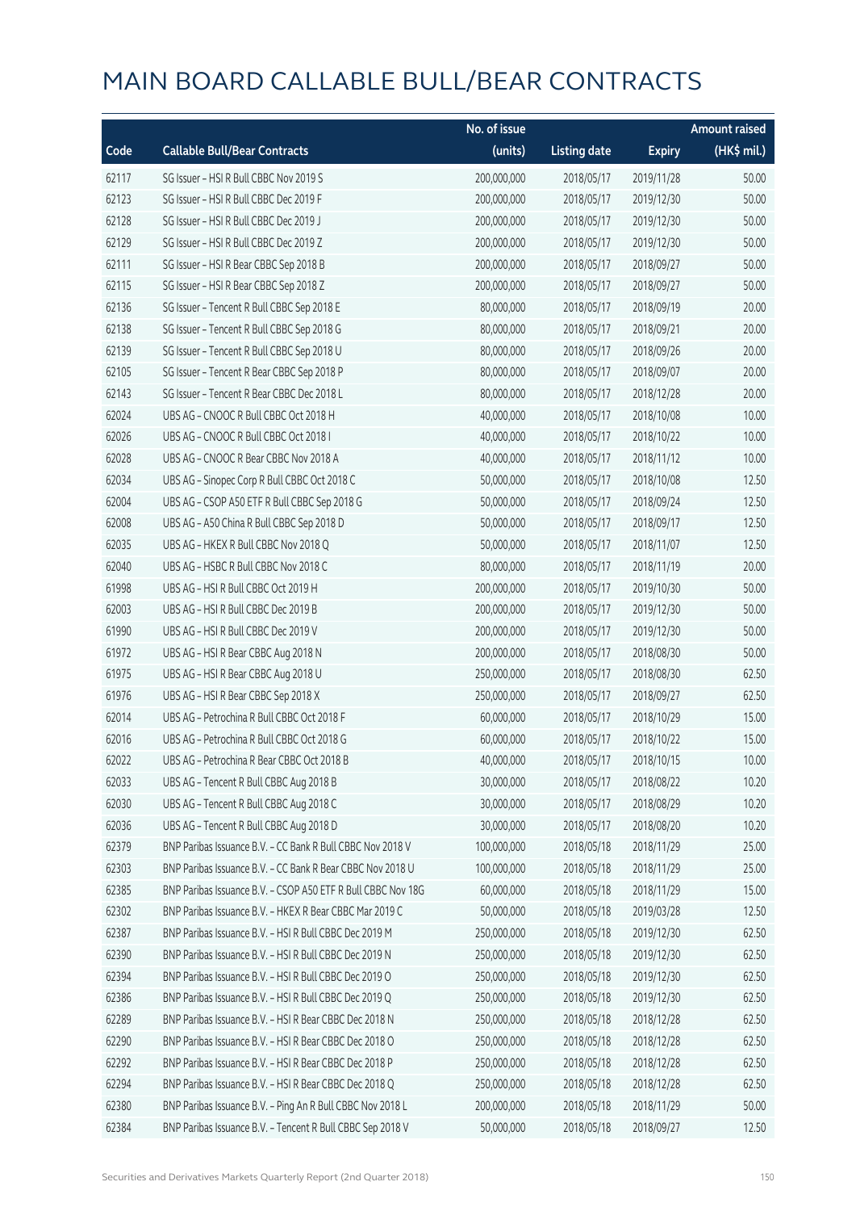# MAIN BOARD CALLABLE BULL/BEAR CONTRACTS

| Code | Callable Bull/Bear Contracts | No. of issue (units) | Listing date | Expiry | Amount raised (HK$ mil.) |
|---|---|---|---|---|---|
| 62117 | SG Issuer – HSI R Bull CBBC Nov 2019 S | 200,000,000 | 2018/05/17 | 2019/11/28 | 50.00 |
| 62123 | SG Issuer – HSI R Bull CBBC Dec 2019 F | 200,000,000 | 2018/05/17 | 2019/12/30 | 50.00 |
| 62128 | SG Issuer – HSI R Bull CBBC Dec 2019 J | 200,000,000 | 2018/05/17 | 2019/12/30 | 50.00 |
| 62129 | SG Issuer – HSI R Bull CBBC Dec 2019 Z | 200,000,000 | 2018/05/17 | 2019/12/30 | 50.00 |
| 62111 | SG Issuer – HSI R Bear CBBC Sep 2018 B | 200,000,000 | 2018/05/17 | 2018/09/27 | 50.00 |
| 62115 | SG Issuer – HSI R Bear CBBC Sep 2018 Z | 200,000,000 | 2018/05/17 | 2018/09/27 | 50.00 |
| 62136 | SG Issuer – Tencent R Bull CBBC Sep 2018 E | 80,000,000 | 2018/05/17 | 2018/09/19 | 20.00 |
| 62138 | SG Issuer – Tencent R Bull CBBC Sep 2018 G | 80,000,000 | 2018/05/17 | 2018/09/21 | 20.00 |
| 62139 | SG Issuer – Tencent R Bull CBBC Sep 2018 U | 80,000,000 | 2018/05/17 | 2018/09/26 | 20.00 |
| 62105 | SG Issuer – Tencent R Bear CBBC Sep 2018 P | 80,000,000 | 2018/05/17 | 2018/09/07 | 20.00 |
| 62143 | SG Issuer – Tencent R Bear CBBC Dec 2018 L | 80,000,000 | 2018/05/17 | 2018/12/28 | 20.00 |
| 62024 | UBS AG – CNOOC R Bull CBBC Oct 2018 H | 40,000,000 | 2018/05/17 | 2018/10/08 | 10.00 |
| 62026 | UBS AG – CNOOC R Bull CBBC Oct 2018 I | 40,000,000 | 2018/05/17 | 2018/10/22 | 10.00 |
| 62028 | UBS AG – CNOOC R Bear CBBC Nov 2018 A | 40,000,000 | 2018/05/17 | 2018/11/12 | 10.00 |
| 62034 | UBS AG – Sinopec Corp R Bull CBBC Oct 2018 C | 50,000,000 | 2018/05/17 | 2018/10/08 | 12.50 |
| 62004 | UBS AG – CSOP A50 ETF R Bull CBBC Sep 2018 G | 50,000,000 | 2018/05/17 | 2018/09/24 | 12.50 |
| 62008 | UBS AG – A50 China R Bull CBBC Sep 2018 D | 50,000,000 | 2018/05/17 | 2018/09/17 | 12.50 |
| 62035 | UBS AG – HKEX R Bull CBBC Nov 2018 Q | 50,000,000 | 2018/05/17 | 2018/11/07 | 12.50 |
| 62040 | UBS AG – HSBC R Bull CBBC Nov 2018 C | 80,000,000 | 2018/05/17 | 2018/11/19 | 20.00 |
| 61998 | UBS AG – HSI R Bull CBBC Oct 2019 H | 200,000,000 | 2018/05/17 | 2019/10/30 | 50.00 |
| 62003 | UBS AG – HSI R Bull CBBC Dec 2019 B | 200,000,000 | 2018/05/17 | 2019/12/30 | 50.00 |
| 61990 | UBS AG – HSI R Bull CBBC Dec 2019 V | 200,000,000 | 2018/05/17 | 2019/12/30 | 50.00 |
| 61972 | UBS AG – HSI R Bear CBBC Aug 2018 N | 200,000,000 | 2018/05/17 | 2018/08/30 | 50.00 |
| 61975 | UBS AG – HSI R Bear CBBC Aug 2018 U | 250,000,000 | 2018/05/17 | 2018/08/30 | 62.50 |
| 61976 | UBS AG – HSI R Bear CBBC Sep 2018 X | 250,000,000 | 2018/05/17 | 2018/09/27 | 62.50 |
| 62014 | UBS AG – Petrochina R Bull CBBC Oct 2018 F | 60,000,000 | 2018/05/17 | 2018/10/29 | 15.00 |
| 62016 | UBS AG – Petrochina R Bull CBBC Oct 2018 G | 60,000,000 | 2018/05/17 | 2018/10/22 | 15.00 |
| 62022 | UBS AG – Petrochina R Bear CBBC Oct 2018 B | 40,000,000 | 2018/05/17 | 2018/10/15 | 10.00 |
| 62033 | UBS AG – Tencent R Bull CBBC Aug 2018 B | 30,000,000 | 2018/05/17 | 2018/08/22 | 10.20 |
| 62030 | UBS AG – Tencent R Bull CBBC Aug 2018 C | 30,000,000 | 2018/05/17 | 2018/08/29 | 10.20 |
| 62036 | UBS AG – Tencent R Bull CBBC Aug 2018 D | 30,000,000 | 2018/05/17 | 2018/08/20 | 10.20 |
| 62379 | BNP Paribas Issuance B.V. – CC Bank R Bull CBBC Nov 2018 V | 100,000,000 | 2018/05/18 | 2018/11/29 | 25.00 |
| 62303 | BNP Paribas Issuance B.V. – CC Bank R Bear CBBC Nov 2018 U | 100,000,000 | 2018/05/18 | 2018/11/29 | 25.00 |
| 62385 | BNP Paribas Issuance B.V. – CSOP A50 ETF R Bull CBBC Nov 18G | 60,000,000 | 2018/05/18 | 2018/11/29 | 15.00 |
| 62302 | BNP Paribas Issuance B.V. – HKEX R Bear CBBC Mar 2019 C | 50,000,000 | 2018/05/18 | 2019/03/28 | 12.50 |
| 62387 | BNP Paribas Issuance B.V. – HSI R Bull CBBC Dec 2019 M | 250,000,000 | 2018/05/18 | 2019/12/30 | 62.50 |
| 62390 | BNP Paribas Issuance B.V. – HSI R Bull CBBC Dec 2019 N | 250,000,000 | 2018/05/18 | 2019/12/30 | 62.50 |
| 62394 | BNP Paribas Issuance B.V. – HSI R Bull CBBC Dec 2019 O | 250,000,000 | 2018/05/18 | 2019/12/30 | 62.50 |
| 62386 | BNP Paribas Issuance B.V. – HSI R Bull CBBC Dec 2019 Q | 250,000,000 | 2018/05/18 | 2019/12/30 | 62.50 |
| 62289 | BNP Paribas Issuance B.V. – HSI R Bear CBBC Dec 2018 N | 250,000,000 | 2018/05/18 | 2018/12/28 | 62.50 |
| 62290 | BNP Paribas Issuance B.V. – HSI R Bear CBBC Dec 2018 O | 250,000,000 | 2018/05/18 | 2018/12/28 | 62.50 |
| 62292 | BNP Paribas Issuance B.V. – HSI R Bear CBBC Dec 2018 P | 250,000,000 | 2018/05/18 | 2018/12/28 | 62.50 |
| 62294 | BNP Paribas Issuance B.V. – HSI R Bear CBBC Dec 2018 Q | 250,000,000 | 2018/05/18 | 2018/12/28 | 62.50 |
| 62380 | BNP Paribas Issuance B.V. – Ping An R Bull CBBC Nov 2018 L | 200,000,000 | 2018/05/18 | 2018/11/29 | 50.00 |
| 62384 | BNP Paribas Issuance B.V. – Tencent R Bull CBBC Sep 2018 V | 50,000,000 | 2018/05/18 | 2018/09/27 | 12.50 |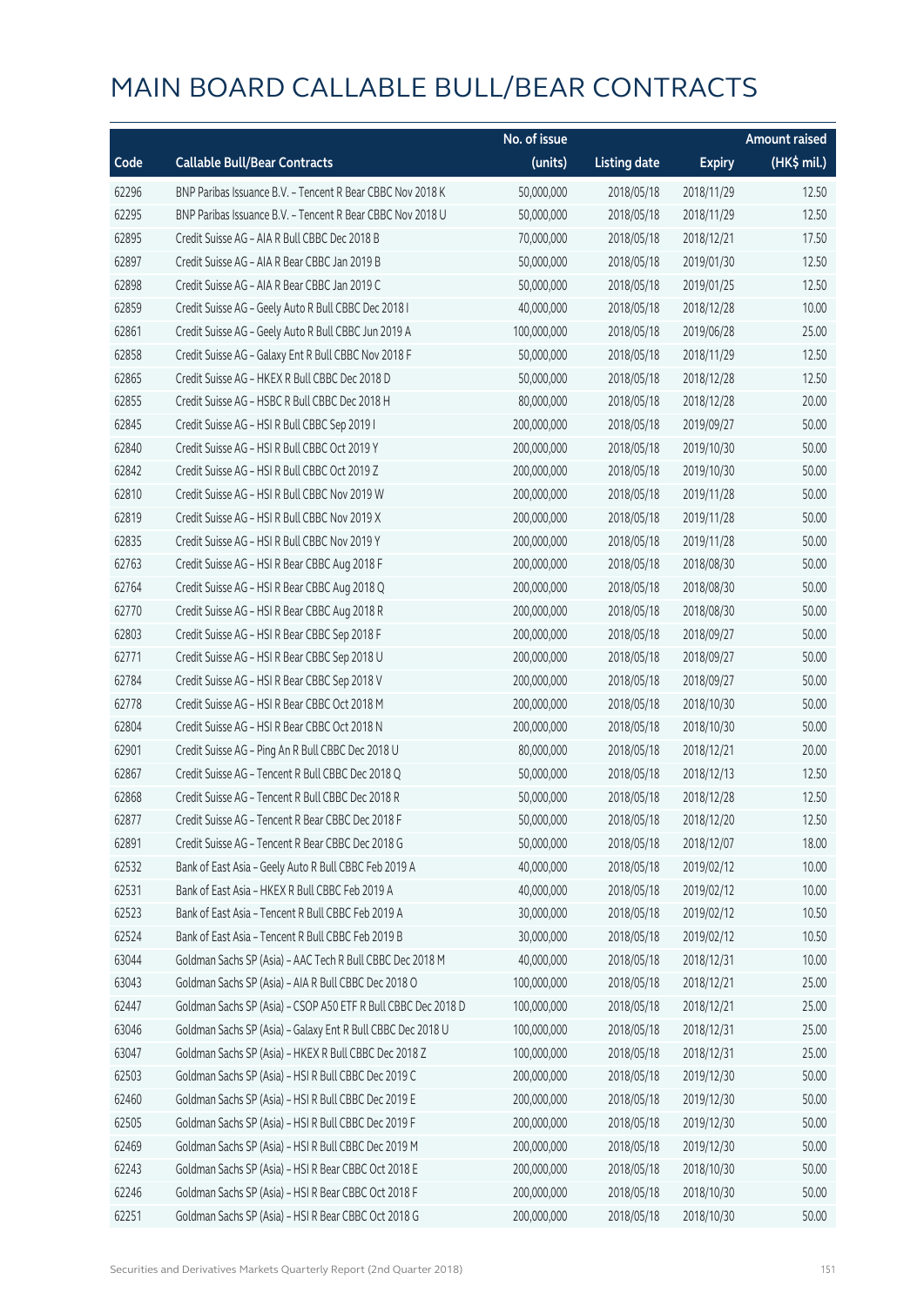# MAIN BOARD CALLABLE BULL/BEAR CONTRACTS

| Code | Callable Bull/Bear Contracts | No. of issue (units) | Listing date | Expiry | Amount raised (HK$ mil.) |
|---|---|---|---|---|---|
| 62296 | BNP Paribas Issuance B.V. – Tencent R Bear CBBC Nov 2018 K | 50,000,000 | 2018/05/18 | 2018/11/29 | 12.50 |
| 62295 | BNP Paribas Issuance B.V. – Tencent R Bear CBBC Nov 2018 U | 50,000,000 | 2018/05/18 | 2018/11/29 | 12.50 |
| 62895 | Credit Suisse AG – AIA R Bull CBBC Dec 2018 B | 70,000,000 | 2018/05/18 | 2018/12/21 | 17.50 |
| 62897 | Credit Suisse AG – AIA R Bear CBBC Jan 2019 B | 50,000,000 | 2018/05/18 | 2019/01/30 | 12.50 |
| 62898 | Credit Suisse AG – AIA R Bear CBBC Jan 2019 C | 50,000,000 | 2018/05/18 | 2019/01/25 | 12.50 |
| 62859 | Credit Suisse AG – Geely Auto R Bull CBBC Dec 2018 I | 40,000,000 | 2018/05/18 | 2018/12/28 | 10.00 |
| 62861 | Credit Suisse AG – Geely Auto R Bull CBBC Jun 2019 A | 100,000,000 | 2018/05/18 | 2019/06/28 | 25.00 |
| 62858 | Credit Suisse AG – Galaxy Ent R Bull CBBC Nov 2018 F | 50,000,000 | 2018/05/18 | 2018/11/29 | 12.50 |
| 62865 | Credit Suisse AG – HKEX R Bull CBBC Dec 2018 D | 50,000,000 | 2018/05/18 | 2018/12/28 | 12.50 |
| 62855 | Credit Suisse AG – HSBC R Bull CBBC Dec 2018 H | 80,000,000 | 2018/05/18 | 2018/12/28 | 20.00 |
| 62845 | Credit Suisse AG – HSI R Bull CBBC Sep 2019 I | 200,000,000 | 2018/05/18 | 2019/09/27 | 50.00 |
| 62840 | Credit Suisse AG – HSI R Bull CBBC Oct 2019 Y | 200,000,000 | 2018/05/18 | 2019/10/30 | 50.00 |
| 62842 | Credit Suisse AG – HSI R Bull CBBC Oct 2019 Z | 200,000,000 | 2018/05/18 | 2019/10/30 | 50.00 |
| 62810 | Credit Suisse AG – HSI R Bull CBBC Nov 2019 W | 200,000,000 | 2018/05/18 | 2019/11/28 | 50.00 |
| 62819 | Credit Suisse AG – HSI R Bull CBBC Nov 2019 X | 200,000,000 | 2018/05/18 | 2019/11/28 | 50.00 |
| 62835 | Credit Suisse AG – HSI R Bull CBBC Nov 2019 Y | 200,000,000 | 2018/05/18 | 2019/11/28 | 50.00 |
| 62763 | Credit Suisse AG – HSI R Bear CBBC Aug 2018 F | 200,000,000 | 2018/05/18 | 2018/08/30 | 50.00 |
| 62764 | Credit Suisse AG – HSI R Bear CBBC Aug 2018 Q | 200,000,000 | 2018/05/18 | 2018/08/30 | 50.00 |
| 62770 | Credit Suisse AG – HSI R Bear CBBC Aug 2018 R | 200,000,000 | 2018/05/18 | 2018/08/30 | 50.00 |
| 62803 | Credit Suisse AG – HSI R Bear CBBC Sep 2018 F | 200,000,000 | 2018/05/18 | 2018/09/27 | 50.00 |
| 62771 | Credit Suisse AG – HSI R Bear CBBC Sep 2018 U | 200,000,000 | 2018/05/18 | 2018/09/27 | 50.00 |
| 62784 | Credit Suisse AG – HSI R Bear CBBC Sep 2018 V | 200,000,000 | 2018/05/18 | 2018/09/27 | 50.00 |
| 62778 | Credit Suisse AG – HSI R Bear CBBC Oct 2018 M | 200,000,000 | 2018/05/18 | 2018/10/30 | 50.00 |
| 62804 | Credit Suisse AG – HSI R Bear CBBC Oct 2018 N | 200,000,000 | 2018/05/18 | 2018/10/30 | 50.00 |
| 62901 | Credit Suisse AG – Ping An R Bull CBBC Dec 2018 U | 80,000,000 | 2018/05/18 | 2018/12/21 | 20.00 |
| 62867 | Credit Suisse AG – Tencent R Bull CBBC Dec 2018 Q | 50,000,000 | 2018/05/18 | 2018/12/13 | 12.50 |
| 62868 | Credit Suisse AG – Tencent R Bull CBBC Dec 2018 R | 50,000,000 | 2018/05/18 | 2018/12/28 | 12.50 |
| 62877 | Credit Suisse AG – Tencent R Bear CBBC Dec 2018 F | 50,000,000 | 2018/05/18 | 2018/12/20 | 12.50 |
| 62891 | Credit Suisse AG – Tencent R Bear CBBC Dec 2018 G | 50,000,000 | 2018/05/18 | 2018/12/07 | 18.00 |
| 62532 | Bank of East Asia – Geely Auto R Bull CBBC Feb 2019 A | 40,000,000 | 2018/05/18 | 2019/02/12 | 10.00 |
| 62531 | Bank of East Asia – HKEX R Bull CBBC Feb 2019 A | 40,000,000 | 2018/05/18 | 2019/02/12 | 10.00 |
| 62523 | Bank of East Asia – Tencent R Bull CBBC Feb 2019 A | 30,000,000 | 2018/05/18 | 2019/02/12 | 10.50 |
| 62524 | Bank of East Asia – Tencent R Bull CBBC Feb 2019 B | 30,000,000 | 2018/05/18 | 2019/02/12 | 10.50 |
| 63044 | Goldman Sachs SP (Asia) – AAC Tech R Bull CBBC Dec 2018 M | 40,000,000 | 2018/05/18 | 2018/12/31 | 10.00 |
| 63043 | Goldman Sachs SP (Asia) – AIA R Bull CBBC Dec 2018 O | 100,000,000 | 2018/05/18 | 2018/12/21 | 25.00 |
| 62447 | Goldman Sachs SP (Asia) – CSOP A50 ETF R Bull CBBC Dec 2018 D | 100,000,000 | 2018/05/18 | 2018/12/21 | 25.00 |
| 63046 | Goldman Sachs SP (Asia) – Galaxy Ent R Bull CBBC Dec 2018 U | 100,000,000 | 2018/05/18 | 2018/12/31 | 25.00 |
| 63047 | Goldman Sachs SP (Asia) – HKEX R Bull CBBC Dec 2018 Z | 100,000,000 | 2018/05/18 | 2018/12/31 | 25.00 |
| 62503 | Goldman Sachs SP (Asia) – HSI R Bull CBBC Dec 2019 C | 200,000,000 | 2018/05/18 | 2019/12/30 | 50.00 |
| 62460 | Goldman Sachs SP (Asia) – HSI R Bull CBBC Dec 2019 E | 200,000,000 | 2018/05/18 | 2019/12/30 | 50.00 |
| 62505 | Goldman Sachs SP (Asia) – HSI R Bull CBBC Dec 2019 F | 200,000,000 | 2018/05/18 | 2019/12/30 | 50.00 |
| 62469 | Goldman Sachs SP (Asia) – HSI R Bull CBBC Dec 2019 M | 200,000,000 | 2018/05/18 | 2019/12/30 | 50.00 |
| 62243 | Goldman Sachs SP (Asia) – HSI R Bear CBBC Oct 2018 E | 200,000,000 | 2018/05/18 | 2018/10/30 | 50.00 |
| 62246 | Goldman Sachs SP (Asia) – HSI R Bear CBBC Oct 2018 F | 200,000,000 | 2018/05/18 | 2018/10/30 | 50.00 |
| 62251 | Goldman Sachs SP (Asia) – HSI R Bear CBBC Oct 2018 G | 200,000,000 | 2018/05/18 | 2018/10/30 | 50.00 |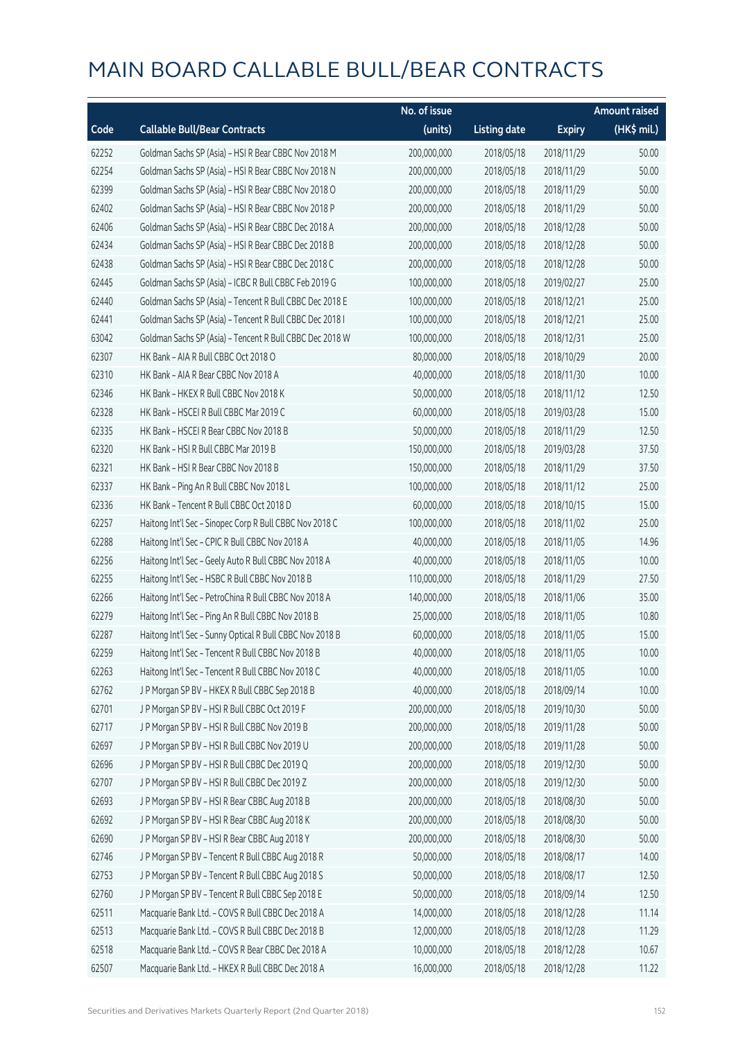# MAIN BOARD CALLABLE BULL/BEAR CONTRACTS

| Code | Callable Bull/Bear Contracts | No. of issue (units) | Listing date | Expiry | Amount raised (HK$ mil.) |
|---|---|---|---|---|---|
| 62252 | Goldman Sachs SP (Asia) – HSI R Bear CBBC Nov 2018 M | 200,000,000 | 2018/05/18 | 2018/11/29 | 50.00 |
| 62254 | Goldman Sachs SP (Asia) – HSI R Bear CBBC Nov 2018 N | 200,000,000 | 2018/05/18 | 2018/11/29 | 50.00 |
| 62399 | Goldman Sachs SP (Asia) – HSI R Bear CBBC Nov 2018 O | 200,000,000 | 2018/05/18 | 2018/11/29 | 50.00 |
| 62402 | Goldman Sachs SP (Asia) – HSI R Bear CBBC Nov 2018 P | 200,000,000 | 2018/05/18 | 2018/11/29 | 50.00 |
| 62406 | Goldman Sachs SP (Asia) – HSI R Bear CBBC Dec 2018 A | 200,000,000 | 2018/05/18 | 2018/12/28 | 50.00 |
| 62434 | Goldman Sachs SP (Asia) – HSI R Bear CBBC Dec 2018 B | 200,000,000 | 2018/05/18 | 2018/12/28 | 50.00 |
| 62438 | Goldman Sachs SP (Asia) – HSI R Bear CBBC Dec 2018 C | 200,000,000 | 2018/05/18 | 2018/12/28 | 50.00 |
| 62445 | Goldman Sachs SP (Asia) – ICBC R Bull CBBC Feb 2019 G | 100,000,000 | 2018/05/18 | 2019/02/27 | 25.00 |
| 62440 | Goldman Sachs SP (Asia) – Tencent R Bull CBBC Dec 2018 E | 100,000,000 | 2018/05/18 | 2018/12/21 | 25.00 |
| 62441 | Goldman Sachs SP (Asia) – Tencent R Bull CBBC Dec 2018 I | 100,000,000 | 2018/05/18 | 2018/12/21 | 25.00 |
| 63042 | Goldman Sachs SP (Asia) – Tencent R Bull CBBC Dec 2018 W | 100,000,000 | 2018/05/18 | 2018/12/31 | 25.00 |
| 62307 | HK Bank – AIA R Bull CBBC Oct 2018 O | 80,000,000 | 2018/05/18 | 2018/10/29 | 20.00 |
| 62310 | HK Bank – AIA R Bear CBBC Nov 2018 A | 40,000,000 | 2018/05/18 | 2018/11/30 | 10.00 |
| 62346 | HK Bank – HKEX R Bull CBBC Nov 2018 K | 50,000,000 | 2018/05/18 | 2018/11/12 | 12.50 |
| 62328 | HK Bank – HSCEI R Bull CBBC Mar 2019 C | 60,000,000 | 2018/05/18 | 2019/03/28 | 15.00 |
| 62335 | HK Bank – HSCEI R Bear CBBC Nov 2018 B | 50,000,000 | 2018/05/18 | 2018/11/29 | 12.50 |
| 62320 | HK Bank – HSI R Bull CBBC Mar 2019 B | 150,000,000 | 2018/05/18 | 2019/03/28 | 37.50 |
| 62321 | HK Bank – HSI R Bear CBBC Nov 2018 B | 150,000,000 | 2018/05/18 | 2018/11/29 | 37.50 |
| 62337 | HK Bank – Ping An R Bull CBBC Nov 2018 L | 100,000,000 | 2018/05/18 | 2018/11/12 | 25.00 |
| 62336 | HK Bank – Tencent R Bull CBBC Oct 2018 D | 60,000,000 | 2018/05/18 | 2018/10/15 | 15.00 |
| 62257 | Haitong Int'l Sec – Sinopec Corp R Bull CBBC Nov 2018 C | 100,000,000 | 2018/05/18 | 2018/11/02 | 25.00 |
| 62288 | Haitong Int'l Sec – CPIC R Bull CBBC Nov 2018 A | 40,000,000 | 2018/05/18 | 2018/11/05 | 14.96 |
| 62256 | Haitong Int'l Sec – Geely Auto R Bull CBBC Nov 2018 A | 40,000,000 | 2018/05/18 | 2018/11/05 | 10.00 |
| 62255 | Haitong Int'l Sec – HSBC R Bull CBBC Nov 2018 B | 110,000,000 | 2018/05/18 | 2018/11/29 | 27.50 |
| 62266 | Haitong Int'l Sec – PetroChina R Bull CBBC Nov 2018 A | 140,000,000 | 2018/05/18 | 2018/11/06 | 35.00 |
| 62279 | Haitong Int'l Sec – Ping An R Bull CBBC Nov 2018 B | 25,000,000 | 2018/05/18 | 2018/11/05 | 10.80 |
| 62287 | Haitong Int'l Sec – Sunny Optical R Bull CBBC Nov 2018 B | 60,000,000 | 2018/05/18 | 2018/11/05 | 15.00 |
| 62259 | Haitong Int'l Sec – Tencent R Bull CBBC Nov 2018 B | 40,000,000 | 2018/05/18 | 2018/11/05 | 10.00 |
| 62263 | Haitong Int'l Sec – Tencent R Bull CBBC Nov 2018 C | 40,000,000 | 2018/05/18 | 2018/11/05 | 10.00 |
| 62762 | J P Morgan SP BV – HKEX R Bull CBBC Sep 2018 B | 40,000,000 | 2018/05/18 | 2018/09/14 | 10.00 |
| 62701 | J P Morgan SP BV – HSI R Bull CBBC Oct 2019 F | 200,000,000 | 2018/05/18 | 2019/10/30 | 50.00 |
| 62717 | J P Morgan SP BV – HSI R Bull CBBC Nov 2019 B | 200,000,000 | 2018/05/18 | 2019/11/28 | 50.00 |
| 62697 | J P Morgan SP BV – HSI R Bull CBBC Nov 2019 U | 200,000,000 | 2018/05/18 | 2019/11/28 | 50.00 |
| 62696 | J P Morgan SP BV – HSI R Bull CBBC Dec 2019 Q | 200,000,000 | 2018/05/18 | 2019/12/30 | 50.00 |
| 62707 | J P Morgan SP BV – HSI R Bull CBBC Dec 2019 Z | 200,000,000 | 2018/05/18 | 2019/12/30 | 50.00 |
| 62693 | J P Morgan SP BV – HSI R Bear CBBC Aug 2018 B | 200,000,000 | 2018/05/18 | 2018/08/30 | 50.00 |
| 62692 | J P Morgan SP BV – HSI R Bear CBBC Aug 2018 K | 200,000,000 | 2018/05/18 | 2018/08/30 | 50.00 |
| 62690 | J P Morgan SP BV – HSI R Bear CBBC Aug 2018 Y | 200,000,000 | 2018/05/18 | 2018/08/30 | 50.00 |
| 62746 | J P Morgan SP BV – Tencent R Bull CBBC Aug 2018 R | 50,000,000 | 2018/05/18 | 2018/08/17 | 14.00 |
| 62753 | J P Morgan SP BV – Tencent R Bull CBBC Aug 2018 S | 50,000,000 | 2018/05/18 | 2018/08/17 | 12.50 |
| 62760 | J P Morgan SP BV – Tencent R Bull CBBC Sep 2018 E | 50,000,000 | 2018/05/18 | 2018/09/14 | 12.50 |
| 62511 | Macquarie Bank Ltd. – COVS R Bull CBBC Dec 2018 A | 14,000,000 | 2018/05/18 | 2018/12/28 | 11.14 |
| 62513 | Macquarie Bank Ltd. – COVS R Bull CBBC Dec 2018 B | 12,000,000 | 2018/05/18 | 2018/12/28 | 11.29 |
| 62518 | Macquarie Bank Ltd. – COVS R Bear CBBC Dec 2018 A | 10,000,000 | 2018/05/18 | 2018/12/28 | 10.67 |
| 62507 | Macquarie Bank Ltd. – HKEX R Bull CBBC Dec 2018 A | 16,000,000 | 2018/05/18 | 2018/12/28 | 11.22 |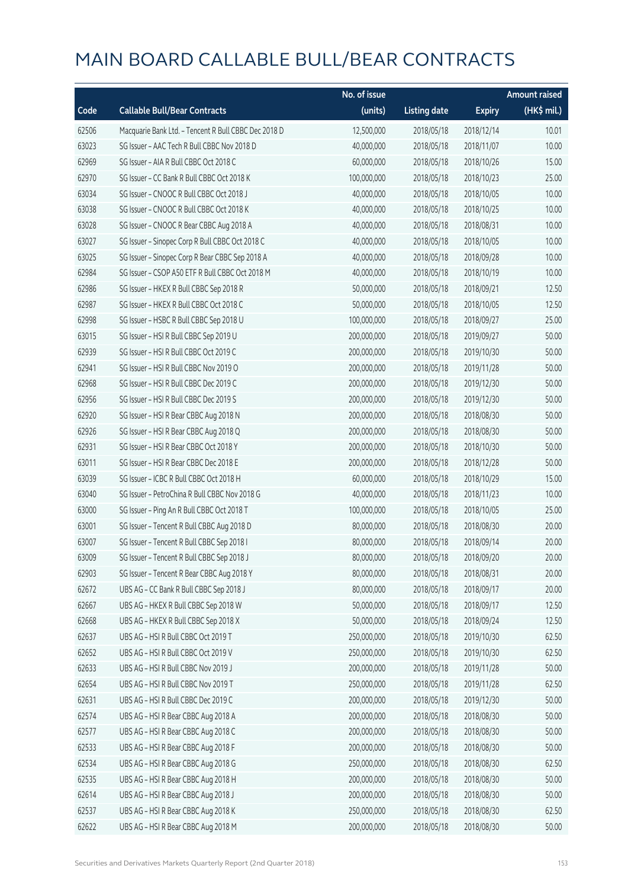# MAIN BOARD CALLABLE BULL/BEAR CONTRACTS

| Code | Callable Bull/Bear Contracts | No. of issue (units) | Listing date | Expiry | Amount raised (HK$ mil.) |
|---|---|---|---|---|---|
| 62506 | Macquarie Bank Ltd. – Tencent R Bull CBBC Dec 2018 D | 12,500,000 | 2018/05/18 | 2018/12/14 | 10.01 |
| 63023 | SG Issuer – AAC Tech R Bull CBBC Nov 2018 D | 40,000,000 | 2018/05/18 | 2018/11/07 | 10.00 |
| 62969 | SG Issuer – AIA R Bull CBBC Oct 2018 C | 60,000,000 | 2018/05/18 | 2018/10/26 | 15.00 |
| 62970 | SG Issuer – CC Bank R Bull CBBC Oct 2018 K | 100,000,000 | 2018/05/18 | 2018/10/23 | 25.00 |
| 63034 | SG Issuer – CNOOC R Bull CBBC Oct 2018 J | 40,000,000 | 2018/05/18 | 2018/10/05 | 10.00 |
| 63038 | SG Issuer – CNOOC R Bull CBBC Oct 2018 K | 40,000,000 | 2018/05/18 | 2018/10/25 | 10.00 |
| 63028 | SG Issuer – CNOOC R Bear CBBC Aug 2018 A | 40,000,000 | 2018/05/18 | 2018/08/31 | 10.00 |
| 63027 | SG Issuer – Sinopec Corp R Bull CBBC Oct 2018 C | 40,000,000 | 2018/05/18 | 2018/10/05 | 10.00 |
| 63025 | SG Issuer – Sinopec Corp R Bear CBBC Sep 2018 A | 40,000,000 | 2018/05/18 | 2018/09/28 | 10.00 |
| 62984 | SG Issuer – CSOP A50 ETF R Bull CBBC Oct 2018 M | 40,000,000 | 2018/05/18 | 2018/10/19 | 10.00 |
| 62986 | SG Issuer – HKEX R Bull CBBC Sep 2018 R | 50,000,000 | 2018/05/18 | 2018/09/21 | 12.50 |
| 62987 | SG Issuer – HKEX R Bull CBBC Oct 2018 C | 50,000,000 | 2018/05/18 | 2018/10/05 | 12.50 |
| 62998 | SG Issuer – HSBC R Bull CBBC Sep 2018 U | 100,000,000 | 2018/05/18 | 2018/09/27 | 25.00 |
| 63015 | SG Issuer – HSI R Bull CBBC Sep 2019 U | 200,000,000 | 2018/05/18 | 2019/09/27 | 50.00 |
| 62939 | SG Issuer – HSI R Bull CBBC Oct 2019 C | 200,000,000 | 2018/05/18 | 2019/10/30 | 50.00 |
| 62941 | SG Issuer – HSI R Bull CBBC Nov 2019 O | 200,000,000 | 2018/05/18 | 2019/11/28 | 50.00 |
| 62968 | SG Issuer – HSI R Bull CBBC Dec 2019 C | 200,000,000 | 2018/05/18 | 2019/12/30 | 50.00 |
| 62956 | SG Issuer – HSI R Bull CBBC Dec 2019 S | 200,000,000 | 2018/05/18 | 2019/12/30 | 50.00 |
| 62920 | SG Issuer – HSI R Bear CBBC Aug 2018 N | 200,000,000 | 2018/05/18 | 2018/08/30 | 50.00 |
| 62926 | SG Issuer – HSI R Bear CBBC Aug 2018 Q | 200,000,000 | 2018/05/18 | 2018/08/30 | 50.00 |
| 62931 | SG Issuer – HSI R Bear CBBC Oct 2018 Y | 200,000,000 | 2018/05/18 | 2018/10/30 | 50.00 |
| 63011 | SG Issuer – HSI R Bear CBBC Dec 2018 E | 200,000,000 | 2018/05/18 | 2018/12/28 | 50.00 |
| 63039 | SG Issuer – ICBC R Bull CBBC Oct 2018 H | 60,000,000 | 2018/05/18 | 2018/10/29 | 15.00 |
| 63040 | SG Issuer – PetroChina R Bull CBBC Nov 2018 G | 40,000,000 | 2018/05/18 | 2018/11/23 | 10.00 |
| 63000 | SG Issuer – Ping An R Bull CBBC Oct 2018 T | 100,000,000 | 2018/05/18 | 2018/10/05 | 25.00 |
| 63001 | SG Issuer – Tencent R Bull CBBC Aug 2018 D | 80,000,000 | 2018/05/18 | 2018/08/30 | 20.00 |
| 63007 | SG Issuer – Tencent R Bull CBBC Sep 2018 I | 80,000,000 | 2018/05/18 | 2018/09/14 | 20.00 |
| 63009 | SG Issuer – Tencent R Bull CBBC Sep 2018 J | 80,000,000 | 2018/05/18 | 2018/09/20 | 20.00 |
| 62903 | SG Issuer – Tencent R Bear CBBC Aug 2018 Y | 80,000,000 | 2018/05/18 | 2018/08/31 | 20.00 |
| 62672 | UBS AG – CC Bank R Bull CBBC Sep 2018 J | 80,000,000 | 2018/05/18 | 2018/09/17 | 20.00 |
| 62667 | UBS AG – HKEX R Bull CBBC Sep 2018 W | 50,000,000 | 2018/05/18 | 2018/09/17 | 12.50 |
| 62668 | UBS AG – HKEX R Bull CBBC Sep 2018 X | 50,000,000 | 2018/05/18 | 2018/09/24 | 12.50 |
| 62637 | UBS AG – HSI R Bull CBBC Oct 2019 T | 250,000,000 | 2018/05/18 | 2019/10/30 | 62.50 |
| 62652 | UBS AG – HSI R Bull CBBC Oct 2019 V | 250,000,000 | 2018/05/18 | 2019/10/30 | 62.50 |
| 62633 | UBS AG – HSI R Bull CBBC Nov 2019 J | 200,000,000 | 2018/05/18 | 2019/11/28 | 50.00 |
| 62654 | UBS AG – HSI R Bull CBBC Nov 2019 T | 250,000,000 | 2018/05/18 | 2019/11/28 | 62.50 |
| 62631 | UBS AG – HSI R Bull CBBC Dec 2019 C | 200,000,000 | 2018/05/18 | 2019/12/30 | 50.00 |
| 62574 | UBS AG – HSI R Bear CBBC Aug 2018 A | 200,000,000 | 2018/05/18 | 2018/08/30 | 50.00 |
| 62577 | UBS AG – HSI R Bear CBBC Aug 2018 C | 200,000,000 | 2018/05/18 | 2018/08/30 | 50.00 |
| 62533 | UBS AG – HSI R Bear CBBC Aug 2018 F | 200,000,000 | 2018/05/18 | 2018/08/30 | 50.00 |
| 62534 | UBS AG – HSI R Bear CBBC Aug 2018 G | 250,000,000 | 2018/05/18 | 2018/08/30 | 62.50 |
| 62535 | UBS AG – HSI R Bear CBBC Aug 2018 H | 200,000,000 | 2018/05/18 | 2018/08/30 | 50.00 |
| 62614 | UBS AG – HSI R Bear CBBC Aug 2018 J | 200,000,000 | 2018/05/18 | 2018/08/30 | 50.00 |
| 62537 | UBS AG – HSI R Bear CBBC Aug 2018 K | 250,000,000 | 2018/05/18 | 2018/08/30 | 62.50 |
| 62622 | UBS AG – HSI R Bear CBBC Aug 2018 M | 200,000,000 | 2018/05/18 | 2018/08/30 | 50.00 |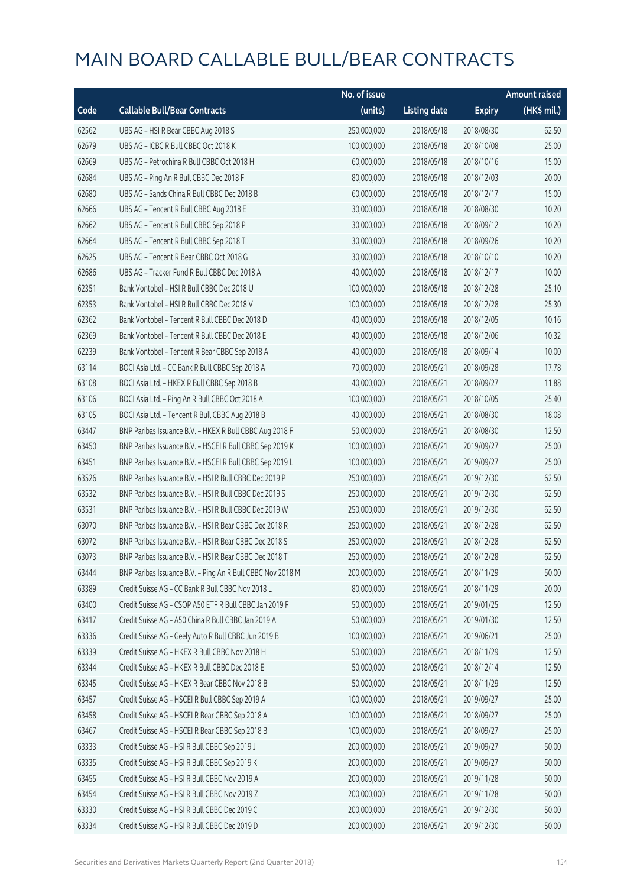# MAIN BOARD CALLABLE BULL/BEAR CONTRACTS

| Code | Callable Bull/Bear Contracts | No. of issue (units) | Listing date | Expiry | Amount raised (HK$ mil.) |
|---|---|---|---|---|---|
| 62562 | UBS AG – HSI R Bear CBBC Aug 2018 S | 250,000,000 | 2018/05/18 | 2018/08/30 | 62.50 |
| 62679 | UBS AG – ICBC R Bull CBBC Oct 2018 K | 100,000,000 | 2018/05/18 | 2018/10/08 | 25.00 |
| 62669 | UBS AG – Petrochina R Bull CBBC Oct 2018 H | 60,000,000 | 2018/05/18 | 2018/10/16 | 15.00 |
| 62684 | UBS AG – Ping An R Bull CBBC Dec 2018 F | 80,000,000 | 2018/05/18 | 2018/12/03 | 20.00 |
| 62680 | UBS AG – Sands China R Bull CBBC Dec 2018 B | 60,000,000 | 2018/05/18 | 2018/12/17 | 15.00 |
| 62666 | UBS AG – Tencent R Bull CBBC Aug 2018 E | 30,000,000 | 2018/05/18 | 2018/08/30 | 10.20 |
| 62662 | UBS AG – Tencent R Bull CBBC Sep 2018 P | 30,000,000 | 2018/05/18 | 2018/09/12 | 10.20 |
| 62664 | UBS AG – Tencent R Bull CBBC Sep 2018 T | 30,000,000 | 2018/05/18 | 2018/09/26 | 10.20 |
| 62625 | UBS AG – Tencent R Bear CBBC Oct 2018 G | 30,000,000 | 2018/05/18 | 2018/10/10 | 10.20 |
| 62686 | UBS AG – Tracker Fund R Bull CBBC Dec 2018 A | 40,000,000 | 2018/05/18 | 2018/12/17 | 10.00 |
| 62351 | Bank Vontobel – HSI R Bull CBBC Dec 2018 U | 100,000,000 | 2018/05/18 | 2018/12/28 | 25.10 |
| 62353 | Bank Vontobel – HSI R Bull CBBC Dec 2018 V | 100,000,000 | 2018/05/18 | 2018/12/28 | 25.30 |
| 62362 | Bank Vontobel – Tencent R Bull CBBC Dec 2018 D | 40,000,000 | 2018/05/18 | 2018/12/05 | 10.16 |
| 62369 | Bank Vontobel – Tencent R Bull CBBC Dec 2018 E | 40,000,000 | 2018/05/18 | 2018/12/06 | 10.32 |
| 62239 | Bank Vontobel – Tencent R Bear CBBC Sep 2018 A | 40,000,000 | 2018/05/18 | 2018/09/14 | 10.00 |
| 63114 | BOCI Asia Ltd. – CC Bank R Bull CBBC Sep 2018 A | 70,000,000 | 2018/05/21 | 2018/09/28 | 17.78 |
| 63108 | BOCI Asia Ltd. – HKEX R Bull CBBC Sep 2018 B | 40,000,000 | 2018/05/21 | 2018/09/27 | 11.88 |
| 63106 | BOCI Asia Ltd. – Ping An R Bull CBBC Oct 2018 A | 100,000,000 | 2018/05/21 | 2018/10/05 | 25.40 |
| 63105 | BOCI Asia Ltd. – Tencent R Bull CBBC Aug 2018 B | 40,000,000 | 2018/05/21 | 2018/08/30 | 18.08 |
| 63447 | BNP Paribas Issuance B.V. – HKEX R Bull CBBC Aug 2018 F | 50,000,000 | 2018/05/21 | 2018/08/30 | 12.50 |
| 63450 | BNP Paribas Issuance B.V. – HSCEI R Bull CBBC Sep 2019 K | 100,000,000 | 2018/05/21 | 2019/09/27 | 25.00 |
| 63451 | BNP Paribas Issuance B.V. – HSCEI R Bull CBBC Sep 2019 L | 100,000,000 | 2018/05/21 | 2019/09/27 | 25.00 |
| 63526 | BNP Paribas Issuance B.V. – HSI R Bull CBBC Dec 2019 P | 250,000,000 | 2018/05/21 | 2019/12/30 | 62.50 |
| 63532 | BNP Paribas Issuance B.V. – HSI R Bull CBBC Dec 2019 S | 250,000,000 | 2018/05/21 | 2019/12/30 | 62.50 |
| 63531 | BNP Paribas Issuance B.V. – HSI R Bull CBBC Dec 2019 W | 250,000,000 | 2018/05/21 | 2019/12/30 | 62.50 |
| 63070 | BNP Paribas Issuance B.V. – HSI R Bear CBBC Dec 2018 R | 250,000,000 | 2018/05/21 | 2018/12/28 | 62.50 |
| 63072 | BNP Paribas Issuance B.V. – HSI R Bear CBBC Dec 2018 S | 250,000,000 | 2018/05/21 | 2018/12/28 | 62.50 |
| 63073 | BNP Paribas Issuance B.V. – HSI R Bear CBBC Dec 2018 T | 250,000,000 | 2018/05/21 | 2018/12/28 | 62.50 |
| 63444 | BNP Paribas Issuance B.V. – Ping An R Bull CBBC Nov 2018 M | 200,000,000 | 2018/05/21 | 2018/11/29 | 50.00 |
| 63389 | Credit Suisse AG – CC Bank R Bull CBBC Nov 2018 L | 80,000,000 | 2018/05/21 | 2018/11/29 | 20.00 |
| 63400 | Credit Suisse AG – CSOP A50 ETF R Bull CBBC Jan 2019 F | 50,000,000 | 2018/05/21 | 2019/01/25 | 12.50 |
| 63417 | Credit Suisse AG – A50 China R Bull CBBC Jan 2019 A | 50,000,000 | 2018/05/21 | 2019/01/30 | 12.50 |
| 63336 | Credit Suisse AG – Geely Auto R Bull CBBC Jun 2019 B | 100,000,000 | 2018/05/21 | 2019/06/21 | 25.00 |
| 63339 | Credit Suisse AG – HKEX R Bull CBBC Nov 2018 H | 50,000,000 | 2018/05/21 | 2018/11/29 | 12.50 |
| 63344 | Credit Suisse AG – HKEX R Bull CBBC Dec 2018 E | 50,000,000 | 2018/05/21 | 2018/12/14 | 12.50 |
| 63345 | Credit Suisse AG – HKEX R Bear CBBC Nov 2018 B | 50,000,000 | 2018/05/21 | 2018/11/29 | 12.50 |
| 63457 | Credit Suisse AG – HSCEI R Bull CBBC Sep 2019 A | 100,000,000 | 2018/05/21 | 2019/09/27 | 25.00 |
| 63458 | Credit Suisse AG – HSCEI R Bear CBBC Sep 2018 A | 100,000,000 | 2018/05/21 | 2018/09/27 | 25.00 |
| 63467 | Credit Suisse AG – HSCEI R Bear CBBC Sep 2018 B | 100,000,000 | 2018/05/21 | 2018/09/27 | 25.00 |
| 63333 | Credit Suisse AG – HSI R Bull CBBC Sep 2019 J | 200,000,000 | 2018/05/21 | 2019/09/27 | 50.00 |
| 63335 | Credit Suisse AG – HSI R Bull CBBC Sep 2019 K | 200,000,000 | 2018/05/21 | 2019/09/27 | 50.00 |
| 63455 | Credit Suisse AG – HSI R Bull CBBC Nov 2019 A | 200,000,000 | 2018/05/21 | 2019/11/28 | 50.00 |
| 63454 | Credit Suisse AG – HSI R Bull CBBC Nov 2019 Z | 200,000,000 | 2018/05/21 | 2019/11/28 | 50.00 |
| 63330 | Credit Suisse AG – HSI R Bull CBBC Dec 2019 C | 200,000,000 | 2018/05/21 | 2019/12/30 | 50.00 |
| 63334 | Credit Suisse AG – HSI R Bull CBBC Dec 2019 D | 200,000,000 | 2018/05/21 | 2019/12/30 | 50.00 |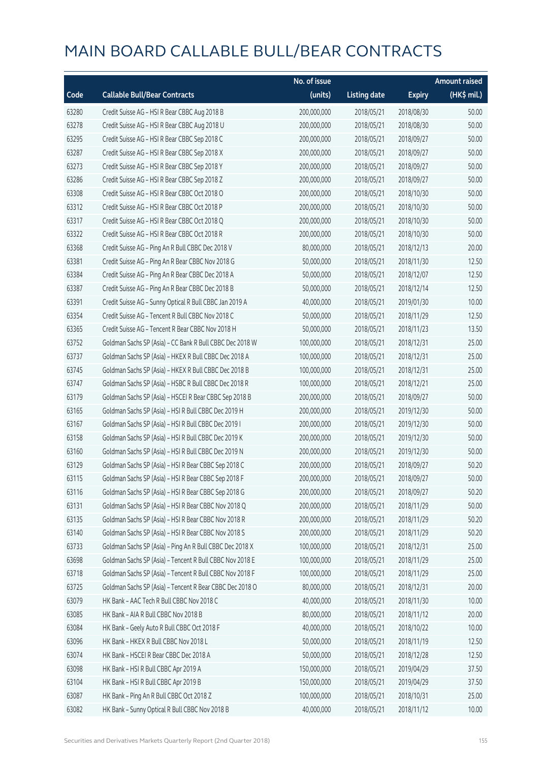# MAIN BOARD CALLABLE BULL/BEAR CONTRACTS

| Code | Callable Bull/Bear Contracts | No. of issue (units) | Listing date | Expiry | Amount raised (HK$ mil.) |
|---|---|---|---|---|---|
| 63280 | Credit Suisse AG – HSI R Bear CBBC Aug 2018 B | 200,000,000 | 2018/05/21 | 2018/08/30 | 50.00 |
| 63278 | Credit Suisse AG – HSI R Bear CBBC Aug 2018 U | 200,000,000 | 2018/05/21 | 2018/08/30 | 50.00 |
| 63295 | Credit Suisse AG – HSI R Bear CBBC Sep 2018 C | 200,000,000 | 2018/05/21 | 2018/09/27 | 50.00 |
| 63287 | Credit Suisse AG – HSI R Bear CBBC Sep 2018 X | 200,000,000 | 2018/05/21 | 2018/09/27 | 50.00 |
| 63273 | Credit Suisse AG – HSI R Bear CBBC Sep 2018 Y | 200,000,000 | 2018/05/21 | 2018/09/27 | 50.00 |
| 63286 | Credit Suisse AG – HSI R Bear CBBC Sep 2018 Z | 200,000,000 | 2018/05/21 | 2018/09/27 | 50.00 |
| 63308 | Credit Suisse AG – HSI R Bear CBBC Oct 2018 O | 200,000,000 | 2018/05/21 | 2018/10/30 | 50.00 |
| 63312 | Credit Suisse AG – HSI R Bear CBBC Oct 2018 P | 200,000,000 | 2018/05/21 | 2018/10/30 | 50.00 |
| 63317 | Credit Suisse AG – HSI R Bear CBBC Oct 2018 Q | 200,000,000 | 2018/05/21 | 2018/10/30 | 50.00 |
| 63322 | Credit Suisse AG – HSI R Bear CBBC Oct 2018 R | 200,000,000 | 2018/05/21 | 2018/10/30 | 50.00 |
| 63368 | Credit Suisse AG – Ping An R Bull CBBC Dec 2018 V | 80,000,000 | 2018/05/21 | 2018/12/13 | 20.00 |
| 63381 | Credit Suisse AG – Ping An R Bear CBBC Nov 2018 G | 50,000,000 | 2018/05/21 | 2018/11/30 | 12.50 |
| 63384 | Credit Suisse AG – Ping An R Bear CBBC Dec 2018 A | 50,000,000 | 2018/05/21 | 2018/12/07 | 12.50 |
| 63387 | Credit Suisse AG – Ping An R Bear CBBC Dec 2018 B | 50,000,000 | 2018/05/21 | 2018/12/14 | 12.50 |
| 63391 | Credit Suisse AG – Sunny Optical R Bull CBBC Jan 2019 A | 40,000,000 | 2018/05/21 | 2019/01/30 | 10.00 |
| 63354 | Credit Suisse AG – Tencent R Bull CBBC Nov 2018 C | 50,000,000 | 2018/05/21 | 2018/11/29 | 12.50 |
| 63365 | Credit Suisse AG – Tencent R Bear CBBC Nov 2018 H | 50,000,000 | 2018/05/21 | 2018/11/23 | 13.50 |
| 63752 | Goldman Sachs SP (Asia) – CC Bank R Bull CBBC Dec 2018 W | 100,000,000 | 2018/05/21 | 2018/12/31 | 25.00 |
| 63737 | Goldman Sachs SP (Asia) – HKEX R Bull CBBC Dec 2018 A | 100,000,000 | 2018/05/21 | 2018/12/31 | 25.00 |
| 63745 | Goldman Sachs SP (Asia) – HKEX R Bull CBBC Dec 2018 B | 100,000,000 | 2018/05/21 | 2018/12/31 | 25.00 |
| 63747 | Goldman Sachs SP (Asia) – HSBC R Bull CBBC Dec 2018 R | 100,000,000 | 2018/05/21 | 2018/12/21 | 25.00 |
| 63179 | Goldman Sachs SP (Asia) – HSCEI R Bear CBBC Sep 2018 B | 200,000,000 | 2018/05/21 | 2018/09/27 | 50.00 |
| 63165 | Goldman Sachs SP (Asia) – HSI R Bull CBBC Dec 2019 H | 200,000,000 | 2018/05/21 | 2019/12/30 | 50.00 |
| 63167 | Goldman Sachs SP (Asia) – HSI R Bull CBBC Dec 2019 I | 200,000,000 | 2018/05/21 | 2019/12/30 | 50.00 |
| 63158 | Goldman Sachs SP (Asia) – HSI R Bull CBBC Dec 2019 K | 200,000,000 | 2018/05/21 | 2019/12/30 | 50.00 |
| 63160 | Goldman Sachs SP (Asia) – HSI R Bull CBBC Dec 2019 N | 200,000,000 | 2018/05/21 | 2019/12/30 | 50.00 |
| 63129 | Goldman Sachs SP (Asia) – HSI R Bear CBBC Sep 2018 C | 200,000,000 | 2018/05/21 | 2018/09/27 | 50.20 |
| 63115 | Goldman Sachs SP (Asia) – HSI R Bear CBBC Sep 2018 F | 200,000,000 | 2018/05/21 | 2018/09/27 | 50.00 |
| 63116 | Goldman Sachs SP (Asia) – HSI R Bear CBBC Sep 2018 G | 200,000,000 | 2018/05/21 | 2018/09/27 | 50.20 |
| 63131 | Goldman Sachs SP (Asia) – HSI R Bear CBBC Nov 2018 Q | 200,000,000 | 2018/05/21 | 2018/11/29 | 50.00 |
| 63135 | Goldman Sachs SP (Asia) – HSI R Bear CBBC Nov 2018 R | 200,000,000 | 2018/05/21 | 2018/11/29 | 50.20 |
| 63140 | Goldman Sachs SP (Asia) – HSI R Bear CBBC Nov 2018 S | 200,000,000 | 2018/05/21 | 2018/11/29 | 50.20 |
| 63733 | Goldman Sachs SP (Asia) – Ping An R Bull CBBC Dec 2018 X | 100,000,000 | 2018/05/21 | 2018/12/31 | 25.00 |
| 63698 | Goldman Sachs SP (Asia) – Tencent R Bull CBBC Nov 2018 E | 100,000,000 | 2018/05/21 | 2018/11/29 | 25.00 |
| 63718 | Goldman Sachs SP (Asia) – Tencent R Bull CBBC Nov 2018 F | 100,000,000 | 2018/05/21 | 2018/11/29 | 25.00 |
| 63725 | Goldman Sachs SP (Asia) – Tencent R Bear CBBC Dec 2018 O | 80,000,000 | 2018/05/21 | 2018/12/31 | 20.00 |
| 63079 | HK Bank – AAC Tech R Bull CBBC Nov 2018 C | 40,000,000 | 2018/05/21 | 2018/11/30 | 10.00 |
| 63085 | HK Bank – AIA R Bull CBBC Nov 2018 B | 80,000,000 | 2018/05/21 | 2018/11/12 | 20.00 |
| 63084 | HK Bank – Geely Auto R Bull CBBC Oct 2018 F | 40,000,000 | 2018/05/21 | 2018/10/22 | 10.00 |
| 63096 | HK Bank – HKEX R Bull CBBC Nov 2018 L | 50,000,000 | 2018/05/21 | 2018/11/19 | 12.50 |
| 63074 | HK Bank – HSCEI R Bear CBBC Dec 2018 A | 50,000,000 | 2018/05/21 | 2018/12/28 | 12.50 |
| 63098 | HK Bank – HSI R Bull CBBC Apr 2019 A | 150,000,000 | 2018/05/21 | 2019/04/29 | 37.50 |
| 63104 | HK Bank – HSI R Bull CBBC Apr 2019 B | 150,000,000 | 2018/05/21 | 2019/04/29 | 37.50 |
| 63087 | HK Bank – Ping An R Bull CBBC Oct 2018 Z | 100,000,000 | 2018/05/21 | 2018/10/31 | 25.00 |
| 63082 | HK Bank – Sunny Optical R Bull CBBC Nov 2018 B | 40,000,000 | 2018/05/21 | 2018/11/12 | 10.00 |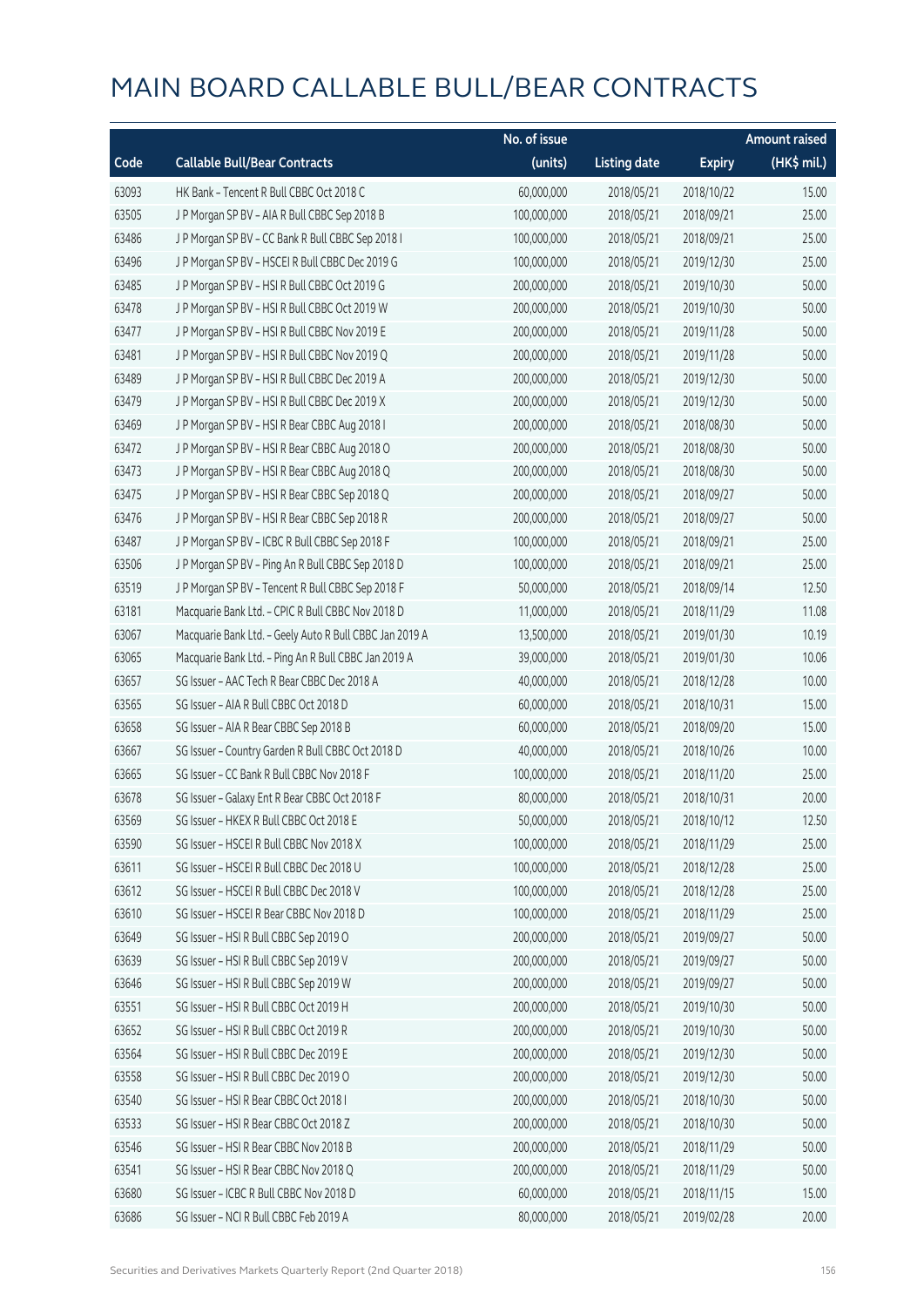# MAIN BOARD CALLABLE BULL/BEAR CONTRACTS

| Code | Callable Bull/Bear Contracts | No. of issue (units) | Listing date | Expiry | Amount raised (HK$ mil.) |
|---|---|---|---|---|---|
| 63093 | HK Bank – Tencent R Bull CBBC Oct 2018 C | 60,000,000 | 2018/05/21 | 2018/10/22 | 15.00 |
| 63505 | J P Morgan SP BV – AIA R Bull CBBC Sep 2018 B | 100,000,000 | 2018/05/21 | 2018/09/21 | 25.00 |
| 63486 | J P Morgan SP BV – CC Bank R Bull CBBC Sep 2018 I | 100,000,000 | 2018/05/21 | 2018/09/21 | 25.00 |
| 63496 | J P Morgan SP BV – HSCEI R Bull CBBC Dec 2019 G | 100,000,000 | 2018/05/21 | 2019/12/30 | 25.00 |
| 63485 | J P Morgan SP BV – HSI R Bull CBBC Oct 2019 G | 200,000,000 | 2018/05/21 | 2019/10/30 | 50.00 |
| 63478 | J P Morgan SP BV – HSI R Bull CBBC Oct 2019 W | 200,000,000 | 2018/05/21 | 2019/10/30 | 50.00 |
| 63477 | J P Morgan SP BV – HSI R Bull CBBC Nov 2019 E | 200,000,000 | 2018/05/21 | 2019/11/28 | 50.00 |
| 63481 | J P Morgan SP BV – HSI R Bull CBBC Nov 2019 Q | 200,000,000 | 2018/05/21 | 2019/11/28 | 50.00 |
| 63489 | J P Morgan SP BV – HSI R Bull CBBC Dec 2019 A | 200,000,000 | 2018/05/21 | 2019/12/30 | 50.00 |
| 63479 | J P Morgan SP BV – HSI R Bull CBBC Dec 2019 X | 200,000,000 | 2018/05/21 | 2019/12/30 | 50.00 |
| 63469 | J P Morgan SP BV – HSI R Bear CBBC Aug 2018 I | 200,000,000 | 2018/05/21 | 2018/08/30 | 50.00 |
| 63472 | J P Morgan SP BV – HSI R Bear CBBC Aug 2018 O | 200,000,000 | 2018/05/21 | 2018/08/30 | 50.00 |
| 63473 | J P Morgan SP BV – HSI R Bear CBBC Aug 2018 Q | 200,000,000 | 2018/05/21 | 2018/08/30 | 50.00 |
| 63475 | J P Morgan SP BV – HSI R Bear CBBC Sep 2018 Q | 200,000,000 | 2018/05/21 | 2018/09/27 | 50.00 |
| 63476 | J P Morgan SP BV – HSI R Bear CBBC Sep 2018 R | 200,000,000 | 2018/05/21 | 2018/09/27 | 50.00 |
| 63487 | J P Morgan SP BV – ICBC R Bull CBBC Sep 2018 F | 100,000,000 | 2018/05/21 | 2018/09/21 | 25.00 |
| 63506 | J P Morgan SP BV – Ping An R Bull CBBC Sep 2018 D | 100,000,000 | 2018/05/21 | 2018/09/21 | 25.00 |
| 63519 | J P Morgan SP BV – Tencent R Bull CBBC Sep 2018 F | 50,000,000 | 2018/05/21 | 2018/09/14 | 12.50 |
| 63181 | Macquarie Bank Ltd. – CPIC R Bull CBBC Nov 2018 D | 11,000,000 | 2018/05/21 | 2018/11/29 | 11.08 |
| 63067 | Macquarie Bank Ltd. – Geely Auto R Bull CBBC Jan 2019 A | 13,500,000 | 2018/05/21 | 2019/01/30 | 10.19 |
| 63065 | Macquarie Bank Ltd. – Ping An R Bull CBBC Jan 2019 A | 39,000,000 | 2018/05/21 | 2019/01/30 | 10.06 |
| 63657 | SG Issuer – AAC Tech R Bear CBBC Dec 2018 A | 40,000,000 | 2018/05/21 | 2018/12/28 | 10.00 |
| 63565 | SG Issuer – AIA R Bull CBBC Oct 2018 D | 60,000,000 | 2018/05/21 | 2018/10/31 | 15.00 |
| 63658 | SG Issuer – AIA R Bear CBBC Sep 2018 B | 60,000,000 | 2018/05/21 | 2018/09/20 | 15.00 |
| 63667 | SG Issuer – Country Garden R Bull CBBC Oct 2018 D | 40,000,000 | 2018/05/21 | 2018/10/26 | 10.00 |
| 63665 | SG Issuer – CC Bank R Bull CBBC Nov 2018 F | 100,000,000 | 2018/05/21 | 2018/11/20 | 25.00 |
| 63678 | SG Issuer – Galaxy Ent R Bear CBBC Oct 2018 F | 80,000,000 | 2018/05/21 | 2018/10/31 | 20.00 |
| 63569 | SG Issuer – HKEX R Bull CBBC Oct 2018 E | 50,000,000 | 2018/05/21 | 2018/10/12 | 12.50 |
| 63590 | SG Issuer – HSCEI R Bull CBBC Nov 2018 X | 100,000,000 | 2018/05/21 | 2018/11/29 | 25.00 |
| 63611 | SG Issuer – HSCEI R Bull CBBC Dec 2018 U | 100,000,000 | 2018/05/21 | 2018/12/28 | 25.00 |
| 63612 | SG Issuer – HSCEI R Bull CBBC Dec 2018 V | 100,000,000 | 2018/05/21 | 2018/12/28 | 25.00 |
| 63610 | SG Issuer – HSCEI R Bear CBBC Nov 2018 D | 100,000,000 | 2018/05/21 | 2018/11/29 | 25.00 |
| 63649 | SG Issuer – HSI R Bull CBBC Sep 2019 O | 200,000,000 | 2018/05/21 | 2019/09/27 | 50.00 |
| 63639 | SG Issuer – HSI R Bull CBBC Sep 2019 V | 200,000,000 | 2018/05/21 | 2019/09/27 | 50.00 |
| 63646 | SG Issuer – HSI R Bull CBBC Sep 2019 W | 200,000,000 | 2018/05/21 | 2019/09/27 | 50.00 |
| 63551 | SG Issuer – HSI R Bull CBBC Oct 2019 H | 200,000,000 | 2018/05/21 | 2019/10/30 | 50.00 |
| 63652 | SG Issuer – HSI R Bull CBBC Oct 2019 R | 200,000,000 | 2018/05/21 | 2019/10/30 | 50.00 |
| 63564 | SG Issuer – HSI R Bull CBBC Dec 2019 E | 200,000,000 | 2018/05/21 | 2019/12/30 | 50.00 |
| 63558 | SG Issuer – HSI R Bull CBBC Dec 2019 O | 200,000,000 | 2018/05/21 | 2019/12/30 | 50.00 |
| 63540 | SG Issuer – HSI R Bear CBBC Oct 2018 I | 200,000,000 | 2018/05/21 | 2018/10/30 | 50.00 |
| 63533 | SG Issuer – HSI R Bear CBBC Oct 2018 Z | 200,000,000 | 2018/05/21 | 2018/10/30 | 50.00 |
| 63546 | SG Issuer – HSI R Bear CBBC Nov 2018 B | 200,000,000 | 2018/05/21 | 2018/11/29 | 50.00 |
| 63541 | SG Issuer – HSI R Bear CBBC Nov 2018 Q | 200,000,000 | 2018/05/21 | 2018/11/29 | 50.00 |
| 63680 | SG Issuer – ICBC R Bull CBBC Nov 2018 D | 60,000,000 | 2018/05/21 | 2018/11/15 | 15.00 |
| 63686 | SG Issuer – NCI R Bull CBBC Feb 2019 A | 80,000,000 | 2018/05/21 | 2019/02/28 | 20.00 |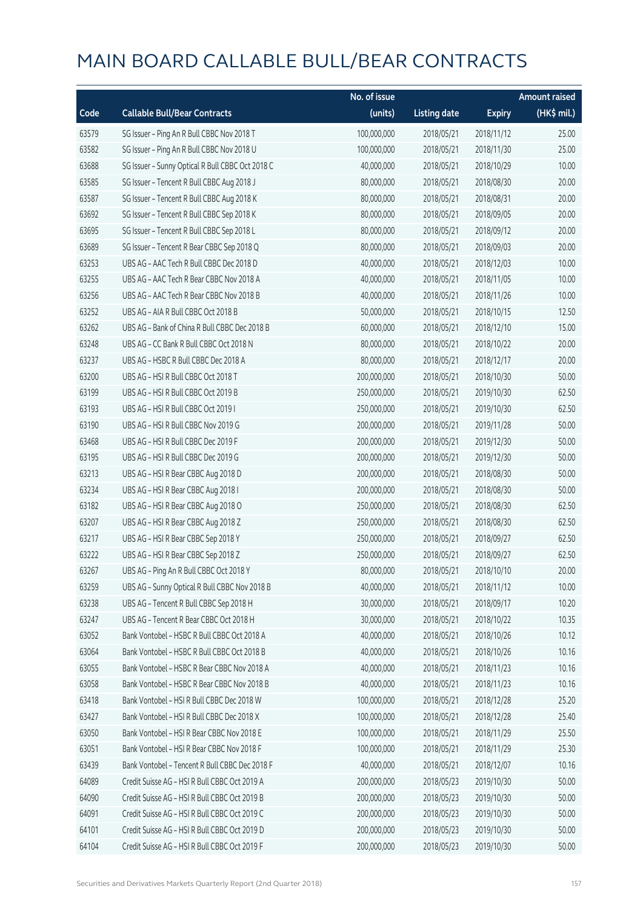# MAIN BOARD CALLABLE BULL/BEAR CONTRACTS

| Code | Callable Bull/Bear Contracts | No. of issue (units) | Listing date | Expiry | Amount raised (HK$ mil.) |
|---|---|---|---|---|---|
| 63579 | SG Issuer – Ping An R Bull CBBC Nov 2018 T | 100,000,000 | 2018/05/21 | 2018/11/12 | 25.00 |
| 63582 | SG Issuer – Ping An R Bull CBBC Nov 2018 U | 100,000,000 | 2018/05/21 | 2018/11/30 | 25.00 |
| 63688 | SG Issuer – Sunny Optical R Bull CBBC Oct 2018 C | 40,000,000 | 2018/05/21 | 2018/10/29 | 10.00 |
| 63585 | SG Issuer – Tencent R Bull CBBC Aug 2018 J | 80,000,000 | 2018/05/21 | 2018/08/30 | 20.00 |
| 63587 | SG Issuer – Tencent R Bull CBBC Aug 2018 K | 80,000,000 | 2018/05/21 | 2018/08/31 | 20.00 |
| 63692 | SG Issuer – Tencent R Bull CBBC Sep 2018 K | 80,000,000 | 2018/05/21 | 2018/09/05 | 20.00 |
| 63695 | SG Issuer – Tencent R Bull CBBC Sep 2018 L | 80,000,000 | 2018/05/21 | 2018/09/12 | 20.00 |
| 63689 | SG Issuer – Tencent R Bear CBBC Sep 2018 Q | 80,000,000 | 2018/05/21 | 2018/09/03 | 20.00 |
| 63253 | UBS AG – AAC Tech R Bull CBBC Dec 2018 D | 40,000,000 | 2018/05/21 | 2018/12/03 | 10.00 |
| 63255 | UBS AG – AAC Tech R Bear CBBC Nov 2018 A | 40,000,000 | 2018/05/21 | 2018/11/05 | 10.00 |
| 63256 | UBS AG – AAC Tech R Bear CBBC Nov 2018 B | 40,000,000 | 2018/05/21 | 2018/11/26 | 10.00 |
| 63252 | UBS AG – AIA R Bull CBBC Oct 2018 B | 50,000,000 | 2018/05/21 | 2018/10/15 | 12.50 |
| 63262 | UBS AG – Bank of China R Bull CBBC Dec 2018 B | 60,000,000 | 2018/05/21 | 2018/12/10 | 15.00 |
| 63248 | UBS AG – CC Bank R Bull CBBC Oct 2018 N | 80,000,000 | 2018/05/21 | 2018/10/22 | 20.00 |
| 63237 | UBS AG – HSBC R Bull CBBC Dec 2018 A | 80,000,000 | 2018/05/21 | 2018/12/17 | 20.00 |
| 63200 | UBS AG – HSI R Bull CBBC Oct 2018 T | 200,000,000 | 2018/05/21 | 2018/10/30 | 50.00 |
| 63199 | UBS AG – HSI R Bull CBBC Oct 2019 B | 250,000,000 | 2018/05/21 | 2019/10/30 | 62.50 |
| 63193 | UBS AG – HSI R Bull CBBC Oct 2019 I | 250,000,000 | 2018/05/21 | 2019/10/30 | 62.50 |
| 63190 | UBS AG – HSI R Bull CBBC Nov 2019 G | 200,000,000 | 2018/05/21 | 2019/11/28 | 50.00 |
| 63468 | UBS AG – HSI R Bull CBBC Dec 2019 F | 200,000,000 | 2018/05/21 | 2019/12/30 | 50.00 |
| 63195 | UBS AG – HSI R Bull CBBC Dec 2019 G | 200,000,000 | 2018/05/21 | 2019/12/30 | 50.00 |
| 63213 | UBS AG – HSI R Bear CBBC Aug 2018 D | 200,000,000 | 2018/05/21 | 2018/08/30 | 50.00 |
| 63234 | UBS AG – HSI R Bear CBBC Aug 2018 I | 200,000,000 | 2018/05/21 | 2018/08/30 | 50.00 |
| 63182 | UBS AG – HSI R Bear CBBC Aug 2018 O | 250,000,000 | 2018/05/21 | 2018/08/30 | 62.50 |
| 63207 | UBS AG – HSI R Bear CBBC Aug 2018 Z | 250,000,000 | 2018/05/21 | 2018/08/30 | 62.50 |
| 63217 | UBS AG – HSI R Bear CBBC Sep 2018 Y | 250,000,000 | 2018/05/21 | 2018/09/27 | 62.50 |
| 63222 | UBS AG – HSI R Bear CBBC Sep 2018 Z | 250,000,000 | 2018/05/21 | 2018/09/27 | 62.50 |
| 63267 | UBS AG – Ping An R Bull CBBC Oct 2018 Y | 80,000,000 | 2018/05/21 | 2018/10/10 | 20.00 |
| 63259 | UBS AG – Sunny Optical R Bull CBBC Nov 2018 B | 40,000,000 | 2018/05/21 | 2018/11/12 | 10.00 |
| 63238 | UBS AG – Tencent R Bull CBBC Sep 2018 H | 30,000,000 | 2018/05/21 | 2018/09/17 | 10.20 |
| 63247 | UBS AG – Tencent R Bear CBBC Oct 2018 H | 30,000,000 | 2018/05/21 | 2018/10/22 | 10.35 |
| 63052 | Bank Vontobel – HSBC R Bull CBBC Oct 2018 A | 40,000,000 | 2018/05/21 | 2018/10/26 | 10.12 |
| 63064 | Bank Vontobel – HSBC R Bull CBBC Oct 2018 B | 40,000,000 | 2018/05/21 | 2018/10/26 | 10.16 |
| 63055 | Bank Vontobel – HSBC R Bear CBBC Nov 2018 A | 40,000,000 | 2018/05/21 | 2018/11/23 | 10.16 |
| 63058 | Bank Vontobel – HSBC R Bear CBBC Nov 2018 B | 40,000,000 | 2018/05/21 | 2018/11/23 | 10.16 |
| 63418 | Bank Vontobel – HSI R Bull CBBC Dec 2018 W | 100,000,000 | 2018/05/21 | 2018/12/28 | 25.20 |
| 63427 | Bank Vontobel – HSI R Bull CBBC Dec 2018 X | 100,000,000 | 2018/05/21 | 2018/12/28 | 25.40 |
| 63050 | Bank Vontobel – HSI R Bear CBBC Nov 2018 E | 100,000,000 | 2018/05/21 | 2018/11/29 | 25.50 |
| 63051 | Bank Vontobel – HSI R Bear CBBC Nov 2018 F | 100,000,000 | 2018/05/21 | 2018/11/29 | 25.30 |
| 63439 | Bank Vontobel – Tencent R Bull CBBC Dec 2018 F | 40,000,000 | 2018/05/21 | 2018/12/07 | 10.16 |
| 64089 | Credit Suisse AG – HSI R Bull CBBC Oct 2019 A | 200,000,000 | 2018/05/23 | 2019/10/30 | 50.00 |
| 64090 | Credit Suisse AG – HSI R Bull CBBC Oct 2019 B | 200,000,000 | 2018/05/23 | 2019/10/30 | 50.00 |
| 64091 | Credit Suisse AG – HSI R Bull CBBC Oct 2019 C | 200,000,000 | 2018/05/23 | 2019/10/30 | 50.00 |
| 64101 | Credit Suisse AG – HSI R Bull CBBC Oct 2019 D | 200,000,000 | 2018/05/23 | 2019/10/30 | 50.00 |
| 64104 | Credit Suisse AG – HSI R Bull CBBC Oct 2019 F | 200,000,000 | 2018/05/23 | 2019/10/30 | 50.00 |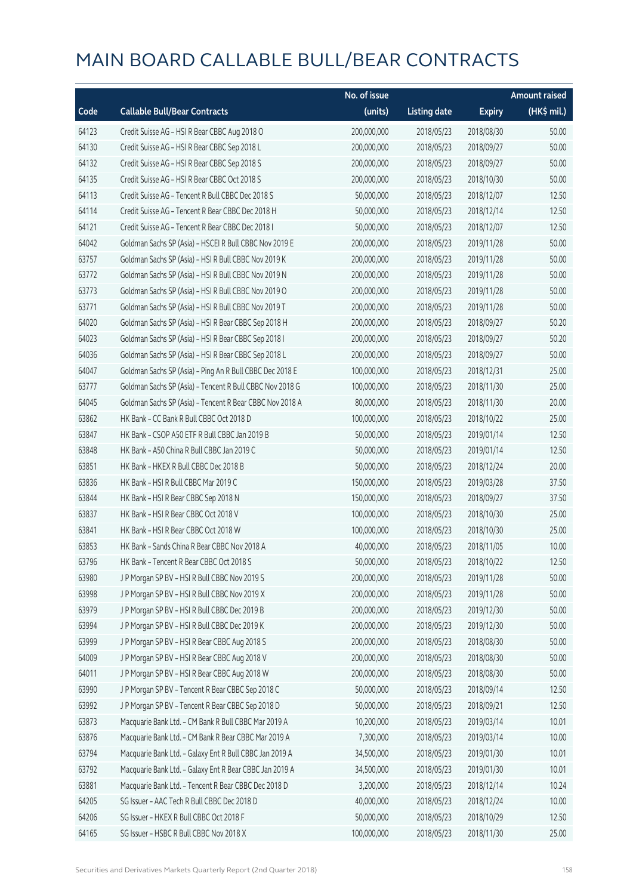# MAIN BOARD CALLABLE BULL/BEAR CONTRACTS

| Code | Callable Bull/Bear Contracts | No. of issue (units) | Listing date | Expiry | Amount raised (HK$ mil.) |
|---|---|---|---|---|---|
| 64123 | Credit Suisse AG – HSI R Bear CBBC Aug 2018 O | 200,000,000 | 2018/05/23 | 2018/08/30 | 50.00 |
| 64130 | Credit Suisse AG – HSI R Bear CBBC Sep 2018 L | 200,000,000 | 2018/05/23 | 2018/09/27 | 50.00 |
| 64132 | Credit Suisse AG – HSI R Bear CBBC Sep 2018 S | 200,000,000 | 2018/05/23 | 2018/09/27 | 50.00 |
| 64135 | Credit Suisse AG – HSI R Bear CBBC Oct 2018 S | 200,000,000 | 2018/05/23 | 2018/10/30 | 50.00 |
| 64113 | Credit Suisse AG – Tencent R Bull CBBC Dec 2018 S | 50,000,000 | 2018/05/23 | 2018/12/07 | 12.50 |
| 64114 | Credit Suisse AG – Tencent R Bear CBBC Dec 2018 H | 50,000,000 | 2018/05/23 | 2018/12/14 | 12.50 |
| 64121 | Credit Suisse AG – Tencent R Bear CBBC Dec 2018 I | 50,000,000 | 2018/05/23 | 2018/12/07 | 12.50 |
| 64042 | Goldman Sachs SP (Asia) – HSCEI R Bull CBBC Nov 2019 E | 200,000,000 | 2018/05/23 | 2019/11/28 | 50.00 |
| 63757 | Goldman Sachs SP (Asia) – HSI R Bull CBBC Nov 2019 K | 200,000,000 | 2018/05/23 | 2019/11/28 | 50.00 |
| 63772 | Goldman Sachs SP (Asia) – HSI R Bull CBBC Nov 2019 N | 200,000,000 | 2018/05/23 | 2019/11/28 | 50.00 |
| 63773 | Goldman Sachs SP (Asia) – HSI R Bull CBBC Nov 2019 O | 200,000,000 | 2018/05/23 | 2019/11/28 | 50.00 |
| 63771 | Goldman Sachs SP (Asia) – HSI R Bull CBBC Nov 2019 T | 200,000,000 | 2018/05/23 | 2019/11/28 | 50.00 |
| 64020 | Goldman Sachs SP (Asia) – HSI R Bear CBBC Sep 2018 H | 200,000,000 | 2018/05/23 | 2018/09/27 | 50.20 |
| 64023 | Goldman Sachs SP (Asia) – HSI R Bear CBBC Sep 2018 I | 200,000,000 | 2018/05/23 | 2018/09/27 | 50.20 |
| 64036 | Goldman Sachs SP (Asia) – HSI R Bear CBBC Sep 2018 L | 200,000,000 | 2018/05/23 | 2018/09/27 | 50.00 |
| 64047 | Goldman Sachs SP (Asia) – Ping An R Bull CBBC Dec 2018 E | 100,000,000 | 2018/05/23 | 2018/12/31 | 25.00 |
| 63777 | Goldman Sachs SP (Asia) – Tencent R Bull CBBC Nov 2018 G | 100,000,000 | 2018/05/23 | 2018/11/30 | 25.00 |
| 64045 | Goldman Sachs SP (Asia) – Tencent R Bear CBBC Nov 2018 A | 80,000,000 | 2018/05/23 | 2018/11/30 | 20.00 |
| 63862 | HK Bank – CC Bank R Bull CBBC Oct 2018 D | 100,000,000 | 2018/05/23 | 2018/10/22 | 25.00 |
| 63847 | HK Bank – CSOP A50 ETF R Bull CBBC Jan 2019 B | 50,000,000 | 2018/05/23 | 2019/01/14 | 12.50 |
| 63848 | HK Bank – A50 China R Bull CBBC Jan 2019 C | 50,000,000 | 2018/05/23 | 2019/01/14 | 12.50 |
| 63851 | HK Bank – HKEX R Bull CBBC Dec 2018 B | 50,000,000 | 2018/05/23 | 2018/12/24 | 20.00 |
| 63836 | HK Bank – HSI R Bull CBBC Mar 2019 C | 150,000,000 | 2018/05/23 | 2019/03/28 | 37.50 |
| 63844 | HK Bank – HSI R Bear CBBC Sep 2018 N | 150,000,000 | 2018/05/23 | 2018/09/27 | 37.50 |
| 63837 | HK Bank – HSI R Bear CBBC Oct 2018 V | 100,000,000 | 2018/05/23 | 2018/10/30 | 25.00 |
| 63841 | HK Bank – HSI R Bear CBBC Oct 2018 W | 100,000,000 | 2018/05/23 | 2018/10/30 | 25.00 |
| 63853 | HK Bank – Sands China R Bear CBBC Nov 2018 A | 40,000,000 | 2018/05/23 | 2018/11/05 | 10.00 |
| 63796 | HK Bank – Tencent R Bear CBBC Oct 2018 S | 50,000,000 | 2018/05/23 | 2018/10/22 | 12.50 |
| 63980 | J P Morgan SP BV – HSI R Bull CBBC Nov 2019 S | 200,000,000 | 2018/05/23 | 2019/11/28 | 50.00 |
| 63998 | J P Morgan SP BV – HSI R Bull CBBC Nov 2019 X | 200,000,000 | 2018/05/23 | 2019/11/28 | 50.00 |
| 63979 | J P Morgan SP BV – HSI R Bull CBBC Dec 2019 B | 200,000,000 | 2018/05/23 | 2019/12/30 | 50.00 |
| 63994 | J P Morgan SP BV – HSI R Bull CBBC Dec 2019 K | 200,000,000 | 2018/05/23 | 2019/12/30 | 50.00 |
| 63999 | J P Morgan SP BV – HSI R Bear CBBC Aug 2018 S | 200,000,000 | 2018/05/23 | 2018/08/30 | 50.00 |
| 64009 | J P Morgan SP BV – HSI R Bear CBBC Aug 2018 V | 200,000,000 | 2018/05/23 | 2018/08/30 | 50.00 |
| 64011 | J P Morgan SP BV – HSI R Bear CBBC Aug 2018 W | 200,000,000 | 2018/05/23 | 2018/08/30 | 50.00 |
| 63990 | J P Morgan SP BV – Tencent R Bear CBBC Sep 2018 C | 50,000,000 | 2018/05/23 | 2018/09/14 | 12.50 |
| 63992 | J P Morgan SP BV – Tencent R Bear CBBC Sep 2018 D | 50,000,000 | 2018/05/23 | 2018/09/21 | 12.50 |
| 63873 | Macquarie Bank Ltd. – CM Bank R Bull CBBC Mar 2019 A | 10,200,000 | 2018/05/23 | 2019/03/14 | 10.01 |
| 63876 | Macquarie Bank Ltd. – CM Bank R Bear CBBC Mar 2019 A | 7,300,000 | 2018/05/23 | 2019/03/14 | 10.00 |
| 63794 | Macquarie Bank Ltd. – Galaxy Ent R Bull CBBC Jan 2019 A | 34,500,000 | 2018/05/23 | 2019/01/30 | 10.01 |
| 63792 | Macquarie Bank Ltd. – Galaxy Ent R Bear CBBC Jan 2019 A | 34,500,000 | 2018/05/23 | 2019/01/30 | 10.01 |
| 63881 | Macquarie Bank Ltd. – Tencent R Bear CBBC Dec 2018 D | 3,200,000 | 2018/05/23 | 2018/12/14 | 10.24 |
| 64205 | SG Issuer – AAC Tech R Bull CBBC Dec 2018 D | 40,000,000 | 2018/05/23 | 2018/12/24 | 10.00 |
| 64206 | SG Issuer – HKEX R Bull CBBC Oct 2018 F | 50,000,000 | 2018/05/23 | 2018/10/29 | 12.50 |
| 64165 | SG Issuer – HSBC R Bull CBBC Nov 2018 X | 100,000,000 | 2018/05/23 | 2018/11/30 | 25.00 |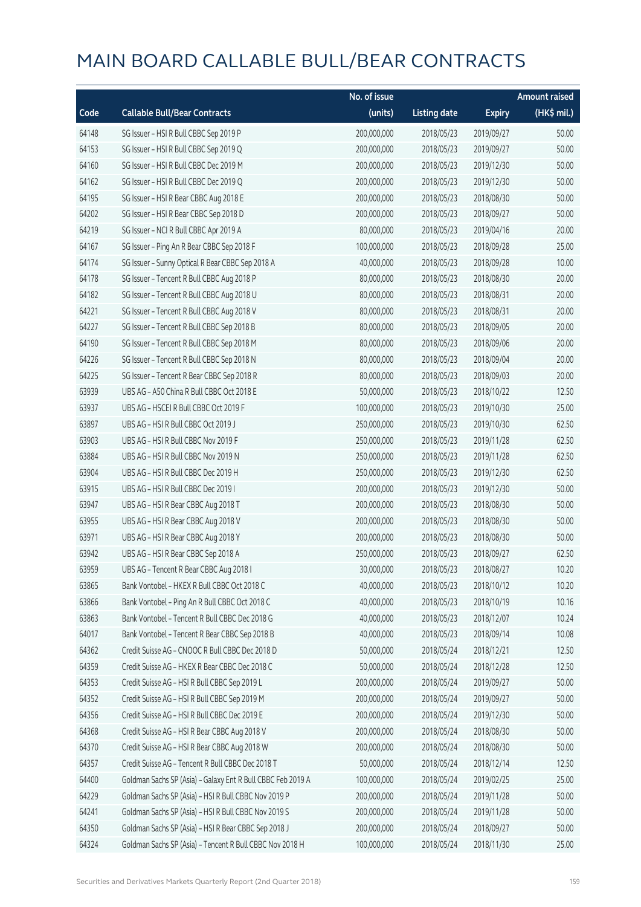# MAIN BOARD CALLABLE BULL/BEAR CONTRACTS

| Code | Callable Bull/Bear Contracts | No. of issue (units) | Listing date | Expiry | Amount raised (HK$ mil.) |
|---|---|---|---|---|---|
| 64148 | SG Issuer – HSI R Bull CBBC Sep 2019 P | 200,000,000 | 2018/05/23 | 2019/09/27 | 50.00 |
| 64153 | SG Issuer – HSI R Bull CBBC Sep 2019 Q | 200,000,000 | 2018/05/23 | 2019/09/27 | 50.00 |
| 64160 | SG Issuer – HSI R Bull CBBC Dec 2019 M | 200,000,000 | 2018/05/23 | 2019/12/30 | 50.00 |
| 64162 | SG Issuer – HSI R Bull CBBC Dec 2019 Q | 200,000,000 | 2018/05/23 | 2019/12/30 | 50.00 |
| 64195 | SG Issuer – HSI R Bear CBBC Aug 2018 E | 200,000,000 | 2018/05/23 | 2018/08/30 | 50.00 |
| 64202 | SG Issuer – HSI R Bear CBBC Sep 2018 D | 200,000,000 | 2018/05/23 | 2018/09/27 | 50.00 |
| 64219 | SG Issuer – NCI R Bull CBBC Apr 2019 A | 80,000,000 | 2018/05/23 | 2019/04/16 | 20.00 |
| 64167 | SG Issuer – Ping An R Bear CBBC Sep 2018 F | 100,000,000 | 2018/05/23 | 2018/09/28 | 25.00 |
| 64174 | SG Issuer – Sunny Optical R Bear CBBC Sep 2018 A | 40,000,000 | 2018/05/23 | 2018/09/28 | 10.00 |
| 64178 | SG Issuer – Tencent R Bull CBBC Aug 2018 P | 80,000,000 | 2018/05/23 | 2018/08/30 | 20.00 |
| 64182 | SG Issuer – Tencent R Bull CBBC Aug 2018 U | 80,000,000 | 2018/05/23 | 2018/08/31 | 20.00 |
| 64221 | SG Issuer – Tencent R Bull CBBC Aug 2018 V | 80,000,000 | 2018/05/23 | 2018/08/31 | 20.00 |
| 64227 | SG Issuer – Tencent R Bull CBBC Sep 2018 B | 80,000,000 | 2018/05/23 | 2018/09/05 | 20.00 |
| 64190 | SG Issuer – Tencent R Bull CBBC Sep 2018 M | 80,000,000 | 2018/05/23 | 2018/09/06 | 20.00 |
| 64226 | SG Issuer – Tencent R Bull CBBC Sep 2018 N | 80,000,000 | 2018/05/23 | 2018/09/04 | 20.00 |
| 64225 | SG Issuer – Tencent R Bear CBBC Sep 2018 R | 80,000,000 | 2018/05/23 | 2018/09/03 | 20.00 |
| 63939 | UBS AG – A50 China R Bull CBBC Oct 2018 E | 50,000,000 | 2018/05/23 | 2018/10/22 | 12.50 |
| 63937 | UBS AG – HSCEI R Bull CBBC Oct 2019 F | 100,000,000 | 2018/05/23 | 2019/10/30 | 25.00 |
| 63897 | UBS AG – HSI R Bull CBBC Oct 2019 J | 250,000,000 | 2018/05/23 | 2019/10/30 | 62.50 |
| 63903 | UBS AG – HSI R Bull CBBC Nov 2019 F | 250,000,000 | 2018/05/23 | 2019/11/28 | 62.50 |
| 63884 | UBS AG – HSI R Bull CBBC Nov 2019 N | 250,000,000 | 2018/05/23 | 2019/11/28 | 62.50 |
| 63904 | UBS AG – HSI R Bull CBBC Dec 2019 H | 250,000,000 | 2018/05/23 | 2019/12/30 | 62.50 |
| 63915 | UBS AG – HSI R Bull CBBC Dec 2019 I | 200,000,000 | 2018/05/23 | 2019/12/30 | 50.00 |
| 63947 | UBS AG – HSI R Bear CBBC Aug 2018 T | 200,000,000 | 2018/05/23 | 2018/08/30 | 50.00 |
| 63955 | UBS AG – HSI R Bear CBBC Aug 2018 V | 200,000,000 | 2018/05/23 | 2018/08/30 | 50.00 |
| 63971 | UBS AG – HSI R Bear CBBC Aug 2018 Y | 200,000,000 | 2018/05/23 | 2018/08/30 | 50.00 |
| 63942 | UBS AG – HSI R Bear CBBC Sep 2018 A | 250,000,000 | 2018/05/23 | 2018/09/27 | 62.50 |
| 63959 | UBS AG – Tencent R Bear CBBC Aug 2018 I | 30,000,000 | 2018/05/23 | 2018/08/27 | 10.20 |
| 63865 | Bank Vontobel – HKEX R Bull CBBC Oct 2018 C | 40,000,000 | 2018/05/23 | 2018/10/12 | 10.20 |
| 63866 | Bank Vontobel – Ping An R Bull CBBC Oct 2018 C | 40,000,000 | 2018/05/23 | 2018/10/19 | 10.16 |
| 63863 | Bank Vontobel – Tencent R Bull CBBC Dec 2018 G | 40,000,000 | 2018/05/23 | 2018/12/07 | 10.24 |
| 64017 | Bank Vontobel – Tencent R Bear CBBC Sep 2018 B | 40,000,000 | 2018/05/23 | 2018/09/14 | 10.08 |
| 64362 | Credit Suisse AG – CNOOC R Bull CBBC Dec 2018 D | 50,000,000 | 2018/05/24 | 2018/12/21 | 12.50 |
| 64359 | Credit Suisse AG – HKEX R Bear CBBC Dec 2018 C | 50,000,000 | 2018/05/24 | 2018/12/28 | 12.50 |
| 64353 | Credit Suisse AG – HSI R Bull CBBC Sep 2019 L | 200,000,000 | 2018/05/24 | 2019/09/27 | 50.00 |
| 64352 | Credit Suisse AG – HSI R Bull CBBC Sep 2019 M | 200,000,000 | 2018/05/24 | 2019/09/27 | 50.00 |
| 64356 | Credit Suisse AG – HSI R Bull CBBC Dec 2019 E | 200,000,000 | 2018/05/24 | 2019/12/30 | 50.00 |
| 64368 | Credit Suisse AG – HSI R Bear CBBC Aug 2018 V | 200,000,000 | 2018/05/24 | 2018/08/30 | 50.00 |
| 64370 | Credit Suisse AG – HSI R Bear CBBC Aug 2018 W | 200,000,000 | 2018/05/24 | 2018/08/30 | 50.00 |
| 64357 | Credit Suisse AG – Tencent R Bull CBBC Dec 2018 T | 50,000,000 | 2018/05/24 | 2018/12/14 | 12.50 |
| 64400 | Goldman Sachs SP (Asia) – Galaxy Ent R Bull CBBC Feb 2019 A | 100,000,000 | 2018/05/24 | 2019/02/25 | 25.00 |
| 64229 | Goldman Sachs SP (Asia) – HSI R Bull CBBC Nov 2019 P | 200,000,000 | 2018/05/24 | 2019/11/28 | 50.00 |
| 64241 | Goldman Sachs SP (Asia) – HSI R Bull CBBC Nov 2019 S | 200,000,000 | 2018/05/24 | 2019/11/28 | 50.00 |
| 64350 | Goldman Sachs SP (Asia) – HSI R Bear CBBC Sep 2018 J | 200,000,000 | 2018/05/24 | 2018/09/27 | 50.00 |
| 64324 | Goldman Sachs SP (Asia) – Tencent R Bull CBBC Nov 2018 H | 100,000,000 | 2018/05/24 | 2018/11/30 | 25.00 |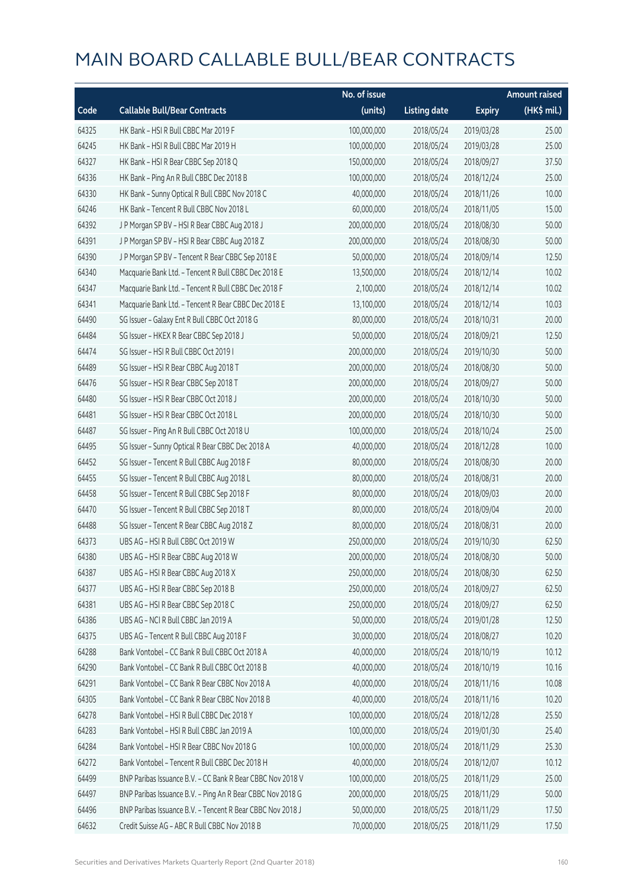# MAIN BOARD CALLABLE BULL/BEAR CONTRACTS

| Code | Callable Bull/Bear Contracts | No. of issue (units) | Listing date | Expiry | Amount raised (HK$ mil.) |
|---|---|---|---|---|---|
| 64325 | HK Bank – HSI R Bull CBBC Mar 2019 F | 100,000,000 | 2018/05/24 | 2019/03/28 | 25.00 |
| 64245 | HK Bank – HSI R Bull CBBC Mar 2019 H | 100,000,000 | 2018/05/24 | 2019/03/28 | 25.00 |
| 64327 | HK Bank – HSI R Bear CBBC Sep 2018 Q | 150,000,000 | 2018/05/24 | 2018/09/27 | 37.50 |
| 64336 | HK Bank – Ping An R Bull CBBC Dec 2018 B | 100,000,000 | 2018/05/24 | 2018/12/24 | 25.00 |
| 64330 | HK Bank – Sunny Optical R Bull CBBC Nov 2018 C | 40,000,000 | 2018/05/24 | 2018/11/26 | 10.00 |
| 64246 | HK Bank – Tencent R Bull CBBC Nov 2018 L | 60,000,000 | 2018/05/24 | 2018/11/05 | 15.00 |
| 64392 | J P Morgan SP BV – HSI R Bear CBBC Aug 2018 J | 200,000,000 | 2018/05/24 | 2018/08/30 | 50.00 |
| 64391 | J P Morgan SP BV – HSI R Bear CBBC Aug 2018 Z | 200,000,000 | 2018/05/24 | 2018/08/30 | 50.00 |
| 64390 | J P Morgan SP BV – Tencent R Bear CBBC Sep 2018 E | 50,000,000 | 2018/05/24 | 2018/09/14 | 12.50 |
| 64340 | Macquarie Bank Ltd. – Tencent R Bull CBBC Dec 2018 E | 13,500,000 | 2018/05/24 | 2018/12/14 | 10.02 |
| 64347 | Macquarie Bank Ltd. – Tencent R Bull CBBC Dec 2018 F | 2,100,000 | 2018/05/24 | 2018/12/14 | 10.02 |
| 64341 | Macquarie Bank Ltd. – Tencent R Bear CBBC Dec 2018 E | 13,100,000 | 2018/05/24 | 2018/12/14 | 10.03 |
| 64490 | SG Issuer – Galaxy Ent R Bull CBBC Oct 2018 G | 80,000,000 | 2018/05/24 | 2018/10/31 | 20.00 |
| 64484 | SG Issuer – HKEX R Bear CBBC Sep 2018 J | 50,000,000 | 2018/05/24 | 2018/09/21 | 12.50 |
| 64474 | SG Issuer – HSI R Bull CBBC Oct 2019 I | 200,000,000 | 2018/05/24 | 2019/10/30 | 50.00 |
| 64489 | SG Issuer – HSI R Bear CBBC Aug 2018 T | 200,000,000 | 2018/05/24 | 2018/08/30 | 50.00 |
| 64476 | SG Issuer – HSI R Bear CBBC Sep 2018 T | 200,000,000 | 2018/05/24 | 2018/09/27 | 50.00 |
| 64480 | SG Issuer – HSI R Bear CBBC Oct 2018 J | 200,000,000 | 2018/05/24 | 2018/10/30 | 50.00 |
| 64481 | SG Issuer – HSI R Bear CBBC Oct 2018 L | 200,000,000 | 2018/05/24 | 2018/10/30 | 50.00 |
| 64487 | SG Issuer – Ping An R Bull CBBC Oct 2018 U | 100,000,000 | 2018/05/24 | 2018/10/24 | 25.00 |
| 64495 | SG Issuer – Sunny Optical R Bear CBBC Dec 2018 A | 40,000,000 | 2018/05/24 | 2018/12/28 | 10.00 |
| 64452 | SG Issuer – Tencent R Bull CBBC Aug 2018 F | 80,000,000 | 2018/05/24 | 2018/08/30 | 20.00 |
| 64455 | SG Issuer – Tencent R Bull CBBC Aug 2018 L | 80,000,000 | 2018/05/24 | 2018/08/31 | 20.00 |
| 64458 | SG Issuer – Tencent R Bull CBBC Sep 2018 F | 80,000,000 | 2018/05/24 | 2018/09/03 | 20.00 |
| 64470 | SG Issuer – Tencent R Bull CBBC Sep 2018 T | 80,000,000 | 2018/05/24 | 2018/09/04 | 20.00 |
| 64488 | SG Issuer – Tencent R Bear CBBC Aug 2018 Z | 80,000,000 | 2018/05/24 | 2018/08/31 | 20.00 |
| 64373 | UBS AG – HSI R Bull CBBC Oct 2019 W | 250,000,000 | 2018/05/24 | 2019/10/30 | 62.50 |
| 64380 | UBS AG – HSI R Bear CBBC Aug 2018 W | 200,000,000 | 2018/05/24 | 2018/08/30 | 50.00 |
| 64387 | UBS AG – HSI R Bear CBBC Aug 2018 X | 250,000,000 | 2018/05/24 | 2018/08/30 | 62.50 |
| 64377 | UBS AG – HSI R Bear CBBC Sep 2018 B | 250,000,000 | 2018/05/24 | 2018/09/27 | 62.50 |
| 64381 | UBS AG – HSI R Bear CBBC Sep 2018 C | 250,000,000 | 2018/05/24 | 2018/09/27 | 62.50 |
| 64386 | UBS AG – NCI R Bull CBBC Jan 2019 A | 50,000,000 | 2018/05/24 | 2019/01/28 | 12.50 |
| 64375 | UBS AG – Tencent R Bull CBBC Aug 2018 F | 30,000,000 | 2018/05/24 | 2018/08/27 | 10.20 |
| 64288 | Bank Vontobel – CC Bank R Bull CBBC Oct 2018 A | 40,000,000 | 2018/05/24 | 2018/10/19 | 10.12 |
| 64290 | Bank Vontobel – CC Bank R Bull CBBC Oct 2018 B | 40,000,000 | 2018/05/24 | 2018/10/19 | 10.16 |
| 64291 | Bank Vontobel – CC Bank R Bear CBBC Nov 2018 A | 40,000,000 | 2018/05/24 | 2018/11/16 | 10.08 |
| 64305 | Bank Vontobel – CC Bank R Bear CBBC Nov 2018 B | 40,000,000 | 2018/05/24 | 2018/11/16 | 10.20 |
| 64278 | Bank Vontobel – HSI R Bull CBBC Dec 2018 Y | 100,000,000 | 2018/05/24 | 2018/12/28 | 25.50 |
| 64283 | Bank Vontobel – HSI R Bull CBBC Jan 2019 A | 100,000,000 | 2018/05/24 | 2019/01/30 | 25.40 |
| 64284 | Bank Vontobel – HSI R Bear CBBC Nov 2018 G | 100,000,000 | 2018/05/24 | 2018/11/29 | 25.30 |
| 64272 | Bank Vontobel – Tencent R Bull CBBC Dec 2018 H | 40,000,000 | 2018/05/24 | 2018/12/07 | 10.12 |
| 64499 | BNP Paribas Issuance B.V. – CC Bank R Bear CBBC Nov 2018 V | 100,000,000 | 2018/05/25 | 2018/11/29 | 25.00 |
| 64497 | BNP Paribas Issuance B.V. – Ping An R Bear CBBC Nov 2018 G | 200,000,000 | 2018/05/25 | 2018/11/29 | 50.00 |
| 64496 | BNP Paribas Issuance B.V. – Tencent R Bear CBBC Nov 2018 J | 50,000,000 | 2018/05/25 | 2018/11/29 | 17.50 |
| 64632 | Credit Suisse AG – ABC R Bull CBBC Nov 2018 B | 70,000,000 | 2018/05/25 | 2018/11/29 | 17.50 |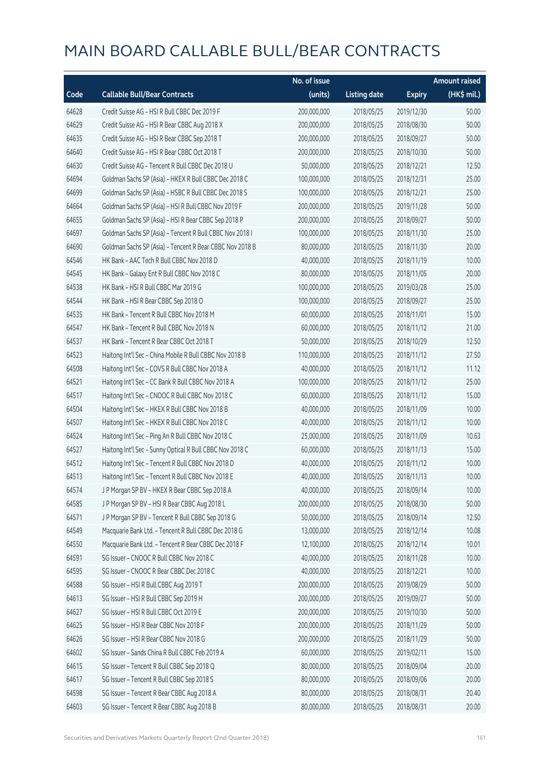# MAIN BOARD CALLABLE BULL/BEAR CONTRACTS

| Code | Callable Bull/Bear Contracts | No. of issue (units) | Listing date | Expiry | Amount raised (HK$ mil.) |
|---|---|---|---|---|---|
| 64628 | Credit Suisse AG – HSI R Bull CBBC Dec 2019 F | 200,000,000 | 2018/05/25 | 2019/12/30 | 50.00 |
| 64629 | Credit Suisse AG – HSI R Bear CBBC Aug 2018 X | 200,000,000 | 2018/05/25 | 2018/08/30 | 50.00 |
| 64635 | Credit Suisse AG – HSI R Bear CBBC Sep 2018 T | 200,000,000 | 2018/05/25 | 2018/09/27 | 50.00 |
| 64640 | Credit Suisse AG – HSI R Bear CBBC Oct 2018 T | 200,000,000 | 2018/05/25 | 2018/10/30 | 50.00 |
| 64630 | Credit Suisse AG – Tencent R Bull CBBC Dec 2018 U | 50,000,000 | 2018/05/25 | 2018/12/21 | 12.50 |
| 64694 | Goldman Sachs SP (Asia) – HKEX R Bull CBBC Dec 2018 C | 100,000,000 | 2018/05/25 | 2018/12/31 | 25.00 |
| 64699 | Goldman Sachs SP (Asia) – HSBC R Bull CBBC Dec 2018 S | 100,000,000 | 2018/05/25 | 2018/12/21 | 25.00 |
| 64664 | Goldman Sachs SP (Asia) – HSI R Bull CBBC Nov 2019 F | 200,000,000 | 2018/05/25 | 2019/11/28 | 50.00 |
| 64655 | Goldman Sachs SP (Asia) – HSI R Bear CBBC Sep 2018 P | 200,000,000 | 2018/05/25 | 2018/09/27 | 50.00 |
| 64697 | Goldman Sachs SP (Asia) – Tencent R Bull CBBC Nov 2018 I | 100,000,000 | 2018/05/25 | 2018/11/30 | 25.00 |
| 64690 | Goldman Sachs SP (Asia) – Tencent R Bear CBBC Nov 2018 B | 80,000,000 | 2018/05/25 | 2018/11/30 | 20.00 |
| 64546 | HK Bank – AAC Tech R Bull CBBC Nov 2018 D | 40,000,000 | 2018/05/25 | 2018/11/19 | 10.00 |
| 64545 | HK Bank – Galaxy Ent R Bull CBBC Nov 2018 C | 80,000,000 | 2018/05/25 | 2018/11/05 | 20.00 |
| 64538 | HK Bank – HSI R Bull CBBC Mar 2019 G | 100,000,000 | 2018/05/25 | 2019/03/28 | 25.00 |
| 64544 | HK Bank – HSI R Bear CBBC Sep 2018 O | 100,000,000 | 2018/05/25 | 2018/09/27 | 25.00 |
| 64535 | HK Bank – Tencent R Bull CBBC Nov 2018 M | 60,000,000 | 2018/05/25 | 2018/11/01 | 15.00 |
| 64547 | HK Bank – Tencent R Bull CBBC Nov 2018 N | 60,000,000 | 2018/05/25 | 2018/11/12 | 21.00 |
| 64537 | HK Bank – Tencent R Bear CBBC Oct 2018 T | 50,000,000 | 2018/05/25 | 2018/10/29 | 12.50 |
| 64523 | Haitong Int'l Sec – China Mobile R Bull CBBC Nov 2018 B | 110,000,000 | 2018/05/25 | 2018/11/12 | 27.50 |
| 64508 | Haitong Int'l Sec – COVS R Bull CBBC Nov 2018 A | 40,000,000 | 2018/05/25 | 2018/11/12 | 11.12 |
| 64521 | Haitong Int'l Sec – CC Bank R Bull CBBC Nov 2018 A | 100,000,000 | 2018/05/25 | 2018/11/12 | 25.00 |
| 64517 | Haitong Int'l Sec – CNOOC R Bull CBBC Nov 2018 C | 60,000,000 | 2018/05/25 | 2018/11/12 | 15.00 |
| 64504 | Haitong Int'l Sec – HKEX R Bull CBBC Nov 2018 B | 40,000,000 | 2018/05/25 | 2018/11/09 | 10.00 |
| 64507 | Haitong Int'l Sec – HKEX R Bull CBBC Nov 2018 C | 40,000,000 | 2018/05/25 | 2018/11/12 | 10.00 |
| 64524 | Haitong Int'l Sec – Ping An R Bull CBBC Nov 2018 C | 25,000,000 | 2018/05/25 | 2018/11/09 | 10.63 |
| 64527 | Haitong Int'l Sec – Sunny Optical R Bull CBBC Nov 2018 C | 60,000,000 | 2018/05/25 | 2018/11/13 | 15.00 |
| 64512 | Haitong Int'l Sec – Tencent R Bull CBBC Nov 2018 D | 40,000,000 | 2018/05/25 | 2018/11/12 | 10.00 |
| 64513 | Haitong Int'l Sec – Tencent R Bull CBBC Nov 2018 E | 40,000,000 | 2018/05/25 | 2018/11/13 | 10.00 |
| 64574 | J P Morgan SP BV – HKEX R Bear CBBC Sep 2018 A | 40,000,000 | 2018/05/25 | 2018/09/14 | 10.00 |
| 64585 | J P Morgan SP BV – HSI R Bear CBBC Aug 2018 L | 200,000,000 | 2018/05/25 | 2018/08/30 | 50.00 |
| 64571 | J P Morgan SP BV – Tencent R Bull CBBC Sep 2018 G | 50,000,000 | 2018/05/25 | 2018/09/14 | 12.50 |
| 64549 | Macquarie Bank Ltd. – Tencent R Bull CBBC Dec 2018 G | 13,000,000 | 2018/05/25 | 2018/12/14 | 10.08 |
| 64550 | Macquarie Bank Ltd. – Tencent R Bear CBBC Dec 2018 F | 12,100,000 | 2018/05/25 | 2018/12/14 | 10.01 |
| 64591 | SG Issuer – CNOOC R Bull CBBC Nov 2018 C | 40,000,000 | 2018/05/25 | 2018/11/28 | 10.00 |
| 64595 | SG Issuer – CNOOC R Bear CBBC Dec 2018 C | 40,000,000 | 2018/05/25 | 2018/12/21 | 10.00 |
| 64588 | SG Issuer – HSI R Bull CBBC Aug 2019 T | 200,000,000 | 2018/05/25 | 2019/08/29 | 50.00 |
| 64613 | SG Issuer – HSI R Bull CBBC Sep 2019 H | 200,000,000 | 2018/05/25 | 2019/09/27 | 50.00 |
| 64627 | SG Issuer – HSI R Bull CBBC Oct 2019 E | 200,000,000 | 2018/05/25 | 2019/10/30 | 50.00 |
| 64625 | SG Issuer – HSI R Bear CBBC Nov 2018 F | 200,000,000 | 2018/05/25 | 2018/11/29 | 50.00 |
| 64626 | SG Issuer – HSI R Bear CBBC Nov 2018 G | 200,000,000 | 2018/05/25 | 2018/11/29 | 50.00 |
| 64602 | SG Issuer – Sands China R Bull CBBC Feb 2019 A | 60,000,000 | 2018/05/25 | 2019/02/11 | 15.00 |
| 64615 | SG Issuer – Tencent R Bull CBBC Sep 2018 Q | 80,000,000 | 2018/05/25 | 2018/09/04 | 20.00 |
| 64617 | SG Issuer – Tencent R Bull CBBC Sep 2018 S | 80,000,000 | 2018/05/25 | 2018/09/06 | 20.00 |
| 64598 | SG Issuer – Tencent R Bear CBBC Aug 2018 A | 80,000,000 | 2018/05/25 | 2018/08/31 | 20.40 |
| 64603 | SG Issuer – Tencent R Bear CBBC Aug 2018 B | 80,000,000 | 2018/05/25 | 2018/08/31 | 20.00 |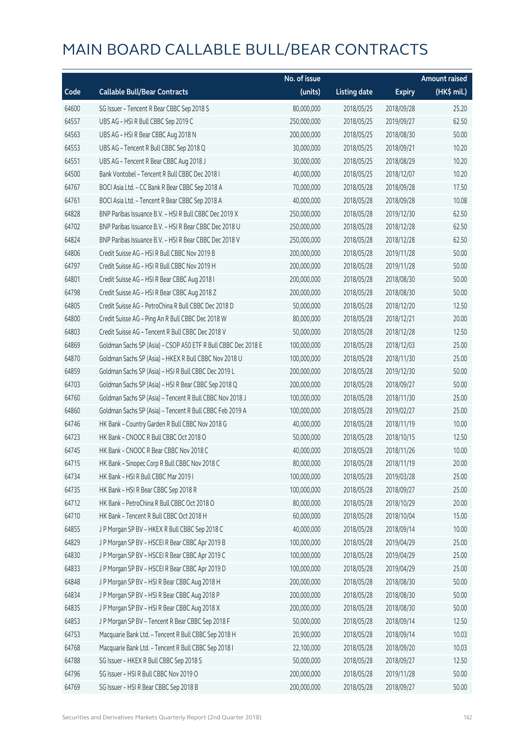# MAIN BOARD CALLABLE BULL/BEAR CONTRACTS

| Code | Callable Bull/Bear Contracts | No. of issue (units) | Listing date | Expiry | Amount raised (HK$ mil.) |
|---|---|---|---|---|---|
| 64600 | SG Issuer – Tencent R Bear CBBC Sep 2018 S | 80,000,000 | 2018/05/25 | 2018/09/28 | 25.20 |
| 64557 | UBS AG – HSI R Bull CBBC Sep 2019 C | 250,000,000 | 2018/05/25 | 2019/09/27 | 62.50 |
| 64563 | UBS AG – HSI R Bear CBBC Aug 2018 N | 200,000,000 | 2018/05/25 | 2018/08/30 | 50.00 |
| 64553 | UBS AG – Tencent R Bull CBBC Sep 2018 Q | 30,000,000 | 2018/05/25 | 2018/09/21 | 10.20 |
| 64551 | UBS AG – Tencent R Bear CBBC Aug 2018 J | 30,000,000 | 2018/05/25 | 2018/08/29 | 10.20 |
| 64500 | Bank Vontobel – Tencent R Bull CBBC Dec 2018 I | 40,000,000 | 2018/05/25 | 2018/12/07 | 10.20 |
| 64767 | BOCI Asia Ltd. – CC Bank R Bear CBBC Sep 2018 A | 70,000,000 | 2018/05/28 | 2018/09/28 | 17.50 |
| 64761 | BOCI Asia Ltd. – Tencent R Bear CBBC Sep 2018 A | 40,000,000 | 2018/05/28 | 2018/09/28 | 10.08 |
| 64828 | BNP Paribas Issuance B.V. – HSI R Bull CBBC Dec 2019 X | 250,000,000 | 2018/05/28 | 2019/12/30 | 62.50 |
| 64702 | BNP Paribas Issuance B.V. – HSI R Bear CBBC Dec 2018 U | 250,000,000 | 2018/05/28 | 2018/12/28 | 62.50 |
| 64824 | BNP Paribas Issuance B.V. – HSI R Bear CBBC Dec 2018 V | 250,000,000 | 2018/05/28 | 2018/12/28 | 62.50 |
| 64806 | Credit Suisse AG – HSI R Bull CBBC Nov 2019 B | 200,000,000 | 2018/05/28 | 2019/11/28 | 50.00 |
| 64797 | Credit Suisse AG – HSI R Bull CBBC Nov 2019 H | 200,000,000 | 2018/05/28 | 2019/11/28 | 50.00 |
| 64801 | Credit Suisse AG – HSI R Bear CBBC Aug 2018 I | 200,000,000 | 2018/05/28 | 2018/08/30 | 50.00 |
| 64798 | Credit Suisse AG – HSI R Bear CBBC Aug 2018 Z | 200,000,000 | 2018/05/28 | 2018/08/30 | 50.00 |
| 64805 | Credit Suisse AG – PetroChina R Bull CBBC Dec 2018 D | 50,000,000 | 2018/05/28 | 2018/12/20 | 12.50 |
| 64800 | Credit Suisse AG – Ping An R Bull CBBC Dec 2018 W | 80,000,000 | 2018/05/28 | 2018/12/21 | 20.00 |
| 64803 | Credit Suisse AG – Tencent R Bull CBBC Dec 2018 V | 50,000,000 | 2018/05/28 | 2018/12/28 | 12.50 |
| 64869 | Goldman Sachs SP (Asia) – CSOP A50 ETF R Bull CBBC Dec 2018 E | 100,000,000 | 2018/05/28 | 2018/12/03 | 25.00 |
| 64870 | Goldman Sachs SP (Asia) – HKEX R Bull CBBC Nov 2018 U | 100,000,000 | 2018/05/28 | 2018/11/30 | 25.00 |
| 64859 | Goldman Sachs SP (Asia) – HSI R Bull CBBC Dec 2019 L | 200,000,000 | 2018/05/28 | 2019/12/30 | 50.00 |
| 64703 | Goldman Sachs SP (Asia) – HSI R Bear CBBC Sep 2018 Q | 200,000,000 | 2018/05/28 | 2018/09/27 | 50.00 |
| 64760 | Goldman Sachs SP (Asia) – Tencent R Bull CBBC Nov 2018 J | 100,000,000 | 2018/05/28 | 2018/11/30 | 25.00 |
| 64860 | Goldman Sachs SP (Asia) – Tencent R Bull CBBC Feb 2019 A | 100,000,000 | 2018/05/28 | 2019/02/27 | 25.00 |
| 64746 | HK Bank – Country Garden R Bull CBBC Nov 2018 G | 40,000,000 | 2018/05/28 | 2018/11/19 | 10.00 |
| 64723 | HK Bank – CNOOC R Bull CBBC Oct 2018 O | 50,000,000 | 2018/05/28 | 2018/10/15 | 12.50 |
| 64745 | HK Bank – CNOOC R Bear CBBC Nov 2018 C | 40,000,000 | 2018/05/28 | 2018/11/26 | 10.00 |
| 64715 | HK Bank – Sinopec Corp R Bull CBBC Nov 2018 C | 80,000,000 | 2018/05/28 | 2018/11/19 | 20.00 |
| 64734 | HK Bank – HSI R Bull CBBC Mar 2019 I | 100,000,000 | 2018/05/28 | 2019/03/28 | 25.00 |
| 64735 | HK Bank – HSI R Bear CBBC Sep 2018 R | 100,000,000 | 2018/05/28 | 2018/09/27 | 25.00 |
| 64712 | HK Bank – PetroChina R Bull CBBC Oct 2018 O | 80,000,000 | 2018/05/28 | 2018/10/29 | 20.00 |
| 64710 | HK Bank – Tencent R Bull CBBC Oct 2018 H | 60,000,000 | 2018/05/28 | 2018/10/04 | 15.00 |
| 64855 | J P Morgan SP BV – HKEX R Bull CBBC Sep 2018 C | 40,000,000 | 2018/05/28 | 2018/09/14 | 10.00 |
| 64829 | J P Morgan SP BV – HSCEI R Bear CBBC Apr 2019 B | 100,000,000 | 2018/05/28 | 2019/04/29 | 25.00 |
| 64830 | J P Morgan SP BV – HSCEI R Bear CBBC Apr 2019 C | 100,000,000 | 2018/05/28 | 2019/04/29 | 25.00 |
| 64833 | J P Morgan SP BV – HSCEI R Bear CBBC Apr 2019 D | 100,000,000 | 2018/05/28 | 2019/04/29 | 25.00 |
| 64848 | J P Morgan SP BV – HSI R Bear CBBC Aug 2018 H | 200,000,000 | 2018/05/28 | 2018/08/30 | 50.00 |
| 64834 | J P Morgan SP BV – HSI R Bear CBBC Aug 2018 P | 200,000,000 | 2018/05/28 | 2018/08/30 | 50.00 |
| 64835 | J P Morgan SP BV – HSI R Bear CBBC Aug 2018 X | 200,000,000 | 2018/05/28 | 2018/08/30 | 50.00 |
| 64853 | J P Morgan SP BV – Tencent R Bear CBBC Sep 2018 F | 50,000,000 | 2018/05/28 | 2018/09/14 | 12.50 |
| 64753 | Macquarie Bank Ltd. – Tencent R Bull CBBC Sep 2018 H | 20,900,000 | 2018/05/28 | 2018/09/14 | 10.03 |
| 64768 | Macquarie Bank Ltd. – Tencent R Bull CBBC Sep 2018 I | 22,100,000 | 2018/05/28 | 2018/09/20 | 10.03 |
| 64788 | SG Issuer – HKEX R Bull CBBC Sep 2018 S | 50,000,000 | 2018/05/28 | 2018/09/27 | 12.50 |
| 64796 | SG Issuer – HSI R Bull CBBC Nov 2019 O | 200,000,000 | 2018/05/28 | 2019/11/28 | 50.00 |
| 64769 | SG Issuer – HSI R Bear CBBC Sep 2018 B | 200,000,000 | 2018/05/28 | 2018/09/27 | 50.00 |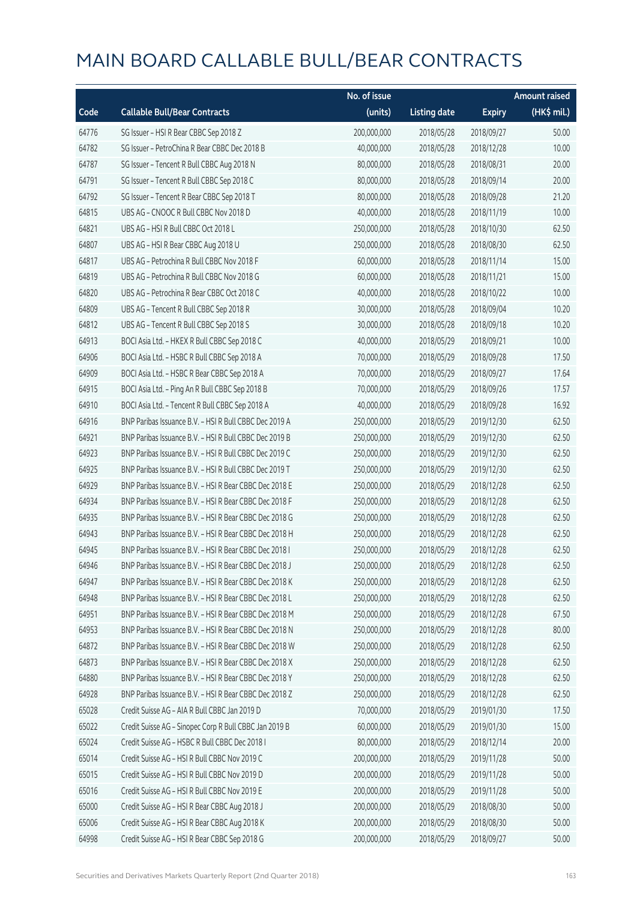# MAIN BOARD CALLABLE BULL/BEAR CONTRACTS

| Code | Callable Bull/Bear Contracts | No. of issue (units) | Listing date | Expiry | Amount raised (HK$ mil.) |
|---|---|---|---|---|---|
| 64776 | SG Issuer – HSI R Bear CBBC Sep 2018 Z | 200,000,000 | 2018/05/28 | 2018/09/27 | 50.00 |
| 64782 | SG Issuer – PetroChina R Bear CBBC Dec 2018 B | 40,000,000 | 2018/05/28 | 2018/12/28 | 10.00 |
| 64787 | SG Issuer – Tencent R Bull CBBC Aug 2018 N | 80,000,000 | 2018/05/28 | 2018/08/31 | 20.00 |
| 64791 | SG Issuer – Tencent R Bull CBBC Sep 2018 C | 80,000,000 | 2018/05/28 | 2018/09/14 | 20.00 |
| 64792 | SG Issuer – Tencent R Bear CBBC Sep 2018 T | 80,000,000 | 2018/05/28 | 2018/09/28 | 21.20 |
| 64815 | UBS AG – CNOOC R Bull CBBC Nov 2018 D | 40,000,000 | 2018/05/28 | 2018/11/19 | 10.00 |
| 64821 | UBS AG – HSI R Bull CBBC Oct 2018 L | 250,000,000 | 2018/05/28 | 2018/10/30 | 62.50 |
| 64807 | UBS AG – HSI R Bear CBBC Aug 2018 U | 250,000,000 | 2018/05/28 | 2018/08/30 | 62.50 |
| 64817 | UBS AG – Petrochina R Bull CBBC Nov 2018 F | 60,000,000 | 2018/05/28 | 2018/11/14 | 15.00 |
| 64819 | UBS AG – Petrochina R Bull CBBC Nov 2018 G | 60,000,000 | 2018/05/28 | 2018/11/21 | 15.00 |
| 64820 | UBS AG – Petrochina R Bear CBBC Oct 2018 C | 40,000,000 | 2018/05/28 | 2018/10/22 | 10.00 |
| 64809 | UBS AG – Tencent R Bull CBBC Sep 2018 R | 30,000,000 | 2018/05/28 | 2018/09/04 | 10.20 |
| 64812 | UBS AG – Tencent R Bull CBBC Sep 2018 S | 30,000,000 | 2018/05/28 | 2018/09/18 | 10.20 |
| 64913 | BOCI Asia Ltd. – HKEX R Bull CBBC Sep 2018 C | 40,000,000 | 2018/05/29 | 2018/09/21 | 10.00 |
| 64906 | BOCI Asia Ltd. – HSBC R Bull CBBC Sep 2018 A | 70,000,000 | 2018/05/29 | 2018/09/28 | 17.50 |
| 64909 | BOCI Asia Ltd. – HSBC R Bear CBBC Sep 2018 A | 70,000,000 | 2018/05/29 | 2018/09/27 | 17.64 |
| 64915 | BOCI Asia Ltd. – Ping An R Bull CBBC Sep 2018 B | 70,000,000 | 2018/05/29 | 2018/09/26 | 17.57 |
| 64910 | BOCI Asia Ltd. – Tencent R Bull CBBC Sep 2018 A | 40,000,000 | 2018/05/29 | 2018/09/28 | 16.92 |
| 64916 | BNP Paribas Issuance B.V. – HSI R Bull CBBC Dec 2019 A | 250,000,000 | 2018/05/29 | 2019/12/30 | 62.50 |
| 64921 | BNP Paribas Issuance B.V. – HSI R Bull CBBC Dec 2019 B | 250,000,000 | 2018/05/29 | 2019/12/30 | 62.50 |
| 64923 | BNP Paribas Issuance B.V. – HSI R Bull CBBC Dec 2019 C | 250,000,000 | 2018/05/29 | 2019/12/30 | 62.50 |
| 64925 | BNP Paribas Issuance B.V. – HSI R Bull CBBC Dec 2019 T | 250,000,000 | 2018/05/29 | 2019/12/30 | 62.50 |
| 64929 | BNP Paribas Issuance B.V. – HSI R Bear CBBC Dec 2018 E | 250,000,000 | 2018/05/29 | 2018/12/28 | 62.50 |
| 64934 | BNP Paribas Issuance B.V. – HSI R Bear CBBC Dec 2018 F | 250,000,000 | 2018/05/29 | 2018/12/28 | 62.50 |
| 64935 | BNP Paribas Issuance B.V. – HSI R Bear CBBC Dec 2018 G | 250,000,000 | 2018/05/29 | 2018/12/28 | 62.50 |
| 64943 | BNP Paribas Issuance B.V. – HSI R Bear CBBC Dec 2018 H | 250,000,000 | 2018/05/29 | 2018/12/28 | 62.50 |
| 64945 | BNP Paribas Issuance B.V. – HSI R Bear CBBC Dec 2018 I | 250,000,000 | 2018/05/29 | 2018/12/28 | 62.50 |
| 64946 | BNP Paribas Issuance B.V. – HSI R Bear CBBC Dec 2018 J | 250,000,000 | 2018/05/29 | 2018/12/28 | 62.50 |
| 64947 | BNP Paribas Issuance B.V. – HSI R Bear CBBC Dec 2018 K | 250,000,000 | 2018/05/29 | 2018/12/28 | 62.50 |
| 64948 | BNP Paribas Issuance B.V. – HSI R Bear CBBC Dec 2018 L | 250,000,000 | 2018/05/29 | 2018/12/28 | 62.50 |
| 64951 | BNP Paribas Issuance B.V. – HSI R Bear CBBC Dec 2018 M | 250,000,000 | 2018/05/29 | 2018/12/28 | 67.50 |
| 64953 | BNP Paribas Issuance B.V. – HSI R Bear CBBC Dec 2018 N | 250,000,000 | 2018/05/29 | 2018/12/28 | 80.00 |
| 64872 | BNP Paribas Issuance B.V. – HSI R Bear CBBC Dec 2018 W | 250,000,000 | 2018/05/29 | 2018/12/28 | 62.50 |
| 64873 | BNP Paribas Issuance B.V. – HSI R Bear CBBC Dec 2018 X | 250,000,000 | 2018/05/29 | 2018/12/28 | 62.50 |
| 64880 | BNP Paribas Issuance B.V. – HSI R Bear CBBC Dec 2018 Y | 250,000,000 | 2018/05/29 | 2018/12/28 | 62.50 |
| 64928 | BNP Paribas Issuance B.V. – HSI R Bear CBBC Dec 2018 Z | 250,000,000 | 2018/05/29 | 2018/12/28 | 62.50 |
| 65028 | Credit Suisse AG – AIA R Bull CBBC Jan 2019 D | 70,000,000 | 2018/05/29 | 2019/01/30 | 17.50 |
| 65022 | Credit Suisse AG – Sinopec Corp R Bull CBBC Jan 2019 B | 60,000,000 | 2018/05/29 | 2019/01/30 | 15.00 |
| 65024 | Credit Suisse AG – HSBC R Bull CBBC Dec 2018 I | 80,000,000 | 2018/05/29 | 2018/12/14 | 20.00 |
| 65014 | Credit Suisse AG – HSI R Bull CBBC Nov 2019 C | 200,000,000 | 2018/05/29 | 2019/11/28 | 50.00 |
| 65015 | Credit Suisse AG – HSI R Bull CBBC Nov 2019 D | 200,000,000 | 2018/05/29 | 2019/11/28 | 50.00 |
| 65016 | Credit Suisse AG – HSI R Bull CBBC Nov 2019 E | 200,000,000 | 2018/05/29 | 2019/11/28 | 50.00 |
| 65000 | Credit Suisse AG – HSI R Bear CBBC Aug 2018 J | 200,000,000 | 2018/05/29 | 2018/08/30 | 50.00 |
| 65006 | Credit Suisse AG – HSI R Bear CBBC Aug 2018 K | 200,000,000 | 2018/05/29 | 2018/08/30 | 50.00 |
| 64998 | Credit Suisse AG – HSI R Bear CBBC Sep 2018 G | 200,000,000 | 2018/05/29 | 2018/09/27 | 50.00 |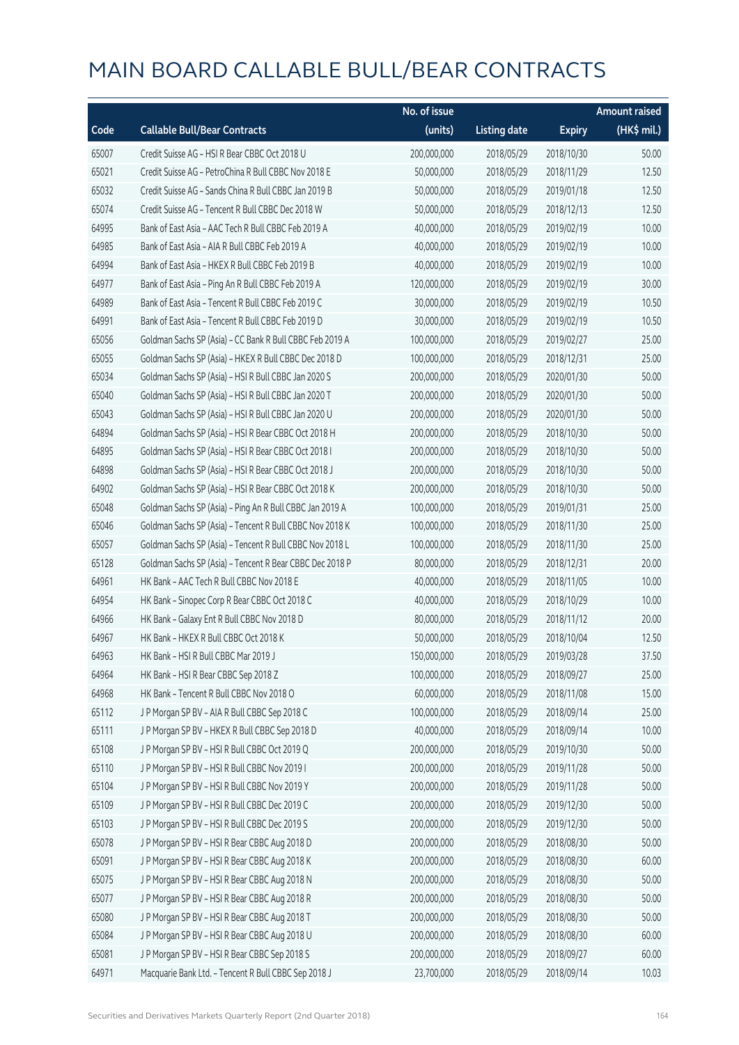# MAIN BOARD CALLABLE BULL/BEAR CONTRACTS

| Code | Callable Bull/Bear Contracts | No. of issue (units) | Listing date | Expiry | Amount raised (HK$ mil.) |
|---|---|---|---|---|---|
| 65007 | Credit Suisse AG – HSI R Bear CBBC Oct 2018 U | 200,000,000 | 2018/05/29 | 2018/10/30 | 50.00 |
| 65021 | Credit Suisse AG – PetroChina R Bull CBBC Nov 2018 E | 50,000,000 | 2018/05/29 | 2018/11/29 | 12.50 |
| 65032 | Credit Suisse AG – Sands China R Bull CBBC Jan 2019 B | 50,000,000 | 2018/05/29 | 2019/01/18 | 12.50 |
| 65074 | Credit Suisse AG – Tencent R Bull CBBC Dec 2018 W | 50,000,000 | 2018/05/29 | 2018/12/13 | 12.50 |
| 64995 | Bank of East Asia – AAC Tech R Bull CBBC Feb 2019 A | 40,000,000 | 2018/05/29 | 2019/02/19 | 10.00 |
| 64985 | Bank of East Asia – AIA R Bull CBBC Feb 2019 A | 40,000,000 | 2018/05/29 | 2019/02/19 | 10.00 |
| 64994 | Bank of East Asia – HKEX R Bull CBBC Feb 2019 B | 40,000,000 | 2018/05/29 | 2019/02/19 | 10.00 |
| 64977 | Bank of East Asia – Ping An R Bull CBBC Feb 2019 A | 120,000,000 | 2018/05/29 | 2019/02/19 | 30.00 |
| 64989 | Bank of East Asia – Tencent R Bull CBBC Feb 2019 C | 30,000,000 | 2018/05/29 | 2019/02/19 | 10.50 |
| 64991 | Bank of East Asia – Tencent R Bull CBBC Feb 2019 D | 30,000,000 | 2018/05/29 | 2019/02/19 | 10.50 |
| 65056 | Goldman Sachs SP (Asia) – CC Bank R Bull CBBC Feb 2019 A | 100,000,000 | 2018/05/29 | 2019/02/27 | 25.00 |
| 65055 | Goldman Sachs SP (Asia) – HKEX R Bull CBBC Dec 2018 D | 100,000,000 | 2018/05/29 | 2018/12/31 | 25.00 |
| 65034 | Goldman Sachs SP (Asia) – HSI R Bull CBBC Jan 2020 S | 200,000,000 | 2018/05/29 | 2020/01/30 | 50.00 |
| 65040 | Goldman Sachs SP (Asia) – HSI R Bull CBBC Jan 2020 T | 200,000,000 | 2018/05/29 | 2020/01/30 | 50.00 |
| 65043 | Goldman Sachs SP (Asia) – HSI R Bull CBBC Jan 2020 U | 200,000,000 | 2018/05/29 | 2020/01/30 | 50.00 |
| 64894 | Goldman Sachs SP (Asia) – HSI R Bear CBBC Oct 2018 H | 200,000,000 | 2018/05/29 | 2018/10/30 | 50.00 |
| 64895 | Goldman Sachs SP (Asia) – HSI R Bear CBBC Oct 2018 I | 200,000,000 | 2018/05/29 | 2018/10/30 | 50.00 |
| 64898 | Goldman Sachs SP (Asia) – HSI R Bear CBBC Oct 2018 J | 200,000,000 | 2018/05/29 | 2018/10/30 | 50.00 |
| 64902 | Goldman Sachs SP (Asia) – HSI R Bear CBBC Oct 2018 K | 200,000,000 | 2018/05/29 | 2018/10/30 | 50.00 |
| 65048 | Goldman Sachs SP (Asia) – Ping An R Bull CBBC Jan 2019 A | 100,000,000 | 2018/05/29 | 2019/01/31 | 25.00 |
| 65046 | Goldman Sachs SP (Asia) – Tencent R Bull CBBC Nov 2018 K | 100,000,000 | 2018/05/29 | 2018/11/30 | 25.00 |
| 65057 | Goldman Sachs SP (Asia) – Tencent R Bull CBBC Nov 2018 L | 100,000,000 | 2018/05/29 | 2018/11/30 | 25.00 |
| 65128 | Goldman Sachs SP (Asia) – Tencent R Bear CBBC Dec 2018 P | 80,000,000 | 2018/05/29 | 2018/12/31 | 20.00 |
| 64961 | HK Bank – AAC Tech R Bull CBBC Nov 2018 E | 40,000,000 | 2018/05/29 | 2018/11/05 | 10.00 |
| 64954 | HK Bank – Sinopec Corp R Bear CBBC Oct 2018 C | 40,000,000 | 2018/05/29 | 2018/10/29 | 10.00 |
| 64966 | HK Bank – Galaxy Ent R Bull CBBC Nov 2018 D | 80,000,000 | 2018/05/29 | 2018/11/12 | 20.00 |
| 64967 | HK Bank – HKEX R Bull CBBC Oct 2018 K | 50,000,000 | 2018/05/29 | 2018/10/04 | 12.50 |
| 64963 | HK Bank – HSI R Bull CBBC Mar 2019 J | 150,000,000 | 2018/05/29 | 2019/03/28 | 37.50 |
| 64964 | HK Bank – HSI R Bear CBBC Sep 2018 Z | 100,000,000 | 2018/05/29 | 2018/09/27 | 25.00 |
| 64968 | HK Bank – Tencent R Bull CBBC Nov 2018 O | 60,000,000 | 2018/05/29 | 2018/11/08 | 15.00 |
| 65112 | J P Morgan SP BV – AIA R Bull CBBC Sep 2018 C | 100,000,000 | 2018/05/29 | 2018/09/14 | 25.00 |
| 65111 | J P Morgan SP BV – HKEX R Bull CBBC Sep 2018 D | 40,000,000 | 2018/05/29 | 2018/09/14 | 10.00 |
| 65108 | J P Morgan SP BV – HSI R Bull CBBC Oct 2019 Q | 200,000,000 | 2018/05/29 | 2019/10/30 | 50.00 |
| 65110 | J P Morgan SP BV – HSI R Bull CBBC Nov 2019 I | 200,000,000 | 2018/05/29 | 2019/11/28 | 50.00 |
| 65104 | J P Morgan SP BV – HSI R Bull CBBC Nov 2019 Y | 200,000,000 | 2018/05/29 | 2019/11/28 | 50.00 |
| 65109 | J P Morgan SP BV – HSI R Bull CBBC Dec 2019 C | 200,000,000 | 2018/05/29 | 2019/12/30 | 50.00 |
| 65103 | J P Morgan SP BV – HSI R Bull CBBC Dec 2019 S | 200,000,000 | 2018/05/29 | 2019/12/30 | 50.00 |
| 65078 | J P Morgan SP BV – HSI R Bear CBBC Aug 2018 D | 200,000,000 | 2018/05/29 | 2018/08/30 | 50.00 |
| 65091 | J P Morgan SP BV – HSI R Bear CBBC Aug 2018 K | 200,000,000 | 2018/05/29 | 2018/08/30 | 60.00 |
| 65075 | J P Morgan SP BV – HSI R Bear CBBC Aug 2018 N | 200,000,000 | 2018/05/29 | 2018/08/30 | 50.00 |
| 65077 | J P Morgan SP BV – HSI R Bear CBBC Aug 2018 R | 200,000,000 | 2018/05/29 | 2018/08/30 | 50.00 |
| 65080 | J P Morgan SP BV – HSI R Bear CBBC Aug 2018 T | 200,000,000 | 2018/05/29 | 2018/08/30 | 50.00 |
| 65084 | J P Morgan SP BV – HSI R Bear CBBC Aug 2018 U | 200,000,000 | 2018/05/29 | 2018/08/30 | 60.00 |
| 65081 | J P Morgan SP BV – HSI R Bear CBBC Sep 2018 S | 200,000,000 | 2018/05/29 | 2018/09/27 | 60.00 |
| 64971 | Macquarie Bank Ltd. – Tencent R Bull CBBC Sep 2018 J | 23,700,000 | 2018/05/29 | 2018/09/14 | 10.03 |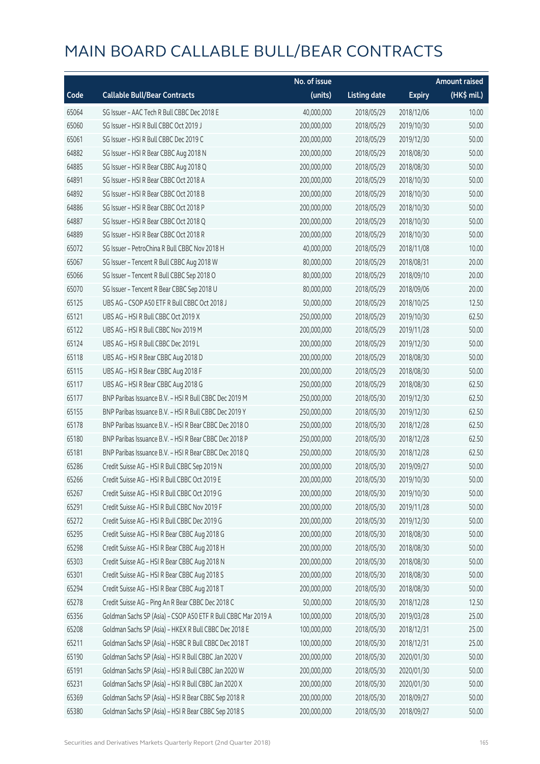# MAIN BOARD CALLABLE BULL/BEAR CONTRACTS

| Code | Callable Bull/Bear Contracts | No. of issue (units) | Listing date | Expiry | Amount raised (HK$ mil.) |
|---|---|---|---|---|---|
| 65064 | SG Issuer – AAC Tech R Bull CBBC Dec 2018 E | 40,000,000 | 2018/05/29 | 2018/12/06 | 10.00 |
| 65060 | SG Issuer – HSI R Bull CBBC Oct 2019 J | 200,000,000 | 2018/05/29 | 2019/10/30 | 50.00 |
| 65061 | SG Issuer – HSI R Bull CBBC Dec 2019 C | 200,000,000 | 2018/05/29 | 2019/12/30 | 50.00 |
| 64882 | SG Issuer – HSI R Bear CBBC Aug 2018 N | 200,000,000 | 2018/05/29 | 2018/08/30 | 50.00 |
| 64885 | SG Issuer – HSI R Bear CBBC Aug 2018 Q | 200,000,000 | 2018/05/29 | 2018/08/30 | 50.00 |
| 64891 | SG Issuer – HSI R Bear CBBC Oct 2018 A | 200,000,000 | 2018/05/29 | 2018/10/30 | 50.00 |
| 64892 | SG Issuer – HSI R Bear CBBC Oct 2018 B | 200,000,000 | 2018/05/29 | 2018/10/30 | 50.00 |
| 64886 | SG Issuer – HSI R Bear CBBC Oct 2018 P | 200,000,000 | 2018/05/29 | 2018/10/30 | 50.00 |
| 64887 | SG Issuer – HSI R Bear CBBC Oct 2018 Q | 200,000,000 | 2018/05/29 | 2018/10/30 | 50.00 |
| 64889 | SG Issuer – HSI R Bear CBBC Oct 2018 R | 200,000,000 | 2018/05/29 | 2018/10/30 | 50.00 |
| 65072 | SG Issuer – PetroChina R Bull CBBC Nov 2018 H | 40,000,000 | 2018/05/29 | 2018/11/08 | 10.00 |
| 65067 | SG Issuer – Tencent R Bull CBBC Aug 2018 W | 80,000,000 | 2018/05/29 | 2018/08/31 | 20.00 |
| 65066 | SG Issuer – Tencent R Bull CBBC Sep 2018 O | 80,000,000 | 2018/05/29 | 2018/09/10 | 20.00 |
| 65070 | SG Issuer – Tencent R Bear CBBC Sep 2018 U | 80,000,000 | 2018/05/29 | 2018/09/06 | 20.00 |
| 65125 | UBS AG – CSOP A50 ETF R Bull CBBC Oct 2018 J | 50,000,000 | 2018/05/29 | 2018/10/25 | 12.50 |
| 65121 | UBS AG – HSI R Bull CBBC Oct 2019 X | 250,000,000 | 2018/05/29 | 2019/10/30 | 62.50 |
| 65122 | UBS AG – HSI R Bull CBBC Nov 2019 M | 200,000,000 | 2018/05/29 | 2019/11/28 | 50.00 |
| 65124 | UBS AG – HSI R Bull CBBC Dec 2019 L | 200,000,000 | 2018/05/29 | 2019/12/30 | 50.00 |
| 65118 | UBS AG – HSI R Bear CBBC Aug 2018 D | 200,000,000 | 2018/05/29 | 2018/08/30 | 50.00 |
| 65115 | UBS AG – HSI R Bear CBBC Aug 2018 F | 200,000,000 | 2018/05/29 | 2018/08/30 | 50.00 |
| 65117 | UBS AG – HSI R Bear CBBC Aug 2018 G | 250,000,000 | 2018/05/29 | 2018/08/30 | 62.50 |
| 65177 | BNP Paribas Issuance B.V. – HSI R Bull CBBC Dec 2019 M | 250,000,000 | 2018/05/30 | 2019/12/30 | 62.50 |
| 65155 | BNP Paribas Issuance B.V. – HSI R Bull CBBC Dec 2019 Y | 250,000,000 | 2018/05/30 | 2019/12/30 | 62.50 |
| 65178 | BNP Paribas Issuance B.V. – HSI R Bear CBBC Dec 2018 O | 250,000,000 | 2018/05/30 | 2018/12/28 | 62.50 |
| 65180 | BNP Paribas Issuance B.V. – HSI R Bear CBBC Dec 2018 P | 250,000,000 | 2018/05/30 | 2018/12/28 | 62.50 |
| 65181 | BNP Paribas Issuance B.V. – HSI R Bear CBBC Dec 2018 Q | 250,000,000 | 2018/05/30 | 2018/12/28 | 62.50 |
| 65286 | Credit Suisse AG – HSI R Bull CBBC Sep 2019 N | 200,000,000 | 2018/05/30 | 2019/09/27 | 50.00 |
| 65266 | Credit Suisse AG – HSI R Bull CBBC Oct 2019 E | 200,000,000 | 2018/05/30 | 2019/10/30 | 50.00 |
| 65267 | Credit Suisse AG – HSI R Bull CBBC Oct 2019 G | 200,000,000 | 2018/05/30 | 2019/10/30 | 50.00 |
| 65291 | Credit Suisse AG – HSI R Bull CBBC Nov 2019 F | 200,000,000 | 2018/05/30 | 2019/11/28 | 50.00 |
| 65272 | Credit Suisse AG – HSI R Bull CBBC Dec 2019 G | 200,000,000 | 2018/05/30 | 2019/12/30 | 50.00 |
| 65295 | Credit Suisse AG – HSI R Bear CBBC Aug 2018 G | 200,000,000 | 2018/05/30 | 2018/08/30 | 50.00 |
| 65298 | Credit Suisse AG – HSI R Bear CBBC Aug 2018 H | 200,000,000 | 2018/05/30 | 2018/08/30 | 50.00 |
| 65303 | Credit Suisse AG – HSI R Bear CBBC Aug 2018 N | 200,000,000 | 2018/05/30 | 2018/08/30 | 50.00 |
| 65301 | Credit Suisse AG – HSI R Bear CBBC Aug 2018 S | 200,000,000 | 2018/05/30 | 2018/08/30 | 50.00 |
| 65294 | Credit Suisse AG – HSI R Bear CBBC Aug 2018 T | 200,000,000 | 2018/05/30 | 2018/08/30 | 50.00 |
| 65278 | Credit Suisse AG – Ping An R Bear CBBC Dec 2018 C | 50,000,000 | 2018/05/30 | 2018/12/28 | 12.50 |
| 65356 | Goldman Sachs SP (Asia) – CSOP A50 ETF R Bull CBBC Mar 2019 A | 100,000,000 | 2018/05/30 | 2019/03/28 | 25.00 |
| 65208 | Goldman Sachs SP (Asia) – HKEX R Bull CBBC Dec 2018 E | 100,000,000 | 2018/05/30 | 2018/12/31 | 25.00 |
| 65211 | Goldman Sachs SP (Asia) – HSBC R Bull CBBC Dec 2018 T | 100,000,000 | 2018/05/30 | 2018/12/31 | 25.00 |
| 65190 | Goldman Sachs SP (Asia) – HSI R Bull CBBC Jan 2020 V | 200,000,000 | 2018/05/30 | 2020/01/30 | 50.00 |
| 65191 | Goldman Sachs SP (Asia) – HSI R Bull CBBC Jan 2020 W | 200,000,000 | 2018/05/30 | 2020/01/30 | 50.00 |
| 65231 | Goldman Sachs SP (Asia) – HSI R Bull CBBC Jan 2020 X | 200,000,000 | 2018/05/30 | 2020/01/30 | 50.00 |
| 65369 | Goldman Sachs SP (Asia) – HSI R Bear CBBC Sep 2018 R | 200,000,000 | 2018/05/30 | 2018/09/27 | 50.00 |
| 65380 | Goldman Sachs SP (Asia) – HSI R Bear CBBC Sep 2018 S | 200,000,000 | 2018/05/30 | 2018/09/27 | 50.00 |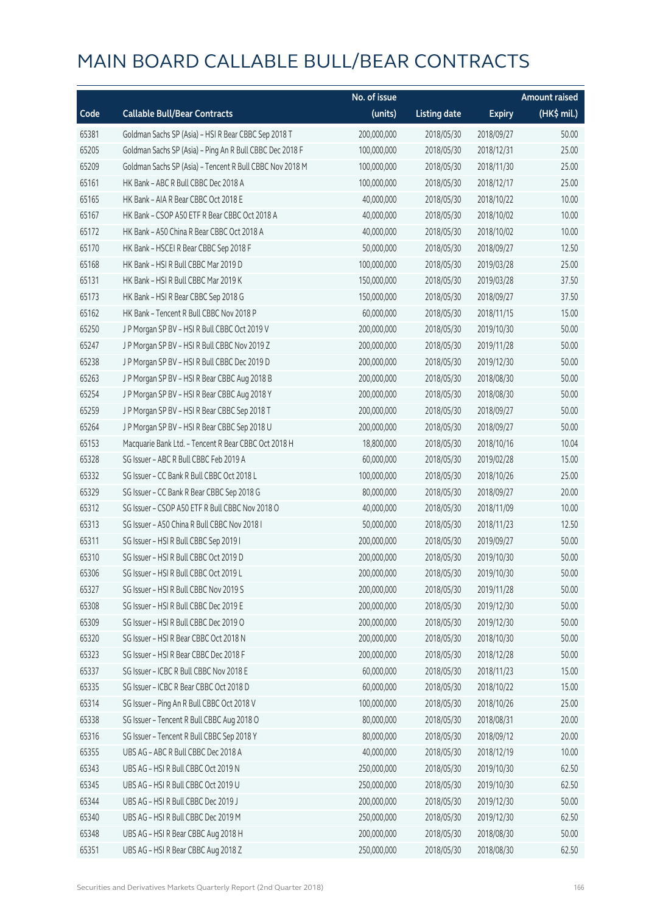# MAIN BOARD CALLABLE BULL/BEAR CONTRACTS

| Code | Callable Bull/Bear Contracts | No. of issue (units) | Listing date | Expiry | Amount raised (HK$ mil.) |
|---|---|---|---|---|---|
| 65381 | Goldman Sachs SP (Asia) – HSI R Bear CBBC Sep 2018 T | 200,000,000 | 2018/05/30 | 2018/09/27 | 50.00 |
| 65205 | Goldman Sachs SP (Asia) – Ping An R Bull CBBC Dec 2018 F | 100,000,000 | 2018/05/30 | 2018/12/31 | 25.00 |
| 65209 | Goldman Sachs SP (Asia) – Tencent R Bull CBBC Nov 2018 M | 100,000,000 | 2018/05/30 | 2018/11/30 | 25.00 |
| 65161 | HK Bank – ABC R Bull CBBC Dec 2018 A | 100,000,000 | 2018/05/30 | 2018/12/17 | 25.00 |
| 65165 | HK Bank – AIA R Bear CBBC Oct 2018 E | 40,000,000 | 2018/05/30 | 2018/10/22 | 10.00 |
| 65167 | HK Bank – CSOP A50 ETF R Bear CBBC Oct 2018 A | 40,000,000 | 2018/05/30 | 2018/10/02 | 10.00 |
| 65172 | HK Bank – A50 China R Bear CBBC Oct 2018 A | 40,000,000 | 2018/05/30 | 2018/10/02 | 10.00 |
| 65170 | HK Bank – HSCEI R Bear CBBC Sep 2018 F | 50,000,000 | 2018/05/30 | 2018/09/27 | 12.50 |
| 65168 | HK Bank – HSI R Bull CBBC Mar 2019 D | 100,000,000 | 2018/05/30 | 2019/03/28 | 25.00 |
| 65131 | HK Bank – HSI R Bull CBBC Mar 2019 K | 150,000,000 | 2018/05/30 | 2019/03/28 | 37.50 |
| 65173 | HK Bank – HSI R Bear CBBC Sep 2018 G | 150,000,000 | 2018/05/30 | 2018/09/27 | 37.50 |
| 65162 | HK Bank – Tencent R Bull CBBC Nov 2018 P | 60,000,000 | 2018/05/30 | 2018/11/15 | 15.00 |
| 65250 | J P Morgan SP BV – HSI R Bull CBBC Oct 2019 V | 200,000,000 | 2018/05/30 | 2019/10/30 | 50.00 |
| 65247 | J P Morgan SP BV – HSI R Bull CBBC Nov 2019 Z | 200,000,000 | 2018/05/30 | 2019/11/28 | 50.00 |
| 65238 | J P Morgan SP BV – HSI R Bull CBBC Dec 2019 D | 200,000,000 | 2018/05/30 | 2019/12/30 | 50.00 |
| 65263 | J P Morgan SP BV – HSI R Bear CBBC Aug 2018 B | 200,000,000 | 2018/05/30 | 2018/08/30 | 50.00 |
| 65254 | J P Morgan SP BV – HSI R Bear CBBC Aug 2018 Y | 200,000,000 | 2018/05/30 | 2018/08/30 | 50.00 |
| 65259 | J P Morgan SP BV – HSI R Bear CBBC Sep 2018 T | 200,000,000 | 2018/05/30 | 2018/09/27 | 50.00 |
| 65264 | J P Morgan SP BV – HSI R Bear CBBC Sep 2018 U | 200,000,000 | 2018/05/30 | 2018/09/27 | 50.00 |
| 65153 | Macquarie Bank Ltd. – Tencent R Bear CBBC Oct 2018 H | 18,800,000 | 2018/05/30 | 2018/10/16 | 10.04 |
| 65328 | SG Issuer – ABC R Bull CBBC Feb 2019 A | 60,000,000 | 2018/05/30 | 2019/02/28 | 15.00 |
| 65332 | SG Issuer – CC Bank R Bull CBBC Oct 2018 L | 100,000,000 | 2018/05/30 | 2018/10/26 | 25.00 |
| 65329 | SG Issuer – CC Bank R Bear CBBC Sep 2018 G | 80,000,000 | 2018/05/30 | 2018/09/27 | 20.00 |
| 65312 | SG Issuer – CSOP A50 ETF R Bull CBBC Nov 2018 O | 40,000,000 | 2018/05/30 | 2018/11/09 | 10.00 |
| 65313 | SG Issuer – A50 China R Bull CBBC Nov 2018 I | 50,000,000 | 2018/05/30 | 2018/11/23 | 12.50 |
| 65311 | SG Issuer – HSI R Bull CBBC Sep 2019 I | 200,000,000 | 2018/05/30 | 2019/09/27 | 50.00 |
| 65310 | SG Issuer – HSI R Bull CBBC Oct 2019 D | 200,000,000 | 2018/05/30 | 2019/10/30 | 50.00 |
| 65306 | SG Issuer – HSI R Bull CBBC Oct 2019 L | 200,000,000 | 2018/05/30 | 2019/10/30 | 50.00 |
| 65327 | SG Issuer – HSI R Bull CBBC Nov 2019 S | 200,000,000 | 2018/05/30 | 2019/11/28 | 50.00 |
| 65308 | SG Issuer – HSI R Bull CBBC Dec 2019 E | 200,000,000 | 2018/05/30 | 2019/12/30 | 50.00 |
| 65309 | SG Issuer – HSI R Bull CBBC Dec 2019 O | 200,000,000 | 2018/05/30 | 2019/12/30 | 50.00 |
| 65320 | SG Issuer – HSI R Bear CBBC Oct 2018 N | 200,000,000 | 2018/05/30 | 2018/10/30 | 50.00 |
| 65323 | SG Issuer – HSI R Bear CBBC Dec 2018 F | 200,000,000 | 2018/05/30 | 2018/12/28 | 50.00 |
| 65337 | SG Issuer – ICBC R Bull CBBC Nov 2018 E | 60,000,000 | 2018/05/30 | 2018/11/23 | 15.00 |
| 65335 | SG Issuer – ICBC R Bear CBBC Oct 2018 D | 60,000,000 | 2018/05/30 | 2018/10/22 | 15.00 |
| 65314 | SG Issuer – Ping An R Bull CBBC Oct 2018 V | 100,000,000 | 2018/05/30 | 2018/10/26 | 25.00 |
| 65338 | SG Issuer – Tencent R Bull CBBC Aug 2018 O | 80,000,000 | 2018/05/30 | 2018/08/31 | 20.00 |
| 65316 | SG Issuer – Tencent R Bull CBBC Sep 2018 Y | 80,000,000 | 2018/05/30 | 2018/09/12 | 20.00 |
| 65355 | UBS AG – ABC R Bull CBBC Dec 2018 A | 40,000,000 | 2018/05/30 | 2018/12/19 | 10.00 |
| 65343 | UBS AG – HSI R Bull CBBC Oct 2019 N | 250,000,000 | 2018/05/30 | 2019/10/30 | 62.50 |
| 65345 | UBS AG – HSI R Bull CBBC Oct 2019 U | 250,000,000 | 2018/05/30 | 2019/10/30 | 62.50 |
| 65344 | UBS AG – HSI R Bull CBBC Dec 2019 J | 200,000,000 | 2018/05/30 | 2019/12/30 | 50.00 |
| 65340 | UBS AG – HSI R Bull CBBC Dec 2019 M | 250,000,000 | 2018/05/30 | 2019/12/30 | 62.50 |
| 65348 | UBS AG – HSI R Bear CBBC Aug 2018 H | 200,000,000 | 2018/05/30 | 2018/08/30 | 50.00 |
| 65351 | UBS AG – HSI R Bear CBBC Aug 2018 Z | 250,000,000 | 2018/05/30 | 2018/08/30 | 62.50 |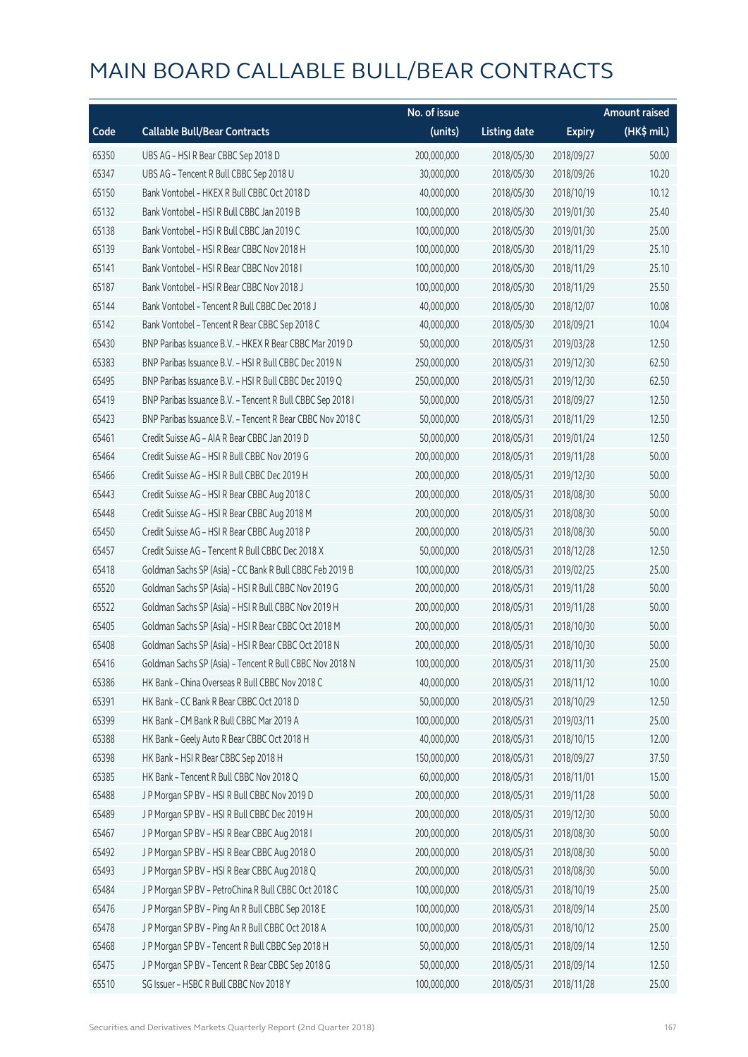# MAIN BOARD CALLABLE BULL/BEAR CONTRACTS

| Code | Callable Bull/Bear Contracts | No. of issue (units) | Listing date | Expiry | Amount raised (HK$ mil.) |
|---|---|---|---|---|---|
| 65350 | UBS AG – HSI R Bear CBBC Sep 2018 D | 200,000,000 | 2018/05/30 | 2018/09/27 | 50.00 |
| 65347 | UBS AG – Tencent R Bull CBBC Sep 2018 U | 30,000,000 | 2018/05/30 | 2018/09/26 | 10.20 |
| 65150 | Bank Vontobel – HKEX R Bull CBBC Oct 2018 D | 40,000,000 | 2018/05/30 | 2018/10/19 | 10.12 |
| 65132 | Bank Vontobel – HSI R Bull CBBC Jan 2019 B | 100,000,000 | 2018/05/30 | 2019/01/30 | 25.40 |
| 65138 | Bank Vontobel – HSI R Bull CBBC Jan 2019 C | 100,000,000 | 2018/05/30 | 2019/01/30 | 25.00 |
| 65139 | Bank Vontobel – HSI R Bear CBBC Nov 2018 H | 100,000,000 | 2018/05/30 | 2018/11/29 | 25.10 |
| 65141 | Bank Vontobel – HSI R Bear CBBC Nov 2018 I | 100,000,000 | 2018/05/30 | 2018/11/29 | 25.10 |
| 65187 | Bank Vontobel – HSI R Bear CBBC Nov 2018 J | 100,000,000 | 2018/05/30 | 2018/11/29 | 25.50 |
| 65144 | Bank Vontobel – Tencent R Bull CBBC Dec 2018 J | 40,000,000 | 2018/05/30 | 2018/12/07 | 10.08 |
| 65142 | Bank Vontobel – Tencent R Bear CBBC Sep 2018 C | 40,000,000 | 2018/05/30 | 2018/09/21 | 10.04 |
| 65430 | BNP Paribas Issuance B.V. – HKEX R Bear CBBC Mar 2019 D | 50,000,000 | 2018/05/31 | 2019/03/28 | 12.50 |
| 65383 | BNP Paribas Issuance B.V. – HSI R Bull CBBC Dec 2019 N | 250,000,000 | 2018/05/31 | 2019/12/30 | 62.50 |
| 65495 | BNP Paribas Issuance B.V. – HSI R Bull CBBC Dec 2019 Q | 250,000,000 | 2018/05/31 | 2019/12/30 | 62.50 |
| 65419 | BNP Paribas Issuance B.V. – Tencent R Bull CBBC Sep 2018 I | 50,000,000 | 2018/05/31 | 2018/09/27 | 12.50 |
| 65423 | BNP Paribas Issuance B.V. – Tencent R Bear CBBC Nov 2018 C | 50,000,000 | 2018/05/31 | 2018/11/29 | 12.50 |
| 65461 | Credit Suisse AG – AIA R Bear CBBC Jan 2019 D | 50,000,000 | 2018/05/31 | 2019/01/24 | 12.50 |
| 65464 | Credit Suisse AG – HSI R Bull CBBC Nov 2019 G | 200,000,000 | 2018/05/31 | 2019/11/28 | 50.00 |
| 65466 | Credit Suisse AG – HSI R Bull CBBC Dec 2019 H | 200,000,000 | 2018/05/31 | 2019/12/30 | 50.00 |
| 65443 | Credit Suisse AG – HSI R Bear CBBC Aug 2018 C | 200,000,000 | 2018/05/31 | 2018/08/30 | 50.00 |
| 65448 | Credit Suisse AG – HSI R Bear CBBC Aug 2018 M | 200,000,000 | 2018/05/31 | 2018/08/30 | 50.00 |
| 65450 | Credit Suisse AG – HSI R Bear CBBC Aug 2018 P | 200,000,000 | 2018/05/31 | 2018/08/30 | 50.00 |
| 65457 | Credit Suisse AG – Tencent R Bull CBBC Dec 2018 X | 50,000,000 | 2018/05/31 | 2018/12/28 | 12.50 |
| 65418 | Goldman Sachs SP (Asia) – CC Bank R Bull CBBC Feb 2019 B | 100,000,000 | 2018/05/31 | 2019/02/25 | 25.00 |
| 65520 | Goldman Sachs SP (Asia) – HSI R Bull CBBC Nov 2019 G | 200,000,000 | 2018/05/31 | 2019/11/28 | 50.00 |
| 65522 | Goldman Sachs SP (Asia) – HSI R Bull CBBC Nov 2019 H | 200,000,000 | 2018/05/31 | 2019/11/28 | 50.00 |
| 65405 | Goldman Sachs SP (Asia) – HSI R Bear CBBC Oct 2018 M | 200,000,000 | 2018/05/31 | 2018/10/30 | 50.00 |
| 65408 | Goldman Sachs SP (Asia) – HSI R Bear CBBC Oct 2018 N | 200,000,000 | 2018/05/31 | 2018/10/30 | 50.00 |
| 65416 | Goldman Sachs SP (Asia) – Tencent R Bull CBBC Nov 2018 N | 100,000,000 | 2018/05/31 | 2018/11/30 | 25.00 |
| 65386 | HK Bank – China Overseas R Bull CBBC Nov 2018 C | 40,000,000 | 2018/05/31 | 2018/11/12 | 10.00 |
| 65391 | HK Bank – CC Bank R Bear CBBC Oct 2018 D | 50,000,000 | 2018/05/31 | 2018/10/29 | 12.50 |
| 65399 | HK Bank – CM Bank R Bull CBBC Mar 2019 A | 100,000,000 | 2018/05/31 | 2019/03/11 | 25.00 |
| 65388 | HK Bank – Geely Auto R Bear CBBC Oct 2018 H | 40,000,000 | 2018/05/31 | 2018/10/15 | 12.00 |
| 65398 | HK Bank – HSI R Bear CBBC Sep 2018 H | 150,000,000 | 2018/05/31 | 2018/09/27 | 37.50 |
| 65385 | HK Bank – Tencent R Bull CBBC Nov 2018 Q | 60,000,000 | 2018/05/31 | 2018/11/01 | 15.00 |
| 65488 | J P Morgan SP BV – HSI R Bull CBBC Nov 2019 D | 200,000,000 | 2018/05/31 | 2019/11/28 | 50.00 |
| 65489 | J P Morgan SP BV – HSI R Bull CBBC Dec 2019 H | 200,000,000 | 2018/05/31 | 2019/12/30 | 50.00 |
| 65467 | J P Morgan SP BV – HSI R Bear CBBC Aug 2018 I | 200,000,000 | 2018/05/31 | 2018/08/30 | 50.00 |
| 65492 | J P Morgan SP BV – HSI R Bear CBBC Aug 2018 O | 200,000,000 | 2018/05/31 | 2018/08/30 | 50.00 |
| 65493 | J P Morgan SP BV – HSI R Bear CBBC Aug 2018 Q | 200,000,000 | 2018/05/31 | 2018/08/30 | 50.00 |
| 65484 | J P Morgan SP BV – PetroChina R Bull CBBC Oct 2018 C | 100,000,000 | 2018/05/31 | 2018/10/19 | 25.00 |
| 65476 | J P Morgan SP BV – Ping An R Bull CBBC Sep 2018 E | 100,000,000 | 2018/05/31 | 2018/09/14 | 25.00 |
| 65478 | J P Morgan SP BV – Ping An R Bull CBBC Oct 2018 A | 100,000,000 | 2018/05/31 | 2018/10/12 | 25.00 |
| 65468 | J P Morgan SP BV – Tencent R Bull CBBC Sep 2018 H | 50,000,000 | 2018/05/31 | 2018/09/14 | 12.50 |
| 65475 | J P Morgan SP BV – Tencent R Bear CBBC Sep 2018 G | 50,000,000 | 2018/05/31 | 2018/09/14 | 12.50 |
| 65510 | SG Issuer – HSBC R Bull CBBC Nov 2018 Y | 100,000,000 | 2018/05/31 | 2018/11/28 | 25.00 |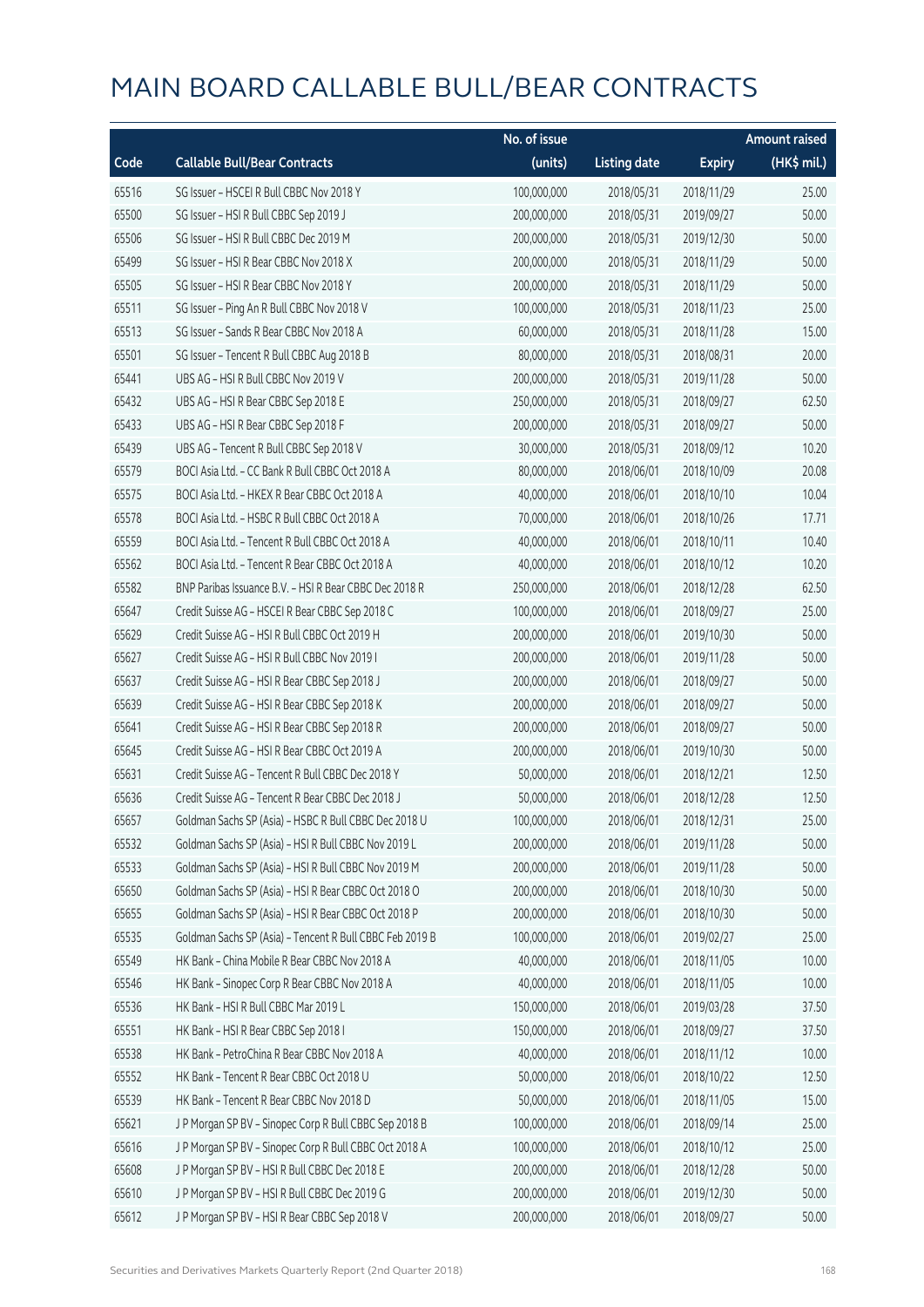# MAIN BOARD CALLABLE BULL/BEAR CONTRACTS

| Code | Callable Bull/Bear Contracts | No. of issue (units) | Listing date | Expiry | Amount raised (HK$ mil.) |
|---|---|---|---|---|---|
| 65516 | SG Issuer – HSCEI R Bull CBBC Nov 2018 Y | 100,000,000 | 2018/05/31 | 2018/11/29 | 25.00 |
| 65500 | SG Issuer – HSI R Bull CBBC Sep 2019 J | 200,000,000 | 2018/05/31 | 2019/09/27 | 50.00 |
| 65506 | SG Issuer – HSI R Bull CBBC Dec 2019 M | 200,000,000 | 2018/05/31 | 2019/12/30 | 50.00 |
| 65499 | SG Issuer – HSI R Bear CBBC Nov 2018 X | 200,000,000 | 2018/05/31 | 2018/11/29 | 50.00 |
| 65505 | SG Issuer – HSI R Bear CBBC Nov 2018 Y | 200,000,000 | 2018/05/31 | 2018/11/29 | 50.00 |
| 65511 | SG Issuer – Ping An R Bull CBBC Nov 2018 V | 100,000,000 | 2018/05/31 | 2018/11/23 | 25.00 |
| 65513 | SG Issuer – Sands R Bear CBBC Nov 2018 A | 60,000,000 | 2018/05/31 | 2018/11/28 | 15.00 |
| 65501 | SG Issuer – Tencent R Bull CBBC Aug 2018 B | 80,000,000 | 2018/05/31 | 2018/08/31 | 20.00 |
| 65441 | UBS AG – HSI R Bull CBBC Nov 2019 V | 200,000,000 | 2018/05/31 | 2019/11/28 | 50.00 |
| 65432 | UBS AG – HSI R Bear CBBC Sep 2018 E | 250,000,000 | 2018/05/31 | 2018/09/27 | 62.50 |
| 65433 | UBS AG – HSI R Bear CBBC Sep 2018 F | 200,000,000 | 2018/05/31 | 2018/09/27 | 50.00 |
| 65439 | UBS AG – Tencent R Bull CBBC Sep 2018 V | 30,000,000 | 2018/05/31 | 2018/09/12 | 10.20 |
| 65579 | BOCI Asia Ltd. – CC Bank R Bull CBBC Oct 2018 A | 80,000,000 | 2018/06/01 | 2018/10/09 | 20.08 |
| 65575 | BOCI Asia Ltd. – HKEX R Bear CBBC Oct 2018 A | 40,000,000 | 2018/06/01 | 2018/10/10 | 10.04 |
| 65578 | BOCI Asia Ltd. – HSBC R Bull CBBC Oct 2018 A | 70,000,000 | 2018/06/01 | 2018/10/26 | 17.71 |
| 65559 | BOCI Asia Ltd. – Tencent R Bull CBBC Oct 2018 A | 40,000,000 | 2018/06/01 | 2018/10/11 | 10.40 |
| 65562 | BOCI Asia Ltd. – Tencent R Bear CBBC Oct 2018 A | 40,000,000 | 2018/06/01 | 2018/10/12 | 10.20 |
| 65582 | BNP Paribas Issuance B.V. – HSI R Bear CBBC Dec 2018 R | 250,000,000 | 2018/06/01 | 2018/12/28 | 62.50 |
| 65647 | Credit Suisse AG – HSCEI R Bear CBBC Sep 2018 C | 100,000,000 | 2018/06/01 | 2018/09/27 | 25.00 |
| 65629 | Credit Suisse AG – HSI R Bull CBBC Oct 2019 H | 200,000,000 | 2018/06/01 | 2019/10/30 | 50.00 |
| 65627 | Credit Suisse AG – HSI R Bull CBBC Nov 2019 I | 200,000,000 | 2018/06/01 | 2019/11/28 | 50.00 |
| 65637 | Credit Suisse AG – HSI R Bear CBBC Sep 2018 J | 200,000,000 | 2018/06/01 | 2018/09/27 | 50.00 |
| 65639 | Credit Suisse AG – HSI R Bear CBBC Sep 2018 K | 200,000,000 | 2018/06/01 | 2018/09/27 | 50.00 |
| 65641 | Credit Suisse AG – HSI R Bear CBBC Sep 2018 R | 200,000,000 | 2018/06/01 | 2018/09/27 | 50.00 |
| 65645 | Credit Suisse AG – HSI R Bear CBBC Oct 2019 A | 200,000,000 | 2018/06/01 | 2019/10/30 | 50.00 |
| 65631 | Credit Suisse AG – Tencent R Bull CBBC Dec 2018 Y | 50,000,000 | 2018/06/01 | 2018/12/21 | 12.50 |
| 65636 | Credit Suisse AG – Tencent R Bear CBBC Dec 2018 J | 50,000,000 | 2018/06/01 | 2018/12/28 | 12.50 |
| 65657 | Goldman Sachs SP (Asia) – HSBC R Bull CBBC Dec 2018 U | 100,000,000 | 2018/06/01 | 2018/12/31 | 25.00 |
| 65532 | Goldman Sachs SP (Asia) – HSI R Bull CBBC Nov 2019 L | 200,000,000 | 2018/06/01 | 2019/11/28 | 50.00 |
| 65533 | Goldman Sachs SP (Asia) – HSI R Bull CBBC Nov 2019 M | 200,000,000 | 2018/06/01 | 2019/11/28 | 50.00 |
| 65650 | Goldman Sachs SP (Asia) – HSI R Bear CBBC Oct 2018 O | 200,000,000 | 2018/06/01 | 2018/10/30 | 50.00 |
| 65655 | Goldman Sachs SP (Asia) – HSI R Bear CBBC Oct 2018 P | 200,000,000 | 2018/06/01 | 2018/10/30 | 50.00 |
| 65535 | Goldman Sachs SP (Asia) – Tencent R Bull CBBC Feb 2019 B | 100,000,000 | 2018/06/01 | 2019/02/27 | 25.00 |
| 65549 | HK Bank – China Mobile R Bear CBBC Nov 2018 A | 40,000,000 | 2018/06/01 | 2018/11/05 | 10.00 |
| 65546 | HK Bank – Sinopec Corp R Bear CBBC Nov 2018 A | 40,000,000 | 2018/06/01 | 2018/11/05 | 10.00 |
| 65536 | HK Bank – HSI R Bull CBBC Mar 2019 L | 150,000,000 | 2018/06/01 | 2019/03/28 | 37.50 |
| 65551 | HK Bank – HSI R Bear CBBC Sep 2018 I | 150,000,000 | 2018/06/01 | 2018/09/27 | 37.50 |
| 65538 | HK Bank – PetroChina R Bear CBBC Nov 2018 A | 40,000,000 | 2018/06/01 | 2018/11/12 | 10.00 |
| 65552 | HK Bank – Tencent R Bear CBBC Oct 2018 U | 50,000,000 | 2018/06/01 | 2018/10/22 | 12.50 |
| 65539 | HK Bank – Tencent R Bear CBBC Nov 2018 D | 50,000,000 | 2018/06/01 | 2018/11/05 | 15.00 |
| 65621 | J P Morgan SP BV – Sinopec Corp R Bull CBBC Sep 2018 B | 100,000,000 | 2018/06/01 | 2018/09/14 | 25.00 |
| 65616 | J P Morgan SP BV – Sinopec Corp R Bull CBBC Oct 2018 A | 100,000,000 | 2018/06/01 | 2018/10/12 | 25.00 |
| 65608 | J P Morgan SP BV – HSI R Bull CBBC Dec 2018 E | 200,000,000 | 2018/06/01 | 2018/12/28 | 50.00 |
| 65610 | J P Morgan SP BV – HSI R Bull CBBC Dec 2019 G | 200,000,000 | 2018/06/01 | 2019/12/30 | 50.00 |
| 65612 | J P Morgan SP BV – HSI R Bear CBBC Sep 2018 V | 200,000,000 | 2018/06/01 | 2018/09/27 | 50.00 |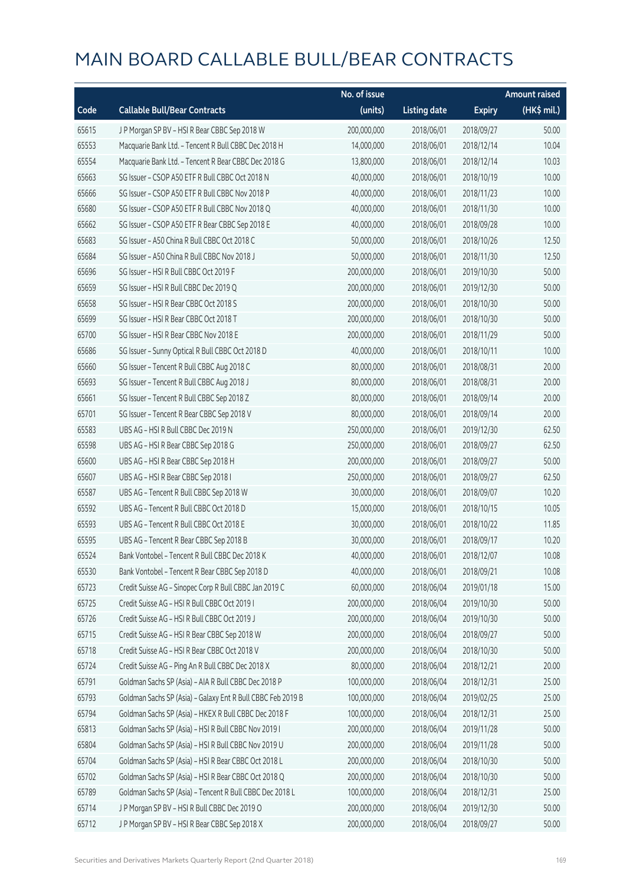# MAIN BOARD CALLABLE BULL/BEAR CONTRACTS

| Code | Callable Bull/Bear Contracts | No. of issue (units) | Listing date | Expiry | Amount raised (HK$ mil.) |
|---|---|---|---|---|---|
| 65615 | J P Morgan SP BV – HSI R Bear CBBC Sep 2018 W | 200,000,000 | 2018/06/01 | 2018/09/27 | 50.00 |
| 65553 | Macquarie Bank Ltd. – Tencent R Bull CBBC Dec 2018 H | 14,000,000 | 2018/06/01 | 2018/12/14 | 10.04 |
| 65554 | Macquarie Bank Ltd. – Tencent R Bear CBBC Dec 2018 G | 13,800,000 | 2018/06/01 | 2018/12/14 | 10.03 |
| 65663 | SG Issuer – CSOP A50 ETF R Bull CBBC Oct 2018 N | 40,000,000 | 2018/06/01 | 2018/10/19 | 10.00 |
| 65666 | SG Issuer – CSOP A50 ETF R Bull CBBC Nov 2018 P | 40,000,000 | 2018/06/01 | 2018/11/23 | 10.00 |
| 65680 | SG Issuer – CSOP A50 ETF R Bull CBBC Nov 2018 Q | 40,000,000 | 2018/06/01 | 2018/11/30 | 10.00 |
| 65662 | SG Issuer – CSOP A50 ETF R Bear CBBC Sep 2018 E | 40,000,000 | 2018/06/01 | 2018/09/28 | 10.00 |
| 65683 | SG Issuer – A50 China R Bull CBBC Oct 2018 C | 50,000,000 | 2018/06/01 | 2018/10/26 | 12.50 |
| 65684 | SG Issuer – A50 China R Bull CBBC Nov 2018 J | 50,000,000 | 2018/06/01 | 2018/11/30 | 12.50 |
| 65696 | SG Issuer – HSI R Bull CBBC Oct 2019 F | 200,000,000 | 2018/06/01 | 2019/10/30 | 50.00 |
| 65659 | SG Issuer – HSI R Bull CBBC Dec 2019 Q | 200,000,000 | 2018/06/01 | 2019/12/30 | 50.00 |
| 65658 | SG Issuer – HSI R Bear CBBC Oct 2018 S | 200,000,000 | 2018/06/01 | 2018/10/30 | 50.00 |
| 65699 | SG Issuer – HSI R Bear CBBC Oct 2018 T | 200,000,000 | 2018/06/01 | 2018/10/30 | 50.00 |
| 65700 | SG Issuer – HSI R Bear CBBC Nov 2018 E | 200,000,000 | 2018/06/01 | 2018/11/29 | 50.00 |
| 65686 | SG Issuer – Sunny Optical R Bull CBBC Oct 2018 D | 40,000,000 | 2018/06/01 | 2018/10/11 | 10.00 |
| 65660 | SG Issuer – Tencent R Bull CBBC Aug 2018 C | 80,000,000 | 2018/06/01 | 2018/08/31 | 20.00 |
| 65693 | SG Issuer – Tencent R Bull CBBC Aug 2018 J | 80,000,000 | 2018/06/01 | 2018/08/31 | 20.00 |
| 65661 | SG Issuer – Tencent R Bull CBBC Sep 2018 Z | 80,000,000 | 2018/06/01 | 2018/09/14 | 20.00 |
| 65701 | SG Issuer – Tencent R Bear CBBC Sep 2018 V | 80,000,000 | 2018/06/01 | 2018/09/14 | 20.00 |
| 65583 | UBS AG – HSI R Bull CBBC Dec 2019 N | 250,000,000 | 2018/06/01 | 2019/12/30 | 62.50 |
| 65598 | UBS AG – HSI R Bear CBBC Sep 2018 G | 250,000,000 | 2018/06/01 | 2018/09/27 | 62.50 |
| 65600 | UBS AG – HSI R Bear CBBC Sep 2018 H | 200,000,000 | 2018/06/01 | 2018/09/27 | 50.00 |
| 65607 | UBS AG – HSI R Bear CBBC Sep 2018 I | 250,000,000 | 2018/06/01 | 2018/09/27 | 62.50 |
| 65587 | UBS AG – Tencent R Bull CBBC Sep 2018 W | 30,000,000 | 2018/06/01 | 2018/09/07 | 10.20 |
| 65592 | UBS AG – Tencent R Bull CBBC Oct 2018 D | 15,000,000 | 2018/06/01 | 2018/10/15 | 10.05 |
| 65593 | UBS AG – Tencent R Bull CBBC Oct 2018 E | 30,000,000 | 2018/06/01 | 2018/10/22 | 11.85 |
| 65595 | UBS AG – Tencent R Bear CBBC Sep 2018 B | 30,000,000 | 2018/06/01 | 2018/09/17 | 10.20 |
| 65524 | Bank Vontobel – Tencent R Bull CBBC Dec 2018 K | 40,000,000 | 2018/06/01 | 2018/12/07 | 10.08 |
| 65530 | Bank Vontobel – Tencent R Bear CBBC Sep 2018 D | 40,000,000 | 2018/06/01 | 2018/09/21 | 10.08 |
| 65723 | Credit Suisse AG – Sinopec Corp R Bull CBBC Jan 2019 C | 60,000,000 | 2018/06/04 | 2019/01/18 | 15.00 |
| 65725 | Credit Suisse AG – HSI R Bull CBBC Oct 2019 I | 200,000,000 | 2018/06/04 | 2019/10/30 | 50.00 |
| 65726 | Credit Suisse AG – HSI R Bull CBBC Oct 2019 J | 200,000,000 | 2018/06/04 | 2019/10/30 | 50.00 |
| 65715 | Credit Suisse AG – HSI R Bear CBBC Sep 2018 W | 200,000,000 | 2018/06/04 | 2018/09/27 | 50.00 |
| 65718 | Credit Suisse AG – HSI R Bear CBBC Oct 2018 V | 200,000,000 | 2018/06/04 | 2018/10/30 | 50.00 |
| 65724 | Credit Suisse AG – Ping An R Bull CBBC Dec 2018 X | 80,000,000 | 2018/06/04 | 2018/12/21 | 20.00 |
| 65791 | Goldman Sachs SP (Asia) – AIA R Bull CBBC Dec 2018 P | 100,000,000 | 2018/06/04 | 2018/12/31 | 25.00 |
| 65793 | Goldman Sachs SP (Asia) – Galaxy Ent R Bull CBBC Feb 2019 B | 100,000,000 | 2018/06/04 | 2019/02/25 | 25.00 |
| 65794 | Goldman Sachs SP (Asia) – HKEX R Bull CBBC Dec 2018 F | 100,000,000 | 2018/06/04 | 2018/12/31 | 25.00 |
| 65813 | Goldman Sachs SP (Asia) – HSI R Bull CBBC Nov 2019 I | 200,000,000 | 2018/06/04 | 2019/11/28 | 50.00 |
| 65804 | Goldman Sachs SP (Asia) – HSI R Bull CBBC Nov 2019 U | 200,000,000 | 2018/06/04 | 2019/11/28 | 50.00 |
| 65704 | Goldman Sachs SP (Asia) – HSI R Bear CBBC Oct 2018 L | 200,000,000 | 2018/06/04 | 2018/10/30 | 50.00 |
| 65702 | Goldman Sachs SP (Asia) – HSI R Bear CBBC Oct 2018 Q | 200,000,000 | 2018/06/04 | 2018/10/30 | 50.00 |
| 65789 | Goldman Sachs SP (Asia) – Tencent R Bull CBBC Dec 2018 L | 100,000,000 | 2018/06/04 | 2018/12/31 | 25.00 |
| 65714 | J P Morgan SP BV – HSI R Bull CBBC Dec 2019 O | 200,000,000 | 2018/06/04 | 2019/12/30 | 50.00 |
| 65712 | J P Morgan SP BV – HSI R Bear CBBC Sep 2018 X | 200,000,000 | 2018/06/04 | 2018/09/27 | 50.00 |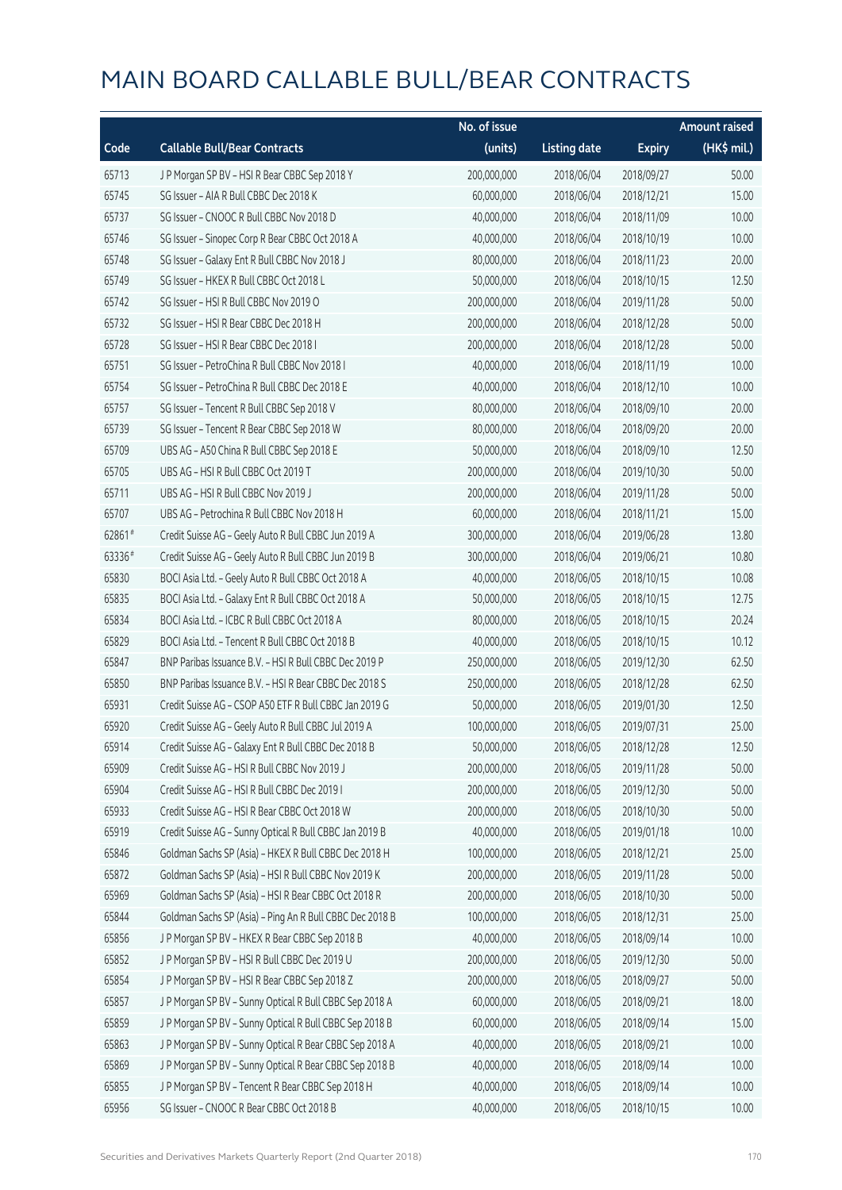# MAIN BOARD CALLABLE BULL/BEAR CONTRACTS

| Code | Callable Bull/Bear Contracts | No. of issue (units) | Listing date | Expiry | Amount raised (HK$ mil.) |
|---|---|---|---|---|---|
| 65713 | J P Morgan SP BV – HSI R Bear CBBC Sep 2018 Y | 200,000,000 | 2018/06/04 | 2018/09/27 | 50.00 |
| 65745 | SG Issuer – AIA R Bull CBBC Dec 2018 K | 60,000,000 | 2018/06/04 | 2018/12/21 | 15.00 |
| 65737 | SG Issuer – CNOOC R Bull CBBC Nov 2018 D | 40,000,000 | 2018/06/04 | 2018/11/09 | 10.00 |
| 65746 | SG Issuer – Sinopec Corp R Bear CBBC Oct 2018 A | 40,000,000 | 2018/06/04 | 2018/10/19 | 10.00 |
| 65748 | SG Issuer – Galaxy Ent R Bull CBBC Nov 2018 J | 80,000,000 | 2018/06/04 | 2018/11/23 | 20.00 |
| 65749 | SG Issuer – HKEX R Bull CBBC Oct 2018 L | 50,000,000 | 2018/06/04 | 2018/10/15 | 12.50 |
| 65742 | SG Issuer – HSI R Bull CBBC Nov 2019 O | 200,000,000 | 2018/06/04 | 2019/11/28 | 50.00 |
| 65732 | SG Issuer – HSI R Bear CBBC Dec 2018 H | 200,000,000 | 2018/06/04 | 2018/12/28 | 50.00 |
| 65728 | SG Issuer – HSI R Bear CBBC Dec 2018 I | 200,000,000 | 2018/06/04 | 2018/12/28 | 50.00 |
| 65751 | SG Issuer – PetroChina R Bull CBBC Nov 2018 I | 40,000,000 | 2018/06/04 | 2018/11/19 | 10.00 |
| 65754 | SG Issuer – PetroChina R Bull CBBC Dec 2018 E | 40,000,000 | 2018/06/04 | 2018/12/10 | 10.00 |
| 65757 | SG Issuer – Tencent R Bull CBBC Sep 2018 V | 80,000,000 | 2018/06/04 | 2018/09/10 | 20.00 |
| 65739 | SG Issuer – Tencent R Bear CBBC Sep 2018 W | 80,000,000 | 2018/06/04 | 2018/09/20 | 20.00 |
| 65709 | UBS AG – A50 China R Bull CBBC Sep 2018 E | 50,000,000 | 2018/06/04 | 2018/09/10 | 12.50 |
| 65705 | UBS AG – HSI R Bull CBBC Oct 2019 T | 200,000,000 | 2018/06/04 | 2019/10/30 | 50.00 |
| 65711 | UBS AG – HSI R Bull CBBC Nov 2019 J | 200,000,000 | 2018/06/04 | 2019/11/28 | 50.00 |
| 65707 | UBS AG – Petrochina R Bull CBBC Nov 2018 H | 60,000,000 | 2018/06/04 | 2018/11/21 | 15.00 |
| 62861# | Credit Suisse AG – Geely Auto R Bull CBBC Jun 2019 A | 300,000,000 | 2018/06/04 | 2019/06/28 | 13.80 |
| 63336# | Credit Suisse AG – Geely Auto R Bull CBBC Jun 2019 B | 300,000,000 | 2018/06/04 | 2019/06/21 | 10.80 |
| 65830 | BOCI Asia Ltd. – Geely Auto R Bull CBBC Oct 2018 A | 40,000,000 | 2018/06/05 | 2018/10/15 | 10.08 |
| 65835 | BOCI Asia Ltd. – Galaxy Ent R Bull CBBC Oct 2018 A | 50,000,000 | 2018/06/05 | 2018/10/15 | 12.75 |
| 65834 | BOCI Asia Ltd. – ICBC R Bull CBBC Oct 2018 A | 80,000,000 | 2018/06/05 | 2018/10/15 | 20.24 |
| 65829 | BOCI Asia Ltd. – Tencent R Bull CBBC Oct 2018 B | 40,000,000 | 2018/06/05 | 2018/10/15 | 10.12 |
| 65847 | BNP Paribas Issuance B.V. – HSI R Bull CBBC Dec 2019 P | 250,000,000 | 2018/06/05 | 2019/12/30 | 62.50 |
| 65850 | BNP Paribas Issuance B.V. – HSI R Bear CBBC Dec 2018 S | 250,000,000 | 2018/06/05 | 2018/12/28 | 62.50 |
| 65931 | Credit Suisse AG – CSOP A50 ETF R Bull CBBC Jan 2019 G | 50,000,000 | 2018/06/05 | 2019/01/30 | 12.50 |
| 65920 | Credit Suisse AG – Geely Auto R Bull CBBC Jul 2019 A | 100,000,000 | 2018/06/05 | 2019/07/31 | 25.00 |
| 65914 | Credit Suisse AG – Galaxy Ent R Bull CBBC Dec 2018 B | 50,000,000 | 2018/06/05 | 2018/12/28 | 12.50 |
| 65909 | Credit Suisse AG – HSI R Bull CBBC Nov 2019 J | 200,000,000 | 2018/06/05 | 2019/11/28 | 50.00 |
| 65904 | Credit Suisse AG – HSI R Bull CBBC Dec 2019 I | 200,000,000 | 2018/06/05 | 2019/12/30 | 50.00 |
| 65933 | Credit Suisse AG – HSI R Bear CBBC Oct 2018 W | 200,000,000 | 2018/06/05 | 2018/10/30 | 50.00 |
| 65919 | Credit Suisse AG – Sunny Optical R Bull CBBC Jan 2019 B | 40,000,000 | 2018/06/05 | 2019/01/18 | 10.00 |
| 65846 | Goldman Sachs SP (Asia) – HKEX R Bull CBBC Dec 2018 H | 100,000,000 | 2018/06/05 | 2018/12/21 | 25.00 |
| 65872 | Goldman Sachs SP (Asia) – HSI R Bull CBBC Nov 2019 K | 200,000,000 | 2018/06/05 | 2019/11/28 | 50.00 |
| 65969 | Goldman Sachs SP (Asia) – HSI R Bear CBBC Oct 2018 R | 200,000,000 | 2018/06/05 | 2018/10/30 | 50.00 |
| 65844 | Goldman Sachs SP (Asia) – Ping An R Bull CBBC Dec 2018 B | 100,000,000 | 2018/06/05 | 2018/12/31 | 25.00 |
| 65856 | J P Morgan SP BV – HKEX R Bear CBBC Sep 2018 B | 40,000,000 | 2018/06/05 | 2018/09/14 | 10.00 |
| 65852 | J P Morgan SP BV – HSI R Bull CBBC Dec 2019 U | 200,000,000 | 2018/06/05 | 2019/12/30 | 50.00 |
| 65854 | J P Morgan SP BV – HSI R Bear CBBC Sep 2018 Z | 200,000,000 | 2018/06/05 | 2018/09/27 | 50.00 |
| 65857 | J P Morgan SP BV – Sunny Optical R Bull CBBC Sep 2018 A | 60,000,000 | 2018/06/05 | 2018/09/21 | 18.00 |
| 65859 | J P Morgan SP BV – Sunny Optical R Bull CBBC Sep 2018 B | 60,000,000 | 2018/06/05 | 2018/09/14 | 15.00 |
| 65863 | J P Morgan SP BV – Sunny Optical R Bear CBBC Sep 2018 A | 40,000,000 | 2018/06/05 | 2018/09/21 | 10.00 |
| 65869 | J P Morgan SP BV – Sunny Optical R Bear CBBC Sep 2018 B | 40,000,000 | 2018/06/05 | 2018/09/14 | 10.00 |
| 65855 | J P Morgan SP BV – Tencent R Bear CBBC Sep 2018 H | 40,000,000 | 2018/06/05 | 2018/09/14 | 10.00 |
| 65956 | SG Issuer – CNOOC R Bear CBBC Oct 2018 B | 40,000,000 | 2018/06/05 | 2018/10/15 | 10.00 |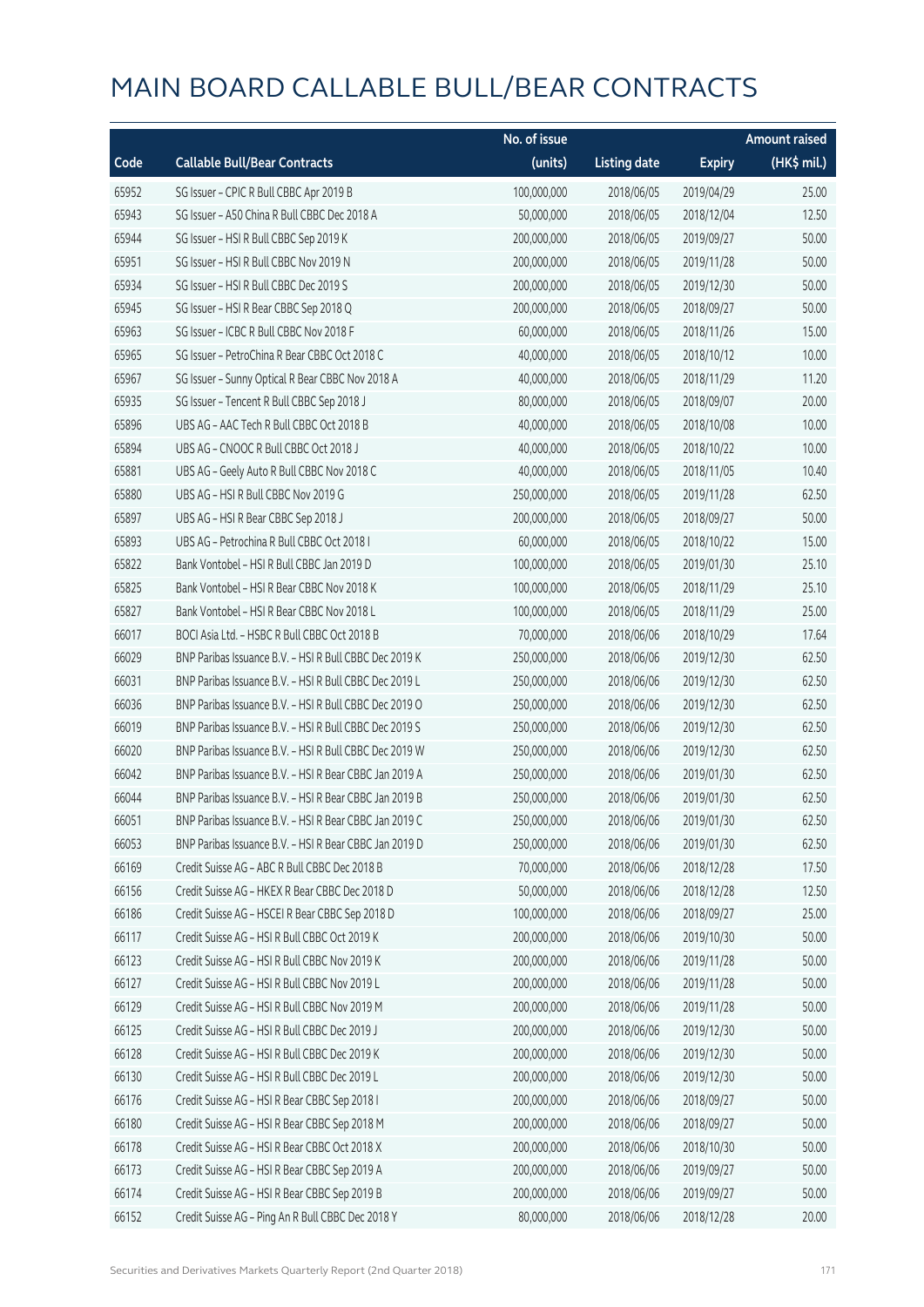# MAIN BOARD CALLABLE BULL/BEAR CONTRACTS

| Code | Callable Bull/Bear Contracts | No. of issue (units) | Listing date | Expiry | Amount raised (HK$ mil.) |
|---|---|---|---|---|---|
| 65952 | SG Issuer – CPIC R Bull CBBC Apr 2019 B | 100,000,000 | 2018/06/05 | 2019/04/29 | 25.00 |
| 65943 | SG Issuer – A50 China R Bull CBBC Dec 2018 A | 50,000,000 | 2018/06/05 | 2018/12/04 | 12.50 |
| 65944 | SG Issuer – HSI R Bull CBBC Sep 2019 K | 200,000,000 | 2018/06/05 | 2019/09/27 | 50.00 |
| 65951 | SG Issuer – HSI R Bull CBBC Nov 2019 N | 200,000,000 | 2018/06/05 | 2019/11/28 | 50.00 |
| 65934 | SG Issuer – HSI R Bull CBBC Dec 2019 S | 200,000,000 | 2018/06/05 | 2019/12/30 | 50.00 |
| 65945 | SG Issuer – HSI R Bear CBBC Sep 2018 Q | 200,000,000 | 2018/06/05 | 2018/09/27 | 50.00 |
| 65963 | SG Issuer – ICBC R Bull CBBC Nov 2018 F | 60,000,000 | 2018/06/05 | 2018/11/26 | 15.00 |
| 65965 | SG Issuer – PetroChina R Bear CBBC Oct 2018 C | 40,000,000 | 2018/06/05 | 2018/10/12 | 10.00 |
| 65967 | SG Issuer – Sunny Optical R Bear CBBC Nov 2018 A | 40,000,000 | 2018/06/05 | 2018/11/29 | 11.20 |
| 65935 | SG Issuer – Tencent R Bull CBBC Sep 2018 J | 80,000,000 | 2018/06/05 | 2018/09/07 | 20.00 |
| 65896 | UBS AG – AAC Tech R Bull CBBC Oct 2018 B | 40,000,000 | 2018/06/05 | 2018/10/08 | 10.00 |
| 65894 | UBS AG – CNOOC R Bull CBBC Oct 2018 J | 40,000,000 | 2018/06/05 | 2018/10/22 | 10.00 |
| 65881 | UBS AG – Geely Auto R Bull CBBC Nov 2018 C | 40,000,000 | 2018/06/05 | 2018/11/05 | 10.40 |
| 65880 | UBS AG – HSI R Bull CBBC Nov 2019 G | 250,000,000 | 2018/06/05 | 2019/11/28 | 62.50 |
| 65897 | UBS AG – HSI R Bear CBBC Sep 2018 J | 200,000,000 | 2018/06/05 | 2018/09/27 | 50.00 |
| 65893 | UBS AG – Petrochina R Bull CBBC Oct 2018 I | 60,000,000 | 2018/06/05 | 2018/10/22 | 15.00 |
| 65822 | Bank Vontobel – HSI R Bull CBBC Jan 2019 D | 100,000,000 | 2018/06/05 | 2019/01/30 | 25.10 |
| 65825 | Bank Vontobel – HSI R Bear CBBC Nov 2018 K | 100,000,000 | 2018/06/05 | 2018/11/29 | 25.10 |
| 65827 | Bank Vontobel – HSI R Bear CBBC Nov 2018 L | 100,000,000 | 2018/06/05 | 2018/11/29 | 25.00 |
| 66017 | BOCI Asia Ltd. – HSBC R Bull CBBC Oct 2018 B | 70,000,000 | 2018/06/06 | 2018/10/29 | 17.64 |
| 66029 | BNP Paribas Issuance B.V. – HSI R Bull CBBC Dec 2019 K | 250,000,000 | 2018/06/06 | 2019/12/30 | 62.50 |
| 66031 | BNP Paribas Issuance B.V. – HSI R Bull CBBC Dec 2019 L | 250,000,000 | 2018/06/06 | 2019/12/30 | 62.50 |
| 66036 | BNP Paribas Issuance B.V. – HSI R Bull CBBC Dec 2019 O | 250,000,000 | 2018/06/06 | 2019/12/30 | 62.50 |
| 66019 | BNP Paribas Issuance B.V. – HSI R Bull CBBC Dec 2019 S | 250,000,000 | 2018/06/06 | 2019/12/30 | 62.50 |
| 66020 | BNP Paribas Issuance B.V. – HSI R Bull CBBC Dec 2019 W | 250,000,000 | 2018/06/06 | 2019/12/30 | 62.50 |
| 66042 | BNP Paribas Issuance B.V. – HSI R Bear CBBC Jan 2019 A | 250,000,000 | 2018/06/06 | 2019/01/30 | 62.50 |
| 66044 | BNP Paribas Issuance B.V. – HSI R Bear CBBC Jan 2019 B | 250,000,000 | 2018/06/06 | 2019/01/30 | 62.50 |
| 66051 | BNP Paribas Issuance B.V. – HSI R Bear CBBC Jan 2019 C | 250,000,000 | 2018/06/06 | 2019/01/30 | 62.50 |
| 66053 | BNP Paribas Issuance B.V. – HSI R Bear CBBC Jan 2019 D | 250,000,000 | 2018/06/06 | 2019/01/30 | 62.50 |
| 66169 | Credit Suisse AG – ABC R Bull CBBC Dec 2018 B | 70,000,000 | 2018/06/06 | 2018/12/28 | 17.50 |
| 66156 | Credit Suisse AG – HKEX R Bear CBBC Dec 2018 D | 50,000,000 | 2018/06/06 | 2018/12/28 | 12.50 |
| 66186 | Credit Suisse AG – HSCEI R Bear CBBC Sep 2018 D | 100,000,000 | 2018/06/06 | 2018/09/27 | 25.00 |
| 66117 | Credit Suisse AG – HSI R Bull CBBC Oct 2019 K | 200,000,000 | 2018/06/06 | 2019/10/30 | 50.00 |
| 66123 | Credit Suisse AG – HSI R Bull CBBC Nov 2019 K | 200,000,000 | 2018/06/06 | 2019/11/28 | 50.00 |
| 66127 | Credit Suisse AG – HSI R Bull CBBC Nov 2019 L | 200,000,000 | 2018/06/06 | 2019/11/28 | 50.00 |
| 66129 | Credit Suisse AG – HSI R Bull CBBC Nov 2019 M | 200,000,000 | 2018/06/06 | 2019/11/28 | 50.00 |
| 66125 | Credit Suisse AG – HSI R Bull CBBC Dec 2019 J | 200,000,000 | 2018/06/06 | 2019/12/30 | 50.00 |
| 66128 | Credit Suisse AG – HSI R Bull CBBC Dec 2019 K | 200,000,000 | 2018/06/06 | 2019/12/30 | 50.00 |
| 66130 | Credit Suisse AG – HSI R Bull CBBC Dec 2019 L | 200,000,000 | 2018/06/06 | 2019/12/30 | 50.00 |
| 66176 | Credit Suisse AG – HSI R Bear CBBC Sep 2018 I | 200,000,000 | 2018/06/06 | 2018/09/27 | 50.00 |
| 66180 | Credit Suisse AG – HSI R Bear CBBC Sep 2018 M | 200,000,000 | 2018/06/06 | 2018/09/27 | 50.00 |
| 66178 | Credit Suisse AG – HSI R Bear CBBC Oct 2018 X | 200,000,000 | 2018/06/06 | 2018/10/30 | 50.00 |
| 66173 | Credit Suisse AG – HSI R Bear CBBC Sep 2019 A | 200,000,000 | 2018/06/06 | 2019/09/27 | 50.00 |
| 66174 | Credit Suisse AG – HSI R Bear CBBC Sep 2019 B | 200,000,000 | 2018/06/06 | 2019/09/27 | 50.00 |
| 66152 | Credit Suisse AG – Ping An R Bull CBBC Dec 2018 Y | 80,000,000 | 2018/06/06 | 2018/12/28 | 20.00 |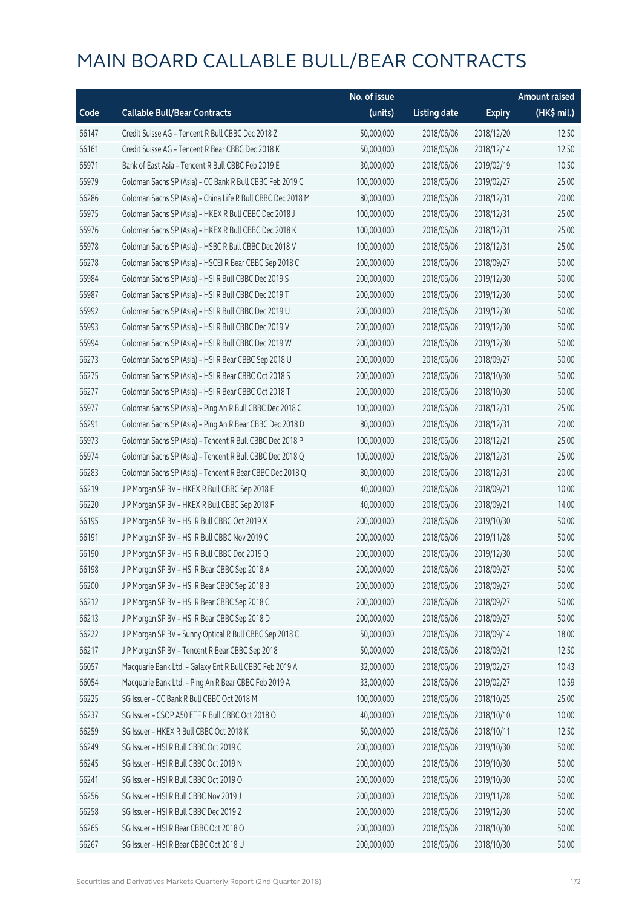# MAIN BOARD CALLABLE BULL/BEAR CONTRACTS

| Code | Callable Bull/Bear Contracts | No. of issue (units) | Listing date | Expiry | Amount raised (HK$ mil.) |
|---|---|---|---|---|---|
| 66147 | Credit Suisse AG – Tencent R Bull CBBC Dec 2018 Z | 50,000,000 | 2018/06/06 | 2018/12/20 | 12.50 |
| 66161 | Credit Suisse AG – Tencent R Bear CBBC Dec 2018 K | 50,000,000 | 2018/06/06 | 2018/12/14 | 12.50 |
| 65971 | Bank of East Asia – Tencent R Bull CBBC Feb 2019 E | 30,000,000 | 2018/06/06 | 2019/02/19 | 10.50 |
| 65979 | Goldman Sachs SP (Asia) – CC Bank R Bull CBBC Feb 2019 C | 100,000,000 | 2018/06/06 | 2019/02/27 | 25.00 |
| 66286 | Goldman Sachs SP (Asia) – China Life R Bull CBBC Dec 2018 M | 80,000,000 | 2018/06/06 | 2018/12/31 | 20.00 |
| 65975 | Goldman Sachs SP (Asia) – HKEX R Bull CBBC Dec 2018 J | 100,000,000 | 2018/06/06 | 2018/12/31 | 25.00 |
| 65976 | Goldman Sachs SP (Asia) – HKEX R Bull CBBC Dec 2018 K | 100,000,000 | 2018/06/06 | 2018/12/31 | 25.00 |
| 65978 | Goldman Sachs SP (Asia) – HSBC R Bull CBBC Dec 2018 V | 100,000,000 | 2018/06/06 | 2018/12/31 | 25.00 |
| 66278 | Goldman Sachs SP (Asia) – HSCEI R Bear CBBC Sep 2018 C | 200,000,000 | 2018/06/06 | 2018/09/27 | 50.00 |
| 65984 | Goldman Sachs SP (Asia) – HSI R Bull CBBC Dec 2019 S | 200,000,000 | 2018/06/06 | 2019/12/30 | 50.00 |
| 65987 | Goldman Sachs SP (Asia) – HSI R Bull CBBC Dec 2019 T | 200,000,000 | 2018/06/06 | 2019/12/30 | 50.00 |
| 65992 | Goldman Sachs SP (Asia) – HSI R Bull CBBC Dec 2019 U | 200,000,000 | 2018/06/06 | 2019/12/30 | 50.00 |
| 65993 | Goldman Sachs SP (Asia) – HSI R Bull CBBC Dec 2019 V | 200,000,000 | 2018/06/06 | 2019/12/30 | 50.00 |
| 65994 | Goldman Sachs SP (Asia) – HSI R Bull CBBC Dec 2019 W | 200,000,000 | 2018/06/06 | 2019/12/30 | 50.00 |
| 66273 | Goldman Sachs SP (Asia) – HSI R Bear CBBC Sep 2018 U | 200,000,000 | 2018/06/06 | 2018/09/27 | 50.00 |
| 66275 | Goldman Sachs SP (Asia) – HSI R Bear CBBC Oct 2018 S | 200,000,000 | 2018/06/06 | 2018/10/30 | 50.00 |
| 66277 | Goldman Sachs SP (Asia) – HSI R Bear CBBC Oct 2018 T | 200,000,000 | 2018/06/06 | 2018/10/30 | 50.00 |
| 65977 | Goldman Sachs SP (Asia) – Ping An R Bull CBBC Dec 2018 C | 100,000,000 | 2018/06/06 | 2018/12/31 | 25.00 |
| 66291 | Goldman Sachs SP (Asia) – Ping An R Bear CBBC Dec 2018 D | 80,000,000 | 2018/06/06 | 2018/12/31 | 20.00 |
| 65973 | Goldman Sachs SP (Asia) – Tencent R Bull CBBC Dec 2018 P | 100,000,000 | 2018/06/06 | 2018/12/21 | 25.00 |
| 65974 | Goldman Sachs SP (Asia) – Tencent R Bull CBBC Dec 2018 Q | 100,000,000 | 2018/06/06 | 2018/12/31 | 25.00 |
| 66283 | Goldman Sachs SP (Asia) – Tencent R Bear CBBC Dec 2018 Q | 80,000,000 | 2018/06/06 | 2018/12/31 | 20.00 |
| 66219 | J P Morgan SP BV – HKEX R Bull CBBC Sep 2018 E | 40,000,000 | 2018/06/06 | 2018/09/21 | 10.00 |
| 66220 | J P Morgan SP BV – HKEX R Bull CBBC Sep 2018 F | 40,000,000 | 2018/06/06 | 2018/09/21 | 14.00 |
| 66195 | J P Morgan SP BV – HSI R Bull CBBC Oct 2019 X | 200,000,000 | 2018/06/06 | 2019/10/30 | 50.00 |
| 66191 | J P Morgan SP BV – HSI R Bull CBBC Nov 2019 C | 200,000,000 | 2018/06/06 | 2019/11/28 | 50.00 |
| 66190 | J P Morgan SP BV – HSI R Bull CBBC Dec 2019 Q | 200,000,000 | 2018/06/06 | 2019/12/30 | 50.00 |
| 66198 | J P Morgan SP BV – HSI R Bear CBBC Sep 2018 A | 200,000,000 | 2018/06/06 | 2018/09/27 | 50.00 |
| 66200 | J P Morgan SP BV – HSI R Bear CBBC Sep 2018 B | 200,000,000 | 2018/06/06 | 2018/09/27 | 50.00 |
| 66212 | J P Morgan SP BV – HSI R Bear CBBC Sep 2018 C | 200,000,000 | 2018/06/06 | 2018/09/27 | 50.00 |
| 66213 | J P Morgan SP BV – HSI R Bear CBBC Sep 2018 D | 200,000,000 | 2018/06/06 | 2018/09/27 | 50.00 |
| 66222 | J P Morgan SP BV – Sunny Optical R Bull CBBC Sep 2018 C | 50,000,000 | 2018/06/06 | 2018/09/14 | 18.00 |
| 66217 | J P Morgan SP BV – Tencent R Bear CBBC Sep 2018 I | 50,000,000 | 2018/06/06 | 2018/09/21 | 12.50 |
| 66057 | Macquarie Bank Ltd. – Galaxy Ent R Bull CBBC Feb 2019 A | 32,000,000 | 2018/06/06 | 2019/02/27 | 10.43 |
| 66054 | Macquarie Bank Ltd. – Ping An R Bear CBBC Feb 2019 A | 33,000,000 | 2018/06/06 | 2019/02/27 | 10.59 |
| 66225 | SG Issuer – CC Bank R Bull CBBC Oct 2018 M | 100,000,000 | 2018/06/06 | 2018/10/25 | 25.00 |
| 66237 | SG Issuer – CSOP A50 ETF R Bull CBBC Oct 2018 O | 40,000,000 | 2018/06/06 | 2018/10/10 | 10.00 |
| 66259 | SG Issuer – HKEX R Bull CBBC Oct 2018 K | 50,000,000 | 2018/06/06 | 2018/10/11 | 12.50 |
| 66249 | SG Issuer – HSI R Bull CBBC Oct 2019 C | 200,000,000 | 2018/06/06 | 2019/10/30 | 50.00 |
| 66245 | SG Issuer – HSI R Bull CBBC Oct 2019 N | 200,000,000 | 2018/06/06 | 2019/10/30 | 50.00 |
| 66241 | SG Issuer – HSI R Bull CBBC Oct 2019 O | 200,000,000 | 2018/06/06 | 2019/10/30 | 50.00 |
| 66256 | SG Issuer – HSI R Bull CBBC Nov 2019 J | 200,000,000 | 2018/06/06 | 2019/11/28 | 50.00 |
| 66258 | SG Issuer – HSI R Bull CBBC Dec 2019 Z | 200,000,000 | 2018/06/06 | 2019/12/30 | 50.00 |
| 66265 | SG Issuer – HSI R Bear CBBC Oct 2018 O | 200,000,000 | 2018/06/06 | 2018/10/30 | 50.00 |
| 66267 | SG Issuer – HSI R Bear CBBC Oct 2018 U | 200,000,000 | 2018/06/06 | 2018/10/30 | 50.00 |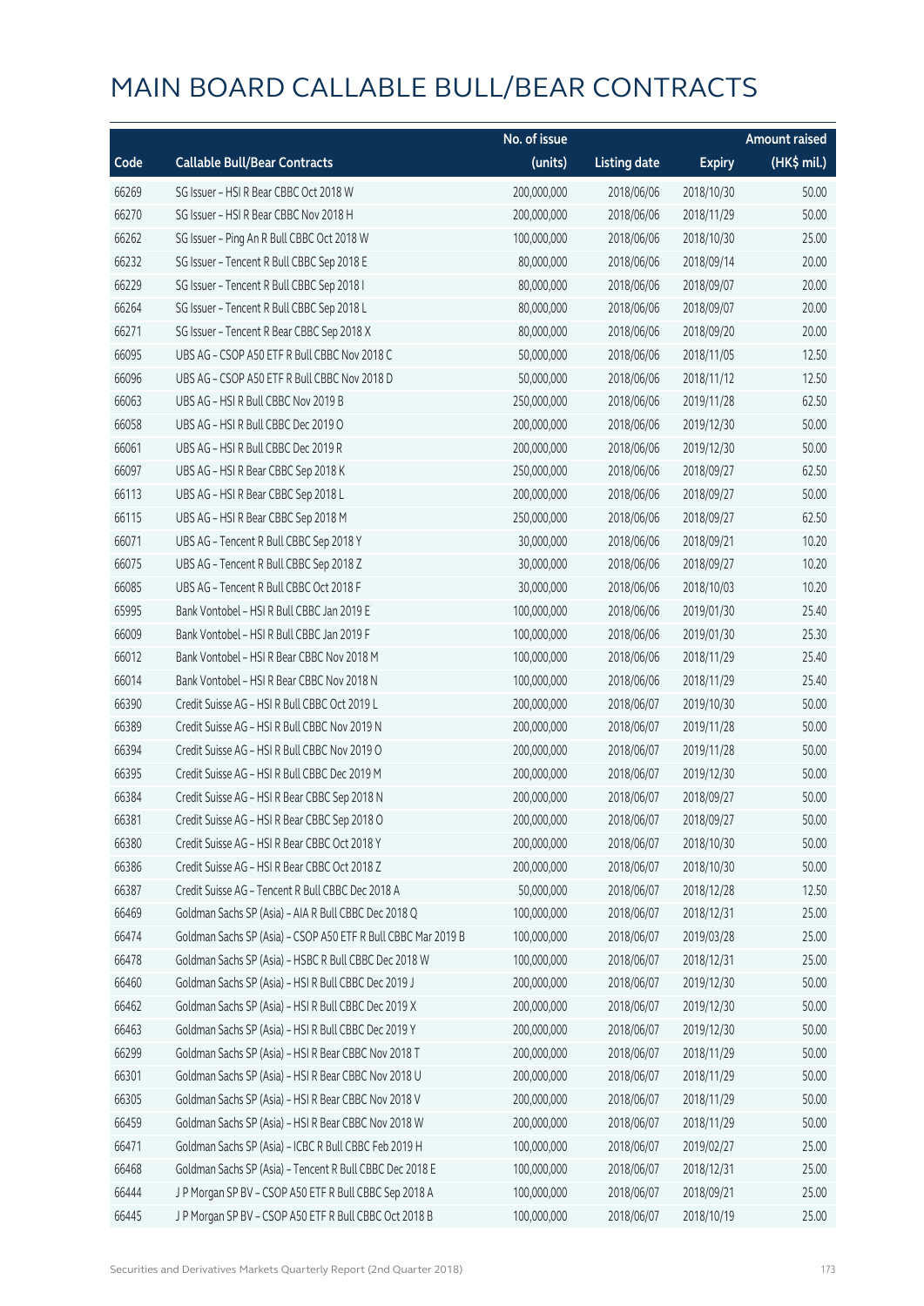# MAIN BOARD CALLABLE BULL/BEAR CONTRACTS

| Code | Callable Bull/Bear Contracts | No. of issue (units) | Listing date | Expiry | Amount raised (HK$ mil.) |
|---|---|---|---|---|---|
| 66269 | SG Issuer – HSI R Bear CBBC Oct 2018 W | 200,000,000 | 2018/06/06 | 2018/10/30 | 50.00 |
| 66270 | SG Issuer – HSI R Bear CBBC Nov 2018 H | 200,000,000 | 2018/06/06 | 2018/11/29 | 50.00 |
| 66262 | SG Issuer – Ping An R Bull CBBC Oct 2018 W | 100,000,000 | 2018/06/06 | 2018/10/30 | 25.00 |
| 66232 | SG Issuer – Tencent R Bull CBBC Sep 2018 E | 80,000,000 | 2018/06/06 | 2018/09/14 | 20.00 |
| 66229 | SG Issuer – Tencent R Bull CBBC Sep 2018 I | 80,000,000 | 2018/06/06 | 2018/09/07 | 20.00 |
| 66264 | SG Issuer – Tencent R Bull CBBC Sep 2018 L | 80,000,000 | 2018/06/06 | 2018/09/07 | 20.00 |
| 66271 | SG Issuer – Tencent R Bear CBBC Sep 2018 X | 80,000,000 | 2018/06/06 | 2018/09/20 | 20.00 |
| 66095 | UBS AG – CSOP A50 ETF R Bull CBBC Nov 2018 C | 50,000,000 | 2018/06/06 | 2018/11/05 | 12.50 |
| 66096 | UBS AG – CSOP A50 ETF R Bull CBBC Nov 2018 D | 50,000,000 | 2018/06/06 | 2018/11/12 | 12.50 |
| 66063 | UBS AG – HSI R Bull CBBC Nov 2019 B | 250,000,000 | 2018/06/06 | 2019/11/28 | 62.50 |
| 66058 | UBS AG – HSI R Bull CBBC Dec 2019 O | 200,000,000 | 2018/06/06 | 2019/12/30 | 50.00 |
| 66061 | UBS AG – HSI R Bull CBBC Dec 2019 R | 200,000,000 | 2018/06/06 | 2019/12/30 | 50.00 |
| 66097 | UBS AG – HSI R Bear CBBC Sep 2018 K | 250,000,000 | 2018/06/06 | 2018/09/27 | 62.50 |
| 66113 | UBS AG – HSI R Bear CBBC Sep 2018 L | 200,000,000 | 2018/06/06 | 2018/09/27 | 50.00 |
| 66115 | UBS AG – HSI R Bear CBBC Sep 2018 M | 250,000,000 | 2018/06/06 | 2018/09/27 | 62.50 |
| 66071 | UBS AG – Tencent R Bull CBBC Sep 2018 Y | 30,000,000 | 2018/06/06 | 2018/09/21 | 10.20 |
| 66075 | UBS AG – Tencent R Bull CBBC Sep 2018 Z | 30,000,000 | 2018/06/06 | 2018/09/27 | 10.20 |
| 66085 | UBS AG – Tencent R Bull CBBC Oct 2018 F | 30,000,000 | 2018/06/06 | 2018/10/03 | 10.20 |
| 65995 | Bank Vontobel – HSI R Bull CBBC Jan 2019 E | 100,000,000 | 2018/06/06 | 2019/01/30 | 25.40 |
| 66009 | Bank Vontobel – HSI R Bull CBBC Jan 2019 F | 100,000,000 | 2018/06/06 | 2019/01/30 | 25.30 |
| 66012 | Bank Vontobel – HSI R Bear CBBC Nov 2018 M | 100,000,000 | 2018/06/06 | 2018/11/29 | 25.40 |
| 66014 | Bank Vontobel – HSI R Bear CBBC Nov 2018 N | 100,000,000 | 2018/06/06 | 2018/11/29 | 25.40 |
| 66390 | Credit Suisse AG – HSI R Bull CBBC Oct 2019 L | 200,000,000 | 2018/06/07 | 2019/10/30 | 50.00 |
| 66389 | Credit Suisse AG – HSI R Bull CBBC Nov 2019 N | 200,000,000 | 2018/06/07 | 2019/11/28 | 50.00 |
| 66394 | Credit Suisse AG – HSI R Bull CBBC Nov 2019 O | 200,000,000 | 2018/06/07 | 2019/11/28 | 50.00 |
| 66395 | Credit Suisse AG – HSI R Bull CBBC Dec 2019 M | 200,000,000 | 2018/06/07 | 2019/12/30 | 50.00 |
| 66384 | Credit Suisse AG – HSI R Bear CBBC Sep 2018 N | 200,000,000 | 2018/06/07 | 2018/09/27 | 50.00 |
| 66381 | Credit Suisse AG – HSI R Bear CBBC Sep 2018 O | 200,000,000 | 2018/06/07 | 2018/09/27 | 50.00 |
| 66380 | Credit Suisse AG – HSI R Bear CBBC Oct 2018 Y | 200,000,000 | 2018/06/07 | 2018/10/30 | 50.00 |
| 66386 | Credit Suisse AG – HSI R Bear CBBC Oct 2018 Z | 200,000,000 | 2018/06/07 | 2018/10/30 | 50.00 |
| 66387 | Credit Suisse AG – Tencent R Bull CBBC Dec 2018 A | 50,000,000 | 2018/06/07 | 2018/12/28 | 12.50 |
| 66469 | Goldman Sachs SP (Asia) – AIA R Bull CBBC Dec 2018 Q | 100,000,000 | 2018/06/07 | 2018/12/31 | 25.00 |
| 66474 | Goldman Sachs SP (Asia) – CSOP A50 ETF R Bull CBBC Mar 2019 B | 100,000,000 | 2018/06/07 | 2019/03/28 | 25.00 |
| 66478 | Goldman Sachs SP (Asia) – HSBC R Bull CBBC Dec 2018 W | 100,000,000 | 2018/06/07 | 2018/12/31 | 25.00 |
| 66460 | Goldman Sachs SP (Asia) – HSI R Bull CBBC Dec 2019 J | 200,000,000 | 2018/06/07 | 2019/12/30 | 50.00 |
| 66462 | Goldman Sachs SP (Asia) – HSI R Bull CBBC Dec 2019 X | 200,000,000 | 2018/06/07 | 2019/12/30 | 50.00 |
| 66463 | Goldman Sachs SP (Asia) – HSI R Bull CBBC Dec 2019 Y | 200,000,000 | 2018/06/07 | 2019/12/30 | 50.00 |
| 66299 | Goldman Sachs SP (Asia) – HSI R Bear CBBC Nov 2018 T | 200,000,000 | 2018/06/07 | 2018/11/29 | 50.00 |
| 66301 | Goldman Sachs SP (Asia) – HSI R Bear CBBC Nov 2018 U | 200,000,000 | 2018/06/07 | 2018/11/29 | 50.00 |
| 66305 | Goldman Sachs SP (Asia) – HSI R Bear CBBC Nov 2018 V | 200,000,000 | 2018/06/07 | 2018/11/29 | 50.00 |
| 66459 | Goldman Sachs SP (Asia) – HSI R Bear CBBC Nov 2018 W | 200,000,000 | 2018/06/07 | 2018/11/29 | 50.00 |
| 66471 | Goldman Sachs SP (Asia) – ICBC R Bull CBBC Feb 2019 H | 100,000,000 | 2018/06/07 | 2019/02/27 | 25.00 |
| 66468 | Goldman Sachs SP (Asia) – Tencent R Bull CBBC Dec 2018 E | 100,000,000 | 2018/06/07 | 2018/12/31 | 25.00 |
| 66444 | J P Morgan SP BV – CSOP A50 ETF R Bull CBBC Sep 2018 A | 100,000,000 | 2018/06/07 | 2018/09/21 | 25.00 |
| 66445 | J P Morgan SP BV – CSOP A50 ETF R Bull CBBC Oct 2018 B | 100,000,000 | 2018/06/07 | 2018/10/19 | 25.00 |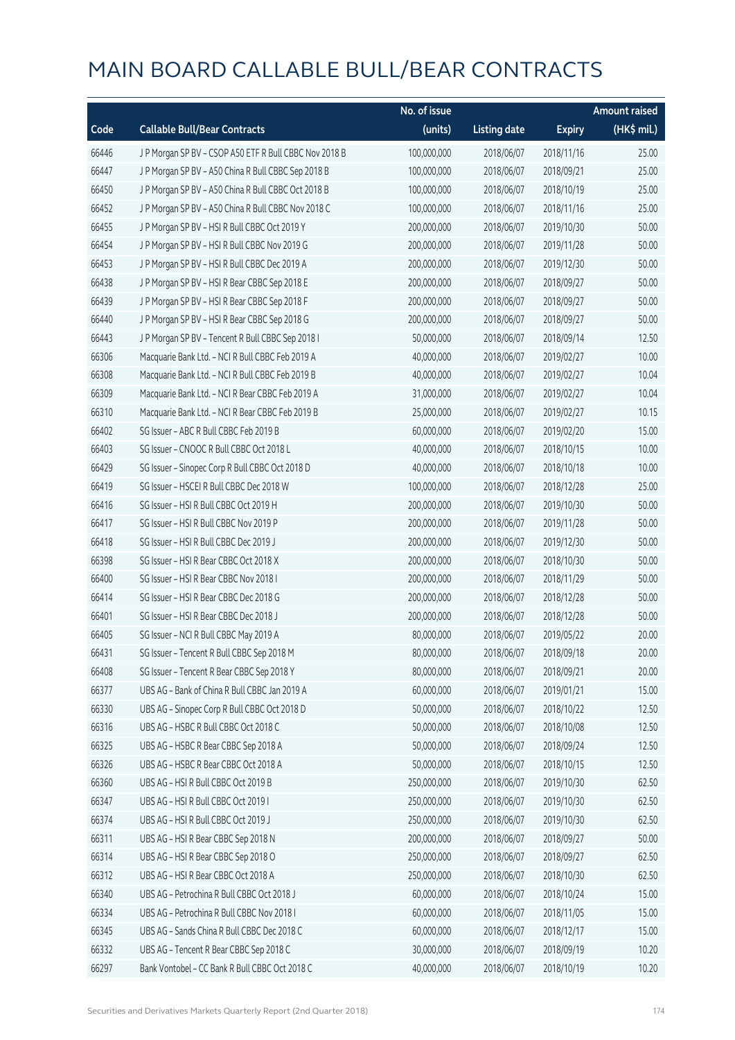# MAIN BOARD CALLABLE BULL/BEAR CONTRACTS

| Code | Callable Bull/Bear Contracts | No. of issue (units) | Listing date | Expiry | Amount raised (HK$ mil.) |
|---|---|---|---|---|---|
| 66446 | J P Morgan SP BV – CSOP A50 ETF R Bull CBBC Nov 2018 B | 100,000,000 | 2018/06/07 | 2018/11/16 | 25.00 |
| 66447 | J P Morgan SP BV – A50 China R Bull CBBC Sep 2018 B | 100,000,000 | 2018/06/07 | 2018/09/21 | 25.00 |
| 66450 | J P Morgan SP BV – A50 China R Bull CBBC Oct 2018 B | 100,000,000 | 2018/06/07 | 2018/10/19 | 25.00 |
| 66452 | J P Morgan SP BV – A50 China R Bull CBBC Nov 2018 C | 100,000,000 | 2018/06/07 | 2018/11/16 | 25.00 |
| 66455 | J P Morgan SP BV – HSI R Bull CBBC Oct 2019 Y | 200,000,000 | 2018/06/07 | 2019/10/30 | 50.00 |
| 66454 | J P Morgan SP BV – HSI R Bull CBBC Nov 2019 G | 200,000,000 | 2018/06/07 | 2019/11/28 | 50.00 |
| 66453 | J P Morgan SP BV – HSI R Bull CBBC Dec 2019 A | 200,000,000 | 2018/06/07 | 2019/12/30 | 50.00 |
| 66438 | J P Morgan SP BV – HSI R Bear CBBC Sep 2018 E | 200,000,000 | 2018/06/07 | 2018/09/27 | 50.00 |
| 66439 | J P Morgan SP BV – HSI R Bear CBBC Sep 2018 F | 200,000,000 | 2018/06/07 | 2018/09/27 | 50.00 |
| 66440 | J P Morgan SP BV – HSI R Bear CBBC Sep 2018 G | 200,000,000 | 2018/06/07 | 2018/09/27 | 50.00 |
| 66443 | J P Morgan SP BV – Tencent R Bull CBBC Sep 2018 I | 50,000,000 | 2018/06/07 | 2018/09/14 | 12.50 |
| 66306 | Macquarie Bank Ltd. – NCI R Bull CBBC Feb 2019 A | 40,000,000 | 2018/06/07 | 2019/02/27 | 10.00 |
| 66308 | Macquarie Bank Ltd. – NCI R Bull CBBC Feb 2019 B | 40,000,000 | 2018/06/07 | 2019/02/27 | 10.04 |
| 66309 | Macquarie Bank Ltd. – NCI R Bear CBBC Feb 2019 A | 31,000,000 | 2018/06/07 | 2019/02/27 | 10.04 |
| 66310 | Macquarie Bank Ltd. – NCI R Bear CBBC Feb 2019 B | 25,000,000 | 2018/06/07 | 2019/02/27 | 10.15 |
| 66402 | SG Issuer – ABC R Bull CBBC Feb 2019 B | 60,000,000 | 2018/06/07 | 2019/02/20 | 15.00 |
| 66403 | SG Issuer – CNOOC R Bull CBBC Oct 2018 L | 40,000,000 | 2018/06/07 | 2018/10/15 | 10.00 |
| 66429 | SG Issuer – Sinopec Corp R Bull CBBC Oct 2018 D | 40,000,000 | 2018/06/07 | 2018/10/18 | 10.00 |
| 66419 | SG Issuer – HSCEI R Bull CBBC Dec 2018 W | 100,000,000 | 2018/06/07 | 2018/12/28 | 25.00 |
| 66416 | SG Issuer – HSI R Bull CBBC Oct 2019 H | 200,000,000 | 2018/06/07 | 2019/10/30 | 50.00 |
| 66417 | SG Issuer – HSI R Bull CBBC Nov 2019 P | 200,000,000 | 2018/06/07 | 2019/11/28 | 50.00 |
| 66418 | SG Issuer – HSI R Bull CBBC Dec 2019 J | 200,000,000 | 2018/06/07 | 2019/12/30 | 50.00 |
| 66398 | SG Issuer – HSI R Bear CBBC Oct 2018 X | 200,000,000 | 2018/06/07 | 2018/10/30 | 50.00 |
| 66400 | SG Issuer – HSI R Bear CBBC Nov 2018 I | 200,000,000 | 2018/06/07 | 2018/11/29 | 50.00 |
| 66414 | SG Issuer – HSI R Bear CBBC Dec 2018 G | 200,000,000 | 2018/06/07 | 2018/12/28 | 50.00 |
| 66401 | SG Issuer – HSI R Bear CBBC Dec 2018 J | 200,000,000 | 2018/06/07 | 2018/12/28 | 50.00 |
| 66405 | SG Issuer – NCI R Bull CBBC May 2019 A | 80,000,000 | 2018/06/07 | 2019/05/22 | 20.00 |
| 66431 | SG Issuer – Tencent R Bull CBBC Sep 2018 M | 80,000,000 | 2018/06/07 | 2018/09/18 | 20.00 |
| 66408 | SG Issuer – Tencent R Bear CBBC Sep 2018 Y | 80,000,000 | 2018/06/07 | 2018/09/21 | 20.00 |
| 66377 | UBS AG – Bank of China R Bull CBBC Jan 2019 A | 60,000,000 | 2018/06/07 | 2019/01/21 | 15.00 |
| 66330 | UBS AG – Sinopec Corp R Bull CBBC Oct 2018 D | 50,000,000 | 2018/06/07 | 2018/10/22 | 12.50 |
| 66316 | UBS AG – HSBC R Bull CBBC Oct 2018 C | 50,000,000 | 2018/06/07 | 2018/10/08 | 12.50 |
| 66325 | UBS AG – HSBC R Bear CBBC Sep 2018 A | 50,000,000 | 2018/06/07 | 2018/09/24 | 12.50 |
| 66326 | UBS AG – HSBC R Bear CBBC Oct 2018 A | 50,000,000 | 2018/06/07 | 2018/10/15 | 12.50 |
| 66360 | UBS AG – HSI R Bull CBBC Oct 2019 B | 250,000,000 | 2018/06/07 | 2019/10/30 | 62.50 |
| 66347 | UBS AG – HSI R Bull CBBC Oct 2019 I | 250,000,000 | 2018/06/07 | 2019/10/30 | 62.50 |
| 66374 | UBS AG – HSI R Bull CBBC Oct 2019 J | 250,000,000 | 2018/06/07 | 2019/10/30 | 62.50 |
| 66311 | UBS AG – HSI R Bear CBBC Sep 2018 N | 200,000,000 | 2018/06/07 | 2018/09/27 | 50.00 |
| 66314 | UBS AG – HSI R Bear CBBC Sep 2018 O | 250,000,000 | 2018/06/07 | 2018/09/27 | 62.50 |
| 66312 | UBS AG – HSI R Bear CBBC Oct 2018 A | 250,000,000 | 2018/06/07 | 2018/10/30 | 62.50 |
| 66340 | UBS AG – Petrochina R Bull CBBC Oct 2018 J | 60,000,000 | 2018/06/07 | 2018/10/24 | 15.00 |
| 66334 | UBS AG – Petrochina R Bull CBBC Nov 2018 I | 60,000,000 | 2018/06/07 | 2018/11/05 | 15.00 |
| 66345 | UBS AG – Sands China R Bull CBBC Dec 2018 C | 60,000,000 | 2018/06/07 | 2018/12/17 | 15.00 |
| 66332 | UBS AG – Tencent R Bear CBBC Sep 2018 C | 30,000,000 | 2018/06/07 | 2018/09/19 | 10.20 |
| 66297 | Bank Vontobel – CC Bank R Bull CBBC Oct 2018 C | 40,000,000 | 2018/06/07 | 2018/10/19 | 10.20 |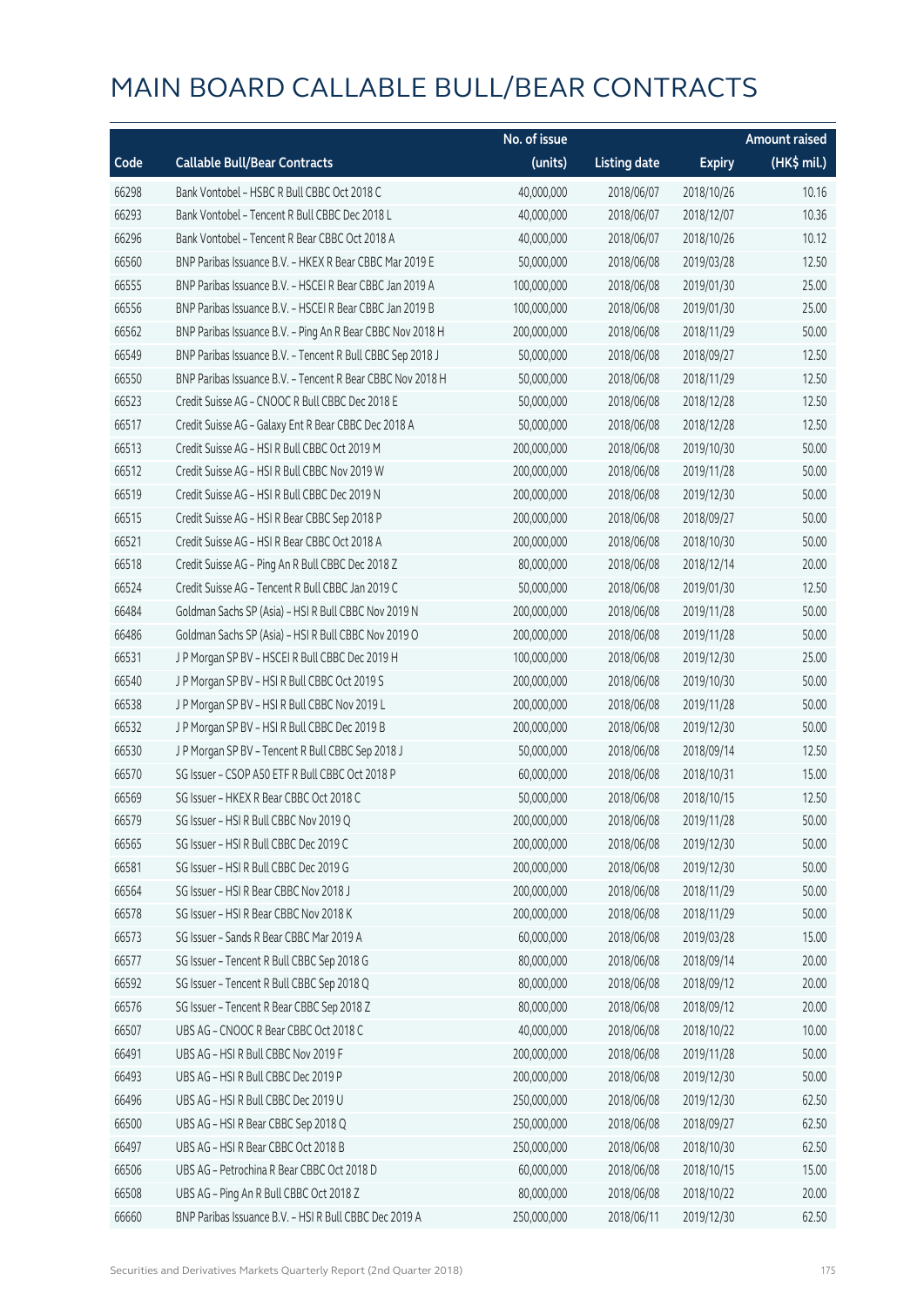# MAIN BOARD CALLABLE BULL/BEAR CONTRACTS

| Code | Callable Bull/Bear Contracts | No. of issue (units) | Listing date | Expiry | Amount raised (HK$ mil.) |
|---|---|---|---|---|---|
| 66298 | Bank Vontobel – HSBC R Bull CBBC Oct 2018 C | 40,000,000 | 2018/06/07 | 2018/10/26 | 10.16 |
| 66293 | Bank Vontobel – Tencent R Bull CBBC Dec 2018 L | 40,000,000 | 2018/06/07 | 2018/12/07 | 10.36 |
| 66296 | Bank Vontobel – Tencent R Bear CBBC Oct 2018 A | 40,000,000 | 2018/06/07 | 2018/10/26 | 10.12 |
| 66560 | BNP Paribas Issuance B.V. – HKEX R Bear CBBC Mar 2019 E | 50,000,000 | 2018/06/08 | 2019/03/28 | 12.50 |
| 66555 | BNP Paribas Issuance B.V. – HSCEI R Bear CBBC Jan 2019 A | 100,000,000 | 2018/06/08 | 2019/01/30 | 25.00 |
| 66556 | BNP Paribas Issuance B.V. – HSCEI R Bear CBBC Jan 2019 B | 100,000,000 | 2018/06/08 | 2019/01/30 | 25.00 |
| 66562 | BNP Paribas Issuance B.V. – Ping An R Bear CBBC Nov 2018 H | 200,000,000 | 2018/06/08 | 2018/11/29 | 50.00 |
| 66549 | BNP Paribas Issuance B.V. – Tencent R Bull CBBC Sep 2018 J | 50,000,000 | 2018/06/08 | 2018/09/27 | 12.50 |
| 66550 | BNP Paribas Issuance B.V. – Tencent R Bear CBBC Nov 2018 H | 50,000,000 | 2018/06/08 | 2018/11/29 | 12.50 |
| 66523 | Credit Suisse AG – CNOOC R Bull CBBC Dec 2018 E | 50,000,000 | 2018/06/08 | 2018/12/28 | 12.50 |
| 66517 | Credit Suisse AG – Galaxy Ent R Bear CBBC Dec 2018 A | 50,000,000 | 2018/06/08 | 2018/12/28 | 12.50 |
| 66513 | Credit Suisse AG – HSI R Bull CBBC Oct 2019 M | 200,000,000 | 2018/06/08 | 2019/10/30 | 50.00 |
| 66512 | Credit Suisse AG – HSI R Bull CBBC Nov 2019 W | 200,000,000 | 2018/06/08 | 2019/11/28 | 50.00 |
| 66519 | Credit Suisse AG – HSI R Bull CBBC Dec 2019 N | 200,000,000 | 2018/06/08 | 2019/12/30 | 50.00 |
| 66515 | Credit Suisse AG – HSI R Bear CBBC Sep 2018 P | 200,000,000 | 2018/06/08 | 2018/09/27 | 50.00 |
| 66521 | Credit Suisse AG – HSI R Bear CBBC Oct 2018 A | 200,000,000 | 2018/06/08 | 2018/10/30 | 50.00 |
| 66518 | Credit Suisse AG – Ping An R Bull CBBC Dec 2018 Z | 80,000,000 | 2018/06/08 | 2018/12/14 | 20.00 |
| 66524 | Credit Suisse AG – Tencent R Bull CBBC Jan 2019 C | 50,000,000 | 2018/06/08 | 2019/01/30 | 12.50 |
| 66484 | Goldman Sachs SP (Asia) – HSI R Bull CBBC Nov 2019 N | 200,000,000 | 2018/06/08 | 2019/11/28 | 50.00 |
| 66486 | Goldman Sachs SP (Asia) – HSI R Bull CBBC Nov 2019 O | 200,000,000 | 2018/06/08 | 2019/11/28 | 50.00 |
| 66531 | J P Morgan SP BV – HSCEI R Bull CBBC Dec 2019 H | 100,000,000 | 2018/06/08 | 2019/12/30 | 25.00 |
| 66540 | J P Morgan SP BV – HSI R Bull CBBC Oct 2019 S | 200,000,000 | 2018/06/08 | 2019/10/30 | 50.00 |
| 66538 | J P Morgan SP BV – HSI R Bull CBBC Nov 2019 L | 200,000,000 | 2018/06/08 | 2019/11/28 | 50.00 |
| 66532 | J P Morgan SP BV – HSI R Bull CBBC Dec 2019 B | 200,000,000 | 2018/06/08 | 2019/12/30 | 50.00 |
| 66530 | J P Morgan SP BV – Tencent R Bull CBBC Sep 2018 J | 50,000,000 | 2018/06/08 | 2018/09/14 | 12.50 |
| 66570 | SG Issuer – CSOP A50 ETF R Bull CBBC Oct 2018 P | 60,000,000 | 2018/06/08 | 2018/10/31 | 15.00 |
| 66569 | SG Issuer – HKEX R Bear CBBC Oct 2018 C | 50,000,000 | 2018/06/08 | 2018/10/15 | 12.50 |
| 66579 | SG Issuer – HSI R Bull CBBC Nov 2019 Q | 200,000,000 | 2018/06/08 | 2019/11/28 | 50.00 |
| 66565 | SG Issuer – HSI R Bull CBBC Dec 2019 C | 200,000,000 | 2018/06/08 | 2019/12/30 | 50.00 |
| 66581 | SG Issuer – HSI R Bull CBBC Dec 2019 G | 200,000,000 | 2018/06/08 | 2019/12/30 | 50.00 |
| 66564 | SG Issuer – HSI R Bear CBBC Nov 2018 J | 200,000,000 | 2018/06/08 | 2018/11/29 | 50.00 |
| 66578 | SG Issuer – HSI R Bear CBBC Nov 2018 K | 200,000,000 | 2018/06/08 | 2018/11/29 | 50.00 |
| 66573 | SG Issuer – Sands R Bear CBBC Mar 2019 A | 60,000,000 | 2018/06/08 | 2019/03/28 | 15.00 |
| 66577 | SG Issuer – Tencent R Bull CBBC Sep 2018 G | 80,000,000 | 2018/06/08 | 2018/09/14 | 20.00 |
| 66592 | SG Issuer – Tencent R Bull CBBC Sep 2018 Q | 80,000,000 | 2018/06/08 | 2018/09/12 | 20.00 |
| 66576 | SG Issuer – Tencent R Bear CBBC Sep 2018 Z | 80,000,000 | 2018/06/08 | 2018/09/12 | 20.00 |
| 66507 | UBS AG – CNOOC R Bear CBBC Oct 2018 C | 40,000,000 | 2018/06/08 | 2018/10/22 | 10.00 |
| 66491 | UBS AG – HSI R Bull CBBC Nov 2019 F | 200,000,000 | 2018/06/08 | 2019/11/28 | 50.00 |
| 66493 | UBS AG – HSI R Bull CBBC Dec 2019 P | 200,000,000 | 2018/06/08 | 2019/12/30 | 50.00 |
| 66496 | UBS AG – HSI R Bull CBBC Dec 2019 U | 250,000,000 | 2018/06/08 | 2019/12/30 | 62.50 |
| 66500 | UBS AG – HSI R Bear CBBC Sep 2018 Q | 250,000,000 | 2018/06/08 | 2018/09/27 | 62.50 |
| 66497 | UBS AG – HSI R Bear CBBC Oct 2018 B | 250,000,000 | 2018/06/08 | 2018/10/30 | 62.50 |
| 66506 | UBS AG – Petrochina R Bear CBBC Oct 2018 D | 60,000,000 | 2018/06/08 | 2018/10/15 | 15.00 |
| 66508 | UBS AG – Ping An R Bull CBBC Oct 2018 Z | 80,000,000 | 2018/06/08 | 2018/10/22 | 20.00 |
| 66660 | BNP Paribas Issuance B.V. – HSI R Bull CBBC Dec 2019 A | 250,000,000 | 2018/06/11 | 2019/12/30 | 62.50 |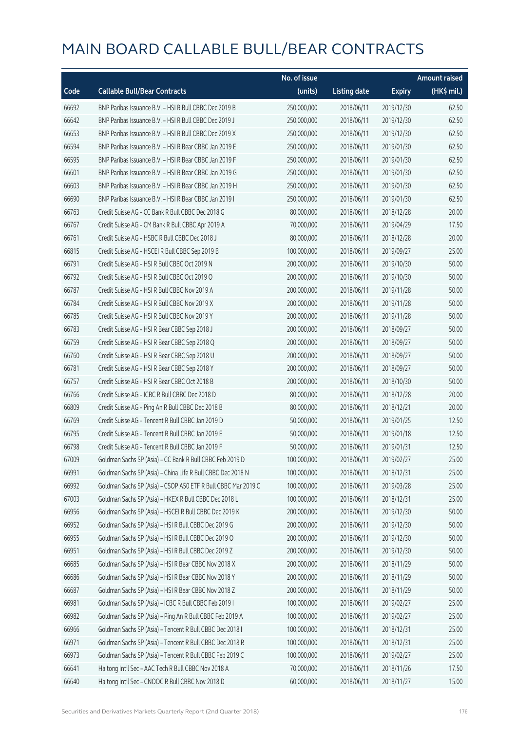# MAIN BOARD CALLABLE BULL/BEAR CONTRACTS

| Code | Callable Bull/Bear Contracts | No. of issue (units) | Listing date | Expiry | Amount raised (HK$ mil.) |
|---|---|---|---|---|---|
| 66692 | BNP Paribas Issuance B.V. – HSI R Bull CBBC Dec 2019 B | 250,000,000 | 2018/06/11 | 2019/12/30 | 62.50 |
| 66642 | BNP Paribas Issuance B.V. – HSI R Bull CBBC Dec 2019 J | 250,000,000 | 2018/06/11 | 2019/12/30 | 62.50 |
| 66653 | BNP Paribas Issuance B.V. – HSI R Bull CBBC Dec 2019 X | 250,000,000 | 2018/06/11 | 2019/12/30 | 62.50 |
| 66594 | BNP Paribas Issuance B.V. – HSI R Bear CBBC Jan 2019 E | 250,000,000 | 2018/06/11 | 2019/01/30 | 62.50 |
| 66595 | BNP Paribas Issuance B.V. – HSI R Bear CBBC Jan 2019 F | 250,000,000 | 2018/06/11 | 2019/01/30 | 62.50 |
| 66601 | BNP Paribas Issuance B.V. – HSI R Bear CBBC Jan 2019 G | 250,000,000 | 2018/06/11 | 2019/01/30 | 62.50 |
| 66603 | BNP Paribas Issuance B.V. – HSI R Bear CBBC Jan 2019 H | 250,000,000 | 2018/06/11 | 2019/01/30 | 62.50 |
| 66690 | BNP Paribas Issuance B.V. – HSI R Bear CBBC Jan 2019 I | 250,000,000 | 2018/06/11 | 2019/01/30 | 62.50 |
| 66763 | Credit Suisse AG – CC Bank R Bull CBBC Dec 2018 G | 80,000,000 | 2018/06/11 | 2018/12/28 | 20.00 |
| 66767 | Credit Suisse AG – CM Bank R Bull CBBC Apr 2019 A | 70,000,000 | 2018/06/11 | 2019/04/29 | 17.50 |
| 66761 | Credit Suisse AG – HSBC R Bull CBBC Dec 2018 J | 80,000,000 | 2018/06/11 | 2018/12/28 | 20.00 |
| 66815 | Credit Suisse AG – HSCEI R Bull CBBC Sep 2019 B | 100,000,000 | 2018/06/11 | 2019/09/27 | 25.00 |
| 66791 | Credit Suisse AG – HSI R Bull CBBC Oct 2019 N | 200,000,000 | 2018/06/11 | 2019/10/30 | 50.00 |
| 66792 | Credit Suisse AG – HSI R Bull CBBC Oct 2019 O | 200,000,000 | 2018/06/11 | 2019/10/30 | 50.00 |
| 66787 | Credit Suisse AG – HSI R Bull CBBC Nov 2019 A | 200,000,000 | 2018/06/11 | 2019/11/28 | 50.00 |
| 66784 | Credit Suisse AG – HSI R Bull CBBC Nov 2019 X | 200,000,000 | 2018/06/11 | 2019/11/28 | 50.00 |
| 66785 | Credit Suisse AG – HSI R Bull CBBC Nov 2019 Y | 200,000,000 | 2018/06/11 | 2019/11/28 | 50.00 |
| 66783 | Credit Suisse AG – HSI R Bear CBBC Sep 2018 J | 200,000,000 | 2018/06/11 | 2018/09/27 | 50.00 |
| 66759 | Credit Suisse AG – HSI R Bear CBBC Sep 2018 Q | 200,000,000 | 2018/06/11 | 2018/09/27 | 50.00 |
| 66760 | Credit Suisse AG – HSI R Bear CBBC Sep 2018 U | 200,000,000 | 2018/06/11 | 2018/09/27 | 50.00 |
| 66781 | Credit Suisse AG – HSI R Bear CBBC Sep 2018 Y | 200,000,000 | 2018/06/11 | 2018/09/27 | 50.00 |
| 66757 | Credit Suisse AG – HSI R Bear CBBC Oct 2018 B | 200,000,000 | 2018/06/11 | 2018/10/30 | 50.00 |
| 66766 | Credit Suisse AG – ICBC R Bull CBBC Dec 2018 D | 80,000,000 | 2018/06/11 | 2018/12/28 | 20.00 |
| 66809 | Credit Suisse AG – Ping An R Bull CBBC Dec 2018 B | 80,000,000 | 2018/06/11 | 2018/12/21 | 20.00 |
| 66769 | Credit Suisse AG – Tencent R Bull CBBC Jan 2019 D | 50,000,000 | 2018/06/11 | 2019/01/25 | 12.50 |
| 66795 | Credit Suisse AG – Tencent R Bull CBBC Jan 2019 E | 50,000,000 | 2018/06/11 | 2019/01/18 | 12.50 |
| 66798 | Credit Suisse AG – Tencent R Bull CBBC Jan 2019 F | 50,000,000 | 2018/06/11 | 2019/01/31 | 12.50 |
| 67009 | Goldman Sachs SP (Asia) – CC Bank R Bull CBBC Feb 2019 D | 100,000,000 | 2018/06/11 | 2019/02/27 | 25.00 |
| 66991 | Goldman Sachs SP (Asia) – China Life R Bull CBBC Dec 2018 N | 100,000,000 | 2018/06/11 | 2018/12/31 | 25.00 |
| 66992 | Goldman Sachs SP (Asia) – CSOP A50 ETF R Bull CBBC Mar 2019 C | 100,000,000 | 2018/06/11 | 2019/03/28 | 25.00 |
| 67003 | Goldman Sachs SP (Asia) – HKEX R Bull CBBC Dec 2018 L | 100,000,000 | 2018/06/11 | 2018/12/31 | 25.00 |
| 66956 | Goldman Sachs SP (Asia) – HSCEI R Bull CBBC Dec 2019 K | 200,000,000 | 2018/06/11 | 2019/12/30 | 50.00 |
| 66952 | Goldman Sachs SP (Asia) – HSI R Bull CBBC Dec 2019 G | 200,000,000 | 2018/06/11 | 2019/12/30 | 50.00 |
| 66955 | Goldman Sachs SP (Asia) – HSI R Bull CBBC Dec 2019 O | 200,000,000 | 2018/06/11 | 2019/12/30 | 50.00 |
| 66951 | Goldman Sachs SP (Asia) – HSI R Bull CBBC Dec 2019 Z | 200,000,000 | 2018/06/11 | 2019/12/30 | 50.00 |
| 66685 | Goldman Sachs SP (Asia) – HSI R Bear CBBC Nov 2018 X | 200,000,000 | 2018/06/11 | 2018/11/29 | 50.00 |
| 66686 | Goldman Sachs SP (Asia) – HSI R Bear CBBC Nov 2018 Y | 200,000,000 | 2018/06/11 | 2018/11/29 | 50.00 |
| 66687 | Goldman Sachs SP (Asia) – HSI R Bear CBBC Nov 2018 Z | 200,000,000 | 2018/06/11 | 2018/11/29 | 50.00 |
| 66981 | Goldman Sachs SP (Asia) – ICBC R Bull CBBC Feb 2019 I | 100,000,000 | 2018/06/11 | 2019/02/27 | 25.00 |
| 66982 | Goldman Sachs SP (Asia) – Ping An R Bull CBBC Feb 2019 A | 100,000,000 | 2018/06/11 | 2019/02/27 | 25.00 |
| 66966 | Goldman Sachs SP (Asia) – Tencent R Bull CBBC Dec 2018 I | 100,000,000 | 2018/06/11 | 2018/12/31 | 25.00 |
| 66971 | Goldman Sachs SP (Asia) – Tencent R Bull CBBC Dec 2018 R | 100,000,000 | 2018/06/11 | 2018/12/31 | 25.00 |
| 66973 | Goldman Sachs SP (Asia) – Tencent R Bull CBBC Feb 2019 C | 100,000,000 | 2018/06/11 | 2019/02/27 | 25.00 |
| 66641 | Haitong Int'l Sec – AAC Tech R Bull CBBC Nov 2018 A | 70,000,000 | 2018/06/11 | 2018/11/26 | 17.50 |
| 66640 | Haitong Int'l Sec – CNOOC R Bull CBBC Nov 2018 D | 60,000,000 | 2018/06/11 | 2018/11/27 | 15.00 |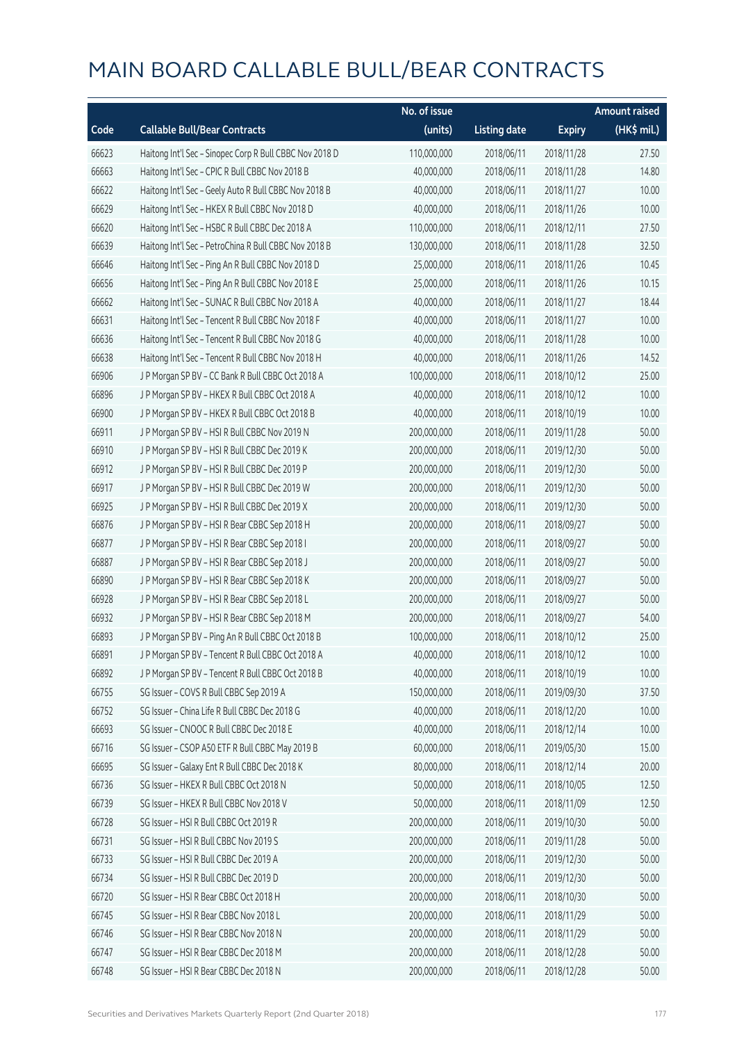# MAIN BOARD CALLABLE BULL/BEAR CONTRACTS

| Code | Callable Bull/Bear Contracts | No. of issue (units) | Listing date | Expiry | Amount raised (HK$ mil.) |
|---|---|---|---|---|---|
| 66623 | Haitong Int'l Sec - Sinopec Corp R Bull CBBC Nov 2018 D | 110,000,000 | 2018/06/11 | 2018/11/28 | 27.50 |
| 66663 | Haitong Int'l Sec - CPIC R Bull CBBC Nov 2018 B | 40,000,000 | 2018/06/11 | 2018/11/28 | 14.80 |
| 66622 | Haitong Int'l Sec - Geely Auto R Bull CBBC Nov 2018 B | 40,000,000 | 2018/06/11 | 2018/11/27 | 10.00 |
| 66629 | Haitong Int'l Sec - HKEX R Bull CBBC Nov 2018 D | 40,000,000 | 2018/06/11 | 2018/11/26 | 10.00 |
| 66620 | Haitong Int'l Sec - HSBC R Bull CBBC Dec 2018 A | 110,000,000 | 2018/06/11 | 2018/12/11 | 27.50 |
| 66639 | Haitong Int'l Sec - PetroChina R Bull CBBC Nov 2018 B | 130,000,000 | 2018/06/11 | 2018/11/28 | 32.50 |
| 66646 | Haitong Int'l Sec - Ping An R Bull CBBC Nov 2018 D | 25,000,000 | 2018/06/11 | 2018/11/26 | 10.45 |
| 66656 | Haitong Int'l Sec - Ping An R Bull CBBC Nov 2018 E | 25,000,000 | 2018/06/11 | 2018/11/26 | 10.15 |
| 66662 | Haitong Int'l Sec - SUNAC R Bull CBBC Nov 2018 A | 40,000,000 | 2018/06/11 | 2018/11/27 | 18.44 |
| 66631 | Haitong Int'l Sec - Tencent R Bull CBBC Nov 2018 F | 40,000,000 | 2018/06/11 | 2018/11/27 | 10.00 |
| 66636 | Haitong Int'l Sec - Tencent R Bull CBBC Nov 2018 G | 40,000,000 | 2018/06/11 | 2018/11/28 | 10.00 |
| 66638 | Haitong Int'l Sec - Tencent R Bull CBBC Nov 2018 H | 40,000,000 | 2018/06/11 | 2018/11/26 | 14.52 |
| 66906 | J P Morgan SP BV - CC Bank R Bull CBBC Oct 2018 A | 100,000,000 | 2018/06/11 | 2018/10/12 | 25.00 |
| 66896 | J P Morgan SP BV - HKEX R Bull CBBC Oct 2018 A | 40,000,000 | 2018/06/11 | 2018/10/12 | 10.00 |
| 66900 | J P Morgan SP BV - HKEX R Bull CBBC Oct 2018 B | 40,000,000 | 2018/06/11 | 2018/10/19 | 10.00 |
| 66911 | J P Morgan SP BV - HSI R Bull CBBC Nov 2019 N | 200,000,000 | 2018/06/11 | 2019/11/28 | 50.00 |
| 66910 | J P Morgan SP BV - HSI R Bull CBBC Dec 2019 K | 200,000,000 | 2018/06/11 | 2019/12/30 | 50.00 |
| 66912 | J P Morgan SP BV - HSI R Bull CBBC Dec 2019 P | 200,000,000 | 2018/06/11 | 2019/12/30 | 50.00 |
| 66917 | J P Morgan SP BV - HSI R Bull CBBC Dec 2019 W | 200,000,000 | 2018/06/11 | 2019/12/30 | 50.00 |
| 66925 | J P Morgan SP BV - HSI R Bull CBBC Dec 2019 X | 200,000,000 | 2018/06/11 | 2019/12/30 | 50.00 |
| 66876 | J P Morgan SP BV - HSI R Bear CBBC Sep 2018 H | 200,000,000 | 2018/06/11 | 2018/09/27 | 50.00 |
| 66877 | J P Morgan SP BV - HSI R Bear CBBC Sep 2018 I | 200,000,000 | 2018/06/11 | 2018/09/27 | 50.00 |
| 66887 | J P Morgan SP BV - HSI R Bear CBBC Sep 2018 J | 200,000,000 | 2018/06/11 | 2018/09/27 | 50.00 |
| 66890 | J P Morgan SP BV - HSI R Bear CBBC Sep 2018 K | 200,000,000 | 2018/06/11 | 2018/09/27 | 50.00 |
| 66928 | J P Morgan SP BV - HSI R Bear CBBC Sep 2018 L | 200,000,000 | 2018/06/11 | 2018/09/27 | 50.00 |
| 66932 | J P Morgan SP BV - HSI R Bear CBBC Sep 2018 M | 200,000,000 | 2018/06/11 | 2018/09/27 | 54.00 |
| 66893 | J P Morgan SP BV - Ping An R Bull CBBC Oct 2018 B | 100,000,000 | 2018/06/11 | 2018/10/12 | 25.00 |
| 66891 | J P Morgan SP BV - Tencent R Bull CBBC Oct 2018 A | 40,000,000 | 2018/06/11 | 2018/10/12 | 10.00 |
| 66892 | J P Morgan SP BV - Tencent R Bull CBBC Oct 2018 B | 40,000,000 | 2018/06/11 | 2018/10/19 | 10.00 |
| 66755 | SG Issuer - COVS R Bull CBBC Sep 2019 A | 150,000,000 | 2018/06/11 | 2019/09/30 | 37.50 |
| 66752 | SG Issuer - China Life R Bull CBBC Dec 2018 G | 40,000,000 | 2018/06/11 | 2018/12/20 | 10.00 |
| 66693 | SG Issuer - CNOOC R Bull CBBC Dec 2018 E | 40,000,000 | 2018/06/11 | 2018/12/14 | 10.00 |
| 66716 | SG Issuer - CSOP A50 ETF R Bull CBBC May 2019 B | 60,000,000 | 2018/06/11 | 2019/05/30 | 15.00 |
| 66695 | SG Issuer - Galaxy Ent R Bull CBBC Dec 2018 K | 80,000,000 | 2018/06/11 | 2018/12/14 | 20.00 |
| 66736 | SG Issuer - HKEX R Bull CBBC Oct 2018 N | 50,000,000 | 2018/06/11 | 2018/10/05 | 12.50 |
| 66739 | SG Issuer - HKEX R Bull CBBC Nov 2018 V | 50,000,000 | 2018/06/11 | 2018/11/09 | 12.50 |
| 66728 | SG Issuer - HSI R Bull CBBC Oct 2019 R | 200,000,000 | 2018/06/11 | 2019/10/30 | 50.00 |
| 66731 | SG Issuer - HSI R Bull CBBC Nov 2019 S | 200,000,000 | 2018/06/11 | 2019/11/28 | 50.00 |
| 66733 | SG Issuer - HSI R Bull CBBC Dec 2019 A | 200,000,000 | 2018/06/11 | 2019/12/30 | 50.00 |
| 66734 | SG Issuer - HSI R Bull CBBC Dec 2019 D | 200,000,000 | 2018/06/11 | 2019/12/30 | 50.00 |
| 66720 | SG Issuer - HSI R Bear CBBC Oct 2018 H | 200,000,000 | 2018/06/11 | 2018/10/30 | 50.00 |
| 66745 | SG Issuer - HSI R Bear CBBC Nov 2018 L | 200,000,000 | 2018/06/11 | 2018/11/29 | 50.00 |
| 66746 | SG Issuer - HSI R Bear CBBC Nov 2018 N | 200,000,000 | 2018/06/11 | 2018/11/29 | 50.00 |
| 66747 | SG Issuer - HSI R Bear CBBC Dec 2018 M | 200,000,000 | 2018/06/11 | 2018/12/28 | 50.00 |
| 66748 | SG Issuer - HSI R Bear CBBC Dec 2018 N | 200,000,000 | 2018/06/11 | 2018/12/28 | 50.00 |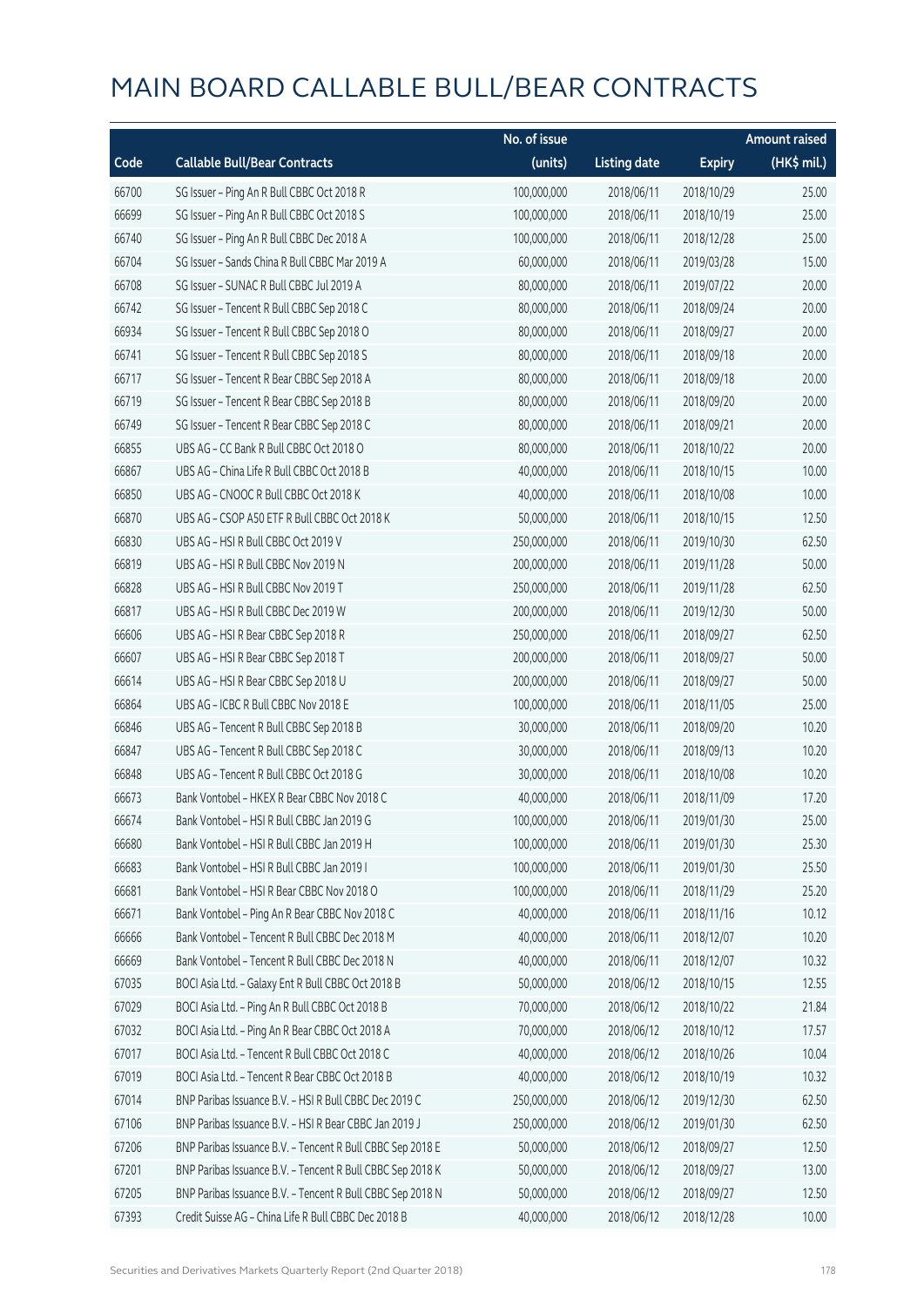# MAIN BOARD CALLABLE BULL/BEAR CONTRACTS

| Code | Callable Bull/Bear Contracts | No. of issue (units) | Listing date | Expiry | Amount raised (HK$ mil.) |
|---|---|---|---|---|---|
| 66700 | SG Issuer – Ping An R Bull CBBC Oct 2018 R | 100,000,000 | 2018/06/11 | 2018/10/29 | 25.00 |
| 66699 | SG Issuer – Ping An R Bull CBBC Oct 2018 S | 100,000,000 | 2018/06/11 | 2018/10/19 | 25.00 |
| 66740 | SG Issuer – Ping An R Bull CBBC Dec 2018 A | 100,000,000 | 2018/06/11 | 2018/12/28 | 25.00 |
| 66704 | SG Issuer – Sands China R Bull CBBC Mar 2019 A | 60,000,000 | 2018/06/11 | 2019/03/28 | 15.00 |
| 66708 | SG Issuer – SUNAC R Bull CBBC Jul 2019 A | 80,000,000 | 2018/06/11 | 2019/07/22 | 20.00 |
| 66742 | SG Issuer – Tencent R Bull CBBC Sep 2018 C | 80,000,000 | 2018/06/11 | 2018/09/24 | 20.00 |
| 66934 | SG Issuer – Tencent R Bull CBBC Sep 2018 O | 80,000,000 | 2018/06/11 | 2018/09/27 | 20.00 |
| 66741 | SG Issuer – Tencent R Bull CBBC Sep 2018 S | 80,000,000 | 2018/06/11 | 2018/09/18 | 20.00 |
| 66717 | SG Issuer – Tencent R Bear CBBC Sep 2018 A | 80,000,000 | 2018/06/11 | 2018/09/18 | 20.00 |
| 66719 | SG Issuer – Tencent R Bear CBBC Sep 2018 B | 80,000,000 | 2018/06/11 | 2018/09/20 | 20.00 |
| 66749 | SG Issuer – Tencent R Bear CBBC Sep 2018 C | 80,000,000 | 2018/06/11 | 2018/09/21 | 20.00 |
| 66855 | UBS AG – CC Bank R Bull CBBC Oct 2018 O | 80,000,000 | 2018/06/11 | 2018/10/22 | 20.00 |
| 66867 | UBS AG – China Life R Bull CBBC Oct 2018 B | 40,000,000 | 2018/06/11 | 2018/10/15 | 10.00 |
| 66850 | UBS AG – CNOOC R Bull CBBC Oct 2018 K | 40,000,000 | 2018/06/11 | 2018/10/08 | 10.00 |
| 66870 | UBS AG – CSOP A50 ETF R Bull CBBC Oct 2018 K | 50,000,000 | 2018/06/11 | 2018/10/15 | 12.50 |
| 66830 | UBS AG – HSI R Bull CBBC Oct 2019 V | 250,000,000 | 2018/06/11 | 2019/10/30 | 62.50 |
| 66819 | UBS AG – HSI R Bull CBBC Nov 2019 N | 200,000,000 | 2018/06/11 | 2019/11/28 | 50.00 |
| 66828 | UBS AG – HSI R Bull CBBC Nov 2019 T | 250,000,000 | 2018/06/11 | 2019/11/28 | 62.50 |
| 66817 | UBS AG – HSI R Bull CBBC Dec 2019 W | 200,000,000 | 2018/06/11 | 2019/12/30 | 50.00 |
| 66606 | UBS AG – HSI R Bear CBBC Sep 2018 R | 250,000,000 | 2018/06/11 | 2018/09/27 | 62.50 |
| 66607 | UBS AG – HSI R Bear CBBC Sep 2018 T | 200,000,000 | 2018/06/11 | 2018/09/27 | 50.00 |
| 66614 | UBS AG – HSI R Bear CBBC Sep 2018 U | 200,000,000 | 2018/06/11 | 2018/09/27 | 50.00 |
| 66864 | UBS AG – ICBC R Bull CBBC Nov 2018 E | 100,000,000 | 2018/06/11 | 2018/11/05 | 25.00 |
| 66846 | UBS AG – Tencent R Bull CBBC Sep 2018 B | 30,000,000 | 2018/06/11 | 2018/09/20 | 10.20 |
| 66847 | UBS AG – Tencent R Bull CBBC Sep 2018 C | 30,000,000 | 2018/06/11 | 2018/09/13 | 10.20 |
| 66848 | UBS AG – Tencent R Bull CBBC Oct 2018 G | 30,000,000 | 2018/06/11 | 2018/10/08 | 10.20 |
| 66673 | Bank Vontobel – HKEX R Bear CBBC Nov 2018 C | 40,000,000 | 2018/06/11 | 2018/11/09 | 17.20 |
| 66674 | Bank Vontobel – HSI R Bull CBBC Jan 2019 G | 100,000,000 | 2018/06/11 | 2019/01/30 | 25.00 |
| 66680 | Bank Vontobel – HSI R Bull CBBC Jan 2019 H | 100,000,000 | 2018/06/11 | 2019/01/30 | 25.30 |
| 66683 | Bank Vontobel – HSI R Bull CBBC Jan 2019 I | 100,000,000 | 2018/06/11 | 2019/01/30 | 25.50 |
| 66681 | Bank Vontobel – HSI R Bear CBBC Nov 2018 O | 100,000,000 | 2018/06/11 | 2018/11/29 | 25.20 |
| 66671 | Bank Vontobel – Ping An R Bear CBBC Nov 2018 C | 40,000,000 | 2018/06/11 | 2018/11/16 | 10.12 |
| 66666 | Bank Vontobel – Tencent R Bull CBBC Dec 2018 M | 40,000,000 | 2018/06/11 | 2018/12/07 | 10.20 |
| 66669 | Bank Vontobel – Tencent R Bull CBBC Dec 2018 N | 40,000,000 | 2018/06/11 | 2018/12/07 | 10.32 |
| 67035 | BOCI Asia Ltd. – Galaxy Ent R Bull CBBC Oct 2018 B | 50,000,000 | 2018/06/12 | 2018/10/15 | 12.55 |
| 67029 | BOCI Asia Ltd. – Ping An R Bull CBBC Oct 2018 B | 70,000,000 | 2018/06/12 | 2018/10/22 | 21.84 |
| 67032 | BOCI Asia Ltd. – Ping An R Bear CBBC Oct 2018 A | 70,000,000 | 2018/06/12 | 2018/10/12 | 17.57 |
| 67017 | BOCI Asia Ltd. – Tencent R Bull CBBC Oct 2018 C | 40,000,000 | 2018/06/12 | 2018/10/26 | 10.04 |
| 67019 | BOCI Asia Ltd. – Tencent R Bear CBBC Oct 2018 B | 40,000,000 | 2018/06/12 | 2018/10/19 | 10.32 |
| 67014 | BNP Paribas Issuance B.V. – HSI R Bull CBBC Dec 2019 C | 250,000,000 | 2018/06/12 | 2019/12/30 | 62.50 |
| 67106 | BNP Paribas Issuance B.V. – HSI R Bear CBBC Jan 2019 J | 250,000,000 | 2018/06/12 | 2019/01/30 | 62.50 |
| 67206 | BNP Paribas Issuance B.V. – Tencent R Bull CBBC Sep 2018 E | 50,000,000 | 2018/06/12 | 2018/09/27 | 12.50 |
| 67201 | BNP Paribas Issuance B.V. – Tencent R Bull CBBC Sep 2018 K | 50,000,000 | 2018/06/12 | 2018/09/27 | 13.00 |
| 67205 | BNP Paribas Issuance B.V. – Tencent R Bull CBBC Sep 2018 N | 50,000,000 | 2018/06/12 | 2018/09/27 | 12.50 |
| 67393 | Credit Suisse AG – China Life R Bull CBBC Dec 2018 B | 40,000,000 | 2018/06/12 | 2018/12/28 | 10.00 |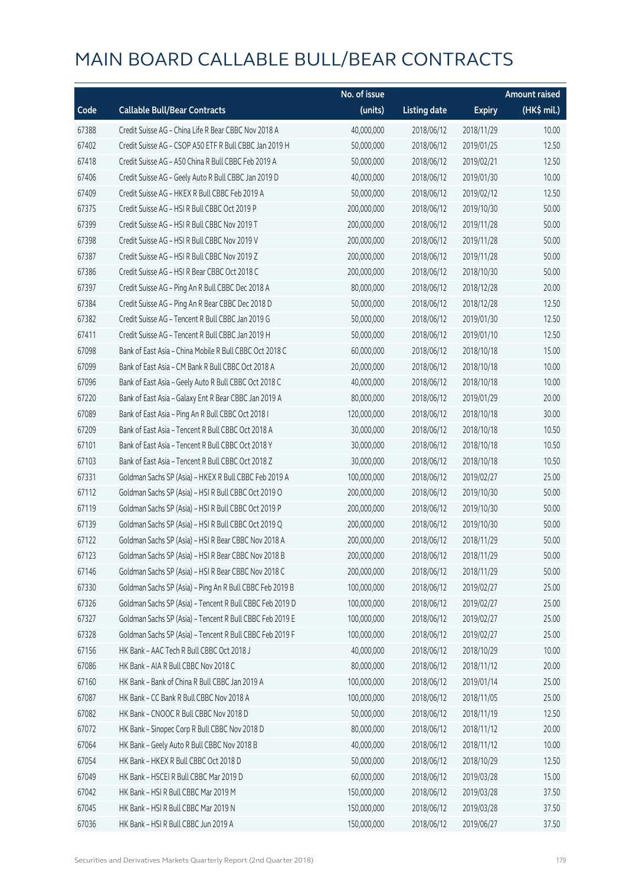# MAIN BOARD CALLABLE BULL/BEAR CONTRACTS

| Code | Callable Bull/Bear Contracts | No. of issue (units) | Listing date | Expiry | Amount raised (HK$ mil.) |
|---|---|---|---|---|---|
| 67388 | Credit Suisse AG – China Life R Bear CBBC Nov 2018 A | 40,000,000 | 2018/06/12 | 2018/11/29 | 10.00 |
| 67402 | Credit Suisse AG – CSOP A50 ETF R Bull CBBC Jan 2019 H | 50,000,000 | 2018/06/12 | 2019/01/25 | 12.50 |
| 67418 | Credit Suisse AG – A50 China R Bull CBBC Feb 2019 A | 50,000,000 | 2018/06/12 | 2019/02/21 | 12.50 |
| 67406 | Credit Suisse AG – Geely Auto R Bull CBBC Jan 2019 D | 40,000,000 | 2018/06/12 | 2019/01/30 | 10.00 |
| 67409 | Credit Suisse AG – HKEX R Bull CBBC Feb 2019 A | 50,000,000 | 2018/06/12 | 2019/02/12 | 12.50 |
| 67375 | Credit Suisse AG – HSI R Bull CBBC Oct 2019 P | 200,000,000 | 2018/06/12 | 2019/10/30 | 50.00 |
| 67399 | Credit Suisse AG – HSI R Bull CBBC Nov 2019 T | 200,000,000 | 2018/06/12 | 2019/11/28 | 50.00 |
| 67398 | Credit Suisse AG – HSI R Bull CBBC Nov 2019 V | 200,000,000 | 2018/06/12 | 2019/11/28 | 50.00 |
| 67387 | Credit Suisse AG – HSI R Bull CBBC Nov 2019 Z | 200,000,000 | 2018/06/12 | 2019/11/28 | 50.00 |
| 67386 | Credit Suisse AG – HSI R Bear CBBC Oct 2018 C | 200,000,000 | 2018/06/12 | 2018/10/30 | 50.00 |
| 67397 | Credit Suisse AG – Ping An R Bull CBBC Dec 2018 A | 80,000,000 | 2018/06/12 | 2018/12/28 | 20.00 |
| 67384 | Credit Suisse AG – Ping An R Bear CBBC Dec 2018 D | 50,000,000 | 2018/06/12 | 2018/12/28 | 12.50 |
| 67382 | Credit Suisse AG – Tencent R Bull CBBC Jan 2019 G | 50,000,000 | 2018/06/12 | 2019/01/30 | 12.50 |
| 67411 | Credit Suisse AG – Tencent R Bull CBBC Jan 2019 H | 50,000,000 | 2018/06/12 | 2019/01/10 | 12.50 |
| 67098 | Bank of East Asia – China Mobile R Bull CBBC Oct 2018 C | 60,000,000 | 2018/06/12 | 2018/10/18 | 15.00 |
| 67099 | Bank of East Asia – CM Bank R Bull CBBC Oct 2018 A | 20,000,000 | 2018/06/12 | 2018/10/18 | 10.00 |
| 67096 | Bank of East Asia – Geely Auto R Bull CBBC Oct 2018 C | 40,000,000 | 2018/06/12 | 2018/10/18 | 10.00 |
| 67220 | Bank of East Asia – Galaxy Ent R Bear CBBC Jan 2019 A | 80,000,000 | 2018/06/12 | 2019/01/29 | 20.00 |
| 67089 | Bank of East Asia – Ping An R Bull CBBC Oct 2018 I | 120,000,000 | 2018/06/12 | 2018/10/18 | 30.00 |
| 67209 | Bank of East Asia – Tencent R Bull CBBC Oct 2018 A | 30,000,000 | 2018/06/12 | 2018/10/18 | 10.50 |
| 67101 | Bank of East Asia – Tencent R Bull CBBC Oct 2018 Y | 30,000,000 | 2018/06/12 | 2018/10/18 | 10.50 |
| 67103 | Bank of East Asia – Tencent R Bull CBBC Oct 2018 Z | 30,000,000 | 2018/06/12 | 2018/10/18 | 10.50 |
| 67331 | Goldman Sachs SP (Asia) – HKEX R Bull CBBC Feb 2019 A | 100,000,000 | 2018/06/12 | 2019/02/27 | 25.00 |
| 67112 | Goldman Sachs SP (Asia) – HSI R Bull CBBC Oct 2019 O | 200,000,000 | 2018/06/12 | 2019/10/30 | 50.00 |
| 67119 | Goldman Sachs SP (Asia) – HSI R Bull CBBC Oct 2019 P | 200,000,000 | 2018/06/12 | 2019/10/30 | 50.00 |
| 67139 | Goldman Sachs SP (Asia) – HSI R Bull CBBC Oct 2019 Q | 200,000,000 | 2018/06/12 | 2019/10/30 | 50.00 |
| 67122 | Goldman Sachs SP (Asia) – HSI R Bear CBBC Nov 2018 A | 200,000,000 | 2018/06/12 | 2018/11/29 | 50.00 |
| 67123 | Goldman Sachs SP (Asia) – HSI R Bear CBBC Nov 2018 B | 200,000,000 | 2018/06/12 | 2018/11/29 | 50.00 |
| 67146 | Goldman Sachs SP (Asia) – HSI R Bear CBBC Nov 2018 C | 200,000,000 | 2018/06/12 | 2018/11/29 | 50.00 |
| 67330 | Goldman Sachs SP (Asia) – Ping An R Bull CBBC Feb 2019 B | 100,000,000 | 2018/06/12 | 2019/02/27 | 25.00 |
| 67326 | Goldman Sachs SP (Asia) – Tencent R Bull CBBC Feb 2019 D | 100,000,000 | 2018/06/12 | 2019/02/27 | 25.00 |
| 67327 | Goldman Sachs SP (Asia) – Tencent R Bull CBBC Feb 2019 E | 100,000,000 | 2018/06/12 | 2019/02/27 | 25.00 |
| 67328 | Goldman Sachs SP (Asia) – Tencent R Bull CBBC Feb 2019 F | 100,000,000 | 2018/06/12 | 2019/02/27 | 25.00 |
| 67156 | HK Bank – AAC Tech R Bull CBBC Oct 2018 J | 40,000,000 | 2018/06/12 | 2018/10/29 | 10.00 |
| 67086 | HK Bank – AIA R Bull CBBC Nov 2018 C | 80,000,000 | 2018/06/12 | 2018/11/12 | 20.00 |
| 67160 | HK Bank – Bank of China R Bull CBBC Jan 2019 A | 100,000,000 | 2018/06/12 | 2019/01/14 | 25.00 |
| 67087 | HK Bank – CC Bank R Bull CBBC Nov 2018 A | 100,000,000 | 2018/06/12 | 2018/11/05 | 25.00 |
| 67082 | HK Bank – CNOOC R Bull CBBC Nov 2018 D | 50,000,000 | 2018/06/12 | 2018/11/19 | 12.50 |
| 67072 | HK Bank – Sinopec Corp R Bull CBBC Nov 2018 D | 80,000,000 | 2018/06/12 | 2018/11/12 | 20.00 |
| 67064 | HK Bank – Geely Auto R Bull CBBC Nov 2018 B | 40,000,000 | 2018/06/12 | 2018/11/12 | 10.00 |
| 67054 | HK Bank – HKEX R Bull CBBC Oct 2018 D | 50,000,000 | 2018/06/12 | 2018/10/29 | 12.50 |
| 67049 | HK Bank – HSCEI R Bull CBBC Mar 2019 D | 60,000,000 | 2018/06/12 | 2019/03/28 | 15.00 |
| 67042 | HK Bank – HSI R Bull CBBC Mar 2019 M | 150,000,000 | 2018/06/12 | 2019/03/28 | 37.50 |
| 67045 | HK Bank – HSI R Bull CBBC Mar 2019 N | 150,000,000 | 2018/06/12 | 2019/03/28 | 37.50 |
| 67036 | HK Bank – HSI R Bull CBBC Jun 2019 A | 150,000,000 | 2018/06/12 | 2019/06/27 | 37.50 |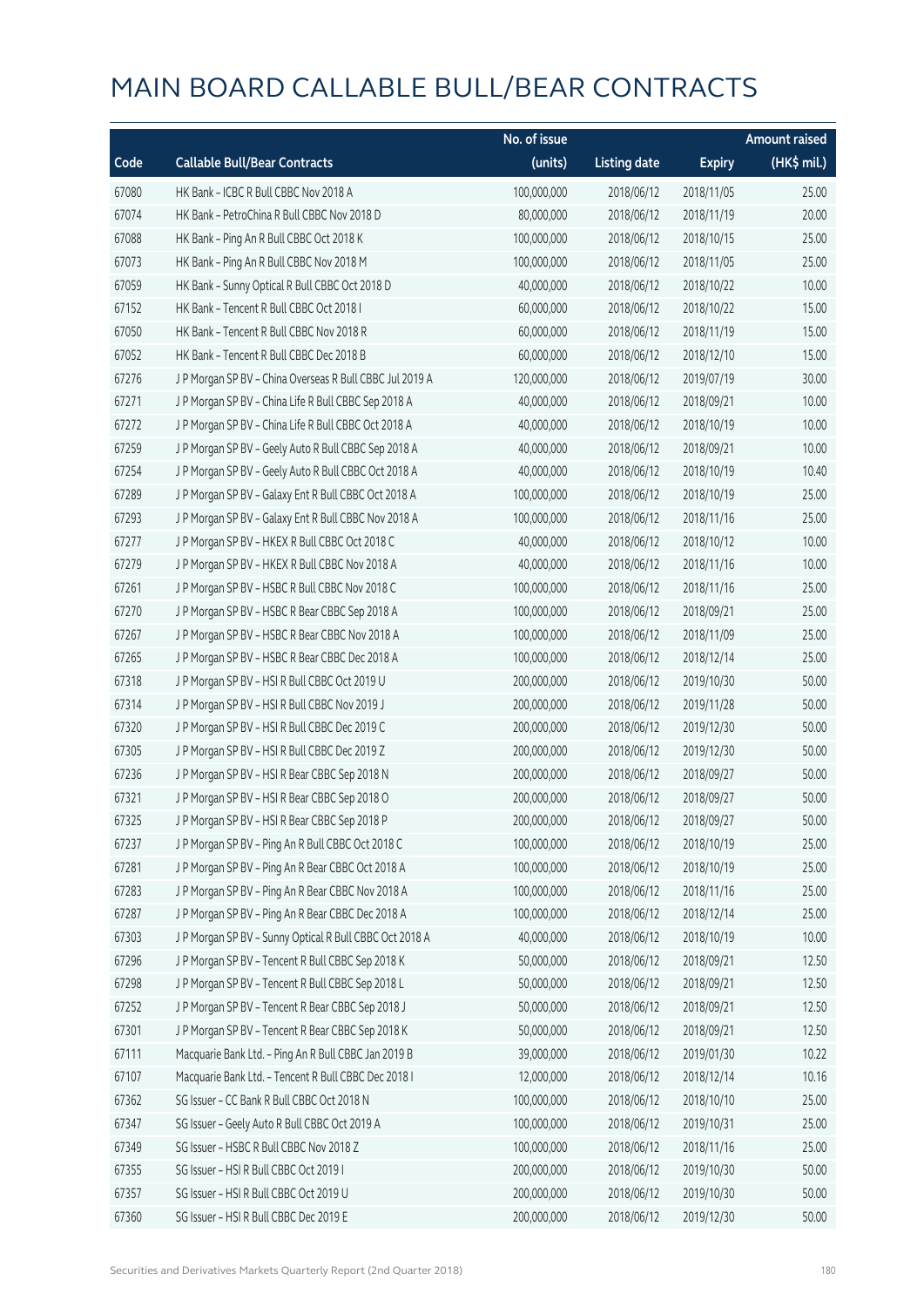# MAIN BOARD CALLABLE BULL/BEAR CONTRACTS

| Code | Callable Bull/Bear Contracts | No. of issue (units) | Listing date | Expiry | Amount raised (HK$ mil.) |
|---|---|---|---|---|---|
| 67080 | HK Bank – ICBC R Bull CBBC Nov 2018 A | 100,000,000 | 2018/06/12 | 2018/11/05 | 25.00 |
| 67074 | HK Bank – PetroChina R Bull CBBC Nov 2018 D | 80,000,000 | 2018/06/12 | 2018/11/19 | 20.00 |
| 67088 | HK Bank – Ping An R Bull CBBC Oct 2018 K | 100,000,000 | 2018/06/12 | 2018/10/15 | 25.00 |
| 67073 | HK Bank – Ping An R Bull CBBC Nov 2018 M | 100,000,000 | 2018/06/12 | 2018/11/05 | 25.00 |
| 67059 | HK Bank – Sunny Optical R Bull CBBC Oct 2018 D | 40,000,000 | 2018/06/12 | 2018/10/22 | 10.00 |
| 67152 | HK Bank – Tencent R Bull CBBC Oct 2018 I | 60,000,000 | 2018/06/12 | 2018/10/22 | 15.00 |
| 67050 | HK Bank – Tencent R Bull CBBC Nov 2018 R | 60,000,000 | 2018/06/12 | 2018/11/19 | 15.00 |
| 67052 | HK Bank – Tencent R Bull CBBC Dec 2018 B | 60,000,000 | 2018/06/12 | 2018/12/10 | 15.00 |
| 67276 | J P Morgan SP BV – China Overseas R Bull CBBC Jul 2019 A | 120,000,000 | 2018/06/12 | 2019/07/19 | 30.00 |
| 67271 | J P Morgan SP BV – China Life R Bull CBBC Sep 2018 A | 40,000,000 | 2018/06/12 | 2018/09/21 | 10.00 |
| 67272 | J P Morgan SP BV – China Life R Bull CBBC Oct 2018 A | 40,000,000 | 2018/06/12 | 2018/10/19 | 10.00 |
| 67259 | J P Morgan SP BV – Geely Auto R Bull CBBC Sep 2018 A | 40,000,000 | 2018/06/12 | 2018/09/21 | 10.00 |
| 67254 | J P Morgan SP BV – Geely Auto R Bull CBBC Oct 2018 A | 40,000,000 | 2018/06/12 | 2018/10/19 | 10.40 |
| 67289 | J P Morgan SP BV – Galaxy Ent R Bull CBBC Oct 2018 A | 100,000,000 | 2018/06/12 | 2018/10/19 | 25.00 |
| 67293 | J P Morgan SP BV – Galaxy Ent R Bull CBBC Nov 2018 A | 100,000,000 | 2018/06/12 | 2018/11/16 | 25.00 |
| 67277 | J P Morgan SP BV – HKEX R Bull CBBC Oct 2018 C | 40,000,000 | 2018/06/12 | 2018/10/12 | 10.00 |
| 67279 | J P Morgan SP BV – HKEX R Bull CBBC Nov 2018 A | 40,000,000 | 2018/06/12 | 2018/11/16 | 10.00 |
| 67261 | J P Morgan SP BV – HSBC R Bull CBBC Nov 2018 C | 100,000,000 | 2018/06/12 | 2018/11/16 | 25.00 |
| 67270 | J P Morgan SP BV – HSBC R Bear CBBC Sep 2018 A | 100,000,000 | 2018/06/12 | 2018/09/21 | 25.00 |
| 67267 | J P Morgan SP BV – HSBC R Bear CBBC Nov 2018 A | 100,000,000 | 2018/06/12 | 2018/11/09 | 25.00 |
| 67265 | J P Morgan SP BV – HSBC R Bear CBBC Dec 2018 A | 100,000,000 | 2018/06/12 | 2018/12/14 | 25.00 |
| 67318 | J P Morgan SP BV – HSI R Bull CBBC Oct 2019 U | 200,000,000 | 2018/06/12 | 2019/10/30 | 50.00 |
| 67314 | J P Morgan SP BV – HSI R Bull CBBC Nov 2019 J | 200,000,000 | 2018/06/12 | 2019/11/28 | 50.00 |
| 67320 | J P Morgan SP BV – HSI R Bull CBBC Dec 2019 C | 200,000,000 | 2018/06/12 | 2019/12/30 | 50.00 |
| 67305 | J P Morgan SP BV – HSI R Bull CBBC Dec 2019 Z | 200,000,000 | 2018/06/12 | 2019/12/30 | 50.00 |
| 67236 | J P Morgan SP BV – HSI R Bear CBBC Sep 2018 N | 200,000,000 | 2018/06/12 | 2018/09/27 | 50.00 |
| 67321 | J P Morgan SP BV – HSI R Bear CBBC Sep 2018 O | 200,000,000 | 2018/06/12 | 2018/09/27 | 50.00 |
| 67325 | J P Morgan SP BV – HSI R Bear CBBC Sep 2018 P | 200,000,000 | 2018/06/12 | 2018/09/27 | 50.00 |
| 67237 | J P Morgan SP BV – Ping An R Bull CBBC Oct 2018 C | 100,000,000 | 2018/06/12 | 2018/10/19 | 25.00 |
| 67281 | J P Morgan SP BV – Ping An R Bear CBBC Oct 2018 A | 100,000,000 | 2018/06/12 | 2018/10/19 | 25.00 |
| 67283 | J P Morgan SP BV – Ping An R Bear CBBC Nov 2018 A | 100,000,000 | 2018/06/12 | 2018/11/16 | 25.00 |
| 67287 | J P Morgan SP BV – Ping An R Bear CBBC Dec 2018 A | 100,000,000 | 2018/06/12 | 2018/12/14 | 25.00 |
| 67303 | J P Morgan SP BV – Sunny Optical R Bull CBBC Oct 2018 A | 40,000,000 | 2018/06/12 | 2018/10/19 | 10.00 |
| 67296 | J P Morgan SP BV – Tencent R Bull CBBC Sep 2018 K | 50,000,000 | 2018/06/12 | 2018/09/21 | 12.50 |
| 67298 | J P Morgan SP BV – Tencent R Bull CBBC Sep 2018 L | 50,000,000 | 2018/06/12 | 2018/09/21 | 12.50 |
| 67252 | J P Morgan SP BV – Tencent R Bear CBBC Sep 2018 J | 50,000,000 | 2018/06/12 | 2018/09/21 | 12.50 |
| 67301 | J P Morgan SP BV – Tencent R Bear CBBC Sep 2018 K | 50,000,000 | 2018/06/12 | 2018/09/21 | 12.50 |
| 67111 | Macquarie Bank Ltd. – Ping An R Bull CBBC Jan 2019 B | 39,000,000 | 2018/06/12 | 2019/01/30 | 10.22 |
| 67107 | Macquarie Bank Ltd. – Tencent R Bull CBBC Dec 2018 I | 12,000,000 | 2018/06/12 | 2018/12/14 | 10.16 |
| 67362 | SG Issuer – CC Bank R Bull CBBC Oct 2018 N | 100,000,000 | 2018/06/12 | 2018/10/10 | 25.00 |
| 67347 | SG Issuer – Geely Auto R Bull CBBC Oct 2019 A | 100,000,000 | 2018/06/12 | 2019/10/31 | 25.00 |
| 67349 | SG Issuer – HSBC R Bull CBBC Nov 2018 Z | 100,000,000 | 2018/06/12 | 2018/11/16 | 25.00 |
| 67355 | SG Issuer – HSI R Bull CBBC Oct 2019 I | 200,000,000 | 2018/06/12 | 2019/10/30 | 50.00 |
| 67357 | SG Issuer – HSI R Bull CBBC Oct 2019 U | 200,000,000 | 2018/06/12 | 2019/10/30 | 50.00 |
| 67360 | SG Issuer – HSI R Bull CBBC Dec 2019 E | 200,000,000 | 2018/06/12 | 2019/12/30 | 50.00 |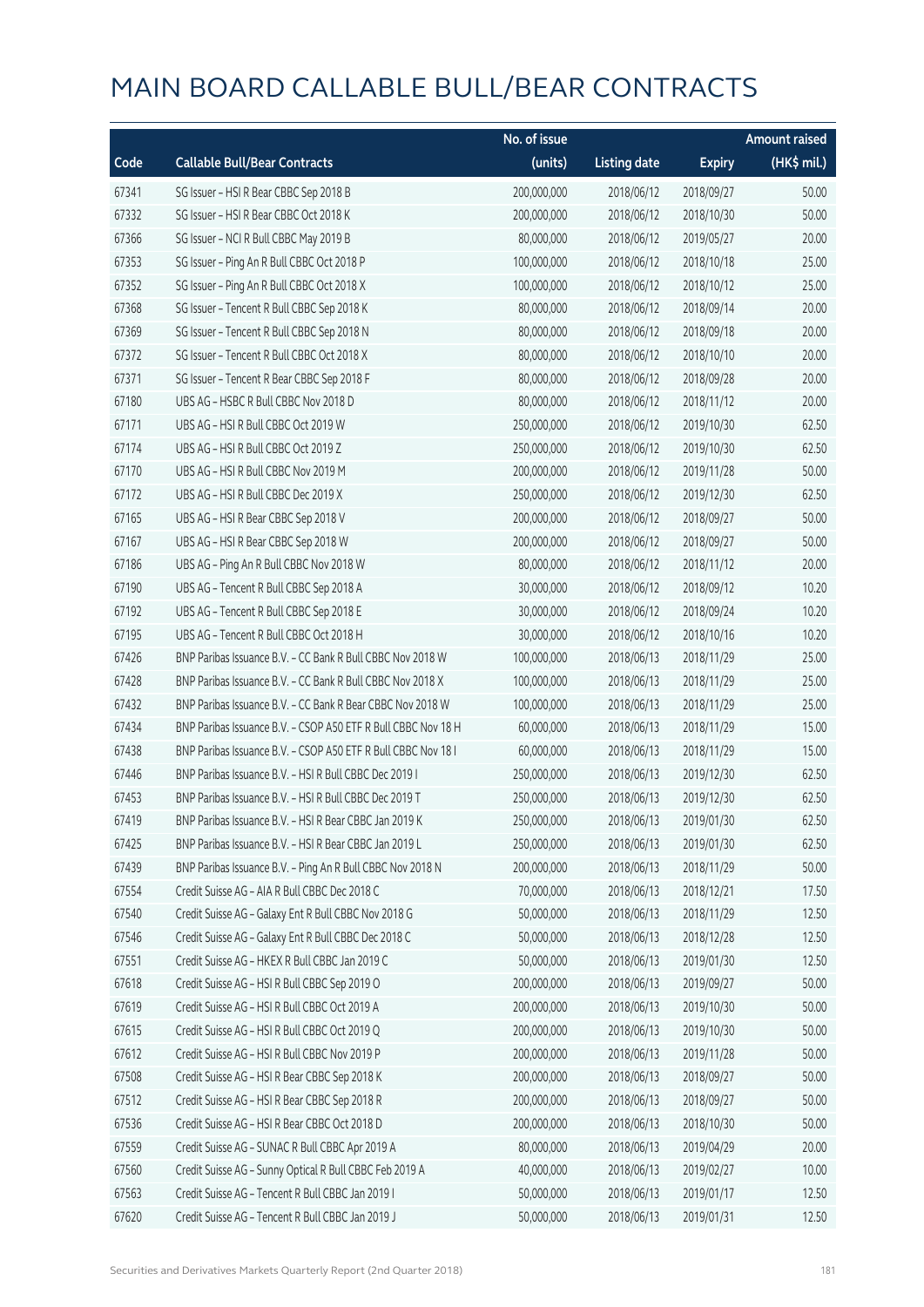# MAIN BOARD CALLABLE BULL/BEAR CONTRACTS

| Code | Callable Bull/Bear Contracts | No. of issue (units) | Listing date | Expiry | Amount raised (HK$ mil.) |
|---|---|---|---|---|---|
| 67341 | SG Issuer – HSI R Bear CBBC Sep 2018 B | 200,000,000 | 2018/06/12 | 2018/09/27 | 50.00 |
| 67332 | SG Issuer – HSI R Bear CBBC Oct 2018 K | 200,000,000 | 2018/06/12 | 2018/10/30 | 50.00 |
| 67366 | SG Issuer – NCI R Bull CBBC May 2019 B | 80,000,000 | 2018/06/12 | 2019/05/27 | 20.00 |
| 67353 | SG Issuer – Ping An R Bull CBBC Oct 2018 P | 100,000,000 | 2018/06/12 | 2018/10/18 | 25.00 |
| 67352 | SG Issuer – Ping An R Bull CBBC Oct 2018 X | 100,000,000 | 2018/06/12 | 2018/10/12 | 25.00 |
| 67368 | SG Issuer – Tencent R Bull CBBC Sep 2018 K | 80,000,000 | 2018/06/12 | 2018/09/14 | 20.00 |
| 67369 | SG Issuer – Tencent R Bull CBBC Sep 2018 N | 80,000,000 | 2018/06/12 | 2018/09/18 | 20.00 |
| 67372 | SG Issuer – Tencent R Bull CBBC Oct 2018 X | 80,000,000 | 2018/06/12 | 2018/10/10 | 20.00 |
| 67371 | SG Issuer – Tencent R Bear CBBC Sep 2018 F | 80,000,000 | 2018/06/12 | 2018/09/28 | 20.00 |
| 67180 | UBS AG – HSBC R Bull CBBC Nov 2018 D | 80,000,000 | 2018/06/12 | 2018/11/12 | 20.00 |
| 67171 | UBS AG – HSI R Bull CBBC Oct 2019 W | 250,000,000 | 2018/06/12 | 2019/10/30 | 62.50 |
| 67174 | UBS AG – HSI R Bull CBBC Oct 2019 Z | 250,000,000 | 2018/06/12 | 2019/10/30 | 62.50 |
| 67170 | UBS AG – HSI R Bull CBBC Nov 2019 M | 200,000,000 | 2018/06/12 | 2019/11/28 | 50.00 |
| 67172 | UBS AG – HSI R Bull CBBC Dec 2019 X | 250,000,000 | 2018/06/12 | 2019/12/30 | 62.50 |
| 67165 | UBS AG – HSI R Bear CBBC Sep 2018 V | 200,000,000 | 2018/06/12 | 2018/09/27 | 50.00 |
| 67167 | UBS AG – HSI R Bear CBBC Sep 2018 W | 200,000,000 | 2018/06/12 | 2018/09/27 | 50.00 |
| 67186 | UBS AG – Ping An R Bull CBBC Nov 2018 W | 80,000,000 | 2018/06/12 | 2018/11/12 | 20.00 |
| 67190 | UBS AG – Tencent R Bull CBBC Sep 2018 A | 30,000,000 | 2018/06/12 | 2018/09/12 | 10.20 |
| 67192 | UBS AG – Tencent R Bull CBBC Sep 2018 E | 30,000,000 | 2018/06/12 | 2018/09/24 | 10.20 |
| 67195 | UBS AG – Tencent R Bull CBBC Oct 2018 H | 30,000,000 | 2018/06/12 | 2018/10/16 | 10.20 |
| 67426 | BNP Paribas Issuance B.V. – CC Bank R Bull CBBC Nov 2018 W | 100,000,000 | 2018/06/13 | 2018/11/29 | 25.00 |
| 67428 | BNP Paribas Issuance B.V. – CC Bank R Bull CBBC Nov 2018 X | 100,000,000 | 2018/06/13 | 2018/11/29 | 25.00 |
| 67432 | BNP Paribas Issuance B.V. – CC Bank R Bear CBBC Nov 2018 W | 100,000,000 | 2018/06/13 | 2018/11/29 | 25.00 |
| 67434 | BNP Paribas Issuance B.V. – CSOP A50 ETF R Bull CBBC Nov 18 H | 60,000,000 | 2018/06/13 | 2018/11/29 | 15.00 |
| 67438 | BNP Paribas Issuance B.V. – CSOP A50 ETF R Bull CBBC Nov 18 I | 60,000,000 | 2018/06/13 | 2018/11/29 | 15.00 |
| 67446 | BNP Paribas Issuance B.V. – HSI R Bull CBBC Dec 2019 I | 250,000,000 | 2018/06/13 | 2019/12/30 | 62.50 |
| 67453 | BNP Paribas Issuance B.V. – HSI R Bull CBBC Dec 2019 T | 250,000,000 | 2018/06/13 | 2019/12/30 | 62.50 |
| 67419 | BNP Paribas Issuance B.V. – HSI R Bear CBBC Jan 2019 K | 250,000,000 | 2018/06/13 | 2019/01/30 | 62.50 |
| 67425 | BNP Paribas Issuance B.V. – HSI R Bear CBBC Jan 2019 L | 250,000,000 | 2018/06/13 | 2019/01/30 | 62.50 |
| 67439 | BNP Paribas Issuance B.V. – Ping An R Bull CBBC Nov 2018 N | 200,000,000 | 2018/06/13 | 2018/11/29 | 50.00 |
| 67554 | Credit Suisse AG – AIA R Bull CBBC Dec 2018 C | 70,000,000 | 2018/06/13 | 2018/12/21 | 17.50 |
| 67540 | Credit Suisse AG – Galaxy Ent R Bull CBBC Nov 2018 G | 50,000,000 | 2018/06/13 | 2018/11/29 | 12.50 |
| 67546 | Credit Suisse AG – Galaxy Ent R Bull CBBC Dec 2018 C | 50,000,000 | 2018/06/13 | 2018/12/28 | 12.50 |
| 67551 | Credit Suisse AG – HKEX R Bull CBBC Jan 2019 C | 50,000,000 | 2018/06/13 | 2019/01/30 | 12.50 |
| 67618 | Credit Suisse AG – HSI R Bull CBBC Sep 2019 O | 200,000,000 | 2018/06/13 | 2019/09/27 | 50.00 |
| 67619 | Credit Suisse AG – HSI R Bull CBBC Oct 2019 A | 200,000,000 | 2018/06/13 | 2019/10/30 | 50.00 |
| 67615 | Credit Suisse AG – HSI R Bull CBBC Oct 2019 Q | 200,000,000 | 2018/06/13 | 2019/10/30 | 50.00 |
| 67612 | Credit Suisse AG – HSI R Bull CBBC Nov 2019 P | 200,000,000 | 2018/06/13 | 2019/11/28 | 50.00 |
| 67508 | Credit Suisse AG – HSI R Bear CBBC Sep 2018 K | 200,000,000 | 2018/06/13 | 2018/09/27 | 50.00 |
| 67512 | Credit Suisse AG – HSI R Bear CBBC Sep 2018 R | 200,000,000 | 2018/06/13 | 2018/09/27 | 50.00 |
| 67536 | Credit Suisse AG – HSI R Bear CBBC Oct 2018 D | 200,000,000 | 2018/06/13 | 2018/10/30 | 50.00 |
| 67559 | Credit Suisse AG – SUNAC R Bull CBBC Apr 2019 A | 80,000,000 | 2018/06/13 | 2019/04/29 | 20.00 |
| 67560 | Credit Suisse AG – Sunny Optical R Bull CBBC Feb 2019 A | 40,000,000 | 2018/06/13 | 2019/02/27 | 10.00 |
| 67563 | Credit Suisse AG – Tencent R Bull CBBC Jan 2019 I | 50,000,000 | 2018/06/13 | 2019/01/17 | 12.50 |
| 67620 | Credit Suisse AG – Tencent R Bull CBBC Jan 2019 J | 50,000,000 | 2018/06/13 | 2019/01/31 | 12.50 |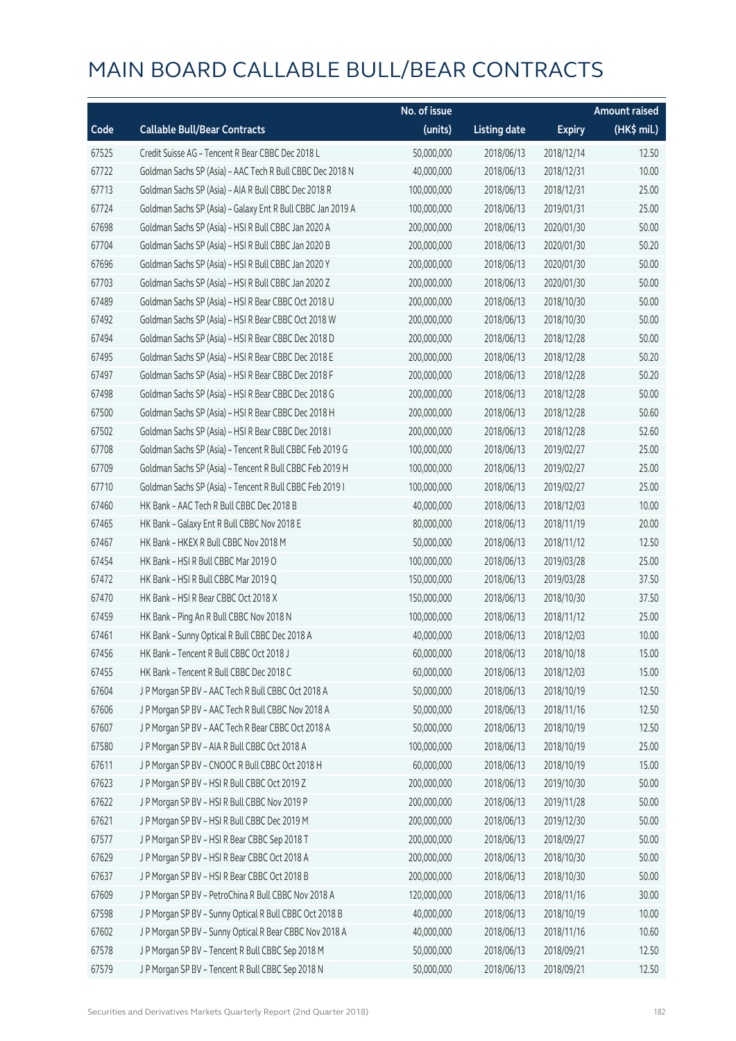# MAIN BOARD CALLABLE BULL/BEAR CONTRACTS

| Code | Callable Bull/Bear Contracts | No. of issue (units) | Listing date | Expiry | Amount raised (HK$ mil.) |
|---|---|---|---|---|---|
| 67525 | Credit Suisse AG – Tencent R Bear CBBC Dec 2018 L | 50,000,000 | 2018/06/13 | 2018/12/14 | 12.50 |
| 67722 | Goldman Sachs SP (Asia) – AAC Tech R Bull CBBC Dec 2018 N | 40,000,000 | 2018/06/13 | 2018/12/31 | 10.00 |
| 67713 | Goldman Sachs SP (Asia) – AIA R Bull CBBC Dec 2018 R | 100,000,000 | 2018/06/13 | 2018/12/31 | 25.00 |
| 67724 | Goldman Sachs SP (Asia) – Galaxy Ent R Bull CBBC Jan 2019 A | 100,000,000 | 2018/06/13 | 2019/01/31 | 25.00 |
| 67698 | Goldman Sachs SP (Asia) – HSI R Bull CBBC Jan 2020 A | 200,000,000 | 2018/06/13 | 2020/01/30 | 50.00 |
| 67704 | Goldman Sachs SP (Asia) – HSI R Bull CBBC Jan 2020 B | 200,000,000 | 2018/06/13 | 2020/01/30 | 50.20 |
| 67696 | Goldman Sachs SP (Asia) – HSI R Bull CBBC Jan 2020 Y | 200,000,000 | 2018/06/13 | 2020/01/30 | 50.00 |
| 67703 | Goldman Sachs SP (Asia) – HSI R Bull CBBC Jan 2020 Z | 200,000,000 | 2018/06/13 | 2020/01/30 | 50.00 |
| 67489 | Goldman Sachs SP (Asia) – HSI R Bear CBBC Oct 2018 U | 200,000,000 | 2018/06/13 | 2018/10/30 | 50.00 |
| 67492 | Goldman Sachs SP (Asia) – HSI R Bear CBBC Oct 2018 W | 200,000,000 | 2018/06/13 | 2018/10/30 | 50.00 |
| 67494 | Goldman Sachs SP (Asia) – HSI R Bear CBBC Dec 2018 D | 200,000,000 | 2018/06/13 | 2018/12/28 | 50.00 |
| 67495 | Goldman Sachs SP (Asia) – HSI R Bear CBBC Dec 2018 E | 200,000,000 | 2018/06/13 | 2018/12/28 | 50.20 |
| 67497 | Goldman Sachs SP (Asia) – HSI R Bear CBBC Dec 2018 F | 200,000,000 | 2018/06/13 | 2018/12/28 | 50.20 |
| 67498 | Goldman Sachs SP (Asia) – HSI R Bear CBBC Dec 2018 G | 200,000,000 | 2018/06/13 | 2018/12/28 | 50.00 |
| 67500 | Goldman Sachs SP (Asia) – HSI R Bear CBBC Dec 2018 H | 200,000,000 | 2018/06/13 | 2018/12/28 | 50.60 |
| 67502 | Goldman Sachs SP (Asia) – HSI R Bear CBBC Dec 2018 I | 200,000,000 | 2018/06/13 | 2018/12/28 | 52.60 |
| 67708 | Goldman Sachs SP (Asia) – Tencent R Bull CBBC Feb 2019 G | 100,000,000 | 2018/06/13 | 2019/02/27 | 25.00 |
| 67709 | Goldman Sachs SP (Asia) – Tencent R Bull CBBC Feb 2019 H | 100,000,000 | 2018/06/13 | 2019/02/27 | 25.00 |
| 67710 | Goldman Sachs SP (Asia) – Tencent R Bull CBBC Feb 2019 I | 100,000,000 | 2018/06/13 | 2019/02/27 | 25.00 |
| 67460 | HK Bank – AAC Tech R Bull CBBC Dec 2018 B | 40,000,000 | 2018/06/13 | 2018/12/03 | 10.00 |
| 67465 | HK Bank – Galaxy Ent R Bull CBBC Nov 2018 E | 80,000,000 | 2018/06/13 | 2018/11/19 | 20.00 |
| 67467 | HK Bank – HKEX R Bull CBBC Nov 2018 M | 50,000,000 | 2018/06/13 | 2018/11/12 | 12.50 |
| 67454 | HK Bank – HSI R Bull CBBC Mar 2019 O | 100,000,000 | 2018/06/13 | 2019/03/28 | 25.00 |
| 67472 | HK Bank – HSI R Bull CBBC Mar 2019 Q | 150,000,000 | 2018/06/13 | 2019/03/28 | 37.50 |
| 67470 | HK Bank – HSI R Bear CBBC Oct 2018 X | 150,000,000 | 2018/06/13 | 2018/10/30 | 37.50 |
| 67459 | HK Bank – Ping An R Bull CBBC Nov 2018 N | 100,000,000 | 2018/06/13 | 2018/11/12 | 25.00 |
| 67461 | HK Bank – Sunny Optical R Bull CBBC Dec 2018 A | 40,000,000 | 2018/06/13 | 2018/12/03 | 10.00 |
| 67456 | HK Bank – Tencent R Bull CBBC Oct 2018 J | 60,000,000 | 2018/06/13 | 2018/10/18 | 15.00 |
| 67455 | HK Bank – Tencent R Bull CBBC Dec 2018 C | 60,000,000 | 2018/06/13 | 2018/12/03 | 15.00 |
| 67604 | J P Morgan SP BV – AAC Tech R Bull CBBC Oct 2018 A | 50,000,000 | 2018/06/13 | 2018/10/19 | 12.50 |
| 67606 | J P Morgan SP BV – AAC Tech R Bull CBBC Nov 2018 A | 50,000,000 | 2018/06/13 | 2018/11/16 | 12.50 |
| 67607 | J P Morgan SP BV – AAC Tech R Bear CBBC Oct 2018 A | 50,000,000 | 2018/06/13 | 2018/10/19 | 12.50 |
| 67580 | J P Morgan SP BV – AIA R Bull CBBC Oct 2018 A | 100,000,000 | 2018/06/13 | 2018/10/19 | 25.00 |
| 67611 | J P Morgan SP BV – CNOOC R Bull CBBC Oct 2018 H | 60,000,000 | 2018/06/13 | 2018/10/19 | 15.00 |
| 67623 | J P Morgan SP BV – HSI R Bull CBBC Oct 2019 Z | 200,000,000 | 2018/06/13 | 2019/10/30 | 50.00 |
| 67622 | J P Morgan SP BV – HSI R Bull CBBC Nov 2019 P | 200,000,000 | 2018/06/13 | 2019/11/28 | 50.00 |
| 67621 | J P Morgan SP BV – HSI R Bull CBBC Dec 2019 M | 200,000,000 | 2018/06/13 | 2019/12/30 | 50.00 |
| 67577 | J P Morgan SP BV – HSI R Bear CBBC Sep 2018 T | 200,000,000 | 2018/06/13 | 2018/09/27 | 50.00 |
| 67629 | J P Morgan SP BV – HSI R Bear CBBC Oct 2018 A | 200,000,000 | 2018/06/13 | 2018/10/30 | 50.00 |
| 67637 | J P Morgan SP BV – HSI R Bear CBBC Oct 2018 B | 200,000,000 | 2018/06/13 | 2018/10/30 | 50.00 |
| 67609 | J P Morgan SP BV – PetroChina R Bull CBBC Nov 2018 A | 120,000,000 | 2018/06/13 | 2018/11/16 | 30.00 |
| 67598 | J P Morgan SP BV – Sunny Optical R Bull CBBC Oct 2018 B | 40,000,000 | 2018/06/13 | 2018/10/19 | 10.00 |
| 67602 | J P Morgan SP BV – Sunny Optical R Bear CBBC Nov 2018 A | 40,000,000 | 2018/06/13 | 2018/11/16 | 10.60 |
| 67578 | J P Morgan SP BV – Tencent R Bull CBBC Sep 2018 M | 50,000,000 | 2018/06/13 | 2018/09/21 | 12.50 |
| 67579 | J P Morgan SP BV – Tencent R Bull CBBC Sep 2018 N | 50,000,000 | 2018/06/13 | 2018/09/21 | 12.50 |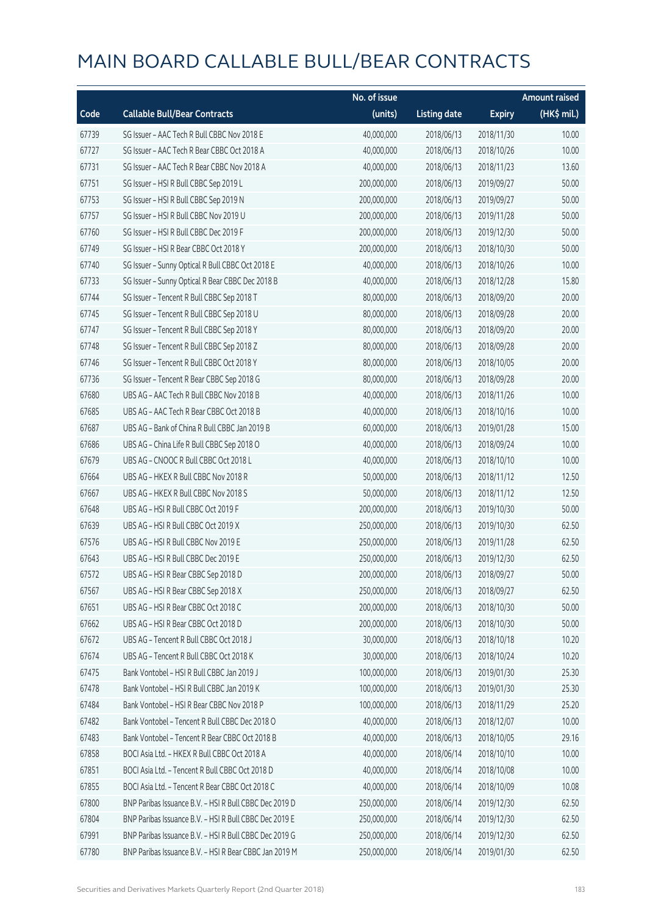# MAIN BOARD CALLABLE BULL/BEAR CONTRACTS

| Code | Callable Bull/Bear Contracts | No. of issue (units) | Listing date | Expiry | Amount raised (HK$ mil.) |
|---|---|---|---|---|---|
| 67739 | SG Issuer – AAC Tech R Bull CBBC Nov 2018 E | 40,000,000 | 2018/06/13 | 2018/11/30 | 10.00 |
| 67727 | SG Issuer – AAC Tech R Bear CBBC Oct 2018 A | 40,000,000 | 2018/06/13 | 2018/10/26 | 10.00 |
| 67731 | SG Issuer – AAC Tech R Bear CBBC Nov 2018 A | 40,000,000 | 2018/06/13 | 2018/11/23 | 13.60 |
| 67751 | SG Issuer – HSI R Bull CBBC Sep 2019 L | 200,000,000 | 2018/06/13 | 2019/09/27 | 50.00 |
| 67753 | SG Issuer – HSI R Bull CBBC Sep 2019 N | 200,000,000 | 2018/06/13 | 2019/09/27 | 50.00 |
| 67757 | SG Issuer – HSI R Bull CBBC Nov 2019 U | 200,000,000 | 2018/06/13 | 2019/11/28 | 50.00 |
| 67760 | SG Issuer – HSI R Bull CBBC Dec 2019 F | 200,000,000 | 2018/06/13 | 2019/12/30 | 50.00 |
| 67749 | SG Issuer – HSI R Bear CBBC Oct 2018 Y | 200,000,000 | 2018/06/13 | 2018/10/30 | 50.00 |
| 67740 | SG Issuer – Sunny Optical R Bull CBBC Oct 2018 E | 40,000,000 | 2018/06/13 | 2018/10/26 | 10.00 |
| 67733 | SG Issuer – Sunny Optical R Bear CBBC Dec 2018 B | 40,000,000 | 2018/06/13 | 2018/12/28 | 15.80 |
| 67744 | SG Issuer – Tencent R Bull CBBC Sep 2018 T | 80,000,000 | 2018/06/13 | 2018/09/20 | 20.00 |
| 67745 | SG Issuer – Tencent R Bull CBBC Sep 2018 U | 80,000,000 | 2018/06/13 | 2018/09/28 | 20.00 |
| 67747 | SG Issuer – Tencent R Bull CBBC Sep 2018 Y | 80,000,000 | 2018/06/13 | 2018/09/20 | 20.00 |
| 67748 | SG Issuer – Tencent R Bull CBBC Sep 2018 Z | 80,000,000 | 2018/06/13 | 2018/09/28 | 20.00 |
| 67746 | SG Issuer – Tencent R Bull CBBC Oct 2018 Y | 80,000,000 | 2018/06/13 | 2018/10/05 | 20.00 |
| 67736 | SG Issuer – Tencent R Bear CBBC Sep 2018 G | 80,000,000 | 2018/06/13 | 2018/09/28 | 20.00 |
| 67680 | UBS AG – AAC Tech R Bull CBBC Nov 2018 B | 40,000,000 | 2018/06/13 | 2018/11/26 | 10.00 |
| 67685 | UBS AG – AAC Tech R Bear CBBC Oct 2018 B | 40,000,000 | 2018/06/13 | 2018/10/16 | 10.00 |
| 67687 | UBS AG – Bank of China R Bull CBBC Jan 2019 B | 60,000,000 | 2018/06/13 | 2019/01/28 | 15.00 |
| 67686 | UBS AG – China Life R Bull CBBC Sep 2018 O | 40,000,000 | 2018/06/13 | 2018/09/24 | 10.00 |
| 67679 | UBS AG – CNOOC R Bull CBBC Oct 2018 L | 40,000,000 | 2018/06/13 | 2018/10/10 | 10.00 |
| 67664 | UBS AG – HKEX R Bull CBBC Nov 2018 R | 50,000,000 | 2018/06/13 | 2018/11/12 | 12.50 |
| 67667 | UBS AG – HKEX R Bull CBBC Nov 2018 S | 50,000,000 | 2018/06/13 | 2018/11/12 | 12.50 |
| 67648 | UBS AG – HSI R Bull CBBC Oct 2019 F | 200,000,000 | 2018/06/13 | 2019/10/30 | 50.00 |
| 67639 | UBS AG – HSI R Bull CBBC Oct 2019 X | 250,000,000 | 2018/06/13 | 2019/10/30 | 62.50 |
| 67576 | UBS AG – HSI R Bull CBBC Nov 2019 E | 250,000,000 | 2018/06/13 | 2019/11/28 | 62.50 |
| 67643 | UBS AG – HSI R Bull CBBC Dec 2019 E | 250,000,000 | 2018/06/13 | 2019/12/30 | 62.50 |
| 67572 | UBS AG – HSI R Bear CBBC Sep 2018 D | 200,000,000 | 2018/06/13 | 2018/09/27 | 50.00 |
| 67567 | UBS AG – HSI R Bear CBBC Sep 2018 X | 250,000,000 | 2018/06/13 | 2018/09/27 | 62.50 |
| 67651 | UBS AG – HSI R Bear CBBC Oct 2018 C | 200,000,000 | 2018/06/13 | 2018/10/30 | 50.00 |
| 67662 | UBS AG – HSI R Bear CBBC Oct 2018 D | 200,000,000 | 2018/06/13 | 2018/10/30 | 50.00 |
| 67672 | UBS AG – Tencent R Bull CBBC Oct 2018 J | 30,000,000 | 2018/06/13 | 2018/10/18 | 10.20 |
| 67674 | UBS AG – Tencent R Bull CBBC Oct 2018 K | 30,000,000 | 2018/06/13 | 2018/10/24 | 10.20 |
| 67475 | Bank Vontobel – HSI R Bull CBBC Jan 2019 J | 100,000,000 | 2018/06/13 | 2019/01/30 | 25.30 |
| 67478 | Bank Vontobel – HSI R Bull CBBC Jan 2019 K | 100,000,000 | 2018/06/13 | 2019/01/30 | 25.30 |
| 67484 | Bank Vontobel – HSI R Bear CBBC Nov 2018 P | 100,000,000 | 2018/06/13 | 2018/11/29 | 25.20 |
| 67482 | Bank Vontobel – Tencent R Bull CBBC Dec 2018 O | 40,000,000 | 2018/06/13 | 2018/12/07 | 10.00 |
| 67483 | Bank Vontobel – Tencent R Bear CBBC Oct 2018 B | 40,000,000 | 2018/06/13 | 2018/10/05 | 29.16 |
| 67858 | BOCI Asia Ltd. – HKEX R Bull CBBC Oct 2018 A | 40,000,000 | 2018/06/14 | 2018/10/10 | 10.00 |
| 67851 | BOCI Asia Ltd. – Tencent R Bull CBBC Oct 2018 D | 40,000,000 | 2018/06/14 | 2018/10/08 | 10.00 |
| 67855 | BOCI Asia Ltd. – Tencent R Bear CBBC Oct 2018 C | 40,000,000 | 2018/06/14 | 2018/10/09 | 10.08 |
| 67800 | BNP Paribas Issuance B.V. – HSI R Bull CBBC Dec 2019 D | 250,000,000 | 2018/06/14 | 2019/12/30 | 62.50 |
| 67804 | BNP Paribas Issuance B.V. – HSI R Bull CBBC Dec 2019 E | 250,000,000 | 2018/06/14 | 2019/12/30 | 62.50 |
| 67991 | BNP Paribas Issuance B.V. – HSI R Bull CBBC Dec 2019 G | 250,000,000 | 2018/06/14 | 2019/12/30 | 62.50 |
| 67780 | BNP Paribas Issuance B.V. – HSI R Bear CBBC Jan 2019 M | 250,000,000 | 2018/06/14 | 2019/01/30 | 62.50 |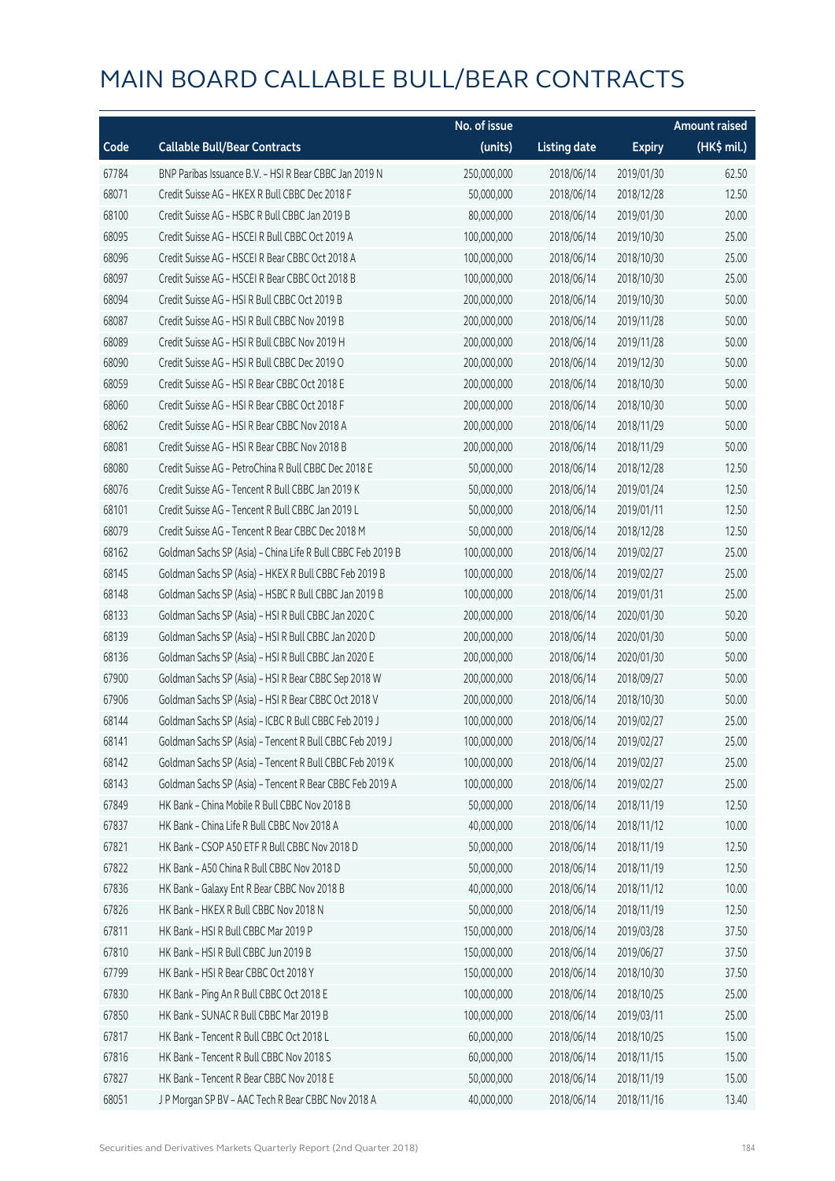# MAIN BOARD CALLABLE BULL/BEAR CONTRACTS

| Code | Callable Bull/Bear Contracts | No. of issue (units) | Listing date | Expiry | Amount raised (HK$ mil.) |
|---|---|---|---|---|---|
| 67784 | BNP Paribas Issuance B.V. – HSI R Bear CBBC Jan 2019 N | 250,000,000 | 2018/06/14 | 2019/01/30 | 62.50 |
| 68071 | Credit Suisse AG – HKEX R Bull CBBC Dec 2018 F | 50,000,000 | 2018/06/14 | 2018/12/28 | 12.50 |
| 68100 | Credit Suisse AG – HSBC R Bull CBBC Jan 2019 B | 80,000,000 | 2018/06/14 | 2019/01/30 | 20.00 |
| 68095 | Credit Suisse AG – HSCEI R Bull CBBC Oct 2019 A | 100,000,000 | 2018/06/14 | 2019/10/30 | 25.00 |
| 68096 | Credit Suisse AG – HSCEI R Bear CBBC Oct 2018 A | 100,000,000 | 2018/06/14 | 2018/10/30 | 25.00 |
| 68097 | Credit Suisse AG – HSCEI R Bear CBBC Oct 2018 B | 100,000,000 | 2018/06/14 | 2018/10/30 | 25.00 |
| 68094 | Credit Suisse AG – HSI R Bull CBBC Oct 2019 B | 200,000,000 | 2018/06/14 | 2019/10/30 | 50.00 |
| 68087 | Credit Suisse AG – HSI R Bull CBBC Nov 2019 B | 200,000,000 | 2018/06/14 | 2019/11/28 | 50.00 |
| 68089 | Credit Suisse AG – HSI R Bull CBBC Nov 2019 H | 200,000,000 | 2018/06/14 | 2019/11/28 | 50.00 |
| 68090 | Credit Suisse AG – HSI R Bull CBBC Dec 2019 O | 200,000,000 | 2018/06/14 | 2019/12/30 | 50.00 |
| 68059 | Credit Suisse AG – HSI R Bear CBBC Oct 2018 E | 200,000,000 | 2018/06/14 | 2018/10/30 | 50.00 |
| 68060 | Credit Suisse AG – HSI R Bear CBBC Oct 2018 F | 200,000,000 | 2018/06/14 | 2018/10/30 | 50.00 |
| 68062 | Credit Suisse AG – HSI R Bear CBBC Nov 2018 A | 200,000,000 | 2018/06/14 | 2018/11/29 | 50.00 |
| 68081 | Credit Suisse AG – HSI R Bear CBBC Nov 2018 B | 200,000,000 | 2018/06/14 | 2018/11/29 | 50.00 |
| 68080 | Credit Suisse AG – PetroChina R Bull CBBC Dec 2018 E | 50,000,000 | 2018/06/14 | 2018/12/28 | 12.50 |
| 68076 | Credit Suisse AG – Tencent R Bull CBBC Jan 2019 K | 50,000,000 | 2018/06/14 | 2019/01/24 | 12.50 |
| 68101 | Credit Suisse AG – Tencent R Bull CBBC Jan 2019 L | 50,000,000 | 2018/06/14 | 2019/01/11 | 12.50 |
| 68079 | Credit Suisse AG – Tencent R Bear CBBC Dec 2018 M | 50,000,000 | 2018/06/14 | 2018/12/28 | 12.50 |
| 68162 | Goldman Sachs SP (Asia) – China Life R Bull CBBC Feb 2019 B | 100,000,000 | 2018/06/14 | 2019/02/27 | 25.00 |
| 68145 | Goldman Sachs SP (Asia) – HKEX R Bull CBBC Feb 2019 B | 100,000,000 | 2018/06/14 | 2019/02/27 | 25.00 |
| 68148 | Goldman Sachs SP (Asia) – HSBC R Bull CBBC Jan 2019 B | 100,000,000 | 2018/06/14 | 2019/01/31 | 25.00 |
| 68133 | Goldman Sachs SP (Asia) – HSI R Bull CBBC Jan 2020 C | 200,000,000 | 2018/06/14 | 2020/01/30 | 50.20 |
| 68139 | Goldman Sachs SP (Asia) – HSI R Bull CBBC Jan 2020 D | 200,000,000 | 2018/06/14 | 2020/01/30 | 50.00 |
| 68136 | Goldman Sachs SP (Asia) – HSI R Bull CBBC Jan 2020 E | 200,000,000 | 2018/06/14 | 2020/01/30 | 50.00 |
| 67900 | Goldman Sachs SP (Asia) – HSI R Bear CBBC Sep 2018 W | 200,000,000 | 2018/06/14 | 2018/09/27 | 50.00 |
| 67906 | Goldman Sachs SP (Asia) – HSI R Bear CBBC Oct 2018 V | 200,000,000 | 2018/06/14 | 2018/10/30 | 50.00 |
| 68144 | Goldman Sachs SP (Asia) – ICBC R Bull CBBC Feb 2019 J | 100,000,000 | 2018/06/14 | 2019/02/27 | 25.00 |
| 68141 | Goldman Sachs SP (Asia) – Tencent R Bull CBBC Feb 2019 J | 100,000,000 | 2018/06/14 | 2019/02/27 | 25.00 |
| 68142 | Goldman Sachs SP (Asia) – Tencent R Bull CBBC Feb 2019 K | 100,000,000 | 2018/06/14 | 2019/02/27 | 25.00 |
| 68143 | Goldman Sachs SP (Asia) – Tencent R Bear CBBC Feb 2019 A | 100,000,000 | 2018/06/14 | 2019/02/27 | 25.00 |
| 67849 | HK Bank – China Mobile R Bull CBBC Nov 2018 B | 50,000,000 | 2018/06/14 | 2018/11/19 | 12.50 |
| 67837 | HK Bank – China Life R Bull CBBC Nov 2018 A | 40,000,000 | 2018/06/14 | 2018/11/12 | 10.00 |
| 67821 | HK Bank – CSOP A50 ETF R Bull CBBC Nov 2018 D | 50,000,000 | 2018/06/14 | 2018/11/19 | 12.50 |
| 67822 | HK Bank – A50 China R Bull CBBC Nov 2018 D | 50,000,000 | 2018/06/14 | 2018/11/19 | 12.50 |
| 67836 | HK Bank – Galaxy Ent R Bear CBBC Nov 2018 B | 40,000,000 | 2018/06/14 | 2018/11/12 | 10.00 |
| 67826 | HK Bank – HKEX R Bull CBBC Nov 2018 N | 50,000,000 | 2018/06/14 | 2018/11/19 | 12.50 |
| 67811 | HK Bank – HSI R Bull CBBC Mar 2019 P | 150,000,000 | 2018/06/14 | 2019/03/28 | 37.50 |
| 67810 | HK Bank – HSI R Bull CBBC Jun 2019 B | 150,000,000 | 2018/06/14 | 2019/06/27 | 37.50 |
| 67799 | HK Bank – HSI R Bear CBBC Oct 2018 Y | 150,000,000 | 2018/06/14 | 2018/10/30 | 37.50 |
| 67830 | HK Bank – Ping An R Bull CBBC Oct 2018 E | 100,000,000 | 2018/06/14 | 2018/10/25 | 25.00 |
| 67850 | HK Bank – SUNAC R Bull CBBC Mar 2019 B | 100,000,000 | 2018/06/14 | 2019/03/11 | 25.00 |
| 67817 | HK Bank – Tencent R Bull CBBC Oct 2018 L | 60,000,000 | 2018/06/14 | 2018/10/25 | 15.00 |
| 67816 | HK Bank – Tencent R Bull CBBC Nov 2018 S | 60,000,000 | 2018/06/14 | 2018/11/15 | 15.00 |
| 67827 | HK Bank – Tencent R Bear CBBC Nov 2018 E | 50,000,000 | 2018/06/14 | 2018/11/19 | 15.00 |
| 68051 | J P Morgan SP BV – AAC Tech R Bear CBBC Nov 2018 A | 40,000,000 | 2018/06/14 | 2018/11/16 | 13.40 |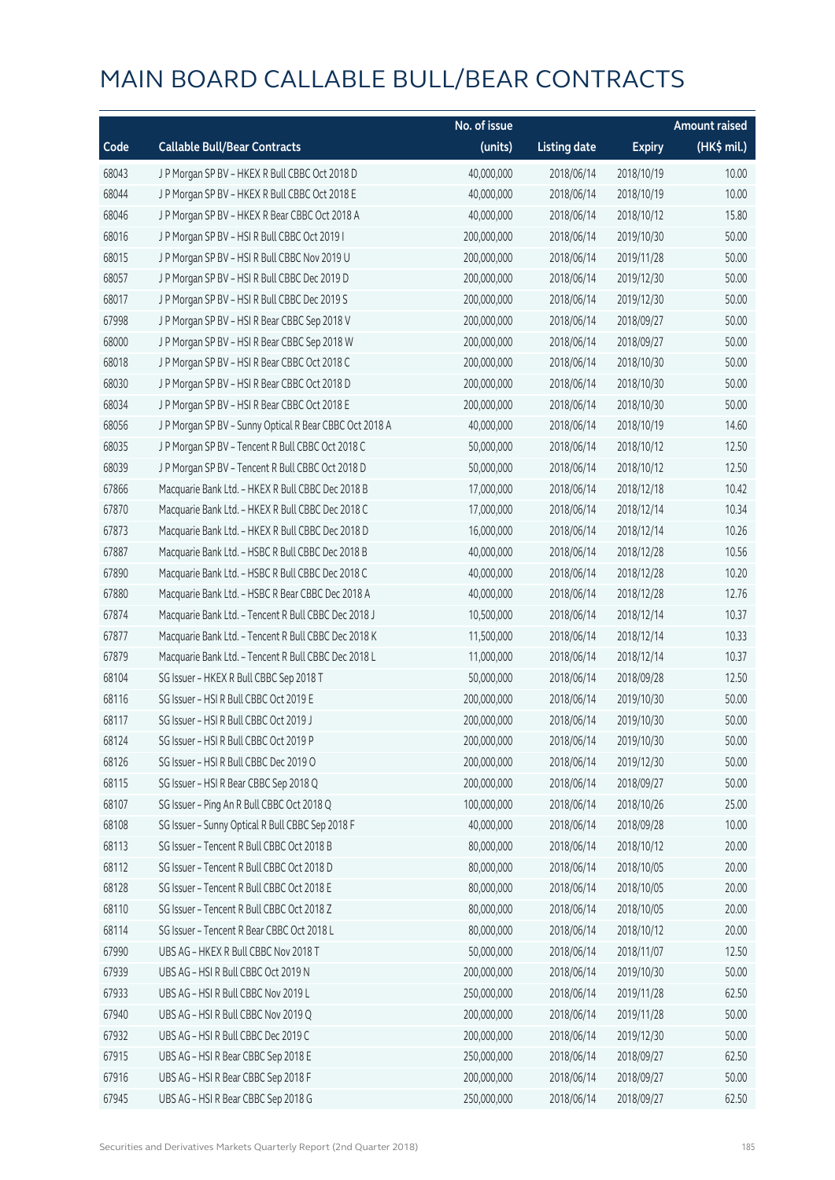# MAIN BOARD CALLABLE BULL/BEAR CONTRACTS

| Code | Callable Bull/Bear Contracts | No. of issue (units) | Listing date | Expiry | Amount raised (HK$ mil.) |
|---|---|---|---|---|---|
| 68043 | J P Morgan SP BV – HKEX R Bull CBBC Oct 2018 D | 40,000,000 | 2018/06/14 | 2018/10/19 | 10.00 |
| 68044 | J P Morgan SP BV – HKEX R Bull CBBC Oct 2018 E | 40,000,000 | 2018/06/14 | 2018/10/19 | 10.00 |
| 68046 | J P Morgan SP BV – HKEX R Bear CBBC Oct 2018 A | 40,000,000 | 2018/06/14 | 2018/10/12 | 15.80 |
| 68016 | J P Morgan SP BV – HSI R Bull CBBC Oct 2019 I | 200,000,000 | 2018/06/14 | 2019/10/30 | 50.00 |
| 68015 | J P Morgan SP BV – HSI R Bull CBBC Nov 2019 U | 200,000,000 | 2018/06/14 | 2019/11/28 | 50.00 |
| 68057 | J P Morgan SP BV – HSI R Bull CBBC Dec 2019 D | 200,000,000 | 2018/06/14 | 2019/12/30 | 50.00 |
| 68017 | J P Morgan SP BV – HSI R Bull CBBC Dec 2019 S | 200,000,000 | 2018/06/14 | 2019/12/30 | 50.00 |
| 67998 | J P Morgan SP BV – HSI R Bear CBBC Sep 2018 V | 200,000,000 | 2018/06/14 | 2018/09/27 | 50.00 |
| 68000 | J P Morgan SP BV – HSI R Bear CBBC Sep 2018 W | 200,000,000 | 2018/06/14 | 2018/09/27 | 50.00 |
| 68018 | J P Morgan SP BV – HSI R Bear CBBC Oct 2018 C | 200,000,000 | 2018/06/14 | 2018/10/30 | 50.00 |
| 68030 | J P Morgan SP BV – HSI R Bear CBBC Oct 2018 D | 200,000,000 | 2018/06/14 | 2018/10/30 | 50.00 |
| 68034 | J P Morgan SP BV – HSI R Bear CBBC Oct 2018 E | 200,000,000 | 2018/06/14 | 2018/10/30 | 50.00 |
| 68056 | J P Morgan SP BV – Sunny Optical R Bear CBBC Oct 2018 A | 40,000,000 | 2018/06/14 | 2018/10/19 | 14.60 |
| 68035 | J P Morgan SP BV – Tencent R Bull CBBC Oct 2018 C | 50,000,000 | 2018/06/14 | 2018/10/12 | 12.50 |
| 68039 | J P Morgan SP BV – Tencent R Bull CBBC Oct 2018 D | 50,000,000 | 2018/06/14 | 2018/10/12 | 12.50 |
| 67866 | Macquarie Bank Ltd. – HKEX R Bull CBBC Dec 2018 B | 17,000,000 | 2018/06/14 | 2018/12/18 | 10.42 |
| 67870 | Macquarie Bank Ltd. – HKEX R Bull CBBC Dec 2018 C | 17,000,000 | 2018/06/14 | 2018/12/14 | 10.34 |
| 67873 | Macquarie Bank Ltd. – HKEX R Bull CBBC Dec 2018 D | 16,000,000 | 2018/06/14 | 2018/12/14 | 10.26 |
| 67887 | Macquarie Bank Ltd. – HSBC R Bull CBBC Dec 2018 B | 40,000,000 | 2018/06/14 | 2018/12/28 | 10.56 |
| 67890 | Macquarie Bank Ltd. – HSBC R Bull CBBC Dec 2018 C | 40,000,000 | 2018/06/14 | 2018/12/28 | 10.20 |
| 67880 | Macquarie Bank Ltd. – HSBC R Bear CBBC Dec 2018 A | 40,000,000 | 2018/06/14 | 2018/12/28 | 12.76 |
| 67874 | Macquarie Bank Ltd. – Tencent R Bull CBBC Dec 2018 J | 10,500,000 | 2018/06/14 | 2018/12/14 | 10.37 |
| 67877 | Macquarie Bank Ltd. – Tencent R Bull CBBC Dec 2018 K | 11,500,000 | 2018/06/14 | 2018/12/14 | 10.33 |
| 67879 | Macquarie Bank Ltd. – Tencent R Bull CBBC Dec 2018 L | 11,000,000 | 2018/06/14 | 2018/12/14 | 10.37 |
| 68104 | SG Issuer – HKEX R Bull CBBC Sep 2018 T | 50,000,000 | 2018/06/14 | 2018/09/28 | 12.50 |
| 68116 | SG Issuer – HSI R Bull CBBC Oct 2019 E | 200,000,000 | 2018/06/14 | 2019/10/30 | 50.00 |
| 68117 | SG Issuer – HSI R Bull CBBC Oct 2019 J | 200,000,000 | 2018/06/14 | 2019/10/30 | 50.00 |
| 68124 | SG Issuer – HSI R Bull CBBC Oct 2019 P | 200,000,000 | 2018/06/14 | 2019/10/30 | 50.00 |
| 68126 | SG Issuer – HSI R Bull CBBC Dec 2019 O | 200,000,000 | 2018/06/14 | 2019/12/30 | 50.00 |
| 68115 | SG Issuer – HSI R Bear CBBC Sep 2018 Q | 200,000,000 | 2018/06/14 | 2018/09/27 | 50.00 |
| 68107 | SG Issuer – Ping An R Bull CBBC Oct 2018 Q | 100,000,000 | 2018/06/14 | 2018/10/26 | 25.00 |
| 68108 | SG Issuer – Sunny Optical R Bull CBBC Sep 2018 F | 40,000,000 | 2018/06/14 | 2018/09/28 | 10.00 |
| 68113 | SG Issuer – Tencent R Bull CBBC Oct 2018 B | 80,000,000 | 2018/06/14 | 2018/10/12 | 20.00 |
| 68112 | SG Issuer – Tencent R Bull CBBC Oct 2018 D | 80,000,000 | 2018/06/14 | 2018/10/05 | 20.00 |
| 68128 | SG Issuer – Tencent R Bull CBBC Oct 2018 E | 80,000,000 | 2018/06/14 | 2018/10/05 | 20.00 |
| 68110 | SG Issuer – Tencent R Bull CBBC Oct 2018 Z | 80,000,000 | 2018/06/14 | 2018/10/05 | 20.00 |
| 68114 | SG Issuer – Tencent R Bear CBBC Oct 2018 L | 80,000,000 | 2018/06/14 | 2018/10/12 | 20.00 |
| 67990 | UBS AG – HKEX R Bull CBBC Nov 2018 T | 50,000,000 | 2018/06/14 | 2018/11/07 | 12.50 |
| 67939 | UBS AG – HSI R Bull CBBC Oct 2019 N | 200,000,000 | 2018/06/14 | 2019/10/30 | 50.00 |
| 67933 | UBS AG – HSI R Bull CBBC Nov 2019 L | 250,000,000 | 2018/06/14 | 2019/11/28 | 62.50 |
| 67940 | UBS AG – HSI R Bull CBBC Nov 2019 Q | 200,000,000 | 2018/06/14 | 2019/11/28 | 50.00 |
| 67932 | UBS AG – HSI R Bull CBBC Dec 2019 C | 200,000,000 | 2018/06/14 | 2019/12/30 | 50.00 |
| 67915 | UBS AG – HSI R Bear CBBC Sep 2018 E | 250,000,000 | 2018/06/14 | 2018/09/27 | 62.50 |
| 67916 | UBS AG – HSI R Bear CBBC Sep 2018 F | 200,000,000 | 2018/06/14 | 2018/09/27 | 50.00 |
| 67945 | UBS AG – HSI R Bear CBBC Sep 2018 G | 250,000,000 | 2018/06/14 | 2018/09/27 | 62.50 |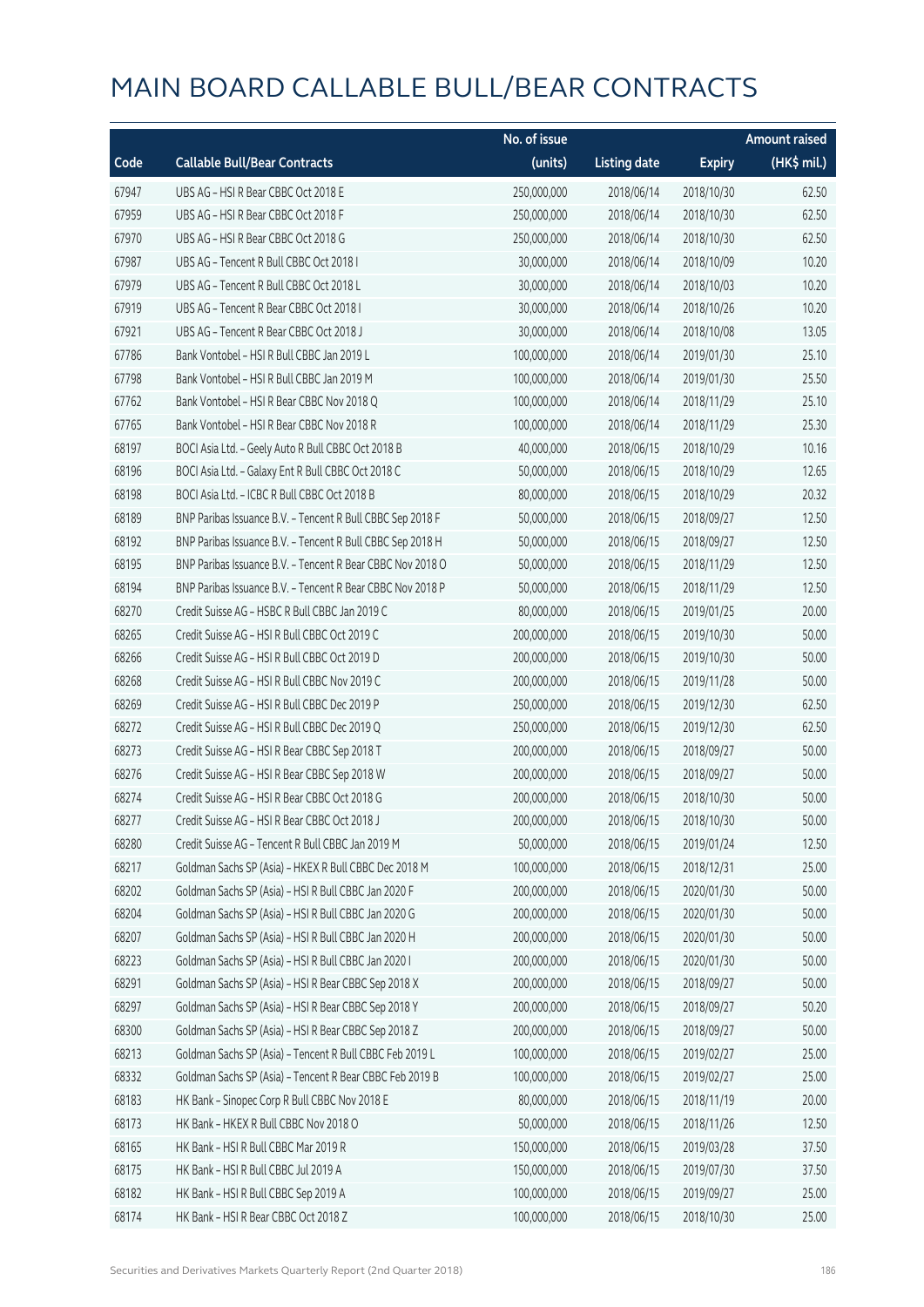# MAIN BOARD CALLABLE BULL/BEAR CONTRACTS

| Code | Callable Bull/Bear Contracts | No. of issue (units) | Listing date | Expiry | Amount raised (HK$ mil.) |
|---|---|---|---|---|---|
| 67947 | UBS AG – HSI R Bear CBBC Oct 2018 E | 250,000,000 | 2018/06/14 | 2018/10/30 | 62.50 |
| 67959 | UBS AG – HSI R Bear CBBC Oct 2018 F | 250,000,000 | 2018/06/14 | 2018/10/30 | 62.50 |
| 67970 | UBS AG – HSI R Bear CBBC Oct 2018 G | 250,000,000 | 2018/06/14 | 2018/10/30 | 62.50 |
| 67987 | UBS AG – Tencent R Bull CBBC Oct 2018 I | 30,000,000 | 2018/06/14 | 2018/10/09 | 10.20 |
| 67979 | UBS AG – Tencent R Bull CBBC Oct 2018 L | 30,000,000 | 2018/06/14 | 2018/10/03 | 10.20 |
| 67919 | UBS AG – Tencent R Bear CBBC Oct 2018 I | 30,000,000 | 2018/06/14 | 2018/10/26 | 10.20 |
| 67921 | UBS AG – Tencent R Bear CBBC Oct 2018 J | 30,000,000 | 2018/06/14 | 2018/10/08 | 13.05 |
| 67786 | Bank Vontobel – HSI R Bull CBBC Jan 2019 L | 100,000,000 | 2018/06/14 | 2019/01/30 | 25.10 |
| 67798 | Bank Vontobel – HSI R Bull CBBC Jan 2019 M | 100,000,000 | 2018/06/14 | 2019/01/30 | 25.50 |
| 67762 | Bank Vontobel – HSI R Bear CBBC Nov 2018 Q | 100,000,000 | 2018/06/14 | 2018/11/29 | 25.10 |
| 67765 | Bank Vontobel – HSI R Bear CBBC Nov 2018 R | 100,000,000 | 2018/06/14 | 2018/11/29 | 25.30 |
| 68197 | BOCI Asia Ltd. – Geely Auto R Bull CBBC Oct 2018 B | 40,000,000 | 2018/06/15 | 2018/10/29 | 10.16 |
| 68196 | BOCI Asia Ltd. – Galaxy Ent R Bull CBBC Oct 2018 C | 50,000,000 | 2018/06/15 | 2018/10/29 | 12.65 |
| 68198 | BOCI Asia Ltd. – ICBC R Bull CBBC Oct 2018 B | 80,000,000 | 2018/06/15 | 2018/10/29 | 20.32 |
| 68189 | BNP Paribas Issuance B.V. – Tencent R Bull CBBC Sep 2018 F | 50,000,000 | 2018/06/15 | 2018/09/27 | 12.50 |
| 68192 | BNP Paribas Issuance B.V. – Tencent R Bull CBBC Sep 2018 H | 50,000,000 | 2018/06/15 | 2018/09/27 | 12.50 |
| 68195 | BNP Paribas Issuance B.V. – Tencent R Bear CBBC Nov 2018 O | 50,000,000 | 2018/06/15 | 2018/11/29 | 12.50 |
| 68194 | BNP Paribas Issuance B.V. – Tencent R Bear CBBC Nov 2018 P | 50,000,000 | 2018/06/15 | 2018/11/29 | 12.50 |
| 68270 | Credit Suisse AG – HSBC R Bull CBBC Jan 2019 C | 80,000,000 | 2018/06/15 | 2019/01/25 | 20.00 |
| 68265 | Credit Suisse AG – HSI R Bull CBBC Oct 2019 C | 200,000,000 | 2018/06/15 | 2019/10/30 | 50.00 |
| 68266 | Credit Suisse AG – HSI R Bull CBBC Oct 2019 D | 200,000,000 | 2018/06/15 | 2019/10/30 | 50.00 |
| 68268 | Credit Suisse AG – HSI R Bull CBBC Nov 2019 C | 200,000,000 | 2018/06/15 | 2019/11/28 | 50.00 |
| 68269 | Credit Suisse AG – HSI R Bull CBBC Dec 2019 P | 250,000,000 | 2018/06/15 | 2019/12/30 | 62.50 |
| 68272 | Credit Suisse AG – HSI R Bull CBBC Dec 2019 Q | 250,000,000 | 2018/06/15 | 2019/12/30 | 62.50 |
| 68273 | Credit Suisse AG – HSI R Bear CBBC Sep 2018 T | 200,000,000 | 2018/06/15 | 2018/09/27 | 50.00 |
| 68276 | Credit Suisse AG – HSI R Bear CBBC Sep 2018 W | 200,000,000 | 2018/06/15 | 2018/09/27 | 50.00 |
| 68274 | Credit Suisse AG – HSI R Bear CBBC Oct 2018 G | 200,000,000 | 2018/06/15 | 2018/10/30 | 50.00 |
| 68277 | Credit Suisse AG – HSI R Bear CBBC Oct 2018 J | 200,000,000 | 2018/06/15 | 2018/10/30 | 50.00 |
| 68280 | Credit Suisse AG – Tencent R Bull CBBC Jan 2019 M | 50,000,000 | 2018/06/15 | 2019/01/24 | 12.50 |
| 68217 | Goldman Sachs SP (Asia) – HKEX R Bull CBBC Dec 2018 M | 100,000,000 | 2018/06/15 | 2018/12/31 | 25.00 |
| 68202 | Goldman Sachs SP (Asia) – HSI R Bull CBBC Jan 2020 F | 200,000,000 | 2018/06/15 | 2020/01/30 | 50.00 |
| 68204 | Goldman Sachs SP (Asia) – HSI R Bull CBBC Jan 2020 G | 200,000,000 | 2018/06/15 | 2020/01/30 | 50.00 |
| 68207 | Goldman Sachs SP (Asia) – HSI R Bull CBBC Jan 2020 H | 200,000,000 | 2018/06/15 | 2020/01/30 | 50.00 |
| 68223 | Goldman Sachs SP (Asia) – HSI R Bull CBBC Jan 2020 I | 200,000,000 | 2018/06/15 | 2020/01/30 | 50.00 |
| 68291 | Goldman Sachs SP (Asia) – HSI R Bear CBBC Sep 2018 X | 200,000,000 | 2018/06/15 | 2018/09/27 | 50.00 |
| 68297 | Goldman Sachs SP (Asia) – HSI R Bear CBBC Sep 2018 Y | 200,000,000 | 2018/06/15 | 2018/09/27 | 50.20 |
| 68300 | Goldman Sachs SP (Asia) – HSI R Bear CBBC Sep 2018 Z | 200,000,000 | 2018/06/15 | 2018/09/27 | 50.00 |
| 68213 | Goldman Sachs SP (Asia) – Tencent R Bull CBBC Feb 2019 L | 100,000,000 | 2018/06/15 | 2019/02/27 | 25.00 |
| 68332 | Goldman Sachs SP (Asia) – Tencent R Bear CBBC Feb 2019 B | 100,000,000 | 2018/06/15 | 2019/02/27 | 25.00 |
| 68183 | HK Bank – Sinopec Corp R Bull CBBC Nov 2018 E | 80,000,000 | 2018/06/15 | 2018/11/19 | 20.00 |
| 68173 | HK Bank – HKEX R Bull CBBC Nov 2018 O | 50,000,000 | 2018/06/15 | 2018/11/26 | 12.50 |
| 68165 | HK Bank – HSI R Bull CBBC Mar 2019 R | 150,000,000 | 2018/06/15 | 2019/03/28 | 37.50 |
| 68175 | HK Bank – HSI R Bull CBBC Jul 2019 A | 150,000,000 | 2018/06/15 | 2019/07/30 | 37.50 |
| 68182 | HK Bank – HSI R Bull CBBC Sep 2019 A | 100,000,000 | 2018/06/15 | 2019/09/27 | 25.00 |
| 68174 | HK Bank – HSI R Bear CBBC Oct 2018 Z | 100,000,000 | 2018/06/15 | 2018/10/30 | 25.00 |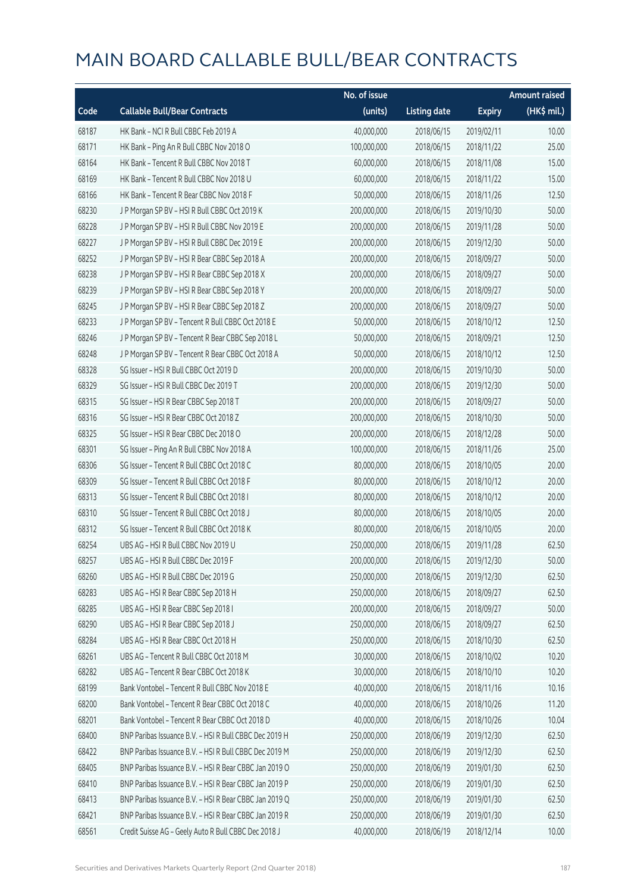# MAIN BOARD CALLABLE BULL/BEAR CONTRACTS

| Code | Callable Bull/Bear Contracts | No. of issue (units) | Listing date | Expiry | Amount raised (HK$ mil.) |
|---|---|---|---|---|---|
| 68187 | HK Bank – NCI R Bull CBBC Feb 2019 A | 40,000,000 | 2018/06/15 | 2019/02/11 | 10.00 |
| 68171 | HK Bank – Ping An R Bull CBBC Nov 2018 O | 100,000,000 | 2018/06/15 | 2018/11/22 | 25.00 |
| 68164 | HK Bank – Tencent R Bull CBBC Nov 2018 T | 60,000,000 | 2018/06/15 | 2018/11/08 | 15.00 |
| 68169 | HK Bank – Tencent R Bull CBBC Nov 2018 U | 60,000,000 | 2018/06/15 | 2018/11/22 | 15.00 |
| 68166 | HK Bank – Tencent R Bear CBBC Nov 2018 F | 50,000,000 | 2018/06/15 | 2018/11/26 | 12.50 |
| 68230 | J P Morgan SP BV – HSI R Bull CBBC Oct 2019 K | 200,000,000 | 2018/06/15 | 2019/10/30 | 50.00 |
| 68228 | J P Morgan SP BV – HSI R Bull CBBC Nov 2019 E | 200,000,000 | 2018/06/15 | 2019/11/28 | 50.00 |
| 68227 | J P Morgan SP BV – HSI R Bull CBBC Dec 2019 E | 200,000,000 | 2018/06/15 | 2019/12/30 | 50.00 |
| 68252 | J P Morgan SP BV – HSI R Bear CBBC Sep 2018 A | 200,000,000 | 2018/06/15 | 2018/09/27 | 50.00 |
| 68238 | J P Morgan SP BV – HSI R Bear CBBC Sep 2018 X | 200,000,000 | 2018/06/15 | 2018/09/27 | 50.00 |
| 68239 | J P Morgan SP BV – HSI R Bear CBBC Sep 2018 Y | 200,000,000 | 2018/06/15 | 2018/09/27 | 50.00 |
| 68245 | J P Morgan SP BV – HSI R Bear CBBC Sep 2018 Z | 200,000,000 | 2018/06/15 | 2018/09/27 | 50.00 |
| 68233 | J P Morgan SP BV – Tencent R Bull CBBC Oct 2018 E | 50,000,000 | 2018/06/15 | 2018/10/12 | 12.50 |
| 68246 | J P Morgan SP BV – Tencent R Bear CBBC Sep 2018 L | 50,000,000 | 2018/06/15 | 2018/09/21 | 12.50 |
| 68248 | J P Morgan SP BV – Tencent R Bear CBBC Oct 2018 A | 50,000,000 | 2018/06/15 | 2018/10/12 | 12.50 |
| 68328 | SG Issuer – HSI R Bull CBBC Oct 2019 D | 200,000,000 | 2018/06/15 | 2019/10/30 | 50.00 |
| 68329 | SG Issuer – HSI R Bull CBBC Dec 2019 T | 200,000,000 | 2018/06/15 | 2019/12/30 | 50.00 |
| 68315 | SG Issuer – HSI R Bear CBBC Sep 2018 T | 200,000,000 | 2018/06/15 | 2018/09/27 | 50.00 |
| 68316 | SG Issuer – HSI R Bear CBBC Oct 2018 Z | 200,000,000 | 2018/06/15 | 2018/10/30 | 50.00 |
| 68325 | SG Issuer – HSI R Bear CBBC Dec 2018 O | 200,000,000 | 2018/06/15 | 2018/12/28 | 50.00 |
| 68301 | SG Issuer – Ping An R Bull CBBC Nov 2018 A | 100,000,000 | 2018/06/15 | 2018/11/26 | 25.00 |
| 68306 | SG Issuer – Tencent R Bull CBBC Oct 2018 C | 80,000,000 | 2018/06/15 | 2018/10/05 | 20.00 |
| 68309 | SG Issuer – Tencent R Bull CBBC Oct 2018 F | 80,000,000 | 2018/06/15 | 2018/10/12 | 20.00 |
| 68313 | SG Issuer – Tencent R Bull CBBC Oct 2018 I | 80,000,000 | 2018/06/15 | 2018/10/12 | 20.00 |
| 68310 | SG Issuer – Tencent R Bull CBBC Oct 2018 J | 80,000,000 | 2018/06/15 | 2018/10/05 | 20.00 |
| 68312 | SG Issuer – Tencent R Bull CBBC Oct 2018 K | 80,000,000 | 2018/06/15 | 2018/10/05 | 20.00 |
| 68254 | UBS AG – HSI R Bull CBBC Nov 2019 U | 250,000,000 | 2018/06/15 | 2019/11/28 | 62.50 |
| 68257 | UBS AG – HSI R Bull CBBC Dec 2019 F | 200,000,000 | 2018/06/15 | 2019/12/30 | 50.00 |
| 68260 | UBS AG – HSI R Bull CBBC Dec 2019 G | 250,000,000 | 2018/06/15 | 2019/12/30 | 62.50 |
| 68283 | UBS AG – HSI R Bear CBBC Sep 2018 H | 250,000,000 | 2018/06/15 | 2018/09/27 | 62.50 |
| 68285 | UBS AG – HSI R Bear CBBC Sep 2018 I | 200,000,000 | 2018/06/15 | 2018/09/27 | 50.00 |
| 68290 | UBS AG – HSI R Bear CBBC Sep 2018 J | 250,000,000 | 2018/06/15 | 2018/09/27 | 62.50 |
| 68284 | UBS AG – HSI R Bear CBBC Oct 2018 H | 250,000,000 | 2018/06/15 | 2018/10/30 | 62.50 |
| 68261 | UBS AG – Tencent R Bull CBBC Oct 2018 M | 30,000,000 | 2018/06/15 | 2018/10/02 | 10.20 |
| 68282 | UBS AG – Tencent R Bear CBBC Oct 2018 K | 30,000,000 | 2018/06/15 | 2018/10/10 | 10.20 |
| 68199 | Bank Vontobel – Tencent R Bull CBBC Nov 2018 E | 40,000,000 | 2018/06/15 | 2018/11/16 | 10.16 |
| 68200 | Bank Vontobel – Tencent R Bear CBBC Oct 2018 C | 40,000,000 | 2018/06/15 | 2018/10/26 | 11.20 |
| 68201 | Bank Vontobel – Tencent R Bear CBBC Oct 2018 D | 40,000,000 | 2018/06/15 | 2018/10/26 | 10.04 |
| 68400 | BNP Paribas Issuance B.V. – HSI R Bull CBBC Dec 2019 H | 250,000,000 | 2018/06/19 | 2019/12/30 | 62.50 |
| 68422 | BNP Paribas Issuance B.V. – HSI R Bull CBBC Dec 2019 M | 250,000,000 | 2018/06/19 | 2019/12/30 | 62.50 |
| 68405 | BNP Paribas Issuance B.V. – HSI R Bear CBBC Jan 2019 O | 250,000,000 | 2018/06/19 | 2019/01/30 | 62.50 |
| 68410 | BNP Paribas Issuance B.V. – HSI R Bear CBBC Jan 2019 P | 250,000,000 | 2018/06/19 | 2019/01/30 | 62.50 |
| 68413 | BNP Paribas Issuance B.V. – HSI R Bear CBBC Jan 2019 Q | 250,000,000 | 2018/06/19 | 2019/01/30 | 62.50 |
| 68421 | BNP Paribas Issuance B.V. – HSI R Bear CBBC Jan 2019 R | 250,000,000 | 2018/06/19 | 2019/01/30 | 62.50 |
| 68561 | Credit Suisse AG – Geely Auto R Bull CBBC Dec 2018 J | 40,000,000 | 2018/06/19 | 2018/12/14 | 10.00 |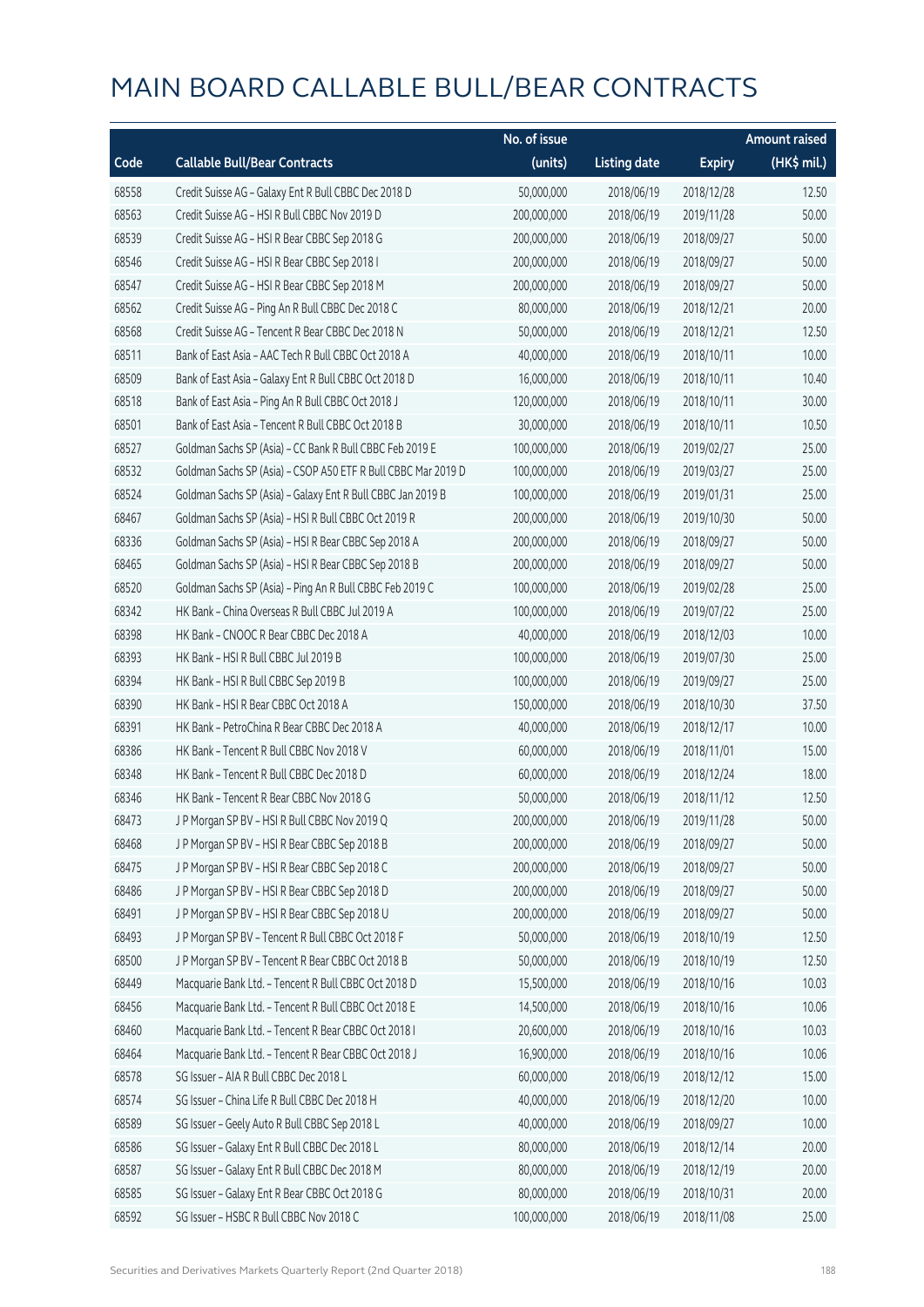# MAIN BOARD CALLABLE BULL/BEAR CONTRACTS

| Code | Callable Bull/Bear Contracts | No. of issue (units) | Listing date | Expiry | Amount raised (HK$ mil.) |
|---|---|---|---|---|---|
| 68558 | Credit Suisse AG – Galaxy Ent R Bull CBBC Dec 2018 D | 50,000,000 | 2018/06/19 | 2018/12/28 | 12.50 |
| 68563 | Credit Suisse AG – HSI R Bull CBBC Nov 2019 D | 200,000,000 | 2018/06/19 | 2019/11/28 | 50.00 |
| 68539 | Credit Suisse AG – HSI R Bear CBBC Sep 2018 G | 200,000,000 | 2018/06/19 | 2018/09/27 | 50.00 |
| 68546 | Credit Suisse AG – HSI R Bear CBBC Sep 2018 I | 200,000,000 | 2018/06/19 | 2018/09/27 | 50.00 |
| 68547 | Credit Suisse AG – HSI R Bear CBBC Sep 2018 M | 200,000,000 | 2018/06/19 | 2018/09/27 | 50.00 |
| 68562 | Credit Suisse AG – Ping An R Bull CBBC Dec 2018 C | 80,000,000 | 2018/06/19 | 2018/12/21 | 20.00 |
| 68568 | Credit Suisse AG – Tencent R Bear CBBC Dec 2018 N | 50,000,000 | 2018/06/19 | 2018/12/21 | 12.50 |
| 68511 | Bank of East Asia – AAC Tech R Bull CBBC Oct 2018 A | 40,000,000 | 2018/06/19 | 2018/10/11 | 10.00 |
| 68509 | Bank of East Asia – Galaxy Ent R Bull CBBC Oct 2018 D | 16,000,000 | 2018/06/19 | 2018/10/11 | 10.40 |
| 68518 | Bank of East Asia – Ping An R Bull CBBC Oct 2018 J | 120,000,000 | 2018/06/19 | 2018/10/11 | 30.00 |
| 68501 | Bank of East Asia – Tencent R Bull CBBC Oct 2018 B | 30,000,000 | 2018/06/19 | 2018/10/11 | 10.50 |
| 68527 | Goldman Sachs SP (Asia) – CC Bank R Bull CBBC Feb 2019 E | 100,000,000 | 2018/06/19 | 2019/02/27 | 25.00 |
| 68532 | Goldman Sachs SP (Asia) – CSOP A50 ETF R Bull CBBC Mar 2019 D | 100,000,000 | 2018/06/19 | 2019/03/27 | 25.00 |
| 68524 | Goldman Sachs SP (Asia) – Galaxy Ent R Bull CBBC Jan 2019 B | 100,000,000 | 2018/06/19 | 2019/01/31 | 25.00 |
| 68467 | Goldman Sachs SP (Asia) – HSI R Bull CBBC Oct 2019 R | 200,000,000 | 2018/06/19 | 2019/10/30 | 50.00 |
| 68336 | Goldman Sachs SP (Asia) – HSI R Bear CBBC Sep 2018 A | 200,000,000 | 2018/06/19 | 2018/09/27 | 50.00 |
| 68465 | Goldman Sachs SP (Asia) – HSI R Bear CBBC Sep 2018 B | 200,000,000 | 2018/06/19 | 2018/09/27 | 50.00 |
| 68520 | Goldman Sachs SP (Asia) – Ping An R Bull CBBC Feb 2019 C | 100,000,000 | 2018/06/19 | 2019/02/28 | 25.00 |
| 68342 | HK Bank – China Overseas R Bull CBBC Jul 2019 A | 100,000,000 | 2018/06/19 | 2019/07/22 | 25.00 |
| 68398 | HK Bank – CNOOC R Bear CBBC Dec 2018 A | 40,000,000 | 2018/06/19 | 2018/12/03 | 10.00 |
| 68393 | HK Bank – HSI R Bull CBBC Jul 2019 B | 100,000,000 | 2018/06/19 | 2019/07/30 | 25.00 |
| 68394 | HK Bank – HSI R Bull CBBC Sep 2019 B | 100,000,000 | 2018/06/19 | 2019/09/27 | 25.00 |
| 68390 | HK Bank – HSI R Bear CBBC Oct 2018 A | 150,000,000 | 2018/06/19 | 2018/10/30 | 37.50 |
| 68391 | HK Bank – PetroChina R Bear CBBC Dec 2018 A | 40,000,000 | 2018/06/19 | 2018/12/17 | 10.00 |
| 68386 | HK Bank – Tencent R Bull CBBC Nov 2018 V | 60,000,000 | 2018/06/19 | 2018/11/01 | 15.00 |
| 68348 | HK Bank – Tencent R Bull CBBC Dec 2018 D | 60,000,000 | 2018/06/19 | 2018/12/24 | 18.00 |
| 68346 | HK Bank – Tencent R Bear CBBC Nov 2018 G | 50,000,000 | 2018/06/19 | 2018/11/12 | 12.50 |
| 68473 | J P Morgan SP BV – HSI R Bull CBBC Nov 2019 Q | 200,000,000 | 2018/06/19 | 2019/11/28 | 50.00 |
| 68468 | J P Morgan SP BV – HSI R Bear CBBC Sep 2018 B | 200,000,000 | 2018/06/19 | 2018/09/27 | 50.00 |
| 68475 | J P Morgan SP BV – HSI R Bear CBBC Sep 2018 C | 200,000,000 | 2018/06/19 | 2018/09/27 | 50.00 |
| 68486 | J P Morgan SP BV – HSI R Bear CBBC Sep 2018 D | 200,000,000 | 2018/06/19 | 2018/09/27 | 50.00 |
| 68491 | J P Morgan SP BV – HSI R Bear CBBC Sep 2018 U | 200,000,000 | 2018/06/19 | 2018/09/27 | 50.00 |
| 68493 | J P Morgan SP BV – Tencent R Bull CBBC Oct 2018 F | 50,000,000 | 2018/06/19 | 2018/10/19 | 12.50 |
| 68500 | J P Morgan SP BV – Tencent R Bear CBBC Oct 2018 B | 50,000,000 | 2018/06/19 | 2018/10/19 | 12.50 |
| 68449 | Macquarie Bank Ltd. – Tencent R Bull CBBC Oct 2018 D | 15,500,000 | 2018/06/19 | 2018/10/16 | 10.03 |
| 68456 | Macquarie Bank Ltd. – Tencent R Bull CBBC Oct 2018 E | 14,500,000 | 2018/06/19 | 2018/10/16 | 10.06 |
| 68460 | Macquarie Bank Ltd. – Tencent R Bear CBBC Oct 2018 I | 20,600,000 | 2018/06/19 | 2018/10/16 | 10.03 |
| 68464 | Macquarie Bank Ltd. – Tencent R Bear CBBC Oct 2018 J | 16,900,000 | 2018/06/19 | 2018/10/16 | 10.06 |
| 68578 | SG Issuer – AIA R Bull CBBC Dec 2018 L | 60,000,000 | 2018/06/19 | 2018/12/12 | 15.00 |
| 68574 | SG Issuer – China Life R Bull CBBC Dec 2018 H | 40,000,000 | 2018/06/19 | 2018/12/20 | 10.00 |
| 68589 | SG Issuer – Geely Auto R Bull CBBC Sep 2018 L | 40,000,000 | 2018/06/19 | 2018/09/27 | 10.00 |
| 68586 | SG Issuer – Galaxy Ent R Bull CBBC Dec 2018 L | 80,000,000 | 2018/06/19 | 2018/12/14 | 20.00 |
| 68587 | SG Issuer – Galaxy Ent R Bull CBBC Dec 2018 M | 80,000,000 | 2018/06/19 | 2018/12/19 | 20.00 |
| 68585 | SG Issuer – Galaxy Ent R Bear CBBC Oct 2018 G | 80,000,000 | 2018/06/19 | 2018/10/31 | 20.00 |
| 68592 | SG Issuer – HSBC R Bull CBBC Nov 2018 C | 100,000,000 | 2018/06/19 | 2018/11/08 | 25.00 |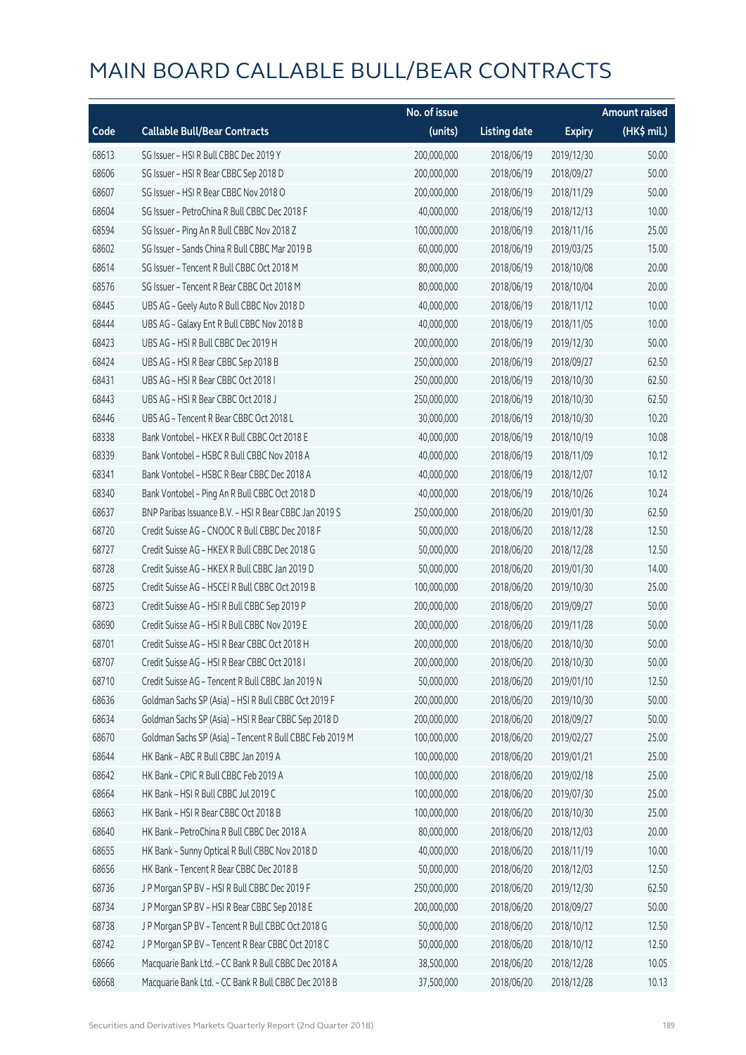# MAIN BOARD CALLABLE BULL/BEAR CONTRACTS

| Code | Callable Bull/Bear Contracts | No. of issue (units) | Listing date | Expiry | Amount raised (HK$ mil.) |
|---|---|---|---|---|---|
| 68613 | SG Issuer – HSI R Bull CBBC Dec 2019 Y | 200,000,000 | 2018/06/19 | 2019/12/30 | 50.00 |
| 68606 | SG Issuer – HSI R Bear CBBC Sep 2018 D | 200,000,000 | 2018/06/19 | 2018/09/27 | 50.00 |
| 68607 | SG Issuer – HSI R Bear CBBC Nov 2018 O | 200,000,000 | 2018/06/19 | 2018/11/29 | 50.00 |
| 68604 | SG Issuer – PetroChina R Bull CBBC Dec 2018 F | 40,000,000 | 2018/06/19 | 2018/12/13 | 10.00 |
| 68594 | SG Issuer – Ping An R Bull CBBC Nov 2018 Z | 100,000,000 | 2018/06/19 | 2018/11/16 | 25.00 |
| 68602 | SG Issuer – Sands China R Bull CBBC Mar 2019 B | 60,000,000 | 2018/06/19 | 2019/03/25 | 15.00 |
| 68614 | SG Issuer – Tencent R Bull CBBC Oct 2018 M | 80,000,000 | 2018/06/19 | 2018/10/08 | 20.00 |
| 68576 | SG Issuer – Tencent R Bear CBBC Oct 2018 M | 80,000,000 | 2018/06/19 | 2018/10/04 | 20.00 |
| 68445 | UBS AG – Geely Auto R Bull CBBC Nov 2018 D | 40,000,000 | 2018/06/19 | 2018/11/12 | 10.00 |
| 68444 | UBS AG – Galaxy Ent R Bull CBBC Nov 2018 B | 40,000,000 | 2018/06/19 | 2018/11/05 | 10.00 |
| 68423 | UBS AG – HSI R Bull CBBC Dec 2019 H | 200,000,000 | 2018/06/19 | 2019/12/30 | 50.00 |
| 68424 | UBS AG – HSI R Bear CBBC Sep 2018 B | 250,000,000 | 2018/06/19 | 2018/09/27 | 62.50 |
| 68431 | UBS AG – HSI R Bear CBBC Oct 2018 I | 250,000,000 | 2018/06/19 | 2018/10/30 | 62.50 |
| 68443 | UBS AG – HSI R Bear CBBC Oct 2018 J | 250,000,000 | 2018/06/19 | 2018/10/30 | 62.50 |
| 68446 | UBS AG – Tencent R Bear CBBC Oct 2018 L | 30,000,000 | 2018/06/19 | 2018/10/30 | 10.20 |
| 68338 | Bank Vontobel – HKEX R Bull CBBC Oct 2018 E | 40,000,000 | 2018/06/19 | 2018/10/19 | 10.08 |
| 68339 | Bank Vontobel – HSBC R Bull CBBC Nov 2018 A | 40,000,000 | 2018/06/19 | 2018/11/09 | 10.12 |
| 68341 | Bank Vontobel – HSBC R Bear CBBC Dec 2018 A | 40,000,000 | 2018/06/19 | 2018/12/07 | 10.12 |
| 68340 | Bank Vontobel – Ping An R Bull CBBC Oct 2018 D | 40,000,000 | 2018/06/19 | 2018/10/26 | 10.24 |
| 68637 | BNP Paribas Issuance B.V. – HSI R Bear CBBC Jan 2019 S | 250,000,000 | 2018/06/20 | 2019/01/30 | 62.50 |
| 68720 | Credit Suisse AG – CNOOC R Bull CBBC Dec 2018 F | 50,000,000 | 2018/06/20 | 2018/12/28 | 12.50 |
| 68727 | Credit Suisse AG – HKEX R Bull CBBC Dec 2018 G | 50,000,000 | 2018/06/20 | 2018/12/28 | 12.50 |
| 68728 | Credit Suisse AG – HKEX R Bull CBBC Jan 2019 D | 50,000,000 | 2018/06/20 | 2019/01/30 | 14.00 |
| 68725 | Credit Suisse AG – HSCEI R Bull CBBC Oct 2019 B | 100,000,000 | 2018/06/20 | 2019/10/30 | 25.00 |
| 68723 | Credit Suisse AG – HSI R Bull CBBC Sep 2019 P | 200,000,000 | 2018/06/20 | 2019/09/27 | 50.00 |
| 68690 | Credit Suisse AG – HSI R Bull CBBC Nov 2019 E | 200,000,000 | 2018/06/20 | 2019/11/28 | 50.00 |
| 68701 | Credit Suisse AG – HSI R Bear CBBC Oct 2018 H | 200,000,000 | 2018/06/20 | 2018/10/30 | 50.00 |
| 68707 | Credit Suisse AG – HSI R Bear CBBC Oct 2018 I | 200,000,000 | 2018/06/20 | 2018/10/30 | 50.00 |
| 68710 | Credit Suisse AG – Tencent R Bull CBBC Jan 2019 N | 50,000,000 | 2018/06/20 | 2019/01/10 | 12.50 |
| 68636 | Goldman Sachs SP (Asia) – HSI R Bull CBBC Oct 2019 F | 200,000,000 | 2018/06/20 | 2019/10/30 | 50.00 |
| 68634 | Goldman Sachs SP (Asia) – HSI R Bear CBBC Sep 2018 D | 200,000,000 | 2018/06/20 | 2018/09/27 | 50.00 |
| 68670 | Goldman Sachs SP (Asia) – Tencent R Bull CBBC Feb 2019 M | 100,000,000 | 2018/06/20 | 2019/02/27 | 25.00 |
| 68644 | HK Bank – ABC R Bull CBBC Jan 2019 A | 100,000,000 | 2018/06/20 | 2019/01/21 | 25.00 |
| 68642 | HK Bank – CPIC R Bull CBBC Feb 2019 A | 100,000,000 | 2018/06/20 | 2019/02/18 | 25.00 |
| 68664 | HK Bank – HSI R Bull CBBC Jul 2019 C | 100,000,000 | 2018/06/20 | 2019/07/30 | 25.00 |
| 68663 | HK Bank – HSI R Bear CBBC Oct 2018 B | 100,000,000 | 2018/06/20 | 2018/10/30 | 25.00 |
| 68640 | HK Bank – PetroChina R Bull CBBC Dec 2018 A | 80,000,000 | 2018/06/20 | 2018/12/03 | 20.00 |
| 68655 | HK Bank – Sunny Optical R Bull CBBC Nov 2018 D | 40,000,000 | 2018/06/20 | 2018/11/19 | 10.00 |
| 68656 | HK Bank – Tencent R Bear CBBC Dec 2018 B | 50,000,000 | 2018/06/20 | 2018/12/03 | 12.50 |
| 68736 | J P Morgan SP BV – HSI R Bull CBBC Dec 2019 F | 250,000,000 | 2018/06/20 | 2019/12/30 | 62.50 |
| 68734 | J P Morgan SP BV – HSI R Bear CBBC Sep 2018 E | 200,000,000 | 2018/06/20 | 2018/09/27 | 50.00 |
| 68738 | J P Morgan SP BV – Tencent R Bull CBBC Oct 2018 G | 50,000,000 | 2018/06/20 | 2018/10/12 | 12.50 |
| 68742 | J P Morgan SP BV – Tencent R Bear CBBC Oct 2018 C | 50,000,000 | 2018/06/20 | 2018/10/12 | 12.50 |
| 68666 | Macquarie Bank Ltd. – CC Bank R Bull CBBC Dec 2018 A | 38,500,000 | 2018/06/20 | 2018/12/28 | 10.05 |
| 68668 | Macquarie Bank Ltd. – CC Bank R Bull CBBC Dec 2018 B | 37,500,000 | 2018/06/20 | 2018/12/28 | 10.13 |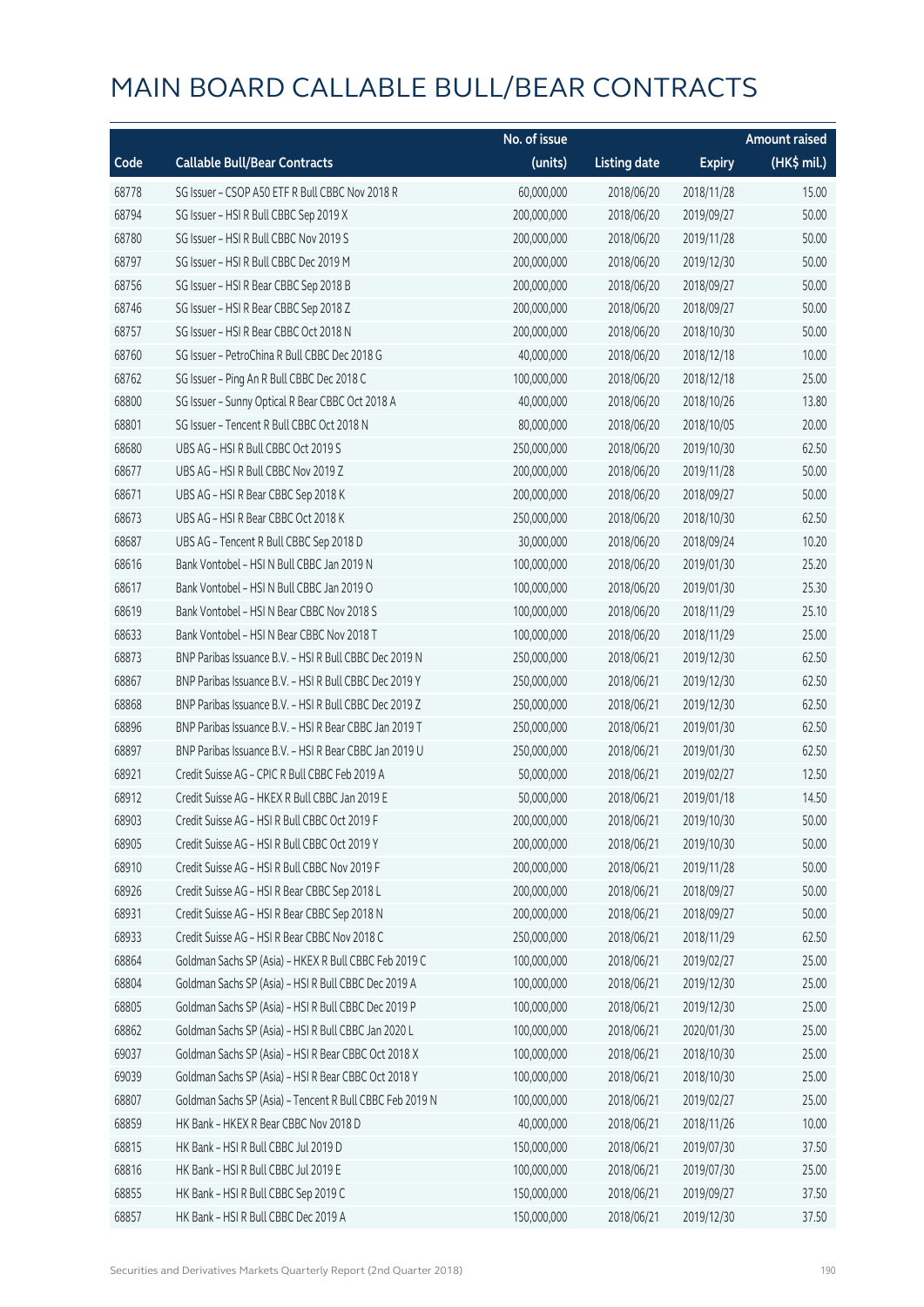# MAIN BOARD CALLABLE BULL/BEAR CONTRACTS

| Code | Callable Bull/Bear Contracts | No. of issue (units) | Listing date | Expiry | Amount raised (HK$ mil.) |
|---|---|---|---|---|---|
| 68778 | SG Issuer – CSOP A50 ETF R Bull CBBC Nov 2018 R | 60,000,000 | 2018/06/20 | 2018/11/28 | 15.00 |
| 68794 | SG Issuer – HSI R Bull CBBC Sep 2019 X | 200,000,000 | 2018/06/20 | 2019/09/27 | 50.00 |
| 68780 | SG Issuer – HSI R Bull CBBC Nov 2019 S | 200,000,000 | 2018/06/20 | 2019/11/28 | 50.00 |
| 68797 | SG Issuer – HSI R Bull CBBC Dec 2019 M | 200,000,000 | 2018/06/20 | 2019/12/30 | 50.00 |
| 68756 | SG Issuer – HSI R Bear CBBC Sep 2018 B | 200,000,000 | 2018/06/20 | 2018/09/27 | 50.00 |
| 68746 | SG Issuer – HSI R Bear CBBC Sep 2018 Z | 200,000,000 | 2018/06/20 | 2018/09/27 | 50.00 |
| 68757 | SG Issuer – HSI R Bear CBBC Oct 2018 N | 200,000,000 | 2018/06/20 | 2018/10/30 | 50.00 |
| 68760 | SG Issuer – PetroChina R Bull CBBC Dec 2018 G | 40,000,000 | 2018/06/20 | 2018/12/18 | 10.00 |
| 68762 | SG Issuer – Ping An R Bull CBBC Dec 2018 C | 100,000,000 | 2018/06/20 | 2018/12/18 | 25.00 |
| 68800 | SG Issuer – Sunny Optical R Bear CBBC Oct 2018 A | 40,000,000 | 2018/06/20 | 2018/10/26 | 13.80 |
| 68801 | SG Issuer – Tencent R Bull CBBC Oct 2018 N | 80,000,000 | 2018/06/20 | 2018/10/05 | 20.00 |
| 68680 | UBS AG – HSI R Bull CBBC Oct 2019 S | 250,000,000 | 2018/06/20 | 2019/10/30 | 62.50 |
| 68677 | UBS AG – HSI R Bull CBBC Nov 2019 Z | 200,000,000 | 2018/06/20 | 2019/11/28 | 50.00 |
| 68671 | UBS AG – HSI R Bear CBBC Sep 2018 K | 200,000,000 | 2018/06/20 | 2018/09/27 | 50.00 |
| 68673 | UBS AG – HSI R Bear CBBC Oct 2018 K | 250,000,000 | 2018/06/20 | 2018/10/30 | 62.50 |
| 68687 | UBS AG – Tencent R Bull CBBC Sep 2018 D | 30,000,000 | 2018/06/20 | 2018/09/24 | 10.20 |
| 68616 | Bank Vontobel – HSI N Bull CBBC Jan 2019 N | 100,000,000 | 2018/06/20 | 2019/01/30 | 25.20 |
| 68617 | Bank Vontobel – HSI N Bull CBBC Jan 2019 O | 100,000,000 | 2018/06/20 | 2019/01/30 | 25.30 |
| 68619 | Bank Vontobel – HSI N Bear CBBC Nov 2018 S | 100,000,000 | 2018/06/20 | 2018/11/29 | 25.10 |
| 68633 | Bank Vontobel – HSI N Bear CBBC Nov 2018 T | 100,000,000 | 2018/06/20 | 2018/11/29 | 25.00 |
| 68873 | BNP Paribas Issuance B.V. – HSI R Bull CBBC Dec 2019 N | 250,000,000 | 2018/06/21 | 2019/12/30 | 62.50 |
| 68867 | BNP Paribas Issuance B.V. – HSI R Bull CBBC Dec 2019 Y | 250,000,000 | 2018/06/21 | 2019/12/30 | 62.50 |
| 68868 | BNP Paribas Issuance B.V. – HSI R Bull CBBC Dec 2019 Z | 250,000,000 | 2018/06/21 | 2019/12/30 | 62.50 |
| 68896 | BNP Paribas Issuance B.V. – HSI R Bear CBBC Jan 2019 T | 250,000,000 | 2018/06/21 | 2019/01/30 | 62.50 |
| 68897 | BNP Paribas Issuance B.V. – HSI R Bear CBBC Jan 2019 U | 250,000,000 | 2018/06/21 | 2019/01/30 | 62.50 |
| 68921 | Credit Suisse AG – CPIC R Bull CBBC Feb 2019 A | 50,000,000 | 2018/06/21 | 2019/02/27 | 12.50 |
| 68912 | Credit Suisse AG – HKEX R Bull CBBC Jan 2019 E | 50,000,000 | 2018/06/21 | 2019/01/18 | 14.50 |
| 68903 | Credit Suisse AG – HSI R Bull CBBC Oct 2019 F | 200,000,000 | 2018/06/21 | 2019/10/30 | 50.00 |
| 68905 | Credit Suisse AG – HSI R Bull CBBC Oct 2019 Y | 200,000,000 | 2018/06/21 | 2019/10/30 | 50.00 |
| 68910 | Credit Suisse AG – HSI R Bull CBBC Nov 2019 F | 200,000,000 | 2018/06/21 | 2019/11/28 | 50.00 |
| 68926 | Credit Suisse AG – HSI R Bear CBBC Sep 2018 L | 200,000,000 | 2018/06/21 | 2018/09/27 | 50.00 |
| 68931 | Credit Suisse AG – HSI R Bear CBBC Sep 2018 N | 200,000,000 | 2018/06/21 | 2018/09/27 | 50.00 |
| 68933 | Credit Suisse AG – HSI R Bear CBBC Nov 2018 C | 250,000,000 | 2018/06/21 | 2018/11/29 | 62.50 |
| 68864 | Goldman Sachs SP (Asia) – HKEX R Bull CBBC Feb 2019 C | 100,000,000 | 2018/06/21 | 2019/02/27 | 25.00 |
| 68804 | Goldman Sachs SP (Asia) – HSI R Bull CBBC Dec 2019 A | 100,000,000 | 2018/06/21 | 2019/12/30 | 25.00 |
| 68805 | Goldman Sachs SP (Asia) – HSI R Bull CBBC Dec 2019 P | 100,000,000 | 2018/06/21 | 2019/12/30 | 25.00 |
| 68862 | Goldman Sachs SP (Asia) – HSI R Bull CBBC Jan 2020 L | 100,000,000 | 2018/06/21 | 2020/01/30 | 25.00 |
| 69037 | Goldman Sachs SP (Asia) – HSI R Bear CBBC Oct 2018 X | 100,000,000 | 2018/06/21 | 2018/10/30 | 25.00 |
| 69039 | Goldman Sachs SP (Asia) – HSI R Bear CBBC Oct 2018 Y | 100,000,000 | 2018/06/21 | 2018/10/30 | 25.00 |
| 68807 | Goldman Sachs SP (Asia) – Tencent R Bull CBBC Feb 2019 N | 100,000,000 | 2018/06/21 | 2019/02/27 | 25.00 |
| 68859 | HK Bank – HKEX R Bear CBBC Nov 2018 D | 40,000,000 | 2018/06/21 | 2018/11/26 | 10.00 |
| 68815 | HK Bank – HSI R Bull CBBC Jul 2019 D | 150,000,000 | 2018/06/21 | 2019/07/30 | 37.50 |
| 68816 | HK Bank – HSI R Bull CBBC Jul 2019 E | 100,000,000 | 2018/06/21 | 2019/07/30 | 25.00 |
| 68855 | HK Bank – HSI R Bull CBBC Sep 2019 C | 150,000,000 | 2018/06/21 | 2019/09/27 | 37.50 |
| 68857 | HK Bank – HSI R Bull CBBC Dec 2019 A | 150,000,000 | 2018/06/21 | 2019/12/30 | 37.50 |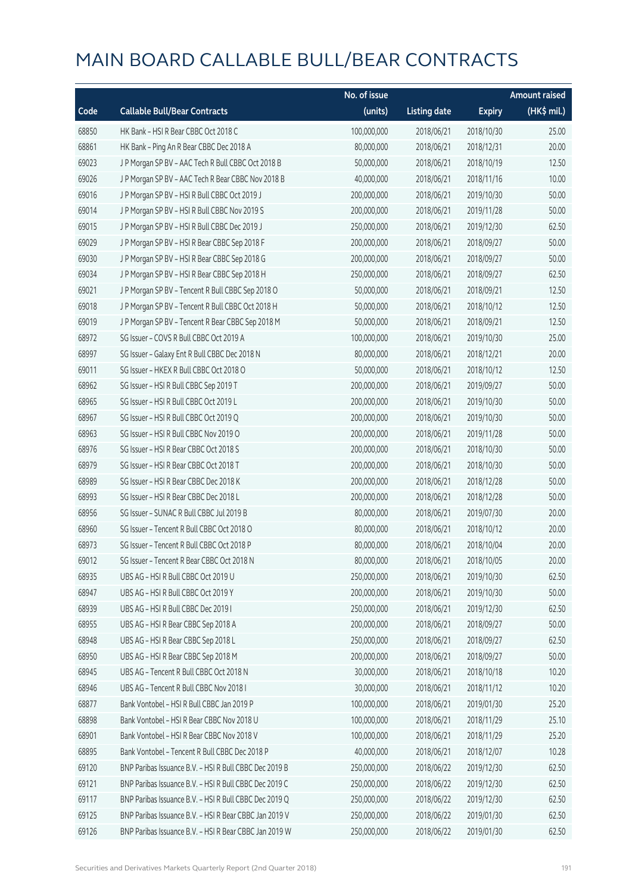# MAIN BOARD CALLABLE BULL/BEAR CONTRACTS

| Code | Callable Bull/Bear Contracts | No. of issue (units) | Listing date | Expiry | Amount raised (HK$ mil.) |
|---|---|---|---|---|---|
| 68850 | HK Bank – HSI R Bear CBBC Oct 2018 C | 100,000,000 | 2018/06/21 | 2018/10/30 | 25.00 |
| 68861 | HK Bank – Ping An R Bear CBBC Dec 2018 A | 80,000,000 | 2018/06/21 | 2018/12/31 | 20.00 |
| 69023 | J P Morgan SP BV – AAC Tech R Bull CBBC Oct 2018 B | 50,000,000 | 2018/06/21 | 2018/10/19 | 12.50 |
| 69026 | J P Morgan SP BV – AAC Tech R Bear CBBC Nov 2018 B | 40,000,000 | 2018/06/21 | 2018/11/16 | 10.00 |
| 69016 | J P Morgan SP BV – HSI R Bull CBBC Oct 2019 J | 200,000,000 | 2018/06/21 | 2019/10/30 | 50.00 |
| 69014 | J P Morgan SP BV – HSI R Bull CBBC Nov 2019 S | 200,000,000 | 2018/06/21 | 2019/11/28 | 50.00 |
| 69015 | J P Morgan SP BV – HSI R Bull CBBC Dec 2019 J | 250,000,000 | 2018/06/21 | 2019/12/30 | 62.50 |
| 69029 | J P Morgan SP BV – HSI R Bear CBBC Sep 2018 F | 200,000,000 | 2018/06/21 | 2018/09/27 | 50.00 |
| 69030 | J P Morgan SP BV – HSI R Bear CBBC Sep 2018 G | 200,000,000 | 2018/06/21 | 2018/09/27 | 50.00 |
| 69034 | J P Morgan SP BV – HSI R Bear CBBC Sep 2018 H | 250,000,000 | 2018/06/21 | 2018/09/27 | 62.50 |
| 69021 | J P Morgan SP BV – Tencent R Bull CBBC Sep 2018 O | 50,000,000 | 2018/06/21 | 2018/09/21 | 12.50 |
| 69018 | J P Morgan SP BV – Tencent R Bull CBBC Oct 2018 H | 50,000,000 | 2018/06/21 | 2018/10/12 | 12.50 |
| 69019 | J P Morgan SP BV – Tencent R Bear CBBC Sep 2018 M | 50,000,000 | 2018/06/21 | 2018/09/21 | 12.50 |
| 68972 | SG Issuer – COVS R Bull CBBC Oct 2019 A | 100,000,000 | 2018/06/21 | 2019/10/30 | 25.00 |
| 68997 | SG Issuer – Galaxy Ent R Bull CBBC Dec 2018 N | 80,000,000 | 2018/06/21 | 2018/12/21 | 20.00 |
| 69011 | SG Issuer – HKEX R Bull CBBC Oct 2018 O | 50,000,000 | 2018/06/21 | 2018/10/12 | 12.50 |
| 68962 | SG Issuer – HSI R Bull CBBC Sep 2019 T | 200,000,000 | 2018/06/21 | 2019/09/27 | 50.00 |
| 68965 | SG Issuer – HSI R Bull CBBC Oct 2019 L | 200,000,000 | 2018/06/21 | 2019/10/30 | 50.00 |
| 68967 | SG Issuer – HSI R Bull CBBC Oct 2019 Q | 200,000,000 | 2018/06/21 | 2019/10/30 | 50.00 |
| 68963 | SG Issuer – HSI R Bull CBBC Nov 2019 O | 200,000,000 | 2018/06/21 | 2019/11/28 | 50.00 |
| 68976 | SG Issuer – HSI R Bear CBBC Oct 2018 S | 200,000,000 | 2018/06/21 | 2018/10/30 | 50.00 |
| 68979 | SG Issuer – HSI R Bear CBBC Oct 2018 T | 200,000,000 | 2018/06/21 | 2018/10/30 | 50.00 |
| 68989 | SG Issuer – HSI R Bear CBBC Dec 2018 K | 200,000,000 | 2018/06/21 | 2018/12/28 | 50.00 |
| 68993 | SG Issuer – HSI R Bear CBBC Dec 2018 L | 200,000,000 | 2018/06/21 | 2018/12/28 | 50.00 |
| 68956 | SG Issuer – SUNAC R Bull CBBC Jul 2019 B | 80,000,000 | 2018/06/21 | 2019/07/30 | 20.00 |
| 68960 | SG Issuer – Tencent R Bull CBBC Oct 2018 O | 80,000,000 | 2018/06/21 | 2018/10/12 | 20.00 |
| 68973 | SG Issuer – Tencent R Bull CBBC Oct 2018 P | 80,000,000 | 2018/06/21 | 2018/10/04 | 20.00 |
| 69012 | SG Issuer – Tencent R Bear CBBC Oct 2018 N | 80,000,000 | 2018/06/21 | 2018/10/05 | 20.00 |
| 68935 | UBS AG – HSI R Bull CBBC Oct 2019 U | 250,000,000 | 2018/06/21 | 2019/10/30 | 62.50 |
| 68947 | UBS AG – HSI R Bull CBBC Oct 2019 Y | 200,000,000 | 2018/06/21 | 2019/10/30 | 50.00 |
| 68939 | UBS AG – HSI R Bull CBBC Dec 2019 I | 250,000,000 | 2018/06/21 | 2019/12/30 | 62.50 |
| 68955 | UBS AG – HSI R Bear CBBC Sep 2018 A | 200,000,000 | 2018/06/21 | 2018/09/27 | 50.00 |
| 68948 | UBS AG – HSI R Bear CBBC Sep 2018 L | 250,000,000 | 2018/06/21 | 2018/09/27 | 62.50 |
| 68950 | UBS AG – HSI R Bear CBBC Sep 2018 M | 200,000,000 | 2018/06/21 | 2018/09/27 | 50.00 |
| 68945 | UBS AG – Tencent R Bull CBBC Oct 2018 N | 30,000,000 | 2018/06/21 | 2018/10/18 | 10.20 |
| 68946 | UBS AG – Tencent R Bull CBBC Nov 2018 I | 30,000,000 | 2018/06/21 | 2018/11/12 | 10.20 |
| 68877 | Bank Vontobel – HSI R Bull CBBC Jan 2019 P | 100,000,000 | 2018/06/21 | 2019/01/30 | 25.20 |
| 68898 | Bank Vontobel – HSI R Bear CBBC Nov 2018 U | 100,000,000 | 2018/06/21 | 2018/11/29 | 25.10 |
| 68901 | Bank Vontobel – HSI R Bear CBBC Nov 2018 V | 100,000,000 | 2018/06/21 | 2018/11/29 | 25.20 |
| 68895 | Bank Vontobel – Tencent R Bull CBBC Dec 2018 P | 40,000,000 | 2018/06/21 | 2018/12/07 | 10.28 |
| 69120 | BNP Paribas Issuance B.V. – HSI R Bull CBBC Dec 2019 B | 250,000,000 | 2018/06/22 | 2019/12/30 | 62.50 |
| 69121 | BNP Paribas Issuance B.V. – HSI R Bull CBBC Dec 2019 C | 250,000,000 | 2018/06/22 | 2019/12/30 | 62.50 |
| 69117 | BNP Paribas Issuance B.V. – HSI R Bull CBBC Dec 2019 Q | 250,000,000 | 2018/06/22 | 2019/12/30 | 62.50 |
| 69125 | BNP Paribas Issuance B.V. – HSI R Bear CBBC Jan 2019 V | 250,000,000 | 2018/06/22 | 2019/01/30 | 62.50 |
| 69126 | BNP Paribas Issuance B.V. – HSI R Bear CBBC Jan 2019 W | 250,000,000 | 2018/06/22 | 2019/01/30 | 62.50 |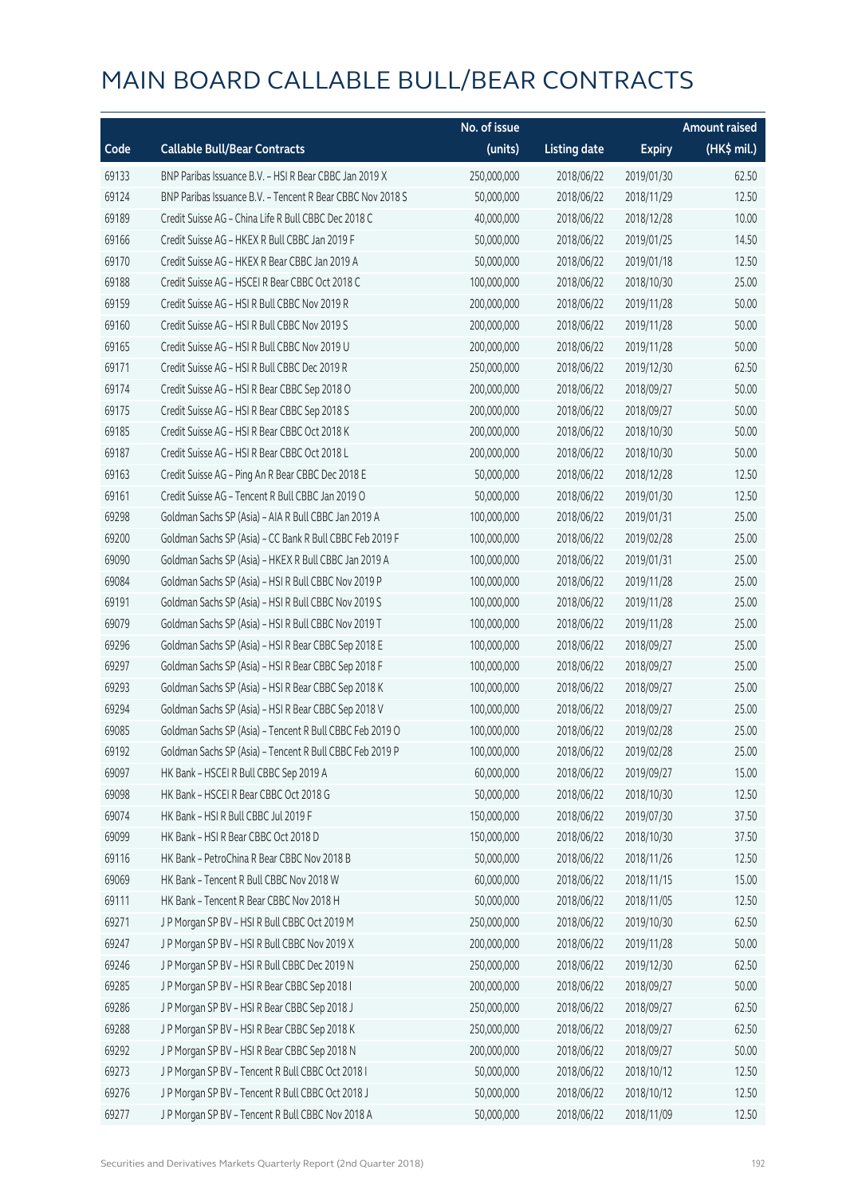# MAIN BOARD CALLABLE BULL/BEAR CONTRACTS

| Code | Callable Bull/Bear Contracts | No. of issue (units) | Listing date | Expiry | Amount raised (HK$ mil.) |
|---|---|---|---|---|---|
| 69133 | BNP Paribas Issuance B.V. – HSI R Bear CBBC Jan 2019 X | 250,000,000 | 2018/06/22 | 2019/01/30 | 62.50 |
| 69124 | BNP Paribas Issuance B.V. – Tencent R Bear CBBC Nov 2018 S | 50,000,000 | 2018/06/22 | 2018/11/29 | 12.50 |
| 69189 | Credit Suisse AG – China Life R Bull CBBC Dec 2018 C | 40,000,000 | 2018/06/22 | 2018/12/28 | 10.00 |
| 69166 | Credit Suisse AG – HKEX R Bull CBBC Jan 2019 F | 50,000,000 | 2018/06/22 | 2019/01/25 | 14.50 |
| 69170 | Credit Suisse AG – HKEX R Bear CBBC Jan 2019 A | 50,000,000 | 2018/06/22 | 2019/01/18 | 12.50 |
| 69188 | Credit Suisse AG – HSCEI R Bear CBBC Oct 2018 C | 100,000,000 | 2018/06/22 | 2018/10/30 | 25.00 |
| 69159 | Credit Suisse AG – HSI R Bull CBBC Nov 2019 R | 200,000,000 | 2018/06/22 | 2019/11/28 | 50.00 |
| 69160 | Credit Suisse AG – HSI R Bull CBBC Nov 2019 S | 200,000,000 | 2018/06/22 | 2019/11/28 | 50.00 |
| 69165 | Credit Suisse AG – HSI R Bull CBBC Nov 2019 U | 200,000,000 | 2018/06/22 | 2019/11/28 | 50.00 |
| 69171 | Credit Suisse AG – HSI R Bull CBBC Dec 2019 R | 250,000,000 | 2018/06/22 | 2019/12/30 | 62.50 |
| 69174 | Credit Suisse AG – HSI R Bear CBBC Sep 2018 O | 200,000,000 | 2018/06/22 | 2018/09/27 | 50.00 |
| 69175 | Credit Suisse AG – HSI R Bear CBBC Sep 2018 S | 200,000,000 | 2018/06/22 | 2018/09/27 | 50.00 |
| 69185 | Credit Suisse AG – HSI R Bear CBBC Oct 2018 K | 200,000,000 | 2018/06/22 | 2018/10/30 | 50.00 |
| 69187 | Credit Suisse AG – HSI R Bear CBBC Oct 2018 L | 200,000,000 | 2018/06/22 | 2018/10/30 | 50.00 |
| 69163 | Credit Suisse AG – Ping An R Bear CBBC Dec 2018 E | 50,000,000 | 2018/06/22 | 2018/12/28 | 12.50 |
| 69161 | Credit Suisse AG – Tencent R Bull CBBC Jan 2019 O | 50,000,000 | 2018/06/22 | 2019/01/30 | 12.50 |
| 69298 | Goldman Sachs SP (Asia) – AIA R Bull CBBC Jan 2019 A | 100,000,000 | 2018/06/22 | 2019/01/31 | 25.00 |
| 69200 | Goldman Sachs SP (Asia) – CC Bank R Bull CBBC Feb 2019 F | 100,000,000 | 2018/06/22 | 2019/02/28 | 25.00 |
| 69090 | Goldman Sachs SP (Asia) – HKEX R Bull CBBC Jan 2019 A | 100,000,000 | 2018/06/22 | 2019/01/31 | 25.00 |
| 69084 | Goldman Sachs SP (Asia) – HSI R Bull CBBC Nov 2019 P | 100,000,000 | 2018/06/22 | 2019/11/28 | 25.00 |
| 69191 | Goldman Sachs SP (Asia) – HSI R Bull CBBC Nov 2019 S | 100,000,000 | 2018/06/22 | 2019/11/28 | 25.00 |
| 69079 | Goldman Sachs SP (Asia) – HSI R Bull CBBC Nov 2019 T | 100,000,000 | 2018/06/22 | 2019/11/28 | 25.00 |
| 69296 | Goldman Sachs SP (Asia) – HSI R Bear CBBC Sep 2018 E | 100,000,000 | 2018/06/22 | 2018/09/27 | 25.00 |
| 69297 | Goldman Sachs SP (Asia) – HSI R Bear CBBC Sep 2018 F | 100,000,000 | 2018/06/22 | 2018/09/27 | 25.00 |
| 69293 | Goldman Sachs SP (Asia) – HSI R Bear CBBC Sep 2018 K | 100,000,000 | 2018/06/22 | 2018/09/27 | 25.00 |
| 69294 | Goldman Sachs SP (Asia) – HSI R Bear CBBC Sep 2018 V | 100,000,000 | 2018/06/22 | 2018/09/27 | 25.00 |
| 69085 | Goldman Sachs SP (Asia) – Tencent R Bull CBBC Feb 2019 O | 100,000,000 | 2018/06/22 | 2019/02/28 | 25.00 |
| 69192 | Goldman Sachs SP (Asia) – Tencent R Bull CBBC Feb 2019 P | 100,000,000 | 2018/06/22 | 2019/02/28 | 25.00 |
| 69097 | HK Bank – HSCEI R Bull CBBC Sep 2019 A | 60,000,000 | 2018/06/22 | 2019/09/27 | 15.00 |
| 69098 | HK Bank – HSCEI R Bear CBBC Oct 2018 G | 50,000,000 | 2018/06/22 | 2018/10/30 | 12.50 |
| 69074 | HK Bank – HSI R Bull CBBC Jul 2019 F | 150,000,000 | 2018/06/22 | 2019/07/30 | 37.50 |
| 69099 | HK Bank – HSI R Bear CBBC Oct 2018 D | 150,000,000 | 2018/06/22 | 2018/10/30 | 37.50 |
| 69116 | HK Bank – PetroChina R Bear CBBC Nov 2018 B | 50,000,000 | 2018/06/22 | 2018/11/26 | 12.50 |
| 69069 | HK Bank – Tencent R Bull CBBC Nov 2018 W | 60,000,000 | 2018/06/22 | 2018/11/15 | 15.00 |
| 69111 | HK Bank – Tencent R Bear CBBC Nov 2018 H | 50,000,000 | 2018/06/22 | 2018/11/05 | 12.50 |
| 69271 | J P Morgan SP BV – HSI R Bull CBBC Oct 2019 M | 250,000,000 | 2018/06/22 | 2019/10/30 | 62.50 |
| 69247 | J P Morgan SP BV – HSI R Bull CBBC Nov 2019 X | 200,000,000 | 2018/06/22 | 2019/11/28 | 50.00 |
| 69246 | J P Morgan SP BV – HSI R Bull CBBC Dec 2019 N | 250,000,000 | 2018/06/22 | 2019/12/30 | 62.50 |
| 69285 | J P Morgan SP BV – HSI R Bear CBBC Sep 2018 I | 200,000,000 | 2018/06/22 | 2018/09/27 | 50.00 |
| 69286 | J P Morgan SP BV – HSI R Bear CBBC Sep 2018 J | 250,000,000 | 2018/06/22 | 2018/09/27 | 62.50 |
| 69288 | J P Morgan SP BV – HSI R Bear CBBC Sep 2018 K | 250,000,000 | 2018/06/22 | 2018/09/27 | 62.50 |
| 69292 | J P Morgan SP BV – HSI R Bear CBBC Sep 2018 N | 200,000,000 | 2018/06/22 | 2018/09/27 | 50.00 |
| 69273 | J P Morgan SP BV – Tencent R Bull CBBC Oct 2018 I | 50,000,000 | 2018/06/22 | 2018/10/12 | 12.50 |
| 69276 | J P Morgan SP BV – Tencent R Bull CBBC Oct 2018 J | 50,000,000 | 2018/06/22 | 2018/10/12 | 12.50 |
| 69277 | J P Morgan SP BV – Tencent R Bull CBBC Nov 2018 A | 50,000,000 | 2018/06/22 | 2018/11/09 | 12.50 |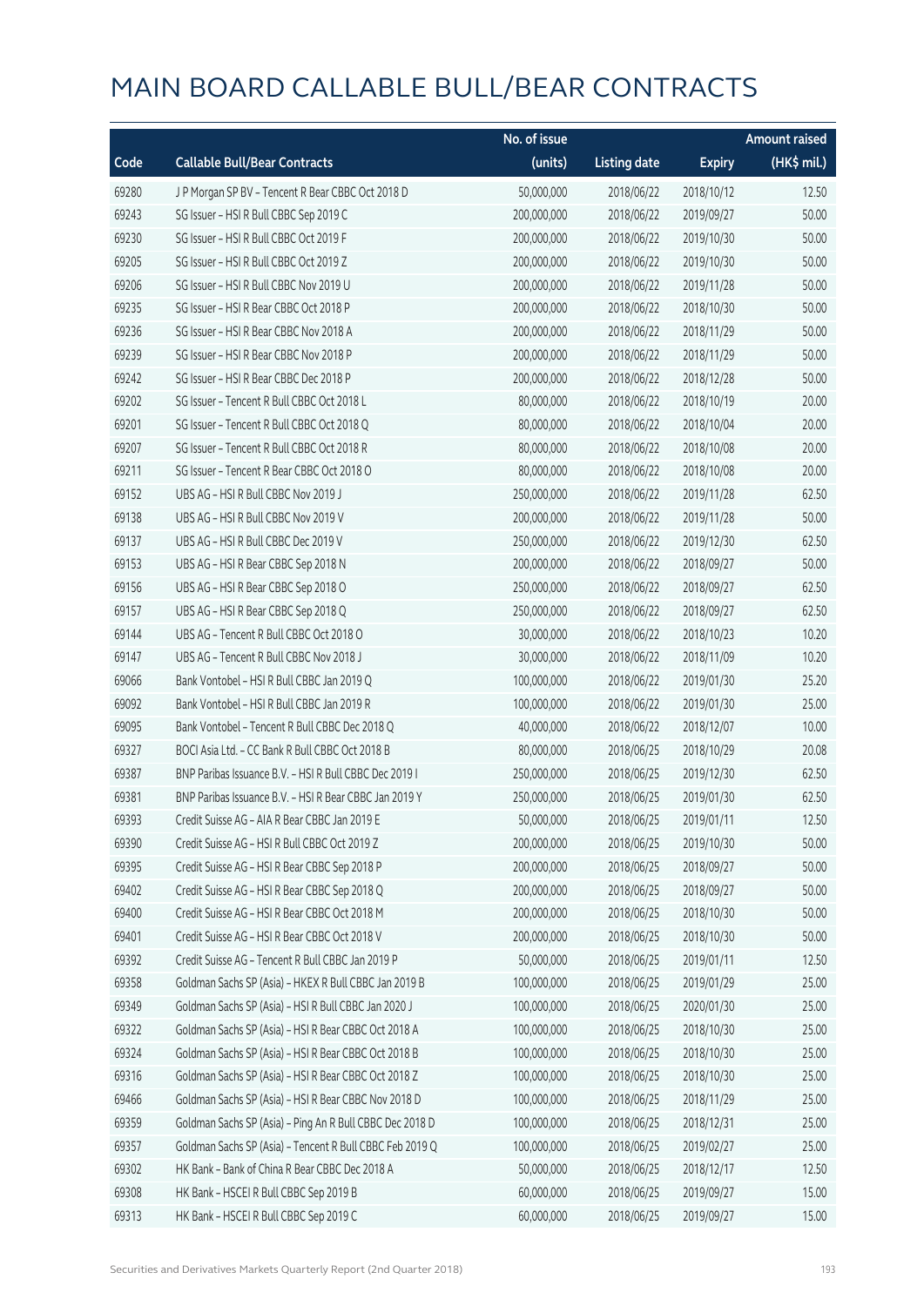# MAIN BOARD CALLABLE BULL/BEAR CONTRACTS

| Code | Callable Bull/Bear Contracts | No. of issue (units) | Listing date | Expiry | Amount raised (HK$ mil.) |
|---|---|---|---|---|---|
| 69280 | J P Morgan SP BV – Tencent R Bear CBBC Oct 2018 D | 50,000,000 | 2018/06/22 | 2018/10/12 | 12.50 |
| 69243 | SG Issuer – HSI R Bull CBBC Sep 2019 C | 200,000,000 | 2018/06/22 | 2019/09/27 | 50.00 |
| 69230 | SG Issuer – HSI R Bull CBBC Oct 2019 F | 200,000,000 | 2018/06/22 | 2019/10/30 | 50.00 |
| 69205 | SG Issuer – HSI R Bull CBBC Oct 2019 Z | 200,000,000 | 2018/06/22 | 2019/10/30 | 50.00 |
| 69206 | SG Issuer – HSI R Bull CBBC Nov 2019 U | 200,000,000 | 2018/06/22 | 2019/11/28 | 50.00 |
| 69235 | SG Issuer – HSI R Bear CBBC Oct 2018 P | 200,000,000 | 2018/06/22 | 2018/10/30 | 50.00 |
| 69236 | SG Issuer – HSI R Bear CBBC Nov 2018 A | 200,000,000 | 2018/06/22 | 2018/11/29 | 50.00 |
| 69239 | SG Issuer – HSI R Bear CBBC Nov 2018 P | 200,000,000 | 2018/06/22 | 2018/11/29 | 50.00 |
| 69242 | SG Issuer – HSI R Bear CBBC Dec 2018 P | 200,000,000 | 2018/06/22 | 2018/12/28 | 50.00 |
| 69202 | SG Issuer – Tencent R Bull CBBC Oct 2018 L | 80,000,000 | 2018/06/22 | 2018/10/19 | 20.00 |
| 69201 | SG Issuer – Tencent R Bull CBBC Oct 2018 Q | 80,000,000 | 2018/06/22 | 2018/10/04 | 20.00 |
| 69207 | SG Issuer – Tencent R Bull CBBC Oct 2018 R | 80,000,000 | 2018/06/22 | 2018/10/08 | 20.00 |
| 69211 | SG Issuer – Tencent R Bear CBBC Oct 2018 O | 80,000,000 | 2018/06/22 | 2018/10/08 | 20.00 |
| 69152 | UBS AG – HSI R Bull CBBC Nov 2019 J | 250,000,000 | 2018/06/22 | 2019/11/28 | 62.50 |
| 69138 | UBS AG – HSI R Bull CBBC Nov 2019 V | 200,000,000 | 2018/06/22 | 2019/11/28 | 50.00 |
| 69137 | UBS AG – HSI R Bull CBBC Dec 2019 V | 250,000,000 | 2018/06/22 | 2019/12/30 | 62.50 |
| 69153 | UBS AG – HSI R Bear CBBC Sep 2018 N | 200,000,000 | 2018/06/22 | 2018/09/27 | 50.00 |
| 69156 | UBS AG – HSI R Bear CBBC Sep 2018 O | 250,000,000 | 2018/06/22 | 2018/09/27 | 62.50 |
| 69157 | UBS AG – HSI R Bear CBBC Sep 2018 Q | 250,000,000 | 2018/06/22 | 2018/09/27 | 62.50 |
| 69144 | UBS AG – Tencent R Bull CBBC Oct 2018 O | 30,000,000 | 2018/06/22 | 2018/10/23 | 10.20 |
| 69147 | UBS AG – Tencent R Bull CBBC Nov 2018 J | 30,000,000 | 2018/06/22 | 2018/11/09 | 10.20 |
| 69066 | Bank Vontobel – HSI R Bull CBBC Jan 2019 Q | 100,000,000 | 2018/06/22 | 2019/01/30 | 25.20 |
| 69092 | Bank Vontobel – HSI R Bull CBBC Jan 2019 R | 100,000,000 | 2018/06/22 | 2019/01/30 | 25.00 |
| 69095 | Bank Vontobel – Tencent R Bull CBBC Dec 2018 Q | 40,000,000 | 2018/06/22 | 2018/12/07 | 10.00 |
| 69327 | BOCI Asia Ltd. – CC Bank R Bull CBBC Oct 2018 B | 80,000,000 | 2018/06/25 | 2018/10/29 | 20.08 |
| 69387 | BNP Paribas Issuance B.V. – HSI R Bull CBBC Dec 2019 I | 250,000,000 | 2018/06/25 | 2019/12/30 | 62.50 |
| 69381 | BNP Paribas Issuance B.V. – HSI R Bear CBBC Jan 2019 Y | 250,000,000 | 2018/06/25 | 2019/01/30 | 62.50 |
| 69393 | Credit Suisse AG – AIA R Bear CBBC Jan 2019 E | 50,000,000 | 2018/06/25 | 2019/01/11 | 12.50 |
| 69390 | Credit Suisse AG – HSI R Bull CBBC Oct 2019 Z | 200,000,000 | 2018/06/25 | 2019/10/30 | 50.00 |
| 69395 | Credit Suisse AG – HSI R Bear CBBC Sep 2018 P | 200,000,000 | 2018/06/25 | 2018/09/27 | 50.00 |
| 69402 | Credit Suisse AG – HSI R Bear CBBC Sep 2018 Q | 200,000,000 | 2018/06/25 | 2018/09/27 | 50.00 |
| 69400 | Credit Suisse AG – HSI R Bear CBBC Oct 2018 M | 200,000,000 | 2018/06/25 | 2018/10/30 | 50.00 |
| 69401 | Credit Suisse AG – HSI R Bear CBBC Oct 2018 V | 200,000,000 | 2018/06/25 | 2018/10/30 | 50.00 |
| 69392 | Credit Suisse AG – Tencent R Bull CBBC Jan 2019 P | 50,000,000 | 2018/06/25 | 2019/01/11 | 12.50 |
| 69358 | Goldman Sachs SP (Asia) – HKEX R Bull CBBC Jan 2019 B | 100,000,000 | 2018/06/25 | 2019/01/29 | 25.00 |
| 69349 | Goldman Sachs SP (Asia) – HSI R Bull CBBC Jan 2020 J | 100,000,000 | 2018/06/25 | 2020/01/30 | 25.00 |
| 69322 | Goldman Sachs SP (Asia) – HSI R Bear CBBC Oct 2018 A | 100,000,000 | 2018/06/25 | 2018/10/30 | 25.00 |
| 69324 | Goldman Sachs SP (Asia) – HSI R Bear CBBC Oct 2018 B | 100,000,000 | 2018/06/25 | 2018/10/30 | 25.00 |
| 69316 | Goldman Sachs SP (Asia) – HSI R Bear CBBC Oct 2018 Z | 100,000,000 | 2018/06/25 | 2018/10/30 | 25.00 |
| 69466 | Goldman Sachs SP (Asia) – HSI R Bear CBBC Nov 2018 D | 100,000,000 | 2018/06/25 | 2018/11/29 | 25.00 |
| 69359 | Goldman Sachs SP (Asia) – Ping An R Bull CBBC Dec 2018 D | 100,000,000 | 2018/06/25 | 2018/12/31 | 25.00 |
| 69357 | Goldman Sachs SP (Asia) – Tencent R Bull CBBC Feb 2019 Q | 100,000,000 | 2018/06/25 | 2019/02/27 | 25.00 |
| 69302 | HK Bank – Bank of China R Bear CBBC Dec 2018 A | 50,000,000 | 2018/06/25 | 2018/12/17 | 12.50 |
| 69308 | HK Bank – HSCEI R Bull CBBC Sep 2019 B | 60,000,000 | 2018/06/25 | 2019/09/27 | 15.00 |
| 69313 | HK Bank – HSCEI R Bull CBBC Sep 2019 C | 60,000,000 | 2018/06/25 | 2019/09/27 | 15.00 |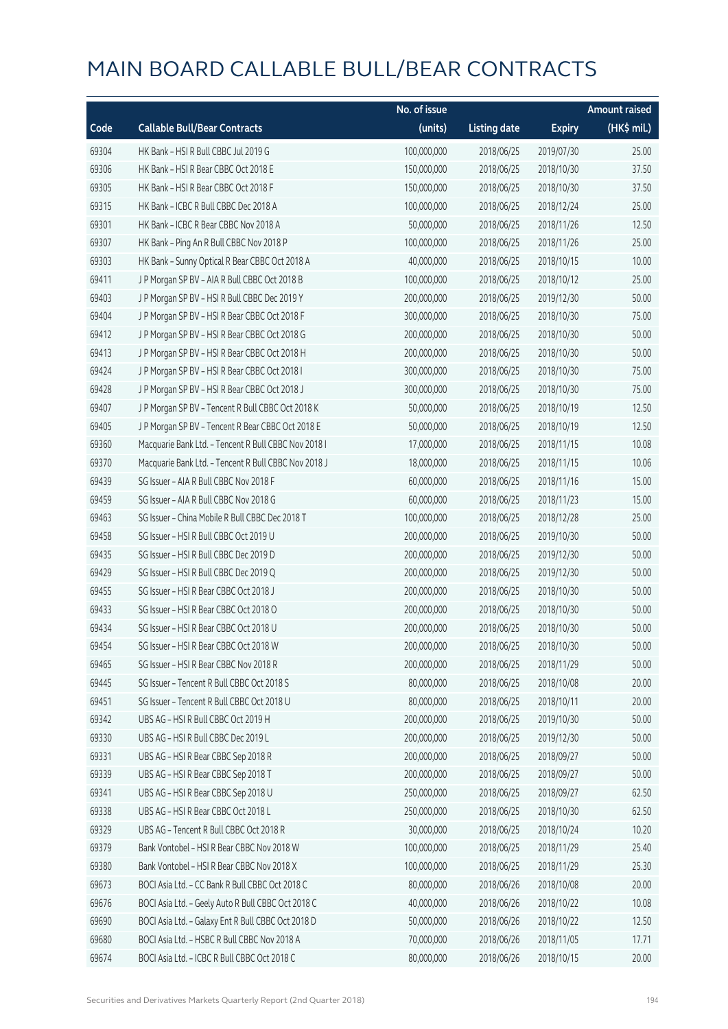# MAIN BOARD CALLABLE BULL/BEAR CONTRACTS

| Code | Callable Bull/Bear Contracts | No. of issue (units) | Listing date | Expiry | Amount raised (HK$ mil.) |
|---|---|---|---|---|---|
| 69304 | HK Bank – HSI R Bull CBBC Jul 2019 G | 100,000,000 | 2018/06/25 | 2019/07/30 | 25.00 |
| 69306 | HK Bank – HSI R Bear CBBC Oct 2018 E | 150,000,000 | 2018/06/25 | 2018/10/30 | 37.50 |
| 69305 | HK Bank – HSI R Bear CBBC Oct 2018 F | 150,000,000 | 2018/06/25 | 2018/10/30 | 37.50 |
| 69315 | HK Bank – ICBC R Bull CBBC Dec 2018 A | 100,000,000 | 2018/06/25 | 2018/12/24 | 25.00 |
| 69301 | HK Bank – ICBC R Bear CBBC Nov 2018 A | 50,000,000 | 2018/06/25 | 2018/11/26 | 12.50 |
| 69307 | HK Bank – Ping An R Bull CBBC Nov 2018 P | 100,000,000 | 2018/06/25 | 2018/11/26 | 25.00 |
| 69303 | HK Bank – Sunny Optical R Bear CBBC Oct 2018 A | 40,000,000 | 2018/06/25 | 2018/10/15 | 10.00 |
| 69411 | J P Morgan SP BV – AIA R Bull CBBC Oct 2018 B | 100,000,000 | 2018/06/25 | 2018/10/12 | 25.00 |
| 69403 | J P Morgan SP BV – HSI R Bull CBBC Dec 2019 Y | 200,000,000 | 2018/06/25 | 2019/12/30 | 50.00 |
| 69404 | J P Morgan SP BV – HSI R Bear CBBC Oct 2018 F | 300,000,000 | 2018/06/25 | 2018/10/30 | 75.00 |
| 69412 | J P Morgan SP BV – HSI R Bear CBBC Oct 2018 G | 200,000,000 | 2018/06/25 | 2018/10/30 | 50.00 |
| 69413 | J P Morgan SP BV – HSI R Bear CBBC Oct 2018 H | 200,000,000 | 2018/06/25 | 2018/10/30 | 50.00 |
| 69424 | J P Morgan SP BV – HSI R Bear CBBC Oct 2018 I | 300,000,000 | 2018/06/25 | 2018/10/30 | 75.00 |
| 69428 | J P Morgan SP BV – HSI R Bear CBBC Oct 2018 J | 300,000,000 | 2018/06/25 | 2018/10/30 | 75.00 |
| 69407 | J P Morgan SP BV – Tencent R Bull CBBC Oct 2018 K | 50,000,000 | 2018/06/25 | 2018/10/19 | 12.50 |
| 69405 | J P Morgan SP BV – Tencent R Bear CBBC Oct 2018 E | 50,000,000 | 2018/06/25 | 2018/10/19 | 12.50 |
| 69360 | Macquarie Bank Ltd. – Tencent R Bull CBBC Nov 2018 I | 17,000,000 | 2018/06/25 | 2018/11/15 | 10.08 |
| 69370 | Macquarie Bank Ltd. – Tencent R Bull CBBC Nov 2018 J | 18,000,000 | 2018/06/25 | 2018/11/15 | 10.06 |
| 69439 | SG Issuer – AIA R Bull CBBC Nov 2018 F | 60,000,000 | 2018/06/25 | 2018/11/16 | 15.00 |
| 69459 | SG Issuer – AIA R Bull CBBC Nov 2018 G | 60,000,000 | 2018/06/25 | 2018/11/23 | 15.00 |
| 69463 | SG Issuer – China Mobile R Bull CBBC Dec 2018 T | 100,000,000 | 2018/06/25 | 2018/12/28 | 25.00 |
| 69458 | SG Issuer – HSI R Bull CBBC Oct 2019 U | 200,000,000 | 2018/06/25 | 2019/10/30 | 50.00 |
| 69435 | SG Issuer – HSI R Bull CBBC Dec 2019 D | 200,000,000 | 2018/06/25 | 2019/12/30 | 50.00 |
| 69429 | SG Issuer – HSI R Bull CBBC Dec 2019 Q | 200,000,000 | 2018/06/25 | 2019/12/30 | 50.00 |
| 69455 | SG Issuer – HSI R Bear CBBC Oct 2018 J | 200,000,000 | 2018/06/25 | 2018/10/30 | 50.00 |
| 69433 | SG Issuer – HSI R Bear CBBC Oct 2018 O | 200,000,000 | 2018/06/25 | 2018/10/30 | 50.00 |
| 69434 | SG Issuer – HSI R Bear CBBC Oct 2018 U | 200,000,000 | 2018/06/25 | 2018/10/30 | 50.00 |
| 69454 | SG Issuer – HSI R Bear CBBC Oct 2018 W | 200,000,000 | 2018/06/25 | 2018/10/30 | 50.00 |
| 69465 | SG Issuer – HSI R Bear CBBC Nov 2018 R | 200,000,000 | 2018/06/25 | 2018/11/29 | 50.00 |
| 69445 | SG Issuer – Tencent R Bull CBBC Oct 2018 S | 80,000,000 | 2018/06/25 | 2018/10/08 | 20.00 |
| 69451 | SG Issuer – Tencent R Bull CBBC Oct 2018 U | 80,000,000 | 2018/06/25 | 2018/10/11 | 20.00 |
| 69342 | UBS AG – HSI R Bull CBBC Oct 2019 H | 200,000,000 | 2018/06/25 | 2019/10/30 | 50.00 |
| 69330 | UBS AG – HSI R Bull CBBC Dec 2019 L | 200,000,000 | 2018/06/25 | 2019/12/30 | 50.00 |
| 69331 | UBS AG – HSI R Bear CBBC Sep 2018 R | 200,000,000 | 2018/06/25 | 2018/09/27 | 50.00 |
| 69339 | UBS AG – HSI R Bear CBBC Sep 2018 T | 200,000,000 | 2018/06/25 | 2018/09/27 | 50.00 |
| 69341 | UBS AG – HSI R Bear CBBC Sep 2018 U | 250,000,000 | 2018/06/25 | 2018/09/27 | 62.50 |
| 69338 | UBS AG – HSI R Bear CBBC Oct 2018 L | 250,000,000 | 2018/06/25 | 2018/10/30 | 62.50 |
| 69329 | UBS AG – Tencent R Bull CBBC Oct 2018 R | 30,000,000 | 2018/06/25 | 2018/10/24 | 10.20 |
| 69379 | Bank Vontobel – HSI R Bear CBBC Nov 2018 W | 100,000,000 | 2018/06/25 | 2018/11/29 | 25.40 |
| 69380 | Bank Vontobel – HSI R Bear CBBC Nov 2018 X | 100,000,000 | 2018/06/25 | 2018/11/29 | 25.30 |
| 69673 | BOCI Asia Ltd. – CC Bank R Bull CBBC Oct 2018 C | 80,000,000 | 2018/06/26 | 2018/10/08 | 20.00 |
| 69676 | BOCI Asia Ltd. – Geely Auto R Bull CBBC Oct 2018 C | 40,000,000 | 2018/06/26 | 2018/10/22 | 10.08 |
| 69690 | BOCI Asia Ltd. – Galaxy Ent R Bull CBBC Oct 2018 D | 50,000,000 | 2018/06/26 | 2018/10/22 | 12.50 |
| 69680 | BOCI Asia Ltd. – HSBC R Bull CBBC Nov 2018 A | 70,000,000 | 2018/06/26 | 2018/11/05 | 17.71 |
| 69674 | BOCI Asia Ltd. – ICBC R Bull CBBC Oct 2018 C | 80,000,000 | 2018/06/26 | 2018/10/15 | 20.00 |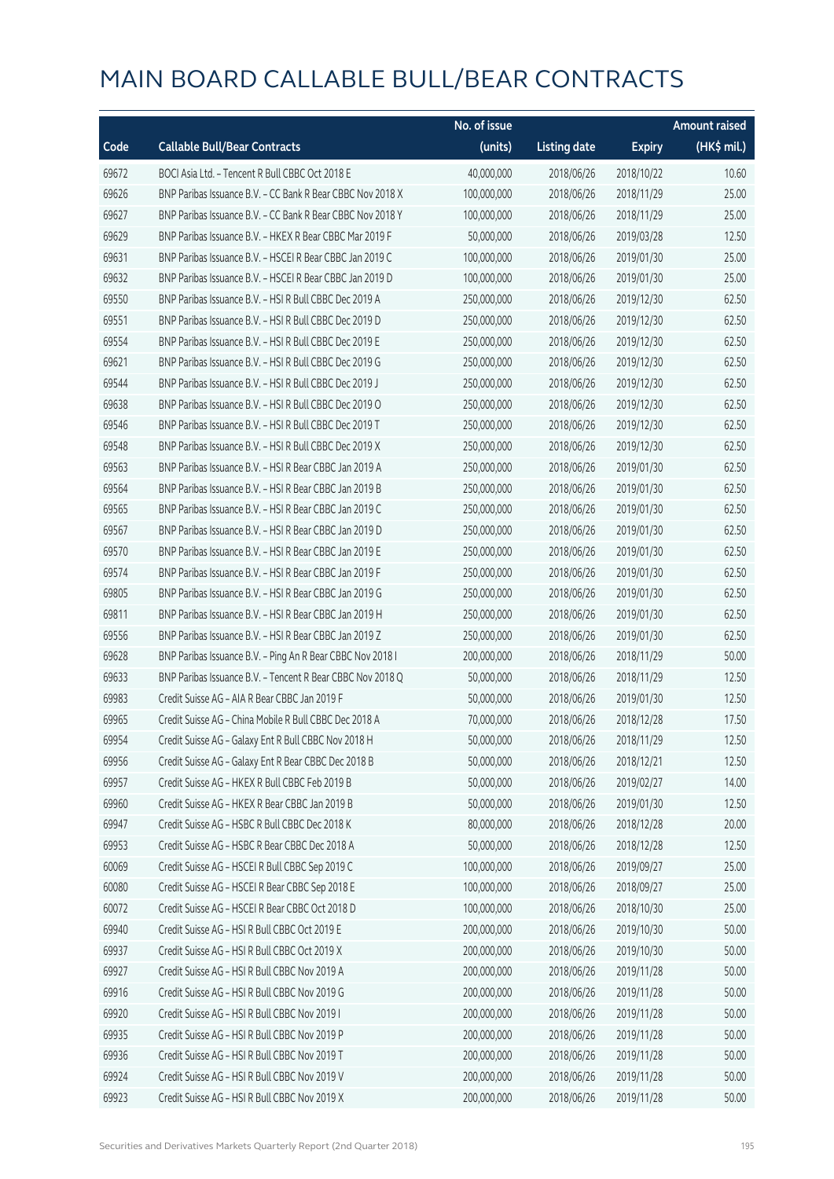# MAIN BOARD CALLABLE BULL/BEAR CONTRACTS

| Code | Callable Bull/Bear Contracts | No. of issue (units) | Listing date | Expiry | Amount raised (HK$ mil.) |
|---|---|---|---|---|---|
| 69672 | BOCI Asia Ltd. - Tencent R Bull CBBC Oct 2018 E | 40,000,000 | 2018/06/26 | 2018/10/22 | 10.60 |
| 69626 | BNP Paribas Issuance B.V. - CC Bank R Bear CBBC Nov 2018 X | 100,000,000 | 2018/06/26 | 2018/11/29 | 25.00 |
| 69627 | BNP Paribas Issuance B.V. - CC Bank R Bear CBBC Nov 2018 Y | 100,000,000 | 2018/06/26 | 2018/11/29 | 25.00 |
| 69629 | BNP Paribas Issuance B.V. - HKEX R Bear CBBC Mar 2019 F | 50,000,000 | 2018/06/26 | 2019/03/28 | 12.50 |
| 69631 | BNP Paribas Issuance B.V. - HSCEI R Bear CBBC Jan 2019 C | 100,000,000 | 2018/06/26 | 2019/01/30 | 25.00 |
| 69632 | BNP Paribas Issuance B.V. - HSCEI R Bear CBBC Jan 2019 D | 100,000,000 | 2018/06/26 | 2019/01/30 | 25.00 |
| 69550 | BNP Paribas Issuance B.V. - HSI R Bull CBBC Dec 2019 A | 250,000,000 | 2018/06/26 | 2019/12/30 | 62.50 |
| 69551 | BNP Paribas Issuance B.V. - HSI R Bull CBBC Dec 2019 D | 250,000,000 | 2018/06/26 | 2019/12/30 | 62.50 |
| 69554 | BNP Paribas Issuance B.V. - HSI R Bull CBBC Dec 2019 E | 250,000,000 | 2018/06/26 | 2019/12/30 | 62.50 |
| 69621 | BNP Paribas Issuance B.V. - HSI R Bull CBBC Dec 2019 G | 250,000,000 | 2018/06/26 | 2019/12/30 | 62.50 |
| 69544 | BNP Paribas Issuance B.V. - HSI R Bull CBBC Dec 2019 J | 250,000,000 | 2018/06/26 | 2019/12/30 | 62.50 |
| 69638 | BNP Paribas Issuance B.V. - HSI R Bull CBBC Dec 2019 O | 250,000,000 | 2018/06/26 | 2019/12/30 | 62.50 |
| 69546 | BNP Paribas Issuance B.V. - HSI R Bull CBBC Dec 2019 T | 250,000,000 | 2018/06/26 | 2019/12/30 | 62.50 |
| 69548 | BNP Paribas Issuance B.V. - HSI R Bull CBBC Dec 2019 X | 250,000,000 | 2018/06/26 | 2019/12/30 | 62.50 |
| 69563 | BNP Paribas Issuance B.V. - HSI R Bear CBBC Jan 2019 A | 250,000,000 | 2018/06/26 | 2019/01/30 | 62.50 |
| 69564 | BNP Paribas Issuance B.V. - HSI R Bear CBBC Jan 2019 B | 250,000,000 | 2018/06/26 | 2019/01/30 | 62.50 |
| 69565 | BNP Paribas Issuance B.V. - HSI R Bear CBBC Jan 2019 C | 250,000,000 | 2018/06/26 | 2019/01/30 | 62.50 |
| 69567 | BNP Paribas Issuance B.V. - HSI R Bear CBBC Jan 2019 D | 250,000,000 | 2018/06/26 | 2019/01/30 | 62.50 |
| 69570 | BNP Paribas Issuance B.V. - HSI R Bear CBBC Jan 2019 E | 250,000,000 | 2018/06/26 | 2019/01/30 | 62.50 |
| 69574 | BNP Paribas Issuance B.V. - HSI R Bear CBBC Jan 2019 F | 250,000,000 | 2018/06/26 | 2019/01/30 | 62.50 |
| 69805 | BNP Paribas Issuance B.V. - HSI R Bear CBBC Jan 2019 G | 250,000,000 | 2018/06/26 | 2019/01/30 | 62.50 |
| 69811 | BNP Paribas Issuance B.V. - HSI R Bear CBBC Jan 2019 H | 250,000,000 | 2018/06/26 | 2019/01/30 | 62.50 |
| 69556 | BNP Paribas Issuance B.V. - HSI R Bear CBBC Jan 2019 Z | 250,000,000 | 2018/06/26 | 2019/01/30 | 62.50 |
| 69628 | BNP Paribas Issuance B.V. - Ping An R Bear CBBC Nov 2018 I | 200,000,000 | 2018/06/26 | 2018/11/29 | 50.00 |
| 69633 | BNP Paribas Issuance B.V. - Tencent R Bear CBBC Nov 2018 Q | 50,000,000 | 2018/06/26 | 2018/11/29 | 12.50 |
| 69983 | Credit Suisse AG - AIA R Bear CBBC Jan 2019 F | 50,000,000 | 2018/06/26 | 2019/01/30 | 12.50 |
| 69965 | Credit Suisse AG - China Mobile R Bull CBBC Dec 2018 A | 70,000,000 | 2018/06/26 | 2018/12/28 | 17.50 |
| 69954 | Credit Suisse AG - Galaxy Ent R Bull CBBC Nov 2018 H | 50,000,000 | 2018/06/26 | 2018/11/29 | 12.50 |
| 69956 | Credit Suisse AG - Galaxy Ent R Bear CBBC Dec 2018 B | 50,000,000 | 2018/06/26 | 2018/12/21 | 12.50 |
| 69957 | Credit Suisse AG - HKEX R Bull CBBC Feb 2019 B | 50,000,000 | 2018/06/26 | 2019/02/27 | 14.00 |
| 69960 | Credit Suisse AG - HKEX R Bear CBBC Jan 2019 B | 50,000,000 | 2018/06/26 | 2019/01/30 | 12.50 |
| 69947 | Credit Suisse AG - HSBC R Bull CBBC Dec 2018 K | 80,000,000 | 2018/06/26 | 2018/12/28 | 20.00 |
| 69953 | Credit Suisse AG - HSBC R Bear CBBC Dec 2018 A | 50,000,000 | 2018/06/26 | 2018/12/28 | 12.50 |
| 60069 | Credit Suisse AG - HSCEI R Bull CBBC Sep 2019 C | 100,000,000 | 2018/06/26 | 2019/09/27 | 25.00 |
| 60080 | Credit Suisse AG - HSCEI R Bear CBBC Sep 2018 E | 100,000,000 | 2018/06/26 | 2018/09/27 | 25.00 |
| 60072 | Credit Suisse AG - HSCEI R Bear CBBC Oct 2018 D | 100,000,000 | 2018/06/26 | 2018/10/30 | 25.00 |
| 69940 | Credit Suisse AG - HSI R Bull CBBC Oct 2019 E | 200,000,000 | 2018/06/26 | 2019/10/30 | 50.00 |
| 69937 | Credit Suisse AG - HSI R Bull CBBC Oct 2019 X | 200,000,000 | 2018/06/26 | 2019/10/30 | 50.00 |
| 69927 | Credit Suisse AG - HSI R Bull CBBC Nov 2019 A | 200,000,000 | 2018/06/26 | 2019/11/28 | 50.00 |
| 69916 | Credit Suisse AG - HSI R Bull CBBC Nov 2019 G | 200,000,000 | 2018/06/26 | 2019/11/28 | 50.00 |
| 69920 | Credit Suisse AG - HSI R Bull CBBC Nov 2019 I | 200,000,000 | 2018/06/26 | 2019/11/28 | 50.00 |
| 69935 | Credit Suisse AG - HSI R Bull CBBC Nov 2019 P | 200,000,000 | 2018/06/26 | 2019/11/28 | 50.00 |
| 69936 | Credit Suisse AG - HSI R Bull CBBC Nov 2019 T | 200,000,000 | 2018/06/26 | 2019/11/28 | 50.00 |
| 69924 | Credit Suisse AG - HSI R Bull CBBC Nov 2019 V | 200,000,000 | 2018/06/26 | 2019/11/28 | 50.00 |
| 69923 | Credit Suisse AG - HSI R Bull CBBC Nov 2019 X | 200,000,000 | 2018/06/26 | 2019/11/28 | 50.00 |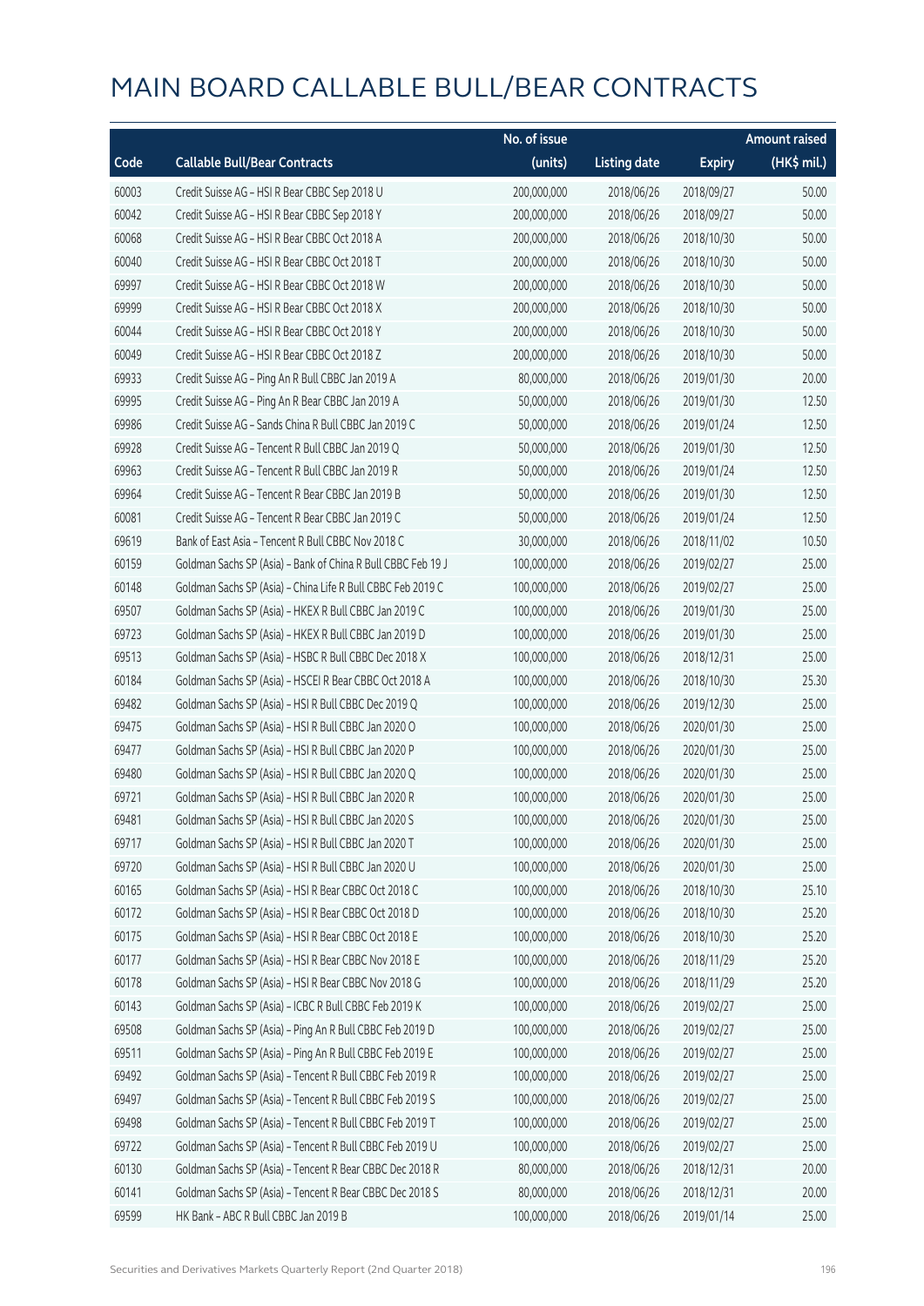# MAIN BOARD CALLABLE BULL/BEAR CONTRACTS

| Code | Callable Bull/Bear Contracts | No. of issue (units) | Listing date | Expiry | Amount raised (HK$ mil.) |
|---|---|---|---|---|---|
| 60003 | Credit Suisse AG - HSI R Bear CBBC Sep 2018 U | 200,000,000 | 2018/06/26 | 2018/09/27 | 50.00 |
| 60042 | Credit Suisse AG - HSI R Bear CBBC Sep 2018 Y | 200,000,000 | 2018/06/26 | 2018/09/27 | 50.00 |
| 60068 | Credit Suisse AG - HSI R Bear CBBC Oct 2018 A | 200,000,000 | 2018/06/26 | 2018/10/30 | 50.00 |
| 60040 | Credit Suisse AG - HSI R Bear CBBC Oct 2018 T | 200,000,000 | 2018/06/26 | 2018/10/30 | 50.00 |
| 69997 | Credit Suisse AG - HSI R Bear CBBC Oct 2018 W | 200,000,000 | 2018/06/26 | 2018/10/30 | 50.00 |
| 69999 | Credit Suisse AG - HSI R Bear CBBC Oct 2018 X | 200,000,000 | 2018/06/26 | 2018/10/30 | 50.00 |
| 60044 | Credit Suisse AG - HSI R Bear CBBC Oct 2018 Y | 200,000,000 | 2018/06/26 | 2018/10/30 | 50.00 |
| 60049 | Credit Suisse AG - HSI R Bear CBBC Oct 2018 Z | 200,000,000 | 2018/06/26 | 2018/10/30 | 50.00 |
| 69933 | Credit Suisse AG - Ping An R Bull CBBC Jan 2019 A | 80,000,000 | 2018/06/26 | 2019/01/30 | 20.00 |
| 69995 | Credit Suisse AG - Ping An R Bear CBBC Jan 2019 A | 50,000,000 | 2018/06/26 | 2019/01/30 | 12.50 |
| 69986 | Credit Suisse AG - Sands China R Bull CBBC Jan 2019 C | 50,000,000 | 2018/06/26 | 2019/01/24 | 12.50 |
| 69928 | Credit Suisse AG - Tencent R Bull CBBC Jan 2019 Q | 50,000,000 | 2018/06/26 | 2019/01/30 | 12.50 |
| 69963 | Credit Suisse AG - Tencent R Bull CBBC Jan 2019 R | 50,000,000 | 2018/06/26 | 2019/01/24 | 12.50 |
| 69964 | Credit Suisse AG - Tencent R Bear CBBC Jan 2019 B | 50,000,000 | 2018/06/26 | 2019/01/30 | 12.50 |
| 60081 | Credit Suisse AG - Tencent R Bear CBBC Jan 2019 C | 50,000,000 | 2018/06/26 | 2019/01/24 | 12.50 |
| 69619 | Bank of East Asia - Tencent R Bull CBBC Nov 2018 C | 30,000,000 | 2018/06/26 | 2018/11/02 | 10.50 |
| 60159 | Goldman Sachs SP (Asia) - Bank of China R Bull CBBC Feb 19 J | 100,000,000 | 2018/06/26 | 2019/02/27 | 25.00 |
| 60148 | Goldman Sachs SP (Asia) - China Life R Bull CBBC Feb 2019 C | 100,000,000 | 2018/06/26 | 2019/02/27 | 25.00 |
| 69507 | Goldman Sachs SP (Asia) - HKEX R Bull CBBC Jan 2019 C | 100,000,000 | 2018/06/26 | 2019/01/30 | 25.00 |
| 69723 | Goldman Sachs SP (Asia) - HKEX R Bull CBBC Jan 2019 D | 100,000,000 | 2018/06/26 | 2019/01/30 | 25.00 |
| 69513 | Goldman Sachs SP (Asia) - HSBC R Bull CBBC Dec 2018 X | 100,000,000 | 2018/06/26 | 2018/12/31 | 25.00 |
| 60184 | Goldman Sachs SP (Asia) - HSCEI R Bear CBBC Oct 2018 A | 100,000,000 | 2018/06/26 | 2018/10/30 | 25.30 |
| 69482 | Goldman Sachs SP (Asia) - HSI R Bull CBBC Dec 2019 Q | 100,000,000 | 2018/06/26 | 2019/12/30 | 25.00 |
| 69475 | Goldman Sachs SP (Asia) - HSI R Bull CBBC Jan 2020 O | 100,000,000 | 2018/06/26 | 2020/01/30 | 25.00 |
| 69477 | Goldman Sachs SP (Asia) - HSI R Bull CBBC Jan 2020 P | 100,000,000 | 2018/06/26 | 2020/01/30 | 25.00 |
| 69480 | Goldman Sachs SP (Asia) - HSI R Bull CBBC Jan 2020 Q | 100,000,000 | 2018/06/26 | 2020/01/30 | 25.00 |
| 69721 | Goldman Sachs SP (Asia) - HSI R Bull CBBC Jan 2020 R | 100,000,000 | 2018/06/26 | 2020/01/30 | 25.00 |
| 69481 | Goldman Sachs SP (Asia) - HSI R Bull CBBC Jan 2020 S | 100,000,000 | 2018/06/26 | 2020/01/30 | 25.00 |
| 69717 | Goldman Sachs SP (Asia) - HSI R Bull CBBC Jan 2020 T | 100,000,000 | 2018/06/26 | 2020/01/30 | 25.00 |
| 69720 | Goldman Sachs SP (Asia) - HSI R Bull CBBC Jan 2020 U | 100,000,000 | 2018/06/26 | 2020/01/30 | 25.00 |
| 60165 | Goldman Sachs SP (Asia) - HSI R Bear CBBC Oct 2018 C | 100,000,000 | 2018/06/26 | 2018/10/30 | 25.10 |
| 60172 | Goldman Sachs SP (Asia) - HSI R Bear CBBC Oct 2018 D | 100,000,000 | 2018/06/26 | 2018/10/30 | 25.20 |
| 60175 | Goldman Sachs SP (Asia) - HSI R Bear CBBC Oct 2018 E | 100,000,000 | 2018/06/26 | 2018/10/30 | 25.20 |
| 60177 | Goldman Sachs SP (Asia) - HSI R Bear CBBC Nov 2018 E | 100,000,000 | 2018/06/26 | 2018/11/29 | 25.20 |
| 60178 | Goldman Sachs SP (Asia) - HSI R Bear CBBC Nov 2018 G | 100,000,000 | 2018/06/26 | 2018/11/29 | 25.20 |
| 60143 | Goldman Sachs SP (Asia) - ICBC R Bull CBBC Feb 2019 K | 100,000,000 | 2018/06/26 | 2019/02/27 | 25.00 |
| 69508 | Goldman Sachs SP (Asia) - Ping An R Bull CBBC Feb 2019 D | 100,000,000 | 2018/06/26 | 2019/02/27 | 25.00 |
| 69511 | Goldman Sachs SP (Asia) - Ping An R Bull CBBC Feb 2019 E | 100,000,000 | 2018/06/26 | 2019/02/27 | 25.00 |
| 69492 | Goldman Sachs SP (Asia) - Tencent R Bull CBBC Feb 2019 R | 100,000,000 | 2018/06/26 | 2019/02/27 | 25.00 |
| 69497 | Goldman Sachs SP (Asia) - Tencent R Bull CBBC Feb 2019 S | 100,000,000 | 2018/06/26 | 2019/02/27 | 25.00 |
| 69498 | Goldman Sachs SP (Asia) - Tencent R Bull CBBC Feb 2019 T | 100,000,000 | 2018/06/26 | 2019/02/27 | 25.00 |
| 69722 | Goldman Sachs SP (Asia) - Tencent R Bull CBBC Feb 2019 U | 100,000,000 | 2018/06/26 | 2019/02/27 | 25.00 |
| 60130 | Goldman Sachs SP (Asia) - Tencent R Bear CBBC Dec 2018 R | 80,000,000 | 2018/06/26 | 2018/12/31 | 20.00 |
| 60141 | Goldman Sachs SP (Asia) - Tencent R Bear CBBC Dec 2018 S | 80,000,000 | 2018/06/26 | 2018/12/31 | 20.00 |
| 69599 | HK Bank - ABC R Bull CBBC Jan 2019 B | 100,000,000 | 2018/06/26 | 2019/01/14 | 25.00 |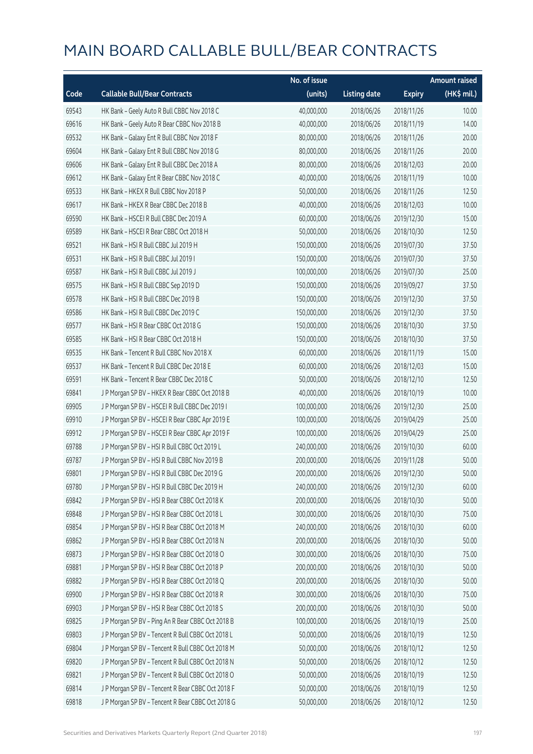# MAIN BOARD CALLABLE BULL/BEAR CONTRACTS

| Code | Callable Bull/Bear Contracts | No. of issue (units) | Listing date | Expiry | Amount raised (HK$ mil.) |
|---|---|---|---|---|---|
| 69543 | HK Bank – Geely Auto R Bull CBBC Nov 2018 C | 40,000,000 | 2018/06/26 | 2018/11/26 | 10.00 |
| 69616 | HK Bank – Geely Auto R Bear CBBC Nov 2018 B | 40,000,000 | 2018/06/26 | 2018/11/19 | 14.00 |
| 69532 | HK Bank – Galaxy Ent R Bull CBBC Nov 2018 F | 80,000,000 | 2018/06/26 | 2018/11/26 | 20.00 |
| 69604 | HK Bank – Galaxy Ent R Bull CBBC Nov 2018 G | 80,000,000 | 2018/06/26 | 2018/11/26 | 20.00 |
| 69606 | HK Bank – Galaxy Ent R Bull CBBC Dec 2018 A | 80,000,000 | 2018/06/26 | 2018/12/03 | 20.00 |
| 69612 | HK Bank – Galaxy Ent R Bear CBBC Nov 2018 C | 40,000,000 | 2018/06/26 | 2018/11/19 | 10.00 |
| 69533 | HK Bank – HKEX R Bull CBBC Nov 2018 P | 50,000,000 | 2018/06/26 | 2018/11/26 | 12.50 |
| 69617 | HK Bank – HKEX R Bear CBBC Dec 2018 B | 40,000,000 | 2018/06/26 | 2018/12/03 | 10.00 |
| 69590 | HK Bank – HSCEI R Bull CBBC Dec 2019 A | 60,000,000 | 2018/06/26 | 2019/12/30 | 15.00 |
| 69589 | HK Bank – HSCEI R Bear CBBC Oct 2018 H | 50,000,000 | 2018/06/26 | 2018/10/30 | 12.50 |
| 69521 | HK Bank – HSI R Bull CBBC Jul 2019 H | 150,000,000 | 2018/06/26 | 2019/07/30 | 37.50 |
| 69531 | HK Bank – HSI R Bull CBBC Jul 2019 I | 150,000,000 | 2018/06/26 | 2019/07/30 | 37.50 |
| 69587 | HK Bank – HSI R Bull CBBC Jul 2019 J | 100,000,000 | 2018/06/26 | 2019/07/30 | 25.00 |
| 69575 | HK Bank – HSI R Bull CBBC Sep 2019 D | 150,000,000 | 2018/06/26 | 2019/09/27 | 37.50 |
| 69578 | HK Bank – HSI R Bull CBBC Dec 2019 B | 150,000,000 | 2018/06/26 | 2019/12/30 | 37.50 |
| 69586 | HK Bank – HSI R Bull CBBC Dec 2019 C | 150,000,000 | 2018/06/26 | 2019/12/30 | 37.50 |
| 69577 | HK Bank – HSI R Bear CBBC Oct 2018 G | 150,000,000 | 2018/06/26 | 2018/10/30 | 37.50 |
| 69585 | HK Bank – HSI R Bear CBBC Oct 2018 H | 150,000,000 | 2018/06/26 | 2018/10/30 | 37.50 |
| 69535 | HK Bank – Tencent R Bull CBBC Nov 2018 X | 60,000,000 | 2018/06/26 | 2018/11/19 | 15.00 |
| 69537 | HK Bank – Tencent R Bull CBBC Dec 2018 E | 60,000,000 | 2018/06/26 | 2018/12/03 | 15.00 |
| 69591 | HK Bank – Tencent R Bear CBBC Dec 2018 C | 50,000,000 | 2018/06/26 | 2018/12/10 | 12.50 |
| 69841 | J P Morgan SP BV – HKEX R Bear CBBC Oct 2018 B | 40,000,000 | 2018/06/26 | 2018/10/19 | 10.00 |
| 69905 | J P Morgan SP BV – HSCEI R Bull CBBC Dec 2019 I | 100,000,000 | 2018/06/26 | 2019/12/30 | 25.00 |
| 69910 | J P Morgan SP BV – HSCEI R Bear CBBC Apr 2019 E | 100,000,000 | 2018/06/26 | 2019/04/29 | 25.00 |
| 69912 | J P Morgan SP BV – HSCEI R Bear CBBC Apr 2019 F | 100,000,000 | 2018/06/26 | 2019/04/29 | 25.00 |
| 69788 | J P Morgan SP BV – HSI R Bull CBBC Oct 2019 L | 240,000,000 | 2018/06/26 | 2019/10/30 | 60.00 |
| 69787 | J P Morgan SP BV – HSI R Bull CBBC Nov 2019 B | 200,000,000 | 2018/06/26 | 2019/11/28 | 50.00 |
| 69801 | J P Morgan SP BV – HSI R Bull CBBC Dec 2019 G | 200,000,000 | 2018/06/26 | 2019/12/30 | 50.00 |
| 69780 | J P Morgan SP BV – HSI R Bull CBBC Dec 2019 H | 240,000,000 | 2018/06/26 | 2019/12/30 | 60.00 |
| 69842 | J P Morgan SP BV – HSI R Bear CBBC Oct 2018 K | 200,000,000 | 2018/06/26 | 2018/10/30 | 50.00 |
| 69848 | J P Morgan SP BV – HSI R Bear CBBC Oct 2018 L | 300,000,000 | 2018/06/26 | 2018/10/30 | 75.00 |
| 69854 | J P Morgan SP BV – HSI R Bear CBBC Oct 2018 M | 240,000,000 | 2018/06/26 | 2018/10/30 | 60.00 |
| 69862 | J P Morgan SP BV – HSI R Bear CBBC Oct 2018 N | 200,000,000 | 2018/06/26 | 2018/10/30 | 50.00 |
| 69873 | J P Morgan SP BV – HSI R Bear CBBC Oct 2018 O | 300,000,000 | 2018/06/26 | 2018/10/30 | 75.00 |
| 69881 | J P Morgan SP BV – HSI R Bear CBBC Oct 2018 P | 200,000,000 | 2018/06/26 | 2018/10/30 | 50.00 |
| 69882 | J P Morgan SP BV – HSI R Bear CBBC Oct 2018 Q | 200,000,000 | 2018/06/26 | 2018/10/30 | 50.00 |
| 69900 | J P Morgan SP BV – HSI R Bear CBBC Oct 2018 R | 300,000,000 | 2018/06/26 | 2018/10/30 | 75.00 |
| 69903 | J P Morgan SP BV – HSI R Bear CBBC Oct 2018 S | 200,000,000 | 2018/06/26 | 2018/10/30 | 50.00 |
| 69825 | J P Morgan SP BV – Ping An R Bear CBBC Oct 2018 B | 100,000,000 | 2018/06/26 | 2018/10/19 | 25.00 |
| 69803 | J P Morgan SP BV – Tencent R Bull CBBC Oct 2018 L | 50,000,000 | 2018/06/26 | 2018/10/19 | 12.50 |
| 69804 | J P Morgan SP BV – Tencent R Bull CBBC Oct 2018 M | 50,000,000 | 2018/06/26 | 2018/10/12 | 12.50 |
| 69820 | J P Morgan SP BV – Tencent R Bull CBBC Oct 2018 N | 50,000,000 | 2018/06/26 | 2018/10/12 | 12.50 |
| 69821 | J P Morgan SP BV – Tencent R Bull CBBC Oct 2018 O | 50,000,000 | 2018/06/26 | 2018/10/19 | 12.50 |
| 69814 | J P Morgan SP BV – Tencent R Bear CBBC Oct 2018 F | 50,000,000 | 2018/06/26 | 2018/10/19 | 12.50 |
| 69818 | J P Morgan SP BV – Tencent R Bear CBBC Oct 2018 G | 50,000,000 | 2018/06/26 | 2018/10/12 | 12.50 |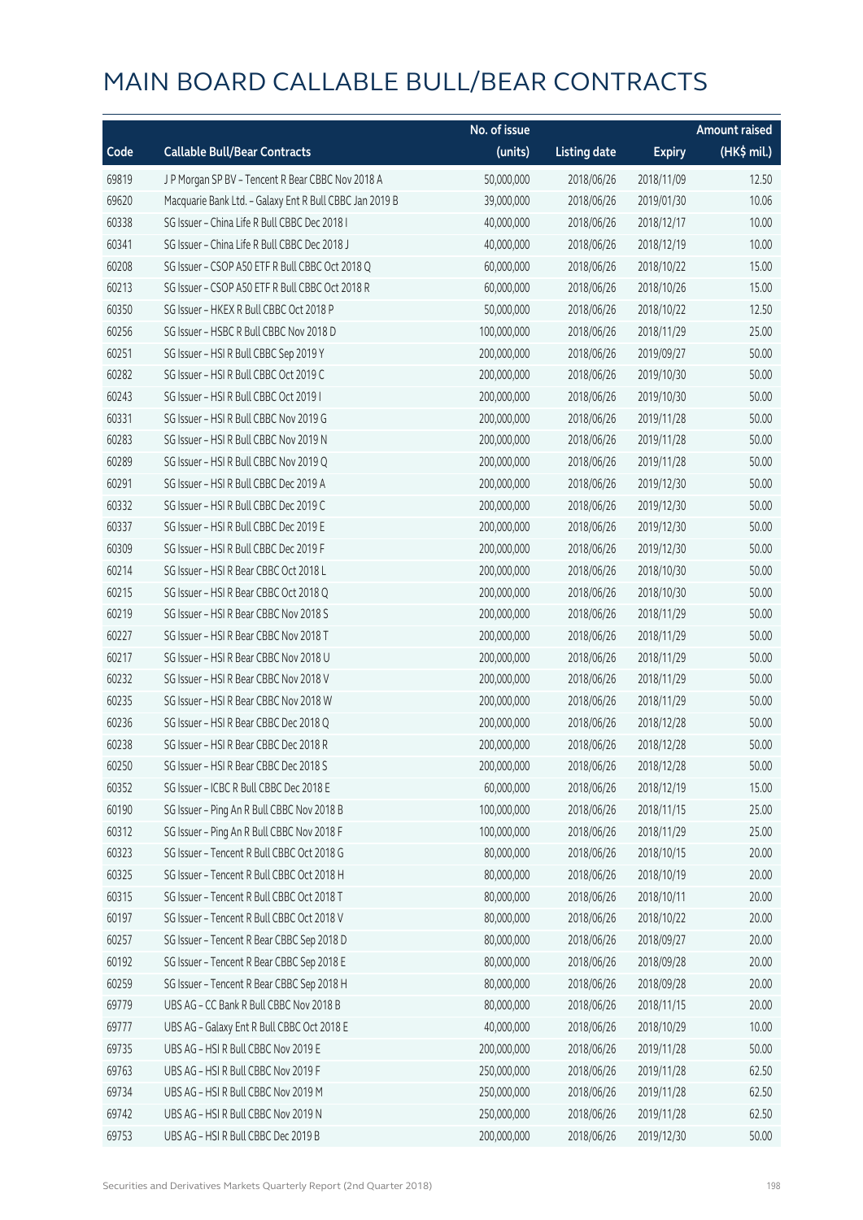# MAIN BOARD CALLABLE BULL/BEAR CONTRACTS

| Code | Callable Bull/Bear Contracts | No. of issue (units) | Listing date | Expiry | Amount raised (HK$ mil.) |
|---|---|---|---|---|---|
| 69819 | J P Morgan SP BV – Tencent R Bear CBBC Nov 2018 A | 50,000,000 | 2018/06/26 | 2018/11/09 | 12.50 |
| 69620 | Macquarie Bank Ltd. – Galaxy Ent R Bull CBBC Jan 2019 B | 39,000,000 | 2018/06/26 | 2019/01/30 | 10.06 |
| 60338 | SG Issuer – China Life R Bull CBBC Dec 2018 I | 40,000,000 | 2018/06/26 | 2018/12/17 | 10.00 |
| 60341 | SG Issuer – China Life R Bull CBBC Dec 2018 J | 40,000,000 | 2018/06/26 | 2018/12/19 | 10.00 |
| 60208 | SG Issuer – CSOP A50 ETF R Bull CBBC Oct 2018 Q | 60,000,000 | 2018/06/26 | 2018/10/22 | 15.00 |
| 60213 | SG Issuer – CSOP A50 ETF R Bull CBBC Oct 2018 R | 60,000,000 | 2018/06/26 | 2018/10/26 | 15.00 |
| 60350 | SG Issuer – HKEX R Bull CBBC Oct 2018 P | 50,000,000 | 2018/06/26 | 2018/10/22 | 12.50 |
| 60256 | SG Issuer – HSBC R Bull CBBC Nov 2018 D | 100,000,000 | 2018/06/26 | 2018/11/29 | 25.00 |
| 60251 | SG Issuer – HSI R Bull CBBC Sep 2019 Y | 200,000,000 | 2018/06/26 | 2019/09/27 | 50.00 |
| 60282 | SG Issuer – HSI R Bull CBBC Oct 2019 C | 200,000,000 | 2018/06/26 | 2019/10/30 | 50.00 |
| 60243 | SG Issuer – HSI R Bull CBBC Oct 2019 I | 200,000,000 | 2018/06/26 | 2019/10/30 | 50.00 |
| 60331 | SG Issuer – HSI R Bull CBBC Nov 2019 G | 200,000,000 | 2018/06/26 | 2019/11/28 | 50.00 |
| 60283 | SG Issuer – HSI R Bull CBBC Nov 2019 N | 200,000,000 | 2018/06/26 | 2019/11/28 | 50.00 |
| 60289 | SG Issuer – HSI R Bull CBBC Nov 2019 Q | 200,000,000 | 2018/06/26 | 2019/11/28 | 50.00 |
| 60291 | SG Issuer – HSI R Bull CBBC Dec 2019 A | 200,000,000 | 2018/06/26 | 2019/12/30 | 50.00 |
| 60332 | SG Issuer – HSI R Bull CBBC Dec 2019 C | 200,000,000 | 2018/06/26 | 2019/12/30 | 50.00 |
| 60337 | SG Issuer – HSI R Bull CBBC Dec 2019 E | 200,000,000 | 2018/06/26 | 2019/12/30 | 50.00 |
| 60309 | SG Issuer – HSI R Bull CBBC Dec 2019 F | 200,000,000 | 2018/06/26 | 2019/12/30 | 50.00 |
| 60214 | SG Issuer – HSI R Bear CBBC Oct 2018 L | 200,000,000 | 2018/06/26 | 2018/10/30 | 50.00 |
| 60215 | SG Issuer – HSI R Bear CBBC Oct 2018 Q | 200,000,000 | 2018/06/26 | 2018/10/30 | 50.00 |
| 60219 | SG Issuer – HSI R Bear CBBC Nov 2018 S | 200,000,000 | 2018/06/26 | 2018/11/29 | 50.00 |
| 60227 | SG Issuer – HSI R Bear CBBC Nov 2018 T | 200,000,000 | 2018/06/26 | 2018/11/29 | 50.00 |
| 60217 | SG Issuer – HSI R Bear CBBC Nov 2018 U | 200,000,000 | 2018/06/26 | 2018/11/29 | 50.00 |
| 60232 | SG Issuer – HSI R Bear CBBC Nov 2018 V | 200,000,000 | 2018/06/26 | 2018/11/29 | 50.00 |
| 60235 | SG Issuer – HSI R Bear CBBC Nov 2018 W | 200,000,000 | 2018/06/26 | 2018/11/29 | 50.00 |
| 60236 | SG Issuer – HSI R Bear CBBC Dec 2018 Q | 200,000,000 | 2018/06/26 | 2018/12/28 | 50.00 |
| 60238 | SG Issuer – HSI R Bear CBBC Dec 2018 R | 200,000,000 | 2018/06/26 | 2018/12/28 | 50.00 |
| 60250 | SG Issuer – HSI R Bear CBBC Dec 2018 S | 200,000,000 | 2018/06/26 | 2018/12/28 | 50.00 |
| 60352 | SG Issuer – ICBC R Bull CBBC Dec 2018 E | 60,000,000 | 2018/06/26 | 2018/12/19 | 15.00 |
| 60190 | SG Issuer – Ping An R Bull CBBC Nov 2018 B | 100,000,000 | 2018/06/26 | 2018/11/15 | 25.00 |
| 60312 | SG Issuer – Ping An R Bull CBBC Nov 2018 F | 100,000,000 | 2018/06/26 | 2018/11/29 | 25.00 |
| 60323 | SG Issuer – Tencent R Bull CBBC Oct 2018 G | 80,000,000 | 2018/06/26 | 2018/10/15 | 20.00 |
| 60325 | SG Issuer – Tencent R Bull CBBC Oct 2018 H | 80,000,000 | 2018/06/26 | 2018/10/19 | 20.00 |
| 60315 | SG Issuer – Tencent R Bull CBBC Oct 2018 T | 80,000,000 | 2018/06/26 | 2018/10/11 | 20.00 |
| 60197 | SG Issuer – Tencent R Bull CBBC Oct 2018 V | 80,000,000 | 2018/06/26 | 2018/10/22 | 20.00 |
| 60257 | SG Issuer – Tencent R Bear CBBC Sep 2018 D | 80,000,000 | 2018/06/26 | 2018/09/27 | 20.00 |
| 60192 | SG Issuer – Tencent R Bear CBBC Sep 2018 E | 80,000,000 | 2018/06/26 | 2018/09/28 | 20.00 |
| 60259 | SG Issuer – Tencent R Bear CBBC Sep 2018 H | 80,000,000 | 2018/06/26 | 2018/09/28 | 20.00 |
| 69779 | UBS AG – CC Bank R Bull CBBC Nov 2018 B | 80,000,000 | 2018/06/26 | 2018/11/15 | 20.00 |
| 69777 | UBS AG – Galaxy Ent R Bull CBBC Oct 2018 E | 40,000,000 | 2018/06/26 | 2018/10/29 | 10.00 |
| 69735 | UBS AG – HSI R Bull CBBC Nov 2019 E | 200,000,000 | 2018/06/26 | 2019/11/28 | 50.00 |
| 69763 | UBS AG – HSI R Bull CBBC Nov 2019 F | 250,000,000 | 2018/06/26 | 2019/11/28 | 62.50 |
| 69734 | UBS AG – HSI R Bull CBBC Nov 2019 M | 250,000,000 | 2018/06/26 | 2019/11/28 | 62.50 |
| 69742 | UBS AG – HSI R Bull CBBC Nov 2019 N | 250,000,000 | 2018/06/26 | 2019/11/28 | 62.50 |
| 69753 | UBS AG – HSI R Bull CBBC Dec 2019 B | 200,000,000 | 2018/06/26 | 2019/12/30 | 50.00 |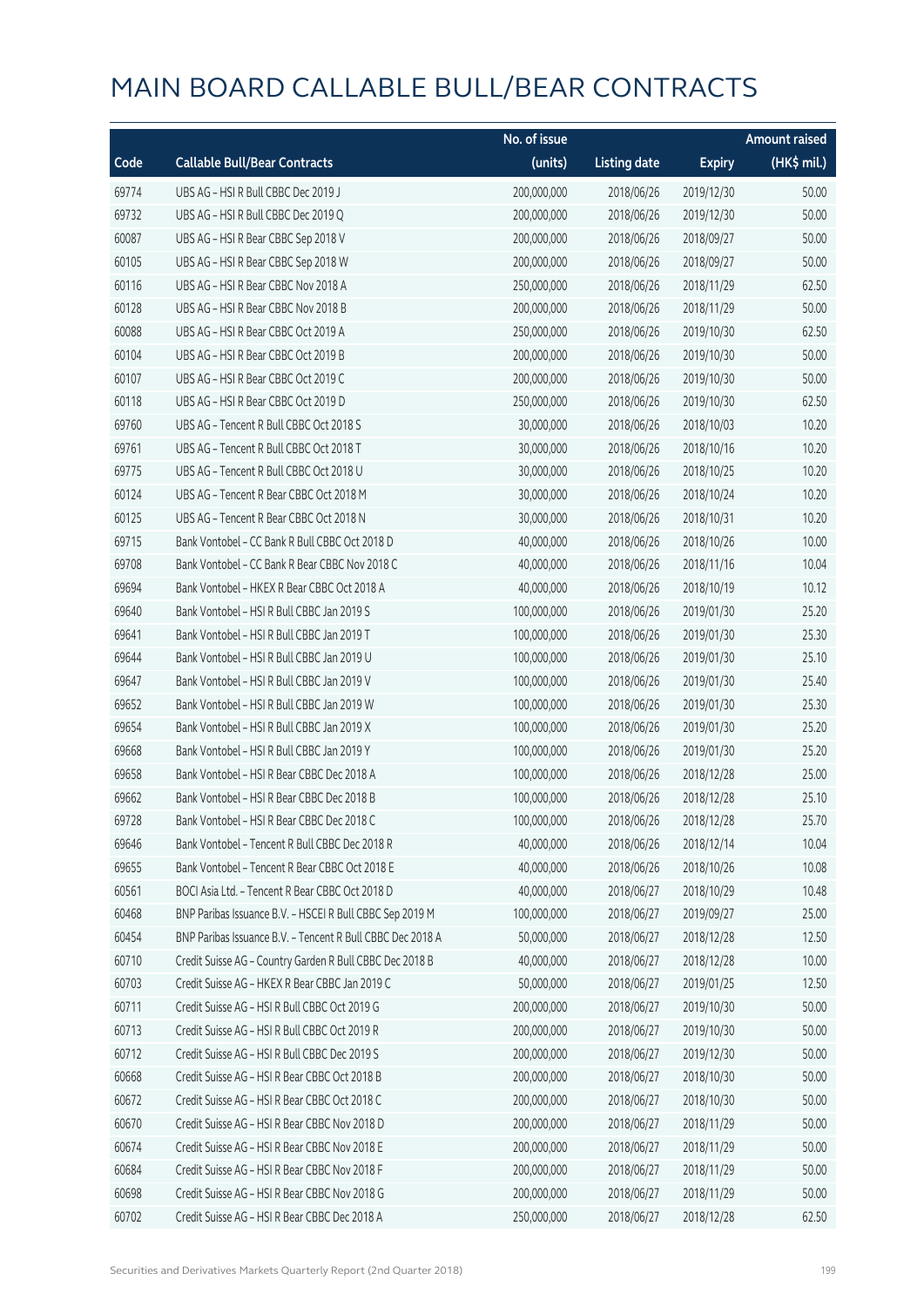# MAIN BOARD CALLABLE BULL/BEAR CONTRACTS

| Code | Callable Bull/Bear Contracts | No. of issue (units) | Listing date | Expiry | Amount raised (HK$ mil.) |
|---|---|---|---|---|---|
| 69774 | UBS AG - HSI R Bull CBBC Dec 2019 J | 200,000,000 | 2018/06/26 | 2019/12/30 | 50.00 |
| 69732 | UBS AG - HSI R Bull CBBC Dec 2019 Q | 200,000,000 | 2018/06/26 | 2019/12/30 | 50.00 |
| 60087 | UBS AG - HSI R Bear CBBC Sep 2018 V | 200,000,000 | 2018/06/26 | 2018/09/27 | 50.00 |
| 60105 | UBS AG - HSI R Bear CBBC Sep 2018 W | 200,000,000 | 2018/06/26 | 2018/09/27 | 50.00 |
| 60116 | UBS AG - HSI R Bear CBBC Nov 2018 A | 250,000,000 | 2018/06/26 | 2018/11/29 | 62.50 |
| 60128 | UBS AG - HSI R Bear CBBC Nov 2018 B | 200,000,000 | 2018/06/26 | 2018/11/29 | 50.00 |
| 60088 | UBS AG - HSI R Bear CBBC Oct 2019 A | 250,000,000 | 2018/06/26 | 2019/10/30 | 62.50 |
| 60104 | UBS AG - HSI R Bear CBBC Oct 2019 B | 200,000,000 | 2018/06/26 | 2019/10/30 | 50.00 |
| 60107 | UBS AG - HSI R Bear CBBC Oct 2019 C | 200,000,000 | 2018/06/26 | 2019/10/30 | 50.00 |
| 60118 | UBS AG - HSI R Bear CBBC Oct 2019 D | 250,000,000 | 2018/06/26 | 2019/10/30 | 62.50 |
| 69760 | UBS AG - Tencent R Bull CBBC Oct 2018 S | 30,000,000 | 2018/06/26 | 2018/10/03 | 10.20 |
| 69761 | UBS AG - Tencent R Bull CBBC Oct 2018 T | 30,000,000 | 2018/06/26 | 2018/10/16 | 10.20 |
| 69775 | UBS AG - Tencent R Bull CBBC Oct 2018 U | 30,000,000 | 2018/06/26 | 2018/10/25 | 10.20 |
| 60124 | UBS AG - Tencent R Bear CBBC Oct 2018 M | 30,000,000 | 2018/06/26 | 2018/10/24 | 10.20 |
| 60125 | UBS AG - Tencent R Bear CBBC Oct 2018 N | 30,000,000 | 2018/06/26 | 2018/10/31 | 10.20 |
| 69715 | Bank Vontobel - CC Bank R Bull CBBC Oct 2018 D | 40,000,000 | 2018/06/26 | 2018/10/26 | 10.00 |
| 69708 | Bank Vontobel - CC Bank R Bear CBBC Nov 2018 C | 40,000,000 | 2018/06/26 | 2018/11/16 | 10.04 |
| 69694 | Bank Vontobel - HKEX R Bear CBBC Oct 2018 A | 40,000,000 | 2018/06/26 | 2018/10/19 | 10.12 |
| 69640 | Bank Vontobel - HSI R Bull CBBC Jan 2019 S | 100,000,000 | 2018/06/26 | 2019/01/30 | 25.20 |
| 69641 | Bank Vontobel - HSI R Bull CBBC Jan 2019 T | 100,000,000 | 2018/06/26 | 2019/01/30 | 25.30 |
| 69644 | Bank Vontobel - HSI R Bull CBBC Jan 2019 U | 100,000,000 | 2018/06/26 | 2019/01/30 | 25.10 |
| 69647 | Bank Vontobel - HSI R Bull CBBC Jan 2019 V | 100,000,000 | 2018/06/26 | 2019/01/30 | 25.40 |
| 69652 | Bank Vontobel - HSI R Bull CBBC Jan 2019 W | 100,000,000 | 2018/06/26 | 2019/01/30 | 25.30 |
| 69654 | Bank Vontobel - HSI R Bull CBBC Jan 2019 X | 100,000,000 | 2018/06/26 | 2019/01/30 | 25.20 |
| 69668 | Bank Vontobel - HSI R Bull CBBC Jan 2019 Y | 100,000,000 | 2018/06/26 | 2019/01/30 | 25.20 |
| 69658 | Bank Vontobel - HSI R Bear CBBC Dec 2018 A | 100,000,000 | 2018/06/26 | 2018/12/28 | 25.00 |
| 69662 | Bank Vontobel - HSI R Bear CBBC Dec 2018 B | 100,000,000 | 2018/06/26 | 2018/12/28 | 25.10 |
| 69728 | Bank Vontobel - HSI R Bear CBBC Dec 2018 C | 100,000,000 | 2018/06/26 | 2018/12/28 | 25.70 |
| 69646 | Bank Vontobel - Tencent R Bull CBBC Dec 2018 R | 40,000,000 | 2018/06/26 | 2018/12/14 | 10.04 |
| 69655 | Bank Vontobel - Tencent R Bear CBBC Oct 2018 E | 40,000,000 | 2018/06/26 | 2018/10/26 | 10.08 |
| 60561 | BOCI Asia Ltd. - Tencent R Bear CBBC Oct 2018 D | 40,000,000 | 2018/06/27 | 2018/10/29 | 10.48 |
| 60468 | BNP Paribas Issuance B.V. - HSCEI R Bull CBBC Sep 2019 M | 100,000,000 | 2018/06/27 | 2019/09/27 | 25.00 |
| 60454 | BNP Paribas Issuance B.V. - Tencent R Bull CBBC Dec 2018 A | 50,000,000 | 2018/06/27 | 2018/12/28 | 12.50 |
| 60710 | Credit Suisse AG - Country Garden R Bull CBBC Dec 2018 B | 40,000,000 | 2018/06/27 | 2018/12/28 | 10.00 |
| 60703 | Credit Suisse AG - HKEX R Bear CBBC Jan 2019 C | 50,000,000 | 2018/06/27 | 2019/01/25 | 12.50 |
| 60711 | Credit Suisse AG - HSI R Bull CBBC Oct 2019 G | 200,000,000 | 2018/06/27 | 2019/10/30 | 50.00 |
| 60713 | Credit Suisse AG - HSI R Bull CBBC Oct 2019 R | 200,000,000 | 2018/06/27 | 2019/10/30 | 50.00 |
| 60712 | Credit Suisse AG - HSI R Bull CBBC Dec 2019 S | 200,000,000 | 2018/06/27 | 2019/12/30 | 50.00 |
| 60668 | Credit Suisse AG - HSI R Bear CBBC Oct 2018 B | 200,000,000 | 2018/06/27 | 2018/10/30 | 50.00 |
| 60672 | Credit Suisse AG - HSI R Bear CBBC Oct 2018 C | 200,000,000 | 2018/06/27 | 2018/10/30 | 50.00 |
| 60670 | Credit Suisse AG - HSI R Bear CBBC Nov 2018 D | 200,000,000 | 2018/06/27 | 2018/11/29 | 50.00 |
| 60674 | Credit Suisse AG - HSI R Bear CBBC Nov 2018 E | 200,000,000 | 2018/06/27 | 2018/11/29 | 50.00 |
| 60684 | Credit Suisse AG - HSI R Bear CBBC Nov 2018 F | 200,000,000 | 2018/06/27 | 2018/11/29 | 50.00 |
| 60698 | Credit Suisse AG - HSI R Bear CBBC Nov 2018 G | 200,000,000 | 2018/06/27 | 2018/11/29 | 50.00 |
| 60702 | Credit Suisse AG - HSI R Bear CBBC Dec 2018 A | 250,000,000 | 2018/06/27 | 2018/12/28 | 62.50 |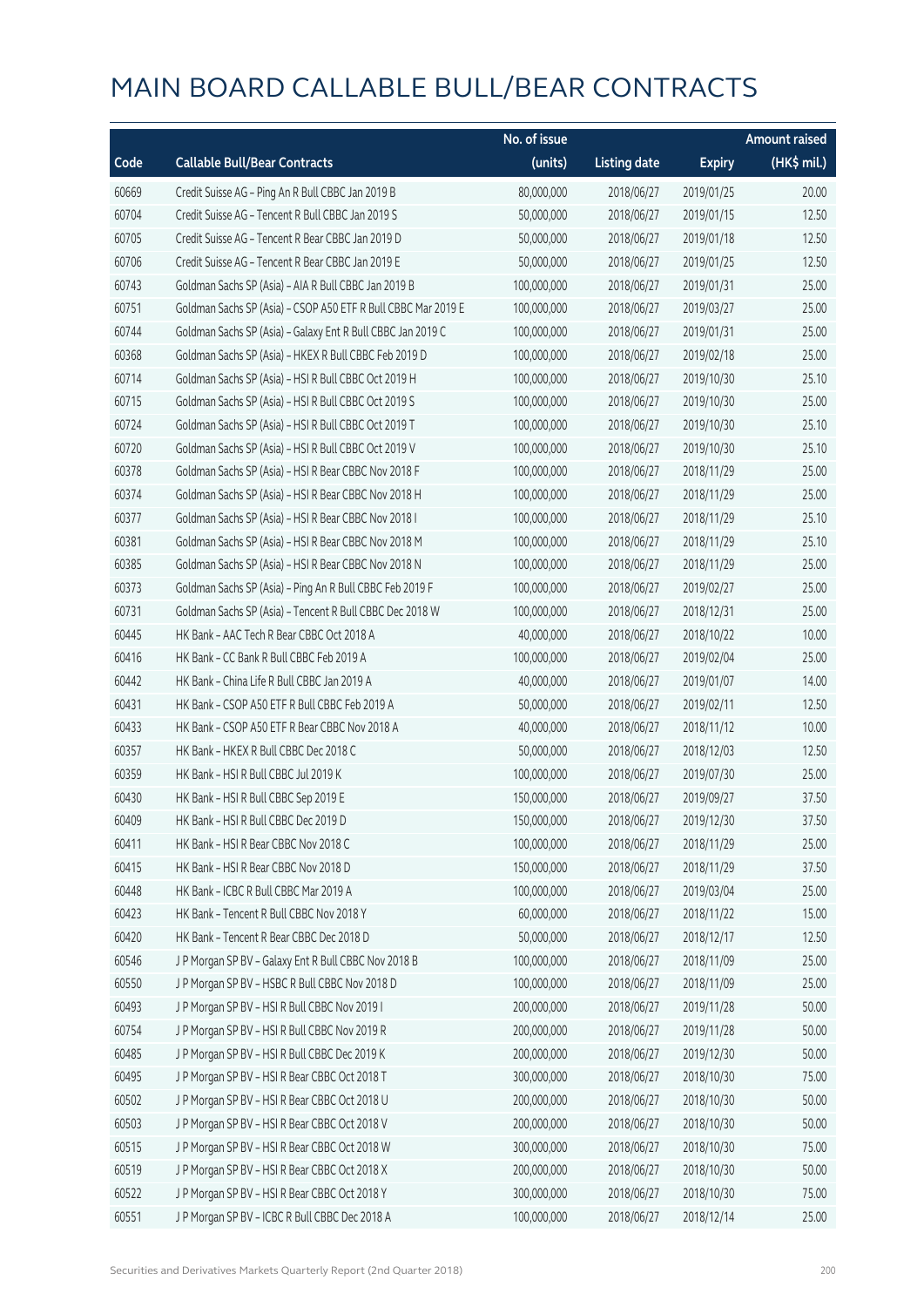# MAIN BOARD CALLABLE BULL/BEAR CONTRACTS

| Code | Callable Bull/Bear Contracts | No. of issue (units) | Listing date | Expiry | Amount raised (HK$ mil.) |
|---|---|---|---|---|---|
| 60669 | Credit Suisse AG – Ping An R Bull CBBC Jan 2019 B | 80,000,000 | 2018/06/27 | 2019/01/25 | 20.00 |
| 60704 | Credit Suisse AG – Tencent R Bull CBBC Jan 2019 S | 50,000,000 | 2018/06/27 | 2019/01/15 | 12.50 |
| 60705 | Credit Suisse AG – Tencent R Bear CBBC Jan 2019 D | 50,000,000 | 2018/06/27 | 2019/01/18 | 12.50 |
| 60706 | Credit Suisse AG – Tencent R Bear CBBC Jan 2019 E | 50,000,000 | 2018/06/27 | 2019/01/25 | 12.50 |
| 60743 | Goldman Sachs SP (Asia) – AIA R Bull CBBC Jan 2019 B | 100,000,000 | 2018/06/27 | 2019/01/31 | 25.00 |
| 60751 | Goldman Sachs SP (Asia) – CSOP A50 ETF R Bull CBBC Mar 2019 E | 100,000,000 | 2018/06/27 | 2019/03/27 | 25.00 |
| 60744 | Goldman Sachs SP (Asia) – Galaxy Ent R Bull CBBC Jan 2019 C | 100,000,000 | 2018/06/27 | 2019/01/31 | 25.00 |
| 60368 | Goldman Sachs SP (Asia) – HKEX R Bull CBBC Feb 2019 D | 100,000,000 | 2018/06/27 | 2019/02/18 | 25.00 |
| 60714 | Goldman Sachs SP (Asia) – HSI R Bull CBBC Oct 2019 H | 100,000,000 | 2018/06/27 | 2019/10/30 | 25.10 |
| 60715 | Goldman Sachs SP (Asia) – HSI R Bull CBBC Oct 2019 S | 100,000,000 | 2018/06/27 | 2019/10/30 | 25.00 |
| 60724 | Goldman Sachs SP (Asia) – HSI R Bull CBBC Oct 2019 T | 100,000,000 | 2018/06/27 | 2019/10/30 | 25.10 |
| 60720 | Goldman Sachs SP (Asia) – HSI R Bull CBBC Oct 2019 V | 100,000,000 | 2018/06/27 | 2019/10/30 | 25.10 |
| 60378 | Goldman Sachs SP (Asia) – HSI R Bear CBBC Nov 2018 F | 100,000,000 | 2018/06/27 | 2018/11/29 | 25.00 |
| 60374 | Goldman Sachs SP (Asia) – HSI R Bear CBBC Nov 2018 H | 100,000,000 | 2018/06/27 | 2018/11/29 | 25.00 |
| 60377 | Goldman Sachs SP (Asia) – HSI R Bear CBBC Nov 2018 I | 100,000,000 | 2018/06/27 | 2018/11/29 | 25.10 |
| 60381 | Goldman Sachs SP (Asia) – HSI R Bear CBBC Nov 2018 M | 100,000,000 | 2018/06/27 | 2018/11/29 | 25.10 |
| 60385 | Goldman Sachs SP (Asia) – HSI R Bear CBBC Nov 2018 N | 100,000,000 | 2018/06/27 | 2018/11/29 | 25.00 |
| 60373 | Goldman Sachs SP (Asia) – Ping An R Bull CBBC Feb 2019 F | 100,000,000 | 2018/06/27 | 2019/02/27 | 25.00 |
| 60731 | Goldman Sachs SP (Asia) – Tencent R Bull CBBC Dec 2018 W | 100,000,000 | 2018/06/27 | 2018/12/31 | 25.00 |
| 60445 | HK Bank – AAC Tech R Bear CBBC Oct 2018 A | 40,000,000 | 2018/06/27 | 2018/10/22 | 10.00 |
| 60416 | HK Bank – CC Bank R Bull CBBC Feb 2019 A | 100,000,000 | 2018/06/27 | 2019/02/04 | 25.00 |
| 60442 | HK Bank – China Life R Bull CBBC Jan 2019 A | 40,000,000 | 2018/06/27 | 2019/01/07 | 14.00 |
| 60431 | HK Bank – CSOP A50 ETF R Bull CBBC Feb 2019 A | 50,000,000 | 2018/06/27 | 2019/02/11 | 12.50 |
| 60433 | HK Bank – CSOP A50 ETF R Bear CBBC Nov 2018 A | 40,000,000 | 2018/06/27 | 2018/11/12 | 10.00 |
| 60357 | HK Bank – HKEX R Bull CBBC Dec 2018 C | 50,000,000 | 2018/06/27 | 2018/12/03 | 12.50 |
| 60359 | HK Bank – HSI R Bull CBBC Jul 2019 K | 100,000,000 | 2018/06/27 | 2019/07/30 | 25.00 |
| 60430 | HK Bank – HSI R Bull CBBC Sep 2019 E | 150,000,000 | 2018/06/27 | 2019/09/27 | 37.50 |
| 60409 | HK Bank – HSI R Bull CBBC Dec 2019 D | 150,000,000 | 2018/06/27 | 2019/12/30 | 37.50 |
| 60411 | HK Bank – HSI R Bear CBBC Nov 2018 C | 100,000,000 | 2018/06/27 | 2018/11/29 | 25.00 |
| 60415 | HK Bank – HSI R Bear CBBC Nov 2018 D | 150,000,000 | 2018/06/27 | 2018/11/29 | 37.50 |
| 60448 | HK Bank – ICBC R Bull CBBC Mar 2019 A | 100,000,000 | 2018/06/27 | 2019/03/04 | 25.00 |
| 60423 | HK Bank – Tencent R Bull CBBC Nov 2018 Y | 60,000,000 | 2018/06/27 | 2018/11/22 | 15.00 |
| 60420 | HK Bank – Tencent R Bear CBBC Dec 2018 D | 50,000,000 | 2018/06/27 | 2018/12/17 | 12.50 |
| 60546 | J P Morgan SP BV – Galaxy Ent R Bull CBBC Nov 2018 B | 100,000,000 | 2018/06/27 | 2018/11/09 | 25.00 |
| 60550 | J P Morgan SP BV – HSBC R Bull CBBC Nov 2018 D | 100,000,000 | 2018/06/27 | 2018/11/09 | 25.00 |
| 60493 | J P Morgan SP BV – HSI R Bull CBBC Nov 2019 I | 200,000,000 | 2018/06/27 | 2019/11/28 | 50.00 |
| 60754 | J P Morgan SP BV – HSI R Bull CBBC Nov 2019 R | 200,000,000 | 2018/06/27 | 2019/11/28 | 50.00 |
| 60485 | J P Morgan SP BV – HSI R Bull CBBC Dec 2019 K | 200,000,000 | 2018/06/27 | 2019/12/30 | 50.00 |
| 60495 | J P Morgan SP BV – HSI R Bear CBBC Oct 2018 T | 300,000,000 | 2018/06/27 | 2018/10/30 | 75.00 |
| 60502 | J P Morgan SP BV – HSI R Bear CBBC Oct 2018 U | 200,000,000 | 2018/06/27 | 2018/10/30 | 50.00 |
| 60503 | J P Morgan SP BV – HSI R Bear CBBC Oct 2018 V | 200,000,000 | 2018/06/27 | 2018/10/30 | 50.00 |
| 60515 | J P Morgan SP BV – HSI R Bear CBBC Oct 2018 W | 300,000,000 | 2018/06/27 | 2018/10/30 | 75.00 |
| 60519 | J P Morgan SP BV – HSI R Bear CBBC Oct 2018 X | 200,000,000 | 2018/06/27 | 2018/10/30 | 50.00 |
| 60522 | J P Morgan SP BV – HSI R Bear CBBC Oct 2018 Y | 300,000,000 | 2018/06/27 | 2018/10/30 | 75.00 |
| 60551 | J P Morgan SP BV – ICBC R Bull CBBC Dec 2018 A | 100,000,000 | 2018/06/27 | 2018/12/14 | 25.00 |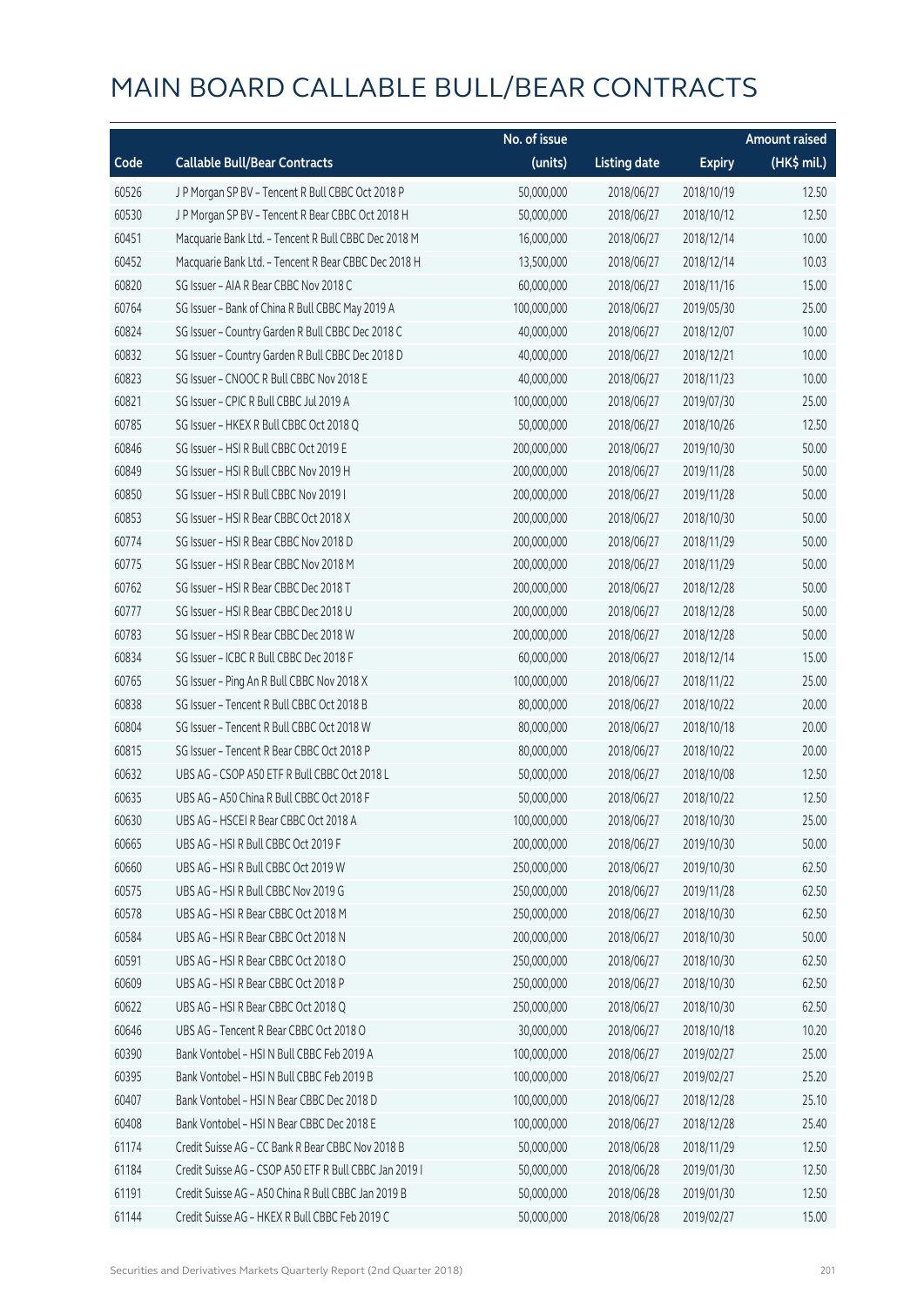# MAIN BOARD CALLABLE BULL/BEAR CONTRACTS

| Code | Callable Bull/Bear Contracts | No. of issue (units) | Listing date | Expiry | Amount raised (HK$ mil.) |
|---|---|---|---|---|---|
| 60526 | J P Morgan SP BV – Tencent R Bull CBBC Oct 2018 P | 50,000,000 | 2018/06/27 | 2018/10/19 | 12.50 |
| 60530 | J P Morgan SP BV – Tencent R Bear CBBC Oct 2018 H | 50,000,000 | 2018/06/27 | 2018/10/12 | 12.50 |
| 60451 | Macquarie Bank Ltd. – Tencent R Bull CBBC Dec 2018 M | 16,000,000 | 2018/06/27 | 2018/12/14 | 10.00 |
| 60452 | Macquarie Bank Ltd. – Tencent R Bear CBBC Dec 2018 H | 13,500,000 | 2018/06/27 | 2018/12/14 | 10.03 |
| 60820 | SG Issuer – AIA R Bear CBBC Nov 2018 C | 60,000,000 | 2018/06/27 | 2018/11/16 | 15.00 |
| 60764 | SG Issuer – Bank of China R Bull CBBC May 2019 A | 100,000,000 | 2018/06/27 | 2019/05/30 | 25.00 |
| 60824 | SG Issuer – Country Garden R Bull CBBC Dec 2018 C | 40,000,000 | 2018/06/27 | 2018/12/07 | 10.00 |
| 60832 | SG Issuer – Country Garden R Bull CBBC Dec 2018 D | 40,000,000 | 2018/06/27 | 2018/12/21 | 10.00 |
| 60823 | SG Issuer – CNOOC R Bull CBBC Nov 2018 E | 40,000,000 | 2018/06/27 | 2018/11/23 | 10.00 |
| 60821 | SG Issuer – CPIC R Bull CBBC Jul 2019 A | 100,000,000 | 2018/06/27 | 2019/07/30 | 25.00 |
| 60785 | SG Issuer – HKEX R Bull CBBC Oct 2018 Q | 50,000,000 | 2018/06/27 | 2018/10/26 | 12.50 |
| 60846 | SG Issuer – HSI R Bull CBBC Oct 2019 E | 200,000,000 | 2018/06/27 | 2019/10/30 | 50.00 |
| 60849 | SG Issuer – HSI R Bull CBBC Nov 2019 H | 200,000,000 | 2018/06/27 | 2019/11/28 | 50.00 |
| 60850 | SG Issuer – HSI R Bull CBBC Nov 2019 I | 200,000,000 | 2018/06/27 | 2019/11/28 | 50.00 |
| 60853 | SG Issuer – HSI R Bear CBBC Oct 2018 X | 200,000,000 | 2018/06/27 | 2018/10/30 | 50.00 |
| 60774 | SG Issuer – HSI R Bear CBBC Nov 2018 D | 200,000,000 | 2018/06/27 | 2018/11/29 | 50.00 |
| 60775 | SG Issuer – HSI R Bear CBBC Nov 2018 M | 200,000,000 | 2018/06/27 | 2018/11/29 | 50.00 |
| 60762 | SG Issuer – HSI R Bear CBBC Dec 2018 T | 200,000,000 | 2018/06/27 | 2018/12/28 | 50.00 |
| 60777 | SG Issuer – HSI R Bear CBBC Dec 2018 U | 200,000,000 | 2018/06/27 | 2018/12/28 | 50.00 |
| 60783 | SG Issuer – HSI R Bear CBBC Dec 2018 W | 200,000,000 | 2018/06/27 | 2018/12/28 | 50.00 |
| 60834 | SG Issuer – ICBC R Bull CBBC Dec 2018 F | 60,000,000 | 2018/06/27 | 2018/12/14 | 15.00 |
| 60765 | SG Issuer – Ping An R Bull CBBC Nov 2018 X | 100,000,000 | 2018/06/27 | 2018/11/22 | 25.00 |
| 60838 | SG Issuer – Tencent R Bull CBBC Oct 2018 B | 80,000,000 | 2018/06/27 | 2018/10/22 | 20.00 |
| 60804 | SG Issuer – Tencent R Bull CBBC Oct 2018 W | 80,000,000 | 2018/06/27 | 2018/10/18 | 20.00 |
| 60815 | SG Issuer – Tencent R Bear CBBC Oct 2018 P | 80,000,000 | 2018/06/27 | 2018/10/22 | 20.00 |
| 60632 | UBS AG – CSOP A50 ETF R Bull CBBC Oct 2018 L | 50,000,000 | 2018/06/27 | 2018/10/08 | 12.50 |
| 60635 | UBS AG – A50 China R Bull CBBC Oct 2018 F | 50,000,000 | 2018/06/27 | 2018/10/22 | 12.50 |
| 60630 | UBS AG – HSCEI R Bear CBBC Oct 2018 A | 100,000,000 | 2018/06/27 | 2018/10/30 | 25.00 |
| 60665 | UBS AG – HSI R Bull CBBC Oct 2019 F | 200,000,000 | 2018/06/27 | 2019/10/30 | 50.00 |
| 60660 | UBS AG – HSI R Bull CBBC Oct 2019 W | 250,000,000 | 2018/06/27 | 2019/10/30 | 62.50 |
| 60575 | UBS AG – HSI R Bull CBBC Nov 2019 G | 250,000,000 | 2018/06/27 | 2019/11/28 | 62.50 |
| 60578 | UBS AG – HSI R Bear CBBC Oct 2018 M | 250,000,000 | 2018/06/27 | 2018/10/30 | 62.50 |
| 60584 | UBS AG – HSI R Bear CBBC Oct 2018 N | 200,000,000 | 2018/06/27 | 2018/10/30 | 50.00 |
| 60591 | UBS AG – HSI R Bear CBBC Oct 2018 O | 250,000,000 | 2018/06/27 | 2018/10/30 | 62.50 |
| 60609 | UBS AG – HSI R Bear CBBC Oct 2018 P | 250,000,000 | 2018/06/27 | 2018/10/30 | 62.50 |
| 60622 | UBS AG – HSI R Bear CBBC Oct 2018 Q | 250,000,000 | 2018/06/27 | 2018/10/30 | 62.50 |
| 60646 | UBS AG – Tencent R Bear CBBC Oct 2018 O | 30,000,000 | 2018/06/27 | 2018/10/18 | 10.20 |
| 60390 | Bank Vontobel – HSI N Bull CBBC Feb 2019 A | 100,000,000 | 2018/06/27 | 2019/02/27 | 25.00 |
| 60395 | Bank Vontobel – HSI N Bull CBBC Feb 2019 B | 100,000,000 | 2018/06/27 | 2019/02/27 | 25.20 |
| 60407 | Bank Vontobel – HSI N Bear CBBC Dec 2018 D | 100,000,000 | 2018/06/27 | 2018/12/28 | 25.10 |
| 60408 | Bank Vontobel – HSI N Bear CBBC Dec 2018 E | 100,000,000 | 2018/06/27 | 2018/12/28 | 25.40 |
| 61174 | Credit Suisse AG – CC Bank R Bear CBBC Nov 2018 B | 50,000,000 | 2018/06/28 | 2018/11/29 | 12.50 |
| 61184 | Credit Suisse AG – CSOP A50 ETF R Bull CBBC Jan 2019 I | 50,000,000 | 2018/06/28 | 2019/01/30 | 12.50 |
| 61191 | Credit Suisse AG – A50 China R Bull CBBC Jan 2019 B | 50,000,000 | 2018/06/28 | 2019/01/30 | 12.50 |
| 61144 | Credit Suisse AG – HKEX R Bull CBBC Feb 2019 C | 50,000,000 | 2018/06/28 | 2019/02/27 | 15.00 |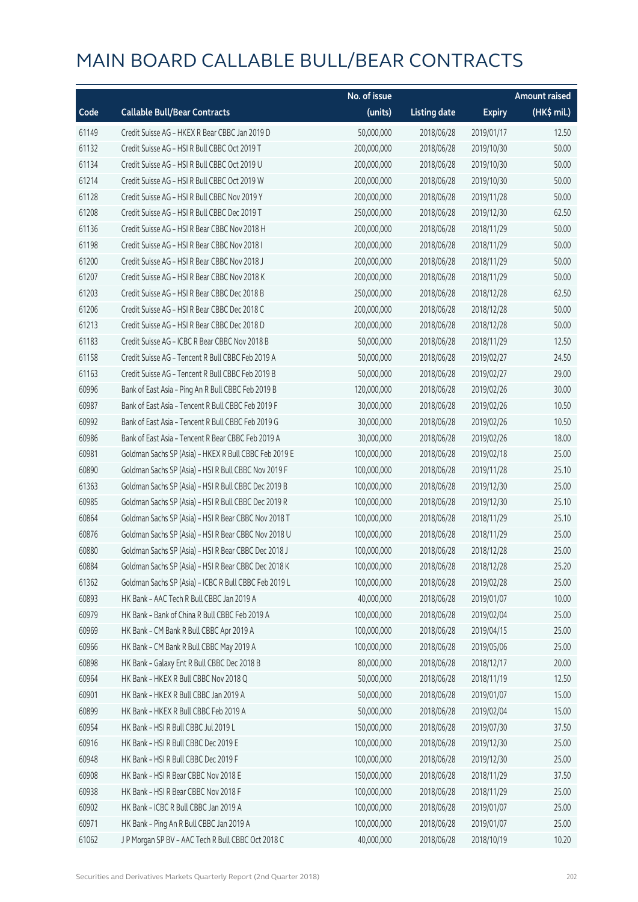# MAIN BOARD CALLABLE BULL/BEAR CONTRACTS

| Code | Callable Bull/Bear Contracts | No. of issue (units) | Listing date | Expiry | Amount raised (HK$ mil.) |
|---|---|---|---|---|---|
| 61149 | Credit Suisse AG – HKEX R Bear CBBC Jan 2019 D | 50,000,000 | 2018/06/28 | 2019/01/17 | 12.50 |
| 61132 | Credit Suisse AG – HSI R Bull CBBC Oct 2019 T | 200,000,000 | 2018/06/28 | 2019/10/30 | 50.00 |
| 61134 | Credit Suisse AG – HSI R Bull CBBC Oct 2019 U | 200,000,000 | 2018/06/28 | 2019/10/30 | 50.00 |
| 61214 | Credit Suisse AG – HSI R Bull CBBC Oct 2019 W | 200,000,000 | 2018/06/28 | 2019/10/30 | 50.00 |
| 61128 | Credit Suisse AG – HSI R Bull CBBC Nov 2019 Y | 200,000,000 | 2018/06/28 | 2019/11/28 | 50.00 |
| 61208 | Credit Suisse AG – HSI R Bull CBBC Dec 2019 T | 250,000,000 | 2018/06/28 | 2019/12/30 | 62.50 |
| 61136 | Credit Suisse AG – HSI R Bear CBBC Nov 2018 H | 200,000,000 | 2018/06/28 | 2018/11/29 | 50.00 |
| 61198 | Credit Suisse AG – HSI R Bear CBBC Nov 2018 I | 200,000,000 | 2018/06/28 | 2018/11/29 | 50.00 |
| 61200 | Credit Suisse AG – HSI R Bear CBBC Nov 2018 J | 200,000,000 | 2018/06/28 | 2018/11/29 | 50.00 |
| 61207 | Credit Suisse AG – HSI R Bear CBBC Nov 2018 K | 200,000,000 | 2018/06/28 | 2018/11/29 | 50.00 |
| 61203 | Credit Suisse AG – HSI R Bear CBBC Dec 2018 B | 250,000,000 | 2018/06/28 | 2018/12/28 | 62.50 |
| 61206 | Credit Suisse AG – HSI R Bear CBBC Dec 2018 C | 200,000,000 | 2018/06/28 | 2018/12/28 | 50.00 |
| 61213 | Credit Suisse AG – HSI R Bear CBBC Dec 2018 D | 200,000,000 | 2018/06/28 | 2018/12/28 | 50.00 |
| 61183 | Credit Suisse AG – ICBC R Bear CBBC Nov 2018 B | 50,000,000 | 2018/06/28 | 2018/11/29 | 12.50 |
| 61158 | Credit Suisse AG – Tencent R Bull CBBC Feb 2019 A | 50,000,000 | 2018/06/28 | 2019/02/27 | 24.50 |
| 61163 | Credit Suisse AG – Tencent R Bull CBBC Feb 2019 B | 50,000,000 | 2018/06/28 | 2019/02/27 | 29.00 |
| 60996 | Bank of East Asia – Ping An R Bull CBBC Feb 2019 B | 120,000,000 | 2018/06/28 | 2019/02/26 | 30.00 |
| 60987 | Bank of East Asia – Tencent R Bull CBBC Feb 2019 F | 30,000,000 | 2018/06/28 | 2019/02/26 | 10.50 |
| 60992 | Bank of East Asia – Tencent R Bull CBBC Feb 2019 G | 30,000,000 | 2018/06/28 | 2019/02/26 | 10.50 |
| 60986 | Bank of East Asia – Tencent R Bear CBBC Feb 2019 A | 30,000,000 | 2018/06/28 | 2019/02/26 | 18.00 |
| 60981 | Goldman Sachs SP (Asia) – HKEX R Bull CBBC Feb 2019 E | 100,000,000 | 2018/06/28 | 2019/02/18 | 25.00 |
| 60890 | Goldman Sachs SP (Asia) – HSI R Bull CBBC Nov 2019 F | 100,000,000 | 2018/06/28 | 2019/11/28 | 25.10 |
| 61363 | Goldman Sachs SP (Asia) – HSI R Bull CBBC Dec 2019 B | 100,000,000 | 2018/06/28 | 2019/12/30 | 25.00 |
| 60985 | Goldman Sachs SP (Asia) – HSI R Bull CBBC Dec 2019 R | 100,000,000 | 2018/06/28 | 2019/12/30 | 25.10 |
| 60864 | Goldman Sachs SP (Asia) – HSI R Bear CBBC Nov 2018 T | 100,000,000 | 2018/06/28 | 2018/11/29 | 25.10 |
| 60876 | Goldman Sachs SP (Asia) – HSI R Bear CBBC Nov 2018 U | 100,000,000 | 2018/06/28 | 2018/11/29 | 25.00 |
| 60880 | Goldman Sachs SP (Asia) – HSI R Bear CBBC Dec 2018 J | 100,000,000 | 2018/06/28 | 2018/12/28 | 25.00 |
| 60884 | Goldman Sachs SP (Asia) – HSI R Bear CBBC Dec 2018 K | 100,000,000 | 2018/06/28 | 2018/12/28 | 25.20 |
| 61362 | Goldman Sachs SP (Asia) – ICBC R Bull CBBC Feb 2019 L | 100,000,000 | 2018/06/28 | 2019/02/28 | 25.00 |
| 60893 | HK Bank – AAC Tech R Bull CBBC Jan 2019 A | 40,000,000 | 2018/06/28 | 2019/01/07 | 10.00 |
| 60979 | HK Bank – Bank of China R Bull CBBC Feb 2019 A | 100,000,000 | 2018/06/28 | 2019/02/04 | 25.00 |
| 60969 | HK Bank – CM Bank R Bull CBBC Apr 2019 A | 100,000,000 | 2018/06/28 | 2019/04/15 | 25.00 |
| 60966 | HK Bank – CM Bank R Bull CBBC May 2019 A | 100,000,000 | 2018/06/28 | 2019/05/06 | 25.00 |
| 60898 | HK Bank – Galaxy Ent R Bull CBBC Dec 2018 B | 80,000,000 | 2018/06/28 | 2018/12/17 | 20.00 |
| 60964 | HK Bank – HKEX R Bull CBBC Nov 2018 Q | 50,000,000 | 2018/06/28 | 2018/11/19 | 12.50 |
| 60901 | HK Bank – HKEX R Bull CBBC Jan 2019 A | 50,000,000 | 2018/06/28 | 2019/01/07 | 15.00 |
| 60899 | HK Bank – HKEX R Bull CBBC Feb 2019 A | 50,000,000 | 2018/06/28 | 2019/02/04 | 15.00 |
| 60954 | HK Bank – HSI R Bull CBBC Jul 2019 L | 150,000,000 | 2018/06/28 | 2019/07/30 | 37.50 |
| 60916 | HK Bank – HSI R Bull CBBC Dec 2019 E | 100,000,000 | 2018/06/28 | 2019/12/30 | 25.00 |
| 60948 | HK Bank – HSI R Bull CBBC Dec 2019 F | 100,000,000 | 2018/06/28 | 2019/12/30 | 25.00 |
| 60908 | HK Bank – HSI R Bear CBBC Nov 2018 E | 150,000,000 | 2018/06/28 | 2018/11/29 | 37.50 |
| 60938 | HK Bank – HSI R Bear CBBC Nov 2018 F | 100,000,000 | 2018/06/28 | 2018/11/29 | 25.00 |
| 60902 | HK Bank – ICBC R Bull CBBC Jan 2019 A | 100,000,000 | 2018/06/28 | 2019/01/07 | 25.00 |
| 60971 | HK Bank – Ping An R Bull CBBC Jan 2019 A | 100,000,000 | 2018/06/28 | 2019/01/07 | 25.00 |
| 61062 | J P Morgan SP BV – AAC Tech R Bull CBBC Oct 2018 C | 40,000,000 | 2018/06/28 | 2018/10/19 | 10.20 |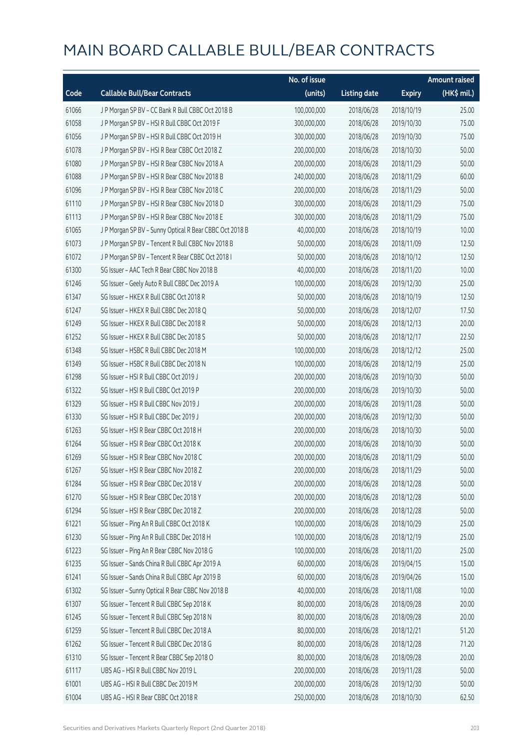# MAIN BOARD CALLABLE BULL/BEAR CONTRACTS

| Code | Callable Bull/Bear Contracts | No. of issue (units) | Listing date | Expiry | Amount raised (HK$ mil.) |
|---|---|---|---|---|---|
| 61066 | J P Morgan SP BV – CC Bank R Bull CBBC Oct 2018 B | 100,000,000 | 2018/06/28 | 2018/10/19 | 25.00 |
| 61058 | J P Morgan SP BV – HSI R Bull CBBC Oct 2019 F | 300,000,000 | 2018/06/28 | 2019/10/30 | 75.00 |
| 61056 | J P Morgan SP BV – HSI R Bull CBBC Oct 2019 H | 300,000,000 | 2018/06/28 | 2019/10/30 | 75.00 |
| 61078 | J P Morgan SP BV – HSI R Bear CBBC Oct 2018 Z | 200,000,000 | 2018/06/28 | 2018/10/30 | 50.00 |
| 61080 | J P Morgan SP BV – HSI R Bear CBBC Nov 2018 A | 200,000,000 | 2018/06/28 | 2018/11/29 | 50.00 |
| 61088 | J P Morgan SP BV – HSI R Bear CBBC Nov 2018 B | 240,000,000 | 2018/06/28 | 2018/11/29 | 60.00 |
| 61096 | J P Morgan SP BV – HSI R Bear CBBC Nov 2018 C | 200,000,000 | 2018/06/28 | 2018/11/29 | 50.00 |
| 61110 | J P Morgan SP BV – HSI R Bear CBBC Nov 2018 D | 300,000,000 | 2018/06/28 | 2018/11/29 | 75.00 |
| 61113 | J P Morgan SP BV – HSI R Bear CBBC Nov 2018 E | 300,000,000 | 2018/06/28 | 2018/11/29 | 75.00 |
| 61065 | J P Morgan SP BV – Sunny Optical R Bear CBBC Oct 2018 B | 40,000,000 | 2018/06/28 | 2018/10/19 | 10.00 |
| 61073 | J P Morgan SP BV – Tencent R Bull CBBC Nov 2018 B | 50,000,000 | 2018/06/28 | 2018/11/09 | 12.50 |
| 61072 | J P Morgan SP BV – Tencent R Bear CBBC Oct 2018 I | 50,000,000 | 2018/06/28 | 2018/10/12 | 12.50 |
| 61300 | SG Issuer – AAC Tech R Bear CBBC Nov 2018 B | 40,000,000 | 2018/06/28 | 2018/11/20 | 10.00 |
| 61246 | SG Issuer – Geely Auto R Bull CBBC Dec 2019 A | 100,000,000 | 2018/06/28 | 2019/12/30 | 25.00 |
| 61347 | SG Issuer – HKEX R Bull CBBC Oct 2018 R | 50,000,000 | 2018/06/28 | 2018/10/19 | 12.50 |
| 61247 | SG Issuer – HKEX R Bull CBBC Dec 2018 Q | 50,000,000 | 2018/06/28 | 2018/12/07 | 17.50 |
| 61249 | SG Issuer – HKEX R Bull CBBC Dec 2018 R | 50,000,000 | 2018/06/28 | 2018/12/13 | 20.00 |
| 61252 | SG Issuer – HKEX R Bull CBBC Dec 2018 S | 50,000,000 | 2018/06/28 | 2018/12/17 | 22.50 |
| 61348 | SG Issuer – HSBC R Bull CBBC Dec 2018 M | 100,000,000 | 2018/06/28 | 2018/12/12 | 25.00 |
| 61349 | SG Issuer – HSBC R Bull CBBC Dec 2018 N | 100,000,000 | 2018/06/28 | 2018/12/19 | 25.00 |
| 61298 | SG Issuer – HSI R Bull CBBC Oct 2019 J | 200,000,000 | 2018/06/28 | 2019/10/30 | 50.00 |
| 61322 | SG Issuer – HSI R Bull CBBC Oct 2019 P | 200,000,000 | 2018/06/28 | 2019/10/30 | 50.00 |
| 61329 | SG Issuer – HSI R Bull CBBC Nov 2019 J | 200,000,000 | 2018/06/28 | 2019/11/28 | 50.00 |
| 61330 | SG Issuer – HSI R Bull CBBC Dec 2019 J | 200,000,000 | 2018/06/28 | 2019/12/30 | 50.00 |
| 61263 | SG Issuer – HSI R Bear CBBC Oct 2018 H | 200,000,000 | 2018/06/28 | 2018/10/30 | 50.00 |
| 61264 | SG Issuer – HSI R Bear CBBC Oct 2018 K | 200,000,000 | 2018/06/28 | 2018/10/30 | 50.00 |
| 61269 | SG Issuer – HSI R Bear CBBC Nov 2018 C | 200,000,000 | 2018/06/28 | 2018/11/29 | 50.00 |
| 61267 | SG Issuer – HSI R Bear CBBC Nov 2018 Z | 200,000,000 | 2018/06/28 | 2018/11/29 | 50.00 |
| 61284 | SG Issuer – HSI R Bear CBBC Dec 2018 V | 200,000,000 | 2018/06/28 | 2018/12/28 | 50.00 |
| 61270 | SG Issuer – HSI R Bear CBBC Dec 2018 Y | 200,000,000 | 2018/06/28 | 2018/12/28 | 50.00 |
| 61294 | SG Issuer – HSI R Bear CBBC Dec 2018 Z | 200,000,000 | 2018/06/28 | 2018/12/28 | 50.00 |
| 61221 | SG Issuer – Ping An R Bull CBBC Oct 2018 K | 100,000,000 | 2018/06/28 | 2018/10/29 | 25.00 |
| 61230 | SG Issuer – Ping An R Bull CBBC Dec 2018 H | 100,000,000 | 2018/06/28 | 2018/12/19 | 25.00 |
| 61223 | SG Issuer – Ping An R Bear CBBC Nov 2018 G | 100,000,000 | 2018/06/28 | 2018/11/20 | 25.00 |
| 61235 | SG Issuer – Sands China R Bull CBBC Apr 2019 A | 60,000,000 | 2018/06/28 | 2019/04/15 | 15.00 |
| 61241 | SG Issuer – Sands China R Bull CBBC Apr 2019 B | 60,000,000 | 2018/06/28 | 2019/04/26 | 15.00 |
| 61302 | SG Issuer – Sunny Optical R Bear CBBC Nov 2018 B | 40,000,000 | 2018/06/28 | 2018/11/08 | 10.00 |
| 61307 | SG Issuer – Tencent R Bull CBBC Sep 2018 K | 80,000,000 | 2018/06/28 | 2018/09/28 | 20.00 |
| 61245 | SG Issuer – Tencent R Bull CBBC Sep 2018 N | 80,000,000 | 2018/06/28 | 2018/09/28 | 20.00 |
| 61259 | SG Issuer – Tencent R Bull CBBC Dec 2018 A | 80,000,000 | 2018/06/28 | 2018/12/21 | 51.20 |
| 61262 | SG Issuer – Tencent R Bull CBBC Dec 2018 G | 80,000,000 | 2018/06/28 | 2018/12/28 | 71.20 |
| 61310 | SG Issuer – Tencent R Bear CBBC Sep 2018 O | 80,000,000 | 2018/06/28 | 2018/09/28 | 20.00 |
| 61117 | UBS AG – HSI R Bull CBBC Nov 2019 L | 200,000,000 | 2018/06/28 | 2019/11/28 | 50.00 |
| 61001 | UBS AG – HSI R Bull CBBC Dec 2019 M | 200,000,000 | 2018/06/28 | 2019/12/30 | 50.00 |
| 61004 | UBS AG – HSI R Bear CBBC Oct 2018 R | 250,000,000 | 2018/06/28 | 2018/10/30 | 62.50 |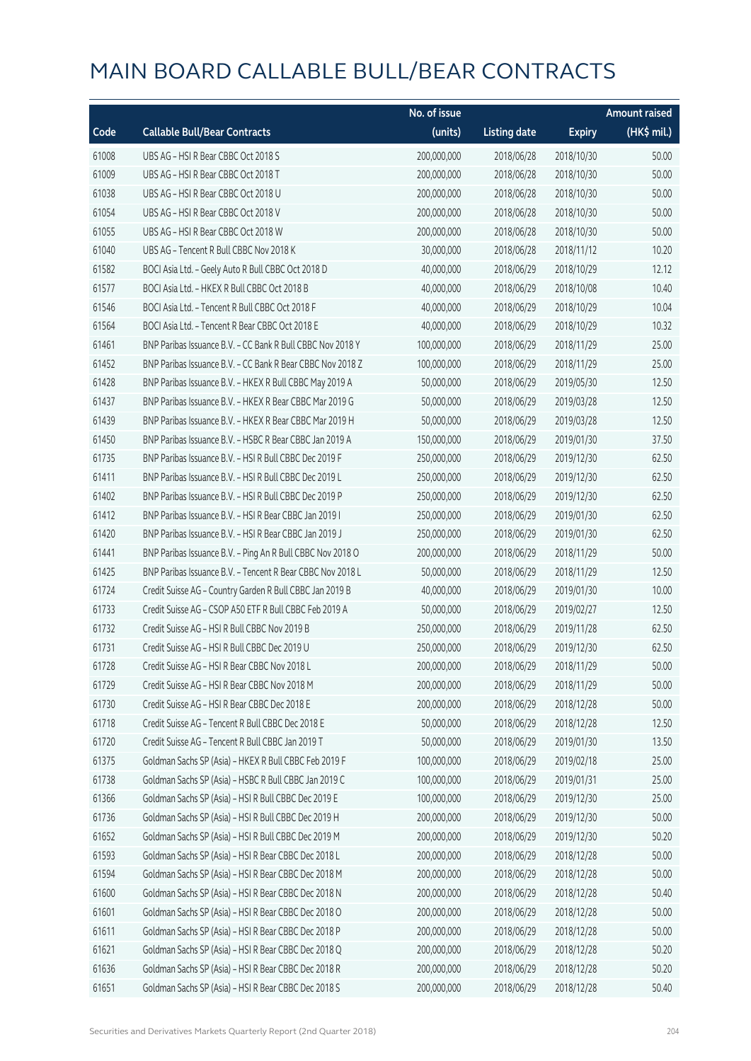# MAIN BOARD CALLABLE BULL/BEAR CONTRACTS

| Code | Callable Bull/Bear Contracts | No. of issue (units) | Listing date | Expiry | Amount raised (HK$ mil.) |
|---|---|---|---|---|---|
| 61008 | UBS AG – HSI R Bear CBBC Oct 2018 S | 200,000,000 | 2018/06/28 | 2018/10/30 | 50.00 |
| 61009 | UBS AG – HSI R Bear CBBC Oct 2018 T | 200,000,000 | 2018/06/28 | 2018/10/30 | 50.00 |
| 61038 | UBS AG – HSI R Bear CBBC Oct 2018 U | 200,000,000 | 2018/06/28 | 2018/10/30 | 50.00 |
| 61054 | UBS AG – HSI R Bear CBBC Oct 2018 V | 200,000,000 | 2018/06/28 | 2018/10/30 | 50.00 |
| 61055 | UBS AG – HSI R Bear CBBC Oct 2018 W | 200,000,000 | 2018/06/28 | 2018/10/30 | 50.00 |
| 61040 | UBS AG – Tencent R Bull CBBC Nov 2018 K | 30,000,000 | 2018/06/28 | 2018/11/12 | 10.20 |
| 61582 | BOCI Asia Ltd. – Geely Auto R Bull CBBC Oct 2018 D | 40,000,000 | 2018/06/29 | 2018/10/29 | 12.12 |
| 61577 | BOCI Asia Ltd. – HKEX R Bull CBBC Oct 2018 B | 40,000,000 | 2018/06/29 | 2018/10/08 | 10.40 |
| 61546 | BOCI Asia Ltd. – Tencent R Bull CBBC Oct 2018 F | 40,000,000 | 2018/06/29 | 2018/10/29 | 10.04 |
| 61564 | BOCI Asia Ltd. – Tencent R Bear CBBC Oct 2018 E | 40,000,000 | 2018/06/29 | 2018/10/29 | 10.32 |
| 61461 | BNP Paribas Issuance B.V. – CC Bank R Bull CBBC Nov 2018 Y | 100,000,000 | 2018/06/29 | 2018/11/29 | 25.00 |
| 61452 | BNP Paribas Issuance B.V. – CC Bank R Bear CBBC Nov 2018 Z | 100,000,000 | 2018/06/29 | 2018/11/29 | 25.00 |
| 61428 | BNP Paribas Issuance B.V. – HKEX R Bull CBBC May 2019 A | 50,000,000 | 2018/06/29 | 2019/05/30 | 12.50 |
| 61437 | BNP Paribas Issuance B.V. – HKEX R Bear CBBC Mar 2019 G | 50,000,000 | 2018/06/29 | 2019/03/28 | 12.50 |
| 61439 | BNP Paribas Issuance B.V. – HKEX R Bear CBBC Mar 2019 H | 50,000,000 | 2018/06/29 | 2019/03/28 | 12.50 |
| 61450 | BNP Paribas Issuance B.V. – HSBC R Bear CBBC Jan 2019 A | 150,000,000 | 2018/06/29 | 2019/01/30 | 37.50 |
| 61735 | BNP Paribas Issuance B.V. – HSI R Bull CBBC Dec 2019 F | 250,000,000 | 2018/06/29 | 2019/12/30 | 62.50 |
| 61411 | BNP Paribas Issuance B.V. – HSI R Bull CBBC Dec 2019 L | 250,000,000 | 2018/06/29 | 2019/12/30 | 62.50 |
| 61402 | BNP Paribas Issuance B.V. – HSI R Bull CBBC Dec 2019 P | 250,000,000 | 2018/06/29 | 2019/12/30 | 62.50 |
| 61412 | BNP Paribas Issuance B.V. – HSI R Bear CBBC Jan 2019 I | 250,000,000 | 2018/06/29 | 2019/01/30 | 62.50 |
| 61420 | BNP Paribas Issuance B.V. – HSI R Bear CBBC Jan 2019 J | 250,000,000 | 2018/06/29 | 2019/01/30 | 62.50 |
| 61441 | BNP Paribas Issuance B.V. – Ping An R Bull CBBC Nov 2018 O | 200,000,000 | 2018/06/29 | 2018/11/29 | 50.00 |
| 61425 | BNP Paribas Issuance B.V. – Tencent R Bear CBBC Nov 2018 L | 50,000,000 | 2018/06/29 | 2018/11/29 | 12.50 |
| 61724 | Credit Suisse AG – Country Garden R Bull CBBC Jan 2019 B | 40,000,000 | 2018/06/29 | 2019/01/30 | 10.00 |
| 61733 | Credit Suisse AG – CSOP A50 ETF R Bull CBBC Feb 2019 A | 50,000,000 | 2018/06/29 | 2019/02/27 | 12.50 |
| 61732 | Credit Suisse AG – HSI R Bull CBBC Nov 2019 B | 250,000,000 | 2018/06/29 | 2019/11/28 | 62.50 |
| 61731 | Credit Suisse AG – HSI R Bull CBBC Dec 2019 U | 250,000,000 | 2018/06/29 | 2019/12/30 | 62.50 |
| 61728 | Credit Suisse AG – HSI R Bear CBBC Nov 2018 L | 200,000,000 | 2018/06/29 | 2018/11/29 | 50.00 |
| 61729 | Credit Suisse AG – HSI R Bear CBBC Nov 2018 M | 200,000,000 | 2018/06/29 | 2018/11/29 | 50.00 |
| 61730 | Credit Suisse AG – HSI R Bear CBBC Dec 2018 E | 200,000,000 | 2018/06/29 | 2018/12/28 | 50.00 |
| 61718 | Credit Suisse AG – Tencent R Bull CBBC Dec 2018 E | 50,000,000 | 2018/06/29 | 2018/12/28 | 12.50 |
| 61720 | Credit Suisse AG – Tencent R Bull CBBC Jan 2019 T | 50,000,000 | 2018/06/29 | 2019/01/30 | 13.50 |
| 61375 | Goldman Sachs SP (Asia) – HKEX R Bull CBBC Feb 2019 F | 100,000,000 | 2018/06/29 | 2019/02/18 | 25.00 |
| 61738 | Goldman Sachs SP (Asia) – HSBC R Bull CBBC Jan 2019 C | 100,000,000 | 2018/06/29 | 2019/01/31 | 25.00 |
| 61366 | Goldman Sachs SP (Asia) – HSI R Bull CBBC Dec 2019 E | 100,000,000 | 2018/06/29 | 2019/12/30 | 25.00 |
| 61736 | Goldman Sachs SP (Asia) – HSI R Bull CBBC Dec 2019 H | 200,000,000 | 2018/06/29 | 2019/12/30 | 50.00 |
| 61652 | Goldman Sachs SP (Asia) – HSI R Bull CBBC Dec 2019 M | 200,000,000 | 2018/06/29 | 2019/12/30 | 50.20 |
| 61593 | Goldman Sachs SP (Asia) – HSI R Bear CBBC Dec 2018 L | 200,000,000 | 2018/06/29 | 2018/12/28 | 50.00 |
| 61594 | Goldman Sachs SP (Asia) – HSI R Bear CBBC Dec 2018 M | 200,000,000 | 2018/06/29 | 2018/12/28 | 50.00 |
| 61600 | Goldman Sachs SP (Asia) – HSI R Bear CBBC Dec 2018 N | 200,000,000 | 2018/06/29 | 2018/12/28 | 50.40 |
| 61601 | Goldman Sachs SP (Asia) – HSI R Bear CBBC Dec 2018 O | 200,000,000 | 2018/06/29 | 2018/12/28 | 50.00 |
| 61611 | Goldman Sachs SP (Asia) – HSI R Bear CBBC Dec 2018 P | 200,000,000 | 2018/06/29 | 2018/12/28 | 50.00 |
| 61621 | Goldman Sachs SP (Asia) – HSI R Bear CBBC Dec 2018 Q | 200,000,000 | 2018/06/29 | 2018/12/28 | 50.20 |
| 61636 | Goldman Sachs SP (Asia) – HSI R Bear CBBC Dec 2018 R | 200,000,000 | 2018/06/29 | 2018/12/28 | 50.20 |
| 61651 | Goldman Sachs SP (Asia) – HSI R Bear CBBC Dec 2018 S | 200,000,000 | 2018/06/29 | 2018/12/28 | 50.40 |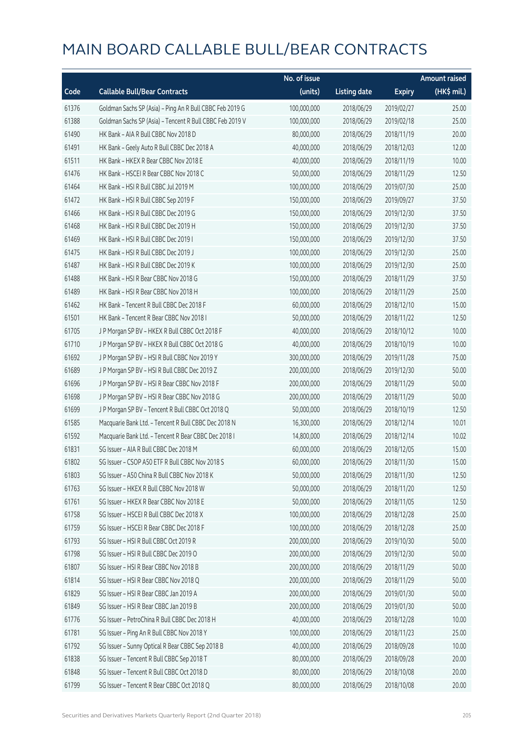# MAIN BOARD CALLABLE BULL/BEAR CONTRACTS

| Code | Callable Bull/Bear Contracts | No. of issue (units) | Listing date | Expiry | Amount raised (HK$ mil.) |
|---|---|---|---|---|---|
| 61376 | Goldman Sachs SP (Asia) – Ping An R Bull CBBC Feb 2019 G | 100,000,000 | 2018/06/29 | 2019/02/27 | 25.00 |
| 61388 | Goldman Sachs SP (Asia) – Tencent R Bull CBBC Feb 2019 V | 100,000,000 | 2018/06/29 | 2019/02/18 | 25.00 |
| 61490 | HK Bank – AIA R Bull CBBC Nov 2018 D | 80,000,000 | 2018/06/29 | 2018/11/19 | 20.00 |
| 61491 | HK Bank – Geely Auto R Bull CBBC Dec 2018 A | 40,000,000 | 2018/06/29 | 2018/12/03 | 12.00 |
| 61511 | HK Bank – HKEX R Bear CBBC Nov 2018 E | 40,000,000 | 2018/06/29 | 2018/11/19 | 10.00 |
| 61476 | HK Bank – HSCEI R Bear CBBC Nov 2018 C | 50,000,000 | 2018/06/29 | 2018/11/29 | 12.50 |
| 61464 | HK Bank – HSI R Bull CBBC Jul 2019 M | 100,000,000 | 2018/06/29 | 2019/07/30 | 25.00 |
| 61472 | HK Bank – HSI R Bull CBBC Sep 2019 F | 150,000,000 | 2018/06/29 | 2019/09/27 | 37.50 |
| 61466 | HK Bank – HSI R Bull CBBC Dec 2019 G | 150,000,000 | 2018/06/29 | 2019/12/30 | 37.50 |
| 61468 | HK Bank – HSI R Bull CBBC Dec 2019 H | 150,000,000 | 2018/06/29 | 2019/12/30 | 37.50 |
| 61469 | HK Bank – HSI R Bull CBBC Dec 2019 I | 150,000,000 | 2018/06/29 | 2019/12/30 | 37.50 |
| 61475 | HK Bank – HSI R Bull CBBC Dec 2019 J | 100,000,000 | 2018/06/29 | 2019/12/30 | 25.00 |
| 61487 | HK Bank – HSI R Bull CBBC Dec 2019 K | 100,000,000 | 2018/06/29 | 2019/12/30 | 25.00 |
| 61488 | HK Bank – HSI R Bear CBBC Nov 2018 G | 150,000,000 | 2018/06/29 | 2018/11/29 | 37.50 |
| 61489 | HK Bank – HSI R Bear CBBC Nov 2018 H | 100,000,000 | 2018/06/29 | 2018/11/29 | 25.00 |
| 61462 | HK Bank – Tencent R Bull CBBC Dec 2018 F | 60,000,000 | 2018/06/29 | 2018/12/10 | 15.00 |
| 61501 | HK Bank – Tencent R Bear CBBC Nov 2018 I | 50,000,000 | 2018/06/29 | 2018/11/22 | 12.50 |
| 61705 | J P Morgan SP BV – HKEX R Bull CBBC Oct 2018 F | 40,000,000 | 2018/06/29 | 2018/10/12 | 10.00 |
| 61710 | J P Morgan SP BV – HKEX R Bull CBBC Oct 2018 G | 40,000,000 | 2018/06/29 | 2018/10/19 | 10.00 |
| 61692 | J P Morgan SP BV – HSI R Bull CBBC Nov 2019 Y | 300,000,000 | 2018/06/29 | 2019/11/28 | 75.00 |
| 61689 | J P Morgan SP BV – HSI R Bull CBBC Dec 2019 Z | 200,000,000 | 2018/06/29 | 2019/12/30 | 50.00 |
| 61696 | J P Morgan SP BV – HSI R Bear CBBC Nov 2018 F | 200,000,000 | 2018/06/29 | 2018/11/29 | 50.00 |
| 61698 | J P Morgan SP BV – HSI R Bear CBBC Nov 2018 G | 200,000,000 | 2018/06/29 | 2018/11/29 | 50.00 |
| 61699 | J P Morgan SP BV – Tencent R Bull CBBC Oct 2018 Q | 50,000,000 | 2018/06/29 | 2018/10/19 | 12.50 |
| 61585 | Macquarie Bank Ltd. – Tencent R Bull CBBC Dec 2018 N | 16,300,000 | 2018/06/29 | 2018/12/14 | 10.01 |
| 61592 | Macquarie Bank Ltd. – Tencent R Bear CBBC Dec 2018 I | 14,800,000 | 2018/06/29 | 2018/12/14 | 10.02 |
| 61831 | SG Issuer – AIA R Bull CBBC Dec 2018 M | 60,000,000 | 2018/06/29 | 2018/12/05 | 15.00 |
| 61802 | SG Issuer – CSOP A50 ETF R Bull CBBC Nov 2018 S | 60,000,000 | 2018/06/29 | 2018/11/30 | 15.00 |
| 61803 | SG Issuer – A50 China R Bull CBBC Nov 2018 K | 50,000,000 | 2018/06/29 | 2018/11/30 | 12.50 |
| 61763 | SG Issuer – HKEX R Bull CBBC Nov 2018 W | 50,000,000 | 2018/06/29 | 2018/11/20 | 12.50 |
| 61761 | SG Issuer – HKEX R Bear CBBC Nov 2018 E | 50,000,000 | 2018/06/29 | 2018/11/05 | 12.50 |
| 61758 | SG Issuer – HSCEI R Bull CBBC Dec 2018 X | 100,000,000 | 2018/06/29 | 2018/12/28 | 25.00 |
| 61759 | SG Issuer – HSCEI R Bear CBBC Dec 2018 F | 100,000,000 | 2018/06/29 | 2018/12/28 | 25.00 |
| 61793 | SG Issuer – HSI R Bull CBBC Oct 2019 R | 200,000,000 | 2018/06/29 | 2019/10/30 | 50.00 |
| 61798 | SG Issuer – HSI R Bull CBBC Dec 2019 O | 200,000,000 | 2018/06/29 | 2019/12/30 | 50.00 |
| 61807 | SG Issuer – HSI R Bear CBBC Nov 2018 B | 200,000,000 | 2018/06/29 | 2018/11/29 | 50.00 |
| 61814 | SG Issuer – HSI R Bear CBBC Nov 2018 Q | 200,000,000 | 2018/06/29 | 2018/11/29 | 50.00 |
| 61829 | SG Issuer – HSI R Bear CBBC Jan 2019 A | 200,000,000 | 2018/06/29 | 2019/01/30 | 50.00 |
| 61849 | SG Issuer – HSI R Bear CBBC Jan 2019 B | 200,000,000 | 2018/06/29 | 2019/01/30 | 50.00 |
| 61776 | SG Issuer – PetroChina R Bull CBBC Dec 2018 H | 40,000,000 | 2018/06/29 | 2018/12/28 | 10.00 |
| 61781 | SG Issuer – Ping An R Bull CBBC Nov 2018 Y | 100,000,000 | 2018/06/29 | 2018/11/23 | 25.00 |
| 61792 | SG Issuer – Sunny Optical R Bear CBBC Sep 2018 B | 40,000,000 | 2018/06/29 | 2018/09/28 | 10.00 |
| 61838 | SG Issuer – Tencent R Bull CBBC Sep 2018 T | 80,000,000 | 2018/06/29 | 2018/09/28 | 20.00 |
| 61848 | SG Issuer – Tencent R Bull CBBC Oct 2018 D | 80,000,000 | 2018/06/29 | 2018/10/08 | 20.00 |
| 61799 | SG Issuer – Tencent R Bear CBBC Oct 2018 Q | 80,000,000 | 2018/06/29 | 2018/10/08 | 20.00 |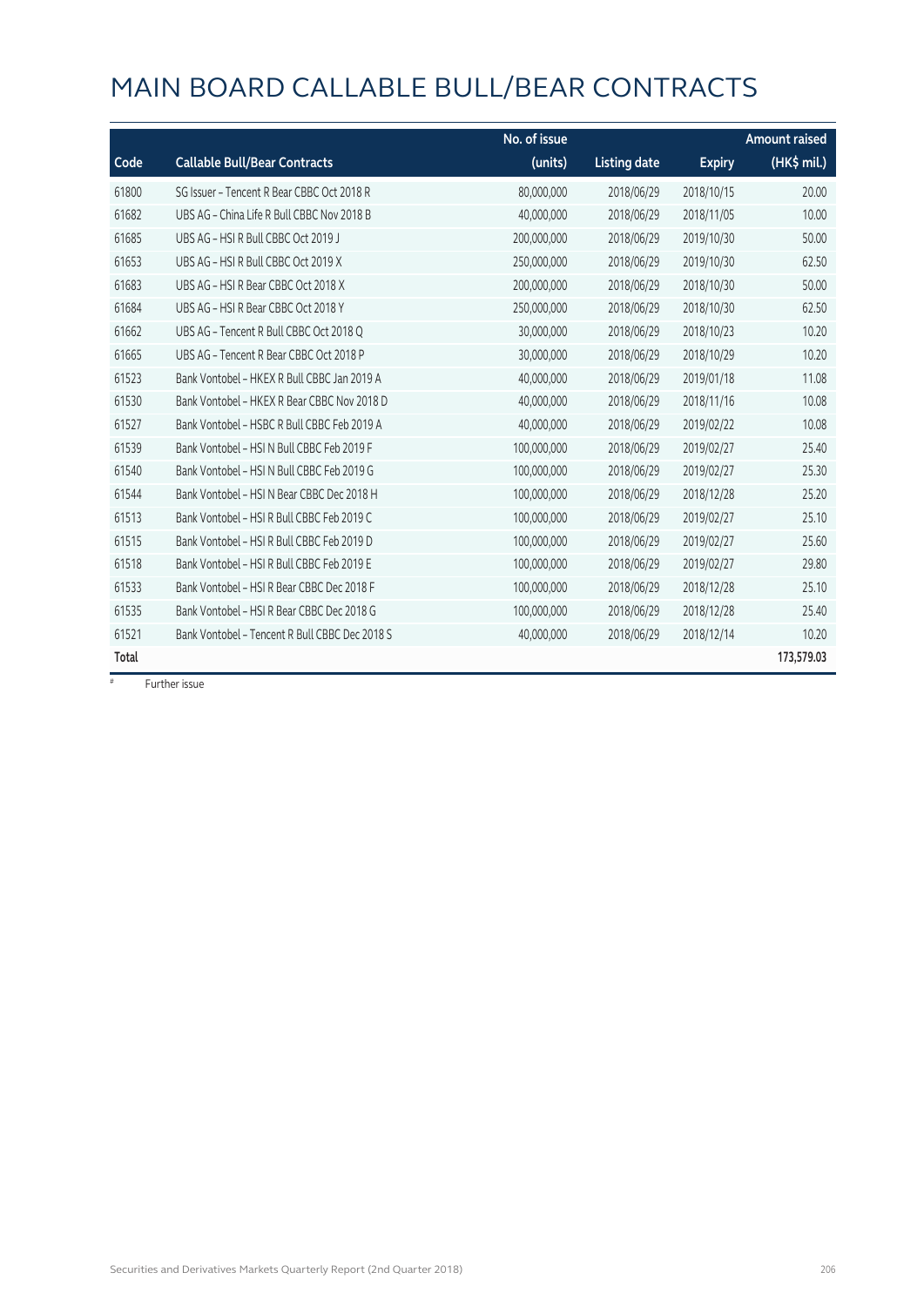# MAIN BOARD CALLABLE BULL/BEAR CONTRACTS

| Code | Callable Bull/Bear Contracts | No. of issue (units) | Listing date | Expiry | Amount raised (HK$ mil.) |
|---|---|---|---|---|---|
| 61800 | SG Issuer – Tencent R Bear CBBC Oct 2018 R | 80,000,000 | 2018/06/29 | 2018/10/15 | 20.00 |
| 61682 | UBS AG – China Life R Bull CBBC Nov 2018 B | 40,000,000 | 2018/06/29 | 2018/11/05 | 10.00 |
| 61685 | UBS AG – HSI R Bull CBBC Oct 2019 J | 200,000,000 | 2018/06/29 | 2019/10/30 | 50.00 |
| 61653 | UBS AG – HSI R Bull CBBC Oct 2019 X | 250,000,000 | 2018/06/29 | 2019/10/30 | 62.50 |
| 61683 | UBS AG – HSI R Bear CBBC Oct 2018 X | 200,000,000 | 2018/06/29 | 2018/10/30 | 50.00 |
| 61684 | UBS AG – HSI R Bear CBBC Oct 2018 Y | 250,000,000 | 2018/06/29 | 2018/10/30 | 62.50 |
| 61662 | UBS AG – Tencent R Bull CBBC Oct 2018 Q | 30,000,000 | 2018/06/29 | 2018/10/23 | 10.20 |
| 61665 | UBS AG – Tencent R Bear CBBC Oct 2018 P | 30,000,000 | 2018/06/29 | 2018/10/29 | 10.20 |
| 61523 | Bank Vontobel – HKEX R Bull CBBC Jan 2019 A | 40,000,000 | 2018/06/29 | 2019/01/18 | 11.08 |
| 61530 | Bank Vontobel – HKEX R Bear CBBC Nov 2018 D | 40,000,000 | 2018/06/29 | 2018/11/16 | 10.08 |
| 61527 | Bank Vontobel – HSBC R Bull CBBC Feb 2019 A | 40,000,000 | 2018/06/29 | 2019/02/22 | 10.08 |
| 61539 | Bank Vontobel – HSI N Bull CBBC Feb 2019 F | 100,000,000 | 2018/06/29 | 2019/02/27 | 25.40 |
| 61540 | Bank Vontobel – HSI N Bull CBBC Feb 2019 G | 100,000,000 | 2018/06/29 | 2019/02/27 | 25.30 |
| 61544 | Bank Vontobel – HSI N Bear CBBC Dec 2018 H | 100,000,000 | 2018/06/29 | 2018/12/28 | 25.20 |
| 61513 | Bank Vontobel – HSI R Bull CBBC Feb 2019 C | 100,000,000 | 2018/06/29 | 2019/02/27 | 25.10 |
| 61515 | Bank Vontobel – HSI R Bull CBBC Feb 2019 D | 100,000,000 | 2018/06/29 | 2019/02/27 | 25.60 |
| 61518 | Bank Vontobel – HSI R Bull CBBC Feb 2019 E | 100,000,000 | 2018/06/29 | 2019/02/27 | 29.80 |
| 61533 | Bank Vontobel – HSI R Bear CBBC Dec 2018 F | 100,000,000 | 2018/06/29 | 2018/12/28 | 25.10 |
| 61535 | Bank Vontobel – HSI R Bear CBBC Dec 2018 G | 100,000,000 | 2018/06/29 | 2018/12/28 | 25.40 |
| 61521 | Bank Vontobel – Tencent R Bull CBBC Dec 2018 S | 40,000,000 | 2018/06/29 | 2018/12/14 | 10.20 |
| **Total** | | | | | **173,579.03** |

# Further issue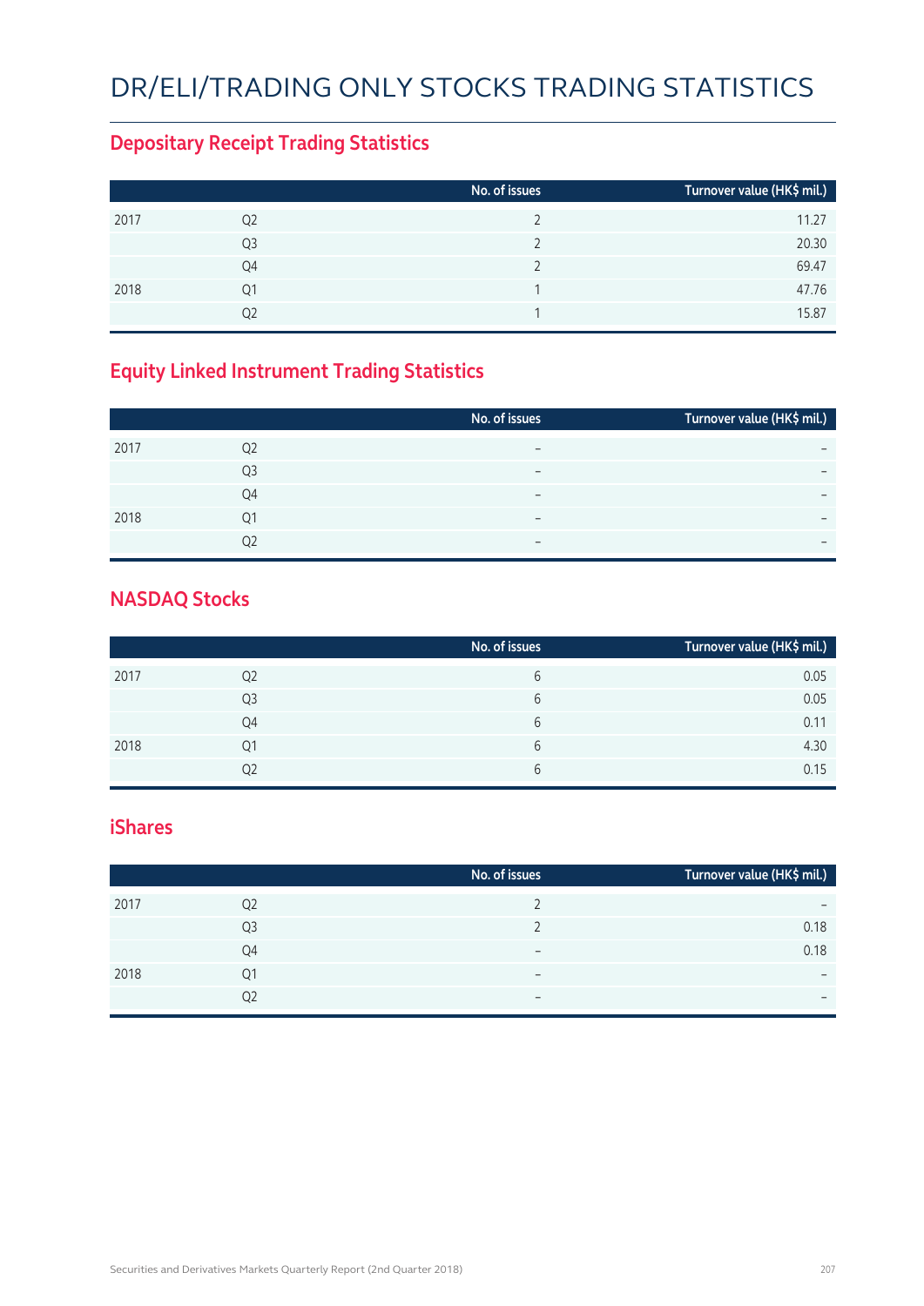# DR/ELI/TRADING ONLY STOCKS TRADING STATISTICS

## Depositary Receipt Trading Statistics

| | | No. of issues | Turnover value (HK$ mil.) |
|---|---|---|---|
| 2017 | Q2 | 2 | 11.27 |
| | Q3 | 2 | 20.30 |
| | Q4 | 2 | 69.47 |
| 2018 | Q1 | 1 | 47.76 |
| | Q2 | 1 | 15.87 |

## Equity Linked Instrument Trading Statistics

| | | No. of issues | Turnover value (HK$ mil.) |
|---|---|---|---|
| 2017 | Q2 | – | – |
| | Q3 | – | – |
| | Q4 | – | – |
| 2018 | Q1 | – | – |
| | Q2 | – | – |

## NASDAQ Stocks

| | | No. of issues | Turnover value (HK$ mil.) |
|---|---|---|---|
| 2017 | Q2 | 6 | 0.05 |
| | Q3 | 6 | 0.05 |
| | Q4 | 6 | 0.11 |
| 2018 | Q1 | 6 | 4.30 |
| | Q2 | 6 | 0.15 |

## iShares

| | | No. of issues | Turnover value (HK$ mil.) |
|---|---|---|---|
| 2017 | Q2 | 2 | – |
| | Q3 | 2 | 0.18 |
| | Q4 | – | 0.18 |
| 2018 | Q1 | – | – |
| | Q2 | – | – |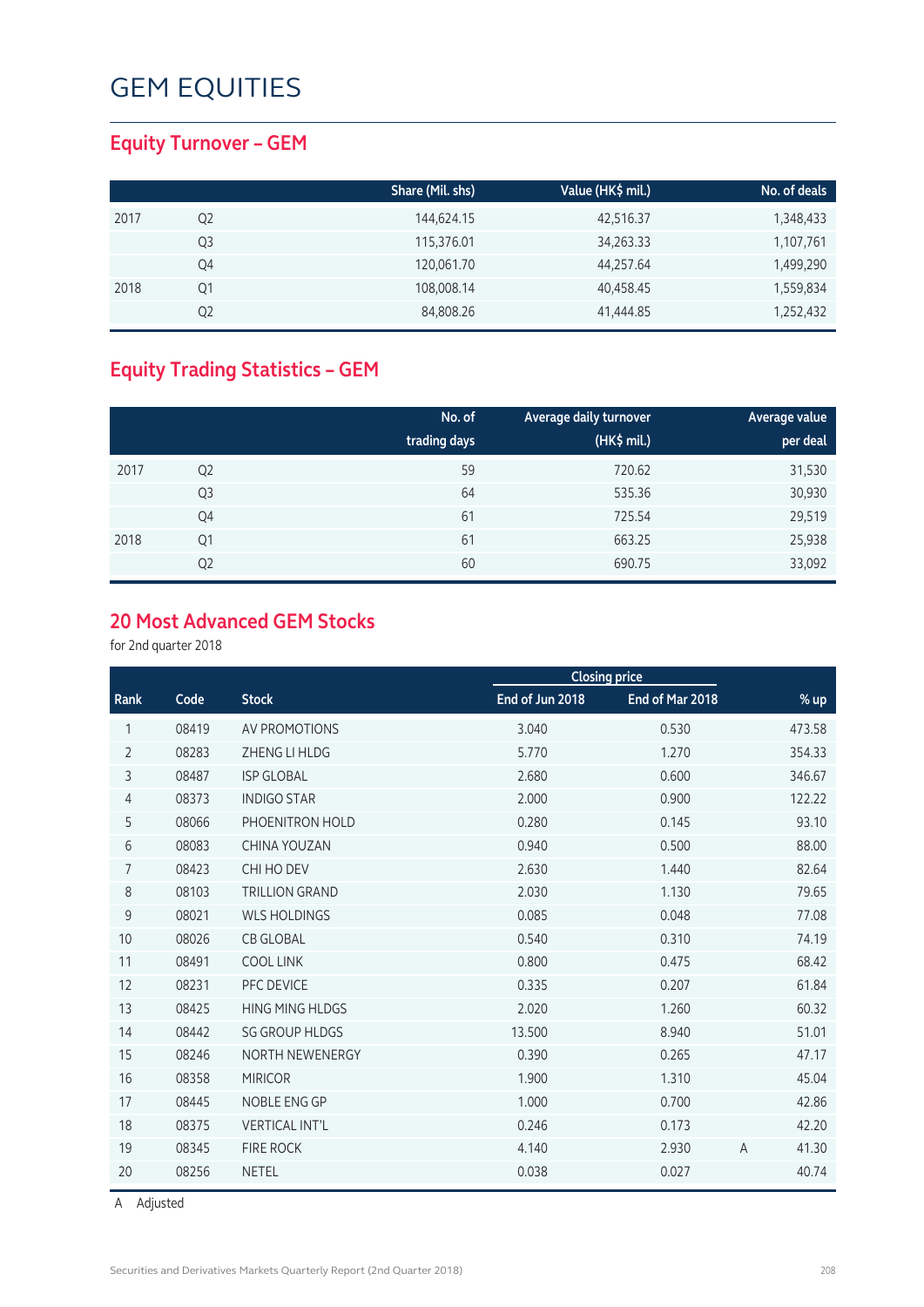# GEM EQUITIES

## Equity Turnover – GEM

| | | Share (Mil. shs) | Value (HK$ mil.) | No. of deals |
|---|---|---|---|---|
| 2017 | Q2 | 144,624.15 | 42,516.37 | 1,348,433 |
| | Q3 | 115,376.01 | 34,263.33 | 1,107,761 |
| | Q4 | 120,061.70 | 44,257.64 | 1,499,290 |
| 2018 | Q1 | 108,008.14 | 40,458.45 | 1,559,834 |
| | Q2 | 84,808.26 | 41,444.85 | 1,252,432 |

## Equity Trading Statistics – GEM

| | | No. of trading days | Average daily turnover (HK$ mil.) | Average value per deal |
|---|---|---|---|---|
| 2017 | Q2 | 59 | 720.62 | 31,530 |
| | Q3 | 64 | 535.36 | 30,930 |
| | Q4 | 61 | 725.54 | 29,519 |
| 2018 | Q1 | 61 | 663.25 | 25,938 |
| | Q2 | 60 | 690.75 | 33,092 |

## 20 Most Advanced GEM Stocks

for 2nd quarter 2018

| | | | Closing price | | | |
|---|---|---|---|---|---|---|
| Rank | Code | Stock | End of Jun 2018 | End of Mar 2018 | | % up |
| 1 | 08419 | AV PROMOTIONS | 3.040 | 0.530 | | 473.58 |
| 2 | 08283 | ZHENG LI HLDG | 5.770 | 1.270 | | 354.33 |
| 3 | 08487 | ISP GLOBAL | 2.680 | 0.600 | | 346.67 |
| 4 | 08373 | INDIGO STAR | 2.000 | 0.900 | | 122.22 |
| 5 | 08066 | PHOENITRON HOLD | 0.280 | 0.145 | | 93.10 |
| 6 | 08083 | CHINA YOUZAN | 0.940 | 0.500 | | 88.00 |
| 7 | 08423 | CHI HO DEV | 2.630 | 1.440 | | 82.64 |
| 8 | 08103 | TRILLION GRAND | 2.030 | 1.130 | | 79.65 |
| 9 | 08021 | WLS HOLDINGS | 0.085 | 0.048 | | 77.08 |
| 10 | 08026 | CB GLOBAL | 0.540 | 0.310 | | 74.19 |
| 11 | 08491 | COOL LINK | 0.800 | 0.475 | | 68.42 |
| 12 | 08231 | PFC DEVICE | 0.335 | 0.207 | | 61.84 |
| 13 | 08425 | HING MING HLDGS | 2.020 | 1.260 | | 60.32 |
| 14 | 08442 | SG GROUP HLDGS | 13.500 | 8.940 | | 51.01 |
| 15 | 08246 | NORTH NEWENERGY | 0.390 | 0.265 | | 47.17 |
| 16 | 08358 | MIRICOR | 1.900 | 1.310 | | 45.04 |
| 17 | 08445 | NOBLE ENG GP | 1.000 | 0.700 | | 42.86 |
| 18 | 08375 | VERTICAL INT'L | 0.246 | 0.173 | | 42.20 |
| 19 | 08345 | FIRE ROCK | 4.140 | 2.930 | A | 41.30 |
| 20 | 08256 | NETEL | 0.038 | 0.027 | | 40.74 |

A Adjusted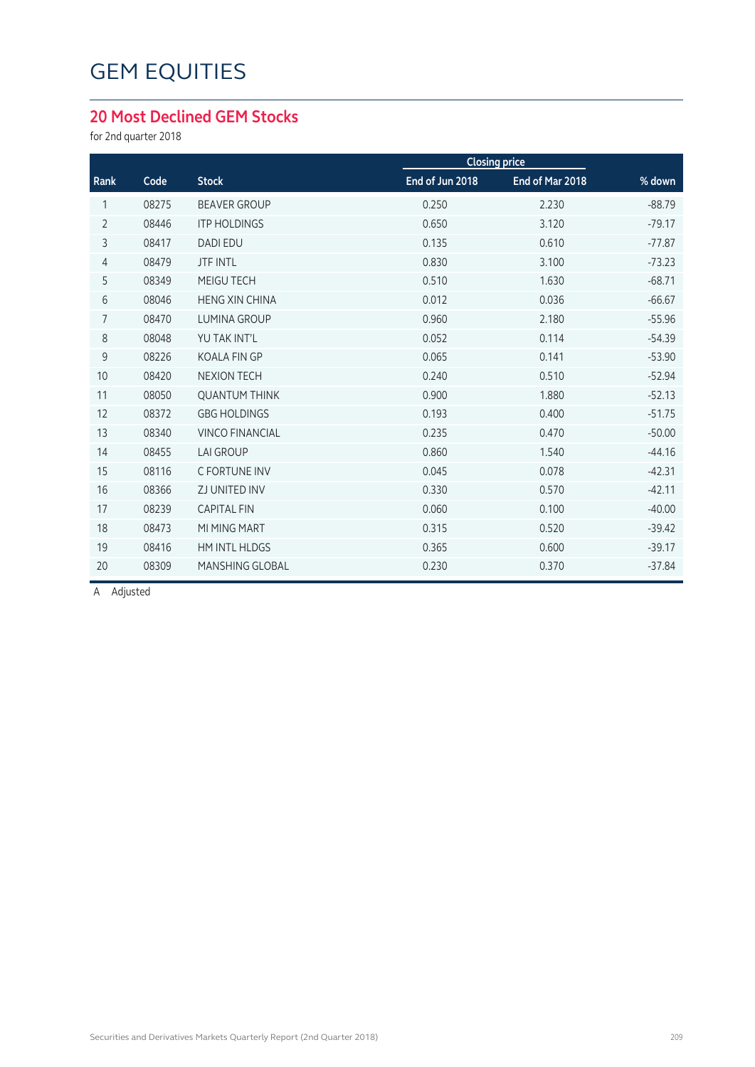# GEM EQUITIES

## 20 Most Declined GEM Stocks

for 2nd quarter 2018

| Rank | Code | Stock | Closing price | | % down |
|---|---|---|---|---|---|
| | | | End of Jun 2018 | End of Mar 2018 | |
| 1 | 08275 | BEAVER GROUP | 0.250 | 2.230 | -88.79 |
| 2 | 08446 | ITP HOLDINGS | 0.650 | 3.120 | -79.17 |
| 3 | 08417 | DADI EDU | 0.135 | 0.610 | -77.87 |
| 4 | 08479 | JTF INTL | 0.830 | 3.100 | -73.23 |
| 5 | 08349 | MEIGU TECH | 0.510 | 1.630 | -68.71 |
| 6 | 08046 | HENG XIN CHINA | 0.012 | 0.036 | -66.67 |
| 7 | 08470 | LUMINA GROUP | 0.960 | 2.180 | -55.96 |
| 8 | 08048 | YU TAK INT'L | 0.052 | 0.114 | -54.39 |
| 9 | 08226 | KOALA FIN GP | 0.065 | 0.141 | -53.90 |
| 10 | 08420 | NEXION TECH | 0.240 | 0.510 | -52.94 |
| 11 | 08050 | QUANTUM THINK | 0.900 | 1.880 | -52.13 |
| 12 | 08372 | GBG HOLDINGS | 0.193 | 0.400 | -51.75 |
| 13 | 08340 | VINCO FINANCIAL | 0.235 | 0.470 | -50.00 |
| 14 | 08455 | LAI GROUP | 0.860 | 1.540 | -44.16 |
| 15 | 08116 | C FORTUNE INV | 0.045 | 0.078 | -42.31 |
| 16 | 08366 | ZJ UNITED INV | 0.330 | 0.570 | -42.11 |
| 17 | 08239 | CAPITAL FIN | 0.060 | 0.100 | -40.00 |
| 18 | 08473 | MI MING MART | 0.315 | 0.520 | -39.42 |
| 19 | 08416 | HM INTL HLDGS | 0.365 | 0.600 | -39.17 |
| 20 | 08309 | MANSHING GLOBAL | 0.230 | 0.370 | -37.84 |

A Adjusted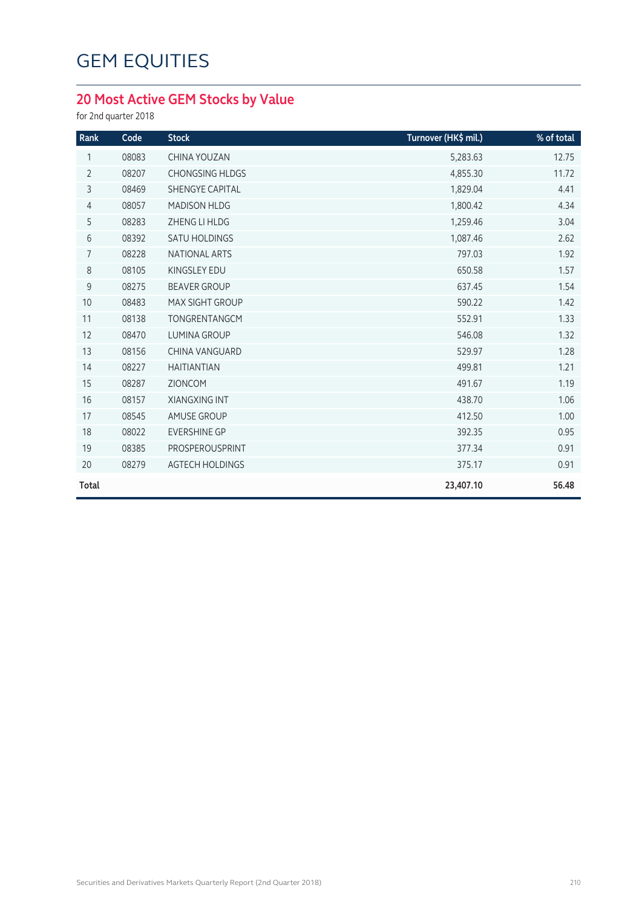# GEM EQUITIES

## 20 Most Active GEM Stocks by Value

for 2nd quarter 2018

| Rank | Code | Stock | Turnover (HK$ mil.) | % of total |
|---|---|---|---|---|
| 1 | 08083 | CHINA YOUZAN | 5,283.63 | 12.75 |
| 2 | 08207 | CHONGSING HLDGS | 4,855.30 | 11.72 |
| 3 | 08469 | SHENGYE CAPITAL | 1,829.04 | 4.41 |
| 4 | 08057 | MADISON HLDG | 1,800.42 | 4.34 |
| 5 | 08283 | ZHENG LI HLDG | 1,259.46 | 3.04 |
| 6 | 08392 | SATU HOLDINGS | 1,087.46 | 2.62 |
| 7 | 08228 | NATIONAL ARTS | 797.03 | 1.92 |
| 8 | 08105 | KINGSLEY EDU | 650.58 | 1.57 |
| 9 | 08275 | BEAVER GROUP | 637.45 | 1.54 |
| 10 | 08483 | MAX SIGHT GROUP | 590.22 | 1.42 |
| 11 | 08138 | TONGRENTANGCM | 552.91 | 1.33 |
| 12 | 08470 | LUMINA GROUP | 546.08 | 1.32 |
| 13 | 08156 | CHINA VANGUARD | 529.97 | 1.28 |
| 14 | 08227 | HAITIANTIAN | 499.81 | 1.21 |
| 15 | 08287 | ZIONCOM | 491.67 | 1.19 |
| 16 | 08157 | XIANGXING INT | 438.70 | 1.06 |
| 17 | 08545 | AMUSE GROUP | 412.50 | 1.00 |
| 18 | 08022 | EVERSHINE GP | 392.35 | 0.95 |
| 19 | 08385 | PROSPEROUSPRINT | 377.34 | 0.91 |
| 20 | 08279 | AGTECH HOLDINGS | 375.17 | 0.91 |
| **Total** | | | **23,407.10** | **56.48** |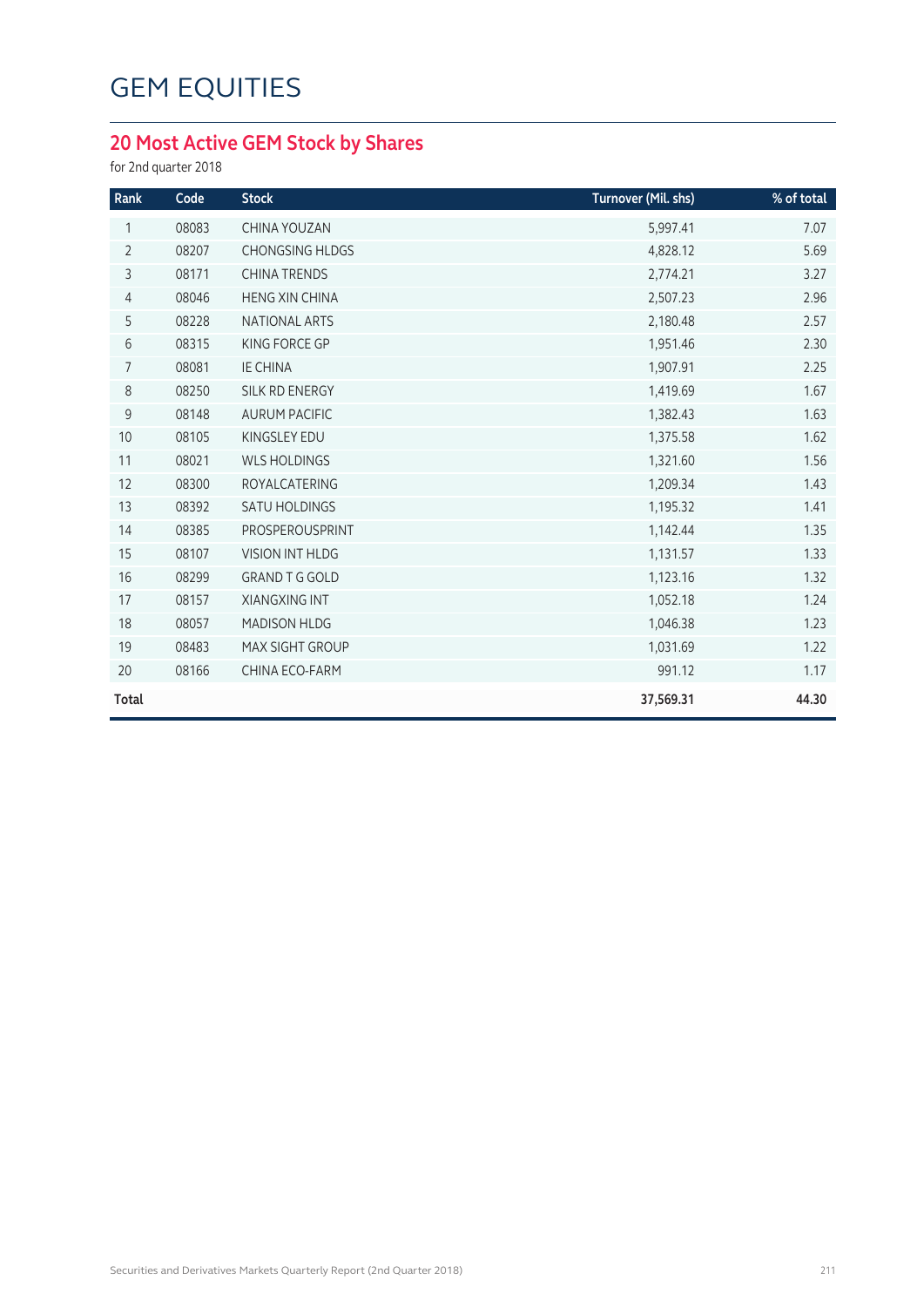# GEM EQUITIES

## 20 Most Active GEM Stock by Shares

for 2nd quarter 2018

| Rank | Code | Stock | Turnover (Mil. shs) | % of total |
|---|---|---|---|---|
| 1 | 08083 | CHINA YOUZAN | 5,997.41 | 7.07 |
| 2 | 08207 | CHONGSING HLDGS | 4,828.12 | 5.69 |
| 3 | 08171 | CHINA TRENDS | 2,774.21 | 3.27 |
| 4 | 08046 | HENG XIN CHINA | 2,507.23 | 2.96 |
| 5 | 08228 | NATIONAL ARTS | 2,180.48 | 2.57 |
| 6 | 08315 | KING FORCE GP | 1,951.46 | 2.30 |
| 7 | 08081 | IE CHINA | 1,907.91 | 2.25 |
| 8 | 08250 | SILK RD ENERGY | 1,419.69 | 1.67 |
| 9 | 08148 | AURUM PACIFIC | 1,382.43 | 1.63 |
| 10 | 08105 | KINGSLEY EDU | 1,375.58 | 1.62 |
| 11 | 08021 | WLS HOLDINGS | 1,321.60 | 1.56 |
| 12 | 08300 | ROYALCATERING | 1,209.34 | 1.43 |
| 13 | 08392 | SATU HOLDINGS | 1,195.32 | 1.41 |
| 14 | 08385 | PROSPEROUSPRINT | 1,142.44 | 1.35 |
| 15 | 08107 | VISION INT HLDG | 1,131.57 | 1.33 |
| 16 | 08299 | GRAND T G GOLD | 1,123.16 | 1.32 |
| 17 | 08157 | XIANGXING INT | 1,052.18 | 1.24 |
| 18 | 08057 | MADISON HLDG | 1,046.38 | 1.23 |
| 19 | 08483 | MAX SIGHT GROUP | 1,031.69 | 1.22 |
| 20 | 08166 | CHINA ECO-FARM | 991.12 | 1.17 |
| **Total** | | | **37,569.31** | **44.30** |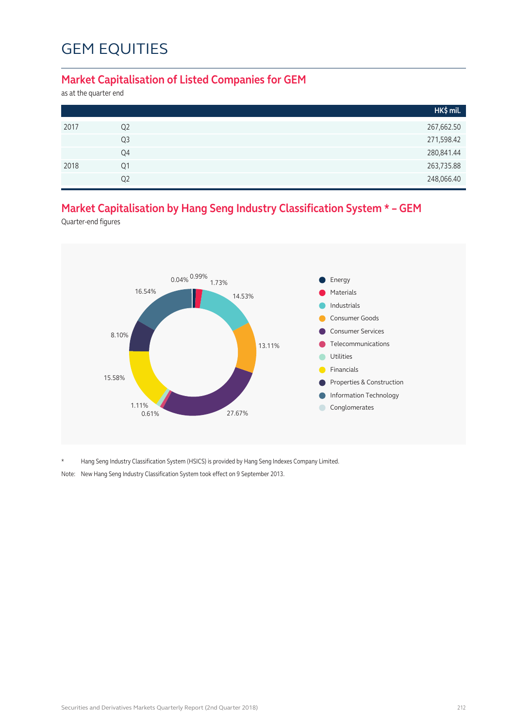# GEM EQUITIES

## Market Capitalisation of Listed Companies for GEM

as at the quarter end

| | | HK$ mil. |
|---|---|---|
| 2017 | Q2 | 267,662.50 |
| | Q3 | 271,598.42 |
| | Q4 | 280,841.44 |
| 2018 | Q1 | 263,735.88 |
| | Q2 | 248,066.40 |

## Market Capitalisation by Hang Seng Industry Classification System * – GEM

Quarter-end figures

| Industry | % |
|---|---|
| Energy | 0.99% |
| Materials | 1.73% |
| Industrials | 14.53% |
| Consumer Goods | 13.11% |
| Consumer Services | 27.67% |
| Telecommunications | 0.61% |
| Utilities | 1.11% |
| Financials | 15.58% |
| Properties & Construction | 8.10% |
| Information Technology | 16.54% |
| Conglomerates | 0.04% |

* Hang Seng Industry Classification System (HSICS) is provided by Hang Seng Indexes Company Limited.

Note: New Hang Seng Industry Classification System took effect on 9 September 2013.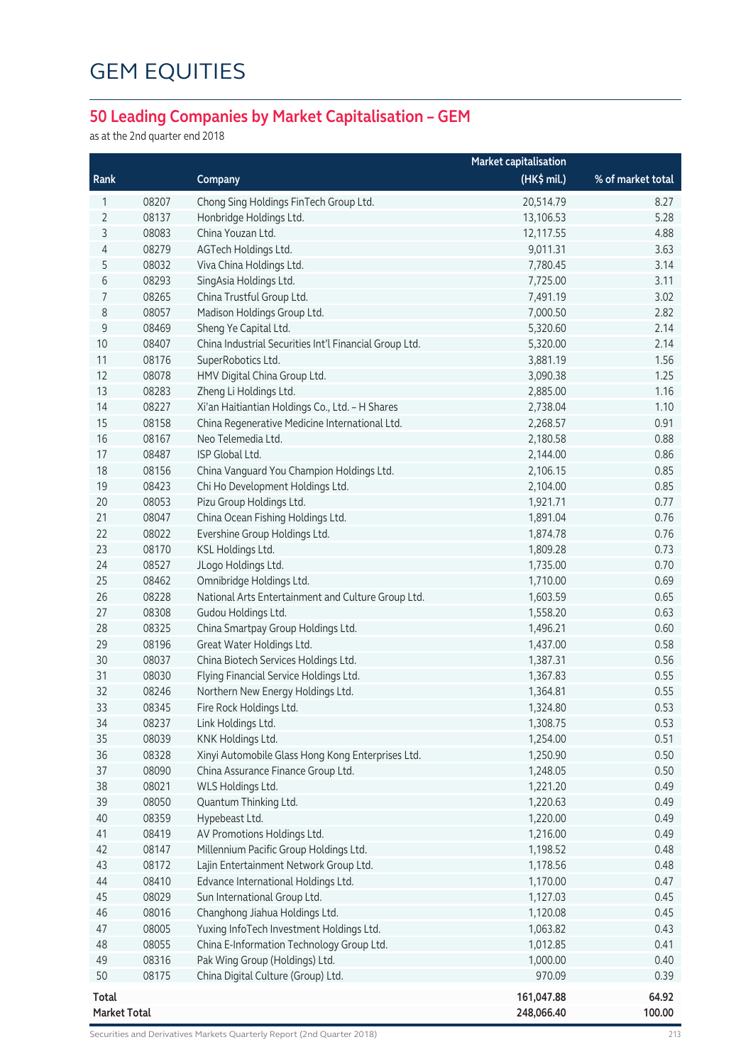# GEM EQUITIES

## 50 Leading Companies by Market Capitalisation – GEM

as at the 2nd quarter end 2018

| Rank | | Company | Market capitalisation (HK$ mil.) | % of market total |
|---|---|---|---|---|
| 1 | 08207 | Chong Sing Holdings FinTech Group Ltd. | 20,514.79 | 8.27 |
| 2 | 08137 | Honbridge Holdings Ltd. | 13,106.53 | 5.28 |
| 3 | 08083 | China Youzan Ltd. | 12,117.55 | 4.88 |
| 4 | 08279 | AGTech Holdings Ltd. | 9,011.31 | 3.63 |
| 5 | 08032 | Viva China Holdings Ltd. | 7,780.45 | 3.14 |
| 6 | 08293 | SingAsia Holdings Ltd. | 7,725.00 | 3.11 |
| 7 | 08265 | China Trustful Group Ltd. | 7,491.19 | 3.02 |
| 8 | 08057 | Madison Holdings Group Ltd. | 7,000.50 | 2.82 |
| 9 | 08469 | Sheng Ye Capital Ltd. | 5,320.60 | 2.14 |
| 10 | 08407 | China Industrial Securities Int'l Financial Group Ltd. | 5,320.00 | 2.14 |
| 11 | 08176 | SuperRobotics Ltd. | 3,881.19 | 1.56 |
| 12 | 08078 | HMV Digital China Group Ltd. | 3,090.38 | 1.25 |
| 13 | 08283 | Zheng Li Holdings Ltd. | 2,885.00 | 1.16 |
| 14 | 08227 | Xi'an Haitiantian Holdings Co., Ltd. – H Shares | 2,738.04 | 1.10 |
| 15 | 08158 | China Regenerative Medicine International Ltd. | 2,268.57 | 0.91 |
| 16 | 08167 | Neo Telemedia Ltd. | 2,180.58 | 0.88 |
| 17 | 08487 | ISP Global Ltd. | 2,144.00 | 0.86 |
| 18 | 08156 | China Vanguard You Champion Holdings Ltd. | 2,106.15 | 0.85 |
| 19 | 08423 | Chi Ho Development Holdings Ltd. | 2,104.00 | 0.85 |
| 20 | 08053 | Pizu Group Holdings Ltd. | 1,921.71 | 0.77 |
| 21 | 08047 | China Ocean Fishing Holdings Ltd. | 1,891.04 | 0.76 |
| 22 | 08022 | Evershine Group Holdings Ltd. | 1,874.78 | 0.76 |
| 23 | 08170 | KSL Holdings Ltd. | 1,809.28 | 0.73 |
| 24 | 08527 | JLogo Holdings Ltd. | 1,735.00 | 0.70 |
| 25 | 08462 | Omnibridge Holdings Ltd. | 1,710.00 | 0.69 |
| 26 | 08228 | National Arts Entertainment and Culture Group Ltd. | 1,603.59 | 0.65 |
| 27 | 08308 | Gudou Holdings Ltd. | 1,558.20 | 0.63 |
| 28 | 08325 | China Smartpay Group Holdings Ltd. | 1,496.21 | 0.60 |
| 29 | 08196 | Great Water Holdings Ltd. | 1,437.00 | 0.58 |
| 30 | 08037 | China Biotech Services Holdings Ltd. | 1,387.31 | 0.56 |
| 31 | 08030 | Flying Financial Service Holdings Ltd. | 1,367.83 | 0.55 |
| 32 | 08246 | Northern New Energy Holdings Ltd. | 1,364.81 | 0.55 |
| 33 | 08345 | Fire Rock Holdings Ltd. | 1,324.80 | 0.53 |
| 34 | 08237 | Link Holdings Ltd. | 1,308.75 | 0.53 |
| 35 | 08039 | KNK Holdings Ltd. | 1,254.00 | 0.51 |
| 36 | 08328 | Xinyi Automobile Glass Hong Kong Enterprises Ltd. | 1,250.90 | 0.50 |
| 37 | 08090 | China Assurance Finance Group Ltd. | 1,248.05 | 0.50 |
| 38 | 08021 | WLS Holdings Ltd. | 1,221.20 | 0.49 |
| 39 | 08050 | Quantum Thinking Ltd. | 1,220.63 | 0.49 |
| 40 | 08359 | Hypebeast Ltd. | 1,220.00 | 0.49 |
| 41 | 08419 | AV Promotions Holdings Ltd. | 1,216.00 | 0.49 |
| 42 | 08147 | Millennium Pacific Group Holdings Ltd. | 1,198.52 | 0.48 |
| 43 | 08172 | Lajin Entertainment Network Group Ltd. | 1,178.56 | 0.48 |
| 44 | 08410 | Edvance International Holdings Ltd. | 1,170.00 | 0.47 |
| 45 | 08029 | Sun International Group Ltd. | 1,127.03 | 0.45 |
| 46 | 08016 | Changhong Jiahua Holdings Ltd. | 1,120.08 | 0.45 |
| 47 | 08005 | Yuxing InfoTech Investment Holdings Ltd. | 1,063.82 | 0.43 |
| 48 | 08055 | China E-Information Technology Group Ltd. | 1,012.85 | 0.41 |
| 49 | 08316 | Pak Wing Group (Holdings) Ltd. | 1,000.00 | 0.40 |
| 50 | 08175 | China Digital Culture (Group) Ltd. | 970.09 | 0.39 |
| **Total** | | | **161,047.88** | **64.92** |
| **Market Total** | | | **248,066.40** | **100.00** |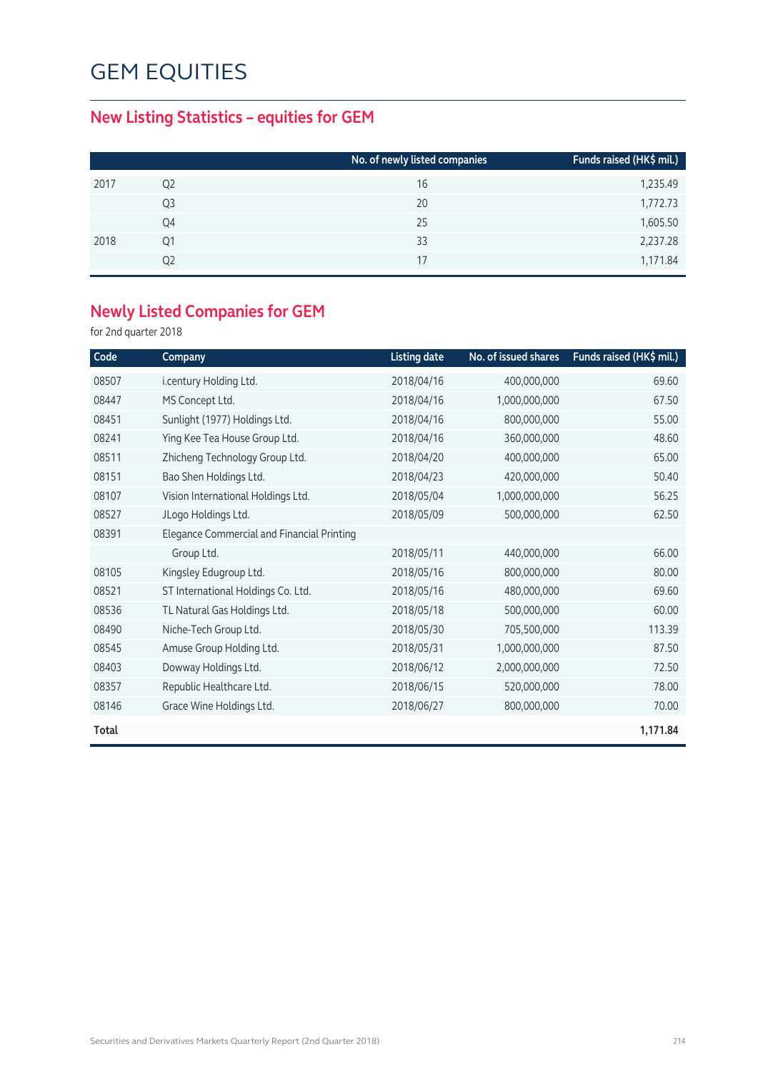# GEM EQUITIES

## New Listing Statistics – equities for GEM

| | | No. of newly listed companies | Funds raised (HK$ mil.) |
|---|---|---|---|
| 2017 | Q2 | 16 | 1,235.49 |
| | Q3 | 20 | 1,772.73 |
| | Q4 | 25 | 1,605.50 |
| 2018 | Q1 | 33 | 2,237.28 |
| | Q2 | 17 | 1,171.84 |

## Newly Listed Companies for GEM

for 2nd quarter 2018

| Code | Company | Listing date | No. of issued shares | Funds raised (HK$ mil.) |
|---|---|---|---|---|
| 08507 | i.century Holding Ltd. | 2018/04/16 | 400,000,000 | 69.60 |
| 08447 | MS Concept Ltd. | 2018/04/16 | 1,000,000,000 | 67.50 |
| 08451 | Sunlight (1977) Holdings Ltd. | 2018/04/16 | 800,000,000 | 55.00 |
| 08241 | Ying Kee Tea House Group Ltd. | 2018/04/16 | 360,000,000 | 48.60 |
| 08511 | Zhicheng Technology Group Ltd. | 2018/04/20 | 400,000,000 | 65.00 |
| 08151 | Bao Shen Holdings Ltd. | 2018/04/23 | 420,000,000 | 50.40 |
| 08107 | Vision International Holdings Ltd. | 2018/05/04 | 1,000,000,000 | 56.25 |
| 08527 | JLogo Holdings Ltd. | 2018/05/09 | 500,000,000 | 62.50 |
| 08391 | Elegance Commercial and Financial Printing Group Ltd. | 2018/05/11 | 440,000,000 | 66.00 |
| 08105 | Kingsley Edugroup Ltd. | 2018/05/16 | 800,000,000 | 80.00 |
| 08521 | ST International Holdings Co. Ltd. | 2018/05/16 | 480,000,000 | 69.60 |
| 08536 | TL Natural Gas Holdings Ltd. | 2018/05/18 | 500,000,000 | 60.00 |
| 08490 | Niche-Tech Group Ltd. | 2018/05/30 | 705,500,000 | 113.39 |
| 08545 | Amuse Group Holding Ltd. | 2018/05/31 | 1,000,000,000 | 87.50 |
| 08403 | Dowway Holdings Ltd. | 2018/06/12 | 2,000,000,000 | 72.50 |
| 08357 | Republic Healthcare Ltd. | 2018/06/15 | 520,000,000 | 78.00 |
| 08146 | Grace Wine Holdings Ltd. | 2018/06/27 | 800,000,000 | 70.00 |
| **Total** | | | | **1,171.84** |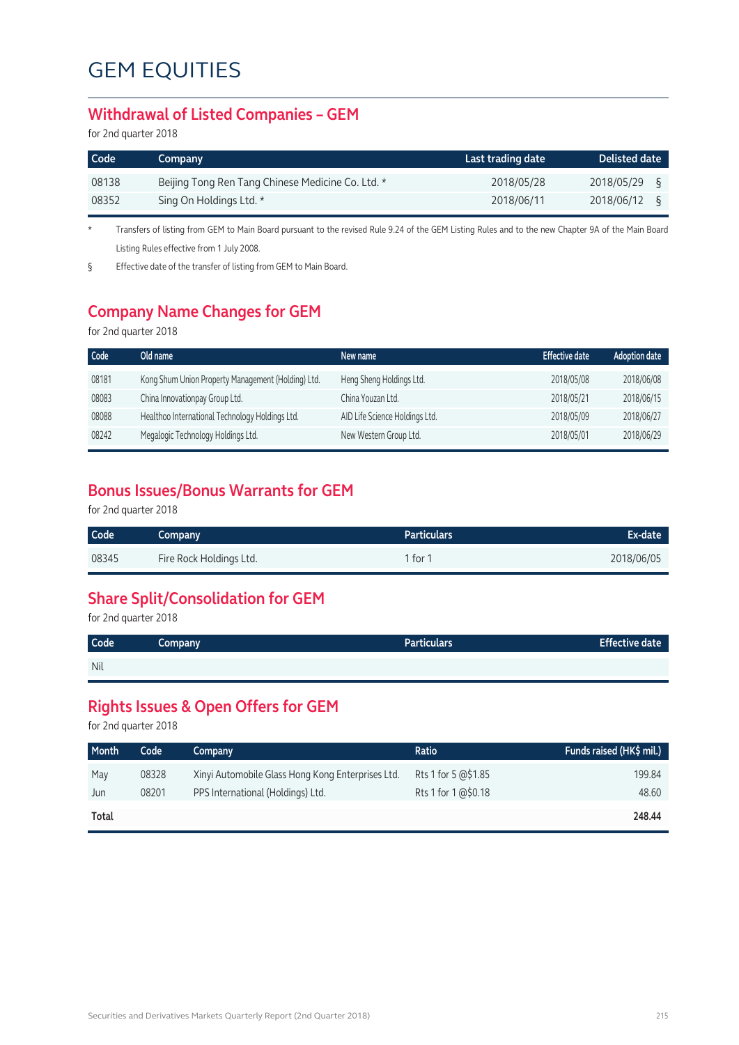# GEM EQUITIES

## Withdrawal of Listed Companies – GEM

for 2nd quarter 2018

| Code | Company | Last trading date | Delisted date |
|---|---|---|---|
| 08138 | Beijing Tong Ren Tang Chinese Medicine Co. Ltd. * | 2018/05/28 | 2018/05/29 § |
| 08352 | Sing On Holdings Ltd. * | 2018/06/11 | 2018/06/12 § |

\* Transfers of listing from GEM to Main Board pursuant to the revised Rule 9.24 of the GEM Listing Rules and to the new Chapter 9A of the Main Board Listing Rules effective from 1 July 2008.

§ Effective date of the transfer of listing from GEM to Main Board.

## Company Name Changes for GEM

for 2nd quarter 2018

| Code | Old name | New name | Effective date | Adoption date |
|---|---|---|---|---|
| 08181 | Kong Shum Union Property Management (Holding) Ltd. | Heng Sheng Holdings Ltd. | 2018/05/08 | 2018/06/08 |
| 08083 | China Innovationpay Group Ltd. | China Youzan Ltd. | 2018/05/21 | 2018/06/15 |
| 08088 | Healthoo International Technology Holdings Ltd. | AID Life Science Holdings Ltd. | 2018/05/09 | 2018/06/27 |
| 08242 | Megalogic Technology Holdings Ltd. | New Western Group Ltd. | 2018/05/01 | 2018/06/29 |

## Bonus Issues/Bonus Warrants for GEM

for 2nd quarter 2018

| Code | Company | Particulars | Ex-date |
|---|---|---|---|
| 08345 | Fire Rock Holdings Ltd. | 1 for 1 | 2018/06/05 |

## Share Split/Consolidation for GEM

for 2nd quarter 2018

| Code | Company | Particulars | Effective date |
|---|---|---|---|
| Nil | | | |

## Rights Issues & Open Offers for GEM

for 2nd quarter 2018

| Month | Code | Company | Ratio | Funds raised (HK$ mil.) |
|---|---|---|---|---|
| May | 08328 | Xinyi Automobile Glass Hong Kong Enterprises Ltd. | Rts 1 for 5 @$1.85 | 199.84 |
| Jun | 08201 | PPS International (Holdings) Ltd. | Rts 1 for 1 @$0.18 | 48.60 |
| **Total** | | | | **248.44** |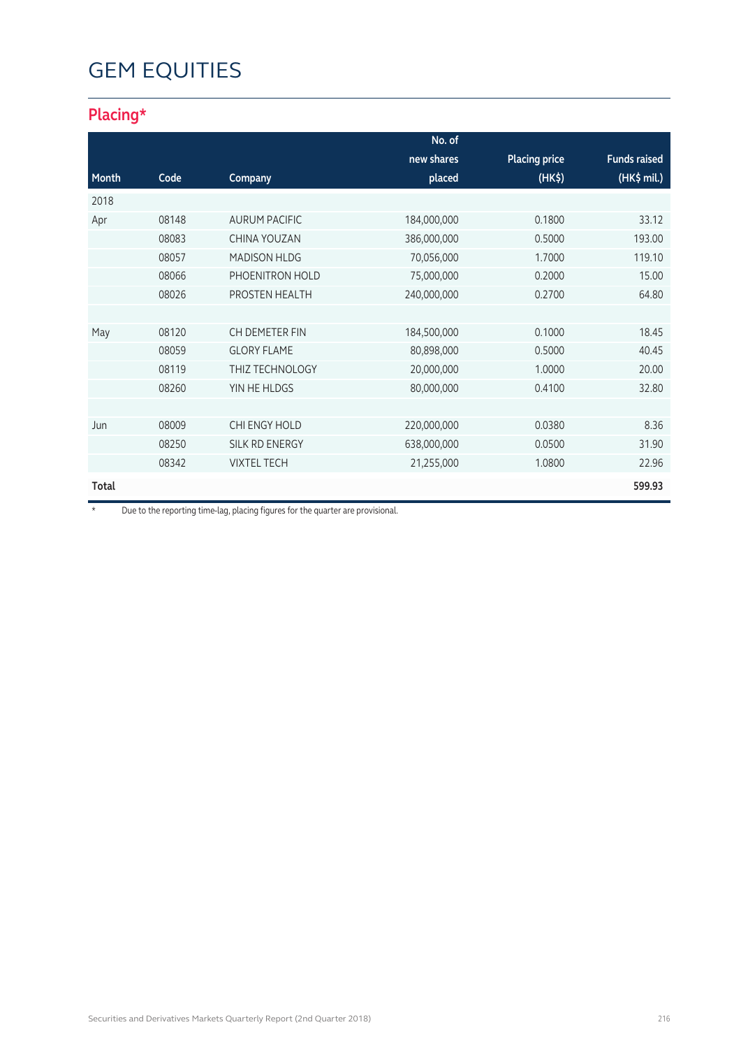# GEM EQUITIES

## Placing*

| Month | Code | Company | No. of new shares placed | Placing price (HK$) | Funds raised (HK$ mil.) |
|---|---|---|---|---|---|
| 2018 | | | | | |
| Apr | 08148 | AURUM PACIFIC | 184,000,000 | 0.1800 | 33.12 |
| | 08083 | CHINA YOUZAN | 386,000,000 | 0.5000 | 193.00 |
| | 08057 | MADISON HLDG | 70,056,000 | 1.7000 | 119.10 |
| | 08066 | PHOENITRON HOLD | 75,000,000 | 0.2000 | 15.00 |
| | 08026 | PROSTEN HEALTH | 240,000,000 | 0.2700 | 64.80 |
| | | | | | |
| May | 08120 | CH DEMETER FIN | 184,500,000 | 0.1000 | 18.45 |
| | 08059 | GLORY FLAME | 80,898,000 | 0.5000 | 40.45 |
| | 08119 | THIZ TECHNOLOGY | 20,000,000 | 1.0000 | 20.00 |
| | 08260 | YIN HE HLDGS | 80,000,000 | 0.4100 | 32.80 |
| | | | | | |
| Jun | 08009 | CHI ENGY HOLD | 220,000,000 | 0.0380 | 8.36 |
| | 08250 | SILK RD ENERGY | 638,000,000 | 0.0500 | 31.90 |
| | 08342 | VIXTEL TECH | 21,255,000 | 1.0800 | 22.96 |
| **Total** | | | | | **599.93** |

\* Due to the reporting time-lag, placing figures for the quarter are provisional.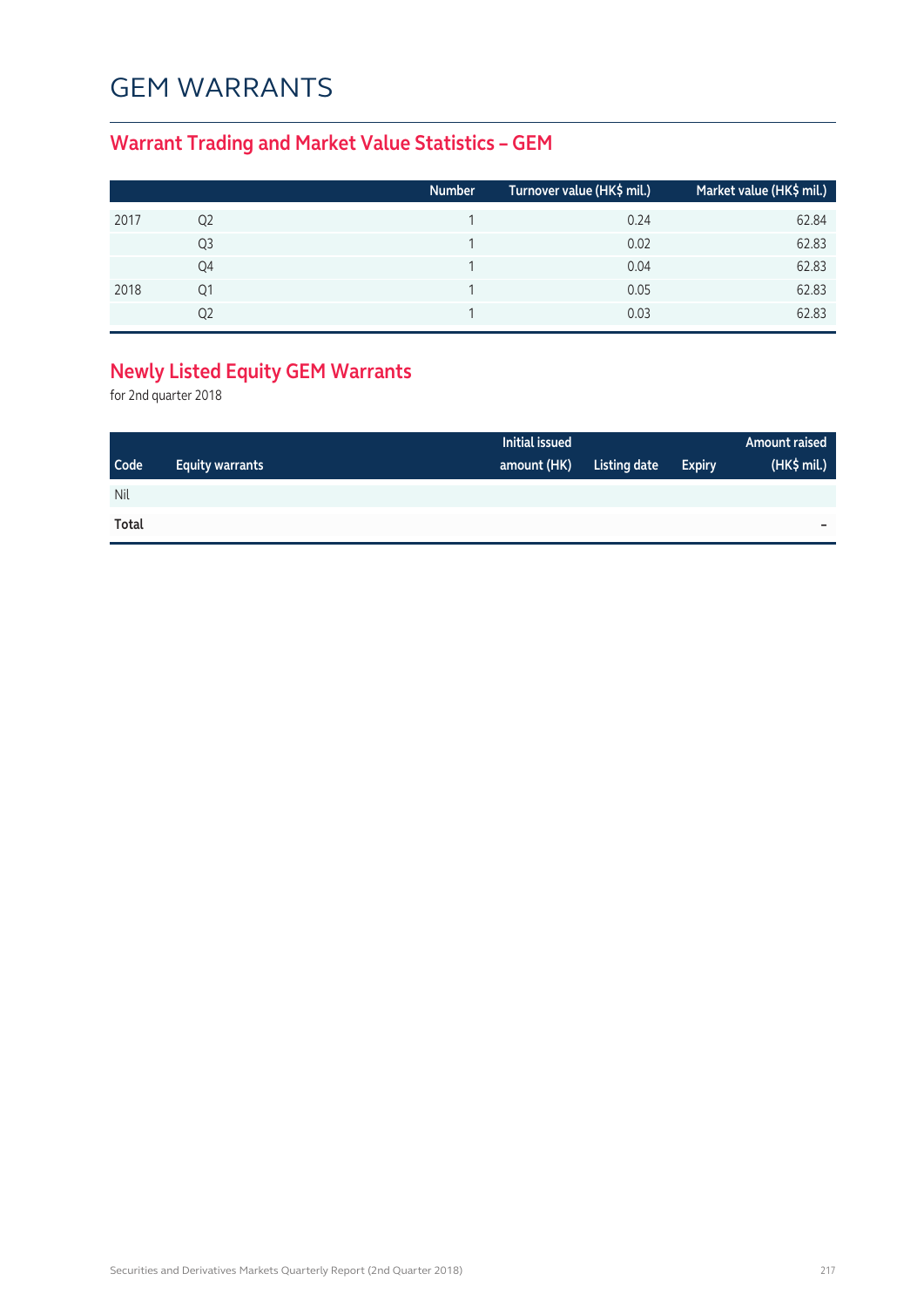# GEM WARRANTS

## Warrant Trading and Market Value Statistics – GEM

| | | Number | Turnover value (HK$ mil.) | Market value (HK$ mil.) |
|---|---|---|---|---|
| 2017 | Q2 | 1 | 0.24 | 62.84 |
| | Q3 | 1 | 0.02 | 62.83 |
| | Q4 | 1 | 0.04 | 62.83 |
| 2018 | Q1 | 1 | 0.05 | 62.83 |
| | Q2 | 1 | 0.03 | 62.83 |

## Newly Listed Equity GEM Warrants

for 2nd quarter 2018

| Code | Equity warrants | Initial issued amount (HK) | Listing date | Expiry | Amount raised (HK$ mil.) |
|---|---|---|---|---|---|
| Nil | | | | | |
| **Total** | | | | | – |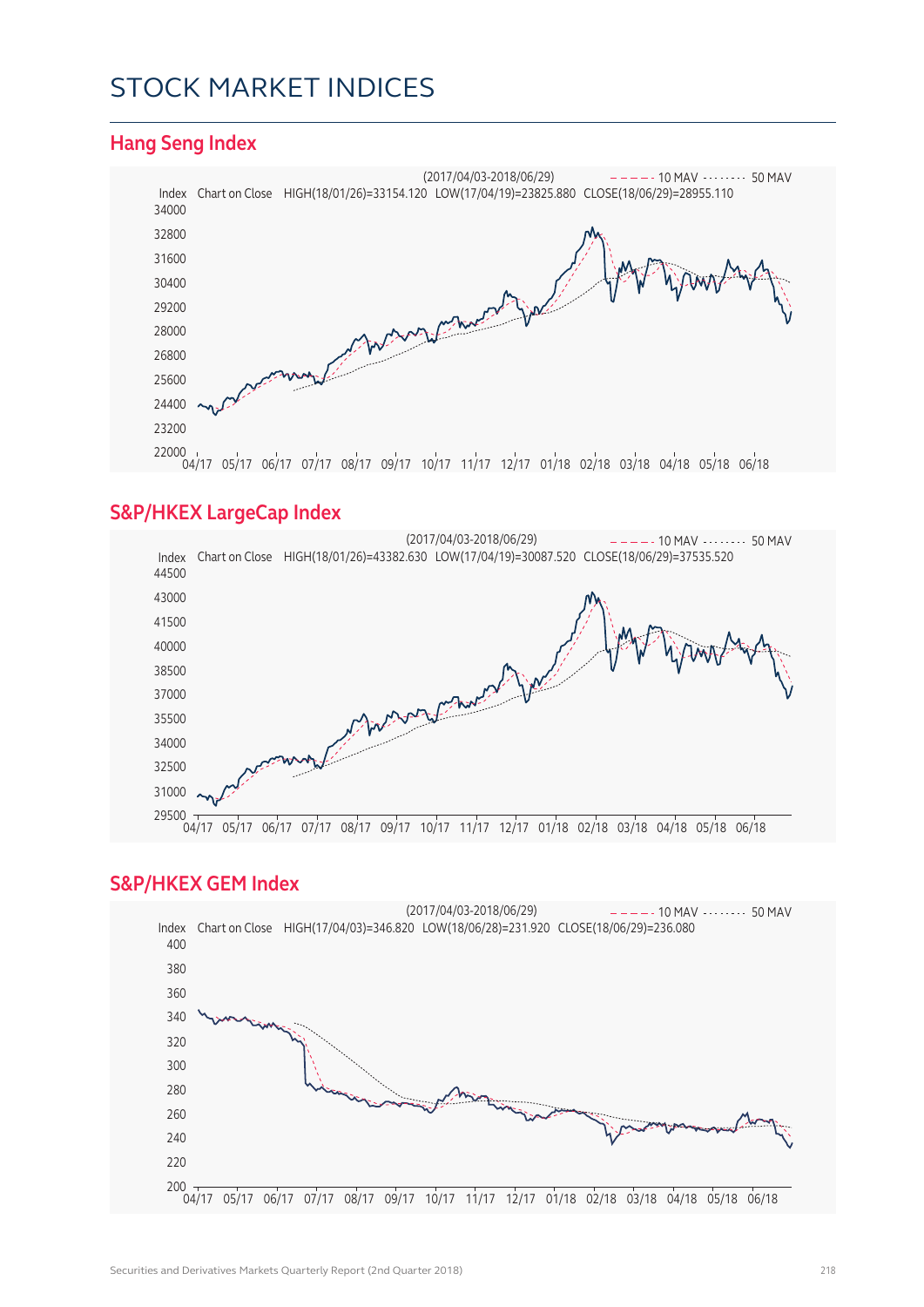# STOCK MARKET INDICES

## Hang Seng Index

(2017/04/03-2018/06/29) ----- 10 MAV ········ 50 MAV

Index Chart on Close HIGH(18/01/26)=33154.120 LOW(17/04/19)=23825.880 CLOSE(18/06/29)=28955.110

## S&P/HKEX LargeCap Index

(2017/04/03-2018/06/29) ----- 10 MAV ········ 50 MAV

Index Chart on Close HIGH(18/01/26)=43382.630 LOW(17/04/19)=30087.520 CLOSE(18/06/29)=37535.520

## S&P/HKEX GEM Index

(2017/04/03-2018/06/29) ----- 10 MAV ········ 50 MAV

Index Chart on Close HIGH(17/04/03)=346.820 LOW(18/06/28)=231.920 CLOSE(18/06/29)=236.080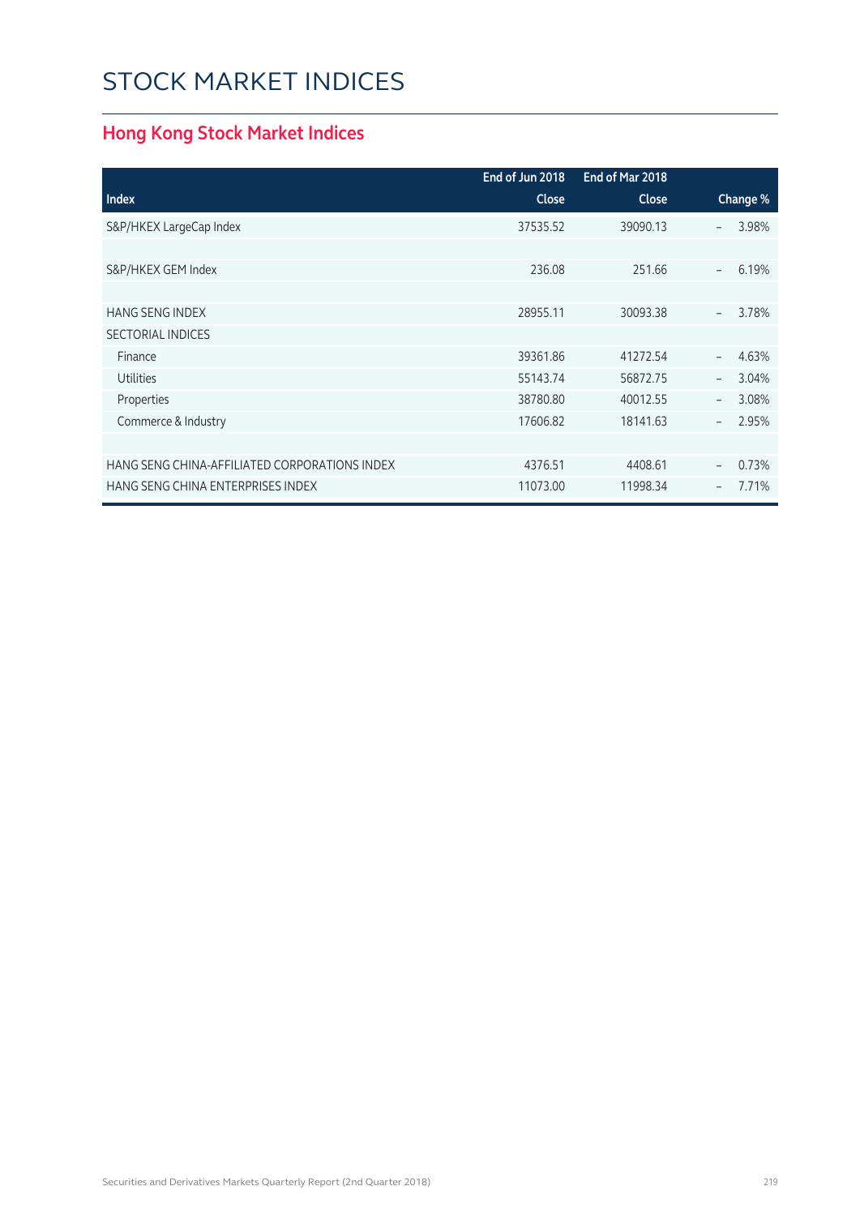# STOCK MARKET INDICES

## Hong Kong Stock Market Indices

| Index | End of Jun 2018 Close | End of Mar 2018 Close | Change % |
|---|---|---|---|
| S&P/HKEX LargeCap Index | 37535.52 | 39090.13 | – 3.98% |
| | | | |
| S&P/HKEX GEM Index | 236.08 | 251.66 | – 6.19% |
| | | | |
| HANG SENG INDEX | 28955.11 | 30093.38 | – 3.78% |
| SECTORIAL INDICES | | | |
| Finance | 39361.86 | 41272.54 | – 4.63% |
| Utilities | 55143.74 | 56872.75 | – 3.04% |
| Properties | 38780.80 | 40012.55 | – 3.08% |
| Commerce & Industry | 17606.82 | 18141.63 | – 2.95% |
| | | | |
| HANG SENG CHINA-AFFILIATED CORPORATIONS INDEX | 4376.51 | 4408.61 | – 0.73% |
| HANG SENG CHINA ENTERPRISES INDEX | 11073.00 | 11998.34 | – 7.71% |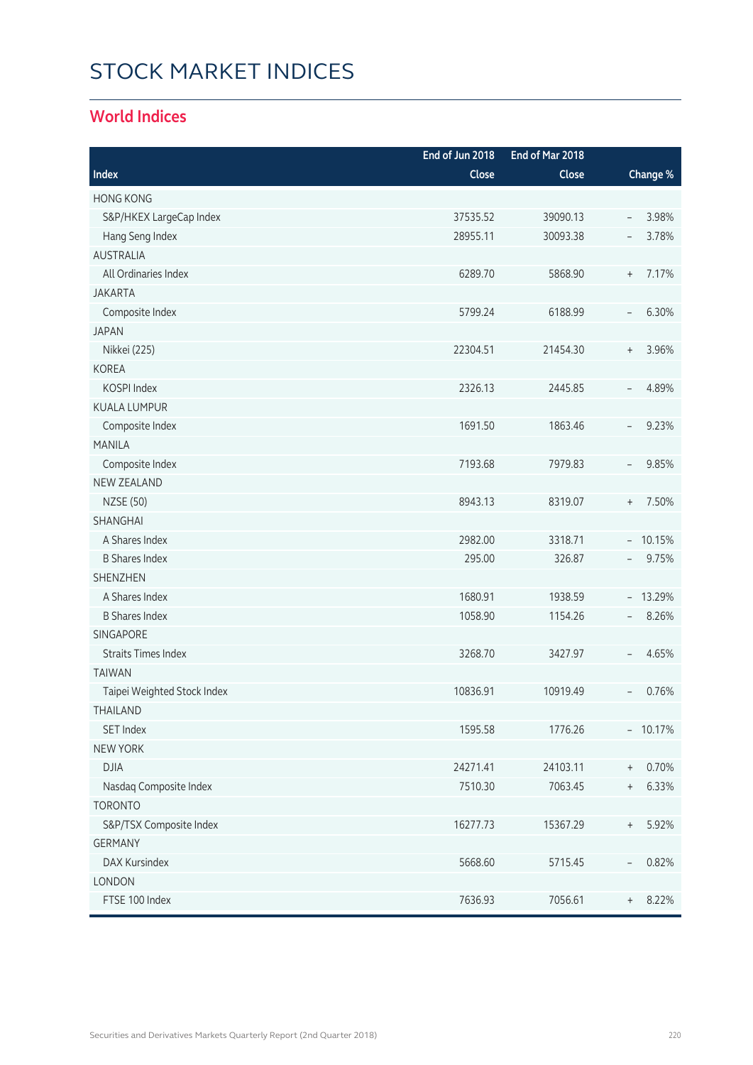# STOCK MARKET INDICES

## World Indices

| Index | End of Jun 2018 Close | End of Mar 2018 Close | Change % |
|---|---|---|---|
| HONG KONG | | | |
| S&P/HKEX LargeCap Index | 37535.52 | 39090.13 | – 3.98% |
| Hang Seng Index | 28955.11 | 30093.38 | – 3.78% |
| AUSTRALIA | | | |
| All Ordinaries Index | 6289.70 | 5868.90 | + 7.17% |
| JAKARTA | | | |
| Composite Index | 5799.24 | 6188.99 | – 6.30% |
| JAPAN | | | |
| Nikkei (225) | 22304.51 | 21454.30 | + 3.96% |
| KOREA | | | |
| KOSPI Index | 2326.13 | 2445.85 | – 4.89% |
| KUALA LUMPUR | | | |
| Composite Index | 1691.50 | 1863.46 | – 9.23% |
| MANILA | | | |
| Composite Index | 7193.68 | 7979.83 | – 9.85% |
| NEW ZEALAND | | | |
| NZSE (50) | 8943.13 | 8319.07 | + 7.50% |
| SHANGHAI | | | |
| A Shares Index | 2982.00 | 3318.71 | – 10.15% |
| B Shares Index | 295.00 | 326.87 | – 9.75% |
| SHENZHEN | | | |
| A Shares Index | 1680.91 | 1938.59 | – 13.29% |
| B Shares Index | 1058.90 | 1154.26 | – 8.26% |
| SINGAPORE | | | |
| Straits Times Index | 3268.70 | 3427.97 | – 4.65% |
| TAIWAN | | | |
| Taipei Weighted Stock Index | 10836.91 | 10919.49 | – 0.76% |
| THAILAND | | | |
| SET Index | 1595.58 | 1776.26 | – 10.17% |
| NEW YORK | | | |
| DJIA | 24271.41 | 24103.11 | + 0.70% |
| Nasdaq Composite Index | 7510.30 | 7063.45 | + 6.33% |
| TORONTO | | | |
| S&P/TSX Composite Index | 16277.73 | 15367.29 | + 5.92% |
| GERMANY | | | |
| DAX Kursindex | 5668.60 | 5715.45 | – 0.82% |
| LONDON | | | |
| FTSE 100 Index | 7636.93 | 7056.61 | + 8.22% |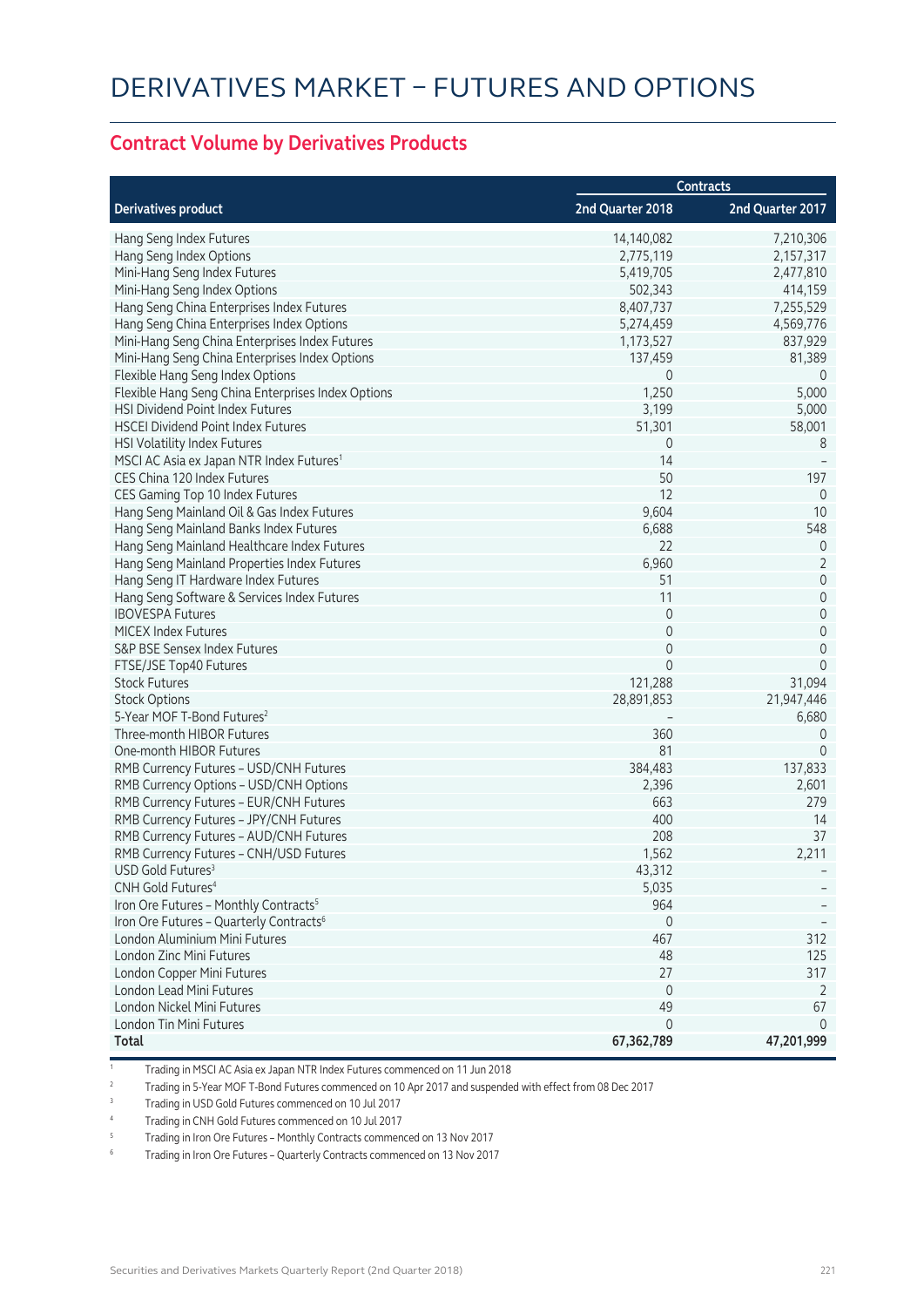# DERIVATIVES MARKET – FUTURES AND OPTIONS

## Contract Volume by Derivatives Products

| | Contracts | |
|---|---|---|
| **Derivatives product** | **2nd Quarter 2018** | **2nd Quarter 2017** |
| Hang Seng Index Futures | 14,140,082 | 7,210,306 |
| Hang Seng Index Options | 2,775,119 | 2,157,317 |
| Mini-Hang Seng Index Futures | 5,419,705 | 2,477,810 |
| Mini-Hang Seng Index Options | 502,343 | 414,159 |
| Hang Seng China Enterprises Index Futures | 8,407,737 | 7,255,529 |
| Hang Seng China Enterprises Index Options | 5,274,459 | 4,569,776 |
| Mini-Hang Seng China Enterprises Index Futures | 1,173,527 | 837,929 |
| Mini-Hang Seng China Enterprises Index Options | 137,459 | 81,389 |
| Flexible Hang Seng Index Options | 0 | 0 |
| Flexible Hang Seng China Enterprises Index Options | 1,250 | 5,000 |
| HSI Dividend Point Index Futures | 3,199 | 5,000 |
| HSCEI Dividend Point Index Futures | 51,301 | 58,001 |
| HSI Volatility Index Futures | 0 | 8 |
| MSCI AC Asia ex Japan NTR Index Futures[1] | 14 | – |
| CES China 120 Index Futures | 50 | 197 |
| CES Gaming Top 10 Index Futures | 12 | 0 |
| Hang Seng Mainland Oil & Gas Index Futures | 9,604 | 10 |
| Hang Seng Mainland Banks Index Futures | 6,688 | 548 |
| Hang Seng Mainland Healthcare Index Futures | 22 | 0 |
| Hang Seng Mainland Properties Index Futures | 6,960 | 2 |
| Hang Seng IT Hardware Index Futures | 51 | 0 |
| Hang Seng Software & Services Index Futures | 11 | 0 |
| IBOVESPA Futures | 0 | 0 |
| MICEX Index Futures | 0 | 0 |
| S&P BSE Sensex Index Futures | 0 | 0 |
| FTSE/JSE Top40 Futures | 0 | 0 |
| Stock Futures | 121,288 | 31,094 |
| Stock Options | 28,891,853 | 21,947,446 |
| 5-Year MOF T-Bond Futures[2] | – | 6,680 |
| Three-month HIBOR Futures | 360 | 0 |
| One-month HIBOR Futures | 81 | 0 |
| RMB Currency Futures – USD/CNH Futures | 384,483 | 137,833 |
| RMB Currency Options – USD/CNH Options | 2,396 | 2,601 |
| RMB Currency Futures – EUR/CNH Futures | 663 | 279 |
| RMB Currency Futures – JPY/CNH Futures | 400 | 14 |
| RMB Currency Futures – AUD/CNH Futures | 208 | 37 |
| RMB Currency Futures – CNH/USD Futures | 1,562 | 2,211 |
| USD Gold Futures[3] | 43,312 | – |
| CNH Gold Futures[4] | 5,035 | – |
| Iron Ore Futures – Monthly Contracts[5] | 964 | – |
| Iron Ore Futures – Quarterly Contracts[6] | 0 | – |
| London Aluminium Mini Futures | 467 | 312 |
| London Zinc Mini Futures | 48 | 125 |
| London Copper Mini Futures | 27 | 317 |
| London Lead Mini Futures | 0 | 2 |
| London Nickel Mini Futures | 49 | 67 |
| London Tin Mini Futures | 0 | 0 |
| **Total** | **67,362,789** | **47,201,999** |

1 Trading in MSCI AC Asia ex Japan NTR Index Futures commenced on 11 Jun 2018

2 Trading in 5-Year MOF T-Bond Futures commenced on 10 Apr 2017 and suspended with effect from 08 Dec 2017

3 Trading in USD Gold Futures commenced on 10 Jul 2017

4 Trading in CNH Gold Futures commenced on 10 Jul 2017

5 Trading in Iron Ore Futures – Monthly Contracts commenced on 13 Nov 2017

6 Trading in Iron Ore Futures – Quarterly Contracts commenced on 13 Nov 2017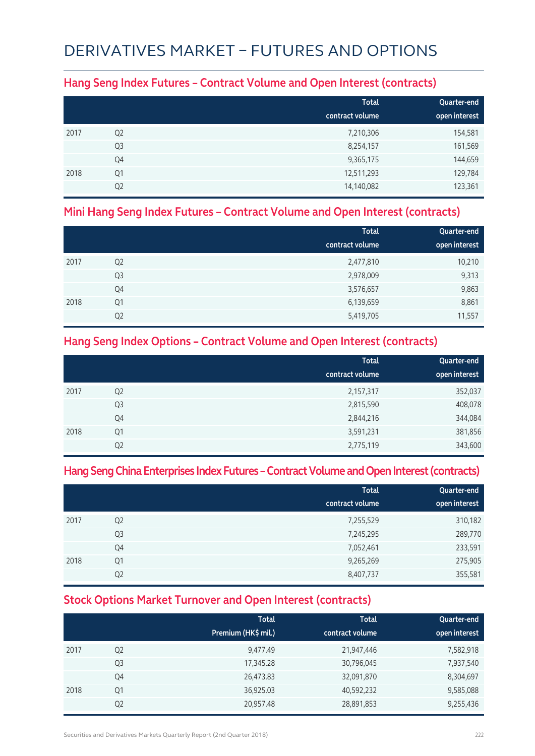# DERIVATIVES MARKET – FUTURES AND OPTIONS

## Hang Seng Index Futures – Contract Volume and Open Interest (contracts)

| | | Total contract volume | Quarter-end open interest |
|---|---|---|---|
| 2017 | Q2 | 7,210,306 | 154,581 |
| | Q3 | 8,254,157 | 161,569 |
| | Q4 | 9,365,175 | 144,659 |
| 2018 | Q1 | 12,511,293 | 129,784 |
| | Q2 | 14,140,082 | 123,361 |

## Mini Hang Seng Index Futures – Contract Volume and Open Interest (contracts)

| | | Total contract volume | Quarter-end open interest |
|---|---|---|---|
| 2017 | Q2 | 2,477,810 | 10,210 |
| | Q3 | 2,978,009 | 9,313 |
| | Q4 | 3,576,657 | 9,863 |
| 2018 | Q1 | 6,139,659 | 8,861 |
| | Q2 | 5,419,705 | 11,557 |

## Hang Seng Index Options – Contract Volume and Open Interest (contracts)

| | | Total contract volume | Quarter-end open interest |
|---|---|---|---|
| 2017 | Q2 | 2,157,317 | 352,037 |
| | Q3 | 2,815,590 | 408,078 |
| | Q4 | 2,844,216 | 344,084 |
| 2018 | Q1 | 3,591,231 | 381,856 |
| | Q2 | 2,775,119 | 343,600 |

## Hang Seng China Enterprises Index Futures – Contract Volume and Open Interest (contracts)

| | | Total contract volume | Quarter-end open interest |
|---|---|---|---|
| 2017 | Q2 | 7,255,529 | 310,182 |
| | Q3 | 7,245,295 | 289,770 |
| | Q4 | 7,052,461 | 233,591 |
| 2018 | Q1 | 9,265,269 | 275,905 |
| | Q2 | 8,407,737 | 355,581 |

## Stock Options Market Turnover and Open Interest (contracts)

| | | Total Premium (HK$ mil.) | Total contract volume | Quarter-end open interest |
|---|---|---|---|---|
| 2017 | Q2 | 9,477.49 | 21,947,446 | 7,582,918 |
| | Q3 | 17,345.28 | 30,796,045 | 7,937,540 |
| | Q4 | 26,473.83 | 32,091,870 | 8,304,697 |
| 2018 | Q1 | 36,925.03 | 40,592,232 | 9,585,088 |
| | Q2 | 20,957.48 | 28,891,853 | 9,255,436 |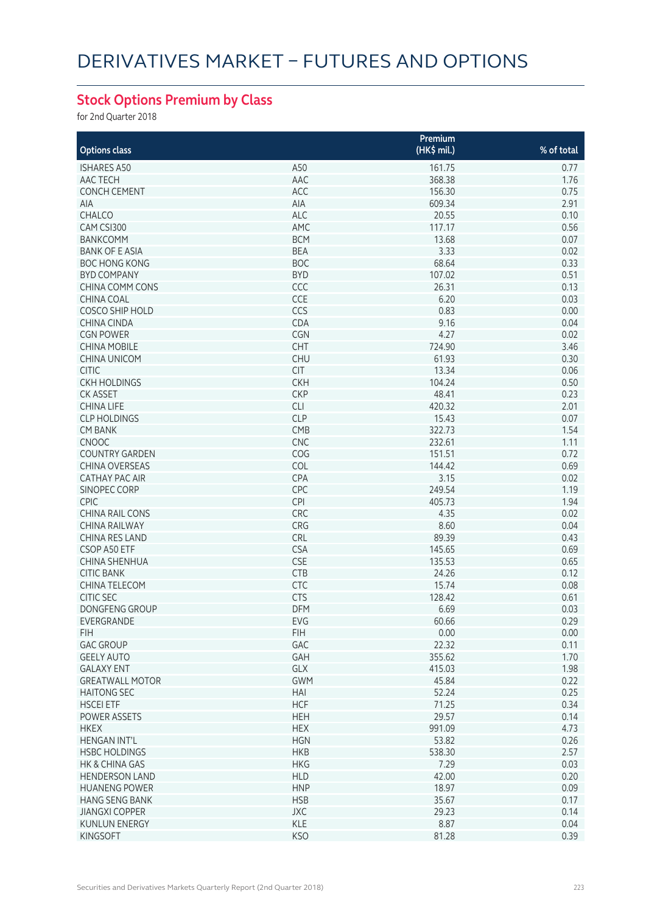# DERIVATIVES MARKET – FUTURES AND OPTIONS

## Stock Options Premium by Class

for 2nd Quarter 2018

| Options class | | Premium (HK$ mil.) | % of total |
|---|---|---|---|
| ISHARES A50 | A50 | 161.75 | 0.77 |
| AAC TECH | AAC | 368.38 | 1.76 |
| CONCH CEMENT | ACC | 156.30 | 0.75 |
| AIA | AIA | 609.34 | 2.91 |
| CHALCO | ALC | 20.55 | 0.10 |
| CAM CSI300 | AMC | 117.17 | 0.56 |
| BANKCOMM | BCM | 13.68 | 0.07 |
| BANK OF E ASIA | BEA | 3.33 | 0.02 |
| BOC HONG KONG | BOC | 68.64 | 0.33 |
| BYD COMPANY | BYD | 107.02 | 0.51 |
| CHINA COMM CONS | CCC | 26.31 | 0.13 |
| CHINA COAL | CCE | 6.20 | 0.03 |
| COSCO SHIP HOLD | CCS | 0.83 | 0.00 |
| CHINA CINDA | CDA | 9.16 | 0.04 |
| CGN POWER | CGN | 4.27 | 0.02 |
| CHINA MOBILE | CHT | 724.90 | 3.46 |
| CHINA UNICOM | CHU | 61.93 | 0.30 |
| CITIC | CIT | 13.34 | 0.06 |
| CKH HOLDINGS | CKH | 104.24 | 0.50 |
| CK ASSET | CKP | 48.41 | 0.23 |
| CHINA LIFE | CLI | 420.32 | 2.01 |
| CLP HOLDINGS | CLP | 15.43 | 0.07 |
| CM BANK | CMB | 322.73 | 1.54 |
| CNOOC | CNC | 232.61 | 1.11 |
| COUNTRY GARDEN | COG | 151.51 | 0.72 |
| CHINA OVERSEAS | COL | 144.42 | 0.69 |
| CATHAY PAC AIR | CPA | 3.15 | 0.02 |
| SINOPEC CORP | CPC | 249.54 | 1.19 |
| CPIC | CPI | 405.73 | 1.94 |
| CHINA RAIL CONS | CRC | 4.35 | 0.02 |
| CHINA RAILWAY | CRG | 8.60 | 0.04 |
| CHINA RES LAND | CRL | 89.39 | 0.43 |
| CSOP A50 ETF | CSA | 145.65 | 0.69 |
| CHINA SHENHUA | CSE | 135.53 | 0.65 |
| CITIC BANK | CTB | 24.26 | 0.12 |
| CHINA TELECOM | CTC | 15.74 | 0.08 |
| CITIC SEC | CTS | 128.42 | 0.61 |
| DONGFENG GROUP | DFM | 6.69 | 0.03 |
| EVERGRANDE | EVG | 60.66 | 0.29 |
| FIH | FIH | 0.00 | 0.00 |
| GAC GROUP | GAC | 22.32 | 0.11 |
| GEELY AUTO | GAH | 355.62 | 1.70 |
| GALAXY ENT | GLX | 415.03 | 1.98 |
| GREATWALL MOTOR | GWM | 45.84 | 0.22 |
| HAITONG SEC | HAI | 52.24 | 0.25 |
| HSCEI ETF | HCF | 71.25 | 0.34 |
| POWER ASSETS | HEH | 29.57 | 0.14 |
| HKEX | HEX | 991.09 | 4.73 |
| HENGAN INT'L | HGN | 53.82 | 0.26 |
| HSBC HOLDINGS | HKB | 538.30 | 2.57 |
| HK & CHINA GAS | HKG | 7.29 | 0.03 |
| HENDERSON LAND | HLD | 42.00 | 0.20 |
| HUANENG POWER | HNP | 18.97 | 0.09 |
| HANG SENG BANK | HSB | 35.67 | 0.17 |
| JIANGXI COPPER | JXC | 29.23 | 0.14 |
| KUNLUN ENERGY | KLE | 8.87 | 0.04 |
| KINGSOFT | KSO | 81.28 | 0.39 |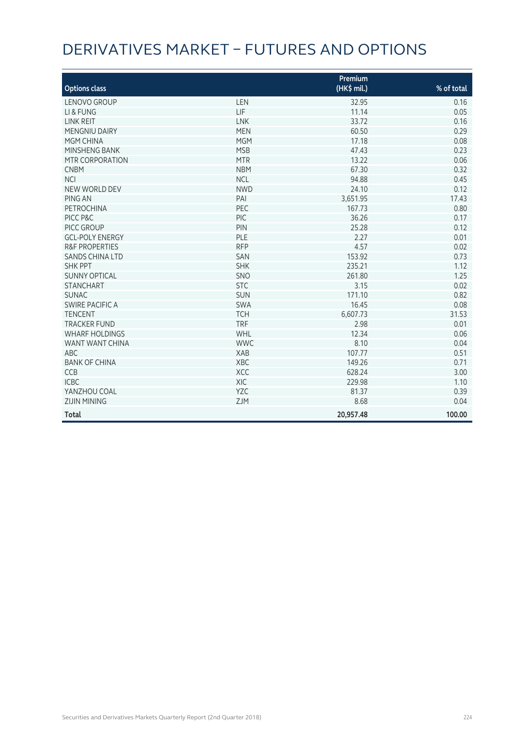# DERIVATIVES MARKET – FUTURES AND OPTIONS

| Options class | | Premium (HK$ mil.) | % of total |
|---|---|---|---|
| LENOVO GROUP | LEN | 32.95 | 0.16 |
| LI & FUNG | LIF | 11.14 | 0.05 |
| LINK REIT | LNK | 33.72 | 0.16 |
| MENGNIU DAIRY | MEN | 60.50 | 0.29 |
| MGM CHINA | MGM | 17.18 | 0.08 |
| MINSHENG BANK | MSB | 47.43 | 0.23 |
| MTR CORPORATION | MTR | 13.22 | 0.06 |
| CNBM | NBM | 67.30 | 0.32 |
| NCI | NCL | 94.88 | 0.45 |
| NEW WORLD DEV | NWD | 24.10 | 0.12 |
| PING AN | PAI | 3,651.95 | 17.43 |
| PETROCHINA | PEC | 167.73 | 0.80 |
| PICC P&C | PIC | 36.26 | 0.17 |
| PICC GROUP | PIN | 25.28 | 0.12 |
| GCL-POLY ENERGY | PLE | 2.27 | 0.01 |
| R&F PROPERTIES | RFP | 4.57 | 0.02 |
| SANDS CHINA LTD | SAN | 153.92 | 0.73 |
| SHK PPT | SHK | 235.21 | 1.12 |
| SUNNY OPTICAL | SNO | 261.80 | 1.25 |
| STANCHART | STC | 3.15 | 0.02 |
| SUNAC | SUN | 171.10 | 0.82 |
| SWIRE PACIFIC A | SWA | 16.45 | 0.08 |
| TENCENT | TCH | 6,607.73 | 31.53 |
| TRACKER FUND | TRF | 2.98 | 0.01 |
| WHARF HOLDINGS | WHL | 12.34 | 0.06 |
| WANT WANT CHINA | WWC | 8.10 | 0.04 |
| ABC | XAB | 107.77 | 0.51 |
| BANK OF CHINA | XBC | 149.26 | 0.71 |
| CCB | XCC | 628.24 | 3.00 |
| ICBC | XIC | 229.98 | 1.10 |
| YANZHOU COAL | YZC | 81.37 | 0.39 |
| ZIJIN MINING | ZJM | 8.68 | 0.04 |
| **Total** | | **20,957.48** | **100.00** |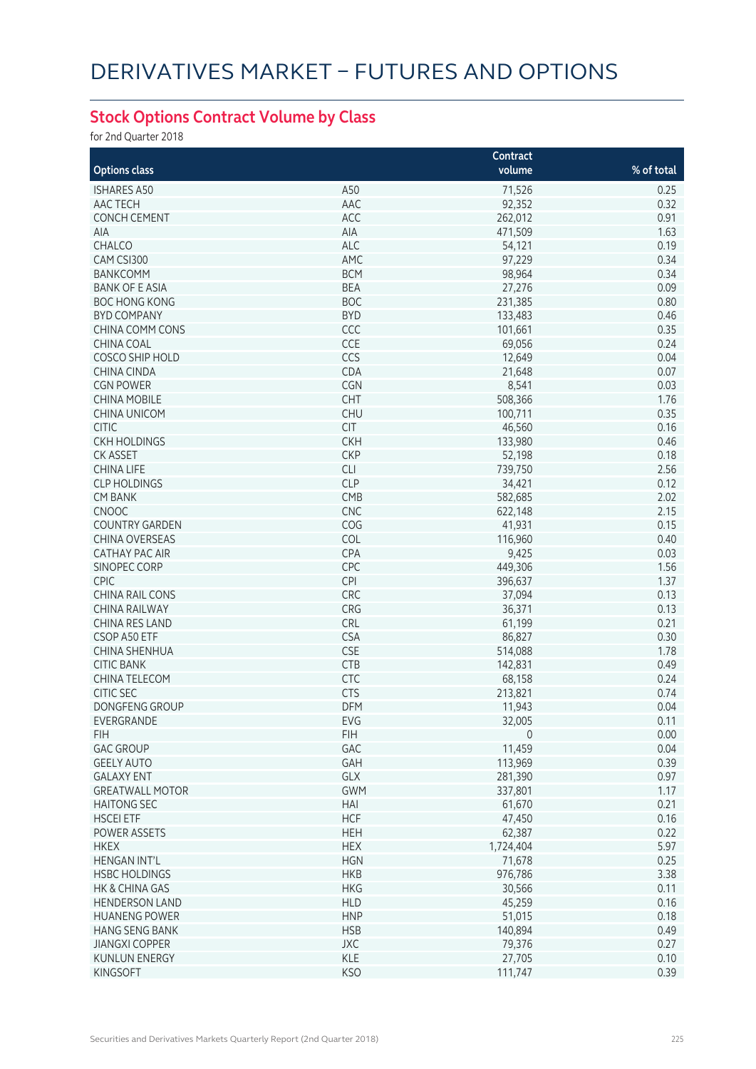# DERIVATIVES MARKET – FUTURES AND OPTIONS

## Stock Options Contract Volume by Class

for 2nd Quarter 2018

| Options class | | Contract volume | % of total |
|---|---|---|---|
| ISHARES A50 | A50 | 71,526 | 0.25 |
| AAC TECH | AAC | 92,352 | 0.32 |
| CONCH CEMENT | ACC | 262,012 | 0.91 |
| AIA | AIA | 471,509 | 1.63 |
| CHALCO | ALC | 54,121 | 0.19 |
| CAM CSI300 | AMC | 97,229 | 0.34 |
| BANKCOMM | BCM | 98,964 | 0.34 |
| BANK OF E ASIA | BEA | 27,276 | 0.09 |
| BOC HONG KONG | BOC | 231,385 | 0.80 |
| BYD COMPANY | BYD | 133,483 | 0.46 |
| CHINA COMM CONS | CCC | 101,661 | 0.35 |
| CHINA COAL | CCE | 69,056 | 0.24 |
| COSCO SHIP HOLD | CCS | 12,649 | 0.04 |
| CHINA CINDA | CDA | 21,648 | 0.07 |
| CGN POWER | CGN | 8,541 | 0.03 |
| CHINA MOBILE | CHT | 508,366 | 1.76 |
| CHINA UNICOM | CHU | 100,711 | 0.35 |
| CITIC | CIT | 46,560 | 0.16 |
| CKH HOLDINGS | CKH | 133,980 | 0.46 |
| CK ASSET | CKP | 52,198 | 0.18 |
| CHINA LIFE | CLI | 739,750 | 2.56 |
| CLP HOLDINGS | CLP | 34,421 | 0.12 |
| CM BANK | CMB | 582,685 | 2.02 |
| CNOOC | CNC | 622,148 | 2.15 |
| COUNTRY GARDEN | COG | 41,931 | 0.15 |
| CHINA OVERSEAS | COL | 116,960 | 0.40 |
| CATHAY PAC AIR | CPA | 9,425 | 0.03 |
| SINOPEC CORP | CPC | 449,306 | 1.56 |
| CPIC | CPI | 396,637 | 1.37 |
| CHINA RAIL CONS | CRC | 37,094 | 0.13 |
| CHINA RAILWAY | CRG | 36,371 | 0.13 |
| CHINA RES LAND | CRL | 61,199 | 0.21 |
| CSOP A50 ETF | CSA | 86,827 | 0.30 |
| CHINA SHENHUA | CSE | 514,088 | 1.78 |
| CITIC BANK | CTB | 142,831 | 0.49 |
| CHINA TELECOM | CTC | 68,158 | 0.24 |
| CITIC SEC | CTS | 213,821 | 0.74 |
| DONGFENG GROUP | DFM | 11,943 | 0.04 |
| EVERGRANDE | EVG | 32,005 | 0.11 |
| FIH | FIH | 0 | 0.00 |
| GAC GROUP | GAC | 11,459 | 0.04 |
| GEELY AUTO | GAH | 113,969 | 0.39 |
| GALAXY ENT | GLX | 281,390 | 0.97 |
| GREATWALL MOTOR | GWM | 337,801 | 1.17 |
| HAITONG SEC | HAI | 61,670 | 0.21 |
| HSCEI ETF | HCF | 47,450 | 0.16 |
| POWER ASSETS | HEH | 62,387 | 0.22 |
| HKEX | HEX | 1,724,404 | 5.97 |
| HENGAN INT'L | HGN | 71,678 | 0.25 |
| HSBC HOLDINGS | HKB | 976,786 | 3.38 |
| HK & CHINA GAS | HKG | 30,566 | 0.11 |
| HENDERSON LAND | HLD | 45,259 | 0.16 |
| HUANENG POWER | HNP | 51,015 | 0.18 |
| HANG SENG BANK | HSB | 140,894 | 0.49 |
| JIANGXI COPPER | JXC | 79,376 | 0.27 |
| KUNLUN ENERGY | KLE | 27,705 | 0.10 |
| KINGSOFT | KSO | 111,747 | 0.39 |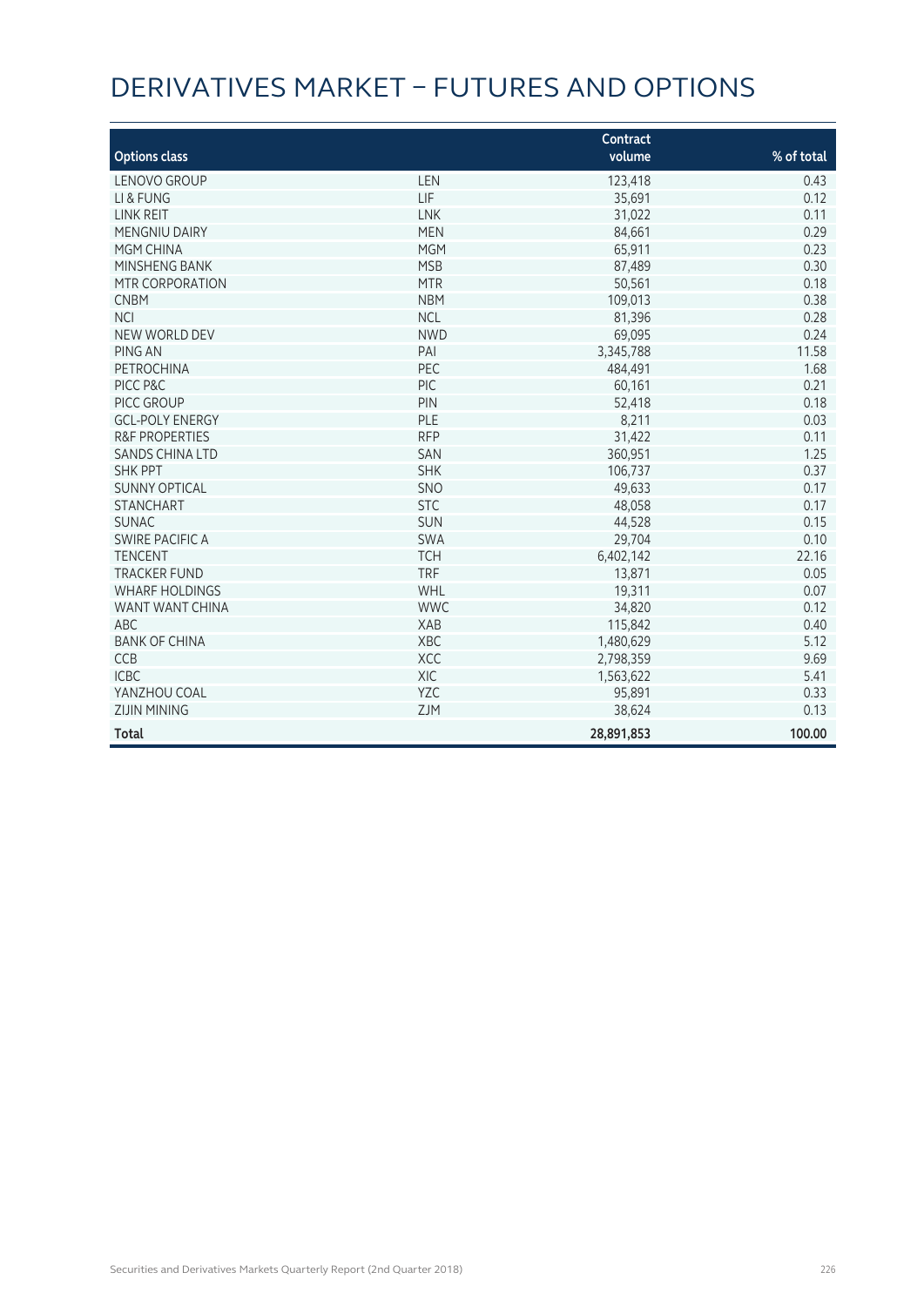# DERIVATIVES MARKET – FUTURES AND OPTIONS

| Options class | | Contract volume | % of total |
|---|---|---|---|
| LENOVO GROUP | LEN | 123,418 | 0.43 |
| LI & FUNG | LIF | 35,691 | 0.12 |
| LINK REIT | LNK | 31,022 | 0.11 |
| MENGNIU DAIRY | MEN | 84,661 | 0.29 |
| MGM CHINA | MGM | 65,911 | 0.23 |
| MINSHENG BANK | MSB | 87,489 | 0.30 |
| MTR CORPORATION | MTR | 50,561 | 0.18 |
| CNBM | NBM | 109,013 | 0.38 |
| NCI | NCL | 81,396 | 0.28 |
| NEW WORLD DEV | NWD | 69,095 | 0.24 |
| PING AN | PAI | 3,345,788 | 11.58 |
| PETROCHINA | PEC | 484,491 | 1.68 |
| PICC P&C | PIC | 60,161 | 0.21 |
| PICC GROUP | PIN | 52,418 | 0.18 |
| GCL-POLY ENERGY | PLE | 8,211 | 0.03 |
| R&F PROPERTIES | RFP | 31,422 | 0.11 |
| SANDS CHINA LTD | SAN | 360,951 | 1.25 |
| SHK PPT | SHK | 106,737 | 0.37 |
| SUNNY OPTICAL | SNO | 49,633 | 0.17 |
| STANCHART | STC | 48,058 | 0.17 |
| SUNAC | SUN | 44,528 | 0.15 |
| SWIRE PACIFIC A | SWA | 29,704 | 0.10 |
| TENCENT | TCH | 6,402,142 | 22.16 |
| TRACKER FUND | TRF | 13,871 | 0.05 |
| WHARF HOLDINGS | WHL | 19,311 | 0.07 |
| WANT WANT CHINA | WWC | 34,820 | 0.12 |
| ABC | XAB | 115,842 | 0.40 |
| BANK OF CHINA | XBC | 1,480,629 | 5.12 |
| CCB | XCC | 2,798,359 | 9.69 |
| ICBC | XIC | 1,563,622 | 5.41 |
| YANZHOU COAL | YZC | 95,891 | 0.33 |
| ZIJIN MINING | ZJM | 38,624 | 0.13 |
| **Total** | | **28,891,853** | **100.00** |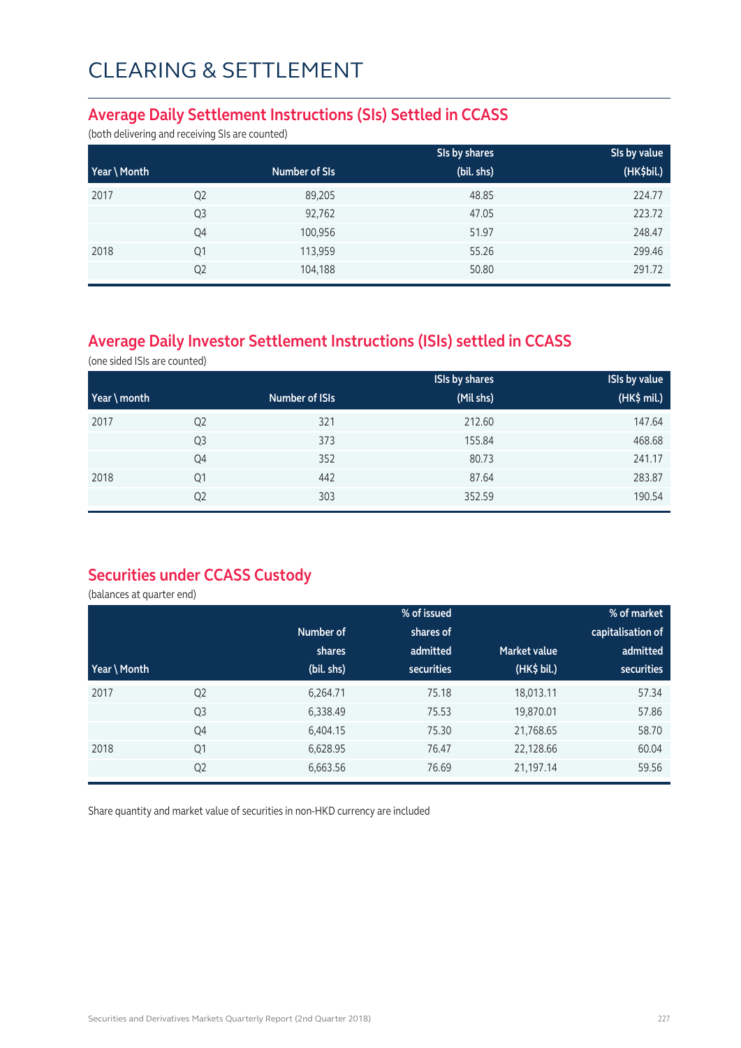# CLEARING & SETTLEMENT

## Average Daily Settlement Instructions (SIs) Settled in CCASS

(both delivering and receiving SIs are counted)

| Year \ Month | | Number of SIs | SIs by shares (bil. shs) | SIs by value (HK$bil.) |
|---|---|---|---|---|
| 2017 | Q2 | 89,205 | 48.85 | 224.77 |
| | Q3 | 92,762 | 47.05 | 223.72 |
| | Q4 | 100,956 | 51.97 | 248.47 |
| 2018 | Q1 | 113,959 | 55.26 | 299.46 |
| | Q2 | 104,188 | 50.80 | 291.72 |

## Average Daily Investor Settlement Instructions (ISIs) settled in CCASS

(one sided ISIs are counted)

| Year \ month | | Number of ISIs | ISIs by shares (Mil shs) | ISIs by value (HK$ mil.) |
|---|---|---|---|---|
| 2017 | Q2 | 321 | 212.60 | 147.64 |
| | Q3 | 373 | 155.84 | 468.68 |
| | Q4 | 352 | 80.73 | 241.17 |
| 2018 | Q1 | 442 | 87.64 | 283.87 |
| | Q2 | 303 | 352.59 | 190.54 |

## Securities under CCASS Custody

(balances at quarter end)

| Year \ Month | | Number of shares (bil. shs) | % of issued shares of admitted securities | Market value (HK$ bil.) | % of market capitalisation of admitted securities |
|---|---|---|---|---|---|
| 2017 | Q2 | 6,264.71 | 75.18 | 18,013.11 | 57.34 |
| | Q3 | 6,338.49 | 75.53 | 19,870.01 | 57.86 |
| | Q4 | 6,404.15 | 75.30 | 21,768.65 | 58.70 |
| 2018 | Q1 | 6,628.95 | 76.47 | 22,128.66 | 60.04 |
| | Q2 | 6,663.56 | 76.69 | 21,197.14 | 59.56 |

Share quantity and market value of securities in non-HKD currency are included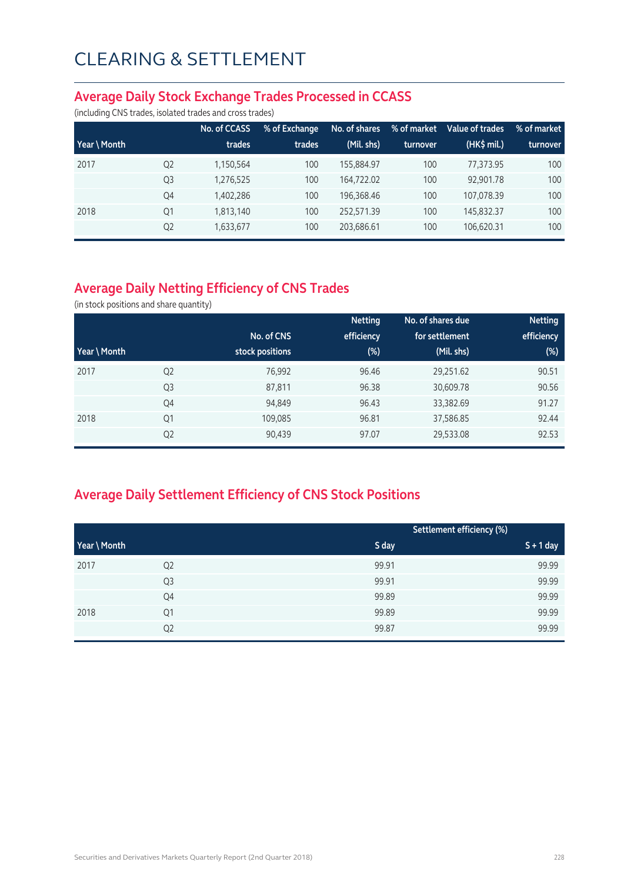# CLEARING & SETTLEMENT

## Average Daily Stock Exchange Trades Processed in CCASS

(including CNS trades, isolated trades and cross trades)

| Year \ Month | | No. of CCASS trades | % of Exchange trades | No. of shares (Mil. shs) | % of market turnover | Value of trades (HK$ mil.) | % of market turnover |
|---|---|---|---|---|---|---|---|
| 2017 | Q2 | 1,150,564 | 100 | 155,884.97 | 100 | 77,373.95 | 100 |
| | Q3 | 1,276,525 | 100 | 164,722.02 | 100 | 92,901.78 | 100 |
| | Q4 | 1,402,286 | 100 | 196,368.46 | 100 | 107,078.39 | 100 |
| 2018 | Q1 | 1,813,140 | 100 | 252,571.39 | 100 | 145,832.37 | 100 |
| | Q2 | 1,633,677 | 100 | 203,686.61 | 100 | 106,620.31 | 100 |

## Average Daily Netting Efficiency of CNS Trades

(in stock positions and share quantity)

| Year \ Month | | No. of CNS stock positions | Netting efficiency (%) | No. of shares due for settlement (Mil. shs) | Netting efficiency (%) |
|---|---|---|---|---|---|
| 2017 | Q2 | 76,992 | 96.46 | 29,251.62 | 90.51 |
| | Q3 | 87,811 | 96.38 | 30,609.78 | 90.56 |
| | Q4 | 94,849 | 96.43 | 33,382.69 | 91.27 |
| 2018 | Q1 | 109,085 | 96.81 | 37,586.85 | 92.44 |
| | Q2 | 90,439 | 97.07 | 29,533.08 | 92.53 |

## Average Daily Settlement Efficiency of CNS Stock Positions

| | | Settlement efficiency (%) | |
|---|---|---|---|
| Year \ Month | | S day | S + 1 day |
| 2017 | Q2 | 99.91 | 99.99 |
| | Q3 | 99.91 | 99.99 |
| | Q4 | 99.89 | 99.99 |
| 2018 | Q1 | 99.89 | 99.99 |
| | Q2 | 99.87 | 99.99 |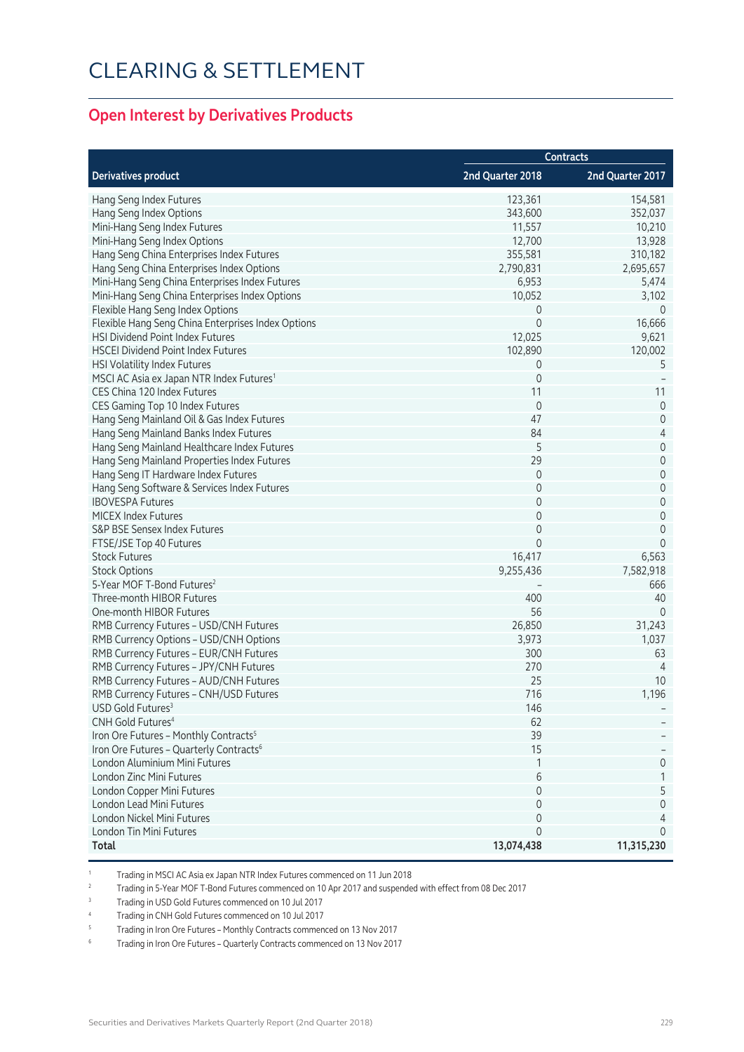# CLEARING & SETTLEMENT

## Open Interest by Derivatives Products

| Derivatives product | Contracts | |
|---|---|---|
| | 2nd Quarter 2018 | 2nd Quarter 2017 |
| Hang Seng Index Futures | 123,361 | 154,581 |
| Hang Seng Index Options | 343,600 | 352,037 |
| Mini-Hang Seng Index Futures | 11,557 | 10,210 |
| Mini-Hang Seng Index Options | 12,700 | 13,928 |
| Hang Seng China Enterprises Index Futures | 355,581 | 310,182 |
| Hang Seng China Enterprises Index Options | 2,790,831 | 2,695,657 |
| Mini-Hang Seng China Enterprises Index Futures | 6,953 | 5,474 |
| Mini-Hang Seng China Enterprises Index Options | 10,052 | 3,102 |
| Flexible Hang Seng Index Options | 0 | 0 |
| Flexible Hang Seng China Enterprises Index Options | 0 | 16,666 |
| HSI Dividend Point Index Futures | 12,025 | 9,621 |
| HSCEI Dividend Point Index Futures | 102,890 | 120,002 |
| HSI Volatility Index Futures | 0 | 5 |
| MSCI AC Asia ex Japan NTR Index Futures[1] | 0 | – |
| CES China 120 Index Futures | 11 | 11 |
| CES Gaming Top 10 Index Futures | 0 | 0 |
| Hang Seng Mainland Oil & Gas Index Futures | 47 | 0 |
| Hang Seng Mainland Banks Index Futures | 84 | 4 |
| Hang Seng Mainland Healthcare Index Futures | 5 | 0 |
| Hang Seng Mainland Properties Index Futures | 29 | 0 |
| Hang Seng IT Hardware Index Futures | 0 | 0 |
| Hang Seng Software & Services Index Futures | 0 | 0 |
| IBOVESPA Futures | 0 | 0 |
| MICEX Index Futures | 0 | 0 |
| S&P BSE Sensex Index Futures | 0 | 0 |
| FTSE/JSE Top 40 Futures | 0 | 0 |
| Stock Futures | 16,417 | 6,563 |
| Stock Options | 9,255,436 | 7,582,918 |
| 5-Year MOF T-Bond Futures[2] | – | 666 |
| Three-month HIBOR Futures | 400 | 40 |
| One-month HIBOR Futures | 56 | 0 |
| RMB Currency Futures – USD/CNH Futures | 26,850 | 31,243 |
| RMB Currency Options – USD/CNH Options | 3,973 | 1,037 |
| RMB Currency Futures – EUR/CNH Futures | 300 | 63 |
| RMB Currency Futures – JPY/CNH Futures | 270 | 4 |
| RMB Currency Futures – AUD/CNH Futures | 25 | 10 |
| RMB Currency Futures – CNH/USD Futures | 716 | 1,196 |
| USD Gold Futures[3] | 146 | – |
| CNH Gold Futures[4] | 62 | – |
| Iron Ore Futures – Monthly Contracts[5] | 39 | – |
| Iron Ore Futures – Quarterly Contracts[6] | 15 | – |
| London Aluminium Mini Futures | 1 | 0 |
| London Zinc Mini Futures | 6 | 1 |
| London Copper Mini Futures | 0 | 5 |
| London Lead Mini Futures | 0 | 0 |
| London Nickel Mini Futures | 0 | 4 |
| London Tin Mini Futures | 0 | 0 |
| **Total** | **13,074,438** | **11,315,230** |

[1] Trading in MSCI AC Asia ex Japan NTR Index Futures commenced on 11 Jun 2018

[2] Trading in 5-Year MOF T-Bond Futures commenced on 10 Apr 2017 and suspended with effect from 08 Dec 2017

[3] Trading in USD Gold Futures commenced on 10 Jul 2017

[4] Trading in CNH Gold Futures commenced on 10 Jul 2017

[5] Trading in Iron Ore Futures – Monthly Contracts commenced on 13 Nov 2017

[6] Trading in Iron Ore Futures – Quarterly Contracts commenced on 13 Nov 2017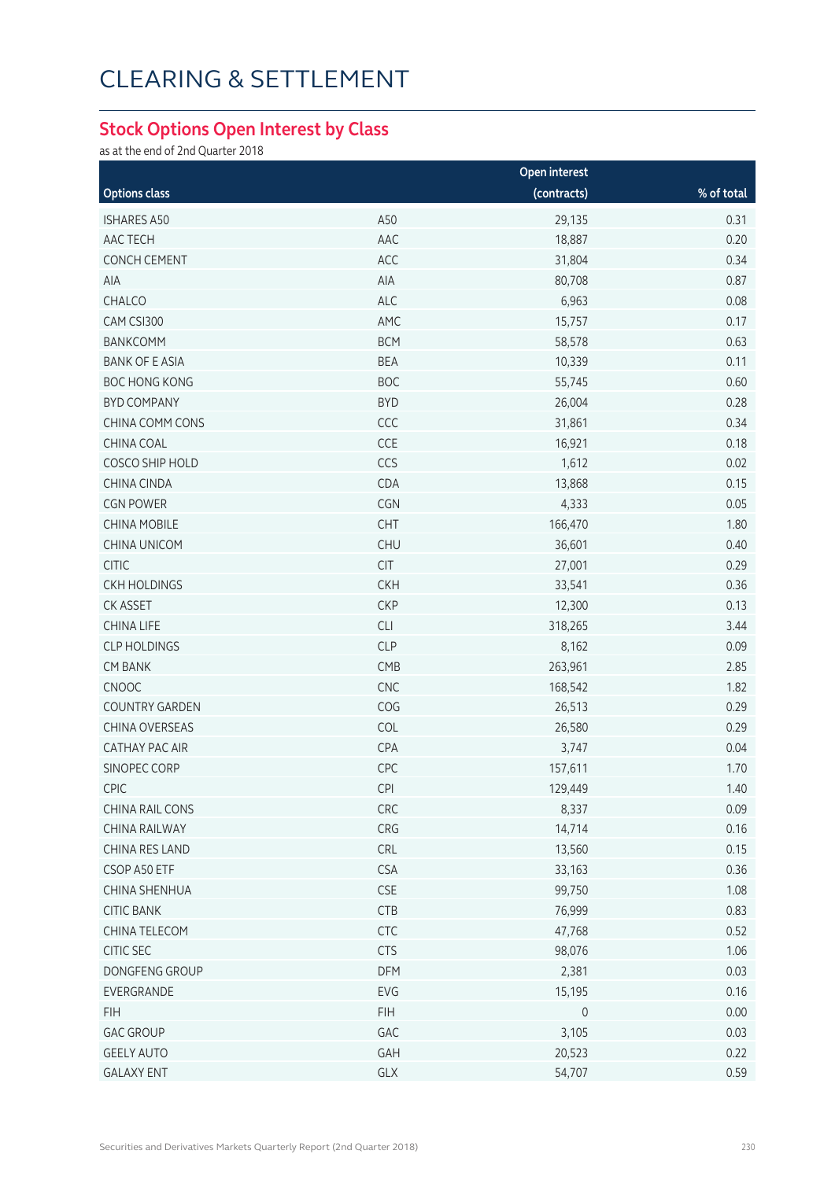# CLEARING & SETTLEMENT

## Stock Options Open Interest by Class

as at the end of 2nd Quarter 2018

| Options class | | Open interest (contracts) | % of total |
|---|---|---|---|
| ISHARES A50 | A50 | 29,135 | 0.31 |
| AAC TECH | AAC | 18,887 | 0.20 |
| CONCH CEMENT | ACC | 31,804 | 0.34 |
| AIA | AIA | 80,708 | 0.87 |
| CHALCO | ALC | 6,963 | 0.08 |
| CAM CSI300 | AMC | 15,757 | 0.17 |
| BANKCOMM | BCM | 58,578 | 0.63 |
| BANK OF E ASIA | BEA | 10,339 | 0.11 |
| BOC HONG KONG | BOC | 55,745 | 0.60 |
| BYD COMPANY | BYD | 26,004 | 0.28 |
| CHINA COMM CONS | CCC | 31,861 | 0.34 |
| CHINA COAL | CCE | 16,921 | 0.18 |
| COSCO SHIP HOLD | CCS | 1,612 | 0.02 |
| CHINA CINDA | CDA | 13,868 | 0.15 |
| CGN POWER | CGN | 4,333 | 0.05 |
| CHINA MOBILE | CHT | 166,470 | 1.80 |
| CHINA UNICOM | CHU | 36,601 | 0.40 |
| CITIC | CIT | 27,001 | 0.29 |
| CKH HOLDINGS | CKH | 33,541 | 0.36 |
| CK ASSET | CKP | 12,300 | 0.13 |
| CHINA LIFE | CLI | 318,265 | 3.44 |
| CLP HOLDINGS | CLP | 8,162 | 0.09 |
| CM BANK | CMB | 263,961 | 2.85 |
| CNOOC | CNC | 168,542 | 1.82 |
| COUNTRY GARDEN | COG | 26,513 | 0.29 |
| CHINA OVERSEAS | COL | 26,580 | 0.29 |
| CATHAY PAC AIR | CPA | 3,747 | 0.04 |
| SINOPEC CORP | CPC | 157,611 | 1.70 |
| CPIC | CPI | 129,449 | 1.40 |
| CHINA RAIL CONS | CRC | 8,337 | 0.09 |
| CHINA RAILWAY | CRG | 14,714 | 0.16 |
| CHINA RES LAND | CRL | 13,560 | 0.15 |
| CSOP A50 ETF | CSA | 33,163 | 0.36 |
| CHINA SHENHUA | CSE | 99,750 | 1.08 |
| CITIC BANK | CTB | 76,999 | 0.83 |
| CHINA TELECOM | CTC | 47,768 | 0.52 |
| CITIC SEC | CTS | 98,076 | 1.06 |
| DONGFENG GROUP | DFM | 2,381 | 0.03 |
| EVERGRANDE | EVG | 15,195 | 0.16 |
| FIH | FIH | 0 | 0.00 |
| GAC GROUP | GAC | 3,105 | 0.03 |
| GEELY AUTO | GAH | 20,523 | 0.22 |
| GALAXY ENT | GLX | 54,707 | 0.59 |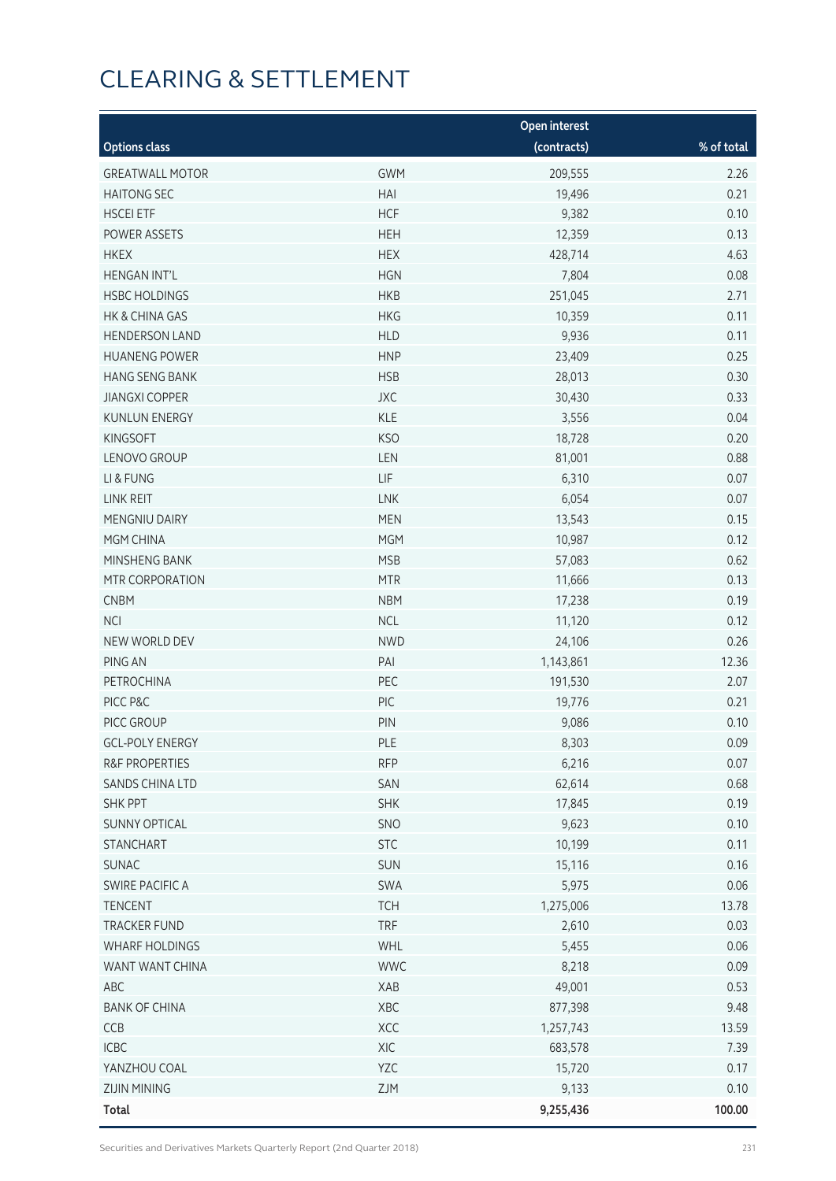# CLEARING & SETTLEMENT

| Options class | | Open interest (contracts) | % of total |
|---|---|---|---|
| GREATWALL MOTOR | GWM | 209,555 | 2.26 |
| HAITONG SEC | HAI | 19,496 | 0.21 |
| HSCEI ETF | HCF | 9,382 | 0.10 |
| POWER ASSETS | HEH | 12,359 | 0.13 |
| HKEX | HEX | 428,714 | 4.63 |
| HENGAN INT'L | HGN | 7,804 | 0.08 |
| HSBC HOLDINGS | HKB | 251,045 | 2.71 |
| HK & CHINA GAS | HKG | 10,359 | 0.11 |
| HENDERSON LAND | HLD | 9,936 | 0.11 |
| HUANENG POWER | HNP | 23,409 | 0.25 |
| HANG SENG BANK | HSB | 28,013 | 0.30 |
| JIANGXI COPPER | JXC | 30,430 | 0.33 |
| KUNLUN ENERGY | KLE | 3,556 | 0.04 |
| KINGSOFT | KSO | 18,728 | 0.20 |
| LENOVO GROUP | LEN | 81,001 | 0.88 |
| LI & FUNG | LIF | 6,310 | 0.07 |
| LINK REIT | LNK | 6,054 | 0.07 |
| MENGNIU DAIRY | MEN | 13,543 | 0.15 |
| MGM CHINA | MGM | 10,987 | 0.12 |
| MINSHENG BANK | MSB | 57,083 | 0.62 |
| MTR CORPORATION | MTR | 11,666 | 0.13 |
| CNBM | NBM | 17,238 | 0.19 |
| NCI | NCL | 11,120 | 0.12 |
| NEW WORLD DEV | NWD | 24,106 | 0.26 |
| PING AN | PAI | 1,143,861 | 12.36 |
| PETROCHINA | PEC | 191,530 | 2.07 |
| PICC P&C | PIC | 19,776 | 0.21 |
| PICC GROUP | PIN | 9,086 | 0.10 |
| GCL-POLY ENERGY | PLE | 8,303 | 0.09 |
| R&F PROPERTIES | RFP | 6,216 | 0.07 |
| SANDS CHINA LTD | SAN | 62,614 | 0.68 |
| SHK PPT | SHK | 17,845 | 0.19 |
| SUNNY OPTICAL | SNO | 9,623 | 0.10 |
| STANCHART | STC | 10,199 | 0.11 |
| SUNAC | SUN | 15,116 | 0.16 |
| SWIRE PACIFIC A | SWA | 5,975 | 0.06 |
| TENCENT | TCH | 1,275,006 | 13.78 |
| TRACKER FUND | TRF | 2,610 | 0.03 |
| WHARF HOLDINGS | WHL | 5,455 | 0.06 |
| WANT WANT CHINA | WWC | 8,218 | 0.09 |
| ABC | XAB | 49,001 | 0.53 |
| BANK OF CHINA | XBC | 877,398 | 9.48 |
| CCB | XCC | 1,257,743 | 13.59 |
| ICBC | XIC | 683,578 | 7.39 |
| YANZHOU COAL | YZC | 15,720 | 0.17 |
| ZIJIN MINING | ZJM | 9,133 | 0.10 |
| **Total** | | **9,255,436** | **100.00** |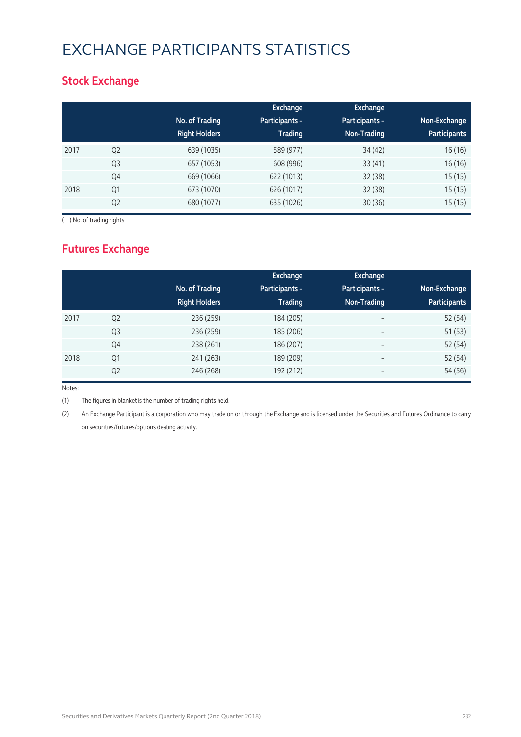# EXCHANGE PARTICIPANTS STATISTICS

## Stock Exchange

| | | No. of Trading Right Holders | Exchange Participants – Trading | Exchange Participants – Non-Trading | Non-Exchange Participants |
|---|---|---|---|---|---|
| 2017 | Q2 | 639 (1035) | 589 (977) | 34 (42) | 16 (16) |
| | Q3 | 657 (1053) | 608 (996) | 33 (41) | 16 (16) |
| | Q4 | 669 (1066) | 622 (1013) | 32 (38) | 15 (15) |
| 2018 | Q1 | 673 (1070) | 626 (1017) | 32 (38) | 15 (15) |
| | Q2 | 680 (1077) | 635 (1026) | 30 (36) | 15 (15) |

( ) No. of trading rights

## Futures Exchange

| | | No. of Trading Right Holders | Exchange Participants – Trading | Exchange Participants – Non-Trading | Non-Exchange Participants |
|---|---|---|---|---|---|
| 2017 | Q2 | 236 (259) | 184 (205) | – | 52 (54) |
| | Q3 | 236 (259) | 185 (206) | – | 51 (53) |
| | Q4 | 238 (261) | 186 (207) | – | 52 (54) |
| 2018 | Q1 | 241 (263) | 189 (209) | – | 52 (54) |
| | Q2 | 246 (268) | 192 (212) | – | 54 (56) |

Notes:

(1) The figures in blanket is the number of trading rights held.

(2) An Exchange Participant is a corporation who may trade on or through the Exchange and is licensed under the Securities and Futures Ordinance to carry on securities/futures/options dealing activity.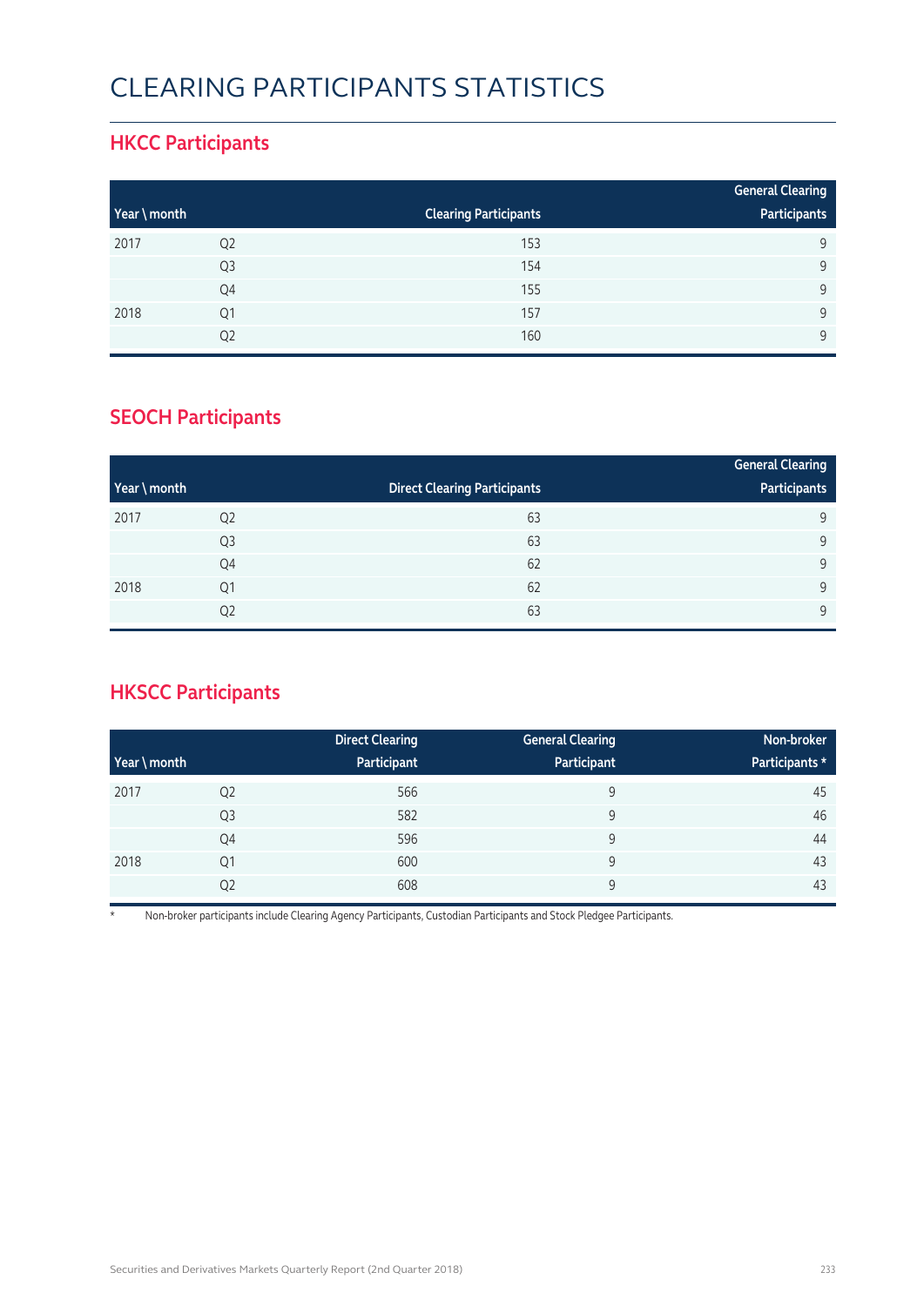# CLEARING PARTICIPANTS STATISTICS

## HKCC Participants

| Year \ month | | Clearing Participants | General Clearing Participants |
|---|---|---|---|
| 2017 | Q2 | 153 | 9 |
| | Q3 | 154 | 9 |
| | Q4 | 155 | 9 |
| 2018 | Q1 | 157 | 9 |
| | Q2 | 160 | 9 |

## SEOCH Participants

| Year \ month | | Direct Clearing Participants | General Clearing Participants |
|---|---|---|---|
| 2017 | Q2 | 63 | 9 |
| | Q3 | 63 | 9 |
| | Q4 | 62 | 9 |
| 2018 | Q1 | 62 | 9 |
| | Q2 | 63 | 9 |

## HKSCC Participants

| Year \ month | | Direct Clearing Participant | General Clearing Participant | Non-broker Participants * |
|---|---|---|---|---|
| 2017 | Q2 | 566 | 9 | 45 |
| | Q3 | 582 | 9 | 46 |
| | Q4 | 596 | 9 | 44 |
| 2018 | Q1 | 600 | 9 | 43 |
| | Q2 | 608 | 9 | 43 |

* Non-broker participants include Clearing Agency Participants, Custodian Participants and Stock Pledgee Participants.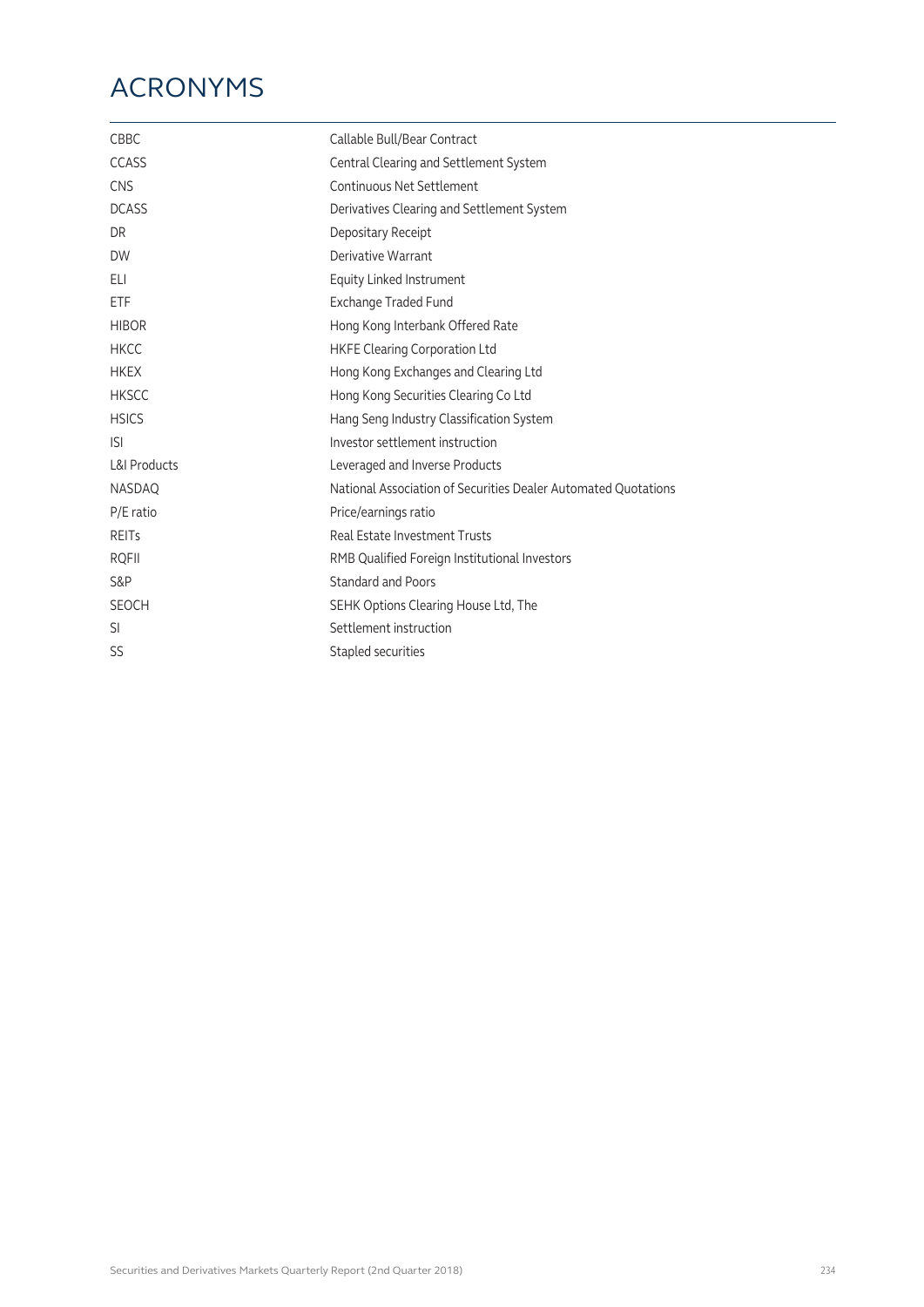# ACRONYMS

| | |
|---|---|
| CBBC | Callable Bull/Bear Contract |
| CCASS | Central Clearing and Settlement System |
| CNS | Continuous Net Settlement |
| DCASS | Derivatives Clearing and Settlement System |
| DR | Depositary Receipt |
| DW | Derivative Warrant |
| ELI | Equity Linked Instrument |
| ETF | Exchange Traded Fund |
| HIBOR | Hong Kong Interbank Offered Rate |
| HKCC | HKFE Clearing Corporation Ltd |
| HKEX | Hong Kong Exchanges and Clearing Ltd |
| HKSCC | Hong Kong Securities Clearing Co Ltd |
| HSICS | Hang Seng Industry Classification System |
| ISI | Investor settlement instruction |
| L&I Products | Leveraged and Inverse Products |
| NASDAQ | National Association of Securities Dealer Automated Quotations |
| P/E ratio | Price/earnings ratio |
| REITs | Real Estate Investment Trusts |
| RQFII | RMB Qualified Foreign Institutional Investors |
| S&P | Standard and Poors |
| SEOCH | SEHK Options Clearing House Ltd, The |
| SI | Settlement instruction |
| SS | Stapled securities |